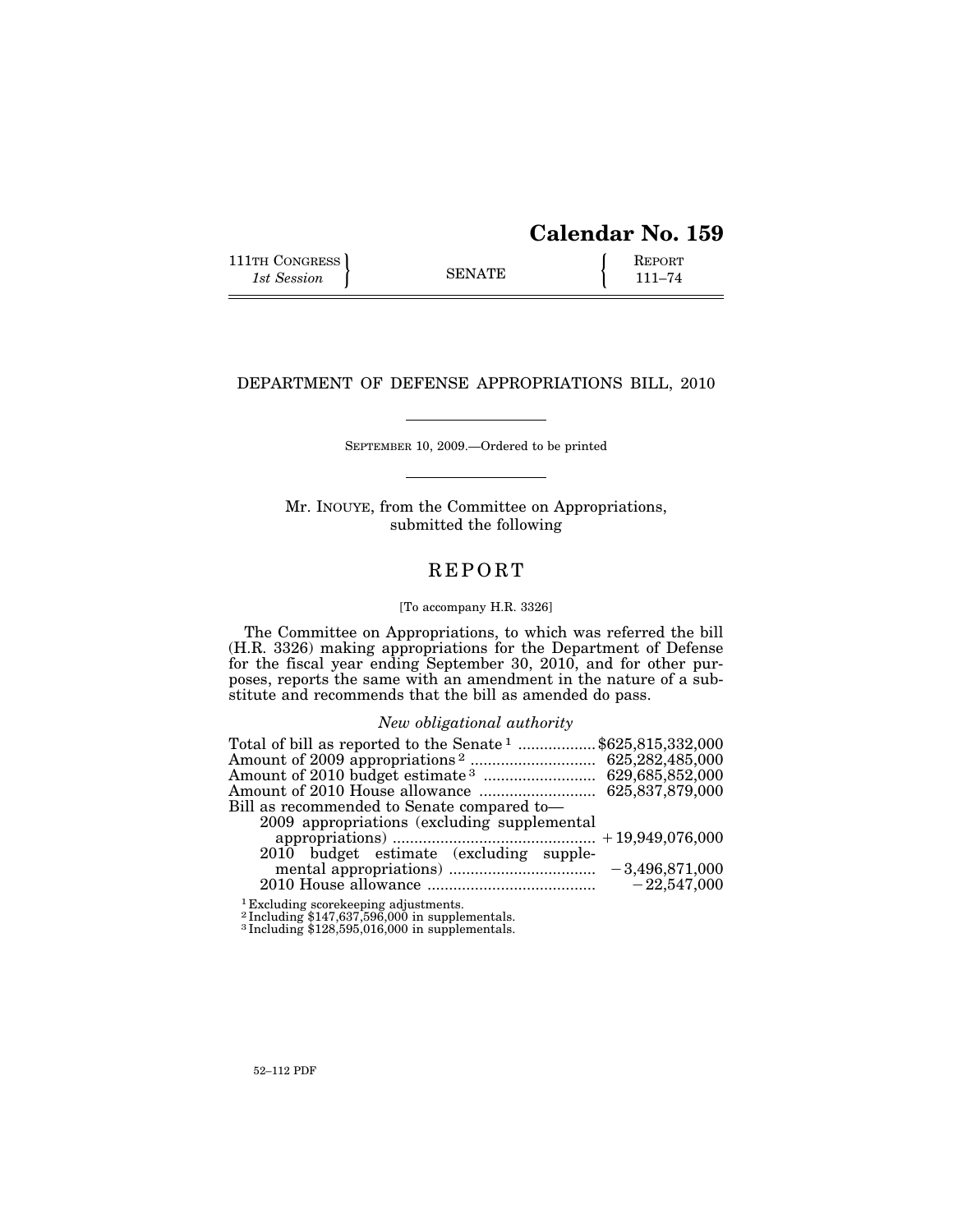# Calendar No. 159

| 111TH CONGRESS<br>*1st Session* | SENATE | REPORT<br>111–74 |
|---|---|---|

## DEPARTMENT OF DEFENSE APPROPRIATIONS BILL, 2010

SEPTEMBER 10, 2009.—Ordered to be printed

Mr. INOUYE, from the Committee on Appropriations, submitted the following

## REPORT

[To accompany H.R. 3326]

The Committee on Appropriations, to which was referred the bill (H.R. 3326) making appropriations for the Department of Defense for the fiscal year ending September 30, 2010, and for other purposes, reports the same with an amendment in the nature of a substitute and recommends that the bill as amended do pass.

*New obligational authority*

| | |
|---|---|
| Total of bill as reported to the Senate [1] | $625,815,332,000 |
| Amount of 2009 appropriations [2] | 625,282,485,000 |
| Amount of 2010 budget estimate [3] | 629,685,852,000 |
| Amount of 2010 House allowance | 625,837,879,000 |
| Bill as recommended to Senate compared to— | |
| 2009 appropriations (excluding supplemental appropriations) | +19,949,076,000 |
| 2010 budget estimate (excluding supplemental appropriations) | −3,496,871,000 |
| 2010 House allowance | −22,547,000 |

[1] Excluding scorekeeping adjustments.
[2] Including $147,637,596,000 in supplementals.
[3] Including $128,595,016,000 in supplementals.

52–112 PDF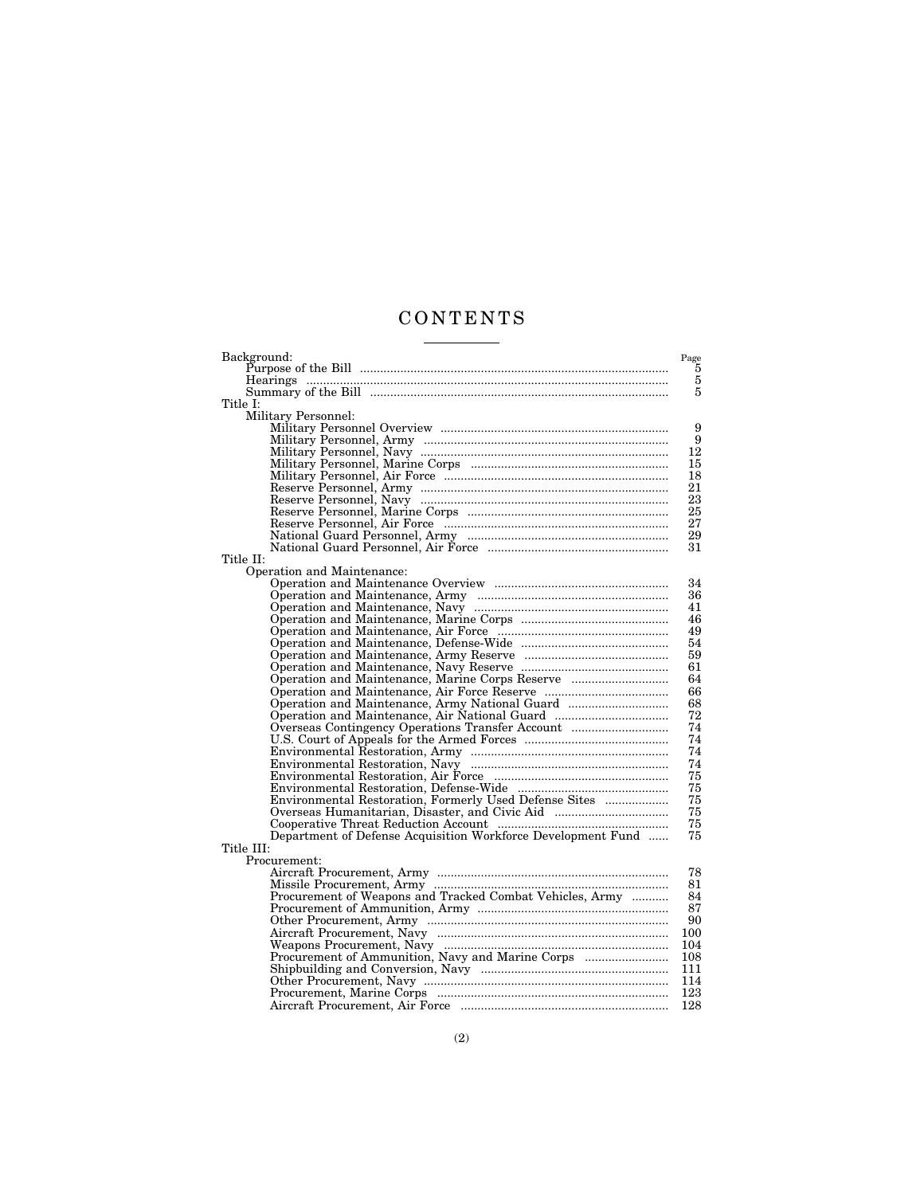# CONTENTS

| | Page |
|---|---|
| Background: | |
| Purpose of the Bill | 5 |
| Hearings | 5 |
| Summary of the Bill | 5 |
| Title I: | |
| Military Personnel: | |
| Military Personnel Overview | 9 |
| Military Personnel, Army | 9 |
| Military Personnel, Navy | 12 |
| Military Personnel, Marine Corps | 15 |
| Military Personnel, Air Force | 18 |
| Reserve Personnel, Army | 21 |
| Reserve Personnel, Navy | 23 |
| Reserve Personnel, Marine Corps | 25 |
| Reserve Personnel, Air Force | 27 |
| National Guard Personnel, Army | 29 |
| National Guard Personnel, Air Force | 31 |
| Title II: | |
| Operation and Maintenance: | |
| Operation and Maintenance Overview | 34 |
| Operation and Maintenance, Army | 36 |
| Operation and Maintenance, Navy | 41 |
| Operation and Maintenance, Marine Corps | 46 |
| Operation and Maintenance, Air Force | 49 |
| Operation and Maintenance, Defense-Wide | 54 |
| Operation and Maintenance, Army Reserve | 59 |
| Operation and Maintenance, Navy Reserve | 61 |
| Operation and Maintenance, Marine Corps Reserve | 64 |
| Operation and Maintenance, Air Force Reserve | 66 |
| Operation and Maintenance, Army National Guard | 68 |
| Operation and Maintenance, Air National Guard | 72 |
| Overseas Contingency Operations Transfer Account | 74 |
| U.S. Court of Appeals for the Armed Forces | 74 |
| Environmental Restoration, Army | 74 |
| Environmental Restoration, Navy | 74 |
| Environmental Restoration, Air Force | 75 |
| Environmental Restoration, Defense-Wide | 75 |
| Environmental Restoration, Formerly Used Defense Sites | 75 |
| Overseas Humanitarian, Disaster, and Civic Aid | 75 |
| Cooperative Threat Reduction Account | 75 |
| Department of Defense Acquisition Workforce Development Fund | 75 |
| Title III: | |
| Procurement: | |
| Aircraft Procurement, Army | 78 |
| Missile Procurement, Army | 81 |
| Procurement of Weapons and Tracked Combat Vehicles, Army | 84 |
| Procurement of Ammunition, Army | 87 |
| Other Procurement, Army | 90 |
| Aircraft Procurement, Navy | 100 |
| Weapons Procurement, Navy | 104 |
| Procurement of Ammunition, Navy and Marine Corps | 108 |
| Shipbuilding and Conversion, Navy | 111 |
| Other Procurement, Navy | 114 |
| Procurement, Marine Corps | 123 |
| Aircraft Procurement, Air Force | 128 |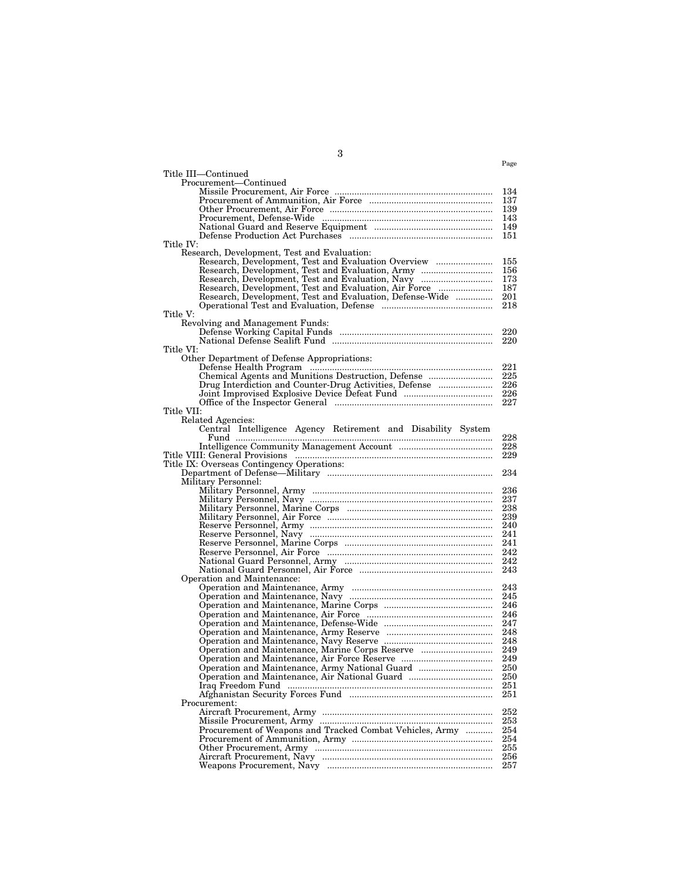| | Page |
|---|---|
| Title III—Continued | |
| Procurement—Continued | |
| Missile Procurement, Air Force | 134 |
| Procurement of Ammunition, Air Force | 137 |
| Other Procurement, Air Force | 139 |
| Procurement, Defense-Wide | 143 |
| National Guard and Reserve Equipment | 149 |
| Defense Production Act Purchases | 151 |
| Title IV: | |
| Research, Development, Test and Evaluation: | |
| Research, Development, Test and Evaluation Overview | 155 |
| Research, Development, Test and Evaluation, Army | 156 |
| Research, Development, Test and Evaluation, Navy | 173 |
| Research, Development, Test and Evaluation, Air Force | 187 |
| Research, Development, Test and Evaluation, Defense-Wide | 201 |
| Operational Test and Evaluation, Defense | 218 |
| Title V: | |
| Revolving and Management Funds: | |
| Defense Working Capital Funds | 220 |
| National Defense Sealift Fund | 220 |
| Title VI: | |
| Other Department of Defense Appropriations: | |
| Defense Health Program | 221 |
| Chemical Agents and Munitions Destruction, Defense | 225 |
| Drug Interdiction and Counter-Drug Activities, Defense | 226 |
| Joint Improvised Explosive Device Defeat Fund | 226 |
| Office of the Inspector General | 227 |
| Title VII: | |
| Related Agencies: | |
| Central Intelligence Agency Retirement and Disability System Fund | 228 |
| Intelligence Community Management Account | 228 |
| Title VIII: General Provisions | 229 |
| Title IX: Overseas Contingency Operations: | |
| Department of Defense—Military | 234 |
| Military Personnel: | |
| Military Personnel, Army | 236 |
| Military Personnel, Navy | 237 |
| Military Personnel, Marine Corps | 238 |
| Military Personnel, Air Force | 239 |
| Reserve Personnel, Army | 240 |
| Reserve Personnel, Navy | 241 |
| Reserve Personnel, Marine Corps | 241 |
| Reserve Personnel, Air Force | 242 |
| National Guard Personnel, Army | 242 |
| National Guard Personnel, Air Force | 243 |
| Operation and Maintenance: | |
| Operation and Maintenance, Army | 243 |
| Operation and Maintenance, Navy | 245 |
| Operation and Maintenance, Marine Corps | 246 |
| Operation and Maintenance, Air Force | 246 |
| Operation and Maintenance, Defense-Wide | 247 |
| Operation and Maintenance, Army Reserve | 248 |
| Operation and Maintenance, Navy Reserve | 248 |
| Operation and Maintenance, Marine Corps Reserve | 249 |
| Operation and Maintenance, Air Force Reserve | 249 |
| Operation and Maintenance, Army National Guard | 250 |
| Operation and Maintenance, Air National Guard | 250 |
| Iraq Freedom Fund | 251 |
| Afghanistan Security Forces Fund | 251 |
| Procurement: | |
| Aircraft Procurement, Army | 252 |
| Missile Procurement, Army | 253 |
| Procurement of Weapons and Tracked Combat Vehicles, Army | 254 |
| Procurement of Ammunition, Army | 254 |
| Other Procurement, Army | 255 |
| Aircraft Procurement, Navy | 256 |
| Weapons Procurement, Navy | 257 |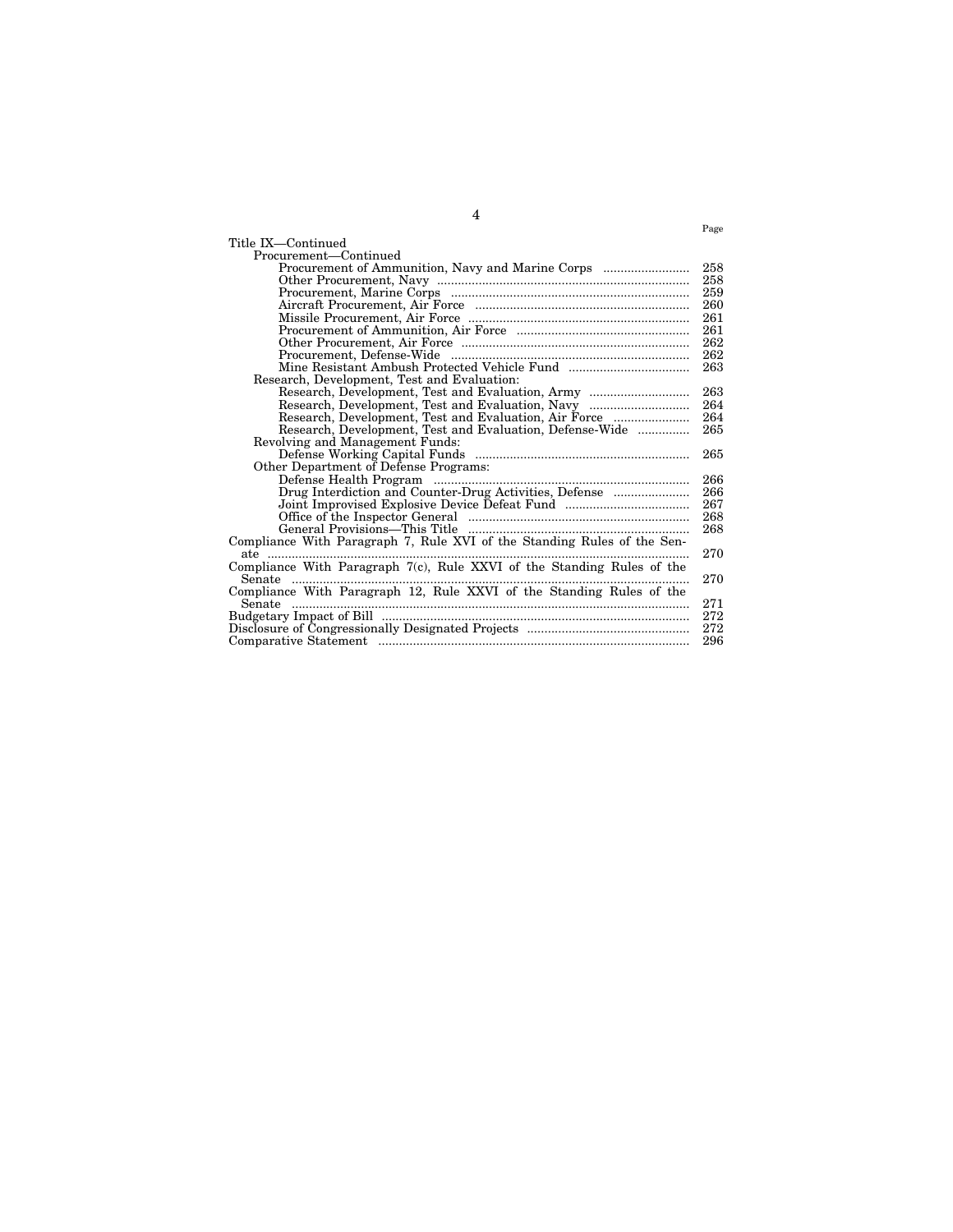| | Page |
|---|---|
| Title IX—Continued | |
| Procurement—Continued | |
| Procurement of Ammunition, Navy and Marine Corps | 258 |
| Other Procurement, Navy | 258 |
| Procurement, Marine Corps | 259 |
| Aircraft Procurement, Air Force | 260 |
| Missile Procurement, Air Force | 261 |
| Procurement of Ammunition, Air Force | 261 |
| Other Procurement, Air Force | 262 |
| Procurement, Defense-Wide | 262 |
| Mine Resistant Ambush Protected Vehicle Fund | 263 |
| Research, Development, Test and Evaluation: | |
| Research, Development, Test and Evaluation, Army | 263 |
| Research, Development, Test and Evaluation, Navy | 264 |
| Research, Development, Test and Evaluation, Air Force | 264 |
| Research, Development, Test and Evaluation, Defense-Wide | 265 |
| Revolving and Management Funds: | |
| Defense Working Capital Funds | 265 |
| Other Department of Defense Programs: | |
| Defense Health Program | 266 |
| Drug Interdiction and Counter-Drug Activities, Defense | 266 |
| Joint Improvised Explosive Device Defeat Fund | 267 |
| Office of the Inspector General | 268 |
| General Provisions—This Title | 268 |
| Compliance With Paragraph 7, Rule XVI of the Standing Rules of the Senate | 270 |
| Compliance With Paragraph 7(c), Rule XXVI of the Standing Rules of the Senate | 270 |
| Compliance With Paragraph 12, Rule XXVI of the Standing Rules of the Senate | 271 |
| Budgetary Impact of Bill | 272 |
| Disclosure of Congressionally Designated Projects | 272 |
| Comparative Statement | 296 |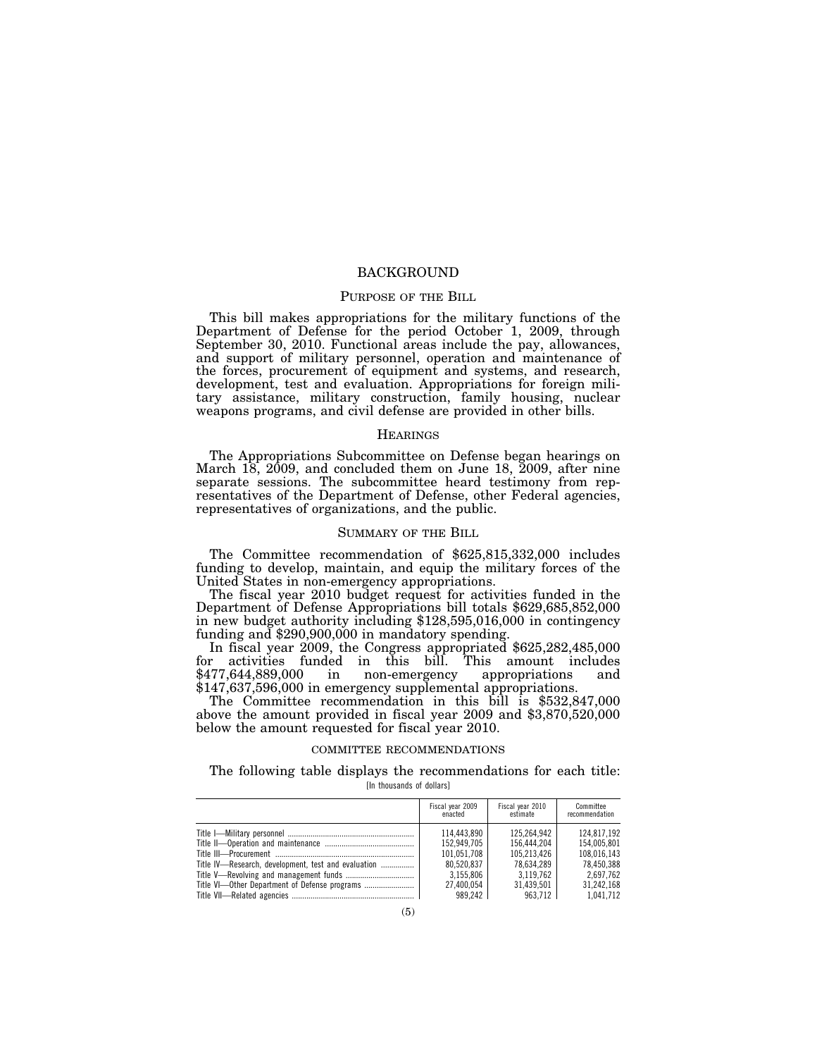# BACKGROUND

## Purpose of the Bill

This bill makes appropriations for the military functions of the Department of Defense for the period October 1, 2009, through September 30, 2010. Functional areas include the pay, allowances, and support of military personnel, operation and maintenance of the forces, procurement of equipment and systems, and research, development, test and evaluation. Appropriations for foreign military assistance, military construction, family housing, nuclear weapons programs, and civil defense are provided in other bills.

## Hearings

The Appropriations Subcommittee on Defense began hearings on March 18, 2009, and concluded them on June 18, 2009, after nine separate sessions. The subcommittee heard testimony from representatives of the Department of Defense, other Federal agencies, representatives of organizations, and the public.

## Summary of the Bill

The Committee recommendation of $625,815,332,000 includes funding to develop, maintain, and equip the military forces of the United States in non-emergency appropriations.

The fiscal year 2010 budget request for activities funded in the Department of Defense Appropriations bill totals $629,685,852,000 in new budget authority including $128,595,016,000 in contingency funding and $290,900,000 in mandatory spending.

In fiscal year 2009, the Congress appropriated $625,282,485,000 for activities funded in this bill. This amount includes $477,644,889,000 in non-emergency appropriations and $147,637,596,000 in emergency supplemental appropriations.

The Committee recommendation in this bill is $532,847,000 above the amount provided in fiscal year 2009 and $3,870,520,000 below the amount requested for fiscal year 2010.

### COMMITTEE RECOMMENDATIONS

The following table displays the recommendations for each title:

[In thousands of dollars]

| | Fiscal year 2009 enacted | Fiscal year 2010 estimate | Committee recommendation |
|---|---|---|---|
| Title I—Military personnel | 114,443,890 | 125,264,942 | 124,817,192 |
| Title II—Operation and maintenance | 152,949,705 | 156,444,204 | 154,005,801 |
| Title III—Procurement | 101,051,708 | 105,213,426 | 108,016,143 |
| Title IV—Research, development, test and evaluation | 80,520,837 | 78,634,289 | 78,450,388 |
| Title V—Revolving and management funds | 3,155,806 | 3,119,762 | 2,697,762 |
| Title VI—Other Department of Defense programs | 27,400,054 | 31,439,501 | 31,242,168 |
| Title VII—Related agencies | 989,242 | 963,712 | 1,041,712 |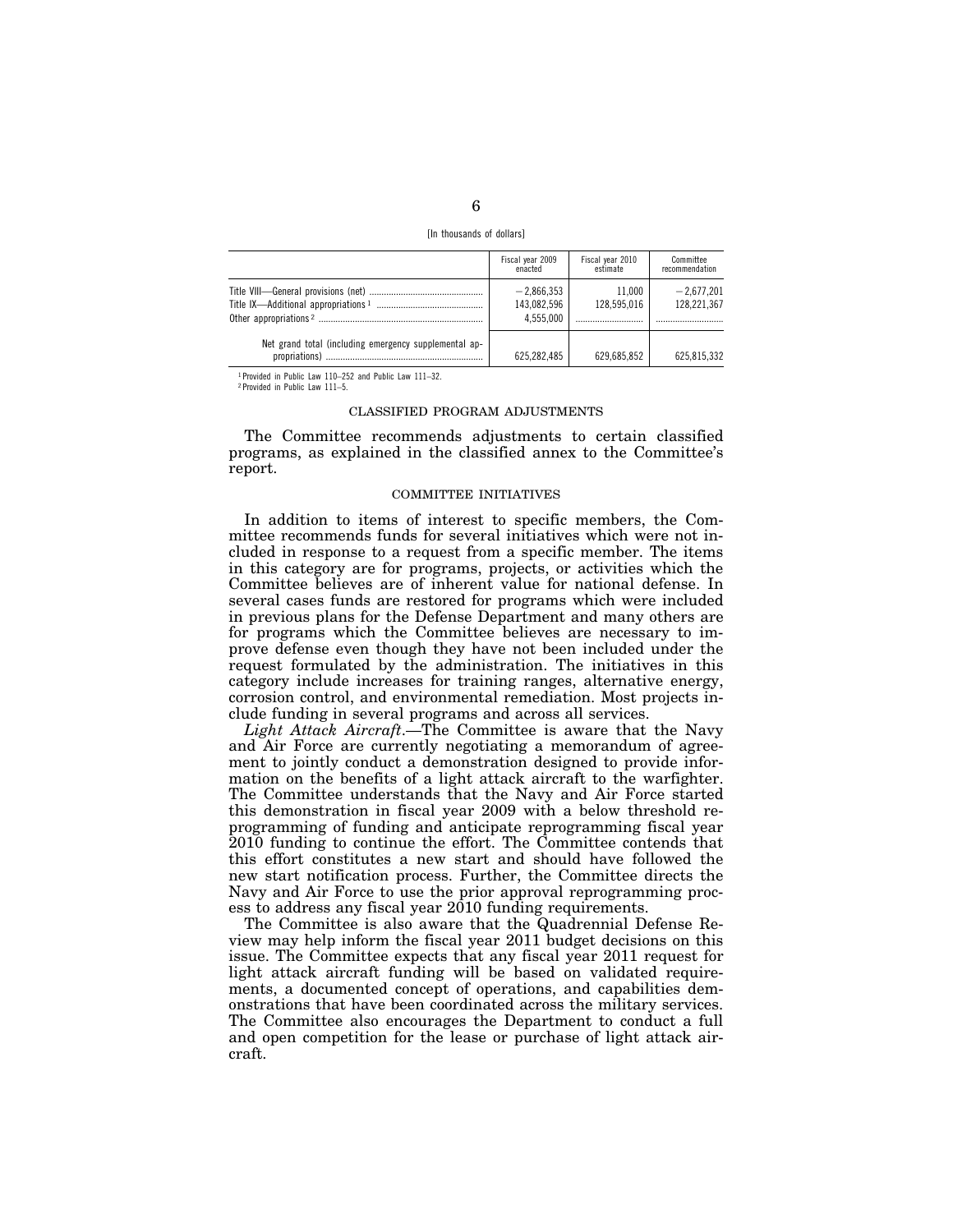[In thousands of dollars]

| | Fiscal year 2009 enacted | Fiscal year 2010 estimate | Committee recommendation |
|---|---|---|---|
| Title VIII—General provisions (net) | −2,866,353 | 11,000 | −2,677,201 |
| Title IX—Additional appropriations [1] | 143,082,596 | 128,595,016 | 128,221,367 |
| Other appropriations [2] | 4,555,000 | | |
| Net grand total (including emergency supplemental appropriations) | 625,282,485 | 629,685,852 | 625,815,332 |

[1] Provided in Public Law 110–252 and Public Law 111–32.
[2] Provided in Public Law 111–5.

## CLASSIFIED PROGRAM ADJUSTMENTS

The Committee recommends adjustments to certain classified programs, as explained in the classified annex to the Committee's report.

## COMMITTEE INITIATIVES

In addition to items of interest to specific members, the Committee recommends funds for several initiatives which were not included in response to a request from a specific member. The items in this category are for programs, projects, or activities which the Committee believes are of inherent value for national defense. In several cases funds are restored for programs which were included in previous plans for the Defense Department and many others are for programs which the Committee believes are necessary to improve defense even though they have not been included under the request formulated by the administration. The initiatives in this category include increases for training ranges, alternative energy, corrosion control, and environmental remediation. Most projects include funding in several programs and across all services.

*Light Attack Aircraft*.—The Committee is aware that the Navy and Air Force are currently negotiating a memorandum of agreement to jointly conduct a demonstration designed to provide information on the benefits of a light attack aircraft to the warfighter. The Committee understands that the Navy and Air Force started this demonstration in fiscal year 2009 with a below threshold reprogramming of funding and anticipate reprogramming fiscal year 2010 funding to continue the effort. The Committee contends that this effort constitutes a new start and should have followed the new start notification process. Further, the Committee directs the Navy and Air Force to use the prior approval reprogramming process to address any fiscal year 2010 funding requirements.

The Committee is also aware that the Quadrennial Defense Review may help inform the fiscal year 2011 budget decisions on this issue. The Committee expects that any fiscal year 2011 request for light attack aircraft funding will be based on validated requirements, a documented concept of operations, and capabilities demonstrations that have been coordinated across the military services. The Committee also encourages the Department to conduct a full and open competition for the lease or purchase of light attack aircraft.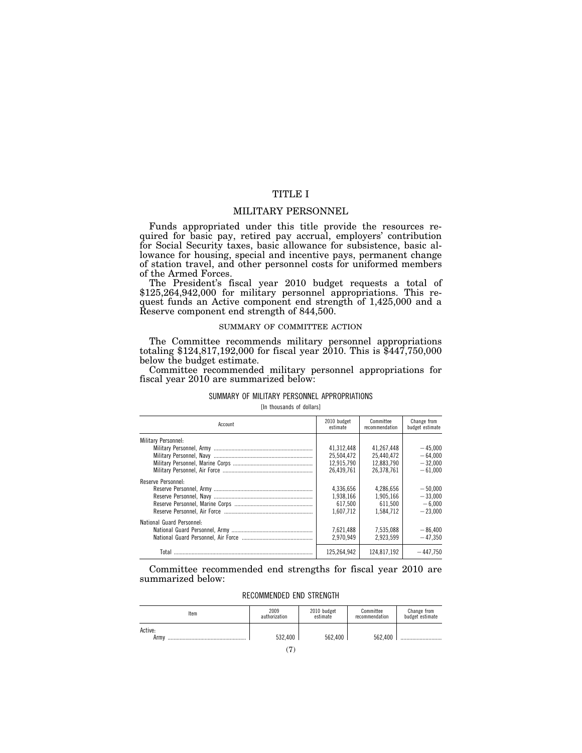# TITLE I

## MILITARY PERSONNEL

Funds appropriated under this title provide the resources required for basic pay, retired pay accrual, employers' contribution for Social Security taxes, basic allowance for subsistence, basic allowance for housing, special and incentive pays, permanent change of station travel, and other personnel costs for uniformed members of the Armed Forces.

The President's fiscal year 2010 budget requests a total of $125,264,942,000 for military personnel appropriations. This request funds an Active component end strength of 1,425,000 and a Reserve component end strength of 844,500.

### SUMMARY OF COMMITTEE ACTION

The Committee recommends military personnel appropriations totaling $124,817,192,000 for fiscal year 2010. This is $447,750,000 below the budget estimate.

Committee recommended military personnel appropriations for fiscal year 2010 are summarized below:

SUMMARY OF MILITARY PERSONNEL APPROPRIATIONS

[In thousands of dollars]

| Account | 2010 budget estimate | Committee recommendation | Change from budget estimate |
|---|---|---|---|
| Military Personnel: | | | |
| Military Personnel, Army | 41,312,448 | 41,267,448 | −45,000 |
| Military Personnel, Navy | 25,504,472 | 25,440,472 | −64,000 |
| Military Personnel, Marine Corps | 12,915,790 | 12,883,790 | −32,000 |
| Military Personnel, Air Force | 26,439,761 | 26,378,761 | −61,000 |
| Reserve Personnel: | | | |
| Reserve Personnel, Army | 4,336,656 | 4,286,656 | −50,000 |
| Reserve Personnel, Navy | 1,938,166 | 1,905,166 | −33,000 |
| Reserve Personnel, Marine Corps | 617,500 | 611,500 | −6,000 |
| Reserve Personnel, Air Force | 1,607,712 | 1,584,712 | −23,000 |
| National Guard Personnel: | | | |
| National Guard Personnel, Army | 7,621,488 | 7,535,088 | −86,400 |
| National Guard Personnel, Air Force | 2,970,949 | 2,923,599 | −47,350 |
| Total | 125,264,942 | 124,817,192 | −447,750 |

Committee recommended end strengths for fiscal year 2010 are summarized below:

RECOMMENDED END STRENGTH

| Item | 2009 authorization | 2010 budget estimate | Committee recommendation | Change from budget estimate |
|---|---|---|---|---|
| Active: | | | | |
| Army | 532,400 | 562,400 | 562,400 | |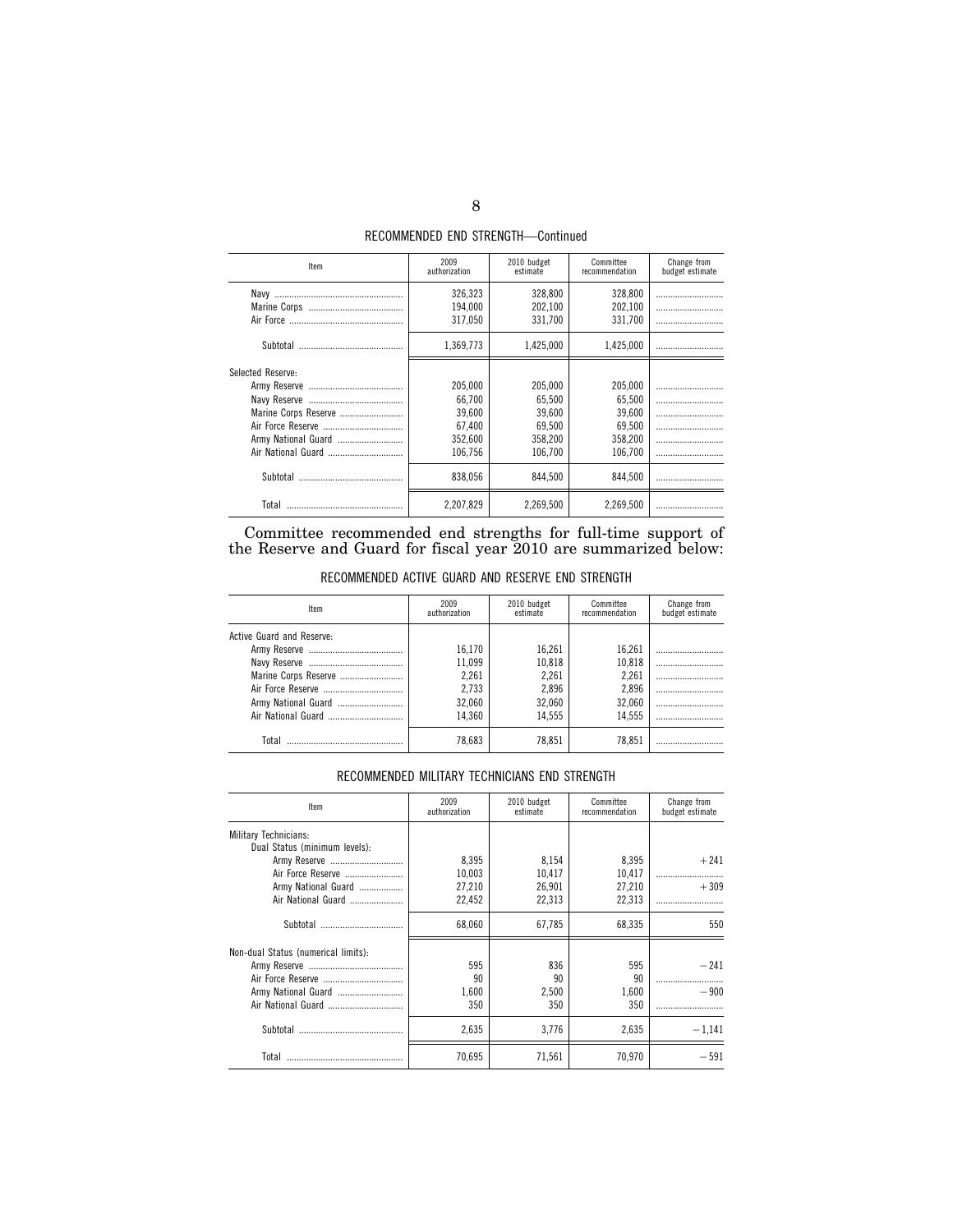RECOMMENDED END STRENGTH—Continued

| Item | 2009 authorization | 2010 budget estimate | Committee recommendation | Change from budget estimate |
|---|---|---|---|---|
| Navy | 326,323 | 328,800 | 328,800 | |
| Marine Corps | 194,000 | 202,100 | 202,100 | |
| Air Force | 317,050 | 331,700 | 331,700 | |
| Subtotal | 1,369,773 | 1,425,000 | 1,425,000 | |
| Selected Reserve: | | | | |
| Army Reserve | 205,000 | 205,000 | 205,000 | |
| Navy Reserve | 66,700 | 65,500 | 65,500 | |
| Marine Corps Reserve | 39,600 | 39,600 | 39,600 | |
| Air Force Reserve | 67,400 | 69,500 | 69,500 | |
| Army National Guard | 352,600 | 358,200 | 358,200 | |
| Air National Guard | 106,756 | 106,700 | 106,700 | |
| Subtotal | 838,056 | 844,500 | 844,500 | |
| Total | 2,207,829 | 2,269,500 | 2,269,500 | |

Committee recommended end strengths for full-time support of the Reserve and Guard for fiscal year 2010 are summarized below:

RECOMMENDED ACTIVE GUARD AND RESERVE END STRENGTH

| Item | 2009 authorization | 2010 budget estimate | Committee recommendation | Change from budget estimate |
|---|---|---|---|---|
| Active Guard and Reserve: | | | | |
| Army Reserve | 16,170 | 16,261 | 16,261 | |
| Navy Reserve | 11,099 | 10,818 | 10,818 | |
| Marine Corps Reserve | 2,261 | 2,261 | 2,261 | |
| Air Force Reserve | 2,733 | 2,896 | 2,896 | |
| Army National Guard | 32,060 | 32,060 | 32,060 | |
| Air National Guard | 14,360 | 14,555 | 14,555 | |
| Total | 78,683 | 78,851 | 78,851 | |

RECOMMENDED MILITARY TECHNICIANS END STRENGTH

| Item | 2009 authorization | 2010 budget estimate | Committee recommendation | Change from budget estimate |
|---|---|---|---|---|
| Military Technicians: | | | | |
| Dual Status (minimum levels): | | | | |
| Army Reserve | 8,395 | 8,154 | 8,395 | +241 |
| Air Force Reserve | 10,003 | 10,417 | 10,417 | |
| Army National Guard | 27,210 | 26,901 | 27,210 | +309 |
| Air National Guard | 22,452 | 22,313 | 22,313 | |
| Subtotal | 68,060 | 67,785 | 68,335 | 550 |
| Non-dual Status (numerical limits): | | | | |
| Army Reserve | 595 | 836 | 595 | −241 |
| Air Force Reserve | 90 | 90 | 90 | |
| Army National Guard | 1,600 | 2,500 | 1,600 | −900 |
| Air National Guard | 350 | 350 | 350 | |
| Subtotal | 2,635 | 3,776 | 2,635 | −1,141 |
| Total | 70,695 | 71,561 | 70,970 | −591 |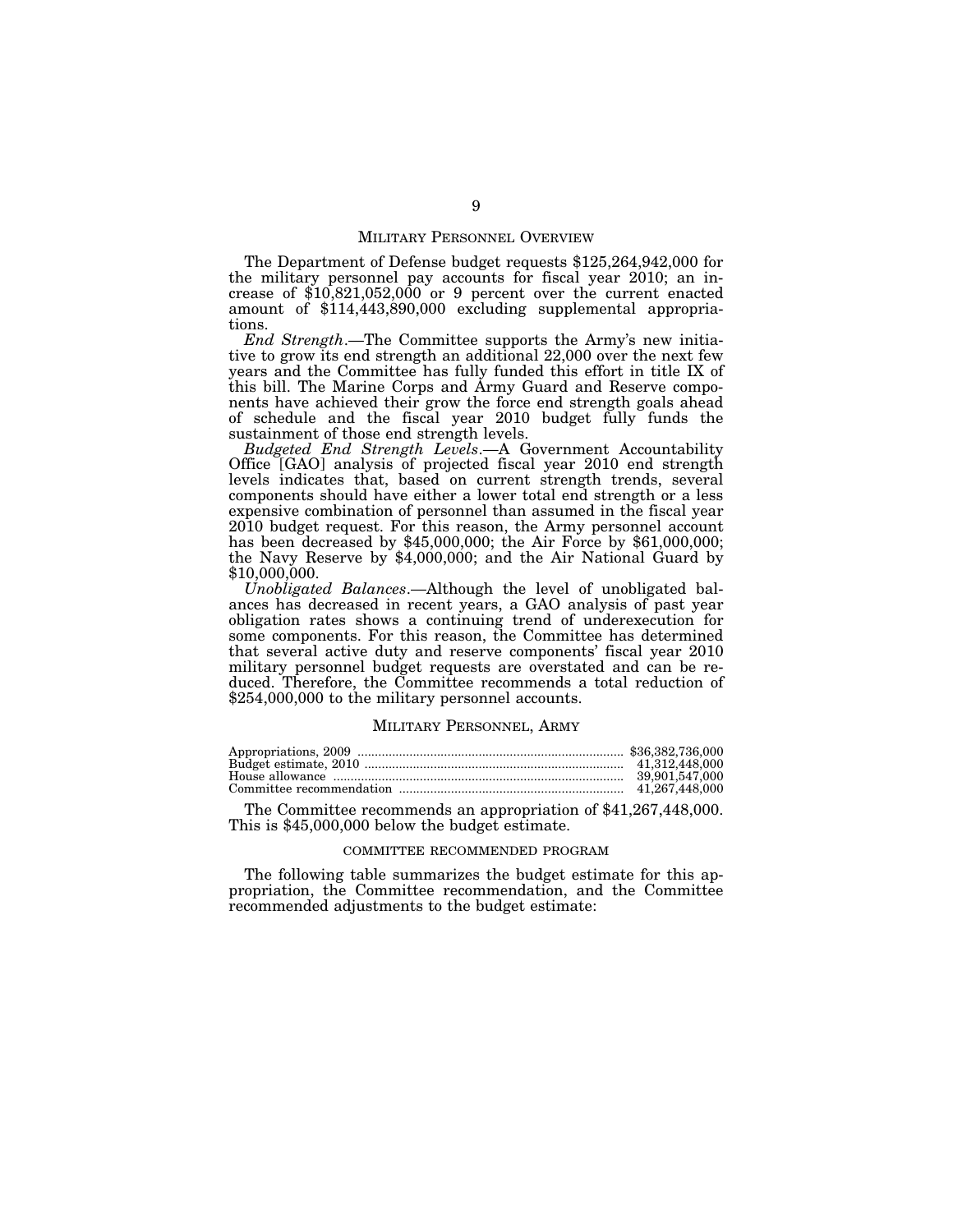## MILITARY PERSONNEL OVERVIEW

The Department of Defense budget requests $125,264,942,000 for the military personnel pay accounts for fiscal year 2010; an increase of $10,821,052,000 or 9 percent over the current enacted amount of $114,443,890,000 excluding supplemental appropriations.

*End Strength*.—The Committee supports the Army's new initiative to grow its end strength an additional 22,000 over the next few years and the Committee has fully funded this effort in title IX of this bill. The Marine Corps and Army Guard and Reserve components have achieved their grow the force end strength goals ahead of schedule and the fiscal year 2010 budget fully funds the sustainment of those end strength levels.

*Budgeted End Strength Levels*.—A Government Accountability Office [GAO] analysis of projected fiscal year 2010 end strength levels indicates that, based on current strength trends, several components should have either a lower total end strength or a less expensive combination of personnel than assumed in the fiscal year 2010 budget request. For this reason, the Army personnel account has been decreased by $45,000,000; the Air Force by $61,000,000; the Navy Reserve by $4,000,000; and the Air National Guard by $10,000,000.

*Unobligated Balances*.—Although the level of unobligated balances has decreased in recent years, a GAO analysis of past year obligation rates shows a continuing trend of underexecution for some components. For this reason, the Committee has determined that several active duty and reserve components' fiscal year 2010 military personnel budget requests are overstated and can be reduced. Therefore, the Committee recommends a total reduction of $254,000,000 to the military personnel accounts.

## MILITARY PERSONNEL, ARMY

| | |
|---|---|
| Appropriations, 2009 | $36,382,736,000 |
| Budget estimate, 2010 | 41,312,448,000 |
| House allowance | 39,901,547,000 |
| Committee recommendation | 41,267,448,000 |

The Committee recommends an appropriation of $41,267,448,000. This is $45,000,000 below the budget estimate.

### COMMITTEE RECOMMENDED PROGRAM

The following table summarizes the budget estimate for this appropriation, the Committee recommendation, and the Committee recommended adjustments to the budget estimate: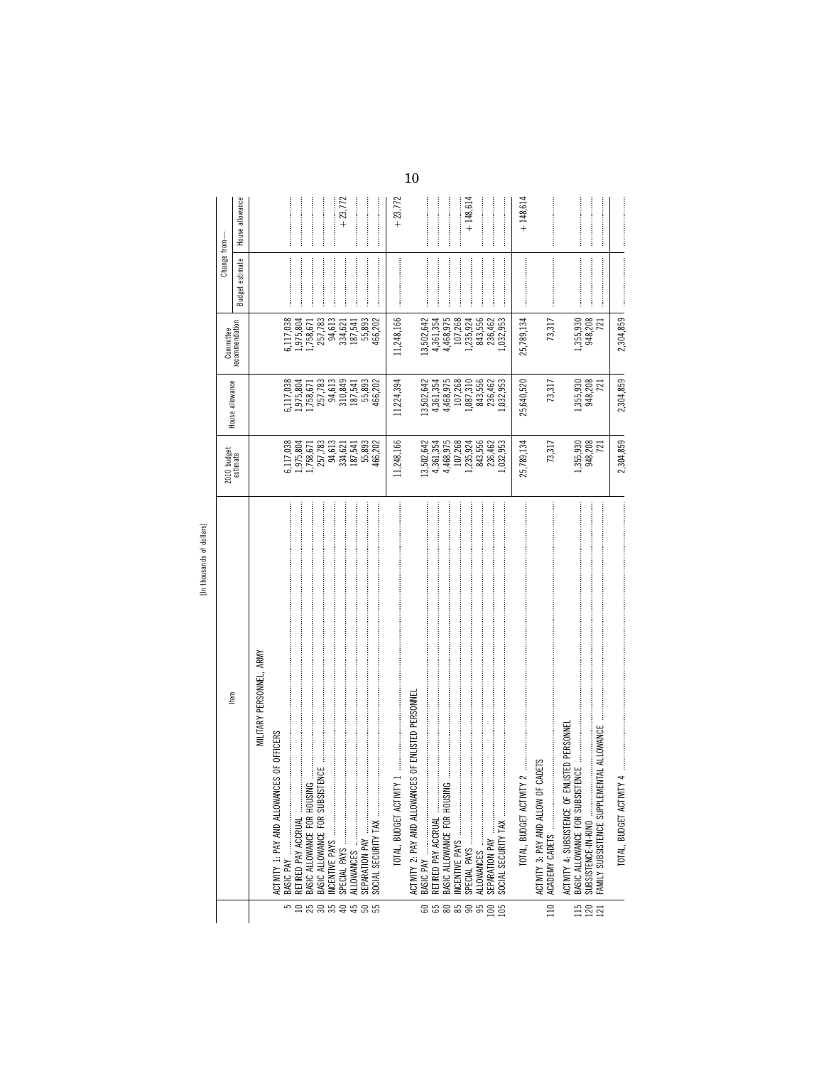[In thousands of dollars]

| | Item | 2010 budget estimate | House allowance | Committee recommendation | Change from— Budget estimate | Change from— House allowance |
|---|---|---|---|---|---|---|
| | MILITARY PERSONNEL, ARMY | | | | | |
| | ACTIVITY 1: PAY AND ALLOWANCES OF OFFICERS | | | | | |
| 5 | BASIC PAY | 6,117,038 | 6,117,038 | 6,117,038 | | |
| 10 | RETIRED PAY ACCRUAL | 1,975,804 | 1,975,804 | 1,975,804 | | |
| 25 | BASIC ALLOWANCE FOR HOUSING | 1,758,671 | 1,758,671 | 1,758,671 | | |
| 30 | BASIC ALLOWANCE FOR SUBSISTENCE | 257,783 | 257,783 | 257,783 | | |
| 35 | INCENTIVE PAYS | 94,613 | 94,613 | 94,613 | | |
| 40 | SPECIAL PAYS | 334,621 | 310,849 | 334,621 | | +23,772 |
| 45 | ALLOWANCES | 187,541 | 187,541 | 187,541 | | |
| 50 | SEPARATION PAY | 55,893 | 55,893 | 55,893 | | |
| 55 | SOCIAL SECURITY TAX | 466,202 | 466,202 | 466,202 | | |
| | TOTAL, BUDGET ACTIVITY 1 | 11,248,166 | 11,224,394 | 11,248,166 | | +23,772 |
| | ACTIVITY 2: PAY AND ALLOWANCES OF ENLISTED PERSONNEL | | | | | |
| 60 | BASIC PAY | 13,502,642 | 13,502,642 | 13,502,642 | | |
| 65 | RETIRED PAY ACCRUAL | 4,361,354 | 4,361,354 | 4,361,354 | | |
| 80 | BASIC ALLOWANCE FOR HOUSING | 4,468,975 | 4,468,975 | 4,468,975 | | |
| 85 | INCENTIVE PAYS | 107,268 | 107,268 | 107,268 | | |
| 90 | SPECIAL PAYS | 1,235,924 | 1,087,310 | 1,235,924 | | +148,614 |
| 95 | ALLOWANCES | 843,556 | 843,556 | 843,556 | | |
| 100 | SEPARATION PAY | 236,462 | 236,462 | 236,462 | | |
| 105 | SOCIAL SECURITY TAX | 1,032,953 | 1,032,953 | 1,032,953 | | |
| | TOTAL, BUDGET ACTIVITY 2 | 25,789,134 | 25,640,520 | 25,789,134 | | +148,614 |
| | ACTIVITY 3: PAY AND ALLOW OF CADETS | | | | | |
| 110 | ACADEMY CADETS | 73,317 | 73,317 | 73,317 | | |
| | ACTIVITY 4: SUBSISTENCE OF ENLISTED PERSONNEL | | | | | |
| 115 | BASIC ALLOWANCE FOR SUBSISTENCE | 1,355,930 | 1,355,930 | 1,355,930 | | |
| 120 | SUBSISTENCE-IN-KIND | 948,208 | 948,208 | 948,208 | | |
| 121 | FAMILY SUBSISTENCE SUPPLEMENTAL ALLOWANCE | 721 | 721 | 721 | | |
| | TOTAL, BUDGET ACTIVITY 4 | 2,304,859 | 2,304,859 | 2,304,859 | | |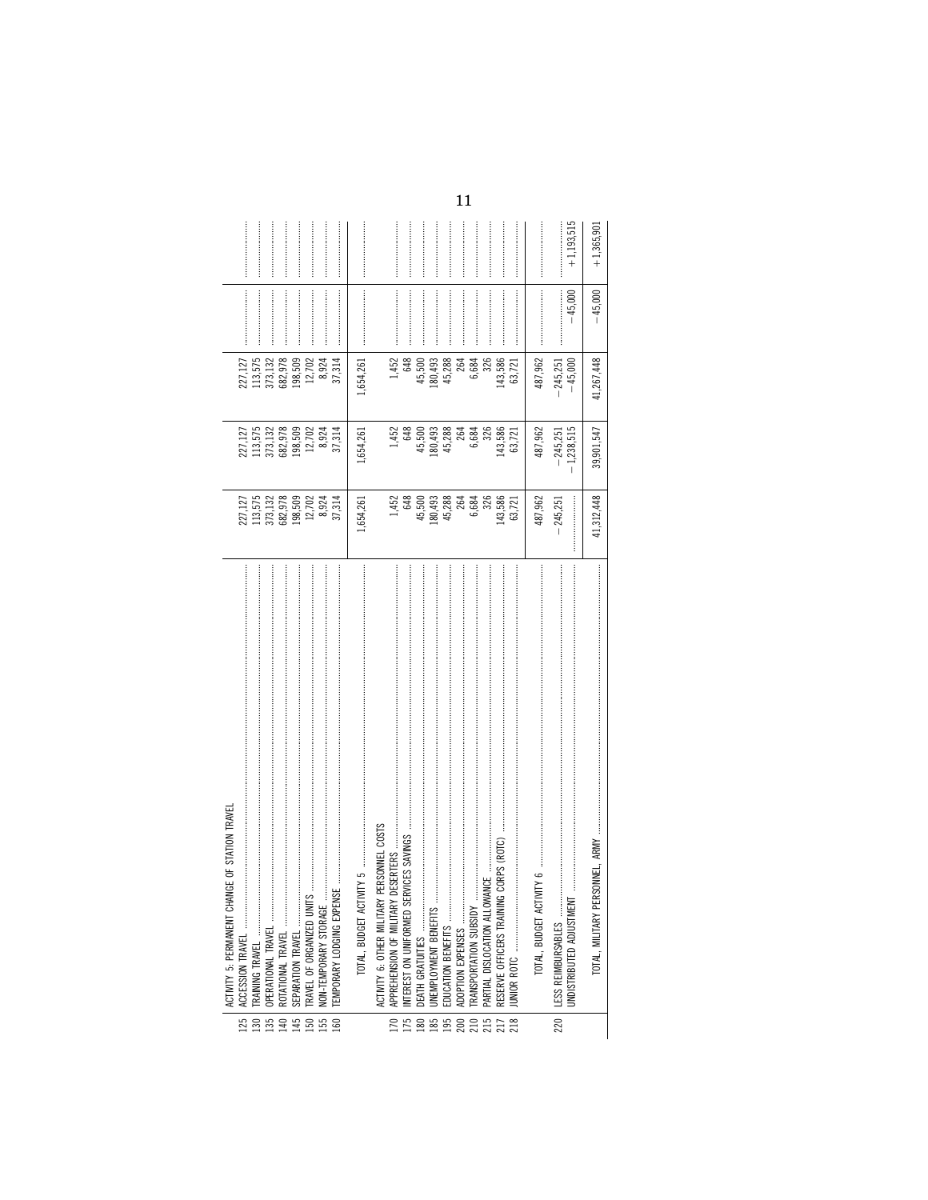| | | | | | | |
|---|---|---|---|---|---|---|
| | ACTIVITY 5: PERMANENT CHANGE OF STATION TRAVEL | | | | | |
| 125 | ACCESSION TRAVEL | 227,127 | 227,127 | 227,127 | | |
| 130 | TRAINING TRAVEL | 113,575 | 113,575 | 113,575 | | |
| 135 | OPERATIONAL TRAVEL | 373,132 | 373,132 | 373,132 | | |
| 140 | ROTATIONAL TRAVEL | 682,978 | 682,978 | 682,978 | | |
| 145 | SEPARATION TRAVEL | 198,509 | 198,509 | 198,509 | | |
| 150 | TRAVEL OF ORGANIZED UNITS | 12,702 | 12,702 | 12,702 | | |
| 155 | NON-TEMPORARY STORAGE | 8,924 | 8,924 | 8,924 | | |
| 160 | TEMPORARY LODGING EXPENSE | 37,314 | 37,314 | 37,314 | | |
| | TOTAL, BUDGET ACTIVITY 5 | 1,654,261 | 1,654,261 | 1,654,261 | | |
| | ACTIVITY 6: OTHER MILITARY PERSONNEL COSTS | | | | | |
| 170 | APPREHENSION OF MILITARY DESERTERS | 1,452 | 1,452 | 1,452 | | |
| 175 | INTEREST ON UNIFORMED SERVICES SAVINGS | 648 | 648 | 648 | | |
| 180 | DEATH GRATUITIES | 45,500 | 45,500 | 45,500 | | |
| 185 | UNEMPLOYMENT BENEFITS | 180,493 | 180,493 | 180,493 | | |
| 195 | EDUCATION BENEFITS | 45,288 | 45,288 | 45,288 | | |
| 200 | ADOPTION EXPENSES | 264 | 264 | 264 | | |
| 210 | TRANSPORTATION SUBSIDY | 6,684 | 6,684 | 6,684 | | |
| 215 | PARTIAL DISLOCATION ALLOWANCE | 326 | 326 | 326 | | |
| 217 | RESERVE OFFICERS TRAINING CORPS (ROTC) | 143,586 | 143,586 | 143,586 | | |
| 218 | JUNIOR ROTC | 63,721 | 63,721 | 63,721 | | |
| | TOTAL, BUDGET ACTIVITY 6 | 487,962 | 487,962 | 487,962 | | |
| 220 | LESS REIMBURSABLES | −245,251 | −245,251 | −245,251 | | |
| | UNDISTRIBUTED ADJUSTMENT | | −1,238,515 | −45,000 | −45,000 | +1,193,515 |
| | TOTAL, MILITARY PERSONNEL, ARMY | 41,312,448 | 39,901,547 | 41,267,448 | −45,000 | +1,365,901 |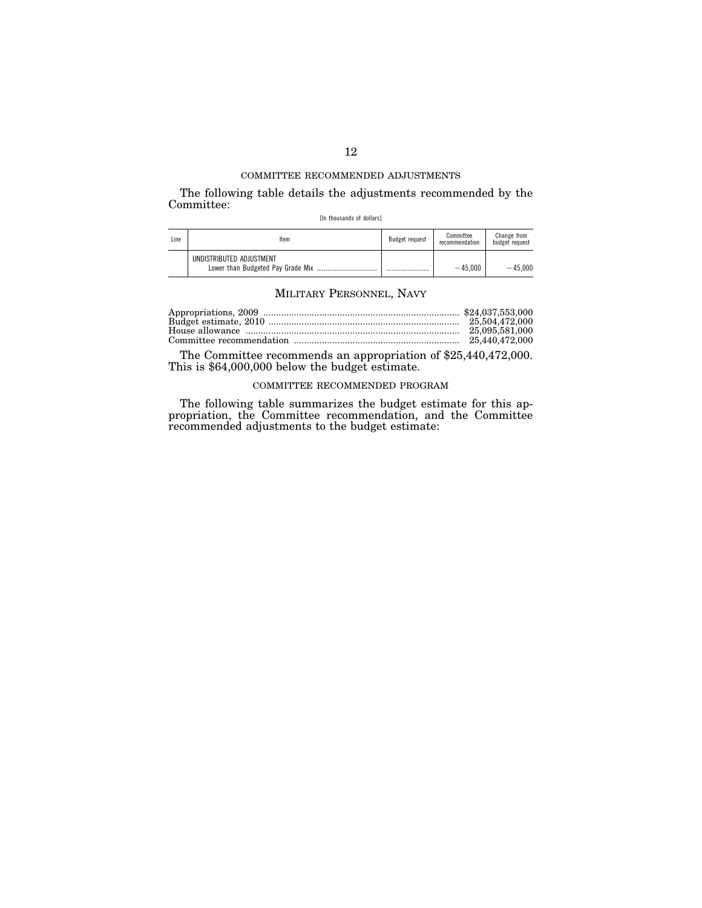COMMITTEE RECOMMENDED ADJUSTMENTS

The following table details the adjustments recommended by the Committee:

[In thousands of dollars]

| Line | Item | Budget request | Committee recommendation | Change from budget request |
|---|---|---|---|---|
| | UNDISTRIBUTED ADJUSTMENT | | | |
| | Lower than Budgeted Pay Grade Mix | .................... | −45,000 | −45,000 |

## MILITARY PERSONNEL, NAVY

| | |
|---|---|
| Appropriations, 2009 | $24,037,553,000 |
| Budget estimate, 2010 | 25,504,472,000 |
| House allowance | 25,095,581,000 |
| Committee recommendation | 25,440,472,000 |

The Committee recommends an appropriation of $25,440,472,000. This is $64,000,000 below the budget estimate.

COMMITTEE RECOMMENDED PROGRAM

The following table summarizes the budget estimate for this appropriation, the Committee recommendation, and the Committee recommended adjustments to the budget estimate: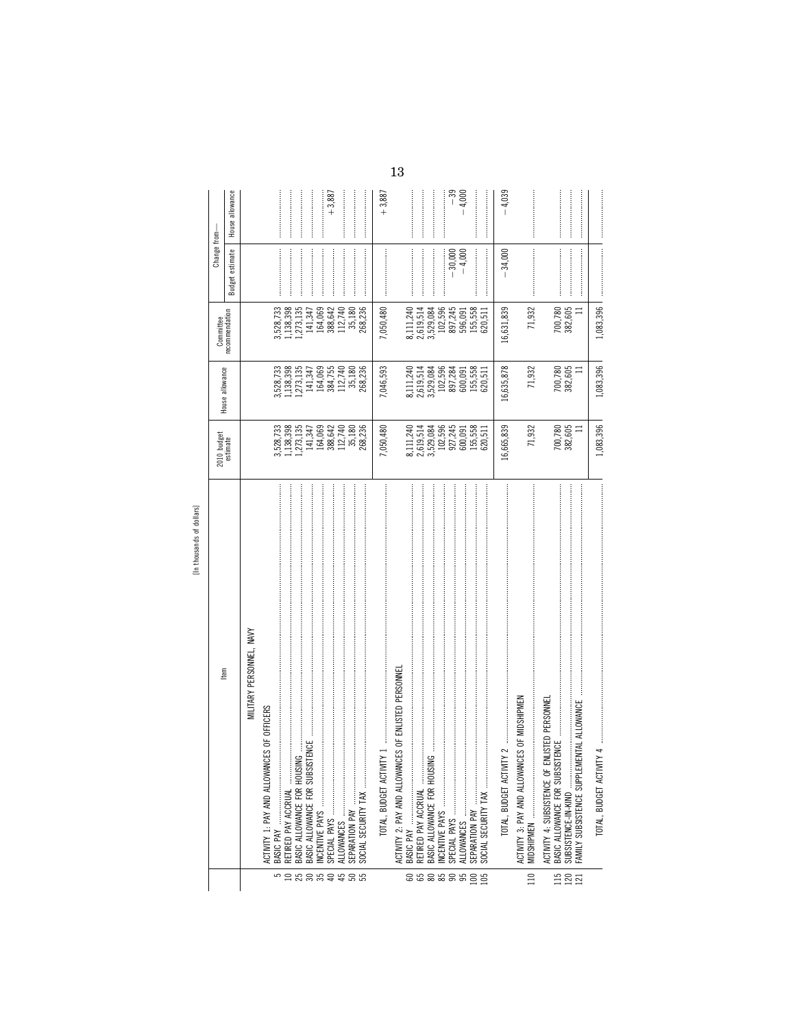[In thousands of dollars]

| | Item | 2010 budget estimate | House allowance | Committee recommendation | Change from— Budget estimate | Change from— House allowance |
|---|---|---|---|---|---|---|
| | MILITARY PERSONNEL, NAVY | | | | | |
| | ACTIVITY 1: PAY AND ALLOWANCES OF OFFICERS | | | | | |
| 5 | BASIC PAY | 3,528,733 | 3,528,733 | 3,528,733 | | |
| 10 | RETIRED PAY ACCRUAL | 1,138,398 | 1,138,398 | 1,138,398 | | |
| 25 | BASIC ALLOWANCE FOR HOUSING | 1,273,135 | 1,273,135 | 1,273,135 | | |
| 30 | BASIC ALLOWANCE FOR SUBSISTENCE | 141,347 | 141,347 | 141,347 | | |
| 35 | INCENTIVE PAYS | 164,069 | 164,069 | 164,069 | | |
| 40 | SPECIAL PAYS | 388,642 | 384,755 | 388,642 | | +3,887 |
| 45 | ALLOWANCES | 112,740 | 112,740 | 112,740 | | |
| 50 | SEPARATION PAY | 35,180 | 35,180 | 35,180 | | |
| 55 | SOCIAL SECURITY TAX | 268,236 | 268,236 | 268,236 | | |
| | TOTAL, BUDGET ACTIVITY 1 | 7,050,480 | 7,046,593 | 7,050,480 | | +3,887 |
| | ACTIVITY 2: PAY AND ALLOWANCES OF ENLISTED PERSONNEL | | | | | |
| 60 | BASIC PAY | 8,111,240 | 8,111,240 | 8,111,240 | | |
| 65 | RETIRED PAY ACCRUAL | 2,619,514 | 2,619,514 | 2,619,514 | | |
| 80 | BASIC ALLOWANCE FOR HOUSING | 3,529,084 | 3,529,084 | 3,529,084 | | |
| 85 | INCENTIVE PAYS | 102,596 | 102,596 | 102,596 | | |
| 90 | SPECIAL PAYS | 927,245 | 897,284 | 897,245 | −30,000 | −39 |
| 95 | ALLOWANCES | 600,091 | 600,091 | 596,091 | −4,000 | −4,000 |
| 100 | SEPARATION PAY | 155,558 | 155,558 | 155,558 | | |
| 105 | SOCIAL SECURITY TAX | 620,511 | 620,511 | 620,511 | | |
| | TOTAL, BUDGET ACTIVITY 2 | 16,665,839 | 16,635,878 | 16,631,839 | −34,000 | −4,039 |
| | ACTIVITY 3: PAY AND ALLOWANCES OF MIDSHIPMEN | | | | | |
| 110 | MIDSHIPMEN | 71,932 | 71,932 | 71,932 | | |
| | ACTIVITY 4: SUBSISTENCE OF ENLISTED PERSONNEL | | | | | |
| 115 | BASIC ALLOWANCE FOR SUBSISTENCE | 700,780 | 700,780 | 700,780 | | |
| 120 | SUBSISTENCE-IN-KIND | 382,605 | 382,605 | 382,605 | | |
| 121 | FAMILY SUBSISTENCE SUPPLEMENTAL ALLOWANCE | 11 | 11 | 11 | | |
| | TOTAL, BUDGET ACTIVITY 4 | 1,083,396 | 1,083,396 | 1,083,396 | | |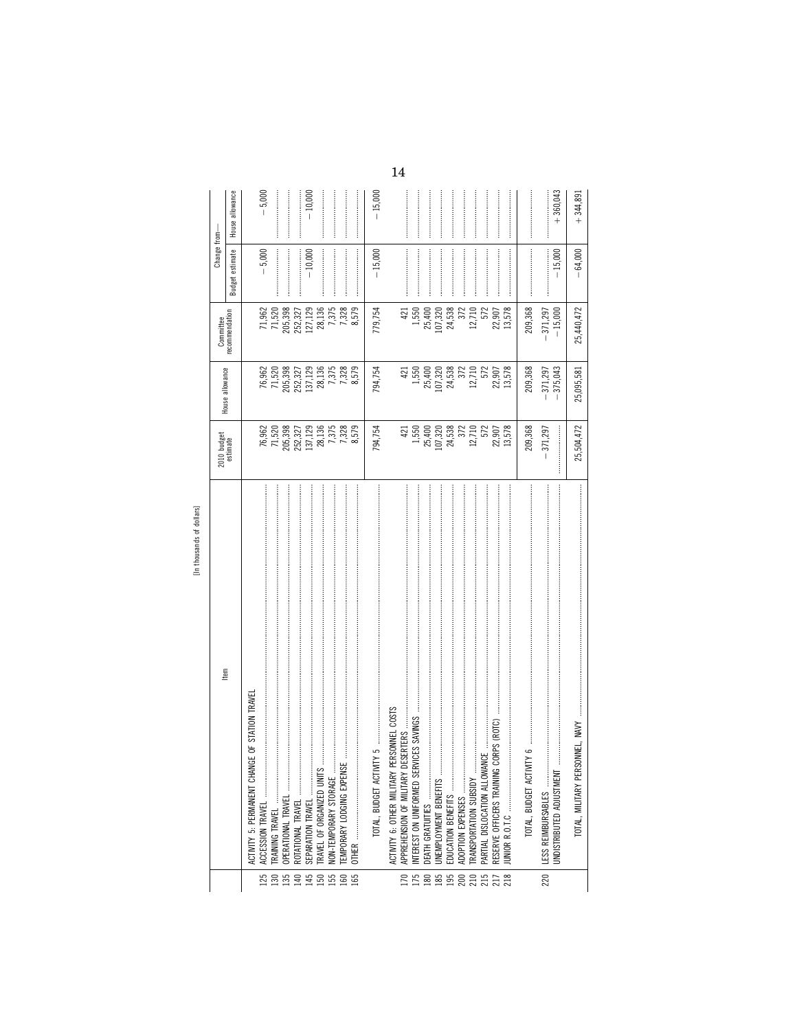[In thousands of dollars]

| | Item | 2010 budget estimate | House allowance | Committee recommendation | Change from— | |
|---|---|---|---|---|---|---|
| | | | | | Budget estimate | House allowance |
| | ACTIVITY 5: PERMANENT CHANGE OF STATION TRAVEL | | | | | |
| 125 | ACCESSION TRAVEL | 76,962 | 76,962 | 71,962 | −5,000 | −5,000 |
| 130 | TRAINING TRAVEL | 71,520 | 71,520 | 71,520 | | |
| 135 | OPERATIONAL TRAVEL | 205,398 | 205,398 | 205,398 | | |
| 140 | ROTATIONAL TRAVEL | 252,327 | 252,327 | 252,327 | | |
| 145 | SEPARATION TRAVEL | 137,129 | 137,129 | 127,129 | −10,000 | −10,000 |
| 150 | TRAVEL OF ORGANIZED UNITS | 28,136 | 28,136 | 28,136 | | |
| 155 | NON-TEMPORARY STORAGE | 7,375 | 7,375 | 7,375 | | |
| 160 | TEMPORARY LODGING EXPENSE | 7,328 | 7,328 | 7,328 | | |
| 165 | OTHER | 8,579 | 8,579 | 8,579 | | |
| | TOTAL, BUDGET ACTIVITY 5 | 794,754 | 794,754 | 779,754 | −15,000 | −15,000 |
| | ACTIVITY 6: OTHER MILITARY PERSONNEL COSTS | | | | | |
| 170 | APPREHENSION OF MILITARY DESERTERS | 421 | 421 | 421 | | |
| 175 | INTEREST ON UNIFORMED SERVICES SAVINGS | 1,550 | 1,550 | 1,550 | | |
| 180 | DEATH GRATUITIES | 25,400 | 25,400 | 25,400 | | |
| 185 | UNEMPLOYMENT BENEFITS | 107,320 | 107,320 | 107,320 | | |
| 195 | EDUCATION BENEFITS | 24,538 | 24,538 | 24,538 | | |
| 200 | ADOPTION EXPENSES | 372 | 372 | 372 | | |
| 210 | TRANSPORTATION SUBSIDY | 12,710 | 12,710 | 12,710 | | |
| 215 | PARTIAL DISLOCATION ALLOWANCE | 572 | 572 | 572 | | |
| 217 | RESERVE OFFICERS TRAINING CORPS (ROTC) | 22,907 | 22,907 | 22,907 | | |
| 218 | JUNIOR R.O.T.C | 13,578 | 13,578 | 13,578 | | |
| | TOTAL, BUDGET ACTIVITY 6 | 209,368 | 209,368 | 209,368 | | |
| 220 | LESS REIMBURSABLES | −371,297 | −371,297 | −371,297 | | |
| | UNDISTRIBUTED ADJUSTMENT | | −375,043 | −15,000 | −15,000 | +360,043 |
| | TOTAL, MILITARY PERSONNEL, NAVY | 25,504,472 | 25,095,581 | 25,440,472 | −64,000 | +344,891 |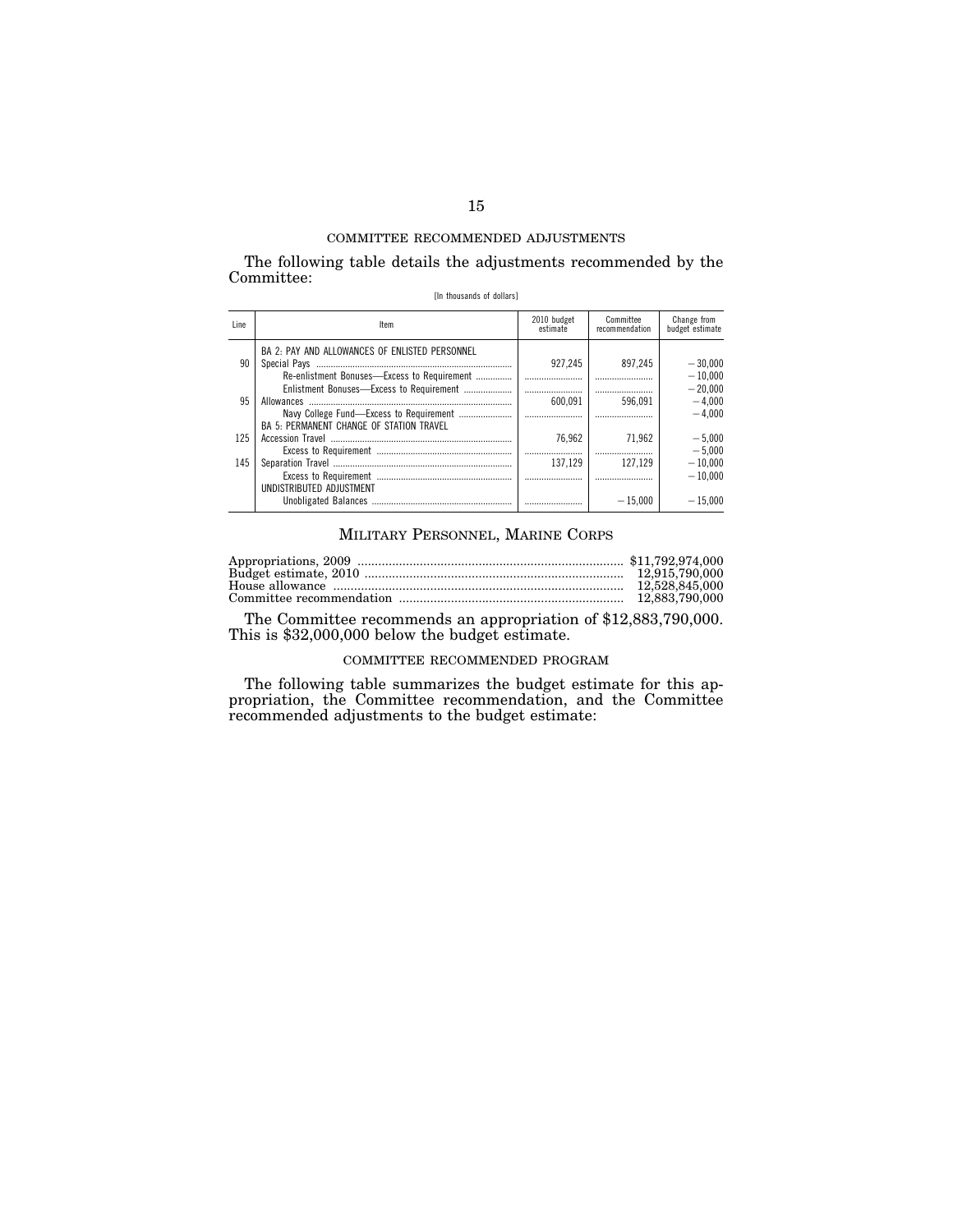### COMMITTEE RECOMMENDED ADJUSTMENTS

The following table details the adjustments recommended by the Committee:

[In thousands of dollars]

| Line | Item | 2010 budget estimate | Committee recommendation | Change from budget estimate |
|---|---|---|---|---|
| | BA 2: PAY AND ALLOWANCES OF ENLISTED PERSONNEL | | | |
| 90 | Special Pays | 927,245 | 897,245 | −30,000 |
| | Re-enlistment Bonuses—Excess to Requirement | | | −10,000 |
| | Enlistment Bonuses—Excess to Requirement | | | −20,000 |
| 95 | Allowances | 600,091 | 596,091 | −4,000 |
| | Navy College Fund—Excess to Requirement | | | −4,000 |
| | BA 5: PERMANENT CHANGE OF STATION TRAVEL | | | |
| 125 | Accession Travel | 76,962 | 71,962 | −5,000 |
| | Excess to Requirement | | | −5,000 |
| 145 | Separation Travel | 137,129 | 127,129 | −10,000 |
| | Excess to Requirement | | | −10,000 |
| | UNDISTRIBUTED ADJUSTMENT | | | |
| | Unobligated Balances | | −15,000 | −15,000 |

## MILITARY PERSONNEL, MARINE CORPS

| | |
|---|---|
| Appropriations, 2009 | $11,792,974,000 |
| Budget estimate, 2010 | 12,915,790,000 |
| House allowance | 12,528,845,000 |
| Committee recommendation | 12,883,790,000 |

The Committee recommends an appropriation of $12,883,790,000. This is $32,000,000 below the budget estimate.

### COMMITTEE RECOMMENDED PROGRAM

The following table summarizes the budget estimate for this appropriation, the Committee recommendation, and the Committee recommended adjustments to the budget estimate: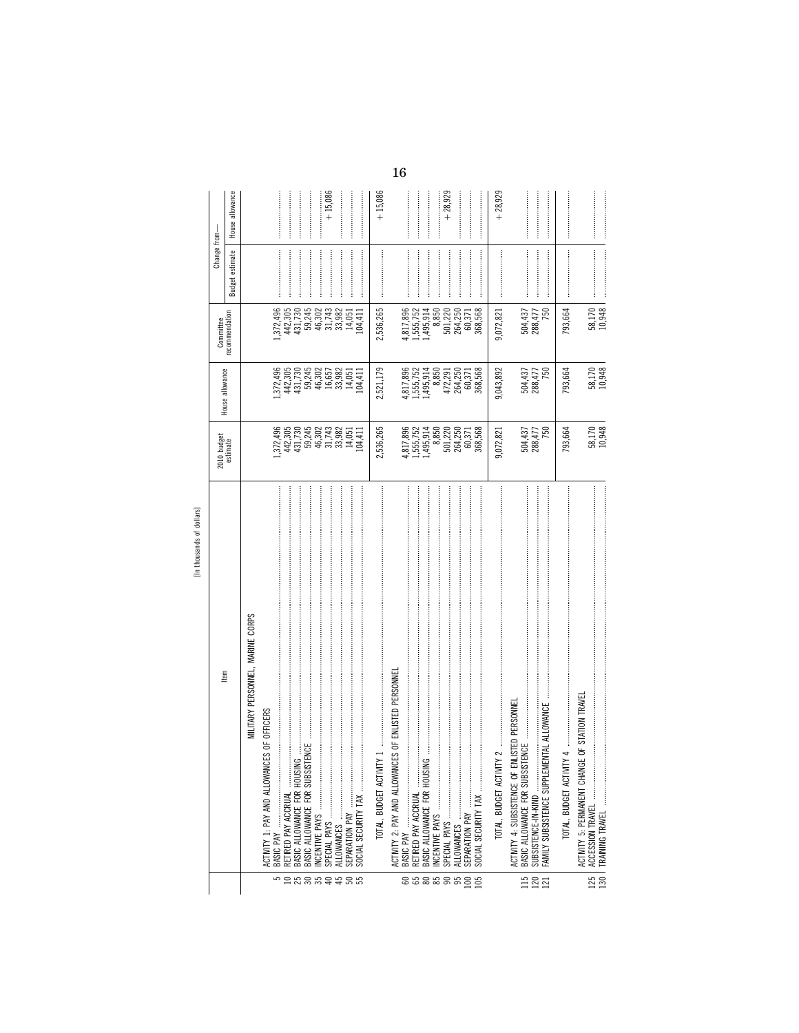[In thousands of dollars]

| | Item | 2010 budget estimate | House allowance | Committee recommendation | Change from— | |
|---|---|---|---|---|---|---|
| | | | | | Budget estimate | House allowance |
| | MILITARY PERSONNEL, MARINE CORPS | | | | | |
| | ACTIVITY 1: PAY AND ALLOWANCES OF OFFICERS | | | | | |
| 5 | BASIC PAY | 1,372,496 | 1,372,496 | 1,372,496 | | |
| 10 | RETIRED PAY ACCRUAL | 442,305 | 442,305 | 442,305 | | |
| 25 | BASIC ALLOWANCE FOR HOUSING | 431,730 | 431,730 | 431,730 | | |
| 30 | BASIC ALLOWANCE FOR SUBSISTENCE | 59,245 | 59,245 | 59,245 | | |
| 35 | INCENTIVE PAYS | 46,302 | 46,302 | 46,302 | | |
| 40 | SPECIAL PAYS | 31,743 | 16,657 | 31,743 | | +15,086 |
| 45 | ALLOWANCES | 33,982 | 33,982 | 33,982 | | |
| 50 | SEPARATION PAY | 14,051 | 14,051 | 14,051 | | |
| 55 | SOCIAL SECURITY TAX | 104,411 | 104,411 | 104,411 | | |
| | TOTAL, BUDGET ACTIVITY 1 | 2,536,265 | 2,521,179 | 2,536,265 | | +15,086 |
| | ACTIVITY 2: PAY AND ALLOWANCES OF ENLISTED PERSONNEL | | | | | |
| 60 | BASIC PAY | 4,817,896 | 4,817,896 | 4,817,896 | | |
| 65 | RETIRED PAY ACCRUAL | 1,555,752 | 1,555,752 | 1,555,752 | | |
| 80 | BASIC ALLOWANCE FOR HOUSING | 1,495,914 | 1,495,914 | 1,495,914 | | |
| 85 | INCENTIVE PAYS | 8,850 | 8,850 | 8,850 | | |
| 90 | SPECIAL PAYS | 501,220 | 472,291 | 501,220 | | +28,929 |
| 95 | ALLOWANCES | 264,250 | 264,250 | 264,250 | | |
| 100 | SEPARATION PAY | 60,371 | 60,371 | 60,371 | | |
| 105 | SOCIAL SECURITY TAX | 368,568 | 368,568 | 368,568 | | |
| | TOTAL, BUDGET ACTIVITY 2 | 9,072,821 | 9,043,892 | 9,072,821 | | +28,929 |
| | ACTIVITY 4: SUBSISTENCE OF ENLISTED PERSONNEL | | | | | |
| 115 | BASIC ALLOWANCE FOR SUBSISTENCE | 504,437 | 504,437 | 504,437 | | |
| 120 | SUBSISTENCE-IN-KIND | 288,477 | 288,477 | 288,477 | | |
| 121 | FAMILY SUBSISTENCE SUPPLEMENTAL ALLOWANCE | 750 | 750 | 750 | | |
| | TOTAL, BUDGET ACTIVITY 4 | 793,664 | 793,664 | 793,664 | | |
| | ACTIVITY 5: PERMANENT CHANGE OF STATION TRAVEL | | | | | |
| 125 | ACCESSION TRAVEL | 58,170 | 58,170 | 58,170 | | |
| 130 | TRAINING TRAVEL | 10,948 | 10,948 | 10,948 | | |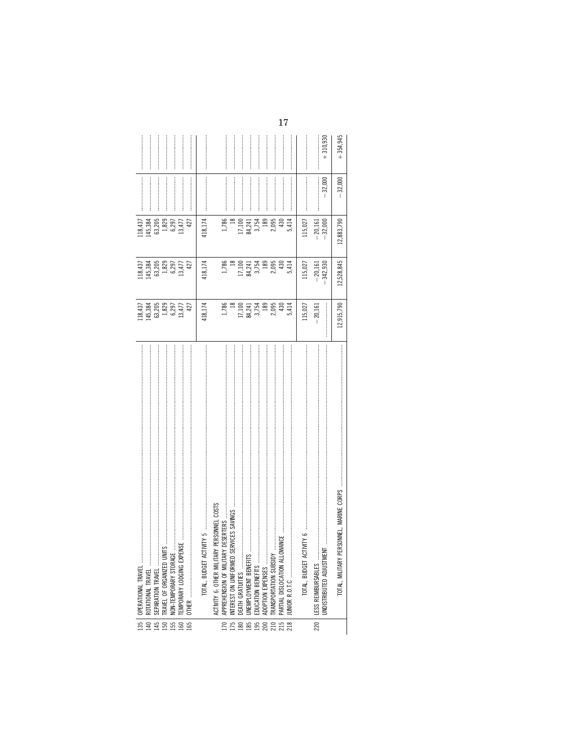| | | | | | | |
|---|---|---|---|---|---|---|
| 135 | OPERATIONAL TRAVEL | 118,437 | 118,437 | 118,437 | | |
| 140 | ROTATIONAL TRAVEL | 145,384 | 145,384 | 145,384 | | |
| 145 | SEPARATION TRAVEL | 63,205 | 63,205 | 63,205 | | |
| 150 | TRAVEL OF ORGANIZED UNITS | 1,829 | 1,829 | 1,829 | | |
| 155 | NON-TEMPORARY STORAGE | 6,297 | 6,297 | 6,297 | | |
| 160 | TEMPORARY LODGING EXPENSE | 13,477 | 13,477 | 13,477 | | |
| 165 | OTHER | 427 | 427 | 427 | | |
| | TOTAL, BUDGET ACTIVITY 5 | 418,174 | 418,174 | 418,174 | | |
| | ACTIVITY 6: OTHER MILITARY PERSONNEL COSTS | | | | | |
| 170 | APPREHENSION OF MILITARY DESERTERS | 1,786 | 1,786 | 1,786 | | |
| 175 | INTEREST ON UNIFORMED SERVICES SAVINGS | 18 | 18 | 18 | | |
| 180 | DEATH GRATUITIES | 17,100 | 17,100 | 17,100 | | |
| 185 | UNEMPLOYMENT BENEFITS | 84,241 | 84,241 | 84,241 | | |
| 195 | EDUCATION BENEFITS | 3,754 | 3,754 | 3,754 | | |
| 200 | ADOPTION EXPENSES | 189 | 189 | 189 | | |
| 210 | TRANSPORTATION SUBSIDY | 2,095 | 2,095 | 2,095 | | |
| 215 | PARTIAL DISLOCATION ALLOWANCE | 430 | 430 | 430 | | |
| 218 | JUNIOR R.O.T.C | 5,414 | 5,414 | 5,414 | | |
| | TOTAL, BUDGET ACTIVITY 6 | 115,027 | 115,027 | 115,027 | | |
| 220 | LESS REIMBURSABLES | −20,161 | −20,161 | −20,161 | | |
| | UNDISTRIBUTED ADJUSTMENT | | −342,930 | −32,000 | −32,000 | +310,930 |
| | TOTAL, MILITARY PERSONNEL, MARINE CORPS | 12,915,790 | 12,528,845 | 12,883,790 | −32,000 | +354,945 |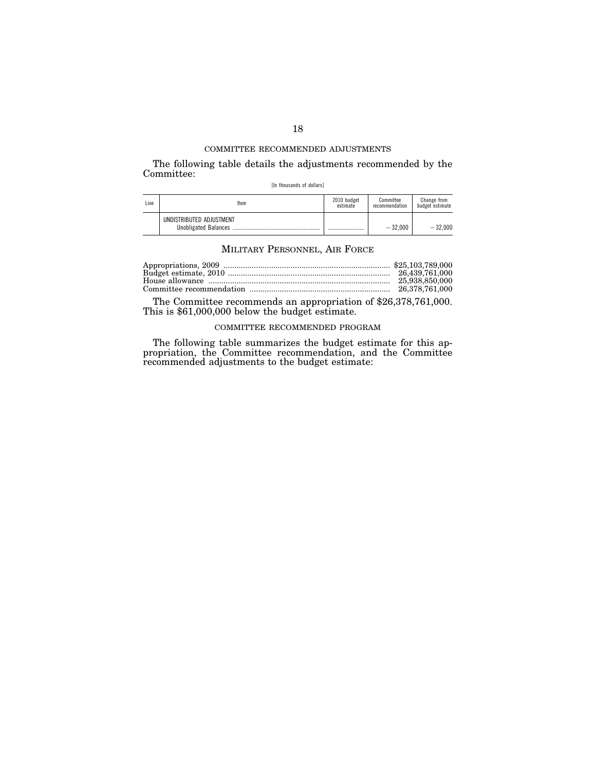COMMITTEE RECOMMENDED ADJUSTMENTS

The following table details the adjustments recommended by the Committee:

[In thousands of dollars]

| Line | Item | 2010 budget estimate | Committee recommendation | Change from budget estimate |
|---|---|---|---|---|
| | UNDISTRIBUTED ADJUSTMENT | | | |
| | Unobligated Balances | .......................... | −32,000 | −32,000 |

## MILITARY PERSONNEL, AIR FORCE

| | |
|---|---|
| Appropriations, 2009 | $25,103,789,000 |
| Budget estimate, 2010 | 26,439,761,000 |
| House allowance | 25,938,850,000 |
| Committee recommendation | 26,378,761,000 |

The Committee recommends an appropriation of $26,378,761,000. This is $61,000,000 below the budget estimate.

COMMITTEE RECOMMENDED PROGRAM

The following table summarizes the budget estimate for this appropriation, the Committee recommendation, and the Committee recommended adjustments to the budget estimate: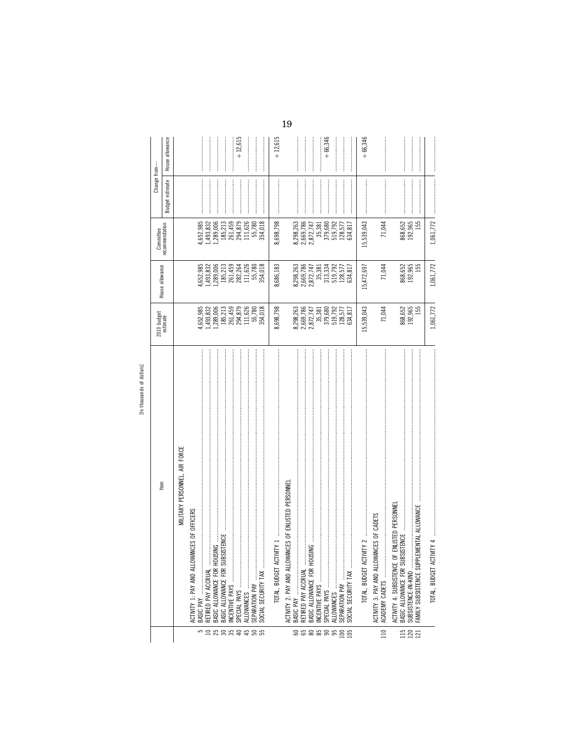[In thousands of dollars]

| | Item | 2010 budget estimate | House allowance | Committee recommendation | Change from— Budget estimate | Change from— House allowance |
|---|---|---|---|---|---|---|
| | MILITARY PERSONNEL, AIR FORCE | | | | | |
| | ACTIVITY 1: PAY AND ALLOWANCES OF OFFICERS | | | | | |
| 5 | BASIC PAY | 4,652,985 | 4,652,985 | 4,652,985 | | |
| 10 | RETIRED PAY ACCRUAL | 1,493,832 | 1,493,832 | 1,493,832 | | |
| 25 | BASIC ALLOWANCE FOR HOUSING | 1,289,006 | 1,289,006 | 1,289,006 | | |
| 30 | BASIC ALLOWANCE FOR SUBSISTENCE | 185,213 | 185,213 | 185,213 | | |
| 35 | INCENTIVE PAYS | 261,459 | 261,459 | 261,459 | | |
| 40 | SPECIAL PAYS | 294,879 | 282,264 | 294,879 | | +12,615 |
| 45 | ALLOWANCES | 111,626 | 111,626 | 111,626 | | |
| 50 | SEPARATION PAY | 55,780 | 55,780 | 55,780 | | |
| 55 | SOCIAL SECURITY TAX | 354,018 | 354,018 | 354,018 | | |
| | TOTAL, BUDGET ACTIVITY 1 | 8,698,798 | 8,686,183 | 8,698,798 | | +12,615 |
| | ACTIVITY 2: PAY AND ALLOWANCES OF ENLISTED PERSONNEL | | | | | |
| 60 | BASIC PAY | 8,298,263 | 8,298,263 | 8,298,263 | | |
| 65 | RETIRED PAY ACCRUAL | 2,669,786 | 2,669,786 | 2,669,786 | | |
| 80 | BASIC ALLOWANCE FOR HOUSING | 2,872,747 | 2,872,747 | 2,872,747 | | |
| 85 | INCENTIVE PAYS | 35,381 | 35,381 | 35,381 | | |
| 90 | SPECIAL PAYS | 379,680 | 313,334 | 379,680 | | +66,346 |
| 95 | ALLOWANCES | 519,792 | 519,792 | 519,792 | | |
| 100 | SEPARATION PAY | 128,577 | 128,577 | 128,577 | | |
| 105 | SOCIAL SECURITY TAX | 634,817 | 634,817 | 634,817 | | |
| | TOTAL, BUDGET ACTIVITY 2 | 15,539,043 | 15,472,697 | 15,539,043 | | +66,346 |
| | ACTIVITY 3: PAY AND ALLOWANCES OF CADETS | | | | | |
| 110 | ACADEMY CADETS | 71,044 | 71,044 | 71,044 | | |
| | ACTIVITY 4: SUBSISTENCE OF ENLISTED PERSONNEL | | | | | |
| 115 | BASIC ALLOWANCE FOR SUBSISTENCE | 868,652 | 868,652 | 868,652 | | |
| 120 | SUBSISTENCE-IN-KIND | 192,965 | 192,965 | 192,965 | | |
| 121 | FAMILY SUBSISTENCE SUPPLEMENTAL ALLOWANCE | 155 | 155 | 155 | | |
| | TOTAL, BUDGET ACTIVITY 4 | 1,061,772 | 1,061,772 | 1,061,772 | | |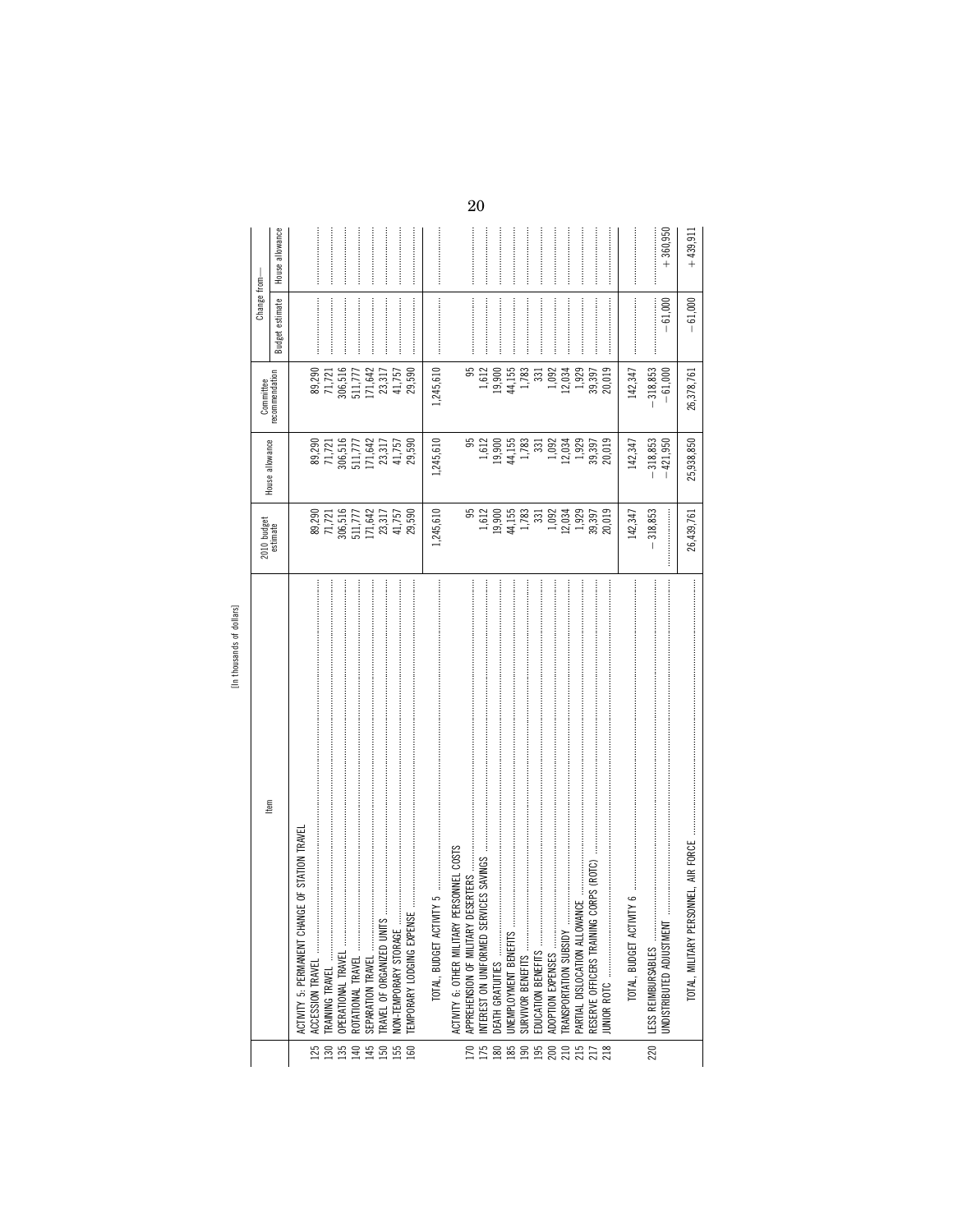[In thousands of dollars]

| | Item | 2010 budget estimate | House allowance | Committee recommendation | Change from— Budget estimate | House allowance |
|---|---|---|---|---|---|---|
| | ACTIVITY 5: PERMANENT CHANGE OF STATION TRAVEL | | | | | |
| 125 | ACCESSION TRAVEL | 89,290 | 89,290 | 89,290 | | |
| 130 | TRAINING TRAVEL | 71,721 | 71,721 | 71,721 | | |
| 135 | OPERATIONAL TRAVEL | 306,516 | 306,516 | 306,516 | | |
| 140 | ROTATIONAL TRAVEL | 511,777 | 511,777 | 511,777 | | |
| 145 | SEPARATION TRAVEL | 171,642 | 171,642 | 171,642 | | |
| 150 | TRAVEL OF ORGANIZED UNITS | 23,317 | 23,317 | 23,317 | | |
| 155 | NON-TEMPORARY STORAGE | 41,757 | 41,757 | 41,757 | | |
| 160 | TEMPORARY LODGING EXPENSE | 29,590 | 29,590 | 29,590 | | |
| | TOTAL, BUDGET ACTIVITY 5 | 1,245,610 | 1,245,610 | 1,245,610 | | |
| | ACTIVITY 6: OTHER MILITARY PERSONNEL COSTS | | | | | |
| 170 | APPREHENSION OF MILITARY DESERTERS | 95 | 95 | 95 | | |
| 175 | INTEREST ON UNIFORMED SERVICES SAVINGS | 1,612 | 1,612 | 1,612 | | |
| 180 | DEATH GRATUITIES | 19,900 | 19,900 | 19,900 | | |
| 185 | UNEMPLOYMENT BENEFITS | 44,155 | 44,155 | 44,155 | | |
| 190 | SURVIVOR BENEFITS | 1,783 | 1,783 | 1,783 | | |
| 195 | EDUCATION BENEFITS | 331 | 331 | 331 | | |
| 200 | ADOPTION EXPENSES | 1,092 | 1,092 | 1,092 | | |
| 210 | TRANSPORTATION SUBSIDY | 12,034 | 12,034 | 12,034 | | |
| 215 | PARTIAL DISLOCATION ALLOWANCE | 1,929 | 1,929 | 1,929 | | |
| 217 | RESERVE OFFICERS TRAINING CORPS (ROTC) | 39,397 | 39,397 | 39,397 | | |
| 218 | JUNIOR ROTC | 20,019 | 20,019 | 20,019 | | |
| | TOTAL, BUDGET ACTIVITY 6 | 142,347 | 142,347 | 142,347 | | |
| 220 | LESS REIMBURSABLES | −318,853 | −318,853 | −318,853 | | |
| | UNDISTRIBUTED ADJUSTMENT | | −421,950 | −61,000 | −61,000 | +360,950 |
| | TOTAL, MILITARY PERSONNEL, AIR FORCE | 26,439,761 | 25,938,850 | 26,378,761 | −61,000 | +439,911 |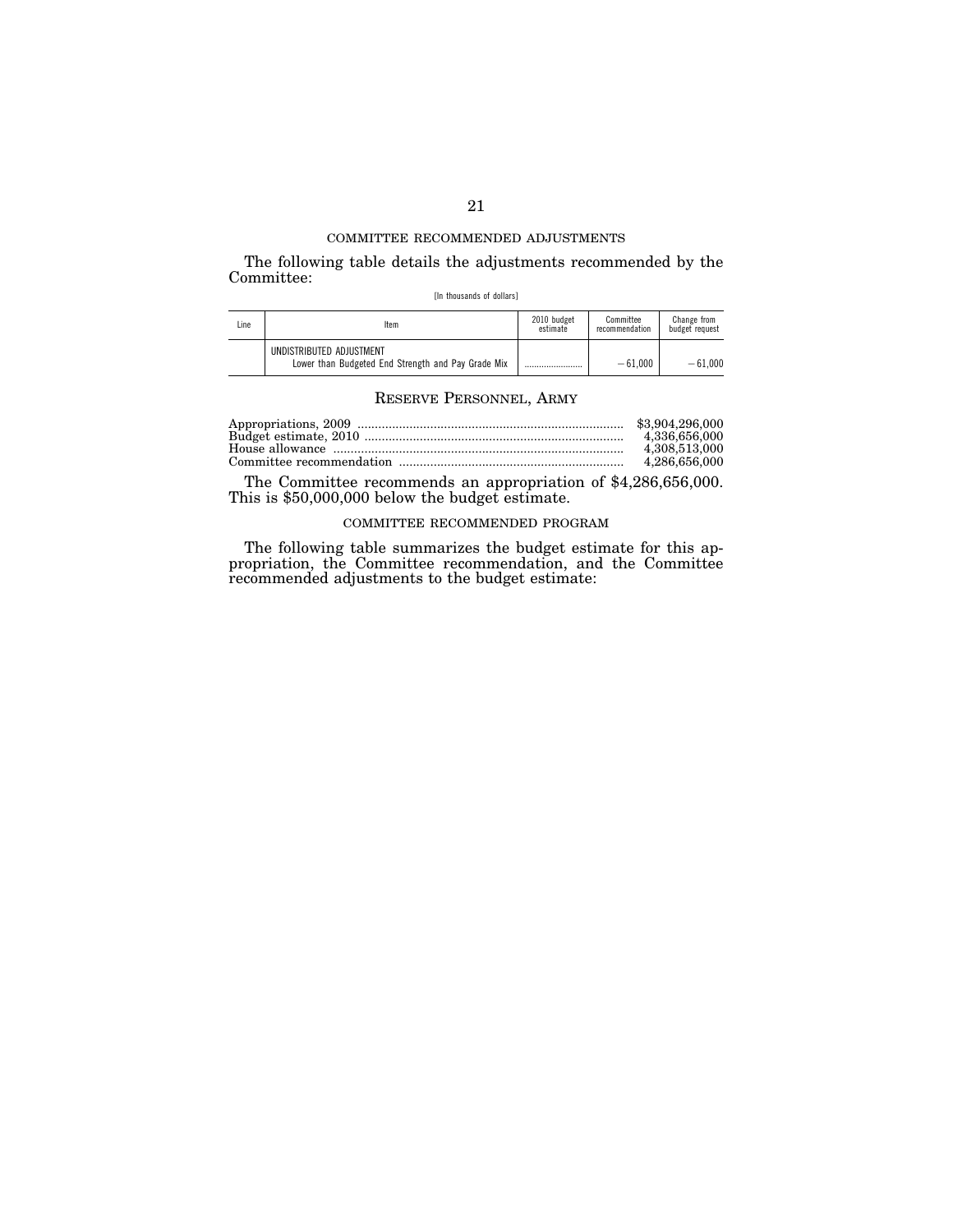COMMITTEE RECOMMENDED ADJUSTMENTS

The following table details the adjustments recommended by the Committee:

[In thousands of dollars]

| Line | Item | 2010 budget estimate | Committee recommendation | Change from budget request |
|---|---|---|---|---|
| | UNDISTRIBUTED ADJUSTMENT | | | |
| | Lower than Budgeted End Strength and Pay Grade Mix | .......................... | −61,000 | −61,000 |

## RESERVE PERSONNEL, ARMY

| | |
|---|---|
| Appropriations, 2009 | $3,904,296,000 |
| Budget estimate, 2010 | 4,336,656,000 |
| House allowance | 4,308,513,000 |
| Committee recommendation | 4,286,656,000 |

The Committee recommends an appropriation of $4,286,656,000. This is $50,000,000 below the budget estimate.

COMMITTEE RECOMMENDED PROGRAM

The following table summarizes the budget estimate for this appropriation, the Committee recommendation, and the Committee recommended adjustments to the budget estimate: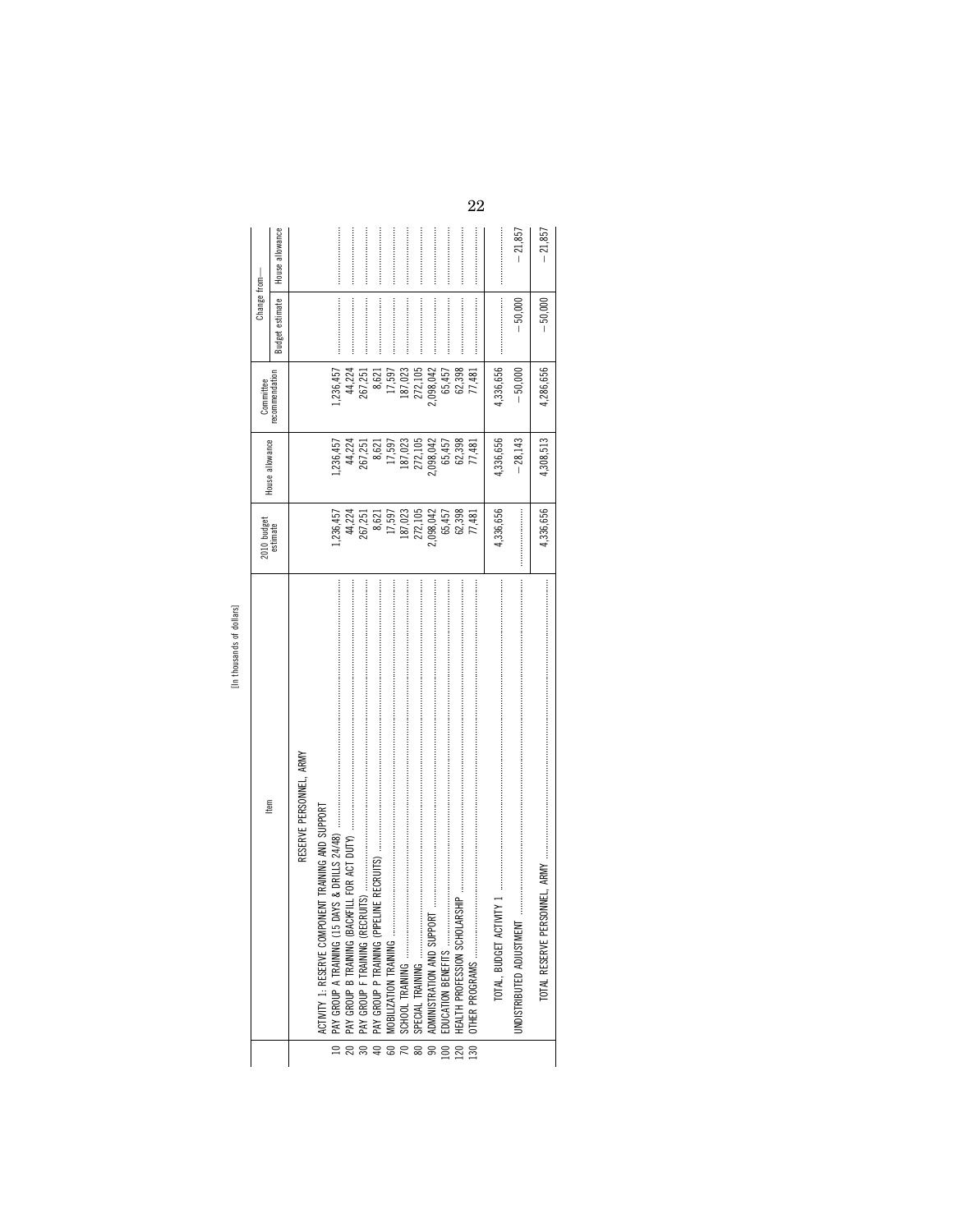[In thousands of dollars]

| | Item | 2010 budget estimate | House allowance | Committee recommendation | Change from— Budget estimate | Change from— House allowance |
|---|---|---|---|---|---|---|
| | RESERVE PERSONNEL, ARMY | | | | | |
| | ACTIVITY 1: RESERVE COMPONENT TRAINING AND SUPPORT | | | | | |
| 10 | PAY GROUP A TRAINING (15 DAYS & DRILLS 24/48) | 1,236,457 | 1,236,457 | 1,236,457 | | |
| 20 | PAY GROUP B TRAINING (BACKFILL FOR ACT DUTY) | 44,224 | 44,224 | 44,224 | | |
| 30 | PAY GROUP F TRAINING (RECRUITS) | 267,251 | 267,251 | 267,251 | | |
| 40 | PAY GROUP P TRAINING (PIPELINE RECRUITS) | 8,621 | 8,621 | 8,621 | | |
| 60 | MOBILIZATION TRAINING | 17,597 | 17,597 | 17,597 | | |
| 70 | SCHOOL TRAINING | 187,023 | 187,023 | 187,023 | | |
| 80 | SPECIAL TRAINING | 272,105 | 272,105 | 272,105 | | |
| 90 | ADMINISTRATION AND SUPPORT | 2,098,042 | 2,098,042 | 2,098,042 | | |
| 100 | EDUCATION BENEFITS | 65,457 | 65,457 | 65,457 | | |
| 120 | HEALTH PROFESSION SCHOLARSHIP | 62,398 | 62,398 | 62,398 | | |
| 130 | OTHER PROGRAMS | 77,481 | 77,481 | 77,481 | | |
| | TOTAL, BUDGET ACTIVITY 1 | 4,336,656 | 4,336,656 | 4,336,656 | | |
| | UNDISTRIBUTED ADJUSTMENT | | −28,143 | −50,000 | −50,000 | −21,857 |
| | TOTAL RESERVE PERSONNEL, ARMY | 4,336,656 | 4,308,513 | 4,286,656 | −50,000 | −21,857 |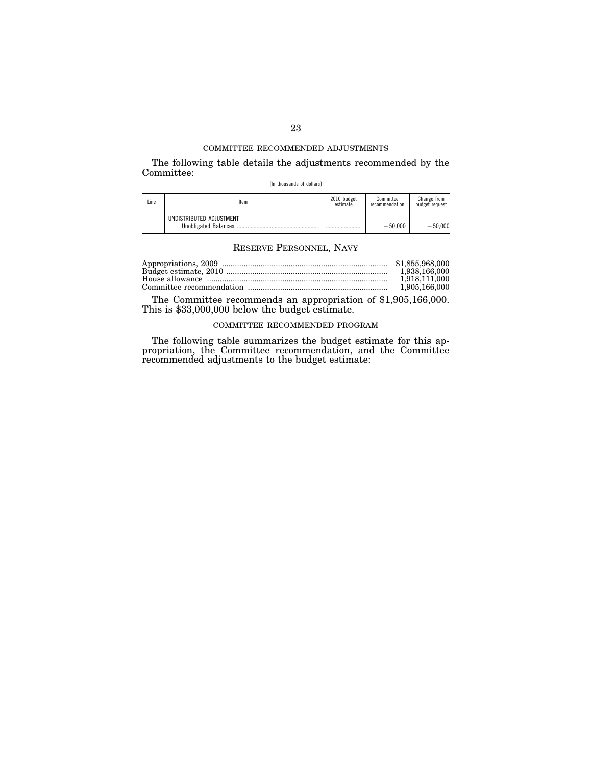COMMITTEE RECOMMENDED ADJUSTMENTS

The following table details the adjustments recommended by the Committee:

[In thousands of dollars]

| Line | Item | 2010 budget estimate | Committee recommendation | Change from budget request |
|---|---|---|---|---|
| | UNDISTRIBUTED ADJUSTMENT | | | |
| | Unobligated Balances | ............ | −50,000 | −50,000 |

## RESERVE PERSONNEL, NAVY

| | |
|---|---|
| Appropriations, 2009 | $1,855,968,000 |
| Budget estimate, 2010 | 1,938,166,000 |
| House allowance | 1,918,111,000 |
| Committee recommendation | 1,905,166,000 |

The Committee recommends an appropriation of $1,905,166,000. This is $33,000,000 below the budget estimate.

COMMITTEE RECOMMENDED PROGRAM

The following table summarizes the budget estimate for this appropriation, the Committee recommendation, and the Committee recommended adjustments to the budget estimate: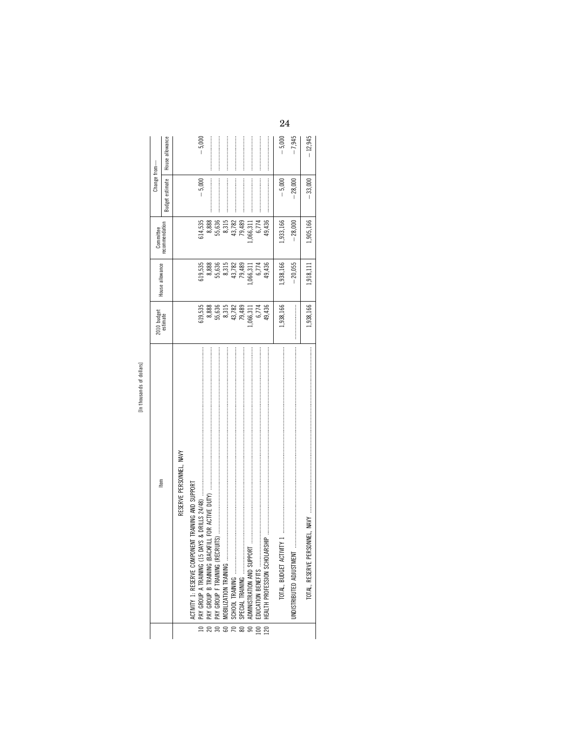[In thousands of dollars]

| | Item | 2010 budget estimate | House allowance | Committee recommendation | Change from— | |
|---|---|---|---|---|---|---|
| | | | | | Budget estimate | House allowance |
| | RESERVE PERSONNEL, NAVY | | | | | |
| | ACTIVITY 1: RESERVE COMPONENT TRAINING AND SUPPORT | | | | | |
| 10 | PAY GROUP A TRAINING (15 DAYS & DRILLS 24/48) | 619,535 | 619,535 | 614,535 | −5,000 | −5,000 |
| 20 | PAY GROUP B TRAINING (BACKFILL FOR ACTIVE DUTY) | 8,888 | 8,888 | 8,888 | | |
| 30 | PAY GROUP F TRAINING (RECRUITS) | 55,636 | 55,636 | 55,636 | | |
| 60 | MOBILIZATION TRAINING | 8,315 | 8,315 | 8,315 | | |
| 70 | SCHOOL TRAINING | 43,782 | 43,782 | 43,782 | | |
| 80 | SPECIAL TRAINING | 79,489 | 79,489 | 79,489 | | |
| 90 | ADMINISTRATION AND SUPPORT | 1,066,311 | 1,066,311 | 1,066,311 | | |
| 100 | EDUCATION BENEFITS | 6,774 | 6,774 | 6,774 | | |
| 120 | HEALTH PROFESSION SCHOLARSHIP | 49,436 | 49,436 | 49,436 | | |
| | TOTAL, BUDGET ACTIVITY 1 | 1,938,166 | 1,938,166 | 1,933,166 | −5,000 | −5,000 |
| | UNDISTRIBUTED ADJUSTMENT | | −20,055 | −28,000 | −28,000 | −7,945 |
| | TOTAL, RESERVE PERSONNEL, NAVY | 1,938,166 | 1,918,111 | 1,905,166 | −33,000 | −12,945 |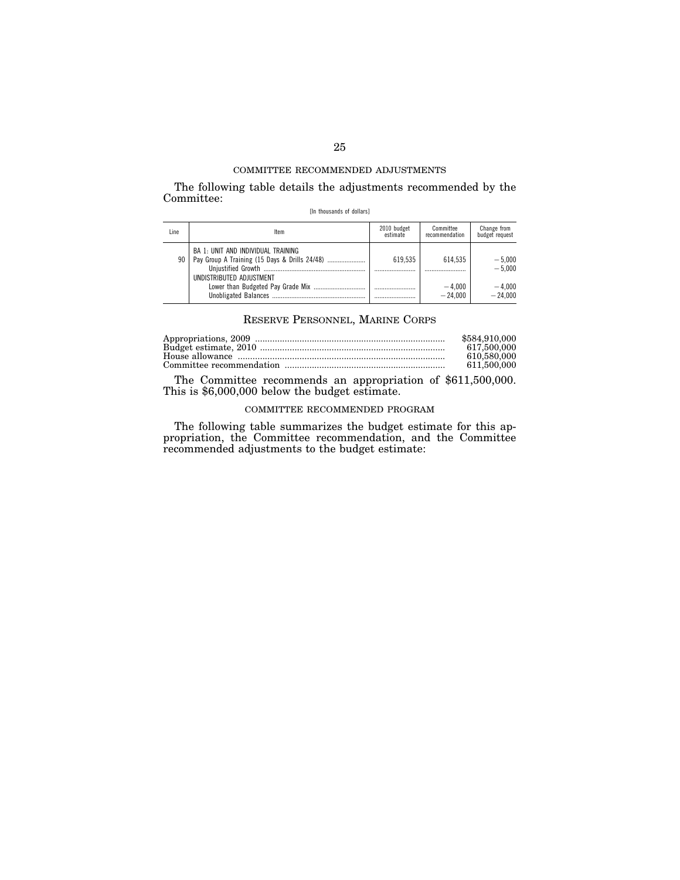COMMITTEE RECOMMENDED ADJUSTMENTS

The following table details the adjustments recommended by the Committee:

[In thousands of dollars]

| Line | Item | 2010 budget estimate | Committee recommendation | Change from budget request |
|---|---|---|---|---|
| | BA 1: UNIT AND INDIVIDUAL TRAINING | | | |
| 90 | Pay Group A Training (15 Days & Drills 24/48) | 619,535 | 614,535 | −5,000 |
| | Unjustified Growth | | | −5,000 |
| | UNDISTRIBUTED ADJUSTMENT | | | |
| | Lower than Budgeted Pay Grade Mix | | −4,000 | −4,000 |
| | Unobligated Balances | | −24,000 | −24,000 |

## RESERVE PERSONNEL, MARINE CORPS

| | |
|---|---|
| Appropriations, 2009 | $584,910,000 |
| Budget estimate, 2010 | 617,500,000 |
| House allowance | 610,580,000 |
| Committee recommendation | 611,500,000 |

The Committee recommends an appropriation of $611,500,000. This is $6,000,000 below the budget estimate.

COMMITTEE RECOMMENDED PROGRAM

The following table summarizes the budget estimate for this appropriation, the Committee recommendation, and the Committee recommended adjustments to the budget estimate: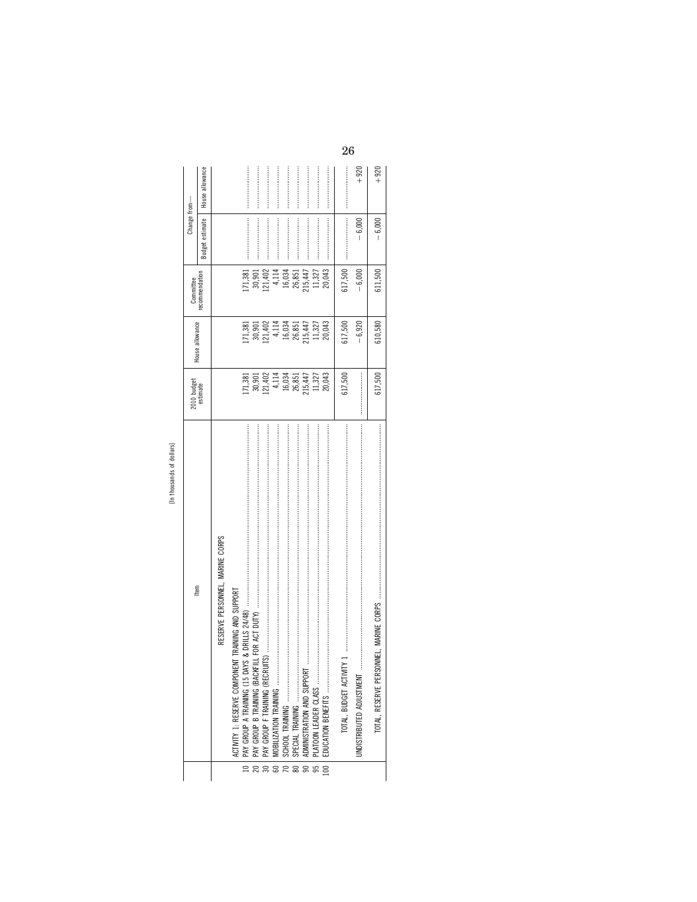[In thousands of dollars]

| | Item | 2010 budget estimate | House allowance | Committee recommendation | Change from— | |
|---|---|---|---|---|---|---|
| | | | | | Budget estimate | House allowance |
| | RESERVE PERSONNEL, MARINE CORPS | | | | | |
| | ACTIVITY 1: RESERVE COMPONENT TRAINING AND SUPPORT | | | | | |
| 10 | PAY GROUP A TRAINING (15 DAYS & DRILLS 24/48) | 171,381 | 171,381 | 171,381 | | |
| 20 | PAY GROUP B TRAINING (BACKFILL FOR ACT DUTY) | 30,901 | 30,901 | 30,901 | | |
| 30 | PAY GROUP F TRAINING (RECRUITS) | 121,402 | 121,402 | 121,402 | | |
| 60 | MOBILIZATION TRAINING | 4,114 | 4,114 | 4,114 | | |
| 70 | SCHOOL TRAINING | 16,034 | 16,034 | 16,034 | | |
| 80 | SPECIAL TRAINING | 26,851 | 26,851 | 26,851 | | |
| 90 | ADMINISTRATION AND SUPPORT | 215,447 | 215,447 | 215,447 | | |
| 95 | PLATOON LEADER CLASS | 11,327 | 11,327 | 11,327 | | |
| 100 | EDUCATION BENEFITS | 20,043 | 20,043 | 20,043 | | |
| | TOTAL, BUDGET ACTIVITY 1 | 617,500 | 617,500 | 617,500 | | |
| | UNDISTRIBUTED ADJUSTMENT | | −6,920 | −6,000 | −6,000 | +920 |
| | TOTAL, RESERVE PERSONNEL, MARINE CORPS | 617,500 | 610,580 | 611,500 | −6,000 | +920 |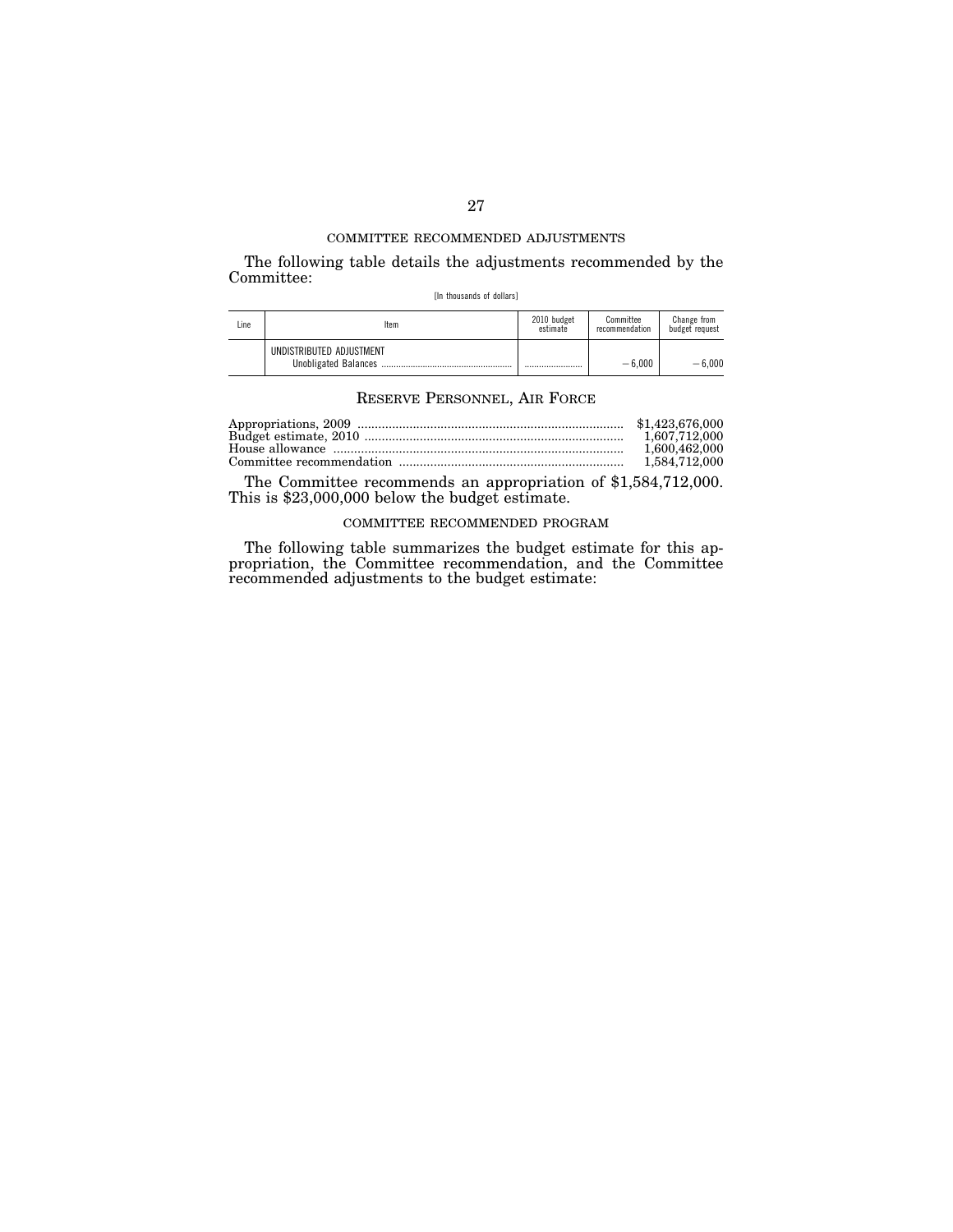COMMITTEE RECOMMENDED ADJUSTMENTS

The following table details the adjustments recommended by the Committee:

[In thousands of dollars]

| Line | Item | 2010 budget estimate | Committee recommendation | Change from budget request |
|---|---|---|---|---|
| | UNDISTRIBUTED ADJUSTMENT | | | |
| | Unobligated Balances | ........................ | −6,000 | −6,000 |

## RESERVE PERSONNEL, AIR FORCE

| | |
|---|---|
| Appropriations, 2009 | $1,423,676,000 |
| Budget estimate, 2010 | 1,607,712,000 |
| House allowance | 1,600,462,000 |
| Committee recommendation | 1,584,712,000 |

The Committee recommends an appropriation of $1,584,712,000. This is $23,000,000 below the budget estimate.

COMMITTEE RECOMMENDED PROGRAM

The following table summarizes the budget estimate for this appropriation, the Committee recommendation, and the Committee recommended adjustments to the budget estimate: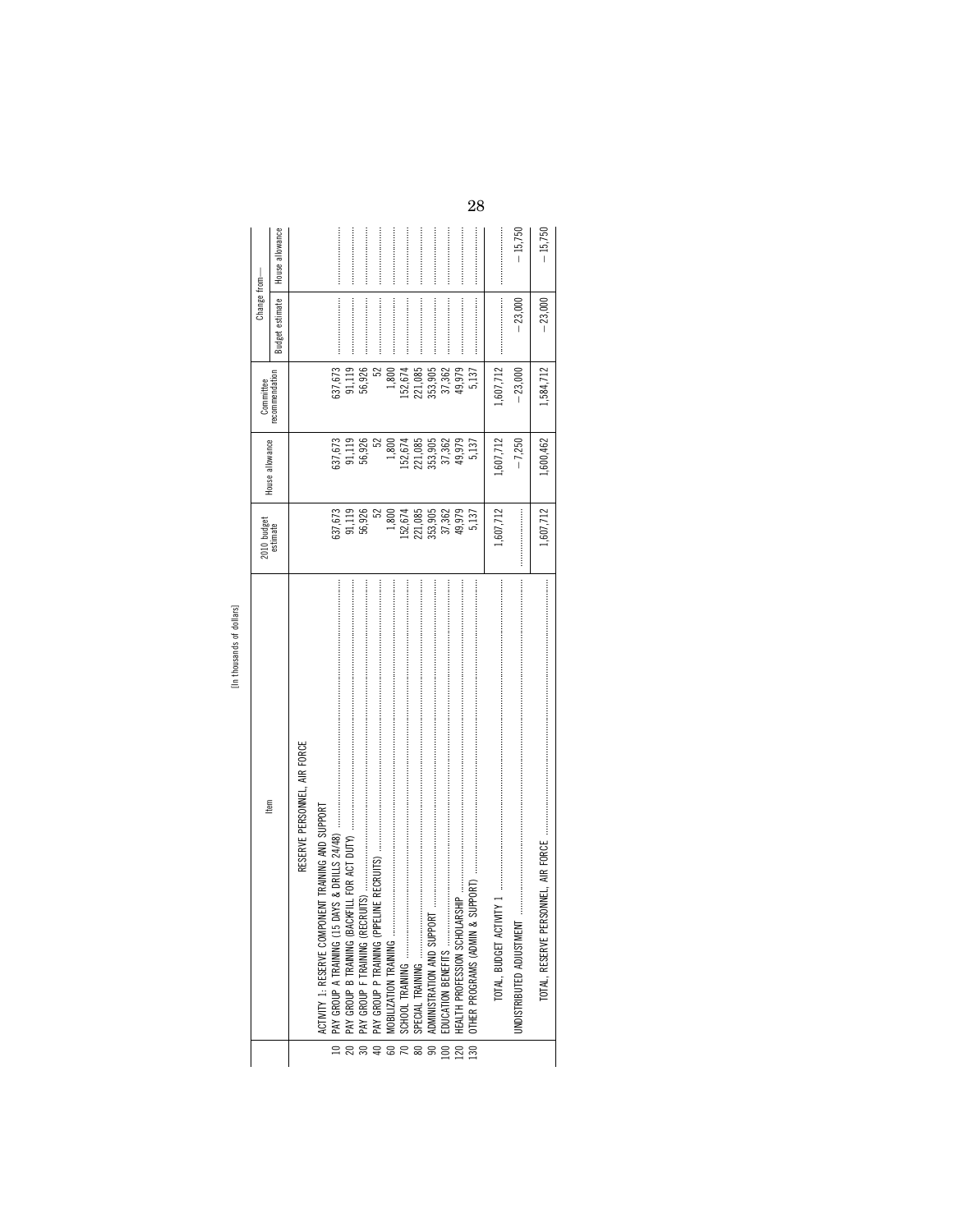[In thousands of dollars]

| | Item | 2010 budget estimate | House allowance | Committee recommendation | Change from— | |
|---|---|---|---|---|---|---|
| | | | | | Budget estimate | House allowance |
| | RESERVE PERSONNEL, AIR FORCE | | | | | |
| | ACTIVITY 1: RESERVE COMPONENT TRAINING AND SUPPORT | | | | | |
| 10 | PAY GROUP A TRAINING (15 DAYS & DRILLS 24/48) | 637,673 | 637,673 | 637,673 | | |
| 20 | PAY GROUP B TRAINING (BACKFILL FOR ACT DUTY) | 91,119 | 91,119 | 91,119 | | |
| 30 | PAY GROUP F TRAINING (RECRUITS) | 56,926 | 56,926 | 56,926 | | |
| 40 | PAY GROUP P TRAINING (PIPELINE RECRUITS) | 52 | 52 | 52 | | |
| 60 | MOBILIZATION TRAINING | 1,800 | 1,800 | 1,800 | | |
| 70 | SCHOOL TRAINING | 152,674 | 152,674 | 152,674 | | |
| 80 | SPECIAL TRAINING | 221,085 | 221,085 | 221,085 | | |
| 90 | ADMINISTRATION AND SUPPORT | 353,905 | 353,905 | 353,905 | | |
| 100 | EDUCATION BENEFITS | 37,362 | 37,362 | 37,362 | | |
| 120 | HEALTH PROFESSION SCHOLARSHIP | 49,979 | 49,979 | 49,979 | | |
| 130 | OTHER PROGRAMS (ADMIN & SUPPORT) | 5,137 | 5,137 | 5,137 | | |
| | TOTAL, BUDGET ACTIVITY 1 | 1,607,712 | 1,607,712 | 1,607,712 | | |
| | UNDISTRIBUTED ADJUSTMENT | | −7,250 | −23,000 | −23,000 | −15,750 |
| | TOTAL, RESERVE PERSONNEL, AIR FORCE | 1,607,712 | 1,600,462 | 1,584,712 | −23,000 | −15,750 |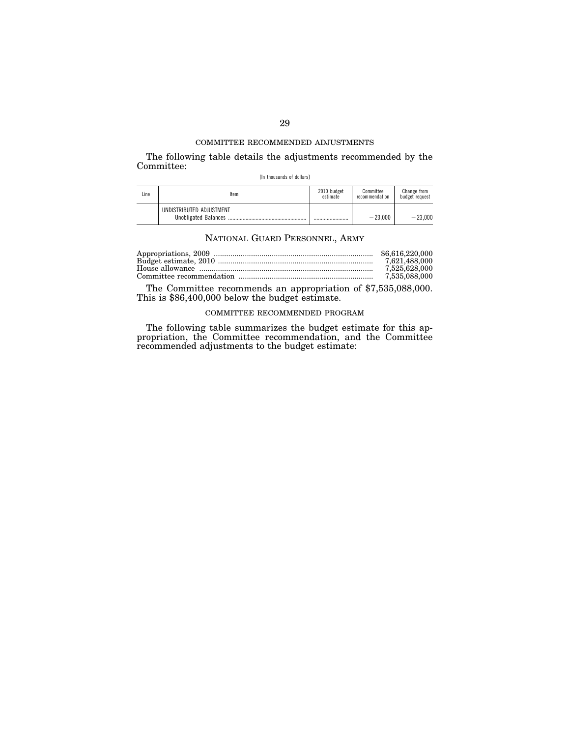COMMITTEE RECOMMENDED ADJUSTMENTS

The following table details the adjustments recommended by the Committee:

[In thousands of dollars]

| Line | Item | 2010 budget estimate | Committee recommendation | Change from budget request |
|---|---|---|---|---|
| | UNDISTRIBUTED ADJUSTMENT | | | |
| | Unobligated Balances | .......................... | −23,000 | −23,000 |

## NATIONAL GUARD PERSONNEL, ARMY

| | |
|---|---|
| Appropriations, 2009 | $6,616,220,000 |
| Budget estimate, 2010 | 7,621,488,000 |
| House allowance | 7,525,628,000 |
| Committee recommendation | 7,535,088,000 |

The Committee recommends an appropriation of $7,535,088,000. This is $86,400,000 below the budget estimate.

COMMITTEE RECOMMENDED PROGRAM

The following table summarizes the budget estimate for this appropriation, the Committee recommendation, and the Committee recommended adjustments to the budget estimate: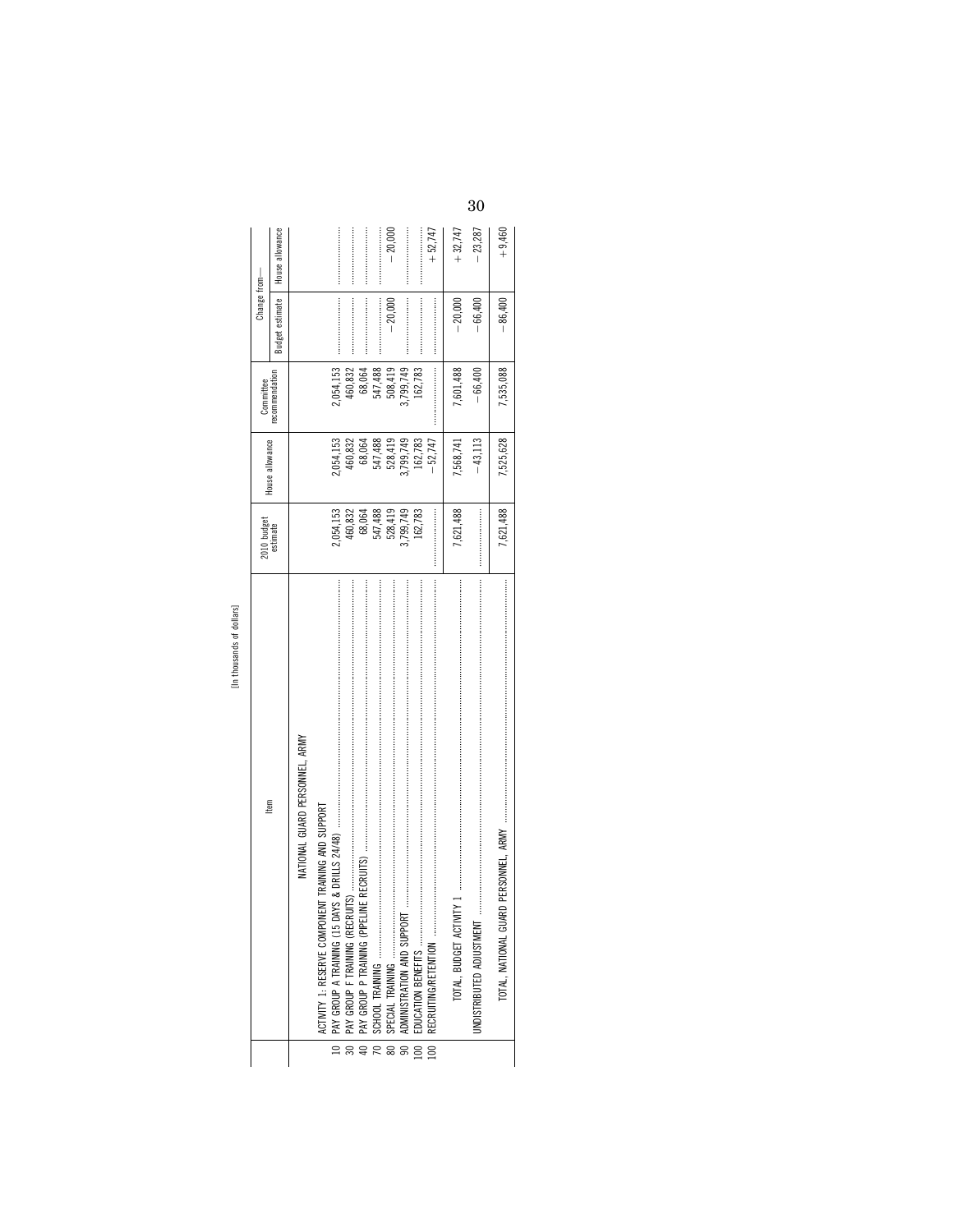[In thousands of dollars]

| | Item | 2010 budget estimate | House allowance | Committee recommendation | Change from— | |
|---|---|---|---|---|---|---|
| | | | | | Budget estimate | House allowance |
| | NATIONAL GUARD PERSONNEL, ARMY | | | | | |
| | ACTIVITY 1: RESERVE COMPONENT TRAINING AND SUPPORT | | | | | |
| 10 | PAY GROUP A TRAINING (15 DAYS & DRILLS 24/48) | 2,054,153 | 2,054,153 | 2,054,153 | | |
| 30 | PAY GROUP F TRAINING (RECRUITS) | 460,832 | 460,832 | 460,832 | | |
| 40 | PAY GROUP P TRAINING (PIPELINE RECRUITS) | 68,064 | 68,064 | 68,064 | | |
| 70 | SCHOOL TRAINING | 547,488 | 547,488 | 547,488 | | |
| 80 | SPECIAL TRAINING | 528,419 | 528,419 | 508,419 | −20,000 | −20,000 |
| 90 | ADMINISTRATION AND SUPPORT | 3,799,749 | 3,799,749 | 3,799,749 | | |
| 100 | EDUCATION BENEFITS | 162,783 | 162,783 | 162,783 | | |
| 100 | RECRUITING/RETENTION | | −52,747 | | | +52,747 |
| | TOTAL, BUDGET ACTIVITY 1 | 7,621,488 | 7,568,741 | 7,601,488 | −20,000 | +32,747 |
| | UNDISTRIBUTED ADJUSTMENT | | −43,113 | −66,400 | −66,400 | −23,287 |
| | TOTAL, NATIONAL GUARD PERSONNEL, ARMY | 7,621,488 | 7,525,628 | 7,535,088 | −86,400 | +9,460 |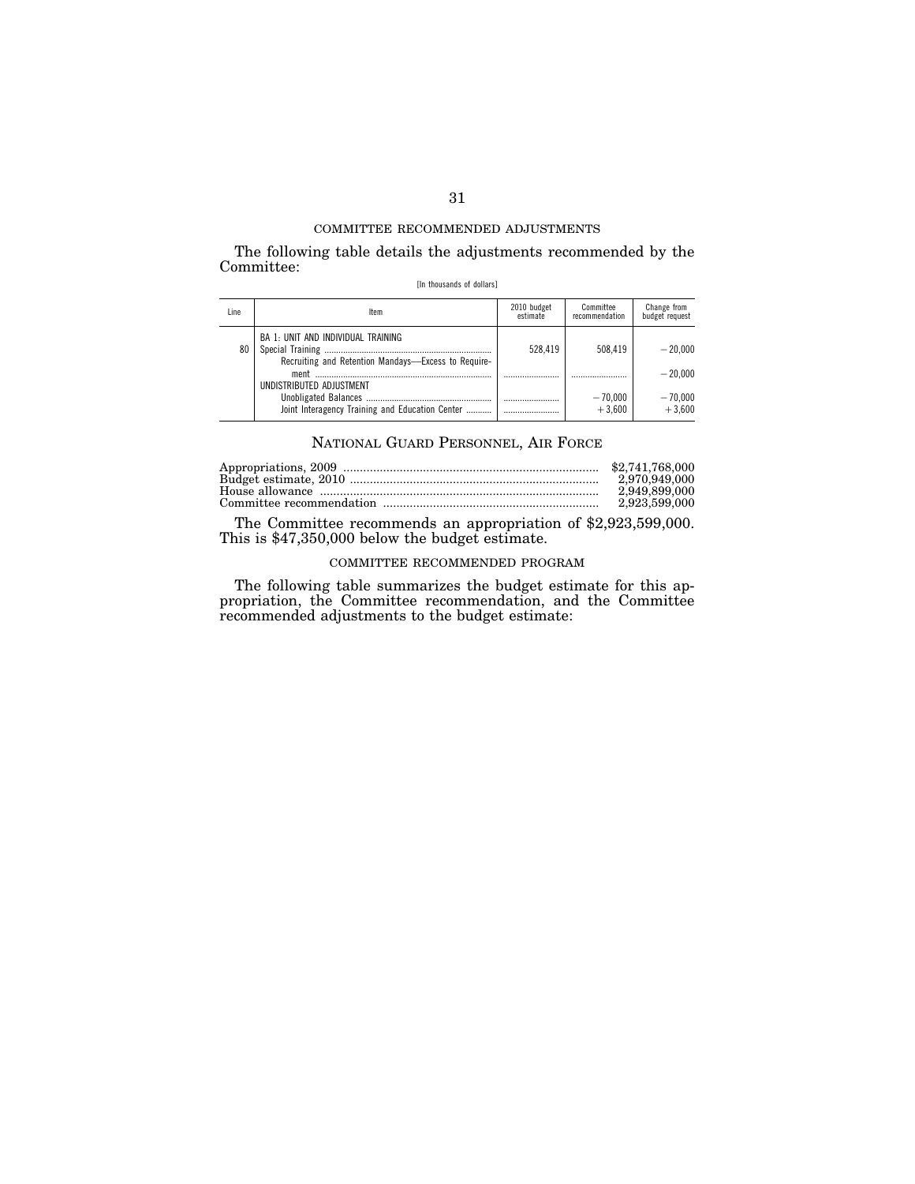COMMITTEE RECOMMENDED ADJUSTMENTS

The following table details the adjustments recommended by the Committee:

[In thousands of dollars]

| Line | Item | 2010 budget estimate | Committee recommendation | Change from budget request |
|---|---|---|---|---|
| | BA 1: UNIT AND INDIVIDUAL TRAINING | | | |
| 80 | Special Training | 528,419 | 508,419 | −20,000 |
| | Recruiting and Retention Mandays—Excess to Requirement | | | −20,000 |
| | UNDISTRIBUTED ADJUSTMENT | | | |
| | Unobligated Balances | | −70,000 | −70,000 |
| | Joint Interagency Training and Education Center | | +3,600 | +3,600 |

## NATIONAL GUARD PERSONNEL, AIR FORCE

| | |
|---|---|
| Appropriations, 2009 | $2,741,768,000 |
| Budget estimate, 2010 | 2,970,949,000 |
| House allowance | 2,949,899,000 |
| Committee recommendation | 2,923,599,000 |

The Committee recommends an appropriation of $2,923,599,000. This is $47,350,000 below the budget estimate.

COMMITTEE RECOMMENDED PROGRAM

The following table summarizes the budget estimate for this appropriation, the Committee recommendation, and the Committee recommended adjustments to the budget estimate: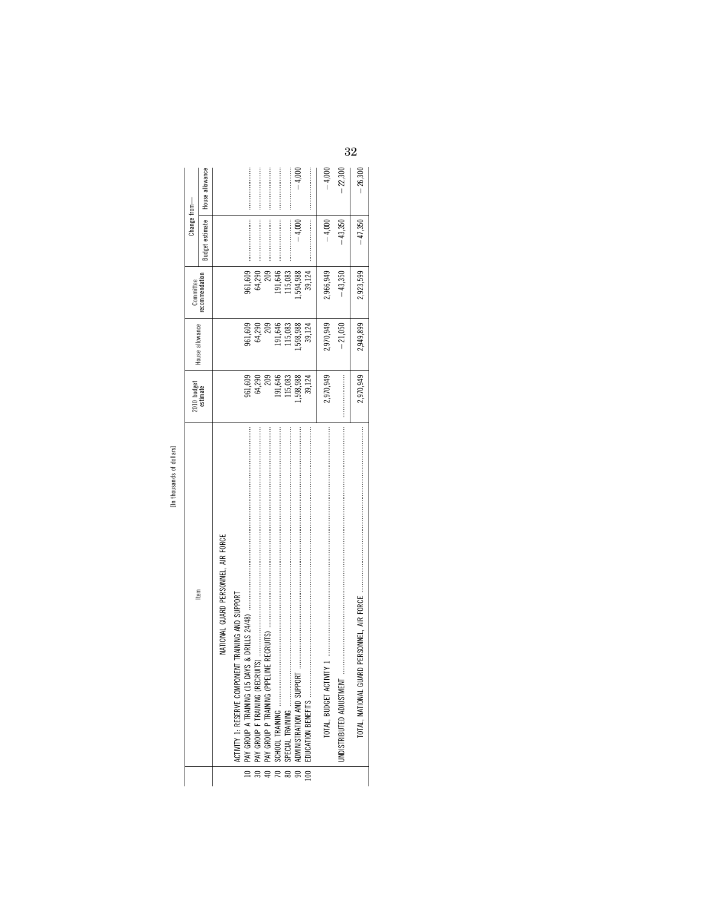[In thousands of dollars]

| | Item | 2010 budget estimate | House allowance | Committee recommendation | Change from— | |
|---|---|---|---|---|---|---|
| | | | | | Budget estimate | House allowance |
| | NATIONAL GUARD PERSONNEL, AIR FORCE | | | | | |
| | ACTIVITY 1: RESERVE COMPONENT TRAINING AND SUPPORT | | | | | |
| 10 | PAY GROUP A TRAINING (15 DAYS & DRILLS 24/48) | 961,609 | 961,609 | 961,609 | | |
| 30 | PAY GROUP F TRAINING (RECRUITS) | 64,290 | 64,290 | 64,290 | | |
| 40 | PAY GROUP P TRAINING (PIPELINE RECRUITS) | 209 | 209 | 209 | | |
| 70 | SCHOOL TRAINING | 191,646 | 191,646 | 191,646 | | |
| 80 | SPECIAL TRAINING | 115,083 | 115,083 | 115,083 | | |
| 90 | ADMINISTRATION AND SUPPORT | 1,598,988 | 1,598,988 | 1,594,988 | −4,000 | −4,000 |
| 100 | EDUCATION BENEFITS | 39,124 | 39,124 | 39,124 | | |
| | TOTAL, BUDGET ACTIVITY 1 | 2,970,949 | 2,970,949 | 2,966,949 | −4,000 | −4,000 |
| | UNDISTRIBUTED ADJUSTMENT | | −21,050 | −43,350 | −43,350 | −22,300 |
| | TOTAL, NATIONAL GUARD PERSONNEL, AIR FORCE | 2,970,949 | 2,949,899 | 2,923,599 | −47,350 | −26,300 |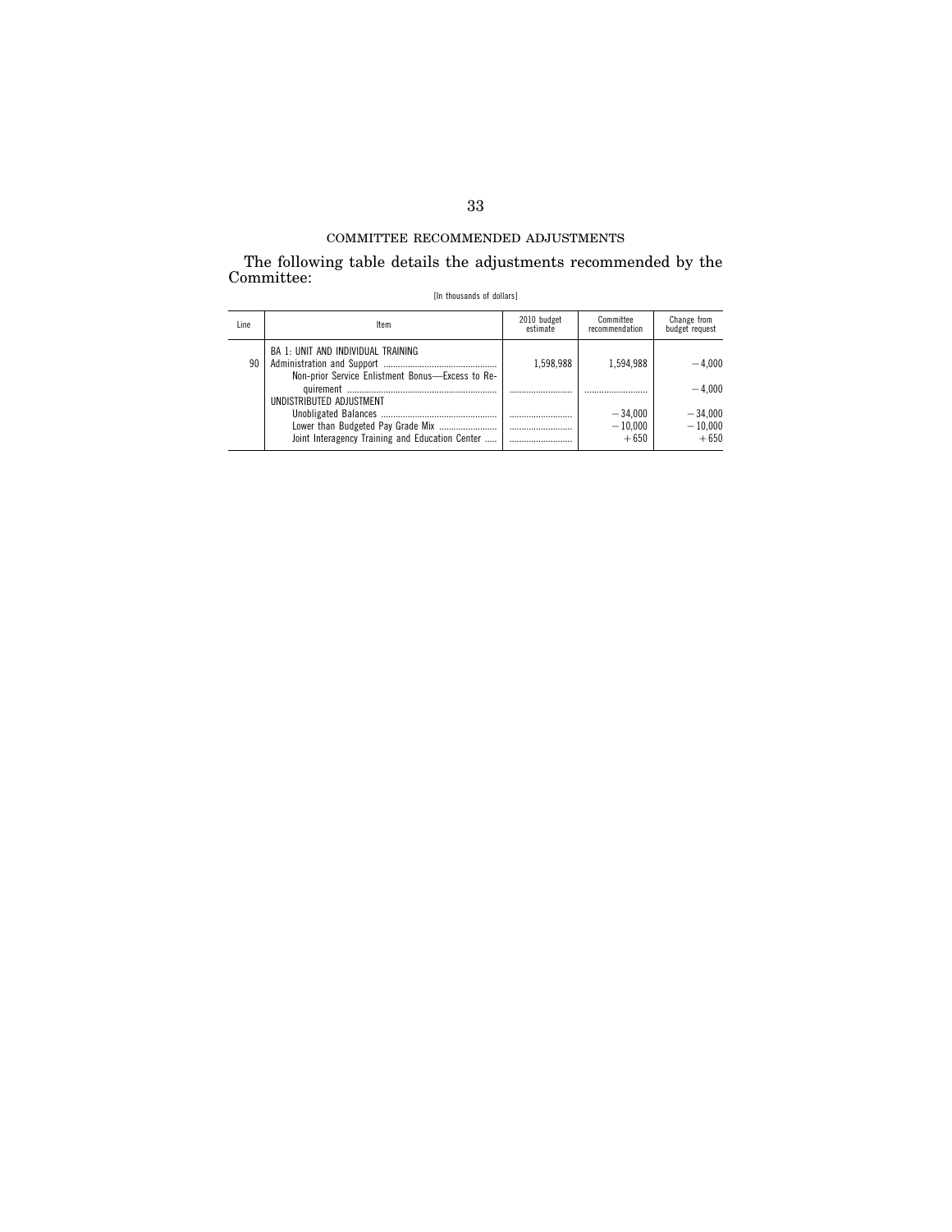## COMMITTEE RECOMMENDED ADJUSTMENTS

The following table details the adjustments recommended by the Committee:

[In thousands of dollars]

| Line | Item | 2010 budget estimate | Committee recommendation | Change from budget request |
|---|---|---|---|---|
| | BA 1: UNIT AND INDIVIDUAL TRAINING | | | |
| 90 | Administration and Support | 1,598,988 | 1,594,988 | −4,000 |
| | Non-prior Service Enlistment Bonus—Excess to Requirement | | | −4,000 |
| | UNDISTRIBUTED ADJUSTMENT | | | |
| | Unobligated Balances | | −34,000 | −34,000 |
| | Lower than Budgeted Pay Grade Mix | | −10,000 | −10,000 |
| | Joint Interagency Training and Education Center | | +650 | +650 |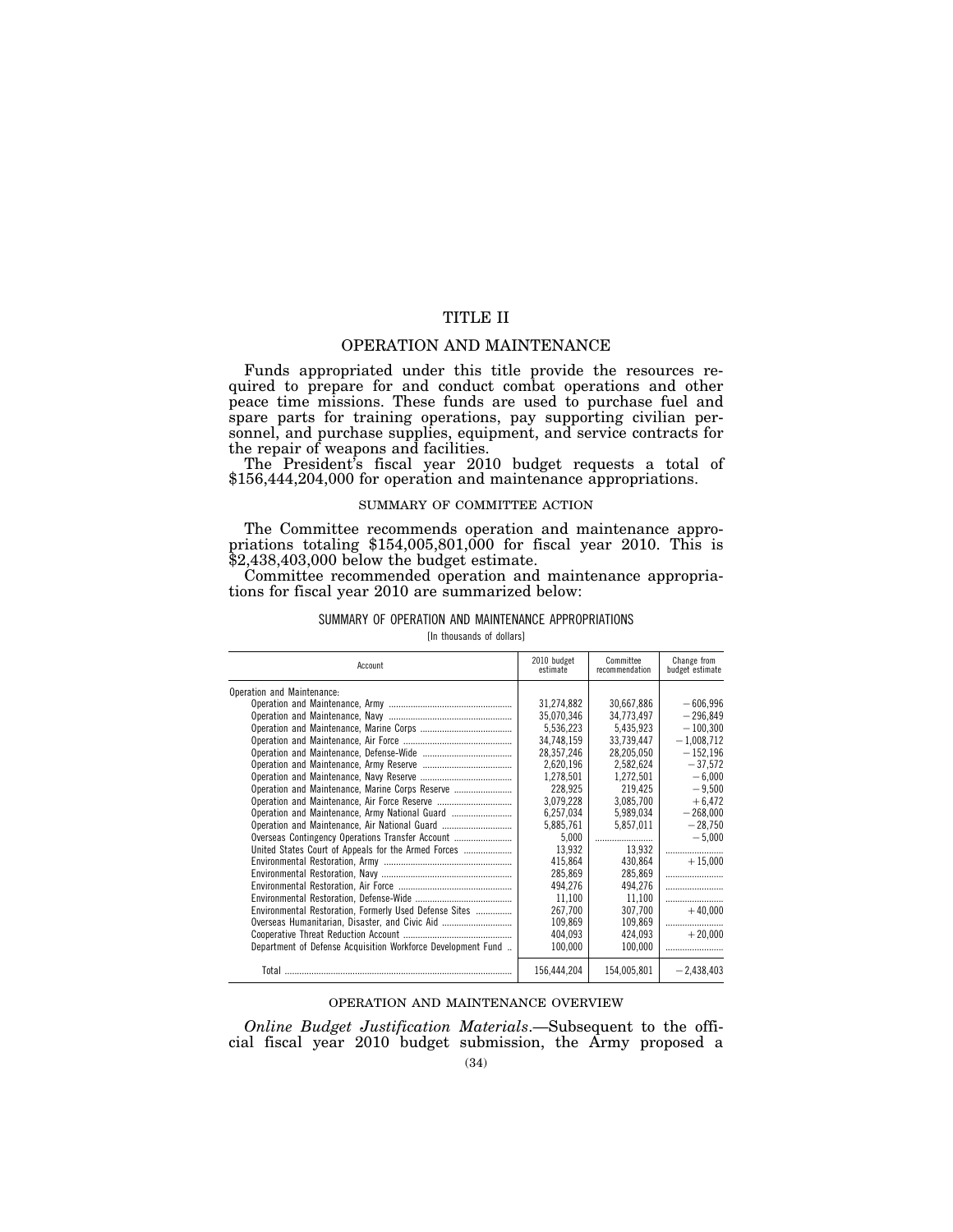# TITLE II

## OPERATION AND MAINTENANCE

Funds appropriated under this title provide the resources required to prepare for and conduct combat operations and other peace time missions. These funds are used to purchase fuel and spare parts for training operations, pay supporting civilian personnel, and purchase supplies, equipment, and service contracts for the repair of weapons and facilities.

The President's fiscal year 2010 budget requests a total of $156,444,204,000 for operation and maintenance appropriations.

### SUMMARY OF COMMITTEE ACTION

The Committee recommends operation and maintenance appropriations totaling $154,005,801,000 for fiscal year 2010. This is $2,438,403,000 below the budget estimate.

Committee recommended operation and maintenance appropriations for fiscal year 2010 are summarized below:

SUMMARY OF OPERATION AND MAINTENANCE APPROPRIATIONS

[In thousands of dollars]

| Account | 2010 budget estimate | Committee recommendation | Change from budget estimate |
|---|---|---|---|
| Operation and Maintenance: | | | |
| Operation and Maintenance, Army | 31,274,882 | 30,667,886 | −606,996 |
| Operation and Maintenance, Navy | 35,070,346 | 34,773,497 | −296,849 |
| Operation and Maintenance, Marine Corps | 5,536,223 | 5,435,923 | −100,300 |
| Operation and Maintenance, Air Force | 34,748,159 | 33,739,447 | −1,008,712 |
| Operation and Maintenance, Defense-Wide | 28,357,246 | 28,205,050 | −152,196 |
| Operation and Maintenance, Army Reserve | 2,620,196 | 2,582,624 | −37,572 |
| Operation and Maintenance, Navy Reserve | 1,278,501 | 1,272,501 | −6,000 |
| Operation and Maintenance, Marine Corps Reserve | 228,925 | 219,425 | −9,500 |
| Operation and Maintenance, Air Force Reserve | 3,079,228 | 3,085,700 | +6,472 |
| Operation and Maintenance, Army National Guard | 6,257,034 | 5,989,034 | −268,000 |
| Operation and Maintenance, Air National Guard | 5,885,761 | 5,857,011 | −28,750 |
| Overseas Contingency Operations Transfer Account | 5,000 | | −5,000 |
| United States Court of Appeals for the Armed Forces | 13,932 | 13,932 | |
| Environmental Restoration, Army | 415,864 | 430,864 | +15,000 |
| Environmental Restoration, Navy | 285,869 | 285,869 | |
| Environmental Restoration, Air Force | 494,276 | 494,276 | |
| Environmental Restoration, Defense-Wide | 11,100 | 11,100 | |
| Environmental Restoration, Formerly Used Defense Sites | 267,700 | 307,700 | +40,000 |
| Overseas Humanitarian, Disaster, and Civic Aid | 109,869 | 109,869 | |
| Cooperative Threat Reduction Account | 404,093 | 424,093 | +20,000 |
| Department of Defense Acquisition Workforce Development Fund | 100,000 | 100,000 | |
| Total | 156,444,204 | 154,005,801 | −2,438,403 |

### OPERATION AND MAINTENANCE OVERVIEW

*Online Budget Justification Materials*.—Subsequent to the official fiscal year 2010 budget submission, the Army proposed a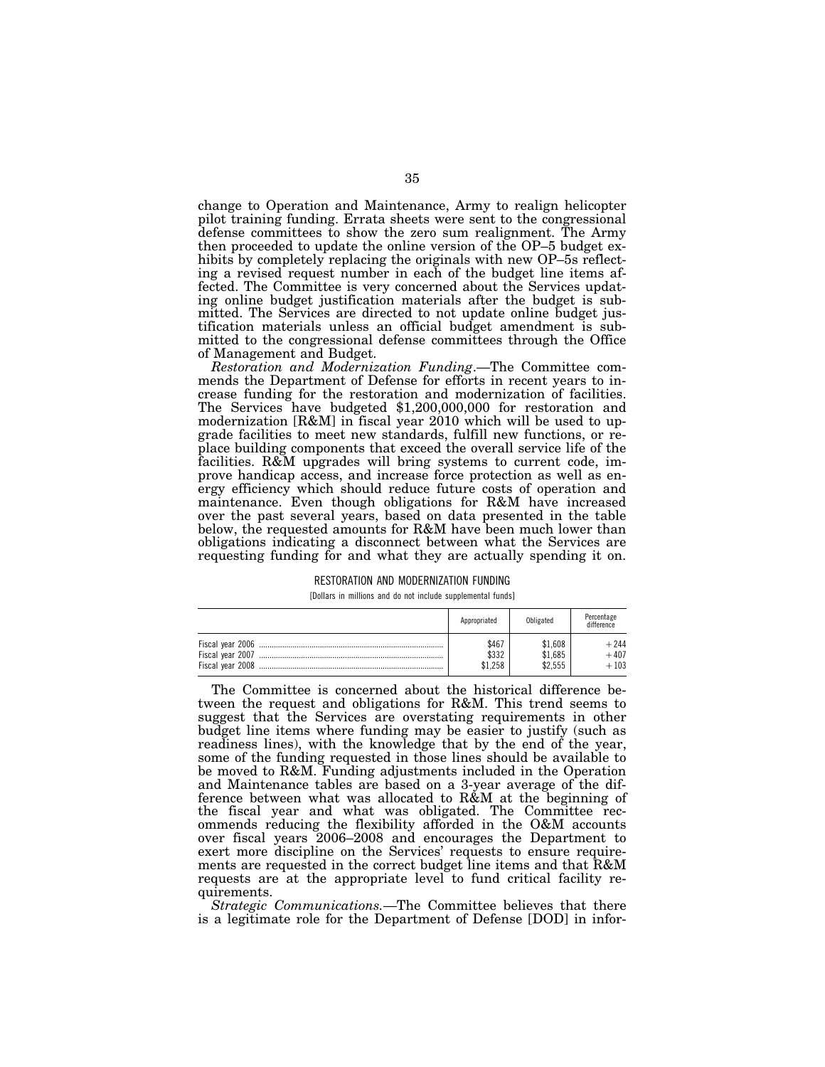change to Operation and Maintenance, Army to realign helicopter pilot training funding. Errata sheets were sent to the congressional defense committees to show the zero sum realignment. The Army then proceeded to update the online version of the OP–5 budget exhibits by completely replacing the originals with new OP–5s reflecting a revised request number in each of the budget line items affected. The Committee is very concerned about the Services updating online budget justification materials after the budget is submitted. The Services are directed to not update online budget justification materials unless an official budget amendment is submitted to the congressional defense committees through the Office of Management and Budget.

*Restoration and Modernization Funding*.—The Committee commends the Department of Defense for efforts in recent years to increase funding for the restoration and modernization of facilities. The Services have budgeted $1,200,000,000 for restoration and modernization [R&M] in fiscal year 2010 which will be used to upgrade facilities to meet new standards, fulfill new functions, or replace building components that exceed the overall service life of the facilities. R&M upgrades will bring systems to current code, improve handicap access, and increase force protection as well as energy efficiency which should reduce future costs of operation and maintenance. Even though obligations for R&M have increased over the past several years, based on data presented in the table below, the requested amounts for R&M have been much lower than obligations indicating a disconnect between what the Services are requesting funding for and what they are actually spending it on.

RESTORATION AND MODERNIZATION FUNDING

[Dollars in millions and do not include supplemental funds]

| | Appropriated | Obligated | Percentage difference |
|---|---|---|---|
| Fiscal year 2006 | $467 | $1,608 | +244 |
| Fiscal year 2007 | $332 | $1,685 | +407 |
| Fiscal year 2008 | $1,258 | $2,555 | +103 |

The Committee is concerned about the historical difference between the request and obligations for R&M. This trend seems to suggest that the Services are overstating requirements in other budget line items where funding may be easier to justify (such as readiness lines), with the knowledge that by the end of the year, some of the funding requested in those lines should be available to be moved to R&M. Funding adjustments included in the Operation and Maintenance tables are based on a 3-year average of the difference between what was allocated to R&M at the beginning of the fiscal year and what was obligated. The Committee recommends reducing the flexibility afforded in the O&M accounts over fiscal years 2006–2008 and encourages the Department to exert more discipline on the Services' requests to ensure requirements are requested in the correct budget line items and that R&M requests are at the appropriate level to fund critical facility requirements.

*Strategic Communications.*—The Committee believes that there is a legitimate role for the Department of Defense [DOD] in infor-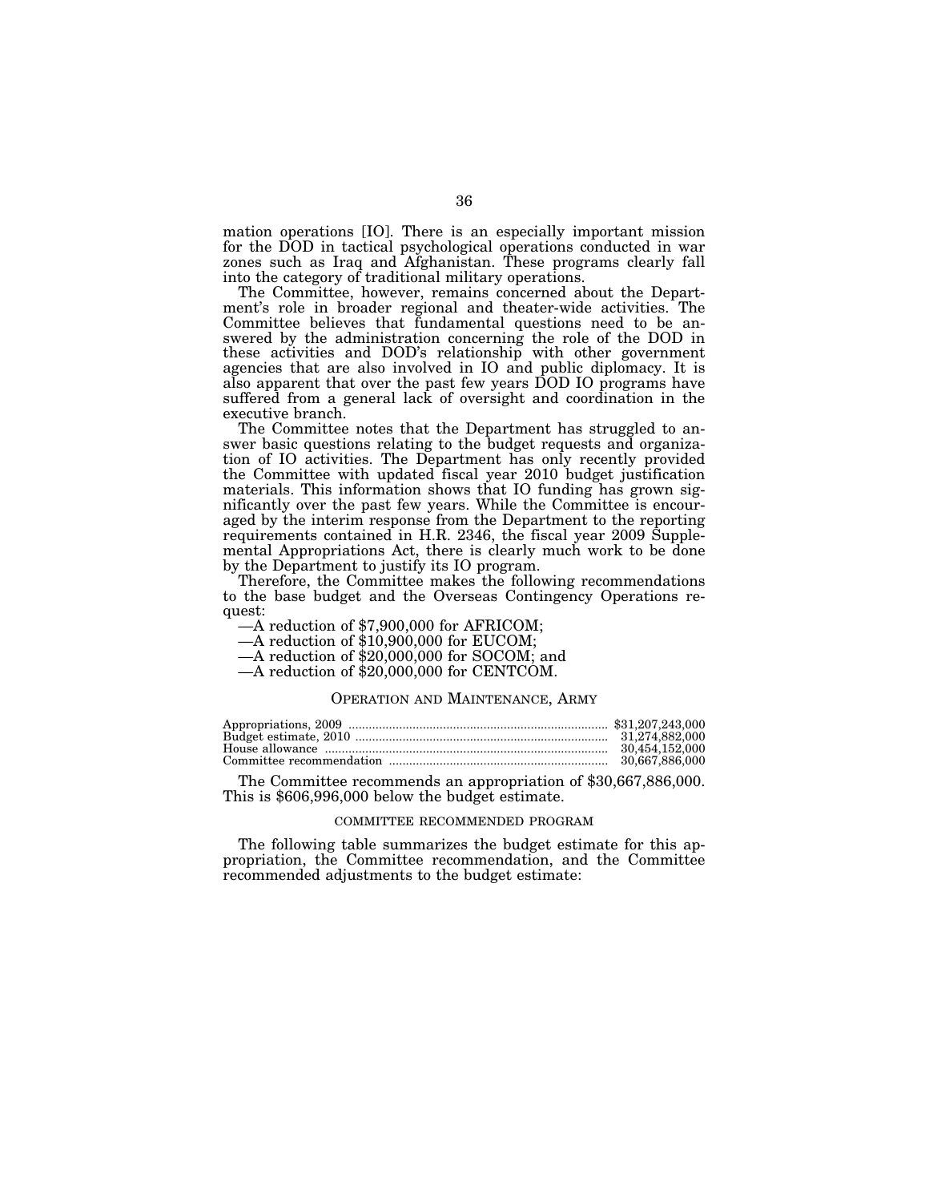mation operations [IO]. There is an especially important mission for the DOD in tactical psychological operations conducted in war zones such as Iraq and Afghanistan. These programs clearly fall into the category of traditional military operations.

The Committee, however, remains concerned about the Department's role in broader regional and theater-wide activities. The Committee believes that fundamental questions need to be answered by the administration concerning the role of the DOD in these activities and DOD's relationship with other government agencies that are also involved in IO and public diplomacy. It is also apparent that over the past few years DOD IO programs have suffered from a general lack of oversight and coordination in the executive branch.

The Committee notes that the Department has struggled to answer basic questions relating to the budget requests and organization of IO activities. The Department has only recently provided the Committee with updated fiscal year 2010 budget justification materials. This information shows that IO funding has grown significantly over the past few years. While the Committee is encouraged by the interim response from the Department to the reporting requirements contained in H.R. 2346, the fiscal year 2009 Supplemental Appropriations Act, there is clearly much work to be done by the Department to justify its IO program.

Therefore, the Committee makes the following recommendations to the base budget and the Overseas Contingency Operations request:

—A reduction of $7,900,000 for AFRICOM;
—A reduction of $10,900,000 for EUCOM;
—A reduction of $20,000,000 for SOCOM; and
—A reduction of $20,000,000 for CENTCOM.

## OPERATION AND MAINTENANCE, ARMY

| | |
|---|---|
| Appropriations, 2009 | $31,207,243,000 |
| Budget estimate, 2010 | 31,274,882,000 |
| House allowance | 30,454,152,000 |
| Committee recommendation | 30,667,886,000 |

The Committee recommends an appropriation of $30,667,886,000. This is $606,996,000 below the budget estimate.

### COMMITTEE RECOMMENDED PROGRAM

The following table summarizes the budget estimate for this appropriation, the Committee recommendation, and the Committee recommended adjustments to the budget estimate: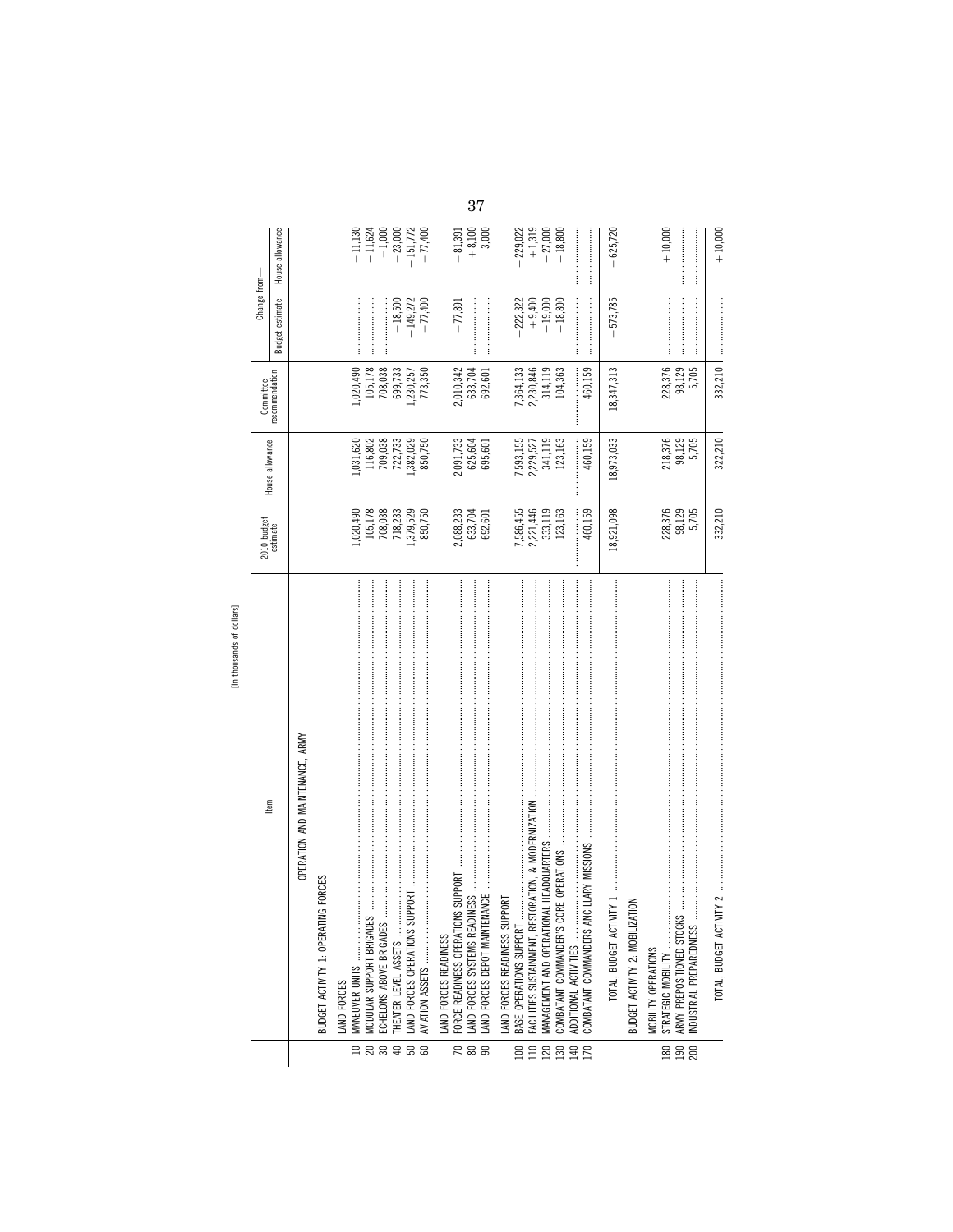[In thousands of dollars]

| | Item | 2010 budget estimate | House allowance | Committee recommendation | Change from— Budget estimate | Change from— House allowance |
|---|---|---|---|---|---|---|
| | OPERATION AND MAINTENANCE, ARMY | | | | | |
| | BUDGET ACTIVITY 1: OPERATING FORCES | | | | | |
| | LAND FORCES | | | | | |
| 10 | MANEUVER UNITS | 1,020,490 | 1,031,620 | 1,020,490 | | −11,130 |
| 20 | MODULAR SUPPORT BRIGADES | 105,178 | 116,802 | 105,178 | | −11,624 |
| 30 | ECHELONS ABOVE BRIGADES | 708,038 | 709,038 | 708,038 | | −1,000 |
| 40 | THEATER LEVEL ASSETS | 718,233 | 722,733 | 699,733 | −18,500 | −23,000 |
| 50 | LAND FORCES OPERATIONS SUPPORT | 1,379,529 | 1,382,029 | 1,230,257 | −149,272 | −151,772 |
| 60 | AVIATION ASSETS | 850,750 | 850,750 | 773,350 | −77,400 | −77,400 |
| | LAND FORCES READINESS | | | | | |
| 70 | FORCE READINESS OPERATIONS SUPPORT | 2,088,233 | 2,091,733 | 2,010,342 | −77,891 | −81,391 |
| 80 | LAND FORCES SYSTEMS READINESS | 633,704 | 625,604 | 633,704 | | +8,100 |
| 90 | LAND FORCES DEPOT MAINTENANCE | 692,601 | 695,601 | 692,601 | | −3,000 |
| | LAND FORCES READINESS SUPPORT | | | | | |
| 100 | BASE OPERATIONS SUPPORT | 7,586,455 | 7,593,155 | 7,364,133 | −222,322 | −229,022 |
| 110 | FACILITIES SUSTAINMENT, RESTORATION, & MODERNIZATION | 2,221,446 | 2,229,527 | 2,230,846 | +9,400 | +1,319 |
| 120 | MANAGEMENT AND OPERATIONAL HEADQUARTERS | 333,119 | 341,119 | 314,119 | −19,000 | −27,000 |
| 130 | COMBATANT COMMANDER'S CORE OPERATIONS | 123,163 | 123,163 | 104,363 | −18,800 | −18,800 |
| 140 | ADDITIONAL ACTIVITIES | | | | | |
| 170 | COMBATANT COMMANDERS ANCILLARY MISSIONS | 460,159 | 460,159 | 460,159 | | |
| | TOTAL, BUDGET ACTIVITY 1 | 18,921,098 | 18,973,033 | 18,347,313 | −573,785 | −625,720 |
| | BUDGET ACTIVITY 2: MOBILIZATION | | | | | |
| | MOBILITY OPERATIONS | | | | | |
| 180 | STRATEGIC MOBILITY | 228,376 | 218,376 | 228,376 | | +10,000 |
| 190 | ARMY PREPOSITIONED STOCKS | 98,129 | 98,129 | 98,129 | | |
| 200 | INDUSTRIAL PREPAREDNESS | 5,705 | 5,705 | 5,705 | | |
| | TOTAL, BUDGET ACTIVITY 2 | 332,210 | 322,210 | 332,210 | | +10,000 |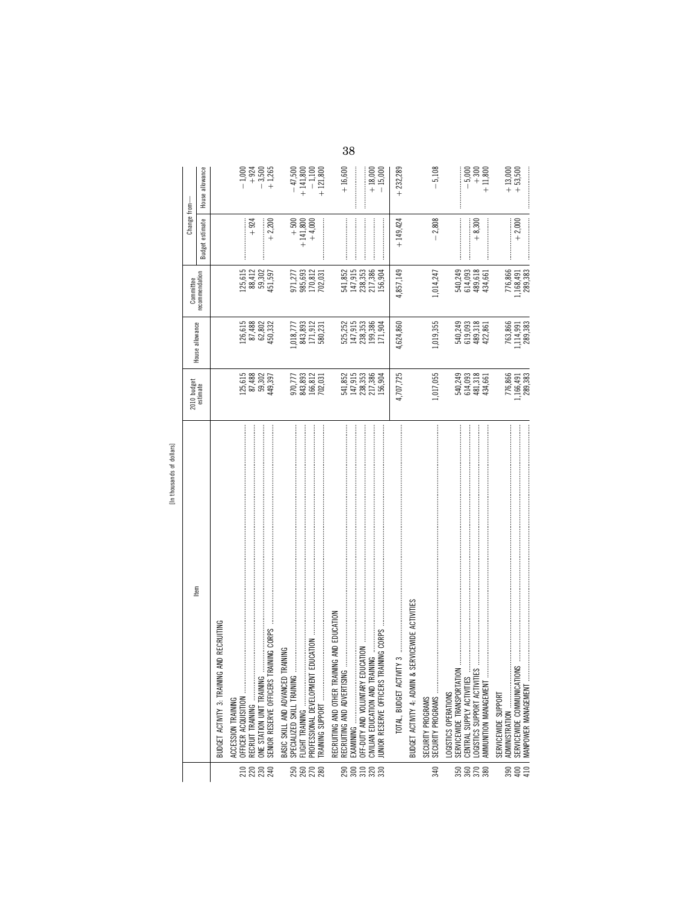[In thousands of dollars]

| | Item | 2010 budget estimate | House allowance | Committee recommendation | Change from— Budget estimate | Change from— House allowance |
|---|---|---|---|---|---|---|
| | BUDGET ACTIVITY 3: TRAINING AND RECRUITING | | | | | |
| | ACCESSION TRAINING | | | | | |
| 210 | OFFICER ACQUISITION | 125,615 | 126,615 | 125,615 | | −1,000 |
| 220 | RECRUIT TRAINING | 87,488 | 87,488 | 88,412 | +924 | +924 |
| 230 | ONE STATION UNIT TRAINING | 59,302 | 62,802 | 59,302 | | −3,500 |
| 240 | SENIOR RESERVE OFFICERS TRAINING CORPS | 449,397 | 450,332 | 451,597 | +2,200 | +1,265 |
| | BASIC SKILL AND ADVANCED TRAINING | | | | | |
| 250 | SPECIALIZED SKILL TRAINING | 970,777 | 1,018,777 | 971,277 | +500 | −47,500 |
| 260 | FLIGHT TRAINING | 843,893 | 843,893 | 985,693 | +141,800 | +141,800 |
| 270 | PROFESSIONAL DEVELOPMENT EDUCATION | 166,812 | 171,912 | 170,812 | +4,000 | −1,100 |
| 280 | TRAINING SUPPORT | 702,031 | 580,231 | 702,031 | | +121,800 |
| | RECRUITING AND OTHER TRAINING AND EDUCATION | | | | | |
| 290 | RECRUITING AND ADVERTISING | 541,852 | 525,252 | 541,852 | | +16,600 |
| 300 | EXAMINING | 147,915 | 147,915 | 147,915 | | |
| 310 | OFF-DUTY AND VOLUNTARY EDUCATION | 238,353 | 238,353 | 238,353 | | |
| 320 | CIVILIAN EDUCATION AND TRAINING | 217,386 | 199,386 | 217,386 | | +18,000 |
| 330 | JUNIOR RESERVE OFFICERS TRAINING CORPS | 156,904 | 171,904 | 156,904 | | −15,000 |
| | TOTAL, BUDGET ACTIVITY 3 | 4,707,725 | 4,624,860 | 4,857,149 | +149,424 | +232,289 |
| | BUDGET ACTIVITY 4: ADMIN & SERVICEWIDE ACTIVITIES | | | | | |
| | SECURITY PROGRAMS | | | | | |
| 340 | SECURITY PROGRAMS | 1,017,055 | 1,019,355 | 1,014,247 | −2,808 | −5,108 |
| | LOGISTICS OPERATIONS | | | | | |
| 350 | SERVICEWIDE TRANSPORTATION | 540,249 | 540,249 | 540,249 | | |
| 360 | CENTRAL SUPPLY ACTIVITIES | 614,093 | 619,093 | 614,093 | | −5,000 |
| 370 | LOGISTICS SUPPORT ACTIVITIES | 481,318 | 489,318 | 489,618 | +8,300 | +300 |
| 380 | AMMUNITION MANAGEMENT | 434,661 | 422,861 | 434,661 | | +11,800 |
| | SERVICEWIDE SUPPORT | | | | | |
| 390 | ADMINISTRATION | 776,866 | 763,866 | 776,866 | | +13,000 |
| 400 | SERVICEWIDE COMMUNICATIONS | 1,166,491 | 1,114,991 | 1,168,491 | +2,000 | +53,500 |
| 410 | MANPOWER MANAGEMENT | 289,383 | 289,383 | 289,383 | | |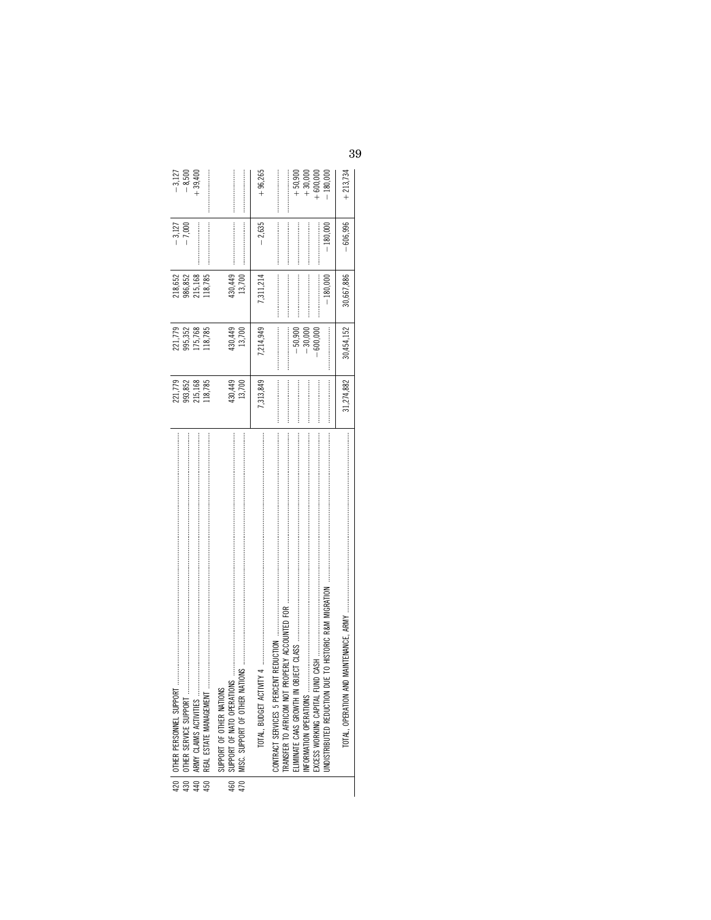| Line | Item | Col 1 | Col 2 | Col 3 | Col 4 | Col 5 |
|---|---|---|---|---|---|---|
| 420 | OTHER PERSONNEL SUPPORT | 221,779 | 221,779 | 218,652 | −3,127 | −3,127 |
| 430 | OTHER SERVICE SUPPORT | 993,852 | 995,352 | 986,852 | −7,000 | −8,500 |
| 440 | ARMY CLAIMS ACTIVITIES | 215,168 | 175,768 | 215,168 | | +39,400 |
| 450 | REAL ESTATE MANAGEMENT | 118,785 | 118,785 | 118,785 | | |
| | SUPPORT OF OTHER NATIONS | | | | | |
| 460 | SUPPORT OF NATO OPERATIONS | 430,449 | 430,449 | 430,449 | | |
| 470 | MISC. SUPPORT OF OTHER NATIONS | 13,700 | 13,700 | 13,700 | | |
| | TOTAL, BUDGET ACTIVITY 4 | 7,313,849 | 7,214,949 | 7,311,214 | −2,635 | +96,265 |
| | CONTRACT SERVICES 5 PERCENT REDUCTION | | | | | |
| | TRANSFER TO AFRICOM NOT PROPERLY ACCOUNTED FOR | | | | | |
| | ELIMINATE CAAS GROWTH IN OBJECT CLASS | | −50,900 | | | +50,900 |
| | INFORMATION OPERATIONS | | −30,000 | | | +30,000 |
| | EXCESS WORKING CAPITAL FUND CASH | | −600,000 | | | +600,000 |
| | UNDISTRIBUTED REDUCTION DUE TO HISTORIC R&M MIGRATION | | | −180,000 | −180,000 | −180,000 |
| | TOTAL, OPERATION AND MAINTENANCE, ARMY | 31,274,882 | 30,454,152 | 30,667,886 | −606,996 | +213,734 |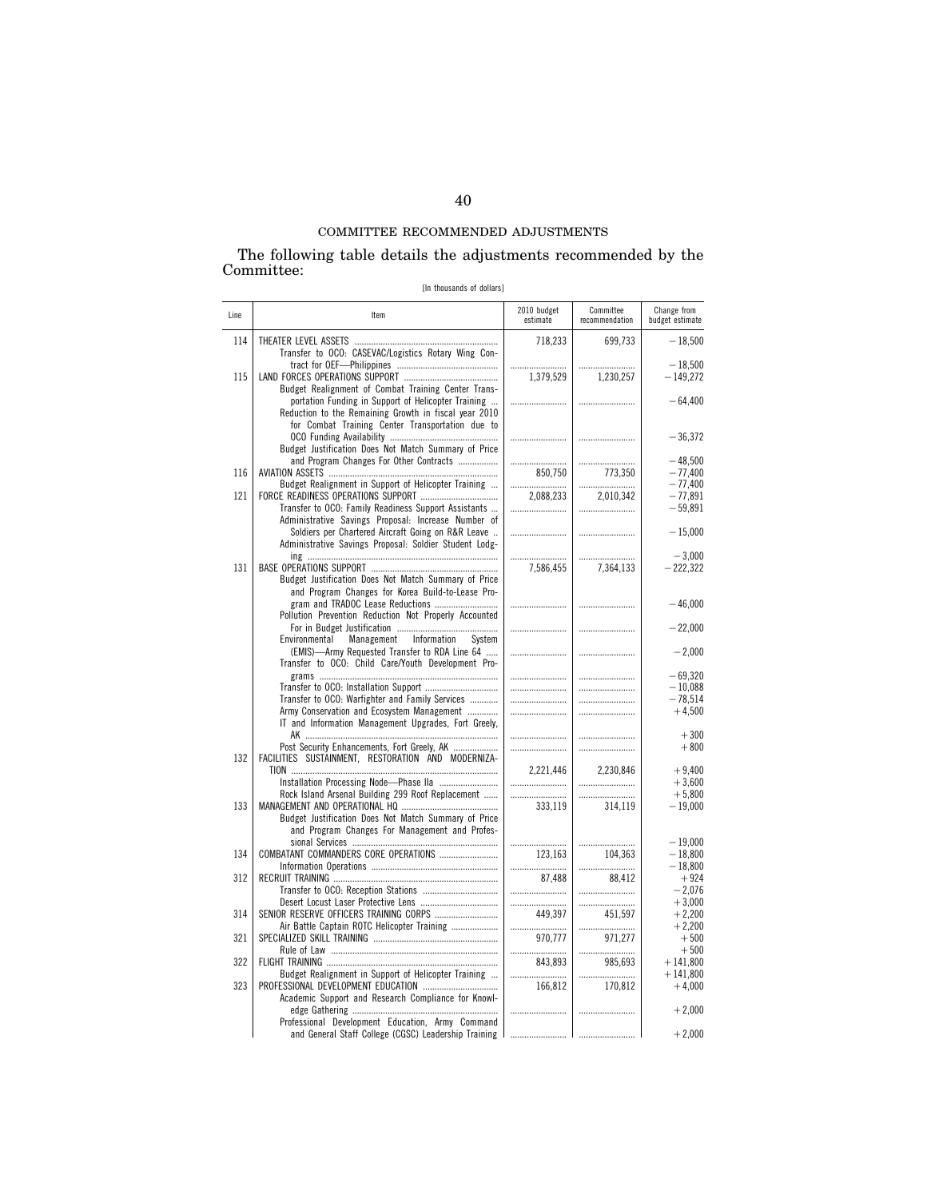COMMITTEE RECOMMENDED ADJUSTMENTS

The following table details the adjustments recommended by the Committee:

[In thousands of dollars]

| Line | Item | 2010 budget estimate | Committee recommendation | Change from budget estimate |
|---|---|---|---|---|
| 114 | THEATER LEVEL ASSETS | 718,233 | 699,733 | −18,500 |
| | Transfer to OCO: CASEVAC/Logistics Rotary Wing Contract for OEF—Philippines | | | −18,500 |
| 115 | LAND FORCES OPERATIONS SUPPORT | 1,379,529 | 1,230,257 | −149,272 |
| | Budget Realignment of Combat Training Center Transportation Funding in Support of Helicopter Training | | | −64,400 |
| | Reduction to the Remaining Growth in fiscal year 2010 for Combat Training Center Transportation due to OCO Funding Availability | | | −36,372 |
| | Budget Justification Does Not Match Summary of Price and Program Changes For Other Contracts | | | −48,500 |
| 116 | AVIATION ASSETS | 850,750 | 773,350 | −77,400 |
| | Budget Realignment in Support of Helicopter Training | | | −77,400 |
| 121 | FORCE READINESS OPERATIONS SUPPORT | 2,088,233 | 2,010,342 | −77,891 |
| | Transfer to OCO: Family Readiness Support Assistants | | | −59,891 |
| | Administrative Savings Proposal: Increase Number of Soldiers per Chartered Aircraft Going on R&R Leave | | | −15,000 |
| | Administrative Savings Proposal: Soldier Student Lodging | | | −3,000 |
| 131 | BASE OPERATIONS SUPPORT | 7,586,455 | 7,364,133 | −222,322 |
| | Budget Justification Does Not Match Summary of Price and Program Changes for Korea Build-to-Lease Program and TRADOC Lease Reductions | | | −46,000 |
| | Pollution Prevention Reduction Not Properly Accounted For in Budget Justification | | | −22,000 |
| | Environmental Management Information System (EMIS)—Army Requested Transfer to RDA Line 64 | | | −2,000 |
| | Transfer to OCO: Child Care/Youth Development Programs | | | −69,320 |
| | Transfer to OCO: Installation Support | | | −10,088 |
| | Transfer to OCO: Warfighter and Family Services | | | −78,514 |
| | Army Conservation and Ecosystem Management | | | +4,500 |
| | IT and Information Management Upgrades, Fort Greely, AK | | | +300 |
| | Post Security Enhancements, Fort Greely, AK | | | +800 |
| 132 | FACILITIES SUSTAINMENT, RESTORATION AND MODERNIZATION | 2,221,446 | 2,230,846 | +9,400 |
| | Installation Processing Node—Phase IIa | | | +3,600 |
| | Rock Island Arsenal Building 299 Roof Replacement | | | +5,800 |
| 133 | MANAGEMENT AND OPERATIONAL HQ | 333,119 | 314,119 | −19,000 |
| | Budget Justification Does Not Match Summary of Price and Program Changes For Management and Professional Services | | | −19,000 |
| 134 | COMBATANT COMMANDERS CORE OPERATIONS | 123,163 | 104,363 | −18,800 |
| | Information Operations | | | −18,800 |
| 312 | RECRUIT TRAINING | 87,488 | 88,412 | +924 |
| | Transfer to OCO: Reception Stations | | | −2,076 |
| | Desert Locust Laser Protective Lens | | | +3,000 |
| 314 | SENIOR RESERVE OFFICERS TRAINING CORPS | 449,397 | 451,597 | +2,200 |
| | Air Battle Captain ROTC Helicopter Training | | | +2,200 |
| 321 | SPECIALIZED SKILL TRAINING | 970,777 | 971,277 | +500 |
| | Rule of Law | | | +500 |
| 322 | FLIGHT TRAINING | 843,893 | 985,693 | +141,800 |
| | Budget Realignment in Support of Helicopter Training | | | +141,800 |
| 323 | PROFESSIONAL DEVELOPMENT EDUCATION | 166,812 | 170,812 | +4,000 |
| | Academic Support and Research Compliance for Knowledge Gathering | | | +2,000 |
| | Professional Development Education, Army Command and General Staff College (CGSC) Leadership Training | | | +2,000 |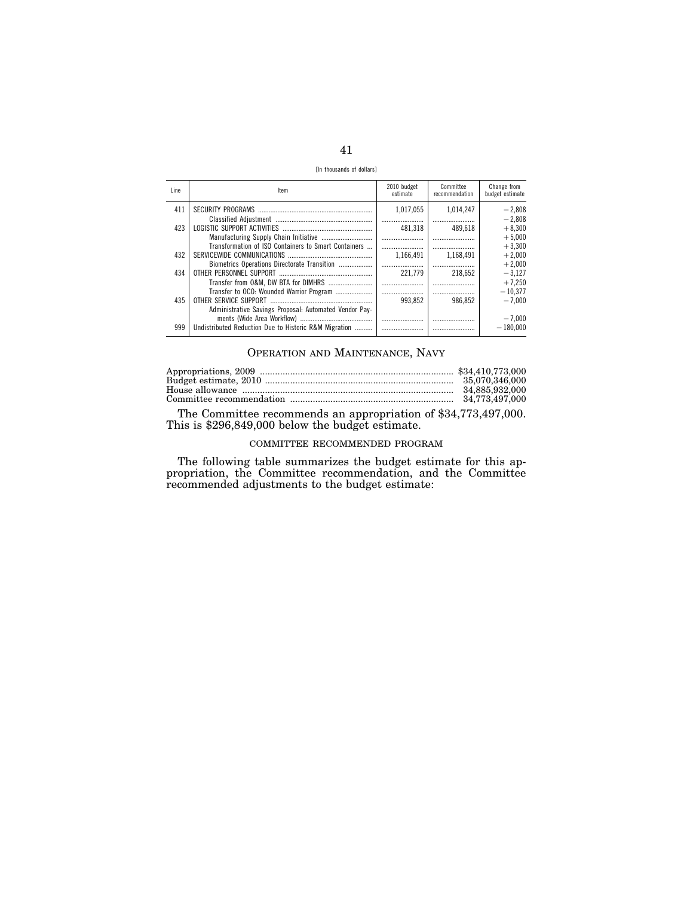[In thousands of dollars]

| Line | Item | 2010 budget estimate | Committee recommendation | Change from budget estimate |
|---|---|---|---|---|
| 411 | SECURITY PROGRAMS | 1,017,055 | 1,014,247 | −2,808 |
| | Classified Adjustment | | | −2,808 |
| 423 | LOGISTIC SUPPORT ACTIVITIES | 481,318 | 489,618 | +8,300 |
| | Manufacturing Supply Chain Initiative | | | +5,000 |
| | Transformation of ISO Containers to Smart Containers | | | +3,300 |
| 432 | SERVICEWIDE COMMUNICATIONS | 1,166,491 | 1,168,491 | +2,000 |
| | Biometrics Operations Directorate Transition | | | +2,000 |
| 434 | OTHER PERSONNEL SUPPORT | 221,779 | 218,652 | −3,127 |
| | Transfer from O&M, DW BTA for DIMHRS | | | +7,250 |
| | Transfer to OCO: Wounded Warrior Program | | | −10,377 |
| 435 | OTHER SERVICE SUPPORT | 993,852 | 986,852 | −7,000 |
| | Administrative Savings Proposal: Automated Vendor Payments (Wide Area Workflow) | | | −7,000 |
| 999 | Undistributed Reduction Due to Historic R&M Migration | | | −180,000 |

## OPERATION AND MAINTENANCE, NAVY

| | |
|---|---|
| Appropriations, 2009 | $34,410,773,000 |
| Budget estimate, 2010 | 35,070,346,000 |
| House allowance | 34,885,932,000 |
| Committee recommendation | 34,773,497,000 |

The Committee recommends an appropriation of $34,773,497,000. This is $296,849,000 below the budget estimate.

### COMMITTEE RECOMMENDED PROGRAM

The following table summarizes the budget estimate for this appropriation, the Committee recommendation, and the Committee recommended adjustments to the budget estimate: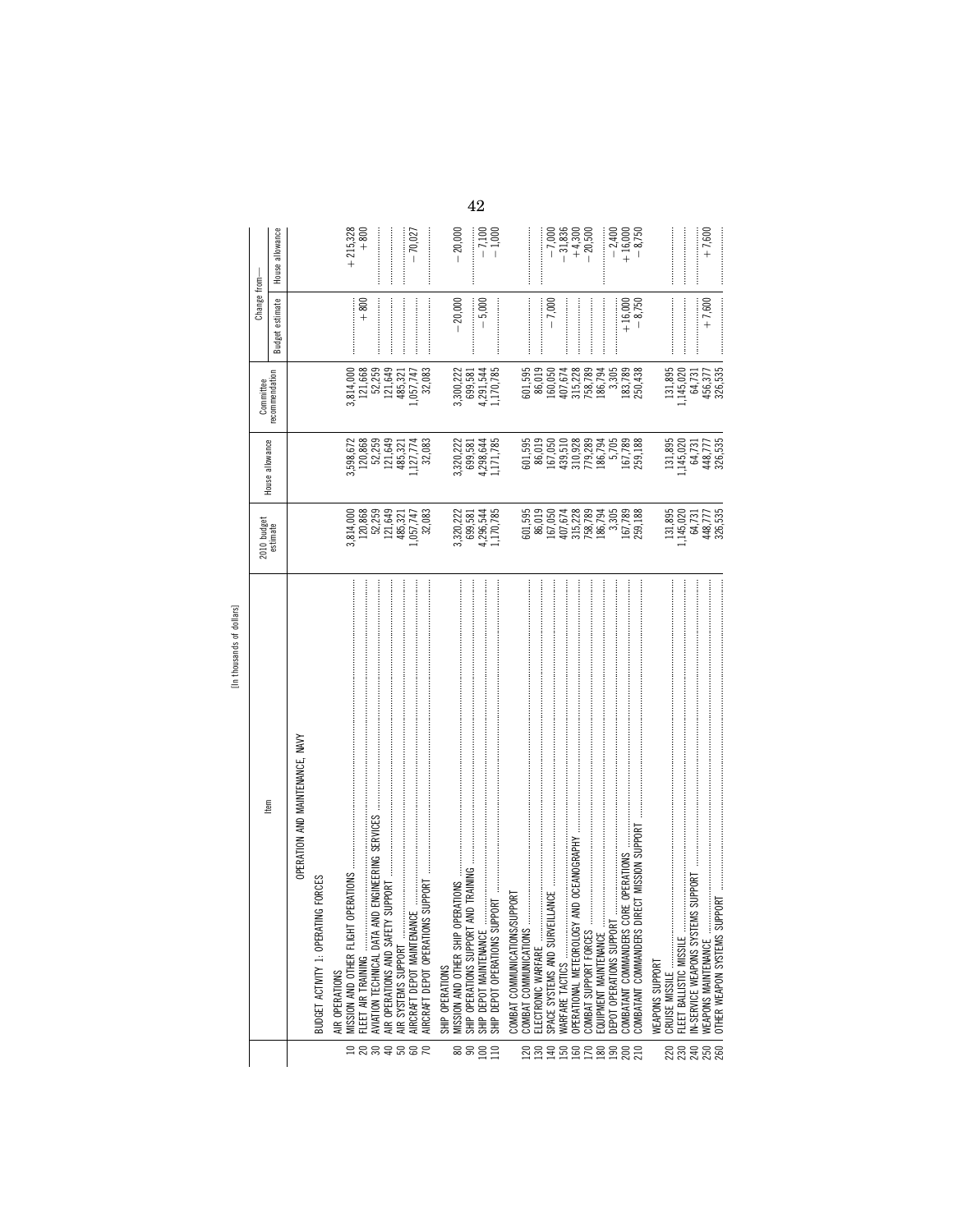[In thousands of dollars]

| | Item | 2010 budget estimate | House allowance | Committee recommendation | Change from— | |
|---|---|---|---|---|---|---|
| | | | | | Budget estimate | House allowance |
| | OPERATION AND MAINTENANCE, NAVY | | | | | |
| | BUDGET ACTIVITY 1: OPERATING FORCES | | | | | |
| | AIR OPERATIONS | | | | | |
| 10 | MISSION AND OTHER FLIGHT OPERATIONS | 3,814,000 | 3,598,672 | 3,814,000 | | +215,328 |
| 20 | FLEET AIR TRAINING | 120,868 | 120,868 | 121,668 | +800 | +800 |
| 30 | AVIATION TECHNICAL DATA AND ENGINEERING SERVICES | 52,259 | 52,259 | 52,259 | | |
| 40 | AIR OPERATIONS AND SAFETY SUPPORT | 121,649 | 121,649 | 121,649 | | |
| 50 | AIR SYSTEMS SUPPORT | 485,321 | 485,321 | 485,321 | | |
| 60 | AIRCRAFT DEPOT MAINTENANCE | 1,057,747 | 1,127,774 | 1,057,747 | | −70,027 |
| 70 | AIRCRAFT DEPOT OPERATIONS SUPPORT | 32,083 | 32,083 | 32,083 | | |
| | SHIP OPERATIONS | | | | | |
| 80 | MISSION AND OTHER SHIP OPERATIONS | 3,320,222 | 3,320,222 | 3,300,222 | −20,000 | −20,000 |
| 90 | SHIP OPERATIONS SUPPORT AND TRAINING | 699,581 | 699,581 | 699,581 | | |
| 100 | SHIP DEPOT MAINTENANCE | 4,296,544 | 4,298,644 | 4,291,544 | −5,000 | −7,100 |
| 110 | SHIP DEPOT OPERATIONS SUPPORT | 1,170,785 | 1,171,785 | 1,170,785 | | −1,000 |
| | COMBAT COMMUNICATIONS/SUPPORT | | | | | |
| 120 | COMBAT COMMUNICATIONS | 601,595 | 601,595 | 601,595 | | |
| 130 | ELECTRONIC WARFARE | 86,019 | 86,019 | 86,019 | | |
| 140 | SPACE SYSTEMS AND SURVEILLANCE | 167,050 | 167,050 | 160,050 | −7,000 | −7,000 |
| 150 | WARFARE TACTICS | 407,674 | 439,510 | 407,674 | | −31,836 |
| 160 | OPERATIONAL METEOROLOGY AND OCEANOGRAPHY | 315,228 | 310,928 | 315,228 | | +4,300 |
| 170 | COMBAT SUPPORT FORCES | 758,789 | 779,289 | 758,789 | | −20,500 |
| 180 | EQUIPMENT MAINTENANCE | 186,794 | 186,794 | 186,794 | | |
| 190 | DEPOT OPERATIONS SUPPORT | 3,305 | 5,705 | 3,305 | | −2,400 |
| 200 | COMBATANT COMMANDERS CORE OPERATIONS | 167,789 | 167,789 | 183,789 | +16,000 | +16,000 |
| 210 | COMBATANT COMMANDERS DIRECT MISSION SUPPORT | 259,188 | 259,188 | 250,438 | −8,750 | −8,750 |
| | WEAPONS SUPPORT | | | | | |
| 220 | CRUISE MISSILE | 131,895 | 131,895 | 131,895 | | |
| 230 | FLEET BALLISTIC MISSILE | 1,145,020 | 1,145,020 | 1,145,020 | | |
| 240 | IN-SERVICE WEAPONS SYSTEMS SUPPORT | 64,731 | 64,731 | 64,731 | | |
| 250 | WEAPONS MAINTENANCE | 448,777 | 448,777 | 456,377 | +7,600 | +7,600 |
| 260 | OTHER WEAPON SYSTEMS SUPPORT | 326,535 | 326,535 | 326,535 | | |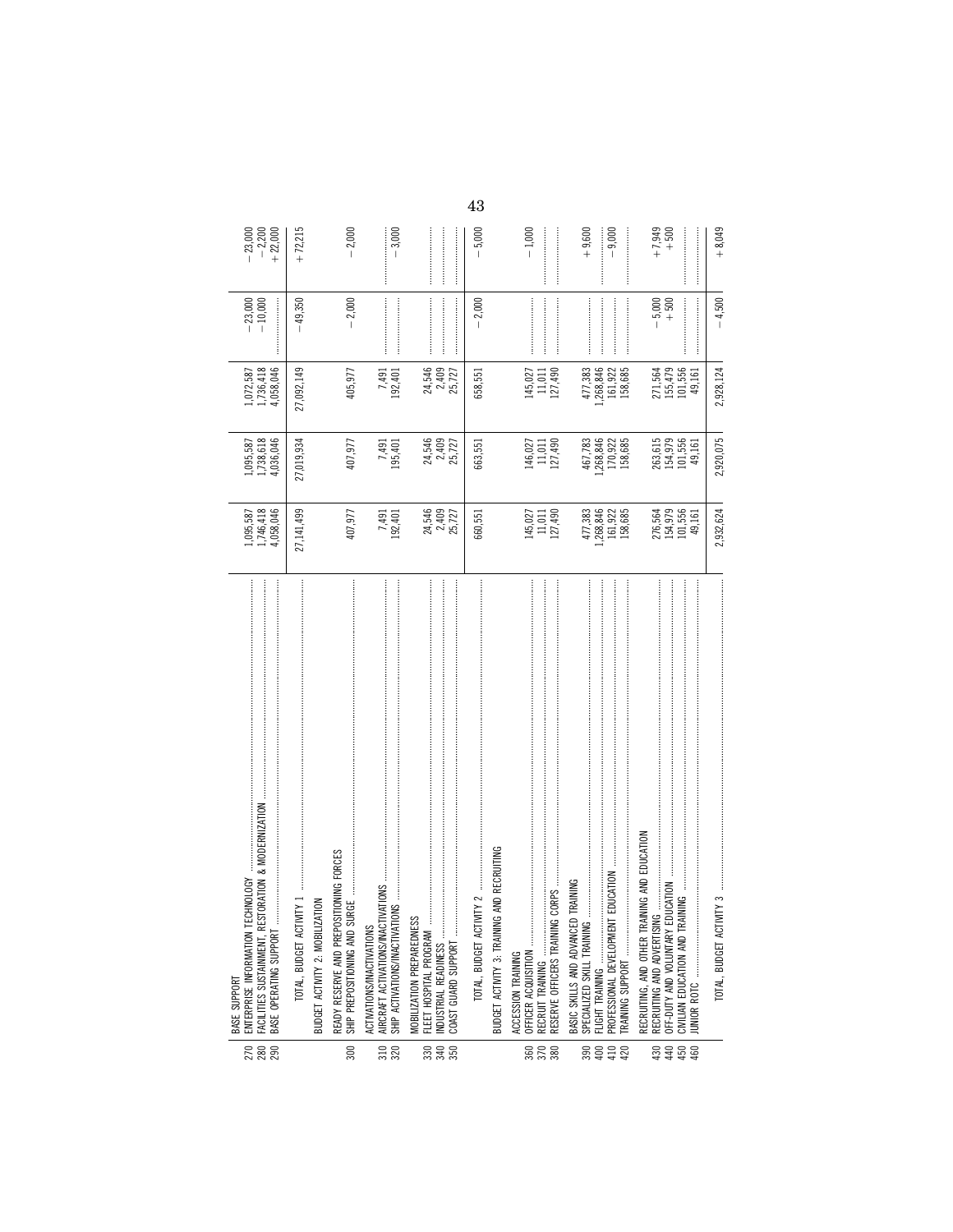| Line | Item | Budget Request | House | Senate | Conference | Conference vs. Request | Conference vs. House |
|---|---|---|---|---|---|---|---|
| | BASE SUPPORT | | | | | | |
| 270 | ENTERPRISE INFORMATION TECHNOLOGY | 1,095,587 | 1,095,587 | 1,072,587 | | −23,000 | −23,000 |
| 280 | FACILITIES SUSTAINMENT, RESTORATION & MODERNIZATION | 1,746,418 | 1,738,618 | 1,736,418 | | −10,000 | −2,200 |
| 290 | BASE OPERATING SUPPORT | 4,058,046 | 4,036,046 | 4,058,046 | | | +22,000 |
| | TOTAL, BUDGET ACTIVITY 1 | 27,141,499 | 27,019,934 | 27,092,149 | | −49,350 | +72,215 |
| | BUDGET ACTIVITY 2: MOBILIZATION | | | | | | |
| | READY RESERVE AND PREPOSITIONING FORCES | | | | | | |
| 300 | SHIP PREPOSITIONING AND SURGE | 407,977 | 407,977 | 405,977 | | −2,000 | −2,000 |
| | ACTIVATIONS/INACTIVATIONS | | | | | | |
| 310 | AIRCRAFT ACTIVATIONS/INACTIVATIONS | 7,491 | 7,491 | 7,491 | | | |
| 320 | SHIP ACTIVATIONS/INACTIVATIONS | 192,401 | 195,401 | 192,401 | | | −3,000 |
| | MOBILIZATION PREPAREDNESS | | | | | | |
| 330 | FLEET HOSPITAL PROGRAM | 24,546 | 24,546 | 24,546 | | | |
| 340 | INDUSTRIAL READINESS | 2,409 | 2,409 | 2,409 | | | |
| 350 | COAST GUARD SUPPORT | 25,727 | 25,727 | 25,727 | | | |
| | TOTAL, BUDGET ACTIVITY 2 | 660,551 | 663,551 | 658,551 | | −2,000 | −5,000 |
| | BUDGET ACTIVITY 3: TRAINING AND RECRUITING | | | | | | |
| | ACCESSION TRAINING | | | | | | |
| 360 | OFFICER ACQUISITION | 145,027 | 146,027 | 145,027 | | | −1,000 |
| 370 | RECRUIT TRAINING | 11,011 | 11,011 | 11,011 | | | |
| 380 | RESERVE OFFICERS TRAINING CORPS | 127,490 | 127,490 | 127,490 | | | |
| | BASIC SKILLS AND ADVANCED TRAINING | | | | | | |
| 390 | SPECIALIZED SKILL TRAINING | 477,383 | 467,783 | 477,383 | | | +9,600 |
| 400 | FLIGHT TRAINING | 1,268,846 | 1,268,846 | 1,268,846 | | | |
| 410 | PROFESSIONAL DEVELOPMENT EDUCATION | 161,922 | 170,922 | 161,922 | | | −9,000 |
| 420 | TRAINING SUPPORT | 158,685 | 158,685 | 158,685 | | | |
| | RECRUITING, AND OTHER TRAINING AND EDUCATION | | | | | | |
| 430 | RECRUITING AND ADVERTISING | 276,564 | 263,615 | 271,564 | | −5,000 | +7,949 |
| 440 | OFF-DUTY AND VOLUNTARY EDUCATION | 154,979 | 154,979 | 155,479 | | +500 | +500 |
| 450 | CIVILIAN EDUCATION AND TRAINING | 101,556 | 101,556 | 101,556 | | | |
| 460 | JUNIOR ROTC | 49,161 | 49,161 | 49,161 | | | |
| | TOTAL, BUDGET ACTIVITY 3 | 2,932,624 | 2,920,075 | 2,928,124 | | −4,500 | +8,049 |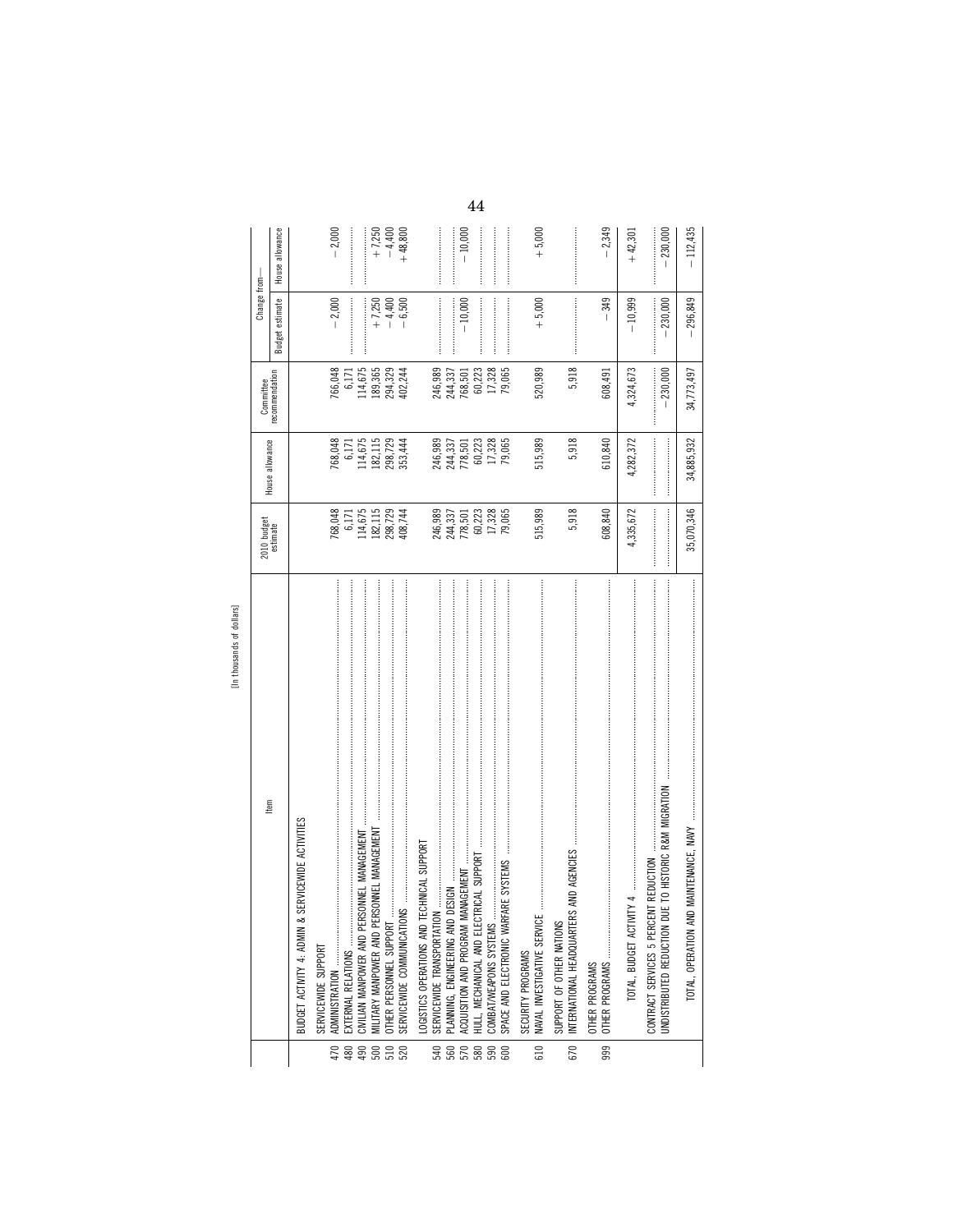[In thousands of dollars]

| | Item | 2010 budget estimate | House allowance | Committee recommendation | Change from— Budget estimate | House allowance |
|---|---|---|---|---|---|---|
| | BUDGET ACTIVITY 4: ADMIN & SERVICEWIDE ACTIVITIES | | | | | |
| | SERVICEWIDE SUPPORT | | | | | |
| 470 | ADMINISTRATION | 768,048 | 768,048 | 766,048 | −2,000 | −2,000 |
| 480 | EXTERNAL RELATIONS | 6,171 | 6,171 | 6,171 | | |
| 490 | CIVILIAN MANPOWER AND PERSONNEL MANAGEMENT | 114,675 | 114,675 | 114,675 | | |
| 500 | MILITARY MANPOWER AND PERSONNEL MANAGEMENT | 182,115 | 182,115 | 189,365 | +7,250 | +7,250 |
| 510 | OTHER PERSONNEL SUPPORT | 298,729 | 298,729 | 294,329 | −4,400 | −4,400 |
| 520 | SERVICEWIDE COMMUNICATIONS | 408,744 | 353,444 | 402,244 | −6,500 | +48,800 |
| | LOGISTICS OPERATIONS AND TECHNICAL SUPPORT | | | | | |
| 540 | SERVICEWIDE TRANSPORTATION | 246,989 | 246,989 | 246,989 | | |
| 560 | PLANNING, ENGINEERING AND DESIGN | 244,337 | 244,337 | 244,337 | | |
| 570 | ACQUISITION AND PROGRAM MANAGEMENT | 778,501 | 778,501 | 768,501 | −10,000 | −10,000 |
| 580 | HULL, MECHANICAL AND ELECTRICAL SUPPORT | 60,223 | 60,223 | 60,223 | | |
| 590 | COMBAT/WEAPONS SYSTEMS | 17,328 | 17,328 | 17,328 | | |
| 600 | SPACE AND ELECTRONIC WARFARE SYSTEMS | 79,065 | 79,065 | 79,065 | | |
| | SECURITY PROGRAMS | | | | | |
| 610 | NAVAL INVESTIGATIVE SERVICE | 515,989 | 515,989 | 520,989 | +5,000 | +5,000 |
| | SUPPORT OF OTHER NATIONS | | | | | |
| 670 | INTERNATIONAL HEADQUARTERS AND AGENCIES | 5,918 | 5,918 | 5,918 | | |
| | OTHER PROGRAMS | | | | | |
| 999 | OTHER PROGRAMS | 608,840 | 610,840 | 608,491 | −349 | −2,349 |
| | TOTAL, BUDGET ACTIVITY 4 | 4,335,672 | 4,282,372 | 4,324,673 | −10,999 | +42,301 |
| | CONTRACT SERVICES 5 PERCENT REDUCTION | | | | | |
| | UNDISTRIBUTED REDUCTION DUE TO HISTORIC R&M MIGRATION | | | −230,000 | −230,000 | −230,000 |
| | TOTAL, OPERATION AND MAINTENANCE, NAVY | 35,070,346 | 34,885,932 | 34,773,497 | −296,849 | −112,435 |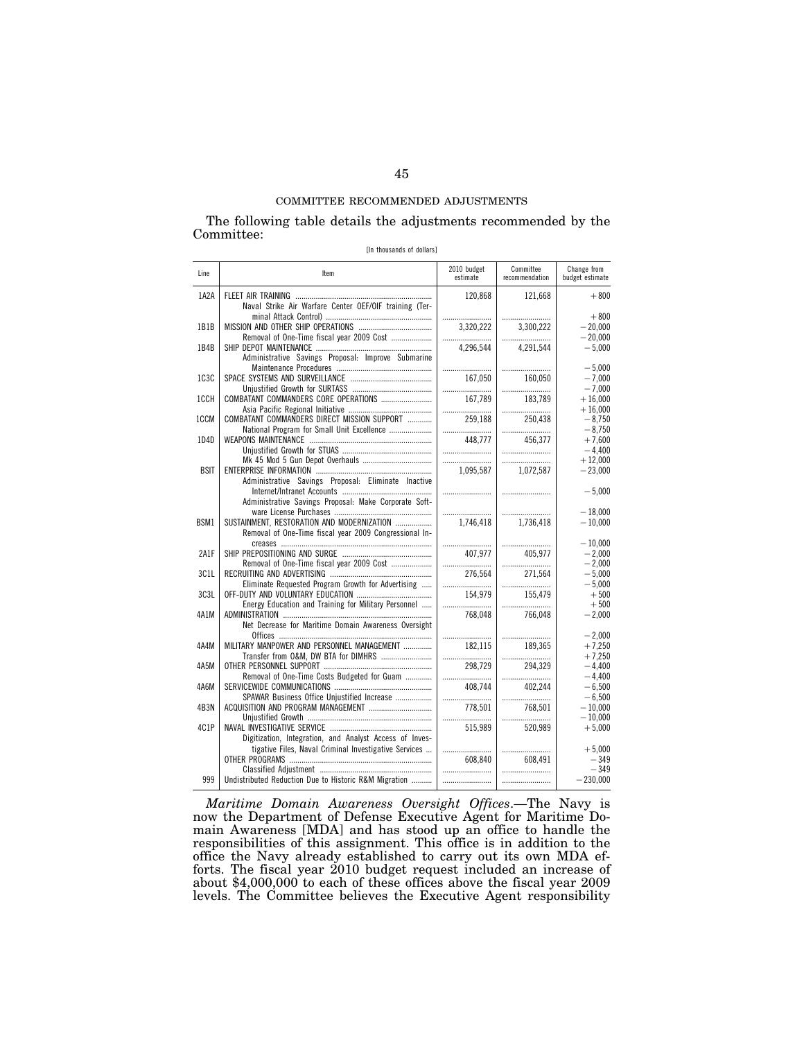COMMITTEE RECOMMENDED ADJUSTMENTS

The following table details the adjustments recommended by the Committee:

[In thousands of dollars]

| Line | Item | 2010 budget estimate | Committee recommendation | Change from budget estimate |
|---|---|---|---|---|
| 1A2A | FLEET AIR TRAINING | 120,868 | 121,668 | +800 |
| | Naval Strike Air Warfare Center OEF/OIF training (Terminal Attack Control) | | | +800 |
| 1B1B | MISSION AND OTHER SHIP OPERATIONS | 3,320,222 | 3,300,222 | −20,000 |
| | Removal of One-Time fiscal year 2009 Cost | | | −20,000 |
| 1B4B | SHIP DEPOT MAINTENANCE | 4,296,544 | 4,291,544 | −5,000 |
| | Administrative Savings Proposal: Improve Submarine Maintenance Procedures | | | −5,000 |
| 1C3C | SPACE SYSTEMS AND SURVEILLANCE | 167,050 | 160,050 | −7,000 |
| | Unjustified Growth for SURTASS | | | −7,000 |
| 1CCH | COMBATANT COMMANDERS CORE OPERATIONS | 167,789 | 183,789 | +16,000 |
| | Asia Pacific Regional Initiative | | | +16,000 |
| 1CCM | COMBATANT COMMANDERS DIRECT MISSION SUPPORT | 259,188 | 250,438 | −8,750 |
| | National Program for Small Unit Excellence | | | −8,750 |
| 1D4D | WEAPONS MAINTENANCE | 448,777 | 456,377 | +7,600 |
| | Unjustified Growth for STUAS | | | −4,400 |
| | Mk 45 Mod 5 Gun Depot Overhauls | | | +12,000 |
| BSIT | ENTERPRISE INFORMATION | 1,095,587 | 1,072,587 | −23,000 |
| | Administrative Savings Proposal: Eliminate Inactive Internet/Intranet Accounts | | | −5,000 |
| | Administrative Savings Proposal: Make Corporate Software License Purchases | | | −18,000 |
| BSM1 | SUSTAINMENT, RESTORATION AND MODERNIZATION | 1,746,418 | 1,736,418 | −10,000 |
| | Removal of One-Time fiscal year 2009 Congressional Increases | | | −10,000 |
| 2A1F | SHIP PREPOSITIONING AND SURGE | 407,977 | 405,977 | −2,000 |
| | Removal of One-Time fiscal year 2009 Cost | | | −2,000 |
| 3C1L | RECRUITING AND ADVERTISING | 276,564 | 271,564 | −5,000 |
| | Eliminate Requested Program Growth for Advertising | | | −5,000 |
| 3C3L | OFF-DUTY AND VOLUNTARY EDUCATION | 154,979 | 155,479 | +500 |
| | Energy Education and Training for Military Personnel | | | +500 |
| 4A1M | ADMINISTRATION | 768,048 | 766,048 | −2,000 |
| | Net Decrease for Maritime Domain Awareness Oversight Offices | | | −2,000 |
| 4A4M | MILITARY MANPOWER AND PERSONNEL MANAGEMENT | 182,115 | 189,365 | +7,250 |
| | Transfer from O&M, DW BTA for DIMHRS | | | +7,250 |
| 4A5M | OTHER PERSONNEL SUPPORT | 298,729 | 294,329 | −4,400 |
| | Removal of One-Time Costs Budgeted for Guam | | | −4,400 |
| 4A6M | SERVICEWIDE COMMUNICATIONS | 408,744 | 402,244 | −6,500 |
| | SPAWAR Business Office Unjustified Increase | | | −6,500 |
| 4B3N | ACQUISITION AND PROGRAM MANAGEMENT | 778,501 | 768,501 | −10,000 |
| | Unjustified Growth | | | −10,000 |
| 4C1P | NAVAL INVESTIGATIVE SERVICE | 515,989 | 520,989 | +5,000 |
| | Digitization, Integration, and Analyst Access of Investigative Files, Naval Criminal Investigative Services | | | +5,000 |
| | OTHER PROGRAMS | 608,840 | 608,491 | −349 |
| | Classified Adjustment | | | −349 |
| 999 | Undistributed Reduction Due to Historic R&M Migration | | | −230,000 |

*Maritime Domain Awareness Oversight Offices*.—The Navy is now the Department of Defense Executive Agent for Maritime Domain Awareness [MDA] and has stood up an office to handle the responsibilities of this assignment. This office is in addition to the office the Navy already established to carry out its own MDA efforts. The fiscal year 2010 budget request included an increase of about $4,000,000 to each of these offices above the fiscal year 2009 levels. The Committee believes the Executive Agent responsibility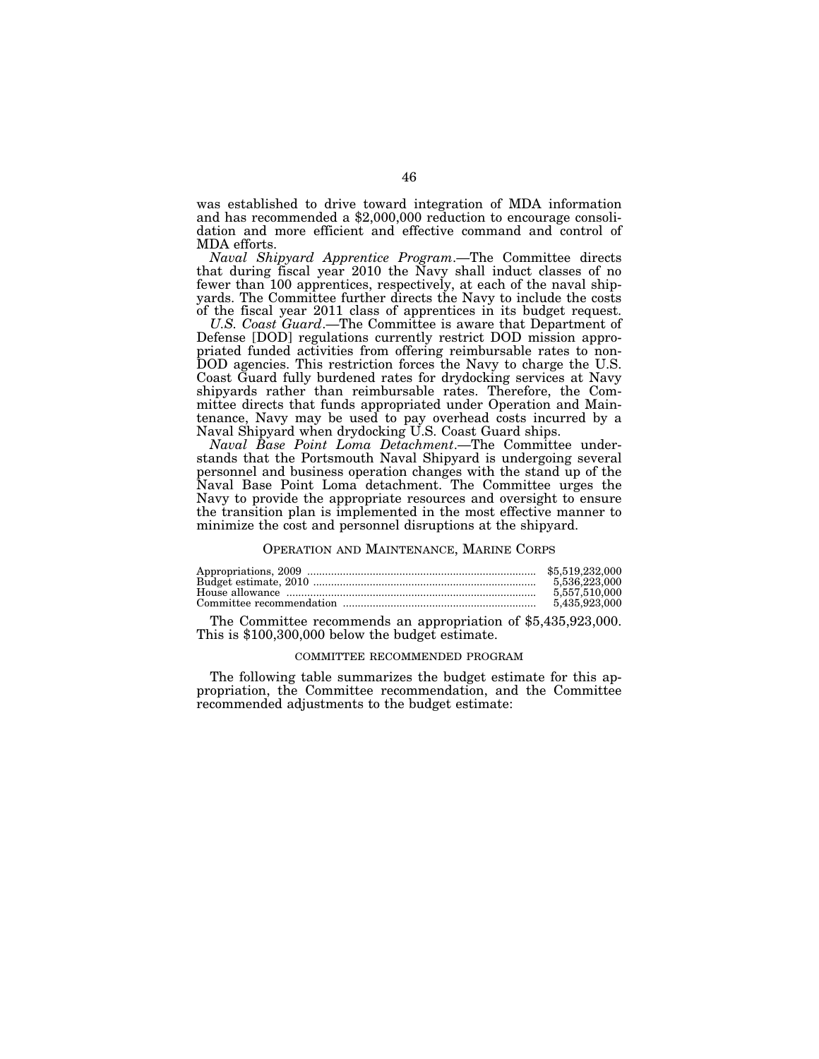was established to drive toward integration of MDA information and has recommended a $2,000,000 reduction to encourage consolidation and more efficient and effective command and control of MDA efforts.

*Naval Shipyard Apprentice Program*.—The Committee directs that during fiscal year 2010 the Navy shall induct classes of no fewer than 100 apprentices, respectively, at each of the naval shipyards. The Committee further directs the Navy to include the costs of the fiscal year 2011 class of apprentices in its budget request.

*U.S. Coast Guard*.—The Committee is aware that Department of Defense [DOD] regulations currently restrict DOD mission appropriated funded activities from offering reimbursable rates to non-DOD agencies. This restriction forces the Navy to charge the U.S. Coast Guard fully burdened rates for drydocking services at Navy shipyards rather than reimbursable rates. Therefore, the Committee directs that funds appropriated under Operation and Maintenance, Navy may be used to pay overhead costs incurred by a Naval Shipyard when drydocking U.S. Coast Guard ships.

*Naval Base Point Loma Detachment*.—The Committee understands that the Portsmouth Naval Shipyard is undergoing several personnel and business operation changes with the stand up of the Naval Base Point Loma detachment. The Committee urges the Navy to provide the appropriate resources and oversight to ensure the transition plan is implemented in the most effective manner to minimize the cost and personnel disruptions at the shipyard.

## OPERATION AND MAINTENANCE, MARINE CORPS

| | |
|---|---|
| Appropriations, 2009 | $5,519,232,000 |
| Budget estimate, 2010 | 5,536,223,000 |
| House allowance | 5,557,510,000 |
| Committee recommendation | 5,435,923,000 |

The Committee recommends an appropriation of $5,435,923,000. This is $100,300,000 below the budget estimate.

### COMMITTEE RECOMMENDED PROGRAM

The following table summarizes the budget estimate for this appropriation, the Committee recommendation, and the Committee recommended adjustments to the budget estimate: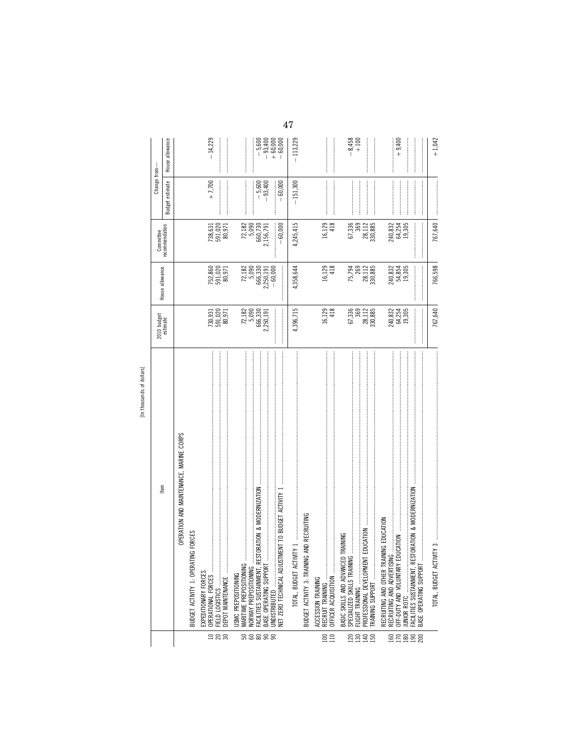[In thousands of dollars]

| | Item | 2010 budget estimate | House allowance | Committee recommendation | Change from— Budget estimate | Change from— House allowance |
|---|---|---|---|---|---|---|
| | OPERATION AND MAINTENANCE, MARINE CORPS | | | | | |
| | BUDGET ACTIVITY 1: OPERATING FORCES | | | | | |
| | EXPEDITIONARY FORCES | | | | | |
| 10 | OPERATIONAL FORCES | 730,931 | 752,860 | 738,631 | +7,700 | −14,229 |
| 20 | FIELD LOGISTICS | 591,020 | 591,020 | 591,020 | | |
| 30 | DEPOT MAINTENANCE | 80,971 | 80,971 | 80,971 | | |
| | USMC PREPOSITIONING | | | | | |
| 50 | MARITIME PREPOSITIONING | 72,182 | 72,182 | 72,182 | | |
| 60 | NORWAY PREPOSITIONING | 5,090 | 5,090 | 5,090 | | |
| 80 | FACILITIES SUSTAINMENT, RESTORATION & MODERNIZATION | 666,330 | 666,330 | 660,730 | −5,600 | −5,600 |
| 90 | BASE OPERATING SUPPORT | 2,250,191 | 2,250,191 | 2,156,791 | −93,400 | −93,400 |
| 90 | UNDISTRIBUTED | | −60,000 | | | +60,000 |
| 90 | NET ZERO TECHNICAL ADJUSTMENT TO BUDGET ACTIVITY 1 | | | −60,000 | −60,000 | −60,000 |
| | TOTAL, BUDGET ACTIVITY 1 | 4,396,715 | 4,358,644 | 4,245,415 | −151,300 | −113,229 |
| | BUDGET ACTIVITY 3: TRAINING AND RECRUITING | | | | | |
| | ACCESSION TRAINING | | | | | |
| 100 | RECRUIT TRAINING | 16,129 | 16,129 | 16,129 | | |
| 110 | OFFICER ACQUISITION | 418 | 418 | 418 | | |
| | BASIC SKILLS AND ADVANCED TRAINING | | | | | |
| 120 | SPECIALIZED SKILLS TRAINING | 67,336 | 75,794 | 67,336 | | −8,458 |
| 130 | FLIGHT TRAINING | 369 | 269 | 369 | | +100 |
| 140 | PROFESSIONAL DEVELOPMENT EDUCATION | 28,112 | 28,112 | 28,112 | | |
| 150 | TRAINING SUPPORT | 330,885 | 330,885 | 330,885 | | |
| | RECRUITING AND OTHER TRAINING EDUCATION | | | | | |
| 160 | RECRUITING AND ADVERTISING | 240,832 | 240,832 | 240,832 | | |
| 170 | OFF-DUTY AND VOLUNTARY EDUCATION | 64,254 | 54,854 | 64,254 | | +9,400 |
| 180 | JUNIOR ROTC | 19,305 | 19,305 | 19,305 | | |
| 190 | FACILITIES SUSTAINMENT, RESTORATION & MODERNIZATION | | | | | |
| 200 | BASE OPERATING SUPPORT | | | | | |
| | TOTAL, BUDGET ACTIVITY 3 | 767,640 | 766,598 | 767,640 | | +1,042 |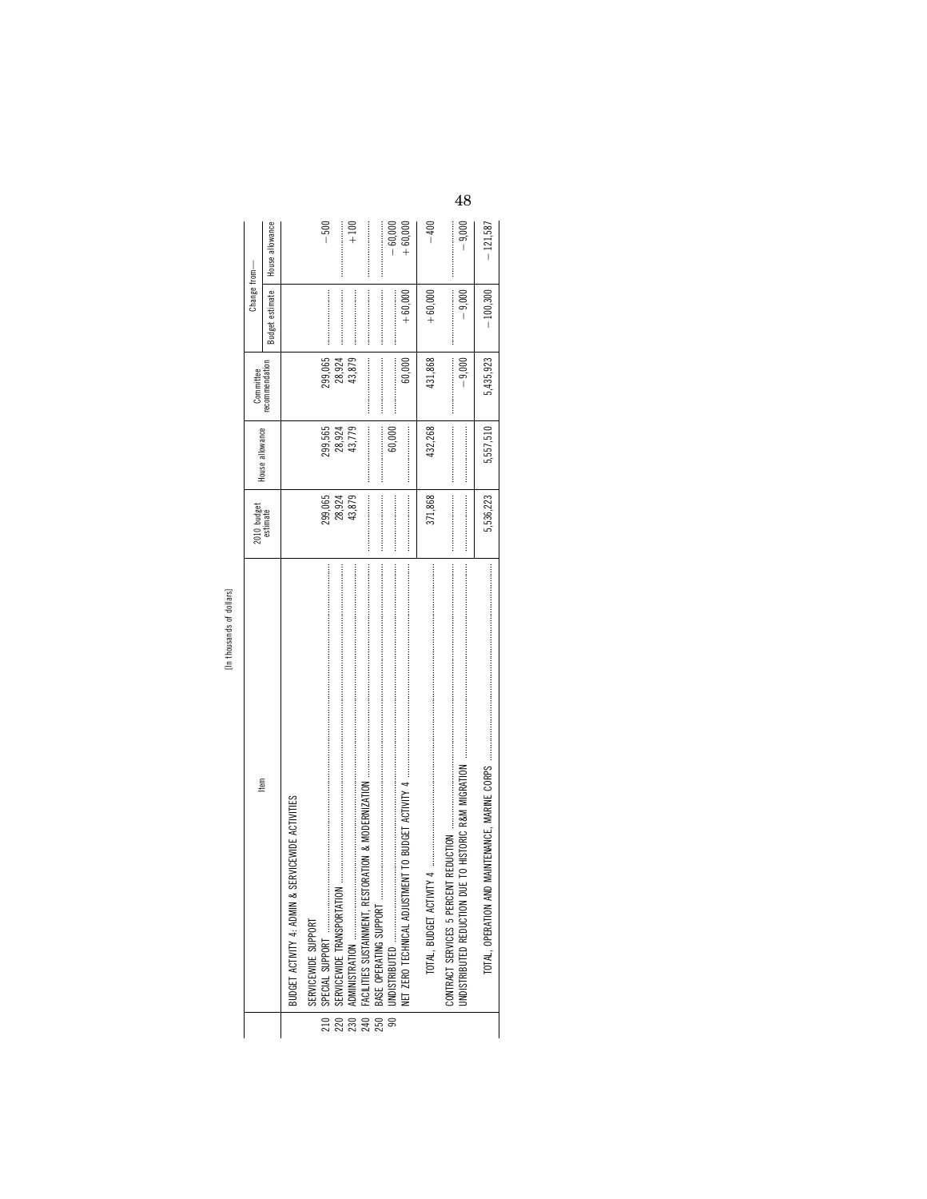[In thousands of dollars]

| | Item | 2010 budget estimate | House allowance | Committee recommendation | Change from— | |
|---|---|---|---|---|---|---|
| | | | | | Budget estimate | House allowance |
| | BUDGET ACTIVITY 4: ADMIN & SERVICEWIDE ACTIVITIES | | | | | |
| | SERVICEWIDE SUPPORT | | | | | |
| 210 | SPECIAL SUPPORT | 299,065 | 299,565 | 299,065 | | −500 |
| 220 | SERVICEWIDE TRANSPORTATION | 28,924 | 28,924 | 28,924 | | |
| 230 | ADMINISTRATION | 43,879 | 43,779 | 43,879 | | +100 |
| 240 | FACILITIES SUSTAINMENT, RESTORATION & MODERNIZATION | | | | | |
| 250 | BASE OPERATING SUPPORT | | | | | |
| 90 | UNDISTRIBUTED | | 60,000 | | | −60,000 |
| | NET ZERO TECHNICAL ADJUSTMENT TO BUDGET ACTIVITY 4 | | | 60,000 | +60,000 | +60,000 |
| | TOTAL, BUDGET ACTIVITY 4 | 371,868 | 432,268 | 431,868 | +60,000 | −400 |
| | CONTRACT SERVICES 5 PERCENT REDUCTION | | | | | |
| | UNDISTRIBUTED REDUCTION DUE TO HISTORIC R&M MIGRATION | | | −9,000 | −9,000 | −9,000 |
| | TOTAL, OPERATION AND MAINTENANCE, MARINE CORPS | 5,536,223 | 5,557,510 | 5,435,923 | −100,300 | −121,587 |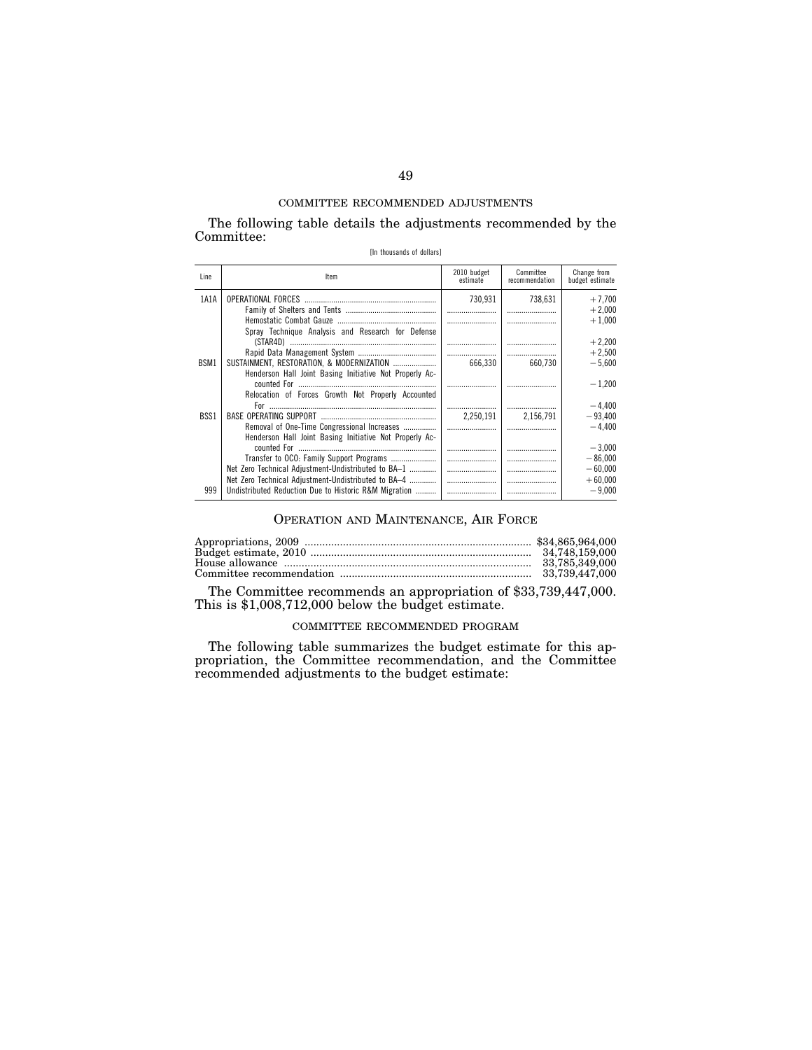## COMMITTEE RECOMMENDED ADJUSTMENTS

The following table details the adjustments recommended by the Committee:

[In thousands of dollars]

| Line | Item | 2010 budget estimate | Committee recommendation | Change from budget estimate |
|---|---|---|---|---|
| 1A1A | OPERATIONAL FORCES | 730,931 | 738,631 | +7,700 |
| | Family of Shelters and Tents | | | +2,000 |
| | Hemostatic Combat Gauze | | | +1,000 |
| | Spray Technique Analysis and Research for Defense (STAR4D) | | | +2,200 |
| | Rapid Data Management System | | | +2,500 |
| BSM1 | SUSTAINMENT, RESTORATION, & MODERNIZATION | 666,330 | 660,730 | −5,600 |
| | Henderson Hall Joint Basing Initiative Not Properly Accounted For | | | −1,200 |
| | Relocation of Forces Growth Not Properly Accounted For | | | −4,400 |
| BSS1 | BASE OPERATING SUPPORT | 2,250,191 | 2,156,791 | −93,400 |
| | Removal of One-Time Congressional Increases | | | −4,400 |
| | Henderson Hall Joint Basing Initiative Not Properly Accounted For | | | −3,000 |
| | Transfer to OCO: Family Support Programs | | | −86,000 |
| | Net Zero Technical Adjustment-Undistributed to BA–1 | | | −60,000 |
| | Net Zero Technical Adjustment-Undistributed to BA–4 | | | +60,000 |
| 999 | Undistributed Reduction Due to Historic R&M Migration | | | −9,000 |

# OPERATION AND MAINTENANCE, AIR FORCE

| | |
|---|---|
| Appropriations, 2009 | $34,865,964,000 |
| Budget estimate, 2010 | 34,748,159,000 |
| House allowance | 33,785,349,000 |
| Committee recommendation | 33,739,447,000 |

The Committee recommends an appropriation of $33,739,447,000. This is $1,008,712,000 below the budget estimate.

## COMMITTEE RECOMMENDED PROGRAM

The following table summarizes the budget estimate for this appropriation, the Committee recommendation, and the Committee recommended adjustments to the budget estimate: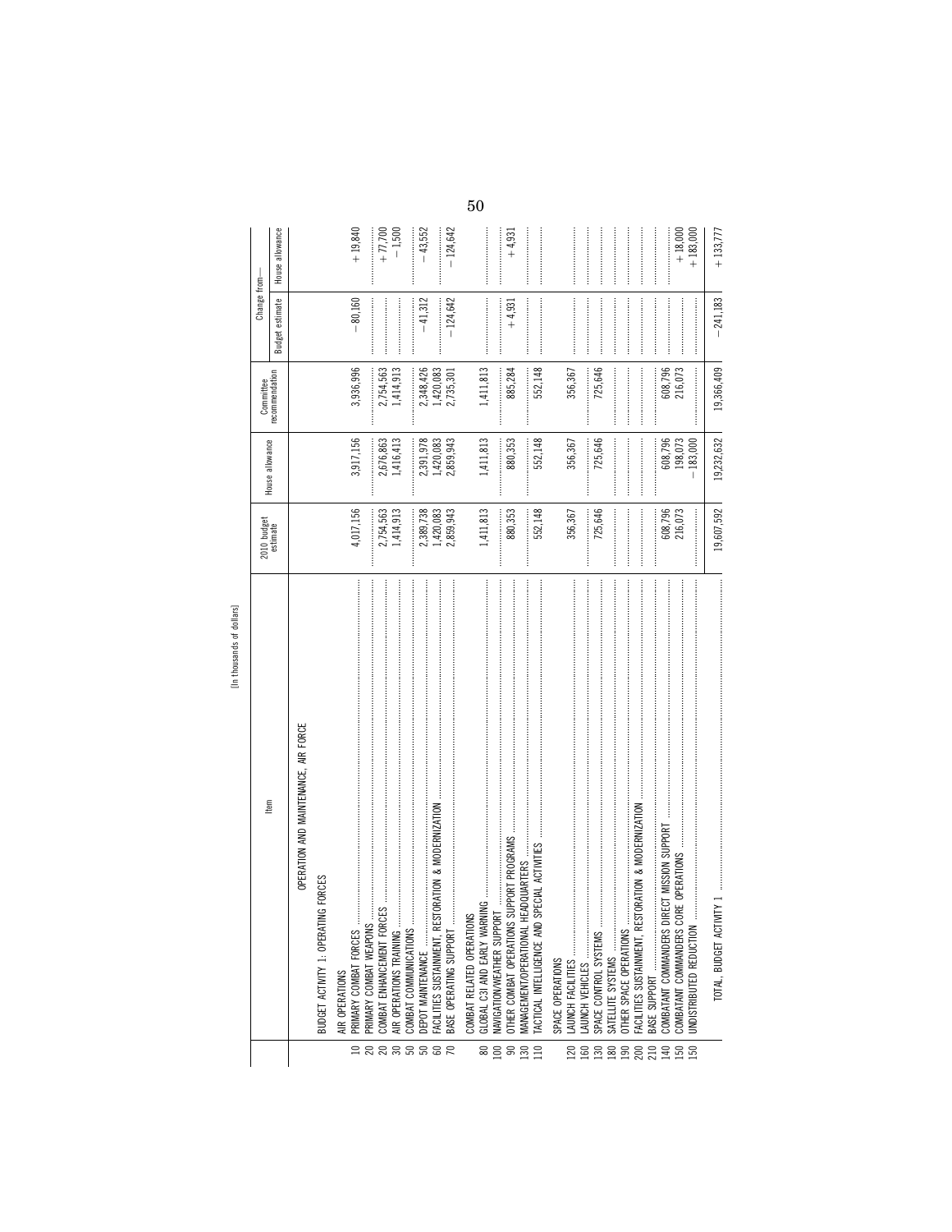[In thousands of dollars]

| | Item | 2010 budget estimate | House allowance | Committee recommendation | Change from— Budget estimate | House allowance |
|---|---|---|---|---|---|---|
| | OPERATION AND MAINTENANCE, AIR FORCE | | | | | |
| | BUDGET ACTIVITY 1: OPERATING FORCES | | | | | |
| | AIR OPERATIONS | | | | | |
| 10 | PRIMARY COMBAT FORCES | 4,017,156 | 3,917,156 | 3,936,996 | −80,160 | +19,840 |
| 20 | PRIMARY COMBAT WEAPONS | | | | | |
| 20 | COMBAT ENHANCEMENT FORCES | 2,754,563 | 2,676,863 | 2,754,563 | | +77,700 |
| 30 | AIR OPERATIONS TRAINING | 1,414,913 | 1,416,413 | 1,414,913 | | −1,500 |
| 50 | COMBAT COMMUNICATIONS | | | | | |
| 50 | DEPOT MAINTENANCE | 2,389,738 | 2,391,978 | 2,348,426 | −41,312 | −43,552 |
| 60 | FACILITIES SUSTAINMENT, RESTORATION & MODERNIZATION | 1,420,083 | 1,420,083 | 1,420,083 | | |
| 70 | BASE OPERATING SUPPORT | 2,859,943 | 2,859,943 | 2,735,301 | −124,642 | −124,642 |
| | COMBAT RELATED OPERATIONS | | | | | |
| 80 | GLOBAL C3I AND EARLY WARNING | 1,411,813 | 1,411,813 | 1,411,813 | | |
| 100 | NAVIGATION/WEATHER SUPPORT | | | | | |
| 90 | OTHER COMBAT OPERATIONS SUPPORT PROGRAMS | 880,353 | 880,353 | 885,284 | +4,931 | +4,931 |
| 130 | MANAGEMENT/OPERATIONAL HEADQUARTERS | | | | | |
| 110 | TACTICAL INTELLIGENCE AND SPECIAL ACTIVITIES | 552,148 | 552,148 | 552,148 | | |
| | SPACE OPERATIONS | | | | | |
| 120 | LAUNCH FACILITIES | 356,367 | 356,367 | 356,367 | | |
| 160 | LAUNCH VEHICLES | | | | | |
| 130 | SPACE CONTROL SYSTEMS | 725,646 | 725,646 | 725,646 | | |
| 180 | SATELLITE SYSTEMS | | | | | |
| 190 | OTHER SPACE OPERATIONS | | | | | |
| 200 | FACILITIES SUSTAINMENT, RESTORATION & MODERNIZATION | | | | | |
| 210 | BASE SUPPORT | | | | | |
| 140 | COMBATANT COMMANDERS DIRECT MISSION SUPPORT | 608,796 | 608,796 | 608,796 | | |
| 150 | COMBATANT COMMANDERS CORE OPERATIONS | 216,073 | 198,073 | 216,073 | | +18,000 |
| 150 | UNDISTRIBUTED REDUCTION | | −183,000 | | | +183,000 |
| | TOTAL, BUDGET ACTIVITY 1 | 19,607,592 | 19,232,632 | 19,366,409 | −241,183 | +133,777 |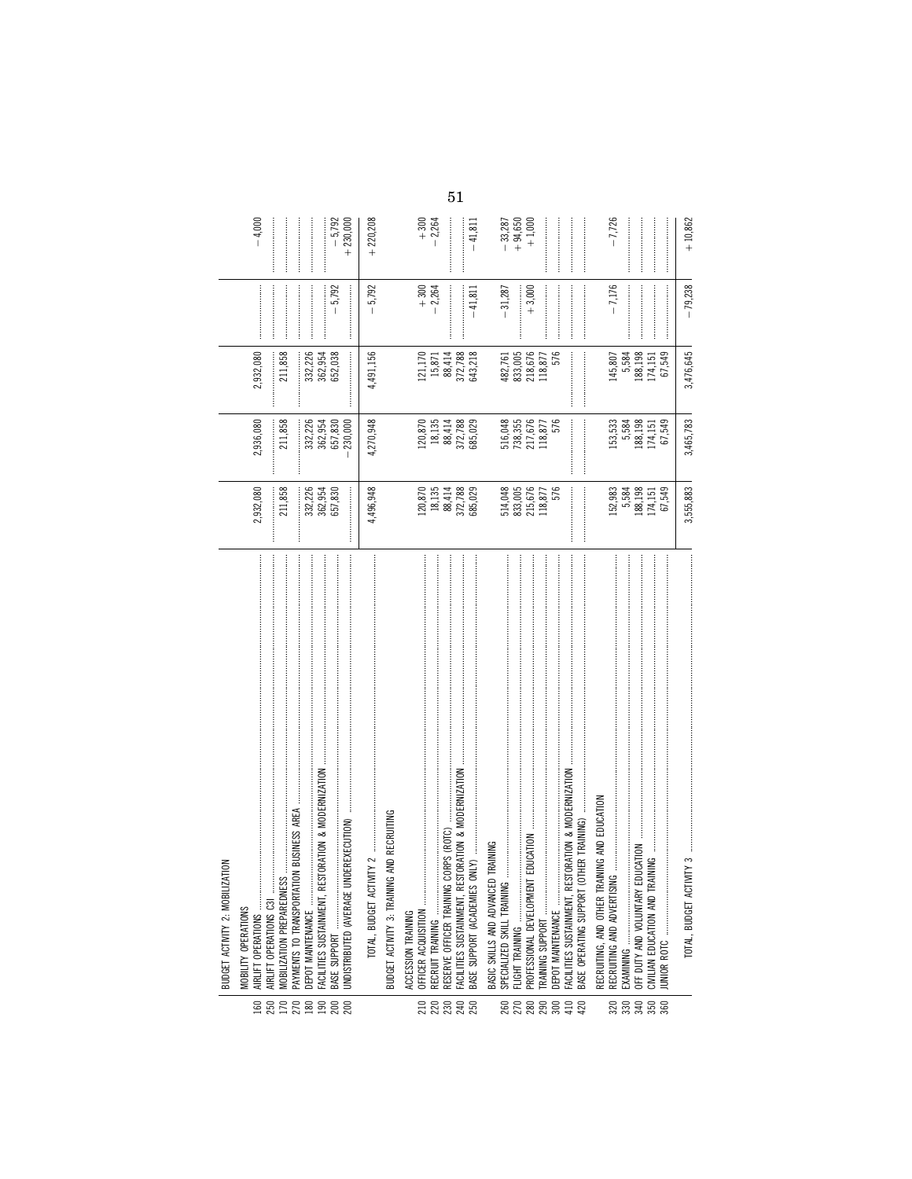| | | | | | | |
|---|---|---|---|---|---|---|
| | BUDGET ACTIVITY 2: MOBILIZATION | | | | | |
| | MOBILITY OPERATIONS | | | | | |
| 160 | AIRLIFT OPERATIONS | 2,932,080 | 2,936,080 | 2,932,080 | | −4,000 |
| 250 | AIRLIFT OPERATIONS C3I | | | | | |
| 170 | MOBILIZATION PREPAREDNESS | 211,858 | 211,858 | 211,858 | | |
| 270 | PAYMENTS TO TRANSPORTATION BUSINESS AREA | | | | | |
| 180 | DEPOT MAINTENANCE | 332,226 | 332,226 | 332,226 | | |
| 190 | FACILITIES SUSTAINMENT, RESTORATION & MODERNIZATION | 362,954 | 362,954 | 362,954 | | |
| 200 | BASE SUPPORT | 657,830 | 657,830 | 652,038 | −5,792 | −5,792 |
| 200 | UNDISTRIBUTED (AVERAGE UNDEREXECUTION) | | −230,000 | | | +230,000 |
| | TOTAL, BUDGET ACTIVITY 2 | 4,496,948 | 4,270,948 | 4,491,156 | −5,792 | +220,208 |
| | BUDGET ACTIVITY 3: TRAINING AND RECRUITING | | | | | |
| | ACCESSION TRAINING | | | | | |
| 210 | OFFICER ACQUISITION | 120,870 | 120,870 | 121,170 | +300 | +300 |
| 220 | RECRUIT TRAINING | 18,135 | 18,135 | 15,871 | −2,264 | −2,264 |
| 230 | RESERVE OFFICER TRAINING CORPS (ROTC) | 88,414 | 88,414 | 88,414 | | |
| 240 | FACILITIES SUSTAINMENT, RESTORATION & MODERNIZATION | 372,788 | 372,788 | 372,788 | | |
| 250 | BASE SUPPORT (ACADEMIES ONLY) | 685,029 | 685,029 | 643,218 | −41,811 | −41,811 |
| | BASIC SKILLS AND ADVANCED TRAINING | | | | | |
| 260 | SPECIALIZED SKILL TRAINING | 514,048 | 516,048 | 482,761 | −31,287 | −33,287 |
| 270 | FLIGHT TRAINING | 833,005 | 738,355 | 833,005 | | +94,650 |
| 280 | PROFESSIONAL DEVELOPMENT EDUCATION | 215,676 | 217,676 | 218,676 | +3,000 | +1,000 |
| 290 | TRAINING SUPPORT | 118,877 | 118,877 | 118,877 | | |
| 300 | DEPOT MAINTENANCE | 576 | 576 | 576 | | |
| 410 | FACILITIES SUSTAINMENT, RESTORATION & MODERNIZATION | | | | | |
| 420 | BASE OPERATING SUPPORT (OTHER TRAINING) | | | | | |
| | RECRUITING, AND OTHER TRAINING AND EDUCATION | | | | | |
| 320 | RECRUITING AND ADVERTISING | 152,983 | 153,533 | 145,807 | −7,176 | −7,726 |
| 330 | EXAMINING | 5,584 | 5,584 | 5,584 | | |
| 340 | OFF DUTY AND VOLUNTARY EDUCATION | 188,198 | 188,198 | 188,198 | | |
| 350 | CIVILIAN EDUCATION AND TRAINING | 174,151 | 174,151 | 174,151 | | |
| 360 | JUNIOR ROTC | 67,549 | 67,549 | 67,549 | | |
| | TOTAL, BUDGET ACTIVITY 3 | 3,555,883 | 3,465,783 | 3,476,645 | −79,238 | +10,862 |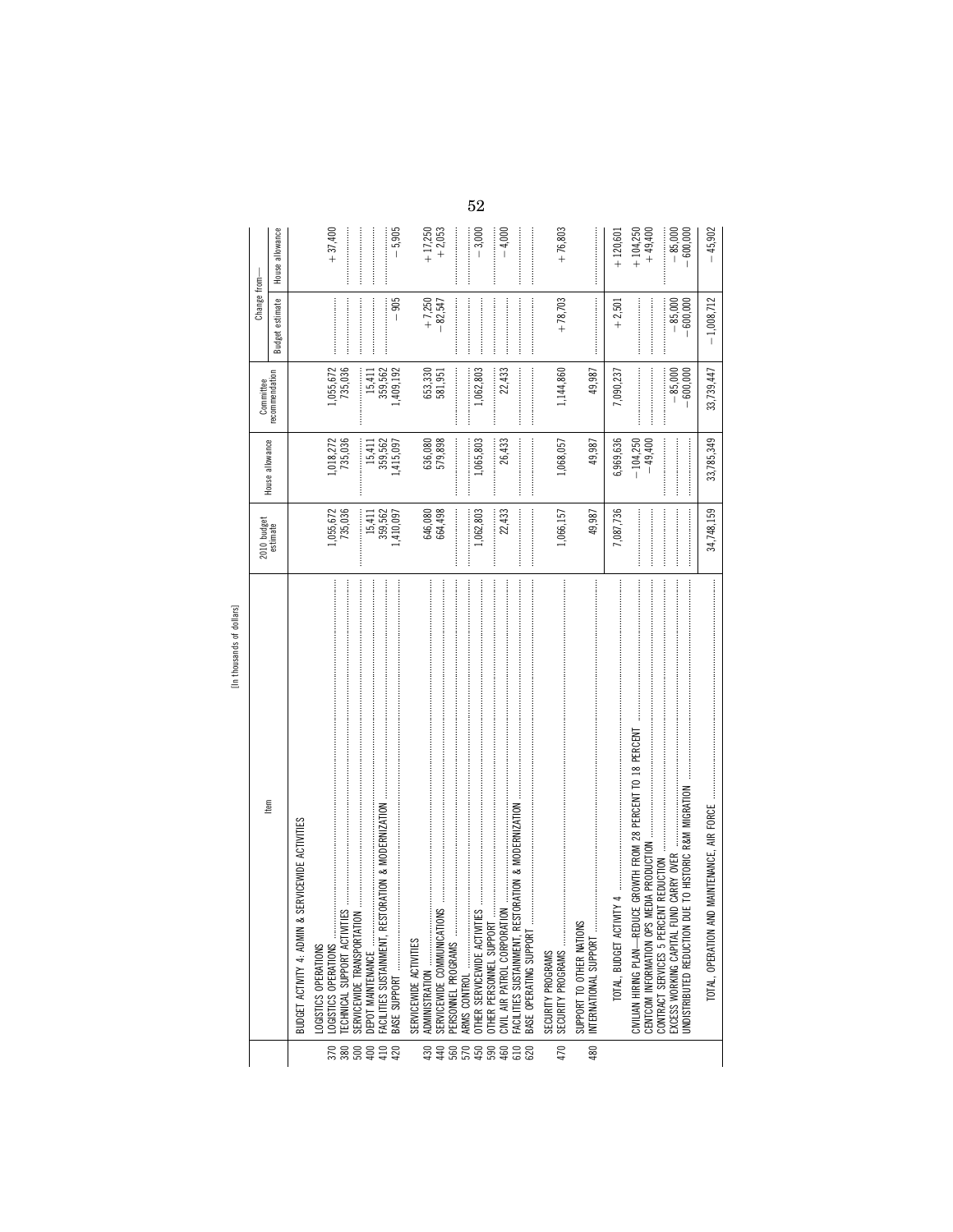[In thousands of dollars]

| | Item | 2010 budget estimate | House allowance | Committee recommendation | Change from— Budget estimate | Change from— House allowance |
|---|---|---|---|---|---|---|
| | BUDGET ACTIVITY 4: ADMIN & SERVICEWIDE ACTIVITIES | | | | | |
| | LOGISTICS OPERATIONS | | | | | |
| 370 | LOGISTICS OPERATIONS | 1,055,672 | 1,018,272 | 1,055,672 | | +37,400 |
| 380 | TECHNICAL SUPPORT ACTIVITIES | 735,036 | 735,036 | 735,036 | | |
| 500 | SERVICEWIDE TRANSPORTATION | | | | | |
| 400 | DEPOT MAINTENANCE | 15,411 | 15,411 | 15,411 | | |
| 410 | FACILITIES SUSTAINMENT, RESTORATION & MODERNIZATION | 359,562 | 359,562 | 359,562 | | |
| 420 | BASE SUPPORT | 1,410,097 | 1,415,097 | 1,409,192 | −905 | −5,905 |
| | SERVICEWIDE ACTIVITIES | | | | | |
| 430 | ADMINISTRATION | 646,080 | 636,080 | 653,330 | +7,250 | +17,250 |
| 440 | SERVICEWIDE COMMUNICATIONS | 664,498 | 579,898 | 581,951 | −82,547 | +2,053 |
| 560 | PERSONNEL PROGRAMS | | | | | |
| 570 | ARMS CONTROL | | | | | |
| 450 | OTHER SERVICEWIDE ACTIVITIES | 1,062,803 | 1,065,803 | 1,062,803 | | −3,000 |
| 590 | OTHER PERSONNEL SUPPORT | | | | | |
| 460 | CIVIL AIR PATROL CORPORATION | 22,433 | 26,433 | 22,433 | | −4,000 |
| 610 | FACILITIES SUSTAINMENT, RESTORATION & MODERNIZATION | | | | | |
| 620 | BASE OPERATING SUPPORT | | | | | |
| | SECURITY PROGRAMS | | | | | |
| 470 | SECURITY PROGRAMS | 1,066,157 | 1,068,057 | 1,144,860 | +78,703 | +76,803 |
| | SUPPORT TO OTHER NATIONS | | | | | |
| 480 | INTERNATIONAL SUPPORT | 49,987 | 49,987 | 49,987 | | |
| | TOTAL, BUDGET ACTIVITY 4 | 7,087,736 | 6,969,636 | 7,090,237 | +2,501 | +120,601 |
| | CIVILIAN HIRING PLAN—REDUCE GROWTH FROM 28 PERCENT TO 18 PERCENT | | −104,250 | | | +104,250 |
| | CENTCOM INFORMATION OPS MEDIA PRODUCTION | | −49,400 | | | +49,400 |
| | CONTRACT SERVICES 5 PERCENT REDUCTION | | | | | |
| | EXCESS WORKING CAPITAL FUND CARRY OVER | | | −85,000 | −85,000 | −85,000 |
| | UNDISTRIBUTED REDUCTION DUE TO HISTORIC R&M MIGRATION | | | −600,000 | −600,000 | −600,000 |
| | TOTAL, OPERATION AND MAINTENANCE, AIR FORCE | 34,748,159 | 33,785,349 | 33,739,447 | −1,008,712 | −45,902 |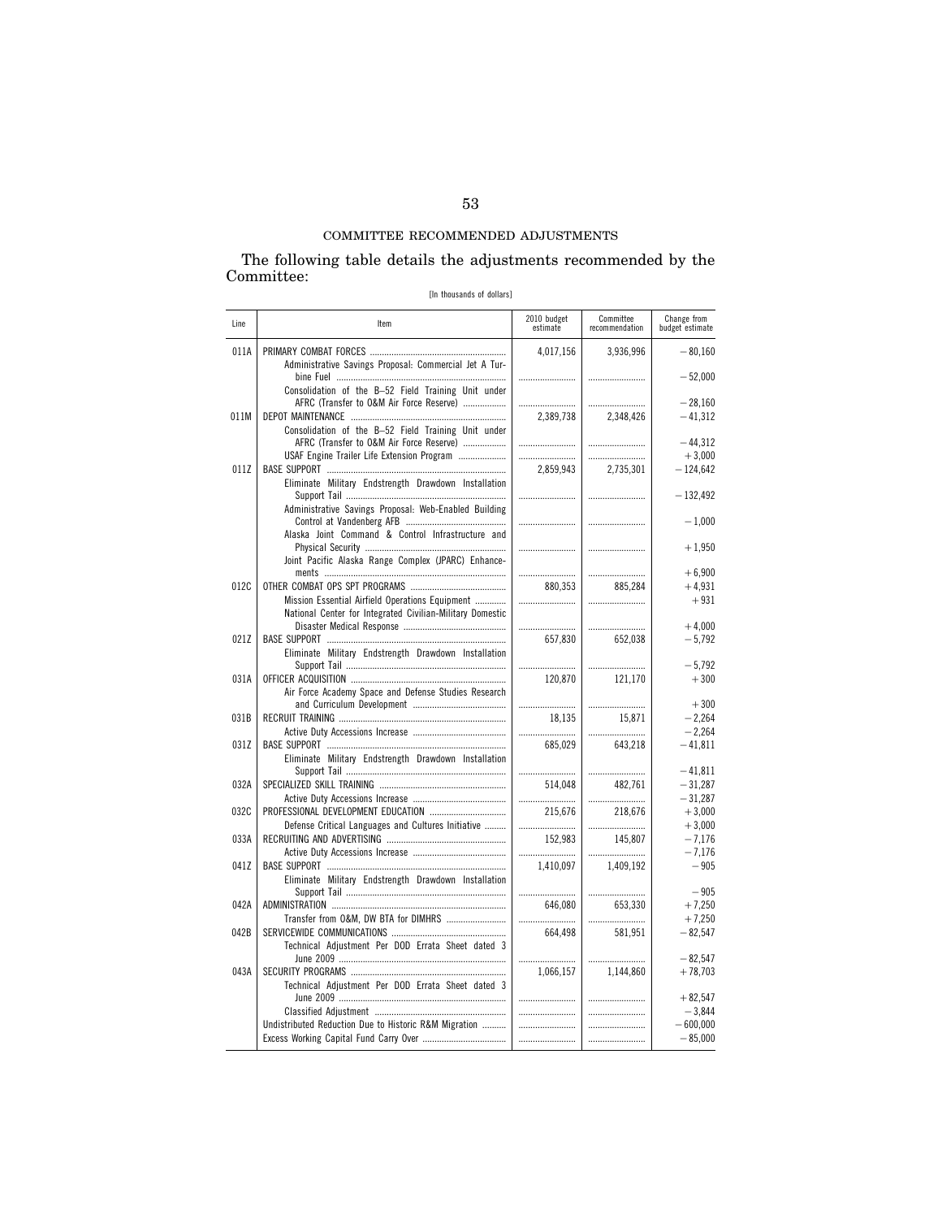## COMMITTEE RECOMMENDED ADJUSTMENTS

The following table details the adjustments recommended by the Committee:

[In thousands of dollars]

| Line | Item | 2010 budget estimate | Committee recommendation | Change from budget estimate |
|---|---|---|---|---|
| 011A | PRIMARY COMBAT FORCES | 4,017,156 | 3,936,996 | −80,160 |
| | Administrative Savings Proposal: Commercial Jet A Turbine Fuel | | | −52,000 |
| | Consolidation of the B–52 Field Training Unit under AFRC (Transfer to O&M Air Force Reserve) | | | −28,160 |
| 011M | DEPOT MAINTENANCE | 2,389,738 | 2,348,426 | −41,312 |
| | Consolidation of the B–52 Field Training Unit under AFRC (Transfer to O&M Air Force Reserve) | | | −44,312 |
| | USAF Engine Trailer Life Extension Program | | | +3,000 |
| 011Z | BASE SUPPORT | 2,859,943 | 2,735,301 | −124,642 |
| | Eliminate Military Endstrength Drawdown Installation Support Tail | | | −132,492 |
| | Administrative Savings Proposal: Web-Enabled Building Control at Vandenberg AFB | | | −1,000 |
| | Alaska Joint Command & Control Infrastructure and Physical Security | | | +1,950 |
| | Joint Pacific Alaska Range Complex (JPARC) Enhancements | | | +6,900 |
| 012C | OTHER COMBAT OPS SPT PROGRAMS | 880,353 | 885,284 | +4,931 |
| | Mission Essential Airfield Operations Equipment | | | +931 |
| | National Center for Integrated Civilian-Military Domestic Disaster Medical Response | | | +4,000 |
| 021Z | BASE SUPPORT | 657,830 | 652,038 | −5,792 |
| | Eliminate Military Endstrength Drawdown Installation Support Tail | | | −5,792 |
| 031A | OFFICER ACQUISITION | 120,870 | 121,170 | +300 |
| | Air Force Academy Space and Defense Studies Research and Curriculum Development | | | +300 |
| 031B | RECRUIT TRAINING | 18,135 | 15,871 | −2,264 |
| | Active Duty Accessions Increase | | | −2,264 |
| 031Z | BASE SUPPORT | 685,029 | 643,218 | −41,811 |
| | Eliminate Military Endstrength Drawdown Installation Support Tail | | | −41,811 |
| 032A | SPECIALIZED SKILL TRAINING | 514,048 | 482,761 | −31,287 |
| | Active Duty Accessions Increase | | | −31,287 |
| 032C | PROFESSIONAL DEVELOPMENT EDUCATION | 215,676 | 218,676 | +3,000 |
| | Defense Critical Languages and Cultures Initiative | | | +3,000 |
| 033A | RECRUITING AND ADVERTISING | 152,983 | 145,807 | −7,176 |
| | Active Duty Accessions Increase | | | −7,176 |
| 041Z | BASE SUPPORT | 1,410,097 | 1,409,192 | −905 |
| | Eliminate Military Endstrength Drawdown Installation Support Tail | | | −905 |
| 042A | ADMINISTRATION | 646,080 | 653,330 | +7,250 |
| | Transfer from O&M, DW BTA for DIMHRS | | | +7,250 |
| 042B | SERVICEWIDE COMMUNICATIONS | 664,498 | 581,951 | −82,547 |
| | Technical Adjustment Per DOD Errata Sheet dated 3 June 2009 | | | −82,547 |
| 043A | SECURITY PROGRAMS | 1,066,157 | 1,144,860 | +78,703 |
| | Technical Adjustment Per DOD Errata Sheet dated 3 June 2009 | | | +82,547 |
| | Classified Adjustment | | | −3,844 |
| | Undistributed Reduction Due to Historic R&M Migration | | | −600,000 |
| | Excess Working Capital Fund Carry Over | | | −85,000 |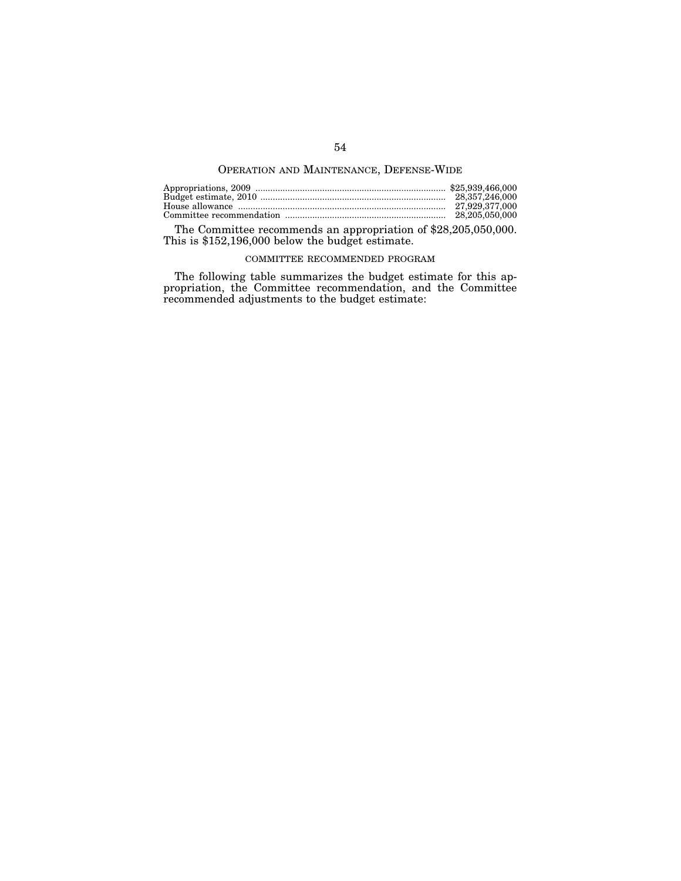## Operation and Maintenance, Defense-Wide

| | |
|---|---|
| Appropriations, 2009 | $25,939,466,000 |
| Budget estimate, 2010 | 28,357,246,000 |
| House allowance | 27,929,377,000 |
| Committee recommendation | 28,205,050,000 |

The Committee recommends an appropriation of $28,205,050,000. This is $152,196,000 below the budget estimate.

### COMMITTEE RECOMMENDED PROGRAM

The following table summarizes the budget estimate for this appropriation, the Committee recommendation, and the Committee recommended adjustments to the budget estimate: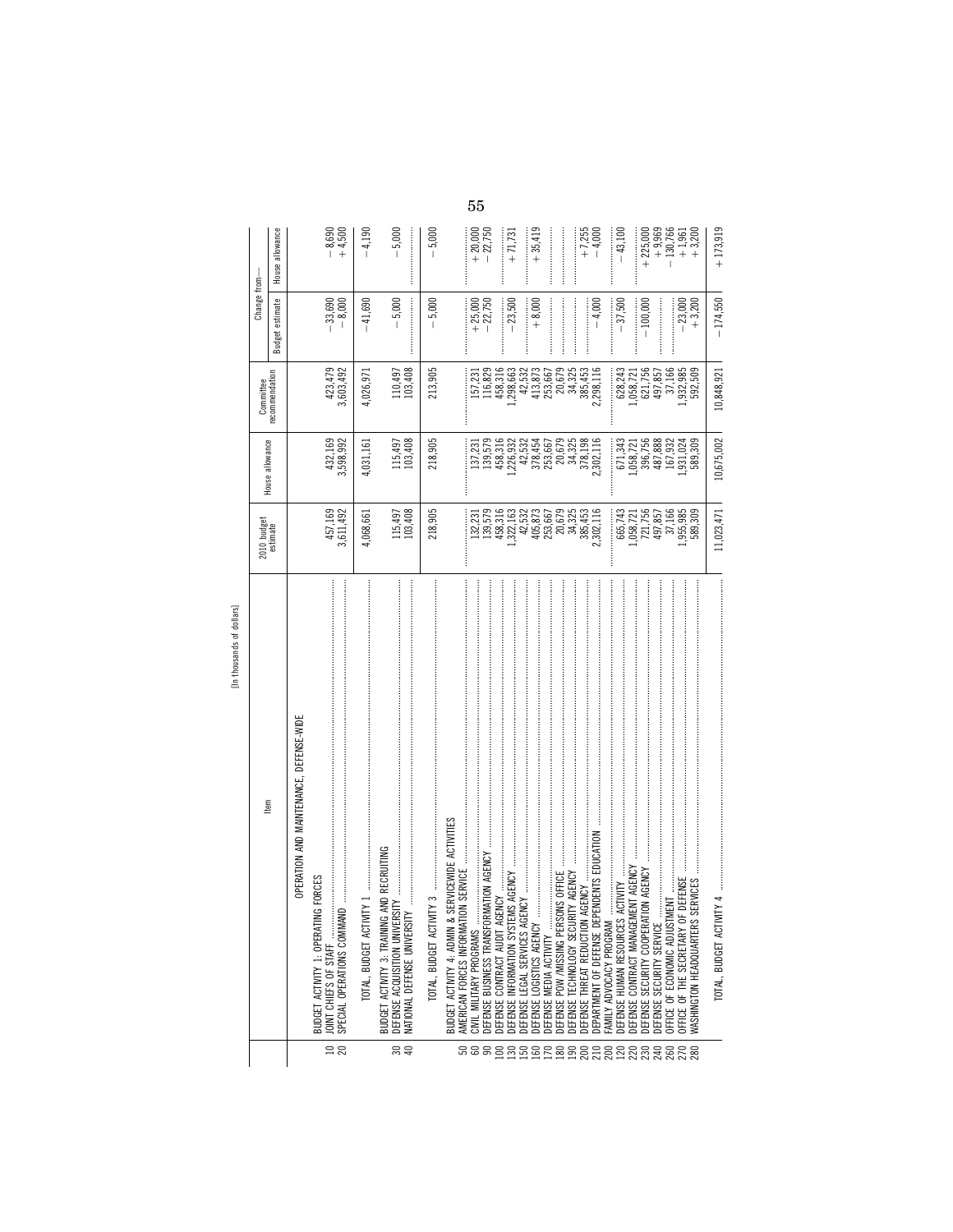[In thousands of dollars]

| Line | Item | 2010 budget estimate | House allowance | Committee recommendation | Change from— Budget estimate | Change from— House allowance |
|---|---|---|---|---|---|---|
| | OPERATION AND MAINTENANCE, DEFENSE-WIDE | | | | | |
| | BUDGET ACTIVITY 1: OPERATING FORCES | | | | | |
| 10 | JOINT CHIEFS OF STAFF | 457,169 | 432,169 | 423,479 | −33,690 | −8,690 |
| 20 | SPECIAL OPERATIONS COMMAND | 3,611,492 | 3,598,992 | 3,603,492 | −8,000 | +4,500 |
| | TOTAL, BUDGET ACTIVITY 1 | 4,068,661 | 4,031,161 | 4,026,971 | −41,690 | −4,190 |
| | BUDGET ACTIVITY 3: TRAINING AND RECRUITING | | | | | |
| 30 | DEFENSE ACQUISITION UNIVERSITY | 115,497 | 115,497 | 110,497 | −5,000 | −5,000 |
| 40 | NATIONAL DEFENSE UNIVERSITY | 103,408 | 103,408 | 103,408 | | |
| | TOTAL, BUDGET ACTIVITY 3 | 218,905 | 218,905 | 213,905 | −5,000 | −5,000 |
| | BUDGET ACTIVITY 4: ADMIN & SERVICEWIDE ACTIVITIES | | | | | |
| 50 | AMERICAN FORCES INFORMATION SERVICE | | | | | |
| 60 | CIVIL MILITARY PROGRAMS | 132,231 | 137,231 | 157,231 | +25,000 | +20,000 |
| 90 | DEFENSE BUSINESS TRANSFORMATION AGENCY | 139,579 | 139,579 | 116,829 | −22,750 | −22,750 |
| 100 | DEFENSE CONTRACT AUDIT AGENCY | 458,316 | 458,316 | 458,316 | | |
| 130 | DEFENSE INFORMATION SYSTEMS AGENCY | 1,322,163 | 1,226,932 | 1,298,663 | −23,500 | +71,731 |
| 150 | DEFENSE LEGAL SERVICES AGENCY | 42,532 | 42,532 | 42,532 | | |
| 160 | DEFENSE LOGISTICS AGENCY | 405,873 | 378,454 | 413,873 | +8,000 | +35,419 |
| 170 | DEFENSE MEDIA ACTIVITY | 253,667 | 253,667 | 253,667 | | |
| 180 | DEFENSE POW /MISSING PERSONS OFFICE | 20,679 | 20,679 | 20,679 | | |
| 190 | DEFENSE TECHNOLOGY SECURITY AGENCY | 34,325 | 34,325 | 34,325 | | |
| 200 | DEFENSE THREAT REDUCTION AGENCY | 385,453 | 378,198 | 385,453 | | +7,255 |
| 210 | DEPARTMENT OF DEFENSE DEPENDENTS EDUCATION | 2,302,116 | 2,302,116 | 2,298,116 | −4,000 | −4,000 |
| 200 | FAMILY ADVOCACY PROGRAM | | | | | |
| 120 | DEFENSE HUMAN RESOURCES ACTIVITY | 665,743 | 671,343 | 628,243 | −37,500 | −43,100 |
| 220 | DEFENSE CONTRACT MANAGEMENT AGENCY | 1,058,721 | 1,058,721 | 1,058,721 | | |
| 230 | DEFENSE SECURITY COOPERATION AGENCY | 721,756 | 396,756 | 621,756 | −100,000 | +225,000 |
| 240 | DEFENSE SECURITY SERVICE | 497,857 | 487,888 | 497,857 | | +9,969 |
| 260 | OFFICE OF ECONOMIC ADJUSTMENT | 37,166 | 167,932 | 37,166 | | −130,766 |
| 270 | OFFICE OF THE SECRETARY OF DEFENSE | 1,955,985 | 1,931,024 | 1,932,985 | −23,000 | +1,961 |
| 280 | WASHINGTON HEADQUARTERS SERVICES | 589,309 | 589,309 | 592,509 | +3,200 | +3,200 |
| | TOTAL, BUDGET ACTIVITY 4 | 11,023,471 | 10,675,002 | 10,848,921 | −174,550 | +173,919 |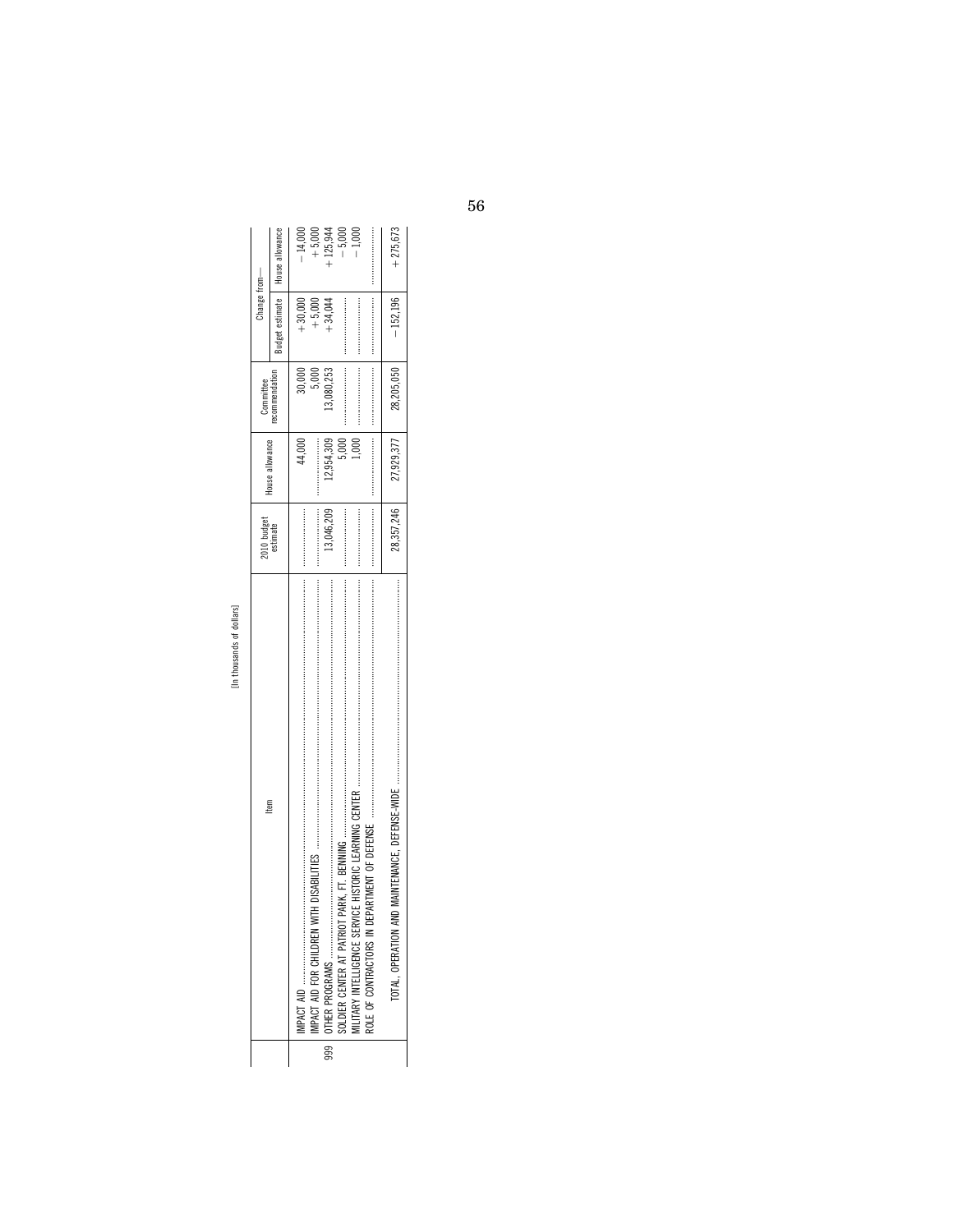[In thousands of dollars]

| | Item | 2010 budget estimate | House allowance | Committee recommendation | Change from— | |
|---|---|---|---|---|---|---|
| | | | | | Budget estimate | House allowance |
| | IMPACT AID | | 44,000 | 30,000 | +30,000 | −14,000 |
| | IMPACT AID FOR CHILDREN WITH DISABILITIES | | | 5,000 | +5,000 | +5,000 |
| 999 | OTHER PROGRAMS | 13,046,209 | 12,954,309 | 13,080,253 | +34,044 | +125,944 |
| | SOLDIER CENTER AT PATRIOT PARK, FT. BENNING | | 5,000 | | | −5,000 |
| | MILITARY INTELLIGENCE SERVICE HISTORIC LEARNING CENTER | | 1,000 | | | −1,000 |
| | ROLE OF CONTRACTORS IN DEPARTMENT OF DEFENSE | | | | | |
| | TOTAL, OPERATION AND MAINTENANCE, DEFENSE-WIDE | 28,357,246 | 27,929,377 | 28,205,050 | −152,196 | +275,673 |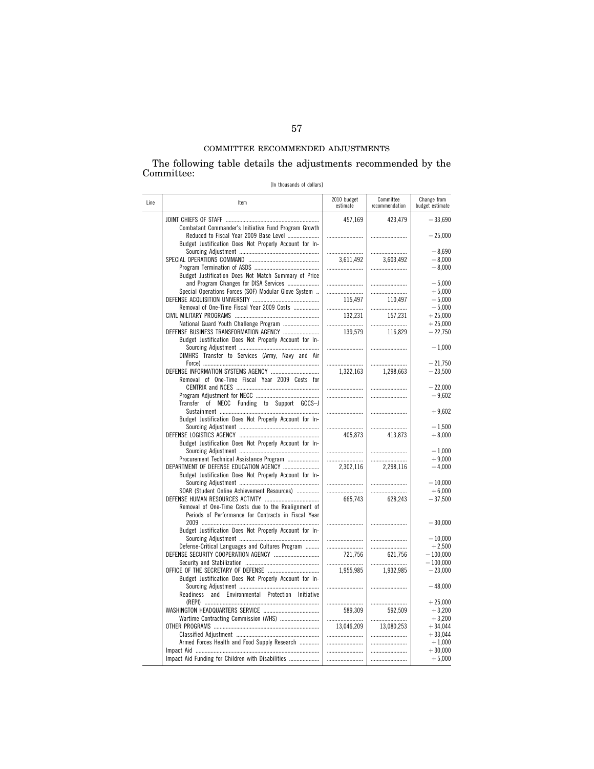## COMMITTEE RECOMMENDED ADJUSTMENTS

The following table details the adjustments recommended by the Committee:

[In thousands of dollars]

| Line | Item | 2010 budget estimate | Committee recommendation | Change from budget estimate |
|---|---|---|---|---|
| | JOINT CHIEFS OF STAFF | 457,169 | 423,479 | −33,690 |
| | Combatant Commander's Initiative Fund Program Growth Reduced to Fiscal Year 2009 Base Level | | | −25,000 |
| | Budget Justification Does Not Properly Account for In-Sourcing Adjustment | | | −8,690 |
| | SPECIAL OPERATIONS COMMAND | 3,611,492 | 3,603,492 | −8,000 |
| | Program Termination of ASDS | | | −8,000 |
| | Budget Justification Does Not Match Summary of Price and Program Changes for DISA Services | | | −5,000 |
| | Special Operations Forces (SOF) Modular Glove System | | | +5,000 |
| | DEFENSE ACQUISITION UNIVERSITY | 115,497 | 110,497 | −5,000 |
| | Removal of One-Time Fiscal Year 2009 Costs | | | −5,000 |
| | CIVIL MILITARY PROGRAMS | 132,231 | 157,231 | +25,000 |
| | National Guard Youth Challenge Program | | | +25,000 |
| | DEFENSE BUSINESS TRANSFORMATION AGENCY | 139,579 | 116,829 | −22,750 |
| | Budget Justification Does Not Properly Account for In-Sourcing Adjustment | | | −1,000 |
| | DIMHRS Transfer to Services (Army, Navy and Air Force) | | | −21,750 |
| | DEFENSE INFORMATION SYSTEMS AGENCY | 1,322,163 | 1,298,663 | −23,500 |
| | Removal of One-Time Fiscal Year 2009 Costs for CENTRIX and NCES | | | −22,000 |
| | Program Adjustment for NECC | | | −9,602 |
| | Transfer of NECC Funding to Support GCCS–J Sustainment | | | +9,602 |
| | Budget Justification Does Not Properly Account for In-Sourcing Adjustment | | | −1,500 |
| | DEFENSE LOGISTICS AGENCY | 405,873 | 413,873 | +8,000 |
| | Budget Justification Does Not Properly Account for In-Sourcing Adjustment | | | −1,000 |
| | Procurement Technical Assistance Program | | | +9,000 |
| | DEPARTMENT OF DEFENSE EDUCATION AGENCY | 2,302,116 | 2,298,116 | −4,000 |
| | Budget Justification Does Not Properly Account for In-Sourcing Adjustment | | | −10,000 |
| | SOAR (Student Online Achievement Resources) | | | +6,000 |
| | DEFENSE HUMAN RESOURCES ACTIVITY | 665,743 | 628,243 | −37,500 |
| | Removal of One-Time Costs due to the Realignment of Periods of Performance for Contracts in Fiscal Year 2009 | | | −30,000 |
| | Budget Justification Does Not Properly Account for In-Sourcing Adjustment | | | −10,000 |
| | Defense-Critical Languages and Cultures Program | | | +2,500 |
| | DEFENSE SECURITY COOPERATION AGENCY | 721,756 | 621,756 | −100,000 |
| | Security and Stabilization | | | −100,000 |
| | OFFICE OF THE SECRETARY OF DEFENSE | 1,955,985 | 1,932,985 | −23,000 |
| | Budget Justification Does Not Properly Account for In-Sourcing Adjustment | | | −48,000 |
| | Readiness and Environmental Protection Initiative (REPI) | | | +25,000 |
| | WASHINGTON HEADQUARTERS SERVICE | 589,309 | 592,509 | +3,200 |
| | Wartime Contracting Commission (WHS) | | | +3,200 |
| | OTHER PROGRAMS | 13,046,209 | 13,080,253 | +34,044 |
| | Classified Adjustment | | | +33,044 |
| | Armed Forces Health and Food Supply Research | | | +1,000 |
| | Impact Aid | | | +30,000 |
| | Impact Aid Funding for Children with Disabilities | | | +5,000 |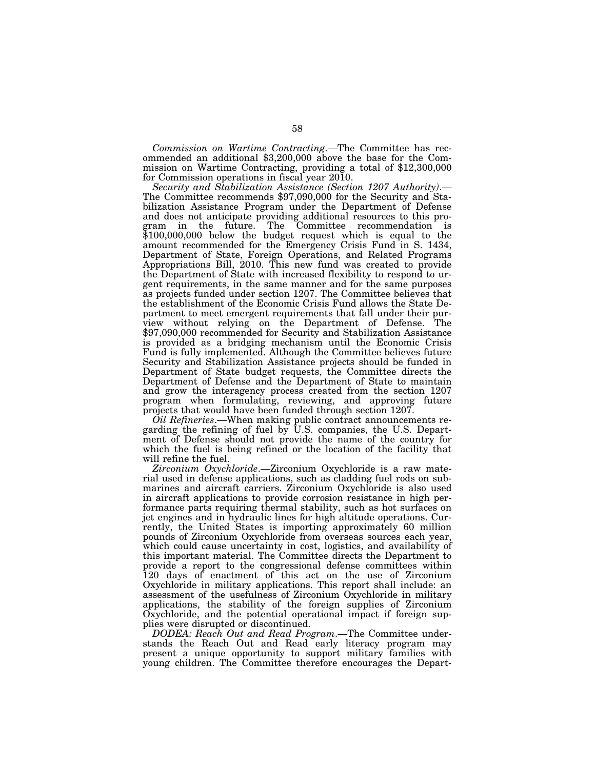*Commission on Wartime Contracting*.—The Committee has recommended an additional $3,200,000 above the base for the Commission on Wartime Contracting, providing a total of $12,300,000 for Commission operations in fiscal year 2010.

*Security and Stabilization Assistance (Section 1207 Authority)*.—The Committee recommends $97,090,000 for the Security and Stabilization Assistance Program under the Department of Defense and does not anticipate providing additional resources to this program in the future. The Committee recommendation is $100,000,000 below the budget request which is equal to the amount recommended for the Emergency Crisis Fund in S. 1434, Department of State, Foreign Operations, and Related Programs Appropriations Bill, 2010. This new fund was created to provide the Department of State with increased flexibility to respond to urgent requirements, in the same manner and for the same purposes as projects funded under section 1207. The Committee believes that the establishment of the Economic Crisis Fund allows the State Department to meet emergent requirements that fall under their purview without relying on the Department of Defense. The $97,090,000 recommended for Security and Stabilization Assistance is provided as a bridging mechanism until the Economic Crisis Fund is fully implemented. Although the Committee believes future Security and Stabilization Assistance projects should be funded in Department of State budget requests, the Committee directs the Department of Defense and the Department of State to maintain and grow the interagency process created from the section 1207 program when formulating, reviewing, and approving future projects that would have been funded through section 1207.

*Oil Refineries*.—When making public contract announcements regarding the refining of fuel by U.S. companies, the U.S. Department of Defense should not provide the name of the country for which the fuel is being refined or the location of the facility that will refine the fuel.

*Zirconium Oxychloride*.—Zirconium Oxychloride is a raw material used in defense applications, such as cladding fuel rods on submarines and aircraft carriers. Zirconium Oxychloride is also used in aircraft applications to provide corrosion resistance in high performance parts requiring thermal stability, such as hot surfaces on jet engines and in hydraulic lines for high altitude operations. Currently, the United States is importing approximately 60 million pounds of Zirconium Oxychloride from overseas sources each year, which could cause uncertainty in cost, logistics, and availability of this important material. The Committee directs the Department to provide a report to the congressional defense committees within 120 days of enactment of this act on the use of Zirconium Oxychloride in military applications. This report shall include: an assessment of the usefulness of Zirconium Oxychloride in military applications, the stability of the foreign supplies of Zirconium Oxychloride, and the potential operational impact if foreign supplies were disrupted or discontinued.

*DODEA: Reach Out and Read Program*.—The Committee understands the Reach Out and Read early literacy program may present a unique opportunity to support military families with young children. The Committee therefore encourages the Depart-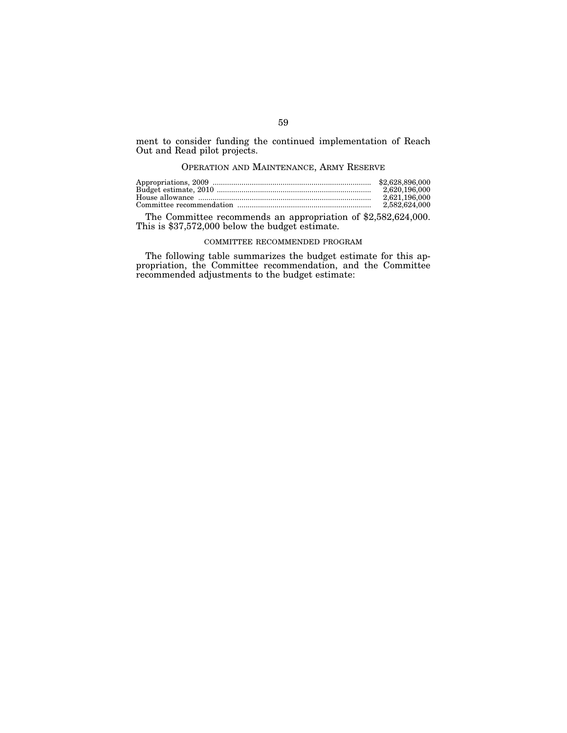ment to consider funding the continued implementation of Reach Out and Read pilot projects.

## OPERATION AND MAINTENANCE, ARMY RESERVE

| | |
|---|---|
| Appropriations, 2009 | $2,628,896,000 |
| Budget estimate, 2010 | 2,620,196,000 |
| House allowance | 2,621,196,000 |
| Committee recommendation | 2,582,624,000 |

The Committee recommends an appropriation of $2,582,624,000. This is $37,572,000 below the budget estimate.

### COMMITTEE RECOMMENDED PROGRAM

The following table summarizes the budget estimate for this appropriation, the Committee recommendation, and the Committee recommended adjustments to the budget estimate: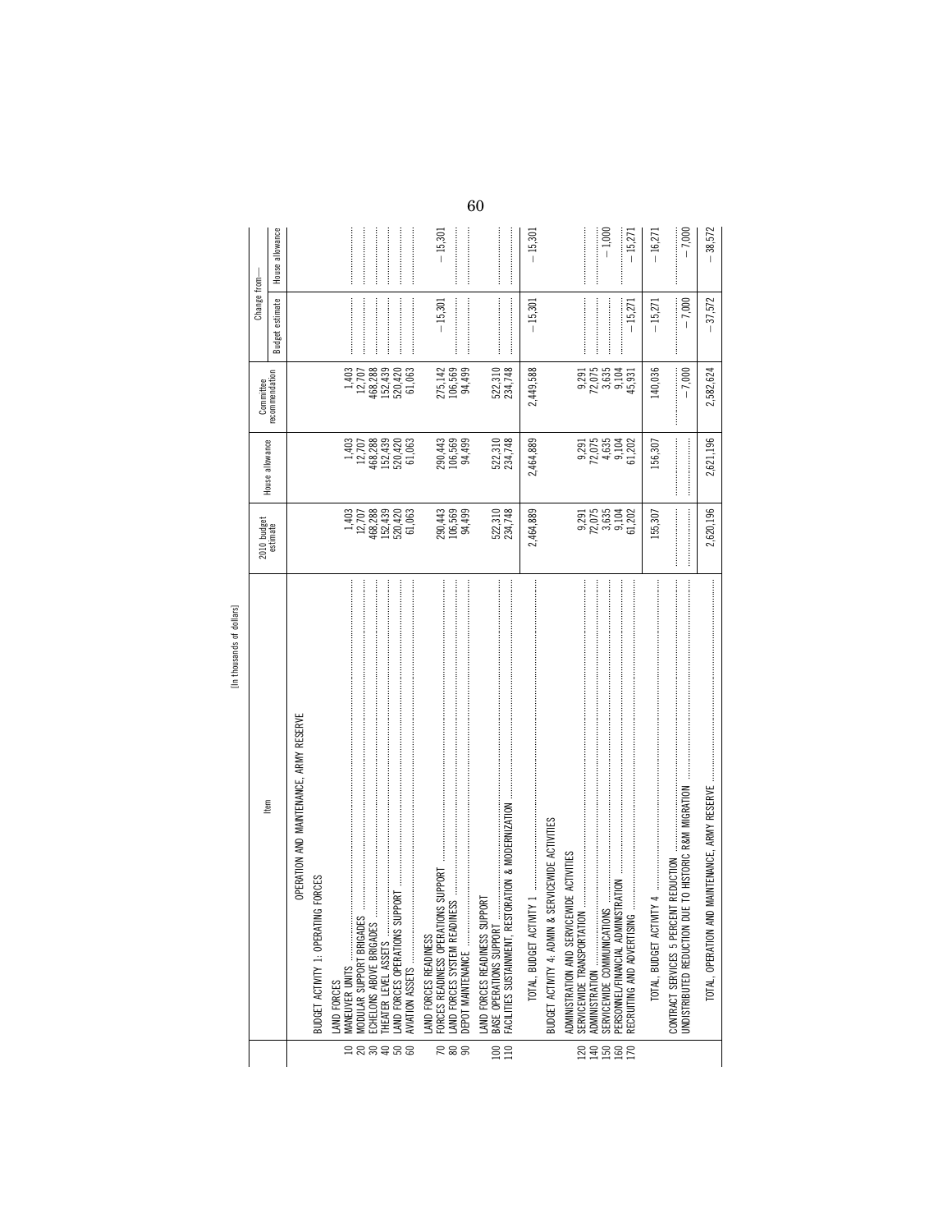[In thousands of dollars]

| | Item | 2010 budget estimate | House allowance | Committee recommendation | Change from— | |
|---|---|---|---|---|---|---|
| | | | | | Budget estimate | House allowance |
| | OPERATION AND MAINTENANCE, ARMY RESERVE | | | | | |
| | BUDGET ACTIVITY 1: OPERATING FORCES | | | | | |
| | LAND FORCES | | | | | |
| 10 | MANEUVER UNITS | 1,403 | 1,403 | 1,403 | | |
| 20 | MODULAR SUPPORT BRIGADES | 12,707 | 12,707 | 12,707 | | |
| 30 | ECHELONS ABOVE BRIGADES | 468,288 | 468,288 | 468,288 | | |
| 40 | THEATER LEVEL ASSETS | 152,439 | 152,439 | 152,439 | | |
| 50 | LAND FORCES OPERATIONS SUPPORT | 520,420 | 520,420 | 520,420 | | |
| 60 | AVIATION ASSETS | 61,063 | 61,063 | 61,063 | | |
| | LAND FORCES READINESS | | | | | |
| 70 | FORCES READINESS OPERATIONS SUPPORT | 290,443 | 290,443 | 275,142 | −15,301 | −15,301 |
| 80 | LAND FORCES SYSTEM READINESS | 106,569 | 106,569 | 106,569 | | |
| 90 | DEPOT MAINTENANCE | 94,499 | 94,499 | 94,499 | | |
| | LAND FORCES READINESS SUPPORT | | | | | |
| 100 | BASE OPERATIONS SUPPORT | 522,310 | 522,310 | 522,310 | | |
| 110 | FACILITIES SUSTAINMENT, RESTORATION & MODERNIZATION | 234,748 | 234,748 | 234,748 | | |
| | TOTAL, BUDGET ACTIVITY 1 | 2,464,889 | 2,464,889 | 2,449,588 | −15,301 | −15,301 |
| | BUDGET ACTIVITY 4: ADMIN & SERVICEWIDE ACTIVITIES | | | | | |
| | ADMINISTRATION AND SERVICEWIDE ACTIVITIES | | | | | |
| 120 | SERVICEWIDE TRANSPORTATION | 9,291 | 9,291 | 9,291 | | |
| 140 | ADMINISTRATION | 72,075 | 72,075 | 72,075 | | |
| 150 | SERVICEWIDE COMMUNICATIONS | 3,635 | 4,635 | 3,635 | | −1,000 |
| 160 | PERSONNEL/FINANCIAL ADMINISTRATION | 9,104 | 9,104 | 9,104 | | |
| 170 | RECRUITING AND ADVERTISING | 61,202 | 61,202 | 45,931 | −15,271 | −15,271 |
| | TOTAL, BUDGET ACTIVITY 4 | 155,307 | 156,307 | 140,036 | −15,271 | −16,271 |
| | CONTRACT SERVICES 5 PERCENT REDUCTION | | | | | |
| | UNDISTRIBUTED REDUCTION DUE TO HISTORIC R&M MIGRATION | | | −7,000 | −7,000 | −7,000 |
| | TOTAL, OPERATION AND MAINTENANCE, ARMY RESERVE | 2,620,196 | 2,621,196 | 2,582,624 | −37,572 | −38,572 |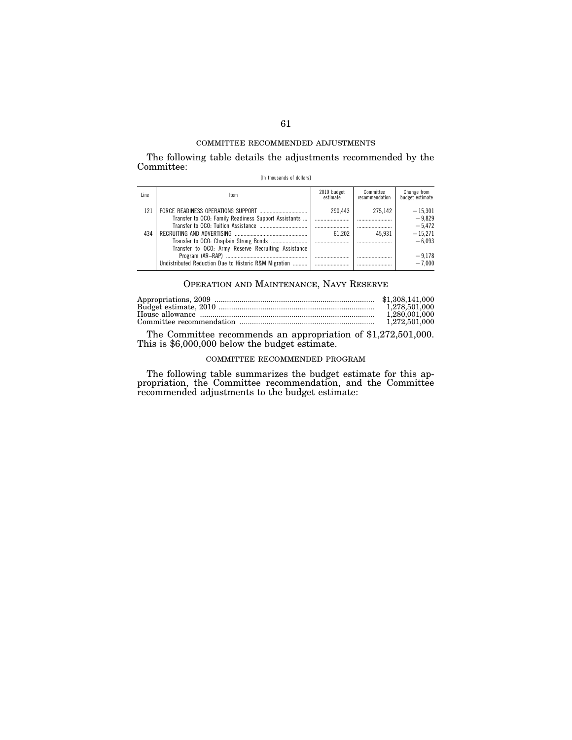COMMITTEE RECOMMENDED ADJUSTMENTS

The following table details the adjustments recommended by the Committee:

[In thousands of dollars]

| Line | Item | 2010 budget estimate | Committee recommendation | Change from budget estimate |
|---|---|---|---|---|
| 121 | FORCE READINESS OPERATIONS SUPPORT | 290,443 | 275,142 | −15,301 |
| | Transfer to OCO: Family Readiness Support Assistants | | | −9,829 |
| | Transfer to OCO: Tuition Assistance | | | −5,472 |
| 434 | RECRUITING AND ADVERTISING | 61,202 | 45,931 | −15,271 |
| | Transfer to OCO: Chaplain Strong Bonds | | | −6,093 |
| | Transfer to OCO: Army Reserve Recruiting Assistance Program (AR–RAP) | | | −9,178 |
| | Undistributed Reduction Due to Historic R&M Migration | | | −7,000 |

## OPERATION AND MAINTENANCE, NAVY RESERVE

| | |
|---|---|
| Appropriations, 2009 | $1,308,141,000 |
| Budget estimate, 2010 | 1,278,501,000 |
| House allowance | 1,280,001,000 |
| Committee recommendation | 1,272,501,000 |

The Committee recommends an appropriation of $1,272,501,000. This is $6,000,000 below the budget estimate.

COMMITTEE RECOMMENDED PROGRAM

The following table summarizes the budget estimate for this appropriation, the Committee recommendation, and the Committee recommended adjustments to the budget estimate: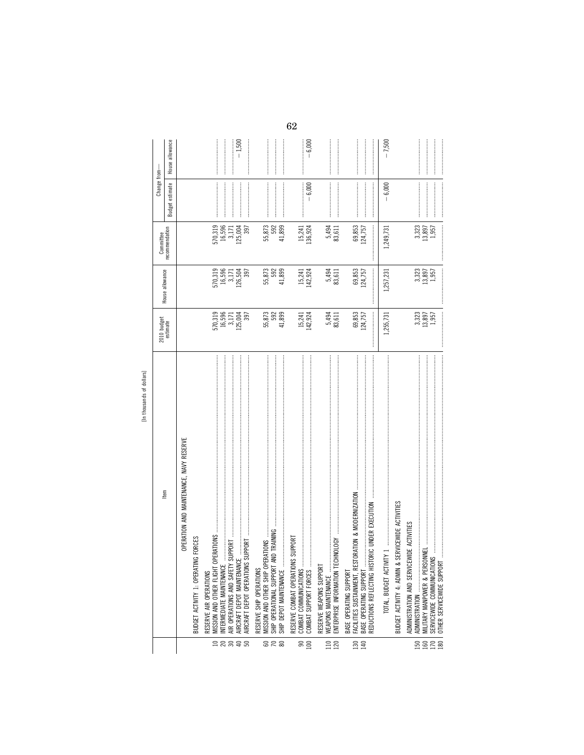[In thousands of dollars]

| | Item | 2010 budget estimate | House allowance | Committee recommendation | Change from— | |
|---|---|---|---|---|---|---|
| | | | | | Budget estimate | House allowance |
| | OPERATION AND MAINTENANCE, NAVY RESERVE | | | | | |
| | BUDGET ACTIVITY 1: OPERATING FORCES | | | | | |
| | RESERVE AIR OPERATIONS | | | | | |
| 10 | MISSION AND OTHER FLIGHT OPERATIONS | 570,319 | 570,319 | 570,319 | | |
| 20 | INTERMEDIATE MAINTENANCE | 16,596 | 16,596 | 16,596 | | |
| 30 | AIR OPERATIONS AND SAFETY SUPPORT | 3,171 | 3,171 | 3,171 | | |
| 40 | AIRCRAFT DEPOT MAINTENANCE | 125,004 | 126,504 | 125,004 | | −1,500 |
| 50 | AIRCRAFT DEPOT OPERATIONS SUPPORT | 397 | 397 | 397 | | |
| | RESERVE SHIP OPERATIONS | | | | | |
| 60 | MISSION AND OTHER SHIP OPERATIONS | 55,873 | 55,873 | 55,873 | | |
| 70 | SHIP OPERATIONAL SUPPORT AND TRAINING | 592 | 592 | 592 | | |
| 80 | SHIP DEPOT MAINTENANCE | 41,899 | 41,899 | 41,899 | | |
| | RESERVE COMBAT OPERATIONS SUPPORT | | | | | |
| 90 | COMBAT COMMUNICATIONS | 15,241 | 15,241 | 15,241 | | |
| 100 | COMBAT SUPPORT FORCES | 142,924 | 142,924 | 136,924 | −6,000 | −6,000 |
| | RESERVE WEAPONS SUPPORT | | | | | |
| 110 | WEAPONS MAINTENANCE | 5,494 | 5,494 | 5,494 | | |
| 120 | ENTERPRISE INFORMATION TECHNOLOGY | 83,611 | 83,611 | 83,611 | | |
| | BASE OPERATING SUPPORT | | | | | |
| 130 | FACILITIES SUSTAINMENT, RESTORATION & MODERNIZATION | 69,853 | 69,853 | 69,853 | | |
| 140 | BASE OPERATING SUPPORT | 124,757 | 124,757 | 124,757 | | |
| | REDUCTIONS REFLECTING HISTORIC UNDER EXECUTION | | | | | |
| | TOTAL, BUDGET ACTIVITY 1 | 1,255,731 | 1,257,231 | 1,249,731 | −6,000 | −7,500 |
| | BUDGET ACTIVITY 4: ADMIN & SERVICEWIDE ACTIVITIES | | | | | |
| | ADMINISTRATION AND SERVICEWIDE ACTIVITIES | | | | | |
| 150 | ADMINISTRATION | 3,323 | 3,323 | 3,323 | | |
| 160 | MILITARY MANPOWER & PERSONNEL | 13,897 | 13,897 | 13,897 | | |
| 170 | SERVICEWIDE COMMUNICATIONS | 1,957 | 1,957 | 1,957 | | |
| 180 | OTHER SERVICEWIDE SUPPORT | | | | | |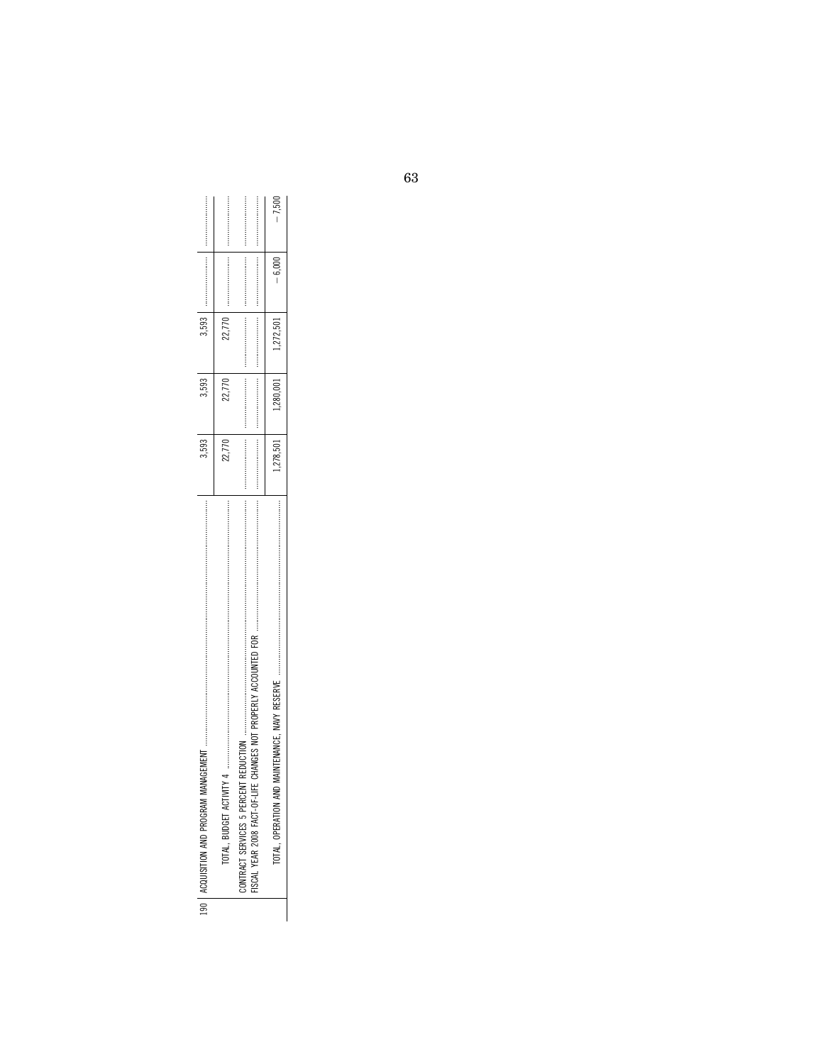| Line | Item | | | | | |
|---|---|---|---|---|---|---|
| 190 | ACQUISITION AND PROGRAM MANAGEMENT | 3,593 | 3,593 | 3,593 | | |
| | TOTAL, BUDGET ACTIVITY 4 | 22,770 | 22,770 | 22,770 | | |
| | CONTRACT SERVICES 5 PERCENT REDUCTION | | | | | |
| | FISCAL YEAR 2008 FACT-OF-LIFE CHANGES NOT PROPERLY ACCOUNTED FOR | | | | | |
| | TOTAL, OPERATION AND MAINTENANCE, NAVY RESERVE | 1,278,501 | 1,280,001 | 1,272,501 | −6,000 | −7,500 |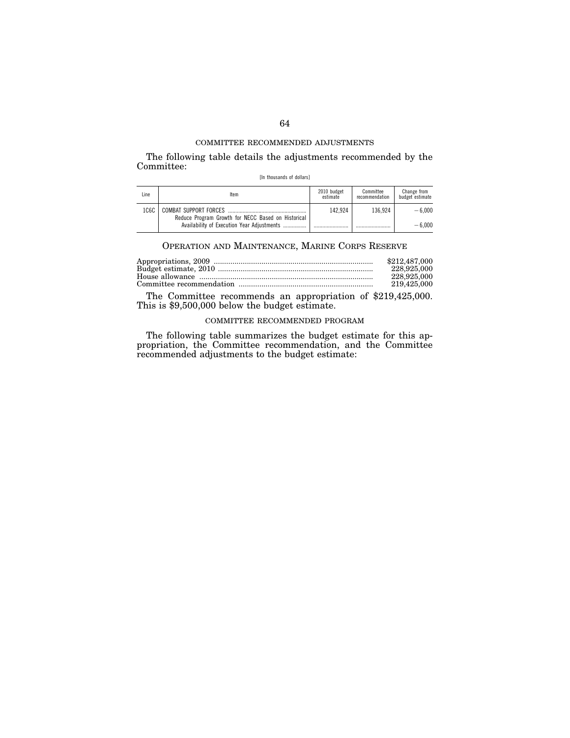COMMITTEE RECOMMENDED ADJUSTMENTS

The following table details the adjustments recommended by the Committee:

[In thousands of dollars]

| Line | Item | 2010 budget estimate | Committee recommendation | Change from budget estimate |
|---|---|---|---|---|
| 1C6C | COMBAT SUPPORT FORCES | 142,924 | 136,924 | −6,000 |
| | Reduce Program Growth for NECC Based on Historical Availability of Execution Year Adjustments | | | −6,000 |

## OPERATION AND MAINTENANCE, MARINE CORPS RESERVE

| | |
|---|---|
| Appropriations, 2009 | $212,487,000 |
| Budget estimate, 2010 | 228,925,000 |
| House allowance | 228,925,000 |
| Committee recommendation | 219,425,000 |

The Committee recommends an appropriation of $219,425,000. This is $9,500,000 below the budget estimate.

COMMITTEE RECOMMENDED PROGRAM

The following table summarizes the budget estimate for this appropriation, the Committee recommendation, and the Committee recommended adjustments to the budget estimate: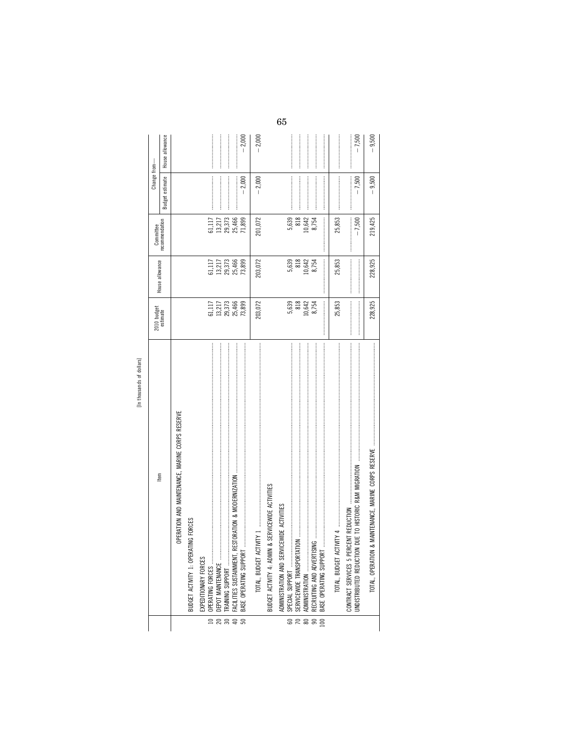[In thousands of dollars]

| | Item | 2010 budget estimate | House allowance | Committee recommendation | Change from— Budget estimate | Change from— House allowance |
|---|---|---|---|---|---|---|
| | OPERATION AND MAINTENANCE, MARINE CORPS RESERVE | | | | | |
| | BUDGET ACTIVITY 1: OPERATING FORCES | | | | | |
| | EXPEDITIONARY FORCES | | | | | |
| 10 | OPERATING FORCES | 61,117 | 61,117 | 61,117 | | |
| 20 | DEPOT MAINTENANCE | 13,217 | 13,217 | 13,217 | | |
| 30 | TRAINING SUPPORT | 29,373 | 29,373 | 29,373 | | |
| 40 | FACILITIES SUSTAINMENT, RESTORATION & MODERNIZATION | 25,466 | 25,466 | 25,466 | | |
| 50 | BASE OPERATING SUPPORT | 73,899 | 73,899 | 71,899 | −2,000 | −2,000 |
| | TOTAL, BUDGET ACTIVITY 1 | 203,072 | 203,072 | 201,072 | −2,000 | −2,000 |
| | BUDGET ACTIVITY 4: ADMIN & SERVICEWIDE ACTIVITIES | | | | | |
| | ADMINISTRATION AND SERVICEWIDE ACTIVITIES | | | | | |
| 60 | SPECIAL SUPPORT | 5,639 | 5,639 | 5,639 | | |
| 70 | SERVICEWIDE TRANSPORTATION | 818 | 818 | 818 | | |
| 80 | ADMINISTRATION | 10,642 | 10,642 | 10,642 | | |
| 90 | RECRUITING AND ADVERTISING | 8,754 | 8,754 | 8,754 | | |
| 100 | BASE OPERATING SUPPORT | | | | | |
| | TOTAL, BUDGET ACTIVITY 4 | 25,853 | 25,853 | 25,853 | | |
| | CONTRACT SERVICES 5 PERCENT REDUCTION | | | | | |
| | UNDISTRIBUTED REDUCTION DUE TO HISTORIC R&M MIGRATION | | | −7,500 | −7,500 | −7,500 |
| | TOTAL, OPERATION & MAINTENANCE, MARINE CORPS RESERVE | 228,925 | 228,925 | 219,425 | −9,500 | −9,500 |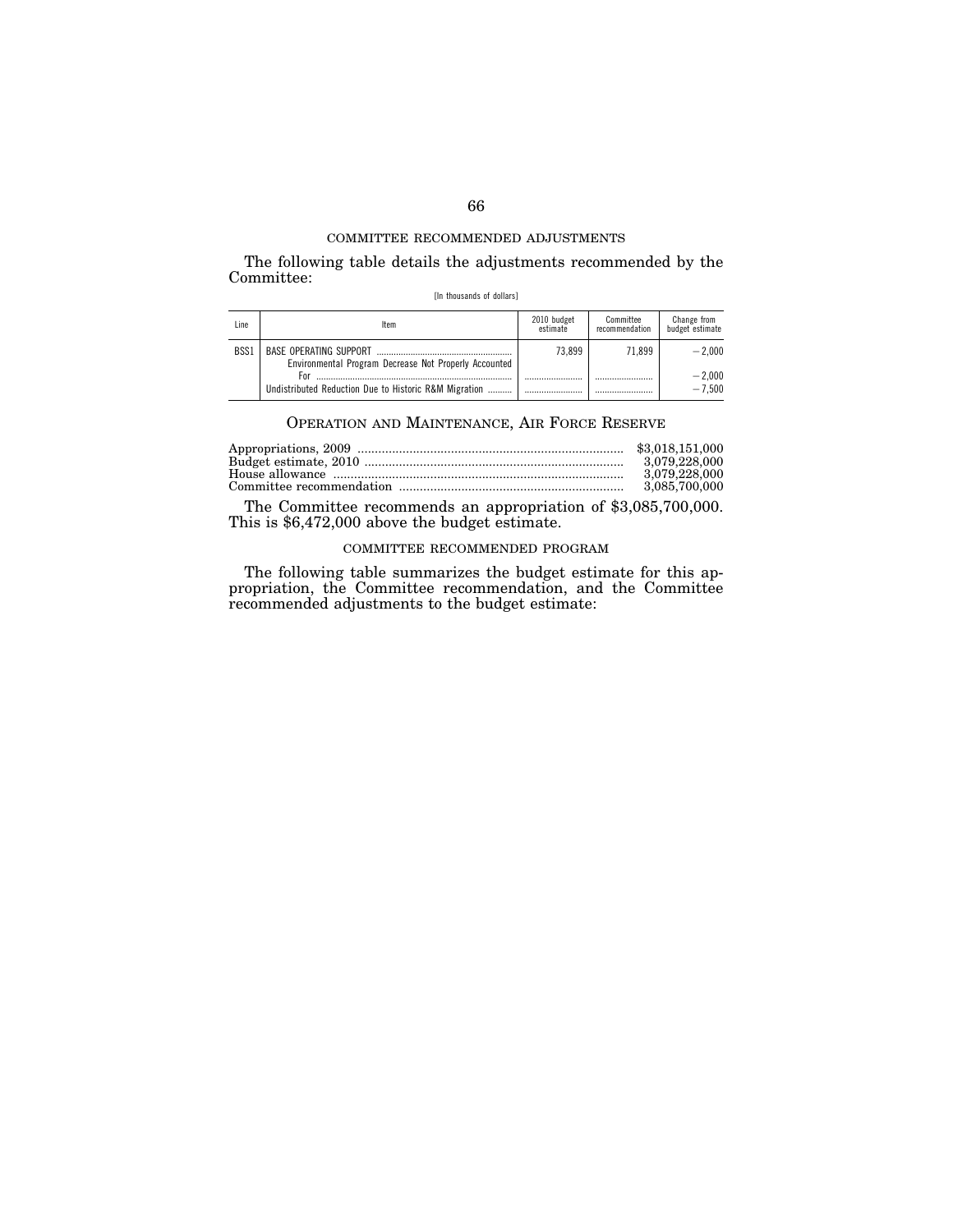COMMITTEE RECOMMENDED ADJUSTMENTS

The following table details the adjustments recommended by the Committee:

[In thousands of dollars]

| Line | Item | 2010 budget estimate | Committee recommendation | Change from budget estimate |
|---|---|---|---|---|
| BSS1 | BASE OPERATING SUPPORT | 73,899 | 71,899 | −2,000 |
| | Environmental Program Decrease Not Properly Accounted For | | | −2,000 |
| | Undistributed Reduction Due to Historic R&M Migration | | | −7,500 |

## OPERATION AND MAINTENANCE, AIR FORCE RESERVE

| | |
|---|---|
| Appropriations, 2009 | $3,018,151,000 |
| Budget estimate, 2010 | 3,079,228,000 |
| House allowance | 3,079,228,000 |
| Committee recommendation | 3,085,700,000 |

The Committee recommends an appropriation of $3,085,700,000. This is $6,472,000 above the budget estimate.

COMMITTEE RECOMMENDED PROGRAM

The following table summarizes the budget estimate for this appropriation, the Committee recommendation, and the Committee recommended adjustments to the budget estimate: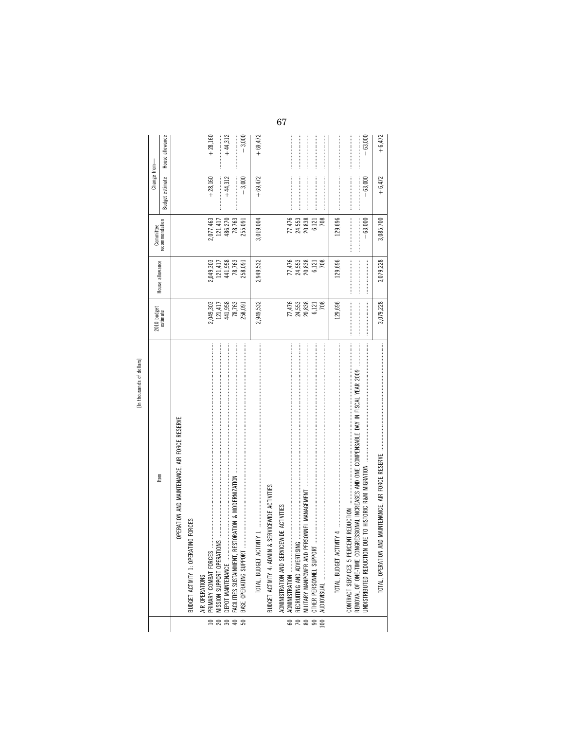[In thousands of dollars]

| | Item | 2010 budget estimate | House allowance | Committee recommendation | Change from— | |
|---|---|---|---|---|---|---|
| | | | | | Budget estimate | House allowance |
| | OPERATION AND MAINTENANCE, AIR FORCE RESERVE | | | | | |
| | BUDGET ACTIVITY 1: OPERATING FORCES | | | | | |
| | AIR OPERATIONS | | | | | |
| 10 | PRIMARY COMBAT FORCES | 2,049,303 | 2,049,303 | 2,077,463 | +28,160 | +28,160 |
| 20 | MISSION SUPPORT OPERATIONS | 121,417 | 121,417 | 121,417 | | |
| 30 | DEPOT MAINTENANCE | 441,958 | 441,958 | 486,270 | +44,312 | +44,312 |
| 40 | FACILITIES SUSTAINMENT, RESTORATION & MODERNIZATION | 78,763 | 78,763 | 78,763 | | |
| 50 | BASE OPERATING SUPPORT | 258,091 | 258,091 | 255,091 | −3,000 | −3,000 |
| | TOTAL, BUDGET ACTIVITY 1 | 2,949,532 | 2,949,532 | 3,019,004 | +69,472 | +69,472 |
| | BUDGET ACTIVITY 4: ADMIN & SERVICEWIDE ACTIVITIES | | | | | |
| | ADMINISTRATION AND SERVICEWIDE ACTIVITIES | | | | | |
| 60 | ADMINISTRATION | 77,476 | 77,476 | 77,476 | | |
| 70 | RECRUITING AND ADVERTISING | 24,553 | 24,553 | 24,553 | | |
| 80 | MILITARY MANPOWER AND PERSONNEL MANAGEMENT | 20,838 | 20,838 | 20,838 | | |
| 90 | OTHER PERSONNEL SUPPORT | 6,121 | 6,121 | 6,121 | | |
| 100 | AUDIOVISUAL | 708 | 708 | 708 | | |
| | TOTAL, BUDGET ACTIVITY 4 | 129,696 | 129,696 | 129,696 | | |
| | CONTRACT SERVICES 5 PERCENT REDUCTION | | | | | |
| | REMOVAL OF ONE-TIME CONGRESSIONAL INCREASES AND ONE COMPENSABLE DAY IN FISCAL YEAR 2009 | | | | | |
| | UNDISTRIBUTED REDUCTION DUE TO HISTORIC R&M MIGRATION | | | −63,000 | −63,000 | −63,000 |
| | TOTAL, OPERATION AND MAINTENANCE, AIR FORCE RESERVE | 3,079,228 | 3,079,228 | 3,085,700 | +6,472 | +6,472 |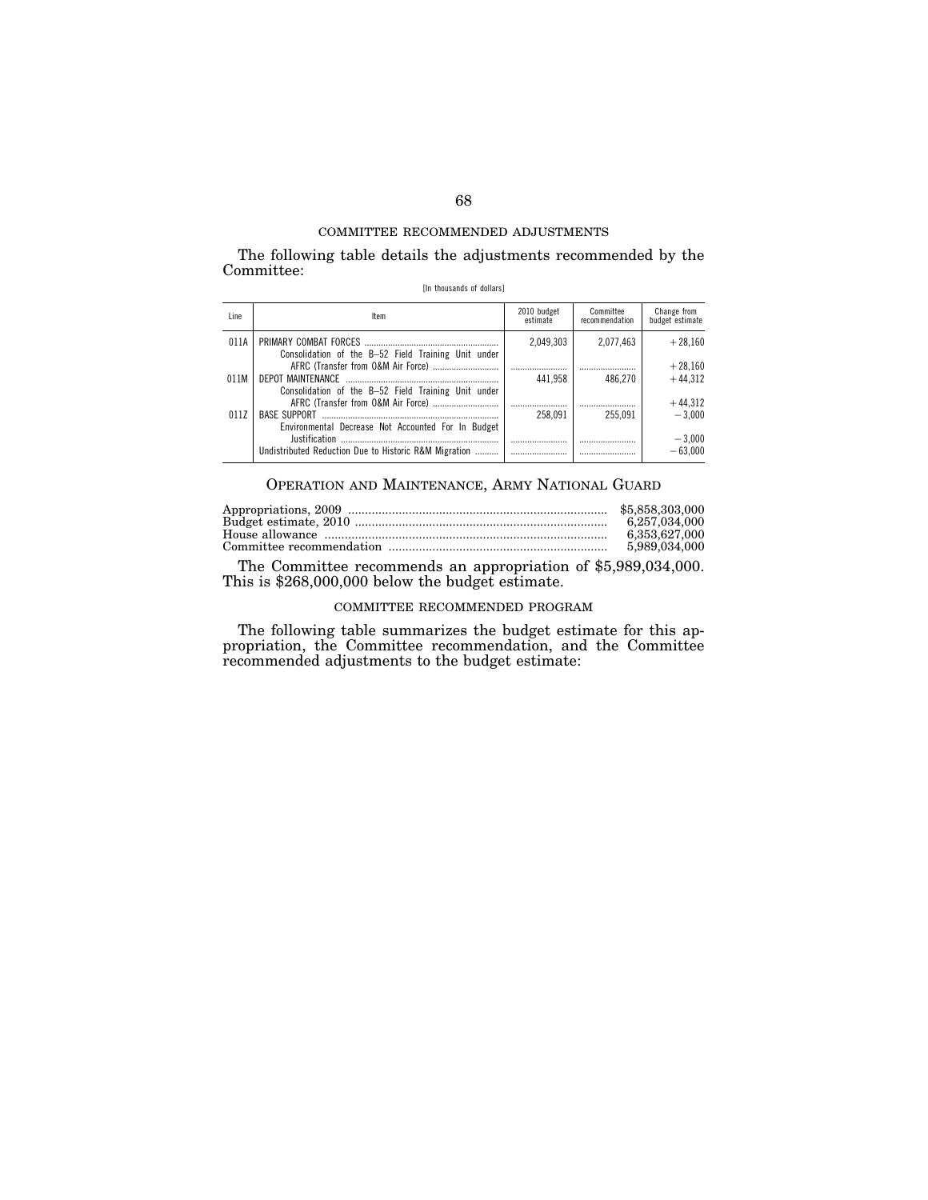COMMITTEE RECOMMENDED ADJUSTMENTS

The following table details the adjustments recommended by the Committee:

[In thousands of dollars]

| Line | Item | 2010 budget estimate | Committee recommendation | Change from budget estimate |
|---|---|---|---|---|
| 011A | PRIMARY COMBAT FORCES | 2,049,303 | 2,077,463 | +28,160 |
| | Consolidation of the B–52 Field Training Unit under AFRC (Transfer from O&M Air Force) | | | +28,160 |
| 011M | DEPOT MAINTENANCE | 441,958 | 486,270 | +44,312 |
| | Consolidation of the B–52 Field Training Unit under AFRC (Transfer from O&M Air Force) | | | +44,312 |
| 011Z | BASE SUPPORT | 258,091 | 255,091 | −3,000 |
| | Environmental Decrease Not Accounted For In Budget Justification | | | −3,000 |
| | Undistributed Reduction Due to Historic R&M Migration | | | −63,000 |

## OPERATION AND MAINTENANCE, ARMY NATIONAL GUARD

| | |
|---|---|
| Appropriations, 2009 | $5,858,303,000 |
| Budget estimate, 2010 | 6,257,034,000 |
| House allowance | 6,353,627,000 |
| Committee recommendation | 5,989,034,000 |

The Committee recommends an appropriation of $5,989,034,000. This is $268,000,000 below the budget estimate.

COMMITTEE RECOMMENDED PROGRAM

The following table summarizes the budget estimate for this appropriation, the Committee recommendation, and the Committee recommended adjustments to the budget estimate: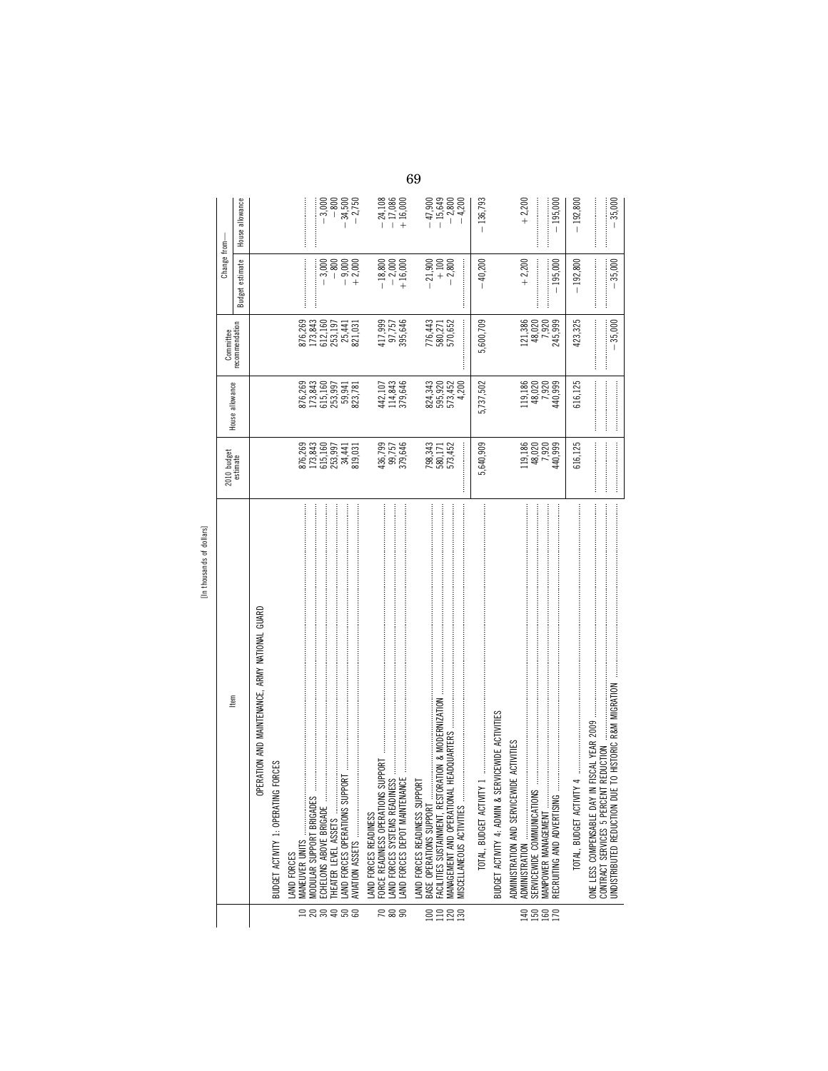[In thousands of dollars]

| | Item | 2010 budget estimate | House allowance | Committee recommendation | Change from— Budget estimate | Change from— House allowance |
|---|---|---|---|---|---|---|
| | OPERATION AND MAINTENANCE, ARMY NATIONAL GUARD | | | | | |
| | BUDGET ACTIVITY 1: OPERATING FORCES | | | | | |
| | LAND FORCES | | | | | |
| 10 | MANEUVER UNITS | 876,269 | 876,269 | 876,269 | | |
| 20 | MODULAR SUPPORT BRIGADES | 173,843 | 173,843 | 173,843 | | |
| 30 | ECHELONS ABOVE BRIGADE | 615,160 | 615,160 | 612,160 | −3,000 | −3,000 |
| 40 | THEATER LEVEL ASSETS | 253,997 | 253,997 | 253,197 | −800 | −800 |
| 50 | LAND FORCES OPERATIONS SUPPORT | 34,441 | 59,941 | 25,441 | −9,000 | −34,500 |
| 60 | AVIATION ASSETS | 819,031 | 823,781 | 821,031 | +2,000 | −2,750 |
| | LAND FORCES READINESS | | | | | |
| 70 | FORCE READINESS OPERATIONS SUPPORT | 436,799 | 442,107 | 417,999 | −18,800 | −24,108 |
| 80 | LAND FORCES SYSTEMS READINESS | 99,757 | 114,843 | 97,757 | −2,000 | −17,086 |
| 90 | LAND FORCES DEPOT MAINTENANCE | 379,646 | 379,646 | 395,646 | +16,000 | +16,000 |
| | LAND FORCES READINESS SUPPORT | | | | | |
| 100 | BASE OPERATIONS SUPPORT | 798,343 | 824,343 | 776,443 | −21,900 | −47,900 |
| 110 | FACILITIES SUSTAINMENT, RESTORATION & MODERNIZATION | 580,171 | 595,920 | 580,271 | +100 | −15,649 |
| 120 | MANAGEMENT AND OPERATIONAL HEADQUARTERS | 573,452 | 573,452 | 570,652 | −2,800 | −2,800 |
| 130 | MISCELLANEOUS ACTIVITIES | | 4,200 | | | −4,200 |
| | TOTAL, BUDGET ACTIVITY 1 | 5,640,909 | 5,737,502 | 5,600,709 | −40,200 | −136,793 |
| | BUDGET ACTIVITY 4: ADMIN & SERVICEWIDE ACTIVITIES | | | | | |
| | ADMINISTRATION AND SERVICEWIDE ACTIVITIES | | | | | |
| 140 | ADMINISTRATION | 119,186 | 119,186 | 121,386 | +2,200 | +2,200 |
| 150 | SERVICEWIDE COMMUNICATIONS | 48,020 | 48,020 | 48,020 | | |
| 160 | MANPOWER MANAGEMENT | 7,920 | 7,920 | 7,920 | | |
| 170 | RECRUITING AND ADVERTISING | 440,999 | 440,999 | 245,999 | −195,000 | −195,000 |
| | TOTAL, BUDGET ACTIVITY 4 | 616,125 | 616,125 | 423,325 | −192,800 | −192,800 |
| | ONE LESS COMPENSABLE DAY IN FISCAL YEAR 2009 | | | | | |
| | CONTRACT SERVICES 5 PERCENT REDUCTION | | | | | |
| | UNDISTRIBUTED REDUCTION DUE TO HISTORIC R&M MIGRATION | | | −35,000 | −35,000 | −35,000 |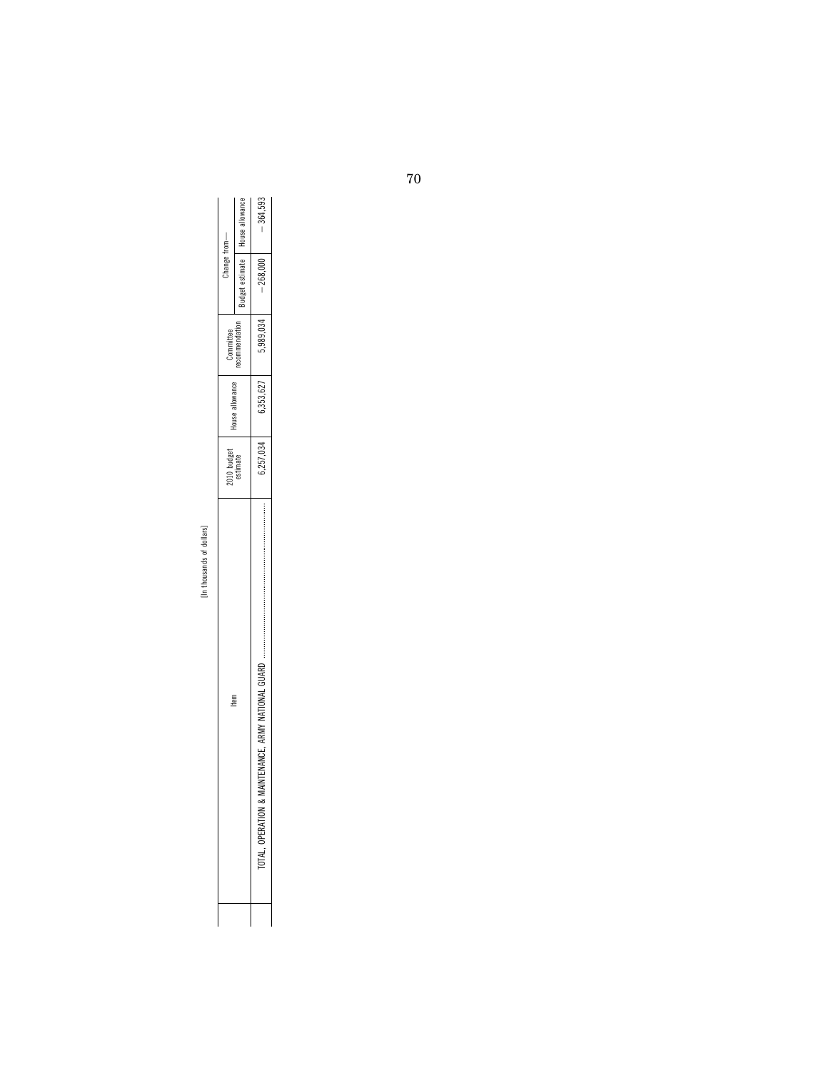[In thousands of dollars]

| Item | 2010 budget estimate | House allowance | Committee recommendation | Change from— | |
|---|---|---|---|---|---|
| | | | | Budget estimate | House allowance |
| TOTAL, OPERATION & MAINTENANCE, ARMY NATIONAL GUARD | 6,257,034 | 6,353,627 | 5,989,034 | −268,000 | −364,593 |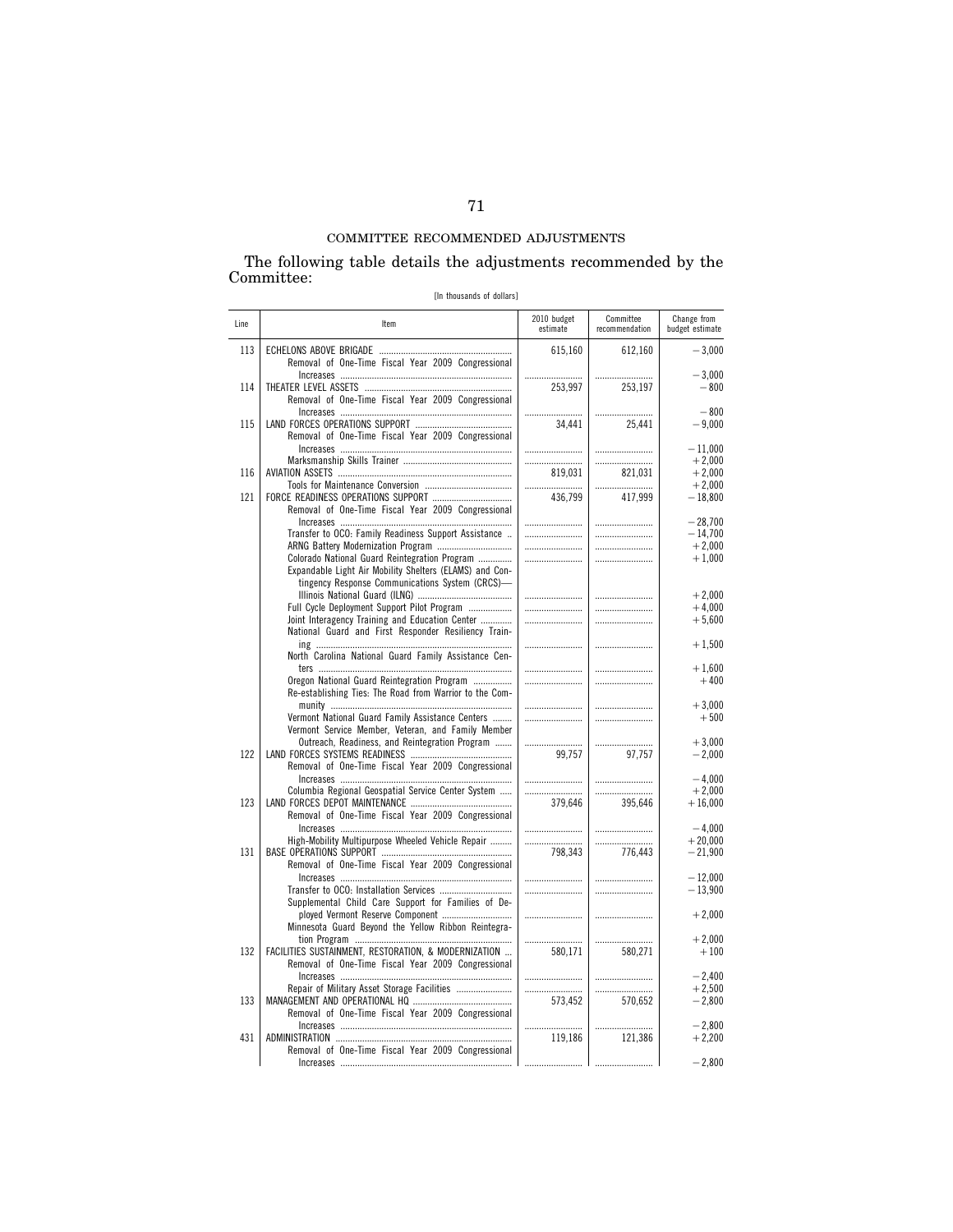## COMMITTEE RECOMMENDED ADJUSTMENTS

The following table details the adjustments recommended by the Committee:

[In thousands of dollars]

| Line | Item | 2010 budget estimate | Committee recommendation | Change from budget estimate |
|---|---|---|---|---|
| 113 | ECHELONS ABOVE BRIGADE | 615,160 | 612,160 | −3,000 |
| | Removal of One-Time Fiscal Year 2009 Congressional Increases | | | −3,000 |
| 114 | THEATER LEVEL ASSETS | 253,997 | 253,197 | −800 |
| | Removal of One-Time Fiscal Year 2009 Congressional Increases | | | −800 |
| 115 | LAND FORCES OPERATIONS SUPPORT | 34,441 | 25,441 | −9,000 |
| | Removal of One-Time Fiscal Year 2009 Congressional Increases | | | −11,000 |
| | Marksmanship Skills Trainer | | | +2,000 |
| 116 | AVIATION ASSETS | 819,031 | 821,031 | +2,000 |
| | Tools for Maintenance Conversion | | | +2,000 |
| 121 | FORCE READINESS OPERATIONS SUPPORT | 436,799 | 417,999 | −18,800 |
| | Removal of One-Time Fiscal Year 2009 Congressional Increases | | | −28,700 |
| | Transfer to OCO: Family Readiness Support Assistance | | | −14,700 |
| | ARNG Battery Modernization Program | | | +2,000 |
| | Colorado National Guard Reintegration Program | | | +1,000 |
| | Expandable Light Air Mobility Shelters (ELAMS) and Contingency Response Communications System (CRCS)—Illinois National Guard (ILNG) | | | +2,000 |
| | Full Cycle Deployment Support Pilot Program | | | +4,000 |
| | Joint Interagency Training and Education Center | | | +5,600 |
| | National Guard and First Responder Resiliency Training | | | +1,500 |
| | North Carolina National Guard Family Assistance Centers | | | +1,600 |
| | Oregon National Guard Reintegration Program | | | +400 |
| | Re-establishing Ties: The Road from Warrior to the Community | | | +3,000 |
| | Vermont National Guard Family Assistance Centers | | | +500 |
| | Vermont Service Member, Veteran, and Family Member Outreach, Readiness, and Reintegration Program | | | +3,000 |
| 122 | LAND FORCES SYSTEMS READINESS | 99,757 | 97,757 | −2,000 |
| | Removal of One-Time Fiscal Year 2009 Congressional Increases | | | −4,000 |
| | Columbia Regional Geospatial Service Center System | | | +2,000 |
| 123 | LAND FORCES DEPOT MAINTENANCE | 379,646 | 395,646 | +16,000 |
| | Removal of One-Time Fiscal Year 2009 Congressional Increases | | | −4,000 |
| | High-Mobility Multipurpose Wheeled Vehicle Repair | | | +20,000 |
| 131 | BASE OPERATIONS SUPPORT | 798,343 | 776,443 | −21,900 |
| | Removal of One-Time Fiscal Year 2009 Congressional Increases | | | −12,000 |
| | Transfer to OCO: Installation Services | | | −13,900 |
| | Supplemental Child Care Support for Families of Deployed Vermont Reserve Component | | | +2,000 |
| | Minnesota Guard Beyond the Yellow Ribbon Reintegration Program | | | +2,000 |
| 132 | FACILITIES SUSTAINMENT, RESTORATION, & MODERNIZATION | 580,171 | 580,271 | +100 |
| | Removal of One-Time Fiscal Year 2009 Congressional Increases | | | −2,400 |
| | Repair of Military Asset Storage Facilities | | | +2,500 |
| 133 | MANAGEMENT AND OPERATIONAL HQ | 573,452 | 570,652 | −2,800 |
| | Removal of One-Time Fiscal Year 2009 Congressional Increases | | | −2,800 |
| 431 | ADMINISTRATION | 119,186 | 121,386 | +2,200 |
| | Removal of One-Time Fiscal Year 2009 Congressional Increases | | | −2,800 |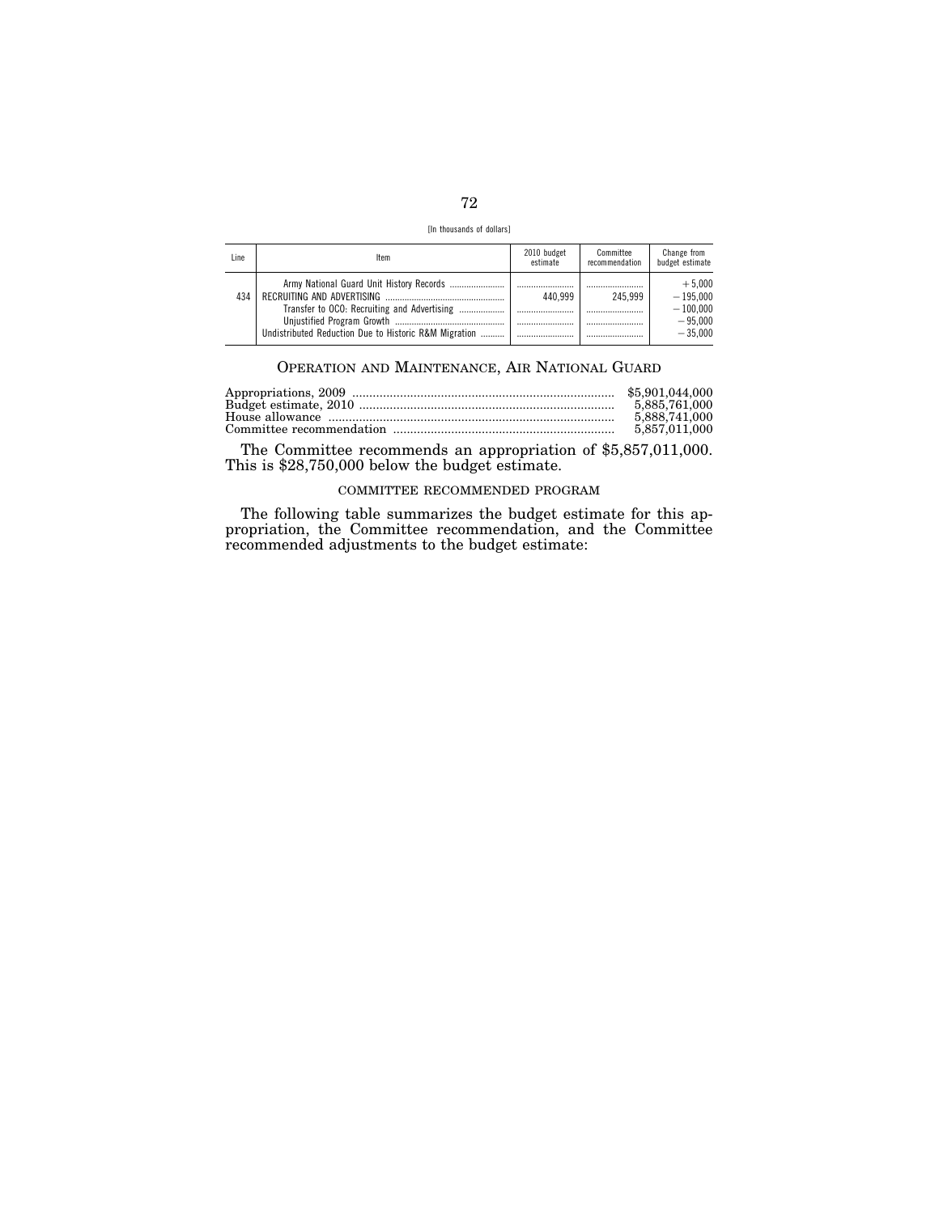[In thousands of dollars]

| Line | Item | 2010 budget estimate | Committee recommendation | Change from budget estimate |
|---|---|---|---|---|
| | Army National Guard Unit History Records | | | +5,000 |
| 434 | RECRUITING AND ADVERTISING | 440,999 | 245,999 | −195,000 |
| | Transfer to OCO: Recruiting and Advertising | | | −100,000 |
| | Unjustified Program Growth | | | −95,000 |
| | Undistributed Reduction Due to Historic R&M Migration | | | −35,000 |

## OPERATION AND MAINTENANCE, AIR NATIONAL GUARD

| | |
|---|---|
| Appropriations, 2009 | $5,901,044,000 |
| Budget estimate, 2010 | 5,885,761,000 |
| House allowance | 5,888,741,000 |
| Committee recommendation | 5,857,011,000 |

The Committee recommends an appropriation of $5,857,011,000. This is $28,750,000 below the budget estimate.

### COMMITTEE RECOMMENDED PROGRAM

The following table summarizes the budget estimate for this appropriation, the Committee recommendation, and the Committee recommended adjustments to the budget estimate: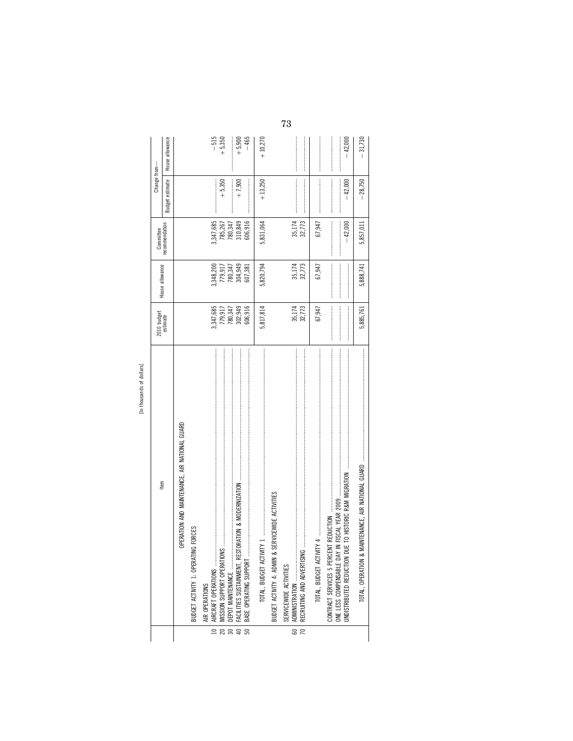[In thousands of dollars]

| | Item | 2010 budget estimate | House allowance | Committee recommendation | Change from— Budget estimate | Change from— House allowance |
|---|---|---|---|---|---|---|
| | OPERATION AND MAINTENANCE, AIR NATIONAL GUARD | | | | | |
| | BUDGET ACTIVITY 1: OPERATING FORCES | | | | | |
| | AIR OPERATIONS | | | | | |
| 10 | AIRCRAFT OPERATIONS | 3,347,685 | 3,348,200 | 3,347,685 | | −515 |
| 20 | MISSION SUPPORT OPERATIONS | 779,917 | 779,917 | 785,267 | +5,350 | +5,350 |
| 30 | DEPOT MAINTENANCE | 780,347 | 780,347 | 780,347 | | |
| 40 | FACILITIES SUSTAINMENT, RESTORATION & MODERNIZATION | 302,949 | 304,949 | 310,849 | +7,900 | +5,900 |
| 50 | BASE OPERATING SUPPORT | 606,916 | 607,381 | 606,916 | | −465 |
| | TOTAL, BUDGET ACTIVITY 1 | 5,817,814 | 5,820,794 | 5,831,064 | +13,250 | +10,270 |
| | BUDGET ACTIVITY 4: ADMIN & SERVICEWIDE ACTIVITIES | | | | | |
| | SERVICEWIDE ACTIVITIES | | | | | |
| 60 | ADMINISTRATION | 35,174 | 35,174 | 35,174 | | |
| 70 | RECRUITING AND ADVERTISING | 32,773 | 32,773 | 32,773 | | |
| | TOTAL, BUDGET ACTIVITY 4 | 67,947 | 67,947 | 67,947 | | |
| | CONTRACT SERVICES 5 PERCENT REDUCTION | | | | | |
| | ONE LESS COMPENSABLE DAY IN FISCAL YEAR 2009 | | | | | |
| | UNDISTRIBUTED REDUCTION DUE TO HISTORIC R&M MIGRATION | | | −42,000 | −42,000 | −42,000 |
| | TOTAL, OPERATION & MAINTENANCE, AIR NATIONAL GUARD | 5,885,761 | 5,888,741 | 5,857,011 | −28,750 | −31,730 |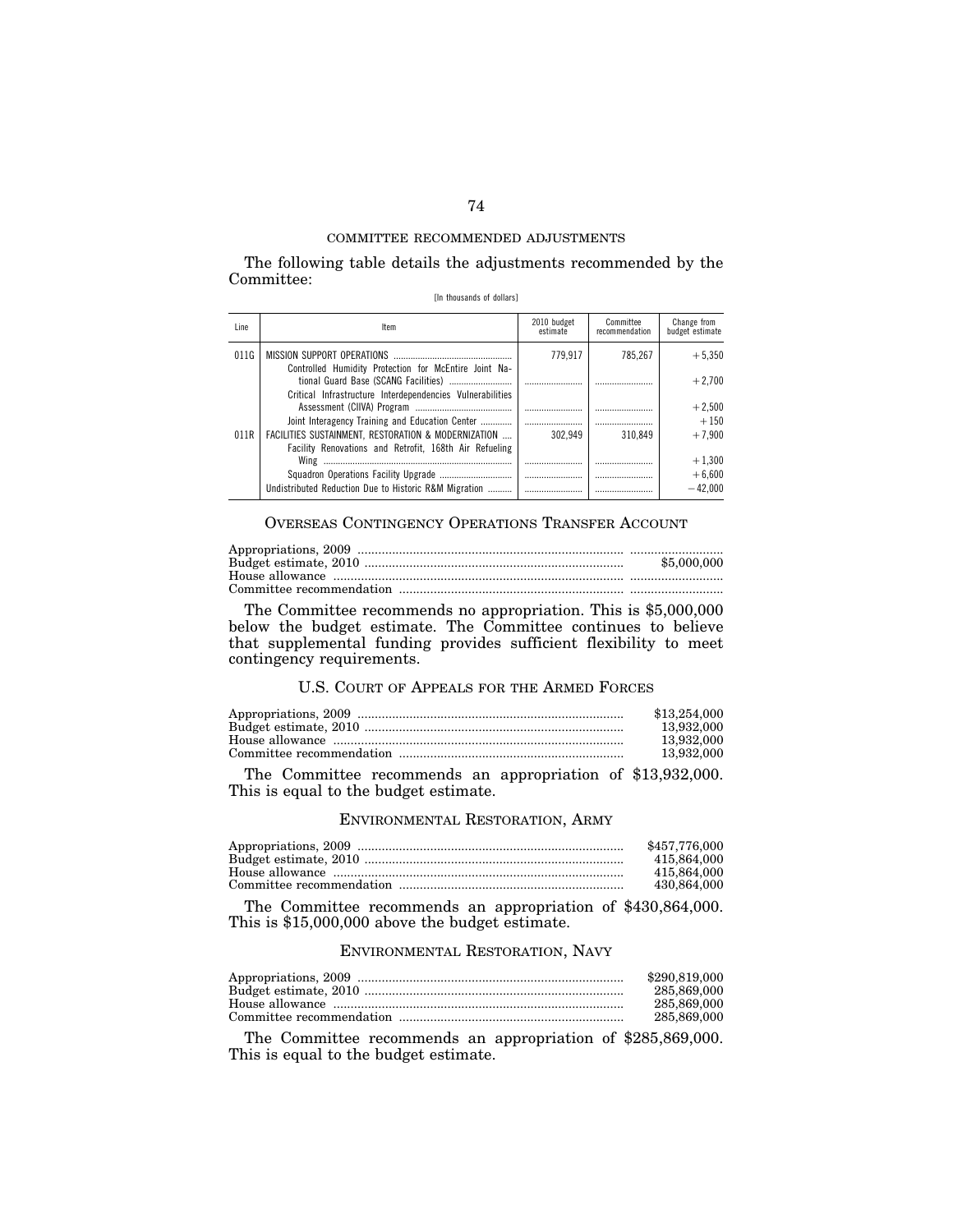COMMITTEE RECOMMENDED ADJUSTMENTS

The following table details the adjustments recommended by the Committee:

[In thousands of dollars]

| Line | Item | 2010 budget estimate | Committee recommendation | Change from budget estimate |
|---|---|---|---|---|
| 011G | MISSION SUPPORT OPERATIONS | 779,917 | 785,267 | +5,350 |
| | Controlled Humidity Protection for McEntire Joint National Guard Base (SCANG Facilities) | | | +2,700 |
| | Critical Infrastructure Interdependencies Vulnerabilities Assessment (CIIVA) Program | | | +2,500 |
| | Joint Interagency Training and Education Center | | | +150 |
| 011R | FACILITIES SUSTAINMENT, RESTORATION & MODERNIZATION | 302,949 | 310,849 | +7,900 |
| | Facility Renovations and Retrofit, 168th Air Refueling Wing | | | +1,300 |
| | Squadron Operations Facility Upgrade | | | +6,600 |
| | Undistributed Reduction Due to Historic R&M Migration | | | −42,000 |

## OVERSEAS CONTINGENCY OPERATIONS TRANSFER ACCOUNT

| | |
|---|---|
| Appropriations, 2009 | |
| Budget estimate, 2010 | $5,000,000 |
| House allowance | |
| Committee recommendation | |

The Committee recommends no appropriation. This is $5,000,000 below the budget estimate. The Committee continues to believe that supplemental funding provides sufficient flexibility to meet contingency requirements.

## U.S. COURT OF APPEALS FOR THE ARMED FORCES

| | |
|---|---|
| Appropriations, 2009 | $13,254,000 |
| Budget estimate, 2010 | 13,932,000 |
| House allowance | 13,932,000 |
| Committee recommendation | 13,932,000 |

The Committee recommends an appropriation of $13,932,000. This is equal to the budget estimate.

## ENVIRONMENTAL RESTORATION, ARMY

| | |
|---|---|
| Appropriations, 2009 | $457,776,000 |
| Budget estimate, 2010 | 415,864,000 |
| House allowance | 415,864,000 |
| Committee recommendation | 430,864,000 |

The Committee recommends an appropriation of $430,864,000. This is $15,000,000 above the budget estimate.

## ENVIRONMENTAL RESTORATION, NAVY

| | |
|---|---|
| Appropriations, 2009 | $290,819,000 |
| Budget estimate, 2010 | 285,869,000 |
| House allowance | 285,869,000 |
| Committee recommendation | 285,869,000 |

The Committee recommends an appropriation of $285,869,000. This is equal to the budget estimate.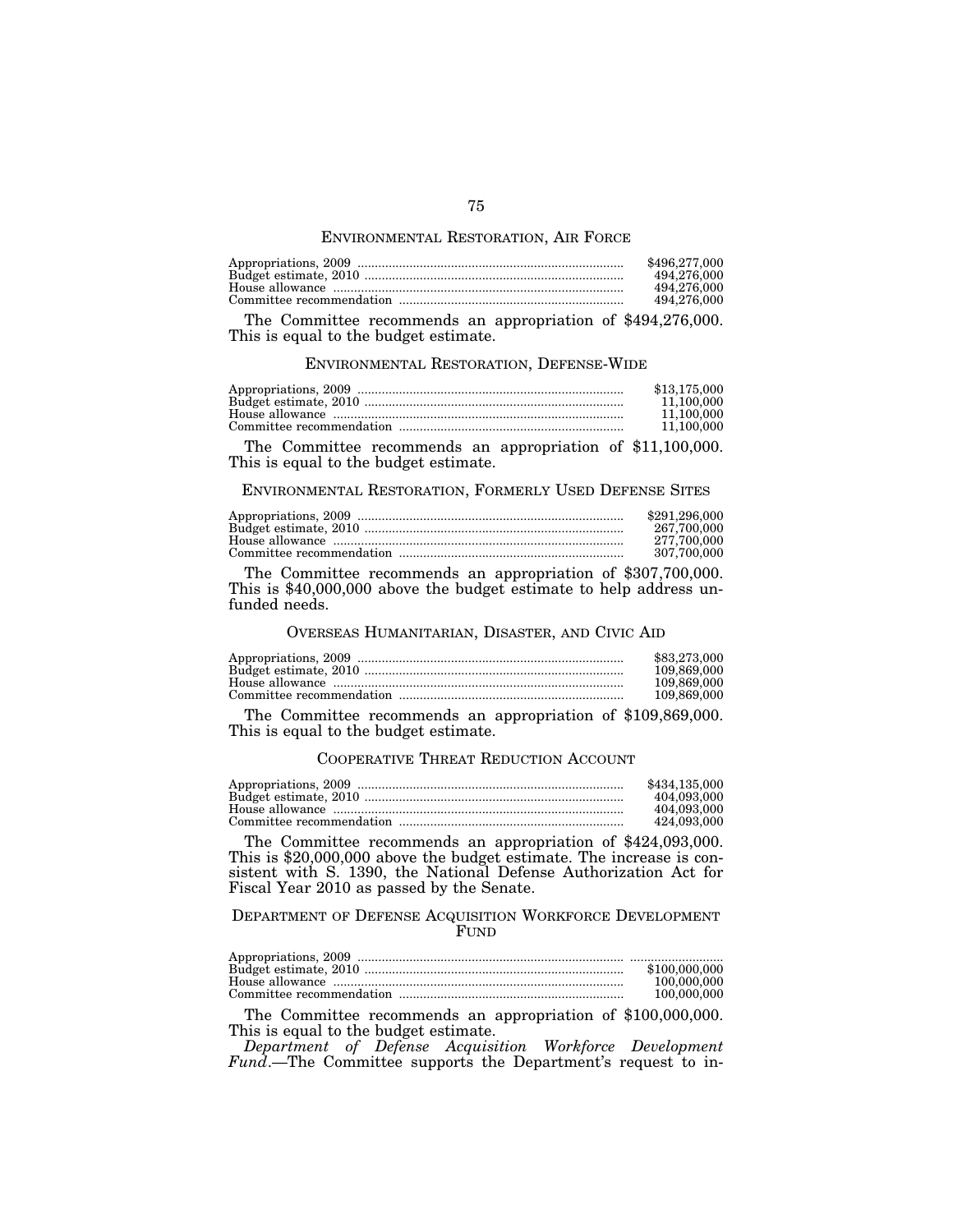## ENVIRONMENTAL RESTORATION, AIR FORCE

| | |
|---|---|
| Appropriations, 2009 | $496,277,000 |
| Budget estimate, 2010 | 494,276,000 |
| House allowance | 494,276,000 |
| Committee recommendation | 494,276,000 |

The Committee recommends an appropriation of $494,276,000. This is equal to the budget estimate.

## ENVIRONMENTAL RESTORATION, DEFENSE-WIDE

| | |
|---|---|
| Appropriations, 2009 | $13,175,000 |
| Budget estimate, 2010 | 11,100,000 |
| House allowance | 11,100,000 |
| Committee recommendation | 11,100,000 |

The Committee recommends an appropriation of $11,100,000. This is equal to the budget estimate.

## ENVIRONMENTAL RESTORATION, FORMERLY USED DEFENSE SITES

| | |
|---|---|
| Appropriations, 2009 | $291,296,000 |
| Budget estimate, 2010 | 267,700,000 |
| House allowance | 277,700,000 |
| Committee recommendation | 307,700,000 |

The Committee recommends an appropriation of $307,700,000. This is $40,000,000 above the budget estimate to help address unfunded needs.

## OVERSEAS HUMANITARIAN, DISASTER, AND CIVIC AID

| | |
|---|---|
| Appropriations, 2009 | $83,273,000 |
| Budget estimate, 2010 | 109,869,000 |
| House allowance | 109,869,000 |
| Committee recommendation | 109,869,000 |

The Committee recommends an appropriation of $109,869,000. This is equal to the budget estimate.

## COOPERATIVE THREAT REDUCTION ACCOUNT

| | |
|---|---|
| Appropriations, 2009 | $434,135,000 |
| Budget estimate, 2010 | 404,093,000 |
| House allowance | 404,093,000 |
| Committee recommendation | 424,093,000 |

The Committee recommends an appropriation of $424,093,000. This is $20,000,000 above the budget estimate. The increase is consistent with S. 1390, the National Defense Authorization Act for Fiscal Year 2010 as passed by the Senate.

## DEPARTMENT OF DEFENSE ACQUISITION WORKFORCE DEVELOPMENT FUND

| | |
|---|---|
| Appropriations, 2009 | .......................... |
| Budget estimate, 2010 | $100,000,000 |
| House allowance | 100,000,000 |
| Committee recommendation | 100,000,000 |

The Committee recommends an appropriation of $100,000,000. This is equal to the budget estimate.

*Department of Defense Acquisition Workforce Development Fund*.—The Committee supports the Department's request to in-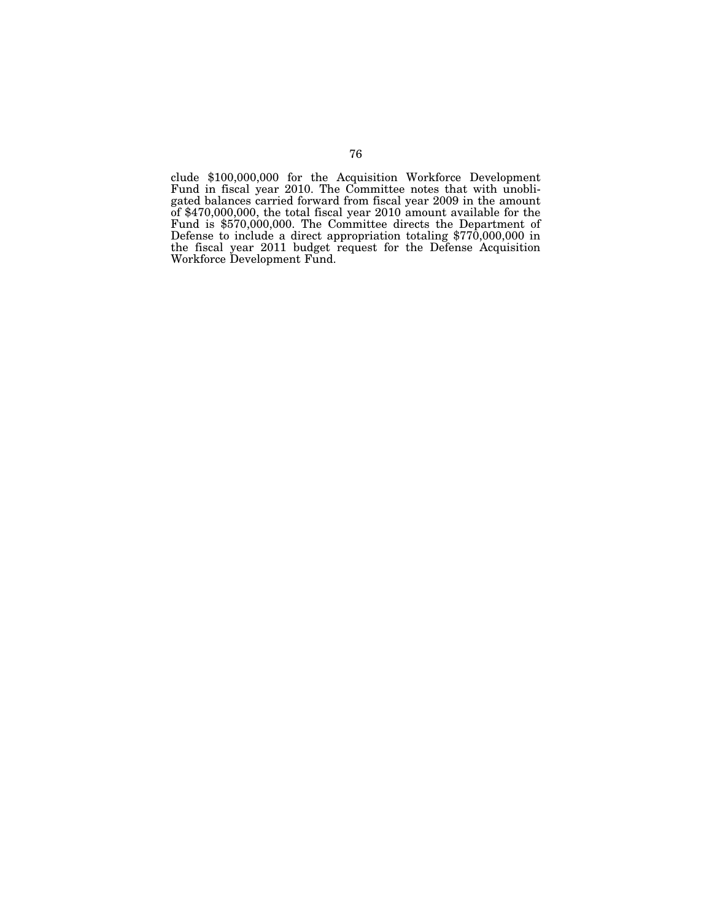clude $100,000,000 for the Acquisition Workforce Development Fund in fiscal year 2010. The Committee notes that with unobligated balances carried forward from fiscal year 2009 in the amount of $470,000,000, the total fiscal year 2010 amount available for the Fund is $570,000,000. The Committee directs the Department of Defense to include a direct appropriation totaling $770,000,000 in the fiscal year 2011 budget request for the Defense Acquisition Workforce Development Fund.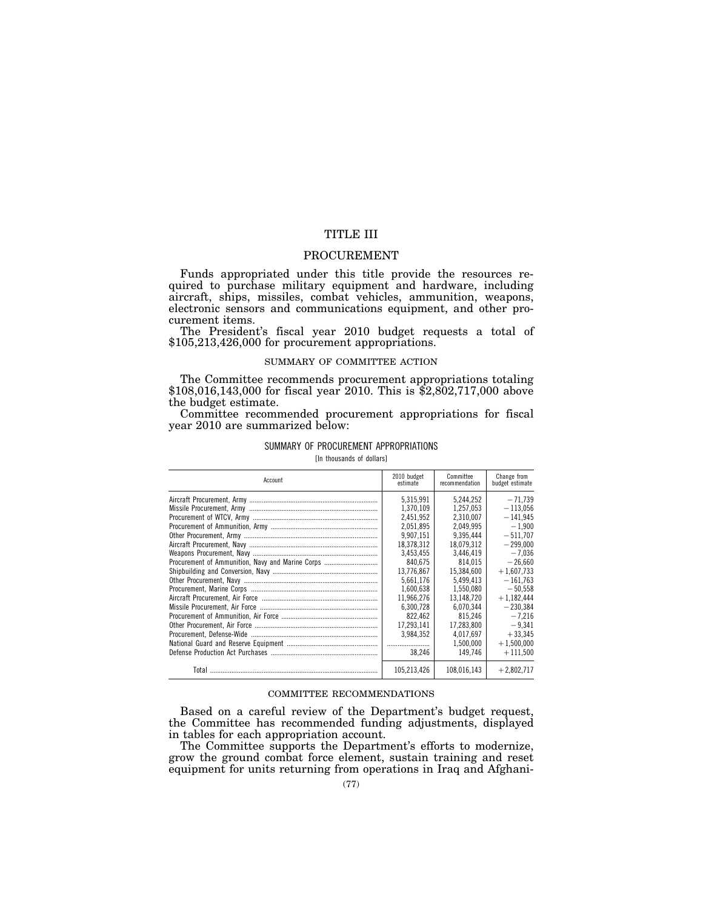# TITLE III

## PROCUREMENT

Funds appropriated under this title provide the resources required to purchase military equipment and hardware, including aircraft, ships, missiles, combat vehicles, ammunition, weapons, electronic sensors and communications equipment, and other procurement items.

The President's fiscal year 2010 budget requests a total of $105,213,426,000 for procurement appropriations.

### SUMMARY OF COMMITTEE ACTION

The Committee recommends procurement appropriations totaling $108,016,143,000 for fiscal year 2010. This is $2,802,717,000 above the budget estimate.

Committee recommended procurement appropriations for fiscal year 2010 are summarized below:

SUMMARY OF PROCUREMENT APPROPRIATIONS

[In thousands of dollars]

| Account | 2010 budget estimate | Committee recommendation | Change from budget estimate |
|---|---|---|---|
| Aircraft Procurement, Army | 5,315,991 | 5,244,252 | −71,739 |
| Missile Procurement, Army | 1,370,109 | 1,257,053 | −113,056 |
| Procurement of WTCV, Army | 2,451,952 | 2,310,007 | −141,945 |
| Procurement of Ammunition, Army | 2,051,895 | 2,049,995 | −1,900 |
| Other Procurement, Army | 9,907,151 | 9,395,444 | −511,707 |
| Aircraft Procurement, Navy | 18,378,312 | 18,079,312 | −299,000 |
| Weapons Procurement, Navy | 3,453,455 | 3,446,419 | −7,036 |
| Procurement of Ammunition, Navy and Marine Corps | 840,675 | 814,015 | −26,660 |
| Shipbuilding and Conversion, Navy | 13,776,867 | 15,384,600 | +1,607,733 |
| Other Procurement, Navy | 5,661,176 | 5,499,413 | −161,763 |
| Procurement, Marine Corps | 1,600,638 | 1,550,080 | −50,558 |
| Aircraft Procurement, Air Force | 11,966,276 | 13,148,720 | +1,182,444 |
| Missile Procurement, Air Force | 6,300,728 | 6,070,344 | −230,384 |
| Procurement of Ammunition, Air Force | 822,462 | 815,246 | −7,216 |
| Other Procurement, Air Force | 17,293,141 | 17,283,800 | −9,341 |
| Procurement, Defense-Wide | 3,984,352 | 4,017,697 | +33,345 |
| National Guard and Reserve Equipment | .................... | 1,500,000 | +1,500,000 |
| Defense Production Act Purchases | 38,246 | 149,746 | +111,500 |
| Total | 105,213,426 | 108,016,143 | +2,802,717 |

### COMMITTEE RECOMMENDATIONS

Based on a careful review of the Department's budget request, the Committee has recommended funding adjustments, displayed in tables for each appropriation account.

The Committee supports the Department's efforts to modernize, grow the ground combat force element, sustain training and reset equipment for units returning from operations in Iraq and Afghani-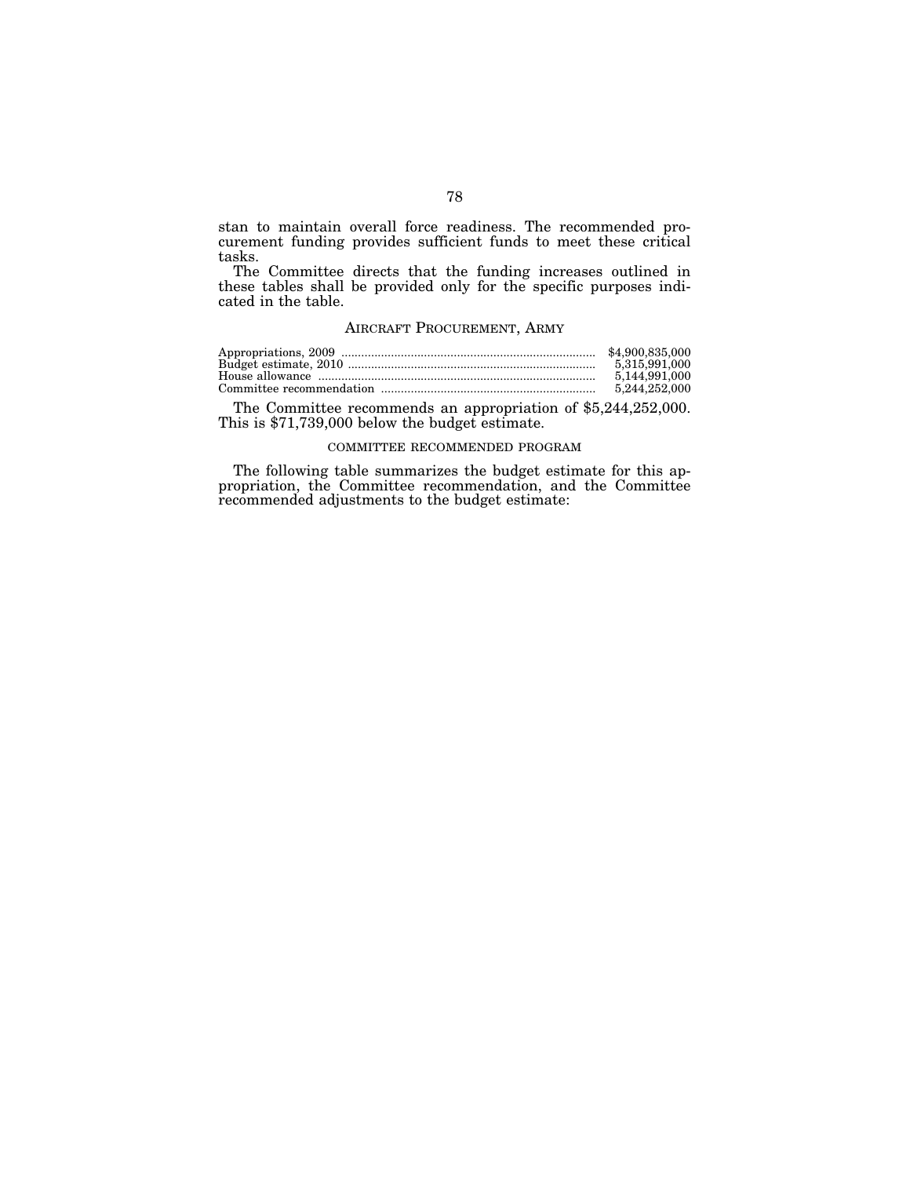stan to maintain overall force readiness. The recommended procurement funding provides sufficient funds to meet these critical tasks.

The Committee directs that the funding increases outlined in these tables shall be provided only for the specific purposes indicated in the table.

## AIRCRAFT PROCUREMENT, ARMY

| | |
|---|---|
| Appropriations, 2009 | $4,900,835,000 |
| Budget estimate, 2010 | 5,315,991,000 |
| House allowance | 5,144,991,000 |
| Committee recommendation | 5,244,252,000 |

The Committee recommends an appropriation of $5,244,252,000. This is $71,739,000 below the budget estimate.

### COMMITTEE RECOMMENDED PROGRAM

The following table summarizes the budget estimate for this appropriation, the Committee recommendation, and the Committee recommended adjustments to the budget estimate: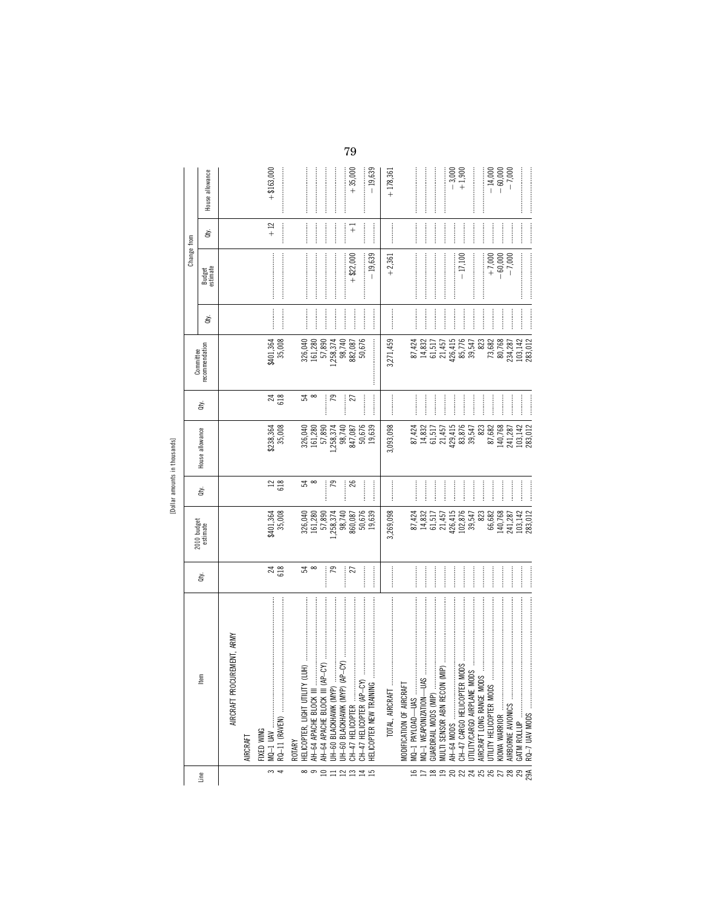[Dollar amounts in thousands]

| Line | Item | Qty. | 2010 budget estimate | Qty. | House allowance | Qty. | Committee recommendation | Change from | | | |
|---|---|---|---|---|---|---|---|---|---|---|---|
| | | | | | | | | Qty. | Budget estimate | Qty. | House allowance |
| | AIRCRAFT PROCUREMENT, ARMY | | | | | | | | | | |
| | AIRCRAFT | | | | | | | | | | |
| | FIXED WING | | | | | | | | | | |
| 3 | MQ–1 UAV | 24 | $401,364 | 12 | $238,364 | 24 | $401,364 | | | +12 | +$163,000 |
| 4 | RQ–11 (RAVEN) | 618 | 35,008 | 618 | 35,008 | 618 | 35,008 | | | | |
| | ROTARY | | | | | | | | | | |
| 8 | HELICOPTER, LIGHT UTILITY (LUH) | 54 | 326,040 | 54 | 326,040 | 54 | 326,040 | | | | |
| 9 | AH–64 APACHE BLOCK III | 8 | 161,280 | 8 | 161,280 | 8 | 161,280 | | | | |
| 10 | AH–64 APACHE BLOCK III (AP–CY) | | 57,890 | | 57,890 | | 57,890 | | | | |
| 11 | UH–60 BLACKHAWK (MYP) | 79 | 1,258,374 | 79 | 1,258,374 | 79 | 1,258,374 | | | | |
| 12 | UH–60 BLACKHAWK (MYP) (AP–CY) | | 98,740 | | 98,740 | | 98,740 | | | | |
| 13 | CH–47 HELICOPTER | 27 | 860,087 | 26 | 847,087 | 27 | 882,087 | | +$22,000 | +1 | +35,000 |
| 14 | CH–47 HELICOPTER (AP–CY) | | 50,676 | | 50,676 | | 50,676 | | | | |
| 15 | HELICOPTER NEW TRAINING | | 19,639 | | 19,639 | | | | −19,639 | | −19,639 |
| | TOTAL, AIRCRAFT | | 3,269,098 | | 3,093,098 | | 3,271,459 | | +2,361 | | +178,361 |
| | MODIFICATION OF AIRCRAFT | | | | | | | | | | |
| 16 | MQ–1 PAYLOAD—UAS | | 87,424 | | 87,424 | | 87,424 | | | | |
| 17 | MQ–1 WEAPONIZATION—UAS | | 14,832 | | 14,832 | | 14,832 | | | | |
| 18 | GUARDRAIL MODS (MIP) | | 61,517 | | 61,517 | | 61,517 | | | | |
| 19 | MULTI SENSOR ABN RECON (MIP) | | 21,457 | | 21,457 | | 21,457 | | | | |
| 20 | AH–64 MODS | | 426,415 | | 429,415 | | 426,415 | | | | −3,000 |
| 22 | CH–47 CARGO HELICOPTER MODS | | 102,876 | | 83,876 | | 85,776 | | −17,100 | | +1,900 |
| 24 | UTILITY/CARGO AIRPLANE MODS | | 39,547 | | 39,547 | | 39,547 | | | | |
| 25 | AIRCRAFT LONG RANGE MODS | | 823 | | 823 | | 823 | | | | |
| 26 | UTILITY HELICOPTER MODS | | 66,682 | | 87,682 | | 73,682 | | +7,000 | | −14,000 |
| 27 | KIOWA WARRIOR | | 140,768 | | 140,768 | | 80,768 | | −60,000 | | −60,000 |
| 28 | AIRBORNE AVIONICS | | 241,287 | | 241,287 | | 234,287 | | −7,000 | | −7,000 |
| 29 | GATM ROLLUP | | 103,142 | | 103,142 | | 103,142 | | | | |
| 29A | RQ–7 UAV MODS | | 283,012 | | 283,012 | | 283,012 | | | | |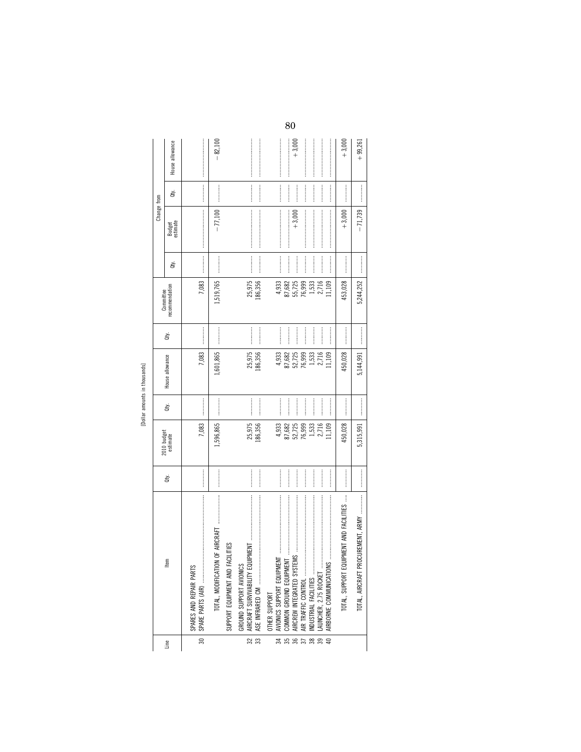[Dollar amounts in thousands]

| Line | Item | Qty. | 2010 budget estimate | Qty. | House allowance | Qty. | Committee recommendation | Change from | | | |
|---|---|---|---|---|---|---|---|---|---|---|---|
| | | | | | | | | Qty. | Budget estimate | Qty. | House allowance |
| | SPARES AND REPAIR PARTS | | | | | | | | | | |
| 30 | SPARE PARTS (AIR) | ........... | 7,083 | ........... | 7,083 | ........... | 7,083 | ........... | ........... | ........... | ........... |
| | TOTAL, MODIFICATION OF AIRCRAFT | ........... | 1,596,865 | ........... | 1,601,865 | ........... | 1,519,765 | ........... | −77,100 | ........... | −82,100 |
| | SUPPORT EQUIPMENT AND FACILITIES | | | | | | | | | | |
| | GROUND SUPPORT AVIONICS | | | | | | | | | | |
| 32 | AIRCRAFT SURVIVABILITY EQUIPMENT | ........... | 25,975 | ........... | 25,975 | ........... | 25,975 | ........... | ........... | ........... | ........... |
| 33 | ASE INFRARED CM | ........... | 186,356 | ........... | 186,356 | ........... | 186,356 | ........... | ........... | ........... | ........... |
| | OTHER SUPPORT | | | | | | | | | | |
| 34 | AVIONICS SUPPORT EQUIPMENT | ........... | 4,933 | ........... | 4,933 | ........... | 4,933 | ........... | ........... | ........... | ........... |
| 35 | COMMON GROUND EQUIPMENT | ........... | 87,682 | ........... | 87,682 | ........... | 87,682 | ........... | ........... | ........... | ........... |
| 36 | AIRCREW INTEGRATED SYSTEMS | ........... | 52,725 | ........... | 52,725 | ........... | 55,725 | ........... | +3,000 | ........... | +3,000 |
| 37 | AIR TRAFFIC CONTROL | ........... | 76,999 | ........... | 76,999 | ........... | 76,999 | ........... | ........... | ........... | ........... |
| 38 | INDUSTRIAL FACILITIES | ........... | 1,533 | ........... | 1,533 | ........... | 1,533 | ........... | ........... | ........... | ........... |
| 39 | LAUNCHER, 2.75 ROCKET | ........... | 2,716 | ........... | 2,716 | ........... | 2,716 | ........... | ........... | ........... | ........... |
| 40 | AIRBORNE COMMUNICATIONS | ........... | 11,109 | ........... | 11,109 | ........... | 11,109 | ........... | ........... | ........... | ........... |
| | TOTAL, SUPPORT EQUIPMENT AND FACILITIES | ........... | 450,028 | ........... | 450,028 | ........... | 453,028 | ........... | +3,000 | ........... | +3,000 |
| | TOTAL, AIRCRAFT PROCUREMENT, ARMY | ........... | 5,315,991 | ........... | 5,144,991 | ........... | 5,244,252 | ........... | −71,739 | ........... | +99,261 |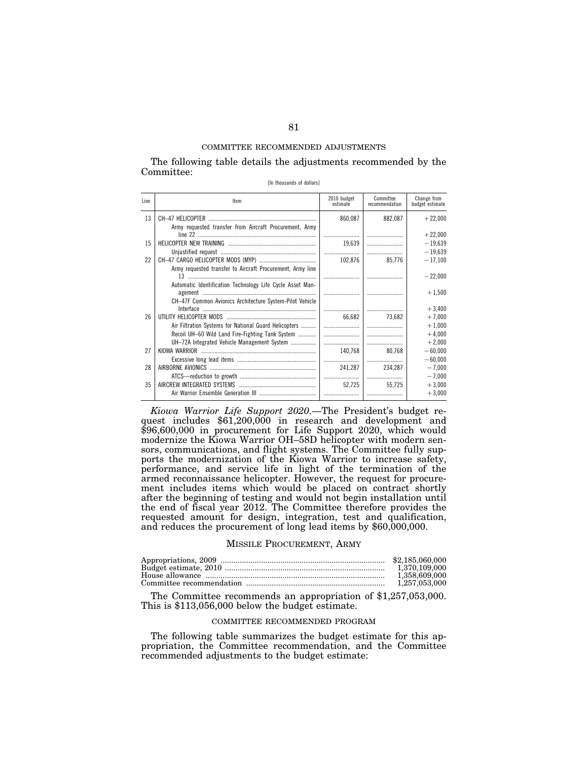COMMITTEE RECOMMENDED ADJUSTMENTS

The following table details the adjustments recommended by the Committee:

[In thousands of dollars]

| Line | Item | 2010 budget estimate | Committee recommendation | Change from budget estimate |
|---|---|---|---|---|
| 13 | CH–47 HELICOPTER | 860,087 | 882,087 | +22,000 |
| | Army requested transfer from Aircraft Procurement, Army line 22 | | | +22,000 |
| 15 | HELICOPTER NEW TRAINING | 19,639 | | −19,639 |
| | Unjustified request | | | −19,639 |
| 22 | CH–47 CARGO HELICOPTER MODS (MYP) | 102,876 | 85,776 | −17,100 |
| | Army requested transfer to Aircraft Procurement, Army line 13 | | | −22,000 |
| | Automatic Identification Technology Life Cycle Asset Management | | | +1,500 |
| | CH–47F Common Avionics Architecture System-Pilot Vehicle Interface | | | +3,400 |
| 26 | UTILITY HELICOPTER MODS | 66,682 | 73,682 | +7,000 |
| | Air Filtration Systems for National Guard Helicopters | | | +1,000 |
| | Recoil UH–60 Wild Land Fire-Fighting Tank System | | | +4,000 |
| | UH–72A Integrated Vehicle Management System | | | +2,000 |
| 27 | KIOWA WARRIOR | 140,768 | 80,768 | −60,000 |
| | Excessive long lead items | | | −60,000 |
| 28 | AIRBORNE AVIONICS | 241,287 | 234,287 | −7,000 |
| | ATCS—reduction to growth | | | −7,000 |
| 35 | AIRCREW INTEGRATED SYSTEMS | 52,725 | 55,725 | +3,000 |
| | Air Warrior Ensemble Generation III | | | +3,000 |

*Kiowa Warrior Life Support 2020*.—The President's budget request includes $61,200,000 in research and development and $96,600,000 in procurement for Life Support 2020, which would modernize the Kiowa Warrior OH–58D helicopter with modern sensors, communications, and flight systems. The Committee fully supports the modernization of the Kiowa Warrior to increase safety, performance, and service life in light of the termination of the armed reconnaissance helicopter. However, the request for procurement includes items which would be placed on contract shortly after the beginning of testing and would not begin installation until the end of fiscal year 2012. The Committee therefore provides the requested amount for design, integration, test and qualification, and reduces the procurement of long lead items by $60,000,000.

## MISSILE PROCUREMENT, ARMY

| | |
|---|---|
| Appropriations, 2009 | $2,185,060,000 |
| Budget estimate, 2010 | 1,370,109,000 |
| House allowance | 1,358,609,000 |
| Committee recommendation | 1,257,053,000 |

The Committee recommends an appropriation of $1,257,053,000. This is $113,056,000 below the budget estimate.

COMMITTEE RECOMMENDED PROGRAM

The following table summarizes the budget estimate for this appropriation, the Committee recommendation, and the Committee recommended adjustments to the budget estimate: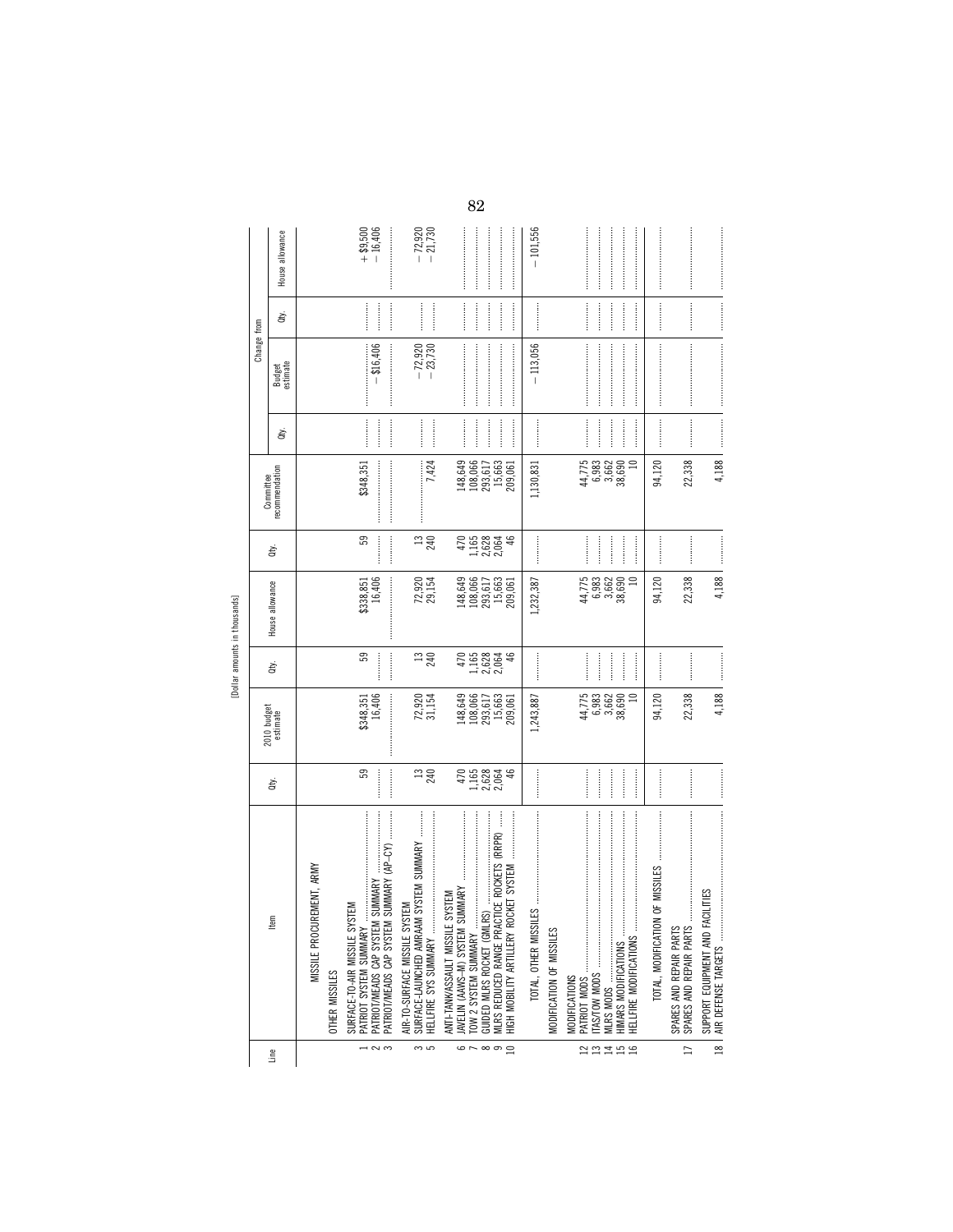[Dollar amounts in thousands]

| Line | Item | Qty. | 2010 budget estimate | Qty. | House allowance | Qty. | Committee recommendation | Change from | | | |
|---|---|---|---|---|---|---|---|---|---|---|---|
| | | | | | | | | Qty. | Budget estimate | Qty. | House allowance |
| | MISSILE PROCUREMENT, ARMY | | | | | | | | | | |
| | OTHER MISSILES | | | | | | | | | | |
| | SURFACE-TO-AIR MISSILE SYSTEM | | | | | | | | | | |
| 1 | PATRIOT SYSTEM SUMMARY | 59 | $348,351 | 59 | $338,851 | 59 | $348,351 | | | | +$9,500 |
| 2 | PATRIOT/MEADS CAP SYSTEM SUMMARY | | 16,406 | | 16,406 | | | | −$16,406 | | −16,406 |
| 3 | PATRIOT/MEADS CAP SYSTEM SUMMARY (AP–CY) | | | | | | | | | | |
| | AIR-TO-SURFACE MISSILE SYSTEM | | | | | | | | | | |
| 3 | SURFACE-LAUNCHED AMRAAM SYSTEM SUMMARY | 13 | 72,920 | 13 | 72,920 | 13 | | | −72,920 | | −72,920 |
| 5 | HELLFIRE SYS SUMMARY | 240 | 31,154 | 240 | 29,154 | 240 | 7,424 | | −23,730 | | −21,730 |
| | ANTI-TANK/ASSAULT MISSILE SYSTEM | | | | | | | | | | |
| 6 | JAVELIN (AAWS–M) SYSTEM SUMMARY | 470 | 148,649 | 470 | 148,649 | 470 | 148,649 | | | | |
| 7 | TOW 2 SYSTEM SUMMARY | 1,165 | 108,066 | 1,165 | 108,066 | 1,165 | 108,066 | | | | |
| 8 | GUIDED MLRS ROCKET (GMLRS) | 2,628 | 293,617 | 2,628 | 293,617 | 2,628 | 293,617 | | | | |
| 9 | MLRS REDUCED RANGE PRACTICE ROCKETS (RRPR) | 2,064 | 15,663 | 2,064 | 15,663 | 2,064 | 15,663 | | | | |
| 10 | HIGH MOBILITY ARTILLERY ROCKET SYSTEM | 46 | 209,061 | 46 | 209,061 | 46 | 209,061 | | | | |
| | TOTAL, OTHER MISSILES | | 1,243,887 | | 1,232,387 | | 1,130,831 | | −113,056 | | −101,556 |
| | MODIFICATION OF MISSILES | | | | | | | | | | |
| | MODIFICATIONS | | | | | | | | | | |
| 12 | PATRIOT MODS | | 44,775 | | 44,775 | | 44,775 | | | | |
| 13 | ITAS/TOW MODS | | 6,983 | | 6,983 | | 6,983 | | | | |
| 14 | MLRS MODS | | 3,662 | | 3,662 | | 3,662 | | | | |
| 15 | HIMARS MODIFICATIONS | | 38,690 | | 38,690 | | 38,690 | | | | |
| 16 | HELLFIRE MODIFICATIONS | | 10 | | 10 | | 10 | | | | |
| | TOTAL, MODIFICATION OF MISSILES | | 94,120 | | 94,120 | | 94,120 | | | | |
| | SPARES AND REPAIR PARTS | | | | | | | | | | |
| 17 | SPARES AND REPAIR PARTS | | 22,338 | | 22,338 | | 22,338 | | | | |
| | SUPPORT EQUIPMENT AND FACILITIES | | | | | | | | | | |
| 18 | AIR DEFENSE TARGETS | | 4,188 | | 4,188 | | 4,188 | | | | |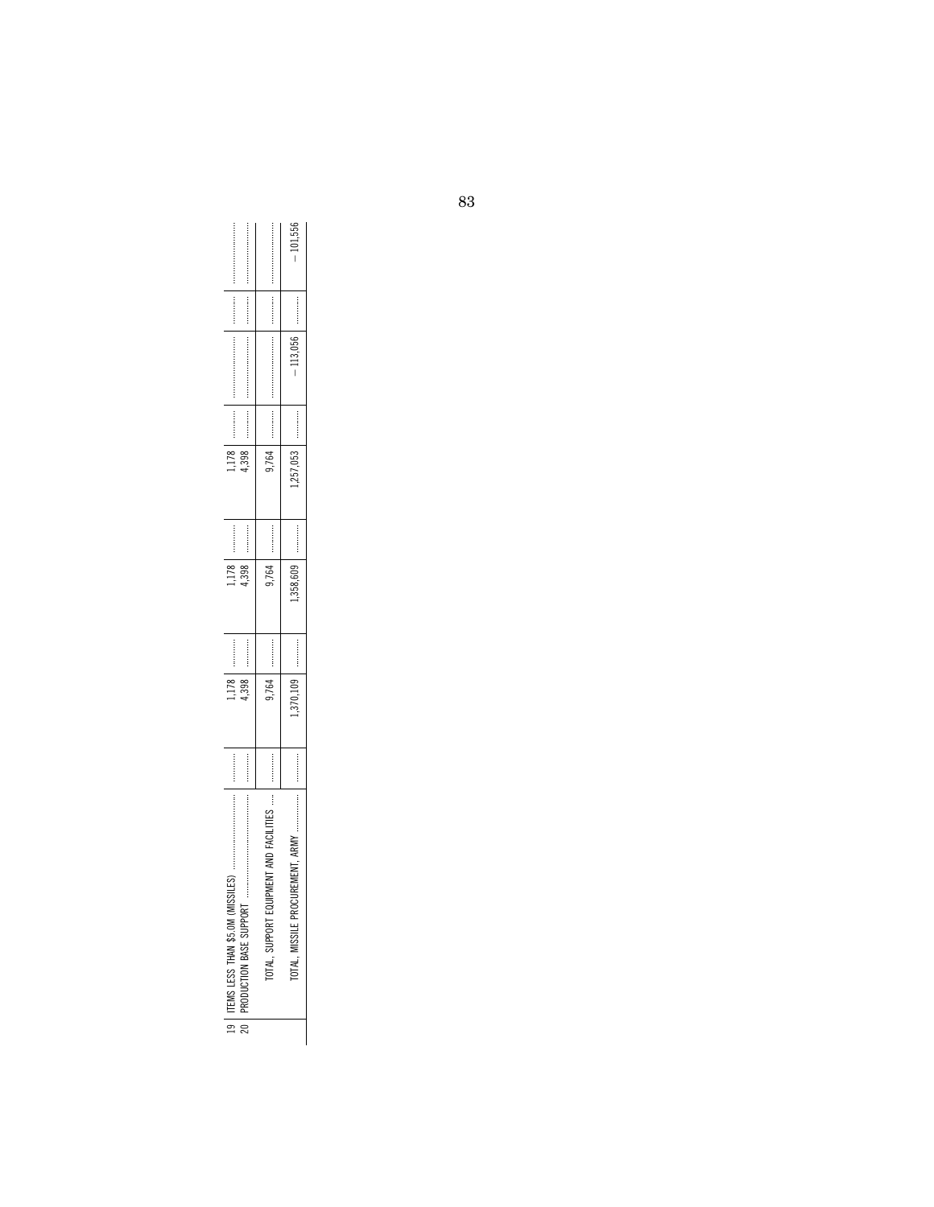| | | | | | | | | | | | |
|---|---|---|---|---|---|---|---|---|---|---|---|
| 19 | ITEMS LESS THAN $5.0M (MISSILES) | ............ | 1,178 | ............ | 1,178 | ............ | 1,178 | ............ | ............ | ............ | ............ |
| 20 | PRODUCTION BASE SUPPORT | ............ | 4,398 | ............ | 4,398 | ............ | 4,398 | ............ | ............ | ............ | ............ |
| | TOTAL, SUPPORT EQUIPMENT AND FACILITIES | ............ | 9,764 | ............ | 9,764 | ............ | 9,764 | ............ | ............ | ............ | ............ |
| | TOTAL, MISSILE PROCUREMENT, ARMY | ............ | 1,370,109 | ............ | 1,358,609 | ............ | 1,257,053 | ............ | −113,056 | ............ | −101,556 |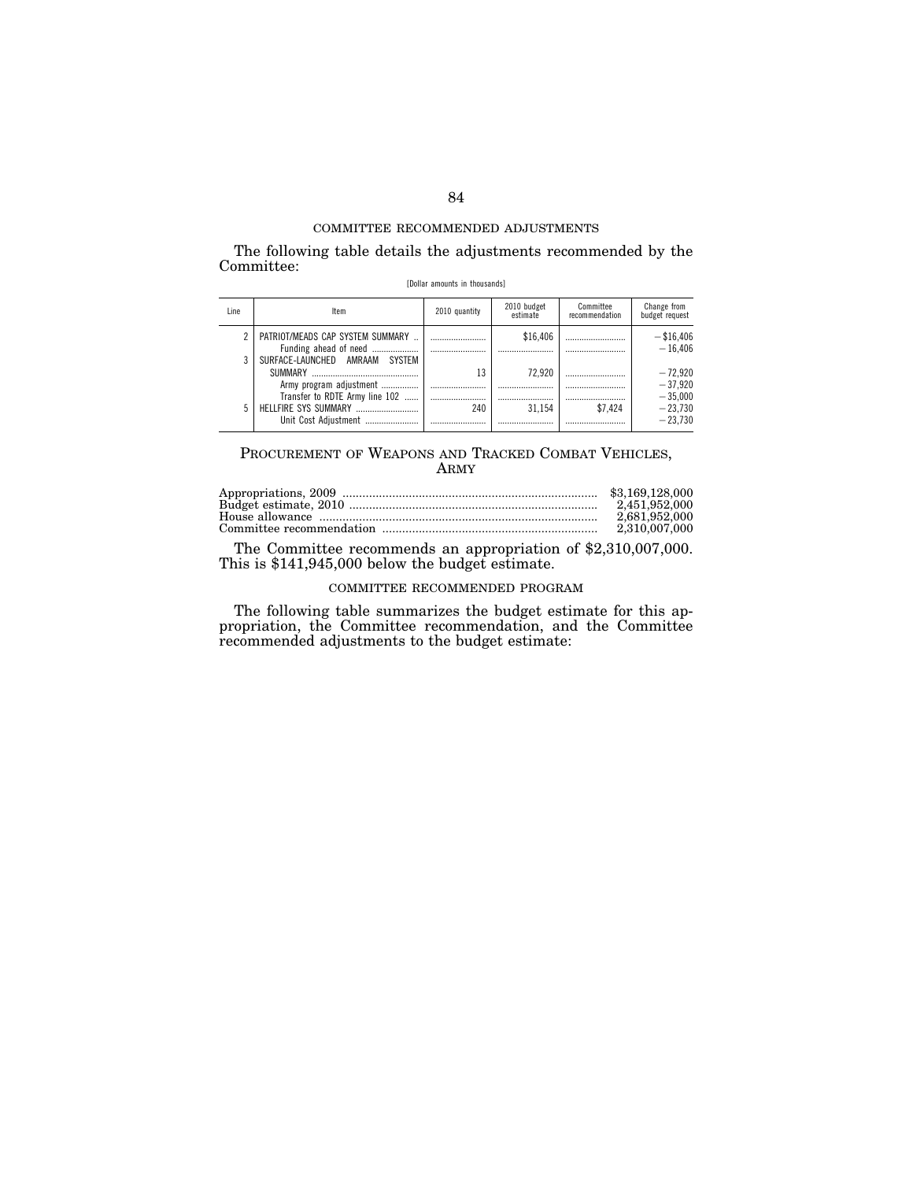COMMITTEE RECOMMENDED ADJUSTMENTS

The following table details the adjustments recommended by the Committee:

[Dollar amounts in thousands]

| Line | Item | 2010 quantity | 2010 budget estimate | Committee recommendation | Change from budget request |
|---|---|---|---|---|---|
| 2 | PATRIOT/MEADS CAP SYSTEM SUMMARY | | $16,406 | | −$16,406 |
| | Funding ahead of need | | | | −16,406 |
| 3 | SURFACE-LAUNCHED AMRAAM SYSTEM SUMMARY | 13 | 72,920 | | −72,920 |
| | Army program adjustment | | | | −37,920 |
| | Transfer to RDTE Army line 102 | | | | −35,000 |
| 5 | HELLFIRE SYS SUMMARY | 240 | 31,154 | $7,424 | −23,730 |
| | Unit Cost Adjustment | | | | −23,730 |

## PROCUREMENT OF WEAPONS AND TRACKED COMBAT VEHICLES, ARMY

| | |
|---|---|
| Appropriations, 2009 | $3,169,128,000 |
| Budget estimate, 2010 | 2,451,952,000 |
| House allowance | 2,681,952,000 |
| Committee recommendation | 2,310,007,000 |

The Committee recommends an appropriation of $2,310,007,000. This is $141,945,000 below the budget estimate.

COMMITTEE RECOMMENDED PROGRAM

The following table summarizes the budget estimate for this appropriation, the Committee recommendation, and the Committee recommended adjustments to the budget estimate: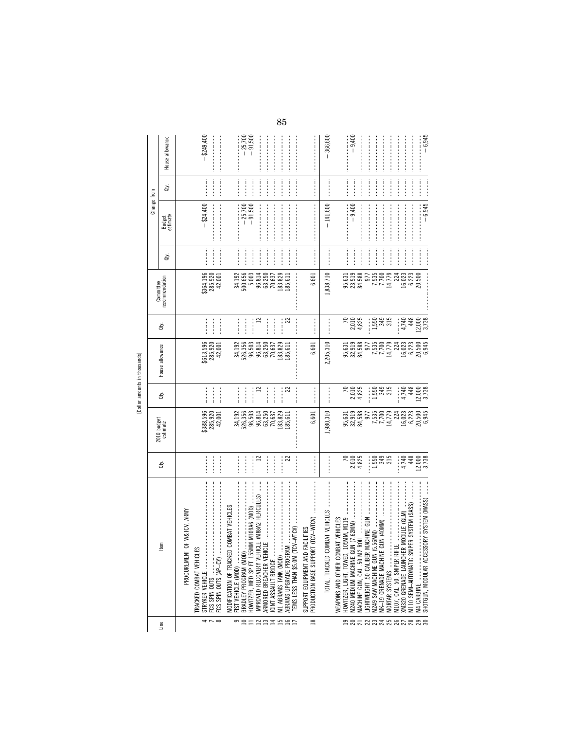[Dollar amounts in thousands]

| Line | Item | Qty. | 2010 budget estimate | Qty. | House allowance | Qty. | Committee recommendation | Change from | | | |
|---|---|---|---|---|---|---|---|---|---|---|---|
| | | | | | | | | Qty. | Budget estimate | Qty. | House allowance |
| | PROCUREMENT OF W&TCV, ARMY | | | | | | | | | | |
| | TRACKED COMBAT VEHICLES | | | | | | | | | | |
| 4 | STRYKER VEHICLE | | $388,596 | | $613,596 | | $364,196 | | −$24,400 | | −$249,400 |
| 7 | FCS SPIN OUTS | | 285,920 | | 285,920 | | 285,920 | | | | |
| 8 | FCS SPIN OUTS (AP–CY) | | 42,001 | | 42,001 | | 42,001 | | | | |
| | MODIFICATION OF TRACKED COMBAT VEHICLES | | | | | | | | | | |
| 9 | FIST VEHICLE (MOD) | | 34,192 | | 34,192 | | 34,192 | | | | |
| 10 | BRADLEY PROGRAM (MOD) | | 526,356 | | 526,356 | | 500,656 | | −25,700 | | −25,700 |
| 11 | HOWITZER, MED SP FT 155MM M109A6 (MOD) | | 96,503 | | 96,503 | | 5,003 | | −91,500 | | −91,500 |
| 12 | IMPROVED RECOVERY VEHICLE (M88A2 HERCULES) | 12 | 96,814 | 12 | 96,814 | 12 | 96,814 | | | | |
| 13 | ARMORED BREACHER VEHICLE | | 63,250 | | 63,250 | | 63,250 | | | | |
| 14 | JOINT ASSAULT BRIDGE | | 70,637 | | 70,637 | | 70,637 | | | | |
| 15 | M1 ABRAMS TANK (MOD) | | 183,829 | | 183,829 | | 183,829 | | | | |
| 16 | ABRAMS UPGRADE PROGRAM | 22 | 185,611 | 22 | 185,611 | 22 | 185,611 | | | | |
| 17 | ITEMS LESS THAN $5.0M (TCV–WTCV) | | | | | | | | | | |
| | SUPPORT EQUIPMENT AND FACILITIES | | | | | | | | | | |
| 18 | PRODUCTION BASE SUPPORT (TCV–WTCV) | | 6,601 | | 6,601 | | 6,601 | | | | |
| | TOTAL, TRACKED COMBAT VEHICLES | | 1,980,310 | | 2,205,310 | | 1,838,710 | | −141,600 | | −366,600 |
| | WEAPONS AND OTHER COMBAT VEHICLES | | | | | | | | | | |
| 19 | HOWITZER, LIGHT, TOWED, 105MM, M119 | 70 | 95,631 | 70 | 95,631 | 70 | 95,631 | | | | |
| 20 | M240 MEDIUM MACHINE GUN (7.62MM) | 2,010 | 32,919 | 2,010 | 32,919 | 2,010 | 23,519 | | −9,400 | | −9,400 |
| 21 | MACHINE GUN, CAL .50 M2 ROLL | 4,825 | 84,588 | 4,825 | 84,588 | 4,825 | 84,588 | | | | |
| 22 | LIGHTWEIGHT .50 CALIBER MACHINE GUN | | 977 | | 977 | | 977 | | | | |
| 23 | M249 SAW MACHINE GUN (5.56MM) | 1,550 | 7,535 | 1,550 | 7,535 | 1,550 | 7,535 | | | | |
| 24 | MK–19 GRENADE MACHINE GUN (40MM) | 349 | 7,700 | 349 | 7,700 | 349 | 7,700 | | | | |
| 25 | MORTAR SYSTEMS | 315 | 14,779 | 315 | 14,779 | 315 | 14,779 | | | | |
| 26 | M107, CAL. 50, SNIPER RIFLE | | 224 | | 224 | | 224 | | | | |
| 27 | XM320 GRENADE LAUNCHER MODULE (GLM) | 4,740 | 16,023 | 4,740 | 16,023 | 4,740 | 16,023 | | | | |
| 28 | M110 SEMI–AUTOMATIC SNIPER SYSTEM (SASS) | 448 | 6,223 | 448 | 6,223 | 448 | 6,223 | | | | |
| 29 | M4 CARBINE | 12,000 | 20,500 | 12,000 | 20,500 | 12,000 | 20,500 | | | | |
| 30 | SHOTGUN, MODULAR ACCESSORY SYSTEM (MASS) | 3,738 | 6,945 | 3,738 | 6,945 | | | | −6,945 | | −6,945 |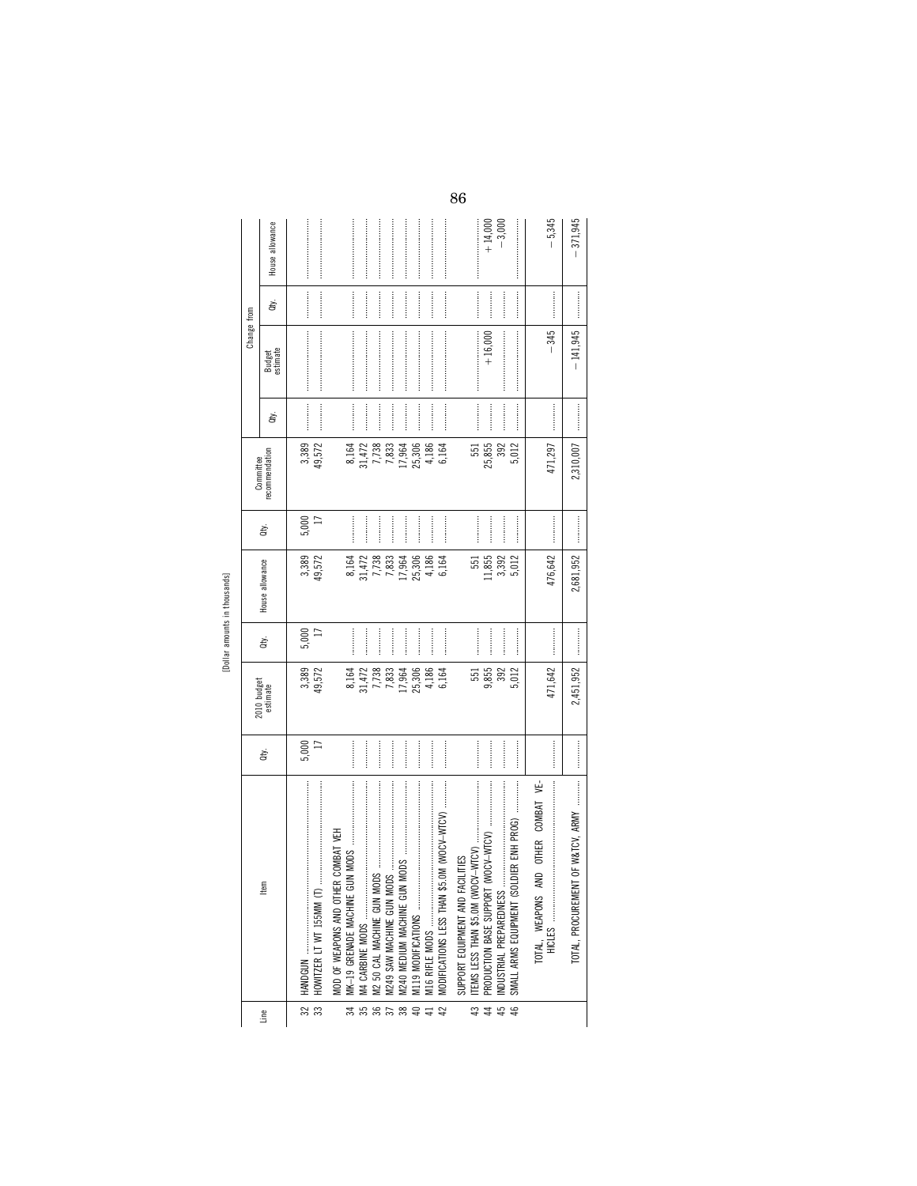[Dollar amounts in thousands]

| Line | Item | Qty. | 2010 budget estimate | Qty. | House allowance | Qty. | Committee recommendation | Change from | | | |
|---|---|---|---|---|---|---|---|---|---|---|---|
| | | | | | | | | Qty. | Budget estimate | Qty. | House allowance |
| 32 | HANDGUN | 5,000 | 3,389 | 5,000 | 3,389 | 5,000 | 3,389 | | | | |
| 33 | HOWITZER LT WT 155MM (T) | 17 | 49,572 | 17 | 49,572 | 17 | 49,572 | | | | |
| | MOD OF WEAPONS AND OTHER COMBAT VEH | | | | | | | | | | |
| 34 | MK–19 GRENADE MACHINE GUN MODS | | 8,164 | | 8,164 | | 8,164 | | | | |
| 35 | M4 CARBINE MODS | | 31,472 | | 31,472 | | 31,472 | | | | |
| 36 | M2 50 CAL MACHINE GUN MODS | | 7,738 | | 7,738 | | 7,738 | | | | |
| 37 | M249 SAW MACHINE GUN MODS | | 7,833 | | 7,833 | | 7,833 | | | | |
| 38 | M240 MEDIUM MACHINE GUN MODS | | 17,964 | | 17,964 | | 17,964 | | | | |
| 40 | M119 MODIFICATIONS | | 25,306 | | 25,306 | | 25,306 | | | | |
| 41 | M16 RIFLE MODS | | 4,186 | | 4,186 | | 4,186 | | | | |
| 42 | MODIFICATIONS LESS THAN $5.0M (WOCV–WTCV) | | 6,164 | | 6,164 | | 6,164 | | | | |
| | SUPPORT EQUIPMENT AND FACILITIES | | | | | | | | | | |
| 43 | ITEMS LESS THAN $5.0M (WOCV–WTCV) | | 551 | | 551 | | 551 | | | | |
| 44 | PRODUCTION BASE SUPPORT (WOCV–WTCV) | | 9,855 | | 11,855 | | 25,855 | | +16,000 | | +14,000 |
| 45 | INDUSTRIAL PREPAREDNESS | | 392 | | 3,392 | | 392 | | | | −3,000 |
| 46 | SMALL ARMS EQUIPMENT (SOLDIER ENH PROG) | | 5,012 | | 5,012 | | 5,012 | | | | |
| | TOTAL, WEAPONS AND OTHER COMBAT VEHICLES | | 471,642 | | 476,642 | | 471,297 | | −345 | | −5,345 |
| | TOTAL, PROCUREMENT OF W&TCV, ARMY | | 2,451,952 | | 2,681,952 | | 2,310,007 | | −141,945 | | −371,945 |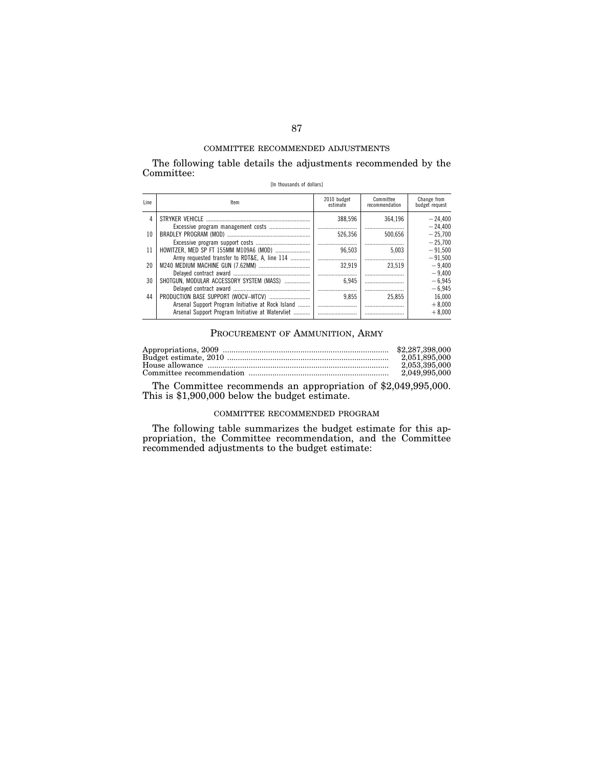COMMITTEE RECOMMENDED ADJUSTMENTS

The following table details the adjustments recommended by the Committee:

[In thousands of dollars]

| Line | Item | 2010 budget estimate | Committee recommendation | Change from budget request |
|---|---|---|---|---|
| 4 | STRYKER VEHICLE | 388,596 | 364,196 | −24,400 |
| | Excessive program management costs | | | −24,400 |
| 10 | BRADLEY PROGRAM (MOD) | 526,356 | 500,656 | −25,700 |
| | Excessive program support costs | | | −25,700 |
| 11 | HOWITZER, MED SP FT 155MM M109A6 (MOD) | 96,503 | 5,003 | −91,500 |
| | Army requested transfer to RDT&E, A, line 114 | | | −91,500 |
| 20 | M240 MEDIUM MACHINE GUN (7.62MM) | 32,919 | 23,519 | −9,400 |
| | Delayed contract award | | | −9,400 |
| 30 | SHOTGUN, MODULAR ACCESSORY SYSTEM (MASS) | 6,945 | | −6,945 |
| | Delayed contract award | | | −6,945 |
| 44 | PRODUCTION BASE SUPPORT (WOCV–WTCV) | 9,855 | 25,855 | 16,000 |
| | Arsenal Support Program Initiative at Rock Island | | | +8,000 |
| | Arsenal Support Program Initiative at Watervliet | | | +8,000 |

## PROCUREMENT OF AMMUNITION, ARMY

| | |
|---|---|
| Appropriations, 2009 | $2,287,398,000 |
| Budget estimate, 2010 | 2,051,895,000 |
| House allowance | 2,053,395,000 |
| Committee recommendation | 2,049,995,000 |

The Committee recommends an appropriation of $2,049,995,000. This is $1,900,000 below the budget estimate.

COMMITTEE RECOMMENDED PROGRAM

The following table summarizes the budget estimate for this appropriation, the Committee recommendation, and the Committee recommended adjustments to the budget estimate: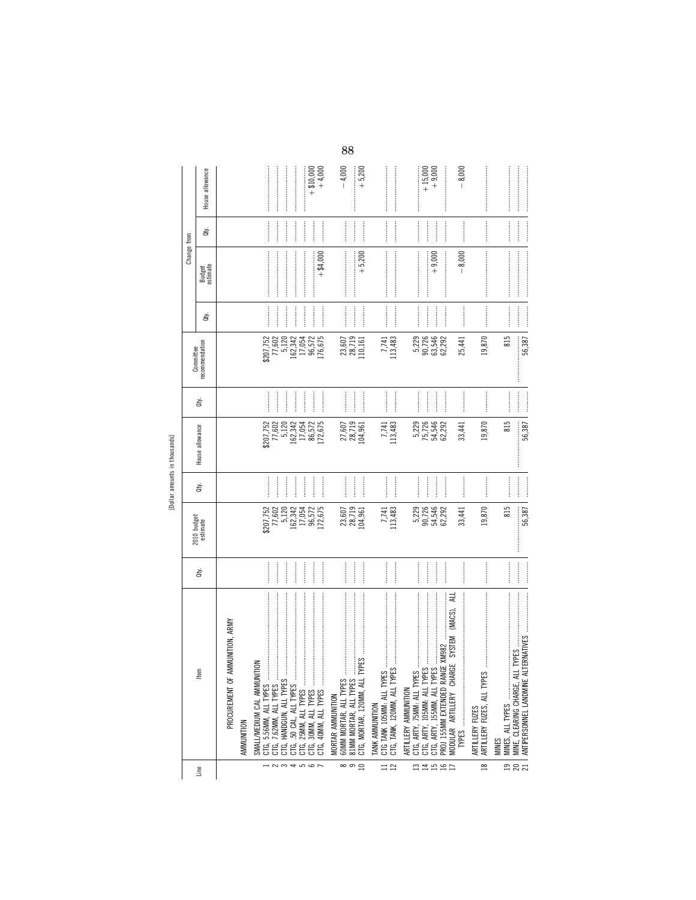[Dollar amounts in thousands]

| Line | Item | Qty. | 2010 budget estimate | Qty. | House allowance | Qty. | Committee recommendation | Change from | | | |
|---|---|---|---|---|---|---|---|---|---|---|---|
| | | | | | | | | Qty. | Budget estimate | Qty. | House allowance |
| | PROCUREMENT OF AMMUNITION, ARMY | | | | | | | | | | |
| | AMMUNITION | | | | | | | | | | |
| | SMALL/MEDIUM CAL AMMUNITION | | | | | | | | | | |
| 1 | CTG, 5.56MM, ALL TYPES | | $207,752 | | $207,752 | | $207,752 | | | | |
| 2 | CTG, 7.62MM, ALL TYPES | | 77,602 | | 77,602 | | 77,602 | | | | |
| 3 | CTG, HANDGUN, ALL TYPES | | 5,120 | | 5,120 | | 5,120 | | | | |
| 4 | CTG, .50 CAL, ALL TYPES | | 162,342 | | 162,342 | | 162,342 | | | | |
| 5 | CTG, 25MM, ALL TYPES | | 17,054 | | 17,054 | | 17,054 | | | | |
| 6 | CTG, 30MM, ALL TYPES | | 96,572 | | 86,572 | | 96,572 | | | | +$10,000 |
| 7 | CTG, 40MM, ALL TYPES | | 172,675 | | 172,675 | | 176,675 | | +$4,000 | | +4,000 |
| | MORTAR AMMUNITION | | | | | | | | | | |
| 8 | 60MM MORTAR, ALL TYPES | | 23,607 | | 27,607 | | 23,607 | | | | −4,000 |
| 9 | 81MM MORTAR, ALL TYPES | | 28,719 | | 28,719 | | 28,719 | | | | |
| 10 | CTG, MORTAR, 120MM, ALL TYPES | | 104,961 | | 104,961 | | 110,161 | | +5,200 | | +5,200 |
| | TANK AMMUNITION | | | | | | | | | | |
| 11 | CTG TANK 105MM: ALL TYPES | | 7,741 | | 7,741 | | 7,741 | | | | |
| 12 | CTG, TANK, 120MM, ALL TYPES | | 113,483 | | 113,483 | | 113,483 | | | | |
| | ARTILLERY AMMUNITION | | | | | | | | | | |
| 13 | CTG, ARTY, 75MM: ALL TYPES | | 5,229 | | 5,229 | | 5,229 | | | | |
| 14 | CTG, ARTY, 105MM: ALL TYPES | | 90,726 | | 75,726 | | 90,726 | | | | +15,000 |
| 15 | CTG, ARTY, 155MM, ALL TYPES | | 54,546 | | 54,546 | | 63,546 | | +9,000 | | +9,000 |
| 16 | PROJ 155MM EXTENDED RANGE XM982 | | 62,292 | | 62,292 | | 62,292 | | | | |
| 17 | MODULAR ARTILLERY CHARGE SYSTEM (MACS), ALL TYPES | | 33,441 | | 33,441 | | 25,441 | | −8,000 | | −8,000 |
| | ARTILLERY FUZES | | | | | | | | | | |
| 18 | ARTILLERY FUZES, ALL TYPES | | 19,870 | | 19,870 | | 19,870 | | | | |
| | MINES | | | | | | | | | | |
| 19 | MINES, ALL TYPES | | 815 | | 815 | | 815 | | | | |
| 20 | MINE, CLEARING CHARGE, ALL TYPES | | | | | | | | | | |
| 21 | ANTIPERSONNEL LANDMINE ALTERNATIVES | | 56,387 | | 56,387 | | 56,387 | | | | |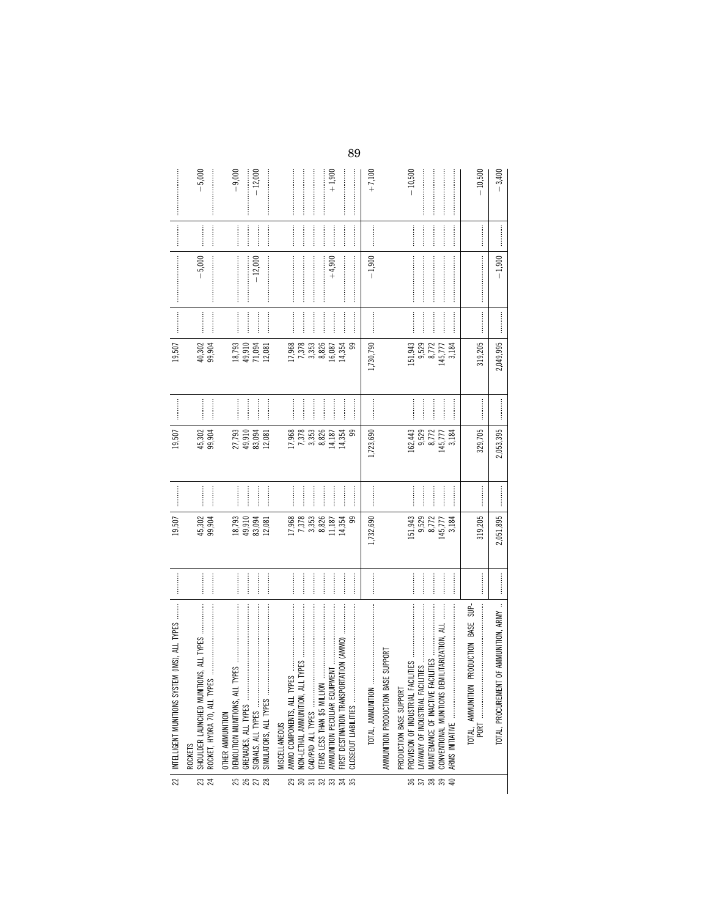| Line | Item | Qty. | Amount | Qty. | Amount | Qty. | Amount | Qty. | Amount | Qty. | Amount |
|---|---|---|---|---|---|---|---|---|---|---|---|
| 22 | INTELLIGENT MUNITIONS SYSTEM (IMS), ALL TYPES | ........ | 19,507 | ........ | 19,507 | ........ | 19,507 | ........ | .................. | ........ | .................. |
| | ROCKETS | | | | | | | | | | |
| 23 | SHOULDER LAUNCHED MUNITIONS, ALL TYPES | ........ | 45,302 | ........ | 45,302 | ........ | 40,302 | ........ | −5,000 | ........ | −5,000 |
| 24 | ROCKET, HYDRA 70, ALL TYPES | ........ | 99,904 | ........ | 99,904 | ........ | 99,904 | ........ | .................. | ........ | .................. |
| | OTHER AMMUNITION | | | | | | | | | | |
| 25 | DEMOLITION MUNITIONS, ALL TYPES | ........ | 18,793 | ........ | 27,793 | ........ | 18,793 | ........ | .................. | ........ | −9,000 |
| 26 | GRENADES, ALL TYPES | ........ | 49,910 | ........ | 49,910 | ........ | 49,910 | ........ | .................. | ........ | .................. |
| 27 | SIGNALS, ALL TYPES | ........ | 83,094 | ........ | 83,094 | ........ | 71,094 | ........ | −12,000 | ........ | −12,000 |
| 28 | SIMULATORS, ALL TYPES | ........ | 12,081 | ........ | 12,081 | ........ | 12,081 | ........ | .................. | ........ | .................. |
| | MISCELLANEOUS | | | | | | | | | | |
| 29 | AMMO COMPONENTS, ALL TYPES | ........ | 17,968 | ........ | 17,968 | ........ | 17,968 | ........ | .................. | ........ | .................. |
| 30 | NON-LETHAL AMMUNITION, ALL TYPES | ........ | 7,378 | ........ | 7,378 | ........ | 7,378 | ........ | .................. | ........ | .................. |
| 31 | CAD/PAD ALL TYPES | ........ | 3,353 | ........ | 3,353 | ........ | 3,353 | ........ | .................. | ........ | .................. |
| 32 | ITEMS LESS THAN $5 MILLION | ........ | 8,826 | ........ | 8,826 | ........ | 8,826 | ........ | .................. | ........ | .................. |
| 33 | AMMUNITION PECULIAR EQUIPMENT | ........ | 11,187 | ........ | 14,187 | ........ | 16,087 | ........ | +4,900 | ........ | +1,900 |
| 34 | FIRST DESTINATION TRANSPORTATION (AMMO) | ........ | 14,354 | ........ | 14,354 | ........ | 14,354 | ........ | .................. | ........ | .................. |
| 35 | CLOSEOUT LIABILITIES | ........ | 99 | ........ | 99 | ........ | 99 | ........ | .................. | ........ | .................. |
| | TOTAL, AMMUNITION | ........ | 1,732,690 | ........ | 1,723,690 | ........ | 1,730,790 | ........ | −1,900 | ........ | +7,100 |
| | AMMUNITION PRODUCTION BASE SUPPORT | | | | | | | | | | |
| | PRODUCTION BASE SUPPORT | | | | | | | | | | |
| 36 | PROVISION OF INDUSTRIAL FACILITIES | ........ | 151,943 | ........ | 162,443 | ........ | 151,943 | ........ | .................. | ........ | −10,500 |
| 37 | LAYAWAY OF INDUSTRIAL FACILITIES | ........ | 9,529 | ........ | 9,529 | ........ | 9,529 | ........ | .................. | ........ | .................. |
| 38 | MAINTENANCE OF INACTIVE FACILITIES | ........ | 8,772 | ........ | 8,772 | ........ | 8,772 | ........ | .................. | ........ | .................. |
| 39 | CONVENTIONAL MUNITIONS DEMILITARIZATION, ALL | ........ | 145,777 | ........ | 145,777 | ........ | 145,777 | ........ | .................. | ........ | .................. |
| 40 | ARMS INITIATIVE | ........ | 3,184 | ........ | 3,184 | ........ | 3,184 | ........ | .................. | ........ | .................. |
| | TOTAL, AMMUNITION PRODUCTION BASE SUPPORT | ........ | 319,205 | ........ | 329,705 | ........ | 319,205 | ........ | .................. | ........ | −10,500 |
| | TOTAL, PROCUREMENT OF AMMUNITION, ARMY | ........ | 2,051,895 | ........ | 2,053,395 | ........ | 2,049,995 | ........ | −1,900 | ........ | −3,400 |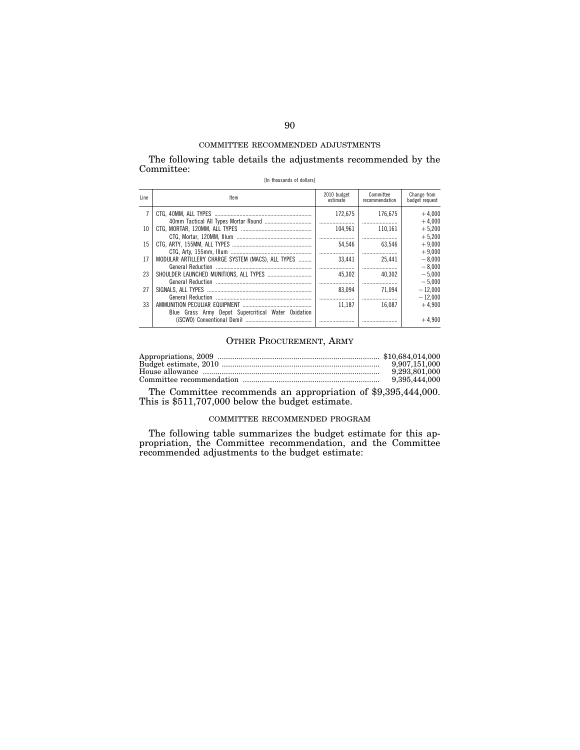COMMITTEE RECOMMENDED ADJUSTMENTS

The following table details the adjustments recommended by the Committee:

[In thousands of dollars]

| Line | Item | 2010 budget estimate | Committee recommendation | Change from budget request |
|---|---|---|---|---|
| 7 | CTG, 40MM, ALL TYPES | 172,675 | 176,675 | +4,000 |
| | 40mm Tactical All Types Mortar Round | | | +4,000 |
| 10 | CTG, MORTAR, 120MM, ALL TYPES | 104,961 | 110,161 | +5,200 |
| | CTG, Mortar, 120MM, Illum | | | +5,200 |
| 15 | CTG, ARTY, 155MM, ALL TYPES | 54,546 | 63,546 | +9,000 |
| | CTG, Arty, 155mm, Illum | | | +9,000 |
| 17 | MODULAR ARTILLERY CHARGE SYSTEM (MACS), ALL TYPES | 33,441 | 25,441 | −8,000 |
| | General Reduction | | | −8,000 |
| 23 | SHOULDER LAUNCHED MUNITIONS, ALL TYPES | 45,302 | 40,302 | −5,000 |
| | General Reduction | | | −5,000 |
| 27 | SIGNALS, ALL TYPES | 83,094 | 71,094 | −12,000 |
| | General Reduction | | | −12,000 |
| 33 | AMMUNITION PECULIAR EQUIPMENT | 11,187 | 16,087 | +4,900 |
| | Blue Grass Army Depot Supercritical Water Oxidation (iSCWO) Conventional Demil | | | +4,900 |

## OTHER PROCUREMENT, ARMY

| | |
|---|---|
| Appropriations, 2009 | $10,684,014,000 |
| Budget estimate, 2010 | 9,907,151,000 |
| House allowance | 9,293,801,000 |
| Committee recommendation | 9,395,444,000 |

The Committee recommends an appropriation of $9,395,444,000. This is $511,707,000 below the budget estimate.

COMMITTEE RECOMMENDED PROGRAM

The following table summarizes the budget estimate for this appropriation, the Committee recommendation, and the Committee recommended adjustments to the budget estimate: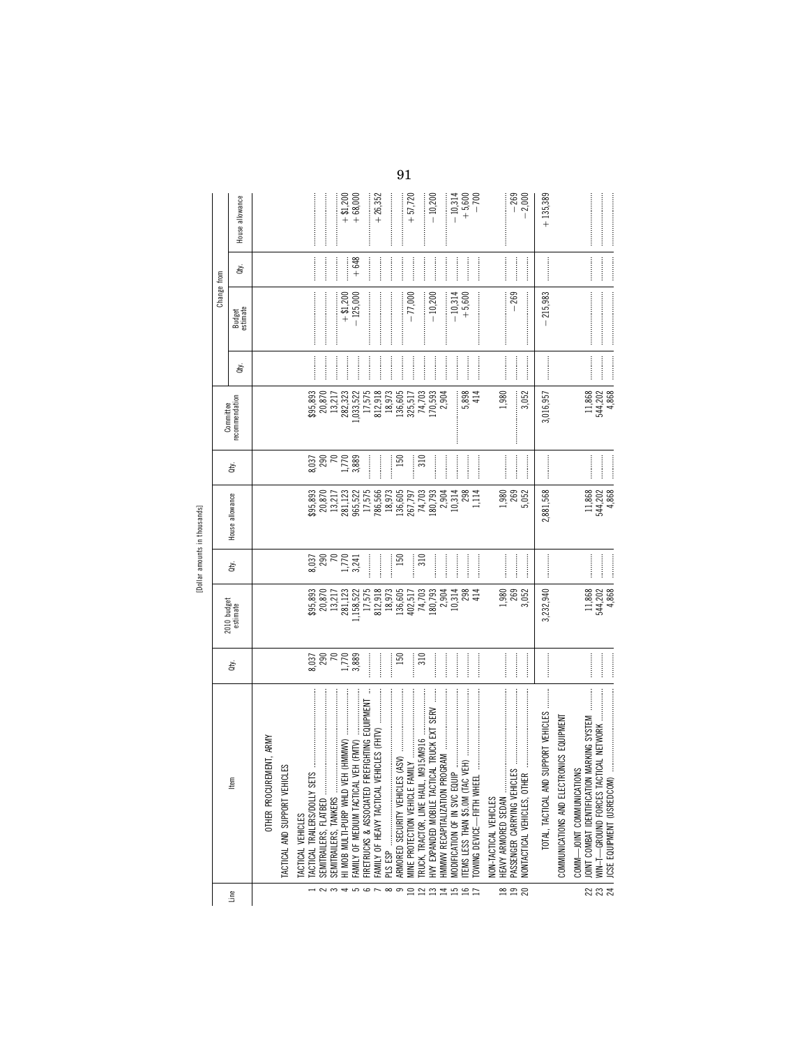[Dollar amounts in thousands]

| Line | Item | Qty. | 2010 budget estimate | Qty. | House allowance | Qty. | Committee recommendation | Change from Qty. | Change from Budget estimate | Change from Qty. | Change from House allowance |
|---|---|---|---|---|---|---|---|---|---|---|---|
| | OTHER PROCUREMENT, ARMY | | | | | | | | | | |
| | TACTICAL AND SUPPORT VEHICLES | | | | | | | | | | |
| | TACTICAL VEHICLES | | | | | | | | | | |
| 1 | TACTICAL TRAILERS/DOLLY SETS | 8,037 | $95,893 | 8,037 | $95,893 | 8,037 | $95,893 | | | | |
| 2 | SEMITRAILERS, FLATBED | 290 | 20,870 | 290 | 20,870 | 290 | 20,870 | | | | |
| 3 | SEMITRAILERS, TANKERS | 70 | 13,217 | 70 | 13,217 | 70 | 13,217 | | | | |
| 4 | HI MOB MULTI-PURP WHLD VEH (HMMWV) | 1,770 | 281,123 | 1,770 | 281,123 | 1,770 | 282,323 | | +$1,200 | | +$1,200 |
| 5 | FAMILY OF MEDIUM TACTICAL VEH (FMTV) | 3,889 | 1,158,522 | 3,241 | 965,522 | 3,889 | 1,033,522 | | −125,000 | +648 | +68,000 |
| 6 | FIRETRUCKS & ASSOCIATED FIREFIGHTING EQUIPMENT | | 17,575 | | 17,575 | | 17,575 | | | | |
| 7 | FAMILY OF HEAVY TACTICAL VEHICLES (FHTV) | | 812,918 | | 786,566 | | 812,918 | | | | +26,352 |
| 8 | PLS ESP | | 18,973 | | 18,973 | | 18,973 | | | | |
| 9 | ARMORED SECURITY VEHICLES (ASV) | 150 | 136,605 | 150 | 136,605 | 150 | 136,605 | | | | |
| 10 | MINE PROTECTION VEHICLE FAMILY | | 402,517 | | 267,797 | | 325,517 | | −77,000 | | +57,720 |
| 12 | TRUCK, TRACTOR, LINE HAUL, M915/M916 | 310 | 74,703 | 310 | 74,703 | 310 | 74,703 | | | | |
| 13 | HVY EXPANDED MOBILE TACTICAL TRUCK EXT SERV | | 180,793 | | 180,793 | | 170,593 | | −10,200 | | −10,200 |
| 14 | HMMWV RECAPITALIZATION PROGRAM | | 2,904 | | 2,904 | | 2,904 | | | | |
| 15 | MODIFICATION OF IN SVC EQUIP | | 10,314 | | 10,314 | | | | −10,314 | | −10,314 |
| 16 | ITEMS LESS THAN $5.0M (TAC VEH) | | 298 | | 298 | | 5,898 | | +5,600 | | +5,600 |
| 17 | TOWING DEVICE—FIFTH WHEEL | | 414 | | 1,114 | | 414 | | | | −700 |
| | NON-TACTICAL VEHICLES | | | | | | | | | | |
| 18 | HEAVY ARMORED SEDAN | | 1,980 | | 1,980 | | 1,980 | | | | |
| 19 | PASSENGER CARRYING VEHICLES | | 269 | | 269 | | | | −269 | | −269 |
| 20 | NONTACTICAL VEHICLES, OTHER | | 3,052 | | 5,052 | | 3,052 | | | | −2,000 |
| | TOTAL, TACTICAL AND SUPPORT VEHICLES | | 3,232,940 | | 2,881,568 | | 3,016,957 | | −215,983 | | +135,389 |
| | COMMUNICATIONS AND ELECTRONICS EQUIPMENT | | | | | | | | | | |
| | COMM—JOINT COMMUNICATIONS | | | | | | | | | | |
| 22 | JOINT COMBAT IDENTIFICATION MARKING SYSTEM | | 11,868 | | 11,868 | | 11,868 | | | | |
| 23 | WIN-T—GROUND FORCES TACTICAL NETWORK | | 544,202 | | 544,202 | | 544,202 | | | | |
| 24 | JCSE EQUIPMENT (USREDCOM) | | 4,868 | | 4,868 | | 4,868 | | | | |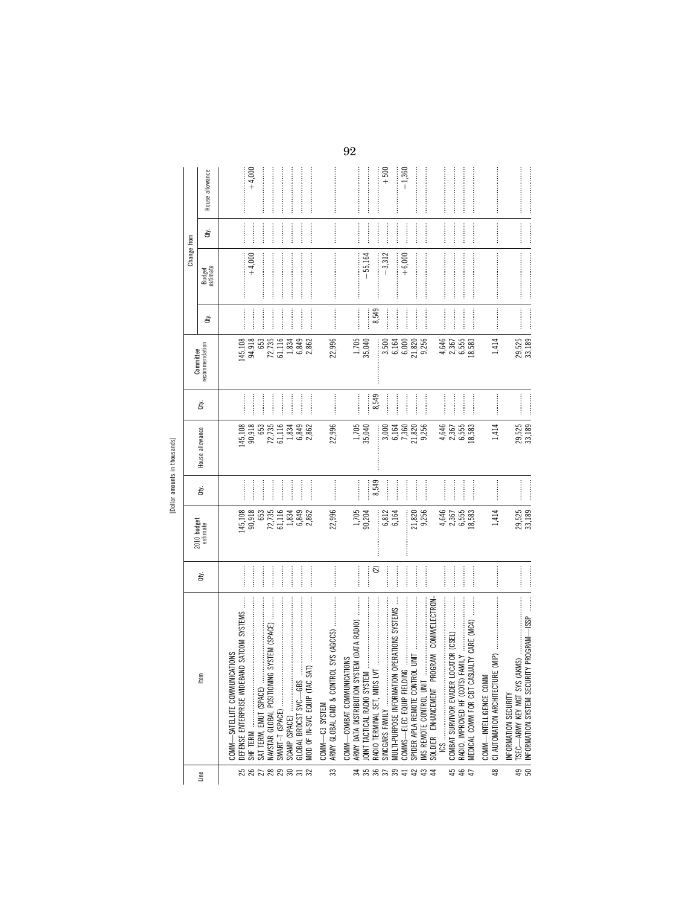[Dollar amounts in thousands]

| Line | Item | Qty. | 2010 budget estimate | Qty. | House allowance | Qty. | Committee recommendation | Change from | | | |
|---|---|---|---|---|---|---|---|---|---|---|---|
| | | | | | | | | Qty. | Budget estimate | Qty. | House allowance |
| | COMM—SATELLITE COMMUNICATIONS | | | | | | | | | | |
| 25 | DEFENSE ENTERPRISE WIDEBAND SATCOM SYSTEMS | | 145,108 | | 145,108 | | 145,108 | | | | |
| 26 | SHF TERM | | 90,918 | | 90,918 | | 94,918 | | +4,000 | | +4,000 |
| 27 | SAT TERM, EMUT (SPACE) | | 653 | | 653 | | 653 | | | | |
| 28 | NAVSTAR GLOBAL POSITIONING SYSTEM (SPACE) | | 72,735 | | 72,735 | | 72,735 | | | | |
| 29 | SMART-T (SPACE) | | 61,116 | | 61,116 | | 61,116 | | | | |
| 30 | SCAMP (SPACE) | | 1,834 | | 1,834 | | 1,834 | | | | |
| 31 | GLOBAL BRDCST SVC—GBS | | 6,849 | | 6,849 | | 6,849 | | | | |
| 32 | MOD OF IN-SVC EQUIP (TAC SAT) | | 2,862 | | 2,862 | | 2,862 | | | | |
| | COMM—C3 SYSTEM | | | | | | | | | | |
| 33 | ARMY GLOBAL CMD & CONTROL SYS (AGCCS) | | 22,996 | | 22,996 | | 22,996 | | | | |
| | COMM—COMBAT COMMUNICATIONS | | | | | | | | | | |
| 34 | ARMY DATA DISTRIBUTION SYSTEM (DATA RADIO) | | 1,705 | | 1,705 | | 1,705 | | | | |
| 35 | JOINT TACTICAL RADIO SYSTEM | | 90,204 | | 35,040 | | 35,040 | | −55,164 | | |
| 36 | RADIO TERMINAL SET, MIDS LVT | (2) | | 8,549 | | 8,549 | | 8,549 | | | |
| 37 | SINCGARS FAMILY | | 6,812 | | 3,000 | | 3,500 | | −3,312 | | +500 |
| 39 | MULTI-PURPOSE INFORMATION OPERATIONS SYSTEMS | | 6,164 | | 6,164 | | 6,164 | | | | |
| 41 | COMMS—ELEC EQUIP FIELDING | | | | 7,360 | | 6,000 | | +6,000 | | −1,360 |
| 42 | SPIDER APLA REMOTE CONTROL UNIT | | 21,820 | | 21,820 | | 21,820 | | | | |
| 43 | IMS REMOTE CONTROL UNIT | | 9,256 | | 9,256 | | 9,256 | | | | |
| 44 | SOLDIER ENHANCEMENT PROGRAM COMM/ELECTRONICS | | 4,646 | | 4,646 | | 4,646 | | | | |
| 45 | COMBAT SURVIVOR EVADER LOCATOR (CSEL) | | 2,367 | | 2,367 | | 2,367 | | | | |
| 46 | RADIO, IMPROVED HF (COTS) FAMILY | | 6,555 | | 6,555 | | 6,555 | | | | |
| 47 | MEDICAL COMM FOR CBT CASUALTY CARE (MC4) | | 18,583 | | 18,583 | | 18,583 | | | | |
| | COMM—INTELLIGENCE COMM | | | | | | | | | | |
| 48 | CI AUTOMATION ARCHITECTURE (MIP) | | 1,414 | | 1,414 | | 1,414 | | | | |
| | INFORMATION SECURITY | | | | | | | | | | |
| 49 | TSEC—ARMY KEY MGT SYS (AKMS) | | 29,525 | | 29,525 | | 29,525 | | | | |
| 50 | INFORMATION SYSTEM SECURITY PROGRAM—ISSP | | 33,189 | | 33,189 | | 33,189 | | | | |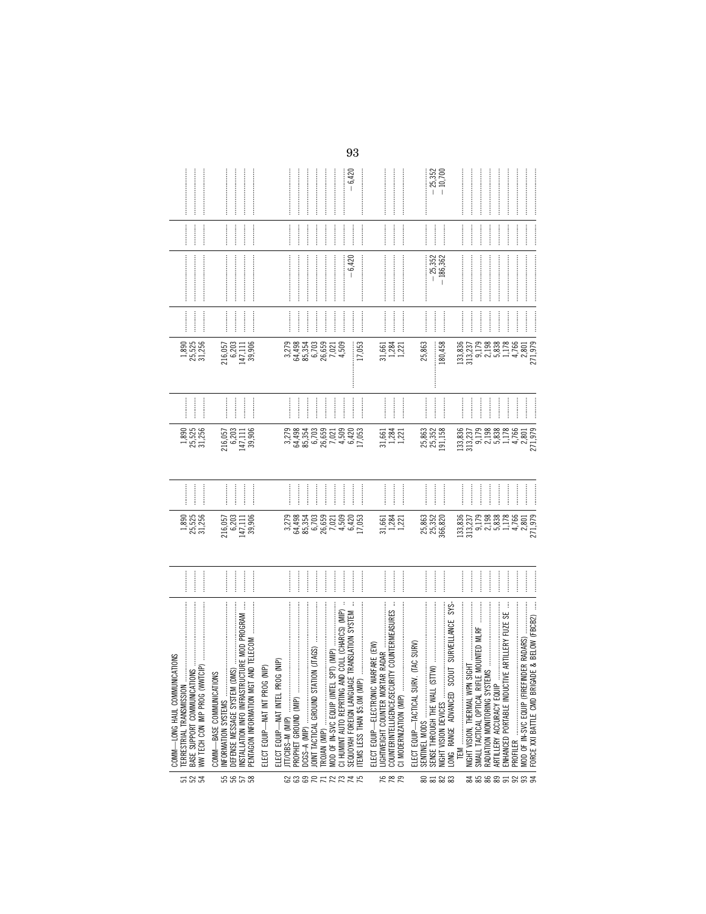| Line | Item | | | | | |
|---|---|---|---|---|---|---|
| | COMM—LONG HAUL COMMUNICATIONS | | | | | |
| 51 | TERRESTRIAL TRANSMISSION | 1,890 | 1,890 | 1,890 | | |
| 52 | BASE SUPPORT COMMUNICATIONS | 25,525 | 25,525 | 25,525 | | |
| 54 | WW TECH CON IMP PROG (WWTCIP) | 31,256 | 31,256 | 31,256 | | |
| | COMM—BASE COMMUNICATIONS | | | | | |
| 55 | INFORMATION SYSTEMS | 216,057 | 216,057 | 216,057 | | |
| 56 | DEFENSE MESSAGE SYSTEM (DMS) | 6,203 | 6,203 | 6,203 | | |
| 57 | INSTALLATION INFO INFRASTRUCTURE MOD PROGRAM | 147,111 | 147,111 | 147,111 | | |
| 58 | PENTAGON INFORMATION MGT AND TELECOM | 39,906 | 39,906 | 39,906 | | |
| | ELECT EQUIP—NAT INT PROG (NIP) | | | | | |
| | ELECT EQUIP—NAT INTEL PROG (NIP) | | | | | |
| 62 | JTT/CIBS–M (MIP) | 3,279 | 3,279 | 3,279 | | |
| 63 | PROPHET GROUND (MIP) | 64,498 | 64,498 | 64,498 | | |
| 69 | DCGS–A (MIP) | 85,354 | 85,354 | 85,354 | | |
| 70 | JOINT TACTICAL GROUND STATION (JTAGS) | 6,703 | 6,703 | 6,703 | | |
| 71 | TROJAN (MIP) | 26,659 | 26,659 | 26,659 | | |
| 72 | MOD OF IN-SVC EQUIP (INTEL SPT) (MIP) | 7,021 | 7,021 | 7,021 | | |
| 73 | CI HUMINT AUTO REPRTING AND COLL (CHARCS) (MIP) | 4,509 | 4,509 | 4,509 | | |
| 74 | SEQUOYAH FOREIGN LANGUAGE TRANSLATION SYSTEM | 6,420 | 6,420 | | −6,420 | −6,420 |
| 75 | ITEMS LESS THAN $5.0M (MIP) | 17,053 | 17,053 | 17,053 | | |
| | ELECT EQUIP—ELECTRONIC WARFARE (EW) | | | | | |
| 76 | LIGHTWEIGHT COUNTER MORTAR RADAR | 31,661 | 31,661 | 31,661 | | |
| 78 | COUNTERINTELLIGENCE/SECURITY COUNTERMEASURES | 1,284 | 1,284 | 1,284 | | |
| 79 | CI MODERNIZATION (MIP) | 1,221 | 1,221 | 1,221 | | |
| | ELECT EQUIP—TACTICAL SURV. (TAC SURV) | | | | | |
| 80 | SENTINEL MODS | 25,863 | 25,863 | 25,863 | | |
| 81 | SENSE THROUGH THE WALL (STTW) | 25,352 | 25,352 | | −25,352 | −25,352 |
| 82 | NIGHT VISION DEVICES | 366,820 | 191,158 | 180,458 | −186,362 | −10,700 |
| 83 | LONG RANGE ADVANCED SCOUT SURVEILLANCE SYSTEM | | | | | |
| 84 | NIGHT VISION, THERMAL WPN SIGHT | 133,836 | 133,836 | 133,836 | | |
| 85 | SMALL TACTICAL OPTICAL RIFLE MOUNTED MLRF | 313,237 | 313,237 | 313,237 | | |
| 86 | RADIATION MONITORING SYSTEMS | 9,179 | 9,179 | 9,179 | | |
| 89 | ARTILLERY ACCURACY EQUIP | 2,198 | 2,198 | 2,198 | | |
| 91 | ENHANCED PORTABLE INDUCTIVE ARTILLERY FUZE SE | 5,838 | 5,838 | 5,838 | | |
| 92 | PROFILER | 1,178 | 1,178 | 1,178 | | |
| 93 | MOD OF IN-SVC EQUIP (FIREFINDER RADARS) | 4,766 | 4,766 | 4,766 | | |
| 94 | FORCE XXI BATTLE CMD BRIGADE & BELOW (FBCB2) | 2,801 | 2,801 | 2,801 | | |
| | | 271,979 | 271,979 | 271,979 | | |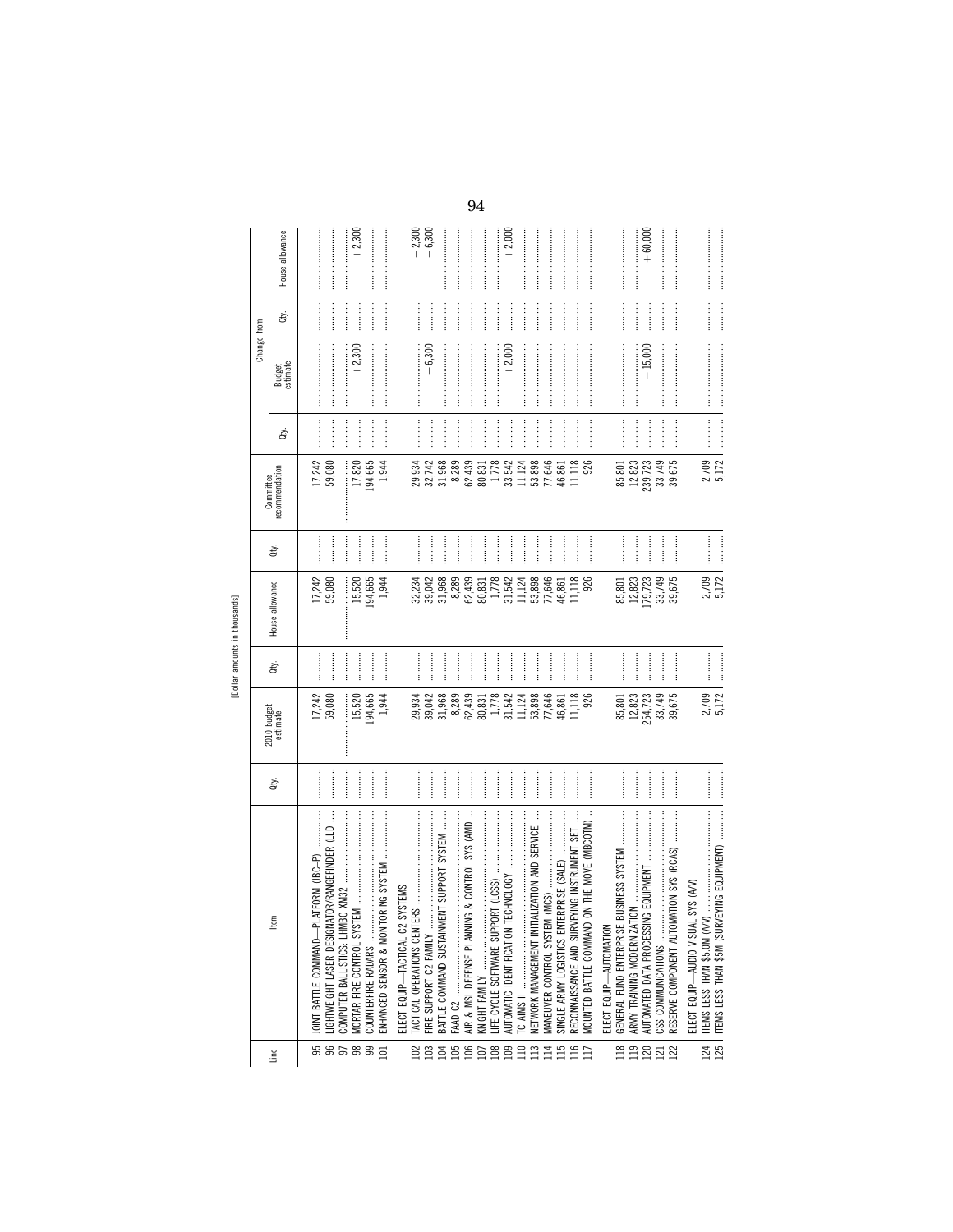[Dollar amounts in thousands]

| Line | Item | Qty. | 2010 budget estimate | Qty. | House allowance | Qty. | Committee recommendation | Change from Budget estimate Qty. | Change from Budget estimate | Change from House allowance Qty. | Change from House allowance |
|---|---|---|---|---|---|---|---|---|---|---|---|
| 95 | JOINT BATTLE COMMAND—PLATFORM (JBC–P) | | 17,242 | | 17,242 | | 17,242 | | | | |
| 96 | LIGHTWEIGHT LASER DESIGNATOR/RANGEFINDER (LLD | | 59,080 | | 59,080 | | 59,080 | | | | |
| 97 | COMPUTER BALLISTICS: LHMBC XM32 | | | | | | | | | | |
| 98 | MORTAR FIRE CONTROL SYSTEM | | 15,520 | | 15,520 | | 17,820 | | +2,300 | | +2,300 |
| 99 | COUNTERFIRE RADARS | | 194,665 | | 194,665 | | 194,665 | | | | |
| 101 | ENHANCED SENSOR & MONITORING SYSTEM | | 1,944 | | 1,944 | | 1,944 | | | | |
| | ELECT EQUIP—TACTICAL C2 SYSTEMS | | | | | | | | | | |
| 102 | TACTICAL OPERATIONS CENTERS | | 29,934 | | 32,234 | | 29,934 | | | | −2,300 |
| 103 | FIRE SUPPORT C2 FAMILY | | 39,042 | | 39,042 | | 32,742 | | −6,300 | | −6,300 |
| 104 | BATTLE COMMAND SUSTAINMENT SUPPORT SYSTEM | | 31,968 | | 31,968 | | 31,968 | | | | |
| 105 | FAAD C2 | | 8,289 | | 8,289 | | 8,289 | | | | |
| 106 | AIR & MSL DEFENSE PLANNING & CONTROL SYS (AMD | | 62,439 | | 62,439 | | 62,439 | | | | |
| 107 | KNIGHT FAMILY | | 80,831 | | 80,831 | | 80,831 | | | | |
| 108 | LIFE CYCLE SOFTWARE SUPPORT (LCSS) | | 1,778 | | 1,778 | | 1,778 | | | | |
| 109 | AUTOMATIC IDENTIFICATION TECHNOLOGY | | 31,542 | | 31,542 | | 33,542 | | +2,000 | | +2,000 |
| 110 | TC AIMS II | | 11,124 | | 11,124 | | 11,124 | | | | |
| 113 | NETWORK MANAGEMENT INITIALIZATION AND SERVICE | | 53,898 | | 53,898 | | 53,898 | | | | |
| 114 | MANEUVER CONTROL SYSTEM (MCS) | | 77,646 | | 77,646 | | 77,646 | | | | |
| 115 | SINGLE ARMY LOGISTICS ENTERPRISE (SALE) | | 46,861 | | 46,861 | | 46,861 | | | | |
| 116 | RECONNAISSANCE AND SURVEYING INSTRUMENT SET | | 11,118 | | 11,118 | | 11,118 | | | | |
| 117 | MOUNTED BATTLE COMMAND ON THE MOVE (MBCOTM) | | 926 | | 926 | | 926 | | | | |
| | ELECT EQUIP—AUTOMATION | | | | | | | | | | |
| 118 | GENERAL FUND ENTERPRISE BUSINESS SYSTEM | | 85,801 | | 85,801 | | 85,801 | | | | |
| 119 | ARMY TRAINING MODERNIZATION | | 12,823 | | 12,823 | | 12,823 | | | | |
| 120 | AUTOMATED DATA PROCESSING EQUIPMENT | | 254,723 | | 179,723 | | 239,723 | | −15,000 | | +60,000 |
| 121 | CSS COMMUNICATIONS | | 33,749 | | 33,749 | | 33,749 | | | | |
| 122 | RESERVE COMPONENT AUTOMATION SYS (RCAS) | | 39,675 | | 39,675 | | 39,675 | | | | |
| | ELECT EQUIP—AUDIO VISUAL SYS (A/V) | | | | | | | | | | |
| 124 | ITEMS LESS THAN $5.0M (A/V) | | 2,709 | | 2,709 | | 2,709 | | | | |
| 125 | ITEMS LESS THAN $5M (SURVEYING EQUIPMENT) | | 5,172 | | 5,172 | | 5,172 | | | | |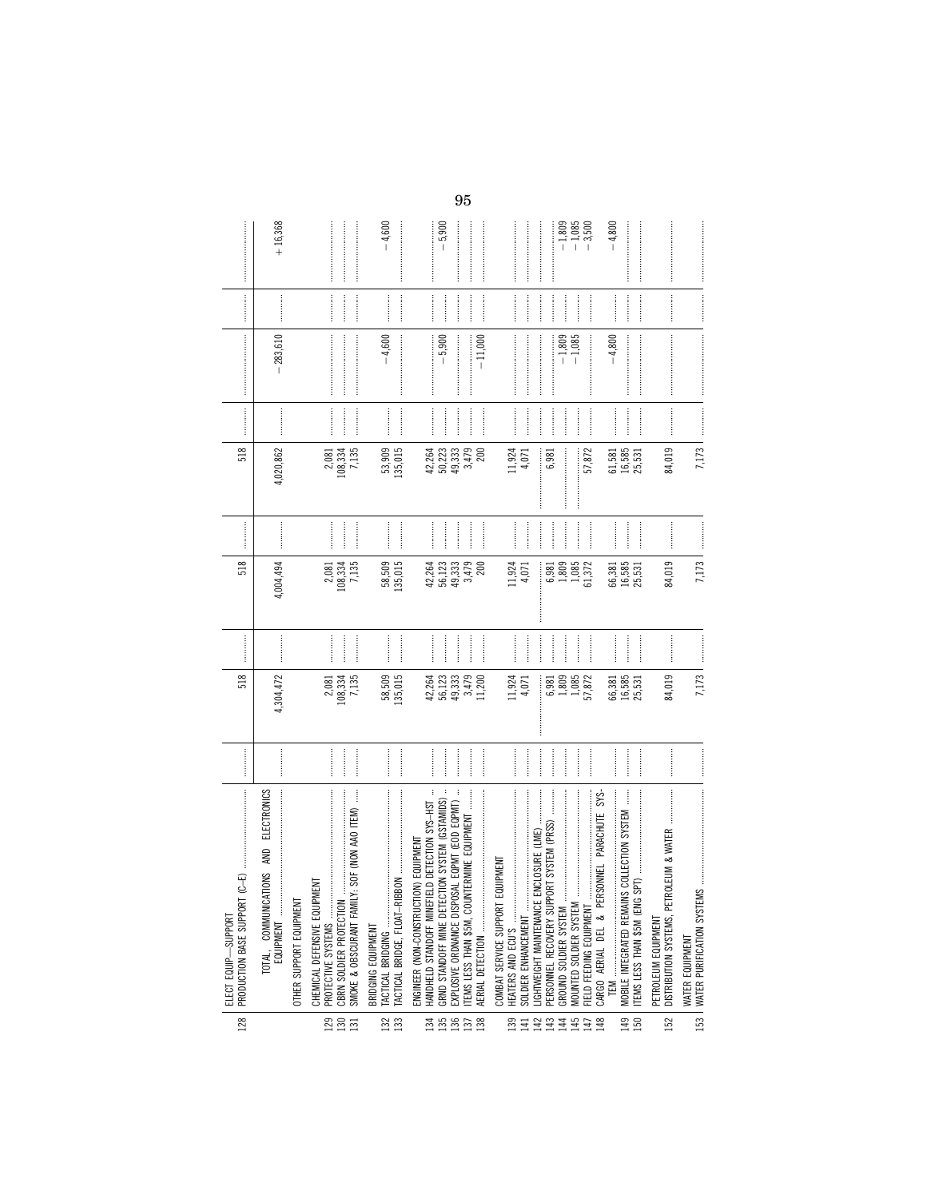| | | | | | | | | | | | |
|---|---|---|---|---|---|---|---|---|---|---|---|
| | ELECT EQUIP—SUPPORT | | | | | | | | | | |
| 128 | PRODUCTION BASE SUPPORT (C–E) | | 518 | | 518 | | 518 | | | | |
| | TOTAL, COMMUNICATIONS AND ELECTRONICS EQUIPMENT | | 4,304,472 | | 4,004,494 | | 4,020,862 | | −283,610 | | +16,368 |
| | OTHER SUPPORT EQUIPMENT | | | | | | | | | | |
| | CHEMICAL DEFENSIVE EQUIPMENT | | | | | | | | | | |
| 129 | PROTECTIVE SYSTEMS | | 2,081 | | 2,081 | | 2,081 | | | | |
| 130 | CBRN SOLDIER PROTECTION | | 108,334 | | 108,334 | | 108,334 | | | | |
| 131 | SMOKE & OBSCURANT FAMILY: SOF (NON AAO ITEM) | | 7,135 | | 7,135 | | 7,135 | | | | |
| | BRIDGING EQUIPMENT | | | | | | | | | | |
| 132 | TACTICAL BRIDGING | | 58,509 | | 58,509 | | 53,909 | | −4,600 | | −4,600 |
| 133 | TACTICAL BRIDGE, FLOAT-RIBBON | | 135,015 | | 135,015 | | 135,015 | | | | |
| | ENGINEER (NON-CONSTRUCTION) EQUIPMENT | | | | | | | | | | |
| 134 | HANDHELD STANDOFF MINEFIELD DETECTION SYS–HST | | 42,264 | | 42,264 | | 42,264 | | | | |
| 135 | GRND STANDOFF MINE DETECTION SYSTEM (GSTAMIDS) | | 56,123 | | 56,123 | | 50,223 | | −5,900 | | −5,900 |
| 136 | EXPLOSIVE ORDNANCE DISPOSAL EQPMT (EOD EQPMT) | | 49,333 | | 49,333 | | 49,333 | | | | |
| 137 | ITEMS LESS THAN $5M, COUNTERMINE EQUIPMENT | | 3,479 | | 3,479 | | 3,479 | | | | |
| 138 | AERIAL DETECTION | | 11,200 | | 200 | | 200 | | −11,000 | | |
| | COMBAT SERVICE SUPPORT EQUIPMENT | | | | | | | | | | |
| 139 | HEATERS AND ECU'S | | 11,924 | | 11,924 | | 11,924 | | | | |
| 141 | SOLDIER ENHANCEMENT | | 4,071 | | 4,071 | | 4,071 | | | | |
| 142 | LIGHTWEIGHT MAINTENANCE ENCLOSURE (LME) | | | | | | | | | | |
| 143 | PERSONNEL RECOVERY SUPPORT SYSTEM (PRSS) | | 6,981 | | 6,981 | | 6,981 | | | | |
| 144 | GROUND SOLDIER SYSTEM | | 1,809 | | 1,809 | | | | −1,809 | | −1,809 |
| 145 | MOUNTED SOLDIER SYSTEM | | 1,085 | | 1,085 | | | | −1,085 | | −1,085 |
| 147 | FIELD FEEDING EQUIPMENT | | 57,872 | | 61,372 | | 57,872 | | | | −3,500 |
| 148 | CARGO AERIAL DEL & PERSONNEL PARACHUTE SYSTEM | | 66,381 | | 66,381 | | 61,581 | | −4,800 | | −4,800 |
| 149 | MOBILE INTEGRATED REMAINS COLLECTION SYSTEM | | 16,585 | | 16,585 | | 16,585 | | | | |
| 150 | ITEMS LESS THAN $5M (ENG SPT) | | 25,531 | | 25,531 | | 25,531 | | | | |
| | PETROLEUM EQUIPMENT | | | | | | | | | | |
| 152 | DISTRIBUTION SYSTEMS, PETROLEUM & WATER | | 84,019 | | 84,019 | | 84,019 | | | | |
| | WATER EQUIPMENT | | | | | | | | | | |
| 153 | WATER PURIFICATION SYSTEMS | | 7,173 | | 7,173 | | 7,173 | | | | |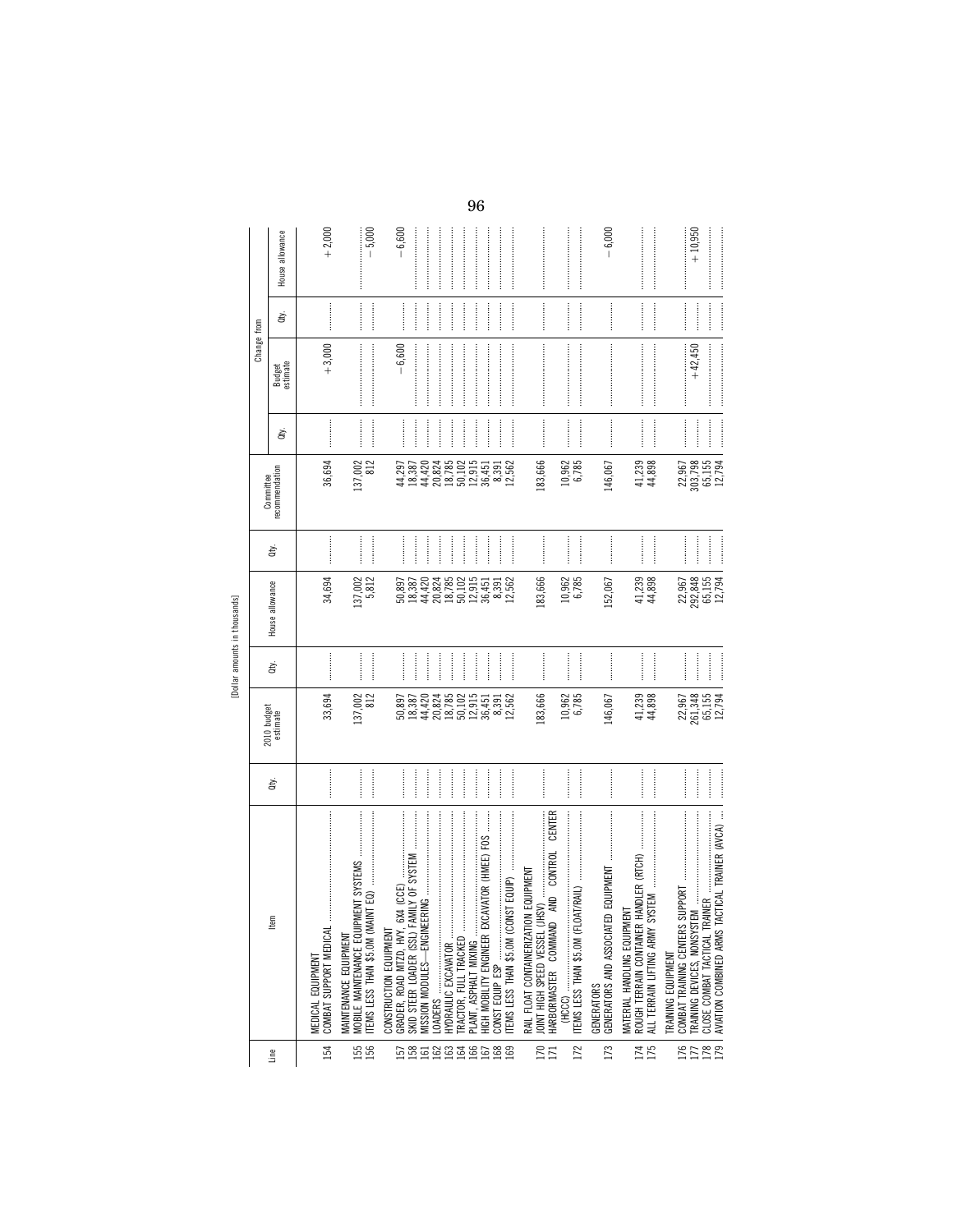[Dollar amounts in thousands]

| Line | Item | Qty. | 2010 budget estimate | Qty. | House allowance | Qty. | Committee recommendation | Change from | | | |
|---|---|---|---|---|---|---|---|---|---|---|---|
| | | | | | | | | Qty. | Budget estimate | Qty. | House allowance |
| | MEDICAL EQUIPMENT | | | | | | | | | | |
| 154 | COMBAT SUPPORT MEDICAL | | 33,694 | | 34,694 | | 36,694 | | +3,000 | | +2,000 |
| | MAINTENANCE EQUIPMENT | | | | | | | | | | |
| 155 | MOBILE MAINTENANCE EQUIPMENT SYSTEMS | | 137,002 | | 137,002 | | 137,002 | | | | |
| 156 | ITEMS LESS THAN $5.0M (MAINT EQ) | | 812 | | 5,812 | | 812 | | | | −5,000 |
| | CONSTRUCTION EQUIPMENT | | | | | | | | | | |
| 157 | GRADER, ROAD MTZD, HVY, 6X4 (CCE) | | 50,897 | | 50,897 | | 44,297 | | −6,600 | | −6,600 |
| 158 | SKID STEER LOADER (SSL) FAMILY OF SYSTEM | | 18,387 | | 18,387 | | 18,387 | | | | |
| 161 | MISSION MODULES—ENGINEERING | | 44,420 | | 44,420 | | 44,420 | | | | |
| 162 | LOADERS | | 20,824 | | 20,824 | | 20,824 | | | | |
| 163 | HYDRAULIC EXCAVATOR | | 18,785 | | 18,785 | | 18,785 | | | | |
| 164 | TRACTOR, FULL TRACKED | | 50,102 | | 50,102 | | 50,102 | | | | |
| 166 | PLANT, ASPHALT MIXING | | 12,915 | | 12,915 | | 12,915 | | | | |
| 167 | HIGH MOBILITY ENGINEER EXCAVATOR (HMEE) FOS | | 36,451 | | 36,451 | | 36,451 | | | | |
| 168 | CONST EQUIP ESP | | 8,391 | | 8,391 | | 8,391 | | | | |
| 169 | ITEMS LESS THAN $5.0M (CONST EQUIP) | | 12,562 | | 12,562 | | 12,562 | | | | |
| | RAIL FLOAT CONTAINERIZATION EQUIPMENT | | | | | | | | | | |
| 170 | JOINT HIGH SPEED VESSEL (JHSV) | | 183,666 | | 183,666 | | 183,666 | | | | |
| 171 | HARBORMASTER COMMAND AND CONTROL CENTER (HCCC) | | 10,962 | | 10,962 | | 10,962 | | | | |
| 172 | ITEMS LESS THAN $5.0M (FLOAT/RAIL) | | 6,785 | | 6,785 | | 6,785 | | | | |
| | GENERATORS | | | | | | | | | | |
| 173 | GENERATORS AND ASSOCIATED EQUIPMENT | | 146,067 | | 152,067 | | 146,067 | | | | −6,000 |
| | MATERIAL HANDLING EQUIPMENT | | | | | | | | | | |
| 174 | ROUGH TERRAIN CONTAINER HANDLER (RTCH) | | 41,239 | | 41,239 | | 41,239 | | | | |
| 175 | ALL TERRAIN LIFTING ARMY SYSTEM | | 44,898 | | 44,898 | | 44,898 | | | | |
| | TRAINING EQUIPMENT | | | | | | | | | | |
| 176 | COMBAT TRAINING CENTERS SUPPORT | | 22,967 | | 22,967 | | 22,967 | | | | |
| 177 | TRAINING DEVICES, NONSYSTEM | | 261,348 | | 292,848 | | 303,798 | | +42,450 | | +10,950 |
| 178 | CLOSE COMBAT TACTICAL TRAINER | | 65,155 | | 65,155 | | 65,155 | | | | |
| 179 | AVIATION COMBINED ARMS TACTICAL TRAINER (AVCA) | | 12,794 | | 12,794 | | 12,794 | | | | |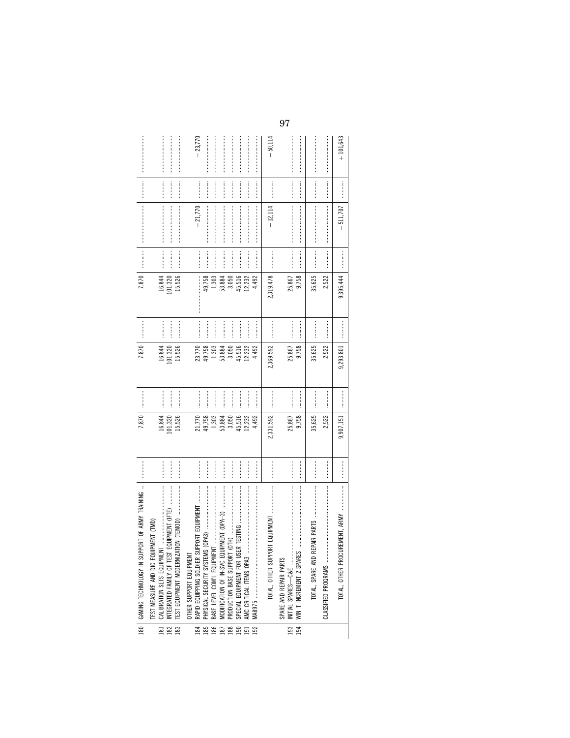| | | | | | | | | | | | |
|---|---|---|---|---|---|---|---|---|---|---|---|
| 180 | GAMING TECHNOLOGY IN SUPPORT OF ARMY TRAINING ... | ........... | 7,870 | ........... | 7,870 | ........... | 7,870 | ........... | ..................... | ........... | ..................... |
| | TEST MEASURE AND DIG EQUIPMENT (TMD) | | | | | | | | | | |
| 181 | CALIBRATION SETS EQUIPMENT ........................ | ........... | 16,844 | ........... | 16,844 | ........... | 16,844 | ........... | ..................... | ........... | ..................... |
| 182 | INTEGRATED FAMILY OF TEST EQUIPMENT (IFTE) ........ | ........... | 101,320 | ........... | 101,320 | ........... | 101,320 | ........... | ..................... | ........... | ..................... |
| 183 | TEST EQUIPMENT MODERNIZATION (TEMOD) ............... | ........... | 15,526 | ........... | 15,526 | ........... | 15,526 | ........... | ..................... | ........... | ..................... |
| | OTHER SUPPORT EQUIPMENT | | | | | | | | | | |
| 184 | RAPID EQUIPPING SOLDIER SUPPORT EQUIPMENT ........ | ........... | 21,770 | ........... | 23,770 | ........... | ..................... | ........... | −21,770 | ........... | −23,770 |
| 185 | PHYSICAL SECURITY SYSTEMS (OPA3) ................... | ........... | 49,758 | ........... | 49,758 | ........... | 49,758 | ........... | ..................... | ........... | ..................... |
| 186 | BASE LEVEL COM'L EQUIPMENT ........................ | ........... | 1,303 | ........... | 1,303 | ........... | 1,303 | ........... | ..................... | ........... | ..................... |
| 187 | MODIFICATION OF IN-SVC EQUIPMENT (OPA–3) ......... | ........... | 53,884 | ........... | 53,884 | ........... | 53,884 | ........... | ..................... | ........... | ..................... |
| 188 | PRODUCTION BASE SUPPORT (OTH) ...................... | ........... | 3,050 | ........... | 3,050 | ........... | 3,050 | ........... | ..................... | ........... | ..................... |
| 190 | SPECIAL EQUIPMENT FOR USER TESTING ............... | ........... | 45,516 | ........... | 45,516 | ........... | 45,516 | ........... | ..................... | ........... | ..................... |
| 191 | AMC CRITICAL ITEMS OPA3 ............................. | ........... | 12,232 | ........... | 12,232 | ........... | 12,232 | ........... | ..................... | ........... | ..................... |
| 192 | MA8975 .................................................. | ........... | 4,492 | ........... | 4,492 | ........... | 4,492 | ........... | ..................... | ........... | ..................... |
| | TOTAL, OTHER SUPPORT EQUIPMENT ..................... | ........... | 2,331,592 | ........... | 2,369,592 | ........... | 2,319,478 | ........... | −12,114 | ........... | −50,114 |
| | SPARE AND REPAIR PARTS | | | | | | | | | | |
| 193 | INITIAL SPARES—C&E ................................... | ........... | 25,867 | ........... | 25,867 | ........... | 25,867 | ........... | ..................... | ........... | ..................... |
| 194 | WIN–T INCREMENT 2 SPARES .......................... | ........... | 9,758 | ........... | 9,758 | ........... | 9,758 | ........... | ..................... | ........... | ..................... |
| | TOTAL, SPARE AND REPAIR PARTS ..................... | ........... | 35,625 | ........... | 35,625 | ........... | 35,625 | ........... | ..................... | ........... | ..................... |
| | CLASSIFIED PROGRAMS ................................... | ........... | 2,522 | ........... | 2,522 | ........... | 2,522 | ........... | ..................... | ........... | ..................... |
| | TOTAL, OTHER PROCUREMENT, ARMY ..................... | ........... | 9,907,151 | ........... | 9,293,801 | ........... | 9,395,444 | ........... | −511,707 | ........... | +101,643 |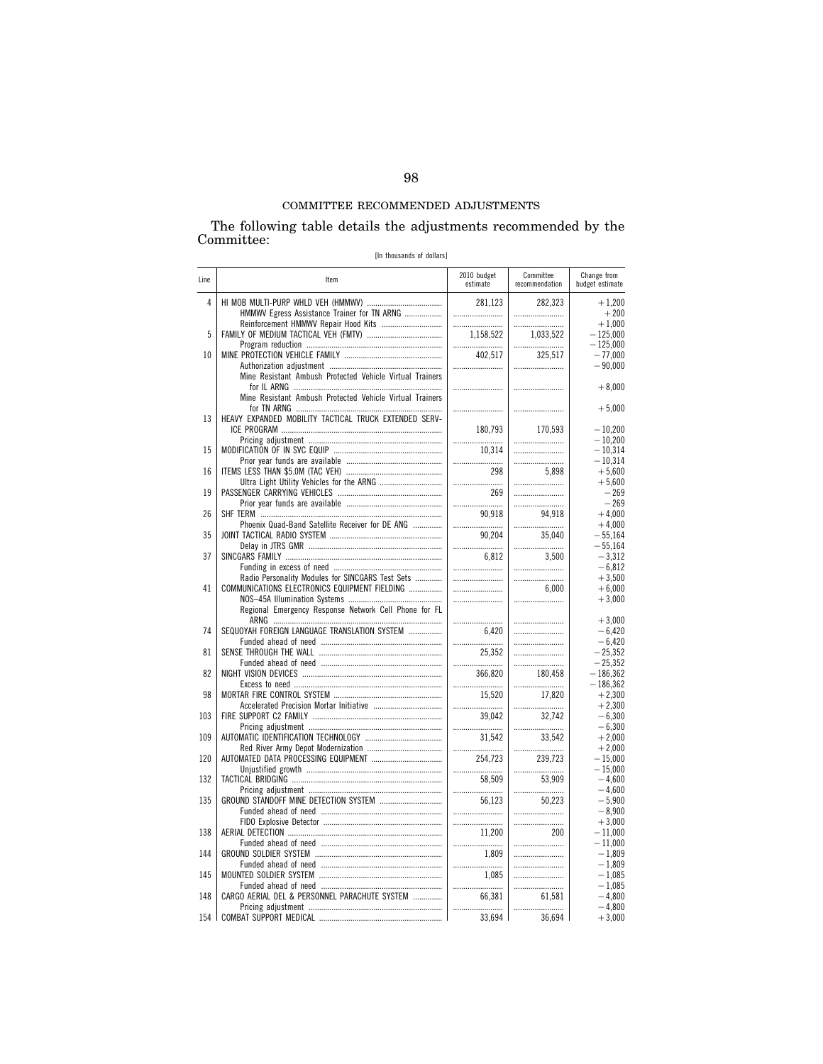## COMMITTEE RECOMMENDED ADJUSTMENTS

The following table details the adjustments recommended by the Committee:

[In thousands of dollars]

| Line | Item | 2010 budget estimate | Committee recommendation | Change from budget estimate |
|---|---|---|---|---|
| 4 | HI MOB MULTI-PURP WHLD VEH (HMMWV) | 281,123 | 282,323 | +1,200 |
| | HMMWV Egress Assistance Trainer for TN ARNG | | | +200 |
| | Reinforcement HMMWV Repair Hood Kits | | | +1,000 |
| 5 | FAMILY OF MEDIUM TACTICAL VEH (FMTV) | 1,158,522 | 1,033,522 | −125,000 |
| | Program reduction | | | −125,000 |
| 10 | MINE PROTECTION VEHICLE FAMILY | 402,517 | 325,517 | −77,000 |
| | Authorization adjustment | | | −90,000 |
| | Mine Resistant Ambush Protected Vehicle Virtual Trainers for IL ARNG | | | +8,000 |
| | Mine Resistant Ambush Protected Vehicle Virtual Trainers for TN ARNG | | | +5,000 |
| 13 | HEAVY EXPANDED MOBILITY TACTICAL TRUCK EXTENDED SERVICE PROGRAM | 180,793 | 170,593 | −10,200 |
| | Pricing adjustment | | | −10,200 |
| 15 | MODIFICATION OF IN SVC EQUIP | 10,314 | | −10,314 |
| | Prior year funds are available | | | −10,314 |
| 16 | ITEMS LESS THAN $5.0M (TAC VEH) | 298 | 5,898 | +5,600 |
| | Ultra Light Utility Vehicles for the ARNG | | | +5,600 |
| 19 | PASSENGER CARRYING VEHICLES | 269 | | −269 |
| | Prior year funds are available | | | −269 |
| 26 | SHF TERM | 90,918 | 94,918 | +4,000 |
| | Phoenix Quad-Band Satellite Receiver for DE ANG | | | +4,000 |
| 35 | JOINT TACTICAL RADIO SYSTEM | 90,204 | 35,040 | −55,164 |
| | Delay in JTRS GMR | | | −55,164 |
| 37 | SINCGARS FAMILY | 6,812 | 3,500 | −3,312 |
| | Funding in excess of need | | | −6,812 |
| | Radio Personality Modules for SINCGARS Test Sets | | | +3,500 |
| 41 | COMMUNICATIONS ELECTRONICS EQUIPMENT FIELDING | | 6,000 | +6,000 |
| | NOS–45A Illumination Systems | | | +3,000 |
| | Regional Emergency Response Network Cell Phone for FL ARNG | | | +3,000 |
| 74 | SEQUOYAH FOREIGN LANGUAGE TRANSLATION SYSTEM | 6,420 | | −6,420 |
| | Funded ahead of need | | | −6,420 |
| 81 | SENSE THROUGH THE WALL | 25,352 | | −25,352 |
| | Funded ahead of need | | | −25,352 |
| 82 | NIGHT VISION DEVICES | 366,820 | 180,458 | −186,362 |
| | Excess to need | | | −186,362 |
| 98 | MORTAR FIRE CONTROL SYSTEM | 15,520 | 17,820 | +2,300 |
| | Accelerated Precision Mortar Initiative | | | +2,300 |
| 103 | FIRE SUPPORT C2 FAMILY | 39,042 | 32,742 | −6,300 |
| | Pricing adjustment | | | −6,300 |
| 109 | AUTOMATIC IDENTIFICATION TECHNOLOGY | 31,542 | 33,542 | +2,000 |
| | Red River Army Depot Modernization | | | +2,000 |
| 120 | AUTOMATED DATA PROCESSING EQUIPMENT | 254,723 | 239,723 | −15,000 |
| | Unjustified growth | | | −15,000 |
| 132 | TACTICAL BRIDGING | 58,509 | 53,909 | −4,600 |
| | Pricing adjustment | | | −4,600 |
| 135 | GROUND STANDOFF MINE DETECTION SYSTEM | 56,123 | 50,223 | −5,900 |
| | Funded ahead of need | | | −8,900 |
| | FIDO Explosive Detector | | | +3,000 |
| 138 | AERIAL DETECTION | 11,200 | 200 | −11,000 |
| | Funded ahead of need | | | −11,000 |
| 144 | GROUND SOLDIER SYSTEM | 1,809 | | −1,809 |
| | Funded ahead of need | | | −1,809 |
| 145 | MOUNTED SOLDIER SYSTEM | 1,085 | | −1,085 |
| | Funded ahead of need | | | −1,085 |
| 148 | CARGO AERIAL DEL & PERSONNEL PARACHUTE SYSTEM | 66,381 | 61,581 | −4,800 |
| | Pricing adjustment | | | −4,800 |
| 154 | COMBAT SUPPORT MEDICAL | 33,694 | 36,694 | +3,000 |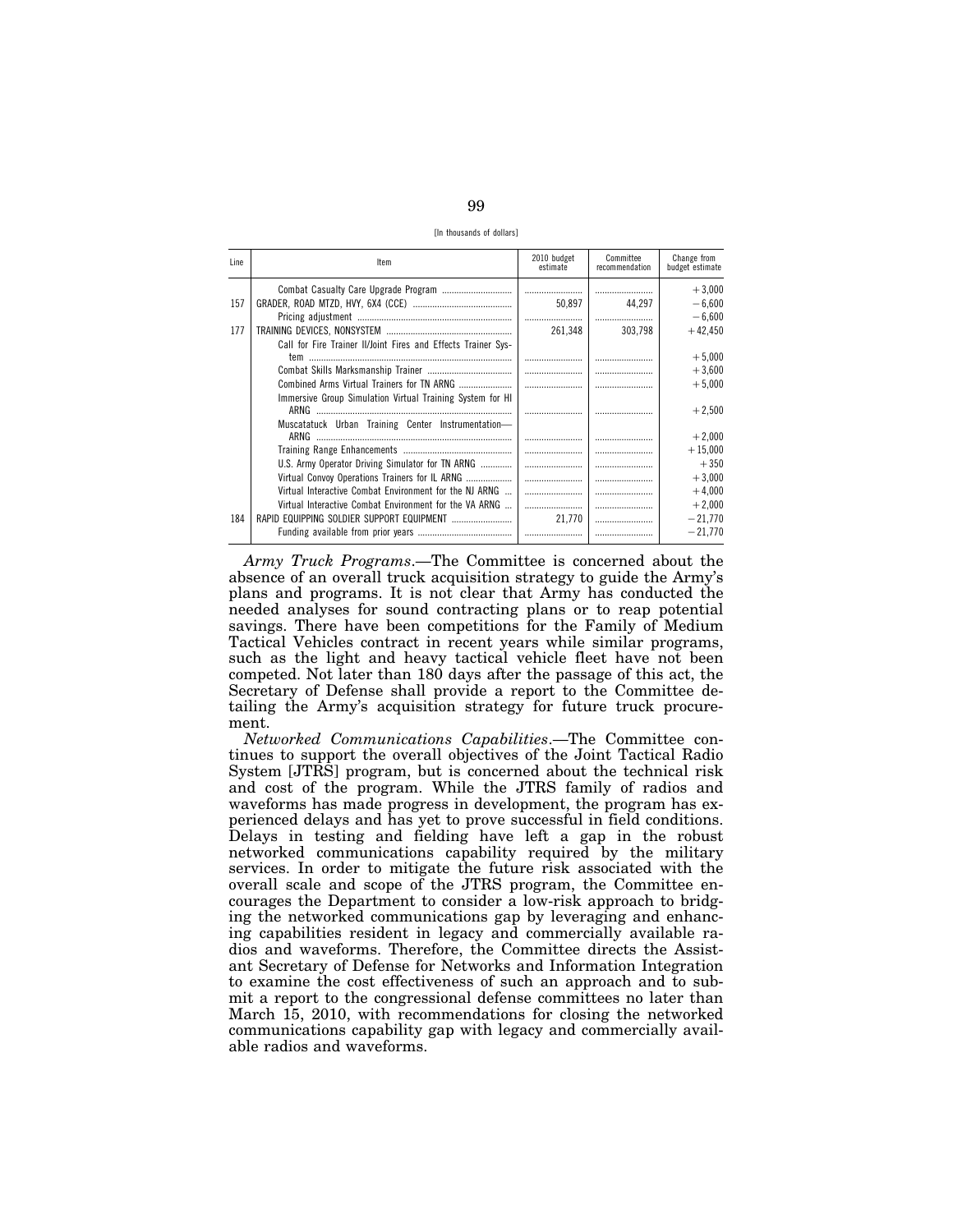[In thousands of dollars]

| Line | Item | 2010 budget estimate | Committee recommendation | Change from budget estimate |
|---|---|---|---|---|
| | Combat Casualty Care Upgrade Program | | | +3,000 |
| 157 | GRADER, ROAD MTZD, HVY, 6X4 (CCE) | 50,897 | 44,297 | −6,600 |
| | Pricing adjustment | | | −6,600 |
| 177 | TRAINING DEVICES, NONSYSTEM | 261,348 | 303,798 | +42,450 |
| | Call for Fire Trainer II/Joint Fires and Effects Trainer System | | | +5,000 |
| | Combat Skills Marksmanship Trainer | | | +3,600 |
| | Combined Arms Virtual Trainers for TN ARNG | | | +5,000 |
| | Immersive Group Simulation Virtual Training System for HI ARNG | | | +2,500 |
| | Muscatatuck Urban Training Center Instrumentation—ARNG | | | +2,000 |
| | Training Range Enhancements | | | +15,000 |
| | U.S. Army Operator Driving Simulator for TN ARNG | | | +350 |
| | Virtual Convoy Operations Trainers for IL ARNG | | | +3,000 |
| | Virtual Interactive Combat Environment for the NJ ARNG | | | +4,000 |
| | Virtual Interactive Combat Environment for the VA ARNG | | | +2,000 |
| 184 | RAPID EQUIPPING SOLDIER SUPPORT EQUIPMENT | 21,770 | | −21,770 |
| | Funding available from prior years | | | −21,770 |

*Army Truck Programs*.—The Committee is concerned about the absence of an overall truck acquisition strategy to guide the Army's plans and programs. It is not clear that Army has conducted the needed analyses for sound contracting plans or to reap potential savings. There have been competitions for the Family of Medium Tactical Vehicles contract in recent years while similar programs, such as the light and heavy tactical vehicle fleet have not been competed. Not later than 180 days after the passage of this act, the Secretary of Defense shall provide a report to the Committee detailing the Army's acquisition strategy for future truck procurement.

*Networked Communications Capabilities*.—The Committee continues to support the overall objectives of the Joint Tactical Radio System [JTRS] program, but is concerned about the technical risk and cost of the program. While the JTRS family of radios and waveforms has made progress in development, the program has experienced delays and has yet to prove successful in field conditions. Delays in testing and fielding have left a gap in the robust networked communications capability required by the military services. In order to mitigate the future risk associated with the overall scale and scope of the JTRS program, the Committee encourages the Department to consider a low-risk approach to bridging the networked communications gap by leveraging and enhancing capabilities resident in legacy and commercially available radios and waveforms. Therefore, the Committee directs the Assistant Secretary of Defense for Networks and Information Integration to examine the cost effectiveness of such an approach and to submit a report to the congressional defense committees no later than March 15, 2010, with recommendations for closing the networked communications capability gap with legacy and commercially available radios and waveforms.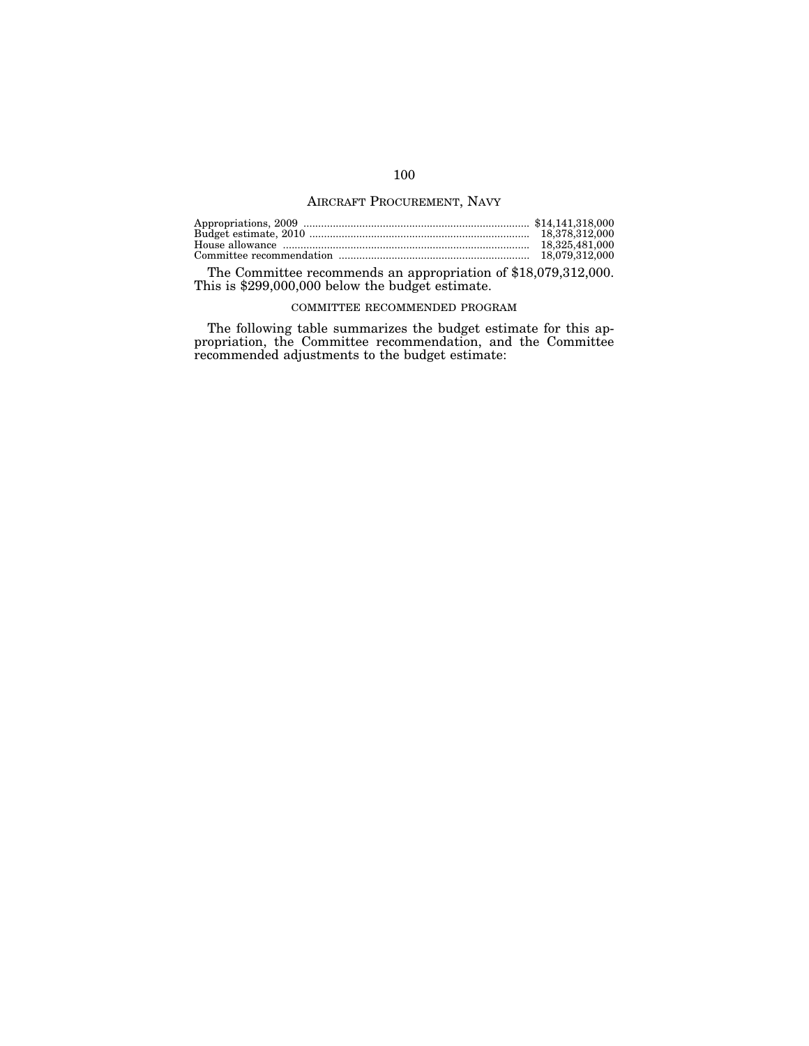## AIRCRAFT PROCUREMENT, NAVY

| | |
|---|---|
| Appropriations, 2009 | $14,141,318,000 |
| Budget estimate, 2010 | 18,378,312,000 |
| House allowance | 18,325,481,000 |
| Committee recommendation | 18,079,312,000 |

The Committee recommends an appropriation of $18,079,312,000. This is $299,000,000 below the budget estimate.

### COMMITTEE RECOMMENDED PROGRAM

The following table summarizes the budget estimate for this appropriation, the Committee recommendation, and the Committee recommended adjustments to the budget estimate: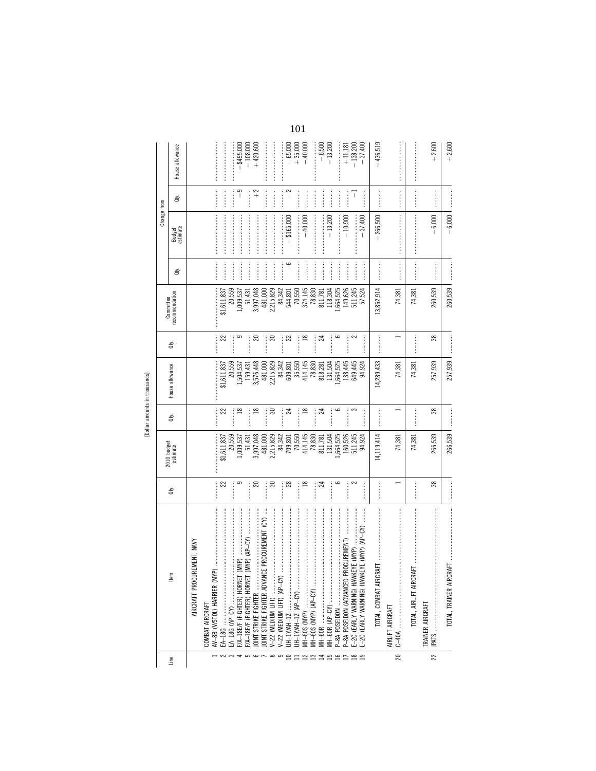[Dollar amounts in thousands]

| Line | Item | Qty. | 2010 budget estimate | Qty. | House allowance | Qty. | Committee recommendation | Change from | | | |
|---|---|---|---|---|---|---|---|---|---|---|---|
| | | | | | | | | Qty. | Budget estimate | Qty. | House allowance |
| | AIRCRAFT PROCUREMENT, NAVY | | | | | | | | | | |
| | COMBAT AIRCRAFT | | | | | | | | | | |
| 1 | AV–8B (V/STOL) HARRIER (MYP) | | | | | | | | | | |
| 2 | EA–18G | 22 | $1,611,837 | 22 | $1,611,837 | 22 | $1,611,837 | | | | |
| 3 | EA–18G (AP–CY) | | 20,559 | | 20,559 | | 20,559 | | | | |
| 4 | F/A–18E/F (FIGHTER) HORNET (MYP) | 9 | 1,009,537 | 18 | 1,504,537 | 9 | 1,009,537 | | | −9 | −$495,000 |
| 5 | F/A–18E/F (FIGHTER) HORNET (MYP) (AP–CY) | | 51,431 | | 159,431 | | 51,431 | | | | −108,000 |
| 6 | JOINT STRIKE FIGHTER | 20 | 3,997,048 | 18 | 3,576,448 | 20 | 3,997,048 | | | +2 | +420,600 |
| 7 | JOINT STRIKE FIGHTER ADVANCE PROCUREMENT (CY) | | 481,000 | | 481,000 | | 481,000 | | | | |
| 8 | V–22 (MEDIUM LIFT) | 30 | 2,215,829 | 30 | 2,215,829 | 30 | 2,215,829 | | | | |
| 9 | V–22 (MEDIUM LIFT) (AP–CY) | | 84,342 | | 84,342 | | 84,342 | | | | |
| 10 | UH–1Y/AH–1Z | 28 | 709,801 | 24 | 609,801 | 22 | 544,801 | −6 | −$165,000 | −2 | −65,000 |
| 11 | UH–1Y/AH–1Z (AP–CY) | | 70,550 | | 35,550 | | 70,550 | | | | +35,000 |
| 12 | MH–60S (MYP) | 18 | 414,145 | 18 | 414,145 | 18 | 374,145 | | −40,000 | | −40,000 |
| 13 | MH–60S (MYP) (AP–CY) | | 78,830 | | 78,830 | | 78,830 | | | | |
| 14 | MH–60R | 24 | 811,781 | 24 | 818,281 | 24 | 811,781 | | | | −6,500 |
| 15 | MH–60R (AP–CY) | | 131,504 | | 131,504 | | 118,304 | | −13,200 | | −13,200 |
| 16 | P–8A POSEIDON | 6 | 1,664,525 | 6 | 1,664,525 | 6 | 1,664,525 | | | | |
| 17 | P–8A POSEIDON (ADVANCED PROCUREMENT) | | 160,526 | | 138,445 | | 149,626 | | −10,900 | | +11,181 |
| 18 | E–2C (EARLY WARNING) HAWKEYE (MYP) | 2 | 511,245 | 3 | 649,445 | 2 | 511,245 | | | −1 | −138,200 |
| 19 | E–2C (EARLY WARNING) HAWKEYE (MYP) (AP–CY) | | 94,924 | | 94,924 | | 57,524 | | −37,400 | | −37,400 |
| | TOTAL, COMBAT AIRCRAFT | | 14,119,414 | | 14,289,433 | | 13,852,914 | | −266,500 | | −436,519 |
| | AIRLIFT AIRCRAFT | | | | | | | | | | |
| 20 | C–40A | 1 | 74,381 | 1 | 74,381 | 1 | 74,381 | | | | |
| | TOTAL, AIRLIFT AIRCRAFT | | 74,381 | | 74,381 | | 74,381 | | | | |
| | TRAINER AIRCRAFT | | | | | | | | | | |
| 22 | JPATS | 38 | 266,539 | 38 | 257,939 | 38 | 260,539 | | −6,000 | | +2,600 |
| | TOTAL, TRAINER AIRCRAFT | | 266,539 | | 257,939 | | 260,539 | | −6,000 | | +2,600 |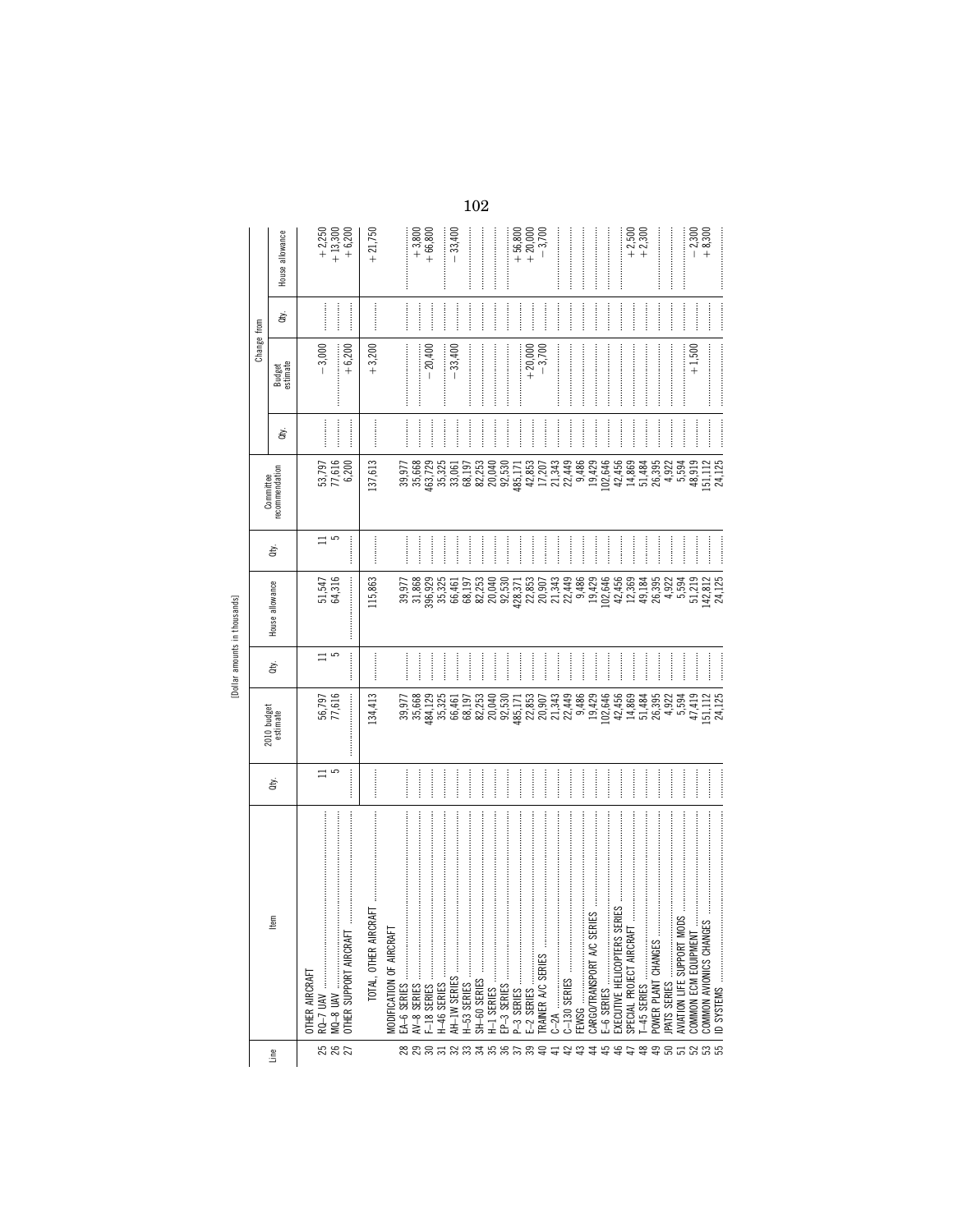[Dollar amounts in thousands]

| Line | Item | Qty. | 2010 budget estimate | Qty. | House allowance | Qty. | Committee recommendation | Change from | | | |
|---|---|---|---|---|---|---|---|---|---|---|---|
| | | | | | | | | Qty. | Budget estimate | Qty. | House allowance |
| | OTHER AIRCRAFT | | | | | | | | | | |
| 25 | RQ–7 UAV | 11 | 56,797 | 11 | 51,547 | 11 | 53,797 | | −3,000 | | +2,250 |
| 26 | MQ–8 UAV | 5 | 77,616 | 5 | 64,316 | 5 | 77,616 | | | | +13,300 |
| 27 | OTHER SUPPORT AIRCRAFT | | | | | | 6,200 | | +6,200 | | +6,200 |
| | TOTAL, OTHER AIRCRAFT | | 134,413 | | 115,863 | | 137,613 | | +3,200 | | +21,750 |
| | MODIFICATION OF AIRCRAFT | | | | | | | | | | |
| 28 | EA–6 SERIES | | 39,977 | | 39,977 | | 39,977 | | | | |
| 29 | AV–8 SERIES | | 35,668 | | 31,868 | | 35,668 | | | | +3,800 |
| 30 | F–18 SERIES | | 484,129 | | 396,929 | | 463,729 | | −20,400 | | +66,800 |
| 31 | H–46 SERIES | | 35,325 | | 35,325 | | 35,325 | | | | |
| 32 | AH–1W SERIES | | 66,461 | | 66,461 | | 33,061 | | −33,400 | | −33,400 |
| 33 | H–53 SERIES | | 68,197 | | 68,197 | | 68,197 | | | | |
| 34 | SH–60 SERIES | | 82,253 | | 82,253 | | 82,253 | | | | |
| 35 | H–1 SERIES | | 20,040 | | 20,040 | | 20,040 | | | | |
| 36 | EP–3 SERIES | | 92,530 | | 92,530 | | 92,530 | | | | |
| 37 | P–3 SERIES | | 485,171 | | 428,371 | | 485,171 | | | | +56,800 |
| 39 | E–2 SERIES | | 22,853 | | 22,853 | | 42,853 | | +20,000 | | +20,000 |
| 40 | TRAINER A/C SERIES | | 20,907 | | 20,907 | | 17,207 | | −3,700 | | −3,700 |
| 41 | C–2A | | 21,343 | | 21,343 | | 21,343 | | | | |
| 42 | C–130 SERIES | | 22,449 | | 22,449 | | 22,449 | | | | |
| 43 | FEWSG | | 9,486 | | 9,486 | | 9,486 | | | | |
| 44 | CARGO/TRANSPORT A/C SERIES | | 19,429 | | 19,429 | | 19,429 | | | | |
| 45 | E–6 SERIES | | 102,646 | | 102,646 | | 102,646 | | | | |
| 46 | EXECUTIVE HELICOPTERS SERIES | | 42,456 | | 42,456 | | 42,456 | | | | |
| 47 | SPECIAL PROJECT AIRCRAFT | | 14,869 | | 12,369 | | 14,869 | | | | +2,500 |
| 48 | T–45 SERIES | | 51,484 | | 49,184 | | 51,484 | | | | +2,300 |
| 49 | POWER PLANT CHANGES | | 26,395 | | 26,395 | | 26,395 | | | | |
| 50 | JPATS SERIES | | 4,922 | | 4,922 | | 4,922 | | | | |
| 51 | AVIATION LIFE SUPPORT MODS | | 5,594 | | 5,594 | | 5,594 | | | | |
| 52 | COMMON ECM EQUIPMENT | | 47,419 | | 51,219 | | 48,919 | | +1,500 | | −2,300 |
| 53 | COMMON AVIONICS CHANGES | | 151,112 | | 142,812 | | 151,112 | | | | +8,300 |
| 55 | ID SYSTEMS | | 24,125 | | 24,125 | | 24,125 | | | | |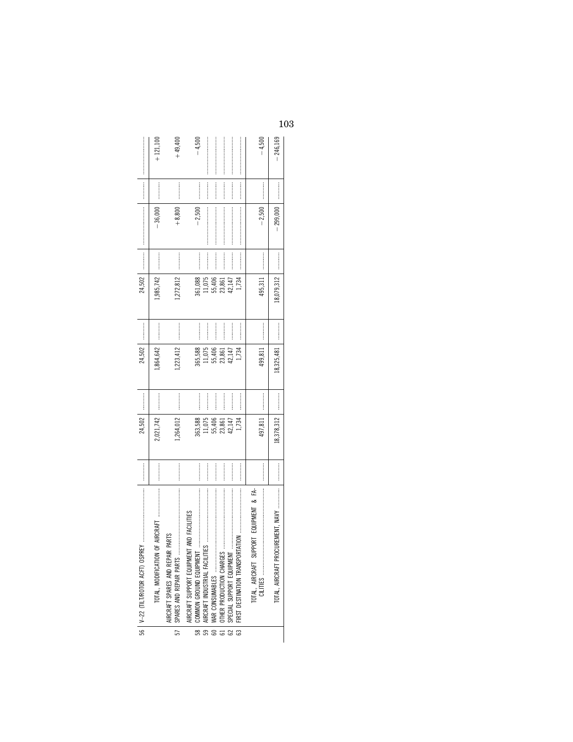| | | | | | | | | | | |
|---|---|---|---|---|---|---|---|---|---|---|
| 56 | V–22 (TILT/ROTOR ACFT) OSPREY | .......... | 24,502 | .......... | 24,502 | .......... | 24,502 | .......... | .................... | .......... | .................... |
| | TOTAL, MODIFICATION OF AIRCRAFT | .......... | 2,021,742 | .......... | 1,864,642 | .......... | 1,985,742 | .......... | −36,000 | .......... | +121,100 |
| | AIRCRAFT SPARES AND REPAIR PARTS | | | | | | | | | | |
| 57 | SPARES AND REPAIR PARTS | .......... | 1,264,012 | .......... | 1,223,412 | .......... | 1,272,812 | .......... | +8,800 | .......... | +49,400 |
| | AIRCRAFT SUPPORT EQUIPMENT AND FACILITIES | | | | | | | | | | |
| 58 | COMMON GROUND EQUIPMENT | .......... | 363,588 | .......... | 365,588 | .......... | 361,088 | .......... | −2,500 | .......... | −4,500 |
| 59 | AIRCRAFT INDUSTRIAL FACILITIES | .......... | 11,075 | .......... | 11,075 | .......... | 11,075 | .......... | .................... | .......... | .................... |
| 60 | WAR CONSUMABLES | .......... | 55,406 | .......... | 55,406 | .......... | 55,406 | .......... | .................... | .......... | .................... |
| 61 | OTHER PRODUCTION CHARGES | .......... | 23,861 | .......... | 23,861 | .......... | 23,861 | .......... | .................... | .......... | .................... |
| 62 | SPECIAL SUPPORT EQUIPMENT | .......... | 42,147 | .......... | 42,147 | .......... | 42,147 | .......... | .................... | .......... | .................... |
| 63 | FIRST DESTINATION TRANSPORTATION | .......... | 1,734 | .......... | 1,734 | .......... | 1,734 | .......... | .................... | .......... | .................... |
| | TOTAL, AIRCRAFT SUPPORT EQUIPMENT & FACILITIES | .......... | 497,811 | .......... | 499,811 | .......... | 495,311 | .......... | −2,500 | .......... | −4,500 |
| | TOTAL, AIRCRAFT PROCUREMENT, NAVY | .......... | 18,378,312 | .......... | 18,325,481 | .......... | 18,079,312 | .......... | −299,000 | .......... | −246,169 |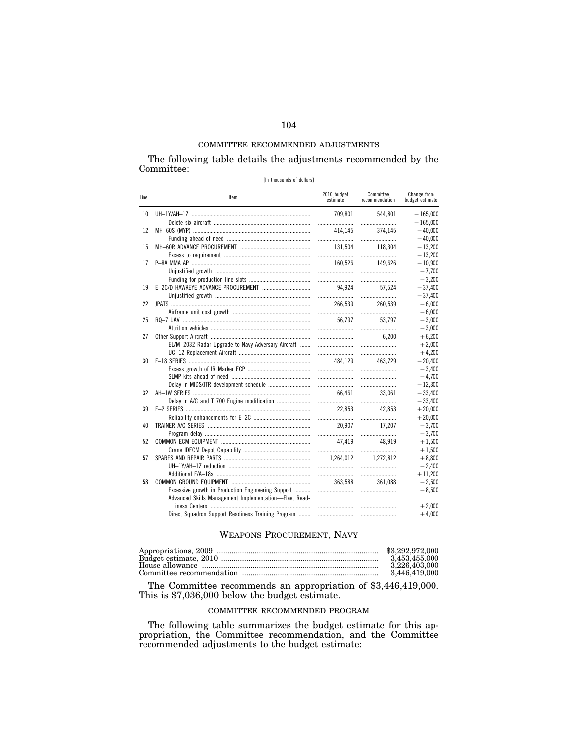COMMITTEE RECOMMENDED ADJUSTMENTS

The following table details the adjustments recommended by the Committee:

[In thousands of dollars]

| Line | Item | 2010 budget estimate | Committee recommendation | Change from budget estimate |
|---|---|---|---|---|
| 10 | UH–1Y/AH–1Z | 709,801 | 544,801 | −165,000 |
| | Delete six aircraft | | | −165,000 |
| 12 | MH–60S (MYP) | 414,145 | 374,145 | −40,000 |
| | Funding ahead of need | | | −40,000 |
| 15 | MH–60R ADVANCE PROCUREMENT | 131,504 | 118,304 | −13,200 |
| | Excess to requirement | | | −13,200 |
| 17 | P–8A MMA AP | 160,526 | 149,626 | −10,900 |
| | Unjustified growth | | | −7,700 |
| | Funding for production line slots | | | −3,200 |
| 19 | E–2C/D HAWKEYE ADVANCE PROCUREMENT | 94,924 | 57,524 | −37,400 |
| | Unjustified growth | | | −37,400 |
| 22 | JPATS | 266,539 | 260,539 | −6,000 |
| | Airframe unit cost growth | | | −6,000 |
| 25 | RQ–7 UAV | 56,797 | 53,797 | −3,000 |
| | Attrition vehicles | | | −3,000 |
| 27 | Other Support Aircraft | | 6,200 | +6,200 |
| | EL/M–2032 Radar Upgrade to Navy Adversary Aircraft | | | +2,000 |
| | UC–12 Replacement Aircraft | | | +4,200 |
| 30 | F–18 SERIES | 484,129 | 463,729 | −20,400 |
| | Excess growth of IR Marker ECP | | | −3,400 |
| | SLMP kits ahead of need | | | −4,700 |
| | Delay in MIDS/JTR development schedule | | | −12,300 |
| 32 | AH–1W SERIES | 66,461 | 33,061 | −33,400 |
| | Delay in A/C and T 700 Engine modification | | | −33,400 |
| 39 | E–2 SERIES | 22,853 | 42,853 | +20,000 |
| | Reliability enhancements for E–2C | | | +20,000 |
| 40 | TRAINER A/C SERIES | 20,907 | 17,207 | −3,700 |
| | Program delay | | | −3,700 |
| 52 | COMMON ECM EQUIPMENT | 47,419 | 48,919 | +1,500 |
| | Crane IDECM Depot Capability | | | +1,500 |
| 57 | SPARES AND REPAIR PARTS | 1,264,012 | 1,272,812 | +8,800 |
| | UH–1Y/AH–1Z reduction | | | −2,400 |
| | Additional F/A–18s | | | +11,200 |
| 58 | COMMON GROUND EQUIPMENT | 363,588 | 361,088 | −2,500 |
| | Excessive growth in Production Engineering Support | | | −8,500 |
| | Advanced Skills Management Implementation—Fleet Readiness Centers | | | +2,000 |
| | Direct Squadron Support Readiness Training Program | | | +4,000 |

## WEAPONS PROCUREMENT, NAVY

| | |
|---|---|
| Appropriations, 2009 | $3,292,972,000 |
| Budget estimate, 2010 | 3,453,455,000 |
| House allowance | 3,226,403,000 |
| Committee recommendation | 3,446,419,000 |

The Committee recommends an appropriation of $3,446,419,000. This is $7,036,000 below the budget estimate.

COMMITTEE RECOMMENDED PROGRAM

The following table summarizes the budget estimate for this appropriation, the Committee recommendation, and the Committee recommended adjustments to the budget estimate: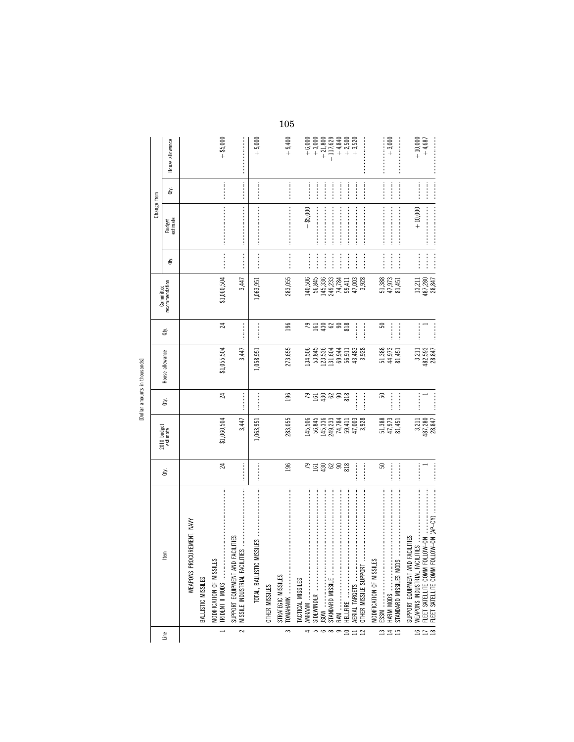[Dollar amounts in thousands]

| Line | Item | Qty. | 2010 budget estimate | Qty. | House allowance | Qty. | Committee recommendation | Change from | | | |
|---|---|---|---|---|---|---|---|---|---|---|---|
| | | | | | | | | Qty. | Budget estimate | Qty. | House allowance |
| | WEAPONS PROCUREMENT, NAVY | | | | | | | | | | |
| | BALLISTIC MISSILES | | | | | | | | | | |
| | MODIFICATION OF MISSILES | | | | | | | | | | |
| 1 | TRIDENT II MODS | 24 | $1,060,504 | 24 | $1,055,504 | 24 | $1,060,504 | | | | +$5,000 |
| | SUPPORT EQUIPMENT AND FACILITIES | | | | | | | | | | |
| 2 | MISSILE INDUSTRIAL FACILITIES | | 3,447 | | 3,447 | | 3,447 | | | | |
| | TOTAL, BALLISTIC MISSILES | | 1,063,951 | | 1,058,951 | | 1,063,951 | | | | +5,000 |
| | OTHER MISSILES | | | | | | | | | | |
| | STRATEGIC MISSILES | | | | | | | | | | |
| 3 | TOMAHAWK | 196 | 283,055 | 196 | 273,655 | 196 | 283,055 | | | | +9,400 |
| | TACTICAL MISSILES | | | | | | | | | | |
| 4 | AMRAAM | 79 | 145,506 | 79 | 134,506 | 79 | 140,506 | | −$5,000 | | +6,000 |
| 5 | SIDEWINDER | 161 | 56,845 | 161 | 53,845 | 161 | 56,845 | | | | +3,000 |
| 6 | JSOW | 430 | 145,336 | 430 | 123,536 | 430 | 145,336 | | | | +21,800 |
| 8 | STANDARD MISSILE | 62 | 249,233 | 62 | 131,604 | 62 | 249,233 | | | | +117,629 |
| 9 | RAM | 90 | 74,784 | 90 | 69,944 | 90 | 74,784 | | | | +4,840 |
| 10 | HELLFIRE | 818 | 59,411 | 818 | 56,911 | 818 | 59,411 | | | | +2,500 |
| 11 | AERIAL TARGETS | | 47,003 | | 43,483 | | 47,003 | | | | +3,520 |
| 12 | OTHER MISSILE SUPPORT | | 3,928 | | 3,928 | | 3,928 | | | | |
| | MODIFICATION OF MISSILES | | | | | | | | | | |
| 13 | ESSM | 50 | 51,388 | 50 | 51,388 | 50 | 51,388 | | | | |
| 14 | HARM MODS | | 47,973 | | 44,973 | | 47,973 | | | | +3,000 |
| 15 | STANDARD MISSILES MODS | | 81,451 | | 81,451 | | 81,451 | | | | |
| | SUPPORT EQUIPMENT AND FACILITIES | | | | | | | | | | |
| 16 | WEAPONS INDUSTRIAL FACILITIES | | 3,211 | | 3,211 | | 13,211 | | +10,000 | | +10,000 |
| 17 | FLEET SATELLITE COMM FOLLOW-ON | 1 | 487,280 | 1 | 482,593 | 1 | 487,280 | | | | +4,687 |
| 18 | FLEET SATELLITE COMM FOLLOW-ON (AP–CY) | | 28,847 | | 28,847 | | 28,847 | | | | |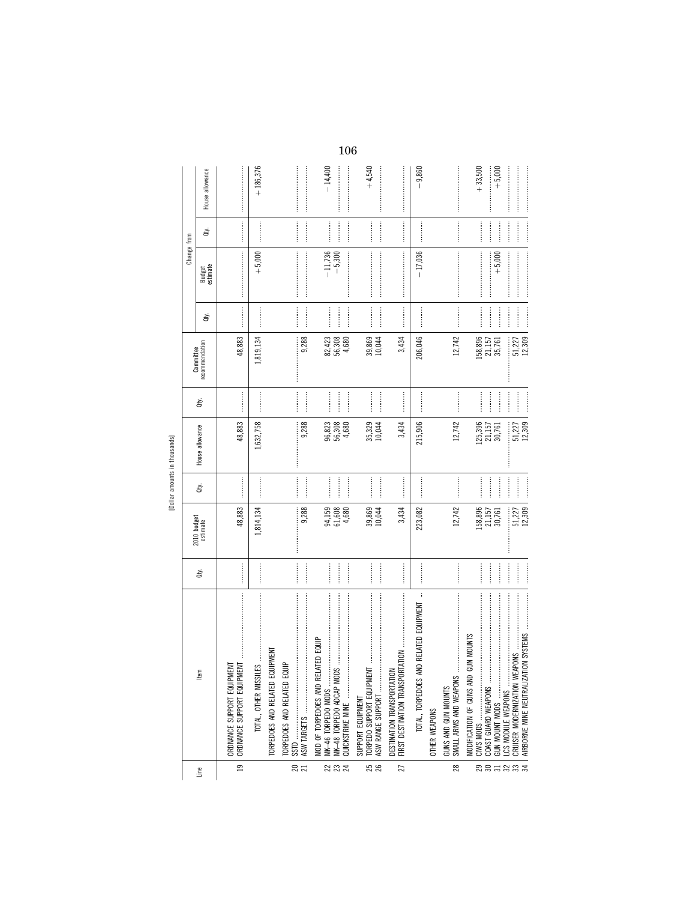[Dollar amounts in thousands]

| Line | Item | Qty. | 2010 budget estimate | Qty. | House allowance | Qty. | Committee recommendation | Change from | | | |
|---|---|---|---|---|---|---|---|---|---|---|---|
| | | | | | | | | Qty. | Budget estimate | Qty. | House allowance |
| | ORDNANCE SUPPORT EQUIPMENT | | | | | | | | | | |
| 19 | ORDNANCE SUPPORT EQUIPMENT | | 48,883 | | 48,883 | | 48,883 | | | | |
| | TOTAL, OTHER MISSILES | | 1,814,134 | | 1,632,758 | | 1,819,134 | | +5,000 | | +186,376 |
| | TORPEDOES AND RELATED EQUIPMENT | | | | | | | | | | |
| | TORPEDOES AND RELATED EQUIP | | | | | | | | | | |
| 20 | SSTD | | | | | | | | | | |
| 21 | ASW TARGETS | | 9,288 | | 9,288 | | 9,288 | | | | |
| | MOD OF TORPEDOES AND RELATED EQUIP | | | | | | | | | | |
| 22 | MK–46 TORPEDO MODS | | 94,159 | | 96,823 | | 82,423 | | −11,736 | | −14,400 |
| 23 | MK–48 TORPEDO ADCAP MODS | | 61,608 | | 56,308 | | 56,308 | | −5,300 | | |
| 24 | QUICKSTRIKE MINE | | 4,680 | | 4,680 | | 4,680 | | | | |
| | SUPPORT EQUIPMENT | | | | | | | | | | |
| 25 | TORPEDO SUPPORT EQUIPMENT | | 39,869 | | 35,329 | | 39,869 | | | | +4,540 |
| 26 | ASW RANGE SUPPORT | | 10,044 | | 10,044 | | 10,044 | | | | |
| | DESTINATION TRANSPORTATION | | | | | | | | | | |
| 27 | FIRST DESTINATION TRANSPORTATION | | 3,434 | | 3,434 | | 3,434 | | | | |
| | TOTAL, TORPEDOES AND RELATED EQUIPMENT | | 223,082 | | 215,906 | | 206,046 | | −17,036 | | −9,860 |
| | OTHER WEAPONS | | | | | | | | | | |
| | GUNS AND GUN MOUNTS | | | | | | | | | | |
| 28 | SMALL ARMS AND WEAPONS | | 12,742 | | 12,742 | | 12,742 | | | | |
| | MODIFICATION OF GUNS AND GUN MOUNTS | | | | | | | | | | |
| 29 | CIWS MODS | | 158,896 | | 125,396 | | 158,896 | | | | +33,500 |
| 30 | COAST GUARD WEAPONS | | 21,157 | | 21,157 | | 21,157 | | | | |
| 31 | GUN MOUNT MODS | | 30,761 | | 30,761 | | 35,761 | | +5,000 | | +5,000 |
| 32 | LCS MODULE WEAPONS | | | | | | | | | | |
| 33 | CRUISER MODERNIZATION WEAPONS | | 51,227 | | 51,227 | | 51,227 | | | | |
| 34 | AIRBORNE MINE NEUTRALIZATION SYSTEMS | | 12,309 | | 12,309 | | 12,309 | | | | |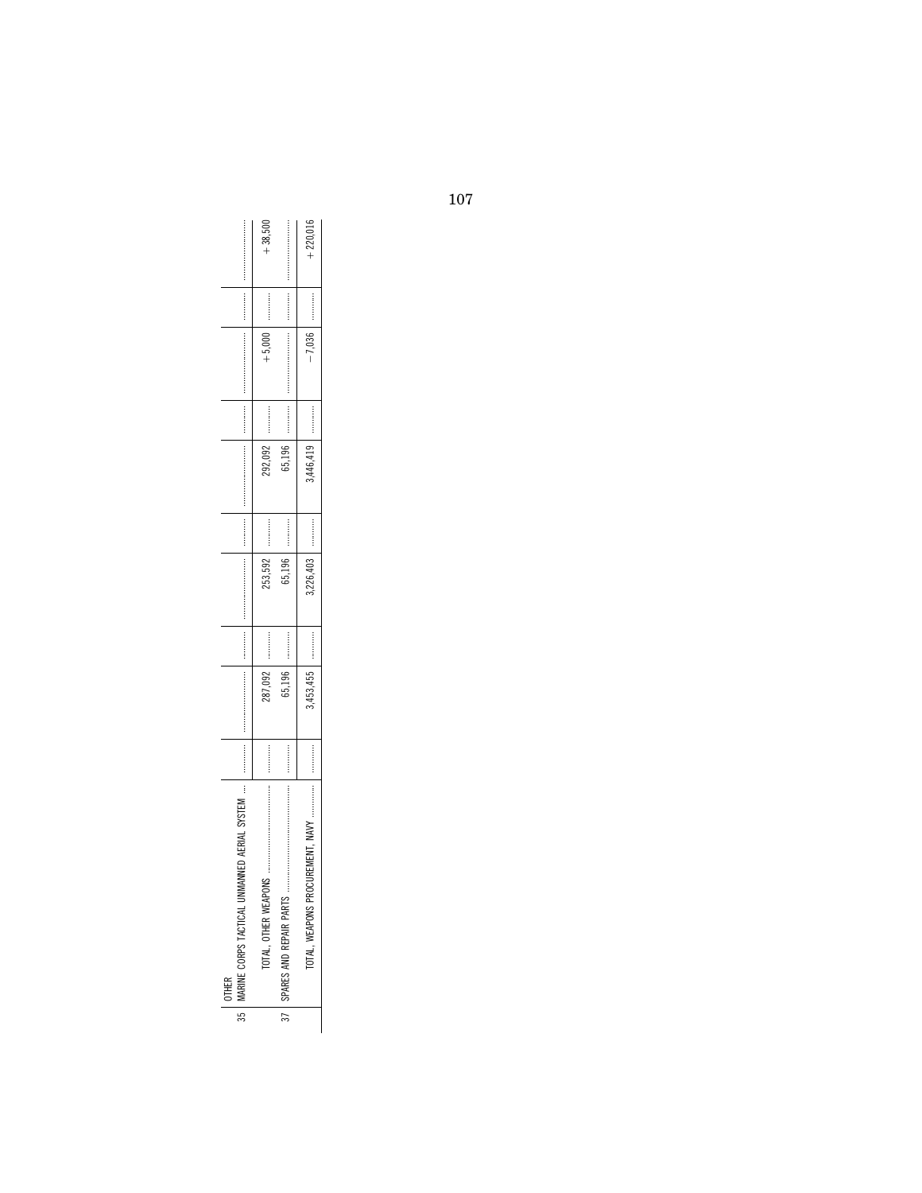| | | | | | | | | | | | |
|---|---|---|---|---|---|---|---|---|---|---|---|
| | OTHER | | | | | | | | | | |
| 35 | MARINE CORPS TACTICAL UNMANNED AERIAL SYSTEM ... | ........... | ..................... | ........... | ..................... | ........... | ..................... | ........... | ..................... | ........... | ..................... |
| | TOTAL, OTHER WEAPONS ..................... | ........... | 287,092 | ........... | 253,592 | ........... | 292,092 | ........... | +5,000 | ........... | +38,500 |
| 37 | SPARES AND REPAIR PARTS ..................... | ........... | 65,196 | ........... | 65,196 | ........... | 65,196 | ........... | ..................... | ........... | ..................... |
| | TOTAL, WEAPONS PROCUREMENT, NAVY ............ | ........... | 3,453,455 | ........... | 3,226,403 | ........... | 3,446,419 | ........... | −7,036 | ........... | +220,016 |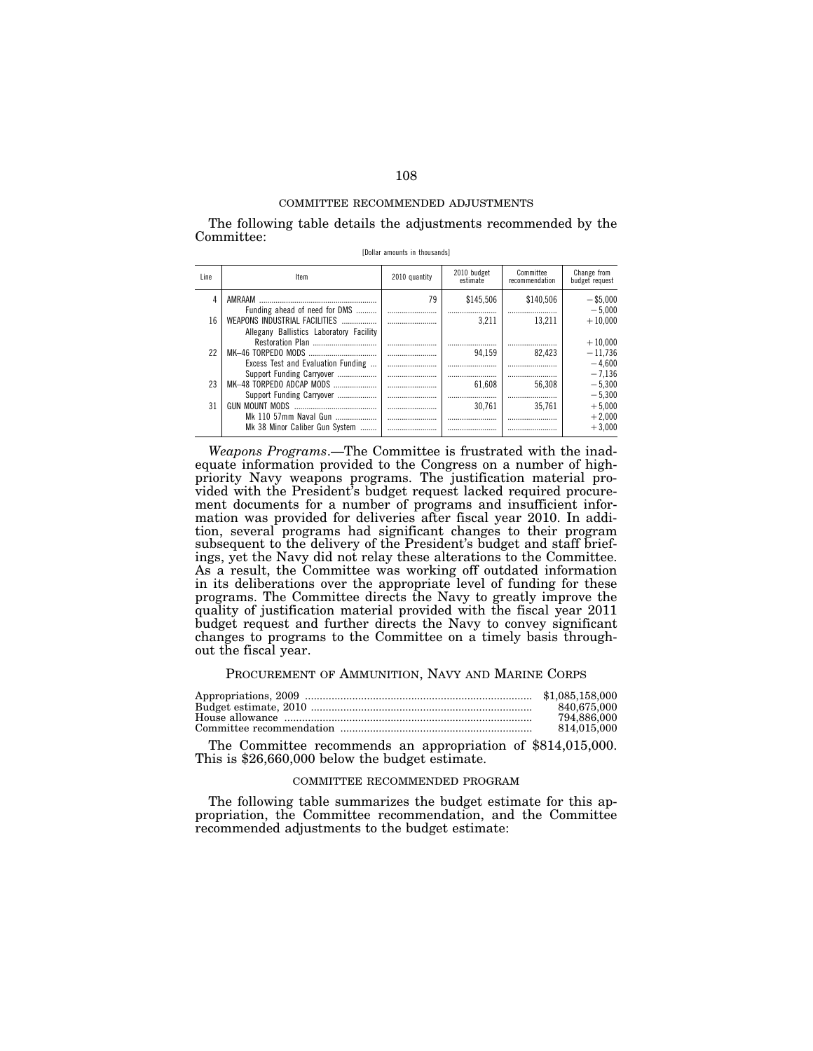COMMITTEE RECOMMENDED ADJUSTMENTS

The following table details the adjustments recommended by the Committee:

[Dollar amounts in thousands]

| Line | Item | 2010 quantity | 2010 budget estimate | Committee recommendation | Change from budget request |
|---|---|---|---|---|---|
| 4 | AMRAAM | 79 | $145,506 | $140,506 | −$5,000 |
| | Funding ahead of need for DMS | | | | −5,000 |
| 16 | WEAPONS INDUSTRIAL FACILITIES | | 3,211 | 13,211 | +10,000 |
| | Allegany Ballistics Laboratory Facility Restoration Plan | | | | +10,000 |
| 22 | MK–46 TORPEDO MODS | | 94,159 | 82,423 | −11,736 |
| | Excess Test and Evaluation Funding | | | | −4,600 |
| | Support Funding Carryover | | | | −7,136 |
| 23 | MK–48 TORPEDO ADCAP MODS | | 61,608 | 56,308 | −5,300 |
| | Support Funding Carryover | | | | −5,300 |
| 31 | GUN MOUNT MODS | | 30,761 | 35,761 | +5,000 |
| | Mk 110 57mm Naval Gun | | | | +2,000 |
| | Mk 38 Minor Caliber Gun System | | | | +3,000 |

*Weapons Programs*.—The Committee is frustrated with the inadequate information provided to the Congress on a number of high-priority Navy weapons programs. The justification material provided with the President's budget request lacked required procurement documents for a number of programs and insufficient information was provided for deliveries after fiscal year 2010. In addition, several programs had significant changes to their program subsequent to the delivery of the President's budget and staff briefings, yet the Navy did not relay these alterations to the Committee. As a result, the Committee was working off outdated information in its deliberations over the appropriate level of funding for these programs. The Committee directs the Navy to greatly improve the quality of justification material provided with the fiscal year 2011 budget request and further directs the Navy to convey significant changes to programs to the Committee on a timely basis throughout the fiscal year.

## PROCUREMENT OF AMMUNITION, NAVY AND MARINE CORPS

| | |
|---|---|
| Appropriations, 2009 | $1,085,158,000 |
| Budget estimate, 2010 | 840,675,000 |
| House allowance | 794,886,000 |
| Committee recommendation | 814,015,000 |

The Committee recommends an appropriation of $814,015,000. This is $26,660,000 below the budget estimate.

COMMITTEE RECOMMENDED PROGRAM

The following table summarizes the budget estimate for this appropriation, the Committee recommendation, and the Committee recommended adjustments to the budget estimate: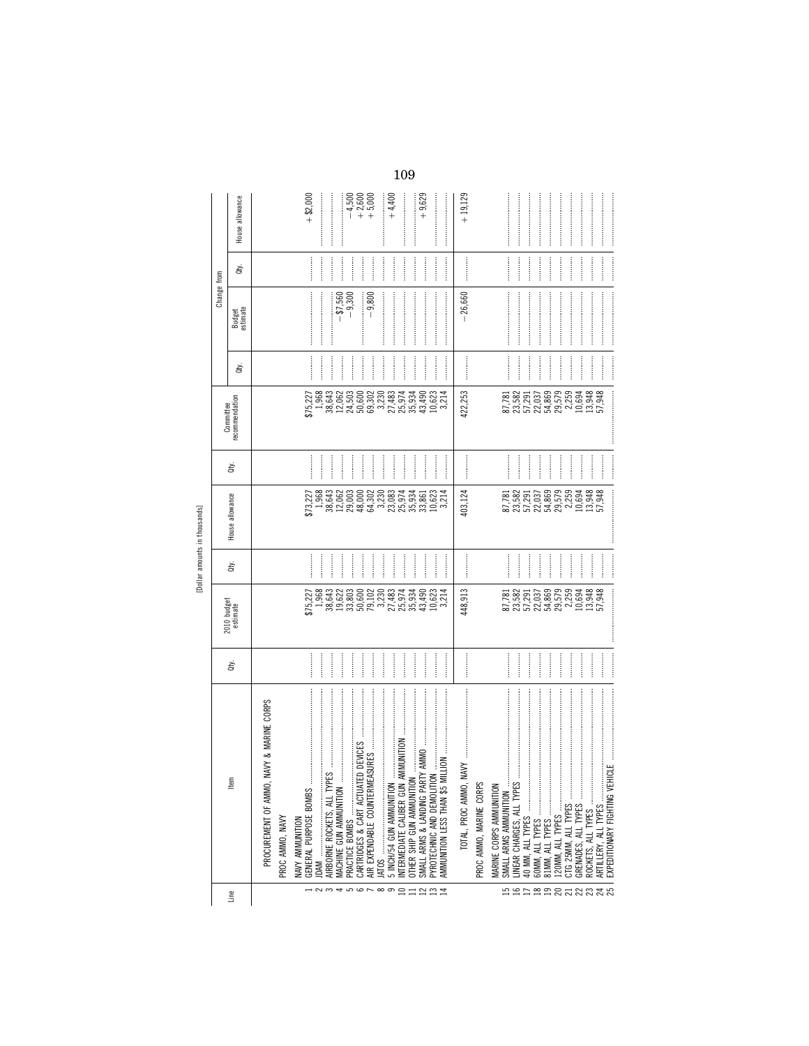[Dollar amounts in thousands]

| Line | Item | Qty. | 2010 budget estimate | Qty. | House allowance | Qty. | Committee recommendation | Change from | | | |
|---|---|---|---|---|---|---|---|---|---|---|---|
| | | | | | | | | Qty. | Budget estimate | Qty. | House allowance |
| | PROCUREMENT OF AMMO, NAVY & MARINE CORPS | | | | | | | | | | |
| | PROC AMMO, NAVY | | | | | | | | | | |
| | NAVY AMMUNITION | | | | | | | | | | |
| 1 | GENERAL PURPOSE BOMBS | | $75,227 | | $73,227 | | $75,227 | | | | +$2,000 |
| 2 | JDAM | | 1,968 | | 1,968 | | 1,968 | | | | |
| 3 | AIRBORNE ROCKETS, ALL TYPES | | 38,643 | | 38,643 | | 38,643 | | | | |
| 4 | MACHINE GUN AMMUNITION | | 19,622 | | 12,062 | | 12,062 | | −$7,560 | | |
| 5 | PRACTICE BOMBS | | 33,803 | | 29,003 | | 24,503 | | −9,300 | | −4,500 |
| 6 | CARTRIDGES & CART ACTUATED DEVICES | | 50,600 | | 48,000 | | 50,600 | | | | +2,600 |
| 7 | AIR EXPENDABLE COUNTERMEASURES | | 79,102 | | 64,302 | | 69,302 | | −9,800 | | +5,000 |
| 8 | JATOS | | 3,230 | | 3,230 | | 3,230 | | | | |
| 9 | 5 INCH/54 GUN AMMUNITION | | 27,483 | | 23,083 | | 27,483 | | | | +4,400 |
| 10 | INTERMEDIATE CALIBER GUN AMMUNITION | | 25,974 | | 25,974 | | 25,974 | | | | |
| 11 | OTHER SHIP GUN AMMUNITION | | 35,934 | | 35,934 | | 35,934 | | | | |
| 12 | SMALL ARMS & LANDING PARTY AMMO | | 43,490 | | 33,861 | | 43,490 | | | | +9,629 |
| 13 | PYROTECHNIC AND DEMOLITION | | 10,623 | | 10,623 | | 10,623 | | | | |
| 14 | AMMUNITION LESS THAN $5 MILLION | | 3,214 | | 3,214 | | 3,214 | | | | |
| | TOTAL, PROC AMMO, NAVY | | 448,913 | | 403,124 | | 422,253 | | −26,660 | | +19,129 |
| | PROC AMMO, MARINE CORPS | | | | | | | | | | |
| | MARINE CORPS AMMUNITION | | | | | | | | | | |
| 15 | SMALL ARMS AMMUNITION | | 87,781 | | 87,781 | | 87,781 | | | | |
| 16 | LINEAR CHARGES, ALL TYPES | | 23,582 | | 23,582 | | 23,582 | | | | |
| 17 | 40 MM, ALL TYPES | | 57,291 | | 57,291 | | 57,291 | | | | |
| 18 | 60MM, ALL TYPES | | 22,037 | | 22,037 | | 22,037 | | | | |
| 19 | 81MM, ALL TYPES | | 54,869 | | 54,869 | | 54,869 | | | | |
| 20 | 120MM, ALL TYPES | | 29,579 | | 29,579 | | 29,579 | | | | |
| 21 | CTG 25MM, ALL TYPES | | 2,259 | | 2,259 | | 2,259 | | | | |
| 22 | GRENADES, ALL TYPES | | 10,694 | | 10,694 | | 10,694 | | | | |
| 23 | ROCKETS, ALL TYPES | | 13,948 | | 13,948 | | 13,948 | | | | |
| 24 | ARTILLERY, ALL TYPES | | 57,948 | | 57,948 | | 57,948 | | | | |
| 25 | EXPEDITIONARY FIGHTING VEHICLE | | | | | | | | | | |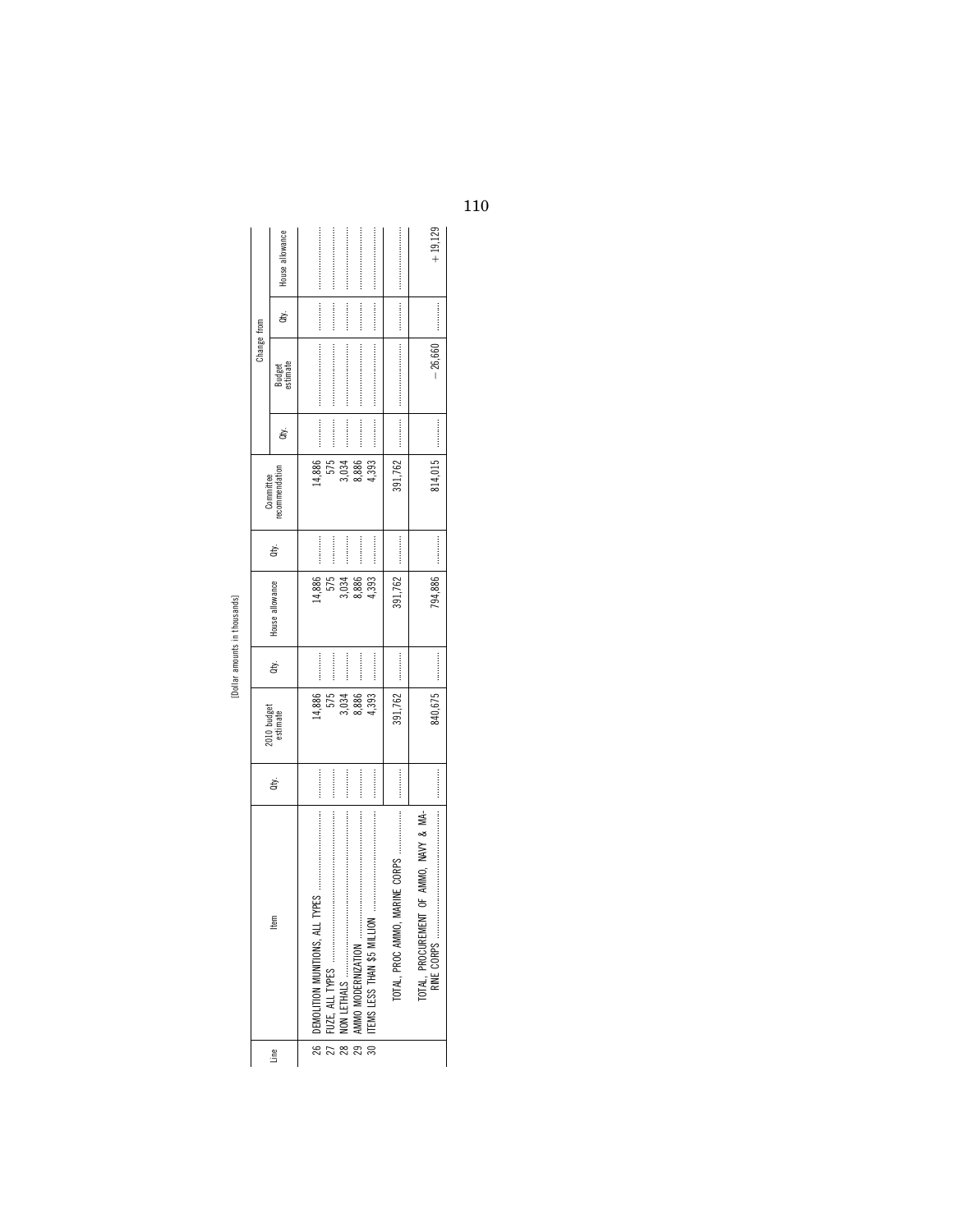[Dollar amounts in thousands]

| Line | Item | Qty. | 2010 budget estimate | Qty. | House allowance | Qty. | Committee recommendation | Change from | | | |
|---|---|---|---|---|---|---|---|---|---|---|---|
| | | | | | | | | Qty. | Budget estimate | Qty. | House allowance |
| 26 | DEMOLITION MUNITIONS, ALL TYPES | | 14,886 | | 14,886 | | 14,886 | | | | |
| 27 | FUZE, ALL TYPES | | 575 | | 575 | | 575 | | | | |
| 28 | NON LETHALS | | 3,034 | | 3,034 | | 3,034 | | | | |
| 29 | AMMO MODERNIZATION | | 8,886 | | 8,886 | | 8,886 | | | | |
| 30 | ITEMS LESS THAN $5 MILLION | | 4,393 | | 4,393 | | 4,393 | | | | |
| | TOTAL, PROC AMMO, MARINE CORPS | | 391,762 | | 391,762 | | 391,762 | | | | |
| | TOTAL, PROCUREMENT OF AMMO, NAVY & MARINE CORPS | | 840,675 | | 794,886 | | 814,015 | | −26,660 | | +19,129 |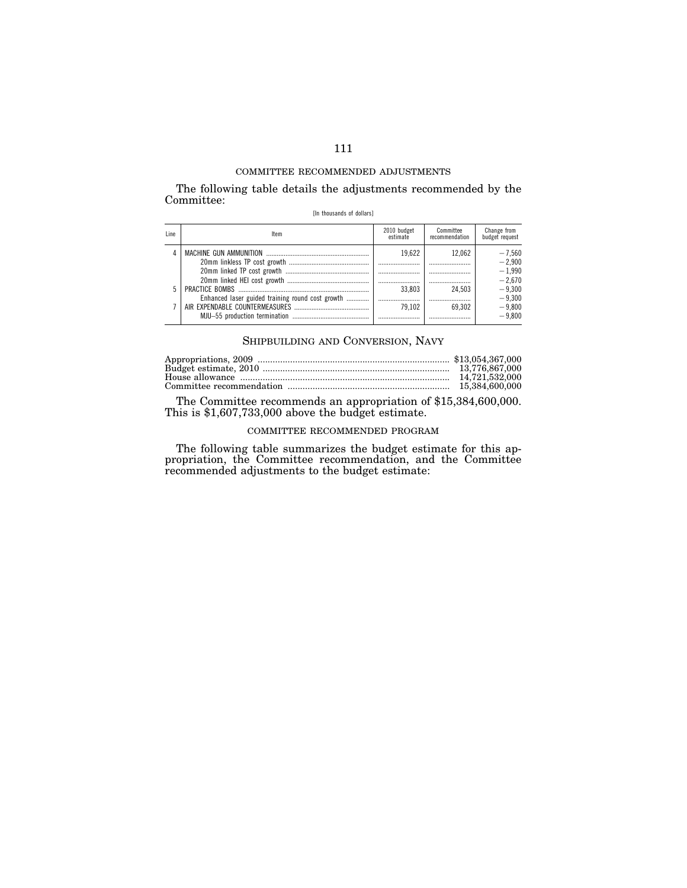COMMITTEE RECOMMENDED ADJUSTMENTS

The following table details the adjustments recommended by the Committee:

[In thousands of dollars]

| Line | Item | 2010 budget estimate | Committee recommendation | Change from budget request |
|---|---|---|---|---|
| 4 | MACHINE GUN AMMUNITION | 19,622 | 12,062 | −7,560 |
| | 20mm linkless TP cost growth | | | −2,900 |
| | 20mm linked TP cost growth | | | −1,990 |
| | 20mm linked HEI cost growth | | | −2,670 |
| 5 | PRACTICE BOMBS | 33,803 | 24,503 | −9,300 |
| | Enhanced laser guided training round cost growth | | | −9,300 |
| 7 | AIR EXPENDABLE COUNTERMEASURES | 79,102 | 69,302 | −9,800 |
| | MJU–55 production termination | | | −9,800 |

## SHIPBUILDING AND CONVERSION, NAVY

| | |
|---|---|
| Appropriations, 2009 | $13,054,367,000 |
| Budget estimate, 2010 | 13,776,867,000 |
| House allowance | 14,721,532,000 |
| Committee recommendation | 15,384,600,000 |

The Committee recommends an appropriation of $15,384,600,000. This is $1,607,733,000 above the budget estimate.

COMMITTEE RECOMMENDED PROGRAM

The following table summarizes the budget estimate for this appropriation, the Committee recommendation, and the Committee recommended adjustments to the budget estimate: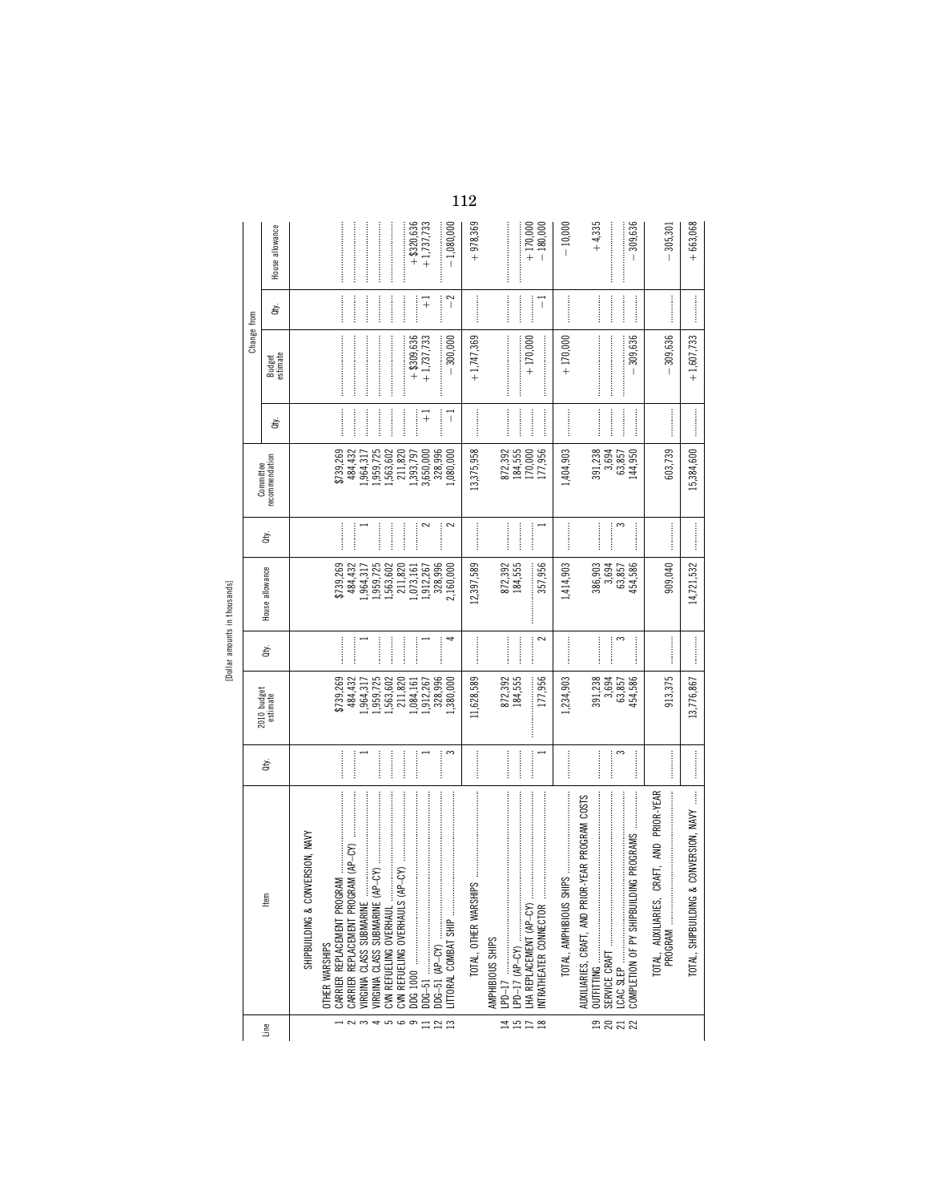[Dollar amounts in thousands]

| Line | Item | Qty. | 2010 budget estimate | Qty. | House allowance | Qty. | Committee recommendation | Change from Budget estimate Qty. | Change from Budget estimate | Change from House allowance Qty. | Change from House allowance |
|---|---|---|---|---|---|---|---|---|---|---|---|
| | SHIPBUILDING & CONVERSION, NAVY | | | | | | | | | | |
| | OTHER WARSHIPS | | | | | | | | | | |
| 1 | CARRIER REPLACEMENT PROGRAM | | $739,269 | | $739,269 | | $739,269 | | | | |
| 2 | CARRIER REPLACEMENT PROGRAM (AP–CY) | | 484,432 | | 484,432 | | 484,432 | | | | |
| 3 | VIRGINIA CLASS SUBMARINE | 1 | 1,964,317 | 1 | 1,964,317 | 1 | 1,964,317 | | | | |
| 4 | VIRGINIA CLASS SUBMARINE (AP–CY) | | 1,959,725 | | 1,959,725 | | 1,959,725 | | | | |
| 5 | CVN REFUELING OVERHAUL | | 1,563,602 | | 1,563,602 | | 1,563,602 | | | | |
| 6 | CVN REFUELING OVERHAULS (AP–CY) | | 211,820 | | 211,820 | | 211,820 | | | | |
| 9 | DDG 1000 | | 1,084,161 | | 1,073,161 | | 1,393,797 | | +$309,636 | | +$320,636 |
| 11 | DDG–51 | 1 | 1,912,267 | 1 | 1,912,267 | 2 | 3,650,000 | +1 | +1,737,733 | +1 | +1,737,733 |
| 12 | DDG–51 (AP–CY) | | 328,996 | | 328,996 | | 328,996 | | | | |
| 13 | LITTORAL COMBAT SHIP | 3 | 1,380,000 | 4 | 2,160,000 | 2 | 1,080,000 | –1 | –300,000 | –2 | –1,080,000 |
| | TOTAL, OTHER WARSHIPS | | 11,628,589 | | 12,397,589 | | 13,375,958 | | +1,747,369 | | +978,369 |
| | AMPHIBIOUS SHIPS | | | | | | | | | | |
| 14 | LPD–17 | | 872,392 | | 872,392 | | 872,392 | | | | |
| 15 | LPD–17 (AP–CY) | | 184,555 | | 184,555 | | 184,555 | | | | |
| 17 | LHA REPLACEMENT (AP–CY) | | | | | | 170,000 | | +170,000 | | +170,000 |
| 18 | INTRATHEATER CONNECTOR | 1 | 177,956 | 2 | 357,956 | 1 | 177,956 | | | –1 | –180,000 |
| | TOTAL, AMPHIBIOUS SHIPS | | 1,234,903 | | 1,414,903 | | 1,404,903 | | +170,000 | | –10,000 |
| | AUXILIARIES, CRAFT, AND PRIOR-YEAR PROGRAM COSTS | | | | | | | | | | |
| 19 | OUTFITTING | | 391,238 | | 386,903 | | 391,238 | | | | +4,335 |
| 20 | SERVICE CRAFT | | 3,694 | | 3,694 | | 3,694 | | | | |
| 21 | LCAC SLEP | 3 | 63,857 | 3 | 63,857 | 3 | 63,857 | | | | |
| 22 | COMPLETION OF PY SHIPBUILDING PROGRAMS | | 454,586 | | 454,586 | | 144,950 | | –309,636 | | –309,636 |
| | TOTAL, AUXILIARIES, CRAFT, AND PRIOR-YEAR PROGRAM | | 913,375 | | 909,040 | | 603,739 | | –309,636 | | –305,301 |
| | TOTAL, SHIPBUILDING & CONVERSION, NAVY | | 13,776,867 | | 14,721,532 | | 15,384,600 | | +1,607,733 | | +663,068 |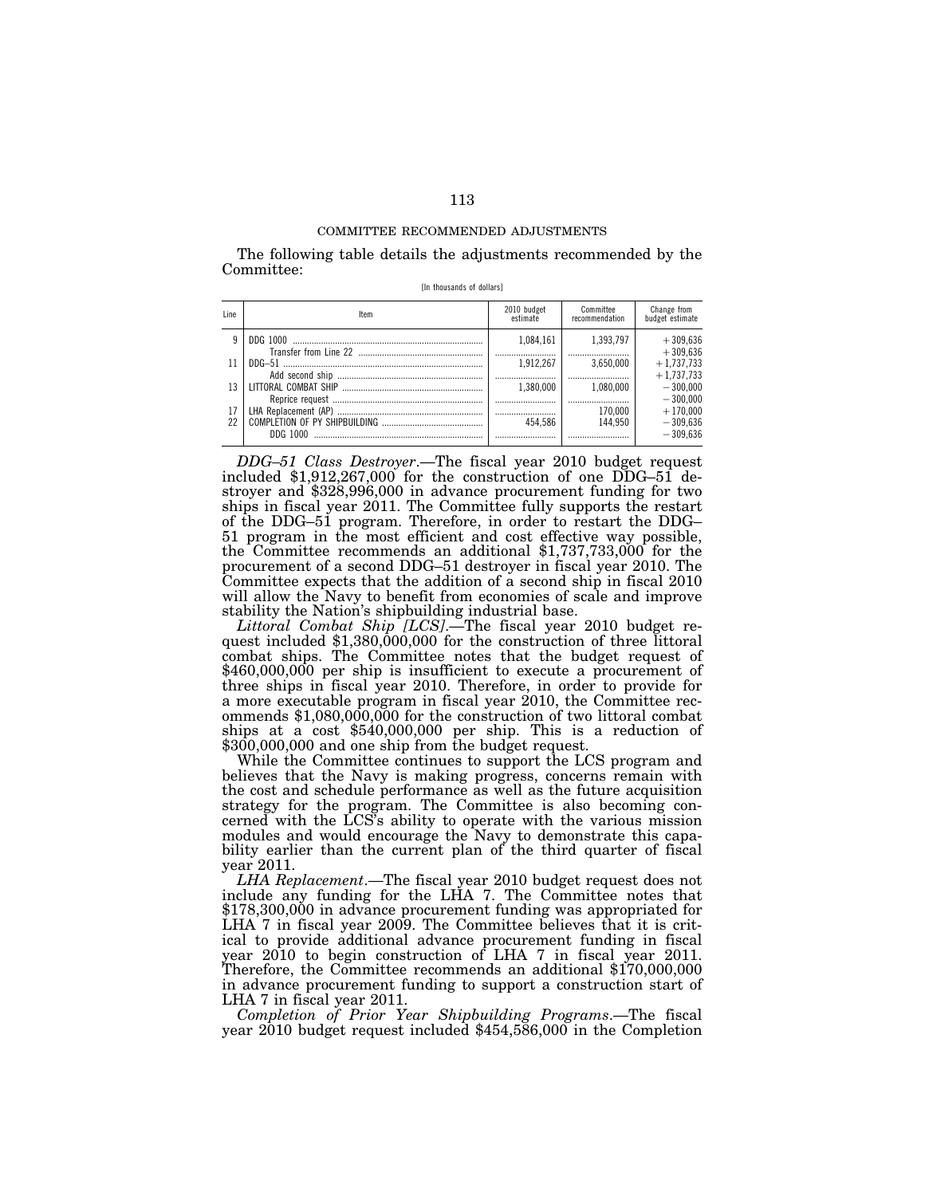## COMMITTEE RECOMMENDED ADJUSTMENTS

The following table details the adjustments recommended by the Committee:

[In thousands of dollars]

| Line | Item | 2010 budget estimate | Committee recommendation | Change from budget estimate |
|---|---|---|---|---|
| 9 | DDG 1000 | 1,084,161 | 1,393,797 | +309,636 |
| | Transfer from Line 22 | | | +309,636 |
| 11 | DDG–51 | 1,912,267 | 3,650,000 | +1,737,733 |
| | Add second ship | | | +1,737,733 |
| 13 | LITTORAL COMBAT SHIP | 1,380,000 | 1,080,000 | −300,000 |
| | Reprice request | | | −300,000 |
| 17 | LHA Replacement (AP) | | 170,000 | +170,000 |
| 22 | COMPLETION OF PY SHIPBUILDING | 454,586 | 144,950 | −309,636 |
| | DDG 1000 | | | −309,636 |

*DDG–51 Class Destroyer*.—The fiscal year 2010 budget request included $1,912,267,000 for the construction of one DDG–51 destroyer and $328,996,000 in advance procurement funding for two ships in fiscal year 2011. The Committee fully supports the restart of the DDG–51 program. Therefore, in order to restart the DDG–51 program in the most efficient and cost effective way possible, the Committee recommends an additional $1,737,733,000 for the procurement of a second DDG–51 destroyer in fiscal year 2010. The Committee expects that the addition of a second ship in fiscal 2010 will allow the Navy to benefit from economies of scale and improve stability the Nation's shipbuilding industrial base.

*Littoral Combat Ship [LCS]*.—The fiscal year 2010 budget request included $1,380,000,000 for the construction of three littoral combat ships. The Committee notes that the budget request of $460,000,000 per ship is insufficient to execute a procurement of three ships in fiscal year 2010. Therefore, in order to provide for a more executable program in fiscal year 2010, the Committee recommends $1,080,000,000 for the construction of two littoral combat ships at a cost $540,000,000 per ship. This is a reduction of $300,000,000 and one ship from the budget request.

While the Committee continues to support the LCS program and believes that the Navy is making progress, concerns remain with the cost and schedule performance as well as the future acquisition strategy for the program. The Committee is also becoming concerned with the LCS's ability to operate with the various mission modules and would encourage the Navy to demonstrate this capability earlier than the current plan of the third quarter of fiscal year 2011.

*LHA Replacement*.—The fiscal year 2010 budget request does not include any funding for the LHA 7. The Committee notes that $178,300,000 in advance procurement funding was appropriated for LHA 7 in fiscal year 2009. The Committee believes that it is critical to provide additional advance procurement funding in fiscal year 2010 to begin construction of LHA 7 in fiscal year 2011. Therefore, the Committee recommends an additional $170,000,000 in advance procurement funding to support a construction start of LHA 7 in fiscal year 2011.

*Completion of Prior Year Shipbuilding Programs*.—The fiscal year 2010 budget request included $454,586,000 in the Completion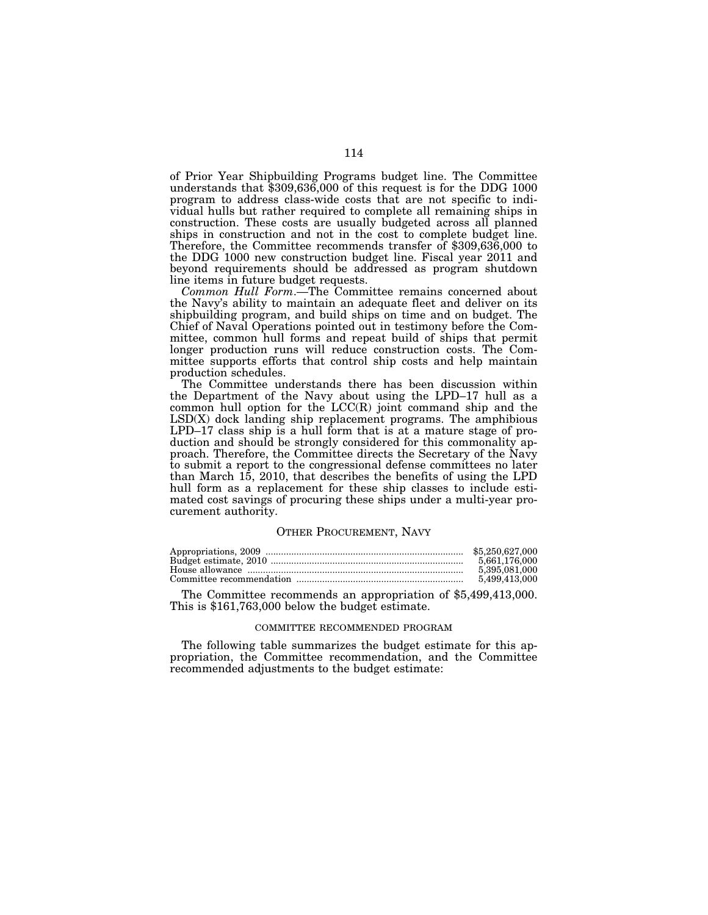of Prior Year Shipbuilding Programs budget line. The Committee understands that $309,636,000 of this request is for the DDG 1000 program to address class-wide costs that are not specific to individual hulls but rather required to complete all remaining ships in construction. These costs are usually budgeted across all planned ships in construction and not in the cost to complete budget line. Therefore, the Committee recommends transfer of $309,636,000 to the DDG 1000 new construction budget line. Fiscal year 2011 and beyond requirements should be addressed as program shutdown line items in future budget requests.

*Common Hull Form*.—The Committee remains concerned about the Navy's ability to maintain an adequate fleet and deliver on its shipbuilding program, and build ships on time and on budget. The Chief of Naval Operations pointed out in testimony before the Committee, common hull forms and repeat build of ships that permit longer production runs will reduce construction costs. The Committee supports efforts that control ship costs and help maintain production schedules.

The Committee understands there has been discussion within the Department of the Navy about using the LPD–17 hull as a common hull option for the LCC(R) joint command ship and the LSD(X) dock landing ship replacement programs. The amphibious LPD–17 class ship is a hull form that is at a mature stage of production and should be strongly considered for this commonality approach. Therefore, the Committee directs the Secretary of the Navy to submit a report to the congressional defense committees no later than March 15, 2010, that describes the benefits of using the LPD hull form as a replacement for these ship classes to include estimated cost savings of procuring these ships under a multi-year procurement authority.

## OTHER PROCUREMENT, NAVY

| | |
|---|---|
| Appropriations, 2009 | $5,250,627,000 |
| Budget estimate, 2010 | 5,661,176,000 |
| House allowance | 5,395,081,000 |
| Committee recommendation | 5,499,413,000 |

The Committee recommends an appropriation of $5,499,413,000. This is $161,763,000 below the budget estimate.

### COMMITTEE RECOMMENDED PROGRAM

The following table summarizes the budget estimate for this appropriation, the Committee recommendation, and the Committee recommended adjustments to the budget estimate: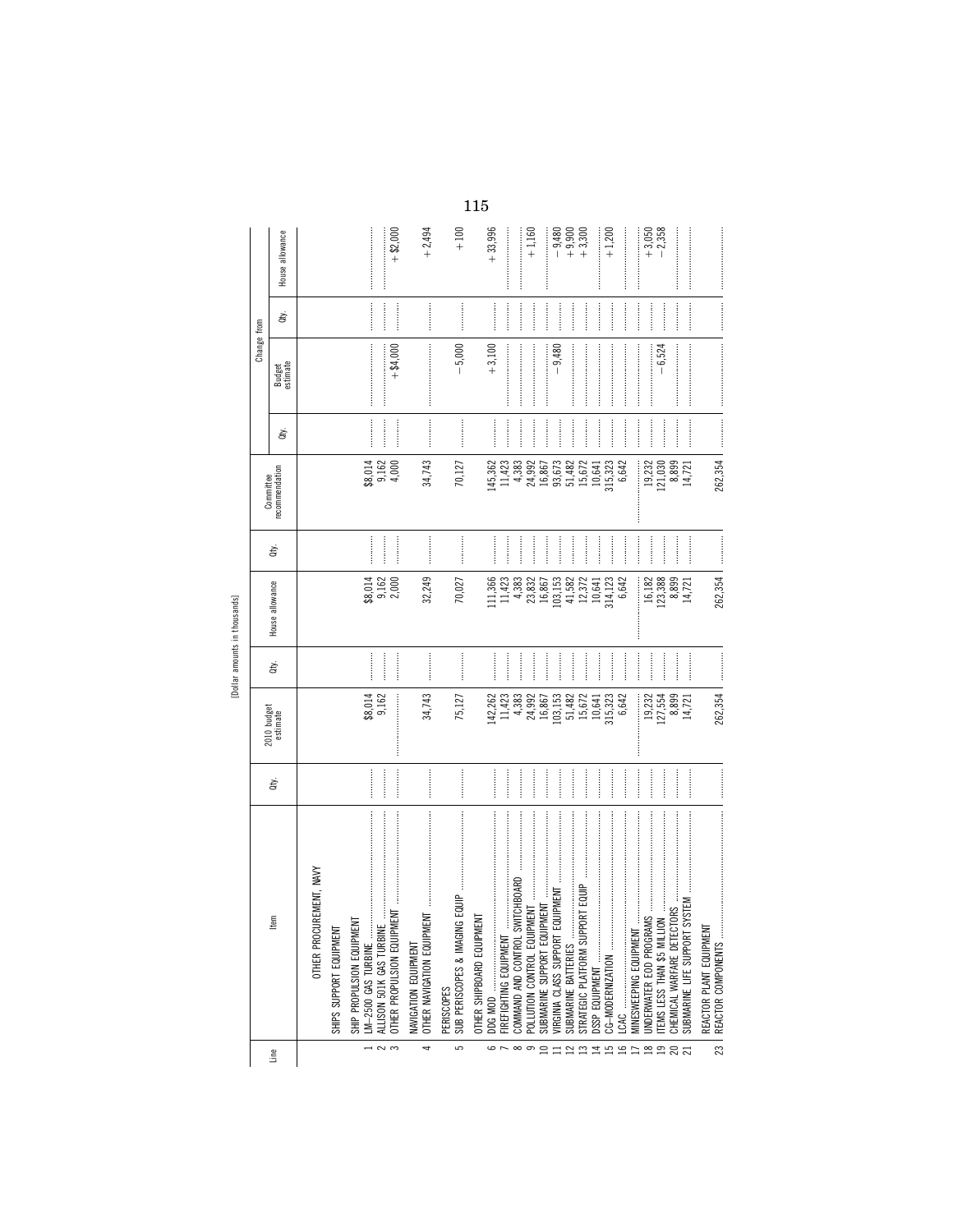[Dollar amounts in thousands]

| Line | Item | Qty. | 2010 budget estimate | Qty. | House allowance | Qty. | Committee recommendation | Change from | | | |
|---|---|---|---|---|---|---|---|---|---|---|---|
| | | | | | | | | Qty. | Budget estimate | Qty. | House allowance |
| | OTHER PROCUREMENT, NAVY | | | | | | | | | | |
| | SHIPS SUPPORT EQUIPMENT | | | | | | | | | | |
| | SHIP PROPULSION EQUIPMENT | | | | | | | | | | |
| 1 | LM–2500 GAS TURBINE | | $8,014 | | $8,014 | | $8,014 | | | | |
| 2 | ALLISON 501K GAS TURBINE | | 9,162 | | 9,162 | | 9,162 | | | | |
| 3 | OTHER PROPULSION EQUIPMENT | | | | 2,000 | | 4,000 | | +$4,000 | | +$2,000 |
| | NAVIGATION EQUIPMENT | | | | | | | | | | |
| 4 | OTHER NAVIGATION EQUIPMENT | | 34,743 | | 32,249 | | 34,743 | | | | +2,494 |
| | PERISCOPES | | | | | | | | | | |
| 5 | SUB PERISCOPES & IMAGING EQUIP | | 75,127 | | 70,027 | | 70,127 | | −5,000 | | +100 |
| | OTHER SHIPBOARD EQUIPMENT | | | | | | | | | | |
| 6 | DDG MOD | | 142,262 | | 111,366 | | 145,362 | | +3,100 | | +33,996 |
| 7 | FIREFIGHTING EQUIPMENT | | 11,423 | | 11,423 | | 11,423 | | | | |
| 8 | COMMAND AND CONTROL SWITCHBOARD | | 4,383 | | 4,383 | | 4,383 | | | | |
| 9 | POLLUTION CONTROL EQUIPMENT | | 24,992 | | 23,832 | | 24,992 | | | | +1,160 |
| 10 | SUBMARINE SUPPORT EQUIPMENT | | 16,867 | | 16,867 | | 16,867 | | | | |
| 11 | VIRGINIA CLASS SUPPORT EQUIPMENT | | 103,153 | | 103,153 | | 93,673 | | −9,480 | | −9,480 |
| 12 | SUBMARINE BATTERIES | | 51,482 | | 41,582 | | 51,482 | | | | +9,900 |
| 13 | STRATEGIC PLATFORM SUPPORT EQUIP | | 15,672 | | 12,372 | | 15,672 | | | | +3,300 |
| 14 | DSSP EQUIPMENT | | 10,641 | | 10,641 | | 10,641 | | | | |
| 15 | CG–MODERNIZATION | | 315,323 | | 314,123 | | 315,323 | | | | +1,200 |
| 16 | LCAC | | 6,642 | | 6,642 | | 6,642 | | | | |
| 17 | MINESWEEPING EQUIPMENT | | | | | | | | | | |
| 18 | UNDERWATER EOD PROGRAMS | | 19,232 | | 16,182 | | 19,232 | | | | +3,050 |
| 19 | ITEMS LESS THAN $5 MILLION | | 127,554 | | 123,388 | | 121,030 | | −6,524 | | −2,358 |
| 20 | CHEMICAL WARFARE DETECTORS | | 8,899 | | 8,899 | | 8,899 | | | | |
| 21 | SUBMARINE LIFE SUPPORT SYSTEM | | 14,721 | | 14,721 | | 14,721 | | | | |
| | REACTOR PLANT EQUIPMENT | | | | | | | | | | |
| 23 | REACTOR COMPONENTS | | 262,354 | | 262,354 | | 262,354 | | | | |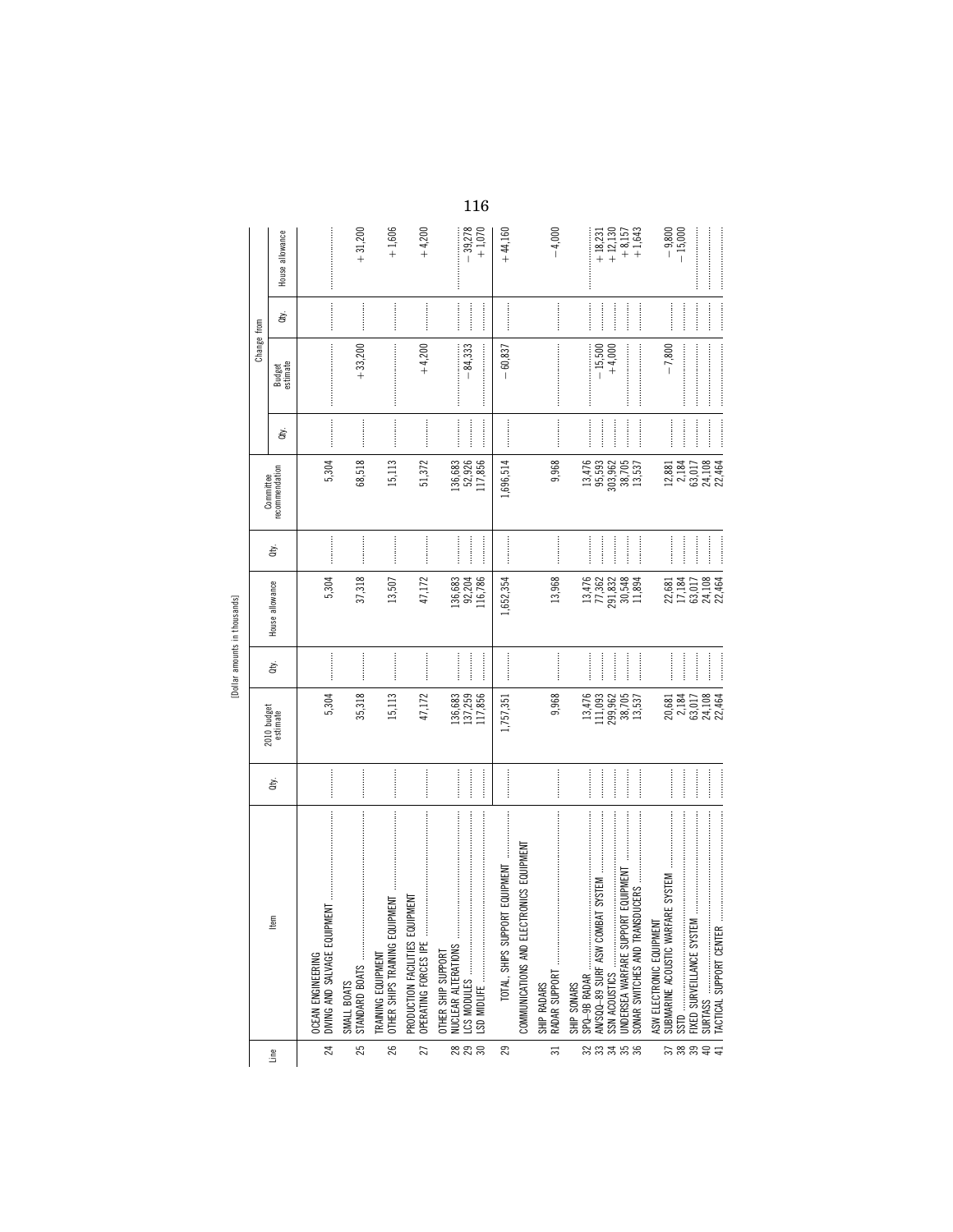[Dollar amounts in thousands]

| Line | Item | Qty. | 2010 budget estimate | Qty. | House allowance | Qty. | Committee recommendation | Change from Budget estimate Qty. | Change from Budget estimate | Change from House allowance Qty. | Change from House allowance |
|---|---|---|---|---|---|---|---|---|---|---|---|
| | OCEAN ENGINEERING | | | | | | | | | | |
| 24 | DIVING AND SALVAGE EQUIPMENT | | 5,304 | | 5,304 | | 5,304 | | | | |
| | SMALL BOATS | | | | | | | | | | |
| 25 | STANDARD BOATS | | 35,318 | | 37,318 | | 68,518 | | +33,200 | | +31,200 |
| | TRAINING EQUIPMENT | | | | | | | | | | |
| 26 | OTHER SHIPS TRAINING EQUIPMENT | | 15,113 | | 13,507 | | 15,113 | | | | +1,606 |
| | PRODUCTION FACILITIES EQUIPMENT | | | | | | | | | | |
| 27 | OPERATING FORCES IPE | | 47,172 | | 47,172 | | 51,372 | | +4,200 | | +4,200 |
| | OTHER SHIP SUPPORT | | | | | | | | | | |
| 28 | NUCLEAR ALTERATIONS | | 136,683 | | 136,683 | | 136,683 | | | | |
| 29 | LCS MODULES | | 137,259 | | 92,204 | | 52,926 | | −84,333 | | −39,278 |
| 30 | LSD MIDLIFE | | 117,856 | | 116,786 | | 117,856 | | | | +1,070 |
| 29 | TOTAL, SHIPS SUPPORT EQUIPMENT | | 1,757,351 | | 1,652,354 | | 1,696,514 | | −60,837 | | +44,160 |
| | COMMUNICATIONS AND ELECTRONICS EQUIPMENT | | | | | | | | | | |
| | SHIP RADARS | | | | | | | | | | |
| 31 | RADAR SUPPORT | | 9,968 | | 13,968 | | 9,968 | | | | −4,000 |
| | SHIP SONARS | | | | | | | | | | |
| 32 | SPQ–9B RADAR | | 13,476 | | 13,476 | | 13,476 | | | | |
| 33 | AN/SQQ–89 SURF ASW COMBAT SYSTEM | | 111,093 | | 77,362 | | 95,593 | | −15,500 | | +18,231 |
| 34 | SSN ACOUSTICS | | 299,962 | | 291,832 | | 303,962 | | +4,000 | | +12,130 |
| 35 | UNDERSEA WARFARE SUPPORT EQUIPMENT | | 38,705 | | 30,548 | | 38,705 | | | | +8,157 |
| 36 | SONAR SWITCHES AND TRANSDUCERS | | 13,537 | | 11,894 | | 13,537 | | | | +1,643 |
| | ASW ELECTRONIC EQUIPMENT | | | | | | | | | | |
| 37 | SUBMARINE ACOUSTIC WARFARE SYSTEM | | 20,681 | | 22,681 | | 12,881 | | −7,800 | | −9,800 |
| 38 | SSTD | | 2,184 | | 17,184 | | 2,184 | | | | −15,000 |
| 39 | FIXED SURVEILLANCE SYSTEM | | 63,017 | | 63,017 | | 63,017 | | | | |
| 40 | SURTASS | | 24,108 | | 24,108 | | 24,108 | | | | |
| 41 | TACTICAL SUPPORT CENTER | | 22,464 | | 22,464 | | 22,464 | | | | |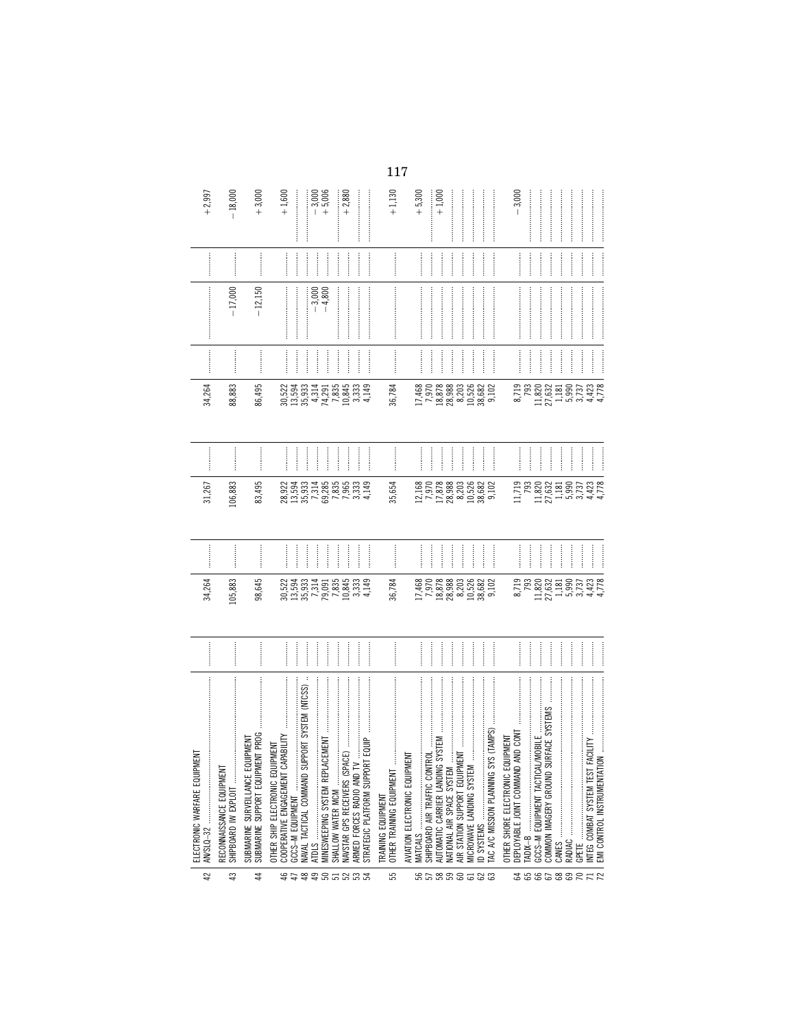| | | | | | | |
|---|---|---|---|---|---|---|
| 42 | ELECTRONIC WARFARE EQUIPMENT | | | | | |
| | AN/SLQ–32 | 34,264 | 31,267 | 34,264 | | +2,997 |
| 43 | RECONNAISSANCE EQUIPMENT | | | | | |
| | SHIPBOARD IW EXPLOIT | 105,883 | 106,883 | 88,883 | –17,000 | –18,000 |
| 44 | SUBMARINE SURVEILLANCE EQUIPMENT | | | | | |
| | SUBMARINE SUPPORT EQUIPMENT PROG | 98,645 | 83,495 | 86,495 | –12,150 | +3,000 |
| | OTHER SHIP ELECTRONIC EQUIPMENT | | | | | |
| 46 | COOPERATIVE ENGAGEMENT CAPABILITY | 30,522 | 28,922 | 30,522 | | +1,600 |
| 47 | GCCS–M EQUIPMENT | 13,594 | 13,594 | 13,594 | | |
| 48 | NAVAL TACTICAL COMMAND SUPPORT SYSTEM (NTCSS) | 35,933 | 35,933 | 35,933 | | |
| 49 | ATDLS | 7,314 | 7,314 | 4,314 | –3,000 | –3,000 |
| 50 | MINESWEEPING SYSTEM REPLACEMENT | 79,091 | 69,285 | 74,291 | –4,800 | +5,006 |
| 51 | SHALLOW WATER MCM | 7,835 | 7,835 | 7,835 | | |
| 52 | NAVSTAR GPS RECEIVERS (SPACE) | 10,845 | 7,965 | 10,845 | | +2,880 |
| 53 | ARMED FORCES RADIO AND TV | 3,333 | 3,333 | 3,333 | | |
| 54 | STRATEGIC PLATFORM SUPPORT EQUIP | 4,149 | 4,149 | 4,149 | | |
| | TRAINING EQUIPMENT | | | | | |
| 55 | OTHER TRAINING EQUIPMENT | 36,784 | 35,654 | 36,784 | | +1,130 |
| | AVIATION ELECTRONIC EQUIPMENT | | | | | |
| 56 | MATCALS | 17,468 | 12,168 | 17,468 | | +5,300 |
| 57 | SHIPBOARD AIR TRAFFIC CONTROL | 7,970 | 7,970 | 7,970 | | |
| 58 | AUTOMATIC CARRIER LANDING SYSTEM | 18,878 | 17,878 | 18,878 | | +1,000 |
| 59 | NATIONAL AIR SPACE SYSTEM | 28,988 | 28,988 | 28,988 | | |
| 60 | AIR STATION SUPPORT EQUIPMENT | 8,203 | 8,203 | 8,203 | | |
| 61 | MICROWAVE LANDING SYSTEM | 10,526 | 10,526 | 10,526 | | |
| 62 | ID SYSTEMS | 38,682 | 38,682 | 38,682 | | |
| 63 | TAC A/C MISSION PLANNING SYS (TAMPS) | 9,102 | 9,102 | 9,102 | | |
| | OTHER SHORE ELECTRONIC EQUIPMENT | | | | | |
| 64 | DEPLOYABLE JOINT COMMAND AND CONT | 8,719 | 11,719 | 8,719 | | –3,000 |
| 65 | TADIX–B | 793 | 793 | 793 | | |
| 66 | GCCS–M EQUIPMENT TACTICAL/MOBILE | 11,820 | 11,820 | 11,820 | | |
| 67 | COMMON IMAGERY GROUND SURFACE SYSTEMS | 27,632 | 27,632 | 27,632 | | |
| 68 | CANES | 1,181 | 1,181 | 1,181 | | |
| 69 | RADIAC | 5,990 | 5,990 | 5,990 | | |
| 70 | GPETE | 3,737 | 3,737 | 3,737 | | |
| 71 | INTEG COMBAT SYSTEM TEST FACILITY | 4,423 | 4,423 | 4,423 | | |
| 72 | EMI CONTROL INSTRUMENTATION | 4,778 | 4,778 | 4,778 | | |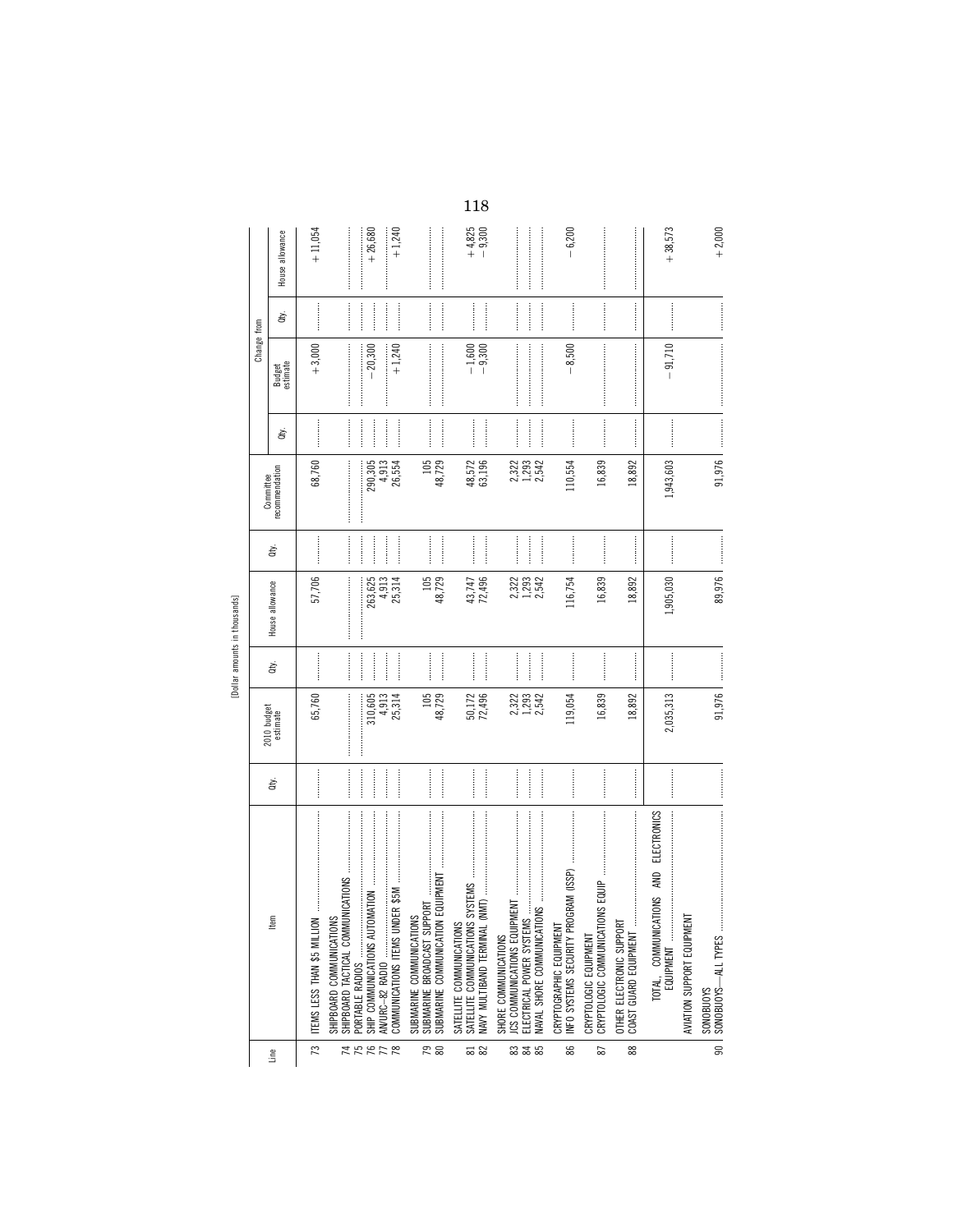[Dollar amounts in thousands]

| Line | Item | Qty. | 2010 budget estimate | Qty. | House allowance | Qty. | Committee recommendation | Change from | | | |
|---|---|---|---|---|---|---|---|---|---|---|---|
| | | | | | | | | Qty. | Budget estimate | Qty. | House allowance |
| 73 | ITEMS LESS THAN $5 MILLION | | 65,760 | | 57,706 | | 68,760 | | +3,000 | | +11,054 |
| | SHIPBOARD COMMUNICATIONS | | | | | | | | | | |
| 74 | SHIPBOARD TACTICAL COMMUNICATIONS | | | | | | | | | | |
| 75 | PORTABLE RADIOS | | | | | | | | | | |
| 76 | SHIP COMMUNICATIONS AUTOMATION | | 310,605 | | 263,625 | | 290,305 | | −20,300 | | +26,680 |
| 77 | AN/URC–82 RADIO | | 4,913 | | 4,913 | | 4,913 | | | | |
| 78 | COMMUNICATIONS ITEMS UNDER $5M | | 25,314 | | 25,314 | | 26,554 | | +1,240 | | +1,240 |
| | SUBMARINE COMMUNICATIONS | | | | | | | | | | |
| 79 | SUBMARINE BROADCAST SUPPORT | | 105 | | 105 | | 105 | | | | |
| 80 | SUBMARINE COMMUNICATION EQUIPMENT | | 48,729 | | 48,729 | | 48,729 | | | | |
| | SATELLITE COMMUNICATIONS | | | | | | | | | | |
| 81 | SATELLITE COMMUNICATIONS SYSTEMS | | 50,172 | | 43,747 | | 48,572 | | −1,600 | | +4,825 |
| 82 | NAVY MULTIBAND TERMINAL (NMT) | | 72,496 | | 72,496 | | 63,196 | | −9,300 | | −9,300 |
| | SHORE COMMUNICATIONS | | | | | | | | | | |
| 83 | JCS COMMUNICATIONS EQUIPMENT | | 2,322 | | 2,322 | | 2,322 | | | | |
| 84 | ELECTRICAL POWER SYSTEMS | | 1,293 | | 1,293 | | 1,293 | | | | |
| 85 | NAVAL SHORE COMMUNICATIONS | | 2,542 | | 2,542 | | 2,542 | | | | |
| | CRYPTOGRAPHIC EQUIPMENT | | | | | | | | | | |
| 86 | INFO SYSTEMS SECURITY PROGRAM (ISSP) | | 119,054 | | 116,754 | | 110,554 | | −8,500 | | −6,200 |
| | CRYPTOLOGIC EQUIPMENT | | | | | | | | | | |
| 87 | CRYPTOLOGIC COMMUNICATIONS EQUIP | | 16,839 | | 16,839 | | 16,839 | | | | |
| | OTHER ELECTRONIC SUPPORT | | | | | | | | | | |
| 88 | COAST GUARD EQUIPMENT | | 18,892 | | 18,892 | | 18,892 | | | | |
| | TOTAL, COMMUNICATIONS AND ELECTRONICS EQUIPMENT | | 2,035,313 | | 1,905,030 | | 1,943,603 | | −91,710 | | +38,573 |
| | AVIATION SUPPORT EQUIPMENT | | | | | | | | | | |
| | SONOBUOYS | | | | | | | | | | |
| 90 | SONOBUOYS—ALL TYPES | | 91,976 | | 89,976 | | 91,976 | | | | +2,000 |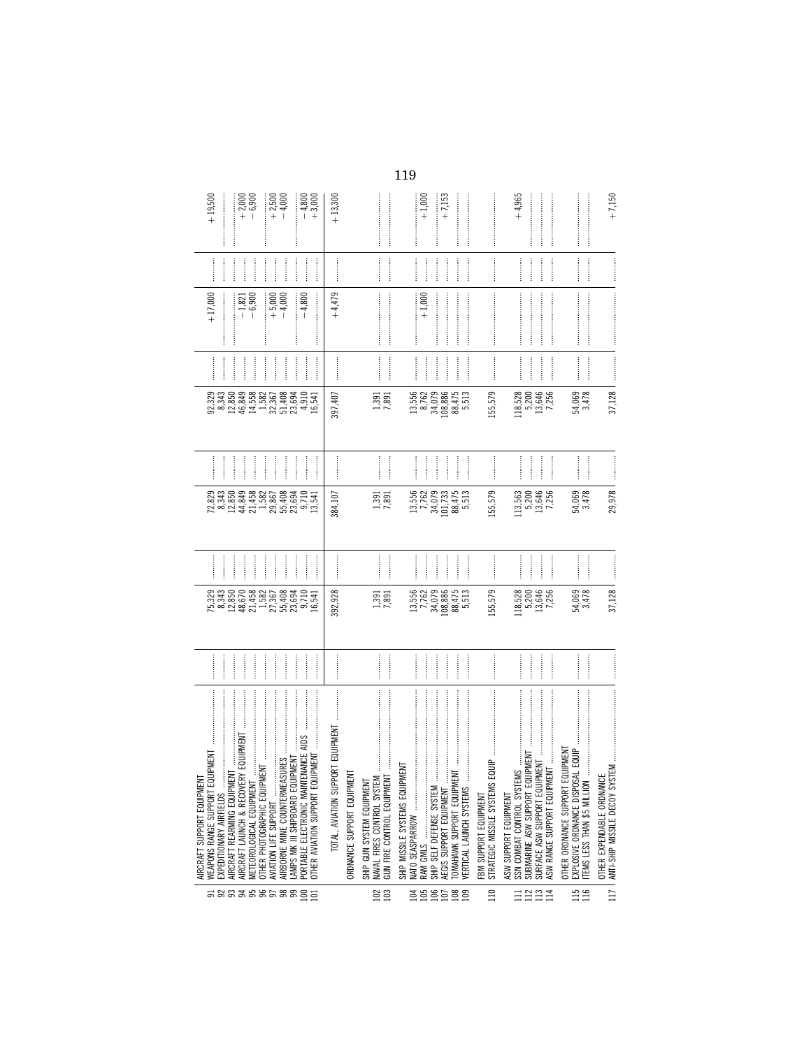| Line | Item | Qty | Amount | Qty | Amount | Qty | Amount | Qty | Amount | Qty | Amount |
|---|---|---|---|---|---|---|---|---|---|---|---|
| | AIRCRAFT SUPPORT EQUIPMENT | | | | | | | | | | |
| 91 | WEAPONS RANGE SUPPORT EQUIPMENT | | 75,329 | | 72,829 | | 92,329 | | +17,000 | | +19,500 |
| 92 | EXPEDITIONARY AIRFIELDS | | 8,343 | | 8,343 | | 8,343 | | | | |
| 93 | AIRCRAFT REARMING EQUIPMENT | | 12,850 | | 12,850 | | 12,850 | | | | |
| 94 | AIRCRAFT LAUNCH & RECOVERY EQUIPMENT | | 48,670 | | 44,849 | | 46,849 | | −1,821 | | +2,000 |
| 95 | METEOROLOGICAL EQUIPMENT | | 21,458 | | 21,458 | | 14,558 | | −6,900 | | −6,900 |
| 96 | OTHER PHOTOGRAPHIC EQUIPMENT | | 1,582 | | 1,582 | | 1,582 | | | | |
| 97 | AVIATION LIFE SUPPORT | | 27,367 | | 29,867 | | 32,367 | | +5,000 | | +2,500 |
| 98 | AIRBORNE MINE COUNTERMEASURES | | 55,408 | | 55,408 | | 51,408 | | −4,000 | | −4,000 |
| 99 | LAMPS MK III SHIPBOARD EQUIPMENT | | 23,694 | | 23,694 | | 23,694 | | | | |
| 100 | PORTABLE ELECTRONIC MAINTENANCE AIDS | | 9,710 | | 9,710 | | 4,910 | | −4,800 | | −4,800 |
| 101 | OTHER AVIATION SUPPORT EQUIPMENT | | 16,541 | | 13,541 | | 16,541 | | | | +3,000 |
| | TOTAL, AVIATION SUPPORT EQUIPMENT | | 392,928 | | 384,107 | | 397,407 | | +4,479 | | +13,300 |
| | ORDNANCE SUPPORT EQUIPMENT | | | | | | | | | | |
| | SHIP GUN SYSTEM EQUIPMENT | | | | | | | | | | |
| 102 | NAVAL FIRES CONTROL SYSTEM | | 1,391 | | 1,391 | | 1,391 | | | | |
| 103 | GUN FIRE CONTROL EQUIPMENT | | 7,891 | | 7,891 | | 7,891 | | | | |
| | SHIP MISSILE SYSTEMS EQUIPMENT | | | | | | | | | | |
| 104 | NATO SEASPARROW | | 13,556 | | 13,556 | | 13,556 | | | | |
| 105 | RAM GMLS | | 7,762 | | 7,762 | | 8,762 | | +1,000 | | +1,000 |
| 106 | SHIP SELF DEFENSE SYSTEM | | 34,079 | | 34,079 | | 34,079 | | | | |
| 107 | AEGIS SUPPORT EQUIPMENT | | 108,886 | | 101,733 | | 108,886 | | | | +7,153 |
| 108 | TOMAHAWK SUPPORT EQUIPMENT | | 88,475 | | 88,475 | | 88,475 | | | | |
| 109 | VERTICAL LAUNCH SYSTEMS | | 5,513 | | 5,513 | | 5,513 | | | | |
| | FBM SUPPORT EQUIPMENT | | | | | | | | | | |
| 110 | STRATEGIC MISSILE SYSTEMS EQUIP | | 155,579 | | 155,579 | | 155,579 | | | | |
| | ASW SUPPORT EQUIPMENT | | | | | | | | | | |
| 111 | SSN COMBAT CONTROL SYSTEMS | | 118,528 | | 113,563 | | 118,528 | | | | +4,965 |
| 112 | SUBMARINE ASW SUPPORT EQUIPMENT | | 5,200 | | 5,200 | | 5,200 | | | | |
| 113 | SURFACE ASW SUPPORT EQUIPMENT | | 13,646 | | 13,646 | | 13,646 | | | | |
| 114 | ASW RANGE SUPPORT EQUIPMENT | | 7,256 | | 7,256 | | 7,256 | | | | |
| | OTHER ORDNANCE SUPPORT EQUIPMENT | | | | | | | | | | |
| 115 | EXPLOSIVE ORDNANCE DISPOSAL EQUIP | | 54,069 | | 54,069 | | 54,069 | | | | |
| 116 | ITEMS LESS THAN $5 MILLION | | 3,478 | | 3,478 | | 3,478 | | | | |
| | OTHER EXPENDABLE ORDNANCE | | | | | | | | | | |
| 117 | ANTI-SHIP MISSILE DECOY SYSTEM | | 37,128 | | 29,978 | | 37,128 | | | | +7,150 |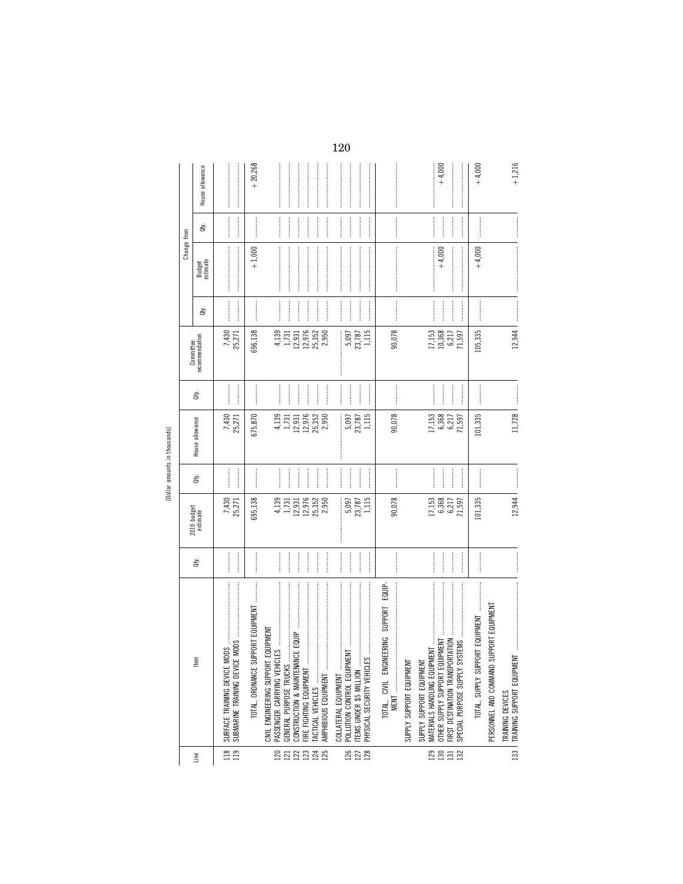[Dollar amounts in thousands]

| Line | Item | Qty. | 2010 budget estimate | Qty. | House allowance | Qty. | Committee recommendation | Change from | | | |
|---|---|---|---|---|---|---|---|---|---|---|---|
| | | | | | | | | Qty. | Budget estimate | Qty. | House allowance |
| 118 | SURFACE TRAINING DEVICE MODS | | 7,430 | | 7,430 | | 7,430 | | | | |
| 119 | SUBMARINE TRAINING DEVICE MODS | | 25,271 | | 25,271 | | 25,271 | | | | |
| | TOTAL, ORDNANCE SUPPORT EQUIPMENT | | 695,138 | | 675,870 | | 696,138 | | +1,000 | | +20,268 |
| | CIVIL ENGINEERING SUPPORT EQUIPMENT | | | | | | | | | | |
| 120 | PASSENGER CARRYING VEHICLES | | 4,139 | | 4,139 | | 4,139 | | | | |
| 121 | GENERAL PURPOSE TRUCKS | | 1,731 | | 1,731 | | 1,731 | | | | |
| 122 | CONSTRUCTION & MAINTENANCE EQUIP | | 12,931 | | 12,931 | | 12,931 | | | | |
| 123 | FIRE FIGHTING EQUIPMENT | | 12,976 | | 12,976 | | 12,976 | | | | |
| 124 | TACTICAL VEHICLES | | 25,352 | | 25,352 | | 25,352 | | | | |
| 125 | AMPHIBIOUS EQUIPMENT | | 2,950 | | 2,950 | | 2,950 | | | | |
| | COLLATERAL EQUIPMENT | | | | | | | | | | |
| 126 | POLLUTION CONTROL EQUIPMENT | | 5,097 | | 5,097 | | 5,097 | | | | |
| 127 | ITEMS UNDER $5 MILLION | | 23,787 | | 23,787 | | 23,787 | | | | |
| 128 | PHYSICAL SECURITY VEHICLES | | 1,115 | | 1,115 | | 1,115 | | | | |
| | TOTAL, CIVIL ENGINEERING SUPPORT EQUIPMENT | | 90,078 | | 90,078 | | 90,078 | | | | |
| | SUPPLY SUPPORT EQUIPMENT | | | | | | | | | | |
| | SUPPLY SUPPORT EQUIPMENT | | | | | | | | | | |
| 129 | MATERIALS HANDLING EQUIPMENT | | 17,153 | | 17,153 | | 17,153 | | | | |
| 130 | OTHER SUPPLY SUPPORT EQUIPMENT | | 6,368 | | 6,368 | | 10,368 | | +4,000 | | +4,000 |
| 131 | FIRST DESTINATION TRANSPORTATION | | 6,217 | | 6,217 | | 6,217 | | | | |
| 132 | SPECIAL PURPOSE SUPPLY SYSTEMS | | 71,597 | | 71,597 | | 71,597 | | | | |
| | TOTAL, SUPPLY SUPPORT EQUIPMENT | | 101,335 | | 101,335 | | 105,335 | | +4,000 | | +4,000 |
| | PERSONNEL AND COMMAND SUPPORT EQUIPMENT | | | | | | | | | | |
| | TRAINING DEVICES | | | | | | | | | | |
| 133 | TRAINING SUPPORT EQUIPMENT | | 12,944 | | 11,728 | | 12,944 | | | | +1,216 |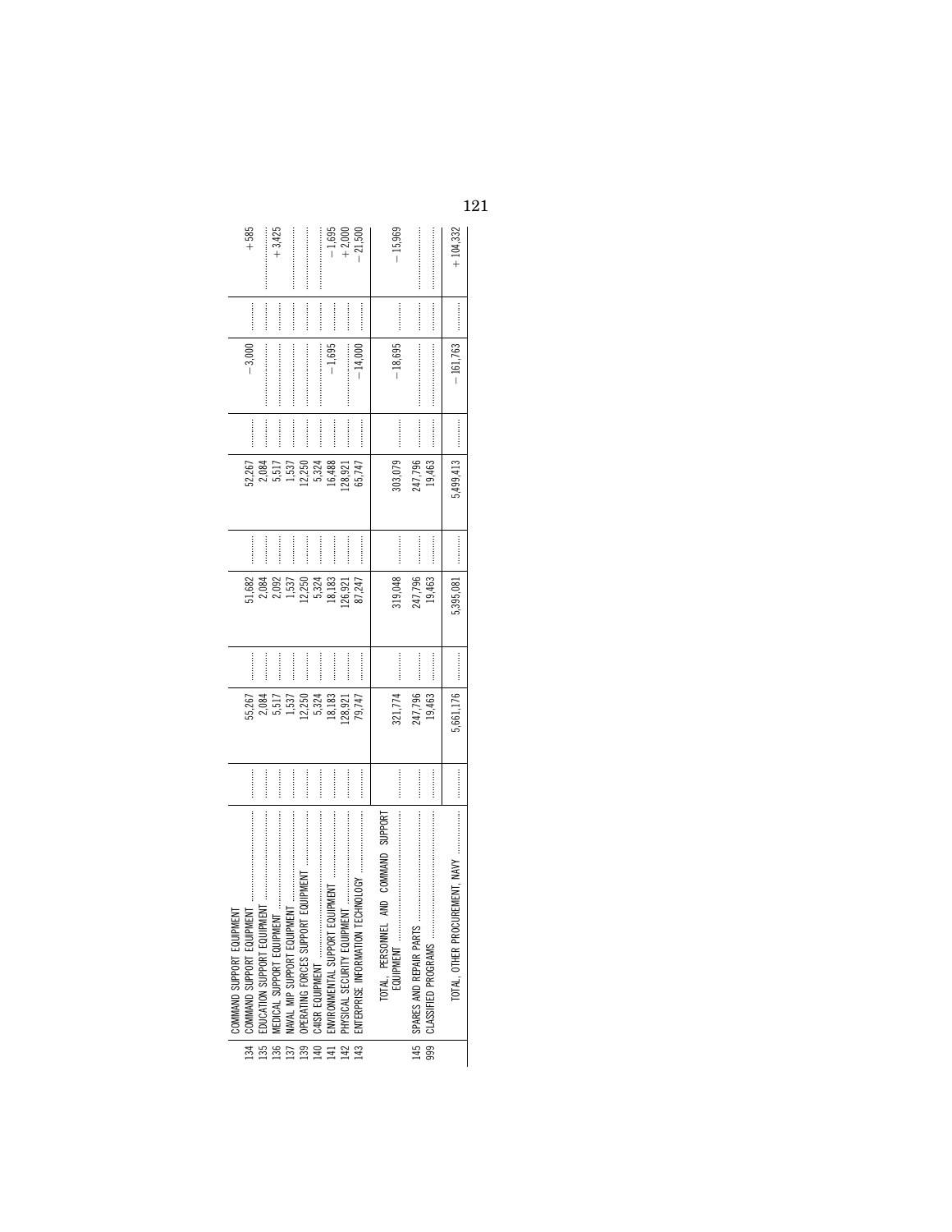| | | | | | | | | | | | |
|---|---|---|---|---|---|---|---|---|---|---|---|
| | COMMAND SUPPORT EQUIPMENT | | | | | | | | | | |
| 134 | COMMAND SUPPORT EQUIPMENT | ........ | 55,267 | ........ | 51,682 | ........ | 52,267 | ........ | −3,000 | ........ | +585 |
| 135 | EDUCATION SUPPORT EQUIPMENT | ........ | 2,084 | ........ | 2,084 | ........ | 2,084 | ........ | ........ | ........ | ........ |
| 136 | MEDICAL SUPPORT EQUIPMENT | ........ | 5,517 | ........ | 2,092 | ........ | 5,517 | ........ | ........ | ........ | +3,425 |
| 137 | NAVAL MIP SUPPORT EQUIPMENT | ........ | 1,537 | ........ | 1,537 | ........ | 1,537 | ........ | ........ | ........ | ........ |
| 139 | OPERATING FORCES SUPPORT EQUIPMENT | ........ | 12,250 | ........ | 12,250 | ........ | 12,250 | ........ | ........ | ........ | ........ |
| 140 | C4ISR EQUIPMENT | ........ | 5,324 | ........ | 5,324 | ........ | 5,324 | ........ | ........ | ........ | ........ |
| 141 | ENVIRONMENTAL SUPPORT EQUIPMENT | ........ | 18,183 | ........ | 18,183 | ........ | 16,488 | ........ | −1,695 | ........ | −1,695 |
| 142 | PHYSICAL SECURITY EQUIPMENT | ........ | 128,921 | ........ | 126,921 | ........ | 128,921 | ........ | ........ | ........ | +2,000 |
| 143 | ENTERPRISE INFORMATION TECHNOLOGY | ........ | 79,747 | ........ | 87,247 | ........ | 65,747 | ........ | −14,000 | ........ | −21,500 |
| | TOTAL, PERSONNEL AND COMMAND SUPPORT EQUIPMENT | ........ | 321,774 | ........ | 319,048 | ........ | 303,079 | ........ | −18,695 | ........ | −15,969 |
| 145 | SPARES AND REPAIR PARTS | ........ | 247,796 | ........ | 247,796 | ........ | 247,796 | ........ | ........ | ........ | ........ |
| 999 | CLASSIFIED PROGRAMS | ........ | 19,463 | ........ | 19,463 | ........ | 19,463 | ........ | ........ | ........ | ........ |
| | TOTAL, OTHER PROCUREMENT, NAVY | ........ | 5,661,176 | ........ | 5,395,081 | ........ | 5,499,413 | ........ | −161,763 | ........ | +104,332 |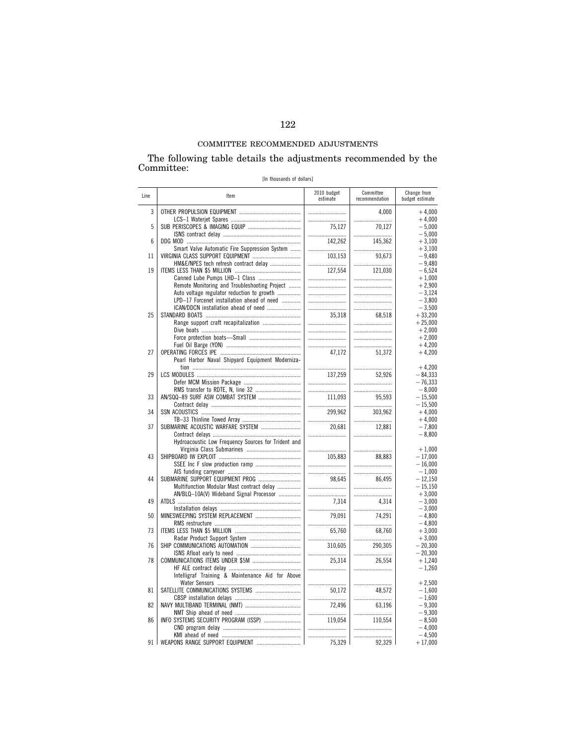## COMMITTEE RECOMMENDED ADJUSTMENTS

The following table details the adjustments recommended by the Committee:

[In thousands of dollars]

| Line | Item | 2010 budget estimate | Committee recommendation | Change from budget estimate |
|---|---|---|---|---|
| 3 | OTHER PROPULSION EQUIPMENT | | 4,000 | +4,000 |
| | LCS–1 Waterjet Spares | | | +4,000 |
| 5 | SUB PERISCOPES & IMAGING EQUIP | 75,127 | 70,127 | −5,000 |
| | ISNS contract delay | | | −5,000 |
| 6 | DDG MOD | 142,262 | 145,362 | +3,100 |
| | Smart Valve Automatic Fire Suppression System | | | +3,100 |
| 11 | VIRGINIA CLASS SUPPORT EQUIPMENT | 103,153 | 93,673 | −9,480 |
| | HM&E/NPES tech refresh contract delay | | | −9,480 |
| 19 | ITEMS LESS THAN $5 MILLION | 127,554 | 121,030 | −6,524 |
| | Canned Lube Pumps LHD–1 Class | | | +1,000 |
| | Remote Monitoring and Troubleshooting Project | | | +2,900 |
| | Auto voltage regulator reduction to growth | | | −3,124 |
| | LPD–17 Forcenet installation ahead of need | | | −3,800 |
| | ICAN/DDCN installation ahead of need | | | −3,500 |
| 25 | STANDARD BOATS | 35,318 | 68,518 | +33,200 |
| | Range support craft recapitalization | | | +25,000 |
| | Dive boats | | | +2,000 |
| | Force protection boats—Small | | | +2,000 |
| | Fuel Oil Barge (YON) | | | +4,200 |
| 27 | OPERATING FORCES IPE | 47,172 | 51,372 | +4,200 |
| | Pearl Harbor Naval Shipyard Equipment Modernization | | | +4,200 |
| 29 | LCS MODULES | 137,259 | 52,926 | −84,333 |
| | Defer MCM Mission Package | | | −76,333 |
| | RMS transfer to RDTE, N, line 32 | | | −8,000 |
| 33 | AN/SQQ–89 SURF ASW COMBAT SYSTEM | 111,093 | 95,593 | −15,500 |
| | Contract delay | | | −15,500 |
| 34 | SSN ACOUSTICS | 299,962 | 303,962 | +4,000 |
| | TB–33 Thinline Towed Array | | | +4,000 |
| 37 | SUBMARINE ACOUSTIC WARFARE SYSTEM | 20,681 | 12,881 | −7,800 |
| | Contract delays | | | −8,800 |
| | Hydroacoustic Low Frequency Sources for Trident and Virginia Class Submarines | | | +1,000 |
| 43 | SHIPBOARD IW EXPLOIT | 105,883 | 88,883 | −17,000 |
| | SSEE Inc F slow production ramp | | | −16,000 |
| | AIS funding carryover | | | −1,000 |
| 44 | SUBMARINE SUPPORT EQUIPMENT PROG | 98,645 | 86,495 | −12,150 |
| | Multifunction Modular Mast contract delay | | | −15,150 |
| | AN/BLQ–10A(V) Wideband Signal Processor | | | +3,000 |
| 49 | ATDLS | 7,314 | 4,314 | −3,000 |
| | Installation delays | | | −3,000 |
| 50 | MINESWEEPING SYSTEM REPLACEMENT | 79,091 | 74,291 | −4,800 |
| | RMS restructure | | | −4,800 |
| 73 | ITEMS LESS THAN $5 MILLION | 65,760 | 68,760 | +3,000 |
| | Radar Product Support System | | | +3,000 |
| 76 | SHIP COMMUNICATIONS AUTOMATION | 310,605 | 290,305 | −20,300 |
| | ISNS Afloat early to need | | | −20,300 |
| 78 | COMMUNICATIONS ITEMS UNDER $5M | 25,314 | 26,554 | +1,240 |
| | HF ALE contract delay | | | −1,260 |
| | Intelligraf Training & Maintenance Aid for Above Water Sensors | | | +2,500 |
| 81 | SATELLITE COMMUNICATIONS SYSTEMS | 50,172 | 48,572 | −1,600 |
| | CBSP installation delays | | | −1,600 |
| 82 | NAVY MULTIBAND TERMINAL (NMT) | 72,496 | 63,196 | −9,300 |
| | NMT Ship ahead of need | | | −9,300 |
| 86 | INFO SYSTEMS SECURITY PROGRAM (ISSP) | 119,054 | 110,554 | −8,500 |
| | CND program delay | | | −4,000 |
| | KMI ahead of need | | | −4,500 |
| 91 | WEAPONS RANGE SUPPORT EQUIPMENT | 75,329 | 92,329 | +17,000 |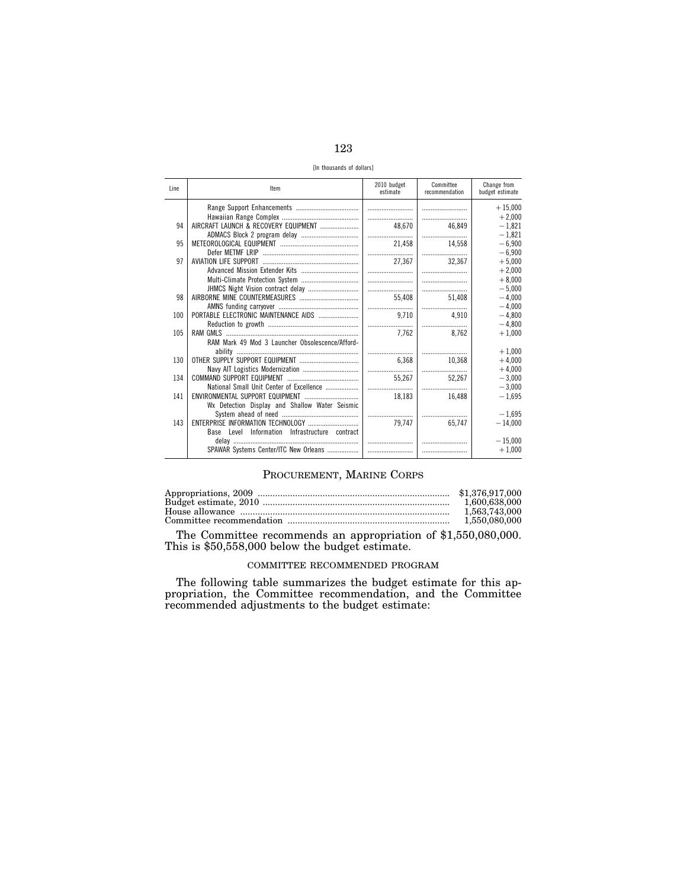[In thousands of dollars]

| Line | Item | 2010 budget estimate | Committee recommendation | Change from budget estimate |
|---|---|---|---|---|
| | Range Support Enhancements | | | +15,000 |
| | Hawaiian Range Complex | | | +2,000 |
| 94 | AIRCRAFT LAUNCH & RECOVERY EQUIPMENT | 48,670 | 46,849 | −1,821 |
| | ADMACS Block 2 program delay | | | −1,821 |
| 95 | METEOROLOGICAL EQUIPMENT | 21,458 | 14,558 | −6,900 |
| | Defer METMF LRIP | | | −6,900 |
| 97 | AVIATION LIFE SUPPORT | 27,367 | 32,367 | +5,000 |
| | Advanced Mission Extender Kits | | | +2,000 |
| | Multi-Climate Protection System | | | +8,000 |
| | JHMCS Night Vision contract delay | | | −5,000 |
| 98 | AIRBORNE MINE COUNTERMEASURES | 55,408 | 51,408 | −4,000 |
| | AMNS funding carryover | | | −4,000 |
| 100 | PORTABLE ELECTRONIC MAINTENANCE AIDS | 9,710 | 4,910 | −4,800 |
| | Reduction to growth | | | −4,800 |
| 105 | RAM GMLS | 7,762 | 8,762 | +1,000 |
| | RAM Mark 49 Mod 3 Launcher Obsolescence/Affordability | | | +1,000 |
| 130 | OTHER SUPPLY SUPPORT EQUIPMENT | 6,368 | 10,368 | +4,000 |
| | Navy AIT Logistics Modernization | | | +4,000 |
| 134 | COMMAND SUPPORT EQUIPMENT | 55,267 | 52,267 | −3,000 |
| | National Small Unit Center of Excellence | | | −3,000 |
| 141 | ENVIRONMENTAL SUPPORT EQUIPMENT | 18,183 | 16,488 | −1,695 |
| | Wx Detection Display and Shallow Water Seismic System ahead of need | | | −1,695 |
| 143 | ENTERPRISE INFORMATION TECHNOLOGY | 79,747 | 65,747 | −14,000 |
| | Base Level Information Infrastructure contract delay | | | −15,000 |
| | SPAWAR Systems Center/ITC New Orleans | | | +1,000 |

## PROCUREMENT, MARINE CORPS

| | |
|---|---|
| Appropriations, 2009 | $1,376,917,000 |
| Budget estimate, 2010 | 1,600,638,000 |
| House allowance | 1,563,743,000 |
| Committee recommendation | 1,550,080,000 |

The Committee recommends an appropriation of $1,550,080,000. This is $50,558,000 below the budget estimate.

### COMMITTEE RECOMMENDED PROGRAM

The following table summarizes the budget estimate for this appropriation, the Committee recommendation, and the Committee recommended adjustments to the budget estimate: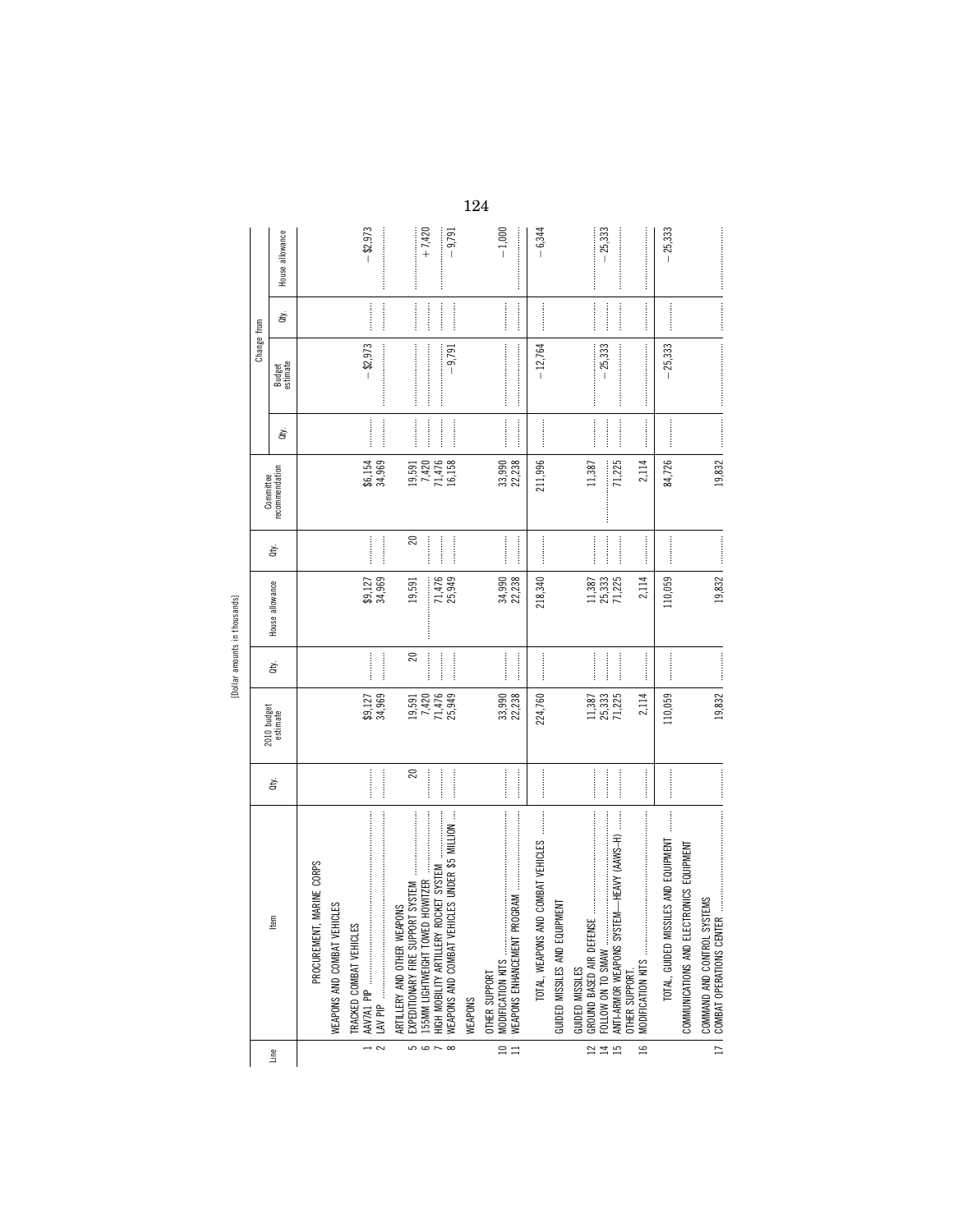[Dollar amounts in thousands]

| Line | Item | Qty. | 2010 budget estimate | Qty. | House allowance | Qty. | Committee recommendation | Change from | | | |
|---|---|---|---|---|---|---|---|---|---|---|---|
| | | | | | | | | Qty. | Budget estimate | Qty. | House allowance |
| | PROCUREMENT, MARINE CORPS | | | | | | | | | | |
| | WEAPONS AND COMBAT VEHICLES | | | | | | | | | | |
| | TRACKED COMBAT VEHICLES | | | | | | | | | | |
| 1 | AAV7A1 PIP | | $9,127 | | $9,127 | | $6,154 | | −$2,973 | | −$2,973 |
| 2 | LAV PIP | | 34,969 | | 34,969 | | 34,969 | | | | |
| | ARTILLERY AND OTHER WEAPONS | | | | | | | | | | |
| 5 | EXPEDITIONARY FIRE SUPPORT SYSTEM | 20 | 19,591 | 20 | 19,591 | 20 | 19,591 | | | | |
| 6 | 155MM LIGHTWEIGHT TOWED HOWITZER | | 7,420 | | | | 7,420 | | | | +7,420 |
| 7 | HIGH MOBILITY ARTILLERY ROCKET SYSTEM | | 71,476 | | 71,476 | | 71,476 | | | | |
| 8 | WEAPONS AND COMBAT VEHICLES UNDER $5 MILLION | | 25,949 | | 25,949 | | 16,158 | | −9,791 | | −9,791 |
| | WEAPONS | | | | | | | | | | |
| | OTHER SUPPORT | | | | | | | | | | |
| 10 | MODIFICATION KITS | | 33,990 | | 34,990 | | 33,990 | | | | −1,000 |
| 11 | WEAPONS ENHANCEMENT PROGRAM | | 22,238 | | 22,238 | | 22,238 | | | | |
| | TOTAL, WEAPONS AND COMBAT VEHICLES | | 224,760 | | 218,340 | | 211,996 | | −12,764 | | −6,344 |
| | GUIDED MISSILES AND EQUIPMENT | | | | | | | | | | |
| | GUIDED MISSILES | | | | | | | | | | |
| 12 | GROUND BASED AIR DEFENSE | | 11,387 | | 11,387 | | 11,387 | | | | |
| 14 | FOLLOW ON TO SMAW | | 25,333 | | 25,333 | | | | −25,333 | | −25,333 |
| 15 | ANTI-ARMOR WEAPONS SYSTEM—HEAVY (AAWS–H) | | 71,225 | | 71,225 | | 71,225 | | | | |
| | OTHER SUPPORT | | | | | | | | | | |
| 16 | MODIFICATION KITS | | 2,114 | | 2,114 | | 2,114 | | | | |
| | TOTAL, GUIDED MISSILES AND EQUIPMENT | | 110,059 | | 110,059 | | 84,726 | | −25,333 | | −25,333 |
| | COMMUNICATIONS AND ELECTRONICS EQUIPMENT | | | | | | | | | | |
| | COMMAND AND CONTROL SYSTEMS | | | | | | | | | | |
| 17 | COMBAT OPERATIONS CENTER | | 19,832 | | 19,832 | | 19,832 | | | | |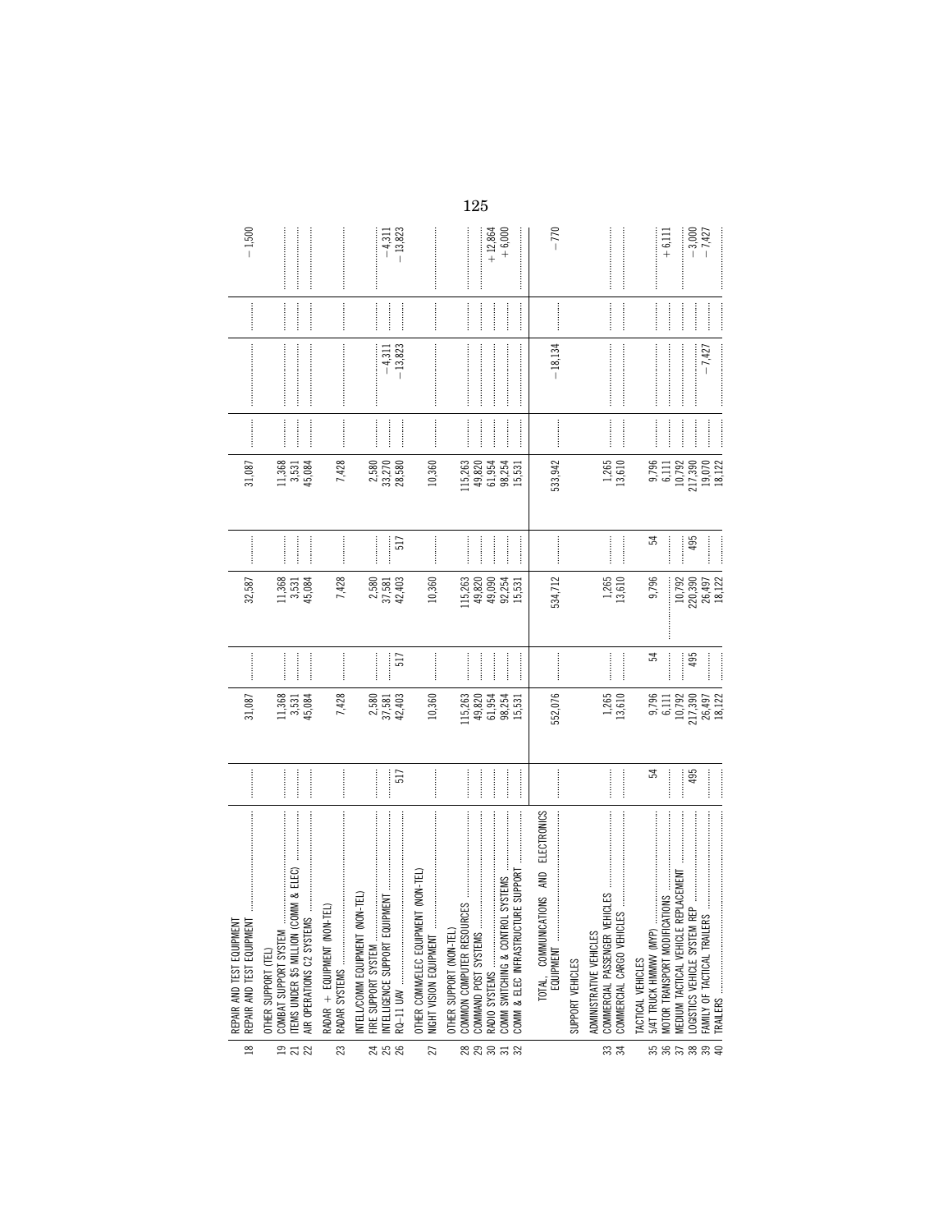| Line | Item | Qty. | Amount | Qty. | Amount | Qty. | Amount | Qty. | Amount | Qty. | Amount |
|---|---|---|---|---|---|---|---|---|---|---|---|
| | REPAIR AND TEST EQUIPMENT | | | | | | | | | | |
| 18 | REPAIR AND TEST EQUIPMENT | ........ | 31,087 | ........ | 32,587 | ........ | 31,087 | ........ | ........ | ........ | −1,500 |
| | OTHER SUPPORT (TEL) | | | | | | | | | | |
| 19 | COMBAT SUPPORT SYSTEM | ........ | 11,368 | ........ | 11,368 | ........ | 11,368 | ........ | ........ | ........ | ........ |
| 21 | ITEMS UNDER $5 MILLION (COMM & ELEC) | ........ | 3,531 | ........ | 3,531 | ........ | 3,531 | ........ | ........ | ........ | ........ |
| 22 | AIR OPERATIONS C2 SYSTEMS | ........ | 45,084 | ........ | 45,084 | ........ | 45,084 | ........ | ........ | ........ | ........ |
| | RADAR + EQUIPMENT (NON-TEL) | | | | | | | | | | |
| 23 | RADAR SYSTEMS | ........ | 7,428 | ........ | 7,428 | ........ | 7,428 | ........ | ........ | ........ | ........ |
| | INTEL/COMM EQUIPMENT (NON-TEL) | | | | | | | | | | |
| 24 | FIRE SUPPORT SYSTEM | ........ | 2,580 | ........ | 2,580 | ........ | 2,580 | ........ | ........ | ........ | ........ |
| 25 | INTELLIGENCE SUPPORT EQUIPMENT | ........ | 37,581 | ........ | 37,581 | ........ | 33,270 | ........ | −4,311 | ........ | −4,311 |
| 26 | RQ–11 UAV | 517 | 42,403 | 517 | 42,403 | 517 | 28,580 | ........ | −13,823 | ........ | −13,823 |
| | OTHER COMM/ELEC EQUIPMENT (NON-TEL) | | | | | | | | | | |
| 27 | NIGHT VISION EQUIPMENT | ........ | 10,360 | ........ | 10,360 | ........ | 10,360 | ........ | ........ | ........ | ........ |
| | OTHER SUPPORT (NON-TEL) | | | | | | | | | | |
| 28 | COMMON COMPUTER RESOURCES | ........ | 115,263 | ........ | 115,263 | ........ | 115,263 | ........ | ........ | ........ | ........ |
| 29 | COMMAND POST SYSTEMS | ........ | 49,820 | ........ | 49,820 | ........ | 49,820 | ........ | ........ | ........ | ........ |
| 30 | RADIO SYSTEMS | ........ | 61,954 | ........ | 49,090 | ........ | 61,954 | ........ | ........ | ........ | +12,864 |
| 31 | COMM SWITCHING & CONTROL SYSTEMS | ........ | 98,254 | ........ | 92,254 | ........ | 98,254 | ........ | ........ | ........ | +6,000 |
| 32 | COMM & ELEC INFRASTRUCTURE SUPPORT | ........ | 15,531 | ........ | 15,531 | ........ | 15,531 | ........ | ........ | ........ | ........ |
| | TOTAL, COMMUNICATIONS AND ELECTRONICS EQUIPMENT | ........ | 552,076 | ........ | 534,712 | ........ | 533,942 | ........ | −18,134 | ........ | −770 |
| | SUPPORT VEHICLES | | | | | | | | | | |
| | ADMINISTRATIVE VEHICLES | | | | | | | | | | |
| 33 | COMMERCIAL PASSENGER VEHICLES | ........ | 1,265 | ........ | 1,265 | ........ | 1,265 | ........ | ........ | ........ | ........ |
| 34 | COMMERCIAL CARGO VEHICLES | ........ | 13,610 | ........ | 13,610 | ........ | 13,610 | ........ | ........ | ........ | ........ |
| | TACTICAL VEHICLES | | | | | | | | | | |
| 35 | 5/4T TRUCK HMMWV (MYP) | 54 | 9,796 | 54 | 9,796 | 54 | 9,796 | ........ | ........ | ........ | ........ |
| 36 | MOTOR TRANSPORT MODIFICATIONS | ........ | 6,111 | ........ | ........ | ........ | 6,111 | ........ | ........ | ........ | +6,111 |
| 37 | MEDIUM TACTICAL VEHICLE REPLACEMENT | ........ | 10,792 | ........ | 10,792 | ........ | 10,792 | ........ | ........ | ........ | ........ |
| 38 | LOGISTICS VEHICLE SYSTEM REP | 495 | 217,390 | 495 | 220,390 | 495 | 217,390 | ........ | ........ | ........ | −3,000 |
| 39 | FAMILY OF TACTICAL TRAILERS | ........ | 26,497 | ........ | 26,497 | ........ | 19,070 | ........ | −7,427 | ........ | −7,427 |
| 40 | TRAILERS | ........ | 18,122 | ........ | 18,122 | ........ | 18,122 | ........ | ........ | ........ | ........ |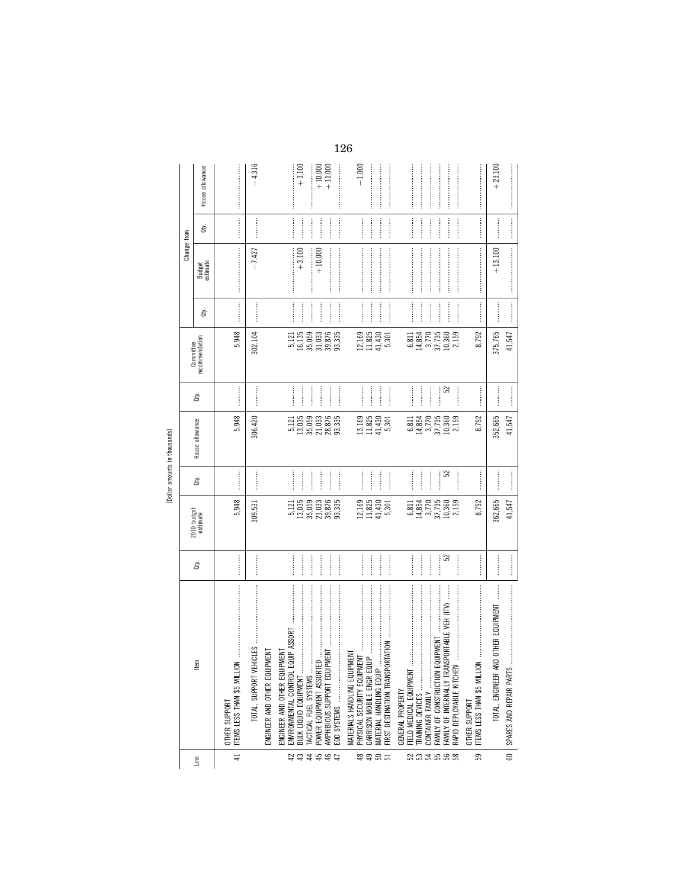[Dollar amounts in thousands]

| Line | Item | Qty. | 2010 budget estimate | Qty. | House allowance | Qty. | Committee recommendation | Change from | | | |
|---|---|---|---|---|---|---|---|---|---|---|---|
| | | | | | | | | Qty. | Budget estimate | Qty. | House allowance |
| | OTHER SUPPORT | | | | | | | | | | |
| 41 | ITEMS LESS THAN $5 MILLION | | 5,948 | | 5,948 | | 5,948 | | | | |
| | TOTAL, SUPPORT VEHICLES | | 309,531 | | 306,420 | | 302,104 | | −7,427 | | −4,316 |
| | ENGINEER AND OTHER EQUIPMENT | | | | | | | | | | |
| | ENGINEER AND OTHER EQUIPMENT | | | | | | | | | | |
| 42 | ENVIRONMENTAL CONTROL EQUIP ASSORT | | 5,121 | | 5,121 | | 5,121 | | | | |
| 43 | BULK LIQUID EQUIPMENT | | 13,035 | | 13,035 | | 16,135 | | +3,100 | | +3,100 |
| 44 | TACTICAL FUEL SYSTEMS | | 35,059 | | 35,059 | | 35,059 | | | | |
| 45 | POWER EQUIPMENT ASSORTED | | 21,033 | | 21,033 | | 31,033 | | +10,000 | | +10,000 |
| 46 | AMPHIBIOUS SUPPORT EQUIPMENT | | 39,876 | | 28,876 | | 39,876 | | | | +11,000 |
| 47 | EOD SYSTEMS | | 93,335 | | 93,335 | | 93,335 | | | | |
| | MATERIALS HANDLING EQUIPMENT | | | | | | | | | | |
| 48 | PHYSICAL SECURITY EQUIPMENT | | 12,169 | | 13,169 | | 12,169 | | | | −1,000 |
| 49 | GARRISON MOBILE ENGR EQUIP | | 11,825 | | 11,825 | | 11,825 | | | | |
| 50 | MATERIAL HANDLING EQUIP | | 41,430 | | 41,430 | | 41,430 | | | | |
| 51 | FIRST DESTINATION TRANSPORTATION | | 5,301 | | 5,301 | | 5,301 | | | | |
| | GENERAL PROPERTY | | | | | | | | | | |
| 52 | FIELD MEDICAL EQUIPMENT | | 6,811 | | 6,811 | | 6,811 | | | | |
| 53 | TRAINING DEVICES | | 14,854 | | 14,854 | | 14,854 | | | | |
| 54 | CONTAINER FAMILY | | 3,770 | | 3,770 | | 3,770 | | | | |
| 55 | FAMILY OF CONSTRUCTION EQUIPMENT | | 37,735 | | 37,735 | | 37,735 | | | | |
| 56 | FAMILY OF INTERNALLY TRANSPORTABLE VEH (ITV) | 52 | 10,360 | 52 | 10,360 | 52 | 10,360 | | | | |
| 58 | RAPID DEPLOYABLE KITCHEN | | 2,159 | | 2,159 | | 2,159 | | | | |
| | OTHER SUPPORT | | | | | | | | | | |
| 59 | ITEMS LESS THAN $5 MILLION | | 8,792 | | 8,792 | | 8,792 | | | | |
| | TOTAL, ENGINEER AND OTHER EQUIPMENT | | 362,665 | | 352,665 | | 375,765 | | +13,100 | | +23,100 |
| 60 | SPARES AND REPAIR PARTS | | 41,547 | | 41,547 | | 41,547 | | | | |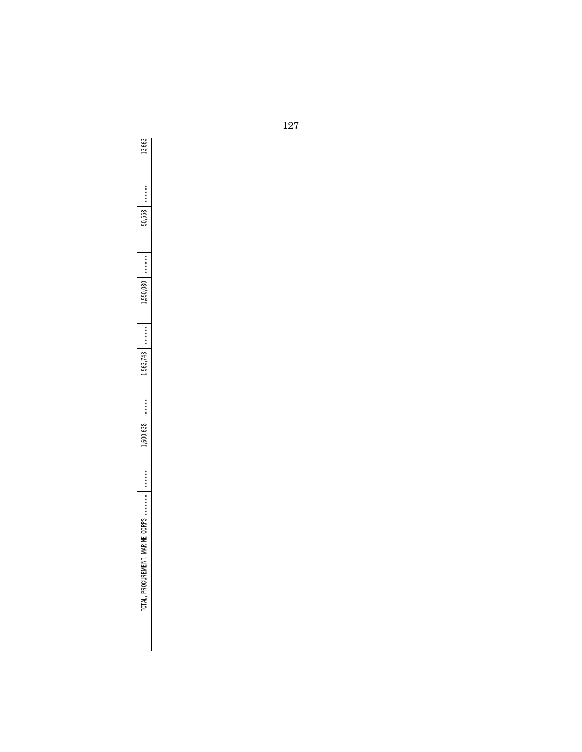| | | | | | | | | | |
|---|---|---|---|---|---|---|---|---|---|
| TOTAL, PROCUREMENT, MARINE CORPS ............ | ............ | 1,600,638 | ............ | 1,563,743 | ............ | 1,550,080 | ............ | −50,558 | ............ | −13,663 |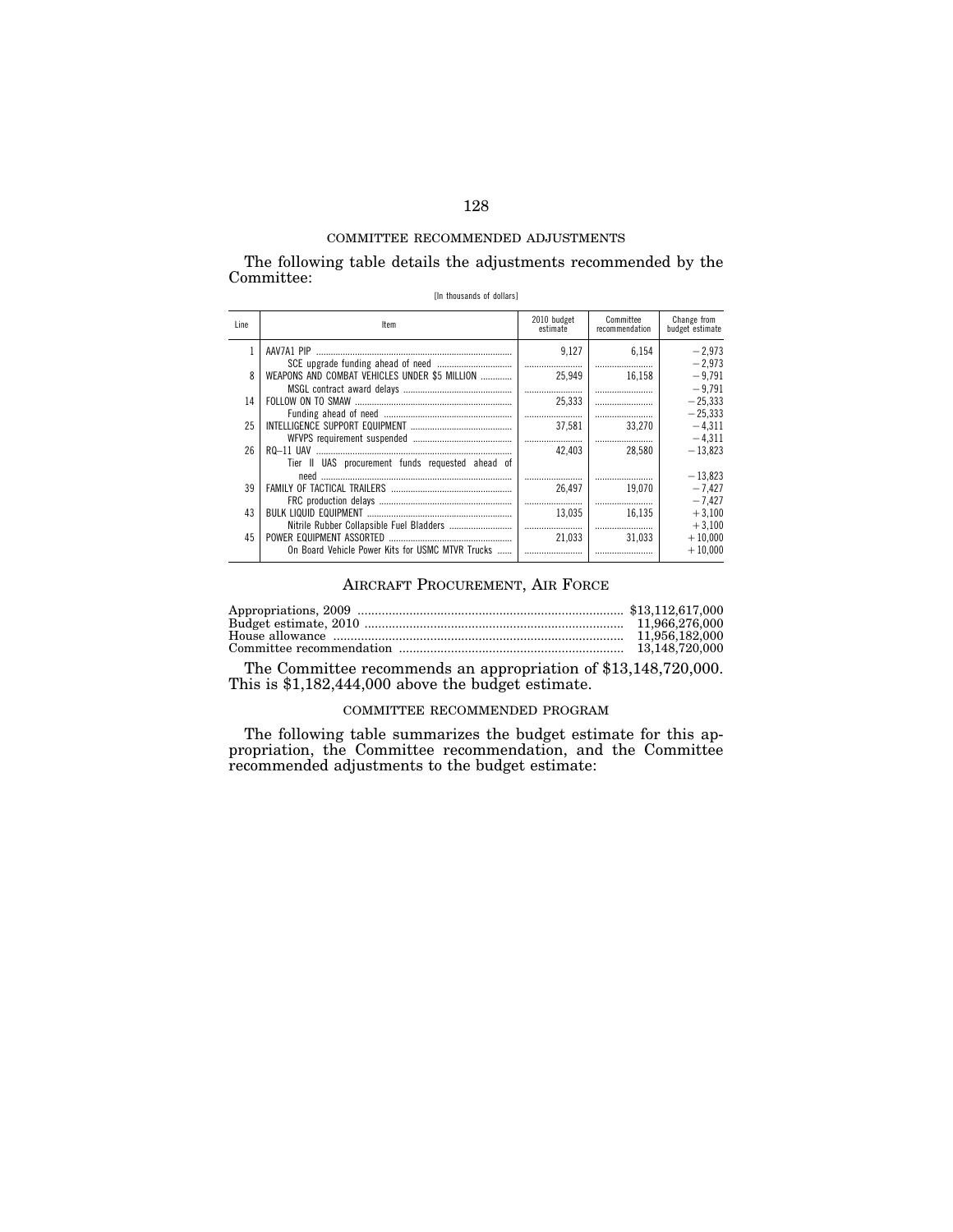COMMITTEE RECOMMENDED ADJUSTMENTS

The following table details the adjustments recommended by the Committee:

[In thousands of dollars]

| Line | Item | 2010 budget estimate | Committee recommendation | Change from budget estimate |
|---|---|---|---|---|
| 1 | AAV7A1 PIP | 9,127 | 6,154 | −2,973 |
| | SCE upgrade funding ahead of need | | | −2,973 |
| 8 | WEAPONS AND COMBAT VEHICLES UNDER $5 MILLION | 25,949 | 16,158 | −9,791 |
| | MSGL contract award delays | | | −9,791 |
| 14 | FOLLOW ON TO SMAW | 25,333 | | −25,333 |
| | Funding ahead of need | | | −25,333 |
| 25 | INTELLIGENCE SUPPORT EQUIPMENT | 37,581 | 33,270 | −4,311 |
| | WFVPS requirement suspended | | | −4,311 |
| 26 | RQ–11 UAV | 42,403 | 28,580 | −13,823 |
| | Tier II UAS procurement funds requested ahead of need | | | −13,823 |
| 39 | FAMILY OF TACTICAL TRAILERS | 26,497 | 19,070 | −7,427 |
| | FRC production delays | | | −7,427 |
| 43 | BULK LIQUID EQUIPMENT | 13,035 | 16,135 | +3,100 |
| | Nitrile Rubber Collapsible Fuel Bladders | | | +3,100 |
| 45 | POWER EQUIPMENT ASSORTED | 21,033 | 31,033 | +10,000 |
| | On Board Vehicle Power Kits for USMC MTVR Trucks | | | +10,000 |

## AIRCRAFT PROCUREMENT, AIR FORCE

| | |
|---|---|
| Appropriations, 2009 | $13,112,617,000 |
| Budget estimate, 2010 | 11,966,276,000 |
| House allowance | 11,956,182,000 |
| Committee recommendation | 13,148,720,000 |

The Committee recommends an appropriation of $13,148,720,000. This is $1,182,444,000 above the budget estimate.

COMMITTEE RECOMMENDED PROGRAM

The following table summarizes the budget estimate for this appropriation, the Committee recommendation, and the Committee recommended adjustments to the budget estimate: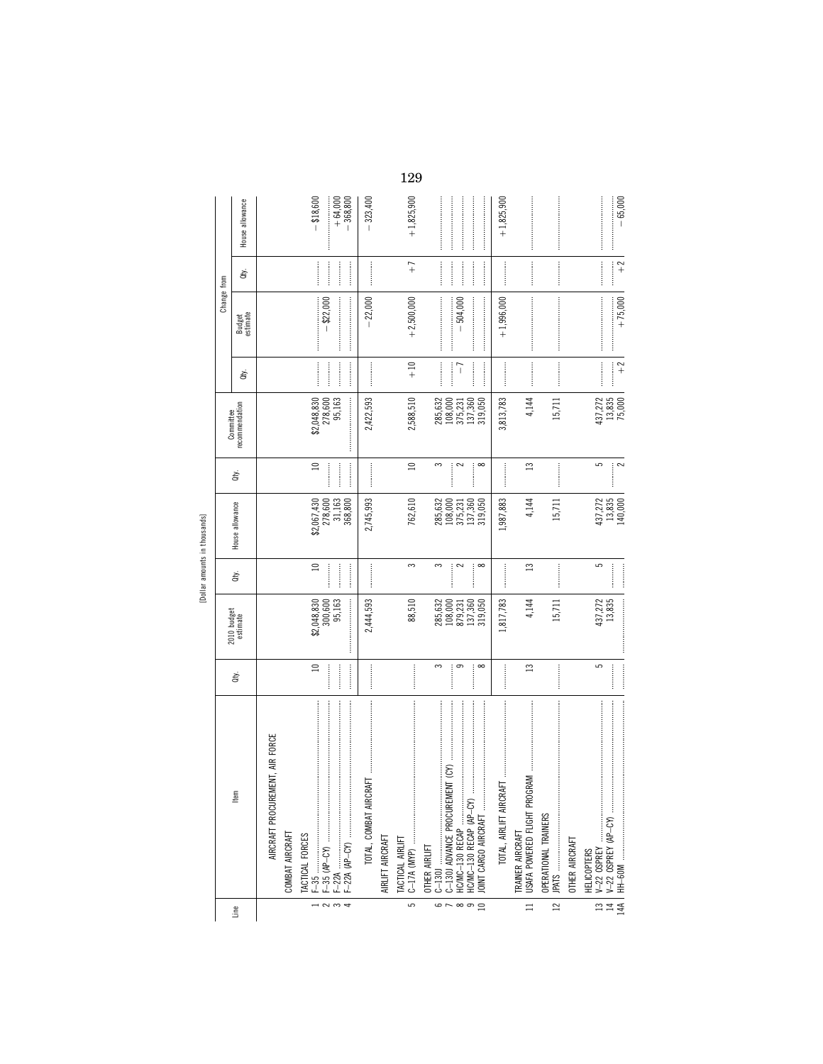[Dollar amounts in thousands]

| Line | Item | Qty. | 2010 budget estimate | Qty. | House allowance | Qty. | Committee recommendation | Change from | | | |
|---|---|---|---|---|---|---|---|---|---|---|---|
| | | | | | | | | Qty. | Budget estimate | Qty. | House allowance |
| | AIRCRAFT PROCUREMENT, AIR FORCE | | | | | | | | | | |
| | COMBAT AIRCRAFT | | | | | | | | | | |
| | TACTICAL FORCES | | | | | | | | | | |
| 1 | F–35 | 10 | $2,048,830 | 10 | $2,067,430 | 10 | $2,048,830 | | | | −$18,600 |
| 2 | F–35 (AP–CY) | | 300,600 | | 278,600 | | 278,600 | | −$22,000 | | |
| 3 | F–22A | | 95,163 | | 31,163 | | 95,163 | | | | +64,000 |
| 4 | F–22A (AP–CY) | | | | 368,800 | | | | | | −368,800 |
| | TOTAL, COMBAT AIRCRAFT | | 2,444,593 | | 2,745,993 | | 2,422,593 | | −22,000 | | −323,400 |
| | AIRLIFT AIRCRAFT | | | | | | | | | | |
| | TACTICAL AIRLIFT | | | | | | | | | | |
| 5 | C–17A (MYP) | | 88,510 | 3 | 762,610 | 10 | 2,588,510 | +10 | +2,500,000 | +7 | +1,825,900 |
| | OTHER AIRLIFT | | | | | | | | | | |
| 6 | C–130J | 3 | 285,632 | 3 | 285,632 | 3 | 285,632 | | | | |
| 7 | C–130J ADVANCE PROCUREMENT (CY) | | 108,000 | | 108,000 | | 108,000 | | | | |
| 8 | HC/MC–130 RECAP | 9 | 879,231 | 2 | 375,231 | 2 | 375,231 | −7 | −504,000 | | |
| 9 | HC/MC–130 RECAP (AP–CY) | | 137,360 | | 137,360 | | 137,360 | | | | |
| 10 | JOINT CARGO AIRCRAFT | 8 | 319,050 | 8 | 319,050 | 8 | 319,050 | | | | |
| | TOTAL, AIRLIFT AIRCRAFT | | 1,817,783 | | 1,987,883 | | 3,813,783 | | +1,996,000 | | +1,825,900 |
| | TRAINER AIRCRAFT | | | | | | | | | | |
| 11 | USAFA POWERED FLIGHT PROGRAM | 13 | 4,144 | 13 | 4,144 | 13 | 4,144 | | | | |
| | OPERATIONAL TRAINERS | | | | | | | | | | |
| 12 | JPATS | | 15,711 | | 15,711 | | 15,711 | | | | |
| | OTHER AIRCRAFT | | | | | | | | | | |
| | HELICOPTERS | | | | | | | | | | |
| 13 | V–22 OSPREY | 5 | 437,272 | 5 | 437,272 | 5 | 437,272 | | | | |
| 14 | V–22 OSPREY (AP–CY) | | 13,835 | | 13,835 | | 13,835 | | | | |
| 14A | HH–60M | | | | 140,000 | 2 | 75,000 | +2 | +75,000 | +2 | −65,000 |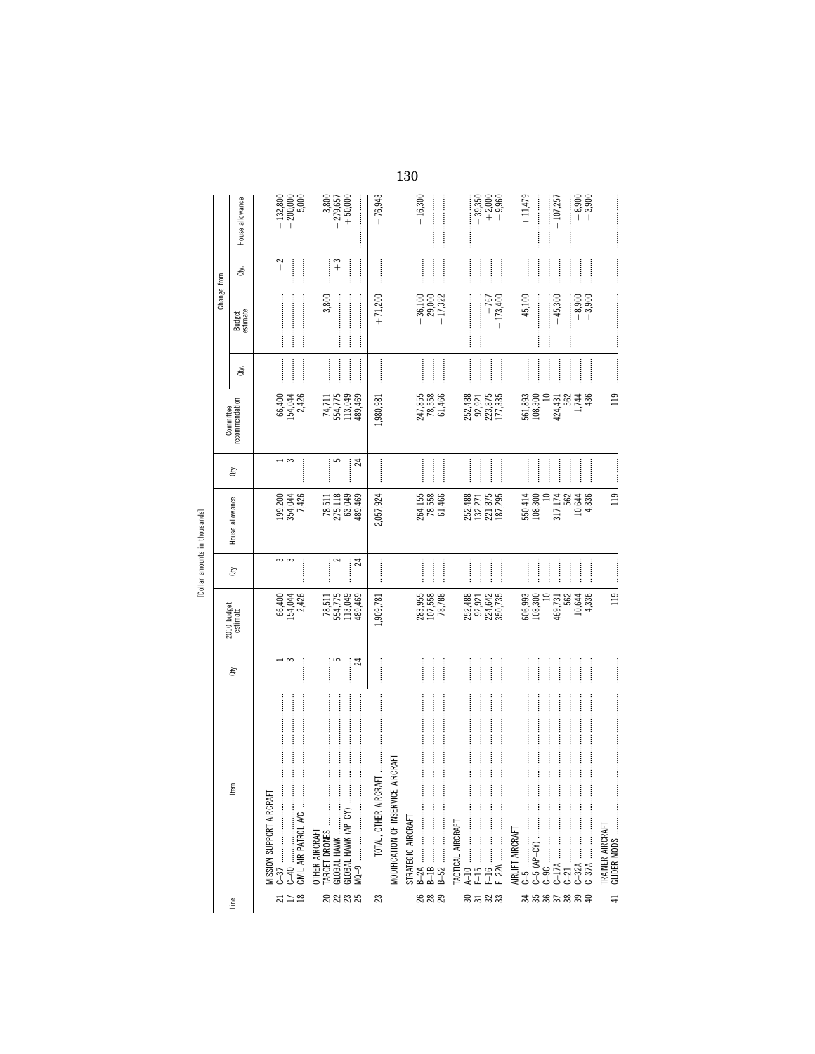[Dollar amounts in thousands]

| Line | Item | Qty. | 2010 budget estimate | Qty. | House allowance | Qty. | Committee recommendation | Change from | | | |
|---|---|---|---|---|---|---|---|---|---|---|---|
| | | | | | | | | Qty. | Budget estimate | Qty. | House allowance |
| | MISSION SUPPORT AIRCRAFT | | | | | | | | | | |
| 21 | C–37 | 1 | 66,400 | 3 | 199,200 | 1 | 66,400 | | | −2 | −132,800 |
| 17 | C–40 | 3 | 154,044 | 3 | 354,044 | 3 | 154,044 | | | | −200,000 |
| 18 | CIVIL AIR PATROL A/C | | 2,426 | | 7,426 | | 2,426 | | | | −5,000 |
| | OTHER AIRCRAFT | | | | | | | | | | |
| 20 | TARGET DRONES | | 78,511 | | 78,511 | | 74,711 | | −3,800 | | −3,800 |
| 22 | GLOBAL HAWK | 5 | 554,775 | 2 | 275,118 | 5 | 554,775 | | | +3 | +279,657 |
| 23 | GLOBAL HAWK (AP–CY) | | 113,049 | | 63,049 | | 113,049 | | | | +50,000 |
| 25 | MQ–9 | 24 | 489,469 | 24 | 489,469 | 24 | 489,469 | | | | |
| 23 | TOTAL, OTHER AIRCRAFT | | 1,909,781 | | 2,057,924 | | 1,980,981 | | +71,200 | | −76,943 |
| | MODIFICATION OF INSERVICE AIRCRAFT | | | | | | | | | | |
| | STRATEGIC AIRCRAFT | | | | | | | | | | |
| 26 | B–2A | | 283,955 | | 264,155 | | 247,855 | | −36,100 | | −16,300 |
| 28 | B–1B | | 107,558 | | 78,558 | | 78,558 | | −29,000 | | |
| 29 | B–52 | | 78,788 | | 61,466 | | 61,466 | | −17,322 | | |
| | TACTICAL AIRCRAFT | | | | | | | | | | |
| 30 | A–10 | | 252,488 | | 252,488 | | 252,488 | | | | |
| 31 | F–15 | | 92,921 | | 132,271 | | 92,921 | | | | −39,350 |
| 32 | F–16 | | 224,642 | | 221,875 | | 223,875 | | −767 | | +2,000 |
| 33 | F–22A | | 350,735 | | 187,295 | | 177,335 | | −173,400 | | −9,960 |
| | AIRLIFT AIRCRAFT | | | | | | | | | | |
| 34 | C–5 | | 606,993 | | 550,414 | | 561,893 | | −45,100 | | +11,479 |
| 35 | C–5 (AP–CY) | | 108,300 | | 108,300 | | 108,300 | | | | |
| 36 | C–9C | | 10 | | 10 | | 10 | | | | |
| 37 | C–17A | | 469,731 | | 317,174 | | 424,431 | | −45,300 | | +107,257 |
| 38 | C–21 | | 562 | | 562 | | 562 | | | | |
| 39 | C–32A | | 10,644 | | 10,644 | | 1,744 | | −8,900 | | −8,900 |
| 40 | C–37A | | 4,336 | | 4,336 | | 436 | | −3,900 | | −3,900 |
| | TRAINER AIRCRAFT | | | | | | | | | | |
| 41 | GLIDER MODS | | 119 | | 119 | | 119 | | | | |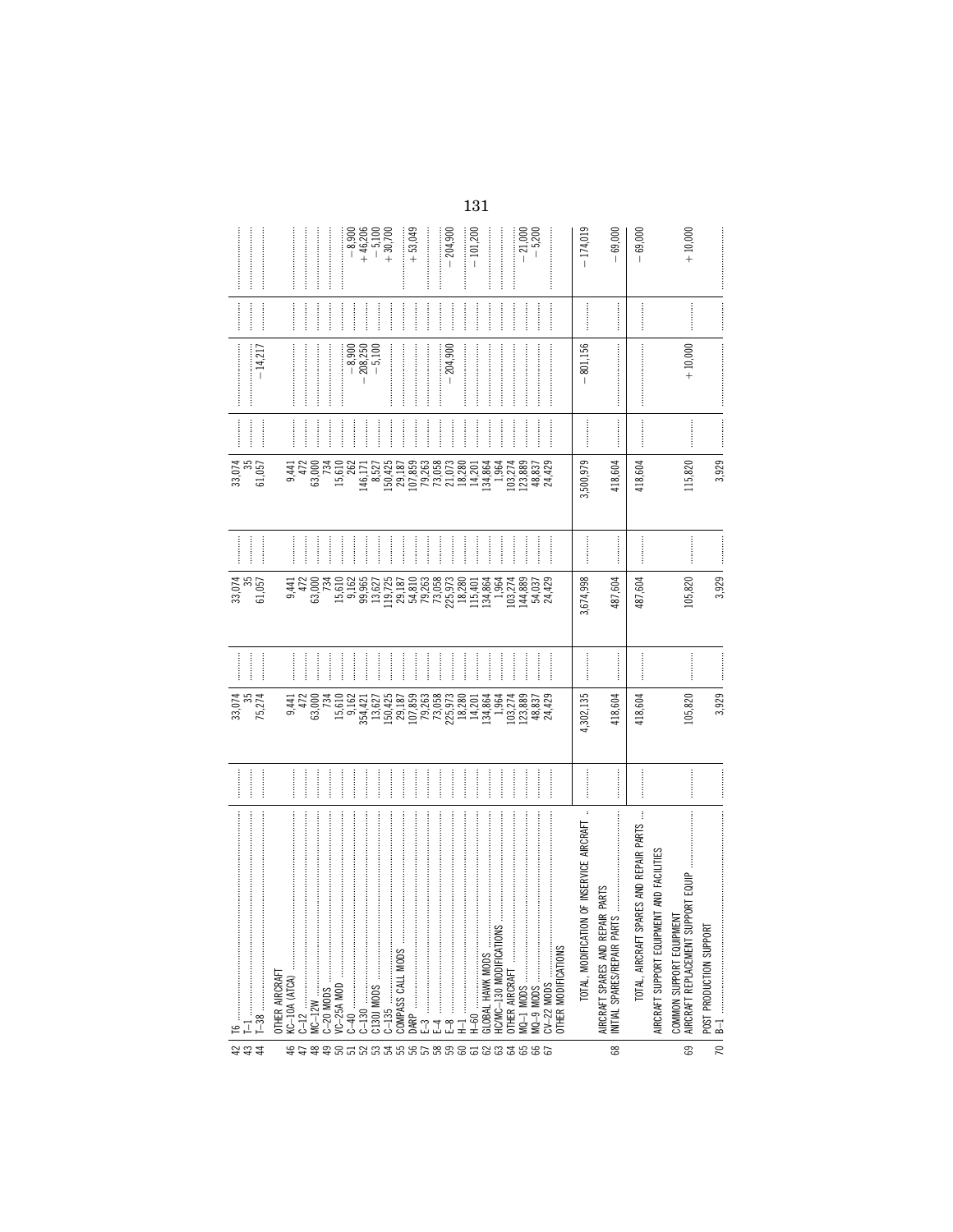| | | | | | | | | | | | |
|---|---|---|---|---|---|---|---|---|---|---|---|
| 42 | T6 | | 33,074 | | 33,074 | | 33,074 | | | | |
| 43 | T–1 | | 35 | | 35 | | 35 | | | | |
| 44 | T–38 | | 75,274 | | 61,057 | | 61,057 | | −14,217 | | |
| | OTHER AIRCRAFT | | | | | | | | | | |
| 46 | KC–10A (ATCA) | | 9,441 | | 9,441 | | 9,441 | | | | |
| 47 | C–12 | | 472 | | 472 | | 472 | | | | |
| 48 | MC–12W | | 63,000 | | 63,000 | | 63,000 | | | | |
| 49 | C–20 MODS | | 734 | | 734 | | 734 | | | | |
| 50 | VC–25A MOD | | 15,610 | | 15,610 | | 15,610 | | | | |
| 51 | C–40 | | 9,162 | | 9,162 | | 262 | | −8,900 | | −8,900 |
| 52 | C–130 | | 354,421 | | 99,965 | | 146,171 | | −208,250 | | +46,206 |
| 53 | C130J MODS | | 13,627 | | 13,627 | | 8,527 | | −5,100 | | −5,100 |
| 54 | C–135 | | 150,425 | | 119,725 | | 150,425 | | | | +30,700 |
| 55 | COMPASS CALL MODS | | 29,187 | | 29,187 | | 29,187 | | | | |
| 56 | DARP | | 107,859 | | 54,810 | | 107,859 | | | | +53,049 |
| 57 | E–3 | | 79,263 | | 79,263 | | 79,263 | | | | |
| 58 | E–4 | | 73,058 | | 73,058 | | 73,058 | | | | |
| 59 | E–8 | | 225,973 | | 225,973 | | 21,073 | | −204,900 | | −204,900 |
| 60 | H–1 | | 18,280 | | 18,280 | | 18,280 | | | | |
| 61 | H–60 | | 14,201 | | 115,401 | | 14,201 | | | | −101,200 |
| 62 | GLOBAL HAWK MODS | | 134,864 | | 134,864 | | 134,864 | | | | |
| 63 | HC/MC–130 MODIFICATIONS | | 1,964 | | 1,964 | | 1,964 | | | | |
| 64 | OTHER AIRCRAFT | | 103,274 | | 103,274 | | 103,274 | | | | |
| 65 | MQ–1 MODS | | 123,889 | | 144,889 | | 123,889 | | | | −21,000 |
| 66 | MQ–9 MODS | | 48,837 | | 54,037 | | 48,837 | | | | −5,200 |
| 67 | CV–22 MODS | | 24,429 | | 24,429 | | 24,429 | | | | |
| | OTHER MODIFICATIONS | | | | | | | | | | |
| | TOTAL, MODIFICATION OF INSERVICE AIRCRAFT | | 4,302,135 | | 3,674,998 | | 3,500,979 | | −801,156 | | −174,019 |
| | AIRCRAFT SPARES AND REPAIR PARTS | | | | | | | | | | |
| 68 | INITIAL SPARES/REPAIR PARTS | | 418,604 | | 487,604 | | 418,604 | | | | −69,000 |
| | TOTAL, AIRCRAFT SPARES AND REPAIR PARTS | | 418,604 | | 487,604 | | 418,604 | | | | −69,000 |
| | AIRCRAFT SUPPORT EQUIPMENT AND FACILITIES | | | | | | | | | | |
| | COMMON SUPPORT EQUIPMENT | | | | | | | | | | |
| 69 | AIRCRAFT REPLACEMENT SUPPORT EQUIP | | 105,820 | | 105,820 | | 115,820 | | +10,000 | | +10,000 |
| | POST PRODUCTION SUPPORT | | | | | | | | | | |
| 70 | B–1 | | 3,929 | | 3,929 | | 3,929 | | | | |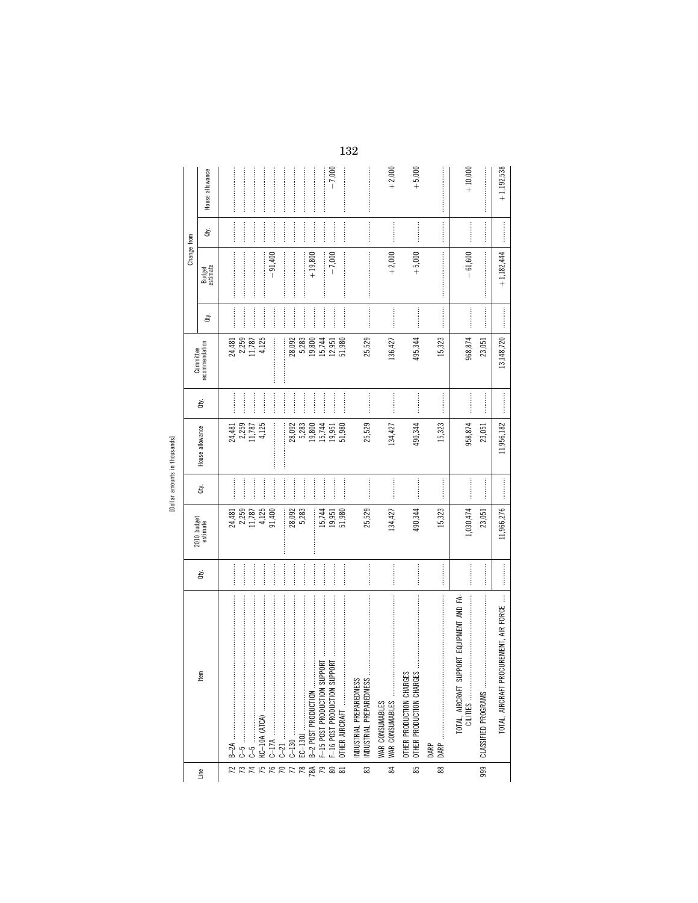[Dollar amounts in thousands]

| Line | Item | Qty. | 2010 budget estimate | Qty. | House allowance | Qty. | Committee recommendation | Change from | | | |
|---|---|---|---|---|---|---|---|---|---|---|---|
| | | | | | | | | Qty. | Budget estimate | Qty. | House allowance |
| 72 | B–2A | | 24,481 | | 24,481 | | 24,481 | | | | |
| 73 | C–5 | | 2,259 | | 2,259 | | 2,259 | | | | |
| 74 | C–5 | | 11,787 | | 11,787 | | 11,787 | | | | |
| 75 | KC–10A (ATCA) | | 4,125 | | 4,125 | | 4,125 | | | | |
| 76 | C–17A | | 91,400 | | | | | | −91,400 | | |
| 70 | C–21 | | | | | | | | | | |
| 77 | C–130 | | 28,092 | | 28,092 | | 28,092 | | | | |
| 78 | EC–130J | | 5,283 | | 5,283 | | 5,283 | | | | |
| 78A | B–2 POST PRODUCTION | | | | 19,800 | | 19,800 | | +19,800 | | |
| 79 | F–15 POST PRODUCTION SUPPORT | | 15,744 | | 15,744 | | 15,744 | | | | |
| 80 | F–16 POST PRODUCTION SUPPORT | | 19,951 | | 19,951 | | 12,951 | | −7,000 | | −7,000 |
| 81 | OTHER AIRCRAFT | | 51,980 | | 51,980 | | 51,980 | | | | |
| | INDUSTRIAL PREPAREDNESS | | | | | | | | | | |
| 83 | INDUSTRIAL PREPAREDNESS | | 25,529 | | 25,529 | | 25,529 | | | | |
| | WAR CONSUMABLES | | | | | | | | | | |
| 84 | WAR CONSUMABLES | | 134,427 | | 134,427 | | 136,427 | | +2,000 | | +2,000 |
| | OTHER PRODUCTION CHARGES | | | | | | | | | | |
| 85 | OTHER PRODUCTION CHARGES | | 490,344 | | 490,344 | | 495,344 | | +5,000 | | +5,000 |
| | DARP | | | | | | | | | | |
| 88 | DARP | | 15,323 | | 15,323 | | 15,323 | | | | |
| | TOTAL, AIRCRAFT SUPPORT EQUIPMENT AND FACILITIES | | 1,030,474 | | 958,874 | | 968,874 | | −61,600 | | +10,000 |
| 999 | CLASSIFIED PROGRAMS | | 23,051 | | 23,051 | | 23,051 | | | | |
| | TOTAL, AIRCRAFT PROCUREMENT, AIR FORCE | | 11,966,276 | | 11,956,182 | | 13,148,720 | | +1,182,444 | | +1,192,538 |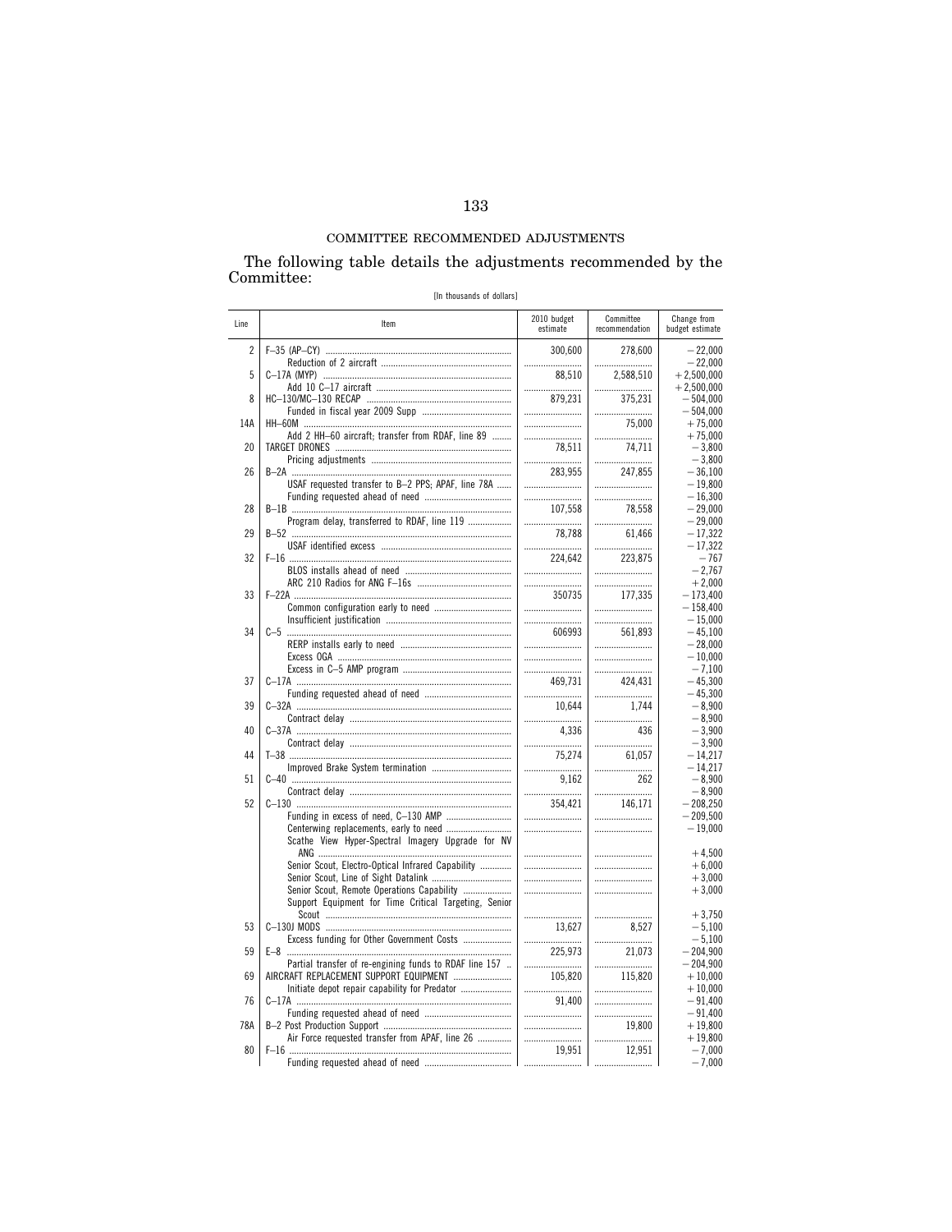## COMMITTEE RECOMMENDED ADJUSTMENTS

The following table details the adjustments recommended by the Committee:

[In thousands of dollars]

| Line | Item | 2010 budget estimate | Committee recommendation | Change from budget estimate |
|---|---|---|---|---|
| 2 | F–35 (AP–CY) | 300,600 | 278,600 | −22,000 |
| | Reduction of 2 aircraft | | | −22,000 |
| 5 | C–17A (MYP) | 88,510 | 2,588,510 | +2,500,000 |
| | Add 10 C–17 aircraft | | | +2,500,000 |
| 8 | HC–130/MC–130 RECAP | 879,231 | 375,231 | −504,000 |
| | Funded in fiscal year 2009 Supp | | | −504,000 |
| 14A | HH–60M | | 75,000 | +75,000 |
| | Add 2 HH–60 aircraft; transfer from RDAF, line 89 | | | +75,000 |
| 20 | TARGET DRONES | 78,511 | 74,711 | −3,800 |
| | Pricing adjustments | | | −3,800 |
| 26 | B–2A | 283,955 | 247,855 | −36,100 |
| | USAF requested transfer to B–2 PPS; APAF, line 78A | | | −19,800 |
| | Funding requested ahead of need | | | −16,300 |
| 28 | B–1B | 107,558 | 78,558 | −29,000 |
| | Program delay, transferred to RDAF, line 119 | | | −29,000 |
| 29 | B–52 | 78,788 | 61,466 | −17,322 |
| | USAF identified excess | | | −17,322 |
| 32 | F–16 | 224,642 | 223,875 | −767 |
| | BLOS installs ahead of need | | | −2,767 |
| | ARC 210 Radios for ANG F–16s | | | +2,000 |
| 33 | F–22A | 350735 | 177,335 | −173,400 |
| | Common configuration early to need | | | −158,400 |
| | Insufficient justification | | | −15,000 |
| 34 | C–5 | 606993 | 561,893 | −45,100 |
| | RERP installs early to need | | | −28,000 |
| | Excess OGA | | | −10,000 |
| | Excess in C–5 AMP program | | | −7,100 |
| 37 | C–17A | 469,731 | 424,431 | −45,300 |
| | Funding requested ahead of need | | | −45,300 |
| 39 | C–32A | 10,644 | 1,744 | −8,900 |
| | Contract delay | | | −8,900 |
| 40 | C–37A | 4,336 | 436 | −3,900 |
| | Contract delay | | | −3,900 |
| 44 | T–38 | 75,274 | 61,057 | −14,217 |
| | Improved Brake System termination | | | −14,217 |
| 51 | C–40 | 9,162 | 262 | −8,900 |
| | Contract delay | | | −8,900 |
| 52 | C–130 | 354,421 | 146,171 | −208,250 |
| | Funding in excess of need, C–130 AMP | | | −209,500 |
| | Centerwing replacements, early to need | | | −19,000 |
| | Scathe View Hyper-Spectral Imagery Upgrade for NV ANG | | | +4,500 |
| | Senior Scout, Electro-Optical Infrared Capability | | | +6,000 |
| | Senior Scout, Line of Sight Datalink | | | +3,000 |
| | Senior Scout, Remote Operations Capability | | | +3,000 |
| | Support Equipment for Time Critical Targeting, Senior Scout | | | +3,750 |
| 53 | C–130J MODS | 13,627 | 8,527 | −5,100 |
| | Excess funding for Other Government Costs | | | −5,100 |
| 59 | E–8 | 225,973 | 21,073 | −204,900 |
| | Partial transfer of re-engining funds to RDAF line 157 | | | −204,900 |
| 69 | AIRCRAFT REPLACEMENT SUPPORT EQUIPMENT | 105,820 | 115,820 | +10,000 |
| | Initiate depot repair capability for Predator | | | +10,000 |
| 76 | C–17A | 91,400 | | −91,400 |
| | Funding requested ahead of need | | | −91,400 |
| 78A | B–2 Post Production Support | | 19,800 | +19,800 |
| | Air Force requested transfer from APAF, line 26 | | | +19,800 |
| 80 | F–16 | 19,951 | 12,951 | −7,000 |
| | Funding requested ahead of need | | | −7,000 |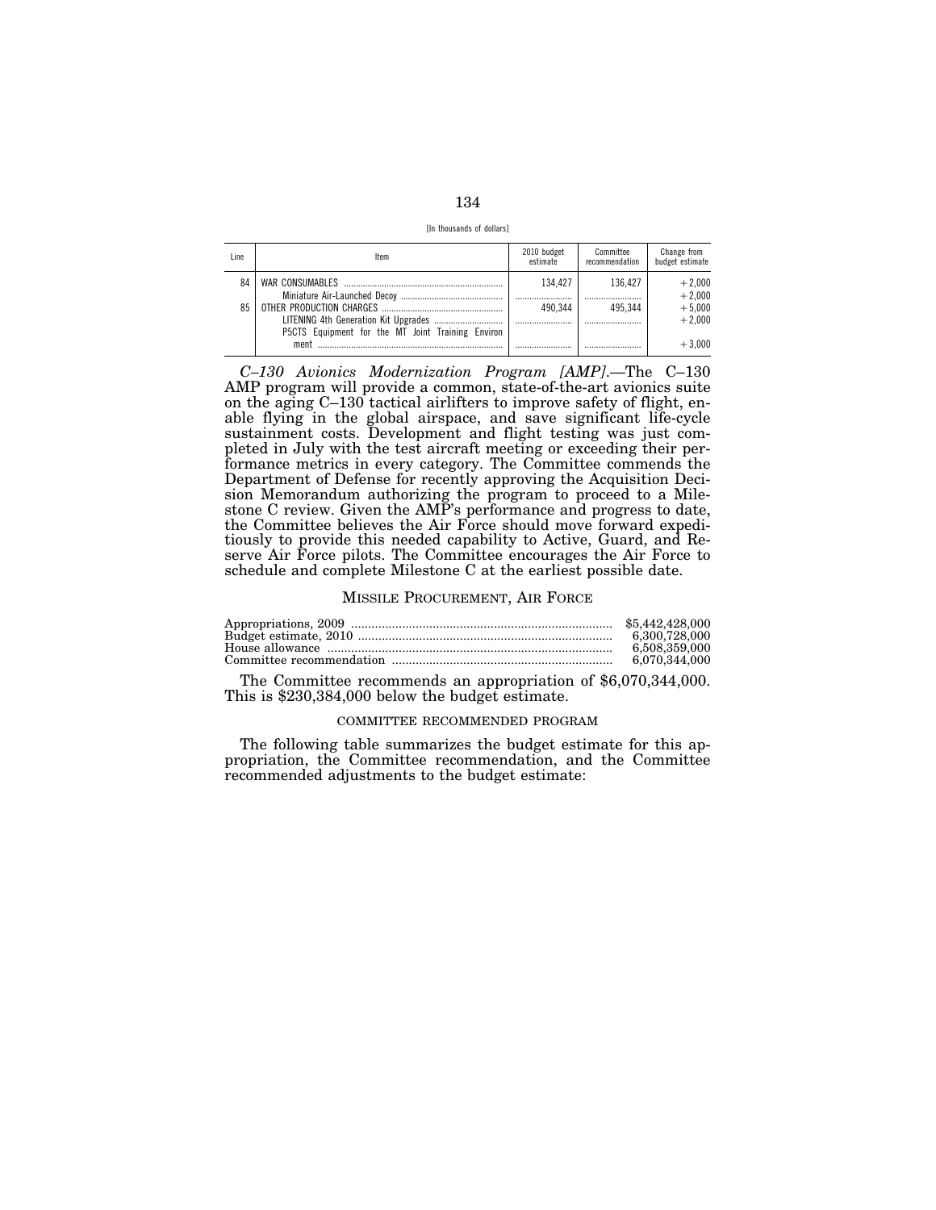[In thousands of dollars]

| Line | Item | 2010 budget estimate | Committee recommendation | Change from budget estimate |
|---|---|---|---|---|
| 84 | WAR CONSUMABLES | 134,427 | 136,427 | +2,000 |
| | Miniature Air-Launched Decoy | | | +2,000 |
| 85 | OTHER PRODUCTION CHARGES | 490,344 | 495,344 | +5,000 |
| | LITENING 4th Generation Kit Upgrades | | | +2,000 |
| | P5CTS Equipment for the MT Joint Training Environment | | | +3,000 |

*C–130 Avionics Modernization Program [AMP].*—The C–130 AMP program will provide a common, state-of-the-art avionics suite on the aging C–130 tactical airlifters to improve safety of flight, enable flying in the global airspace, and save significant life-cycle sustainment costs. Development and flight testing was just completed in July with the test aircraft meeting or exceeding their performance metrics in every category. The Committee commends the Department of Defense for recently approving the Acquisition Decision Memorandum authorizing the program to proceed to a Milestone C review. Given the AMP's performance and progress to date, the Committee believes the Air Force should move forward expeditiously to provide this needed capability to Active, Guard, and Reserve Air Force pilots. The Committee encourages the Air Force to schedule and complete Milestone C at the earliest possible date.

## MISSILE PROCUREMENT, AIR FORCE

| | |
|---|---|
| Appropriations, 2009 | $5,442,428,000 |
| Budget estimate, 2010 | 6,300,728,000 |
| House allowance | 6,508,359,000 |
| Committee recommendation | 6,070,344,000 |

The Committee recommends an appropriation of $6,070,344,000. This is $230,384,000 below the budget estimate.

### COMMITTEE RECOMMENDED PROGRAM

The following table summarizes the budget estimate for this appropriation, the Committee recommendation, and the Committee recommended adjustments to the budget estimate: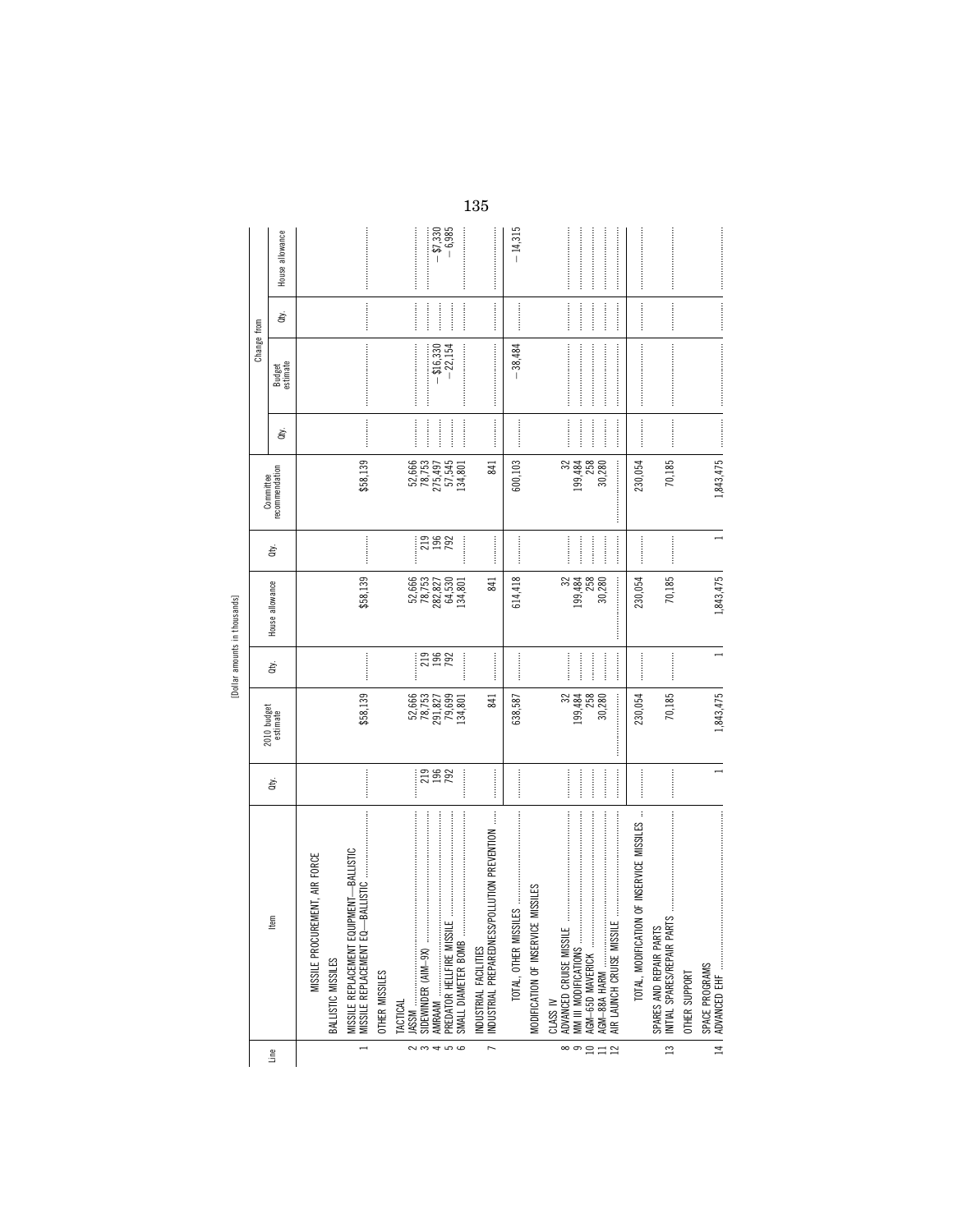[Dollar amounts in thousands]

| Line | Item | Qty. | 2010 budget estimate | Qty. | House allowance | Qty. | Committee recommendation | Change from Qty. | Change from Budget estimate | Change from Qty. | Change from House allowance |
|---|---|---|---|---|---|---|---|---|---|---|---|
| | MISSILE PROCUREMENT, AIR FORCE | | | | | | | | | | |
| | BALLISTIC MISSILES | | | | | | | | | | |
| | MISSILE REPLACEMENT EQUIPMENT—BALLISTIC | | | | | | | | | | |
| 1 | MISSILE REPLACEMENT EQ—BALLISTIC | | $58,139 | | $58,139 | | $58,139 | | | | |
| | OTHER MISSILES | | | | | | | | | | |
| | TACTICAL | | | | | | | | | | |
| 2 | JASSM | | 52,666 | | 52,666 | | 52,666 | | | | |
| 3 | SIDEWINDER (AIM–9X) | 219 | 78,753 | 219 | 78,753 | 219 | 78,753 | | | | |
| 4 | AMRAAM | 196 | 291,827 | 196 | 282,827 | 196 | 275,497 | | −$16,330 | | −$7,330 |
| 5 | PREDATOR HELLFIRE MISSILE | 792 | 79,699 | 792 | 64,530 | 792 | 57,545 | | −22,154 | | −6,985 |
| 6 | SMALL DIAMETER BOMB | | 134,801 | | 134,801 | | 134,801 | | | | |
| | INDUSTRIAL FACILITIES | | | | | | | | | | |
| 7 | INDUSTRIAL PREPAREDNESS/POLLUTION PREVENTION | | 841 | | 841 | | 841 | | | | |
| | TOTAL, OTHER MISSILES | | 638,587 | | 614,418 | | 600,103 | | −38,484 | | −14,315 |
| | MODIFICATION OF INSERVICE MISSILES | | | | | | | | | | |
| | CLASS IV | | | | | | | | | | |
| 8 | ADVANCED CRUISE MISSILE | | 32 | | 32 | | 32 | | | | |
| 9 | MM III MODIFICATIONS | | 199,484 | | 199,484 | | 199,484 | | | | |
| 10 | AGM–65D MAVERICK | | 258 | | 258 | | 258 | | | | |
| 11 | AGM–88A HARM | | 30,280 | | 30,280 | | 30,280 | | | | |
| 12 | AIR LAUNCH CRUISE MISSILE | | | | | | | | | | |
| | TOTAL, MODIFICATION OF INSERVICE MISSILES | | 230,054 | | 230,054 | | 230,054 | | | | |
| | SPARES AND REPAIR PARTS | | | | | | | | | | |
| 13 | INITIAL SPARES/REPAIR PARTS | | 70,185 | | 70,185 | | 70,185 | | | | |
| | OTHER SUPPORT | | | | | | | | | | |
| | SPACE PROGRAMS | | | | | | | | | | |
| 14 | ADVANCED EHF | 1 | 1,843,475 | 1 | 1,843,475 | 1 | 1,843,475 | | | | |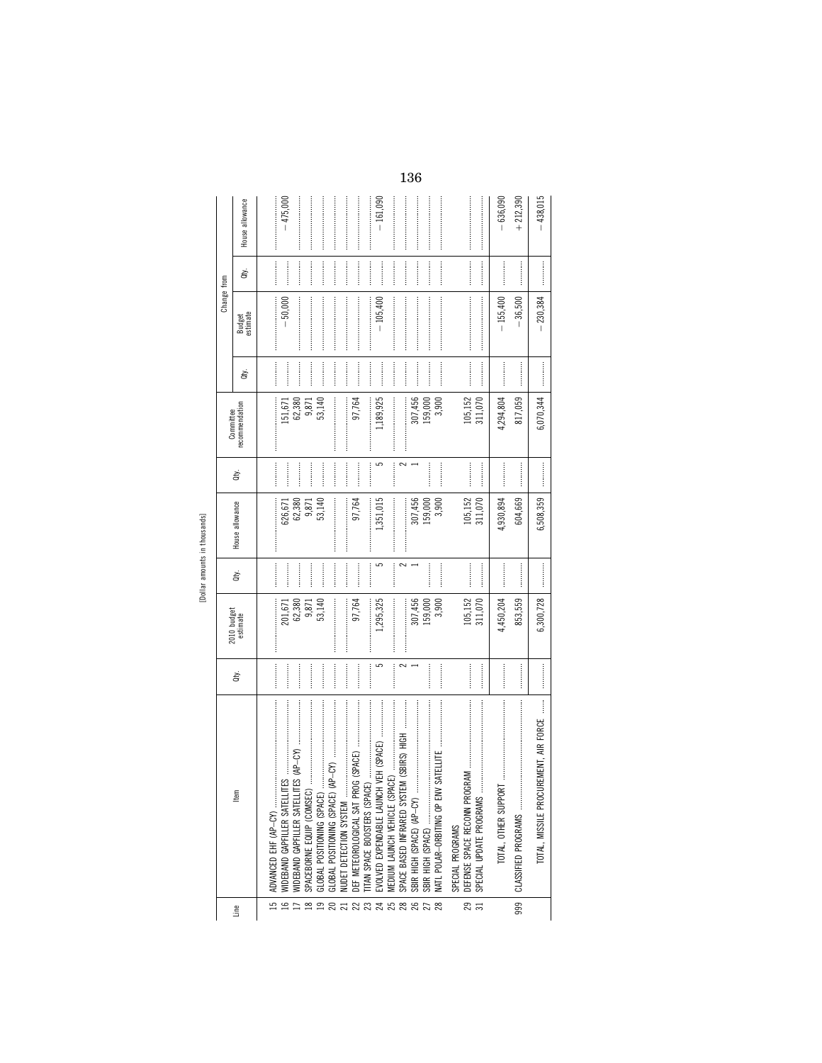[Dollar amounts in thousands]

| Line | Item | Qty. | 2010 budget estimate | Qty. | House allowance | Qty. | Committee recommendation | Change from | | | |
|---|---|---|---|---|---|---|---|---|---|---|---|
| | | | | | | | | Qty. | Budget estimate | Qty. | House allowance |
| 15 | ADVANCED EHF (AP–CY) | | | | | | | | | | |
| 16 | WIDEBAND GAPFILLER SATELLITES | | 201,671 | | 626,671 | | 151,671 | | –50,000 | | –475,000 |
| 17 | WIDEBAND GAPFILLER SATELLITES (AP–CY) | | 62,380 | | 62,380 | | 62,380 | | | | |
| 18 | SPACEBORNE EQUIP (COMSEC) | | 9,871 | | 9,871 | | 9,871 | | | | |
| 19 | GLOBAL POSITIONING (SPACE) | | 53,140 | | 53,140 | | 53,140 | | | | |
| 20 | GLOBAL POSITIONING (SPACE) (AP–CY) | | | | | | | | | | |
| 21 | NUDET DETECTION SYSTEM | | | | | | | | | | |
| 22 | DEF METEOROLOGICAL SAT PROG (SPACE) | | 97,764 | | 97,764 | | 97,764 | | | | |
| 23 | TITAN SPACE BOOSTERS (SPACE) | | | | | | | | | | |
| 24 | EVOLVED EXPENDABLE LAUNCH VEH (SPACE) | 5 | 1,295,325 | 5 | 1,351,015 | 5 | 1,189,925 | | –105,400 | | –161,090 |
| 25 | MEDIUM LAUNCH VEHICLE (SPACE) | | | | | | | | | | |
| 28 | SPACE BASED INFRARED SYSTEM (SBIRS) HIGH | 2 | | 2 | | 2 | | | | | |
| 26 | SBIR HIGH (SPACE) (AP–CY) | 1 | 307,456 | 1 | 307,456 | 1 | 307,456 | | | | |
| 27 | SBIR HIGH (SPACE) | | 159,000 | | 159,000 | | 159,000 | | | | |
| 28 | NATL POLAR–ORBITING OP ENV SATELLITE | | 3,900 | | 3,900 | | 3,900 | | | | |
| | SPECIAL PROGRAMS | | | | | | | | | | |
| 29 | DEFENSE SPACE RECONN PROGRAM | | 105,152 | | 105,152 | | 105,152 | | | | |
| 31 | SPECIAL UPDATE PROGRAMS | | 311,070 | | 311,070 | | 311,070 | | | | |
| | TOTAL, OTHER SUPPORT | | 4,450,204 | | 4,930,894 | | 4,294,804 | | –155,400 | | –636,090 |
| 999 | CLASSIFIED PROGRAMS | | 853,559 | | 604,669 | | 817,059 | | –36,500 | | +212,390 |
| | TOTAL, MISSILE PROCUREMENT, AIR FORCE | | 6,300,728 | | 6,508,359 | | 6,070,344 | | –230,384 | | –438,015 |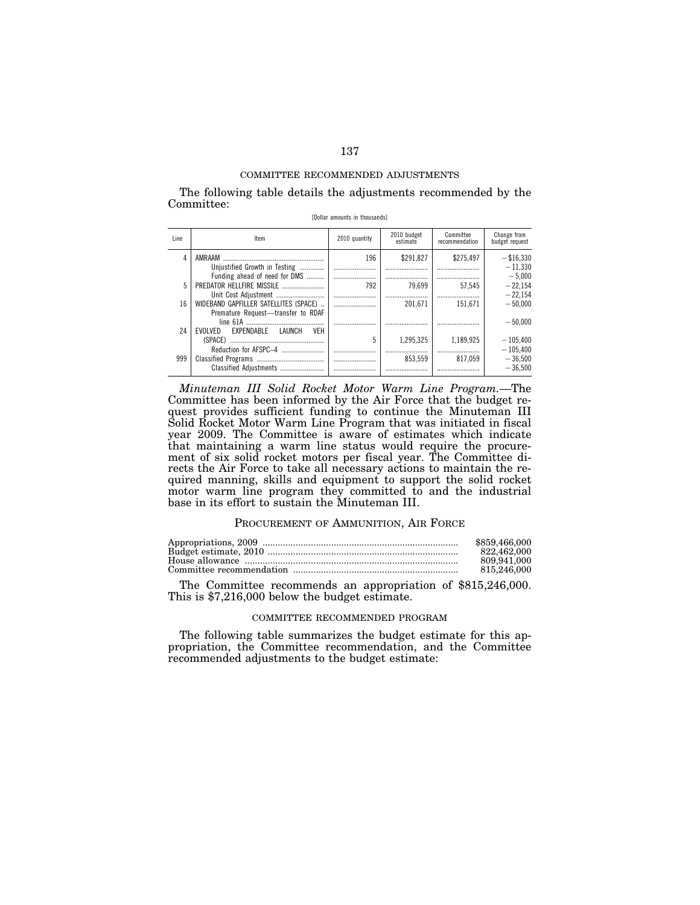### COMMITTEE RECOMMENDED ADJUSTMENTS

The following table details the adjustments recommended by the Committee:

[Dollar amounts in thousands]

| Line | Item | 2010 quantity | 2010 budget estimate | Committee recommendation | Change from budget request |
|---|---|---|---|---|---|
| 4 | AMRAAM | 196 | $291,827 | $275,497 | −$16,330 |
| | Unjustified Growth in Testing | | | | −11,330 |
| | Funding ahead of need for DMS | | | | −5,000 |
| 5 | PREDATOR HELLFIRE MISSILE | 792 | 79,699 | 57,545 | −22,154 |
| | Unit Cost Adjustment | | | | −22,154 |
| 16 | WIDEBAND GAPFILLER SATELLITES (SPACE) | | 201,671 | 151,671 | −50,000 |
| | Premature Request—transfer to RDAF line 61A | | | | −50,000 |
| 24 | EVOLVED EXPENDABLE LAUNCH VEH (SPACE) | 5 | 1,295,325 | 1,189,925 | −105,400 |
| | Reduction for AFSPC–4 | | | | −105,400 |
| 999 | Classified Programs | | 853,559 | 817,059 | −36,500 |
| | Classified Adjustments | | | | −36,500 |

*Minuteman III Solid Rocket Motor Warm Line Program.*—The Committee has been informed by the Air Force that the budget request provides sufficient funding to continue the Minuteman III Solid Rocket Motor Warm Line Program that was initiated in fiscal year 2009. The Committee is aware of estimates which indicate that maintaining a warm line status would require the procurement of six solid rocket motors per fiscal year. The Committee directs the Air Force to take all necessary actions to maintain the required manning, skills and equipment to support the solid rocket motor warm line program they committed to and the industrial base in its effort to sustain the Minuteman III.

## PROCUREMENT OF AMMUNITION, AIR FORCE

| | |
|---|---|
| Appropriations, 2009 | $859,466,000 |
| Budget estimate, 2010 | 822,462,000 |
| House allowance | 809,941,000 |
| Committee recommendation | 815,246,000 |

The Committee recommends an appropriation of $815,246,000. This is $7,216,000 below the budget estimate.

### COMMITTEE RECOMMENDED PROGRAM

The following table summarizes the budget estimate for this appropriation, the Committee recommendation, and the Committee recommended adjustments to the budget estimate: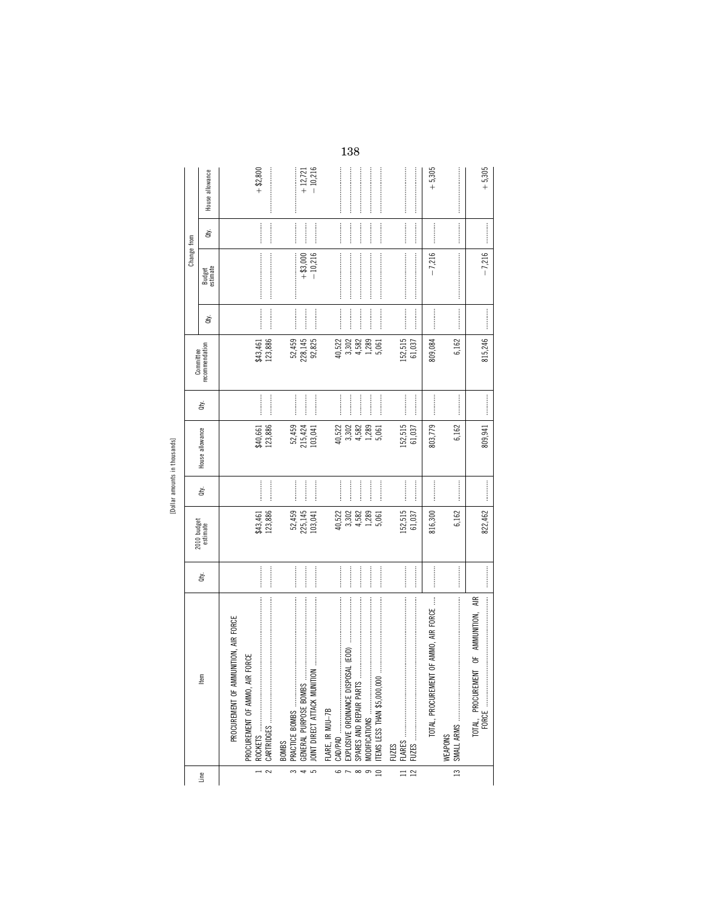[Dollar amounts in thousands]

| Line | Item | Qty. | 2010 budget estimate | Qty. | House allowance | Qty. | Committee recommendation | Change from | | | |
|---|---|---|---|---|---|---|---|---|---|---|---|
| | | | | | | | | Qty. | Budget estimate | Qty. | House allowance |
| | PROCUREMENT OF AMMUNITION, AIR FORCE | | | | | | | | | | |
| | PROCUREMENT OF AMMO, AIR FORCE | | | | | | | | | | |
| 1 | ROCKETS | | $43,461 | | $40,661 | | $43,461 | | | | +$2,800 |
| 2 | CARTRIDGES | | 123,886 | | 123,886 | | 123,886 | | | | |
| | BOMBS | | | | | | | | | | |
| 3 | PRACTICE BOMBS | | 52,459 | | 52,459 | | 52,459 | | | | |
| 4 | GENERAL PURPOSE BOMBS | | 225,145 | | 215,424 | | 228,145 | | +$3,000 | | +12,721 |
| 5 | JOINT DIRECT ATTACK MUNITION | | 103,041 | | 103,041 | | 92,825 | | −10,216 | | −10,216 |
| | FLARE, IR MJU–7B | | | | | | | | | | |
| 6 | CAD/PAD | | 40,522 | | 40,522 | | 40,522 | | | | |
| 7 | EXPLOSIVE ORDINANCE DISPOSAL (EOD) | | 3,302 | | 3,302 | | 3,302 | | | | |
| 8 | SPARES AND REPAIR PARTS | | 4,582 | | 4,582 | | 4,582 | | | | |
| 9 | MODIFICATIONS | | 1,289 | | 1,289 | | 1,289 | | | | |
| 10 | ITEMS LESS THAN $5,000,000 | | 5,061 | | 5,061 | | 5,061 | | | | |
| | FUZES | | | | | | | | | | |
| 11 | FLARES | | 152,515 | | 152,515 | | 152,515 | | | | |
| 12 | FUZES | | 61,037 | | 61,037 | | 61,037 | | | | |
| | TOTAL, PROCUREMENT OF AMMO, AIR FORCE | | 816,300 | | 803,779 | | 809,084 | | −7,216 | | +5,305 |
| | WEAPONS | | | | | | | | | | |
| 13 | SMALL ARMS | | 6,162 | | 6,162 | | 6,162 | | | | |
| | TOTAL, PROCUREMENT OF AMMUNITION, AIR FORCE | | 822,462 | | 809,941 | | 815,246 | | −7,216 | | +5,305 |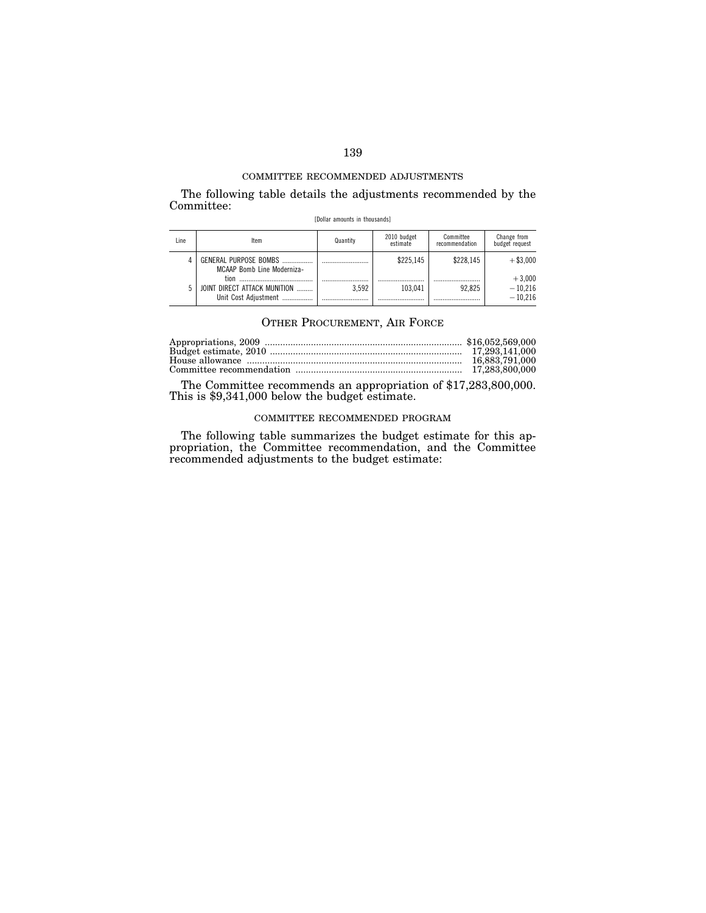### COMMITTEE RECOMMENDED ADJUSTMENTS

The following table details the adjustments recommended by the Committee:

[Dollar amounts in thousands]

| Line | Item | Quantity | 2010 budget estimate | Committee recommendation | Change from budget request |
|---|---|---|---|---|---|
| 4 | GENERAL PURPOSE BOMBS | | $225,145 | $228,145 | +$3,000 |
| | MCAAP Bomb Line Modernization | | | | +3,000 |
| 5 | JOINT DIRECT ATTACK MUNITION | 3,592 | 103,041 | 92,825 | −10,216 |
| | Unit Cost Adjustment | | | | −10,216 |

## OTHER PROCUREMENT, AIR FORCE

| | |
|---|---|
| Appropriations, 2009 | $16,052,569,000 |
| Budget estimate, 2010 | 17,293,141,000 |
| House allowance | 16,883,791,000 |
| Committee recommendation | 17,283,800,000 |

The Committee recommends an appropriation of $17,283,800,000. This is $9,341,000 below the budget estimate.

### COMMITTEE RECOMMENDED PROGRAM

The following table summarizes the budget estimate for this appropriation, the Committee recommendation, and the Committee recommended adjustments to the budget estimate: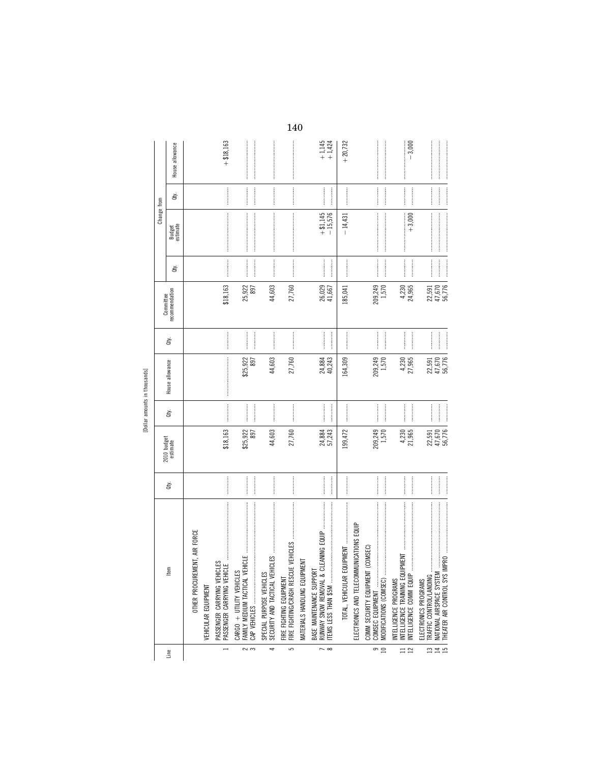[Dollar amounts in thousands]

| Line | Item | Qty. | 2010 budget estimate | Qty. | House allowance | Qty. | Committee recommendation | Change from | | | |
|---|---|---|---|---|---|---|---|---|---|---|---|
| | | | | | | | | Qty. | Budget estimate | Qty. | House allowance |
| | OTHER PROCUREMENT, AIR FORCE | | | | | | | | | | |
| | VEHICULAR EQUIPMENT | | | | | | | | | | |
| | PASSENGER CARRYING VEHICLES | | | | | | | | | | |
| 1 | PASSENGER CARRYING VEHICLE | | $18,163 | | | | $18,163 | | | | +$18,163 |
| | CARGO + UTILITY VEHICLES | | | | | | | | | | |
| 2 | FAMILY MEDIUM TACTICAL VEHICLE | | $25,922 | | $25,922 | | 25,922 | | | | |
| 3 | CAP VEHICLES | | 897 | | 897 | | 897 | | | | |
| | SPECIAL PURPOSE VEHICLES | | | | | | | | | | |
| 4 | SECURITY AND TACTICAL VEHICLES | | 44,603 | | 44,603 | | 44,603 | | | | |
| | FIRE FIGHTING EQUIPMENT | | | | | | | | | | |
| 5 | FIRE FIGHTING/CRASH RESCUE VEHICLES | | 27,760 | | 27,760 | | 27,760 | | | | |
| | MATERIALS HANDLING EQUIPMENT | | | | | | | | | | |
| | BASE MAINTENANCE SUPPORT | | | | | | | | | | |
| 7 | RUNWAY SNOW REMOVAL & CLEANING EQUIP | | 24,884 | | 24,884 | | 26,029 | | +$1,145 | | +1,145 |
| 8 | ITEMS LESS THAN $5M | | 57,243 | | 40,243 | | 41,667 | | −15,576 | | +1,424 |
| | TOTAL, VEHICULAR EQUIPMENT | | 199,472 | | 164,309 | | 185,041 | | −14,431 | | +20,732 |
| | ELECTRONICS AND TELECOMMUNICATIONS EQUIP | | | | | | | | | | |
| | COMM SECURITY EQUIPMENT (COMSEC) | | | | | | | | | | |
| 9 | COMSEC EQUIPMENT | | 209,249 | | 209,249 | | 209,249 | | | | |
| 10 | MODIFICATIONS (COMSEC) | | 1,570 | | 1,570 | | 1,570 | | | | |
| | INTELLIGENCE PROGRAMS | | | | | | | | | | |
| 11 | INTELLIGENCE TRAINING EQUIPMENT | | 4,230 | | 4,230 | | 4,230 | | | | |
| 12 | INTELLIGENCE COMM EQUIP | | 21,965 | | 27,965 | | 24,965 | | +3,000 | | −3,000 |
| | ELECTRONICS PROGRAMS | | | | | | | | | | |
| 13 | TRAFFIC CONTROL/LANDING | | 22,591 | | 22,591 | | 22,591 | | | | |
| 14 | NATIONAL AIRSPACE SYSTEM | | 47,670 | | 47,670 | | 47,670 | | | | |
| 15 | THEATER AIR CONTROL SYS IMPRO | | 56,776 | | 56,776 | | 56,776 | | | | |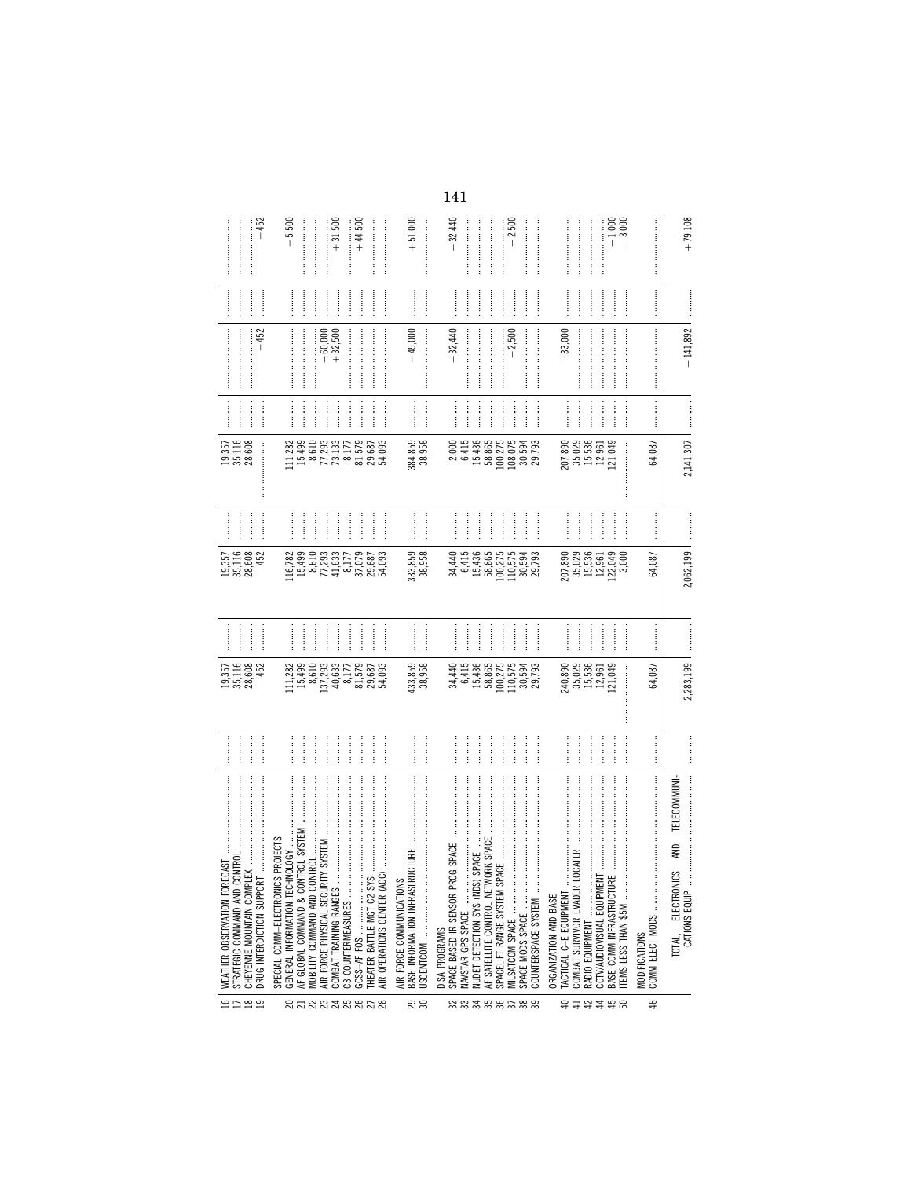| | | | | | | |
|---|---|---|---|---|---|---|
| 16 | WEATHER OBSERVATION FORECAST | 19,357 | 19,357 | 19,357 | | |
| 17 | STRATEGIC COMMAND AND CONTROL | 35,116 | 35,116 | 35,116 | | |
| 18 | CHEYENNE MOUNTAIN COMPLEX | 28,608 | 28,608 | 28,608 | | |
| 19 | DRUG INTERDICTION SUPPORT | 452 | 452 | | −452 | −452 |
| | SPECIAL COMM–ELECTRONICS PROJECTS | | | | | |
| 20 | GENERAL INFORMATION TECHNOLOGY | 111,282 | 116,782 | 111,282 | | −5,500 |
| 21 | AF GLOBAL COMMAND & CONTROL SYSTEM | 15,499 | 15,499 | 15,499 | | |
| 22 | MOBILITY COMMAND AND CONTROL | 8,610 | 8,610 | 8,610 | | |
| 23 | AIR FORCE PHYSICAL SECURITY SYSTEM | 137,293 | 77,293 | 77,293 | −60,000 | |
| 24 | COMBAT TRAINING RANGES | 40,633 | 41,633 | 73,133 | +32,500 | +31,500 |
| 25 | C3 COUNTERMEASURES | 8,177 | 8,177 | 8,177 | | |
| 26 | GCSS–AF FOS | 81,579 | 37,079 | 81,579 | | +44,500 |
| 27 | THEATER BATTLE MGT C2 SYS | 29,687 | 29,687 | 29,687 | | |
| 28 | AIR OPERATIONS CENTER (AOC) | 54,093 | 54,093 | 54,093 | | |
| | AIR FORCE COMMUNICATIONS | | | | | |
| 29 | BASE INFORMATION INFRASTRUCTURE | 433,859 | 333,859 | 384,859 | −49,000 | +51,000 |
| 30 | USCENTCOM | 38,958 | 38,958 | 38,958 | | |
| | DISA PROGRAMS | | | | | |
| 32 | SPACE BASED IR SENSOR PROG SPACE | 34,440 | 34,440 | 2,000 | −32,440 | −32,440 |
| 33 | NAVSTAR GPS SPACE | 6,415 | 6,415 | 6,415 | | |
| 34 | NUDET DETECTION SYS (NDS) SPACE | 15,436 | 15,436 | 15,436 | | |
| 35 | AF SATELLITE CONTROL NETWORK SPACE | 58,865 | 58,865 | 58,865 | | |
| 36 | SPACELIFT RANGE SYSTEM SPACE | 100,275 | 100,275 | 100,275 | | |
| 37 | MILSATCOM SPACE | 110,575 | 110,575 | 108,075 | −2,500 | −2,500 |
| 38 | SPACE MODS SPACE | 30,594 | 30,594 | 30,594 | | |
| 39 | COUNTERSPACE SYSTEM | 29,793 | 29,793 | 29,793 | | |
| | ORGANIZATION AND BASE | | | | | |
| 40 | TACTICAL C–E EQUIPMENT | 240,890 | 207,890 | 207,890 | −33,000 | |
| 41 | COMBAT SURVIVOR EVADER LOCATER | 35,029 | 35,029 | 35,029 | | |
| 42 | RADIO EQUIPMENT | 15,536 | 15,536 | 15,536 | | |
| 44 | CCTV/AUDIOVISUAL EQUIPMENT | 12,961 | 12,961 | 12,961 | | |
| 45 | BASE COMM INFRASTRUCTURE | 121,049 | 122,049 | 121,049 | | −1,000 |
| 50 | ITEMS LESS THAN $5M | | 3,000 | | | −3,000 |
| | MODIFICATIONS | | | | | |
| 46 | COMM ELECT MODS | 64,087 | 64,087 | 64,087 | | |
| | TOTAL, ELECTRONICS AND TELECOMMUNICATIONS EQUIP | 2,283,199 | 2,062,199 | 2,141,307 | −141,892 | +79,108 |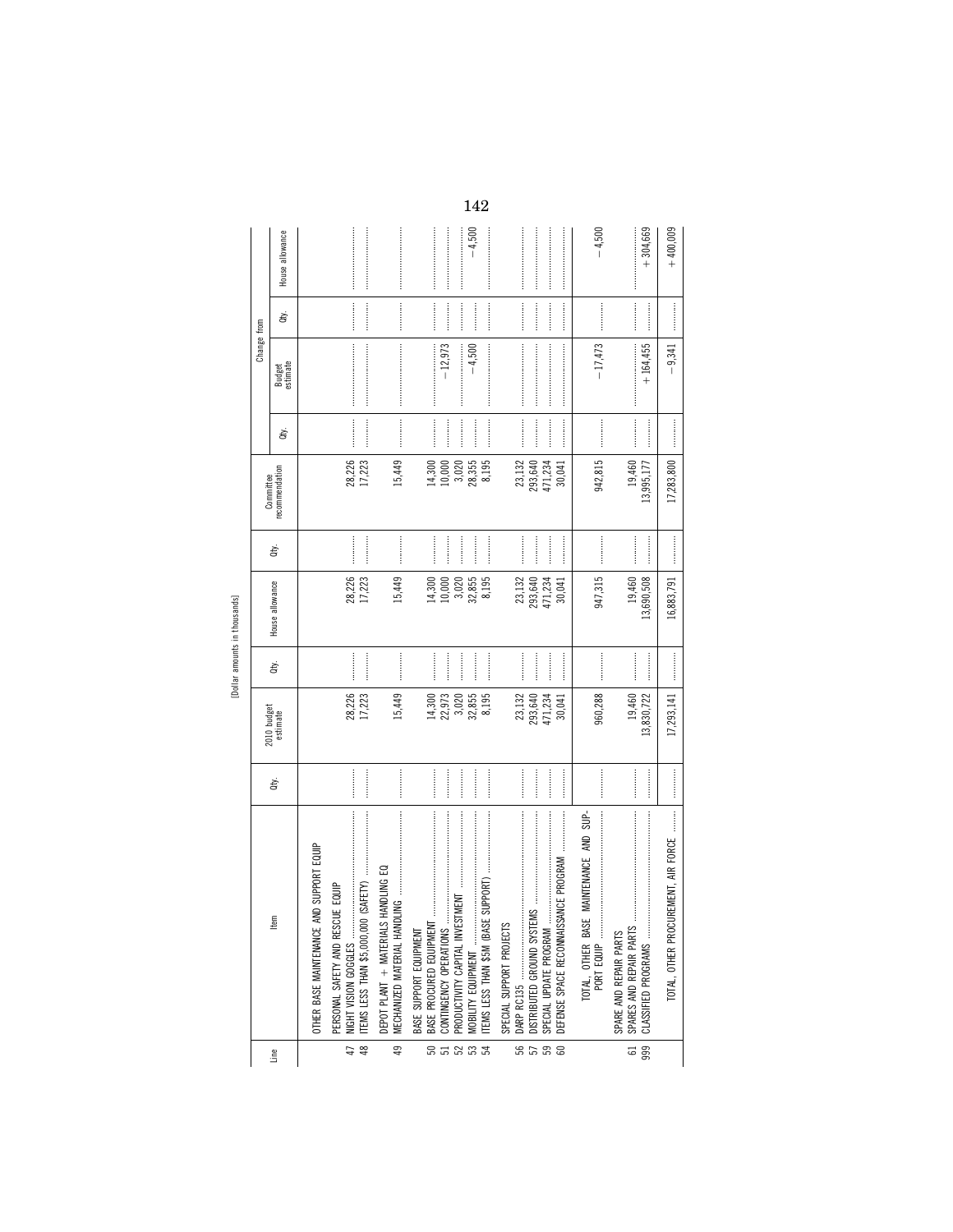[Dollar amounts in thousands]

| Line | Item | Qty. | 2010 budget estimate | Qty. | House allowance | Qty. | Committee recommendation | Change from Budget estimate Qty. | Change from Budget estimate | Change from House allowance Qty. | Change from House allowance |
|---|---|---|---|---|---|---|---|---|---|---|---|
| | OTHER BASE MAINTENANCE AND SUPPORT EQUIP | | | | | | | | | | |
| | PERSONAL SAFETY AND RESCUE EQUIP | | | | | | | | | | |
| 47 | NIGHT VISION GOGGLES | | 28,226 | | 28,226 | | 28,226 | | | | |
| 48 | ITEMS LESS THAN $5,000,000 (SAFETY) | | 17,223 | | 17,223 | | 17,223 | | | | |
| | DEPOT PLANT + MATERIALS HANDLING EQ | | | | | | | | | | |
| 49 | MECHANIZED MATERIAL HANDLING | | 15,449 | | 15,449 | | 15,449 | | | | |
| | BASE SUPPORT EQUIPMENT | | | | | | | | | | |
| 50 | BASE PROCURED EQUIPMENT | | 14,300 | | 14,300 | | 14,300 | | | | |
| 51 | CONTINGENCY OPERATIONS | | 22,973 | | 10,000 | | 10,000 | | −12,973 | | |
| 52 | PRODUCTIVITY CAPITAL INVESTMENT | | 3,020 | | 3,020 | | 3,020 | | | | |
| 53 | MOBILITY EQUIPMENT | | 32,855 | | 32,855 | | 28,355 | | −4,500 | | −4,500 |
| 54 | ITEMS LESS THAN $5M (BASE SUPPORT) | | 8,195 | | 8,195 | | 8,195 | | | | |
| | SPECIAL SUPPORT PROJECTS | | | | | | | | | | |
| 56 | DARP RC135 | | 23,132 | | 23,132 | | 23,132 | | | | |
| 57 | DISTRIBUTED GROUND SYSTEMS | | 293,640 | | 293,640 | | 293,640 | | | | |
| 59 | SPECIAL UPDATE PROGRAM | | 471,234 | | 471,234 | | 471,234 | | | | |
| 60 | DEFENSE SPACE RECONNAISSANCE PROGRAM | | 30,041 | | 30,041 | | 30,041 | | | | |
| | TOTAL, OTHER BASE MAINTENANCE AND SUPPORT EQUIP | | 960,288 | | 947,315 | | 942,815 | | −17,473 | | −4,500 |
| | SPARE AND REPAIR PARTS | | | | | | | | | | |
| 61 | SPARES AND REPAIR PARTS | | 19,460 | | 19,460 | | 19,460 | | | | |
| 999 | CLASSIFIED PROGRAMS | | 13,830,722 | | 13,690,508 | | 13,995,177 | | +164,455 | | +304,669 |
| | TOTAL, OTHER PROCUREMENT, AIR FORCE | | 17,293,141 | | 16,883,791 | | 17,283,800 | | −9,341 | | +400,009 |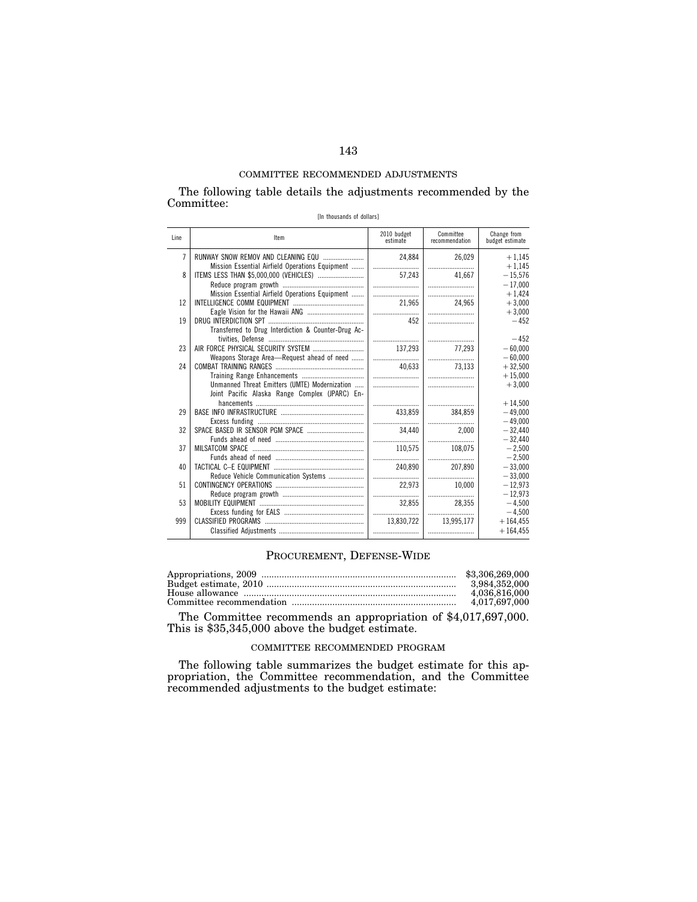COMMITTEE RECOMMENDED ADJUSTMENTS

The following table details the adjustments recommended by the Committee:

[In thousands of dollars]

| Line | Item | 2010 budget estimate | Committee recommendation | Change from budget estimate |
|---|---|---|---|---|
| 7 | RUNWAY SNOW REMOV AND CLEANING EQU | 24,884 | 26,029 | +1,145 |
| | Mission Essential Airfield Operations Equipment | | | +1,145 |
| 8 | ITEMS LESS THAN $5,000,000 (VEHICLES) | 57,243 | 41,667 | −15,576 |
| | Reduce program growth | | | −17,000 |
| | Mission Essential Airfield Operations Equipment | | | +1,424 |
| 12 | INTELLIGENCE COMM EQUIPMENT | 21,965 | 24,965 | +3,000 |
| | Eagle Vision for the Hawaii ANG | | | +3,000 |
| 19 | DRUG INTERDICTION SPT | 452 | | −452 |
| | Transferred to Drug Interdiction & Counter-Drug Activities, Defense | | | −452 |
| 23 | AIR FORCE PHYSICAL SECURITY SYSTEM | 137,293 | 77,293 | −60,000 |
| | Weapons Storage Area—Request ahead of need | | | −60,000 |
| 24 | COMBAT TRAINING RANGES | 40,633 | 73,133 | +32,500 |
| | Training Range Enhancements | | | +15,000 |
| | Unmanned Threat Emitters (UMTE) Modernization | | | +3,000 |
| | Joint Pacific Alaska Range Complex (JPARC) Enhancements | | | +14,500 |
| 29 | BASE INFO INFRASTRUCTURE | 433,859 | 384,859 | −49,000 |
| | Excess funding | | | −49,000 |
| 32 | SPACE BASED IR SENSOR PGM SPACE | 34,440 | 2,000 | −32,440 |
| | Funds ahead of need | | | −32,440 |
| 37 | MILSATCOM SPACE | 110,575 | 108,075 | −2,500 |
| | Funds ahead of need | | | −2,500 |
| 40 | TACTICAL C–E EQUIPMENT | 240,890 | 207,890 | −33,000 |
| | Reduce Vehicle Communication Systems | | | −33,000 |
| 51 | CONTINGENCY OPERATIONS | 22,973 | 10,000 | −12,973 |
| | Reduce program growth | | | −12,973 |
| 53 | MOBILITY EQUIPMENT | 32,855 | 28,355 | −4,500 |
| | Excess funding for EALS | | | −4,500 |
| 999 | CLASSIFIED PROGRAMS | 13,830,722 | 13,995,177 | +164,455 |
| | Classified Adjustments | | | +164,455 |

## PROCUREMENT, DEFENSE-WIDE

| | |
|---|---|
| Appropriations, 2009 | $3,306,269,000 |
| Budget estimate, 2010 | 3,984,352,000 |
| House allowance | 4,036,816,000 |
| Committee recommendation | 4,017,697,000 |

The Committee recommends an appropriation of $4,017,697,000. This is $35,345,000 above the budget estimate.

COMMITTEE RECOMMENDED PROGRAM

The following table summarizes the budget estimate for this appropriation, the Committee recommendation, and the Committee recommended adjustments to the budget estimate: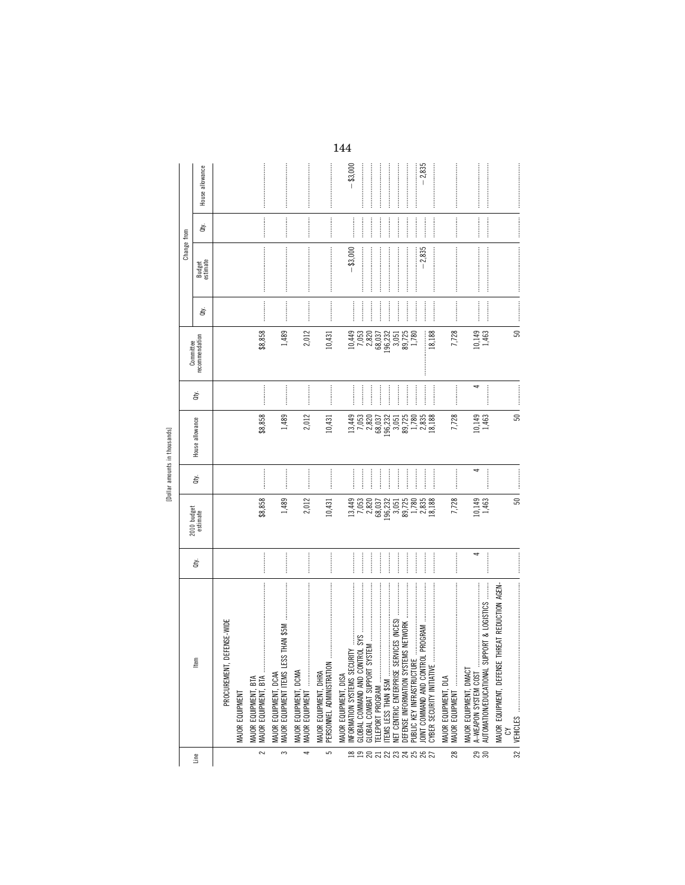[Dollar amounts in thousands]

| Line | Item | Qty. | 2010 budget estimate | Qty. | House allowance | Qty. | Committee recommendation | Change from | | | |
|---|---|---|---|---|---|---|---|---|---|---|---|
| | | | | | | | | Qty. | Budget estimate | Qty. | House allowance |
| | PROCUREMENT, DEFENSE-WIDE | | | | | | | | | | |
| | MAJOR EQUIPMENT | | | | | | | | | | |
| | MAJOR EQUIPMENT, BTA | | | | | | | | | | |
| 2 | MAJOR EQUIPMENT, BTA | | $8,858 | | $8,858 | | $8,858 | | | | |
| | MAJOR EQUIPMENT, DCAA | | | | | | | | | | |
| 3 | MAJOR EQUIPMENT ITEMS LESS THAN $5M | | 1,489 | | 1,489 | | 1,489 | | | | |
| | MAJOR EQUIPMENT, DCMA | | | | | | | | | | |
| 4 | MAJOR EQUIPMENT | | 2,012 | | 2,012 | | 2,012 | | | | |
| | MAJOR EQUIPMENT, DHRA | | | | | | | | | | |
| 5 | PERSONNEL ADMINISTRATION | | 10,431 | | 10,431 | | 10,431 | | | | |
| | MAJOR EQUIPMENT, DISA | | | | | | | | | | |
| 18 | INFORMATION SYSTEMS SECURITY | | 13,449 | | 13,449 | | 10,449 | | −$3,000 | | −$3,000 |
| 19 | GLOBAL COMMAND AND CONTROL SYS | | 7,053 | | 7,053 | | 7,053 | | | | |
| 20 | GLOBAL COMBAT SUPPORT SYSTEM | | 2,820 | | 2,820 | | 2,820 | | | | |
| 21 | TELEPORT PROGRAM | | 68,037 | | 68,037 | | 68,037 | | | | |
| 22 | ITEMS LESS THAN $5M | | 196,232 | | 196,232 | | 196,232 | | | | |
| 23 | NET CENTRIC ENTERPRISE SERVICES (NCES) | | 3,051 | | 3,051 | | 3,051 | | | | |
| 24 | DEFENSE INFORMATION SYSTEMS NETWORK | | 89,725 | | 89,725 | | 89,725 | | | | |
| 25 | PUBLIC KEY INFRASTRUCTURE | | 1,780 | | 1,780 | | 1,780 | | | | |
| 26 | JOINT COMMAND AND CONTROL PROGRAM | | 2,835 | | 2,835 | | | | −2,835 | | −2,835 |
| 27 | CYBER SECURITY INITIATIVE | | 18,188 | | 18,188 | | 18,188 | | | | |
| | MAJOR EQUIPMENT, DLA | | | | | | | | | | |
| 28 | MAJOR EQUIPMENT | | 7,728 | | 7,728 | | 7,728 | | | | |
| | MAJOR EQUIPMENT, DMACT | | | | | | | | | | |
| 29 | A–WEAPON SYSTEM COST | 4 | 10,149 | 4 | 10,149 | 4 | 10,149 | | | | |
| 30 | AUTOMATION/EDUCATIONAL SUPPORT & LOGISTICS | | 1,463 | | 1,463 | | 1,463 | | | | |
| | MAJOR EQUIPMENT, DEFENSE THREAT REDUCTION AGENCY | | | | | | | | | | |
| 32 | VEHICLES | | 50 | | 50 | | 50 | | | | |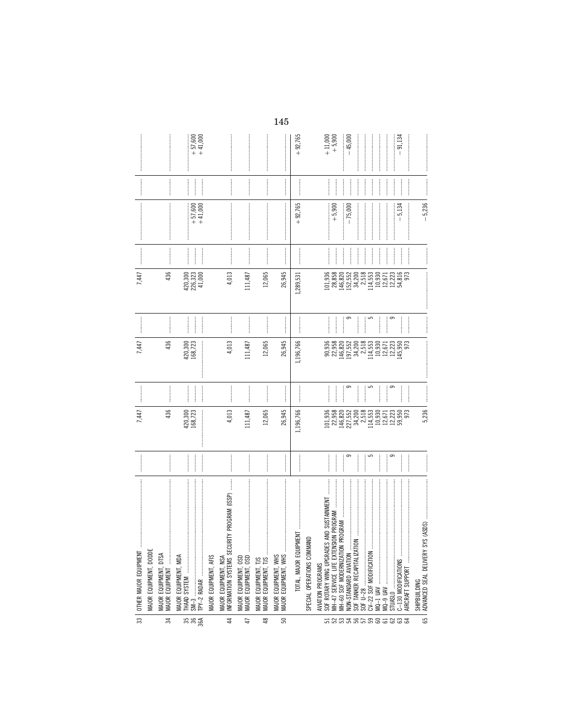| Line | Item | 2022 budget request Qty. | 2022 budget request Amount | House allowance Qty. | House allowance Amount | Committee recommendation Qty. | Committee recommendation Amount | Change from budget request Qty. | Change from budget request Amount | Change from House allowance Qty. | Change from House allowance Amount |
|---|---|---|---|---|---|---|---|---|---|---|---|
| 33 | OTHER MAJOR EQUIPMENT | | 7,447 | | 7,447 | | 7,447 | | | | |
| | MAJOR EQUIPMENT, DODDE | | | | | | | | | | |
| | MAJOR EQUIPMENT, DTSA | | | | | | | | | | |
| 34 | MAJOR EQUIPMENT | | 436 | | 436 | | 436 | | | | |
| | MAJOR EQUIPMENT, MDA | | | | | | | | | | |
| 35 | THAAD SYSTEM | | 420,300 | | 420,300 | | 420,300 | | | | |
| 36 | SM–3 | | 168,723 | | 168,723 | | 226,323 | | +57,600 | | +57,600 |
| 36A | TPY–2 RADAR | | | | | | 41,000 | | +41,000 | | +41,000 |
| | MAJOR EQUIPMENT, AFIS | | | | | | | | | | |
| | MAJOR EQUIPMENT, NSA | | | | | | | | | | |
| 44 | INFORMATION SYSTEMS SECURITY PROGRAM (ISSP) | | 4,013 | | 4,013 | | 4,013 | | | | |
| | MAJOR EQUIPMENT, OSD | | | | | | | | | | |
| 47 | MAJOR EQUIPMENT, OSD | | 111,487 | | 111,487 | | 111,487 | | | | |
| | MAJOR EQUIPMENT, TJS | | | | | | | | | | |
| 48 | MAJOR EQUIPMENT, TJS | | 12,065 | | 12,065 | | 12,065 | | | | |
| | MAJOR EQUIPMENT, WHS | | | | | | | | | | |
| 50 | MAJOR EQUIPMENT, WHS | | 26,945 | | 26,945 | | 26,945 | | | | |
| | TOTAL, MAJOR EQUIPMENT | | 1,196,766 | | 1,196,766 | | 1,289,531 | | +92,765 | | +92,765 |
| | SPECIAL OPERATIONS COMMAND | | | | | | | | | | |
| | AVIATION PROGRAMS | | | | | | | | | | |
| 51 | SOF ROTARY WING UPGRADES AND SUSTAINMENT | | 101,936 | | 90,936 | | 101,936 | | | | +11,000 |
| 52 | MH–47 SERVICE LIFE EXTENSION PROGRAM | | 22,958 | | 22,958 | | 28,858 | | +5,900 | | +5,900 |
| 53 | MH–60 SOF MODERNIZATION PROGRAM | | 146,820 | | 146,820 | | 146,820 | | | | |
| 54 | NON-STANDARD AVIATION | 9 | 227,552 | 9 | 197,552 | 9 | 152,552 | | −75,000 | | −45,000 |
| 56 | SOF TANKER RECAPITALIZATION | | 34,200 | | 34,200 | | 34,200 | | | | |
| 57 | SOF U–28 | | 2,518 | | 2,518 | | 2,518 | | | | |
| 59 | CV–22 SOF MODIFICATION | 5 | 114,553 | 5 | 114,553 | 5 | 114,553 | | | | |
| 60 | MQ–1 UAV | | 10,930 | | 10,930 | | 10,930 | | | | |
| 61 | MQ–9 UAV | | 12,671 | | 12,671 | | 12,671 | | | | |
| 62 | STUASLO | 9 | 12,223 | 9 | 12,223 | 9 | 12,223 | | | | |
| 63 | C–130 MODIFICATIONS | | 59,950 | | 145,950 | | 54,816 | | −5,134 | | −91,134 |
| 64 | AIRCRAFT SUPPORT | | 973 | | 973 | | 973 | | | | |
| | SHIPBUILDING | | | | | | | | | | |
| 65 | ADVANCED SEAL DELIVERY SYS (ASDS) | | 5,236 | | | | | | −5,236 | | |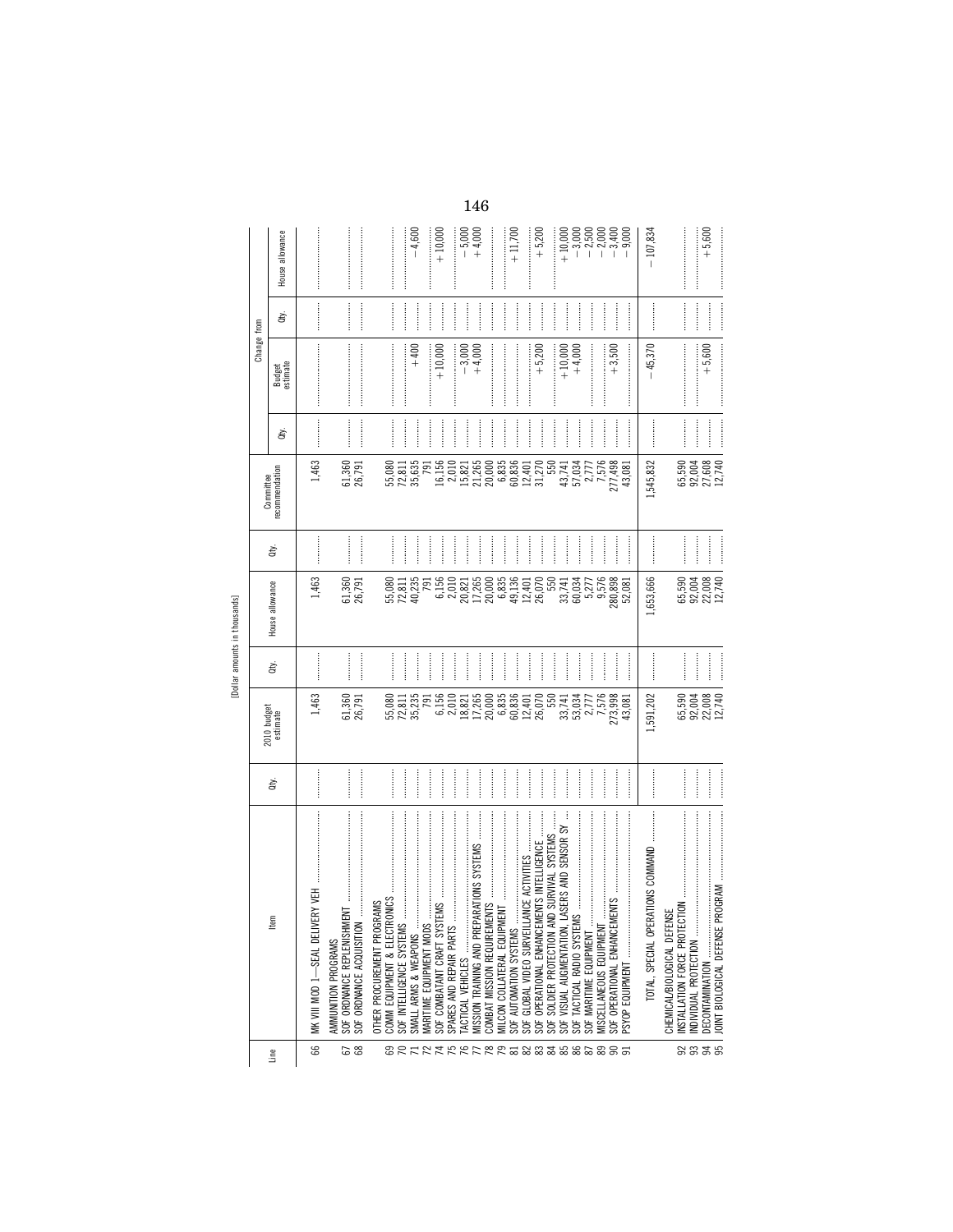[Dollar amounts in thousands]

| Line | Item | Qty. | 2010 budget estimate | Qty. | House allowance | Qty. | Committee recommendation | Change from | | | |
|---|---|---|---|---|---|---|---|---|---|---|---|
| | | | | | | | | Qty. | Budget estimate | Qty. | House allowance |
| 66 | MK VIII MOD 1—SEAL DELIVERY VEH | | 1,463 | | 1,463 | | 1,463 | | | | |
| | AMMUNITION PROGRAMS | | | | | | | | | | |
| 67 | SOF ORDNANCE REPLENISHMENT | | 61,360 | | 61,360 | | 61,360 | | | | |
| 68 | SOF ORDNANCE ACQUISITION | | 26,791 | | 26,791 | | 26,791 | | | | |
| | OTHER PROCUREMENT PROGRAMS | | | | | | | | | | |
| 69 | COMM EQUIPMENT & ELECTRONICS | | 55,080 | | 55,080 | | 55,080 | | | | |
| 70 | SOF INTELLIGENCE SYSTEMS | | 72,811 | | 72,811 | | 72,811 | | | | |
| 71 | SMALL ARMS & WEAPONS | | 35,235 | | 40,235 | | 35,635 | | +400 | | −4,600 |
| 72 | MARITIME EQUIPMENT MODS | | 791 | | 791 | | 791 | | | | |
| 74 | SOF COMBATANT CRAFT SYSTEMS | | 6,156 | | 6,156 | | 16,156 | | +10,000 | | +10,000 |
| 75 | SPARES AND REPAIR PARTS | | 2,010 | | 2,010 | | 2,010 | | | | |
| 76 | TACTICAL VEHICLES | | 18,821 | | 20,821 | | 15,821 | | −3,000 | | −5,000 |
| 77 | MISSION TRAINING AND PREPARATIONS SYSTEMS | | 17,265 | | 17,265 | | 21,265 | | +4,000 | | +4,000 |
| 78 | COMBAT MISSION REQUIREMENTS | | 20,000 | | 20,000 | | 20,000 | | | | |
| 79 | MILCON COLLATERAL EQUIPMENT | | 6,835 | | 6,835 | | 6,835 | | | | |
| 81 | SOF AUTOMATION SYSTEMS | | 60,836 | | 49,136 | | 60,836 | | | | +11,700 |
| 82 | SOF GLOBAL VIDEO SURVEILLANCE ACTIVITIES | | 12,401 | | 12,401 | | 12,401 | | | | |
| 83 | SOF OPERATIONAL ENHANCEMENTS INTELLIGENCE | | 26,070 | | 26,070 | | 31,270 | | +5,200 | | +5,200 |
| 84 | SOF SOLDIER PROTECTION AND SURVIVAL SYSTEMS | | 550 | | 550 | | 550 | | | | |
| 85 | SOF VISUAL AUGMENTATION, LASERS AND SENSOR SY | | 33,741 | | 33,741 | | 43,741 | | +10,000 | | +10,000 |
| 86 | SOF TACTICAL RADIO SYSTEMS | | 53,034 | | 60,034 | | 57,034 | | +4,000 | | −3,000 |
| 87 | SOF MARITIME EQUIPMENT | | 2,777 | | 5,277 | | 2,777 | | | | −2,500 |
| 89 | MISCELLANEOUS EQUIPMENT | | 7,576 | | 9,576 | | 7,576 | | | | −2,000 |
| 90 | SOF OPERATIONAL ENHANCEMENTS | | 273,998 | | 280,898 | | 277,498 | | +3,500 | | −3,400 |
| 91 | PSYOP EQUIPMENT | | 43,081 | | 52,081 | | 43,081 | | | | −9,000 |
| | TOTAL, SPECIAL OPERATIONS COMMAND | | 1,591,202 | | 1,653,666 | | 1,545,832 | | −45,370 | | −107,834 |
| | CHEMICAL/BIOLOGICAL DEFENSE | | | | | | | | | | |
| 92 | INSTALLATION FORCE PROTECTION | | 65,590 | | 65,590 | | 65,590 | | | | |
| 93 | INDIVIDUAL PROTECTION | | 92,004 | | 92,004 | | 92,004 | | | | |
| 94 | DECONTAMINATION | | 22,008 | | 22,008 | | 27,608 | | +5,600 | | +5,600 |
| 95 | JOINT BIOLOGICAL DEFENSE PROGRAM | | 12,740 | | 12,740 | | 12,740 | | | | |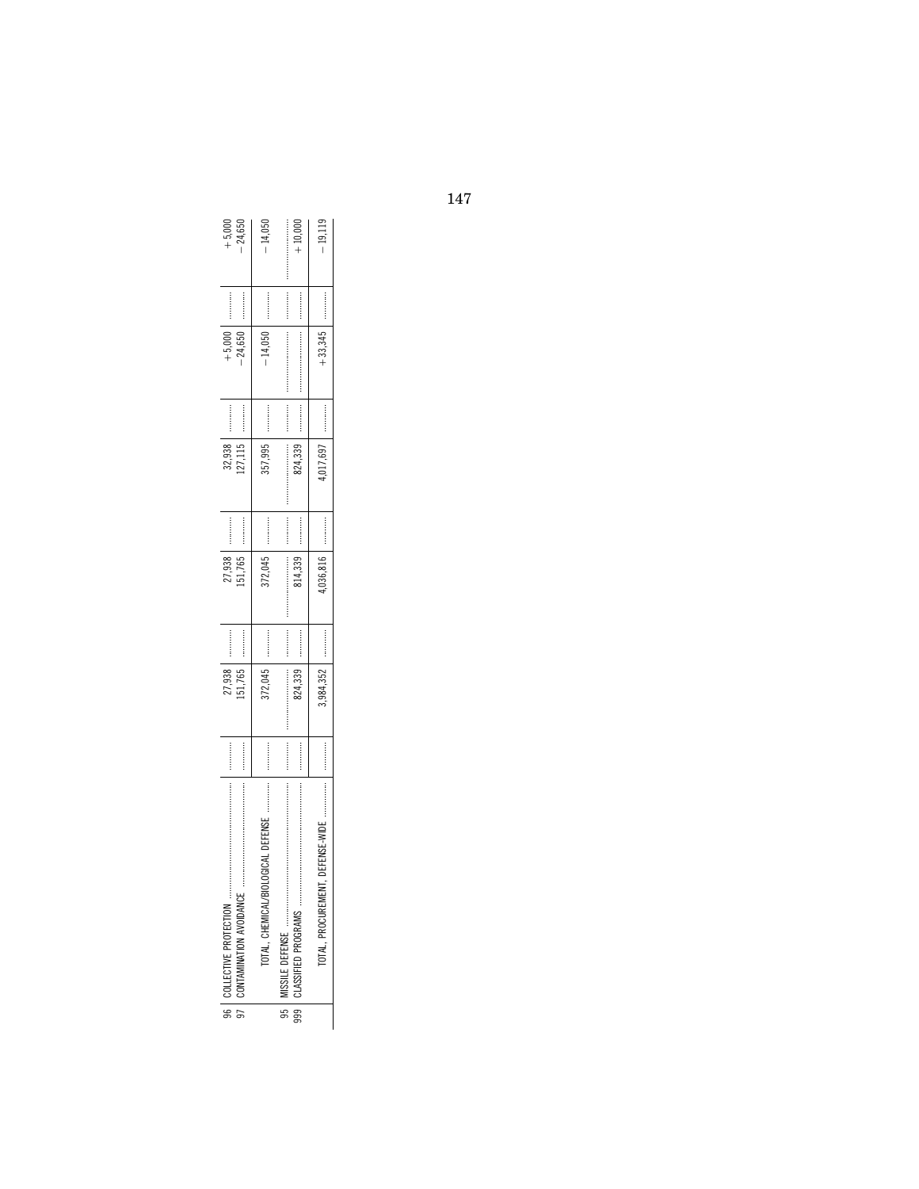| | | | | | | | | | | | |
|---|---|---|---|---|---|---|---|---|---|---|---|
| 96 | COLLECTIVE PROTECTION | ........... | 27,938 | ........... | 27,938 | ........... | 32,938 | ........... | +5,000 | ........... | +5,000 |
| 97 | CONTAMINATION AVOIDANCE | ........... | 151,765 | ........... | 151,765 | ........... | 127,115 | ........... | −24,650 | ........... | −24,650 |
| | TOTAL, CHEMICAL/BIOLOGICAL DEFENSE | ........... | 372,045 | ........... | 372,045 | ........... | 357,995 | ........... | −14,050 | ........... | −14,050 |
| 95 | MISSILE DEFENSE | ........... | ........... | ........... | ........... | ........... | ........... | ........... | ........... | ........... | ........... |
| 999 | CLASSIFIED PROGRAMS | ........... | 824,339 | ........... | 814,339 | ........... | 824,339 | ........... | ........... | ........... | +10,000 |
| | TOTAL, PROCUREMENT, DEFENSE-WIDE | ........... | 3,984,352 | ........... | 4,036,816 | ........... | 4,017,697 | ........... | +33,345 | ........... | −19,119 |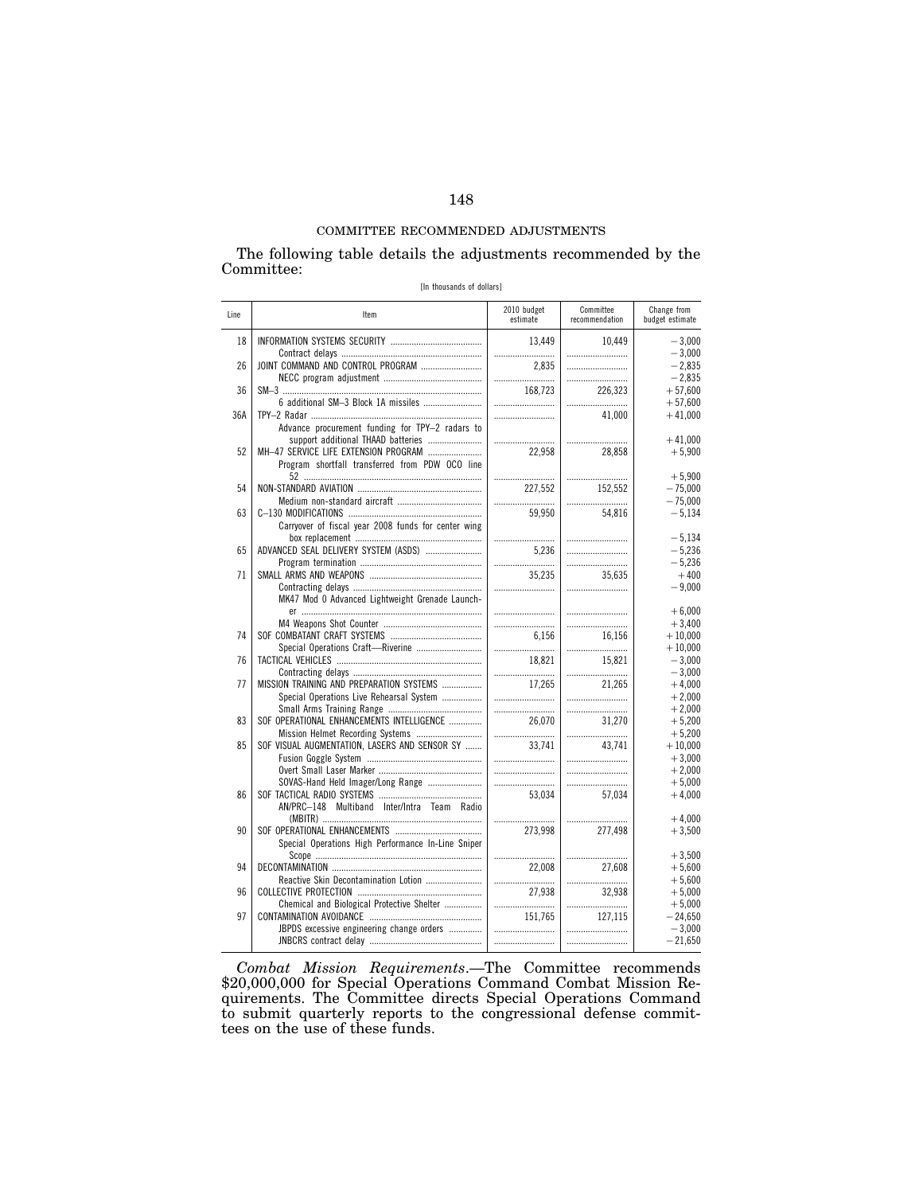COMMITTEE RECOMMENDED ADJUSTMENTS

The following table details the adjustments recommended by the Committee:

[In thousands of dollars]

| Line | Item | 2010 budget estimate | Committee recommendation | Change from budget estimate |
|---|---|---|---|---|
| 18 | INFORMATION SYSTEMS SECURITY | 13,449 | 10,449 | −3,000 |
| | Contract delays | | | −3,000 |
| 26 | JOINT COMMAND AND CONTROL PROGRAM | 2,835 | | −2,835 |
| | NECC program adjustment | | | −2,835 |
| 36 | SM–3 | 168,723 | 226,323 | +57,600 |
| | 6 additional SM–3 Block 1A missiles | | | +57,600 |
| 36A | TPY–2 Radar | | 41,000 | +41,000 |
| | Advance procurement funding for TPY–2 radars to support additional THAAD batteries | | | +41,000 |
| 52 | MH–47 SERVICE LIFE EXTENSION PROGRAM | 22,958 | 28,858 | +5,900 |
| | Program shortfall transferred from PDW OCO line 52 | | | +5,900 |
| 54 | NON-STANDARD AVIATION | 227,552 | 152,552 | −75,000 |
| | Medium non-standard aircraft | | | −75,000 |
| 63 | C–130 MODIFICATIONS | 59,950 | 54,816 | −5,134 |
| | Carryover of fiscal year 2008 funds for center wing box replacement | | | −5,134 |
| 65 | ADVANCED SEAL DELIVERY SYSTEM (ASDS) | 5,236 | | −5,236 |
| | Program termination | | | −5,236 |
| 71 | SMALL ARMS AND WEAPONS | 35,235 | 35,635 | +400 |
| | Contracting delays | | | −9,000 |
| | MK47 Mod 0 Advanced Lightweight Grenade Launcher | | | +6,000 |
| | M4 Weapons Shot Counter | | | +3,400 |
| 74 | SOF COMBATANT CRAFT SYSTEMS | 6,156 | 16,156 | +10,000 |
| | Special Operations Craft—Riverine | | | +10,000 |
| 76 | TACTICAL VEHICLES | 18,821 | 15,821 | −3,000 |
| | Contracting delays | | | −3,000 |
| 77 | MISSION TRAINING AND PREPARATION SYSTEMS | 17,265 | 21,265 | +4,000 |
| | Special Operations Live Rehearsal System | | | +2,000 |
| | Small Arms Training Range | | | +2,000 |
| 83 | SOF OPERATIONAL ENHANCEMENTS INTELLIGENCE | 26,070 | 31,270 | +5,200 |
| | Mission Helmet Recording Systems | | | +5,200 |
| 85 | SOF VISUAL AUGMENTATION, LASERS AND SENSOR SY | 33,741 | 43,741 | +10,000 |
| | Fusion Goggle System | | | +3,000 |
| | Overt Small Laser Marker | | | +2,000 |
| | SOVAS-Hand Held Imager/Long Range | | | +5,000 |
| 86 | SOF TACTICAL RADIO SYSTEMS | 53,034 | 57,034 | +4,000 |
| | AN/PRC–148 Multiband Inter/Intra Team Radio (MBITR) | | | +4,000 |
| 90 | SOF OPERATIONAL ENHANCEMENTS | 273,998 | 277,498 | +3,500 |
| | Special Operations High Performance In-Line Sniper Scope | | | +3,500 |
| 94 | DECONTAMINATION | 22,008 | 27,608 | +5,600 |
| | Reactive Skin Decontamination Lotion | | | +5,600 |
| 96 | COLLECTIVE PROTECTION | 27,938 | 32,938 | +5,000 |
| | Chemical and Biological Protective Shelter | | | +5,000 |
| 97 | CONTAMINATION AVOIDANCE | 151,765 | 127,115 | −24,650 |
| | JBPDS excessive engineering change orders | | | −3,000 |
| | JNBCRS contract delay | | | −21,650 |

*Combat Mission Requirements*.—The Committee recommends $20,000,000 for Special Operations Command Combat Mission Requirements. The Committee directs Special Operations Command to submit quarterly reports to the congressional defense committees on the use of these funds.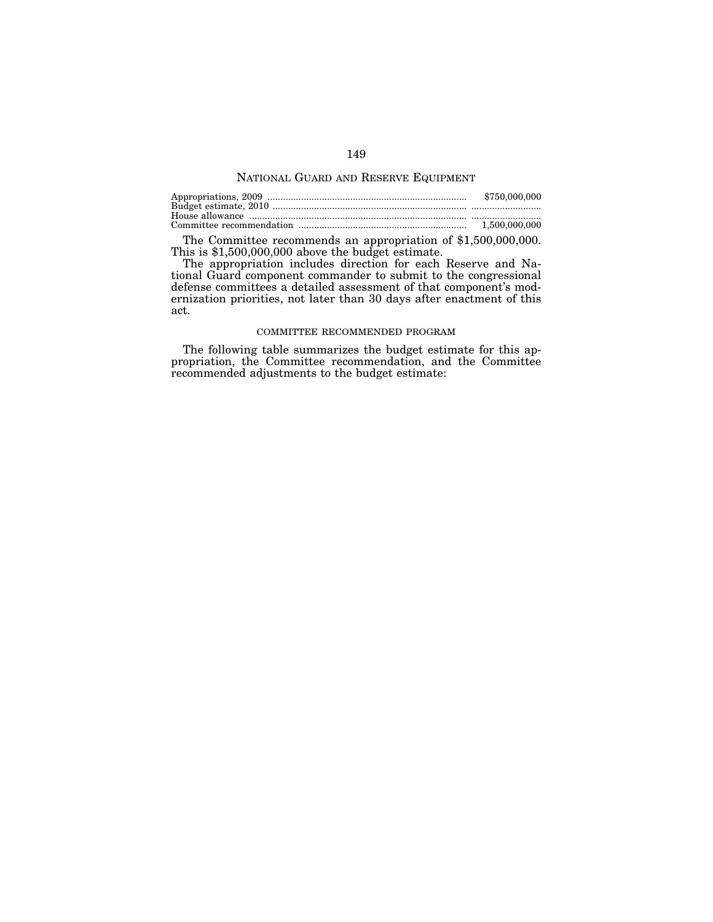## National Guard and Reserve Equipment

| | |
|---|---|
| Appropriations, 2009 | $750,000,000 |
| Budget estimate, 2010 | |
| House allowance | |
| Committee recommendation | 1,500,000,000 |

The Committee recommends an appropriation of $1,500,000,000. This is $1,500,000,000 above the budget estimate.

The appropriation includes direction for each Reserve and National Guard component commander to submit to the congressional defense committees a detailed assessment of that component's modernization priorities, not later than 30 days after enactment of this act.

### COMMITTEE RECOMMENDED PROGRAM

The following table summarizes the budget estimate for this appropriation, the Committee recommendation, and the Committee recommended adjustments to the budget estimate: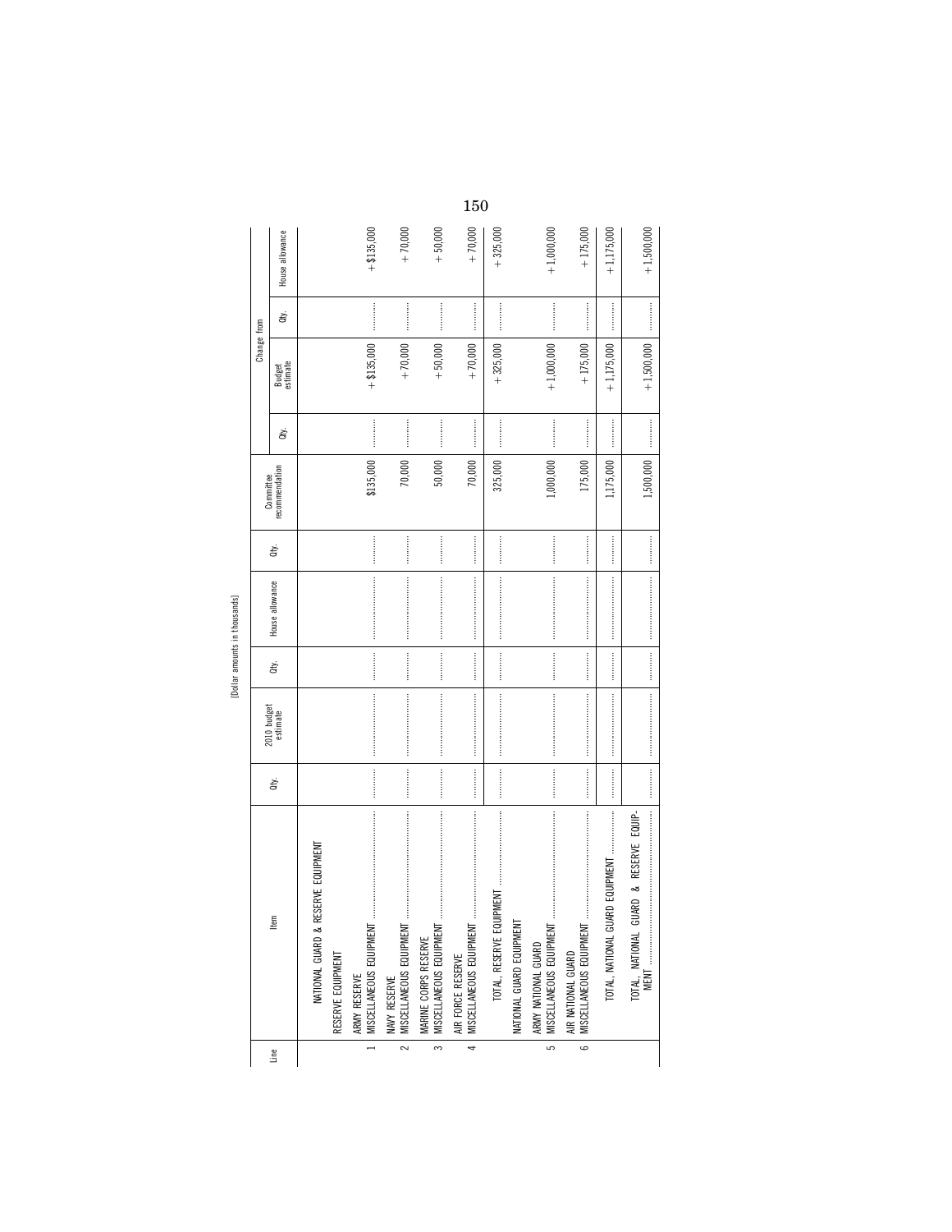[Dollar amounts in thousands]

| Line | Item | Qty. | 2010 budget estimate | Qty. | House allowance | Qty. | Committee recommendation | Change from | | | |
|---|---|---|---|---|---|---|---|---|---|---|---|
| | | | | | | | | Qty. | Budget estimate | Qty. | House allowance |
| | NATIONAL GUARD & RESERVE EQUIPMENT | | | | | | | | | | |
| | RESERVE EQUIPMENT | | | | | | | | | | |
| | ARMY RESERVE | | | | | | | | | | |
| 1 | MISCELLANEOUS EQUIPMENT | .......... | .................... | .......... | .................... | .......... | $135,000 | .......... | +$135,000 | .......... | +$135,000 |
| | NAVY RESERVE | | | | | | | | | | |
| 2 | MISCELLANEOUS EQUIPMENT | .......... | .................... | .......... | .................... | .......... | 70,000 | .......... | +70,000 | .......... | +70,000 |
| | MARINE CORPS RESERVE | | | | | | | | | | |
| 3 | MISCELLANEOUS EQUIPMENT | .......... | .................... | .......... | .................... | .......... | 50,000 | .......... | +50,000 | .......... | +50,000 |
| | AIR FORCE RESERVE | | | | | | | | | | |
| 4 | MISCELLANEOUS EQUIPMENT | .......... | .................... | .......... | .................... | .......... | 70,000 | .......... | +70,000 | .......... | +70,000 |
| | TOTAL, RESERVE EQUIPMENT | .......... | .................... | .......... | .................... | .......... | 325,000 | .......... | +325,000 | .......... | +325,000 |
| | NATIONAL GUARD EQUIPMENT | | | | | | | | | | |
| | ARMY NATIONAL GUARD | | | | | | | | | | |
| 5 | MISCELLANEOUS EQUIPMENT | .......... | .................... | .......... | .................... | .......... | 1,000,000 | .......... | +1,000,000 | .......... | +1,000,000 |
| | AIR NATIONAL GUARD | | | | | | | | | | |
| 6 | MISCELLANEOUS EQUIPMENT | .......... | .................... | .......... | .................... | .......... | 175,000 | .......... | +175,000 | .......... | +175,000 |
| | TOTAL, NATIONAL GUARD EQUIPMENT | .......... | .................... | .......... | .................... | .......... | 1,175,000 | .......... | +1,175,000 | .......... | +1,175,000 |
| | TOTAL, NATIONAL GUARD & RESERVE EQUIPMENT | .......... | .................... | .......... | .................... | .......... | 1,500,000 | .......... | +1,500,000 | .......... | +1,500,000 |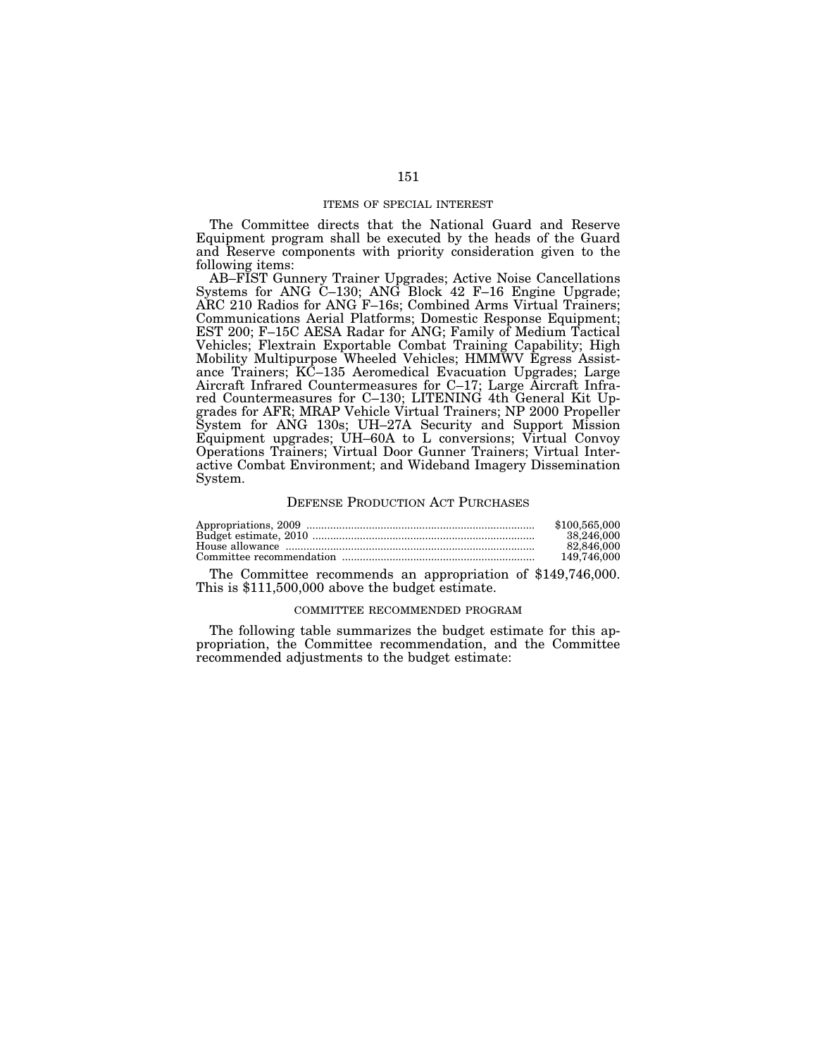## ITEMS OF SPECIAL INTEREST

The Committee directs that the National Guard and Reserve Equipment program shall be executed by the heads of the Guard and Reserve components with priority consideration given to the following items:

AB–FIST Gunnery Trainer Upgrades; Active Noise Cancellations Systems for ANG C–130; ANG Block 42 F–16 Engine Upgrade; ARC 210 Radios for ANG F–16s; Combined Arms Virtual Trainers; Communications Aerial Platforms; Domestic Response Equipment; EST 200; F–15C AESA Radar for ANG; Family of Medium Tactical Vehicles; Flextrain Exportable Combat Training Capability; High Mobility Multipurpose Wheeled Vehicles; HMMWV Egress Assistance Trainers; KC–135 Aeromedical Evacuation Upgrades; Large Aircraft Infrared Countermeasures for C–17; Large Aircraft Infrared Countermeasures for C–130; LITENING 4th General Kit Upgrades for AFR; MRAP Vehicle Virtual Trainers; NP 2000 Propeller System for ANG 130s; UH–27A Security and Support Mission Equipment upgrades; UH–60A to L conversions; Virtual Convoy Operations Trainers; Virtual Door Gunner Trainers; Virtual Interactive Combat Environment; and Wideband Imagery Dissemination System.

# DEFENSE PRODUCTION ACT PURCHASES

| | |
|---|---|
| Appropriations, 2009 | $100,565,000 |
| Budget estimate, 2010 | 38,246,000 |
| House allowance | 82,846,000 |
| Committee recommendation | 149,746,000 |

The Committee recommends an appropriation of $149,746,000. This is $111,500,000 above the budget estimate.

## COMMITTEE RECOMMENDED PROGRAM

The following table summarizes the budget estimate for this appropriation, the Committee recommendation, and the Committee recommended adjustments to the budget estimate: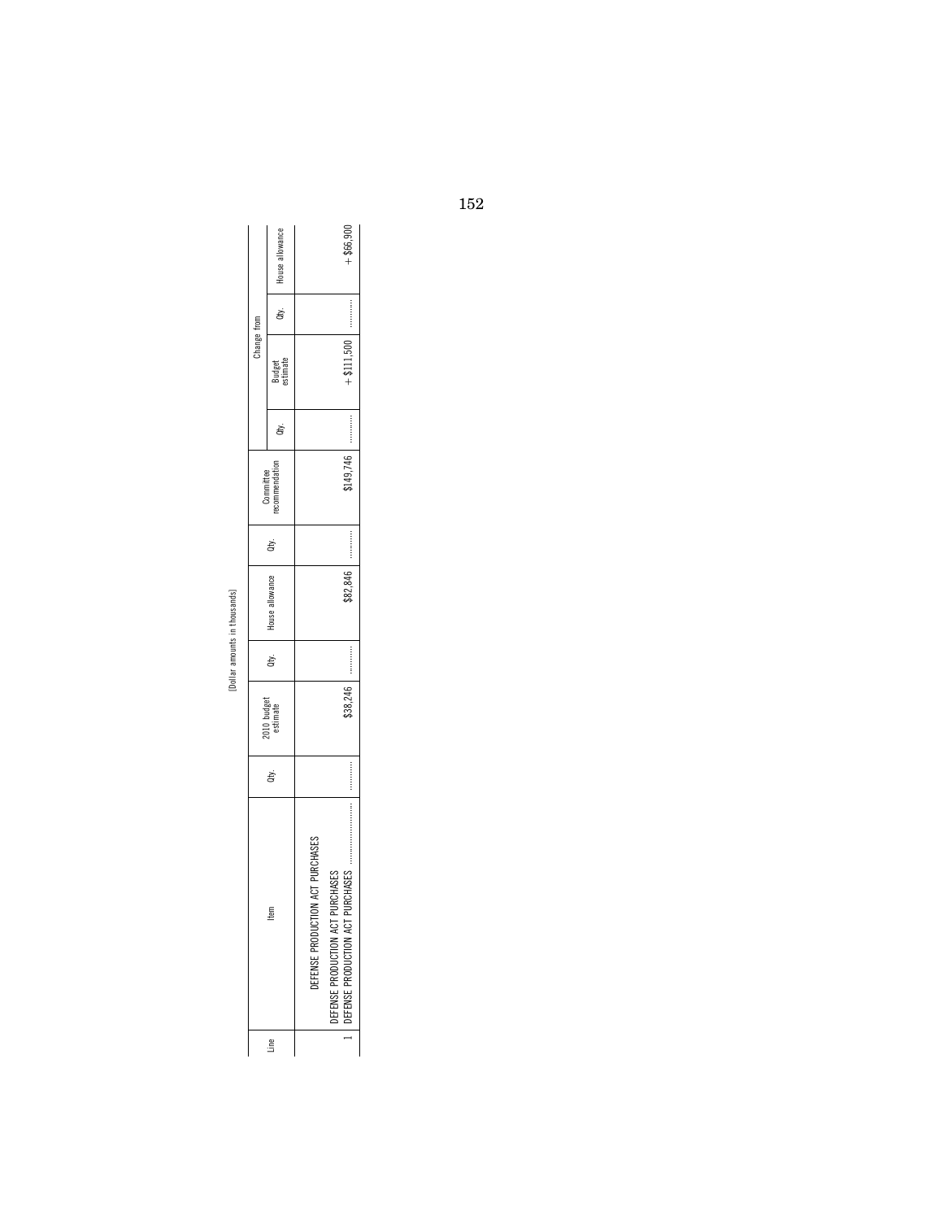[Dollar amounts in thousands]

| Line | Item | Qty. | 2010 budget estimate | Qty. | House allowance | Qty. | Committee recommendation | Change from | | | |
|---|---|---|---|---|---|---|---|---|---|---|---|
| | | | | | | | | Qty. | Budget estimate | Qty. | House allowance |
| | DEFENSE PRODUCTION ACT PURCHASES | | | | | | | | | | |
| | DEFENSE PRODUCTION ACT PURCHASES | | | | | | | | | | |
| 1 | DEFENSE PRODUCTION ACT PURCHASES .................... | ............ | $38,246 | ............ | $82,846 | ............ | $149,746 | ............ | + $111,500 | ............ | + $66,900 |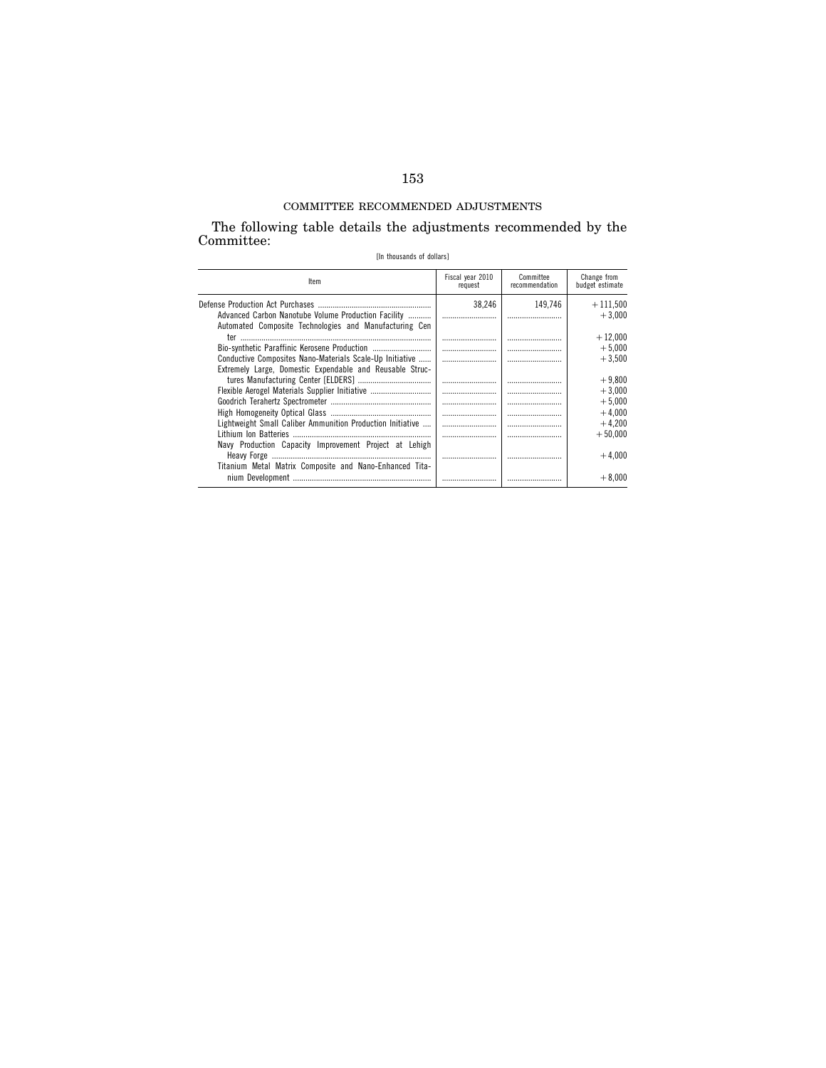## COMMITTEE RECOMMENDED ADJUSTMENTS

The following table details the adjustments recommended by the Committee:

[In thousands of dollars]

| Item | Fiscal year 2010 request | Committee recommendation | Change from budget estimate |
|---|---|---|---|
| Defense Production Act Purchases | 38,246 | 149,746 | +111,500 |
| Advanced Carbon Nanotube Volume Production Facility | | | +3,000 |
| Automated Composite Technologies and Manufacturing Center | | | +12,000 |
| Bio-synthetic Paraffinic Kerosene Production | | | +5,000 |
| Conductive Composites Nano-Materials Scale-Up Initiative | | | +3,500 |
| Extremely Large, Domestic Expendable and Reusable Structures Manufacturing Center [ELDERS] | | | +9,800 |
| Flexible Aerogel Materials Supplier Initiative | | | +3,000 |
| Goodrich Terahertz Spectrometer | | | +5,000 |
| High Homogeneity Optical Glass | | | +4,000 |
| Lightweight Small Caliber Ammunition Production Initiative | | | +4,200 |
| Lithium Ion Batteries | | | +50,000 |
| Navy Production Capacity Improvement Project at Lehigh Heavy Forge | | | +4,000 |
| Titanium Metal Matrix Composite and Nano-Enhanced Titanium Development | | | +8,000 |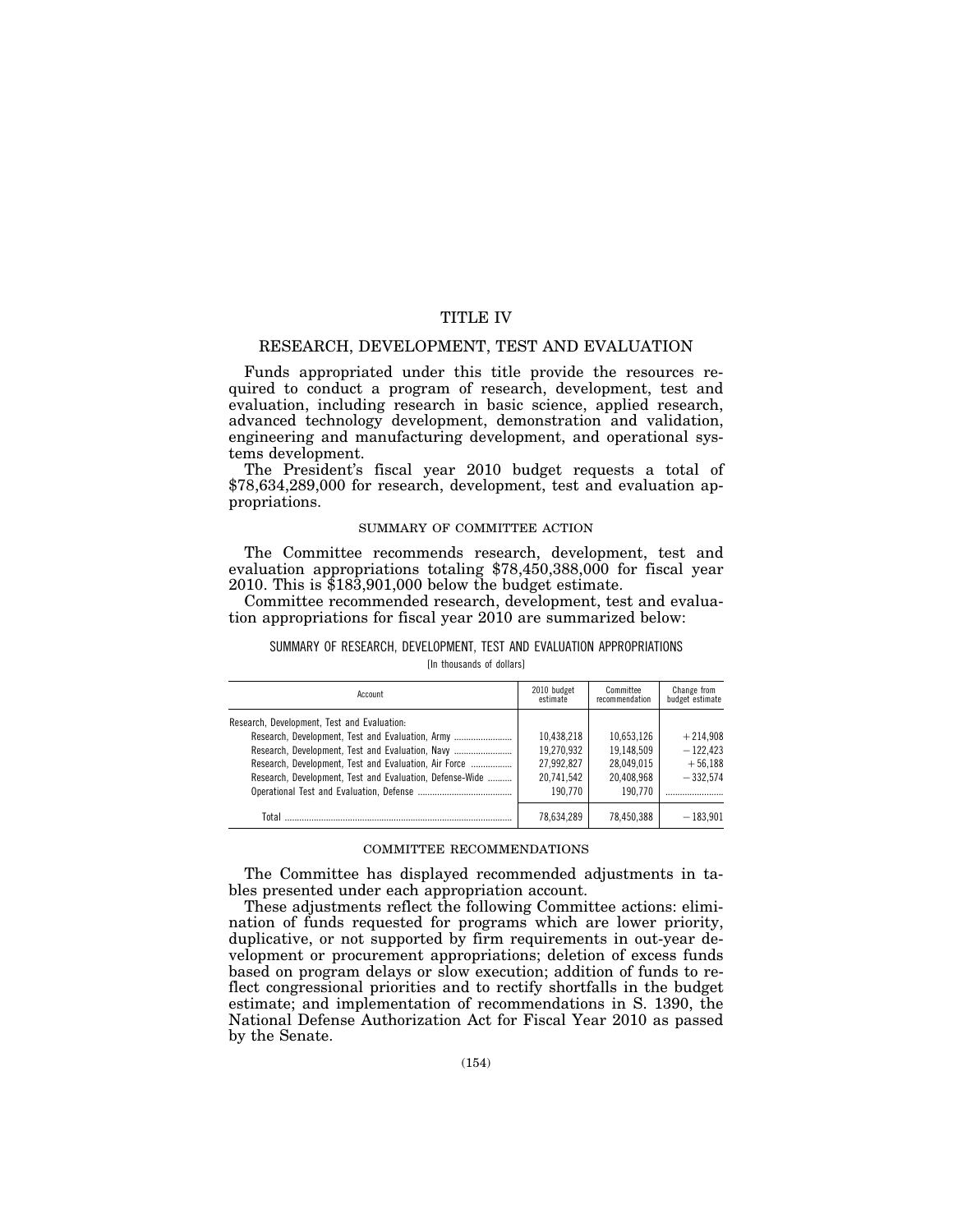# TITLE IV

## RESEARCH, DEVELOPMENT, TEST AND EVALUATION

Funds appropriated under this title provide the resources required to conduct a program of research, development, test and evaluation, including research in basic science, applied research, advanced technology development, demonstration and validation, engineering and manufacturing development, and operational systems development.

The President's fiscal year 2010 budget requests a total of $78,634,289,000 for research, development, test and evaluation appropriations.

### SUMMARY OF COMMITTEE ACTION

The Committee recommends research, development, test and evaluation appropriations totaling $78,450,388,000 for fiscal year 2010. This is $183,901,000 below the budget estimate.

Committee recommended research, development, test and evaluation appropriations for fiscal year 2010 are summarized below:

SUMMARY OF RESEARCH, DEVELOPMENT, TEST AND EVALUATION APPROPRIATIONS

[In thousands of dollars]

| Account | 2010 budget estimate | Committee recommendation | Change from budget estimate |
|---|---|---|---|
| Research, Development, Test and Evaluation: | | | |
| Research, Development, Test and Evaluation, Army | 10,438,218 | 10,653,126 | +214,908 |
| Research, Development, Test and Evaluation, Navy | 19,270,932 | 19,148,509 | −122,423 |
| Research, Development, Test and Evaluation, Air Force | 27,992,827 | 28,049,015 | +56,188 |
| Research, Development, Test and Evaluation, Defense-Wide | 20,741,542 | 20,408,968 | −332,574 |
| Operational Test and Evaluation, Defense | 190,770 | 190,770 | |
| Total | 78,634,289 | 78,450,388 | −183,901 |

### COMMITTEE RECOMMENDATIONS

The Committee has displayed recommended adjustments in tables presented under each appropriation account.

These adjustments reflect the following Committee actions: elimination of funds requested for programs which are lower priority, duplicative, or not supported by firm requirements in out-year development or procurement appropriations; deletion of excess funds based on program delays or slow execution; addition of funds to reflect congressional priorities and to rectify shortfalls in the budget estimate; and implementation of recommendations in S. 1390, the National Defense Authorization Act for Fiscal Year 2010 as passed by the Senate.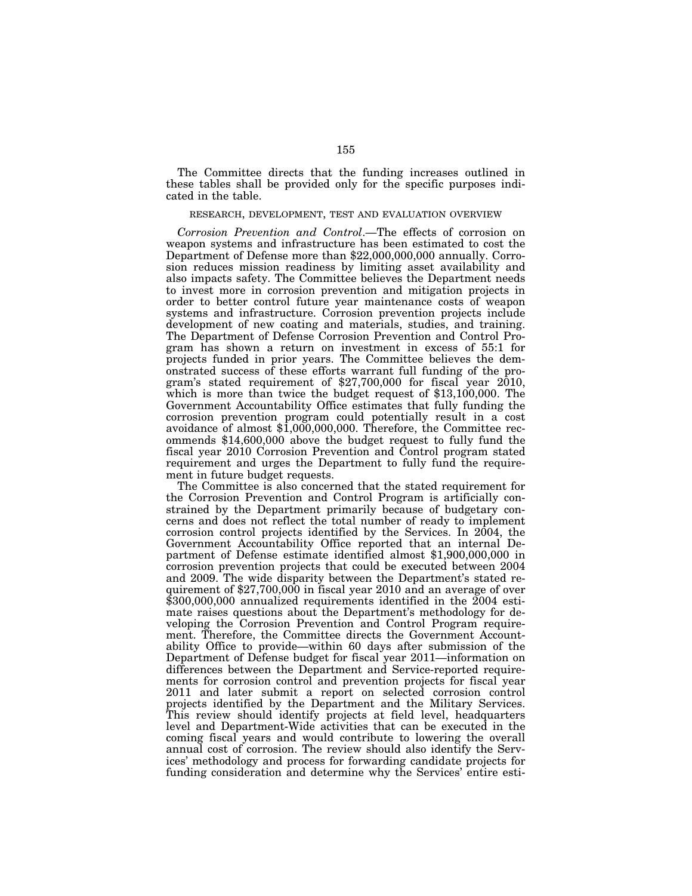The Committee directs that the funding increases outlined in these tables shall be provided only for the specific purposes indicated in the table.

## RESEARCH, DEVELOPMENT, TEST AND EVALUATION OVERVIEW

*Corrosion Prevention and Control*.—The effects of corrosion on weapon systems and infrastructure has been estimated to cost the Department of Defense more than $22,000,000,000 annually. Corrosion reduces mission readiness by limiting asset availability and also impacts safety. The Committee believes the Department needs to invest more in corrosion prevention and mitigation projects in order to better control future year maintenance costs of weapon systems and infrastructure. Corrosion prevention projects include development of new coating and materials, studies, and training. The Department of Defense Corrosion Prevention and Control Program has shown a return on investment in excess of 55:1 for projects funded in prior years. The Committee believes the demonstrated success of these efforts warrant full funding of the program's stated requirement of $27,700,000 for fiscal year 2010, which is more than twice the budget request of $13,100,000. The Government Accountability Office estimates that fully funding the corrosion prevention program could potentially result in a cost avoidance of almost $1,000,000,000. Therefore, the Committee recommends $14,600,000 above the budget request to fully fund the fiscal year 2010 Corrosion Prevention and Control program stated requirement and urges the Department to fully fund the requirement in future budget requests.

The Committee is also concerned that the stated requirement for the Corrosion Prevention and Control Program is artificially constrained by the Department primarily because of budgetary concerns and does not reflect the total number of ready to implement corrosion control projects identified by the Services. In 2004, the Government Accountability Office reported that an internal Department of Defense estimate identified almost $1,900,000,000 in corrosion prevention projects that could be executed between 2004 and 2009. The wide disparity between the Department's stated requirement of $27,700,000 in fiscal year 2010 and an average of over $300,000,000 annualized requirements identified in the 2004 estimate raises questions about the Department's methodology for developing the Corrosion Prevention and Control Program requirement. Therefore, the Committee directs the Government Accountability Office to provide—within 60 days after submission of the Department of Defense budget for fiscal year 2011—information on differences between the Department and Service-reported requirements for corrosion control and prevention projects for fiscal year 2011 and later submit a report on selected corrosion control projects identified by the Department and the Military Services. This review should identify projects at field level, headquarters level and Department-Wide activities that can be executed in the coming fiscal years and would contribute to lowering the overall annual cost of corrosion. The review should also identify the Services' methodology and process for forwarding candidate projects for funding consideration and determine why the Services' entire esti-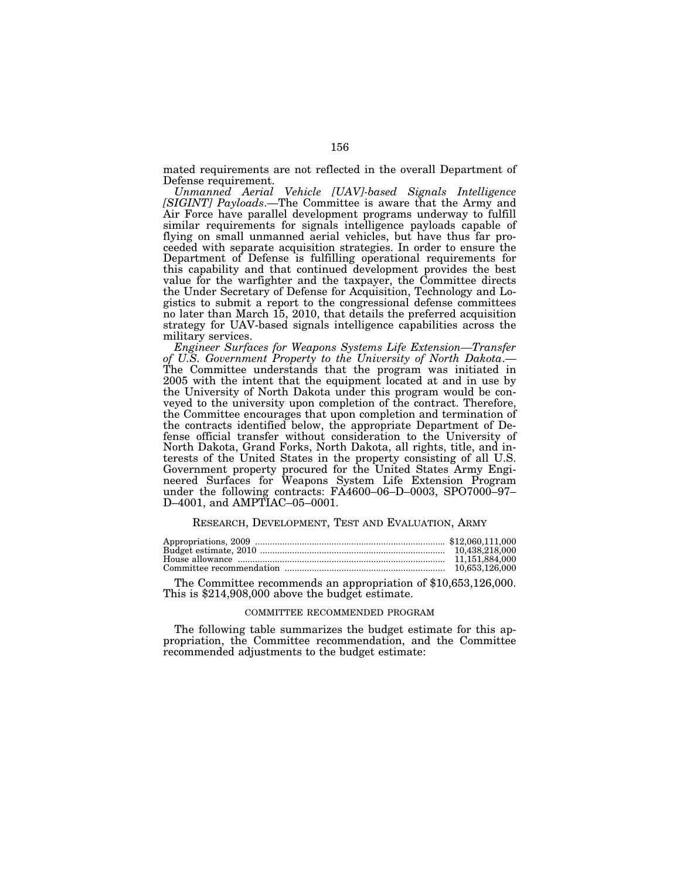mated requirements are not reflected in the overall Department of Defense requirement.

*Unmanned Aerial Vehicle [UAV]-based Signals Intelligence [SIGINT] Payloads*.—The Committee is aware that the Army and Air Force have parallel development programs underway to fulfill similar requirements for signals intelligence payloads capable of flying on small unmanned aerial vehicles, but have thus far proceeded with separate acquisition strategies. In order to ensure the Department of Defense is fulfilling operational requirements for this capability and that continued development provides the best value for the warfighter and the taxpayer, the Committee directs the Under Secretary of Defense for Acquisition, Technology and Logistics to submit a report to the congressional defense committees no later than March 15, 2010, that details the preferred acquisition strategy for UAV-based signals intelligence capabilities across the military services.

*Engineer Surfaces for Weapons Systems Life Extension—Transfer of U.S. Government Property to the University of North Dakota*.—The Committee understands that the program was initiated in 2005 with the intent that the equipment located at and in use by the University of North Dakota under this program would be conveyed to the university upon completion of the contract. Therefore, the Committee encourages that upon completion and termination of the contracts identified below, the appropriate Department of Defense official transfer without consideration to the University of North Dakota, Grand Forks, North Dakota, all rights, title, and interests of the United States in the property consisting of all U.S. Government property procured for the United States Army Engineered Surfaces for Weapons System Life Extension Program under the following contracts: FA4600–06–D–0003, SPO7000–97–D–4001, and AMPTIAC–05–0001.

## RESEARCH, DEVELOPMENT, TEST AND EVALUATION, ARMY

| | |
|---|---|
| Appropriations, 2009 | $12,060,111,000 |
| Budget estimate, 2010 | 10,438,218,000 |
| House allowance | 11,151,884,000 |
| Committee recommendation | 10,653,126,000 |

The Committee recommends an appropriation of $10,653,126,000. This is $214,908,000 above the budget estimate.

### COMMITTEE RECOMMENDED PROGRAM

The following table summarizes the budget estimate for this appropriation, the Committee recommendation, and the Committee recommended adjustments to the budget estimate: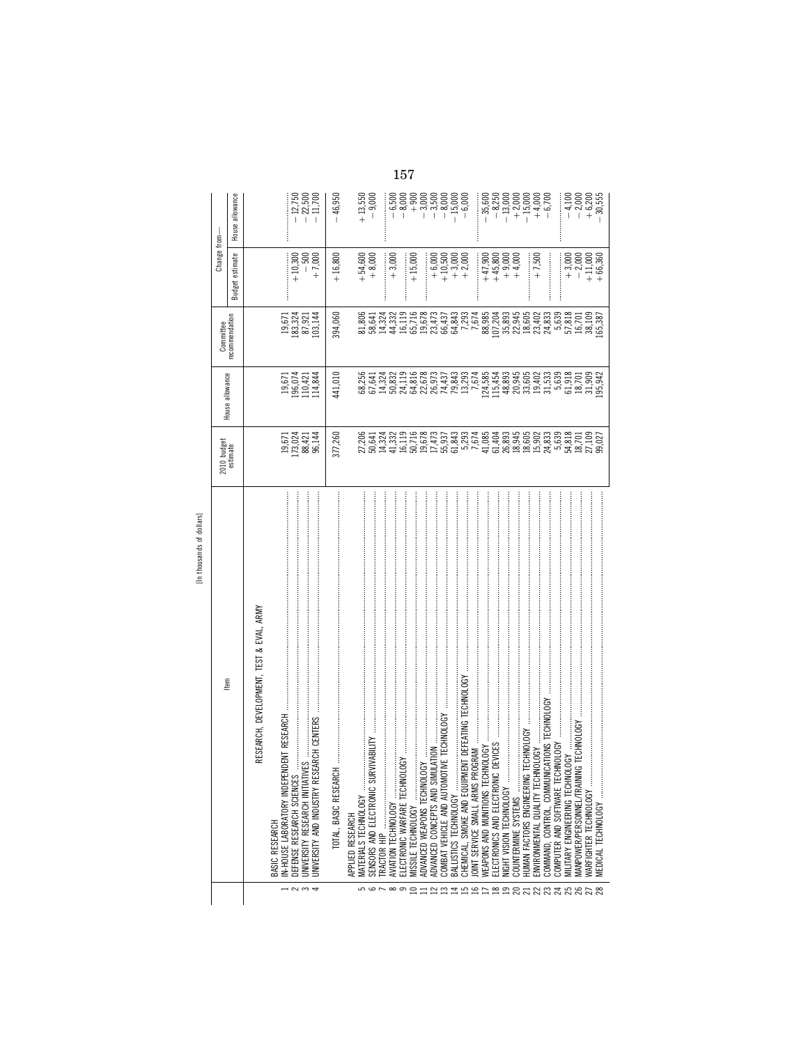[In thousands of dollars]

| | Item | 2010 budget estimate | House allowance | Committee recommendation | Change from— | |
|---|---|---|---|---|---|---|
| | | | | | Budget estimate | House allowance |
| | RESEARCH, DEVELOPMENT, TEST & EVAL, ARMY | | | | | |
| | BASIC RESEARCH | | | | | |
| 1 | IN-HOUSE LABORATORY INDEPENDENT RESEARCH | 19,671 | 19,671 | 19,671 | | |
| 2 | DEFENSE RESEARCH SCIENCES | 173,024 | 196,074 | 183,324 | +10,300 | −12,750 |
| 3 | UNIVERSITY RESEARCH INITIATIVES | 88,421 | 110,421 | 87,921 | −500 | −22,500 |
| 4 | UNIVERSITY AND INDUSTRY RESEARCH CENTERS | 96,144 | 114,844 | 103,144 | +7,000 | −11,700 |
| | TOTAL, BASIC RESEARCH | 377,260 | 441,010 | 394,060 | +16,800 | −46,950 |
| | APPLIED RESEARCH | | | | | |
| 5 | MATERIALS TECHNOLOGY | 27,206 | 68,256 | 81,806 | +54,600 | +13,550 |
| 6 | SENSORS AND ELECTRONIC SURVIVABILITY | 50,641 | 67,641 | 58,641 | +8,000 | −9,000 |
| 7 | TRACTOR HIP | 14,324 | 14,324 | 14,324 | | |
| 8 | AVIATION TECHNOLOGY | 41,332 | 50,832 | 44,332 | +3,000 | −6,500 |
| 9 | ELECTRONIC WARFARE TECHNOLOGY | 16,119 | 24,119 | 16,119 | | −8,000 |
| 10 | MISSILE TECHNOLOGY | 50,716 | 64,816 | 65,716 | +15,000 | +900 |
| 11 | ADVANCED WEAPONS TECHNOLOGY | 19,678 | 22,678 | 19,678 | | −3,000 |
| 12 | ADVANCED CONCEPTS AND SIMULATION | 17,473 | 26,973 | 23,473 | +6,000 | −3,500 |
| 13 | COMBAT VEHICLE AND AUTOMOTIVE TECHNOLOGY | 55,937 | 74,437 | 66,437 | +10,500 | −8,000 |
| 14 | BALLISTICS TECHNOLOGY | 61,843 | 79,843 | 64,843 | +3,000 | −15,000 |
| 15 | CHEMICAL, SMOKE AND EQUIPMENT DEFEATING TECHNOLOGY | 5,293 | 13,293 | 7,293 | +2,000 | −6,000 |
| 16 | JOINT SERVICE SMALL ARMS PROGRAM | 7,674 | 7,674 | 7,674 | | |
| 17 | WEAPONS AND MUNITIONS TECHNOLOGY | 41,085 | 124,585 | 88,985 | +47,900 | −35,600 |
| 18 | ELECTRONICS AND ELECTRONIC DEVICES | 61,404 | 115,454 | 107,204 | +45,800 | −8,250 |
| 19 | NIGHT VISION TECHNOLOGY | 26,893 | 48,893 | 35,893 | +9,000 | −13,000 |
| 20 | COUNTERMINE SYSTEMS | 18,945 | 20,945 | 22,945 | +4,000 | +2,000 |
| 21 | HUMAN FACTORS ENGINEERING TECHNOLOGY | 18,605 | 33,605 | 18,605 | | −15,000 |
| 22 | ENVIRONMENTAL QUALITY TECHNOLOGY | 15,902 | 19,402 | 23,402 | +7,500 | +4,000 |
| 23 | COMMAND, CONTROL, COMMUNICATIONS TECHNOLOGY | 24,833 | 31,533 | 24,833 | | −6,700 |
| 24 | COMPUTER AND SOFTWARE TECHNOLOGY | 5,639 | 5,639 | 5,639 | | |
| 25 | MILITARY ENGINEERING TECHNOLOGY | 54,818 | 61,918 | 57,818 | +3,000 | −4,100 |
| 26 | MANPOWER/PERSONNEL/TRAINING TECHNOLOGY | 18,701 | 18,701 | 16,701 | −2,000 | −2,000 |
| 27 | WARFIGHTER TECHNOLOGY | 27,109 | 31,909 | 38,109 | +11,000 | +6,200 |
| 28 | MEDICAL TECHNOLOGY | 99,027 | 195,942 | 165,387 | +66,360 | −30,555 |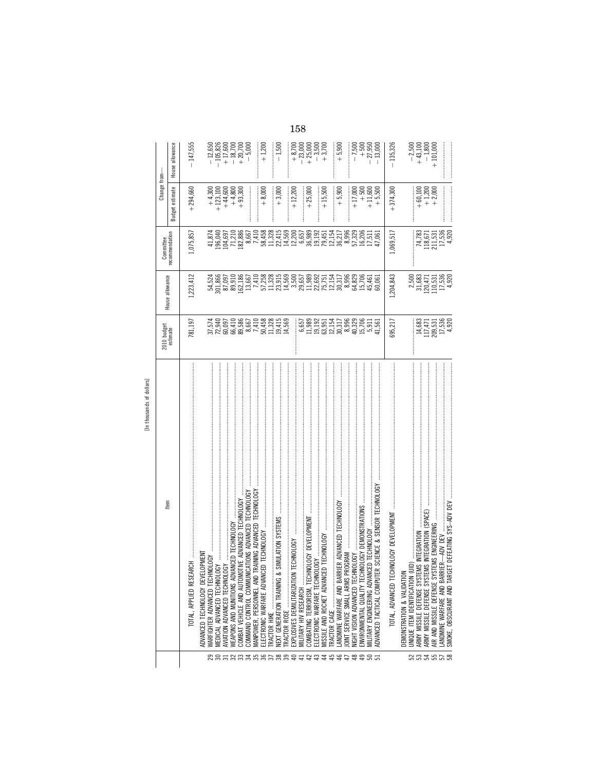[In thousands of dollars]

| | Item | 2010 budget estimate | House allowance | Committee recommendation | Change from— Budget estimate | House allowance |
|---|---|---|---|---|---|---|
| | TOTAL, APPLIED RESEARCH | 781,197 | 1,223,412 | 1,075,857 | +294,660 | −147,555 |
| | ADVANCED TECHNOLOGY DEVELOPMENT | | | | | |
| 29 | WARFIGHTER ADVANCED TECHNOLOGY | 37,574 | 54,524 | 41,874 | +4,300 | −12,650 |
| 30 | MEDICAL ADVANCED TECHNOLOGY | 72,940 | 301,866 | 196,040 | +123,100 | −105,826 |
| 31 | AVIATION ADVANCED TECHNOLOGY | 60,097 | 87,097 | 104,697 | +44,600 | +17,600 |
| 32 | WEAPONS AND MUNITIONS ADVANCED TECHNOLOGY | 66,410 | 89,910 | 71,210 | +4,800 | −18,700 |
| 33 | COMBAT VEHICLE AND AUTOMOTIVE ADVANCED TECHNOLOGY | 89,586 | 162,186 | 182,886 | +93,300 | +20,700 |
| 34 | COMMAND CONTROL COMMUNICATIONS ADVANCED TECHNOLOGY | 8,667 | 13,667 | 8,667 | | −5,000 |
| 35 | MANPOWER, PERSONNEL AND TRAINING ADVANCED TECHNOLOGY | 7,410 | 7,410 | 7,410 | | |
| 36 | ELECTRONIC WARFARE ADVANCED TECHNOLOGY | 50,458 | 57,258 | 58,458 | +8,000 | +1,200 |
| 37 | TRACTOR HIKE | 11,328 | 11,328 | 11,328 | | |
| 38 | NEXT GENERATION TRAINING & SIMULATION SYSTEMS | 19,415 | 23,915 | 22,415 | +3,000 | −1,500 |
| 39 | TRACTOR ROSE | 14,569 | 14,569 | 14,569 | | |
| 40 | EXPLOSIVES DEMILITARIZATION TECHNOLOGY | | 3,500 | 12,200 | +12,200 | +8,700 |
| 41 | MILITARY HIV RESEARCH | 6,657 | 29,657 | 6,657 | | −23,000 |
| 42 | COMBATING TERRORISM, TECHNOLOGY DEVELOPMENT | 11,989 | 11,989 | 36,989 | +25,000 | +25,000 |
| 43 | ELECTRONIC WARFARE TECHNOLOGY | 19,192 | 22,692 | 19,192 | | −3,500 |
| 44 | MISSILE AND ROCKET ADVANCED TECHNOLOGY | 63,951 | 75,751 | 79,451 | +15,500 | +3,700 |
| 45 | TRACTOR CAGE | 12,154 | 12,154 | 12,154 | | |
| 46 | LANDMINE WARFARE AND BARRIER ADVANCED TECHNOLOGY | 30,317 | 30,317 | 36,217 | +5,900 | +5,900 |
| 47 | JOINT SERVICE SMALL ARMS PROGRAM | 8,996 | 8,996 | 8,996 | | |
| 48 | NIGHT VISION ADVANCED TECHNOLOGY | 40,329 | 64,829 | 57,329 | +17,000 | −7,500 |
| 49 | ENVIRONMENTAL QUALITY TECHNOLOGY DEMONSTRATIONS | 15,706 | 15,706 | 16,206 | +500 | +500 |
| 50 | MILITARY ENGINEERING ADVANCED TECHNOLOGY | 5,911 | 45,461 | 17,511 | +11,600 | −27,950 |
| 51 | ADVANCED TACTICAL COMPUTER SCIENCE & SENSOR TECHNOLOGY | 41,561 | 60,061 | 47,061 | +5,500 | −13,000 |
| | TOTAL, ADVANCED TECHNOLOGY DEVELOPMENT | 695,217 | 1,204,843 | 1,069,517 | +374,300 | −135,326 |
| | DEMONSTRATION & VALIDATION | | | | | |
| 52 | UNIQUE ITEM IDENTIFICATION (UID) | | 2,500 | | | −2,500 |
| 53 | ARMY MISSILE DEFENSE SYSTEMS INTEGRATION | 14,683 | 31,683 | 74,783 | +60,100 | +43,100 |
| 54 | ARMY MISSILE DEFENSE SYSTEMS INTEGRATION (SPACE) | 117,471 | 120,471 | 118,671 | +1,200 | −1,800 |
| 55 | AIR AND MISSILE DEFENSE SYSTEMS ENGINEERING | 209,531 | 110,531 | 211,531 | +2,000 | +101,000 |
| 57 | LANDMINE WARFARE AND BARRIER—ADV DEV | 17,536 | 17,536 | 17,536 | | |
| 58 | SMOKE, OBSCURANT AND TARGET DEFEATING SYS—ADV DEV | 4,920 | 4,920 | 4,920 | | |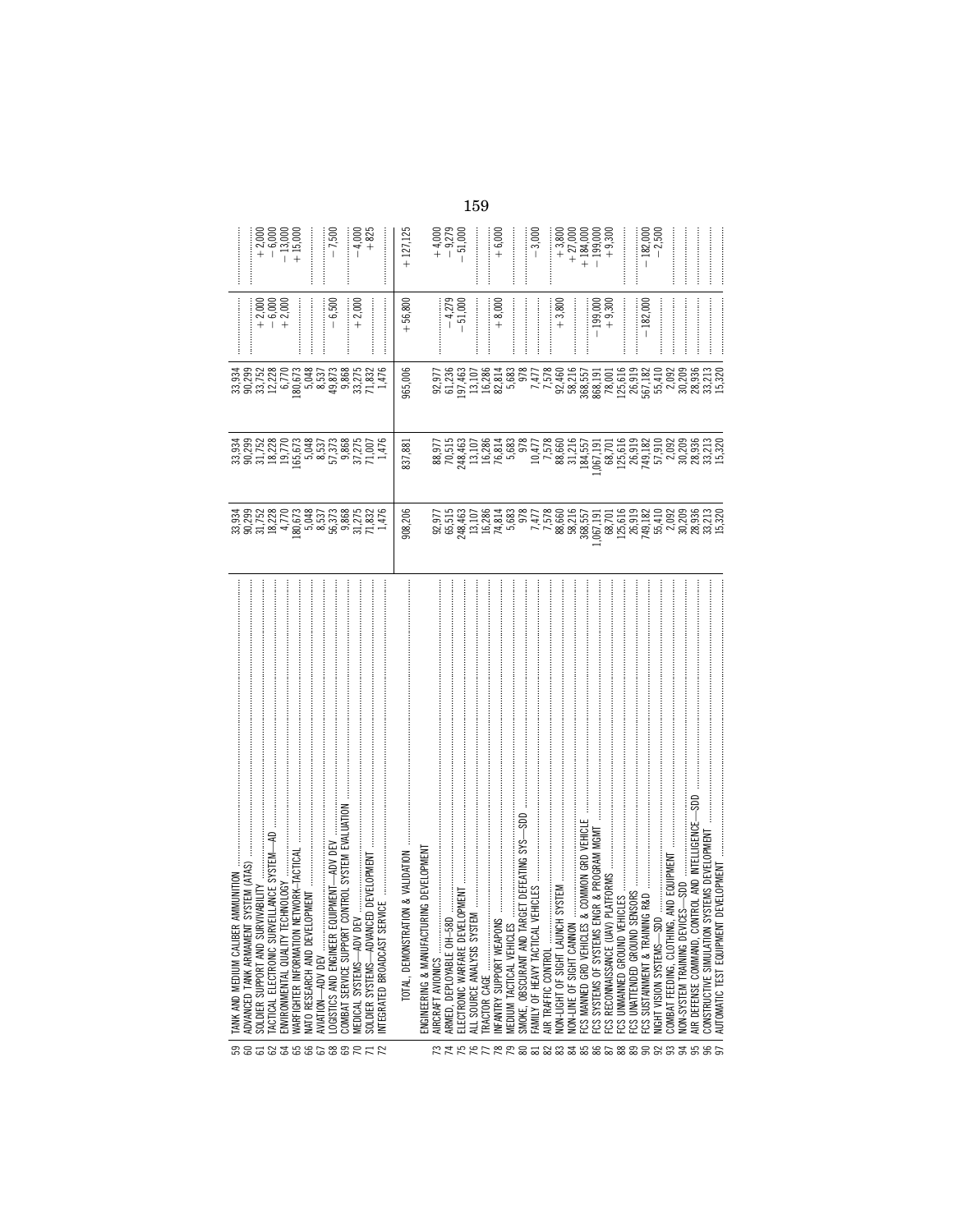| Line | Item | | | | | |
|---|---|---|---|---|---|---|
| 59 | TANK AND MEDIUM CALIBER AMMUNITION | 33,934 | 33,934 | 33,934 | | |
| 60 | ADVANCED TANK ARMAMENT SYSTEM (ATAS) | 90,299 | 90,299 | 90,299 | | |
| 61 | SOLDIER SUPPORT AND SURVIVABILITY | 31,752 | 31,752 | 33,752 | +2,000 | +2,000 |
| 62 | TACTICAL ELECTRONIC SURVEILLANCE SYSTEM—AD | 18,228 | 18,228 | 12,228 | −6,000 | −6,000 |
| 64 | ENVIRONMENTAL QUALITY TECHNOLOGY | 4,770 | 19,770 | 6,770 | +2,000 | −13,000 |
| 65 | WARFIGHTER INFORMATION NETWORK-TACTICAL | 180,673 | 165,673 | 180,673 | | +15,000 |
| 66 | NATO RESEARCH AND DEVELOPMENT | 5,048 | 5,048 | 5,048 | | |
| 67 | AVIATION—ADV DEV | 8,537 | 8,537 | 8,537 | | |
| 68 | LOGISTICS AND ENGINEER EQUIPMENT—ADV DEV | 56,373 | 57,373 | 49,873 | −6,500 | −7,500 |
| 69 | COMBAT SERVICE SUPPORT CONTROL SYSTEM EVALUATION | 9,868 | 9,868 | 9,868 | | |
| 70 | MEDICAL SYSTEMS—ADV DEV | 31,275 | 37,275 | 33,275 | +2,000 | −4,000 |
| 71 | SOLDIER SYSTEMS—ADVANCED DEVELOPMENT | 71,832 | 71,007 | 71,832 | | +825 |
| 72 | INTEGRATED BROADCAST SERVICE | 1,476 | 1,476 | 1,476 | | |
| | TOTAL, DEMONSTRATION & VALIDATION | 908,206 | 837,881 | 965,006 | +56,800 | +127,125 |
| | ENGINEERING & MANUFACTURING DEVELOPMENT | | | | | |
| 73 | AIRCRAFT AVIONICS | 92,977 | 88,977 | 92,977 | | +4,000 |
| 74 | ARMED, DEPLOYABLE OH–58D | 65,515 | 70,515 | 61,236 | −4,279 | −9,279 |
| 75 | ELECTRONIC WARFARE DEVELOPMENT | 248,463 | 248,463 | 197,463 | −51,000 | −51,000 |
| 76 | ALL SOURCE ANALYSIS SYSTEM | 13,107 | 13,107 | 13,107 | | |
| 77 | TRACTOR CAGE | 16,286 | 16,286 | 16,286 | | |
| 78 | INFANTRY SUPPORT WEAPONS | 74,814 | 76,814 | 82,814 | +8,000 | +6,000 |
| 79 | MEDIUM TACTICAL VEHICLES | 5,683 | 5,683 | 5,683 | | |
| 80 | SMOKE, OBSCURANT AND TARGET DEFEATING SYS—SDD | 978 | 978 | 978 | | |
| 81 | FAMILY OF HEAVY TACTICAL VEHICLES | 7,477 | 10,477 | 7,477 | | −3,000 |
| 82 | AIR TRAFFIC CONTROL | 7,578 | 7,578 | 7,578 | | |
| 83 | NON-LIGHT OF SIGHT LAUNCH SYSTEM | 88,660 | 88,660 | 92,460 | +3,800 | +3,800 |
| 84 | NON-LINE OF SIGHT CANNON | 58,216 | 31,216 | 58,216 | | +27,000 |
| 85 | FCS MANNED GRD VEHICLES & COMMON GRD VEHICLE | 368,557 | 184,557 | 368,557 | | +184,000 |
| 86 | FCS SYSTEMS OF SYSTEMS ENGR & PROGRAM MGMT | 1,067,191 | 1,067,191 | 868,191 | −199,000 | −199,000 |
| 87 | FCS RECONNAISSANCE (UAV) PLATFORMS | 68,701 | 68,701 | 78,001 | +9,300 | +9,300 |
| 88 | FCS UNMANNED GROUND VEHICLES | 125,616 | 125,616 | 125,616 | | |
| 89 | FCS UNATTENDED GROUND SENSORS | 26,919 | 26,919 | 26,919 | | |
| 90 | FCS SUSTAINMENT & TRAINING R&D | 749,182 | 749,182 | 567,182 | −182,000 | −182,000 |
| 92 | NIGHT VISION SYSTEMS—SDD | 55,410 | 57,910 | 55,410 | | −2,500 |
| 93 | COMBAT FEEDING, CLOTHING, AND EQUIPMENT | 2,092 | 2,092 | 2,092 | | |
| 94 | NON-SYSTEM TRAINING DEVICES—SDD | 30,209 | 30,209 | 30,209 | | |
| 95 | AIR DEFENSE COMMAND, CONTROL AND INTELLIGENCE—SDD | 28,936 | 28,936 | 28,936 | | |
| 96 | CONSTRUCTIVE SIMULATION SYSTEMS DEVELOPMENT | 33,213 | 33,213 | 33,213 | | |
| 97 | AUTOMATIC TEST EQUIPMENT DEVELOPMENT | 15,320 | 15,320 | 15,320 | | |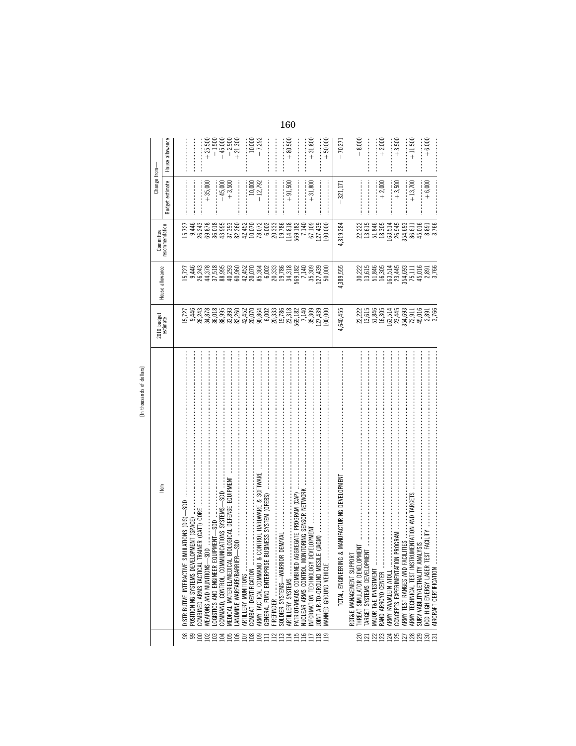[In thousands of dollars]

| | Item | 2010 budget estimate | House allowance | Committee recommendation | Change from— | |
|---|---|---|---|---|---|---|
| | | | | | Budget estimate | House allowance |
| 98 | DISTRIBUTIVE INTERACTIVE SIMULATIONS (DIS)—SDD | 15,727 | 15,727 | 15,727 | | |
| 99 | POSITIONING SYSTEMS DEVELOPMENT (SPACE) | 9,446 | 9,446 | 9,446 | | |
| 100 | COMBINED ARMS TACTICAL TRAINER (CATT) CORE | 26,243 | 26,243 | 26,243 | | |
| 102 | WEAPONS AND MUNITIONS—SDD | 34,878 | 44,378 | 69,878 | +35,000 | +25,500 |
| 103 | LOGISTICS AND ENGINEER EQUIPMENT—SDD | 36,018 | 37,518 | 36,018 | | −1,500 |
| 104 | COMMAND, CONTROL, COMMUNICATIONS SYSTEMS—SDD | 88,995 | 88,995 | 43,995 | −45,000 | −45,000 |
| 105 | MEDICAL MATERIEL/MEDICAL BIOLOGICAL DEFENSE EQUIPMENT | 33,893 | 40,293 | 37,393 | +3,500 | −2,900 |
| 106 | LANDMINE WARFARE/BARRIER—SDD | 82,260 | 60,960 | 82,260 | | +21,300 |
| 107 | ARTILLERY MUNITIONS | 42,452 | 42,452 | 42,452 | | |
| 108 | COMBAT IDENTIFICATION | 20,070 | 20,070 | 10,070 | −10,000 | −10,000 |
| 109 | ARMY TACTICAL COMMAND & CONTROL HARDWARE & SOFTWARE | 90,864 | 85,364 | 78,072 | −12,792 | −7,292 |
| 111 | GENERAL FUND ENTERPRISE BUSINESS SYSTEM (GFEBS) | 6,002 | 6,002 | 6,002 | | |
| 112 | FIREFINDER | 20,333 | 20,333 | 20,333 | | |
| 113 | SOLDIER SYSTEMS—WARRIOR DEM/VAL | 19,786 | 19,786 | 19,786 | | |
| 114 | ARTILLERY SYSTEMS | 23,318 | 34,318 | 114,818 | +91,500 | +80,500 |
| 115 | PATRIOT/MEADS COMBINED AGGREGATE PROGRAM (CAP) | 569,182 | 569,182 | 569,182 | | |
| 116 | NUCLEAR ARMS CONTROL MONITORING SENSOR NETWORK | 7,140 | 7,140 | 7,140 | | |
| 117 | INFORMATION TECHNOLOGY DEVELOPMENT | 35,309 | 35,309 | 67,109 | +31,800 | +31,800 |
| 118 | JOINT AIR-TO-GROUND MISSILE (JAGM) | 127,439 | 127,439 | 127,439 | | |
| 119 | MANNED GROUND VEHICLE | 100,000 | 50,000 | 100,000 | | +50,000 |
| | TOTAL, ENGINEERING & MANUFACTURING DEVELOPMENT | 4,640,455 | 4,389,555 | 4,319,284 | −321,171 | −70,271 |
| | RDT&E MANAGEMENT SUPPORT | | | | | |
| 120 | THREAT SIMULATOR DEVELOPMENT | 22,222 | 30,222 | 22,222 | | −8,000 |
| 121 | TARGET SYSTEMS DEVELOPMENT | 13,615 | 13,615 | 13,615 | | |
| 122 | MAJOR T&E INVESTMENT | 51,846 | 51,846 | 51,846 | | |
| 123 | RAND ARROYO CENTER | 16,305 | 16,305 | 18,305 | +2,000 | +2,000 |
| 124 | ARMY KWAJALEIN ATOLL | 163,514 | 163,514 | 163,514 | | |
| 125 | CONCEPTS EXPERIMENTATION PROGRAM | 23,445 | 23,445 | 26,945 | +3,500 | +3,500 |
| 127 | ARMY TEST RANGES AND FACILITIES | 354,693 | 354,693 | 354,693 | | |
| 128 | ARMY TECHNICAL TEST INSTRUMENTATION AND TARGETS | 72,911 | 75,111 | 86,611 | +13,700 | +11,500 |
| 129 | SURVIVABILITY/LETHALITY ANALYSIS | 45,016 | 45,016 | 45,016 | | |
| 130 | DOD HIGH ENERGY LASER TEST FACILITY | 2,891 | 2,891 | 8,891 | +6,000 | +6,000 |
| 131 | AIRCRAFT CERTIFICATION | 3,766 | 3,766 | 3,766 | | |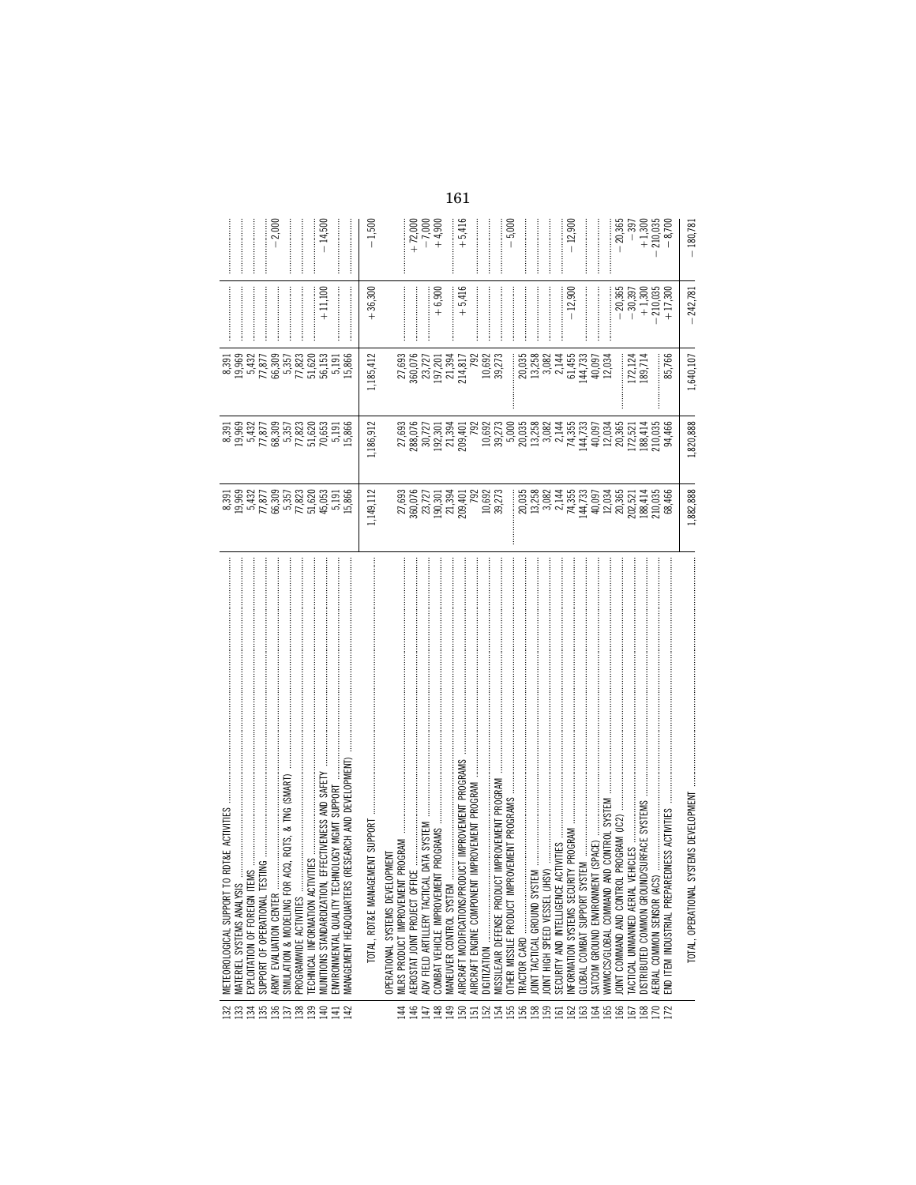| | | | | | | |
|---|---|---|---|---|---|---|
| 132 | METEOROLOGICAL SUPPORT TO RDT&E ACTIVITIES | 8,391 | 8,391 | 8,391 | | |
| 133 | MATERIEL SYSTEMS ANALYSIS | 19,969 | 19,969 | 19,969 | | |
| 134 | EXPLOITATION OF FOREIGN ITEMS | 5,432 | 5,432 | 5,432 | | |
| 135 | SUPPORT OF OPERATIONAL TESTING | 77,877 | 77,877 | 77,877 | | |
| 136 | ARMY EVALUATION CENTER | 66,309 | 68,309 | 66,309 | | −2,000 |
| 137 | SIMULATION & MODELING FOR ACQ, RQTS, & TNG (SMART) | 5,357 | 5,357 | 5,357 | | |
| 138 | PROGRAMWIDE ACTIVITIES | 77,823 | 77,823 | 77,823 | | |
| 139 | TECHNICAL INFORMATION ACTIVITIES | 51,620 | 51,620 | 51,620 | | |
| 140 | MUNITIONS STANDARDIZATION, EFFECTIVENESS AND SAFETY | 45,053 | 70,653 | 56,153 | +11,100 | −14,500 |
| 141 | ENVIRONMENTAL QUALITY TECHNOLOGY MGMT SUPPORT | 5,191 | 5,191 | 5,191 | | |
| 142 | MANAGEMENT HEADQUARTERS (RESEARCH AND DEVELOPMENT) | 15,866 | 15,866 | 15,866 | | |
| | TOTAL, RDT&E MANAGEMENT SUPPORT | 1,149,112 | 1,186,912 | 1,185,412 | +36,300 | −1,500 |
| | OPERATIONAL SYSTEMS DEVELOPMENT | | | | | |
| 144 | MLRS PRODUCT IMPROVEMENT PROGRAM | 27,693 | 27,693 | 27,693 | | |
| 146 | AEROSTAT JOINT PROJECT OFFICE | 360,076 | 288,076 | 360,076 | | +72,000 |
| 147 | ADV FIELD ARTILLERY TACTICAL DATA SYSTEM | 23,727 | 30,727 | 23,727 | | −7,000 |
| 148 | COMBAT VEHICLE IMPROVEMENT PROGRAMS | 190,301 | 192,301 | 197,201 | +6,900 | +4,900 |
| 149 | MANEUVER CONTROL SYSTEM | 21,394 | 21,394 | 21,394 | | |
| 150 | AIRCRAFT MODIFICATIONS/PRODUCT IMPROVEMENT PROGRAMS | 209,401 | 209,401 | 214,817 | +5,416 | +5,416 |
| 151 | AIRCRAFT ENGINE COMPONENT IMPROVEMENT PROGRAM | 792 | 792 | 792 | | |
| 152 | DIGITIZATION | 10,692 | 10,692 | 10,692 | | |
| 154 | MISSILE/AIR DEFENSE PRODUCT IMPROVEMENT PROGRAM | 39,273 | 39,273 | 39,273 | | |
| 155 | OTHER MISSILE PRODUCT IMPROVEMENT PROGRAMS | | 5,000 | | | −5,000 |
| 156 | TRACTOR CARD | 20,035 | 20,035 | 20,035 | | |
| 158 | JOINT TACTICAL GROUND SYSTEM | 13,258 | 13,258 | 13,258 | | |
| 159 | JOINT HIGH SPEED VESSEL (JHSV) | 3,082 | 3,082 | 3,082 | | |
| 161 | SECURITY AND INTELLIGENCE ACTIVITIES | 2,144 | 2,144 | 2,144 | | |
| 162 | INFORMATION SYSTEMS SECURITY PROGRAM | 74,355 | 74,355 | 61,455 | −12,900 | −12,900 |
| 163 | GLOBAL COMBAT SUPPORT SYSTEM | 144,733 | 144,733 | 144,733 | | |
| 164 | SATCOM GROUND ENVIRONMENT (SPACE) | 40,097 | 40,097 | 40,097 | | |
| 165 | WWMCCS/GLOBAL COMMAND AND CONTROL SYSTEM | 12,034 | 12,034 | 12,034 | | |
| 166 | JOINT COMMAND AND CONTROL PROGRAM (JC2) | 20,365 | 20,365 | | −20,365 | −20,365 |
| 167 | TACTICAL UNMANNED AERIAL VEHICLES | 202,521 | 172,521 | 172,124 | −30,397 | −397 |
| 168 | DISTRIBUTED COMMON GROUND/SURFACE SYSTEMS | 188,414 | 188,414 | 189,714 | +1,300 | +1,300 |
| 170 | AERIAL COMMON SENSOR (ACS) | 210,035 | 210,035 | | −210,035 | −210,035 |
| 172 | END ITEM INDUSTRIAL PREPAREDNESS ACTIVITIES | 68,466 | 94,466 | 85,766 | +17,300 | −8,700 |
| | TOTAL, OPERATIONAL SYSTEMS DEVELOPMENT | 1,882,888 | 1,820,888 | 1,640,107 | −242,781 | −180,781 |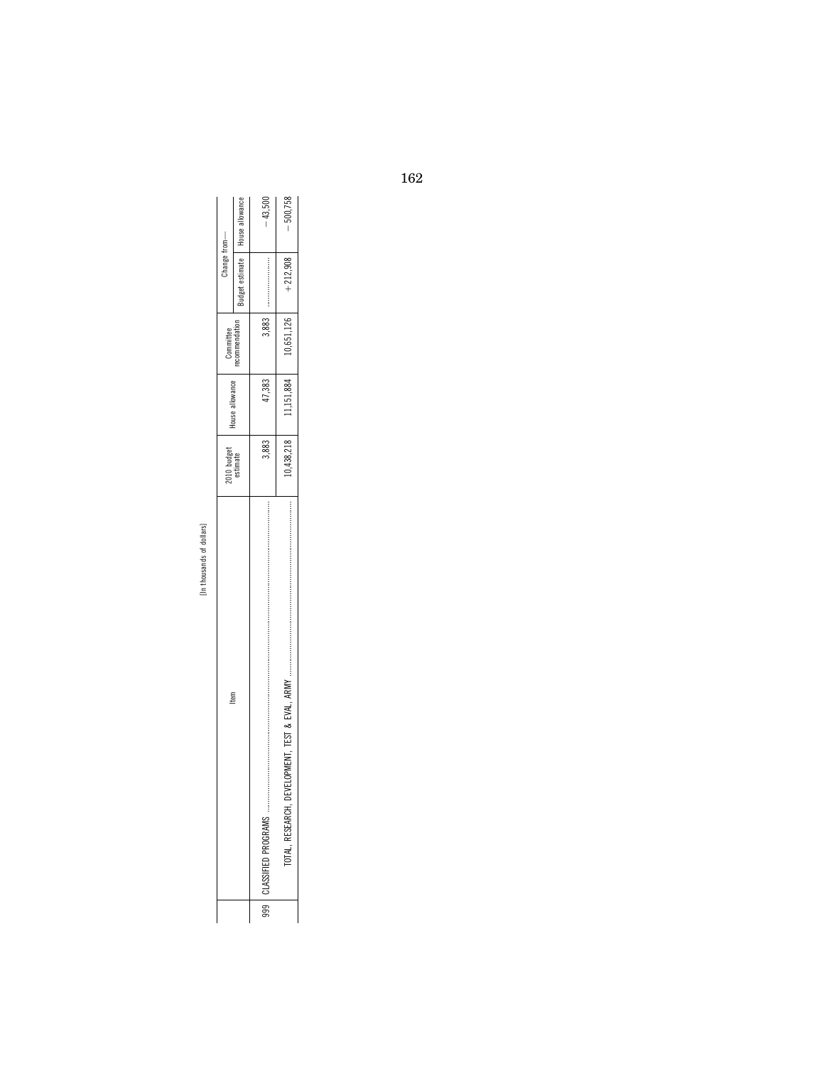[In thousands of dollars]

| | Item | 2010 budget estimate | House allowance | Committee recommendation | Change from— | |
|---|---|---|---|---|---|---|
| | | | | | Budget estimate | House allowance |
| 999 | CLASSIFIED PROGRAMS | 3,883 | 47,383 | 3,883 | | −43,500 |
| | TOTAL, RESEARCH, DEVELOPMENT, TEST & EVAL, ARMY | 10,438,218 | 11,151,884 | 10,651,126 | +212,908 | −500,758 |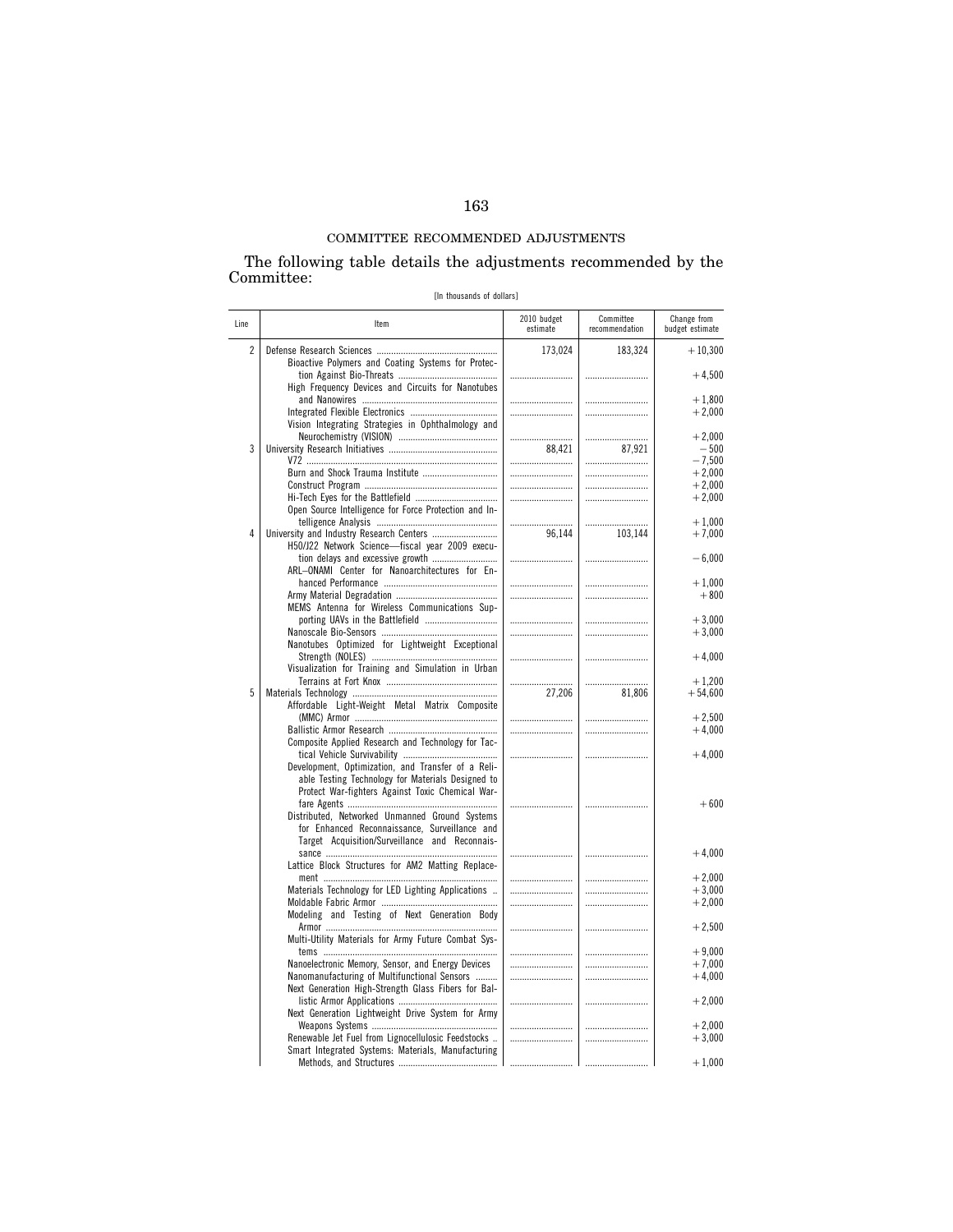COMMITTEE RECOMMENDED ADJUSTMENTS

The following table details the adjustments recommended by the Committee:

[In thousands of dollars]

| Line | Item | 2010 budget estimate | Committee recommendation | Change from budget estimate |
|---|---|---|---|---|
| 2 | Defense Research Sciences | 173,024 | 183,324 | +10,300 |
| | Bioactive Polymers and Coating Systems for Protection Against Bio-Threats | | | +4,500 |
| | High Frequency Devices and Circuits for Nanotubes and Nanowires | | | +1,800 |
| | Integrated Flexible Electronics | | | +2,000 |
| | Vision Integrating Strategies in Ophthalmology and Neurochemistry (VISION) | | | +2,000 |
| 3 | University Research Initiatives | 88,421 | 87,921 | −500 |
| | V72 | | | −7,500 |
| | Burn and Shock Trauma Institute | | | +2,000 |
| | Construct Program | | | +2,000 |
| | Hi-Tech Eyes for the Battlefield | | | +2,000 |
| | Open Source Intelligence for Force Protection and Intelligence Analysis | | | +1,000 |
| 4 | University and Industry Research Centers | 96,144 | 103,144 | +7,000 |
| | H50/J22 Network Science—fiscal year 2009 execution delays and excessive growth | | | −6,000 |
| | ARL–ONAMI Center for Nanoarchitectures for Enhanced Performance | | | +1,000 |
| | Army Material Degradation | | | +800 |
| | MEMS Antenna for Wireless Communications Supporting UAVs in the Battlefield | | | +3,000 |
| | Nanoscale Bio-Sensors | | | +3,000 |
| | Nanotubes Optimized for Lightweight Exceptional Strength (NOLES) | | | +4,000 |
| | Visualization for Training and Simulation in Urban Terrains at Fort Knox | | | +1,200 |
| 5 | Materials Technology | 27,206 | 81,806 | +54,600 |
| | Affordable Light-Weight Metal Matrix Composite (MMC) Armor | | | +2,500 |
| | Ballistic Armor Research | | | +4,000 |
| | Composite Applied Research and Technology for Tactical Vehicle Survivability | | | +4,000 |
| | Development, Optimization, and Transfer of a Reliable Testing Technology for Materials Designed to Protect War-fighters Against Toxic Chemical Warfare Agents | | | +600 |
| | Distributed, Networked Unmanned Ground Systems for Enhanced Reconnaissance, Surveillance and Target Acquisition/Surveillance and Reconnaissance | | | +4,000 |
| | Lattice Block Structures for AM2 Matting Replacement | | | +2,000 |
| | Materials Technology for LED Lighting Applications | | | +3,000 |
| | Moldable Fabric Armor | | | +2,000 |
| | Modeling and Testing of Next Generation Body Armor | | | +2,500 |
| | Multi-Utility Materials for Army Future Combat Systems | | | +9,000 |
| | Nanoelectronic Memory, Sensor, and Energy Devices | | | +7,000 |
| | Nanomanufacturing of Multifunctional Sensors | | | +4,000 |
| | Next Generation High-Strength Glass Fibers for Ballistic Armor Applications | | | +2,000 |
| | Next Generation Lightweight Drive System for Army Weapons Systems | | | +2,000 |
| | Renewable Jet Fuel from Lignocellulosic Feedstocks | | | +3,000 |
| | Smart Integrated Systems: Materials, Manufacturing Methods, and Structures | | | +1,000 |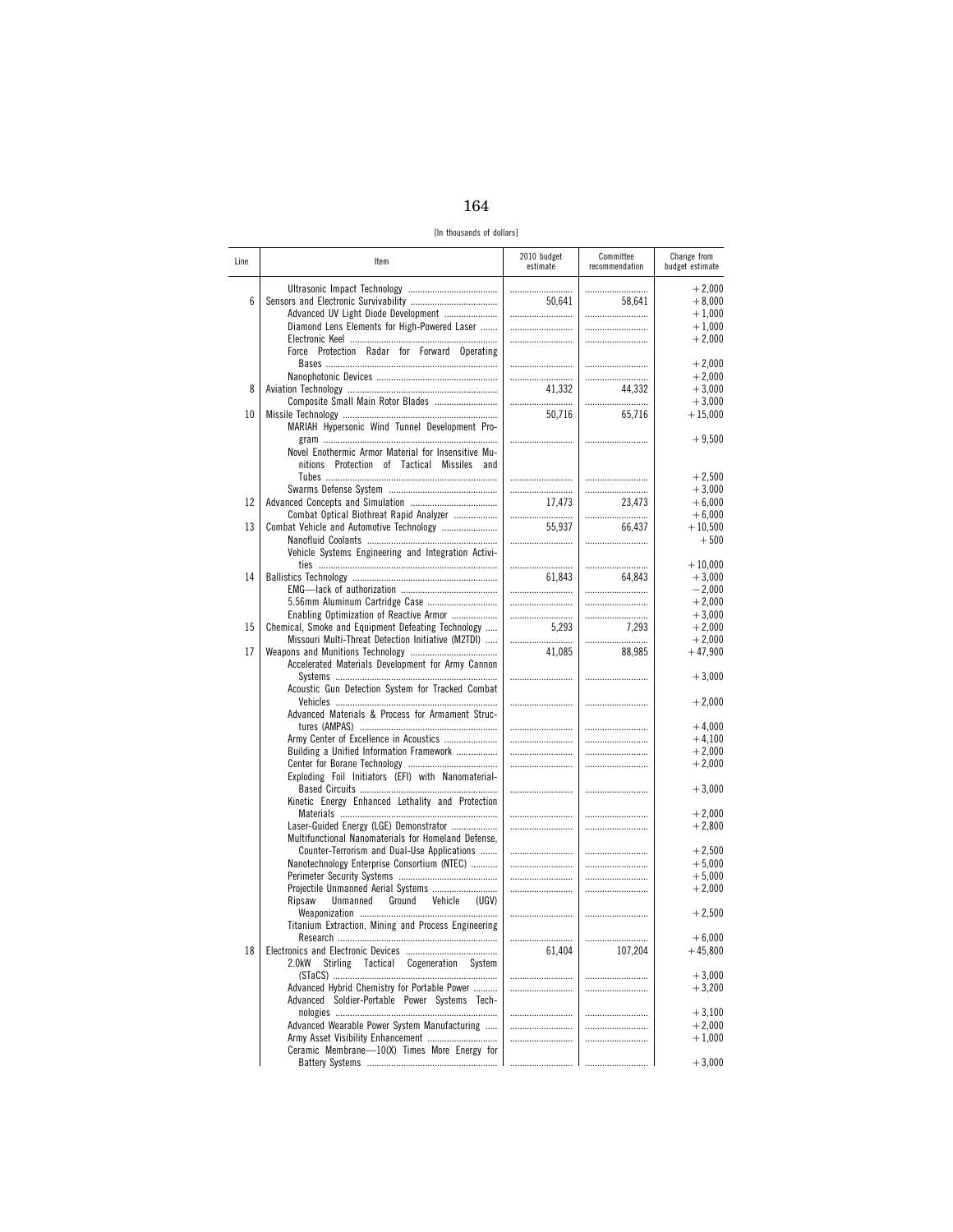[In thousands of dollars]

| Line | Item | 2010 budget estimate | Committee recommendation | Change from budget estimate |
|---|---|---|---|---|
| | Ultrasonic Impact Technology | | | +2,000 |
| 6 | Sensors and Electronic Survivability | 50,641 | 58,641 | +8,000 |
| | Advanced UV Light Diode Development | | | +1,000 |
| | Diamond Lens Elements for High-Powered Laser | | | +1,000 |
| | Electronic Keel | | | +2,000 |
| | Force Protection Radar for Forward Operating Bases | | | +2,000 |
| | Nanophotonic Devices | | | +2,000 |
| 8 | Aviation Technology | 41,332 | 44,332 | +3,000 |
| | Composite Small Main Rotor Blades | | | +3,000 |
| 10 | Missile Technology | 50,716 | 65,716 | +15,000 |
| | MARIAH Hypersonic Wind Tunnel Development Program | | | +9,500 |
| | Novel Enothermic Armor Material for Insensitive Munitions Protection of Tactical Missiles and Tubes | | | +2,500 |
| | Swarms Defense System | | | +3,000 |
| 12 | Advanced Concepts and Simulation | 17,473 | 23,473 | +6,000 |
| | Combat Optical Biothreat Rapid Analyzer | | | +6,000 |
| 13 | Combat Vehicle and Automotive Technology | 55,937 | 66,437 | +10,500 |
| | Nanofluid Coolants | | | +500 |
| | Vehicle Systems Engineering and Integration Activities | | | +10,000 |
| 14 | Ballistics Technology | 61,843 | 64,843 | +3,000 |
| | EMG—lack of authorization | | | −2,000 |
| | 5.56mm Aluminum Cartridge Case | | | +2,000 |
| | Enabling Optimization of Reactive Armor | | | +3,000 |
| 15 | Chemical, Smoke and Equipment Defeating Technology | 5,293 | 7,293 | +2,000 |
| | Missouri Multi-Threat Detection Initiative (M2TDI) | | | +2,000 |
| 17 | Weapons and Munitions Technology | 41,085 | 88,985 | +47,900 |
| | Accelerated Materials Development for Army Cannon Systems | | | +3,000 |
| | Acoustic Gun Detection System for Tracked Combat Vehicles | | | +2,000 |
| | Advanced Materials & Process for Armament Structures (AMPAS) | | | +4,000 |
| | Army Center of Excellence in Acoustics | | | +4,100 |
| | Building a Unified Information Framework | | | +2,000 |
| | Center for Borane Technology | | | +2,000 |
| | Exploding Foil Initiators (EFI) with Nanomaterial-Based Circuits | | | +3,000 |
| | Kinetic Energy Enhanced Lethality and Protection Materials | | | +2,000 |
| | Laser-Guided Energy (LGE) Demonstrator | | | +2,800 |
| | Multifunctional Nanomaterials for Homeland Defense, Counter-Terrorism and Dual-Use Applications | | | +2,500 |
| | Nanotechnology Enterprise Consortium (NTEC) | | | +5,000 |
| | Perimeter Security Systems | | | +5,000 |
| | Projectile Unmanned Aerial Systems | | | +2,000 |
| | Ripsaw Unmanned Ground Vehicle (UGV) Weaponization | | | +2,500 |
| | Titanium Extraction, Mining and Process Engineering Research | | | +6,000 |
| 18 | Electronics and Electronic Devices | 61,404 | 107,204 | +45,800 |
| | 2.0kW Stirling Tactical Cogeneration System (STaCS) | | | +3,000 |
| | Advanced Hybrid Chemistry for Portable Power | | | +3,200 |
| | Advanced Soldier-Portable Power Systems Technologies | | | +3,100 |
| | Advanced Wearable Power System Manufacturing | | | +2,000 |
| | Army Asset Visibility Enhancement | | | +1,000 |
| | Ceramic Membrane—10(X) Times More Energy for Battery Systems | | | +3,000 |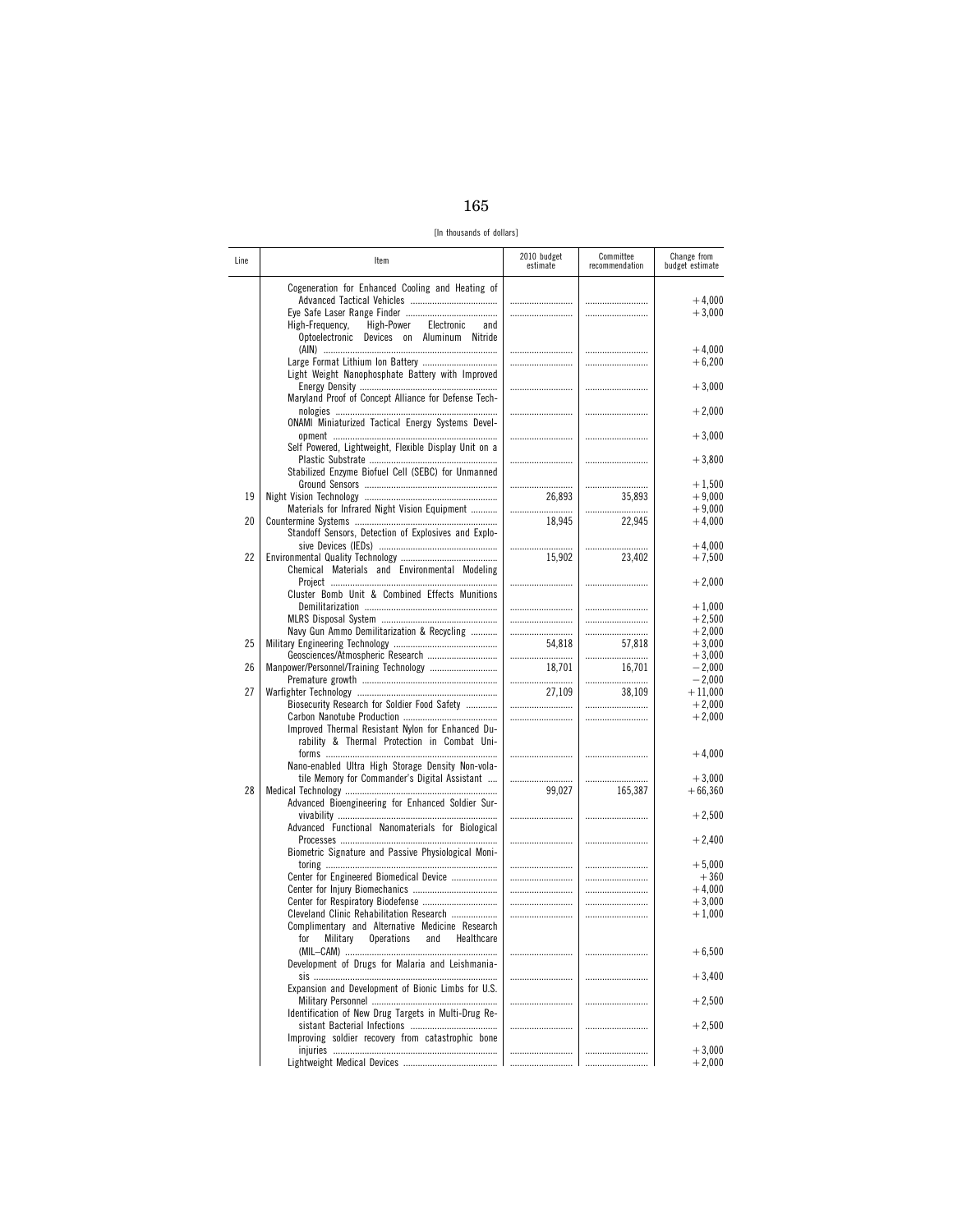[In thousands of dollars]

| Line | Item | 2010 budget estimate | Committee recommendation | Change from budget estimate |
|---|---|---|---|---|
| | Cogeneration for Enhanced Cooling and Heating of Advanced Tactical Vehicles | | | +4,000 |
| | Eye Safe Laser Range Finder | | | +3,000 |
| | High-Frequency, High-Power Electronic and Optoelectronic Devices on Aluminum Nitride (AlN) | | | +4,000 |
| | Large Format Lithium Ion Battery | | | +6,200 |
| | Light Weight Nanophosphate Battery with Improved Energy Density | | | +3,000 |
| | Maryland Proof of Concept Alliance for Defense Technologies | | | +2,000 |
| | ONAMI Miniaturized Tactical Energy Systems Development | | | +3,000 |
| | Self Powered, Lightweight, Flexible Display Unit on a Plastic Substrate | | | +3,800 |
| | Stabilized Enzyme Biofuel Cell (SEBC) for Unmanned Ground Sensors | | | +1,500 |
| 19 | Night Vision Technology | 26,893 | 35,893 | +9,000 |
| | Materials for Infrared Night Vision Equipment | | | +9,000 |
| 20 | Countermine Systems | 18,945 | 22,945 | +4,000 |
| | Standoff Sensors, Detection of Explosives and Explosive Devices (IEDs) | | | +4,000 |
| 22 | Environmental Quality Technology | 15,902 | 23,402 | +7,500 |
| | Chemical Materials and Environmental Modeling Project | | | +2,000 |
| | Cluster Bomb Unit & Combined Effects Munitions Demilitarization | | | +1,000 |
| | MLRS Disposal System | | | +2,500 |
| | Navy Gun Ammo Demilitarization & Recycling | | | +2,000 |
| 25 | Military Engineering Technology | 54,818 | 57,818 | +3,000 |
| | Geosciences/Atmospheric Research | | | +3,000 |
| 26 | Manpower/Personnel/Training Technology | 18,701 | 16,701 | −2,000 |
| | Premature growth | | | −2,000 |
| 27 | Warfighter Technology | 27,109 | 38,109 | +11,000 |
| | Biosecurity Research for Soldier Food Safety | | | +2,000 |
| | Carbon Nanotube Production | | | +2,000 |
| | Improved Thermal Resistant Nylon for Enhanced Durability & Thermal Protection in Combat Uniforms | | | +4,000 |
| | Nano-enabled Ultra High Storage Density Non-volatile Memory for Commander's Digital Assistant | | | +3,000 |
| 28 | Medical Technology | 99,027 | 165,387 | +66,360 |
| | Advanced Bioengineering for Enhanced Soldier Survivability | | | +2,500 |
| | Advanced Functional Nanomaterials for Biological Processes | | | +2,400 |
| | Biometric Signature and Passive Physiological Monitoring | | | +5,000 |
| | Center for Engineered Biomedical Device | | | +360 |
| | Center for Injury Biomechanics | | | +4,000 |
| | Center for Respiratory Biodefense | | | +3,000 |
| | Cleveland Clinic Rehabilitation Research | | | +1,000 |
| | Complimentary and Alternative Medicine Research for Military Operations and Healthcare (MIL–CAM) | | | +6,500 |
| | Development of Drugs for Malaria and Leishmaniasis | | | +3,400 |
| | Expansion and Development of Bionic Limbs for U.S. Military Personnel | | | +2,500 |
| | Identification of New Drug Targets in Multi-Drug Resistant Bacterial Infections | | | +2,500 |
| | Improving soldier recovery from catastrophic bone injuries | | | +3,000 |
| | Lightweight Medical Devices | | | +2,000 |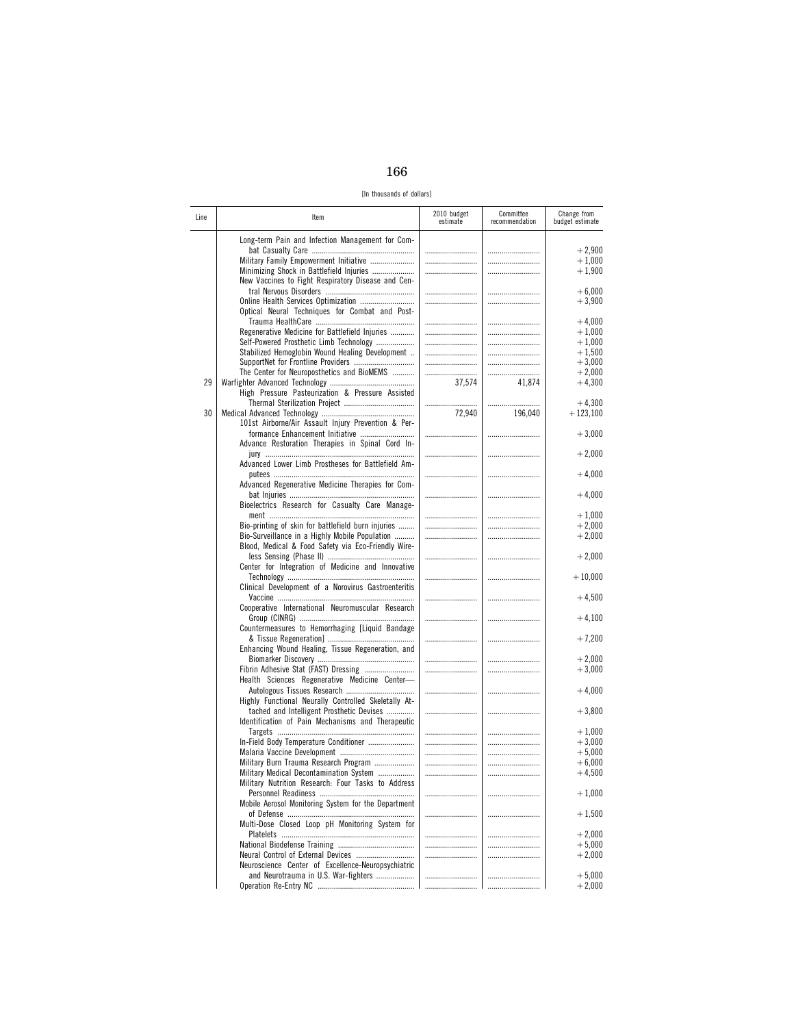[In thousands of dollars]

| Line | Item | 2010 budget estimate | Committee recommendation | Change from budget estimate |
|---|---|---|---|---|
| | Long-term Pain and Infection Management for Combat Casualty Care | | | +2,900 |
| | Military Family Empowerment Initiative | | | +1,000 |
| | Minimizing Shock in Battlefield Injuries | | | +1,900 |
| | New Vaccines to Fight Respiratory Disease and Central Nervous Disorders | | | +6,000 |
| | Online Health Services Optimization | | | +3,900 |
| | Optical Neural Techniques for Combat and Post-Trauma HealthCare | | | +4,000 |
| | Regenerative Medicine for Battlefield Injuries | | | +1,000 |
| | Self-Powered Prosthetic Limb Technology | | | +1,000 |
| | Stabilized Hemoglobin Wound Healing Development | | | +1,500 |
| | SupportNet for Frontline Providers | | | +3,000 |
| | The Center for Neuroposthetics and BioMEMS | | | +2,000 |
| 29 | Warfighter Advanced Technology | 37,574 | 41,874 | +4,300 |
| | High Pressure Pasteurization & Pressure Assisted Thermal Sterilization Project | | | +4,300 |
| 30 | Medical Advanced Technology | 72,940 | 196,040 | +123,100 |
| | 101st Airborne/Air Assault Injury Prevention & Performance Enhancement Initiative | | | +3,000 |
| | Advance Restoration Therapies in Spinal Cord Injury | | | +2,000 |
| | Advanced Lower Limb Prostheses for Battlefield Amputees | | | +4,000 |
| | Advanced Regenerative Medicine Therapies for Combat Injuries | | | +4,000 |
| | Bioelectrics Research for Casualty Care Management | | | +1,000 |
| | Bio-printing of skin for battlefield burn injuries | | | +2,000 |
| | Bio-Surveillance in a Highly Mobile Population | | | +2,000 |
| | Blood, Medical & Food Safety via Eco-Friendly Wireless Sensing (Phase II) | | | +2,000 |
| | Center for Integration of Medicine and Innovative Technology | | | +10,000 |
| | Clinical Development of a Norovirus Gastroenteritis Vaccine | | | +4,500 |
| | Cooperative International Neuromuscular Research Group (CINRG) | | | +4,100 |
| | Countermeasures to Hemorrhaging [Liquid Bandage & Tissue Regeneration] | | | +7,200 |
| | Enhancing Wound Healing, Tissue Regeneration, and Biomarker Discovery | | | +2,000 |
| | Fibrin Adhesive Stat (FAST) Dressing | | | +3,000 |
| | Health Sciences Regenerative Medicine Center—Autologous Tissues Research | | | +4,000 |
| | Highly Functional Neurally Controlled Skeletally Attached and Intelligent Prosthetic Devises | | | +3,800 |
| | Identification of Pain Mechanisms and Therapeutic Targets | | | +1,000 |
| | In-Field Body Temperature Conditioner | | | +3,000 |
| | Malaria Vaccine Development | | | +5,000 |
| | Military Burn Trauma Research Program | | | +6,000 |
| | Military Medical Decontamination System | | | +4,500 |
| | Military Nutrition Research: Four Tasks to Address Personnel Readiness | | | +1,000 |
| | Mobile Aerosol Monitoring System for the Department of Defense | | | +1,500 |
| | Multi-Dose Closed Loop pH Monitoring System for Platelets | | | +2,000 |
| | National Biodefense Training | | | +5,000 |
| | Neural Control of External Devices | | | +2,000 |
| | Neuroscience Center of Excellence-Neuropsychiatric and Neurotrauma in U.S. War-fighters | | | +5,000 |
| | Operation Re-Entry NC | | | +2,000 |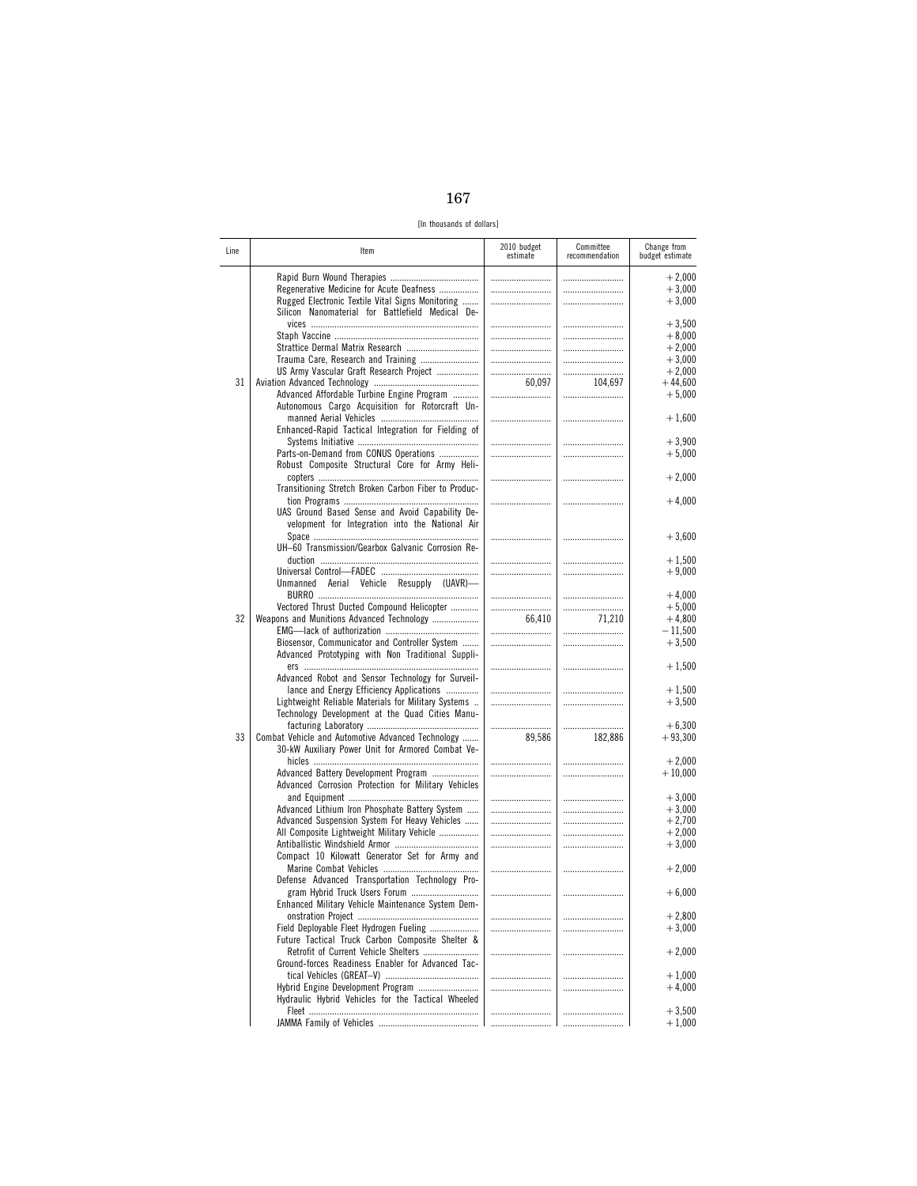[In thousands of dollars]

| Line | Item | 2010 budget estimate | Committee recommendation | Change from budget estimate |
|---|---|---|---|---|
| | Rapid Burn Wound Therapies | | | +2,000 |
| | Regenerative Medicine for Acute Deafness | | | +3,000 |
| | Rugged Electronic Textile Vital Signs Monitoring | | | +3,000 |
| | Silicon Nanomaterial for Battlefield Medical Devices | | | +3,500 |
| | Staph Vaccine | | | +8,000 |
| | Strattice Dermal Matrix Research | | | +2,000 |
| | Trauma Care, Research and Training | | | +3,000 |
| | US Army Vascular Graft Research Project | | | +2,000 |
| 31 | Aviation Advanced Technology | 60,097 | 104,697 | +44,600 |
| | Advanced Affordable Turbine Engine Program | | | +5,000 |
| | Autonomous Cargo Acquisition for Rotorcraft Unmanned Aerial Vehicles | | | +1,600 |
| | Enhanced-Rapid Tactical Integration for Fielding of Systems Initiative | | | +3,900 |
| | Parts-on-Demand from CONUS Operations | | | +5,000 |
| | Robust Composite Structural Core for Army Helicopters | | | +2,000 |
| | Transitioning Stretch Broken Carbon Fiber to Production Programs | | | +4,000 |
| | UAS Ground Based Sense and Avoid Capability Development for Integration into the National Air Space | | | +3,600 |
| | UH–60 Transmission/Gearbox Galvanic Corrosion Reduction | | | +1,500 |
| | Universal Control—FADEC | | | +9,000 |
| | Unmanned Aerial Vehicle Resupply (UAVR)—BURRO | | | +4,000 |
| | Vectored Thrust Ducted Compound Helicopter | | | +5,000 |
| 32 | Weapons and Munitions Advanced Technology | 66,410 | 71,210 | +4,800 |
| | EMG—lack of authorization | | | −11,500 |
| | Biosensor, Communicator and Controller System | | | +3,500 |
| | Advanced Prototyping with Non Traditional Suppliers | | | +1,500 |
| | Advanced Robot and Sensor Technology for Surveillance and Energy Efficiency Applications | | | +1,500 |
| | Lightweight Reliable Materials for Military Systems | | | +3,500 |
| | Technology Development at the Quad Cities Manufacturing Laboratory | | | +6,300 |
| 33 | Combat Vehicle and Automotive Advanced Technology | 89,586 | 182,886 | +93,300 |
| | 30-kW Auxiliary Power Unit for Armored Combat Vehicles | | | +2,000 |
| | Advanced Battery Development Program | | | +10,000 |
| | Advanced Corrosion Protection for Military Vehicles and Equipment | | | +3,000 |
| | Advanced Lithium Iron Phosphate Battery System | | | +3,000 |
| | Advanced Suspension System For Heavy Vehicles | | | +2,700 |
| | All Composite Lightweight Military Vehicle | | | +2,000 |
| | Antiballistic Windshield Armor | | | +3,000 |
| | Compact 10 Kilowatt Generator Set for Army and Marine Combat Vehicles | | | +2,000 |
| | Defense Advanced Transportation Technology Program Hybrid Truck Users Forum | | | +6,000 |
| | Enhanced Military Vehicle Maintenance System Demonstration Project | | | +2,800 |
| | Field Deployable Fleet Hydrogen Fueling | | | +3,000 |
| | Future Tactical Truck Carbon Composite Shelter & Retrofit of Current Vehicle Shelters | | | +2,000 |
| | Ground-forces Readiness Enabler for Advanced Tactical Vehicles (GREAT–V) | | | +1,000 |
| | Hybrid Engine Development Program | | | +4,000 |
| | Hydraulic Hybrid Vehicles for the Tactical Wheeled Fleet | | | +3,500 |
| | JAMMA Family of Vehicles | | | +1,000 |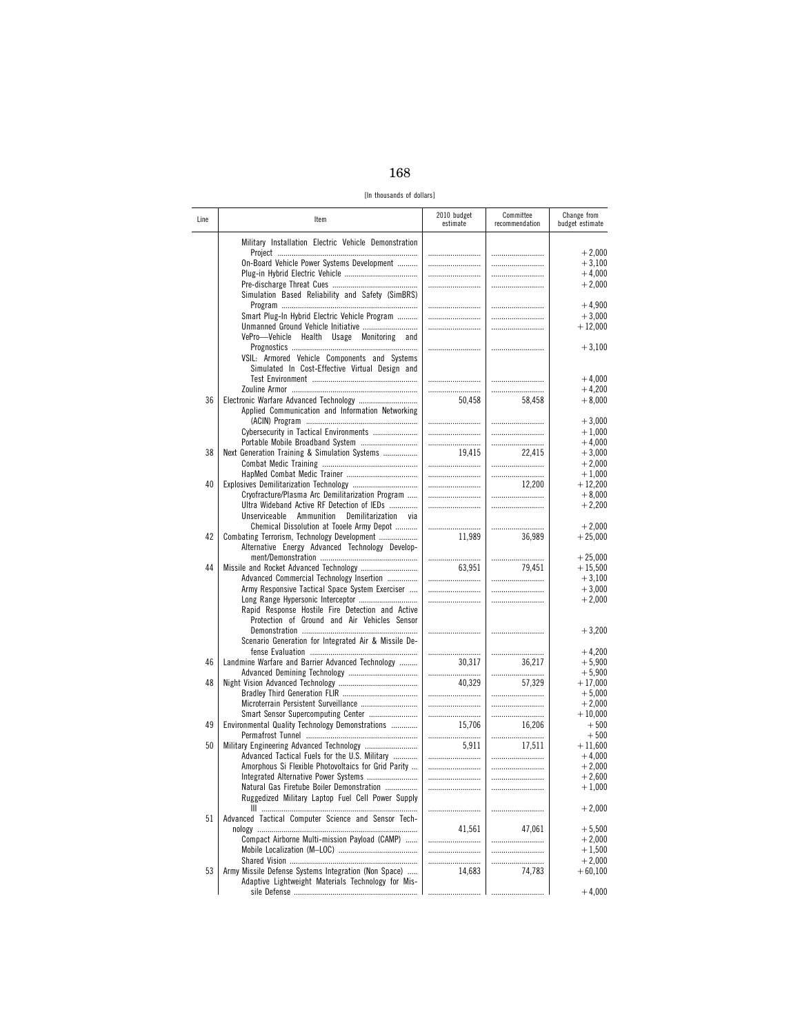[In thousands of dollars]

| Line | Item | 2010 budget estimate | Committee recommendation | Change from budget estimate |
|---|---|---|---|---|
| | Military Installation Electric Vehicle Demonstration Project | | | +2,000 |
| | On-Board Vehicle Power Systems Development | | | +3,100 |
| | Plug-in Hybrid Electric Vehicle | | | +4,000 |
| | Pre-discharge Threat Cues | | | +2,000 |
| | Simulation Based Reliability and Safety (SimBRS) Program | | | +4,900 |
| | Smart Plug-In Hybrid Electric Vehicle Program | | | +3,000 |
| | Unmanned Ground Vehicle Initiative | | | +12,000 |
| | VePro—Vehicle Health Usage Monitoring and Prognostics | | | +3,100 |
| | VSIL: Armored Vehicle Components and Systems Simulated In Cost-Effective Virtual Design and Test Environment | | | +4,000 |
| | Zouline Armor | | | +4,200 |
| 36 | Electronic Warfare Advanced Technology | 50,458 | 58,458 | +8,000 |
| | Applied Communication and Information Networking (ACIN) Program | | | +3,000 |
| | Cybersecurity in Tactical Environments | | | +1,000 |
| | Portable Mobile Broadband System | | | +4,000 |
| 38 | Next Generation Training & Simulation Systems | 19,415 | 22,415 | +3,000 |
| | Combat Medic Training | | | +2,000 |
| | HapMed Combat Medic Trainer | | | +1,000 |
| 40 | Explosives Demilitarization Technology | | 12,200 | +12,200 |
| | Cryofracture/Plasma Arc Demilitarization Program | | | +8,000 |
| | Ultra Wideband Active RF Detection of IEDs | | | +2,200 |
| | Unserviceable Ammunition Demilitarization via Chemical Dissolution at Tooele Army Depot | | | +2,000 |
| 42 | Combating Terrorism, Technology Development | 11,989 | 36,989 | +25,000 |
| | Alternative Energy Advanced Technology Development/Demonstration | | | +25,000 |
| 44 | Missile and Rocket Advanced Technology | 63,951 | 79,451 | +15,500 |
| | Advanced Commercial Technology Insertion | | | +3,100 |
| | Army Responsive Tactical Space System Exerciser | | | +3,000 |
| | Long Range Hypersonic Interceptor | | | +2,000 |
| | Rapid Response Hostile Fire Detection and Active Protection of Ground and Air Vehicles Sensor Demonstration | | | +3,200 |
| | Scenario Generation for Integrated Air & Missile Defense Evaluation | | | +4,200 |
| 46 | Landmine Warfare and Barrier Advanced Technology | 30,317 | 36,217 | +5,900 |
| | Advanced Demining Technology | | | +5,900 |
| 48 | Night Vision Advanced Technology | 40,329 | 57,329 | +17,000 |
| | Bradley Third Generation FLIR | | | +5,000 |
| | Microterrain Persistent Surveillance | | | +2,000 |
| | Smart Sensor Supercomputing Center | | | +10,000 |
| 49 | Environmental Quality Technology Demonstrations | 15,706 | 16,206 | +500 |
| | Permafrost Tunnel | | | +500 |
| 50 | Military Engineering Advanced Technology | 5,911 | 17,511 | +11,600 |
| | Advanced Tactical Fuels for the U.S. Military | | | +4,000 |
| | Amorphous Si Flexible Photovoltaics for Grid Parity | | | +2,000 |
| | Integrated Alternative Power Systems | | | +2,600 |
| | Natural Gas Firetube Boiler Demonstration | | | +1,000 |
| | Ruggedized Military Laptop Fuel Cell Power Supply III | | | +2,000 |
| 51 | Advanced Tactical Computer Science and Sensor Technology | 41,561 | 47,061 | +5,500 |
| | Compact Airborne Multi-mission Payload (CAMP) | | | +2,000 |
| | Mobile Localization (M–LOC) | | | +1,500 |
| | Shared Vision | | | +2,000 |
| 53 | Army Missile Defense Systems Integration (Non Space) | 14,683 | 74,783 | +60,100 |
| | Adaptive Lightweight Materials Technology for Missile Defense | | | +4,000 |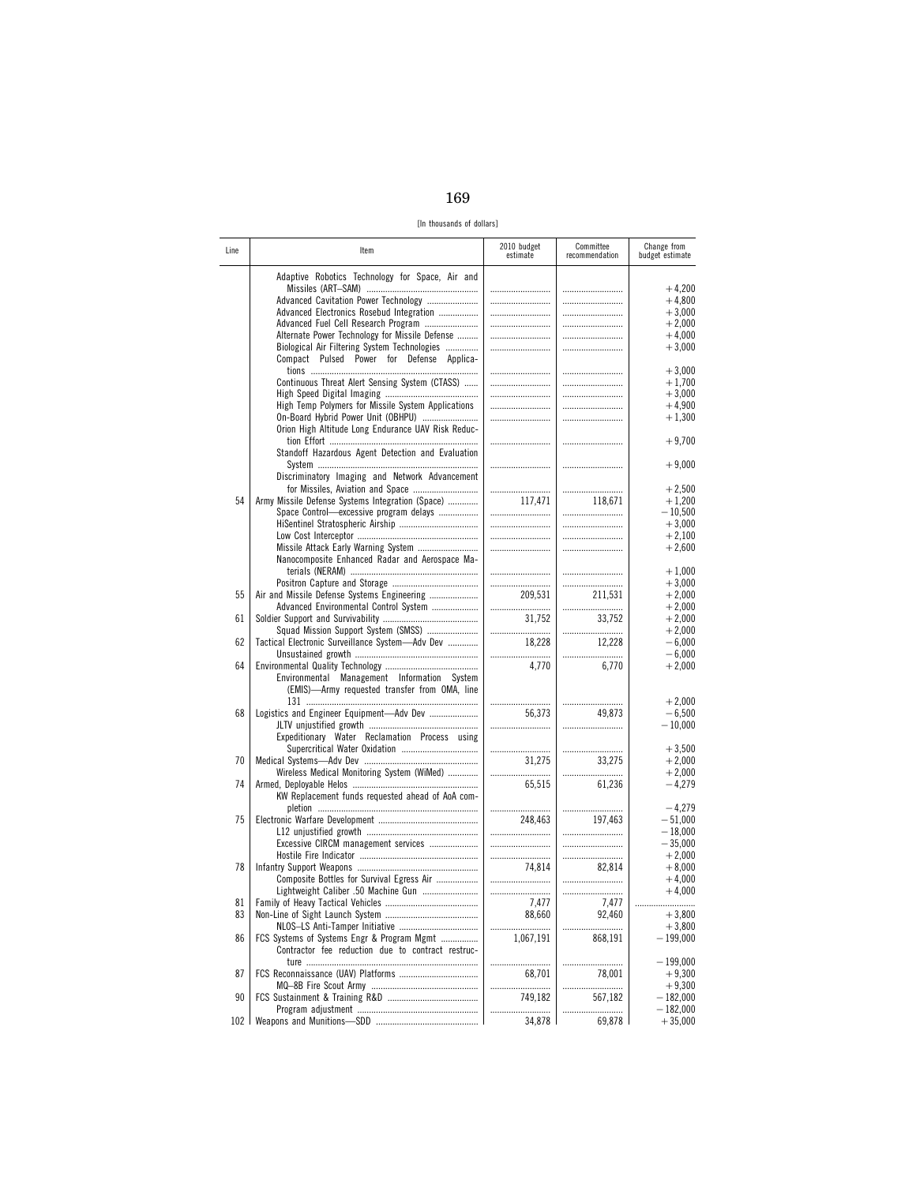[In thousands of dollars]

| Line | Item | 2010 budget estimate | Committee recommendation | Change from budget estimate |
|---|---|---|---|---|
| | Adaptive Robotics Technology for Space, Air and Missiles (ART–SAM) | | | +4,200 |
| | Advanced Cavitation Power Technology | | | +4,800 |
| | Advanced Electronics Rosebud Integration | | | +3,000 |
| | Advanced Fuel Cell Research Program | | | +2,000 |
| | Alternate Power Technology for Missile Defense | | | +4,000 |
| | Biological Air Filtering System Technologies | | | +3,000 |
| | Compact Pulsed Power for Defense Applications | | | +3,000 |
| | Continuous Threat Alert Sensing System (CTASS) | | | +1,700 |
| | High Speed Digital Imaging | | | +3,000 |
| | High Temp Polymers for Missile System Applications | | | +4,900 |
| | On-Board Hybrid Power Unit (OBHPU) | | | +1,300 |
| | Orion High Altitude Long Endurance UAV Risk Reduction Effort | | | +9,700 |
| | Standoff Hazardous Agent Detection and Evaluation System | | | +9,000 |
| | Discriminatory Imaging and Network Advancement for Missiles, Aviation and Space | | | +2,500 |
| 54 | Army Missile Defense Systems Integration (Space) | 117,471 | 118,671 | +1,200 |
| | Space Control—excessive program delays | | | −10,500 |
| | HiSentinel Stratospheric Airship | | | +3,000 |
| | Low Cost Interceptor | | | +2,100 |
| | Missile Attack Early Warning System | | | +2,600 |
| | Nanocomposite Enhanced Radar and Aerospace Materials (NERAM) | | | +1,000 |
| | Positron Capture and Storage | | | +3,000 |
| 55 | Air and Missile Defense Systems Engineering | 209,531 | 211,531 | +2,000 |
| | Advanced Environmental Control System | | | +2,000 |
| 61 | Soldier Support and Survivability | 31,752 | 33,752 | +2,000 |
| | Squad Mission Support System (SMSS) | | | +2,000 |
| 62 | Tactical Electronic Surveillance System—Adv Dev | 18,228 | 12,228 | −6,000 |
| | Unsustained growth | | | −6,000 |
| 64 | Environmental Quality Technology | 4,770 | 6,770 | +2,000 |
| | Environmental Management Information System (EMIS)—Army requested transfer from OMA, line 131 | | | +2,000 |
| 68 | Logistics and Engineer Equipment—Adv Dev | 56,373 | 49,873 | −6,500 |
| | JLTV unjustified growth | | | −10,000 |
| | Expeditionary Water Reclamation Process using Supercritical Water Oxidation | | | +3,500 |
| 70 | Medical Systems—Adv Dev | 31,275 | 33,275 | +2,000 |
| | Wireless Medical Monitoring System (WiMed) | | | +2,000 |
| 74 | Armed, Deployable Helos | 65,515 | 61,236 | −4,279 |
| | KW Replacement funds requested ahead of AoA completion | | | −4,279 |
| 75 | Electronic Warfare Development | 248,463 | 197,463 | −51,000 |
| | L12 unjustified growth | | | −18,000 |
| | Excessive CIRCM management services | | | −35,000 |
| | Hostile Fire Indicator | | | +2,000 |
| 78 | Infantry Support Weapons | 74,814 | 82,814 | +8,000 |
| | Composite Bottles for Survival Egress Air | | | +4,000 |
| | Lightweight Caliber .50 Machine Gun | | | +4,000 |
| 81 | Family of Heavy Tactical Vehicles | 7,477 | 7,477 | |
| 83 | Non-Line of Sight Launch System | 88,660 | 92,460 | +3,800 |
| | NLOS–LS Anti-Tamper Initiative | | | +3,800 |
| 86 | FCS Systems of Systems Engr & Program Mgmt | 1,067,191 | 868,191 | −199,000 |
| | Contractor fee reduction due to contract restructure | | | −199,000 |
| 87 | FCS Reconnaissance (UAV) Platforms | 68,701 | 78,001 | +9,300 |
| | MQ–8B Fire Scout Army | | | +9,300 |
| 90 | FCS Sustainment & Training R&D | 749,182 | 567,182 | −182,000 |
| | Program adjustment | | | −182,000 |
| 102 | Weapons and Munitions—SDD | 34,878 | 69,878 | +35,000 |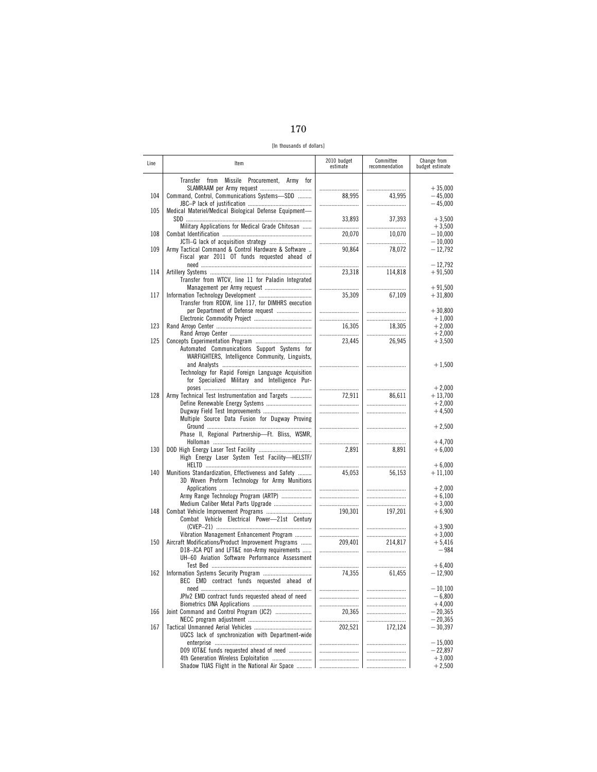[In thousands of dollars]

| Line | Item | 2010 budget estimate | Committee recommendation | Change from budget estimate |
|---|---|---|---|---|
| | Transfer from Missile Procurement, Army for SLAMRAAM per Army request | | | +35,000 |
| 104 | Command, Control, Communications Systems—SDD | 88,995 | 43,995 | −45,000 |
| | JBC–P lack of justification | | | −45,000 |
| 105 | Medical Materiel/Medical Biological Defense Equipment—SDD | 33,893 | 37,393 | +3,500 |
| | Military Applications for Medical Grade Chitosan | | | +3,500 |
| 108 | Combat Identification | 20,070 | 10,070 | −10,000 |
| | JCTI–G lack of acquisition strategy | | | −10,000 |
| 109 | Army Tactical Command & Control Hardware & Software | 90,864 | 78,072 | −12,792 |
| | Fiscal year 2011 OT funds requested ahead of need | | | −12,792 |
| 114 | Artillery Systems | 23,318 | 114,818 | +91,500 |
| | Transfer from WTCV, line 11 for Paladin Integrated Management per Army request | | | +91,500 |
| 117 | Information Technology Development | 35,309 | 67,109 | +31,800 |
| | Transfer from RDDW, line 117, for DIMHRS execution per Department of Defense request | | | +30,800 |
| | Electronic Commodity Project | | | +1,000 |
| 123 | Rand Arroyo Center | 16,305 | 18,305 | +2,000 |
| | Rand Arroyo Center | | | +2,000 |
| 125 | Concepts Experimentation Program | 23,445 | 26,945 | +3,500 |
| | Automated Communications Support Systems for WARFIGHTERS, Intelligence Community, Linguists, and Analysts | | | +1,500 |
| | Technology for Rapid Foreign Language Acquisition for Specialized Military and Intelligence Purposes | | | +2,000 |
| 128 | Army Technical Test Instrumentation and Targets | 72,911 | 86,611 | +13,700 |
| | Define Renewable Energy Systems | | | +2,000 |
| | Dugway Field Test Improvements | | | +4,500 |
| | Multiple Source Data Fusion for Dugway Proving Ground | | | +2,500 |
| | Phase II, Regional Partnership—Ft. Bliss, WSMR, Holloman | | | +4,700 |
| 130 | DOD High Energy Laser Test Facility | 2,891 | 8,891 | +6,000 |
| | High Energy Laser System Test Facility—HELSTF/HELTD | | | +6,000 |
| 140 | Munitions Standardization, Effectiveness and Safety | 45,053 | 56,153 | +11,100 |
| | 3D Woven Preform Technology for Army Munitions Applications | | | +2,000 |
| | Army Range Technology Program (ARTP) | | | +6,100 |
| | Medium Caliber Metal Parts Upgrade | | | +3,000 |
| 148 | Combat Vehicle Improvement Programs | 190,301 | 197,201 | +6,900 |
| | Combat Vehicle Electrical Power—21st Century (CVEP–21) | | | +3,900 |
| | Vibration Management Enhancement Program | | | +3,000 |
| 150 | Aircraft Modifications/Product Improvement Programs | 209,401 | 214,817 | +5,416 |
| | D18–JCA PQT and LFT&E non-Army requirements | | | −984 |
| | UH–60 Aviation Software Performance Assessment Test Bed | | | +6,400 |
| 162 | Information Systems Security Program | 74,355 | 61,455 | −12,900 |
| | BEC EMD contract funds requested ahead of need | | | −10,100 |
| | JPIv2 EMD contract funds requested ahead of need | | | −6,800 |
| | Biometrics DNA Applications | | | +4,000 |
| 166 | Joint Command and Control Program (JC2) | 20,365 | | −20,365 |
| | NECC program adjustment | | | −20,365 |
| 167 | Tactical Unmanned Aerial Vehicles | 202,521 | 172,124 | −30,397 |
| | UGCS lack of synchronization with Department-wide enterprise | | | −15,000 |
| | D09 IOT&E funds requested ahead of need | | | −22,897 |
| | 4th Generation Wireless Exploitation | | | +3,000 |
| | Shadow TUAS Flight in the National Air Space | | | +2,500 |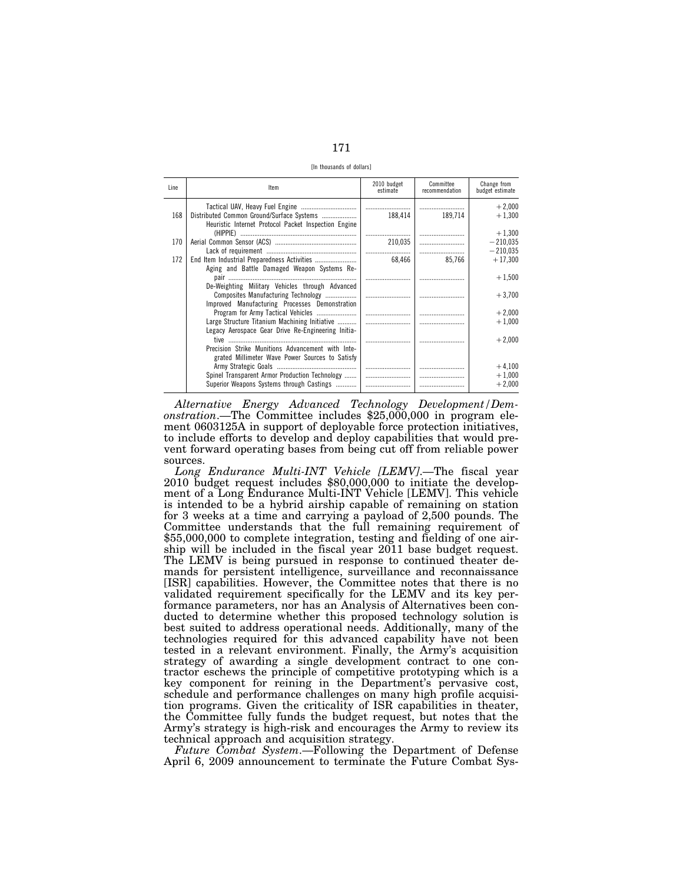[In thousands of dollars]

| Line | Item | 2010 budget estimate | Committee recommendation | Change from budget estimate |
|---|---|---|---|---|
| | Tactical UAV, Heavy Fuel Engine | | | +2,000 |
| 168 | Distributed Common Ground/Surface Systems | 188,414 | 189,714 | +1,300 |
| | Heuristic Internet Protocol Packet Inspection Engine (HIPPIE) | | | +1,300 |
| 170 | Aerial Common Sensor (ACS) | 210,035 | | −210,035 |
| | Lack of requirement | | | −210,035 |
| 172 | End Item Industrial Preparedness Activities | 68,466 | 85,766 | +17,300 |
| | Aging and Battle Damaged Weapon Systems Repair | | | +1,500 |
| | De-Weighting Military Vehicles through Advanced Composites Manufacturing Technology | | | +3,700 |
| | Improved Manufacturing Processes Demonstration Program for Army Tactical Vehicles | | | +2,000 |
| | Large Structure Titanium Machining Initiative | | | +1,000 |
| | Legacy Aerospace Gear Drive Re-Engineering Initiative | | | +2,000 |
| | Precision Strike Munitions Advancement with Integrated Millimeter Wave Power Sources to Satisfy Army Strategic Goals | | | +4,100 |
| | Spinel Transparent Armor Production Technology | | | +1,000 |
| | Superior Weapons Systems through Castings | | | +2,000 |

*Alternative Energy Advanced Technology Development/Demonstration*.—The Committee includes $25,000,000 in program element 0603125A in support of deployable force protection initiatives, to include efforts to develop and deploy capabilities that would prevent forward operating bases from being cut off from reliable power sources.

*Long Endurance Multi-INT Vehicle [LEMV]*.—The fiscal year 2010 budget request includes $80,000,000 to initiate the development of a Long Endurance Multi-INT Vehicle [LEMV]. This vehicle is intended to be a hybrid airship capable of remaining on station for 3 weeks at a time and carrying a payload of 2,500 pounds. The Committee understands that the full remaining requirement of $55,000,000 to complete integration, testing and fielding of one airship will be included in the fiscal year 2011 base budget request. The LEMV is being pursued in response to continued theater demands for persistent intelligence, surveillance and reconnaissance [ISR] capabilities. However, the Committee notes that there is no validated requirement specifically for the LEMV and its key performance parameters, nor has an Analysis of Alternatives been conducted to determine whether this proposed technology solution is best suited to address operational needs. Additionally, many of the technologies required for this advanced capability have not been tested in a relevant environment. Finally, the Army's acquisition strategy of awarding a single development contract to one contractor eschews the principle of competitive prototyping which is a key component for reining in the Department's pervasive cost, schedule and performance challenges on many high profile acquisition programs. Given the criticality of ISR capabilities in theater, the Committee fully funds the budget request, but notes that the Army's strategy is high-risk and encourages the Army to review its technical approach and acquisition strategy.

*Future Combat System*.—Following the Department of Defense April 6, 2009 announcement to terminate the Future Combat Sys-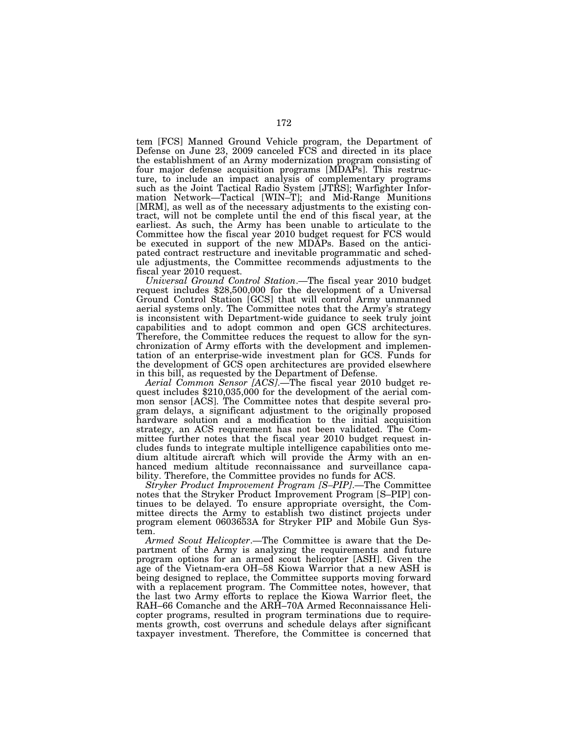tem [FCS] Manned Ground Vehicle program, the Department of Defense on June 23, 2009 canceled FCS and directed in its place the establishment of an Army modernization program consisting of four major defense acquisition programs [MDAPs]. This restructure, to include an impact analysis of complementary programs such as the Joint Tactical Radio System [JTRS]; Warfighter Information Network—Tactical [WIN–T]; and Mid-Range Munitions [MRM], as well as of the necessary adjustments to the existing contract, will not be complete until the end of this fiscal year, at the earliest. As such, the Army has been unable to articulate to the Committee how the fiscal year 2010 budget request for FCS would be executed in support of the new MDAPs. Based on the anticipated contract restructure and inevitable programmatic and schedule adjustments, the Committee recommends adjustments to the fiscal year 2010 request.

*Universal Ground Control Station*.—The fiscal year 2010 budget request includes $28,500,000 for the development of a Universal Ground Control Station [GCS] that will control Army unmanned aerial systems only. The Committee notes that the Army's strategy is inconsistent with Department-wide guidance to seek truly joint capabilities and to adopt common and open GCS architectures. Therefore, the Committee reduces the request to allow for the synchronization of Army efforts with the development and implementation of an enterprise-wide investment plan for GCS. Funds for the development of GCS open architectures are provided elsewhere in this bill, as requested by the Department of Defense.

*Aerial Common Sensor [ACS]*.—The fiscal year 2010 budget request includes $210,035,000 for the development of the aerial common sensor [ACS]. The Committee notes that despite several program delays, a significant adjustment to the originally proposed hardware solution and a modification to the initial acquisition strategy, an ACS requirement has not been validated. The Committee further notes that the fiscal year 2010 budget request includes funds to integrate multiple intelligence capabilities onto medium altitude aircraft which will provide the Army with an enhanced medium altitude reconnaissance and surveillance capability. Therefore, the Committee provides no funds for ACS.

*Stryker Product Improvement Program [S–PIP]*.—The Committee notes that the Stryker Product Improvement Program [S–PIP] continues to be delayed. To ensure appropriate oversight, the Committee directs the Army to establish two distinct projects under program element 0603653A for Stryker PIP and Mobile Gun System.

*Armed Scout Helicopter*.—The Committee is aware that the Department of the Army is analyzing the requirements and future program options for an armed scout helicopter [ASH]. Given the age of the Vietnam-era OH–58 Kiowa Warrior that a new ASH is being designed to replace, the Committee supports moving forward with a replacement program. The Committee notes, however, that the last two Army efforts to replace the Kiowa Warrior fleet, the RAH–66 Comanche and the ARH–70A Armed Reconnaissance Helicopter programs, resulted in program terminations due to requirements growth, cost overruns and schedule delays after significant taxpayer investment. Therefore, the Committee is concerned that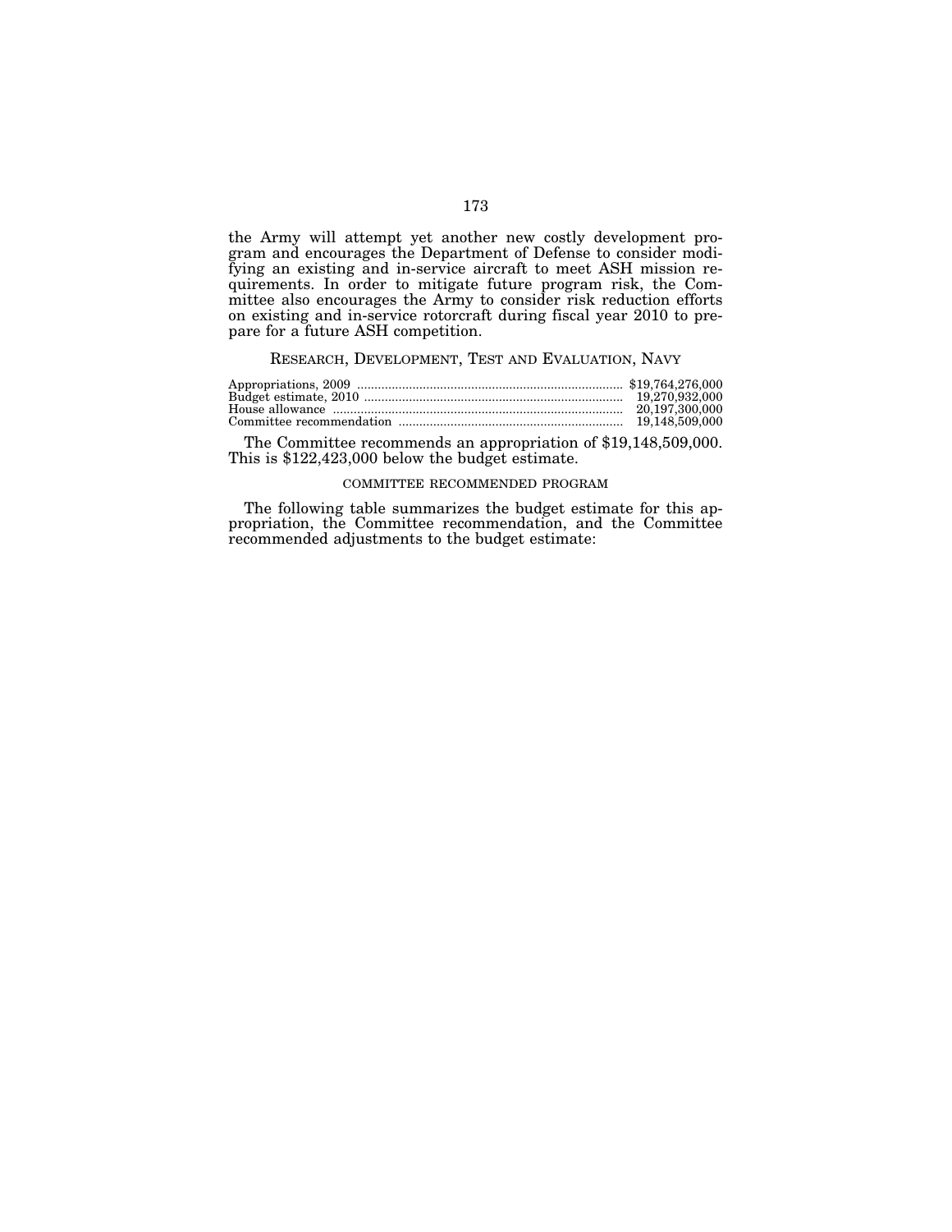the Army will attempt yet another new costly development program and encourages the Department of Defense to consider modifying an existing and in-service aircraft to meet ASH mission requirements. In order to mitigate future program risk, the Committee also encourages the Army to consider risk reduction efforts on existing and in-service rotorcraft during fiscal year 2010 to prepare for a future ASH competition.

## RESEARCH, DEVELOPMENT, TEST AND EVALUATION, NAVY

| | |
|---|---|
| Appropriations, 2009 | $19,764,276,000 |
| Budget estimate, 2010 | 19,270,932,000 |
| House allowance | 20,197,300,000 |
| Committee recommendation | 19,148,509,000 |

The Committee recommends an appropriation of $19,148,509,000. This is $122,423,000 below the budget estimate.

### COMMITTEE RECOMMENDED PROGRAM

The following table summarizes the budget estimate for this appropriation, the Committee recommendation, and the Committee recommended adjustments to the budget estimate: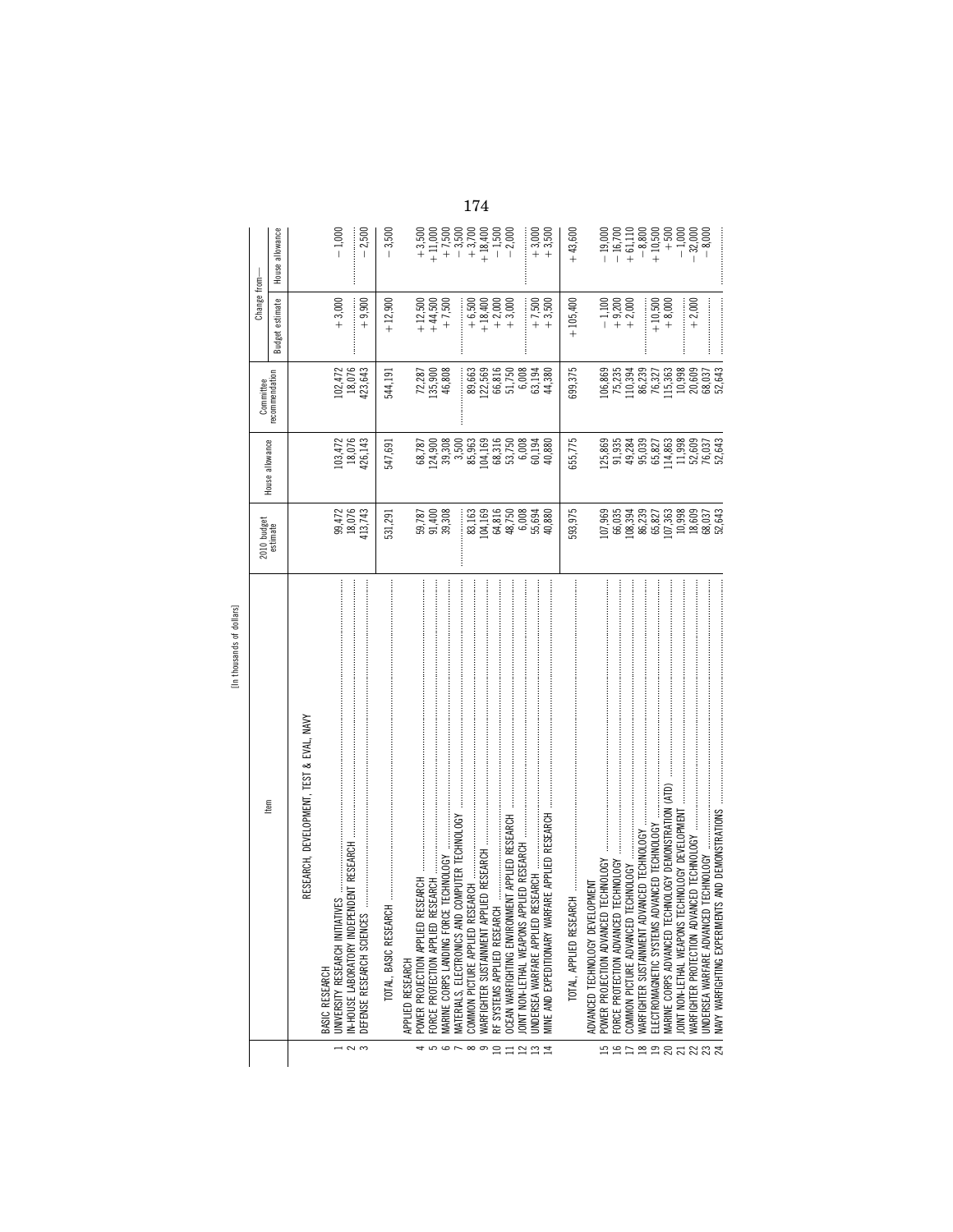[In thousands of dollars]

| | Item | 2010 budget estimate | House allowance | Committee recommendation | Change from— | |
|---|---|---|---|---|---|---|
| | | | | | Budget estimate | House allowance |
| | RESEARCH, DEVELOPMENT, TEST & EVAL, NAVY | | | | | |
| | BASIC RESEARCH | | | | | |
| 1 | UNIVERSITY RESEARCH INITIATIVES | 99,472 | 103,472 | 102,472 | +3,000 | −1,000 |
| 2 | IN-HOUSE LABORATORY INDEPENDENT RESEARCH | 18,076 | 18,076 | 18,076 | | |
| 3 | DEFENSE RESEARCH SCIENCES | 413,743 | 426,143 | 423,643 | +9,900 | −2,500 |
| | TOTAL, BASIC RESEARCH | 531,291 | 547,691 | 544,191 | +12,900 | −3,500 |
| | APPLIED RESEARCH | | | | | |
| 4 | POWER PROJECTION APPLIED RESEARCH | 59,787 | 68,787 | 72,287 | +12,500 | +3,500 |
| 5 | FORCE PROTECTION APPLIED RESEARCH | 91,400 | 124,900 | 135,900 | +44,500 | +11,000 |
| 6 | MARINE CORPS LANDING FORCE TECHNOLOGY | 39,308 | 39,308 | 46,808 | +7,500 | +7,500 |
| 7 | MATERIALS, ELECTRONICS AND COMPUTER TECHNOLOGY | | 3,500 | | | −3,500 |
| 8 | COMMON PICTURE APPLIED RESEARCH | 83,163 | 85,963 | 89,663 | +6,500 | +3,700 |
| 9 | WARFIGHTER SUSTAINMENT APPLIED RESEARCH | 104,169 | 104,169 | 122,569 | +18,400 | +18,400 |
| 10 | RF SYSTEMS APPLIED RESEARCH | 64,816 | 68,316 | 66,816 | +2,000 | −1,500 |
| 11 | OCEAN WARFIGHTING ENVIRONMENT APPLIED RESEARCH | 48,750 | 53,750 | 51,750 | +3,000 | −2,000 |
| 12 | JOINT NON-LETHAL WEAPONS APPLIED RESEARCH | 6,008 | 6,008 | 6,008 | | |
| 13 | UNDERSEA WARFARE APPLIED RESEARCH | 55,694 | 60,194 | 63,194 | +7,500 | +3,000 |
| 14 | MINE AND EXPEDITIONARY WARFARE APPLIED RESEARCH | 40,880 | 40,880 | 44,380 | +3,500 | +3,500 |
| | TOTAL, APPLIED RESEARCH | 593,975 | 655,775 | 699,375 | +105,400 | +43,600 |
| | ADVANCED TECHNOLOGY DEVELOPMENT | | | | | |
| 15 | POWER PROJECTION ADVANCED TECHNOLOGY | 107,969 | 125,869 | 106,869 | −1,100 | −19,000 |
| 16 | FORCE PROTECTION ADVANCED TECHNOLOGY | 66,035 | 91,935 | 75,235 | +9,200 | −16,700 |
| 17 | COMMON PICTURE ADVANCED TECHNOLOGY | 108,394 | 49,284 | 110,394 | +2,000 | +61,110 |
| 18 | WARFIGHTER SUSTAINMENT ADVANCED TECHNOLOGY | 86,239 | 95,039 | 86,239 | | −8,800 |
| 19 | ELECTROMAGNETIC SYSTEMS ADVANCED TECHNOLOGY | 65,827 | 65,827 | 76,327 | +10,500 | +10,500 |
| 20 | MARINE CORPS ADVANCED TECHNOLOGY DEMONSTRATION (ATD) | 107,363 | 114,863 | 115,363 | +8,000 | +500 |
| 21 | JOINT NON-LETHAL WEAPONS TECHNOLOGY DEVELOPMENT | 10,998 | 11,998 | 10,998 | | −1,000 |
| 22 | WARFIGHTER PROTECTION ADVANCED TECHNOLOGY | 18,609 | 52,609 | 20,609 | +2,000 | −32,000 |
| 23 | UNDERSEA WARFARE ADVANCED TECHNOLOGY | 68,037 | 76,037 | 68,037 | | −8,000 |
| 24 | NAVY WARFIGHTING EXPERIMENTS AND DEMONSTRATIONS | 52,643 | 52,643 | 52,643 | | |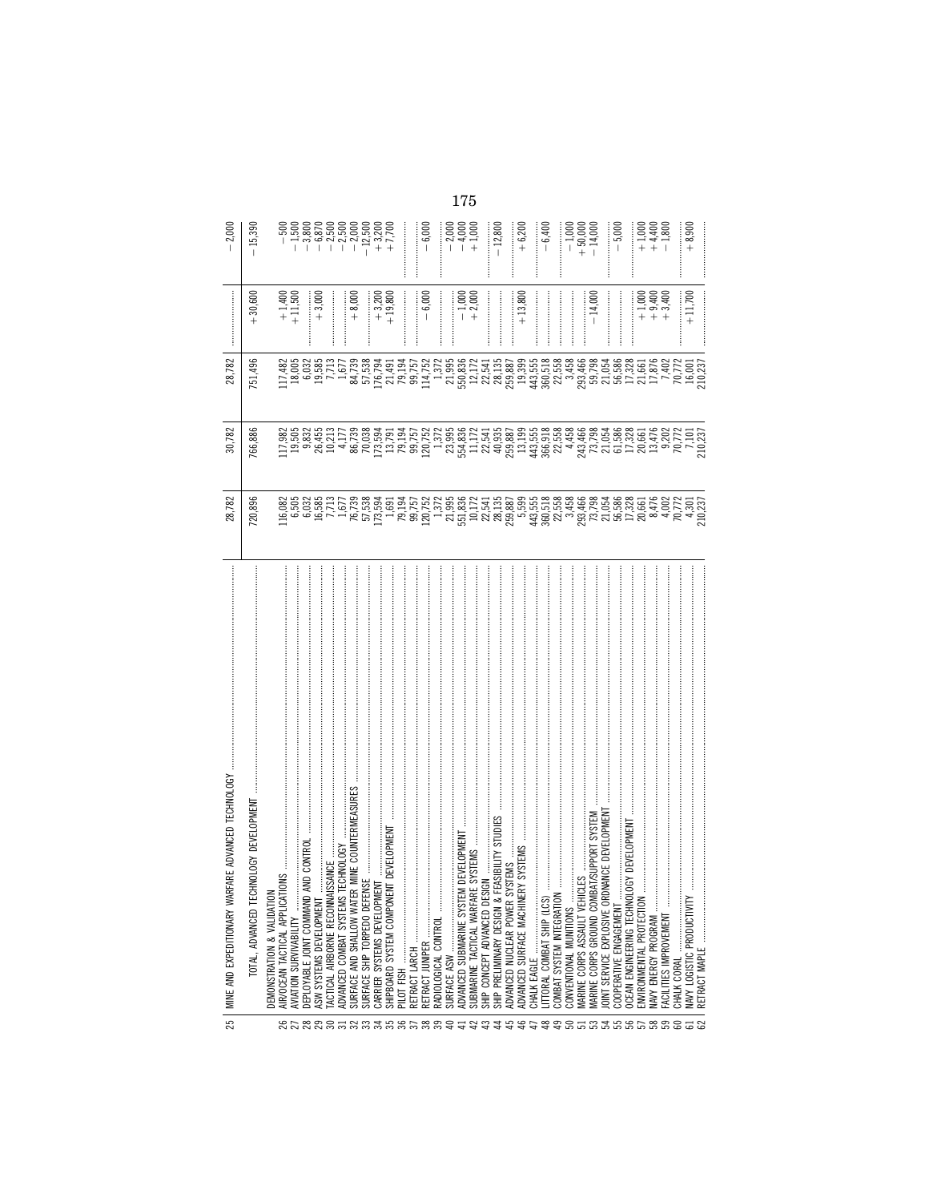| Line | Item | | | | | |
|---|---|---|---|---|---|---|
| 25 | MINE AND EXPEDITIONARY WARFARE ADVANCED TECHNOLOGY | 28,782 | 30,782 | 28,782 | | −2,000 |
| | TOTAL, ADVANCED TECHNOLOGY DEVELOPMENT | 720,896 | 766,886 | 751,496 | +30,600 | −15,390 |
| | DEMONSTRATION & VALIDATION | | | | | |
| 26 | AIR/OCEAN TACTICAL APPLICATIONS | 116,082 | 117,982 | 117,482 | +1,400 | −500 |
| 27 | AVIATION SURVIVABILITY | 6,505 | 19,505 | 18,005 | +11,500 | −1,500 |
| 28 | DEPLOYABLE JOINT COMMAND AND CONTROL | 6,032 | 9,832 | 6,032 | | −3,800 |
| 29 | ASW SYSTEMS DEVELOPMENT | 16,585 | 26,455 | 19,585 | +3,000 | −6,870 |
| 30 | TACTICAL AIRBORNE RECONNAISSANCE | 7,713 | 10,213 | 7,713 | | −2,500 |
| 31 | ADVANCED COMBAT SYSTEMS TECHNOLOGY | 1,677 | 4,177 | 1,677 | | −2,500 |
| 32 | SURFACE AND SHALLOW WATER MINE COUNTERMEASURES | 76,739 | 86,739 | 84,739 | +8,000 | −2,000 |
| 33 | SURFACE SHIP TORPEDO DEFENSE | 57,538 | 70,038 | 57,538 | | −12,500 |
| 34 | CARRIER SYSTEMS DEVELOPMENT | 173,594 | 173,594 | 176,794 | +3,200 | +3,200 |
| 35 | SHIPBOARD SYSTEM COMPONENT DEVELOPMENT | 1,691 | 13,791 | 21,491 | +19,800 | +7,700 |
| 36 | PILOT FISH | 79,194 | 79,194 | 79,194 | | |
| 37 | RETRACT LARCH | 99,757 | 99,757 | 99,757 | | |
| 38 | RETRACT JUNIPER | 120,752 | 120,752 | 114,752 | −6,000 | −6,000 |
| 39 | RADIOLOGICAL CONTROL | 1,372 | 1,372 | 1,372 | | |
| 40 | SURFACE ASW | 21,995 | 23,995 | 21,995 | | −2,000 |
| 41 | ADVANCED SUBMARINE SYSTEM DEVELOPMENT | 551,836 | 554,836 | 550,836 | −1,000 | −4,000 |
| 42 | SUBMARINE TACTICAL WARFARE SYSTEMS | 10,172 | 11,172 | 12,172 | +2,000 | +1,000 |
| 43 | SHIP CONCEPT ADVANCED DESIGN | 22,541 | 22,541 | 22,541 | | |
| 44 | SHIP PRELIMINARY DESIGN & FEASIBILITY STUDIES | 28,135 | 40,935 | 28,135 | | −12,800 |
| 45 | ADVANCED NUCLEAR POWER SYSTEMS | 259,887 | 259,887 | 259,887 | | |
| 46 | ADVANCED SURFACE MACHINERY SYSTEMS | 5,599 | 13,199 | 19,399 | +13,800 | +6,200 |
| 47 | CHALK EAGLE | 443,555 | 443,555 | 443,555 | | |
| 48 | LITTORAL COMBAT SHIP (LCS) | 360,518 | 366,918 | 360,518 | | −6,400 |
| 49 | COMBAT SYSTEM INTEGRATION | 22,558 | 22,558 | 22,558 | | |
| 50 | CONVENTIONAL MUNITIONS | 3,458 | 4,458 | 3,458 | | −1,000 |
| 51 | MARINE CORPS ASSAULT VEHICLES | 293,466 | 243,466 | 293,466 | | +50,000 |
| 52 | MARINE CORPS GROUND COMBAT/SUPPORT SYSTEM | 73,798 | 73,798 | 59,798 | −14,000 | −14,000 |
| 53 | JOINT SERVICE EXPLOSIVE ORDNANCE DEVELOPMENT | 21,054 | 21,054 | 21,054 | | |
| 54 | COOPERATIVE ENGAGEMENT | 56,586 | 61,586 | 56,586 | | −5,000 |
| 55 | OCEAN ENGINEERING TECHNOLOGY DEVELOPMENT | 17,328 | 17,328 | 17,328 | | |
| 56 | ENVIRONMENTAL PROTECTION | 20,661 | 20,661 | 21,661 | +1,000 | +1,000 |
| 57 | NAVY ENERGY PROGRAM | 8,476 | 13,476 | 17,876 | +9,400 | +4,400 |
| 58 | FACILITIES IMPROVEMENT | 4,002 | 9,202 | 7,402 | +3,400 | −1,800 |
| 59 | CHALK CORAL | 70,772 | 70,772 | 70,772 | | |
| 60 | NAVY LOGISTIC PRODUCTIVITY | 4,301 | 7,101 | 16,001 | +11,700 | +8,900 |
| 61 | RETRACT MAPLE | 210,237 | 210,237 | 210,237 | | |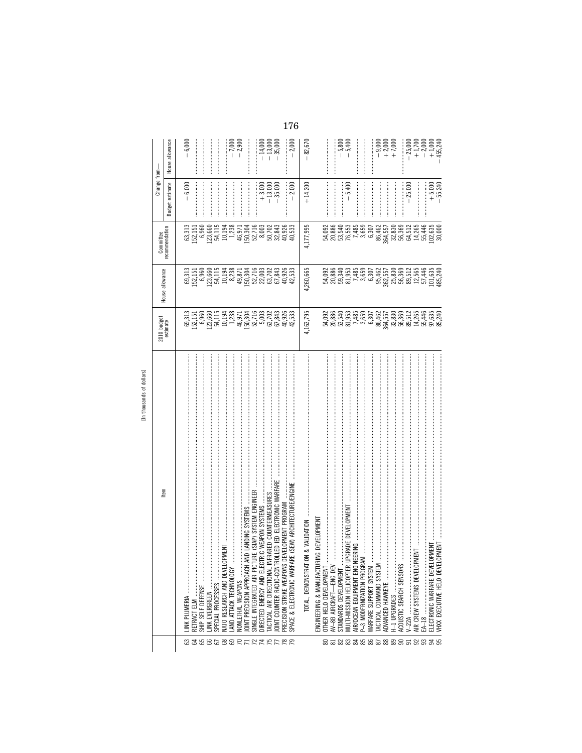[In thousands of dollars]

| | Item | 2010 budget estimate | House allowance | Committee recommendation | Change from— Budget estimate | Change from— House allowance |
|---|---|---|---|---|---|---|
| 63 | LINK PLUMERIA | 69,313 | 69,313 | 63,313 | −6,000 | −6,000 |
| 64 | RETRACT ELM | 152,151 | 152,151 | 152,151 | | |
| 65 | SHIP SELF DEFENSE | 6,960 | 6,960 | 6,960 | | |
| 66 | LINK EVERGREEN | 123,660 | 123,660 | 123,660 | | |
| 67 | SPECIAL PROCESSES | 54,115 | 54,115 | 54,115 | | |
| 68 | NATO RESEARCH AND DEVELOPMENT | 10,194 | 10,194 | 10,194 | | |
| 69 | LAND ATTACK TECHNOLOGY | 1,238 | 8,238 | 1,238 | | −7,000 |
| 70 | NONLETHAL WEAPONS | 46,971 | 49,871 | 46,971 | | −2,900 |
| 71 | JOINT PRECISION APPROACH AND LANDING SYSTEMS | 150,304 | 150,304 | 150,304 | | |
| 72 | SINGLE INTEGRATED AIR PICTURE (SIAP) SYSTEM ENGINEER | 52,716 | 52,716 | 52,716 | | |
| 74 | DIRECTED ENERGY AND ELECTRIC WEAPON SYSTEMS | 5,003 | 22,003 | 8,003 | +3,000 | −14,000 |
| 75 | TACTICAL AIR DIRECTIONAL INFRARED COUNTERMEASURES | 63,702 | 63,702 | 50,702 | −13,000 | −13,000 |
| 77 | JOINT COUNTER RADIO-CONTROLLED IED ELECTRONIC WARFARE | 67,843 | 67,843 | 32,843 | −35,000 | −35,000 |
| 78 | PRECISION STRIKE WEAPONS DEVELOPMENT PROGRAM | 40,926 | 40,926 | 40,926 | | |
| 79 | SPACE & ELECTRONIC WARFARE (SEW) ARCHITECTURE/ENGINE | 42,533 | 42,533 | 40,533 | −2,000 | −2,000 |
| | TOTAL, DEMONSTRATION & VALIDATION | 4,163,795 | 4,260,665 | 4,177,995 | +14,200 | −82,670 |
| | ENGINEERING & MANUFACTURING DEVELOPMENT | | | | | |
| 80 | OTHER HELO DEVELOPMENT | 54,092 | 54,092 | 54,092 | | |
| 81 | AV–8B AIRCRAFT—ENG DEV | 20,886 | 20,886 | 20,886 | | |
| 82 | STANDARDS DEVELOPMENT | 53,540 | 59,340 | 53,540 | | −5,800 |
| 83 | MULTI-MISSION HELICOPTER UPGRADE DEVELOPMENT | 81,953 | 81,953 | 76,553 | −5,400 | −5,400 |
| 84 | AIR/OCEAN EQUIPMENT ENGINEERING | 7,485 | 7,485 | 7,485 | | |
| 85 | P–3 MODERNIZATION PROGRAM | 3,659 | 3,659 | 3,659 | | |
| 86 | WARFARE SUPPORT SYSTEM | 6,307 | 6,307 | 6,307 | | |
| 87 | TACTICAL COMMAND SYSTEM | 86,462 | 95,462 | 86,462 | | −9,000 |
| 88 | ADVANCED HAWKEYE | 364,557 | 362,557 | 364,557 | | +2,000 |
| 89 | H–1 UPGRADES | 32,830 | 25,830 | 32,830 | | +7,000 |
| 90 | ACOUSTIC SEARCH SENSORS | 56,369 | 56,369 | 56,369 | | |
| 91 | V–22A | 89,512 | 89,512 | 64,512 | −25,000 | −25,000 |
| 92 | AIR CREW SYSTEMS DEVELOPMENT | 14,265 | 12,565 | 14,265 | | +1,700 |
| 93 | EA–18 | 55,446 | 57,446 | 55,446 | | −2,000 |
| 94 | ELECTRONIC WARFARE DEVELOPMENT | 97,635 | 101,635 | 102,635 | +5,000 | +1,000 |
| 95 | VHXX EXECUTIVE HELO DEVELOPMENT | 85,240 | 485,240 | 30,000 | −55,240 | −455,240 |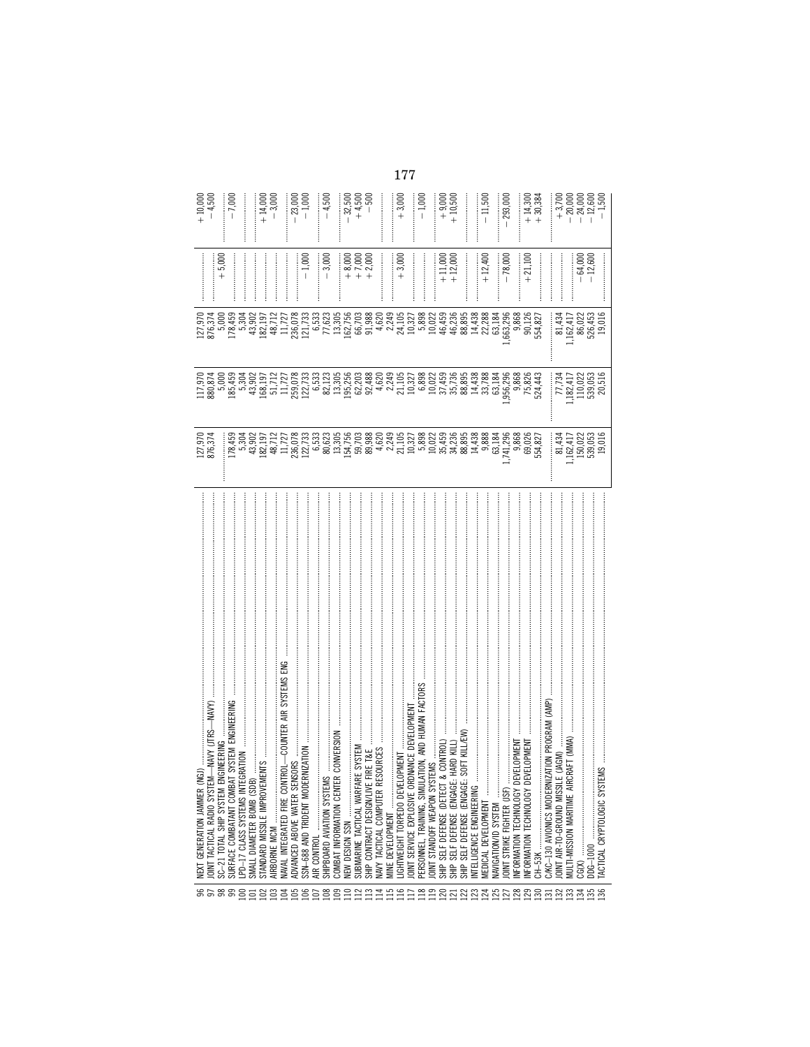| | | | | | | |
|---|---|---|---|---|---|---|
| 96 | NEXT GENERATION JAMMER (NGJ) | 127,970 | 117,970 | 127,970 | | +10,000 |
| 97 | JOINT TACTICAL RADIO SYSTEM—NAVY (JTRS—NAVY) | 876,374 | 880,874 | 876,374 | | −4,500 |
| 98 | SC–21 TOTAL SHIP SYSTEM ENGINEERING | | 5,000 | 5,000 | +5,000 | |
| 99 | SURFACE COMBATANT COMBAT SYSTEM ENGINEERING | 178,459 | 185,459 | 178,459 | | −7,000 |
| 100 | LPD–17 CLASS SYSTEMS INTEGRATION | 5,304 | 5,304 | 5,304 | | |
| 101 | SMALL DIAMETER BOMB (SDB) | 43,902 | 43,902 | 43,902 | | |
| 102 | STANDARD MISSILE IMPROVEMENTS | 182,197 | 168,197 | 182,197 | | +14,000 |
| 103 | AIRBORNE MCM | 48,712 | 51,712 | 48,712 | | −3,000 |
| 104 | NAVAL INTEGRATED FIRE CONTROL—COUNTER AIR SYSTEMS ENG | 11,727 | 11,727 | 11,727 | | |
| 105 | ADVANCED ABOVE WATER SENSORS | 236,078 | 259,078 | 236,078 | | −23,000 |
| 106 | SSN–688 AND TRIDENT MODERNIZATION | 122,733 | 122,733 | 121,733 | −1,000 | −1,000 |
| 107 | AIR CONTROL | 6,533 | 6,533 | 6,533 | | |
| 108 | SHIPBOARD AVIATION SYSTEMS | 80,623 | 82,123 | 77,623 | −3,000 | −4,500 |
| 109 | COMBAT INFORMATION CENTER CONVERSION | 13,305 | 13,305 | 13,305 | | |
| 110 | NEW DESIGN SSN | 154,756 | 195,256 | 162,756 | +8,000 | −32,500 |
| 112 | SUBMARINE TACTICAL WARFARE SYSTEM | 59,703 | 62,203 | 66,703 | +7,000 | +4,500 |
| 113 | SHIP CONTRACT DESIGN/LIVE FIRE T&E | 89,988 | 92,488 | 91,988 | +2,000 | −500 |
| 114 | NAVY TACTICAL COMPUTER RESOURCES | 4,620 | 4,620 | 4,620 | | |
| 115 | MINE DEVELOPMENT | 2,249 | 2,249 | 2,249 | | |
| 116 | LIGHTWEIGHT TORPEDO DEVELOPMENT | 21,105 | 21,105 | 24,105 | +3,000 | +3,000 |
| 117 | JOINT SERVICE EXPLOSIVE ORDNANCE DEVELOPMENT | 10,327 | 10,327 | 10,327 | | |
| 118 | PERSONNEL, TRAINING, SIMULATION, AND HUMAN FACTORS | 5,898 | 6,898 | 5,898 | | −1,000 |
| 119 | JOINT STANDOFF WEAPON SYSTEMS | 10,022 | 10,022 | 10,022 | | |
| 120 | SHIP SELF DEFENSE (DETECT & CONTROL) | 35,459 | 37,459 | 46,459 | +11,000 | +9,000 |
| 121 | SHIP SELF DEFENSE (ENGAGE: HARD KILL) | 34,236 | 35,736 | 46,236 | +12,000 | +10,500 |
| 122 | SHIP SELF DEFENSE (ENGAGE: SOFT KILL/EW) | 88,895 | 88,895 | 88,895 | | |
| 123 | INTELLIGENCE ENGINEERING | 14,438 | 14,438 | 14,438 | | |
| 124 | MEDICAL DEVELOPMENT | 9,888 | 33,788 | 22,288 | +12,400 | −11,500 |
| 125 | NAVIGATION/ID SYSTEM | 63,184 | 63,184 | 63,184 | | |
| 127 | JOINT STRIKE FIGHTER (JSF) | 1,741,296 | 1,956,296 | 1,663,296 | −78,000 | −293,000 |
| 128 | INFORMATION TECHNOLOGY DEVELOPMENT | 9,868 | 9,868 | 9,868 | | |
| 129 | INFORMATION TECHNOLOGY DEVELOPMENT | 69,026 | 75,826 | 90,126 | +21,100 | +14,300 |
| 130 | CH–53K | 554,827 | 524,443 | 554,827 | | +30,384 |
| 131 | C/KC–130 AVIONICS MODERNIZATION PROGRAM (AMP) | | | | | |
| 132 | JOINT AIR-TO-GROUND MISSILE (JAGM) | 81,434 | 77,734 | 81,434 | | +3,700 |
| 133 | MULTI-MISSION MARITIME AIRCRAFT (MMA) | 1,162,417 | 1,182,417 | 1,162,417 | | −20,000 |
| 134 | CG(X) | 150,022 | 110,022 | 86,022 | −64,000 | −24,000 |
| 135 | DDG–1000 | 539,053 | 539,053 | 526,453 | −12,600 | −12,600 |
| 136 | TACTICAL CRYPTOLOGIC SYSTEMS | 19,016 | 20,516 | 19,016 | | −1,500 |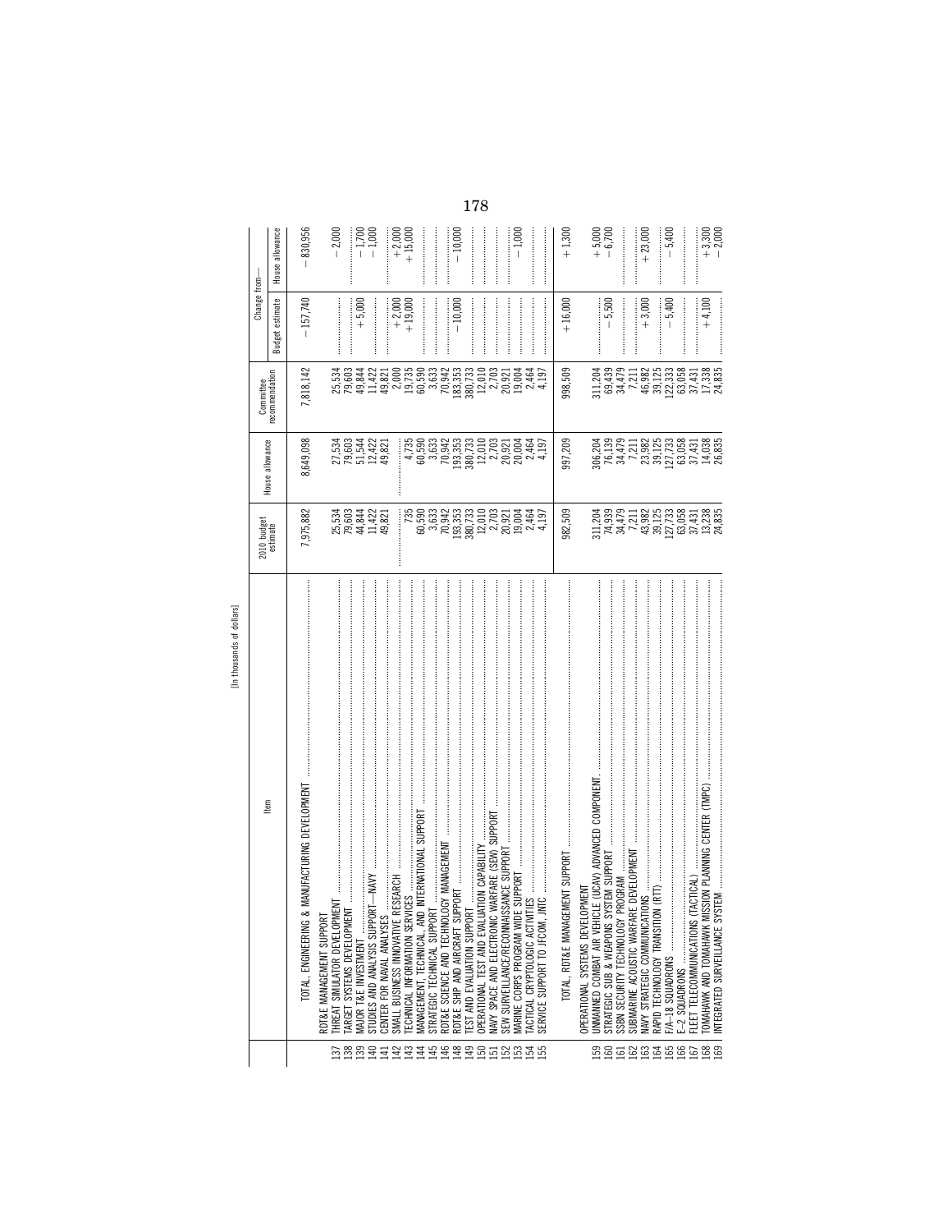[In thousands of dollars]

| | Item | 2010 budget estimate | House allowance | Committee recommendation | Change from— Budget estimate | Change from— House allowance |
|---|---|---|---|---|---|---|
| | TOTAL, ENGINEERING & MANUFACTURING DEVELOPMENT | 7,975,882 | 8,649,098 | 7,818,142 | −157,740 | −830,956 |
| | RDT&E MANAGEMENT SUPPORT | | | | | |
| 137 | THREAT SIMULATOR DEVELOPMENT | 25,534 | 27,534 | 25,534 | | −2,000 |
| 138 | TARGET SYSTEMS DEVELOPMENT | 79,603 | 79,603 | 79,603 | | |
| 139 | MAJOR T&E INVESTMENT | 44,844 | 51,544 | 49,844 | +5,000 | −1,700 |
| 140 | STUDIES AND ANALYSIS SUPPORT—NAVY | 11,422 | 12,422 | 11,422 | | −1,000 |
| 141 | CENTER FOR NAVAL ANALYSES | 49,821 | 49,821 | 49,821 | | |
| 142 | SMALL BUSINESS INNOVATIVE RESEARCH | | | 2,000 | +2,000 | +2,000 |
| 143 | TECHNICAL INFORMATION SERVICES | 735 | 4,735 | 19,735 | +19,000 | +15,000 |
| 144 | MANAGEMENT, TECHNICAL, AND INTERNATIONAL SUPPORT | 60,590 | 60,590 | 60,590 | | |
| 145 | STRATEGIC TECHNICAL SUPPORT | 3,633 | 3,633 | 3,633 | | |
| 146 | RDT&E SCIENCE AND TECHNOLOGY MANAGEMENT | 70,942 | 70,942 | 70,942 | | |
| 148 | RDT&E SHIP AND AIRCRAFT SUPPORT | 193,353 | 193,353 | 183,353 | −10,000 | −10,000 |
| 149 | TEST AND EVALUATION SUPPORT | 380,733 | 380,733 | 380,733 | | |
| 150 | OPERATIONAL TEST AND EVALUATION CAPABILITY | 12,010 | 12,010 | 12,010 | | |
| 151 | NAVY SPACE AND ELECTRONIC WARFARE (SEW) SUPPORT | 2,703 | 2,703 | 2,703 | | |
| 152 | SEW SURVEILLANCE/RECONNAISSANCE SUPPORT | 20,921 | 20,921 | 20,921 | | |
| 153 | MARINE CORPS PROGRAM WIDE SUPPORT | 19,004 | 20,004 | 19,004 | | −1,000 |
| 154 | TACTICAL CRYPTOLOGIC ACTIVITIES | 2,464 | 2,464 | 2,464 | | |
| 155 | SERVICE SUPPORT TO JFCOM, JNTC | 4,197 | 4,197 | 4,197 | | |
| | TOTAL, RDT&E MANAGEMENT SUPPORT | 982,509 | 997,209 | 998,509 | +16,000 | +1,300 |
| | OPERATIONAL SYSTEMS DEVELOPMENT | | | | | |
| 159 | UNMANNED COMBAT AIR VEHICLE (UCAV) ADVANCED COMPONENT | 311,204 | 306,204 | 311,204 | | +5,000 |
| 160 | STRATEGIC SUB & WEAPONS SYSTEM SUPPORT | 74,939 | 76,139 | 69,439 | −5,500 | −6,700 |
| 161 | SSBN SECURITY TECHNOLOGY PROGRAM | 34,479 | 34,479 | 34,479 | | |
| 162 | SUBMARINE ACOUSTIC WARFARE DEVELOPMENT | 7,211 | 7,211 | 7,211 | | |
| 163 | NAVY STRATEGIC COMMUNICATIONS | 43,982 | 23,982 | 46,982 | +3,000 | +23,000 |
| 164 | RAPID TECHNOLOGY TRANSITION (RTT) | 39,125 | 39,125 | 39,125 | | |
| 165 | F/A–18 SQUADRONS | 127,733 | 127,733 | 122,333 | −5,400 | −5,400 |
| 166 | E–2 SQUADRONS | 63,058 | 63,058 | 63,058 | | |
| 167 | FLEET TELECOMMUNICATIONS (TACTICAL) | 37,431 | 37,431 | 37,431 | | |
| 168 | TOMAHAWK AND TOMAHAWK MISSION PLANNING CENTER (TMPC) | 13,238 | 14,038 | 17,338 | +4,100 | +3,300 |
| 169 | INTEGRATED SURVEILLANCE SYSTEM | 24,835 | 26,835 | 24,835 | | −2,000 |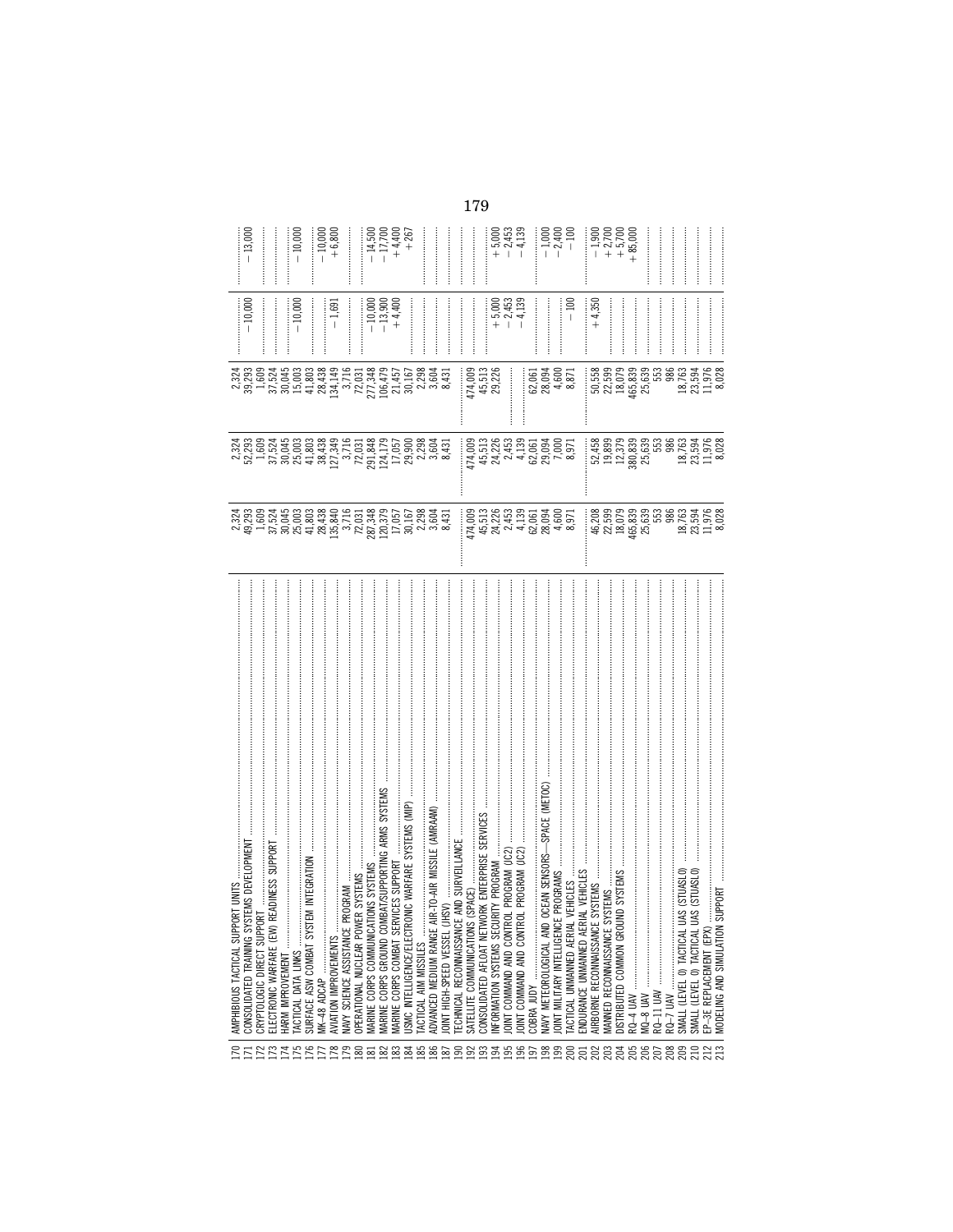| | | | | | | |
|---|---|---|---|---|---|---|
| 170 | AMPHIBIOUS TACTICAL SUPPORT UNITS | 2,324 | 2,324 | 2,324 | | |
| 171 | CONSOLIDATED TRAINING SYSTEMS DEVELOPMENT | 49,293 | 52,293 | 39,293 | −10,000 | −13,000 |
| 172 | CRYPTOLOGIC DIRECT SUPPORT | 1,609 | 1,609 | 1,609 | | |
| 173 | ELECTRONIC WARFARE (EW) READINESS SUPPORT | 37,524 | 37,524 | 37,524 | | |
| 174 | HARM IMPROVEMENT | 30,045 | 30,045 | 30,045 | | |
| 175 | TACTICAL DATA LINKS | 25,003 | 25,003 | 15,003 | −10,000 | −10,000 |
| 176 | SURFACE ASW COMBAT SYSTEM INTEGRATION | 41,803 | 41,803 | 41,803 | | |
| 177 | MK–48 ADCAP | 28,438 | 38,438 | 28,438 | | −10,000 |
| 178 | AVIATION IMPROVEMENTS | 135,840 | 127,349 | 134,149 | −1,691 | +6,800 |
| 179 | NAVY SCIENCE ASSISTANCE PROGRAM | 3,716 | 3,716 | 3,716 | | |
| 180 | OPERATIONAL NUCLEAR POWER SYSTEMS | 72,031 | 72,031 | 72,031 | | |
| 181 | MARINE CORPS COMMUNICATIONS SYSTEMS | 287,348 | 291,848 | 277,348 | −10,000 | −14,500 |
| 182 | MARINE CORPS GROUND COMBAT/SUPPORTING ARMS SYSTEMS | 120,379 | 124,179 | 106,479 | −13,900 | −17,700 |
| 183 | MARINE CORPS COMBAT SERVICES SUPPORT | 17,057 | 17,057 | 21,457 | +4,400 | +4,400 |
| 184 | USMC INTELLIGENCE/ELECTRONIC WARFARE SYSTEMS (MIP) | 30,167 | 29,900 | 30,167 | | +267 |
| 185 | TACTICAL AIM MISSILES | 2,298 | 2,298 | 2,298 | | |
| 186 | ADVANCED MEDIUM RANGE AIR-TO-AIR MISSILE (AMRAAM) | 3,604 | 3,604 | 3,604 | | |
| 187 | JOINT HIGH-SPEED VESSEL (JHSV) | 8,431 | 8,431 | 8,431 | | |
| 190 | TECHNICAL RECONNAISSANCE AND SURVEILLANCE | | | | | |
| 192 | SATELLITE COMMUNICATIONS (SPACE) | 474,009 | 474,009 | 474,009 | | |
| 193 | CONSOLIDATED AFLOAT NETWORK ENTERPRISE SERVICES | 45,513 | 45,513 | 45,513 | | |
| 194 | INFORMATION SYSTEMS SECURITY PROGRAM | 24,226 | 24,226 | 29,226 | +5,000 | +5,000 |
| 195 | JOINT COMMAND AND CONTROL PROGRAM (JC2) | 2,453 | 2,453 | | −2,453 | −2,453 |
| 196 | JOINT COMMAND AND CONTROL PROGRAM (JC2) | 4,139 | 4,139 | | −4,139 | −4,139 |
| 197 | COBRA JUDY | 62,061 | 62,061 | 62,061 | | |
| 198 | NAVY METEOROLOGICAL AND OCEAN SENSORS—SPACE (METOC) | 28,094 | 29,094 | 28,094 | | −1,000 |
| 199 | JOINT MILITARY INTELLIGENCE PROGRAMS | 4,600 | 7,000 | 4,600 | | −2,400 |
| 200 | TACTICAL UNMANNED AERIAL VEHICLES | 8,971 | 8,971 | 8,871 | −100 | −100 |
| 201 | ENDURANCE UNMANNED AERIAL VEHICLES | | | | | |
| 202 | AIRBORNE RECONNAISSANCE SYSTEMS | 46,208 | 52,458 | 50,558 | +4,350 | −1,900 |
| 203 | MANNED RECONNAISSANCE SYSTEMS | 22,599 | 19,899 | 22,599 | | +2,700 |
| 204 | DISTRIBUTED COMMON GROUND SYSTEMS | 18,079 | 12,379 | 18,079 | | +5,700 |
| 205 | RQ–4 UAV | 465,839 | 380,839 | 465,839 | | +85,000 |
| 206 | MQ–8 UAV | 25,639 | 25,639 | 25,639 | | |
| 207 | RQ–11 UAV | 553 | 553 | 553 | | |
| 208 | RQ–7 UAV | 986 | 986 | 986 | | |
| 209 | SMALL (LEVEL 0) TACTICAL UAS (STUASL0) | 18,763 | 18,763 | 18,763 | | |
| 210 | SMALL (LEVEL 0) TACTICAL UAS (STUASL0) | 23,594 | 23,594 | 23,594 | | |
| 212 | EP–3E REPLACEMENT (EPX) | 11,976 | 11,976 | 11,976 | | |
| 213 | MODELING AND SIMULATION SUPPORT | 8,028 | 8,028 | 8,028 | | |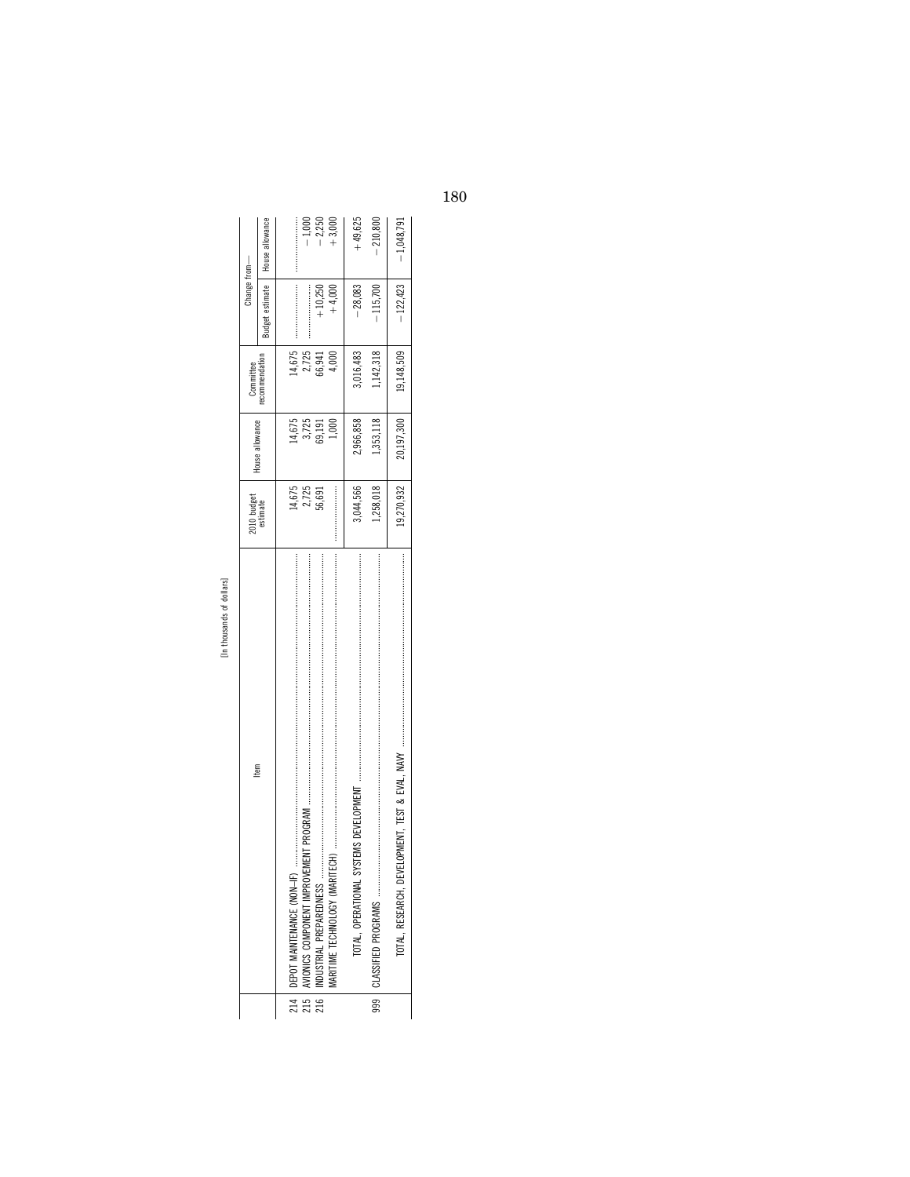[In thousands of dollars]

| | Item | 2010 budget estimate | House allowance | Committee recommendation | Change from— | |
|---|---|---|---|---|---|---|
| | | | | | Budget estimate | House allowance |
| 214 | DEPOT MAINTENANCE (NON–IF) | 14,675 | 14,675 | 14,675 | | |
| 215 | AVIONICS COMPONENT IMPROVEMENT PROGRAM | 2,725 | 3,725 | 2,725 | | −1,000 |
| 216 | INDUSTRIAL PREPAREDNESS | 56,691 | 69,191 | 66,941 | +10,250 | −2,250 |
| | MARITIME TECHNOLOGY (MARITECH) | | 1,000 | 4,000 | +4,000 | +3,000 |
| | TOTAL, OPERATIONAL SYSTEMS DEVELOPMENT | 3,044,566 | 2,966,858 | 3,016,483 | −28,083 | +49,625 |
| 999 | CLASSIFIED PROGRAMS | 1,258,018 | 1,353,118 | 1,142,318 | −115,700 | −210,800 |
| | TOTAL, RESEARCH, DEVELOPMENT, TEST & EVAL, NAVY | 19,270,932 | 20,197,300 | 19,148,509 | −122,423 | −1,048,791 |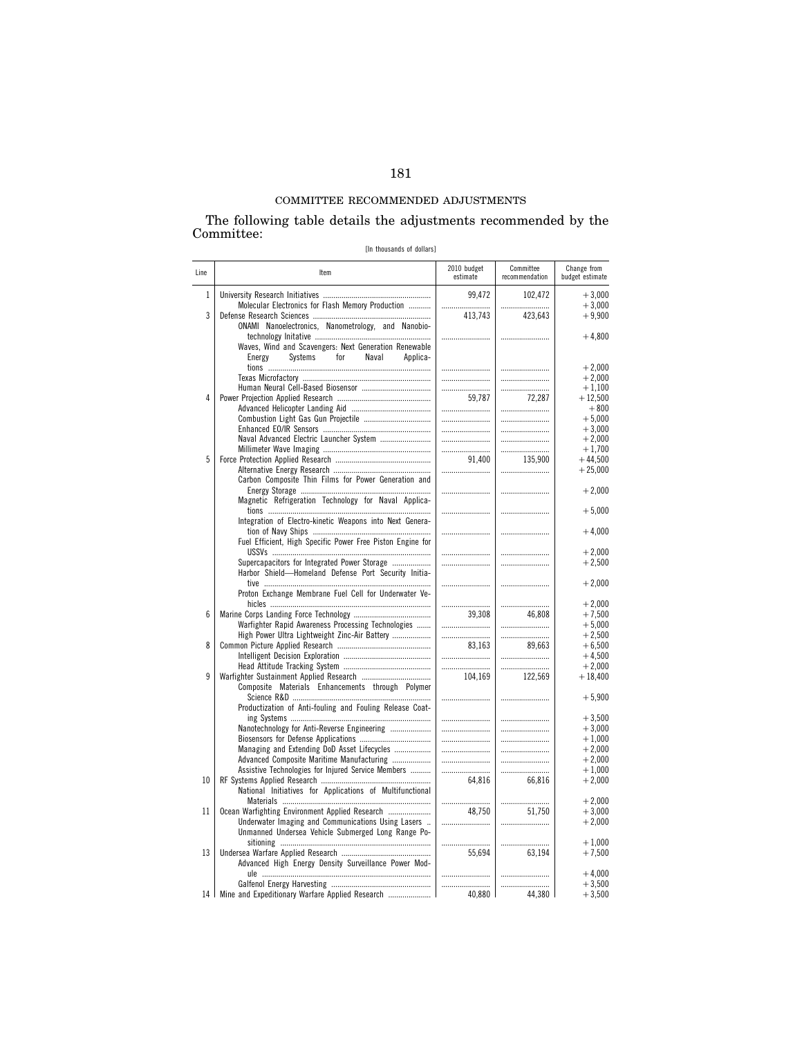## COMMITTEE RECOMMENDED ADJUSTMENTS

The following table details the adjustments recommended by the Committee:

[In thousands of dollars]

| Line | Item | 2010 budget estimate | Committee recommendation | Change from budget estimate |
|---|---|---|---|---|
| 1 | University Research Initiatives | 99,472 | 102,472 | +3,000 |
| | Molecular Electronics for Flash Memory Production | | | +3,000 |
| 3 | Defense Research Sciences | 413,743 | 423,643 | +9,900 |
| | ONAMI Nanoelectronics, Nanometrology, and Nanobiotechnology Initative | | | +4,800 |
| | Waves, Wind and Scavengers: Next Generation Renewable Energy Systems for Naval Applications | | | +2,000 |
| | Texas Microfactory | | | +2,000 |
| | Human Neural Cell-Based Biosensor | | | +1,100 |
| 4 | Power Projection Applied Research | 59,787 | 72,287 | +12,500 |
| | Advanced Helicopter Landing Aid | | | +800 |
| | Combustion Light Gas Gun Projectile | | | +5,000 |
| | Enhanced EO/IR Sensors | | | +3,000 |
| | Naval Advanced Electric Launcher System | | | +2,000 |
| | Millimeter Wave Imaging | | | +1,700 |
| 5 | Force Protection Applied Research | 91,400 | 135,900 | +44,500 |
| | Alternative Energy Research | | | +25,000 |
| | Carbon Composite Thin Films for Power Generation and Energy Storage | | | +2,000 |
| | Magnetic Refrigeration Technology for Naval Applications | | | +5,000 |
| | Integration of Electro-kinetic Weapons into Next Generation of Navy Ships | | | +4,000 |
| | Fuel Efficient, High Specific Power Free Piston Engine for USSVs | | | +2,000 |
| | Supercapacitors for Integrated Power Storage | | | +2,500 |
| | Harbor Shield—Homeland Defense Port Security Initiative | | | +2,000 |
| | Proton Exchange Membrane Fuel Cell for Underwater Vehicles | | | +2,000 |
| 6 | Marine Corps Landing Force Technology | 39,308 | 46,808 | +7,500 |
| | Warfighter Rapid Awareness Processing Technologies | | | +5,000 |
| | High Power Ultra Lightweight Zinc-Air Battery | | | +2,500 |
| 8 | Common Picture Applied Research | 83,163 | 89,663 | +6,500 |
| | Intelligent Decision Exploration | | | +4,500 |
| | Head Attitude Tracking System | | | +2,000 |
| 9 | Warfighter Sustainment Applied Research | 104,169 | 122,569 | +18,400 |
| | Composite Materials Enhancements through Polymer Science R&D | | | +5,900 |
| | Productization of Anti-fouling and Fouling Release Coating Systems | | | +3,500 |
| | Nanotechnology for Anti-Reverse Engineering | | | +3,000 |
| | Biosensors for Defense Applications | | | +1,000 |
| | Managing and Extending DoD Asset Lifecycles | | | +2,000 |
| | Advanced Composite Maritime Manufacturing | | | +2,000 |
| | Assistive Technologies for Injured Service Members | | | +1,000 |
| 10 | RF Systems Applied Research | 64,816 | 66,816 | +2,000 |
| | National Initiatives for Applications of Multifunctional Materials | | | +2,000 |
| 11 | Ocean Warfighting Environment Applied Research | 48,750 | 51,750 | +3,000 |
| | Underwater Imaging and Communications Using Lasers | | | +2,000 |
| | Unmanned Undersea Vehicle Submerged Long Range Positioning | | | +1,000 |
| 13 | Undersea Warfare Applied Research | 55,694 | 63,194 | +7,500 |
| | Advanced High Energy Density Surveillance Power Module | | | +4,000 |
| | Galfenol Energy Harvesting | | | +3,500 |
| 14 | Mine and Expeditionary Warfare Applied Research | 40,880 | 44,380 | +3,500 |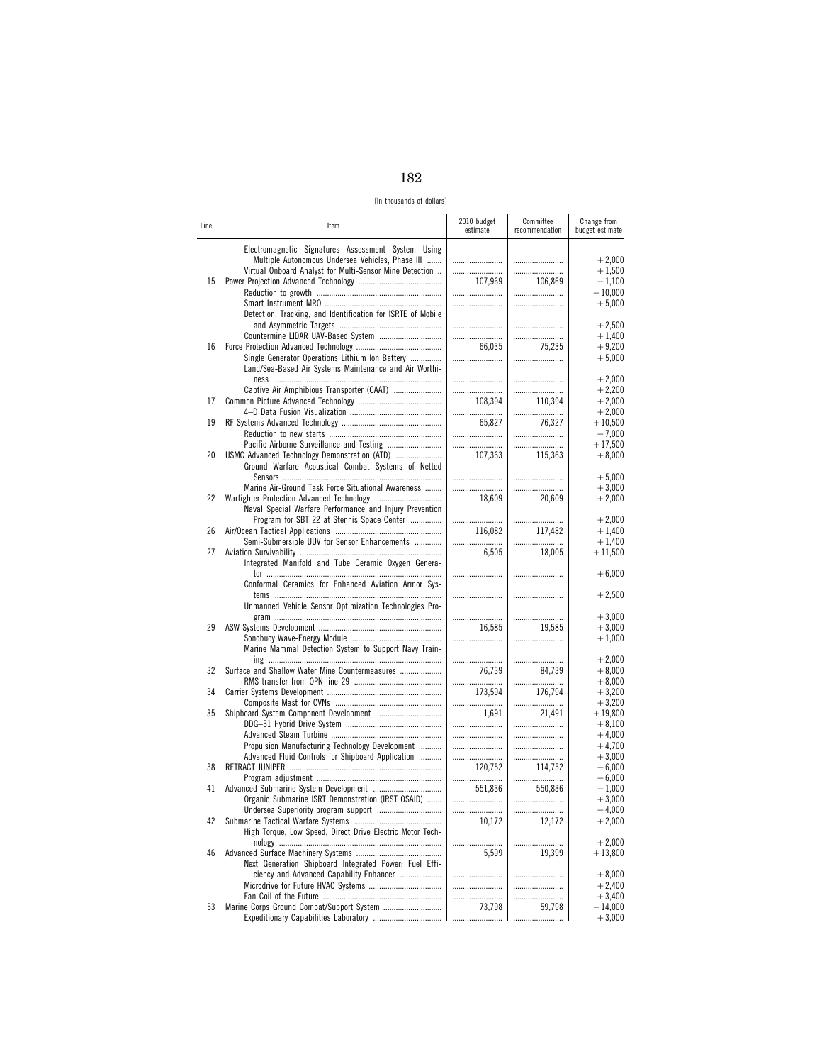[In thousands of dollars]

| Line | Item | 2010 budget estimate | Committee recommendation | Change from budget estimate |
|---|---|---|---|---|
| | Electromagnetic Signatures Assessment System Using Multiple Autonomous Undersea Vehicles, Phase III | | | +2,000 |
| | Virtual Onboard Analyst for Multi-Sensor Mine Detection | | | +1,500 |
| 15 | Power Projection Advanced Technology | 107,969 | 106,869 | −1,100 |
| | Reduction to growth | | | −10,000 |
| | Smart Instrument MRO | | | +5,000 |
| | Detection, Tracking, and Identification for ISRTE of Mobile and Asymmetric Targets | | | +2,500 |
| | Countermine LIDAR UAV-Based System | | | +1,400 |
| 16 | Force Protection Advanced Technology | 66,035 | 75,235 | +9,200 |
| | Single Generator Operations Lithium Ion Battery | | | +5,000 |
| | Land/Sea-Based Air Systems Maintenance and Air Worthiness | | | +2,000 |
| | Captive Air Amphibious Transporter (CAAT) | | | +2,200 |
| 17 | Common Picture Advanced Technology | 108,394 | 110,394 | +2,000 |
| | 4–D Data Fusion Visualization | | | +2,000 |
| 19 | RF Systems Advanced Technology | 65,827 | 76,327 | +10,500 |
| | Reduction to new starts | | | −7,000 |
| | Pacific Airborne Surveillance and Testing | | | +17,500 |
| 20 | USMC Advanced Technology Demonstration (ATD) | 107,363 | 115,363 | +8,000 |
| | Ground Warfare Acoustical Combat Systems of Netted Sensors | | | +5,000 |
| | Marine Air-Ground Task Force Situational Awareness | | | +3,000 |
| 22 | Warfighter Protection Advanced Technology | 18,609 | 20,609 | +2,000 |
| | Naval Special Warfare Performance and Injury Prevention Program for SBT 22 at Stennis Space Center | | | +2,000 |
| 26 | Air/Ocean Tactical Applications | 116,082 | 117,482 | +1,400 |
| | Semi-Submersible UUV for Sensor Enhancements | | | +1,400 |
| 27 | Aviation Survivability | 6,505 | 18,005 | +11,500 |
| | Integrated Manifold and Tube Ceramic Oxygen Generator | | | +6,000 |
| | Conformal Ceramics for Enhanced Aviation Armor Systems | | | +2,500 |
| | Unmanned Vehicle Sensor Optimization Technologies Program | | | +3,000 |
| 29 | ASW Systems Development | 16,585 | 19,585 | +3,000 |
| | Sonobuoy Wave-Energy Module | | | +1,000 |
| | Marine Mammal Detection System to Support Navy Training | | | +2,000 |
| 32 | Surface and Shallow Water Mine Countermeasures | 76,739 | 84,739 | +8,000 |
| | RMS transfer from OPN line 29 | | | +8,000 |
| 34 | Carrier Systems Development | 173,594 | 176,794 | +3,200 |
| | Composite Mast for CVNs | | | +3,200 |
| 35 | Shipboard System Component Development | 1,691 | 21,491 | +19,800 |
| | DDG–51 Hybrid Drive System | | | +8,100 |
| | Advanced Steam Turbine | | | +4,000 |
| | Propulsion Manufacturing Technology Development | | | +4,700 |
| | Advanced Fluid Controls for Shipboard Application | | | +3,000 |
| 38 | RETRACT JUNIPER | 120,752 | 114,752 | −6,000 |
| | Program adjustment | | | −6,000 |
| 41 | Advanced Submarine System Development | 551,836 | 550,836 | −1,000 |
| | Organic Submarine ISRT Demonstration (IRST OSAID) | | | +3,000 |
| | Undersea Superiority program support | | | −4,000 |
| 42 | Submarine Tactical Warfare Systems | 10,172 | 12,172 | +2,000 |
| | High Torque, Low Speed, Direct Drive Electric Motor Technology | | | +2,000 |
| 46 | Advanced Surface Machinery Systems | 5,599 | 19,399 | +13,800 |
| | Next Generation Shipboard Integrated Power: Fuel Efficiency and Advanced Capability Enhancer | | | +8,000 |
| | Microdrive for Future HVAC Systems | | | +2,400 |
| | Fan Coil of the Future | | | +3,400 |
| 53 | Marine Corps Ground Combat/Support System | 73,798 | 59,798 | −14,000 |
| | Expeditionary Capabilities Laboratory | | | +3,000 |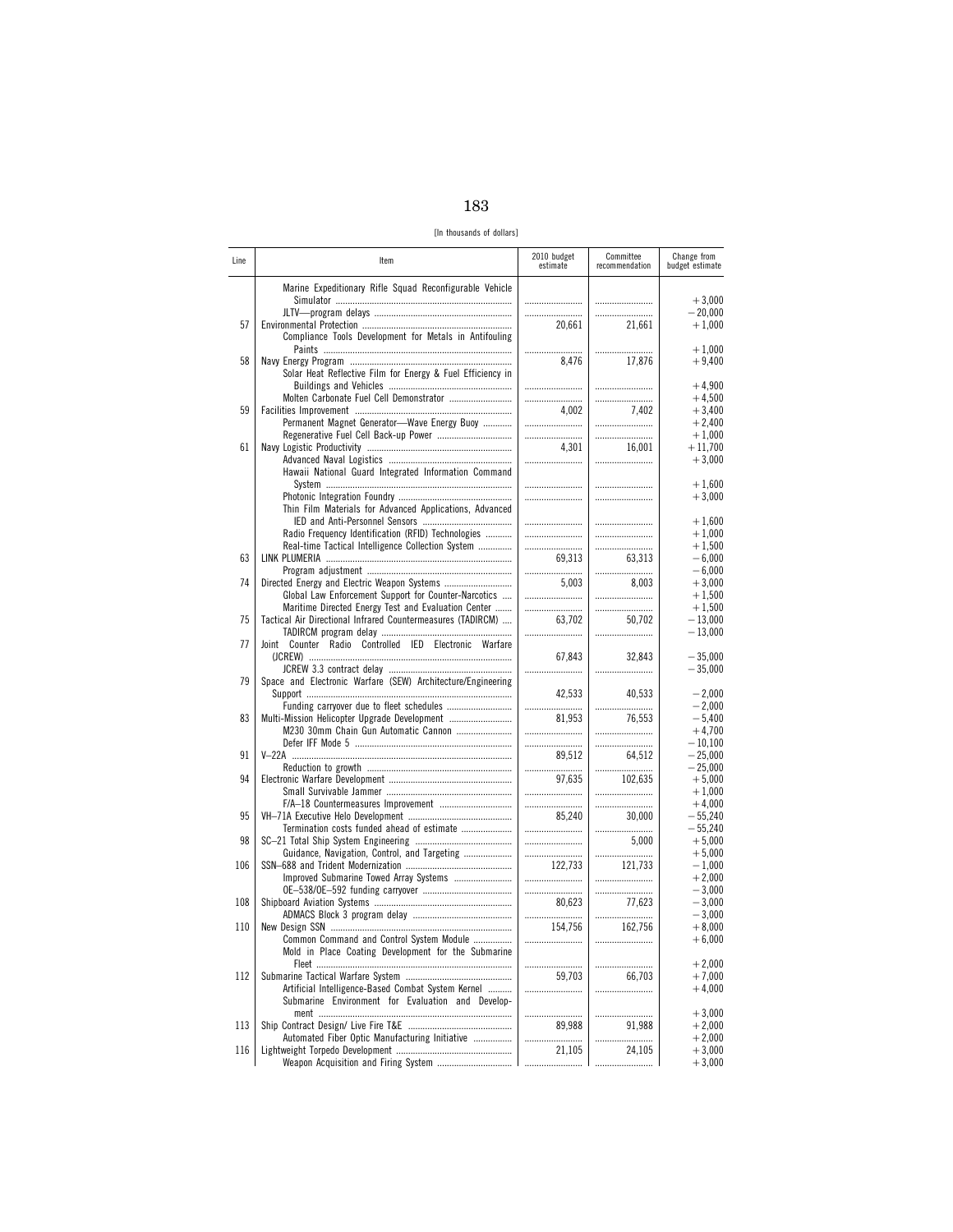[In thousands of dollars]

| Line | Item | 2010 budget estimate | Committee recommendation | Change from budget estimate |
|---|---|---|---|---|
| | Marine Expeditionary Rifle Squad Reconfigurable Vehicle Simulator | | | +3,000 |
| | JLTV—program delays | | | −20,000 |
| 57 | Environmental Protection | 20,661 | 21,661 | +1,000 |
| | Compliance Tools Development for Metals in Antifouling Paints | | | +1,000 |
| 58 | Navy Energy Program | 8,476 | 17,876 | +9,400 |
| | Solar Heat Reflective Film for Energy & Fuel Efficiency in Buildings and Vehicles | | | +4,900 |
| | Molten Carbonate Fuel Cell Demonstrator | | | +4,500 |
| 59 | Facilities Improvement | 4,002 | 7,402 | +3,400 |
| | Permanent Magnet Generator—Wave Energy Buoy | | | +2,400 |
| | Regenerative Fuel Cell Back-up Power | | | +1,000 |
| 61 | Navy Logistic Productivity | 4,301 | 16,001 | +11,700 |
| | Advanced Naval Logistics | | | +3,000 |
| | Hawaii National Guard Integrated Information Command System | | | +1,600 |
| | Photonic Integration Foundry | | | +3,000 |
| | Thin Film Materials for Advanced Applications, Advanced IED and Anti-Personnel Sensors | | | +1,600 |
| | Radio Frequency Identification (RFID) Technologies | | | +1,000 |
| | Real-time Tactical Intelligence Collection System | | | +1,500 |
| 63 | LINK PLUMERIA | 69,313 | 63,313 | −6,000 |
| | Program adjustment | | | −6,000 |
| 74 | Directed Energy and Electric Weapon Systems | 5,003 | 8,003 | +3,000 |
| | Global Law Enforcement Support for Counter-Narcotics | | | +1,500 |
| | Maritime Directed Energy Test and Evaluation Center | | | +1,500 |
| 75 | Tactical Air Directional Infrared Countermeasures (TADIRCM) | 63,702 | 50,702 | −13,000 |
| | TADIRCM program delay | | | −13,000 |
| 77 | Joint Counter Radio Controlled IED Electronic Warfare (JCREW) | 67,843 | 32,843 | −35,000 |
| | JCREW 3.3 contract delay | | | −35,000 |
| 79 | Space and Electronic Warfare (SEW) Architecture/Engineering Support | 42,533 | 40,533 | −2,000 |
| | Funding carryover due to fleet schedules | | | −2,000 |
| 83 | Multi-Mission Helicopter Upgrade Development | 81,953 | 76,553 | −5,400 |
| | M230 30mm Chain Gun Automatic Cannon | | | +4,700 |
| | Defer IFF Mode 5 | | | −10,100 |
| 91 | V–22A | 89,512 | 64,512 | −25,000 |
| | Reduction to growth | | | −25,000 |
| 94 | Electronic Warfare Development | 97,635 | 102,635 | +5,000 |
| | Small Survivable Jammer | | | +1,000 |
| | F/A–18 Countermeasures Improvement | | | +4,000 |
| 95 | VH–71A Executive Helo Development | 85,240 | 30,000 | −55,240 |
| | Termination costs funded ahead of estimate | | | −55,240 |
| 98 | SC–21 Total Ship System Engineering | | 5,000 | +5,000 |
| | Guidance, Navigation, Control, and Targeting | | | +5,000 |
| 106 | SSN–688 and Trident Modernization | 122,733 | 121,733 | −1,000 |
| | Improved Submarine Towed Array Systems | | | +2,000 |
| | OE–538/OE–592 funding carryover | | | −3,000 |
| 108 | Shipboard Aviation Systems | 80,623 | 77,623 | −3,000 |
| | ADMACS Block 3 program delay | | | −3,000 |
| 110 | New Design SSN | 154,756 | 162,756 | +8,000 |
| | Common Command and Control System Module | | | +6,000 |
| | Mold in Place Coating Development for the Submarine Fleet | | | +2,000 |
| 112 | Submarine Tactical Warfare System | 59,703 | 66,703 | +7,000 |
| | Artificial Intelligence-Based Combat System Kernel | | | +4,000 |
| | Submarine Environment for Evaluation and Development | | | +3,000 |
| 113 | Ship Contract Design/ Live Fire T&E | 89,988 | 91,988 | +2,000 |
| | Automated Fiber Optic Manufacturing Initiative | | | +2,000 |
| 116 | Lightweight Torpedo Development | 21,105 | 24,105 | +3,000 |
| | Weapon Acquisition and Firing System | | | +3,000 |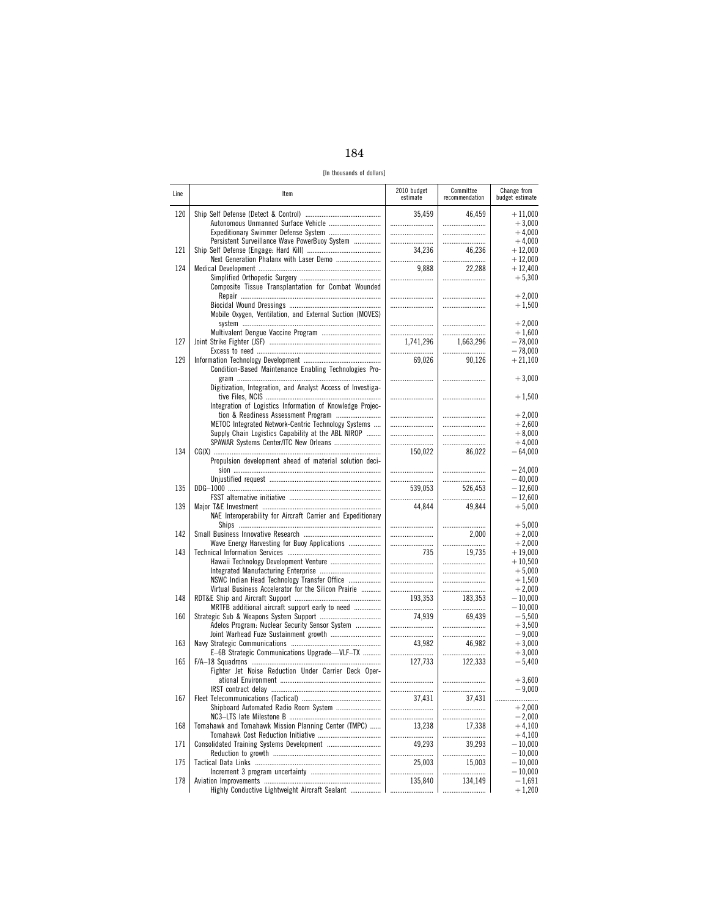[In thousands of dollars]

| Line | Item | 2010 budget estimate | Committee recommendation | Change from budget estimate |
|---|---|---|---|---|
| 120 | Ship Self Defense (Detect & Control) | 35,459 | 46,459 | +11,000 |
| | Autonomous Unmanned Surface Vehicle | | | +3,000 |
| | Expeditionary Swimmer Defense System | | | +4,000 |
| | Persistent Surveillance Wave PowerBuoy System | | | +4,000 |
| 121 | Ship Self Defense (Engage: Hard Kill) | 34,236 | 46,236 | +12,000 |
| | Next Generation Phalanx with Laser Demo | | | +12,000 |
| 124 | Medical Development | 9,888 | 22,288 | +12,400 |
| | Simplified Orthopedic Surgery | | | +5,300 |
| | Composite Tissue Transplantation for Combat Wounded Repair | | | +2,000 |
| | Biocidal Wound Dressings | | | +1,500 |
| | Mobile Oxygen, Ventilation, and External Suction (MOVES) system | | | +2,000 |
| | Multivalent Dengue Vaccine Program | | | +1,600 |
| 127 | Joint Strike Fighter (JSF) | 1,741,296 | 1,663,296 | −78,000 |
| | Excess to need | | | −78,000 |
| 129 | Information Technology Development | 69,026 | 90,126 | +21,100 |
| | Condition-Based Maintenance Enabling Technologies Program | | | +3,000 |
| | Digitization, Integration, and Analyst Access of Investigative Files, NCIS | | | +1,500 |
| | Integration of Logistics Information of Knowledge Projection & Readiness Assessment Program | | | +2,000 |
| | METOC Integrated Network-Centric Technology Systems | | | +2,600 |
| | Supply Chain Logistics Capability at the ABL NIROP | | | +8,000 |
| | SPAWAR Systems Center/ITC New Orleans | | | +4,000 |
| 134 | CG(X) | 150,022 | 86,022 | −64,000 |
| | Propulsion development ahead of material solution decision | | | −24,000 |
| | Unjustified request | | | −40,000 |
| 135 | DDG–1000 | 539,053 | 526,453 | −12,600 |
| | FSST alternative initiative | | | −12,600 |
| 139 | Major T&E Investment | 44,844 | 49,844 | +5,000 |
| | NAE Interoperability for Aircraft Carrier and Expeditionary Ships | | | +5,000 |
| 142 | Small Business Innovative Research | | 2,000 | +2,000 |
| | Wave Energy Harvesting for Buoy Applications | | | +2,000 |
| 143 | Technical Information Services | 735 | 19,735 | +19,000 |
| | Hawaii Technology Development Venture | | | +10,500 |
| | Integrated Manufacturing Enterprise | | | +5,000 |
| | NSWC Indian Head Technology Transfer Office | | | +1,500 |
| | Virtual Business Accelerator for the Silicon Prairie | | | +2,000 |
| 148 | RDT&E Ship and Aircraft Support | 193,353 | 183,353 | −10,000 |
| | MRTFB additional aircraft support early to need | | | −10,000 |
| 160 | Strategic Sub & Weapons System Support | 74,939 | 69,439 | −5,500 |
| | Adelos Program: Nuclear Security Sensor System | | | +3,500 |
| | Joint Warhead Fuze Sustainment growth | | | −9,000 |
| 163 | Navy Strategic Communications | 43,982 | 46,982 | +3,000 |
| | E–6B Strategic Communications Upgrade—VLF–TX | | | +3,000 |
| 165 | F/A–18 Squadrons | 127,733 | 122,333 | −5,400 |
| | Fighter Jet Noise Reduction Under Carrier Deck Operational Environment | | | +3,600 |
| | IRST contract delay | | | −9,000 |
| 167 | Fleet Telecommunications (Tactical) | 37,431 | 37,431 | |
| | Shipboard Automated Radio Room System | | | +2,000 |
| | NC3–LTS late Milestone B | | | −2,000 |
| 168 | Tomahawk and Tomahawk Mission Planning Center (TMPC) | 13,238 | 17,338 | +4,100 |
| | Tomahawk Cost Reduction Initiative | | | +4,100 |
| 171 | Consolidated Training Systems Development | 49,293 | 39,293 | −10,000 |
| | Reduction to growth | | | −10,000 |
| 175 | Tactical Data Links | 25,003 | 15,003 | −10,000 |
| | Increment 3 program uncertainty | | | −10,000 |
| 178 | Aviation Improvements | 135,840 | 134,149 | −1,691 |
| | Highly Conductive Lightweight Aircraft Sealant | | | +1,200 |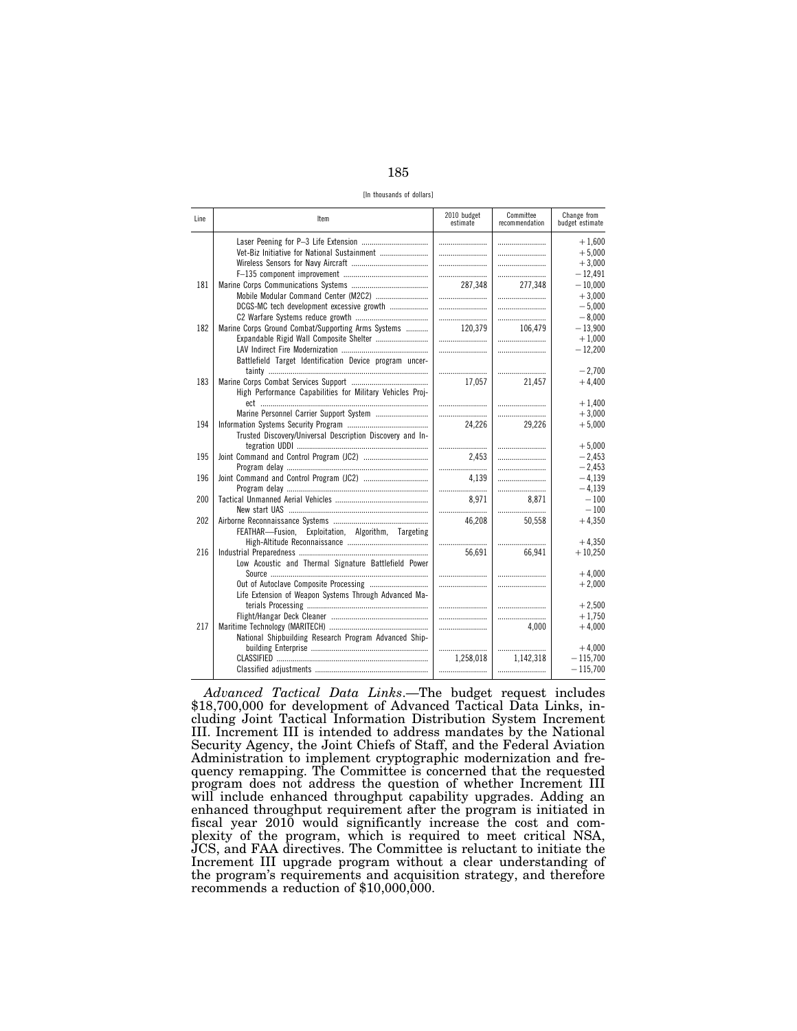[In thousands of dollars]

| Line | Item | 2010 budget estimate | Committee recommendation | Change from budget estimate |
|---|---|---|---|---|
| | Laser Peening for P–3 Life Extension | | | +1,600 |
| | Vet-Biz Initiative for National Sustainment | | | +5,000 |
| | Wireless Sensors for Navy Aircraft | | | +3,000 |
| | F–135 component improvement | | | −12,491 |
| 181 | Marine Corps Communications Systems | 287,348 | 277,348 | −10,000 |
| | Mobile Modular Command Center (M2C2) | | | +3,000 |
| | DCGS-MC tech development excessive growth | | | −5,000 |
| | C2 Warfare Systems reduce growth | | | −8,000 |
| 182 | Marine Corps Ground Combat/Supporting Arms Systems | 120,379 | 106,479 | −13,900 |
| | Expandable Rigid Wall Composite Shelter | | | +1,000 |
| | LAV Indirect Fire Modernization | | | −12,200 |
| | Battlefield Target Identification Device program uncertainty | | | −2,700 |
| 183 | Marine Corps Combat Services Support | 17,057 | 21,457 | +4,400 |
| | High Performance Capabilities for Military Vehicles Project | | | +1,400 |
| | Marine Personnel Carrier Support System | | | +3,000 |
| 194 | Information Systems Security Program | 24,226 | 29,226 | +5,000 |
| | Trusted Discovery/Universal Description Discovery and Integration UDDI | | | +5,000 |
| 195 | Joint Command and Control Program (JC2) | 2,453 | | −2,453 |
| | Program delay | | | −2,453 |
| 196 | Joint Command and Control Program (JC2) | 4,139 | | −4,139 |
| | Program delay | | | −4,139 |
| 200 | Tactical Unmanned Aerial Vehicles | 8,971 | 8,871 | −100 |
| | New start UAS | | | −100 |
| 202 | Airborne Reconnaissance Systems | 46,208 | 50,558 | +4,350 |
| | FEATHAR—Fusion, Exploitation, Algorithm, Targeting High-Altitude Reconnaissance | | | +4,350 |
| 216 | Industrial Preparedness | 56,691 | 66,941 | +10,250 |
| | Low Acoustic and Thermal Signature Battlefield Power Source | | | +4,000 |
| | Out of Autoclave Composite Processing | | | +2,000 |
| | Life Extension of Weapon Systems Through Advanced Materials Processing | | | +2,500 |
| | Flight/Hangar Deck Cleaner | | | +1,750 |
| 217 | Maritime Technology (MARITECH) | | 4,000 | +4,000 |
| | National Shipbuilding Research Program Advanced Shipbuilding Enterprise | | | +4,000 |
| | CLASSIFIED | 1,258,018 | 1,142,318 | −115,700 |
| | Classified adjustments | | | −115,700 |

*Advanced Tactical Data Links*.—The budget request includes $18,700,000 for development of Advanced Tactical Data Links, including Joint Tactical Information Distribution System Increment III. Increment III is intended to address mandates by the National Security Agency, the Joint Chiefs of Staff, and the Federal Aviation Administration to implement cryptographic modernization and frequency remapping. The Committee is concerned that the requested program does not address the question of whether Increment III will include enhanced throughput capability upgrades. Adding an enhanced throughput requirement after the program is initiated in fiscal year 2010 would significantly increase the cost and complexity of the program, which is required to meet critical NSA, JCS, and FAA directives. The Committee is reluctant to initiate the Increment III upgrade program without a clear understanding of the program's requirements and acquisition strategy, and therefore recommends a reduction of $10,000,000.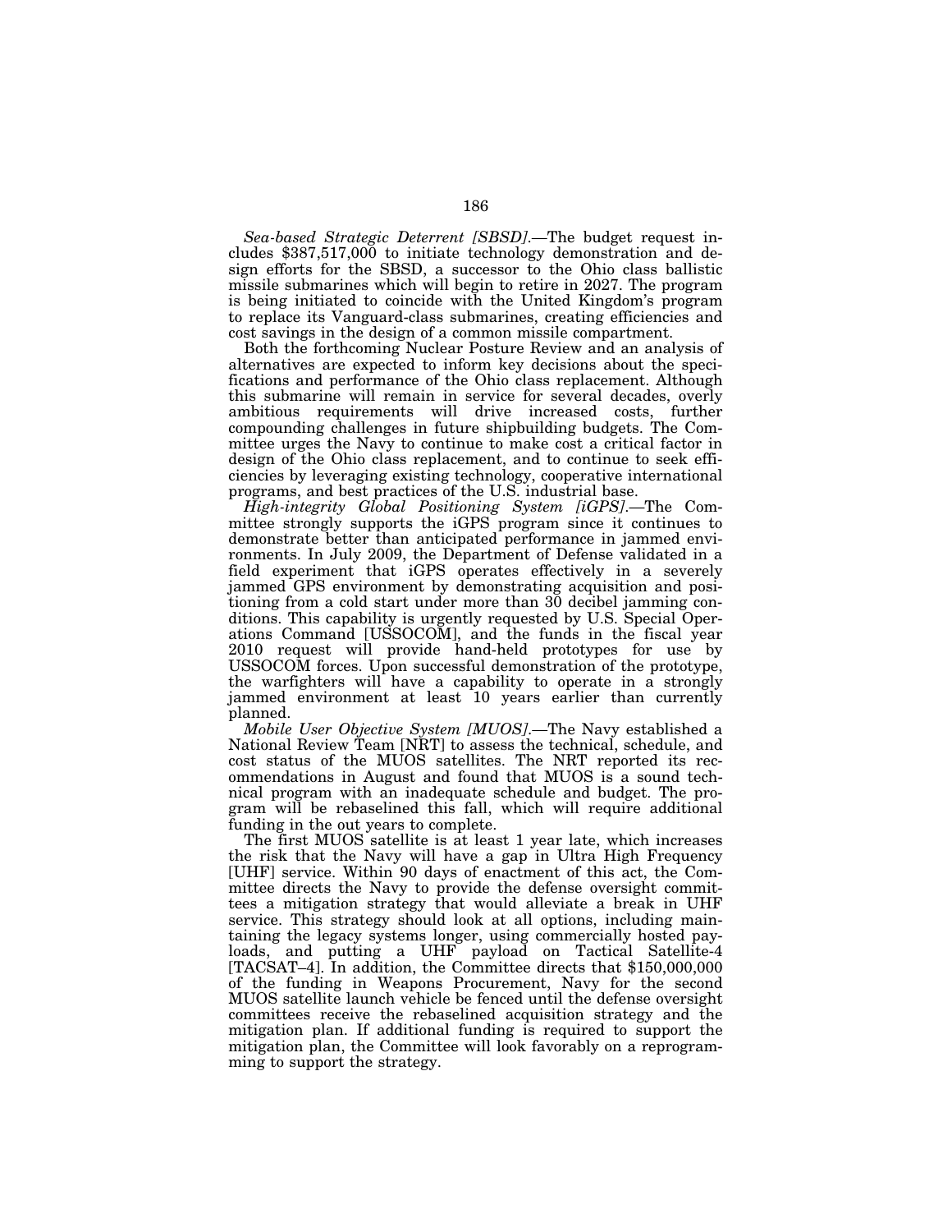*Sea-based Strategic Deterrent [SBSD].*—The budget request includes $387,517,000 to initiate technology demonstration and design efforts for the SBSD, a successor to the Ohio class ballistic missile submarines which will begin to retire in 2027. The program is being initiated to coincide with the United Kingdom's program to replace its Vanguard-class submarines, creating efficiencies and cost savings in the design of a common missile compartment.

Both the forthcoming Nuclear Posture Review and an analysis of alternatives are expected to inform key decisions about the specifications and performance of the Ohio class replacement. Although this submarine will remain in service for several decades, overly ambitious requirements will drive increased costs, further compounding challenges in future shipbuilding budgets. The Committee urges the Navy to continue to make cost a critical factor in design of the Ohio class replacement, and to continue to seek efficiencies by leveraging existing technology, cooperative international programs, and best practices of the U.S. industrial base.

*High-integrity Global Positioning System [iGPS].*—The Committee strongly supports the iGPS program since it continues to demonstrate better than anticipated performance in jammed environments. In July 2009, the Department of Defense validated in a field experiment that iGPS operates effectively in a severely jammed GPS environment by demonstrating acquisition and positioning from a cold start under more than 30 decibel jamming conditions. This capability is urgently requested by U.S. Special Operations Command [USSOCOM], and the funds in the fiscal year 2010 request will provide hand-held prototypes for use by USSOCOM forces. Upon successful demonstration of the prototype, the warfighters will have a capability to operate in a strongly jammed environment at least 10 years earlier than currently planned.

*Mobile User Objective System [MUOS].*—The Navy established a National Review Team [NRT] to assess the technical, schedule, and cost status of the MUOS satellites. The NRT reported its recommendations in August and found that MUOS is a sound technical program with an inadequate schedule and budget. The program will be rebaselined this fall, which will require additional funding in the out years to complete.

The first MUOS satellite is at least 1 year late, which increases the risk that the Navy will have a gap in Ultra High Frequency [UHF] service. Within 90 days of enactment of this act, the Committee directs the Navy to provide the defense oversight committees a mitigation strategy that would alleviate a break in UHF service. This strategy should look at all options, including maintaining the legacy systems longer, using commercially hosted payloads, and putting a UHF payload on Tactical Satellite-4 [TACSAT–4]. In addition, the Committee directs that $150,000,000 of the funding in Weapons Procurement, Navy for the second MUOS satellite launch vehicle be fenced until the defense oversight committees receive the rebaselined acquisition strategy and the mitigation plan. If additional funding is required to support the mitigation plan, the Committee will look favorably on a reprogramming to support the strategy.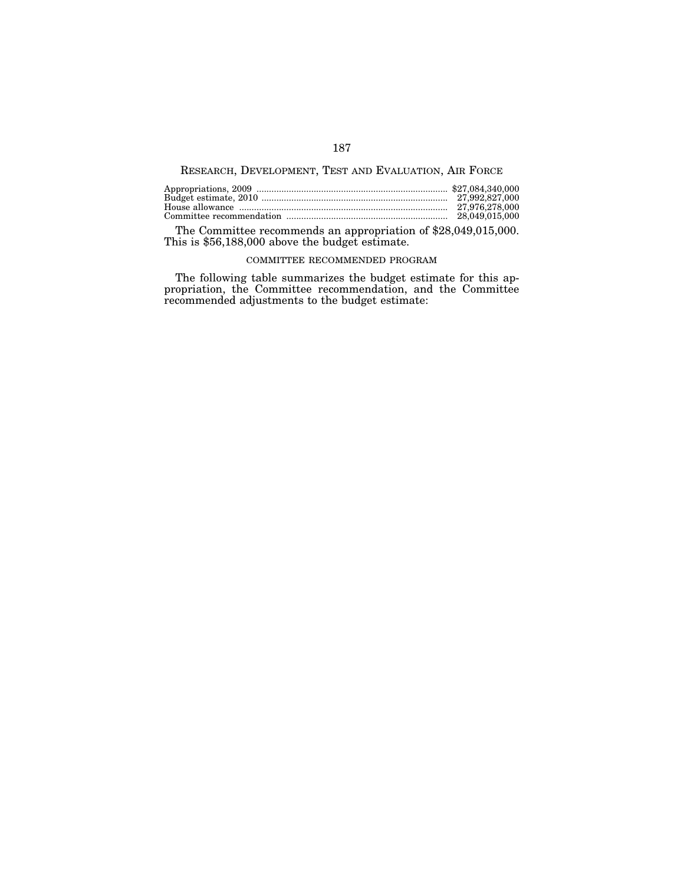## RESEARCH, DEVELOPMENT, TEST AND EVALUATION, AIR FORCE

| | |
|---|---|
| Appropriations, 2009 | $27,084,340,000 |
| Budget estimate, 2010 | 27,992,827,000 |
| House allowance | 27,976,278,000 |
| Committee recommendation | 28,049,015,000 |

The Committee recommends an appropriation of $28,049,015,000. This is $56,188,000 above the budget estimate.

### COMMITTEE RECOMMENDED PROGRAM

The following table summarizes the budget estimate for this appropriation, the Committee recommendation, and the Committee recommended adjustments to the budget estimate: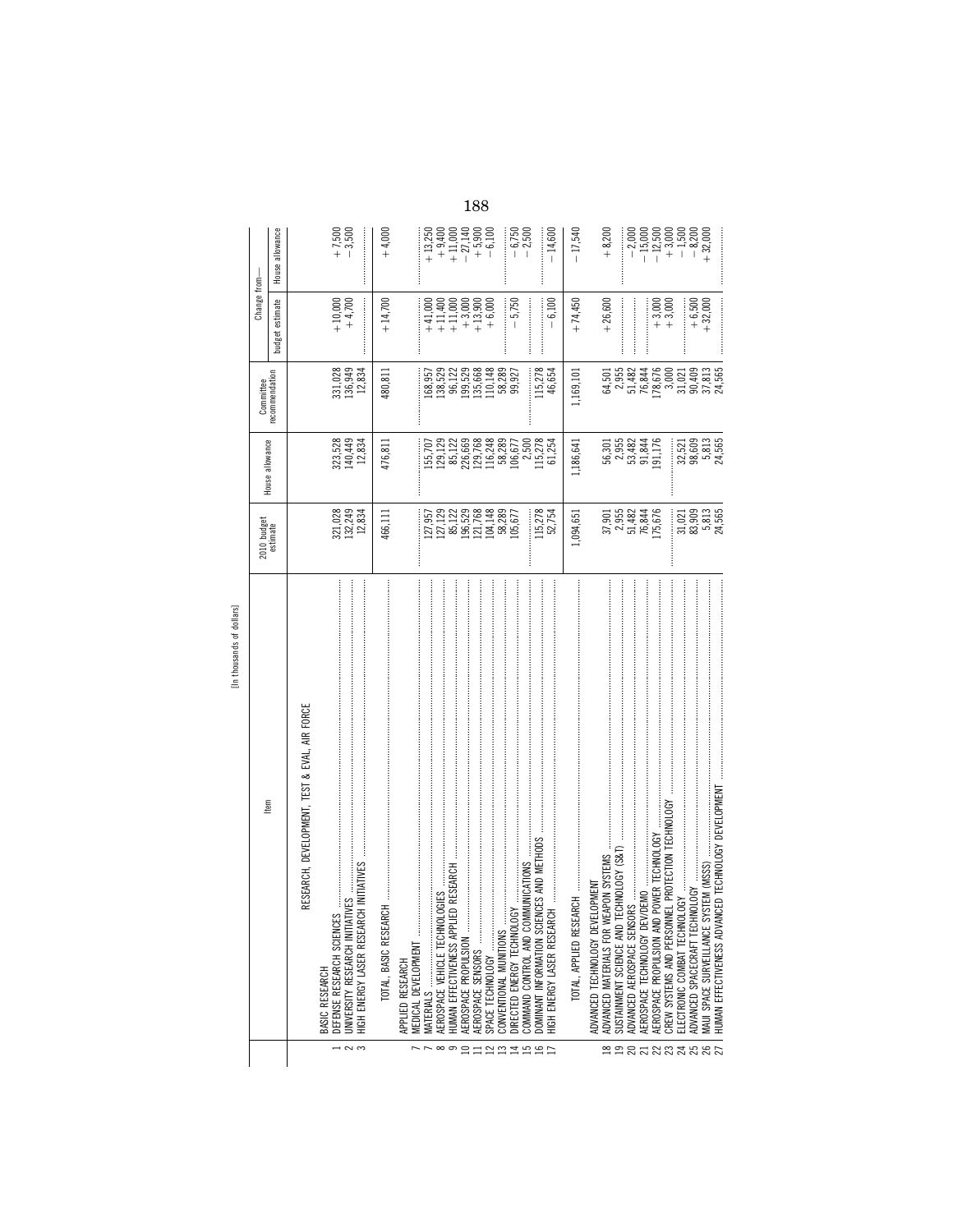[In thousands of dollars]

| | Item | 2010 budget estimate | House allowance | Committee recommendation | Change from— budget estimate | Change from— House allowance |
|---|---|---|---|---|---|---|
| | RESEARCH, DEVELOPMENT, TEST & EVAL, AIR FORCE | | | | | |
| | BASIC RESEARCH | | | | | |
| 1 | DEFENSE RESEARCH SCIENCES | 321,028 | 323,528 | 331,028 | +10,000 | +7,500 |
| 2 | UNIVERSITY RESEARCH INITIATIVES | 132,249 | 140,449 | 136,949 | +4,700 | −3,500 |
| 3 | HIGH ENERGY LASER RESEARCH INITIATIVES | 12,834 | 12,834 | 12,834 | | |
| | TOTAL, BASIC RESEARCH | 466,111 | 476,811 | 480,811 | +14,700 | +4,000 |
| | APPLIED RESEARCH | | | | | |
| 7 | MEDICAL DEVELOPMENT | | | | | |
| 7 | MATERIALS | 127,957 | 155,707 | 168,957 | +41,000 | +13,250 |
| 8 | AEROSPACE VEHICLE TECHNOLOGIES | 127,129 | 129,129 | 138,529 | +11,400 | +9,400 |
| 9 | HUMAN EFFECTIVENESS APPLIED RESEARCH | 85,122 | 85,122 | 96,122 | +11,000 | +11,000 |
| 10 | AEROSPACE PROPULSION | 196,529 | 226,669 | 199,529 | +3,000 | −27,140 |
| 11 | AEROSPACE SENSORS | 121,768 | 129,768 | 135,668 | +13,900 | +5,900 |
| 12 | SPACE TECHNOLOGY | 104,148 | 116,248 | 110,148 | +6,000 | −6,100 |
| 13 | CONVENTIONAL MUNITIONS | 58,289 | 58,289 | 58,289 | | |
| 14 | DIRECTED ENERGY TECHNOLOGY | 105,677 | 106,677 | 99,927 | −5,750 | −6,750 |
| 15 | COMMAND CONTROL AND COMMUNICATIONS | | 2,500 | | | −2,500 |
| 16 | DOMINANT INFORMATION SCIENCES AND METHODS | 115,278 | 115,278 | 115,278 | | |
| 17 | HIGH ENERGY LASER RESEARCH | 52,754 | 61,254 | 46,654 | −6,100 | −14,600 |
| | TOTAL, APPLIED RESEARCH | 1,094,651 | 1,186,641 | 1,169,101 | +74,450 | −17,540 |
| | ADVANCED TECHNOLOGY DEVELOPMENT | | | | | |
| 18 | ADVANCED MATERIALS FOR WEAPON SYSTEMS | 37,901 | 56,301 | 64,501 | +26,600 | +8,200 |
| 19 | SUSTAINMENT SCIENCE AND TECHNOLOGY (S&T) | 2,955 | 2,955 | 2,955 | | |
| 20 | ADVANCED AEROSPACE SENSORS | 51,482 | 53,482 | 51,482 | | −2,000 |
| 21 | AEROSPACE TECHNOLOGY DEV/DEMO | 76,844 | 91,844 | 76,844 | | −15,000 |
| 22 | AEROSPACE PROPULSION AND POWER TECHNOLOGY | 175,676 | 191,176 | 178,676 | +3,000 | −12,500 |
| 23 | CREW SYSTEMS AND PERSONNEL PROTECTION TECHNOLOGY | | | 3,000 | +3,000 | +3,000 |
| 24 | ELECTRONIC COMBAT TECHNOLOGY | 31,021 | 32,521 | 31,021 | | −1,500 |
| 25 | ADVANCED SPACECRAFT TECHNOLOGY | 83,909 | 98,609 | 90,409 | +6,500 | −8,200 |
| 26 | MAUI SPACE SURVEILLANCE SYSTEM (MSSS) | 5,813 | 5,813 | 37,813 | +32,000 | +32,000 |
| 27 | HUMAN EFFECTIVENESS ADVANCED TECHNOLOGY DEVELOPMENT | 24,565 | 24,565 | 24,565 | | |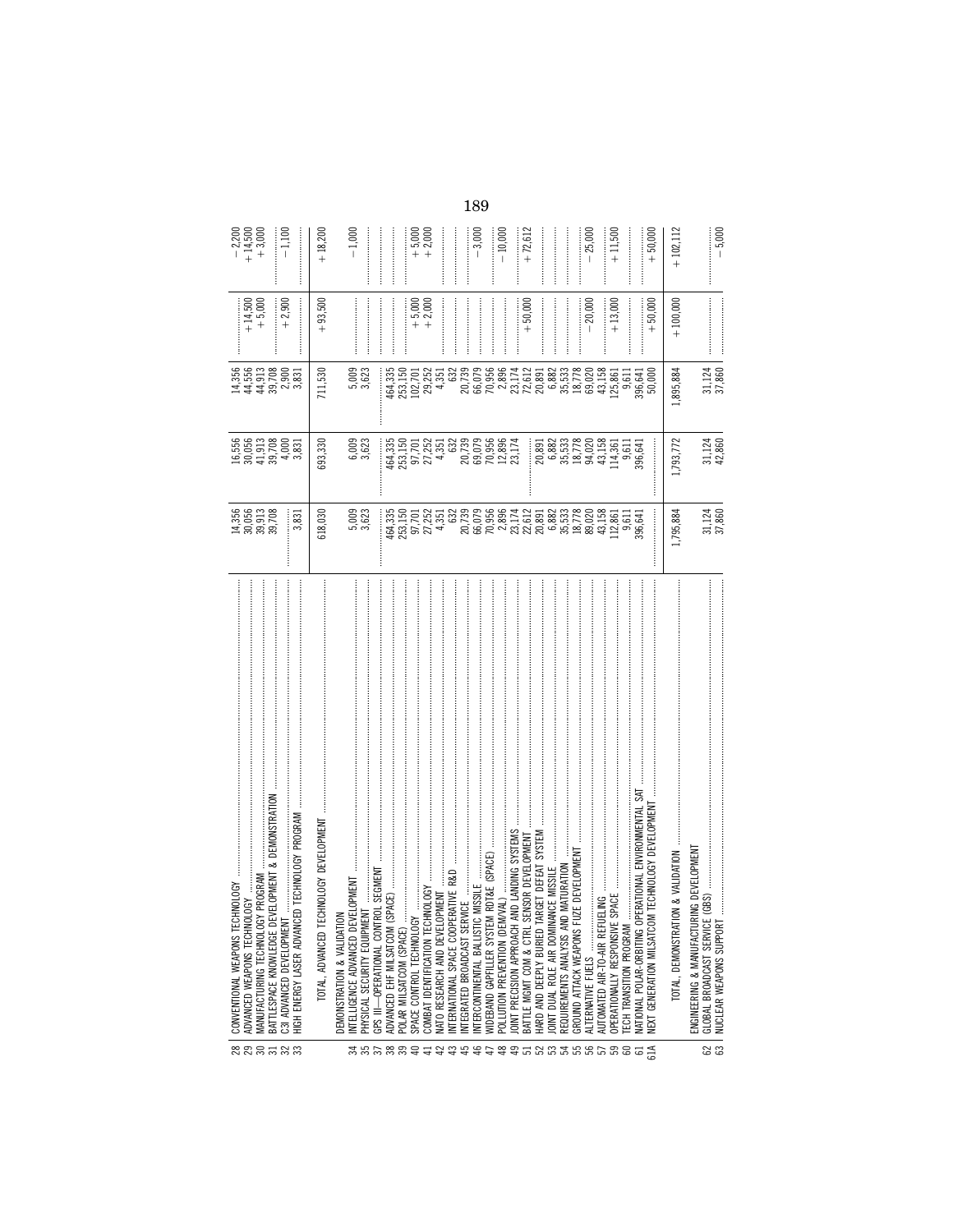| Line | Item | | | | | |
|---|---|---|---|---|---|---|
| 28 | CONVENTIONAL WEAPONS TECHNOLOGY | 14,356 | 16,556 | 14,356 | | −2,200 |
| 29 | ADVANCED WEAPONS TECHNOLOGY | 30,056 | 30,056 | 44,556 | +14,500 | +14,500 |
| 30 | MANUFACTURING TECHNOLOGY PROGRAM | 39,913 | 41,913 | 44,913 | +5,000 | +3,000 |
| 31 | BATTLESPACE KNOWLEDGE DEVELOPMENT & DEMONSTRATION | 39,708 | 39,708 | 39,708 | | |
| 32 | C3I ADVANCED DEVELOPMENT | | 4,000 | 2,900 | +2,900 | −1,100 |
| 33 | HIGH ENERGY LASER ADVANCED TECHNOLOGY PROGRAM | 3,831 | 3,831 | 3,831 | | |
| | TOTAL, ADVANCED TECHNOLOGY DEVELOPMENT | 618,030 | 693,330 | 711,530 | +93,500 | +18,200 |
| | DEMONSTRATION & VALIDATION | | | | | |
| 34 | INTELLIGENCE ADVANCED DEVELOPMENT | 5,009 | 6,009 | 5,009 | | −1,000 |
| 35 | PHYSICAL SECURITY EQUIPMENT | 3,623 | 3,623 | 3,623 | | |
| 37 | GPS III—OPERATIONAL CONTROL SEGMENT | | | | | |
| 38 | ADVANCED EHF MILSATCOM (SPACE) | 464,335 | 464,335 | 464,335 | | |
| 39 | POLAR MILSATCOM (SPACE) | 253,150 | 253,150 | 253,150 | | |
| 40 | SPACE CONTROL TECHNOLOGY | 97,701 | 97,701 | 102,701 | +5,000 | +5,000 |
| 41 | COMBAT IDENTIFICATION TECHNOLOGY | 27,252 | 27,252 | 29,252 | +2,000 | +2,000 |
| 42 | NATO RESEARCH AND DEVELOPMENT | 4,351 | 4,351 | 4,351 | | |
| 43 | INTERNATIONAL SPACE COOPERATIVE R&D | 632 | 632 | 632 | | |
| 45 | INTEGRATED BROADCAST SERVICE | 20,739 | 20,739 | 20,739 | | |
| 46 | INTERCONTINENTAL BALLISTIC MISSILE | 66,079 | 69,079 | 66,079 | | −3,000 |
| 47 | WIDEBAND GAPFILLER SYSTEM RDT&E (SPACE) | 70,956 | 70,956 | 70,956 | | |
| 48 | POLLUTION PREVENTION (DEM/VAL) | 2,896 | 12,896 | 2,896 | | −10,000 |
| 49 | JOINT PRECISION APPROACH AND LANDING SYSTEMS | 23,174 | 23,174 | 23,174 | | |
| 51 | BATTLE MGMT COM & CTRL SENSOR DEVELOPMENT | 22,612 | | 72,612 | +50,000 | +72,612 |
| 52 | HARD AND DEEPLY BURIED TARGET DEFEAT SYSTEM | 20,891 | 20,891 | 20,891 | | |
| 53 | JOINT DUAL ROLE AIR DOMINANCE MISSILE | 6,882 | 6,882 | 6,882 | | |
| 54 | REQUIREMENTS ANALYSIS AND MATURATION | 35,533 | 35,533 | 35,533 | | |
| 55 | GROUND ATTACK WEAPONS FUZE DEVELOPMENT | 18,778 | 18,778 | 18,778 | | |
| 56 | ALTERNATIVE FUELS | 89,020 | 94,020 | 69,020 | −20,000 | −25,000 |
| 57 | AUTOMATED AIR-TO-AIR REFUELING | 43,158 | 43,158 | 43,158 | | |
| 59 | OPERATIONALLY RESPONSIVE SPACE | 112,861 | 114,361 | 125,861 | +13,000 | +11,500 |
| 60 | TECH TRANSITION PROGRAM | 9,611 | 9,611 | 9,611 | | |
| 61 | NATIONAL POLAR-ORBITING OPERATIONAL ENVIRONMENTAL SAT | 396,641 | 396,641 | 396,641 | | |
| 61A | NEXT GENERATION MILSATCOM TECHNOLOGY DEVELOPMENT | | | 50,000 | +50,000 | +50,000 |
| | TOTAL, DEMONSTRATION & VALIDATION | 1,795,884 | 1,793,772 | 1,895,884 | +100,000 | +102,112 |
| | ENGINEERING & MANUFACTURING DEVELOPMENT | | | | | |
| 62 | GLOBAL BROADCAST SERVICE (GBS) | 31,124 | 31,124 | 31,124 | | |
| 63 | NUCLEAR WEAPONS SUPPORT | 37,860 | 42,860 | 37,860 | | −5,000 |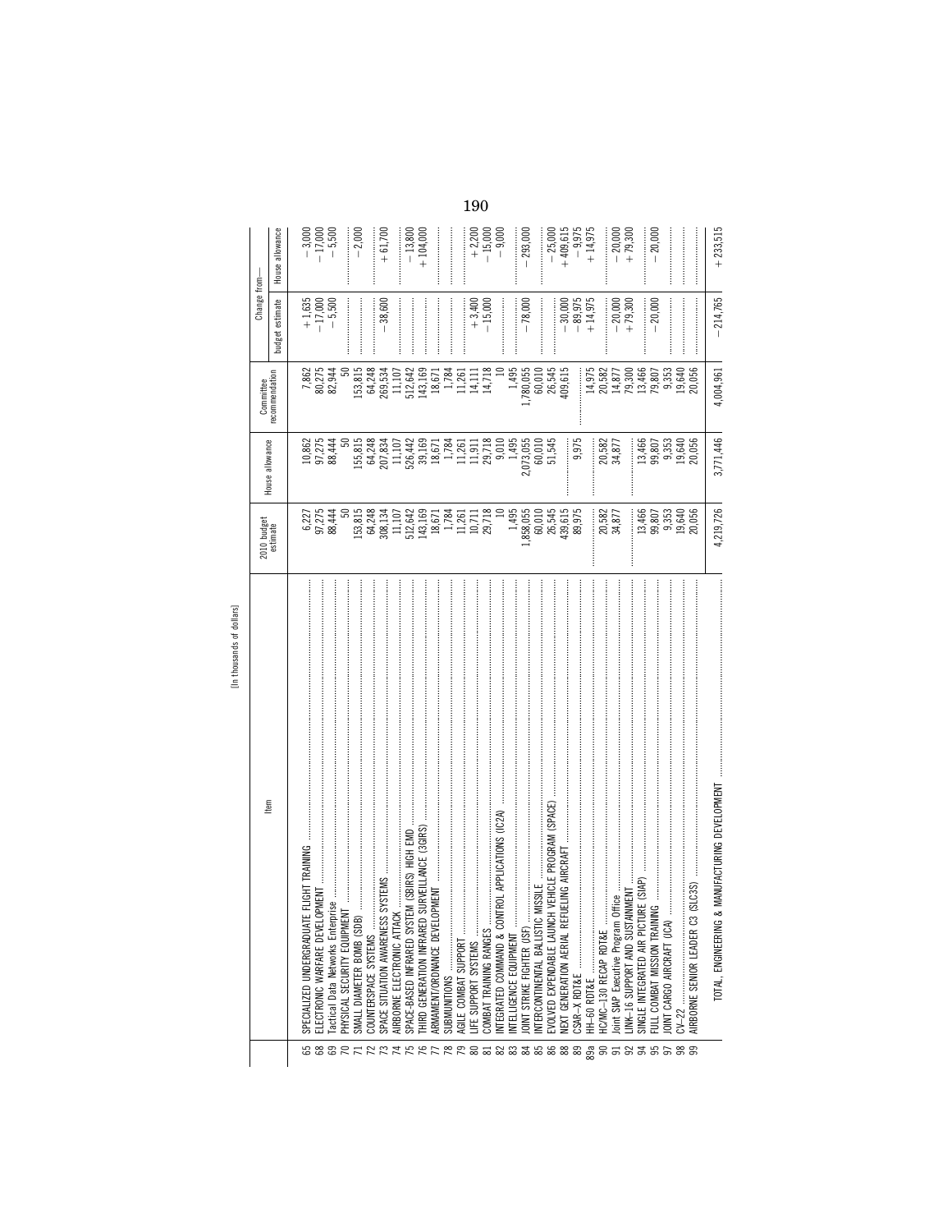[In thousands of dollars]

| | Item | 2010 budget estimate | House allowance | Committee recommendation | Change from— budget estimate | Change from— House allowance |
|---|---|---|---|---|---|---|
| 65 | SPECIALIZED UNDERGRADUATE FLIGHT TRAINING | 6,227 | 10,862 | 7,862 | +1,635 | −3,000 |
| 68 | ELECTRONIC WARFARE DEVELOPMENT | 97,275 | 97,275 | 80,275 | −17,000 | −17,000 |
| 69 | Tactical Data Networks Enterprise | 88,444 | 88,444 | 82,944 | −5,500 | −5,500 |
| 70 | PHYSICAL SECURITY EQUIPMENT | 50 | 50 | 50 | | |
| 71 | SMALL DIAMETER BOMB (SDB) | 153,815 | 155,815 | 153,815 | | −2,000 |
| 72 | COUNTERSPACE SYSTEMS | 64,248 | 64,248 | 64,248 | | |
| 73 | SPACE SITUATION AWARENESS SYSTEMS | 308,134 | 207,834 | 269,534 | −38,600 | +61,700 |
| 74 | AIRBORNE ELECTRONIC ATTACK | 11,107 | 11,107 | 11,107 | | |
| 75 | SPACE-BASED INFRARED SYSTEM (SBIRS) HIGH EMD | 512,642 | 526,442 | 512,642 | | −13,800 |
| 76 | THIRD GENERATION INFRARED SURVEILLANCE (3GIRS) | 143,169 | 39,169 | 143,169 | | +104,000 |
| 77 | ARMAMENT/ORDNANCE DEVELOPMENT | 18,671 | 18,671 | 18,671 | | |
| 78 | SUBMUNITIONS | 1,784 | 1,784 | 1,784 | | |
| 79 | AGILE COMBAT SUPPORT | 11,261 | 11,261 | 11,261 | | |
| 80 | LIFE SUPPORT SYSTEMS | 10,711 | 11,911 | 14,111 | +3,400 | +2,200 |
| 81 | COMBAT TRAINING RANGES | 29,718 | 29,718 | 14,718 | −15,000 | −15,000 |
| 82 | INTEGRATED COMMAND & CONTROL APPLICATIONS (IC2A) | 10 | 9,010 | 10 | | −9,000 |
| 83 | INTELLIGENCE EQUIPMENT | 1,495 | 1,495 | 1,495 | | |
| 84 | JOINT STRIKE FIGHTER (JSF) | 1,858,055 | 2,073,055 | 1,780,055 | −78,000 | −293,000 |
| 85 | INTERCONTINENTAL BALLISTIC MISSILE | 60,010 | 60,010 | 60,010 | | |
| 86 | EVOLVED EXPENDABLE LAUNCH VEHICLE PROGRAM (SPACE) | 26,545 | 51,545 | 26,545 | | −25,000 |
| 88 | NEXT GENERATION AERIAL REFUELING AIRCRAFT | 439,615 | | 409,615 | −30,000 | +409,615 |
| 89 | CSAR–X RDT&E | 89,975 | 9,975 | | −89,975 | −9,975 |
| 89a | HH–60 RDT&E | | | 14,975 | +14,975 | +14,975 |
| 90 | HC/MC–130 RECAP RDT&E | 20,582 | 20,582 | 20,582 | | |
| 91 | Joint SIAP Executive Program Office | 34,877 | 34,877 | 14,877 | −20,000 | −20,000 |
| 92 | LINK–16 SUPPORT AND SUSTAINMENT | | | 79,300 | +79,300 | +79,300 |
| 94 | SINGLE INTEGRATED AIR PICTURE (SIAP) | 13,466 | 13,466 | 13,466 | | |
| 95 | FULL COMBAT MISSION TRAINING | 99,807 | 99,807 | 79,807 | −20,000 | −20,000 |
| 97 | JOINT CARGO AIRCRAFT (JCA) | 9,353 | 9,353 | 9,353 | | |
| 98 | CV–22 | 19,640 | 19,640 | 19,640 | | |
| 99 | AIRBORNE SENIOR LEADER C3 (SLC3S) | 20,056 | 20,056 | 20,056 | | |
| | TOTAL, ENGINEERING & MANUFACTURING DEVELOPMENT | 4,219,726 | 3,771,446 | 4,004,961 | −214,765 | +233,515 |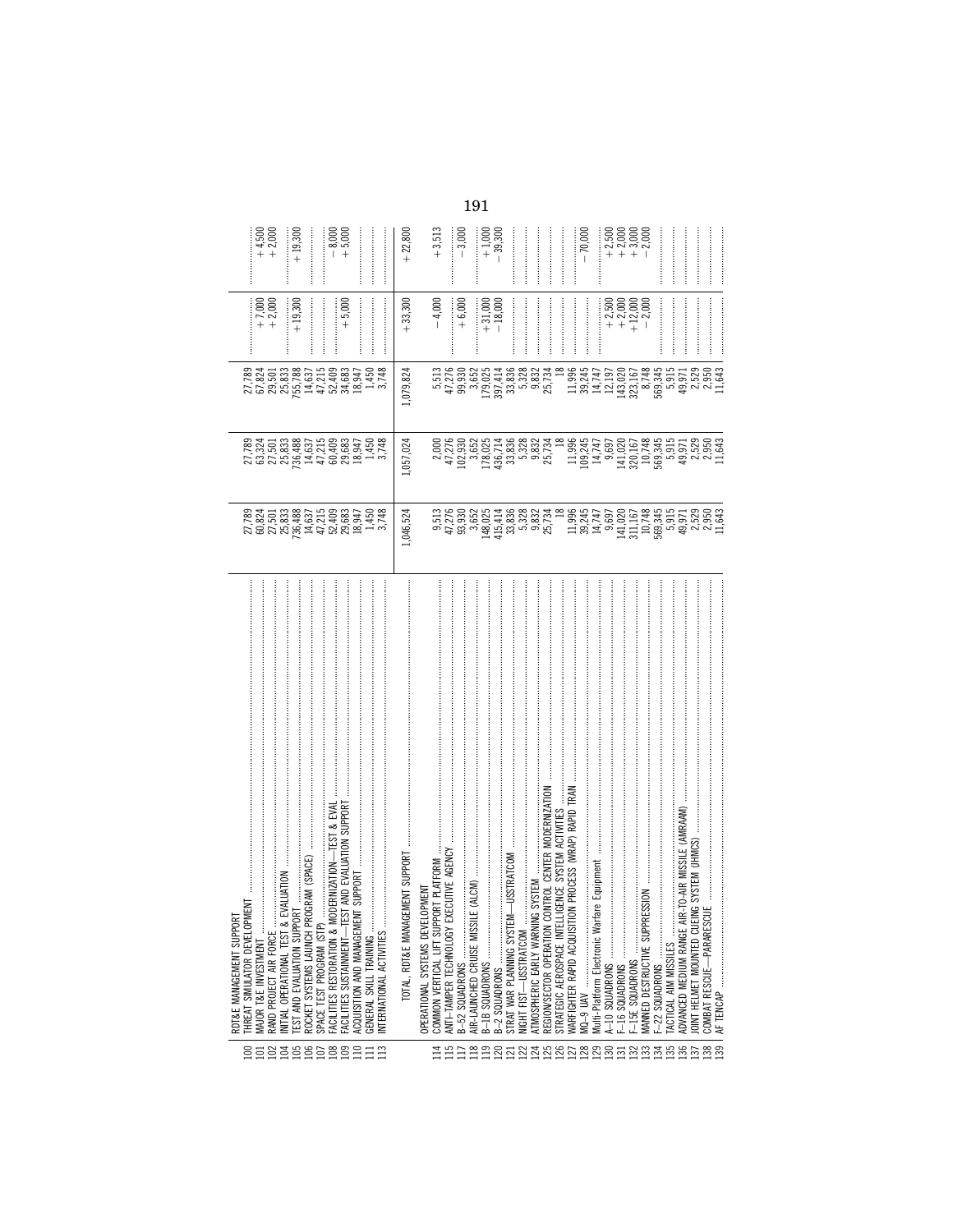| Line | Item | | | | | |
|---|---|---|---|---|---|---|
| 100 | RDT&E MANAGEMENT SUPPORT | | | | | |
| 101 | THREAT SIMULATOR DEVELOPMENT | 27,789 | 27,789 | 27,789 | | |
| 102 | MAJOR T&E INVESTMENT | 60,824 | 63,324 | 67,824 | +7,000 | +4,500 |
| 104 | RAND PROJECT AIR FORCE | 27,501 | 27,501 | 29,501 | +2,000 | +2,000 |
| 105 | INITIAL OPERATIONAL TEST & EVALUATION | 25,833 | 25,833 | 25,833 | | |
| 106 | TEST AND EVALUATION SUPPORT | 736,488 | 736,488 | 755,788 | +19,300 | +19,300 |
| 107 | ROCKET SYSTEMS LAUNCH PROGRAM (SPACE) | 14,637 | 14,637 | 14,637 | | |
| 108 | SPACE TEST PROGRAM (STP) | 47,215 | 47,215 | 47,215 | | |
| 109 | FACILITIES RESTORATION & MODERNIZATION—TEST & EVAL | 52,409 | 60,409 | 52,409 | | −8,000 |
| 110 | FACILITIES SUSTAINMENT—TEST AND EVALUATION SUPPORT | 29,683 | 29,683 | 34,683 | +5,000 | +5,000 |
| 111 | ACQUISITION AND MANAGEMENT SUPPORT | 18,947 | 18,947 | 18,947 | | |
| 112 | GENERAL SKILL TRAINING | 1,450 | 1,450 | 1,450 | | |
| 113 | INTERNATIONAL ACTIVITIES | 3,748 | 3,748 | 3,748 | | |
| | TOTAL, RDT&E MANAGEMENT SUPPORT | 1,046,524 | 1,057,024 | 1,079,824 | +33,300 | +22,800 |
| | OPERATIONAL SYSTEMS DEVELOPMENT | | | | | |
| 114 | COMMON VERTICAL LIFT SUPPORT PLATFORM | 9,513 | 2,000 | 5,513 | −4,000 | +3,513 |
| 115 | ANTI-TAMPER TECHNOLOGY EXECUTIVE AGENCY | 47,276 | 47,276 | 47,276 | | |
| 117 | B-52 SQUADRONS | 93,930 | 102,930 | 99,930 | +6,000 | −3,000 |
| 118 | AIR-LAUNCHED CRUISE MISSILE (ALCM) | 3,652 | 3,652 | 3,652 | | |
| 119 | B-1B SQUADRONS | 148,025 | 178,025 | 179,025 | +31,000 | +1,000 |
| 120 | B-2 SQUADRONS | 415,414 | 436,714 | 397,414 | −18,000 | −39,300 |
| 121 | STRAT WAR PLANNING SYSTEM—USSTRATCOM | 33,836 | 33,836 | 33,836 | | |
| 122 | NIGHT FIST—USSTRATCOM | 5,328 | 5,328 | 5,328 | | |
| 124 | ATMOSPHERIC EARLY WARNING SYSTEM | 9,832 | 9,832 | 9,832 | | |
| 125 | REGION/SECTOR OPERATION CONTROL CENTER MODERNIZATION | 25,734 | 25,734 | 25,734 | | |
| 126 | STRATEGIC AEROSPACE INTELLIGENCE SYSTEM ACTIVITIES | 18 | 18 | 18 | | |
| 127 | WARFIGHTER RAPID ACQUISITION PROCESS (WRAP) RAPID TRAN | 11,996 | 11,996 | 11,996 | | |
| 128 | MQ-9 UAV | 39,245 | 109,245 | 39,245 | | −70,000 |
| 129 | Multi-Platform Electronic Warfare Equipment | 14,747 | 14,747 | 14,747 | | |
| 130 | A-10 SQUADRONS | 9,697 | 9,697 | 12,197 | +2,500 | +2,500 |
| 131 | F-16 SQUADRONS | 141,020 | 141,020 | 143,020 | +2,000 | +2,000 |
| 132 | F-15E SQUADRONS | 311,167 | 320,167 | 323,167 | +12,000 | +3,000 |
| 133 | MANNED DESTRUCTIVE SUPPRESSION | 10,748 | 10,748 | 8,748 | −2,000 | −2,000 |
| 134 | F-22 SQUADRONS | 569,345 | 569,345 | 569,345 | | |
| 135 | TACTICAL AIM MISSILES | 5,915 | 5,915 | 5,915 | | |
| 136 | ADVANCED MEDIUM RANGE AIR-TO-AIR MISSILE (AMRAAM) | 49,971 | 49,971 | 49,971 | | |
| 137 | JOINT HELMET MOUNTED CUEING SYSTEM (JHMCS) | 2,529 | 2,529 | 2,529 | | |
| 138 | COMBAT RESCUE—PARARESCUE | 2,950 | 2,950 | 2,950 | | |
| 139 | AF TENCAP | 11,643 | 11,643 | 11,643 | | |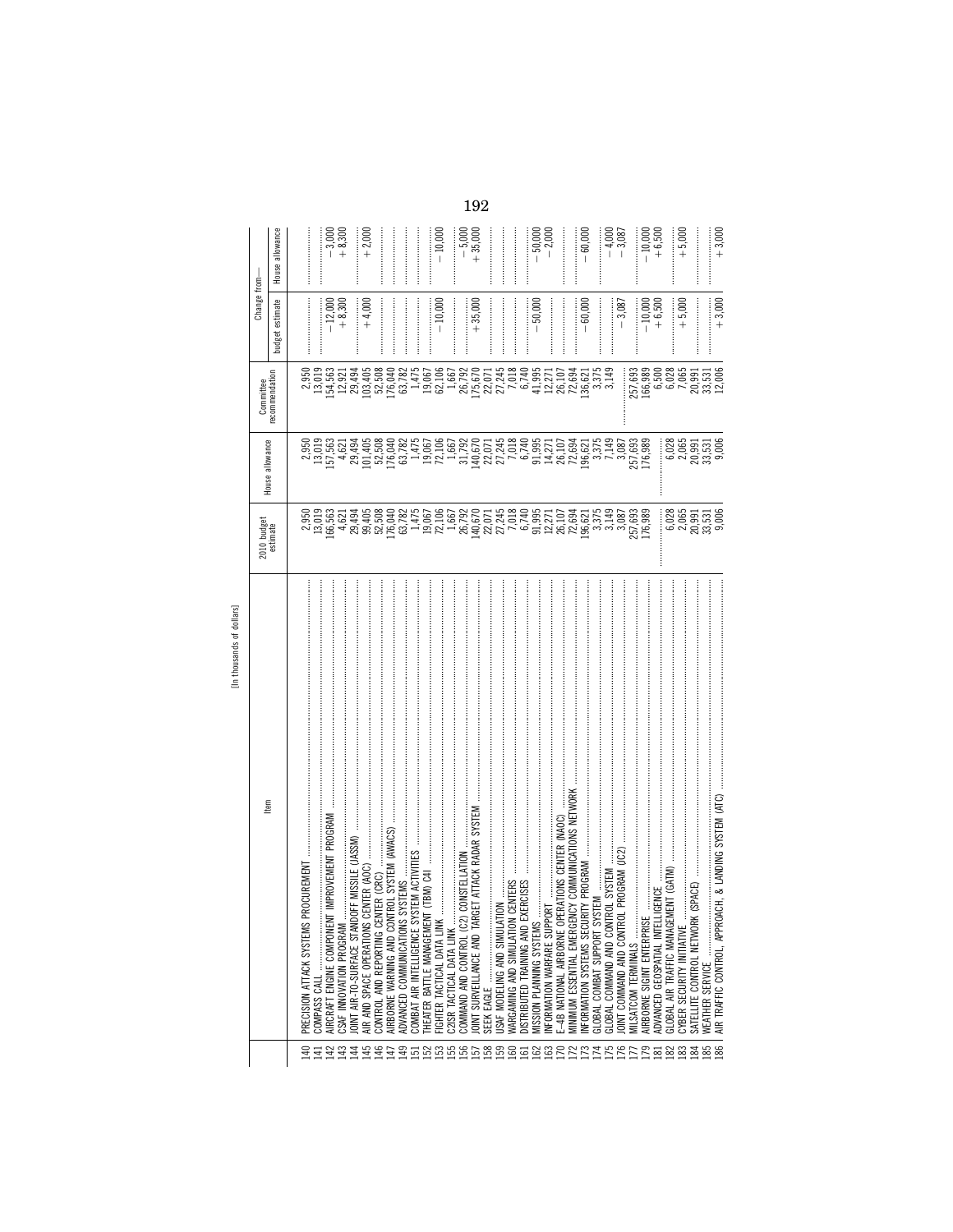[In thousands of dollars]

| | Item | 2010 budget estimate | House allowance | Committee recommendation | Change from— budget estimate | Change from— House allowance |
|---|---|---|---|---|---|---|
| 140 | PRECISION ATTACK SYSTEMS PROCUREMENT | 2,950 | 2,950 | 2,950 | | |
| 141 | COMPASS CALL | 13,019 | 13,019 | 13,019 | | |
| 142 | AIRCRAFT ENGINE COMPONENT IMPROVEMENT PROGRAM | 166,563 | 157,563 | 154,563 | −12,000 | −3,000 |
| 143 | CSAF INNOVATION PROGRAM | 4,621 | 4,621 | 12,921 | +8,300 | +8,300 |
| 144 | JOINT AIR-TO-SURFACE STANDOFF MISSILE (JASSM) | 29,494 | 29,494 | 29,494 | | |
| 145 | AIR AND SPACE OPERATIONS CENTER (AOC) | 99,405 | 101,405 | 103,405 | +4,000 | +2,000 |
| 146 | CONTROL AND REPORTING CENTER (CRC) | 52,508 | 52,508 | 52,508 | | |
| 147 | AIRBORNE WARNING AND CONTROL SYSTEM (AWACS) | 176,040 | 176,040 | 176,040 | | |
| 149 | ADVANCED COMMUNICATIONS SYSTEMS | 63,782 | 63,782 | 63,782 | | |
| 151 | COMBAT AIR INTELLIGENCE SYSTEM ACTIVITIES | 1,475 | 1,475 | 1,475 | | |
| 152 | THEATER BATTLE MANAGEMENT (TBM) C4I | 19,067 | 19,067 | 19,067 | | |
| 153 | FIGHTER TACTICAL DATA LINK | 72,106 | 72,106 | 62,106 | −10,000 | −10,000 |
| 155 | C2ISR TACTICAL DATA LINK | 1,667 | 1,667 | 1,667 | | |
| 156 | COMMAND AND CONTROL (C2) CONSTELLATION | 26,792 | 31,792 | 26,792 | | −5,000 |
| 157 | JOINT SURVEILLANCE AND TARGET ATTACK RADAR SYSTEM | 140,670 | 140,670 | 175,670 | +35,000 | +35,000 |
| 158 | SEEK EAGLE | 22,071 | 22,071 | 22,071 | | |
| 159 | USAF MODELING AND SIMULATION | 27,245 | 27,245 | 27,245 | | |
| 160 | WARGAMING AND SIMULATION CENTERS | 7,018 | 7,018 | 7,018 | | |
| 161 | DISTRIBUTED TRAINING AND EXERCISES | 6,740 | 6,740 | 6,740 | | |
| 162 | MISSION PLANNING SYSTEMS | 91,995 | 91,995 | 41,995 | −50,000 | −50,000 |
| 163 | INFORMATION WARFARE SUPPORT | 12,271 | 14,271 | 12,271 | | −2,000 |
| 170 | E–4B NATIONAL AIRBORNE OPERATIONS CENTER (NAOC) | 26,107 | 26,107 | 26,107 | | |
| 172 | MINIMUM ESSENTIAL EMERGENCY COMMUNICATIONS NETWORK | 72,694 | 72,694 | 72,694 | | |
| 173 | INFORMATION SYSTEMS SECURITY PROGRAM | 196,621 | 196,621 | 136,621 | −60,000 | −60,000 |
| 174 | GLOBAL COMBAT SUPPORT SYSTEM | 3,375 | 3,375 | 3,375 | | |
| 175 | GLOBAL COMMAND AND CONTROL SYSTEM | 3,149 | 7,149 | 3,149 | | −4,000 |
| 176 | JOINT COMMAND AND CONTROL PROGRAM (JC2) | 3,087 | 3,087 | | −3,087 | −3,087 |
| 177 | MILSATCOM TERMINALS | 257,693 | 257,693 | 257,693 | | |
| 179 | AIRBORNE SIGINT ENTERPRISE | 176,989 | 176,989 | 166,989 | −10,000 | −10,000 |
| 181 | ADVANCED GEOSPATIAL INTELLIGENCE | | | 6,500 | +6,500 | +6,500 |
| 182 | GLOBAL AIR TRAFFIC MANAGEMENT (GATM) | 6,028 | 6,028 | 6,028 | | |
| 183 | CYBER SECURITY INITIATIVE | 2,065 | 2,065 | 7,065 | +5,000 | +5,000 |
| 184 | SATELLITE CONTROL NETWORK (SPACE) | 20,991 | 20,991 | 20,991 | | |
| 185 | WEATHER SERVICE | 33,531 | 33,531 | 33,531 | | |
| 186 | AIR TRAFFIC CONTROL, APPROACH, & LANDING SYSTEM (ATC) | 9,006 | 9,006 | 12,006 | +3,000 | +3,000 |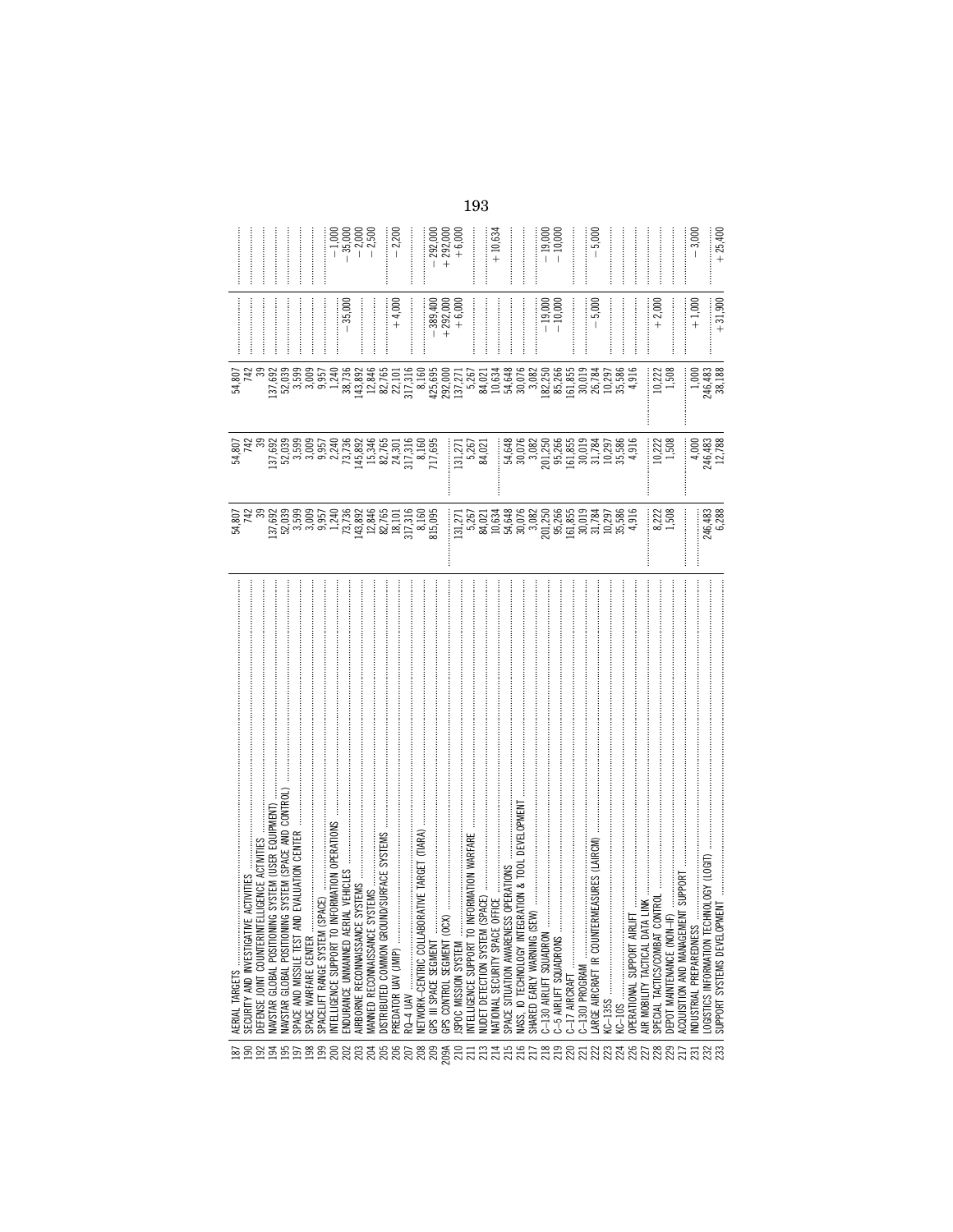| Line | Item | Budget estimate | House allowance | Committee recommendation | Change from budget estimate | Change from House allowance |
|---|---|---|---|---|---|---|
| 187 | AERIAL TARGETS | 54,807 | 54,807 | 54,807 | | |
| 190 | SECURITY AND INVESTIGATIVE ACTIVITIES | 742 | 742 | 742 | | |
| 192 | DEFENSE JOINT COUNTERINTELLIGENCE ACTIVITIES | 39 | 39 | 39 | | |
| 194 | NAVSTAR GLOBAL POSITIONING SYSTEM (USER EQUIPMENT) | 137,692 | 137,692 | 137,692 | | |
| 195 | NAVSTAR GLOBAL POSITIONING SYSTEM (SPACE AND CONTROL) | 52,039 | 52,039 | 52,039 | | |
| 197 | SPACE AND MISSILE TEST AND EVALUATION CENTER | 3,599 | 3,599 | 3,599 | | |
| 198 | SPACE WARFARE CENTER | 3,009 | 3,009 | 3,009 | | |
| 199 | SPACELIFT RANGE SYSTEM (SPACE) | 9,957 | 9,957 | 9,957 | | |
| 200 | INTELLIGENCE SUPPORT TO INFORMATION OPERATIONS | 1,240 | 2,240 | 1,240 | | −1,000 |
| 202 | ENDURANCE UNMANNED AERIAL VEHICLES | 73,736 | 73,736 | 38,736 | −35,000 | −35,000 |
| 203 | AIRBORNE RECONNAISSANCE SYSTEMS | 143,892 | 145,892 | 143,892 | | −2,000 |
| 204 | MANNED RECONNAISSANCE SYSTEMS | 12,846 | 15,346 | 12,846 | | −2,500 |
| 205 | DISTRIBUTED COMMON GROUND/SURFACE SYSTEMS | 82,765 | 82,765 | 82,765 | | |
| 206 | PREDATOR UAV (JMIP) | 18,101 | 24,301 | 22,101 | +4,000 | −2,200 |
| 207 | RQ–4 UAV | 317,316 | 317,316 | 317,316 | | |
| 208 | NETWORK-CENTRIC COLLABORATIVE TARGET (TIARA) | 8,160 | 8,160 | 8,160 | | |
| 209 | GPS III SPACE SEGMENT | 815,095 | 717,695 | 425,695 | −389,400 | −292,000 |
| 209A | GPS CONTROL SEGMENT (OCX) | | | 292,000 | +292,000 | +292,000 |
| 210 | JSPOC MISSION SYSTEM | 131,271 | 131,271 | 137,271 | +6,000 | +6,000 |
| 211 | INTELLIGENCE SUPPORT TO INFORMATION WARFARE | 5,267 | 5,267 | 5,267 | | |
| 213 | NUDET DETECTION SYSTEM (SPACE) | 84,021 | 84,021 | 84,021 | | |
| 214 | NATIONAL SECURITY SPACE OFFICE | 10,634 | | 10,634 | | +10,634 |
| 215 | SPACE SITUATION AWARENESS OPERATIONS | 54,648 | 54,648 | 54,648 | | |
| 216 | NASS, IO TECHNOLOGY INTEGRATION & TOOL DEVELOPMENT | 30,076 | 30,076 | 30,076 | | |
| 217 | SHARED EARLY WARNING (SEW) | 3,082 | 3,082 | 3,082 | | |
| 218 | C–130 AIRLIFT SQUADRON | 201,250 | 201,250 | 182,250 | −19,000 | −19,000 |
| 219 | C–5 AIRLIFT SQUADRONS | 95,266 | 95,266 | 85,266 | −10,000 | −10,000 |
| 220 | C–17 AIRCRAFT | 161,855 | 161,855 | 161,855 | | |
| 221 | C–130J PROGRAM | 30,019 | 30,019 | 30,019 | | |
| 222 | LARGE AIRCRAFT IR COUNTERMEASURES (LAIRCM) | 31,784 | 31,784 | 26,784 | −5,000 | −5,000 |
| 223 | KC–135S | 10,297 | 10,297 | 10,297 | | |
| 224 | KC–10S | 35,586 | 35,586 | 35,586 | | |
| 226 | OPERATIONAL SUPPORT AIRLIFT | 4,916 | 4,916 | 4,916 | | |
| 227 | AIR MOBILITY TACTICAL DATA LINK | | | | | |
| 228 | SPECIAL TACTICS/COMBAT CONTROL | 8,222 | 10,222 | 10,222 | +2,000 | |
| 229 | DEPOT MAINTENANCE (NON-IF) | 1,508 | 1,508 | 1,508 | | |
| 217 | ACQUISITION AND MANAGEMENT SUPPORT | | | | | |
| 231 | INDUSTRIAL PREPAREDNESS | | 4,000 | 1,000 | +1,000 | −3,000 |
| 232 | LOGISTICS INFORMATION TECHNOLOGY (LOGIT) | 246,483 | 246,483 | 246,483 | | |
| 233 | SUPPORT SYSTEMS DEVELOPMENT | 6,288 | 12,788 | 38,188 | +31,900 | +25,400 |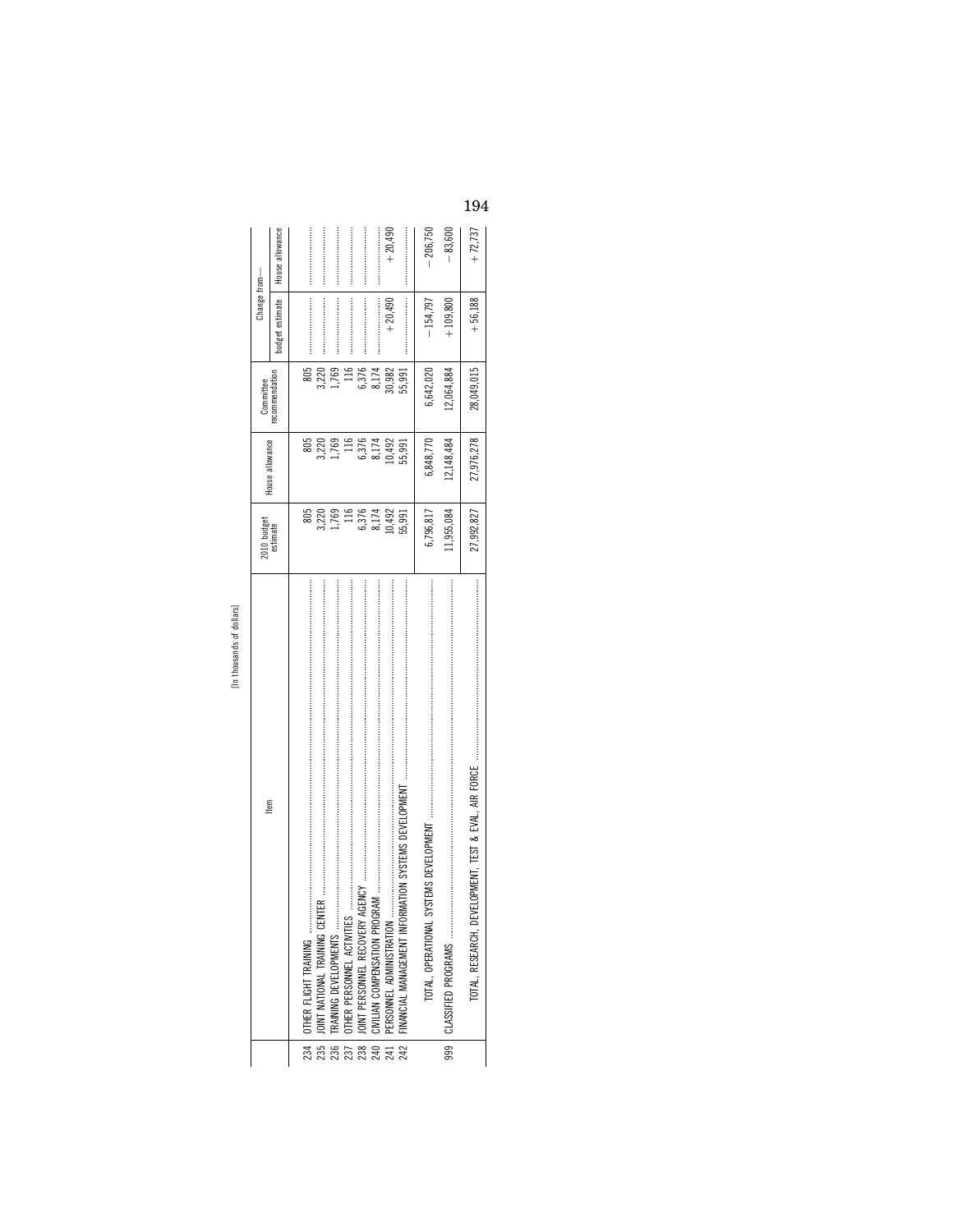[In thousands of dollars]

| | Item | 2010 budget estimate | House allowance | Committee recommendation | Change from— | |
|---|---|---|---|---|---|---|
| | | | | | budget estimate | House allowance |
| 234 | OTHER FLIGHT TRAINING | 805 | 805 | 805 | | |
| 235 | JOINT NATIONAL TRAINING CENTER | 3,220 | 3,220 | 3,220 | | |
| 236 | TRAINING DEVELOPMENTS | 1,769 | 1,769 | 1,769 | | |
| 237 | OTHER PERSONNEL ACTIVITIES | 116 | 116 | 116 | | |
| 238 | JOINT PERSONNEL RECOVERY AGENCY | 6,376 | 6,376 | 6,376 | | |
| 240 | CIVILIAN COMPENSATION PROGRAM | 8,174 | 8,174 | 8,174 | | |
| 241 | PERSONNEL ADMINISTRATION | 10,492 | 10,492 | 30,982 | +20,490 | +20,490 |
| 242 | FINANCIAL MANAGEMENT INFORMATION SYSTEMS DEVELOPMENT | 55,991 | 55,991 | 55,991 | | |
| | TOTAL, OPERATIONAL SYSTEMS DEVELOPMENT | 6,796,817 | 6,848,770 | 6,642,020 | −154,797 | −206,750 |
| 999 | CLASSIFIED PROGRAMS | 11,955,084 | 12,148,484 | 12,064,884 | +109,800 | −83,600 |
| | TOTAL, RESEARCH, DEVELOPMENT, TEST & EVAL, AIR FORCE | 27,992,827 | 27,976,278 | 28,049,015 | +56,188 | +72,737 |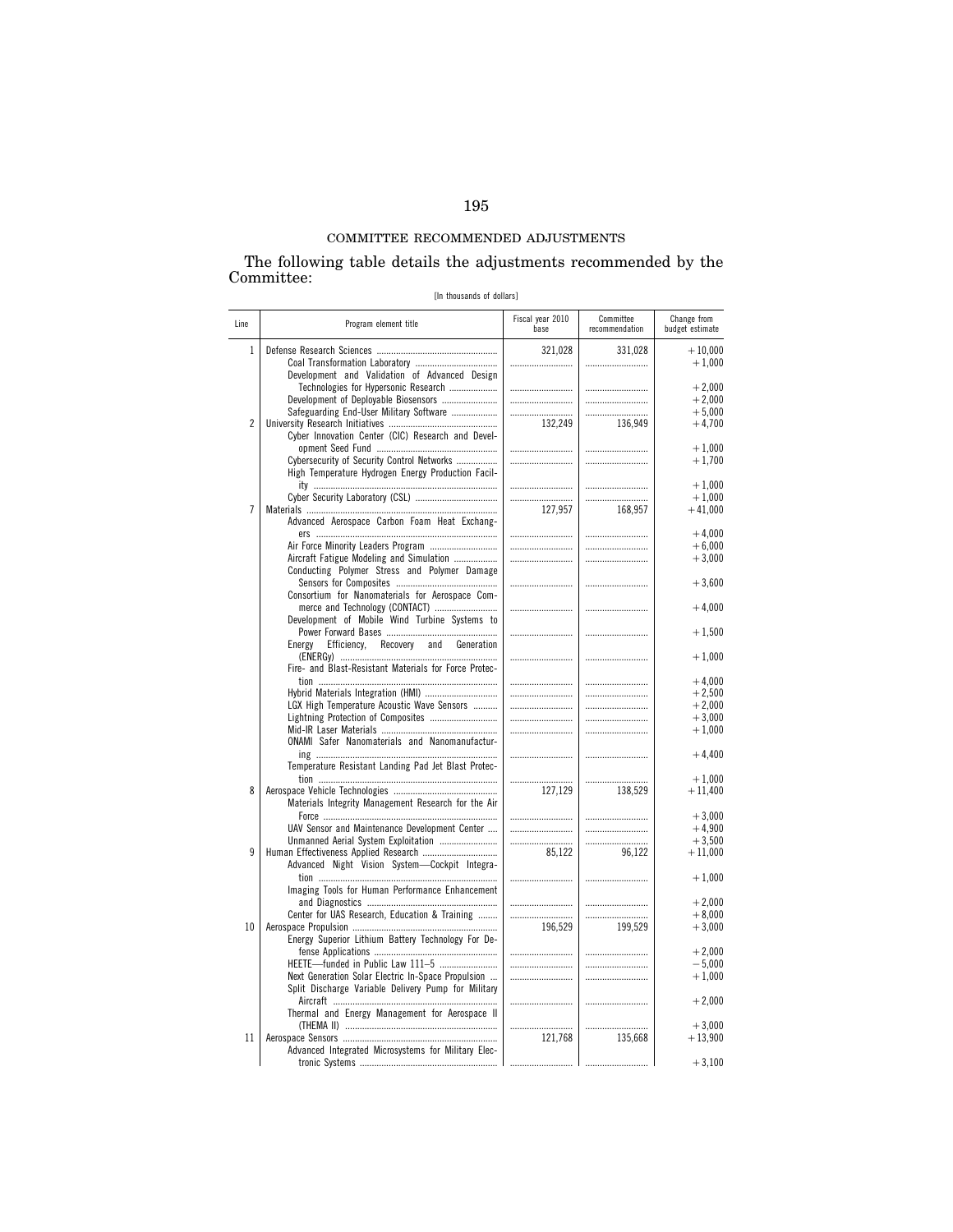## COMMITTEE RECOMMENDED ADJUSTMENTS

The following table details the adjustments recommended by the Committee:

[In thousands of dollars]

| Line | Program element title | Fiscal year 2010 base | Committee recommendation | Change from budget estimate |
|---|---|---|---|---|
| 1 | Defense Research Sciences | 321,028 | 331,028 | +10,000 |
| | Coal Transformation Laboratory | | | +1,000 |
| | Development and Validation of Advanced Design Technologies for Hypersonic Research | | | +2,000 |
| | Development of Deployable Biosensors | | | +2,000 |
| | Safeguarding End-User Military Software | | | +5,000 |
| 2 | University Research Initiatives | 132,249 | 136,949 | +4,700 |
| | Cyber Innovation Center (CIC) Research and Development Seed Fund | | | +1,000 |
| | Cybersecurity of Security Control Networks | | | +1,700 |
| | High Temperature Hydrogen Energy Production Facility | | | +1,000 |
| | Cyber Security Laboratory (CSL) | | | +1,000 |
| 7 | Materials | 127,957 | 168,957 | +41,000 |
| | Advanced Aerospace Carbon Foam Heat Exchangers | | | +4,000 |
| | Air Force Minority Leaders Program | | | +6,000 |
| | Aircraft Fatigue Modeling and Simulation | | | +3,000 |
| | Conducting Polymer Stress and Polymer Damage Sensors for Composites | | | +3,600 |
| | Consortium for Nanomaterials for Aerospace Commerce and Technology (CONTACT) | | | +4,000 |
| | Development of Mobile Wind Turbine Systems to Power Forward Bases | | | +1,500 |
| | Energy Efficiency, Recovery and Generation (ENERGy) | | | +1,000 |
| | Fire- and Blast-Resistant Materials for Force Protection | | | +4,000 |
| | Hybrid Materials Integration (HMI) | | | +2,500 |
| | LGX High Temperature Acoustic Wave Sensors | | | +2,000 |
| | Lightning Protection of Composites | | | +3,000 |
| | Mid-IR Laser Materials | | | +1,000 |
| | ONAMI Safer Nanomaterials and Nanomanufacturing | | | +4,400 |
| | Temperature Resistant Landing Pad Jet Blast Protection | | | +1,000 |
| 8 | Aerospace Vehicle Technologies | 127,129 | 138,529 | +11,400 |
| | Materials Integrity Management Research for the Air Force | | | +3,000 |
| | UAV Sensor and Maintenance Development Center | | | +4,900 |
| | Unmanned Aerial System Exploitation | | | +3,500 |
| 9 | Human Effectiveness Applied Research | 85,122 | 96,122 | +11,000 |
| | Advanced Night Vision System—Cockpit Integration | | | +1,000 |
| | Imaging Tools for Human Performance Enhancement and Diagnostics | | | +2,000 |
| | Center for UAS Research, Education & Training | | | +8,000 |
| 10 | Aerospace Propulsion | 196,529 | 199,529 | +3,000 |
| | Energy Superior Lithium Battery Technology For Defense Applications | | | +2,000 |
| | HEETE—funded in Public Law 111–5 | | | −5,000 |
| | Next Generation Solar Electric In-Space Propulsion | | | +1,000 |
| | Split Discharge Variable Delivery Pump for Military Aircraft | | | +2,000 |
| | Thermal and Energy Management for Aerospace II (THEMA II) | | | +3,000 |
| 11 | Aerospace Sensors | 121,768 | 135,668 | +13,900 |
| | Advanced Integrated Microsystems for Military Electronic Systems | | | +3,100 |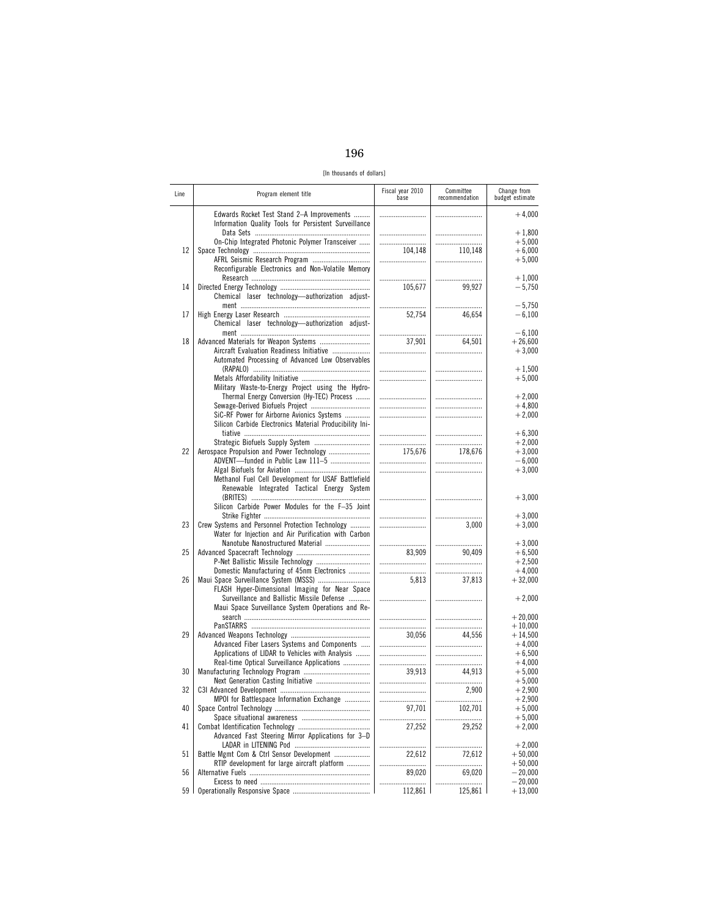[In thousands of dollars]

| Line | Program element title | Fiscal year 2010 base | Committee recommendation | Change from budget estimate |
|---|---|---|---|---|
| | Edwards Rocket Test Stand 2–A Improvements | | | +4,000 |
| | Information Quality Tools for Persistent Surveillance Data Sets | | | +1,800 |
| | On-Chip Integrated Photonic Polymer Transceiver | | | +5,000 |
| 12 | Space Technology | 104,148 | 110,148 | +6,000 |
| | AFRL Seismic Research Program | | | +5,000 |
| | Reconfigurable Electronics and Non-Volatile Memory Research | | | +1,000 |
| 14 | Directed Energy Technology | 105,677 | 99,927 | −5,750 |
| | Chemical laser technology—authorization adjustment | | | −5,750 |
| 17 | High Energy Laser Research | 52,754 | 46,654 | −6,100 |
| | Chemical laser technology—authorization adjustment | | | −6,100 |
| 18 | Advanced Materials for Weapon Systems | 37,901 | 64,501 | +26,600 |
| | Aircraft Evaluation Readiness Initiative | | | +3,000 |
| | Automated Processing of Advanced Low Observables (RAPALO) | | | +1,500 |
| | Metals Affordability Initiative | | | +5,000 |
| | Military Waste-to-Energy Project using the Hydro-Thermal Energy Conversion (Hy-TEC) Process | | | +2,000 |
| | Sewage-Derived Biofuels Project | | | +4,800 |
| | SiC-RF Power for Airborne Avionics Systems | | | +2,000 |
| | Silicon Carbide Electronics Material Producibility Initiative | | | +6,300 |
| | Strategic Biofuels Supply System | | | +2,000 |
| 22 | Aerospace Propulsion and Power Technology | 175,676 | 178,676 | +3,000 |
| | ADVENT—funded in Public Law 111–5 | | | −6,000 |
| | Algal Biofuels for Aviation | | | +3,000 |
| | Methanol Fuel Cell Development for USAF Battlefield Renewable Integrated Tactical Energy System (BRITES) | | | +3,000 |
| | Silicon Carbide Power Modules for the F–35 Joint Strike Fighter | | | +3,000 |
| 23 | Crew Systems and Personnel Protection Technology | | 3,000 | +3,000 |
| | Water for Injection and Air Purification with Carbon Nanotube Nanostructured Material | | | +3,000 |
| 25 | Advanced Spacecraft Technology | 83,909 | 90,409 | +6,500 |
| | P-Net Ballistic Missile Technology | | | +2,500 |
| | Domestic Manufacturing of 45nm Electronics | | | +4,000 |
| 26 | Maui Space Surveillance System (MSSS) | 5,813 | 37,813 | +32,000 |
| | FLASH Hyper-Dimensional Imaging for Near Space Surveillance and Ballistic Missile Defense | | | +2,000 |
| | Maui Space Surveillance System Operations and Research | | | +20,000 |
| | PanSTARRS | | | +10,000 |
| 29 | Advanced Weapons Technology | 30,056 | 44,556 | +14,500 |
| | Advanced Fiber Lasers Systems and Components | | | +4,000 |
| | Applications of LIDAR to Vehicles with Analysis | | | +6,500 |
| | Real-time Optical Surveillance Applications | | | +4,000 |
| 30 | Manufacturing Technology Program | 39,913 | 44,913 | +5,000 |
| | Next Generation Casting Initiative | | | +5,000 |
| 32 | C3I Advanced Development | | 2,900 | +2,900 |
| | MPOI for Battlespace Information Exchange | | | +2,900 |
| 40 | Space Control Technology | 97,701 | 102,701 | +5,000 |
| | Space situational awareness | | | +5,000 |
| 41 | Combat Identification Technology | 27,252 | 29,252 | +2,000 |
| | Advanced Fast Steering Mirror Applications for 3–D LADAR in LITENING Pod | | | +2,000 |
| 51 | Battle Mgmt Com & Ctrl Sensor Development | 22,612 | 72,612 | +50,000 |
| | RTIP development for large aircraft platform | | | +50,000 |
| 56 | Alternative Fuels | 89,020 | 69,020 | −20,000 |
| | Excess to need | | | −20,000 |
| 59 | Operationally Responsive Space | 112,861 | 125,861 | +13,000 |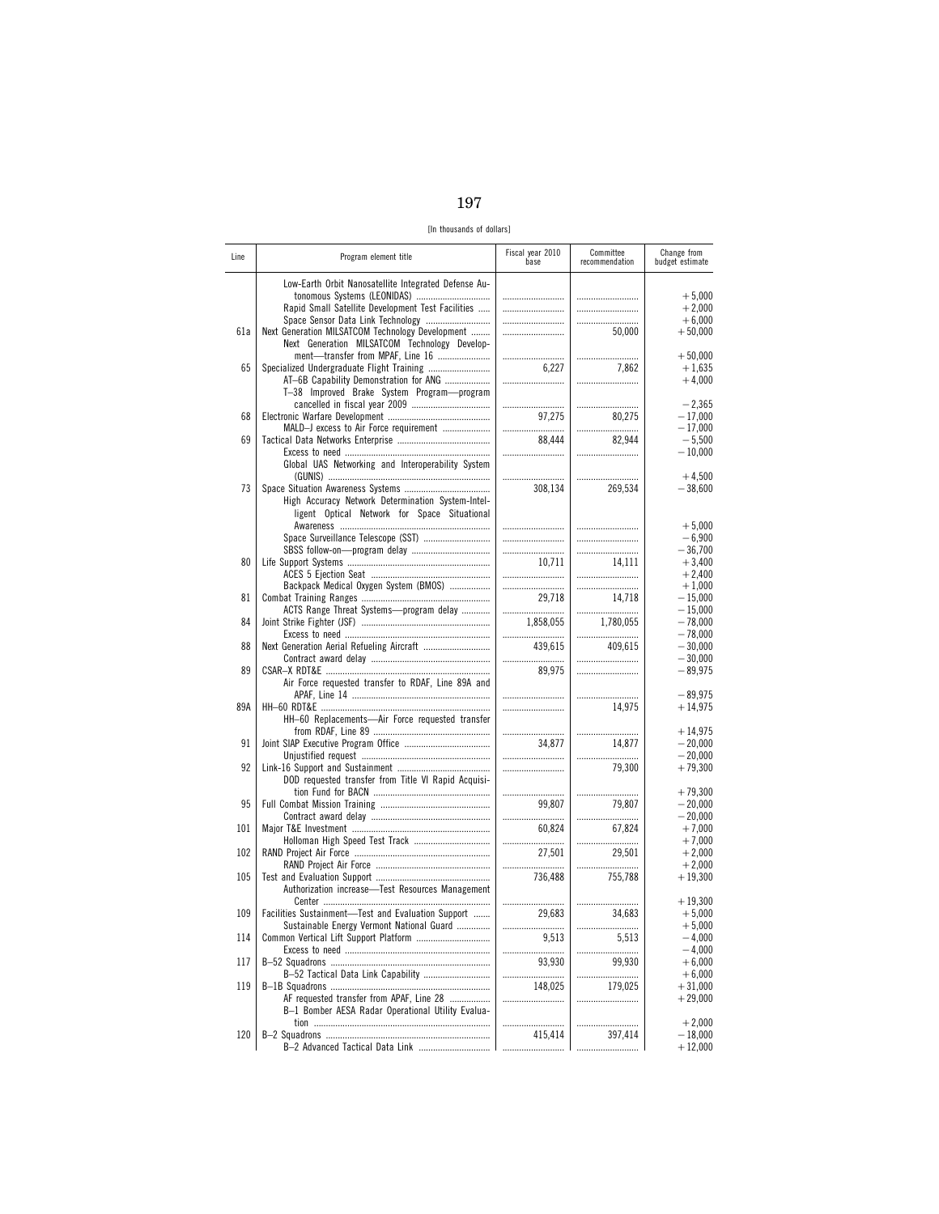[In thousands of dollars]

| Line | Program element title | Fiscal year 2010 base | Committee recommendation | Change from budget estimate |
|---|---|---|---|---|
| | Low-Earth Orbit Nanosatellite Integrated Defense Autonomous Systems (LEONIDAS) | | | +5,000 |
| | Rapid Small Satellite Development Test Facilities | | | +2,000 |
| | Space Sensor Data Link Technology | | | +6,000 |
| 61a | Next Generation MILSATCOM Technology Development | | 50,000 | +50,000 |
| | Next Generation MILSATCOM Technology Development—transfer from MPAF, Line 16 | | | +50,000 |
| 65 | Specialized Undergraduate Flight Training | 6,227 | 7,862 | +1,635 |
| | AT–6B Capability Demonstration for ANG | | | +4,000 |
| | T–38 Improved Brake System Program—program cancelled in fiscal year 2009 | | | −2,365 |
| 68 | Electronic Warfare Development | 97,275 | 80,275 | −17,000 |
| | MALD–J excess to Air Force requirement | | | −17,000 |
| 69 | Tactical Data Networks Enterprise | 88,444 | 82,944 | −5,500 |
| | Excess to need | | | −10,000 |
| | Global UAS Networking and Interoperability System (GUNIS) | | | +4,500 |
| 73 | Space Situation Awareness Systems | 308,134 | 269,534 | −38,600 |
| | High Accuracy Network Determination System-Intelligent Optical Network for Space Situational Awareness | | | +5,000 |
| | Space Surveillance Telescope (SST) | | | −6,900 |
| | SBSS follow-on—program delay | | | −36,700 |
| 80 | Life Support Systems | 10,711 | 14,111 | +3,400 |
| | ACES 5 Ejection Seat | | | +2,400 |
| | Backpack Medical Oxygen System (BMOS) | | | +1,000 |
| 81 | Combat Training Ranges | 29,718 | 14,718 | −15,000 |
| | ACTS Range Threat Systems—program delay | | | −15,000 |
| 84 | Joint Strike Fighter (JSF) | 1,858,055 | 1,780,055 | −78,000 |
| | Excess to need | | | −78,000 |
| 88 | Next Generation Aerial Refueling Aircraft | 439,615 | 409,615 | −30,000 |
| | Contract award delay | | | −30,000 |
| 89 | CSAR–X RDT&E | 89,975 | | −89,975 |
| | Air Force requested transfer to RDAF, Line 89A and APAF, Line 14 | | | −89,975 |
| 89A | HH–60 RDT&E | | 14,975 | +14,975 |
| | HH–60 Replacements—Air Force requested transfer from RDAF, Line 89 | | | +14,975 |
| 91 | Joint SIAP Executive Program Office | 34,877 | 14,877 | −20,000 |
| | Unjustified request | | | −20,000 |
| 92 | Link-16 Support and Sustainment | | 79,300 | +79,300 |
| | DOD requested transfer from Title VI Rapid Acquisition Fund for BACN | | | +79,300 |
| 95 | Full Combat Mission Training | 99,807 | 79,807 | −20,000 |
| | Contract award delay | | | −20,000 |
| 101 | Major T&E Investment | 60,824 | 67,824 | +7,000 |
| | Holloman High Speed Test Track | | | +7,000 |
| 102 | RAND Project Air Force | 27,501 | 29,501 | +2,000 |
| | RAND Project Air Force | | | +2,000 |
| 105 | Test and Evaluation Support | 736,488 | 755,788 | +19,300 |
| | Authorization increase—Test Resources Management Center | | | +19,300 |
| 109 | Facilities Sustainment—Test and Evaluation Support | 29,683 | 34,683 | +5,000 |
| | Sustainable Energy Vermont National Guard | | | +5,000 |
| 114 | Common Vertical Lift Support Platform | 9,513 | 5,513 | −4,000 |
| | Excess to need | | | −4,000 |
| 117 | B–52 Squadrons | 93,930 | 99,930 | +6,000 |
| | B–52 Tactical Data Link Capability | | | +6,000 |
| 119 | B–1B Squadrons | 148,025 | 179,025 | +31,000 |
| | AF requested transfer from APAF, Line 28 | | | +29,000 |
| | B–1 Bomber AESA Radar Operational Utility Evaluation | | | +2,000 |
| 120 | B–2 Squadrons | 415,414 | 397,414 | −18,000 |
| | B–2 Advanced Tactical Data Link | | | +12,000 |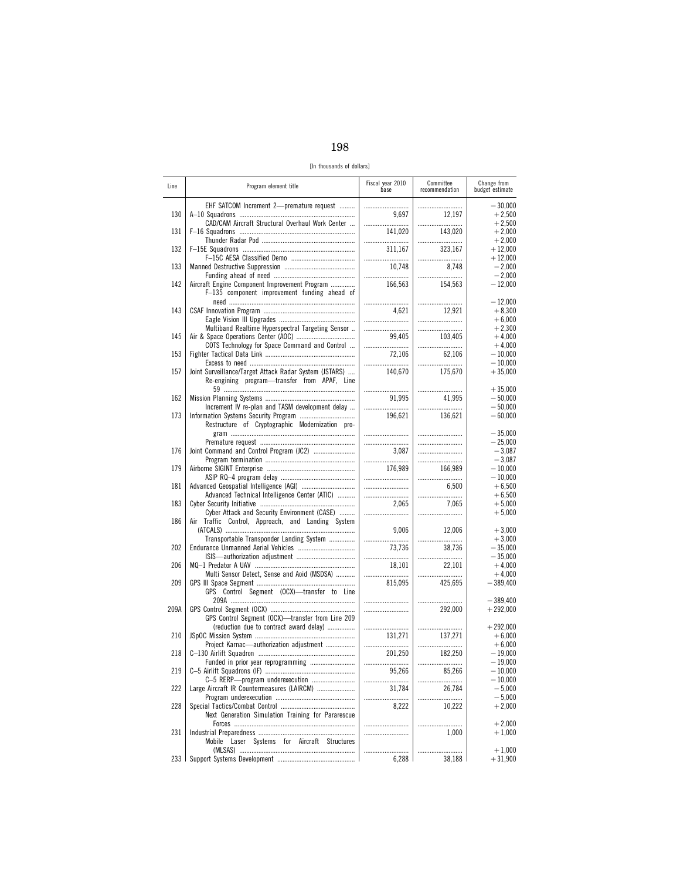[In thousands of dollars]

| Line | Program element title | Fiscal year 2010 base | Committee recommendation | Change from budget estimate |
|---|---|---|---|---|
| | EHF SATCOM Increment 2—premature request | | | −30,000 |
| 130 | A–10 Squadrons | 9,697 | 12,197 | +2,500 |
| | CAD/CAM Aircraft Structural Overhaul Work Center | | | +2,500 |
| 131 | F–16 Squadrons | 141,020 | 143,020 | +2,000 |
| | Thunder Radar Pod | | | +2,000 |
| 132 | F–15E Squadrons | 311,167 | 323,167 | +12,000 |
| | F–15C AESA Classified Demo | | | +12,000 |
| 133 | Manned Destructive Suppression | 10,748 | 8,748 | −2,000 |
| | Funding ahead of need | | | −2,000 |
| 142 | Aircraft Engine Component Improvement Program | 166,563 | 154,563 | −12,000 |
| | F–135 component improvement funding ahead of need | | | −12,000 |
| 143 | CSAF Innovation Program | 4,621 | 12,921 | +8,300 |
| | Eagle Vision III Upgrades | | | +6,000 |
| | Multiband Realtime Hyperspectral Targeting Sensor | | | +2,300 |
| 145 | Air & Space Operations Center (AOC) | 99,405 | 103,405 | +4,000 |
| | COTS Technology for Space Command and Control | | | +4,000 |
| 153 | Fighter Tactical Data Link | 72,106 | 62,106 | −10,000 |
| | Excess to need | | | −10,000 |
| 157 | Joint Surveillance/Target Attack Radar System (JSTARS) | 140,670 | 175,670 | +35,000 |
| | Re-engining program—transfer from APAF, Line 59 | | | +35,000 |
| 162 | Mission Planning Systems | 91,995 | 41,995 | −50,000 |
| | Increment IV re-plan and TASM development delay | | | −50,000 |
| 173 | Information Systems Security Program | 196,621 | 136,621 | −60,000 |
| | Restructure of Cryptographic Modernization program | | | −35,000 |
| | Premature request | | | −25,000 |
| 176 | Joint Command and Control Program (JC2) | 3,087 | | −3,087 |
| | Program termination | | | −3,087 |
| 179 | Airborne SIGINT Enterprise | 176,989 | 166,989 | −10,000 |
| | ASIP RQ–4 program delay | | | −10,000 |
| 181 | Advanced Geospatial Intelligence (AGI) | | 6,500 | +6,500 |
| | Advanced Technical Intelligence Center (ATIC) | | | +6,500 |
| 183 | Cyber Security Initiative | 2,065 | 7,065 | +5,000 |
| | Cyber Attack and Security Environment (CASE) | | | +5,000 |
| 186 | Air Traffic Control, Approach, and Landing System (ATCALS) | 9,006 | 12,006 | +3,000 |
| | Transportable Transponder Landing System | | | +3,000 |
| 202 | Endurance Unmanned Aerial Vehicles | 73,736 | 38,736 | −35,000 |
| | ISIS—authorization adjustment | | | −35,000 |
| 206 | MQ–1 Predator A UAV | 18,101 | 22,101 | +4,000 |
| | Multi Sensor Detect, Sense and Aoid (MSDSA) | | | +4,000 |
| 209 | GPS III Space Segment | 815,095 | 425,695 | −389,400 |
| | GPS Control Segment (OCX)—transfer to Line 209A | | | −389,400 |
| 209A | GPS Control Segment (OCX) | | 292,000 | +292,000 |
| | GPS Control Segment (OCX)—transfer from Line 209 (reduction due to contract award delay) | | | +292,000 |
| 210 | JSpOC Mission System | 131,271 | 137,271 | +6,000 |
| | Project Karnac—authorization adjustment | | | +6,000 |
| 218 | C–130 Airlift Squadron | 201,250 | 182,250 | −19,000 |
| | Funded in prior year reprogramming | | | −19,000 |
| 219 | C–5 Airlift Squadrons (IF) | 95,266 | 85,266 | −10,000 |
| | C–5 RERP—program underexecution | | | −10,000 |
| 222 | Large Aircraft IR Countermeasures (LAIRCM) | 31,784 | 26,784 | −5,000 |
| | Program underexecution | | | −5,000 |
| 228 | Special Tactics/Combat Control | 8,222 | 10,222 | +2,000 |
| | Next Generation Simulation Training for Pararescue Forces | | | +2,000 |
| 231 | Industrial Preparedness | | 1,000 | +1,000 |
| | Mobile Laser Systems for Aircraft Structures (MLSAS) | | | +1,000 |
| 233 | Support Systems Development | 6,288 | 38,188 | +31,900 |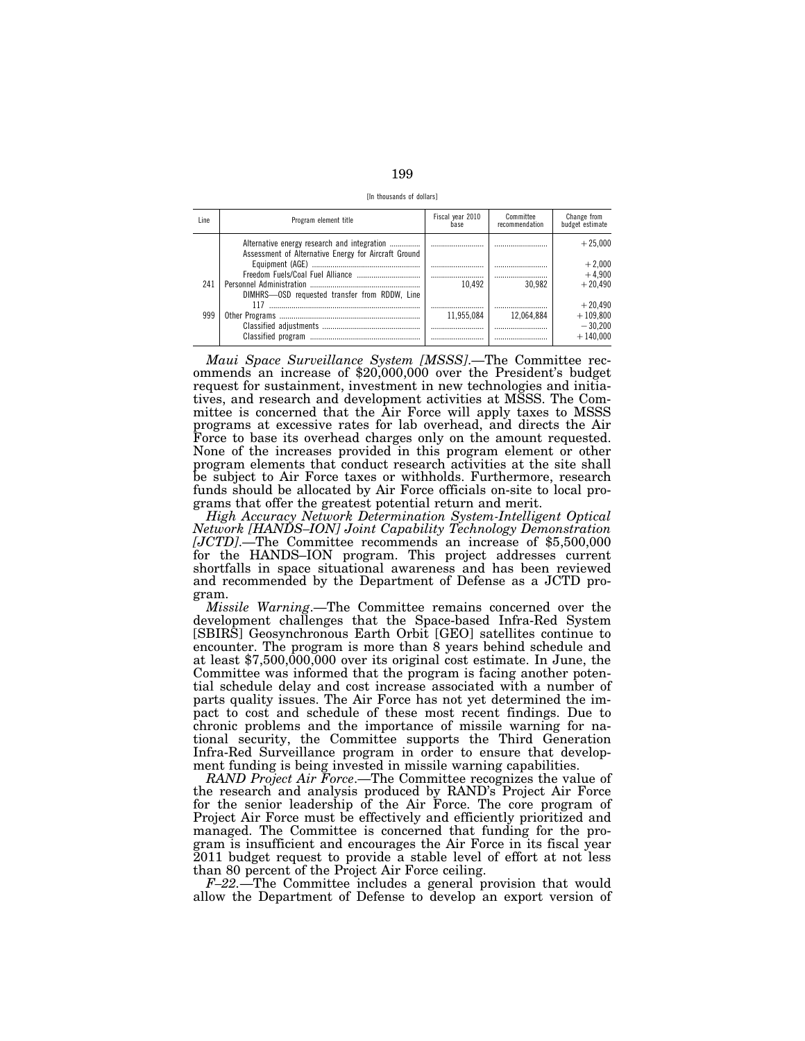[In thousands of dollars]

| Line | Program element title | Fiscal year 2010 base | Committee recommendation | Change from budget estimate |
|---|---|---|---|---|
| | Alternative energy research and integration | | | +25,000 |
| | Assessment of Alternative Energy for Aircraft Ground Equipment (AGE) | | | +2,000 |
| | Freedom Fuels/Coal Fuel Alliance | | | +4,900 |
| 241 | Personnel Administration | 10,492 | 30,982 | +20,490 |
| | DIMHRS—OSD requested transfer from RDDW, Line 117 | | | +20,490 |
| 999 | Other Programs | 11,955,084 | 12,064,884 | +109,800 |
| | Classified adjustments | | | −30,200 |
| | Classified program | | | +140,000 |

*Maui Space Surveillance System [MSSS]*.—The Committee recommends an increase of $20,000,000 over the President's budget request for sustainment, investment in new technologies and initiatives, and research and development activities at MSSS. The Committee is concerned that the Air Force will apply taxes to MSSS programs at excessive rates for lab overhead, and directs the Air Force to base its overhead charges only on the amount requested. None of the increases provided in this program element or other program elements that conduct research activities at the site shall be subject to Air Force taxes or withholds. Furthermore, research funds should be allocated by Air Force officials on-site to local programs that offer the greatest potential return and merit.

*High Accuracy Network Determination System-Intelligent Optical Network [HANDS–ION] Joint Capability Technology Demonstration [JCTD]*.—The Committee recommends an increase of $5,500,000 for the HANDS–ION program. This project addresses current shortfalls in space situational awareness and has been reviewed and recommended by the Department of Defense as a JCTD program.

*Missile Warning*.—The Committee remains concerned over the development challenges that the Space-based Infra-Red System [SBIRS] Geosynchronous Earth Orbit [GEO] satellites continue to encounter. The program is more than 8 years behind schedule and at least $7,500,000,000 over its original cost estimate. In June, the Committee was informed that the program is facing another potential schedule delay and cost increase associated with a number of parts quality issues. The Air Force has not yet determined the impact to cost and schedule of these most recent findings. Due to chronic problems and the importance of missile warning for national security, the Committee supports the Third Generation Infra-Red Surveillance program in order to ensure that development funding is being invested in missile warning capabilities.

*RAND Project Air Force*.—The Committee recognizes the value of the research and analysis produced by RAND's Project Air Force for the senior leadership of the Air Force. The core program of Project Air Force must be effectively and efficiently prioritized and managed. The Committee is concerned that funding for the program is insufficient and encourages the Air Force in its fiscal year 2011 budget request to provide a stable level of effort at not less than 80 percent of the Project Air Force ceiling.

*F–22*.—The Committee includes a general provision that would allow the Department of Defense to develop an export version of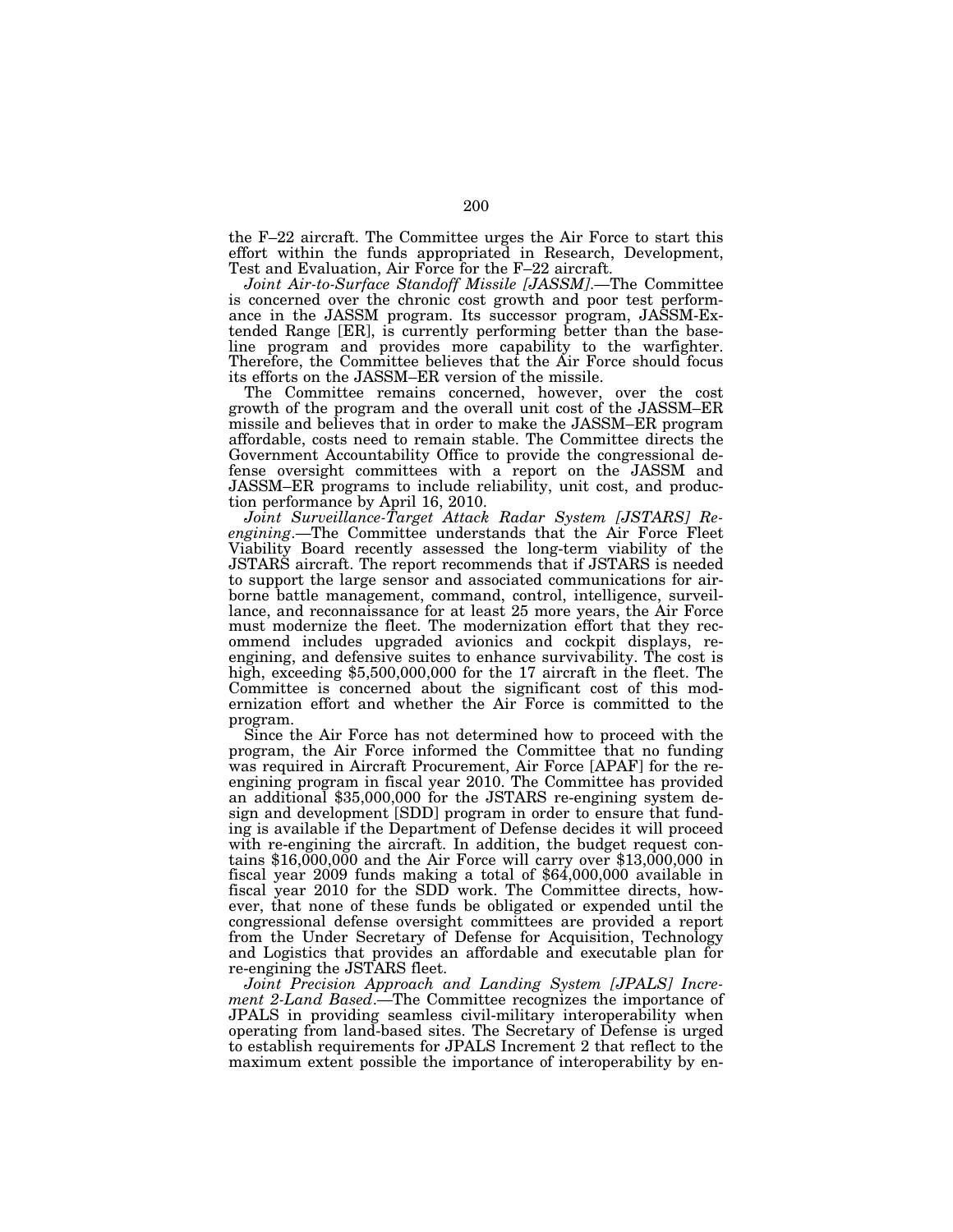the F–22 aircraft. The Committee urges the Air Force to start this effort within the funds appropriated in Research, Development, Test and Evaluation, Air Force for the F–22 aircraft.

*Joint Air-to-Surface Standoff Missile [JASSM].*—The Committee is concerned over the chronic cost growth and poor test performance in the JASSM program. Its successor program, JASSM-Extended Range [ER], is currently performing better than the baseline program and provides more capability to the warfighter. Therefore, the Committee believes that the Air Force should focus its efforts on the JASSM–ER version of the missile.

The Committee remains concerned, however, over the cost growth of the program and the overall unit cost of the JASSM–ER missile and believes that in order to make the JASSM–ER program affordable, costs need to remain stable. The Committee directs the Government Accountability Office to provide the congressional defense oversight committees with a report on the JASSM and JASSM–ER programs to include reliability, unit cost, and production performance by April 16, 2010.

*Joint Surveillance-Target Attack Radar System [JSTARS] Re-engining.*—The Committee understands that the Air Force Fleet Viability Board recently assessed the long-term viability of the JSTARS aircraft. The report recommends that if JSTARS is needed to support the large sensor and associated communications for airborne battle management, command, control, intelligence, surveillance, and reconnaissance for at least 25 more years, the Air Force must modernize the fleet. The modernization effort that they recommend includes upgraded avionics and cockpit displays, re-engining, and defensive suites to enhance survivability. The cost is high, exceeding $5,500,000,000 for the 17 aircraft in the fleet. The Committee is concerned about the significant cost of this modernization effort and whether the Air Force is committed to the program.

Since the Air Force has not determined how to proceed with the program, the Air Force informed the Committee that no funding was required in Aircraft Procurement, Air Force [APAF] for the re-engining program in fiscal year 2010. The Committee has provided an additional $35,000,000 for the JSTARS re-engining system design and development [SDD] program in order to ensure that funding is available if the Department of Defense decides it will proceed with re-engining the aircraft. In addition, the budget request contains $16,000,000 and the Air Force will carry over $13,000,000 in fiscal year 2009 funds making a total of $64,000,000 available in fiscal year 2010 for the SDD work. The Committee directs, however, that none of these funds be obligated or expended until the congressional defense oversight committees are provided a report from the Under Secretary of Defense for Acquisition, Technology and Logistics that provides an affordable and executable plan for re-engining the JSTARS fleet.

*Joint Precision Approach and Landing System [JPALS] Increment 2-Land Based.*—The Committee recognizes the importance of JPALS in providing seamless civil-military interoperability when operating from land-based sites. The Secretary of Defense is urged to establish requirements for JPALS Increment 2 that reflect to the maximum extent possible the importance of interoperability by en-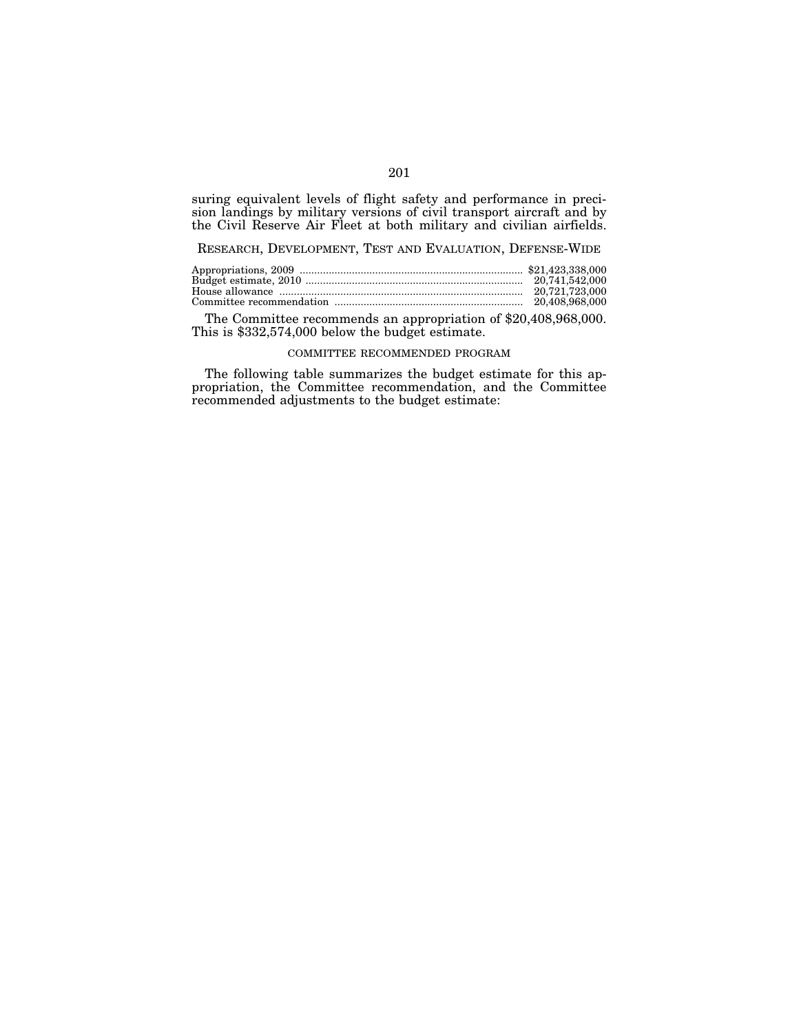suring equivalent levels of flight safety and performance in precision landings by military versions of civil transport aircraft and by the Civil Reserve Air Fleet at both military and civilian airfields.

## RESEARCH, DEVELOPMENT, TEST AND EVALUATION, DEFENSE-WIDE

| | |
|---|---|
| Appropriations, 2009 | $21,423,338,000 |
| Budget estimate, 2010 | 20,741,542,000 |
| House allowance | 20,721,723,000 |
| Committee recommendation | 20,408,968,000 |

The Committee recommends an appropriation of $20,408,968,000. This is $332,574,000 below the budget estimate.

### COMMITTEE RECOMMENDED PROGRAM

The following table summarizes the budget estimate for this appropriation, the Committee recommendation, and the Committee recommended adjustments to the budget estimate: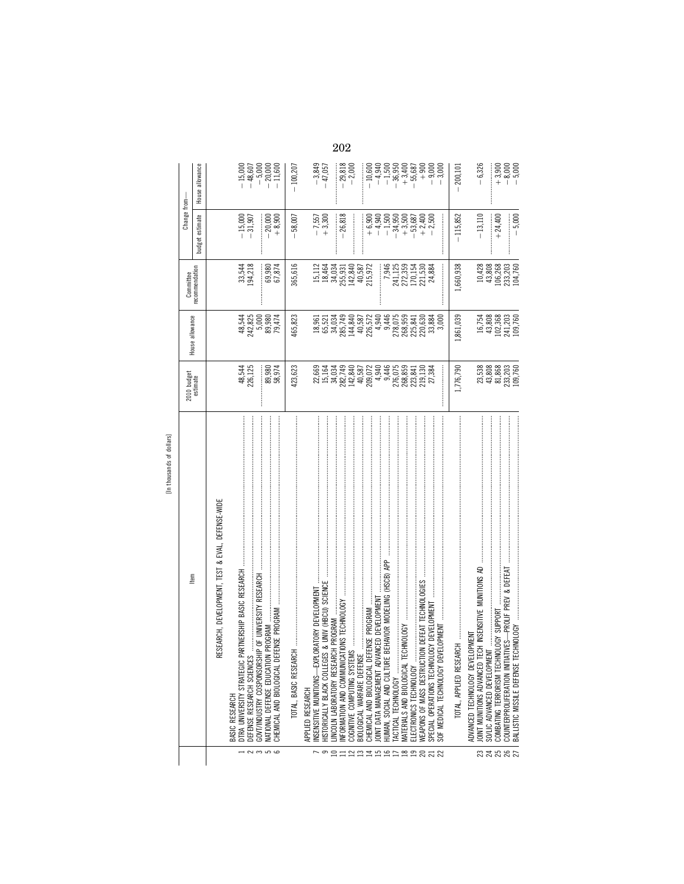[In thousands of dollars]

| | Item | 2010 budget estimate | House allowance | Committee recommendation | Change from— budget estimate | Change from— House allowance |
|---|---|---|---|---|---|---|
| | RESEARCH, DEVELOPMENT, TEST & EVAL, DEFENSE-WIDE | | | | | |
| | BASIC RESEARCH | | | | | |
| 1 | DTRA UNIVERSITY STRATEGIC PARTNERSHIP BASIC RESEARCH | 48,544 | 48,544 | 33,544 | −15,000 | −15,000 |
| 2 | DEFENSE RESEARCH SCIENCES | 226,125 | 242,825 | 194,218 | −31,907 | −48,607 |
| 3 | GOVT/INDUSTRY COSPONSORSHIP OF UNIVERSITY RESEARCH | | 5,000 | | | −5,000 |
| 5 | NATIONAL DEFENSE EDUCATION PROGRAM | 89,980 | 89,980 | 69,980 | −20,000 | −20,000 |
| 6 | CHEMICAL AND BIOLOGICAL DEFENSE PROGRAM | 58,974 | 79,474 | 67,874 | +8,900 | −11,600 |
| | TOTAL, BASIC RESEARCH | 423,623 | 465,823 | 365,616 | −58,007 | −100,207 |
| | APPLIED RESEARCH | | | | | |
| 7 | INSENSITIVE MUNITIONS—EXPLORATORY DEVELOPMENT | 22,669 | 18,961 | 15,112 | −7,557 | −3,849 |
| 9 | HISTORICALLY BLACK COLLEGES & UNIV (HBCU) SCIENCE | 15,164 | 65,521 | 18,464 | +3,300 | −47,057 |
| 10 | LINCOLN LABORATORY RESEARCH PROGRAM | 34,034 | 34,034 | 34,034 | | |
| 11 | INFORMATION AND COMMUNICATIONS TECHNOLOGY | 282,749 | 285,749 | 255,931 | −26,818 | −29,818 |
| 12 | COGNITIVE COMPUTING SYSTEMS | 142,840 | 144,840 | 142,840 | | −2,000 |
| 13 | BIOLOGICAL WARFARE DEFENSE | 40,587 | 40,587 | 40,587 | | |
| 14 | CHEMICAL AND BIOLOGICAL DEFENSE PROGRAM | 209,072 | 226,572 | 215,972 | +6,900 | −10,600 |
| 15 | JOINT DATA MANAGEMENT ADVANCED DEVELOPMENT | 4,940 | 4,940 | | −4,940 | −4,940 |
| 16 | HUMAN, SOCIAL AND CULTURE BEHAVIOR MODELING (HSCB) APP | 9,446 | 9,446 | 7,946 | −1,500 | −1,500 |
| 17 | TACTICAL TECHNOLOGY | 276,075 | 278,075 | 241,125 | −34,950 | −36,950 |
| 18 | MATERIALS AND BIOLOGICAL TECHNOLOGY | 268,859 | 268,959 | 272,359 | +3,500 | +3,400 |
| 19 | ELECTRONICS TECHNOLOGY | 223,841 | 225,841 | 170,154 | −53,687 | −55,687 |
| 20 | WEAPONS OF MASS DESTRUCTION DEFEAT TECHNOLOGIES | 219,130 | 220,630 | 221,530 | +2,400 | +900 |
| 21 | SPECIAL OPERATIONS TECHNOLOGY DEVELOPMENT | 27,384 | 33,884 | 24,884 | −2,500 | −9,000 |
| 22 | SOF MEDICAL TECHNOLOGY DEVELOPMENT | | 3,000 | | | −3,000 |
| | TOTAL, APPLIED RESEARCH | 1,776,790 | 1,861,039 | 1,660,938 | −115,852 | −200,101 |
| | ADVANCED TECHNOLOGY DEVELOPMENT | | | | | |
| 23 | JOINT MUNITIONS ADVANCED TECH INSENSITIVE MUNITIONS AD | 23,538 | 16,754 | 10,428 | −13,110 | −6,326 |
| 24 | SO/LIC ADVANCED DEVELOPMENT | 43,808 | 43,808 | 43,808 | | |
| 25 | COMBATING TERRORISM TECHNOLOGY SUPPORT | 81,868 | 102,368 | 106,268 | +24,400 | +3,900 |
| 26 | COUNTERPROLIFERATION INITIATIVES—PROLIF PREV & DEFEAT | 233,203 | 241,203 | 233,203 | | −8,000 |
| 27 | BALLISTIC MISSILE DEFENSE TECHNOLOGY | 109,760 | 109,760 | 104,760 | −5,000 | −5,000 |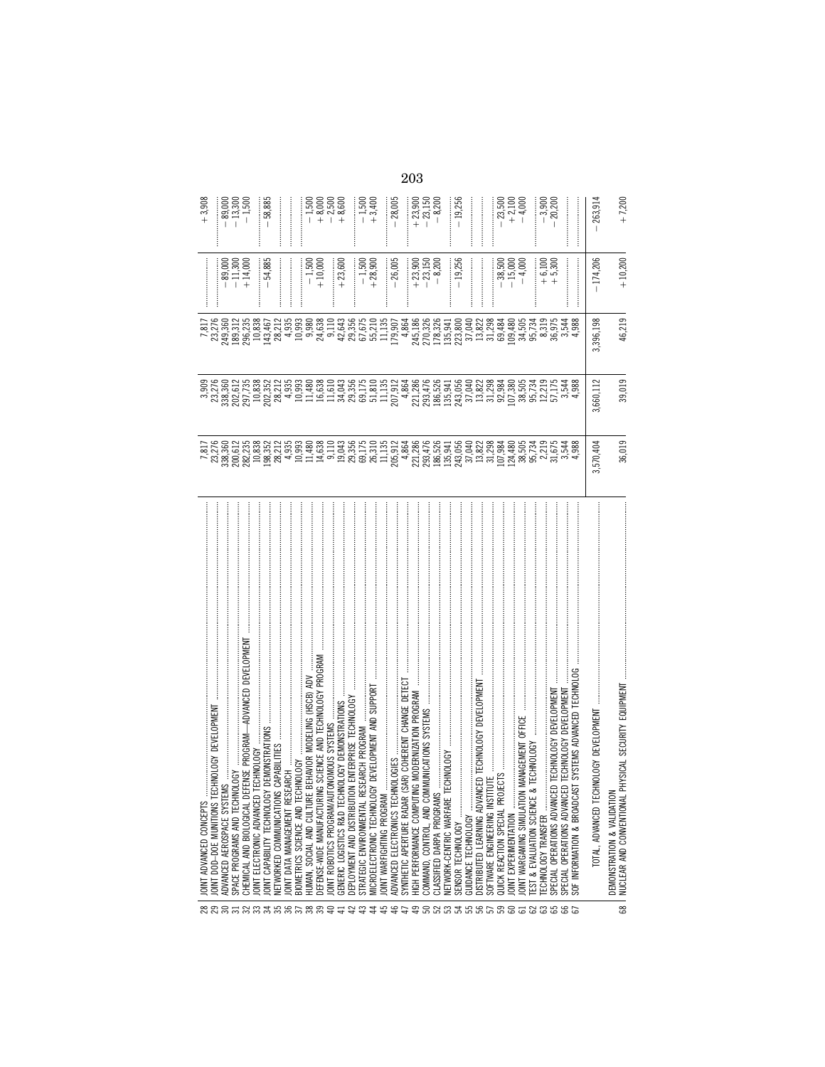| | | | | | | |
|---|---|---|---|---|---|---|
| 28 | JOINT ADVANCED CONCEPTS | 7,817 | 3,909 | 7,817 | | +3,908 |
| 29 | JOINT DOD–DOE MUNITIONS TECHNOLOGY DEVELOPMENT | 23,276 | 23,276 | 23,276 | | |
| 30 | ADVANCED AEROSPACE SYSTEMS | 338,360 | 338,360 | 249,360 | −89,000 | −89,000 |
| 31 | SPACE PROGRAMS AND TECHNOLOGY | 200,612 | 202,612 | 189,312 | −11,300 | −13,300 |
| 32 | CHEMICAL AND BIOLOGICAL DEFENSE PROGRAM—ADVANCED DEVELOPMENT | 282,235 | 297,735 | 296,235 | +14,000 | −1,500 |
| 33 | JOINT ELECTRONIC ADVANCED TECHNOLOGY | 10,838 | 10,838 | 10,838 | | |
| 34 | JOINT CAPABILITY TECHNOLOGY DEMONSTRATIONS | 198,352 | 202,352 | 143,467 | −54,885 | −58,885 |
| 35 | NETWORKED COMMUNICATIONS CAPABILITIES | 28,212 | 28,212 | 28,212 | | |
| 36 | JOINT DATA MANAGEMENT RESEARCH | 4,935 | 4,935 | 4,935 | | |
| 37 | BIOMETRICS SCIENCE AND TECHNOLOGY | 10,993 | 10,993 | 10,993 | | |
| 38 | HUMAN, SOCIAL AND CULTURE BEHAVIOR MODELING (HSCB) ADV | 11,480 | 11,480 | 9,980 | −1,500 | −1,500 |
| 39 | DEFENSE-WIDE MANUFACTURING SCIENCE AND TECHNOLOGY PROGRAM | 14,638 | 16,638 | 24,638 | +10,000 | +8,000 |
| 40 | JOINT ROBOTICS PROGRAM/AUTONOMOUS SYSTEMS | 9,110 | 11,610 | 9,110 | | −2,500 |
| 41 | GENERIC LOGISTICS R&D TECHNOLOGY DEMONSTRATIONS | 19,043 | 34,043 | 42,643 | +23,600 | +8,600 |
| 42 | DEPLOYMENT AND DISTRIBUTION ENTERPRISE TECHNOLOGY | 29,356 | 29,356 | 29,356 | | |
| 43 | STRATEGIC ENVIRONMENTAL RESEARCH PROGRAM | 69,175 | 69,175 | 67,675 | −1,500 | −1,500 |
| 44 | MICROELECTRONIC TECHNOLOGY DEVELOPMENT AND SUPPORT | 26,310 | 51,810 | 55,210 | +28,900 | +3,400 |
| 45 | JOINT WARFIGHTING PROGRAM | 11,135 | 11,135 | 11,135 | | |
| 46 | ADVANCED ELECTRONICS TECHNOLOGIES | 205,912 | 207,912 | 179,907 | −26,005 | −28,005 |
| 47 | SYNTHETIC APERTURE RADAR (SAR) COHERENT CHANGE DETECT | 4,864 | 4,864 | 4,864 | | |
| 49 | HIGH PERFORMANCE COMPUTING MODERNIZATION PROGRAM | 221,286 | 221,286 | 245,186 | +23,900 | +23,900 |
| 50 | COMMAND, CONTROL, AND COMMUNICATIONS SYSTEMS | 293,476 | 293,476 | 270,326 | −23,150 | −23,150 |
| 52 | CLASSIFIED DARPA PROGRAMS | 186,526 | 186,526 | 178,326 | −8,200 | −8,200 |
| 53 | NETWORK-CENTRIC WARFARE TECHNOLOGY | 135,941 | 135,941 | 135,941 | | |
| 54 | SENSOR TECHNOLOGY | 243,056 | 243,056 | 223,800 | −19,256 | −19,256 |
| 55 | GUIDANCE TECHNOLOGY | 37,040 | 37,040 | 37,040 | | |
| 56 | DISTRIBUTED LEARNING ADVANCED TECHNOLOGY DEVELOPMENT | 13,822 | 13,822 | 13,822 | | |
| 57 | SOFTWARE ENGINEERING INSTITUTE | 31,298 | 31,298 | 31,298 | | |
| 59 | QUICK REACTION SPECIAL PROJECTS | 107,984 | 92,984 | 69,484 | −38,500 | −23,500 |
| 60 | JOINT EXPERIMENTATION | 124,480 | 107,380 | 109,480 | −15,000 | +2,100 |
| 61 | JOINT WARGAMING SIMULATION MANAGEMENT OFFICE | 38,505 | 38,505 | 34,505 | −4,000 | −4,000 |
| 62 | TEST & EVALUATION SCIENCE & TECHNOLOGY | 95,734 | 95,734 | 95,734 | | |
| 63 | TECHNOLOGY TRANSFER | 2,219 | 12,219 | 8,319 | +6,100 | −3,900 |
| 65 | SPECIAL OPERATIONS ADVANCED TECHNOLOGY DEVELOPMENT | 31,675 | 57,175 | 36,975 | +5,300 | −20,200 |
| 66 | SPECIAL OPERATIONS ADVANCED TECHNOLOGY DEVELOPMENT | 3,544 | 3,544 | 3,544 | | |
| 67 | SOF INFORMATION & BROADCAST SYSTEMS ADVANCED TECHNOLOG | 4,988 | 4,988 | 4,988 | | |
| | TOTAL, ADVANCED TECHNOLOGY DEVELOPMENT | 3,570,404 | 3,660,112 | 3,396,198 | −174,206 | −263,914 |
| | DEMONSTRATION & VALIDATION | | | | | |
| 68 | NUCLEAR AND CONVENTIONAL PHYSICAL SECURITY EQUIPMENT | 36,019 | 39,019 | 46,219 | +10,200 | +7,200 |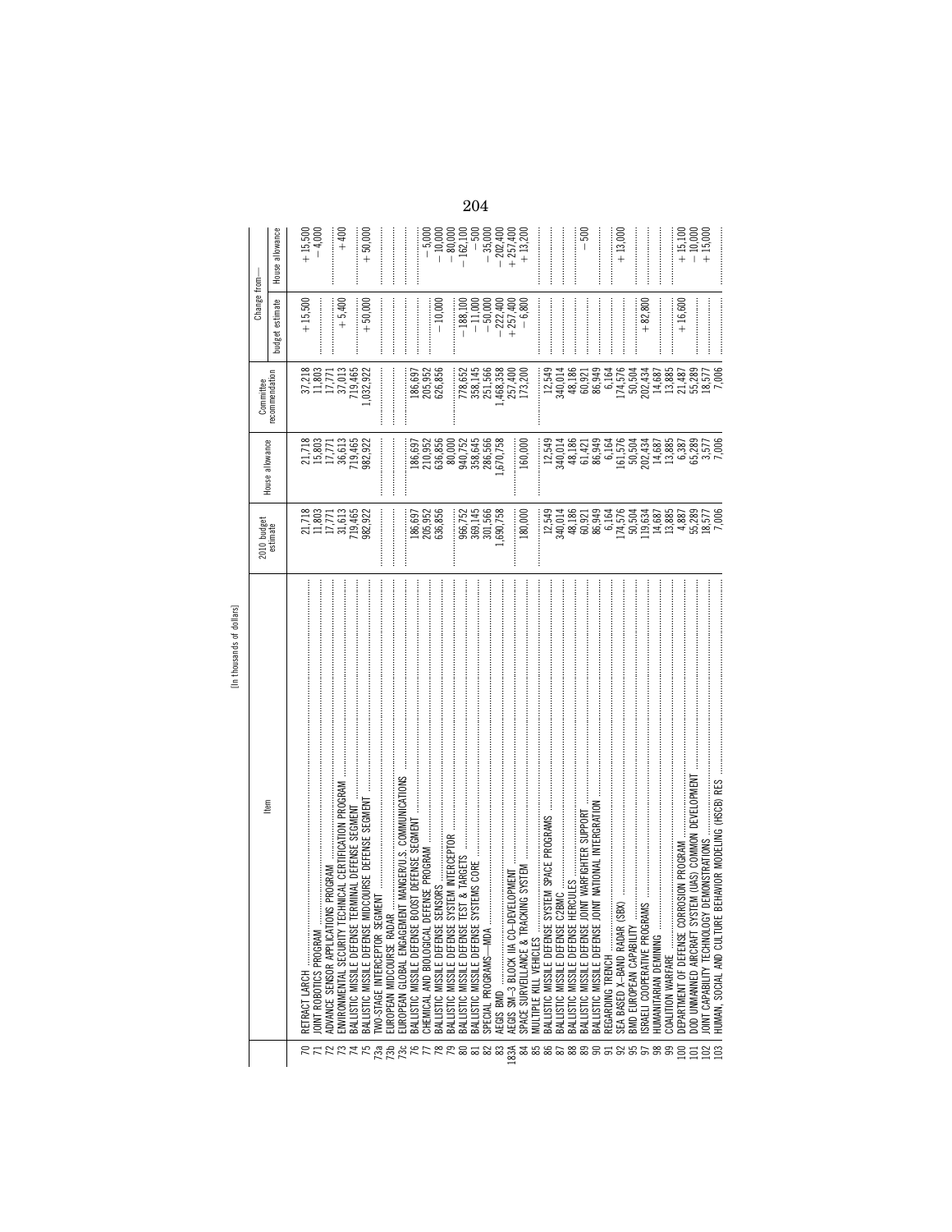[In thousands of dollars]

| | Item | 2010 budget estimate | House allowance | Committee recommendation | Change from— budget estimate | Change from— House allowance |
|---|---|---|---|---|---|---|
| 70 | RETRACT LARCH | 21,718 | 21,718 | 37,218 | +15,500 | +15,500 |
| 71 | JOINT ROBOTICS PROGRAM | 11,803 | 15,803 | 11,803 | | −4,000 |
| 72 | ADVANCE SENSOR APPLICATIONS PROGRAM | 17,771 | 17,771 | 17,771 | | |
| 73 | ENVIRONMENTAL SECURITY TECHNICAL CERTIFICATION PROGRAM | 31,613 | 36,613 | 37,013 | +5,400 | +400 |
| 74 | BALLISTIC MISSILE DEFENSE TERMINAL DEFENSE SEGMENT | 719,465 | 719,465 | 719,465 | | |
| 75 | BALLISTIC MISSILE DEFENSE MIDCOURSE DEFENSE SEGMENT | 982,922 | 982,922 | 1,032,922 | +50,000 | +50,000 |
| 73a | TWO-STAGE INTERCEPTOR SEGMENT | | | | | |
| 73b | EUROPEAN MIDCOURSE RADAR | | | | | |
| 73c | EUROPEAN GLOBAL ENGAGEMENT MANGER/U.S. COMMUNICATIONS | | | | | |
| 76 | BALLISTIC MISSILE DEFENSE BOOST DEFENSE SEGMENT | 186,697 | 186,697 | 186,697 | | |
| 77 | CHEMICAL AND BIOLOGICAL DEFENSE PROGRAM | 205,952 | 210,952 | 205,952 | | −5,000 |
| 78 | BALLISTIC MISSILE DEFENSE SENSORS | 636,856 | 636,856 | 626,856 | −10,000 | −10,000 |
| 79 | BALLISTIC MISSILE DEFENSE SYSTEM INTERCEPTOR | | 80,000 | | | −80,000 |
| 80 | BALLISTIC MISSILE DEFENSE TEST & TARGETS | 966,752 | 940,752 | 778,652 | −188,100 | −162,100 |
| 81 | BALLISTIC MISSILE DEFENSE SYSTEMS CORE | 369,145 | 358,645 | 358,145 | −11,000 | −500 |
| 82 | SPECIAL PROGRAMS—MDA | 301,566 | 286,566 | 251,566 | −50,000 | −35,000 |
| 83 | AEGIS BMD | 1,690,758 | 1,670,758 | 1,468,358 | −222,400 | −202,400 |
| 183A | AEGIS SM–3 BLOCK IIA CO–DEVELOPMENT | | | 257,400 | +257,400 | +257,400 |
| 84 | SPACE SURVEILLANCE & TRACKING SYSTEM | 180,000 | 160,000 | 173,200 | −6,800 | +13,200 |
| 85 | MULTIPLE KILL VEHICLES | | | | | |
| 86 | BALLISTIC MISSILE DEFENSE SYSTEM SPACE PROGRAMS | 12,549 | 12,549 | 12,549 | | |
| 87 | BALLISTIC MISSILE DEFENSE C2BMC | 340,014 | 340,014 | 340,014 | | |
| 88 | BALLISTIC MISSILE DEFENSE HERCULES | 48,186 | 48,186 | 48,186 | | |
| 89 | BALLISTIC MISSILE DEFENSE JOINT WARFIGHTER SUPPORT | 60,921 | 61,421 | 60,921 | | −500 |
| 90 | BALLISTIC MISSILE DEFENSE JOINT NATIONAL INTERGRATION | 86,949 | 86,949 | 86,949 | | |
| 91 | REGARDING TRENCH | 6,164 | 6,164 | 6,164 | | |
| 92 | SEA BASED X–BAND RADAR (SBX) | 174,576 | 161,576 | 174,576 | | +13,000 |
| 95 | BMD EUROPEAN CAPABILITY | 50,504 | 50,504 | 50,504 | | |
| 97 | ISRAELI COOPERATIVE PROGRAMS | 119,634 | 202,434 | 202,434 | +82,800 | |
| 98 | HUMANITARIAN DEMINING | 14,687 | 14,687 | 14,687 | | |
| 99 | COALITION WARFARE | 13,885 | 13,885 | 13,885 | | |
| 100 | DEPARTMENT OF DEFENSE CORROSION PROGRAM | 4,887 | 6,387 | 21,487 | +16,600 | +15,100 |
| 101 | DOD UNMANNED AIRCRAFT SYSTEM (UAS) COMMON DEVELOPMENT | 55,289 | 65,289 | 55,289 | | −10,000 |
| 102 | JOINT CAPABILITY TECHNOLOGY DEMONSTRATIONS | 18,577 | 3,577 | 18,577 | | +15,000 |
| 103 | HUMAN, SOCIAL AND CULTURE BEHAVIOR MODELING (HSCB) RES | 7,006 | 7,006 | 7,006 | | |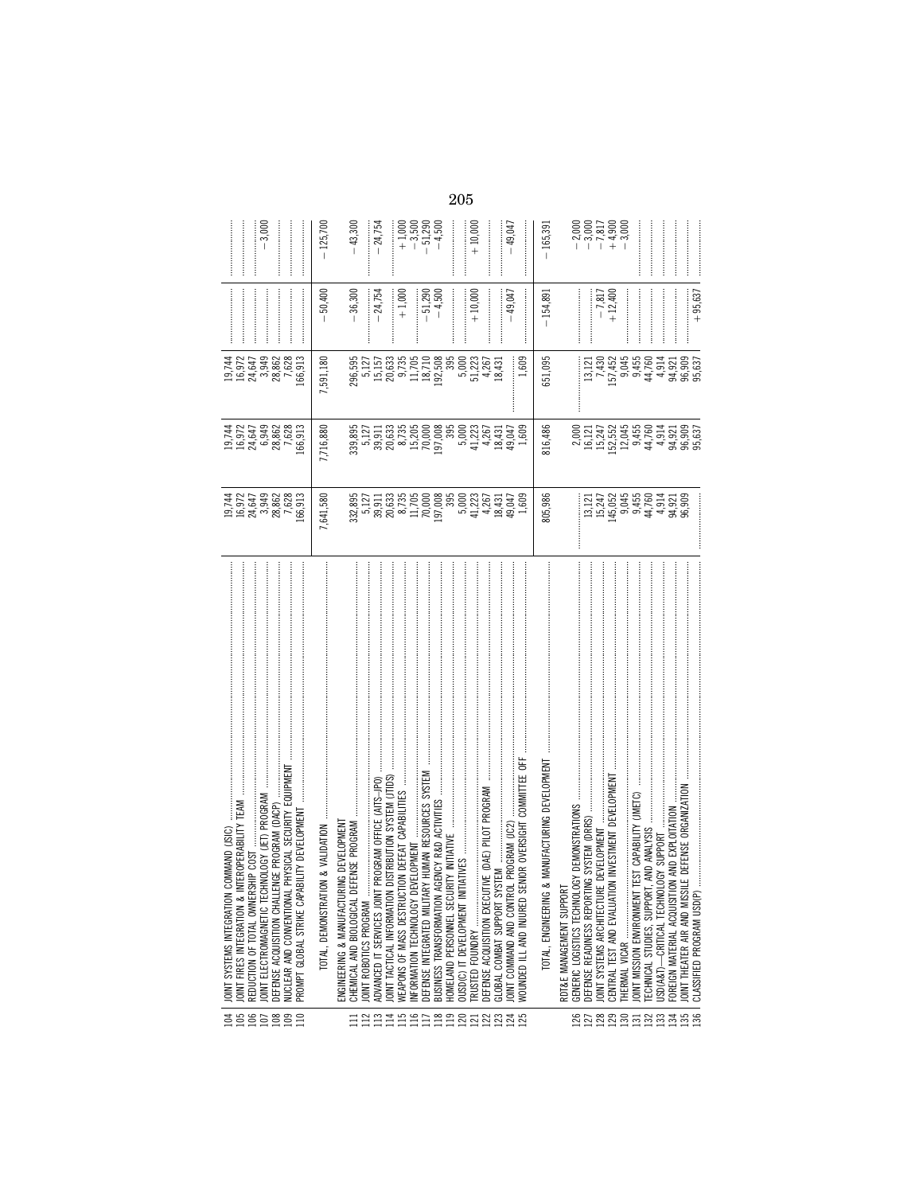| Line | Item | | | | | |
|---|---|---|---|---|---|---|
| 104 | JOINT SYSTEMS INTEGRATION COMMAND (JSIC) | 19,744 | 19,744 | 19,744 | | |
| 105 | JOINT FIRES INTEGRATION & INTEROPERABILITY TEAM | 16,972 | 16,972 | 16,972 | | |
| 106 | REDUCTION OF TOTAL OWNERSHIP COST | 24,647 | 24,647 | 24,647 | | |
| 107 | JOINT ELECTROMAGNETIC TECHNOLOGY (JET) PROGRAM | 3,949 | 6,949 | 3,949 | | −3,000 |
| 108 | DEFENSE ACQUISITION CHALLENGE PROGRAM (DACP) | 28,862 | 28,862 | 28,862 | | |
| 109 | NUCLEAR AND CONVENTIONAL PHYSICAL SECURITY EQUIPMENT | 7,628 | 7,628 | 7,628 | | |
| 110 | PROMPT GLOBAL STRIKE CAPABILITY DEVELOPMENT | 166,913 | 166,913 | 166,913 | | |
| | TOTAL, DEMONSTRATION & VALIDATION | 7,641,580 | 7,716,880 | 7,591,180 | −50,400 | −125,700 |
| | ENGINEERING & MANUFACTURING DEVELOPMENT | | | | | |
| 111 | CHEMICAL AND BIOLOGICAL DEFENSE PROGRAM | 332,895 | 339,895 | 296,595 | −36,300 | −43,300 |
| 112 | JOINT ROBOTICS PROGRAM | 5,127 | 5,127 | 5,127 | | |
| 113 | ADVANCED IT SERVICES JOINT PROGRAM OFFICE (AITS–JPO) | 39,911 | 39,911 | 15,157 | −24,754 | −24,754 |
| 114 | JOINT TACTICAL INFORMATION DISTRIBUTION SYSTEM (JTIDS) | 20,633 | 20,633 | 20,633 | | |
| 115 | WEAPONS OF MASS DESTRUCTION DEFEAT CAPABILITIES | 8,735 | 8,735 | 9,735 | +1,000 | +1,000 |
| 116 | INFORMATION TECHNOLOGY DEVELOPMENT | 11,705 | 15,205 | 11,705 | | −3,500 |
| 117 | DEFENSE INTEGRATED MILITARY HUMAN RESOURCES SYSTEM | 70,000 | 70,000 | 18,710 | −51,290 | −51,290 |
| 118 | BUSINESS TRANSFORMATION AGENCY R&D ACTIVITIES | 197,008 | 197,008 | 192,508 | −4,500 | −4,500 |
| 119 | HOMELAND PERSONNEL SECURITY INITIATIVE | 395 | 395 | 395 | | |
| 120 | OUSD(C) IT DEVELOPMENT INITIATIVES | 5,000 | 5,000 | 5,000 | | |
| 121 | TRUSTED FOUNDRY | 41,223 | 41,223 | 51,223 | +10,000 | +10,000 |
| 122 | DEFENSE ACQUISITION EXECUTIVE (DAE) PILOT PROGRAM | 4,267 | 4,267 | 4,267 | | |
| 123 | GLOBAL COMBAT SUPPORT SYSTEM | 18,431 | 18,431 | 18,431 | | |
| 124 | JOINT COMMAND AND CONTROL PROGRAM (JC2) | 49,047 | 49,047 | | −49,047 | −49,047 |
| 125 | WOUNDED ILL AND INJURED SENIOR OVERSIGHT COMMITTEE OFF | 1,609 | 1,609 | 1,609 | | |
| | TOTAL, ENGINEERING & MANUFACTURING DEVELOPMENT | 805,986 | 816,486 | 651,095 | −154,891 | −165,391 |
| | RDT&E MANAGEMENT SUPPORT | | | | | |
| 126 | GENERIC LOGISTICS TECHNOLOGY DEMONSTRATIONS | | 2,000 | | | −2,000 |
| 127 | DEFENSE READINESS REPORTING SYSTEM (DRRS) | 13,121 | 16,121 | 13,121 | | −3,000 |
| 128 | JOINT SYSTEMS ARCHITECTURE DEVELOPMENT | 15,247 | 15,247 | 7,430 | −7,817 | −7,817 |
| 129 | CENTRAL TEST AND EVALUATION INVESTMENT DEVELOPMENT | 145,052 | 152,552 | 157,452 | +12,400 | +4,900 |
| 130 | THERMAL VICAR | 9,045 | 12,045 | 9,045 | | −3,000 |
| 131 | JOINT MISSION ENVIRONMENT TEST CAPABILITY (JMETC) | 9,455 | 9,455 | 9,455 | | |
| 132 | TECHNICAL STUDIES, SUPPORT, AND ANALYSIS | 44,760 | 44,760 | 44,760 | | |
| 133 | USD(A&T)—CRITICAL TECHNOLOGY SUPPORT | 4,914 | 4,914 | 4,914 | | |
| 134 | FOREIGN MATERIAL ACQUISITION AND EXPLOITATION | 94,921 | 94,921 | 94,921 | | |
| 135 | JOINT THEATER AIR AND MISSILE DEFENSE ORGANIZATION | 96,909 | 96,909 | 96,909 | | |
| 136 | CLASSIFIED PROGRAM USD(P) | | 95,637 | 95,637 | +95,637 | |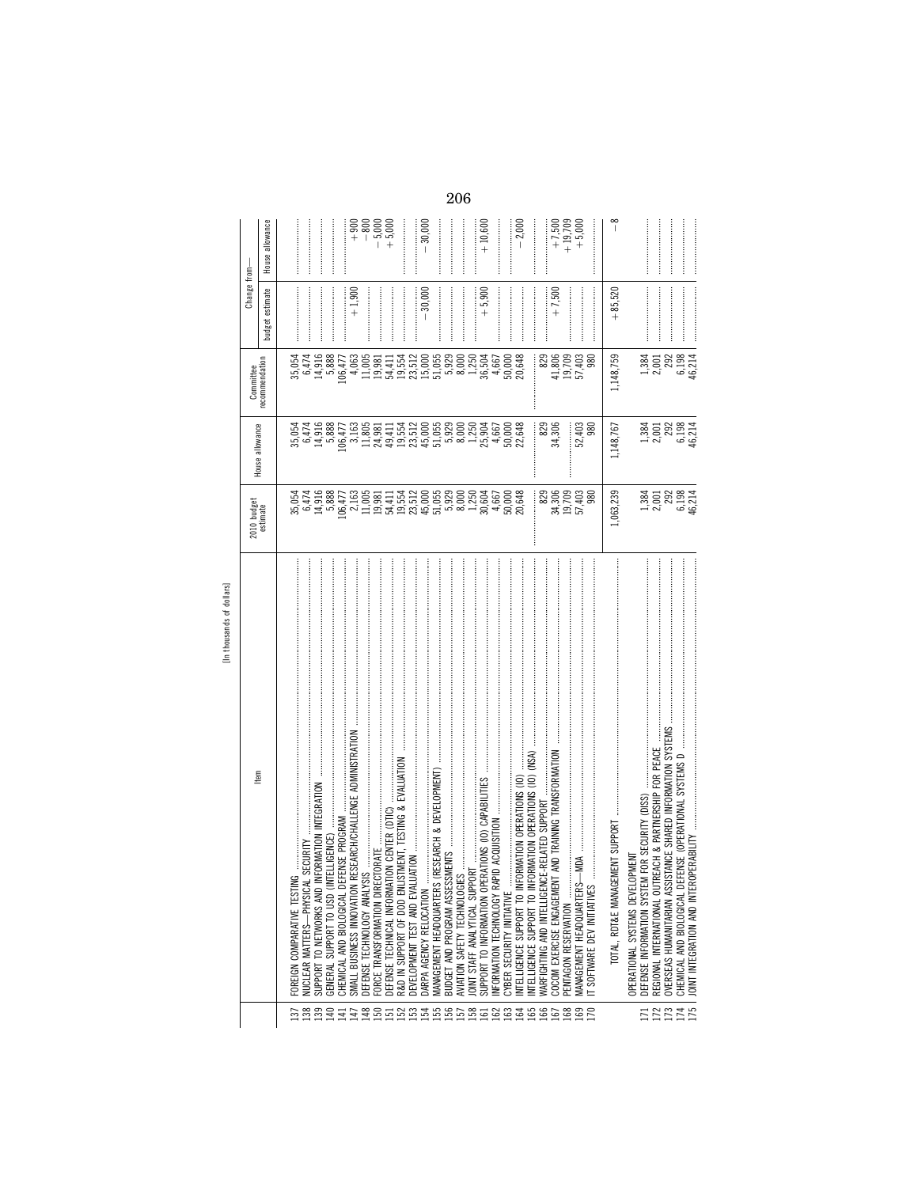[In thousands of dollars]

| | Item | 2010 budget estimate | House allowance | Committee recommendation | Change from— budget estimate | Change from— House allowance |
|---|---|---|---|---|---|---|
| 137 | FOREIGN COMPARATIVE TESTING | 35,054 | 35,054 | 35,054 | | |
| 138 | NUCLEAR MATTERS—PHYSICAL SECURITY | 6,474 | 6,474 | 6,474 | | |
| 139 | SUPPORT TO NETWORKS AND INFORMATION INTEGRATION | 14,916 | 14,916 | 14,916 | | |
| 140 | GENERAL SUPPORT TO USD (INTELLIGENCE) | 5,888 | 5,888 | 5,888 | | |
| 141 | CHEMICAL AND BIOLOGICAL DEFENSE PROGRAM | 106,477 | 106,477 | 106,477 | | |
| 147 | SMALL BUSINESS INNOVATION RESEARCH/CHALLENGE ADMINISTRATION | 2,163 | 3,163 | 4,063 | +1,900 | +900 |
| 148 | DEFENSE TECHNOLOGY ANALYSIS | 11,005 | 11,805 | 11,005 | | −800 |
| 150 | FORCE TRANSFORMATION DIRECTORATE | 19,981 | 24,981 | 19,981 | | −5,000 |
| 151 | DEFENSE TECHNICAL INFORMATION CENTER (DTIC) | 54,411 | 49,411 | 54,411 | | +5,000 |
| 152 | R&D IN SUPPORT OF DOD ENLISTMENT, TESTING & EVALUATION | 19,554 | 19,554 | 19,554 | | |
| 153 | DEVELOPMENT TEST AND EVALUATION | 23,512 | 23,512 | 23,512 | | |
| 154 | DARPA AGENCY RELOCATION | 45,000 | 45,000 | 15,000 | −30,000 | −30,000 |
| 155 | MANAGEMENT HEADQUARTERS (RESEARCH & DEVELOPMENT) | 51,055 | 51,055 | 51,055 | | |
| 156 | BUDGET AND PROGRAM ASSESSMENTS | 5,929 | 5,929 | 5,929 | | |
| 157 | AVIATION SAFETY TECHNOLOGIES | 8,000 | 8,000 | 8,000 | | |
| 158 | JOINT STAFF ANALYTICAL SUPPORT | 1,250 | 1,250 | 1,250 | | |
| 161 | SUPPORT TO INFORMATION OPERATIONS (IO) CAPABILITIES | 30,604 | 25,904 | 36,504 | +5,900 | +10,600 |
| 162 | INFORMATION TECHNOLOGY RAPID ACQUISITION | 4,667 | 4,667 | 4,667 | | |
| 163 | CYBER SECURITY INITIATIVE | 50,000 | 50,000 | 50,000 | | |
| 164 | INTELLIGENCE SUPPORT TO INFORMATION OPERATIONS (IO) | 20,648 | 22,648 | 20,648 | | −2,000 |
| 165 | INTELLIGENCE SUPPORT TO INFORMATION OPERATIONS (IO) (NSA) | | | | | |
| 166 | WARFIGHTING AND INTELLIGENCE-RELATED SUPPORT | 829 | 829 | 829 | | |
| 167 | COCOM EXERCISE ENGAGEMENT AND TRAINING TRANSFORMATION | 34,306 | 34,306 | 41,806 | +7,500 | +7,500 |
| 168 | PENTAGON RESERVATION | 19,709 | | 19,709 | | +19,709 |
| 169 | MANAGEMENT HEADQUARTERS—MDA | 57,403 | 52,403 | 57,403 | | +5,000 |
| 170 | IT SOFTWARE DEV INITIATIVES | 980 | 980 | 980 | | |
| | TOTAL, RDT&E MANAGEMENT SUPPORT | 1,063,239 | 1,148,767 | 1,148,759 | +85,520 | −8 |
| | OPERATIONAL SYSTEMS DEVELOPMENT | | | | | |
| 171 | DEFENSE INFORMATION SYSTEM FOR SECURITY (DISS) | 1,384 | 1,384 | 1,384 | | |
| 172 | REGIONAL INTERNATIONAL OUTREACH & PARTNERSHIP FOR PEACE | 2,001 | 2,001 | 2,001 | | |
| 173 | OVERSEAS HUMANITARIAN ASSISTANCE SHARED INFORMATION SYSTEMS | 292 | 292 | 292 | | |
| 174 | CHEMICAL AND BIOLOGICAL DEFENSE (OPERATIONAL SYSTEMS D | 6,198 | 6,198 | 6,198 | | |
| 175 | JOINT INTEGRATION AND INTEROPERABILITY | 46,214 | 46,214 | 46,214 | | |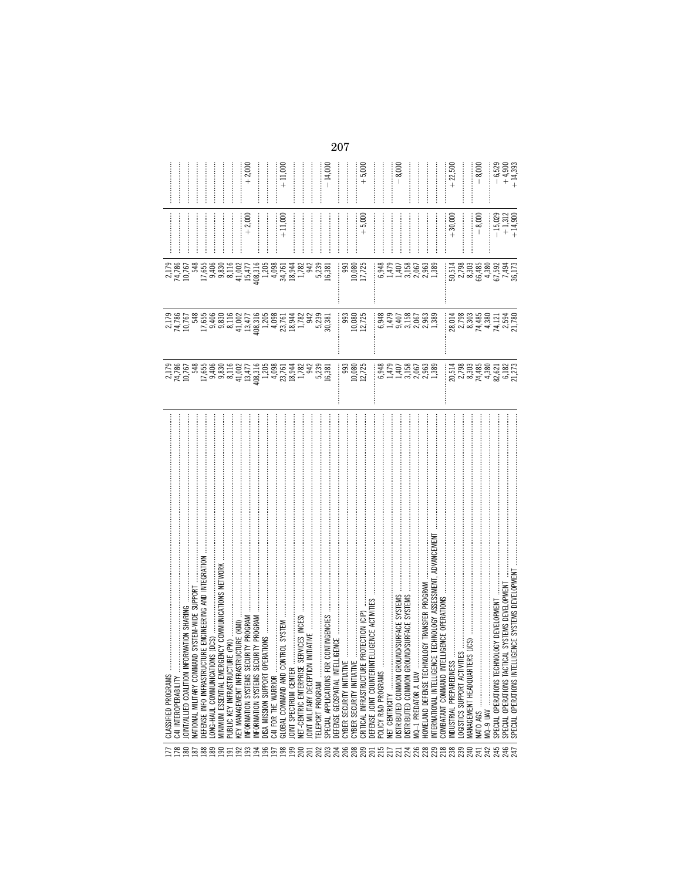| | | | | | | |
|---|---|---|---|---|---|---|
| 177 | CLASSIFIED PROGRAMS | 2,179 | 2,179 | 2,179 | | |
| 178 | C4I INTEROPERABILITY | 74,786 | 74,786 | 74,786 | | |
| 180 | JOINT/ALLIED COALITION INFORMATION SHARING | 10,767 | 10,767 | 10,767 | | |
| 187 | NATIONAL MILITARY COMMAND SYSTEM-WIDE SUPPORT | 548 | 548 | 548 | | |
| 188 | DEFENSE INFO INFRASTRUCTURE ENGINEERING AND INTEGRATION | 17,655 | 17,655 | 17,655 | | |
| 189 | LONG-HAUL COMMUNICATIONS (DCS) | 9,406 | 9,406 | 9,406 | | |
| 190 | MINIMUM ESSENTIAL EMERGENCY COMMUNICATIONS NETWORK | 9,830 | 9,830 | 9,830 | | |
| 191 | PUBLIC KEY INFRASTRUCTURE (PKI) | 8,116 | 8,116 | 8,116 | | |
| 192 | KEY MANAGEMENT INFRASTRUCTURE (KMI) | 41,002 | 41,002 | 41,002 | | |
| 193 | INFORMATION SYSTEMS SECURITY PROGRAM | 13,477 | 13,477 | 15,477 | +2,000 | +2,000 |
| 194 | INFORMATION SYSTEMS SECURITY PROGRAM | 408,316 | 408,316 | 408,316 | | |
| 196 | DISA MISSION SUPPORT OPERATIONS | 1,205 | 1,205 | 1,205 | | |
| 197 | C4I FOR THE WARRIOR | 4,098 | 4,098 | 4,098 | | |
| 198 | GLOBAL COMMAND AND CONTROL SYSTEM | 23,761 | 23,761 | 34,761 | +11,000 | +11,000 |
| 199 | JOINT SPECTRUM CENTER | 18,944 | 18,944 | 18,944 | | |
| 200 | NET-CENTRIC ENTERPRISE SERVICES (NCES) | 1,782 | 1,782 | 1,782 | | |
| 201 | JOINT MILITARY DECEPTION INITIATIVE | 942 | 942 | 942 | | |
| 202 | TELEPORT PROGRAM | 5,239 | 5,239 | 5,239 | | |
| 203 | SPECIAL APPLICATIONS FOR CONTINGENCIES | 16,381 | 30,381 | 16,381 | | −14,000 |
| 204 | DEFENSE GEOSPATIAL INTELLIGENCE | | | | | |
| 206 | CYBER SECURITY INITIATIVE | 993 | 993 | 993 | | |
| 208 | CYBER SECURITY INITIATIVE | 10,080 | 10,080 | 10,080 | | |
| 209 | CRITICAL INFRASTRUCTURE PROTECTION (CIP) | 12,725 | 12,725 | 17,725 | +5,000 | +5,000 |
| 201 | DEFENSE JOINT COUNTERINTELLIGENCE ACTIVITIES | | | | | |
| 215 | POLICY R&D PROGRAMS | 6,948 | 6,948 | 6,948 | | |
| 217 | NET CENTRICITY | 1,479 | 1,479 | 1,479 | | |
| 221 | DISTRIBUTED COMMON GROUND/SURFACE SYSTEMS | 1,407 | 9,407 | 1,407 | | −8,000 |
| 224 | DISTRIBUTED COMMON GROUND/SURFACE SYSTEMS | 3,158 | 3,158 | 3,158 | | |
| 226 | MQ–1 PREDATOR A UAV | 2,067 | 2,067 | 2,067 | | |
| 228 | HOMELAND DEFENSE TECHNOLOGY TRANSFER PROGRAM | 2,963 | 2,963 | 2,963 | | |
| 229 | INTERNATIONAL INTELLIGENCE TECHNOLOGY ASSESSMENT, ADVANCEMENT | 1,389 | 1,389 | 1,389 | | |
| 218 | COMBATANT COMMAND INTELLIGENCE OPERATIONS | | | | | |
| 238 | INDUSTRIAL PREPAREDNESS | 20,514 | 28,014 | 50,514 | +30,000 | +22,500 |
| 239 | LOGISTICS SUPPORT ACTIVITIES | 2,798 | 2,798 | 2,798 | | |
| 240 | MANAGEMENT HEADQUARTERS (JCS) | 8,303 | 8,303 | 8,303 | | |
| 241 | NATO AGS | 74,485 | 74,485 | 66,485 | −8,000 | −8,000 |
| 242 | MQ–9 UAV | 4,380 | 4,380 | 4,380 | | |
| 245 | SPECIAL OPERATIONS TECHNOLOGY DEVELOPMENT | 82,621 | 74,121 | 67,592 | −15,029 | −6,529 |
| 246 | SPECIAL OPERATIONS TACTICAL SYSTEMS DEVELOPMENT | 6,182 | 2,594 | 7,494 | +1,312 | +4,900 |
| 247 | SPECIAL OPERATIONS INTELLIGENCE SYSTEMS DEVELOPMENT | 21,273 | 21,780 | 36,173 | +14,900 | +14,393 |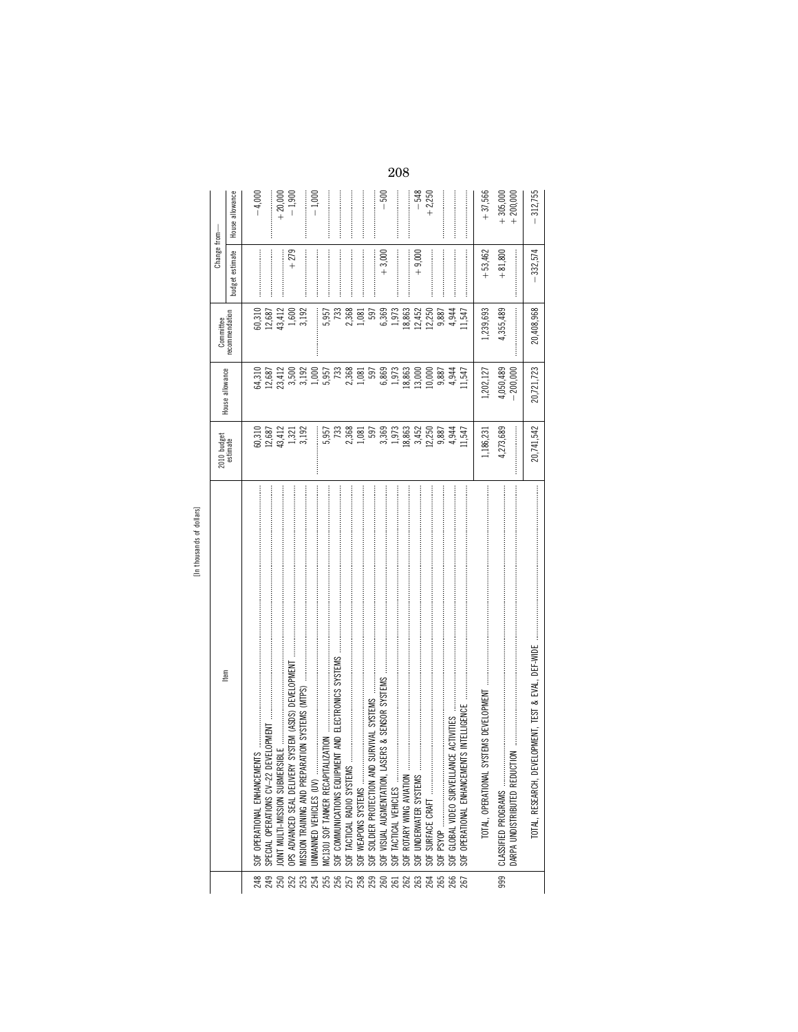[In thousands of dollars]

| | Item | 2010 budget estimate | House allowance | Committee recommendation | Change from— | |
|---|---|---|---|---|---|---|
| | | | | | budget estimate | House allowance |
| 248 | SOF OPERATIONAL ENHANCEMENTS | 60,310 | 64,310 | 60,310 | | −4,000 |
| 249 | SPECIAL OPERATIONS CV–22 DEVELOPMENT | 12,687 | 12,687 | 12,687 | | |
| 250 | JOINT MULTI-MISSION SUBMERSIBLE | 43,412 | 23,412 | 43,412 | | +20,000 |
| 252 | OPS ADVANCED SEAL DELIVERY SYSTEM (ASDS) DEVELOPMENT | 1,321 | 3,500 | 1,600 | +279 | −1,900 |
| 253 | MISSION TRAINING AND PREPARATION SYSTEMS (MTPS) | 3,192 | 3,192 | 3,192 | | |
| 254 | UNMANNED VEHICLES (UV) | | 1,000 | | | −1,000 |
| 255 | MC130J SOF TANKER RECAPITALIZATION | 5,957 | 5,957 | 5,957 | | |
| 256 | SOF COMMUNICATIONS EQUIPMENT AND ELECTRONICS SYSTEMS | 733 | 733 | 733 | | |
| 257 | SOF TACTICAL RADIO SYSTEMS | 2,368 | 2,368 | 2,368 | | |
| 258 | SOF WEAPONS SYSTEMS | 1,081 | 1,081 | 1,081 | | |
| 259 | SOF SOLDIER PROTECTION AND SURVIVAL SYSTEMS | 597 | 597 | 597 | | |
| 260 | SOF VISUAL AUGMENTATION, LASERS & SENSOR SYSTEMS | 3,369 | 6,869 | 6,369 | +3,000 | −500 |
| 261 | SOF TACTICAL VEHICLES | 1,973 | 1,973 | 1,973 | | |
| 262 | SOF ROTARY WING AVIATION | 18,863 | 18,863 | 18,863 | | |
| 263 | SOF UNDERWATER SYSTEMS | 3,452 | 13,000 | 12,452 | +9,000 | −548 |
| 264 | SOF SURFACE CRAFT | 12,250 | 10,000 | 12,250 | | +2,250 |
| 265 | SOF PSYOP | 9,887 | 9,887 | 9,887 | | |
| 266 | SOF GLOBAL VIDEO SURVEILLANCE ACTIVITIES | 4,944 | 4,944 | 4,944 | | |
| 267 | SOF OPERATIONAL ENHANCEMENTS INTELLIGENCE | 11,547 | 11,547 | 11,547 | | |
| | TOTAL, OPERATIONAL SYSTEMS DEVELOPMENT | 1,186,231 | 1,202,127 | 1,239,693 | +53,462 | +37,566 |
| 999 | CLASSIFIED PROGRAMS | 4,273,689 | 4,050,489 | 4,355,489 | +81,800 | +305,000 |
| | DARPA UNDISTRIBUTED REDUCTION | | −200,000 | | | +200,000 |
| | TOTAL, RESEARCH, DEVELOPMENT, TEST & EVAL, DEF-WIDE | 20,741,542 | 20,721,723 | 20,408,968 | −332,574 | −312,755 |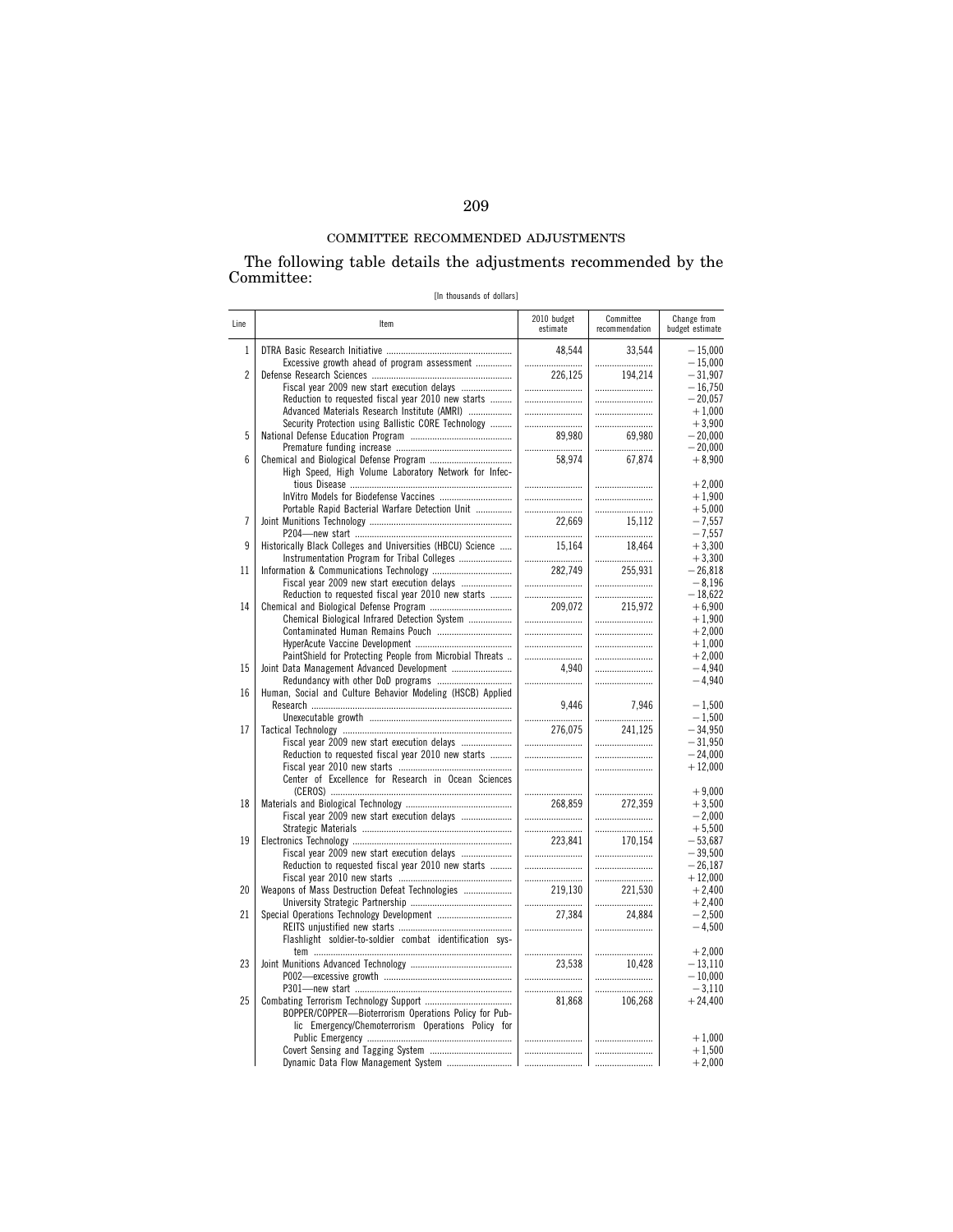COMMITTEE RECOMMENDED ADJUSTMENTS

The following table details the adjustments recommended by the Committee:

[In thousands of dollars]

| Line | Item | 2010 budget estimate | Committee recommendation | Change from budget estimate |
|---|---|---|---|---|
| 1 | DTRA Basic Research Initiative | 48,544 | 33,544 | −15,000 |
| | Excessive growth ahead of program assessment | | | −15,000 |
| 2 | Defense Research Sciences | 226,125 | 194,214 | −31,907 |
| | Fiscal year 2009 new start execution delays | | | −16,750 |
| | Reduction to requested fiscal year 2010 new starts | | | −20,057 |
| | Advanced Materials Research Institute (AMRI) | | | +1,000 |
| | Security Protection using Ballistic CORE Technology | | | +3,900 |
| 5 | National Defense Education Program | 89,980 | 69,980 | −20,000 |
| | Premature funding increase | | | −20,000 |
| 6 | Chemical and Biological Defense Program | 58,974 | 67,874 | +8,900 |
| | High Speed, High Volume Laboratory Network for Infectious Disease | | | +2,000 |
| | InVitro Models for Biodefense Vaccines | | | +1,900 |
| | Portable Rapid Bacterial Warfare Detection Unit | | | +5,000 |
| 7 | Joint Munitions Technology | 22,669 | 15,112 | −7,557 |
| | P204—new start | | | −7,557 |
| 9 | Historically Black Colleges and Universities (HBCU) Science | 15,164 | 18,464 | +3,300 |
| | Instrumentation Program for Tribal Colleges | | | +3,300 |
| 11 | Information & Communications Technology | 282,749 | 255,931 | −26,818 |
| | Fiscal year 2009 new start execution delays | | | −8,196 |
| | Reduction to requested fiscal year 2010 new starts | | | −18,622 |
| 14 | Chemical and Biological Defense Program | 209,072 | 215,972 | +6,900 |
| | Chemical Biological Infrared Detection System | | | +1,900 |
| | Contaminated Human Remains Pouch | | | +2,000 |
| | HyperAcute Vaccine Development | | | +1,000 |
| | PaintShield for Protecting People from Microbial Threats | | | +2,000 |
| 15 | Joint Data Management Advanced Development | 4,940 | | −4,940 |
| | Redundancy with other DoD programs | | | −4,940 |
| 16 | Human, Social and Culture Behavior Modeling (HSCB) Applied Research | 9,446 | 7,946 | −1,500 |
| | Unexecutable growth | | | −1,500 |
| 17 | Tactical Technology | 276,075 | 241,125 | −34,950 |
| | Fiscal year 2009 new start execution delays | | | −31,950 |
| | Reduction to requested fiscal year 2010 new starts | | | −24,000 |
| | Fiscal year 2010 new starts | | | +12,000 |
| | Center of Excellence for Research in Ocean Sciences (CEROS) | | | +9,000 |
| 18 | Materials and Biological Technology | 268,859 | 272,359 | +3,500 |
| | Fiscal year 2009 new start execution delays | | | −2,000 |
| | Strategic Materials | | | +5,500 |
| 19 | Electronics Technology | 223,841 | 170,154 | −53,687 |
| | Fiscal year 2009 new start execution delays | | | −39,500 |
| | Reduction to requested fiscal year 2010 new starts | | | −26,187 |
| | Fiscal year 2010 new starts | | | +12,000 |
| 20 | Weapons of Mass Destruction Defeat Technologies | 219,130 | 221,530 | +2,400 |
| | University Strategic Partnership | | | +2,400 |
| 21 | Special Operations Technology Development | 27,384 | 24,884 | −2,500 |
| | REITS unjustified new starts | | | −4,500 |
| | Flashlight soldier-to-soldier combat identification system | | | +2,000 |
| 23 | Joint Munitions Advanced Technology | 23,538 | 10,428 | −13,110 |
| | P002—excessive growth | | | −10,000 |
| | P301—new start | | | −3,110 |
| 25 | Combating Terrorism Technology Support | 81,868 | 106,268 | +24,400 |
| | BOPPER/COPPER—Bioterrorism Operations Policy for Public Emergency/Chemoterrorism Operations Policy for Public Emergency | | | +1,000 |
| | Covert Sensing and Tagging System | | | +1,500 |
| | Dynamic Data Flow Management System | | | +2,000 |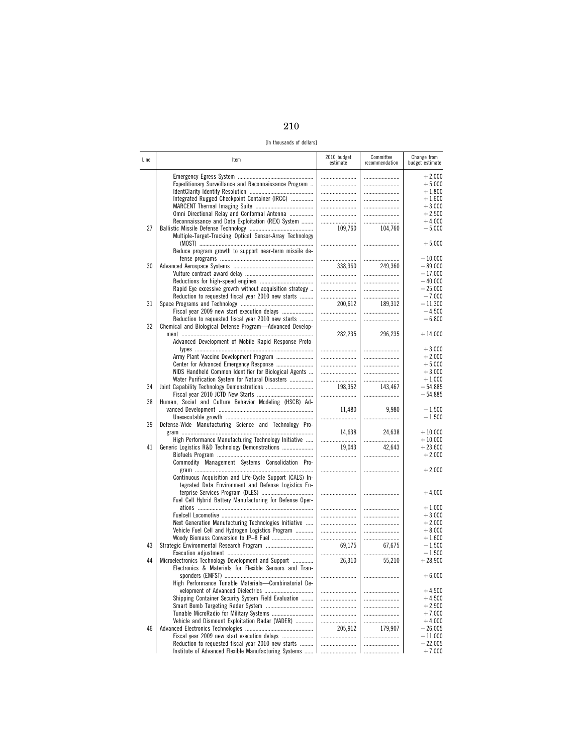[In thousands of dollars]

| Line | Item | 2010 budget estimate | Committee recommendation | Change from budget estimate |
|---|---|---|---|---|
| | Emergency Egress System | | | +2,000 |
| | Expeditionary Surveillance and Reconnaissance Program | | | +5,000 |
| | IdentClarity-Identity Resolution | | | +1,800 |
| | Integrated Rugged Checkpoint Container (IRCC) | | | +1,600 |
| | MARCENT Thermal Imaging Suite | | | +3,000 |
| | Omni Directional Relay and Conformal Antenna | | | +2,500 |
| | Reconnaissance and Data Exploitation (REX) System | | | +4,000 |
| 27 | Ballistic Missile Defense Technology | 109,760 | 104,760 | −5,000 |
| | Multiple-Target-Tracking Optical Sensor-Array Technology (MOST) | | | +5,000 |
| | Reduce program growth to support near-term missile defense programs | | | −10,000 |
| 30 | Advanced Aerospace Systems | 338,360 | 249,360 | −89,000 |
| | Vulture contract award delay | | | −17,000 |
| | Reductions for high-speed engines | | | −40,000 |
| | Rapid Eye excessive growth without acquisition strategy | | | −25,000 |
| | Reduction to requested fiscal year 2010 new starts | | | −7,000 |
| 31 | Space Programs and Technology | 200,612 | 189,312 | −11,300 |
| | Fiscal year 2009 new start execution delays | | | −4,500 |
| | Reduction to requested fiscal year 2010 new starts | | | −6,800 |
| 32 | Chemical and Biological Defense Program—Advanced Development | 282,235 | 296,235 | +14,000 |
| | Advanced Development of Mobile Rapid Response Prototypes | | | +3,000 |
| | Army Plant Vaccine Development Program | | | +2,000 |
| | Center for Advanced Emergency Response | | | +5,000 |
| | NIDS Handheld Common Identifier for Biological Agents | | | +3,000 |
| | Water Purification System for Natural Disasters | | | +1,000 |
| 34 | Joint Capability Technology Demonstrations | 198,352 | 143,467 | −54,885 |
| | Fiscal year 2010 JCTD New Starts | | | −54,885 |
| 38 | Human, Social and Culture Behavior Modeling (HSCB) Advanced Development | 11,480 | 9,980 | −1,500 |
| | Unexecutable growth | | | −1,500 |
| 39 | Defense-Wide Manufacturing Science and Technology Program | 14,638 | 24,638 | +10,000 |
| | High Performance Manufacturing Technology Initiative | | | +10,000 |
| 41 | Generic Logistics R&D Technology Demonstrations | 19,043 | 42,643 | +23,600 |
| | Biofuels Program | | | +2,000 |
| | Commodity Management Systems Consolidation Program | | | +2,000 |
| | Continuous Acquisition and Life-Cycle Support (CALS) Integrated Data Environment and Defense Logistics Enterprise Services Program (DLES) | | | +4,000 |
| | Fuel Cell Hybrid Battery Manufacturing for Defense Operations | | | +1,000 |
| | Fuelcell Locomotive | | | +3,000 |
| | Next Generation Manufacturing Technologies Initiative | | | +2,000 |
| | Vehicle Fuel Cell and Hydrogen Logistics Program | | | +8,000 |
| | Woody Biomass Conversion to JP–8 Fuel | | | +1,600 |
| 43 | Strategic Environmental Research Program | 69,175 | 67,675 | −1,500 |
| | Execution adjustment | | | −1,500 |
| 44 | Microelectronics Technology Development and Support | 26,310 | 55,210 | +28,900 |
| | Electronics & Materials for Flexible Sensors and Transponders (EMFST) | | | +6,000 |
| | High Performance Tunable Materials—Combinatorial Development of Advanced Dielectrics | | | +4,500 |
| | Shipping Container Security System Field Evaluation | | | +4,500 |
| | Smart Bomb Targeting Radar System | | | +2,900 |
| | Tunable MicroRadio for Military Systems | | | +7,000 |
| | Vehicle and Dismount Exploitation Radar (VADER) | | | +4,000 |
| 46 | Advanced Electronics Technologies | 205,912 | 179,907 | −26,005 |
| | Fiscal year 2009 new start execution delays | | | −11,000 |
| | Reduction to requested fiscal year 2010 new starts | | | −22,005 |
| | Institute of Advanced Flexible Manufacturing Systems | | | +7,000 |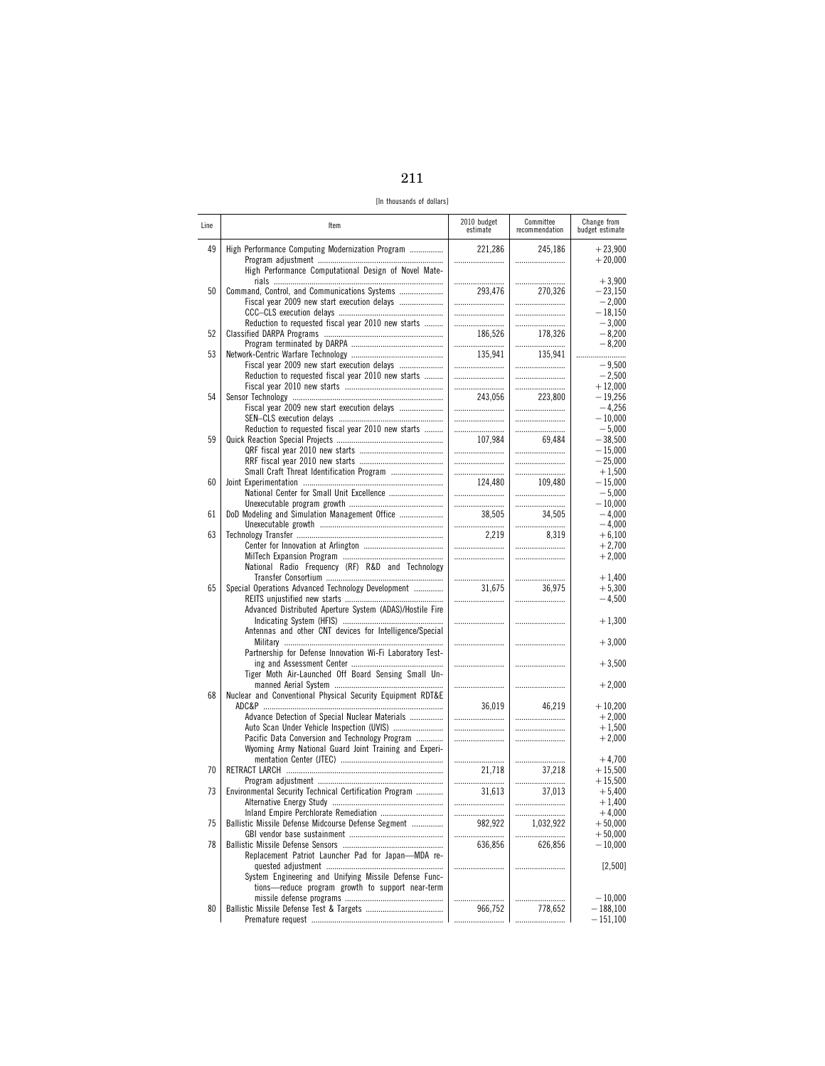[In thousands of dollars]

| Line | Item | 2010 budget estimate | Committee recommendation | Change from budget estimate |
|---|---|---|---|---|
| 49 | High Performance Computing Modernization Program | 221,286 | 245,186 | +23,900 |
| | Program adjustment | | | +20,000 |
| | High Performance Computational Design of Novel Materials | | | +3,900 |
| 50 | Command, Control, and Communications Systems | 293,476 | 270,326 | −23,150 |
| | Fiscal year 2009 new start execution delays | | | −2,000 |
| | CCC–CLS execution delays | | | −18,150 |
| | Reduction to requested fiscal year 2010 new starts | | | −3,000 |
| 52 | Classified DARPA Programs | 186,526 | 178,326 | −8,200 |
| | Program terminated by DARPA | | | −8,200 |
| 53 | Network-Centric Warfare Technology | 135,941 | 135,941 | |
| | Fiscal year 2009 new start execution delays | | | −9,500 |
| | Reduction to requested fiscal year 2010 new starts | | | −2,500 |
| | Fiscal year 2010 new starts | | | +12,000 |
| 54 | Sensor Technology | 243,056 | 223,800 | −19,256 |
| | Fiscal year 2009 new start execution delays | | | −4,256 |
| | SEN–CLS execution delays | | | −10,000 |
| | Reduction to requested fiscal year 2010 new starts | | | −5,000 |
| 59 | Quick Reaction Special Projects | 107,984 | 69,484 | −38,500 |
| | QRF fiscal year 2010 new starts | | | −15,000 |
| | RRF fiscal year 2010 new starts | | | −25,000 |
| | Small Craft Threat Identification Program | | | +1,500 |
| 60 | Joint Experimentation | 124,480 | 109,480 | −15,000 |
| | National Center for Small Unit Excellence | | | −5,000 |
| | Unexecutable program growth | | | −10,000 |
| 61 | DoD Modeling and Simulation Management Office | 38,505 | 34,505 | −4,000 |
| | Unexecutable growth | | | −4,000 |
| 63 | Technology Transfer | 2,219 | 8,319 | +6,100 |
| | Center for Innovation at Arlington | | | +2,700 |
| | MilTech Expansion Program | | | +2,000 |
| | National Radio Frequency (RF) R&D and Technology Transfer Consortium | | | +1,400 |
| 65 | Special Operations Advanced Technology Development | 31,675 | 36,975 | +5,300 |
| | REITS unjustified new starts | | | −4,500 |
| | Advanced Distributed Aperture System (ADAS)/Hostile Fire Indicating System (HFIS) | | | +1,300 |
| | Antennas and other CNT devices for Intelligence/Special Military | | | +3,000 |
| | Partnership for Defense Innovation Wi-Fi Laboratory Testing and Assessment Center | | | +3,500 |
| | Tiger Moth Air-Launched Off Board Sensing Small Unmanned Aerial System | | | +2,000 |
| 68 | Nuclear and Conventional Physical Security Equipment RDT&E ADC&P | 36,019 | 46,219 | +10,200 |
| | Advance Detection of Special Nuclear Materials | | | +2,000 |
| | Auto Scan Under Vehicle Inspection (UVIS) | | | +1,500 |
| | Pacific Data Conversion and Technology Program | | | +2,000 |
| | Wyoming Army National Guard Joint Training and Experimentation Center (JTEC) | | | +4,700 |
| 70 | RETRACT LARCH | 21,718 | 37,218 | +15,500 |
| | Program adjustment | | | +15,500 |
| 73 | Environmental Security Technical Certification Program | 31,613 | 37,013 | +5,400 |
| | Alternative Energy Study | | | +1,400 |
| | Inland Empire Perchlorate Remediation | | | +4,000 |
| 75 | Ballistic Missile Defense Midcourse Defense Segment | 982,922 | 1,032,922 | +50,000 |
| | GBI vendor base sustainment | | | +50,000 |
| 78 | Ballistic Missile Defense Sensors | 636,856 | 626,856 | −10,000 |
| | Replacement Patriot Launcher Pad for Japan—MDA requested adjustment | | | [2,500] |
| | System Engineering and Unifying Missile Defense Functions—reduce program growth to support near-term missile defense programs | | | −10,000 |
| 80 | Ballistic Missile Defense Test & Targets | 966,752 | 778,652 | −188,100 |
| | Premature request | | | −151,100 |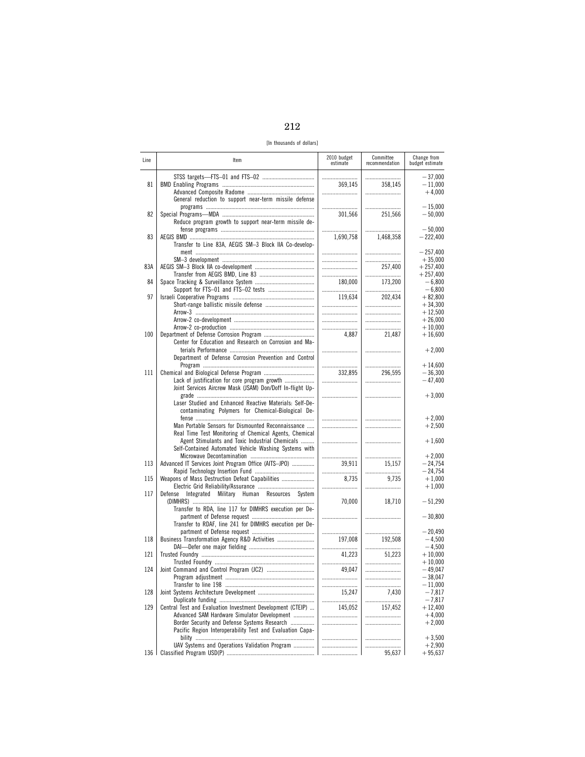[In thousands of dollars]

| Line | Item | 2010 budget estimate | Committee recommendation | Change from budget estimate |
|---|---|---|---|---|
| | STSS targets—FTS–01 and FTS–02 | | | −37,000 |
| 81 | BMD Enabling Programs | 369,145 | 358,145 | −11,000 |
| | Advanced Composite Radome | | | +4,000 |
| | General reduction to support near-term missile defense programs | | | −15,000 |
| 82 | Special Programs—MDA | 301,566 | 251,566 | −50,000 |
| | Reduce program growth to support near-term missile defense programs | | | −50,000 |
| 83 | AEGIS BMD | 1,690,758 | 1,468,358 | −222,400 |
| | Transfer to Line 83A, AEGIS SM–3 Block IIA Co-development | | | −257,400 |
| | SM–3 development | | | +35,000 |
| 83A | AEGIS SM–3 Block IIA co-development | | 257,400 | +257,400 |
| | Transfer from AEGIS BMD, Line 83 | | | +257,400 |
| 84 | Space Tracking & Surveillance System | 180,000 | 173,200 | −6,800 |
| | Support for FTS–01 and FTS–02 tests | | | −6,800 |
| 97 | Israeli Cooperative Programs | 119,634 | 202,434 | +82,800 |
| | Short-range ballistic missile defense | | | +34,300 |
| | Arrow-3 | | | +12,500 |
| | Arrow-2 co-development | | | +26,000 |
| | Arrow-2 co-production | | | +10,000 |
| 100 | Department of Defense Corrosion Program | 4,887 | 21,487 | +16,600 |
| | Center for Education and Research on Corrosion and Materials Performance | | | +2,000 |
| | Department of Defense Corrosion Prevention and Control Program | | | +14,600 |
| 111 | Chemical and Biological Defense Program | 332,895 | 296,595 | −36,300 |
| | Lack of justification for core program growth | | | −47,400 |
| | Joint Services Aircrew Mask (JSAM) Don/Doff In-flight Upgrade | | | +3,000 |
| | Laser Studied and Enhanced Reactive Materials: Self-Decontaminating Polymers for Chemical-Biological Defense | | | +2,000 |
| | Man Portable Sensors for Dismounted Reconnaissance | | | +2,500 |
| | Real Time Test Monitoring of Chemical Agents, Chemical Agent Stimulants and Toxic Industrial Chemicals | | | +1,600 |
| | Self-Contained Automated Vehicle Washing Systems with Microwave Decontamination | | | +2,000 |
| 113 | Advanced IT Services Joint Program Office (AITS–JPO) | 39,911 | 15,157 | −24,754 |
| | Rapid Technology Insertion Fund | | | −24,754 |
| 115 | Weapons of Mass Destruction Defeat Capabilities | 8,735 | 9,735 | +1,000 |
| | Electric Grid Reliability/Assurance | | | +1,000 |
| 117 | Defense Integrated Military Human Resources System (DIMHRS) | 70,000 | 18,710 | −51,290 |
| | Transfer to RDA, line 117 for DIMHRS execution per Department of Defense request | | | −30,800 |
| | Transfer to RDAF, line 241 for DIMHRS execution per Department of Defense request | | | −20,490 |
| 118 | Business Transformation Agency R&D Activities | 197,008 | 192,508 | −4,500 |
| | DAI—Defer one major fielding | | | −4,500 |
| 121 | Trusted Foundry | 41,223 | 51,223 | +10,000 |
| | Trusted Foundry | | | +10,000 |
| 124 | Joint Command and Control Program (JC2) | 49,047 | | −49,047 |
| | Program adjustment | | | −38,047 |
| | Transfer to line 198 | | | −11,000 |
| 128 | Joint Systems Architecture Development | 15,247 | 7,430 | −7,817 |
| | Duplicate funding | | | −7,817 |
| 129 | Central Test and Evaluation Investment Development (CTEIP) | 145,052 | 157,452 | +12,400 |
| | Advanced SAM Hardware Simulator Development | | | +4,000 |
| | Border Security and Defense Systems Research | | | +2,000 |
| | Pacific Region Interoperability Test and Evaluation Capability | | | +3,500 |
| | UAV Systems and Operations Validation Program | | | +2,900 |
| 136 | Classified Program USD(P) | | 95,637 | +95,637 |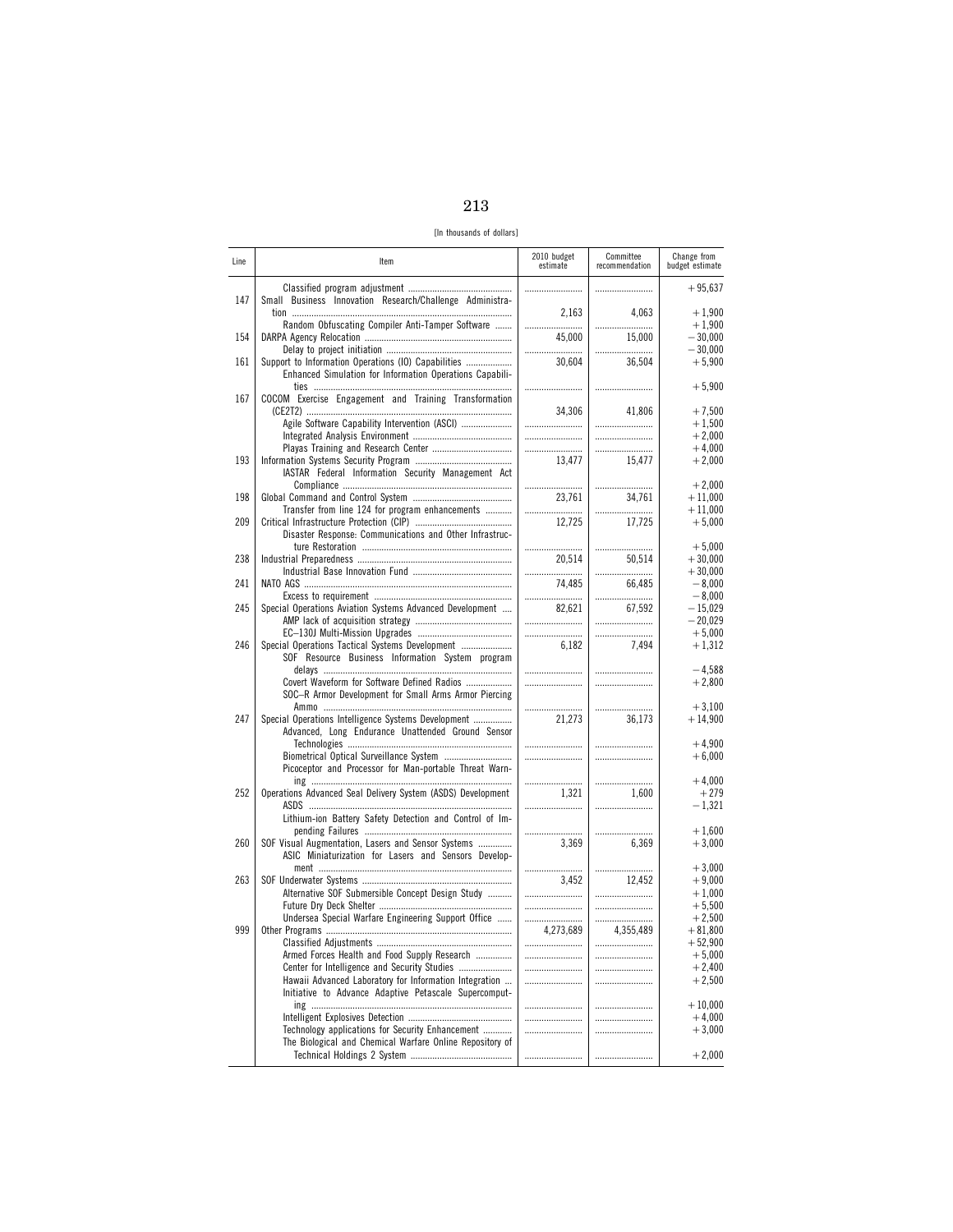[In thousands of dollars]

| Line | Item | 2010 budget estimate | Committee recommendation | Change from budget estimate |
|---|---|---|---|---|
| | Classified program adjustment | | | +95,637 |
| 147 | Small Business Innovation Research/Challenge Administration | 2,163 | 4,063 | +1,900 |
| | Random Obfuscating Compiler Anti-Tamper Software | | | +1,900 |
| 154 | DARPA Agency Relocation | 45,000 | 15,000 | −30,000 |
| | Delay to project initiation | | | −30,000 |
| 161 | Support to Information Operations (IO) Capabilities | 30,604 | 36,504 | +5,900 |
| | Enhanced Simulation for Information Operations Capabilities | | | +5,900 |
| 167 | COCOM Exercise Engagement and Training Transformation (CE2T2) | 34,306 | 41,806 | +7,500 |
| | Agile Software Capability Intervention (ASCI) | | | +1,500 |
| | Integrated Analysis Environment | | | +2,000 |
| | Playas Training and Research Center | | | +4,000 |
| 193 | Information Systems Security Program | 13,477 | 15,477 | +2,000 |
| | IASTAR Federal Information Security Management Act Compliance | | | +2,000 |
| 198 | Global Command and Control System | 23,761 | 34,761 | +11,000 |
| | Transfer from line 124 for program enhancements | | | +11,000 |
| 209 | Critical Infrastructure Protection (CIP) | 12,725 | 17,725 | +5,000 |
| | Disaster Response: Communications and Other Infrastructure Restoration | | | +5,000 |
| 238 | Industrial Preparedness | 20,514 | 50,514 | +30,000 |
| | Industrial Base Innovation Fund | | | +30,000 |
| 241 | NATO AGS | 74,485 | 66,485 | −8,000 |
| | Excess to requirement | | | −8,000 |
| 245 | Special Operations Aviation Systems Advanced Development | 82,621 | 67,592 | −15,029 |
| | AMP lack of acquisition strategy | | | −20,029 |
| | EC–130J Multi-Mission Upgrades | | | +5,000 |
| 246 | Special Operations Tactical Systems Development | 6,182 | 7,494 | +1,312 |
| | SOF Resource Business Information System program delays | | | −4,588 |
| | Covert Waveform for Software Defined Radios | | | +2,800 |
| | SOC–R Armor Development for Small Arms Armor Piercing Ammo | | | +3,100 |
| 247 | Special Operations Intelligence Systems Development | 21,273 | 36,173 | +14,900 |
| | Advanced, Long Endurance Unattended Ground Sensor Technologies | | | +4,900 |
| | Biometrical Optical Surveillance System | | | +6,000 |
| | Picoceptor and Processor for Man-portable Threat Warning | | | +4,000 |
| 252 | Operations Advanced Seal Delivery System (ASDS) Development | 1,321 | 1,600 | +279 |
| | ASDS | | | −1,321 |
| | Lithium-ion Battery Safety Detection and Control of Impending Failures | | | +1,600 |
| 260 | SOF Visual Augmentation, Lasers and Sensor Systems | 3,369 | 6,369 | +3,000 |
| | ASIC Miniaturization for Lasers and Sensors Development | | | +3,000 |
| 263 | SOF Underwater Systems | 3,452 | 12,452 | +9,000 |
| | Alternative SOF Submersible Concept Design Study | | | +1,000 |
| | Future Dry Deck Shelter | | | +5,500 |
| | Undersea Special Warfare Engineering Support Office | | | +2,500 |
| 999 | Other Programs | 4,273,689 | 4,355,489 | +81,800 |
| | Classified Adjustments | | | +52,900 |
| | Armed Forces Health and Food Supply Research | | | +5,000 |
| | Center for Intelligence and Security Studies | | | +2,400 |
| | Hawaii Advanced Laboratory for Information Integration | | | +2,500 |
| | Initiative to Advance Adaptive Petascale Supercomputing | | | +10,000 |
| | Intelligent Explosives Detection | | | +4,000 |
| | Technology applications for Security Enhancement | | | +3,000 |
| | The Biological and Chemical Warfare Online Repository of Technical Holdings 2 System | | | +2,000 |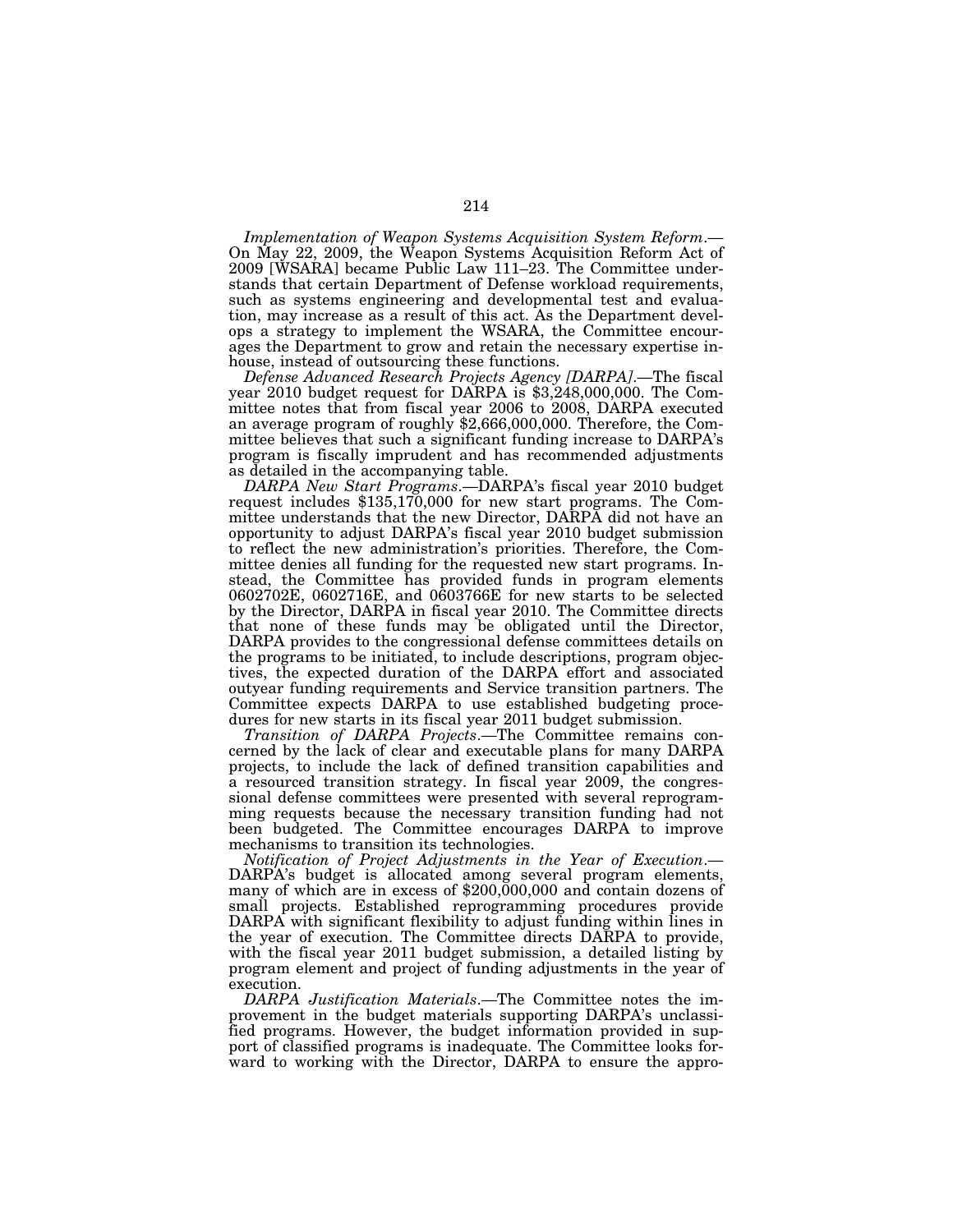*Implementation of Weapon Systems Acquisition System Reform*.—On May 22, 2009, the Weapon Systems Acquisition Reform Act of 2009 [WSARA] became Public Law 111–23. The Committee understands that certain Department of Defense workload requirements, such as systems engineering and developmental test and evaluation, may increase as a result of this act. As the Department develops a strategy to implement the WSARA, the Committee encourages the Department to grow and retain the necessary expertise in-house, instead of outsourcing these functions.

*Defense Advanced Research Projects Agency [DARPA]*.—The fiscal year 2010 budget request for DARPA is $3,248,000,000. The Committee notes that from fiscal year 2006 to 2008, DARPA executed an average program of roughly $2,666,000,000. Therefore, the Committee believes that such a significant funding increase to DARPA's program is fiscally imprudent and has recommended adjustments as detailed in the accompanying table.

*DARPA New Start Programs*.—DARPA's fiscal year 2010 budget request includes $135,170,000 for new start programs. The Committee understands that the new Director, DARPA did not have an opportunity to adjust DARPA's fiscal year 2010 budget submission to reflect the new administration's priorities. Therefore, the Committee denies all funding for the requested new start programs. Instead, the Committee has provided funds in program elements 0602702E, 0602716E, and 0603766E for new starts to be selected by the Director, DARPA in fiscal year 2010. The Committee directs that none of these funds may be obligated until the Director, DARPA provides to the congressional defense committees details on the programs to be initiated, to include descriptions, program objectives, the expected duration of the DARPA effort and associated outyear funding requirements and Service transition partners. The Committee expects DARPA to use established budgeting procedures for new starts in its fiscal year 2011 budget submission.

*Transition of DARPA Projects*.—The Committee remains concerned by the lack of clear and executable plans for many DARPA projects, to include the lack of defined transition capabilities and a resourced transition strategy. In fiscal year 2009, the congressional defense committees were presented with several reprogramming requests because the necessary transition funding had not been budgeted. The Committee encourages DARPA to improve mechanisms to transition its technologies.

*Notification of Project Adjustments in the Year of Execution*.—DARPA's budget is allocated among several program elements, many of which are in excess of $200,000,000 and contain dozens of small projects. Established reprogramming procedures provide DARPA with significant flexibility to adjust funding within lines in the year of execution. The Committee directs DARPA to provide, with the fiscal year 2011 budget submission, a detailed listing by program element and project of funding adjustments in the year of execution.

*DARPA Justification Materials*.—The Committee notes the improvement in the budget materials supporting DARPA's unclassified programs. However, the budget information provided in support of classified programs is inadequate. The Committee looks forward to working with the Director, DARPA to ensure the appro-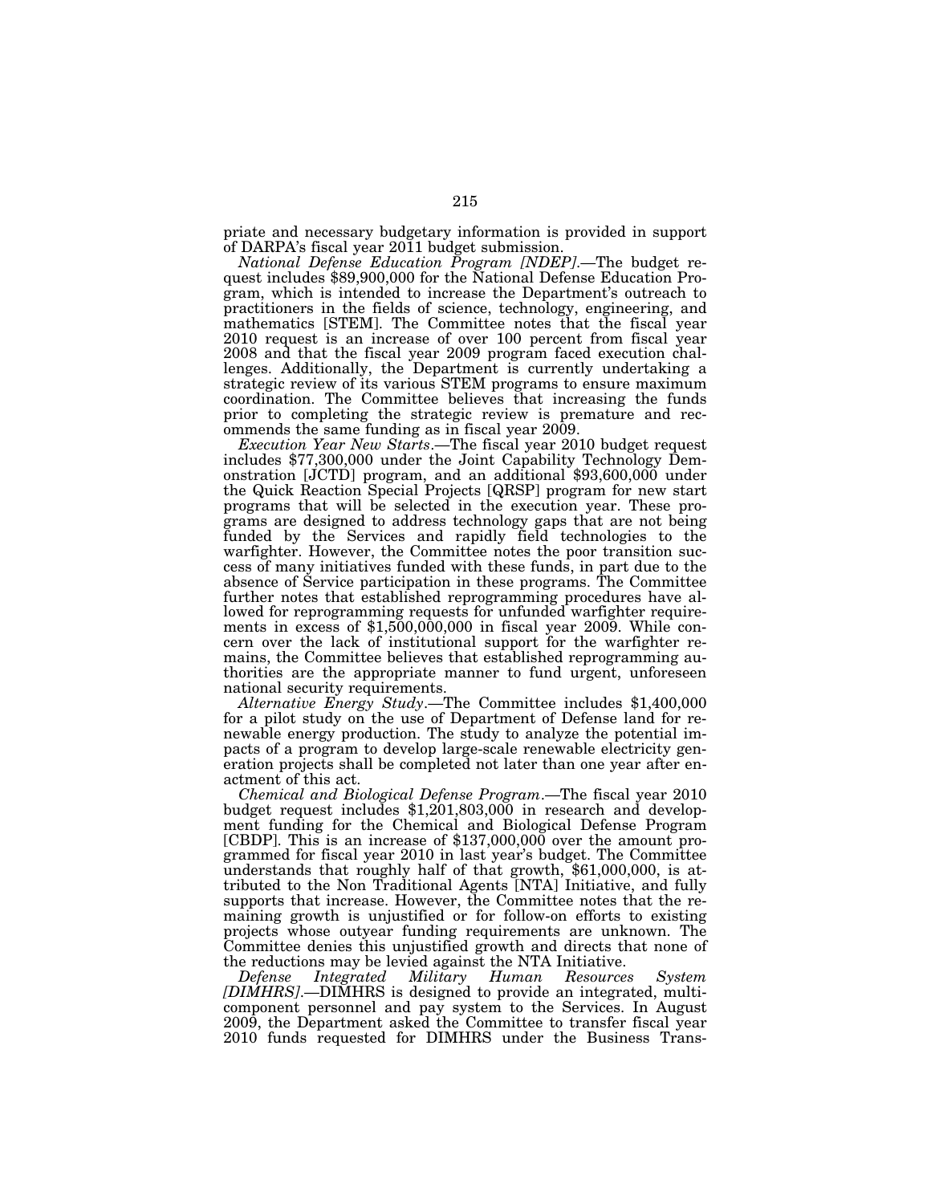priate and necessary budgetary information is provided in support of DARPA's fiscal year 2011 budget submission.

*National Defense Education Program [NDEP].*—The budget request includes $89,900,000 for the National Defense Education Program, which is intended to increase the Department's outreach to practitioners in the fields of science, technology, engineering, and mathematics [STEM]. The Committee notes that the fiscal year 2010 request is an increase of over 100 percent from fiscal year 2008 and that the fiscal year 2009 program faced execution challenges. Additionally, the Department is currently undertaking a strategic review of its various STEM programs to ensure maximum coordination. The Committee believes that increasing the funds prior to completing the strategic review is premature and recommends the same funding as in fiscal year 2009.

*Execution Year New Starts.*—The fiscal year 2010 budget request includes $77,300,000 under the Joint Capability Technology Demonstration [JCTD] program, and an additional $93,600,000 under the Quick Reaction Special Projects [QRSP] program for new start programs that will be selected in the execution year. These programs are designed to address technology gaps that are not being funded by the Services and rapidly field technologies to the warfighter. However, the Committee notes the poor transition success of many initiatives funded with these funds, in part due to the absence of Service participation in these programs. The Committee further notes that established reprogramming procedures have allowed for reprogramming requests for unfunded warfighter requirements in excess of $1,500,000,000 in fiscal year 2009. While concern over the lack of institutional support for the warfighter remains, the Committee believes that established reprogramming authorities are the appropriate manner to fund urgent, unforeseen national security requirements.

*Alternative Energy Study.*—The Committee includes $1,400,000 for a pilot study on the use of Department of Defense land for renewable energy production. The study to analyze the potential impacts of a program to develop large-scale renewable electricity generation projects shall be completed not later than one year after enactment of this act.

*Chemical and Biological Defense Program.*—The fiscal year 2010 budget request includes $1,201,803,000 in research and development funding for the Chemical and Biological Defense Program [CBDP]. This is an increase of $137,000,000 over the amount programmed for fiscal year 2010 in last year's budget. The Committee understands that roughly half of that growth, $61,000,000, is attributed to the Non Traditional Agents [NTA] Initiative, and fully supports that increase. However, the Committee notes that the remaining growth is unjustified or for follow-on efforts to existing projects whose outyear funding requirements are unknown. The Committee denies this unjustified growth and directs that none of the reductions may be levied against the NTA Initiative.

*Defense Integrated Military Human Resources System [DIMHRS].*—DIMHRS is designed to provide an integrated, multicomponent personnel and pay system to the Services. In August 2009, the Department asked the Committee to transfer fiscal year 2010 funds requested for DIMHRS under the Business Trans-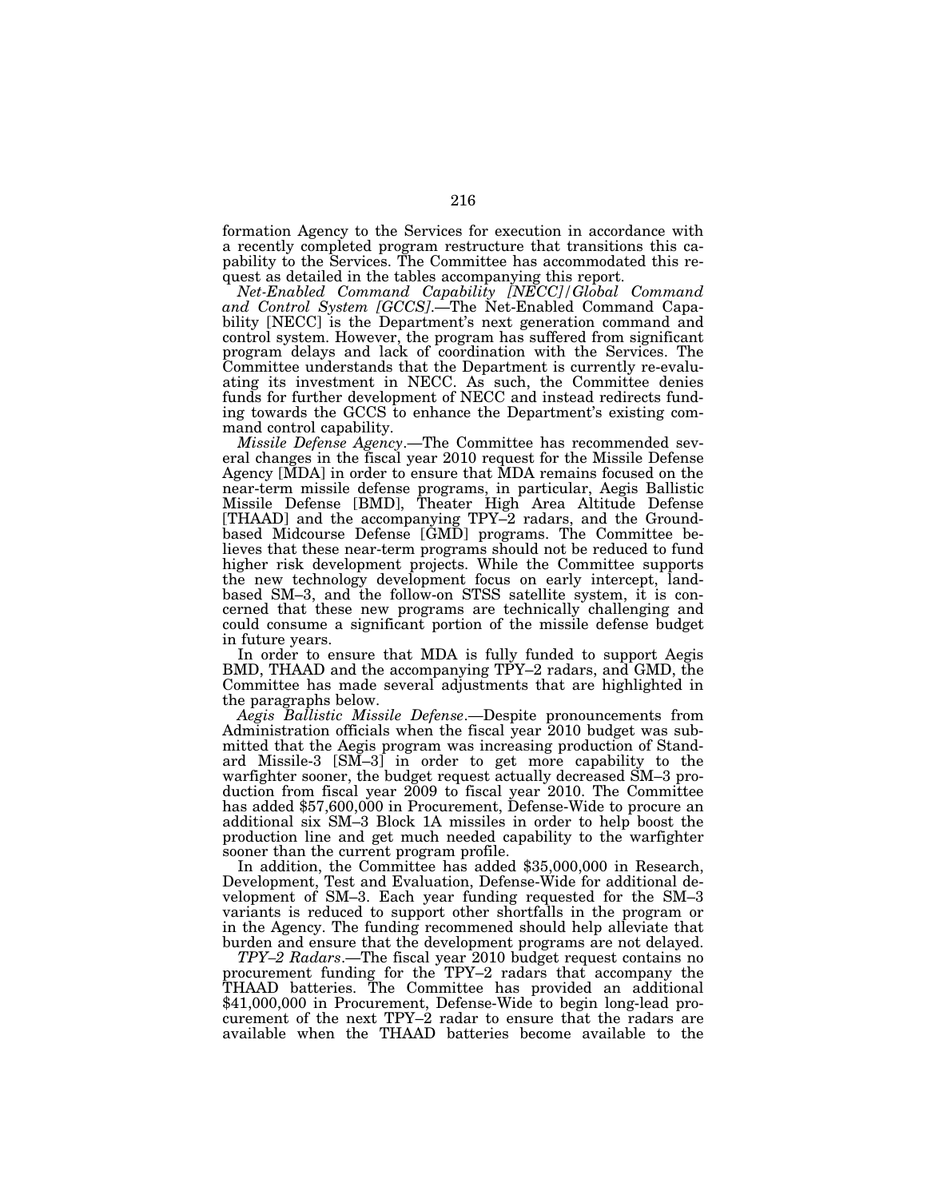formation Agency to the Services for execution in accordance with a recently completed program restructure that transitions this capability to the Services. The Committee has accommodated this request as detailed in the tables accompanying this report.

*Net-Enabled Command Capability [NECC]/Global Command and Control System [GCCS]*.—The Net-Enabled Command Capability [NECC] is the Department's next generation command and control system. However, the program has suffered from significant program delays and lack of coordination with the Services. The Committee understands that the Department is currently re-evaluating its investment in NECC. As such, the Committee denies funds for further development of NECC and instead redirects funding towards the GCCS to enhance the Department's existing command control capability.

*Missile Defense Agency*.—The Committee has recommended several changes in the fiscal year 2010 request for the Missile Defense Agency [MDA] in order to ensure that MDA remains focused on the near-term missile defense programs, in particular, Aegis Ballistic Missile Defense [BMD], Theater High Area Altitude Defense [THAAD] and the accompanying TPY–2 radars, and the Ground-based Midcourse Defense [GMD] programs. The Committee believes that these near-term programs should not be reduced to fund higher risk development projects. While the Committee supports the new technology development focus on early intercept, land-based SM–3, and the follow-on STSS satellite system, it is concerned that these new programs are technically challenging and could consume a significant portion of the missile defense budget in future years.

In order to ensure that MDA is fully funded to support Aegis BMD, THAAD and the accompanying TPY–2 radars, and GMD, the Committee has made several adjustments that are highlighted in the paragraphs below.

*Aegis Ballistic Missile Defense*.—Despite pronouncements from Administration officials when the fiscal year 2010 budget was submitted that the Aegis program was increasing production of Standard Missile-3 [SM–3] in order to get more capability to the warfighter sooner, the budget request actually decreased SM–3 production from fiscal year 2009 to fiscal year 2010. The Committee has added $57,600,000 in Procurement, Defense-Wide to procure an additional six SM–3 Block 1A missiles in order to help boost the production line and get much needed capability to the warfighter sooner than the current program profile.

In addition, the Committee has added $35,000,000 in Research, Development, Test and Evaluation, Defense-Wide for additional development of SM–3. Each year funding requested for the SM–3 variants is reduced to support other shortfalls in the program or in the Agency. The funding recommened should help alleviate that burden and ensure that the development programs are not delayed.

*TPY–2 Radars*.—The fiscal year 2010 budget request contains no procurement funding for the TPY–2 radars that accompany the THAAD batteries. The Committee has provided an additional $41,000,000 in Procurement, Defense-Wide to begin long-lead procurement of the next TPY–2 radar to ensure that the radars are available when the THAAD batteries become available to the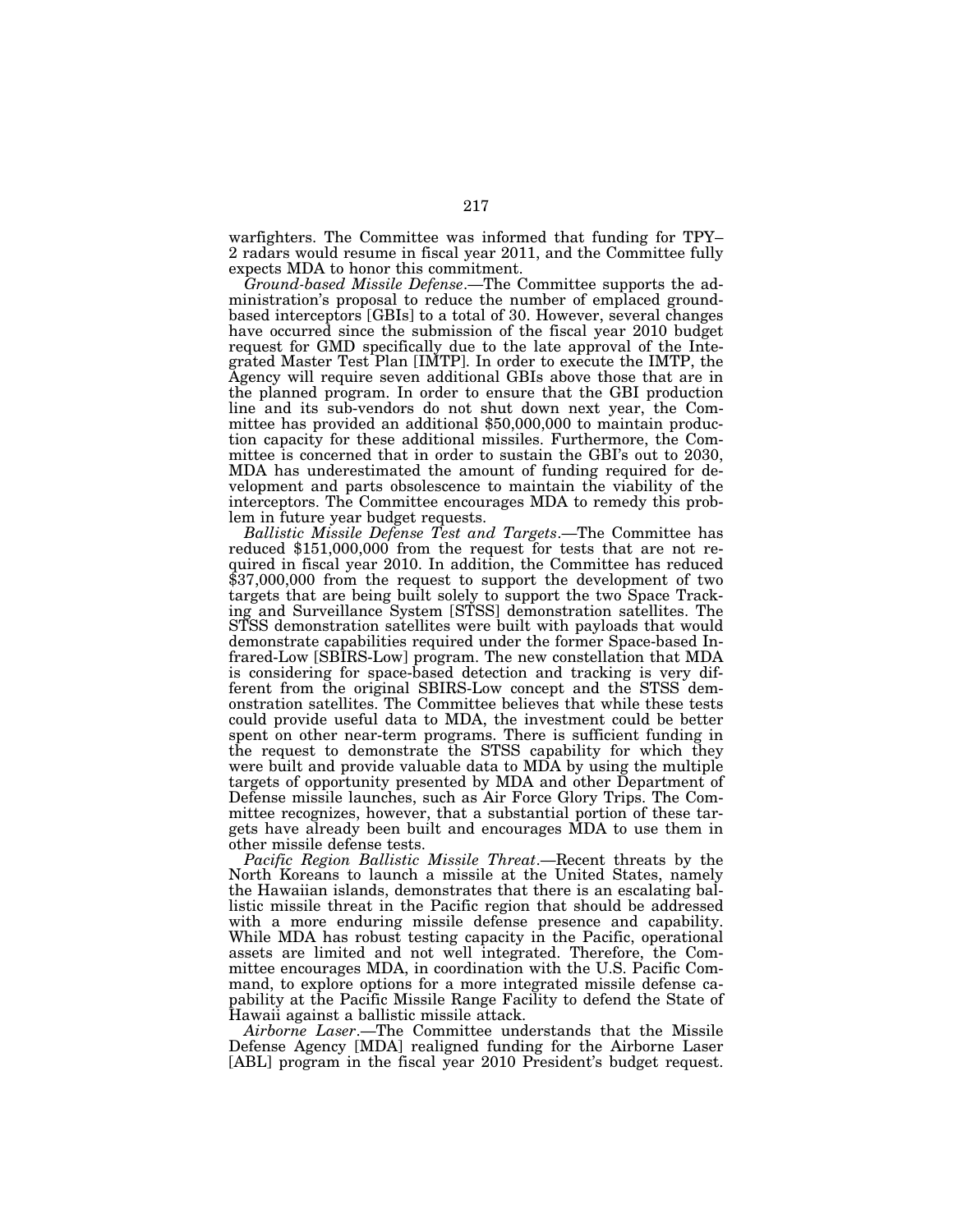warfighters. The Committee was informed that funding for TPY–2 radars would resume in fiscal year 2011, and the Committee fully expects MDA to honor this commitment.

*Ground-based Missile Defense*.—The Committee supports the administration's proposal to reduce the number of emplaced ground-based interceptors [GBIs] to a total of 30. However, several changes have occurred since the submission of the fiscal year 2010 budget request for GMD specifically due to the late approval of the Integrated Master Test Plan [IMTP]. In order to execute the IMTP, the Agency will require seven additional GBIs above those that are in the planned program. In order to ensure that the GBI production line and its sub-vendors do not shut down next year, the Committee has provided an additional $50,000,000 to maintain production capacity for these additional missiles. Furthermore, the Committee is concerned that in order to sustain the GBI's out to 2030, MDA has underestimated the amount of funding required for development and parts obsolescence to maintain the viability of the interceptors. The Committee encourages MDA to remedy this problem in future year budget requests.

*Ballistic Missile Defense Test and Targets*.—The Committee has reduced $151,000,000 from the request for tests that are not required in fiscal year 2010. In addition, the Committee has reduced $37,000,000 from the request to support the development of two targets that are being built solely to support the two Space Tracking and Surveillance System [STSS] demonstration satellites. The STSS demonstration satellites were built with payloads that would demonstrate capabilities required under the former Space-based Infrared-Low [SBIRS-Low] program. The new constellation that MDA is considering for space-based detection and tracking is very different from the original SBIRS-Low concept and the STSS demonstration satellites. The Committee believes that while these tests could provide useful data to MDA, the investment could be better spent on other near-term programs. There is sufficient funding in the request to demonstrate the STSS capability for which they were built and provide valuable data to MDA by using the multiple targets of opportunity presented by MDA and other Department of Defense missile launches, such as Air Force Glory Trips. The Committee recognizes, however, that a substantial portion of these targets have already been built and encourages MDA to use them in other missile defense tests.

*Pacific Region Ballistic Missile Threat*.—Recent threats by the North Koreans to launch a missile at the United States, namely the Hawaiian islands, demonstrates that there is an escalating ballistic missile threat in the Pacific region that should be addressed with a more enduring missile defense presence and capability. While MDA has robust testing capacity in the Pacific, operational assets are limited and not well integrated. Therefore, the Committee encourages MDA, in coordination with the U.S. Pacific Command, to explore options for a more integrated missile defense capability at the Pacific Missile Range Facility to defend the State of Hawaii against a ballistic missile attack.

*Airborne Laser*.—The Committee understands that the Missile Defense Agency [MDA] realigned funding for the Airborne Laser [ABL] program in the fiscal year 2010 President's budget request.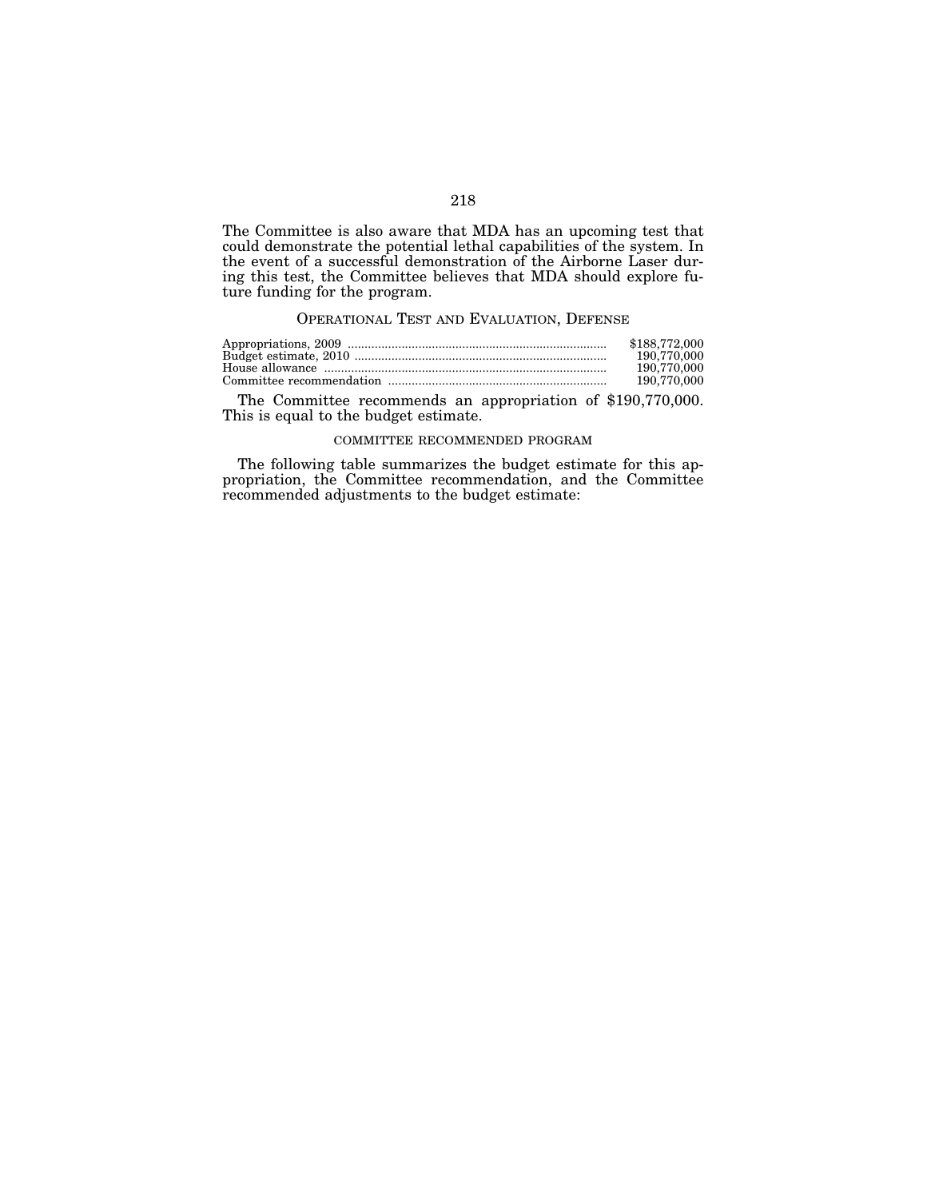The Committee is also aware that MDA has an upcoming test that could demonstrate the potential lethal capabilities of the system. In the event of a successful demonstration of the Airborne Laser during this test, the Committee believes that MDA should explore future funding for the program.

## OPERATIONAL TEST AND EVALUATION, DEFENSE

| | |
|---|---|
| Appropriations, 2009 | $188,772,000 |
| Budget estimate, 2010 | 190,770,000 |
| House allowance | 190,770,000 |
| Committee recommendation | 190,770,000 |

The Committee recommends an appropriation of $190,770,000. This is equal to the budget estimate.

### COMMITTEE RECOMMENDED PROGRAM

The following table summarizes the budget estimate for this appropriation, the Committee recommendation, and the Committee recommended adjustments to the budget estimate: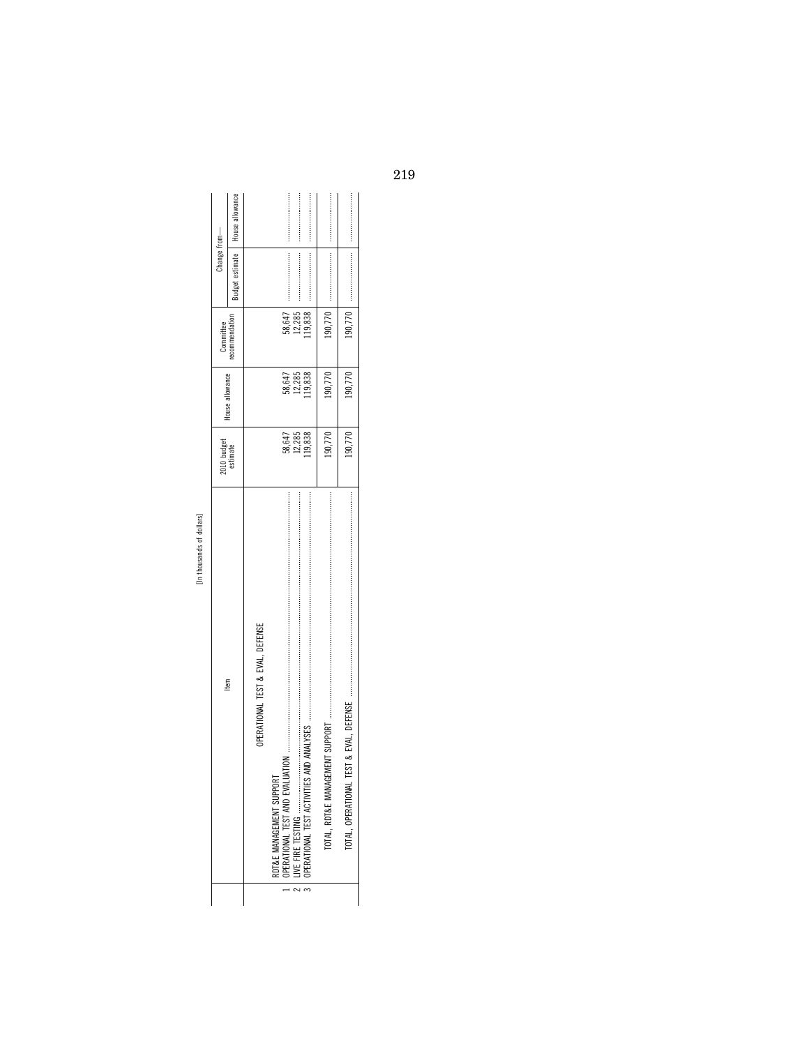[In thousands of dollars]

| | Item | 2010 budget estimate | House allowance | Committee recommendation | Change from— | |
|---|---|---|---|---|---|---|
| | | | | | Budget estimate | House allowance |
| | OPERATIONAL TEST & EVAL, DEFENSE | | | | | |
| | RDT&E MANAGEMENT SUPPORT | | | | | |
| 1 | OPERATIONAL TEST AND EVALUATION | 58,647 | 58,647 | 58,647 | .................... | .................... |
| 2 | LIVE FIRE TESTING | 12,285 | 12,285 | 12,285 | .................... | .................... |
| 3 | OPERATIONAL TEST ACTIVITIES AND ANALYSES | 119,838 | 119,838 | 119,838 | .................... | .................... |
| | TOTAL, RDT&E MANAGEMENT SUPPORT | 190,770 | 190,770 | 190,770 | .................... | .................... |
| | TOTAL, OPERATIONAL TEST & EVAL, DEFENSE | 190,770 | 190,770 | 190,770 | .................... | .................... |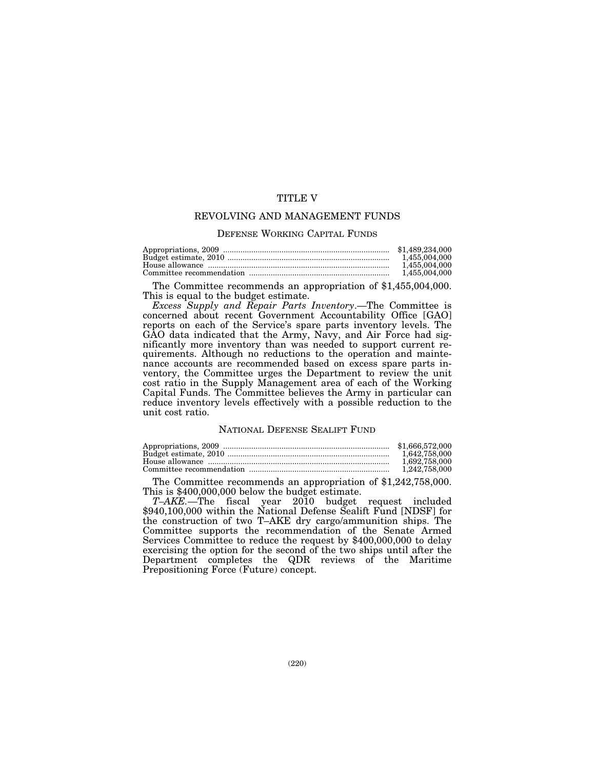# TITLE V

## REVOLVING AND MANAGEMENT FUNDS

### DEFENSE WORKING CAPITAL FUNDS

| | |
|---|---|
| Appropriations, 2009 | $1,489,234,000 |
| Budget estimate, 2010 | 1,455,004,000 |
| House allowance | 1,455,004,000 |
| Committee recommendation | 1,455,004,000 |

The Committee recommends an appropriation of $1,455,004,000. This is equal to the budget estimate.

*Excess Supply and Repair Parts Inventory*.—The Committee is concerned about recent Government Accountability Office [GAO] reports on each of the Service's spare parts inventory levels. The GAO data indicated that the Army, Navy, and Air Force had significantly more inventory than was needed to support current requirements. Although no reductions to the operation and maintenance accounts are recommended based on excess spare parts inventory, the Committee urges the Department to review the unit cost ratio in the Supply Management area of each of the Working Capital Funds. The Committee believes the Army in particular can reduce inventory levels effectively with a possible reduction to the unit cost ratio.

### NATIONAL DEFENSE SEALIFT FUND

| | |
|---|---|
| Appropriations, 2009 | $1,666,572,000 |
| Budget estimate, 2010 | 1,642,758,000 |
| House allowance | 1,692,758,000 |
| Committee recommendation | 1,242,758,000 |

The Committee recommends an appropriation of $1,242,758,000. This is $400,000,000 below the budget estimate.

*T–AKE*.—The fiscal year 2010 budget request included $940,100,000 within the National Defense Sealift Fund [NDSF] for the construction of two T–AKE dry cargo/ammunition ships. The Committee supports the recommendation of the Senate Armed Services Committee to reduce the request by $400,000,000 to delay exercising the option for the second of the two ships until after the Department completes the QDR reviews of the Maritime Prepositioning Force (Future) concept.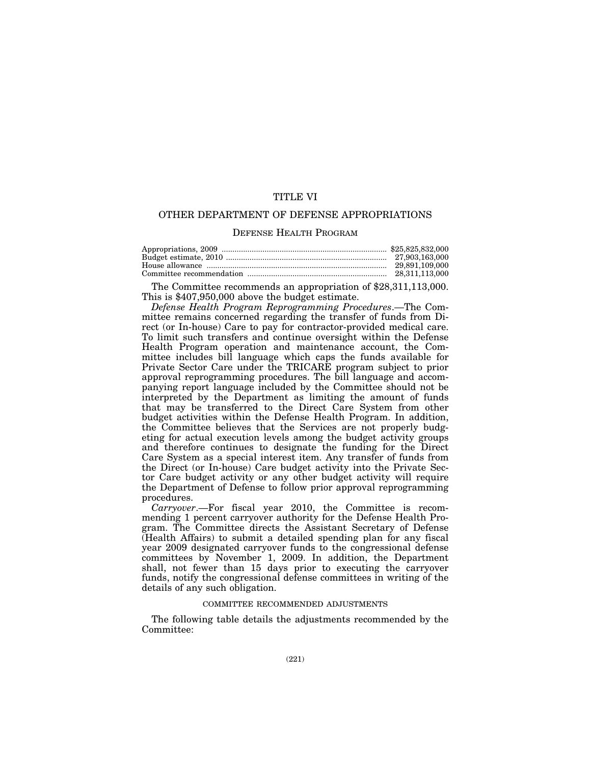# TITLE VI

## OTHER DEPARTMENT OF DEFENSE APPROPRIATIONS

### Defense Health Program

| | |
|---|---|
| Appropriations, 2009 | $25,825,832,000 |
| Budget estimate, 2010 | 27,903,163,000 |
| House allowance | 29,891,109,000 |
| Committee recommendation | 28,311,113,000 |

The Committee recommends an appropriation of $28,311,113,000. This is $407,950,000 above the budget estimate.

*Defense Health Program Reprogramming Procedures*.—The Committee remains concerned regarding the transfer of funds from Direct (or In-house) Care to pay for contractor-provided medical care. To limit such transfers and continue oversight within the Defense Health Program operation and maintenance account, the Committee includes bill language which caps the funds available for Private Sector Care under the TRICARE program subject to prior approval reprogramming procedures. The bill language and accompanying report language included by the Committee should not be interpreted by the Department as limiting the amount of funds that may be transferred to the Direct Care System from other budget activities within the Defense Health Program. In addition, the Committee believes that the Services are not properly budgeting for actual execution levels among the budget activity groups and therefore continues to designate the funding for the Direct Care System as a special interest item. Any transfer of funds from the Direct (or In-house) Care budget activity into the Private Sector Care budget activity or any other budget activity will require the Department of Defense to follow prior approval reprogramming procedures.

*Carryover*.—For fiscal year 2010, the Committee is recommending 1 percent carryover authority for the Defense Health Program. The Committee directs the Assistant Secretary of Defense (Health Affairs) to submit a detailed spending plan for any fiscal year 2009 designated carryover funds to the congressional defense committees by November 1, 2009. In addition, the Department shall, not fewer than 15 days prior to executing the carryover funds, notify the congressional defense committees in writing of the details of any such obligation.

#### COMMITTEE RECOMMENDED ADJUSTMENTS

The following table details the adjustments recommended by the Committee: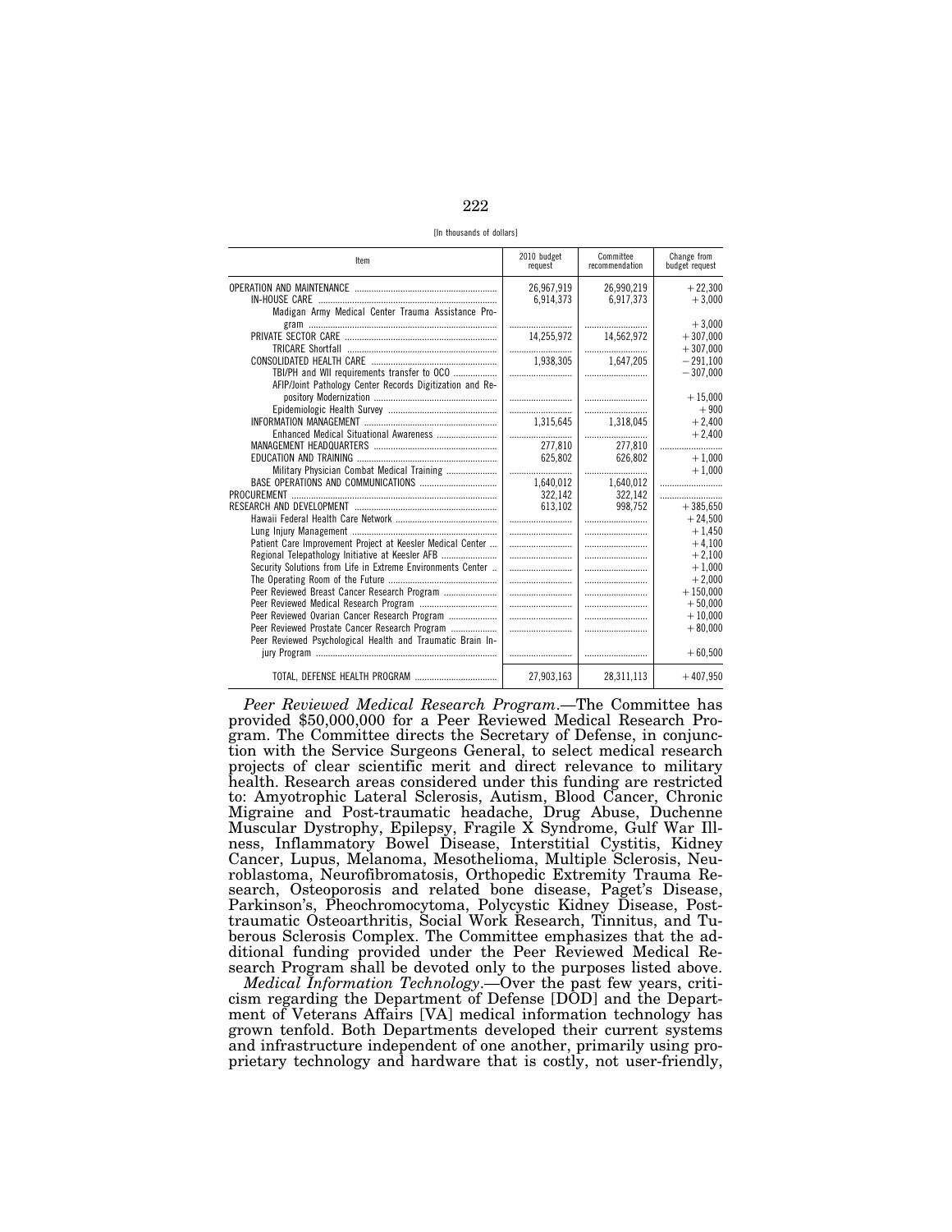[In thousands of dollars]

| Item | 2010 budget request | Committee recommendation | Change from budget request |
|---|---|---|---|
| OPERATION AND MAINTENANCE | 26,967,919 | 26,990,219 | +22,300 |
| IN-HOUSE CARE | 6,914,373 | 6,917,373 | +3,000 |
| Madigan Army Medical Center Trauma Assistance Program | | | +3,000 |
| PRIVATE SECTOR CARE | 14,255,972 | 14,562,972 | +307,000 |
| TRICARE Shortfall | | | +307,000 |
| CONSOLIDATED HEALTH CARE | 1,938,305 | 1,647,205 | −291,100 |
| TBI/PH and WII requirements transfer to OCO | | | −307,000 |
| AFIP/Joint Pathology Center Records Digitization and Repository Modernization | | | +15,000 |
| Epidemiologic Health Survey | | | +900 |
| INFORMATION MANAGEMENT | 1,315,645 | 1,318,045 | +2,400 |
| Enhanced Medical Situational Awareness | | | +2,400 |
| MANAGEMENT HEADQUARTERS | 277,810 | 277,810 | |
| EDUCATION AND TRAINING | 625,802 | 626,802 | +1,000 |
| Military Physician Combat Medical Training | | | +1,000 |
| BASE OPERATIONS AND COMMUNICATIONS | 1,640,012 | 1,640,012 | |
| PROCUREMENT | 322,142 | 322,142 | |
| RESEARCH AND DEVELOPMENT | 613,102 | 998,752 | +385,650 |
| Hawaii Federal Health Care Network | | | +24,500 |
| Lung Injury Management | | | +1,450 |
| Patient Care Improvement Project at Keesler Medical Center | | | +4,100 |
| Regional Telepathology Initiative at Keesler AFB | | | +2,100 |
| Security Solutions from Life in Extreme Environments Center | | | +1,000 |
| The Operating Room of the Future | | | +2,000 |
| Peer Reviewed Breast Cancer Research Program | | | +150,000 |
| Peer Reviewed Medical Research Program | | | +50,000 |
| Peer Reviewed Ovarian Cancer Research Program | | | +10,000 |
| Peer Reviewed Prostate Cancer Research Program | | | +80,000 |
| Peer Reviewed Psychological Health and Traumatic Brain Injury Program | | | +60,500 |
| TOTAL, DEFENSE HEALTH PROGRAM | 27,903,163 | 28,311,113 | +407,950 |

*Peer Reviewed Medical Research Program*.—The Committee has provided $50,000,000 for a Peer Reviewed Medical Research Program. The Committee directs the Secretary of Defense, in conjunction with the Service Surgeons General, to select medical research projects of clear scientific merit and direct relevance to military health. Research areas considered under this funding are restricted to: Amyotrophic Lateral Sclerosis, Autism, Blood Cancer, Chronic Migraine and Post-traumatic headache, Drug Abuse, Duchenne Muscular Dystrophy, Epilepsy, Fragile X Syndrome, Gulf War Illness, Inflammatory Bowel Disease, Interstitial Cystitis, Kidney Cancer, Lupus, Melanoma, Mesothelioma, Multiple Sclerosis, Neuroblastoma, Neurofibromatosis, Orthopedic Extremity Trauma Research, Osteoporosis and related bone disease, Paget's Disease, Parkinson's, Pheochromocytoma, Polycystic Kidney Disease, Posttraumatic Osteoarthritis, Social Work Research, Tinnitus, and Tuberous Sclerosis Complex. The Committee emphasizes that the additional funding provided under the Peer Reviewed Medical Research Program shall be devoted only to the purposes listed above.

*Medical Information Technology*.—Over the past few years, criticism regarding the Department of Defense [DOD] and the Department of Veterans Affairs [VA] medical information technology has grown tenfold. Both Departments developed their current systems and infrastructure independent of one another, primarily using proprietary technology and hardware that is costly, not user-friendly,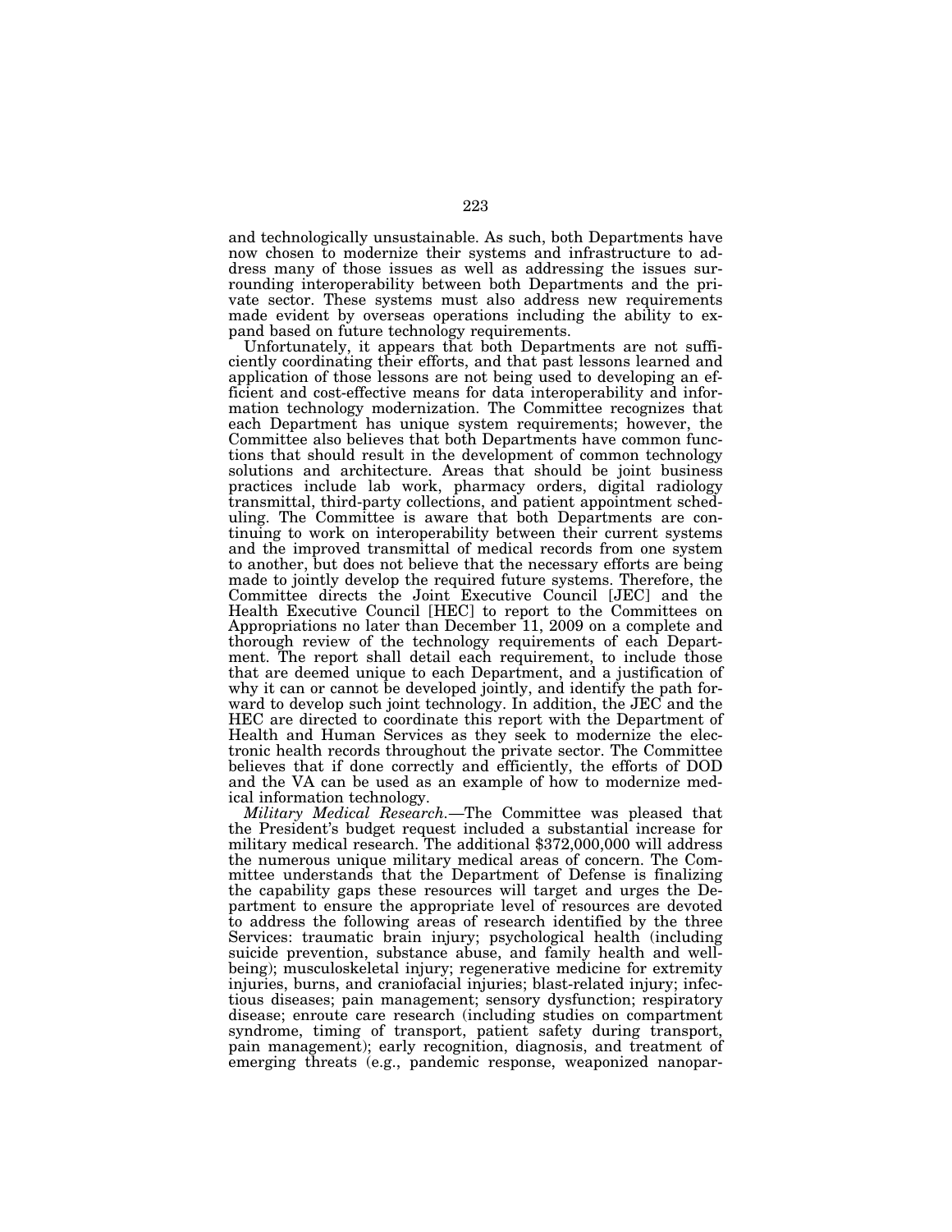and technologically unsustainable. As such, both Departments have now chosen to modernize their systems and infrastructure to address many of those issues as well as addressing the issues surrounding interoperability between both Departments and the private sector. These systems must also address new requirements made evident by overseas operations including the ability to expand based on future technology requirements.

Unfortunately, it appears that both Departments are not sufficiently coordinating their efforts, and that past lessons learned and application of those lessons are not being used to developing an efficient and cost-effective means for data interoperability and information technology modernization. The Committee recognizes that each Department has unique system requirements; however, the Committee also believes that both Departments have common functions that should result in the development of common technology solutions and architecture. Areas that should be joint business practices include lab work, pharmacy orders, digital radiology transmittal, third-party collections, and patient appointment scheduling. The Committee is aware that both Departments are continuing to work on interoperability between their current systems and the improved transmittal of medical records from one system to another, but does not believe that the necessary efforts are being made to jointly develop the required future systems. Therefore, the Committee directs the Joint Executive Council [JEC] and the Health Executive Council [HEC] to report to the Committees on Appropriations no later than December 11, 2009 on a complete and thorough review of the technology requirements of each Department. The report shall detail each requirement, to include those that are deemed unique to each Department, and a justification of why it can or cannot be developed jointly, and identify the path forward to develop such joint technology. In addition, the JEC and the HEC are directed to coordinate this report with the Department of Health and Human Services as they seek to modernize the electronic health records throughout the private sector. The Committee believes that if done correctly and efficiently, the efforts of DOD and the VA can be used as an example of how to modernize medical information technology.

*Military Medical Research.*—The Committee was pleased that the President's budget request included a substantial increase for military medical research. The additional $372,000,000 will address the numerous unique military medical areas of concern. The Committee understands that the Department of Defense is finalizing the capability gaps these resources will target and urges the Department to ensure the appropriate level of resources are devoted to address the following areas of research identified by the three Services: traumatic brain injury; psychological health (including suicide prevention, substance abuse, and family health and well-being); musculoskeletal injury; regenerative medicine for extremity injuries, burns, and craniofacial injuries; blast-related injury; infectious diseases; pain management; sensory dysfunction; respiratory disease; enroute care research (including studies on compartment syndrome, timing of transport, patient safety during transport, pain management); early recognition, diagnosis, and treatment of emerging threats (e.g., pandemic response, weaponized nanopar-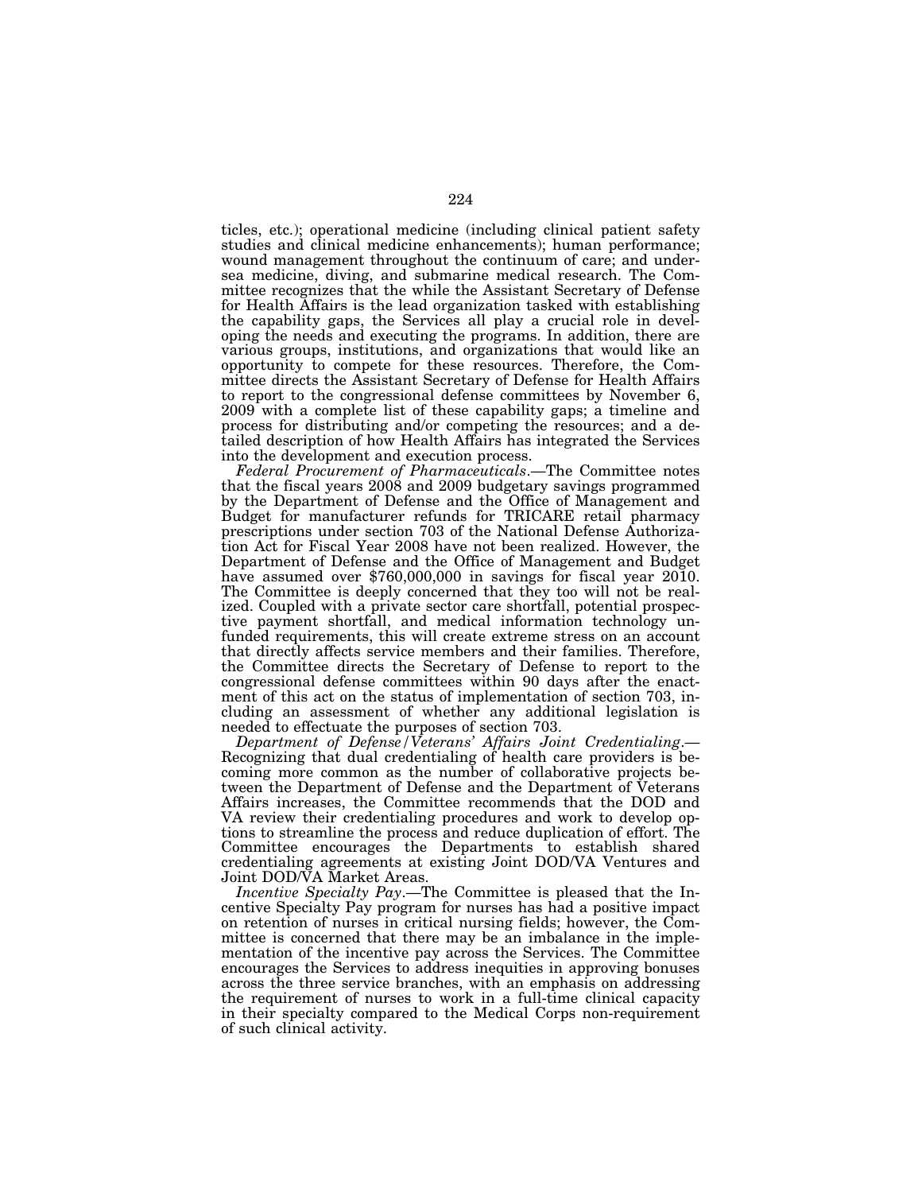ticles, etc.); operational medicine (including clinical patient safety studies and clinical medicine enhancements); human performance; wound management throughout the continuum of care; and undersea medicine, diving, and submarine medical research. The Committee recognizes that the while the Assistant Secretary of Defense for Health Affairs is the lead organization tasked with establishing the capability gaps, the Services all play a crucial role in developing the needs and executing the programs. In addition, there are various groups, institutions, and organizations that would like an opportunity to compete for these resources. Therefore, the Committee directs the Assistant Secretary of Defense for Health Affairs to report to the congressional defense committees by November 6, 2009 with a complete list of these capability gaps; a timeline and process for distributing and/or competing the resources; and a detailed description of how Health Affairs has integrated the Services into the development and execution process.

*Federal Procurement of Pharmaceuticals*.—The Committee notes that the fiscal years 2008 and 2009 budgetary savings programmed by the Department of Defense and the Office of Management and Budget for manufacturer refunds for TRICARE retail pharmacy prescriptions under section 703 of the National Defense Authorization Act for Fiscal Year 2008 have not been realized. However, the Department of Defense and the Office of Management and Budget have assumed over $760,000,000 in savings for fiscal year 2010. The Committee is deeply concerned that they too will not be realized. Coupled with a private sector care shortfall, potential prospective payment shortfall, and medical information technology unfunded requirements, this will create extreme stress on an account that directly affects service members and their families. Therefore, the Committee directs the Secretary of Defense to report to the congressional defense committees within 90 days after the enactment of this act on the status of implementation of section 703, including an assessment of whether any additional legislation is needed to effectuate the purposes of section 703.

*Department of Defense/Veterans' Affairs Joint Credentialing*.—Recognizing that dual credentialing of health care providers is becoming more common as the number of collaborative projects between the Department of Defense and the Department of Veterans Affairs increases, the Committee recommends that the DOD and VA review their credentialing procedures and work to develop options to streamline the process and reduce duplication of effort. The Committee encourages the Departments to establish shared credentialing agreements at existing Joint DOD/VA Ventures and Joint DOD/VA Market Areas.

*Incentive Specialty Pay*.—The Committee is pleased that the Incentive Specialty Pay program for nurses has had a positive impact on retention of nurses in critical nursing fields; however, the Committee is concerned that there may be an imbalance in the implementation of the incentive pay across the Services. The Committee encourages the Services to address inequities in approving bonuses across the three service branches, with an emphasis on addressing the requirement of nurses to work in a full-time clinical capacity in their specialty compared to the Medical Corps non-requirement of such clinical activity.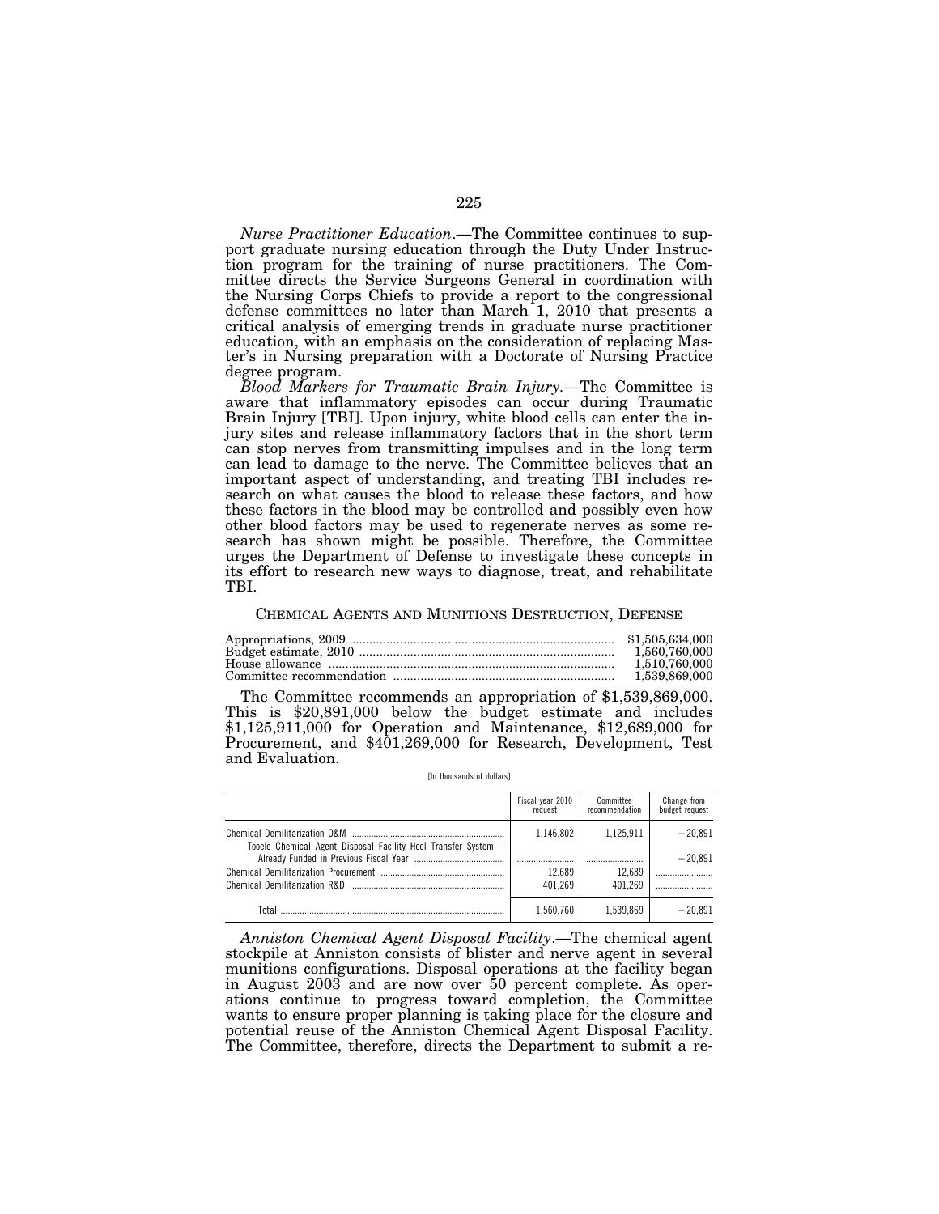*Nurse Practitioner Education*.—The Committee continues to support graduate nursing education through the Duty Under Instruction program for the training of nurse practitioners. The Committee directs the Service Surgeons General in coordination with the Nursing Corps Chiefs to provide a report to the congressional defense committees no later than March 1, 2010 that presents a critical analysis of emerging trends in graduate nurse practitioner education, with an emphasis on the consideration of replacing Master's in Nursing preparation with a Doctorate of Nursing Practice degree program.

*Blood Markers for Traumatic Brain Injury*.—The Committee is aware that inflammatory episodes can occur during Traumatic Brain Injury [TBI]. Upon injury, white blood cells can enter the injury sites and release inflammatory factors that in the short term can stop nerves from transmitting impulses and in the long term can lead to damage to the nerve. The Committee believes that an important aspect of understanding, and treating TBI includes research on what causes the blood to release these factors, and how these factors in the blood may be controlled and possibly even how other blood factors may be used to regenerate nerves as some research has shown might be possible. Therefore, the Committee urges the Department of Defense to investigate these concepts in its effort to research new ways to diagnose, treat, and rehabilitate TBI.

## CHEMICAL AGENTS AND MUNITIONS DESTRUCTION, DEFENSE

| | |
|---|---|
| Appropriations, 2009 | $1,505,634,000 |
| Budget estimate, 2010 | 1,560,760,000 |
| House allowance | 1,510,760,000 |
| Committee recommendation | 1,539,869,000 |

The Committee recommends an appropriation of $1,539,869,000. This is $20,891,000 below the budget estimate and includes $1,125,911,000 for Operation and Maintenance, $12,689,000 for Procurement, and $401,269,000 for Research, Development, Test and Evaluation.

[In thousands of dollars]

| | Fiscal year 2010 request | Committee recommendation | Change from budget request |
|---|---|---|---|
| Chemical Demilitarization O&M | 1,146,802 | 1,125,911 | −20,891 |
| Tooele Chemical Agent Disposal Facility Heel Transfer System—Already Funded in Previous Fiscal Year | | | −20,891 |
| Chemical Demilitarization Procurement | 12,689 | 12,689 | |
| Chemical Demilitarization R&D | 401,269 | 401,269 | |
| Total | 1,560,760 | 1,539,869 | −20,891 |

*Anniston Chemical Agent Disposal Facility*.—The chemical agent stockpile at Anniston consists of blister and nerve agent in several munitions configurations. Disposal operations at the facility began in August 2003 and are now over 50 percent complete. As operations continue to progress toward completion, the Committee wants to ensure proper planning is taking place for the closure and potential reuse of the Anniston Chemical Agent Disposal Facility. The Committee, therefore, directs the Department to submit a re-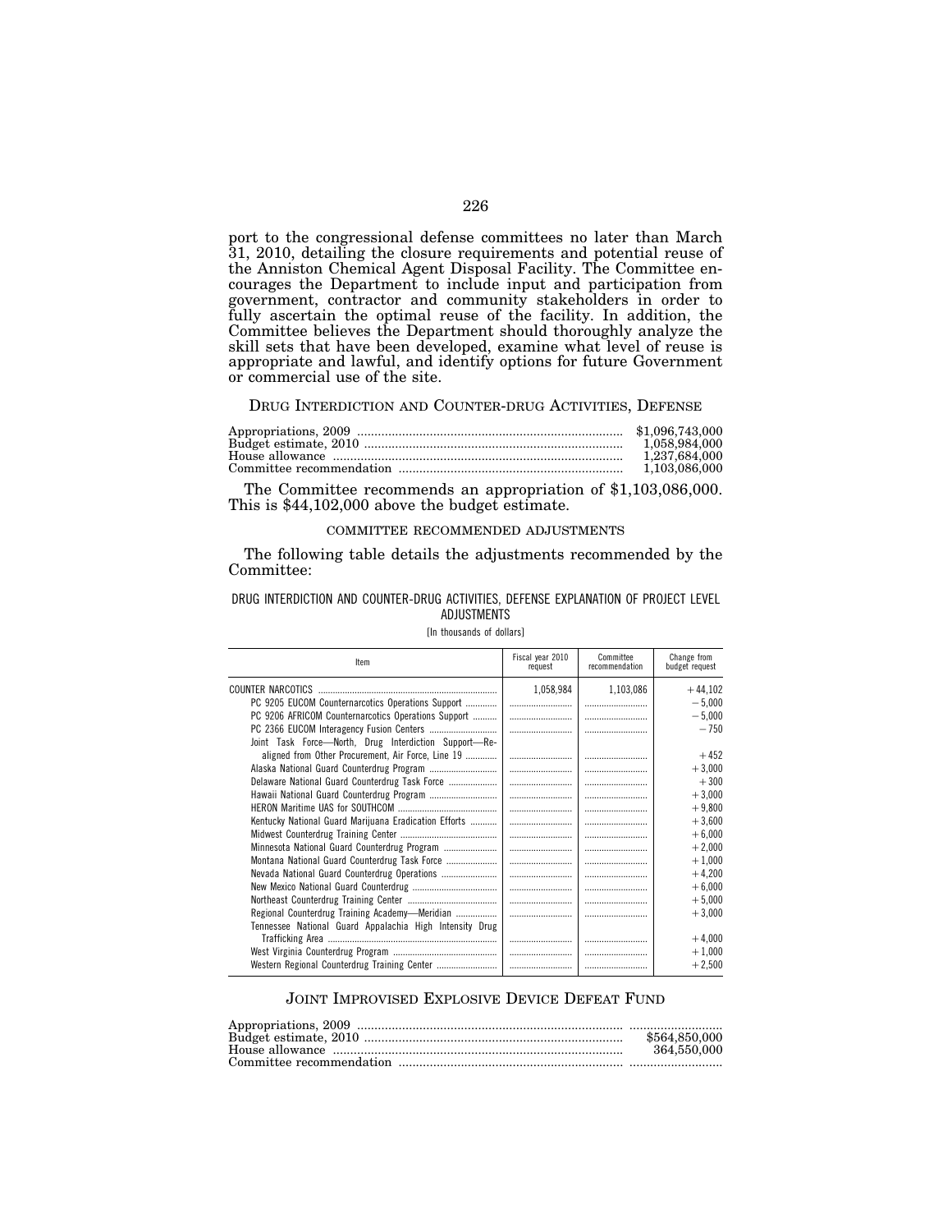port to the congressional defense committees no later than March 31, 2010, detailing the closure requirements and potential reuse of the Anniston Chemical Agent Disposal Facility. The Committee encourages the Department to include input and participation from government, contractor and community stakeholders in order to fully ascertain the optimal reuse of the facility. In addition, the Committee believes the Department should thoroughly analyze the skill sets that have been developed, examine what level of reuse is appropriate and lawful, and identify options for future Government or commercial use of the site.

## DRUG INTERDICTION AND COUNTER-DRUG ACTIVITIES, DEFENSE

| | |
|---|---|
| Appropriations, 2009 | $1,096,743,000 |
| Budget estimate, 2010 | 1,058,984,000 |
| House allowance | 1,237,684,000 |
| Committee recommendation | 1,103,086,000 |

The Committee recommends an appropriation of $1,103,086,000. This is $44,102,000 above the budget estimate.

### COMMITTEE RECOMMENDED ADJUSTMENTS

The following table details the adjustments recommended by the Committee:

DRUG INTERDICTION AND COUNTER-DRUG ACTIVITIES, DEFENSE EXPLANATION OF PROJECT LEVEL ADJUSTMENTS

[In thousands of dollars]

| Item | Fiscal year 2010 request | Committee recommendation | Change from budget request |
|---|---|---|---|
| COUNTER NARCOTICS | 1,058,984 | 1,103,086 | +44,102 |
| PC 9205 EUCOM Counternarcotics Operations Support | | | −5,000 |
| PC 9206 AFRICOM Counternarcotics Operations Support | | | −5,000 |
| PC 2366 EUCOM Interagency Fusion Centers | | | −750 |
| Joint Task Force—North, Drug Interdiction Support—Realigned from Other Procurement, Air Force, Line 19 | | | +452 |
| Alaska National Guard Counterdrug Program | | | +3,000 |
| Delaware National Guard Counterdrug Task Force | | | +300 |
| Hawaii National Guard Counterdrug Program | | | +3,000 |
| HERON Maritime UAS for SOUTHCOM | | | +9,800 |
| Kentucky National Guard Marijuana Eradication Efforts | | | +3,600 |
| Midwest Counterdrug Training Center | | | +6,000 |
| Minnesota National Guard Counterdrug Program | | | +2,000 |
| Montana National Guard Counterdrug Task Force | | | +1,000 |
| Nevada National Guard Counterdrug Operations | | | +4,200 |
| New Mexico National Guard Counterdrug | | | +6,000 |
| Northeast Counterdrug Training Center | | | +5,000 |
| Regional Counterdrug Training Academy—Meridian | | | +3,000 |
| Tennessee National Guard Appalachia High Intensity Drug Trafficking Area | | | +4,000 |
| West Virginia Counterdrug Program | | | +1,000 |
| Western Regional Counterdrug Training Center | | | +2,500 |

## JOINT IMPROVISED EXPLOSIVE DEVICE DEFEAT FUND

| | |
|---|---|
| Appropriations, 2009 | |
| Budget estimate, 2010 | $564,850,000 |
| House allowance | 364,550,000 |
| Committee recommendation | |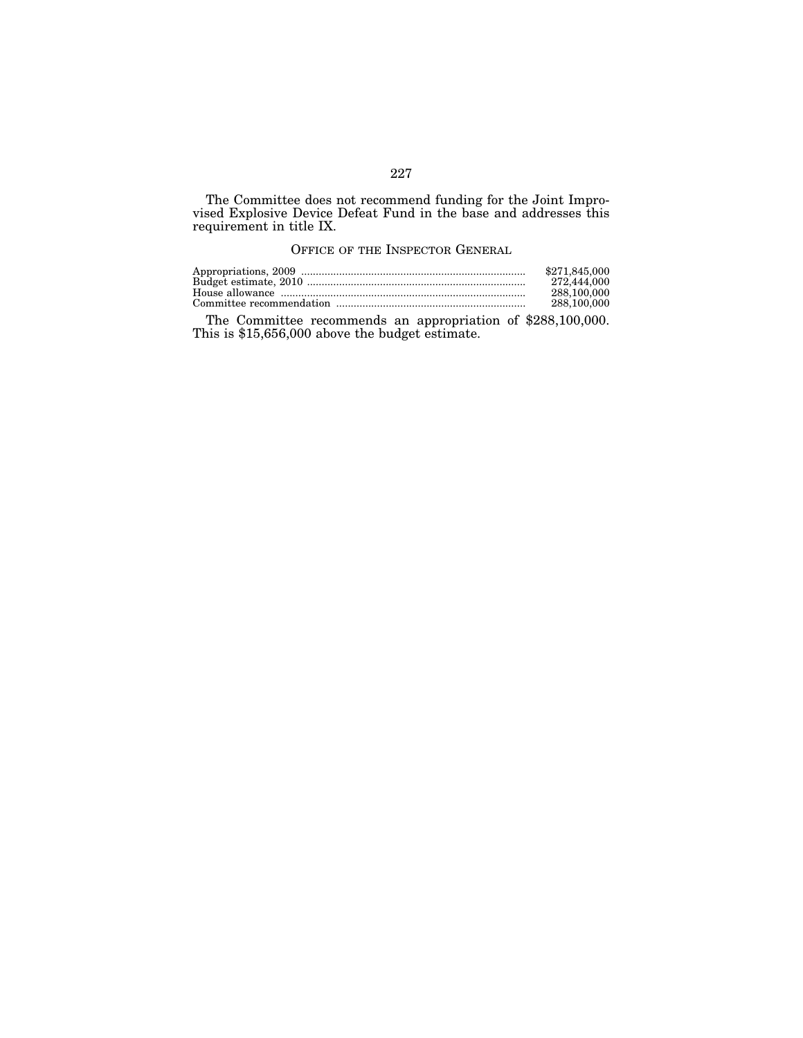The Committee does not recommend funding for the Joint Improvised Explosive Device Defeat Fund in the base and addresses this requirement in title IX.

## OFFICE OF THE INSPECTOR GENERAL

| | |
|---|---|
| Appropriations, 2009 | $271,845,000 |
| Budget estimate, 2010 | 272,444,000 |
| House allowance | 288,100,000 |
| Committee recommendation | 288,100,000 |

The Committee recommends an appropriation of $288,100,000. This is $15,656,000 above the budget estimate.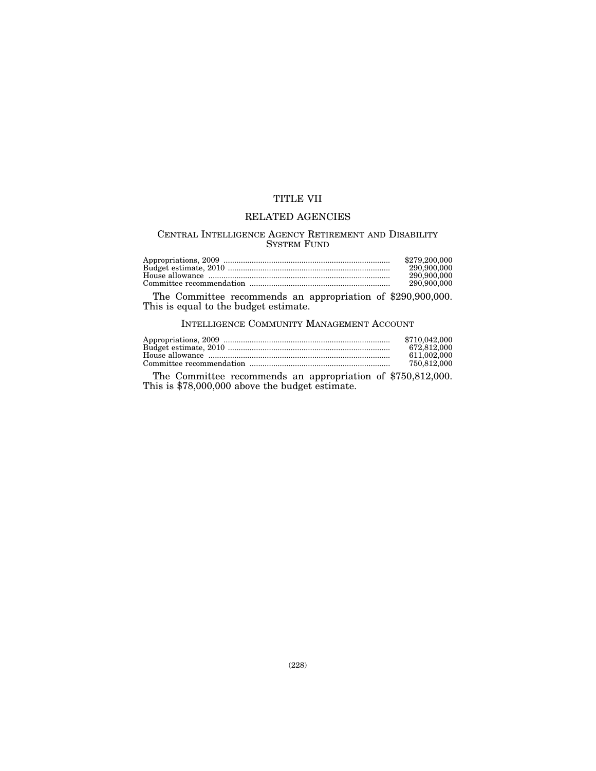# TITLE VII

# RELATED AGENCIES

## CENTRAL INTELLIGENCE AGENCY RETIREMENT AND DISABILITY SYSTEM FUND

| | |
|---|---|
| Appropriations, 2009 | $279,200,000 |
| Budget estimate, 2010 | 290,900,000 |
| House allowance | 290,900,000 |
| Committee recommendation | 290,900,000 |

The Committee recommends an appropriation of $290,900,000. This is equal to the budget estimate.

## INTELLIGENCE COMMUNITY MANAGEMENT ACCOUNT

| | |
|---|---|
| Appropriations, 2009 | $710,042,000 |
| Budget estimate, 2010 | 672,812,000 |
| House allowance | 611,002,000 |
| Committee recommendation | 750,812,000 |

The Committee recommends an appropriation of $750,812,000. This is $78,000,000 above the budget estimate.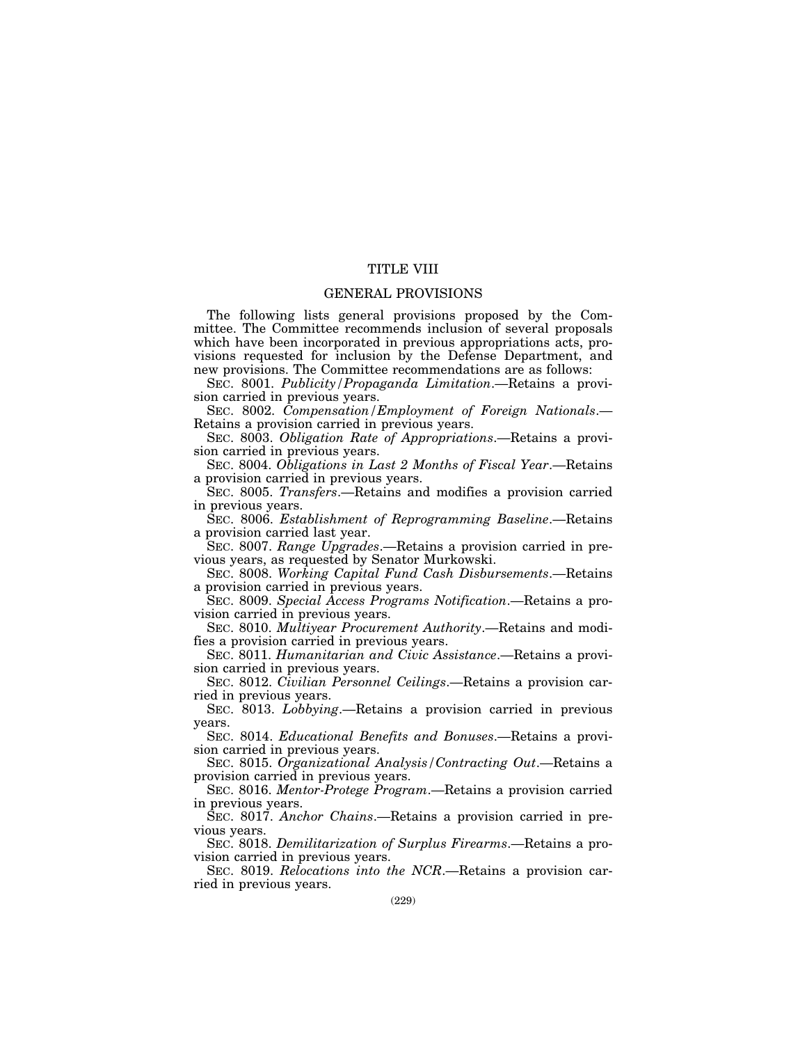# TITLE VIII

## GENERAL PROVISIONS

The following lists general provisions proposed by the Committee. The Committee recommends inclusion of several proposals which have been incorporated in previous appropriations acts, provisions requested for inclusion by the Defense Department, and new provisions. The Committee recommendations are as follows:

SEC. 8001. *Publicity/Propaganda Limitation*.—Retains a provision carried in previous years.

SEC. 8002. *Compensation/Employment of Foreign Nationals*.—Retains a provision carried in previous years.

SEC. 8003. *Obligation Rate of Appropriations*.—Retains a provision carried in previous years.

SEC. 8004. *Obligations in Last 2 Months of Fiscal Year*.—Retains a provision carried in previous years.

SEC. 8005. *Transfers*.—Retains and modifies a provision carried in previous years.

SEC. 8006. *Establishment of Reprogramming Baseline*.—Retains a provision carried last year.

SEC. 8007. *Range Upgrades*.—Retains a provision carried in previous years, as requested by Senator Murkowski.

SEC. 8008. *Working Capital Fund Cash Disbursements*.—Retains a provision carried in previous years.

SEC. 8009. *Special Access Programs Notification*.—Retains a provision carried in previous years.

SEC. 8010. *Multiyear Procurement Authority*.—Retains and modifies a provision carried in previous years.

SEC. 8011. *Humanitarian and Civic Assistance*.—Retains a provision carried in previous years.

SEC. 8012. *Civilian Personnel Ceilings*.—Retains a provision carried in previous years.

SEC. 8013. *Lobbying*.—Retains a provision carried in previous years.

SEC. 8014. *Educational Benefits and Bonuses*.—Retains a provision carried in previous years.

SEC. 8015. *Organizational Analysis/Contracting Out*.—Retains a provision carried in previous years.

SEC. 8016. *Mentor-Protege Program*.—Retains a provision carried in previous years.

SEC. 8017. *Anchor Chains*.—Retains a provision carried in previous years.

SEC. 8018. *Demilitarization of Surplus Firearms*.—Retains a provision carried in previous years.

SEC. 8019. *Relocations into the NCR*.—Retains a provision carried in previous years.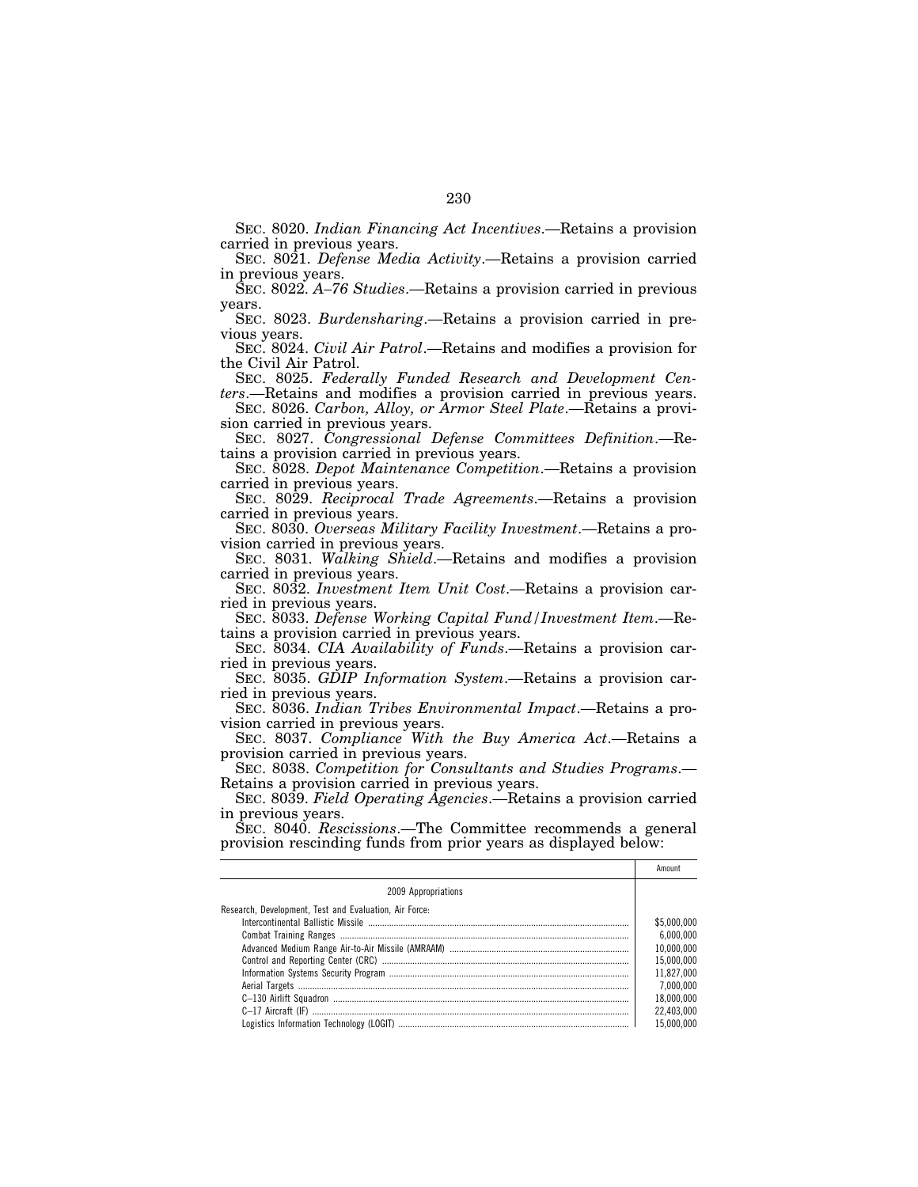SEC. 8020. *Indian Financing Act Incentives*.—Retains a provision carried in previous years.

SEC. 8021. *Defense Media Activity*.—Retains a provision carried in previous years.

SEC. 8022. *A–76 Studies*.—Retains a provision carried in previous years.

SEC. 8023. *Burdensharing*.—Retains a provision carried in previous years.

SEC. 8024. *Civil Air Patrol*.—Retains and modifies a provision for the Civil Air Patrol.

SEC. 8025. *Federally Funded Research and Development Centers*.—Retains and modifies a provision carried in previous years.

SEC. 8026. *Carbon, Alloy, or Armor Steel Plate*.—Retains a provision carried in previous years.

SEC. 8027. *Congressional Defense Committees Definition*.—Retains a provision carried in previous years.

SEC. 8028. *Depot Maintenance Competition*.—Retains a provision carried in previous years.

SEC. 8029. *Reciprocal Trade Agreements*.—Retains a provision carried in previous years.

SEC. 8030. *Overseas Military Facility Investment*.—Retains a provision carried in previous years.

SEC. 8031. *Walking Shield*.—Retains and modifies a provision carried in previous years.

SEC. 8032. *Investment Item Unit Cost*.—Retains a provision carried in previous years.

SEC. 8033. *Defense Working Capital Fund/Investment Item*.—Retains a provision carried in previous years.

SEC. 8034. *CIA Availability of Funds*.—Retains a provision carried in previous years.

SEC. 8035. *GDIP Information System*.—Retains a provision carried in previous years.

SEC. 8036. *Indian Tribes Environmental Impact*.—Retains a provision carried in previous years.

SEC. 8037. *Compliance With the Buy America Act*.—Retains a provision carried in previous years.

SEC. 8038. *Competition for Consultants and Studies Programs*.—Retains a provision carried in previous years.

SEC. 8039. *Field Operating Agencies*.—Retains a provision carried in previous years.

SEC. 8040. *Rescissions*.—The Committee recommends a general provision rescinding funds from prior years as displayed below:

| | Amount |
|---|---|
| 2009 Appropriations | |
| Research, Development, Test and Evaluation, Air Force: | |
| Intercontinental Ballistic Missile | $5,000,000 |
| Combat Training Ranges | 6,000,000 |
| Advanced Medium Range Air-to-Air Missile (AMRAAM) | 10,000,000 |
| Control and Reporting Center (CRC) | 15,000,000 |
| Information Systems Security Program | 11,827,000 |
| Aerial Targets | 7,000,000 |
| C–130 Airlift Squadron | 18,000,000 |
| C–17 Aircraft (IF) | 22,403,000 |
| Logistics Information Technology (LOGIT) | 15,000,000 |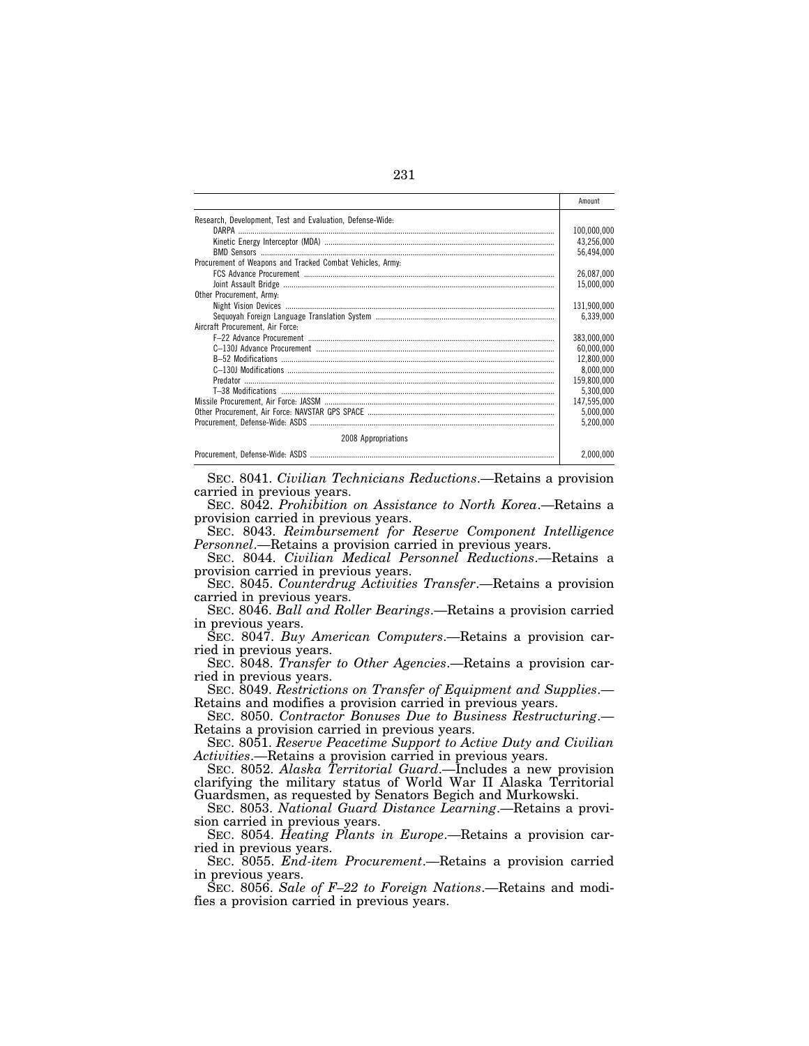| | Amount |
|---|---|
| Research, Development, Test and Evaluation, Defense-Wide: | |
| DARPA | 100,000,000 |
| Kinetic Energy Interceptor (MDA) | 43,256,000 |
| BMD Sensors | 56,494,000 |
| Procurement of Weapons and Tracked Combat Vehicles, Army: | |
| FCS Advance Procurement | 26,087,000 |
| Joint Assault Bridge | 15,000,000 |
| Other Procurement, Army: | |
| Night Vision Devices | 131,900,000 |
| Sequoyah Foreign Language Translation System | 6,339,000 |
| Aircraft Procurement, Air Force: | |
| F–22 Advance Procurement | 383,000,000 |
| C–130J Advance Procurement | 60,000,000 |
| B–52 Modifications | 12,800,000 |
| C–130J Modifications | 8,000,000 |
| Predator | 159,800,000 |
| T–38 Modifications | 5,300,000 |
| Missile Procurement, Air Force: JASSM | 147,595,000 |
| Other Procurement, Air Force: NAVSTAR GPS SPACE | 5,000,000 |
| Procurement, Defense-Wide: ASDS | 5,200,000 |
| 2008 Appropriations | |
| Procurement, Defense-Wide: ASDS | 2,000,000 |

SEC. 8041. *Civilian Technicians Reductions*.—Retains a provision carried in previous years.

SEC. 8042. *Prohibition on Assistance to North Korea*.—Retains a provision carried in previous years.

SEC. 8043. *Reimbursement for Reserve Component Intelligence Personnel*.—Retains a provision carried in previous years.

SEC. 8044. *Civilian Medical Personnel Reductions*.—Retains a provision carried in previous years.

SEC. 8045. *Counterdrug Activities Transfer*.—Retains a provision carried in previous years.

SEC. 8046. *Ball and Roller Bearings*.—Retains a provision carried in previous years.

SEC. 8047. *Buy American Computers*.—Retains a provision carried in previous years.

SEC. 8048. *Transfer to Other Agencies*.—Retains a provision carried in previous years.

SEC. 8049. *Restrictions on Transfer of Equipment and Supplies*.—Retains and modifies a provision carried in previous years.

SEC. 8050. *Contractor Bonuses Due to Business Restructuring*.—Retains a provision carried in previous years.

SEC. 8051. *Reserve Peacetime Support to Active Duty and Civilian Activities*.—Retains a provision carried in previous years.

SEC. 8052. *Alaska Territorial Guard*.—Includes a new provision clarifying the military status of World War II Alaska Territorial Guardsmen, as requested by Senators Begich and Murkowski.

SEC. 8053. *National Guard Distance Learning*.—Retains a provision carried in previous years.

SEC. 8054. *Heating Plants in Europe*.—Retains a provision carried in previous years.

SEC. 8055. *End-item Procurement*.—Retains a provision carried in previous years.

SEC. 8056. *Sale of F–22 to Foreign Nations*.—Retains and modifies a provision carried in previous years.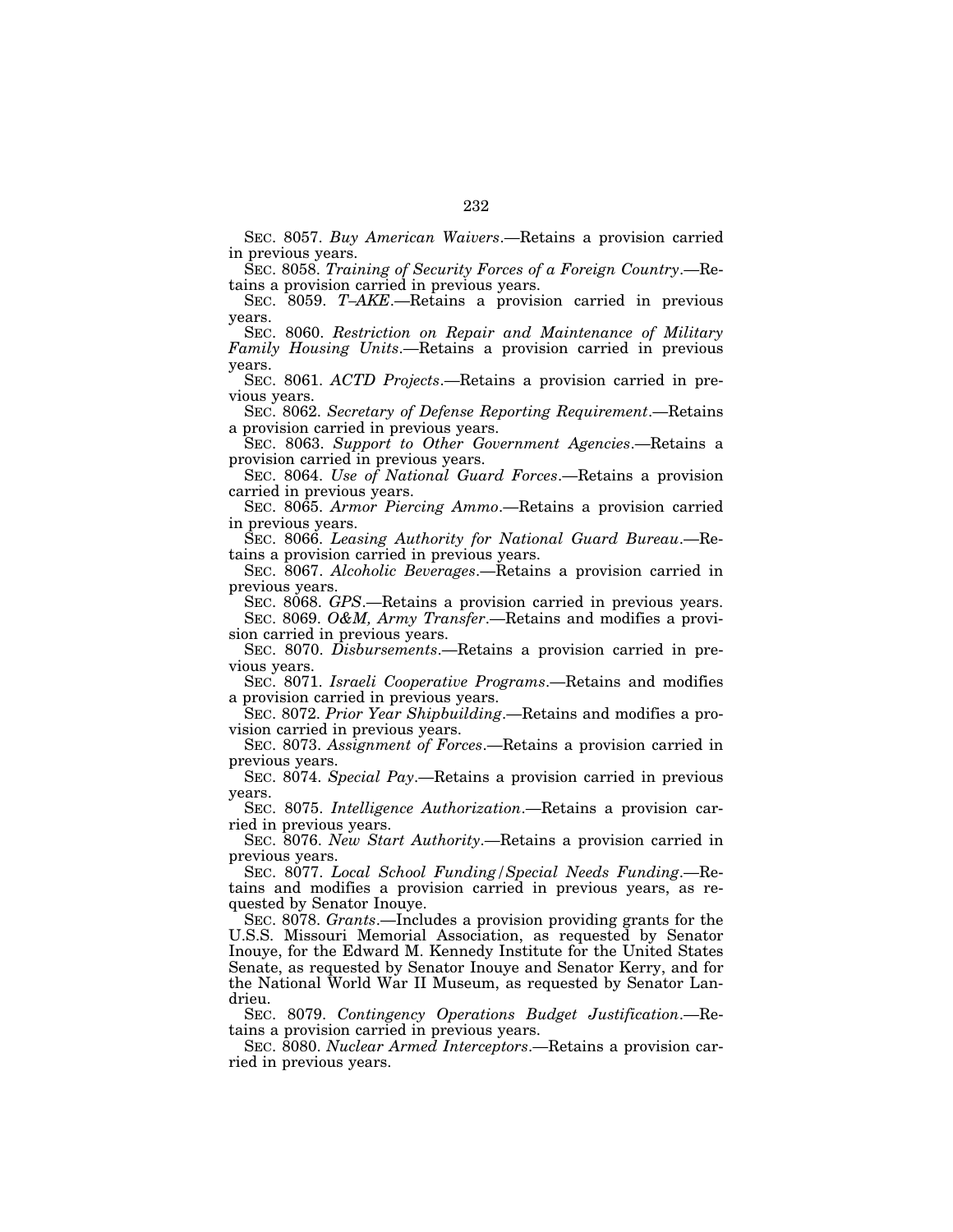SEC. 8057. *Buy American Waivers*.—Retains a provision carried in previous years.

SEC. 8058. *Training of Security Forces of a Foreign Country*.—Retains a provision carried in previous years.

SEC. 8059. *T–AKE*.—Retains a provision carried in previous years.

SEC. 8060. *Restriction on Repair and Maintenance of Military Family Housing Units*.—Retains a provision carried in previous years.

SEC. 8061. *ACTD Projects*.—Retains a provision carried in previous years.

SEC. 8062. *Secretary of Defense Reporting Requirement*.—Retains a provision carried in previous years.

SEC. 8063. *Support to Other Government Agencies*.—Retains a provision carried in previous years.

SEC. 8064. *Use of National Guard Forces*.—Retains a provision carried in previous years.

SEC. 8065. *Armor Piercing Ammo*.—Retains a provision carried in previous years.

SEC. 8066. *Leasing Authority for National Guard Bureau*.—Retains a provision carried in previous years.

SEC. 8067. *Alcoholic Beverages*.—Retains a provision carried in previous years.

SEC. 8068. *GPS*.—Retains a provision carried in previous years.

SEC. 8069. *O&M, Army Transfer*.—Retains and modifies a provision carried in previous years.

SEC. 8070. *Disbursements*.—Retains a provision carried in previous years.

SEC. 8071. *Israeli Cooperative Programs*.—Retains and modifies a provision carried in previous years.

SEC. 8072. *Prior Year Shipbuilding*.—Retains and modifies a provision carried in previous years.

SEC. 8073. *Assignment of Forces*.—Retains a provision carried in previous years.

SEC. 8074. *Special Pay*.—Retains a provision carried in previous years.

SEC. 8075. *Intelligence Authorization*.—Retains a provision carried in previous years.

SEC. 8076. *New Start Authority*.—Retains a provision carried in previous years.

SEC. 8077. *Local School Funding/Special Needs Funding*.—Retains and modifies a provision carried in previous years, as requested by Senator Inouye.

SEC. 8078. *Grants*.—Includes a provision providing grants for the U.S.S. Missouri Memorial Association, as requested by Senator Inouye, for the Edward M. Kennedy Institute for the United States Senate, as requested by Senator Inouye and Senator Kerry, and for the National World War II Museum, as requested by Senator Landrieu.

SEC. 8079. *Contingency Operations Budget Justification*.—Retains a provision carried in previous years.

SEC. 8080. *Nuclear Armed Interceptors*.—Retains a provision carried in previous years.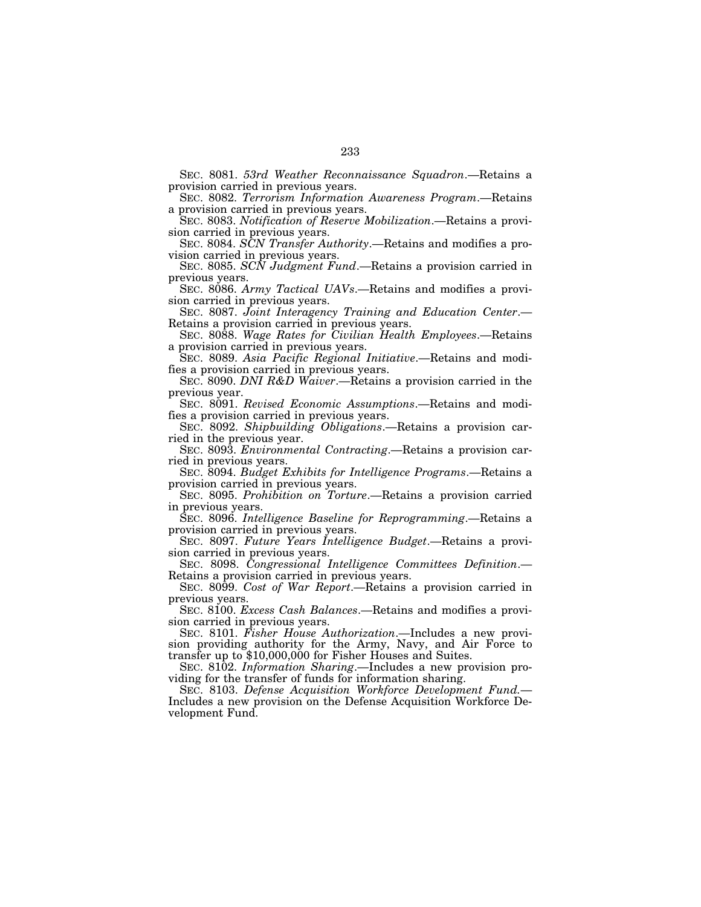SEC. 8081. *53rd Weather Reconnaissance Squadron*.—Retains a provision carried in previous years.

SEC. 8082. *Terrorism Information Awareness Program*.—Retains a provision carried in previous years.

SEC. 8083. *Notification of Reserve Mobilization*.—Retains a provision carried in previous years.

SEC. 8084. *SCN Transfer Authority*.—Retains and modifies a provision carried in previous years.

SEC. 8085. *SCN Judgment Fund*.—Retains a provision carried in previous years.

SEC. 8086. *Army Tactical UAVs*.—Retains and modifies a provision carried in previous years.

SEC. 8087. *Joint Interagency Training and Education Center*.—Retains a provision carried in previous years.

SEC. 8088. *Wage Rates for Civilian Health Employees*.—Retains a provision carried in previous years.

SEC. 8089. *Asia Pacific Regional Initiative*.—Retains and modifies a provision carried in previous years.

SEC. 8090. *DNI R&D Waiver*.—Retains a provision carried in the previous year.

SEC. 8091. *Revised Economic Assumptions*.—Retains and modifies a provision carried in previous years.

SEC. 8092. *Shipbuilding Obligations*.—Retains a provision carried in the previous year.

SEC. 8093. *Environmental Contracting*.—Retains a provision carried in previous years.

SEC. 8094. *Budget Exhibits for Intelligence Programs*.—Retains a provision carried in previous years.

SEC. 8095. *Prohibition on Torture*.—Retains a provision carried in previous years.

SEC. 8096. *Intelligence Baseline for Reprogramming*.—Retains a provision carried in previous years.

SEC. 8097. *Future Years Intelligence Budget*.—Retains a provision carried in previous years.

SEC. 8098. *Congressional Intelligence Committees Definition*.—Retains a provision carried in previous years.

SEC. 8099. *Cost of War Report*.—Retains a provision carried in previous years.

SEC. 8100. *Excess Cash Balances*.—Retains and modifies a provision carried in previous years.

SEC. 8101. *Fisher House Authorization*.—Includes a new provision providing authority for the Army, Navy, and Air Force to transfer up to $10,000,000 for Fisher Houses and Suites.

SEC. 8102. *Information Sharing*.—Includes a new provision providing for the transfer of funds for information sharing.

SEC. 8103. *Defense Acquisition Workforce Development Fund.*—Includes a new provision on the Defense Acquisition Workforce Development Fund.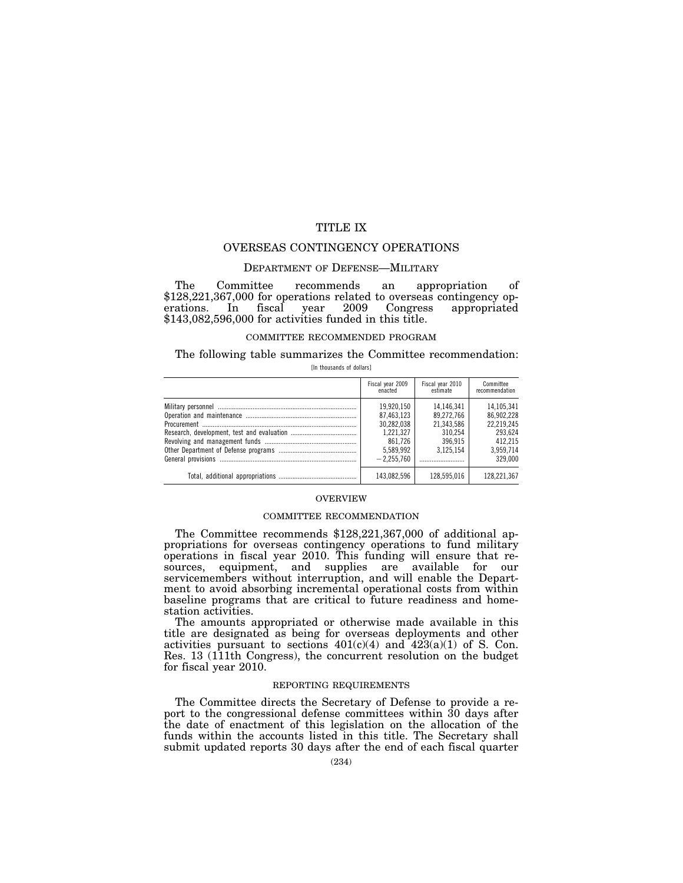# TITLE IX

## OVERSEAS CONTINGENCY OPERATIONS

### DEPARTMENT OF DEFENSE—MILITARY

The Committee recommends an appropriation of $128,221,367,000 for operations related to overseas contingency operations. In fiscal year 2009 Congress appropriated $143,082,596,000 for activities funded in this title.

#### COMMITTEE RECOMMENDED PROGRAM

The following table summarizes the Committee recommendation:

[In thousands of dollars]

| | Fiscal year 2009 enacted | Fiscal year 2010 estimate | Committee recommendation |
|---|---|---|---|
| Military personnel | 19,920,150 | 14,146,341 | 14,105,341 |
| Operation and maintenance | 87,463,123 | 89,272,766 | 86,902,228 |
| Procurement | 30,282,038 | 21,343,586 | 22,219,245 |
| Research, development, test and evaluation | 1,221,327 | 310,254 | 293,624 |
| Revolving and management funds | 861,726 | 396,915 | 412,215 |
| Other Department of Defense programs | 5,589,992 | 3,125,154 | 3,959,714 |
| General provisions | −2,255,760 | | 329,000 |
| Total, additional appropriations | 143,082,596 | 128,595,016 | 128,221,367 |

#### OVERVIEW

#### COMMITTEE RECOMMENDATION

The Committee recommends $128,221,367,000 of additional appropriations for overseas contingency operations to fund military operations in fiscal year 2010. This funding will ensure that resources, equipment, and supplies are available for our servicemembers without interruption, and will enable the Department to avoid absorbing incremental operational costs from within baseline programs that are critical to future readiness and home-station activities.

The amounts appropriated or otherwise made available in this title are designated as being for overseas deployments and other activities pursuant to sections 401(c)(4) and 423(a)(1) of S. Con. Res. 13 (111th Congress), the concurrent resolution on the budget for fiscal year 2010.

#### REPORTING REQUIREMENTS

The Committee directs the Secretary of Defense to provide a report to the congressional defense committees within 30 days after the date of enactment of this legislation on the allocation of the funds within the accounts listed in this title. The Secretary shall submit updated reports 30 days after the end of each fiscal quarter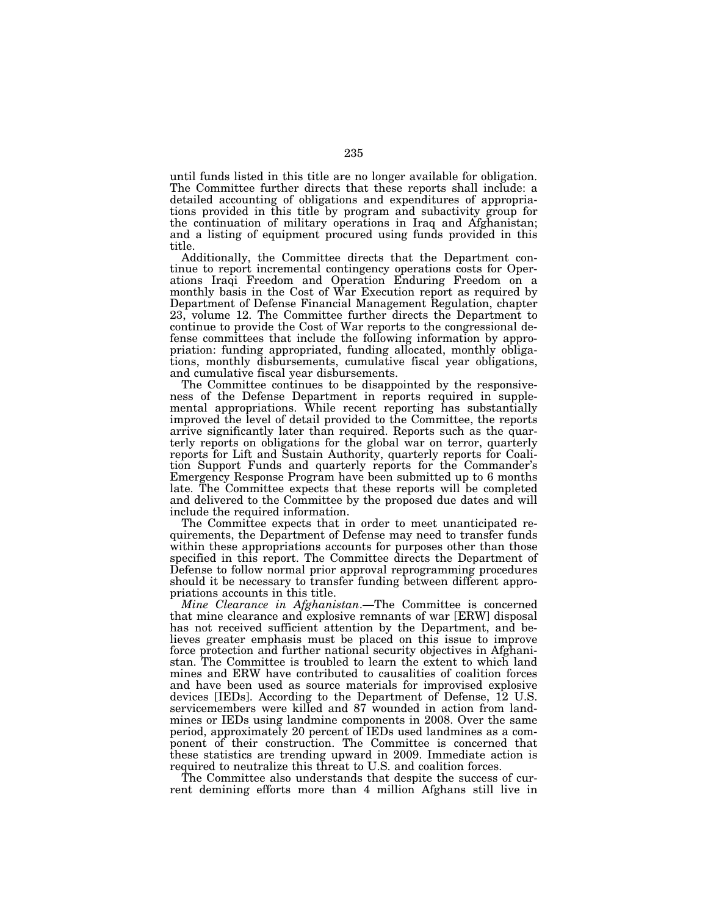until funds listed in this title are no longer available for obligation. The Committee further directs that these reports shall include: a detailed accounting of obligations and expenditures of appropriations provided in this title by program and subactivity group for the continuation of military operations in Iraq and Afghanistan; and a listing of equipment procured using funds provided in this title.

Additionally, the Committee directs that the Department continue to report incremental contingency operations costs for Operations Iraqi Freedom and Operation Enduring Freedom on a monthly basis in the Cost of War Execution report as required by Department of Defense Financial Management Regulation, chapter 23, volume 12. The Committee further directs the Department to continue to provide the Cost of War reports to the congressional defense committees that include the following information by appropriation: funding appropriated, funding allocated, monthly obligations, monthly disbursements, cumulative fiscal year obligations, and cumulative fiscal year disbursements.

The Committee continues to be disappointed by the responsiveness of the Defense Department in reports required in supplemental appropriations. While recent reporting has substantially improved the level of detail provided to the Committee, the reports arrive significantly later than required. Reports such as the quarterly reports on obligations for the global war on terror, quarterly reports for Lift and Sustain Authority, quarterly reports for Coalition Support Funds and quarterly reports for the Commander's Emergency Response Program have been submitted up to 6 months late. The Committee expects that these reports will be completed and delivered to the Committee by the proposed due dates and will include the required information.

The Committee expects that in order to meet unanticipated requirements, the Department of Defense may need to transfer funds within these appropriations accounts for purposes other than those specified in this report. The Committee directs the Department of Defense to follow normal prior approval reprogramming procedures should it be necessary to transfer funding between different appropriations accounts in this title.

*Mine Clearance in Afghanistan*.—The Committee is concerned that mine clearance and explosive remnants of war [ERW] disposal has not received sufficient attention by the Department, and believes greater emphasis must be placed on this issue to improve force protection and further national security objectives in Afghanistan. The Committee is troubled to learn the extent to which land mines and ERW have contributed to causalities of coalition forces and have been used as source materials for improvised explosive devices [IEDs]. According to the Department of Defense, 12 U.S. servicemembers were killed and 87 wounded in action from landmines or IEDs using landmine components in 2008. Over the same period, approximately 20 percent of IEDs used landmines as a component of their construction. The Committee is concerned that these statistics are trending upward in 2009. Immediate action is required to neutralize this threat to U.S. and coalition forces.

The Committee also understands that despite the success of current demining efforts more than 4 million Afghans still live in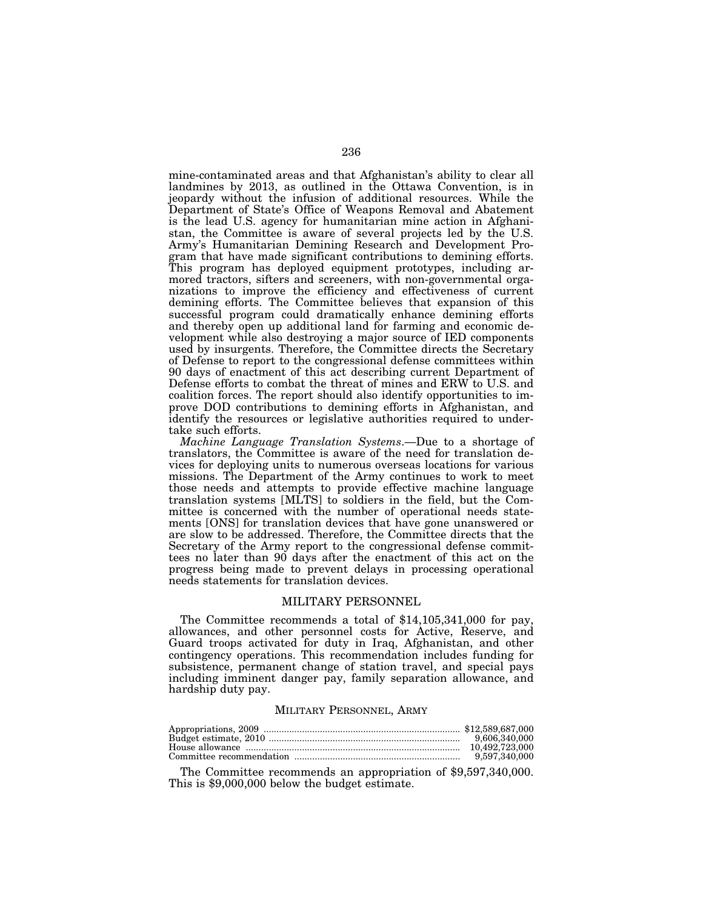mine-contaminated areas and that Afghanistan's ability to clear all landmines by 2013, as outlined in the Ottawa Convention, is in jeopardy without the infusion of additional resources. While the Department of State's Office of Weapons Removal and Abatement is the lead U.S. agency for humanitarian mine action in Afghanistan, the Committee is aware of several projects led by the U.S. Army's Humanitarian Demining Research and Development Program that have made significant contributions to demining efforts. This program has deployed equipment prototypes, including armored tractors, sifters and screeners, with non-governmental organizations to improve the efficiency and effectiveness of current demining efforts. The Committee believes that expansion of this successful program could dramatically enhance demining efforts and thereby open up additional land for farming and economic development while also destroying a major source of IED components used by insurgents. Therefore, the Committee directs the Secretary of Defense to report to the congressional defense committees within 90 days of enactment of this act describing current Department of Defense efforts to combat the threat of mines and ERW to U.S. and coalition forces. The report should also identify opportunities to improve DOD contributions to demining efforts in Afghanistan, and identify the resources or legislative authorities required to undertake such efforts.

*Machine Language Translation Systems*.—Due to a shortage of translators, the Committee is aware of the need for translation devices for deploying units to numerous overseas locations for various missions. The Department of the Army continues to work to meet those needs and attempts to provide effective machine language translation systems [MLTS] to soldiers in the field, but the Committee is concerned with the number of operational needs statements [ONS] for translation devices that have gone unanswered or are slow to be addressed. Therefore, the Committee directs that the Secretary of the Army report to the congressional defense committees no later than 90 days after the enactment of this act on the progress being made to prevent delays in processing operational needs statements for translation devices.

## MILITARY PERSONNEL

The Committee recommends a total of $14,105,341,000 for pay, allowances, and other personnel costs for Active, Reserve, and Guard troops activated for duty in Iraq, Afghanistan, and other contingency operations. This recommendation includes funding for subsistence, permanent change of station travel, and special pays including imminent danger pay, family separation allowance, and hardship duty pay.

### MILITARY PERSONNEL, ARMY

| | |
|---|---|
| Appropriations, 2009 | $12,589,687,000 |
| Budget estimate, 2010 | 9,606,340,000 |
| House allowance | 10,492,723,000 |
| Committee recommendation | 9,597,340,000 |

The Committee recommends an appropriation of $9,597,340,000. This is $9,000,000 below the budget estimate.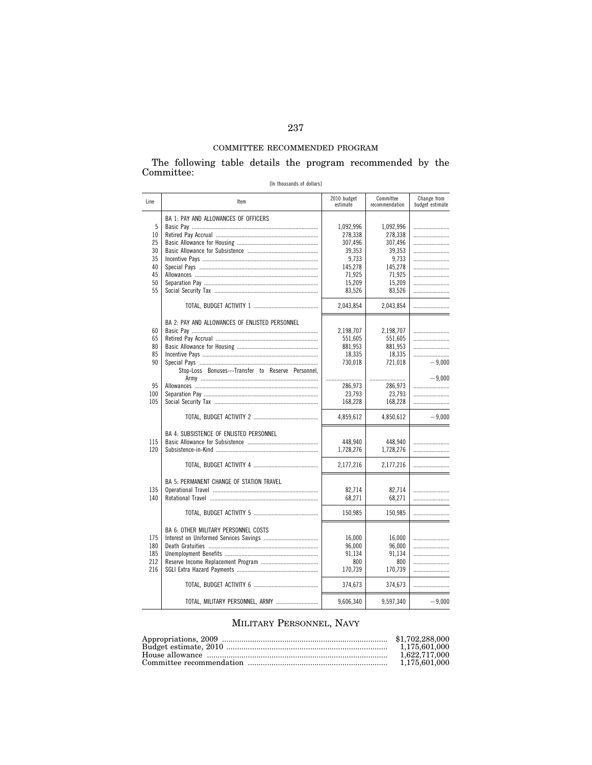COMMITTEE RECOMMENDED PROGRAM

The following table details the program recommended by the Committee:

[In thousands of dollars]

| Line | Item | 2010 budget estimate | Committee recommendation | Change from budget estimate |
|---|---|---|---|---|
| | BA 1: PAY AND ALLOWANCES OF OFFICERS | | | |
| 5 | Basic Pay | 1,092,996 | 1,092,996 | |
| 10 | Retired Pay Accrual | 278,338 | 278,338 | |
| 25 | Basic Allowance for Housing | 307,496 | 307,496 | |
| 30 | Basic Allowance for Subsistence | 39,353 | 39,353 | |
| 35 | Incentive Pays | 9,733 | 9,733 | |
| 40 | Special Pays | 145,278 | 145,278 | |
| 45 | Allowances | 71,925 | 71,925 | |
| 50 | Separation Pay | 15,209 | 15,209 | |
| 55 | Social Security Tax | 83,526 | 83,526 | |
| | TOTAL, BUDGET ACTIVITY 1 | 2,043,854 | 2,043,854 | |
| | BA 2: PAY AND ALLOWANCES OF ENLISTED PERSONNEL | | | |
| 60 | Basic Pay | 2,198,707 | 2,198,707 | |
| 65 | Retired Pay Accrual | 551,605 | 551,605 | |
| 80 | Basic Allowance for Housing | 881,953 | 881,953 | |
| 85 | Incentive Pays | 18,335 | 18,335 | |
| 90 | Special Pays | 730,018 | 721,018 | −9,000 |
| | Stop-Loss Bonuses—Transfer to Reserve Personnel, Army | | | −9,000 |
| 95 | Allowances | 286,973 | 286,973 | |
| 100 | Separation Pay | 23,793 | 23,793 | |
| 105 | Social Security Tax | 168,228 | 168,228 | |
| | TOTAL, BUDGET ACTIVITY 2 | 4,859,612 | 4,850,612 | −9,000 |
| | BA 4: SUBSISTENCE OF ENLISTED PERSONNEL | | | |
| 115 | Basic Allowance for Subsistence | 448,940 | 448,940 | |
| 120 | Subsistence-in-Kind | 1,728,276 | 1,728,276 | |
| | TOTAL, BUDGET ACTIVITY 4 | 2,177,216 | 2,177,216 | |
| | BA 5: PERMANENT CHANGE OF STATION TRAVEL | | | |
| 135 | Operational Travel | 82,714 | 82,714 | |
| 140 | Rotational Travel | 68,271 | 68,271 | |
| | TOTAL, BUDGET ACTIVITY 5 | 150,985 | 150,985 | |
| | BA 6: OTHER MILITARY PERSONNEL COSTS | | | |
| 175 | Interest on Uniformed Services Savings | 16,000 | 16,000 | |
| 180 | Death Gratuities | 96,000 | 96,000 | |
| 185 | Unemployment Benefits | 91,134 | 91,134 | |
| 212 | Reserve Income Replacement Program | 800 | 800 | |
| 216 | SGLI Extra Hazard Payments | 170,739 | 170,739 | |
| | TOTAL, BUDGET ACTIVITY 6 | 374,673 | 374,673 | |
| | TOTAL, MILITARY PERSONNEL, ARMY | 9,606,340 | 9,597,340 | −9,000 |

## MILITARY PERSONNEL, NAVY

| | |
|---|---|
| Appropriations, 2009 | $1,702,288,000 |
| Budget estimate, 2010 | 1,175,601,000 |
| House allowance | 1,622,717,000 |
| Committee recommendation | 1,175,601,000 |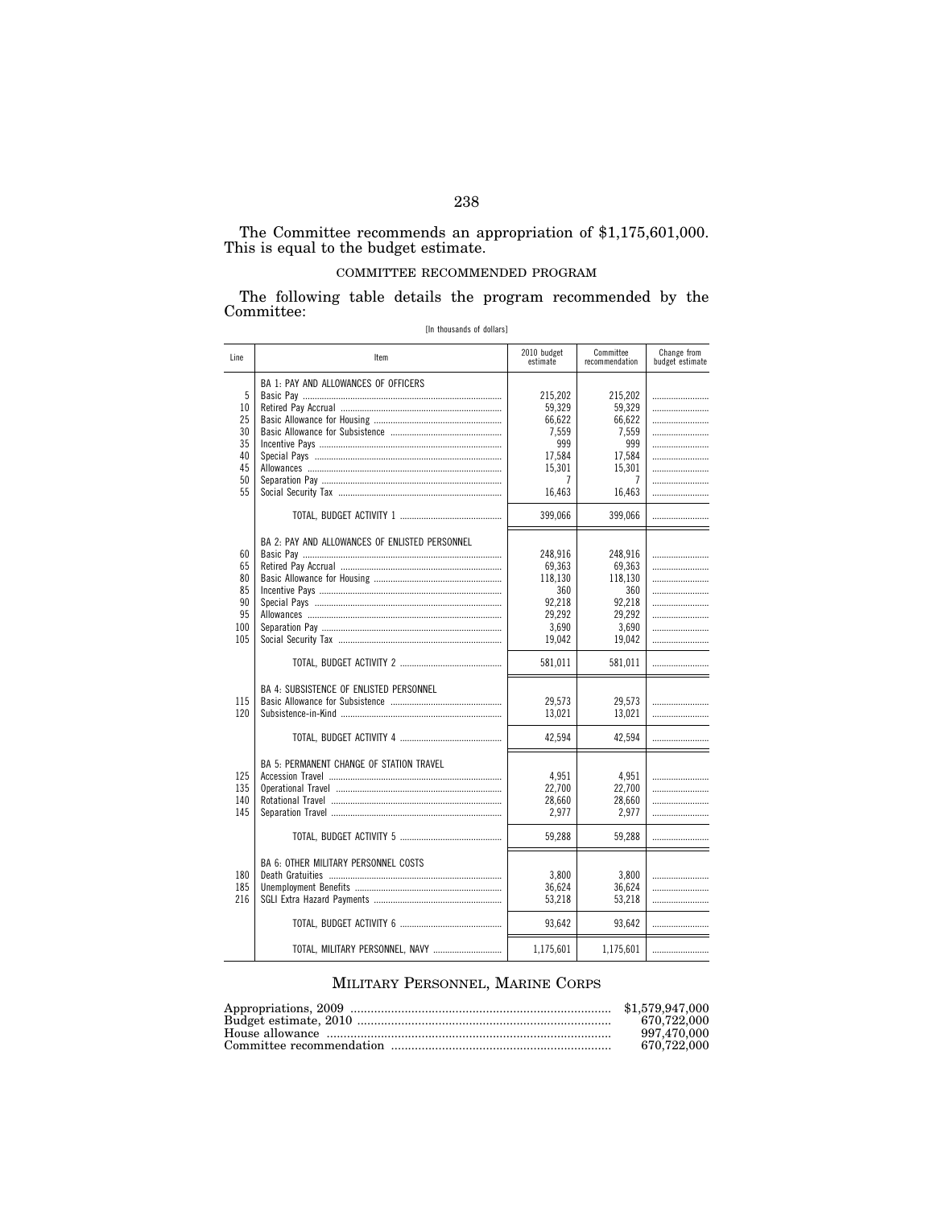The Committee recommends an appropriation of $1,175,601,000. This is equal to the budget estimate.

COMMITTEE RECOMMENDED PROGRAM

The following table details the program recommended by the Committee:

[In thousands of dollars]

| Line | Item | 2010 budget estimate | Committee recommendation | Change from budget estimate |
|---|---|---|---|---|
| | BA 1: PAY AND ALLOWANCES OF OFFICERS | | | |
| 5 | Basic Pay | 215,202 | 215,202 | |
| 10 | Retired Pay Accrual | 59,329 | 59,329 | |
| 25 | Basic Allowance for Housing | 66,622 | 66,622 | |
| 30 | Basic Allowance for Subsistence | 7,559 | 7,559 | |
| 35 | Incentive Pays | 999 | 999 | |
| 40 | Special Pays | 17,584 | 17,584 | |
| 45 | Allowances | 15,301 | 15,301 | |
| 50 | Separation Pay | 7 | 7 | |
| 55 | Social Security Tax | 16,463 | 16,463 | |
| | TOTAL, BUDGET ACTIVITY 1 | 399,066 | 399,066 | |
| | BA 2: PAY AND ALLOWANCES OF ENLISTED PERSONNEL | | | |
| 60 | Basic Pay | 248,916 | 248,916 | |
| 65 | Retired Pay Accrual | 69,363 | 69,363 | |
| 80 | Basic Allowance for Housing | 118,130 | 118,130 | |
| 85 | Incentive Pays | 360 | 360 | |
| 90 | Special Pays | 92,218 | 92,218 | |
| 95 | Allowances | 29,292 | 29,292 | |
| 100 | Separation Pay | 3,690 | 3,690 | |
| 105 | Social Security Tax | 19,042 | 19,042 | |
| | TOTAL, BUDGET ACTIVITY 2 | 581,011 | 581,011 | |
| | BA 4: SUBSISTENCE OF ENLISTED PERSONNEL | | | |
| 115 | Basic Allowance for Subsistence | 29,573 | 29,573 | |
| 120 | Subsistence-in-Kind | 13,021 | 13,021 | |
| | TOTAL, BUDGET ACTIVITY 4 | 42,594 | 42,594 | |
| | BA 5: PERMANENT CHANGE OF STATION TRAVEL | | | |
| 125 | Accession Travel | 4,951 | 4,951 | |
| 135 | Operational Travel | 22,700 | 22,700 | |
| 140 | Rotational Travel | 28,660 | 28,660 | |
| 145 | Separation Travel | 2,977 | 2,977 | |
| | TOTAL, BUDGET ACTIVITY 5 | 59,288 | 59,288 | |
| | BA 6: OTHER MILITARY PERSONNEL COSTS | | | |
| 180 | Death Gratuities | 3,800 | 3,800 | |
| 185 | Unemployment Benefits | 36,624 | 36,624 | |
| 216 | SGLI Extra Hazard Payments | 53,218 | 53,218 | |
| | TOTAL, BUDGET ACTIVITY 6 | 93,642 | 93,642 | |
| | TOTAL, MILITARY PERSONNEL, NAVY | 1,175,601 | 1,175,601 | |

## MILITARY PERSONNEL, MARINE CORPS

| | |
|---|---|
| Appropriations, 2009 | $1,579,947,000 |
| Budget estimate, 2010 | 670,722,000 |
| House allowance | 997,470,000 |
| Committee recommendation | 670,722,000 |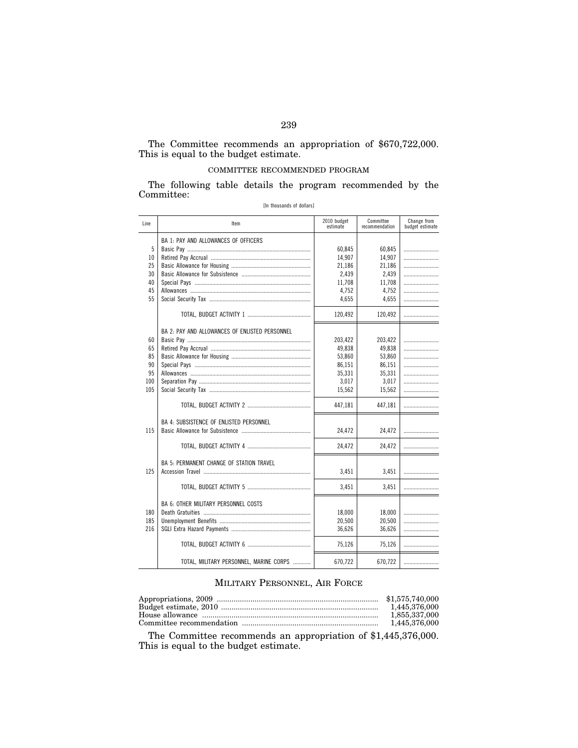The Committee recommends an appropriation of $670,722,000. This is equal to the budget estimate.

COMMITTEE RECOMMENDED PROGRAM

The following table details the program recommended by the Committee:

[In thousands of dollars]

| Line | Item | 2010 budget estimate | Committee recommendation | Change from budget estimate |
|---|---|---|---|---|
| | BA 1: PAY AND ALLOWANCES OF OFFICERS | | | |
| 5 | Basic Pay | 60,845 | 60,845 | |
| 10 | Retired Pay Accrual | 14,907 | 14,907 | |
| 25 | Basic Allowance for Housing | 21,186 | 21,186 | |
| 30 | Basic Allowance for Subsistence | 2,439 | 2,439 | |
| 40 | Special Pays | 11,708 | 11,708 | |
| 45 | Allowances | 4,752 | 4,752 | |
| 55 | Social Security Tax | 4,655 | 4,655 | |
| | TOTAL, BUDGET ACTIVITY 1 | 120,492 | 120,492 | |
| | BA 2: PAY AND ALLOWANCES OF ENLISTED PERSONNEL | | | |
| 60 | Basic Pay | 203,422 | 203,422 | |
| 65 | Retired Pay Accrual | 49,838 | 49,838 | |
| 85 | Basic Allowance for Housing | 53,860 | 53,860 | |
| 90 | Special Pays | 86,151 | 86,151 | |
| 95 | Allowances | 35,331 | 35,331 | |
| 100 | Separation Pay | 3,017 | 3,017 | |
| 105 | Social Security Tax | 15,562 | 15,562 | |
| | TOTAL, BUDGET ACTIVITY 2 | 447,181 | 447,181 | |
| | BA 4: SUBSISTENCE OF ENLISTED PERSONNEL | | | |
| 115 | Basic Allowance for Subsistence | 24,472 | 24,472 | |
| | TOTAL, BUDGET ACTIVITY 4 | 24,472 | 24,472 | |
| | BA 5: PERMANENT CHANGE OF STATION TRAVEL | | | |
| 125 | Accession Travel | 3,451 | 3,451 | |
| | TOTAL, BUDGET ACTIVITY 5 | 3,451 | 3,451 | |
| | BA 6: OTHER MILITARY PERSONNEL COSTS | | | |
| 180 | Death Gratuities | 18,000 | 18,000 | |
| 185 | Unemployment Benefits | 20,500 | 20,500 | |
| 216 | SGLI Extra Hazard Payments | 36,626 | 36,626 | |
| | TOTAL, BUDGET ACTIVITY 6 | 75,126 | 75,126 | |
| | TOTAL, MILITARY PERSONNEL, MARINE CORPS | 670,722 | 670,722 | |

## MILITARY PERSONNEL, AIR FORCE

| | |
|---|---|
| Appropriations, 2009 | $1,575,740,000 |
| Budget estimate, 2010 | 1,445,376,000 |
| House allowance | 1,855,337,000 |
| Committee recommendation | 1,445,376,000 |

The Committee recommends an appropriation of $1,445,376,000. This is equal to the budget estimate.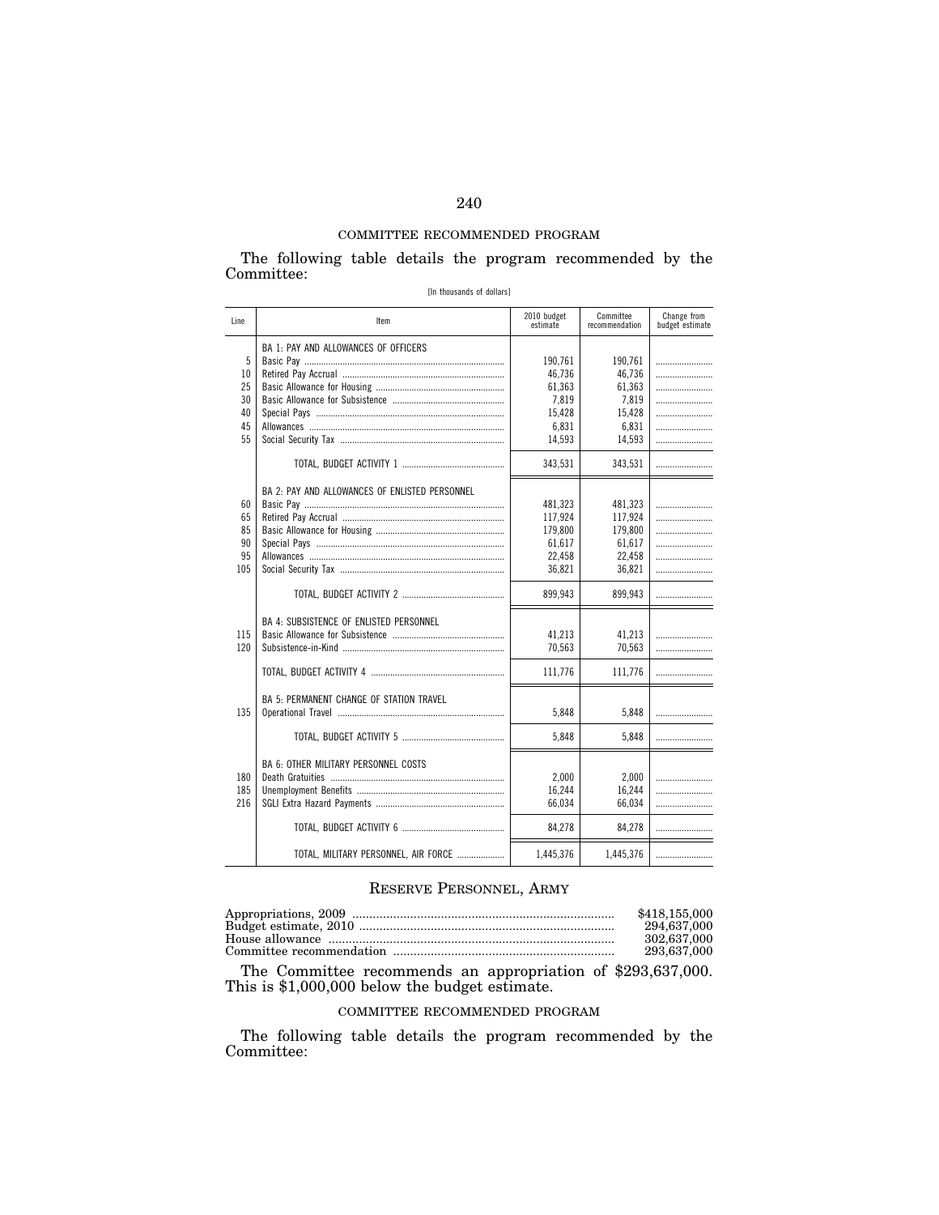COMMITTEE RECOMMENDED PROGRAM

The following table details the program recommended by the Committee:

[In thousands of dollars]

| Line | Item | 2010 budget estimate | Committee recommendation | Change from budget estimate |
|---|---|---|---|---|
| | BA 1: PAY AND ALLOWANCES OF OFFICERS | | | |
| 5 | Basic Pay | 190,761 | 190,761 | |
| 10 | Retired Pay Accrual | 46,736 | 46,736 | |
| 25 | Basic Allowance for Housing | 61,363 | 61,363 | |
| 30 | Basic Allowance for Subsistence | 7,819 | 7,819 | |
| 40 | Special Pays | 15,428 | 15,428 | |
| 45 | Allowances | 6,831 | 6,831 | |
| 55 | Social Security Tax | 14,593 | 14,593 | |
| | TOTAL, BUDGET ACTIVITY 1 | 343,531 | 343,531 | |
| | BA 2: PAY AND ALLOWANCES OF ENLISTED PERSONNEL | | | |
| 60 | Basic Pay | 481,323 | 481,323 | |
| 65 | Retired Pay Accrual | 117,924 | 117,924 | |
| 85 | Basic Allowance for Housing | 179,800 | 179,800 | |
| 90 | Special Pays | 61,617 | 61,617 | |
| 95 | Allowances | 22,458 | 22,458 | |
| 105 | Social Security Tax | 36,821 | 36,821 | |
| | TOTAL, BUDGET ACTIVITY 2 | 899,943 | 899,943 | |
| | BA 4: SUBSISTENCE OF ENLISTED PERSONNEL | | | |
| 115 | Basic Allowance for Subsistence | 41,213 | 41,213 | |
| 120 | Subsistence-in-Kind | 70,563 | 70,563 | |
| | TOTAL, BUDGET ACTIVITY 4 | 111,776 | 111,776 | |
| | BA 5: PERMANENT CHANGE OF STATION TRAVEL | | | |
| 135 | Operational Travel | 5,848 | 5,848 | |
| | TOTAL, BUDGET ACTIVITY 5 | 5,848 | 5,848 | |
| | BA 6: OTHER MILITARY PERSONNEL COSTS | | | |
| 180 | Death Gratuities | 2,000 | 2,000 | |
| 185 | Unemployment Benefits | 16,244 | 16,244 | |
| 216 | SGLI Extra Hazard Payments | 66,034 | 66,034 | |
| | TOTAL, BUDGET ACTIVITY 6 | 84,278 | 84,278 | |
| | TOTAL, MILITARY PERSONNEL, AIR FORCE | 1,445,376 | 1,445,376 | |

## RESERVE PERSONNEL, ARMY

| | |
|---|---|
| Appropriations, 2009 | $418,155,000 |
| Budget estimate, 2010 | 294,637,000 |
| House allowance | 302,637,000 |
| Committee recommendation | 293,637,000 |

The Committee recommends an appropriation of $293,637,000. This is $1,000,000 below the budget estimate.

COMMITTEE RECOMMENDED PROGRAM

The following table details the program recommended by the Committee: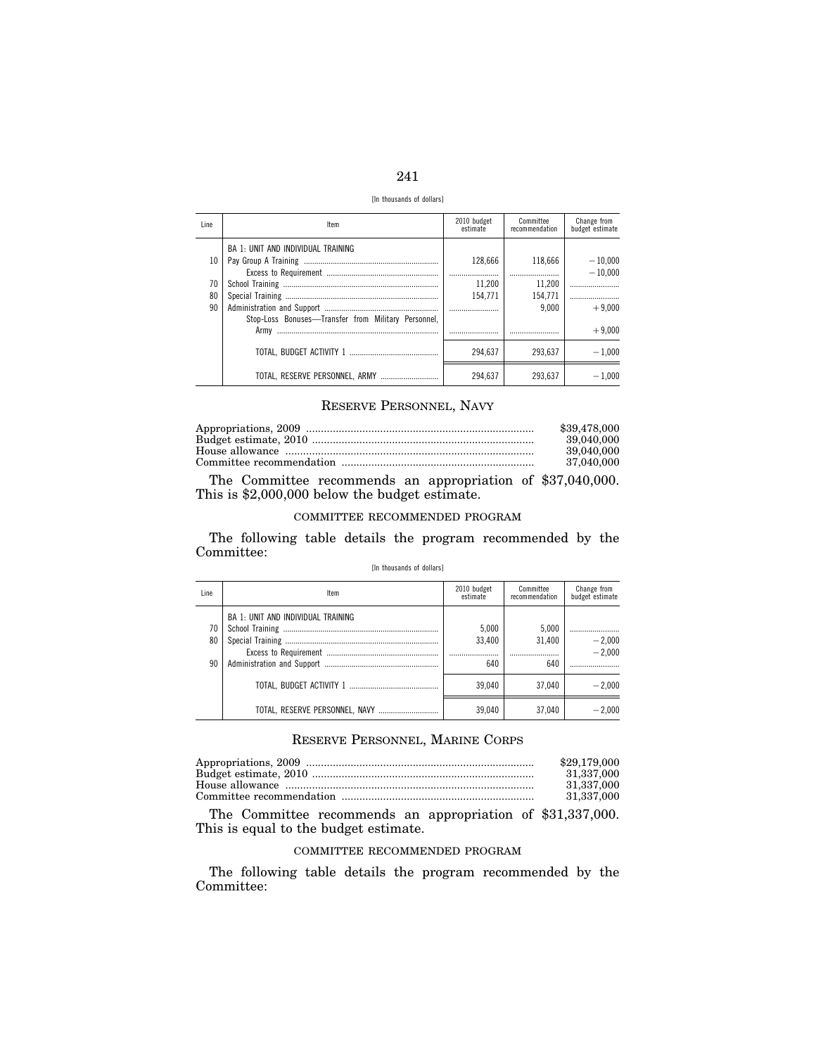[In thousands of dollars]

| Line | Item | 2010 budget estimate | Committee recommendation | Change from budget estimate |
|---|---|---|---|---|
| | BA 1: UNIT AND INDIVIDUAL TRAINING | | | |
| 10 | Pay Group A Training | 128,666 | 118,666 | −10,000 |
| | Excess to Requirement | | | −10,000 |
| 70 | School Training | 11,200 | 11,200 | |
| 80 | Special Training | 154,771 | 154,771 | |
| 90 | Administration and Support | | 9,000 | +9,000 |
| | Stop-Loss Bonuses—Transfer from Military Personnel, Army | | | +9,000 |
| | TOTAL, BUDGET ACTIVITY 1 | 294,637 | 293,637 | −1,000 |
| | TOTAL, RESERVE PERSONNEL, ARMY | 294,637 | 293,637 | −1,000 |

## RESERVE PERSONNEL, NAVY

| | |
|---|---|
| Appropriations, 2009 | $39,478,000 |
| Budget estimate, 2010 | 39,040,000 |
| House allowance | 39,040,000 |
| Committee recommendation | 37,040,000 |

The Committee recommends an appropriation of $37,040,000. This is $2,000,000 below the budget estimate.

### COMMITTEE RECOMMENDED PROGRAM

The following table details the program recommended by the Committee:

[In thousands of dollars]

| Line | Item | 2010 budget estimate | Committee recommendation | Change from budget estimate |
|---|---|---|---|---|
| | BA 1: UNIT AND INDIVIDUAL TRAINING | | | |
| 70 | School Training | 5,000 | 5,000 | |
| 80 | Special Training | 33,400 | 31,400 | −2,000 |
| | Excess to Requirement | | | −2,000 |
| 90 | Administration and Support | 640 | 640 | |
| | TOTAL, BUDGET ACTIVITY 1 | 39,040 | 37,040 | −2,000 |
| | TOTAL, RESERVE PERSONNEL, NAVY | 39,040 | 37,040 | −2,000 |

## RESERVE PERSONNEL, MARINE CORPS

| | |
|---|---|
| Appropriations, 2009 | $29,179,000 |
| Budget estimate, 2010 | 31,337,000 |
| House allowance | 31,337,000 |
| Committee recommendation | 31,337,000 |

The Committee recommends an appropriation of $31,337,000. This is equal to the budget estimate.

### COMMITTEE RECOMMENDED PROGRAM

The following table details the program recommended by the Committee: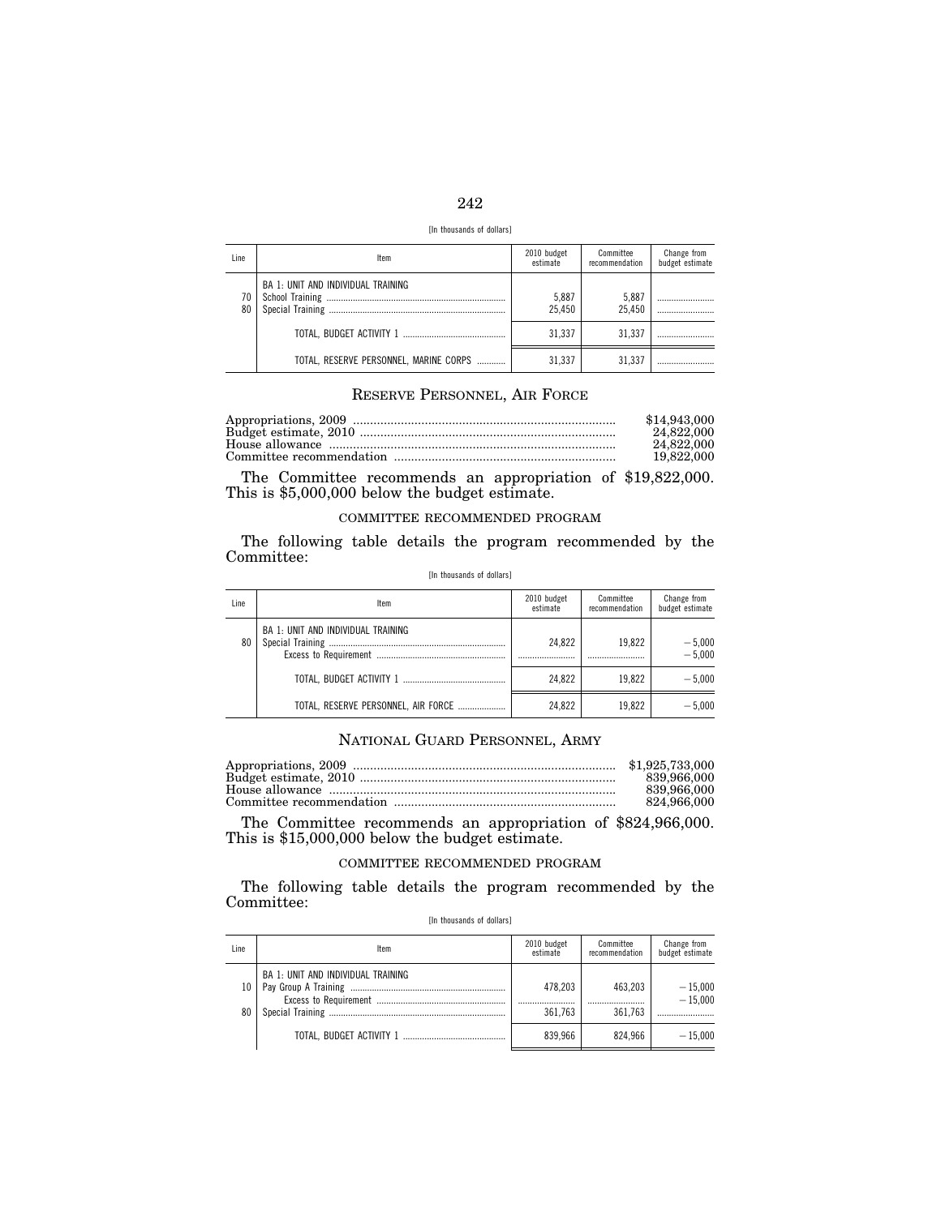[In thousands of dollars]

| Line | Item | 2010 budget estimate | Committee recommendation | Change from budget estimate |
|---|---|---|---|---|
| | BA 1: UNIT AND INDIVIDUAL TRAINING | | | |
| 70 | School Training | 5,887 | 5,887 | |
| 80 | Special Training | 25,450 | 25,450 | |
| | TOTAL, BUDGET ACTIVITY 1 | 31,337 | 31,337 | |
| | TOTAL, RESERVE PERSONNEL, MARINE CORPS | 31,337 | 31,337 | |

## RESERVE PERSONNEL, AIR FORCE

| | |
|---|---|
| Appropriations, 2009 | $14,943,000 |
| Budget estimate, 2010 | 24,822,000 |
| House allowance | 24,822,000 |
| Committee recommendation | 19,822,000 |

The Committee recommends an appropriation of $19,822,000. This is $5,000,000 below the budget estimate.

### COMMITTEE RECOMMENDED PROGRAM

The following table details the program recommended by the Committee:

[In thousands of dollars]

| Line | Item | 2010 budget estimate | Committee recommendation | Change from budget estimate |
|---|---|---|---|---|
| | BA 1: UNIT AND INDIVIDUAL TRAINING | | | |
| 80 | Special Training | 24,822 | 19,822 | −5,000 |
| | Excess to Requirement | | | −5,000 |
| | TOTAL, BUDGET ACTIVITY 1 | 24,822 | 19,822 | −5,000 |
| | TOTAL, RESERVE PERSONNEL, AIR FORCE | 24,822 | 19,822 | −5,000 |

## NATIONAL GUARD PERSONNEL, ARMY

| | |
|---|---|
| Appropriations, 2009 | $1,925,733,000 |
| Budget estimate, 2010 | 839,966,000 |
| House allowance | 839,966,000 |
| Committee recommendation | 824,966,000 |

The Committee recommends an appropriation of $824,966,000. This is $15,000,000 below the budget estimate.

### COMMITTEE RECOMMENDED PROGRAM

The following table details the program recommended by the Committee:

[In thousands of dollars]

| Line | Item | 2010 budget estimate | Committee recommendation | Change from budget estimate |
|---|---|---|---|---|
| | BA 1: UNIT AND INDIVIDUAL TRAINING | | | |
| 10 | Pay Group A Training | 478,203 | 463,203 | −15,000 |
| | Excess to Requirement | | | −15,000 |
| 80 | Special Training | 361,763 | 361,763 | |
| | TOTAL, BUDGET ACTIVITY 1 | 839,966 | 824,966 | −15,000 |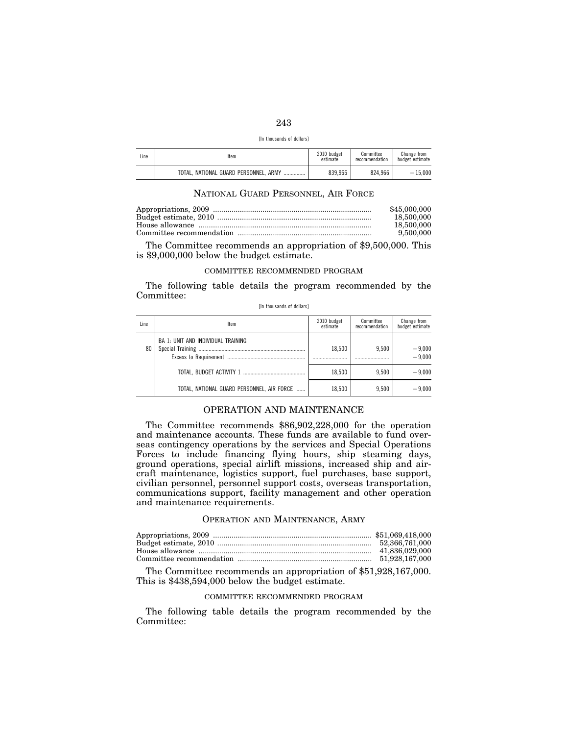[In thousands of dollars]

| Line | Item | 2010 budget estimate | Committee recommendation | Change from budget estimate |
|---|---|---|---|---|
| | TOTAL, NATIONAL GUARD PERSONNEL, ARMY | 839,966 | 824,966 | −15,000 |

## NATIONAL GUARD PERSONNEL, AIR FORCE

| | |
|---|---|
| Appropriations, 2009 | $45,000,000 |
| Budget estimate, 2010 | 18,500,000 |
| House allowance | 18,500,000 |
| Committee recommendation | 9,500,000 |

The Committee recommends an appropriation of $9,500,000. This is $9,000,000 below the budget estimate.

### COMMITTEE RECOMMENDED PROGRAM

The following table details the program recommended by the Committee:

[In thousands of dollars]

| Line | Item | 2010 budget estimate | Committee recommendation | Change from budget estimate |
|---|---|---|---|---|
| | BA 1: UNIT AND INDIVIDUAL TRAINING | | | |
| 80 | Special Training | 18,500 | 9,500 | −9,000 |
| | Excess to Requirement | | | −9,000 |
| | TOTAL, BUDGET ACTIVITY 1 | 18,500 | 9,500 | −9,000 |
| | TOTAL, NATIONAL GUARD PERSONNEL, AIR FORCE | 18,500 | 9,500 | −9,000 |

## OPERATION AND MAINTENANCE

The Committee recommends $86,902,228,000 for the operation and maintenance accounts. These funds are available to fund overseas contingency operations by the services and Special Operations Forces to include financing flying hours, ship steaming days, ground operations, special airlift missions, increased ship and aircraft maintenance, logistics support, fuel purchases, base support, civilian personnel, personnel support costs, overseas transportation, communications support, facility management and other operation and maintenance requirements.

## OPERATION AND MAINTENANCE, ARMY

| | |
|---|---|
| Appropriations, 2009 | $51,069,418,000 |
| Budget estimate, 2010 | 52,366,761,000 |
| House allowance | 41,836,029,000 |
| Committee recommendation | 51,928,167,000 |

The Committee recommends an appropriation of $51,928,167,000. This is $438,594,000 below the budget estimate.

### COMMITTEE RECOMMENDED PROGRAM

The following table details the program recommended by the Committee: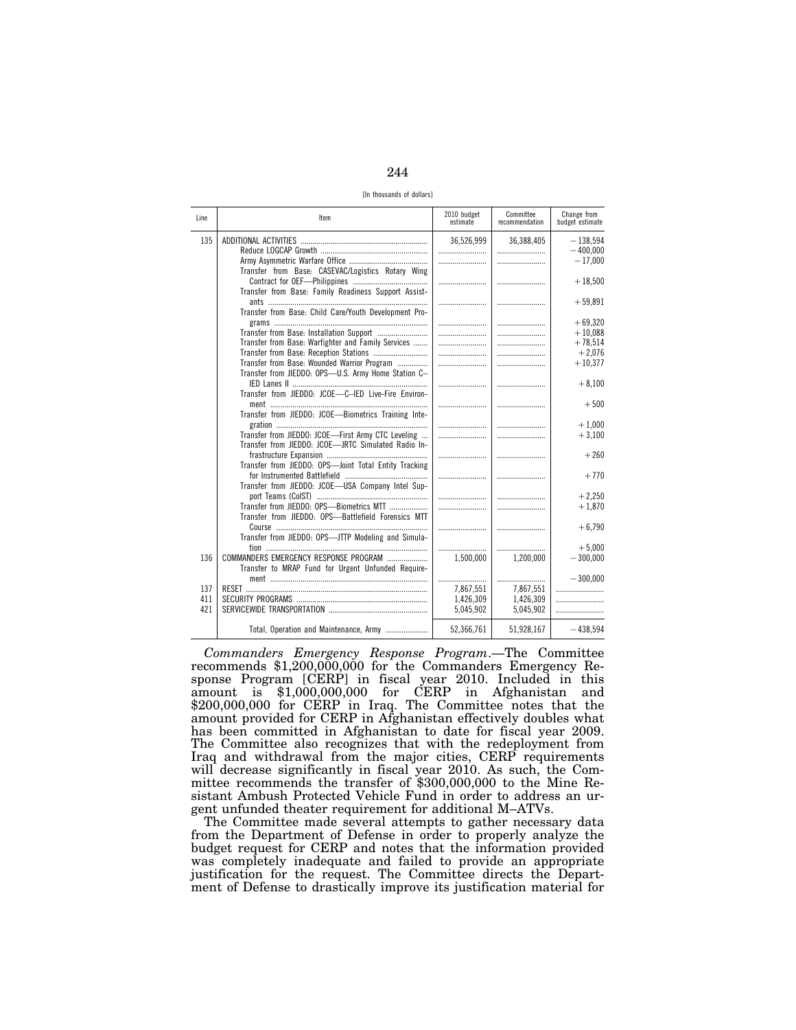[In thousands of dollars]

| Line | Item | 2010 budget estimate | Committee recommendation | Change from budget estimate |
|---|---|---|---|---|
| 135 | ADDITIONAL ACTIVITIES | 36,526,999 | 36,388,405 | −138,594 |
| | Reduce LOGCAP Growth | | | −400,000 |
| | Army Asymmetric Warfare Office | | | −17,000 |
| | Transfer from Base: CASEVAC/Logistics Rotary Wing Contract for OEF—Philippines | | | +18,500 |
| | Transfer from Base: Family Readiness Support Assistants | | | +59,891 |
| | Transfer from Base: Child Care/Youth Development Programs | | | +69,320 |
| | Transfer from Base: Installation Support | | | +10,088 |
| | Transfer from Base: Warfighter and Family Services | | | +78,514 |
| | Transfer from Base: Reception Stations | | | +2,076 |
| | Transfer from Base: Wounded Warrior Program | | | +10,377 |
| | Transfer from JIEDDO: OPS—U.S. Army Home Station C–IED Lanes II | | | +8,100 |
| | Transfer from JIEDDO: JCOE—C–IED Live-Fire Environment | | | +500 |
| | Transfer from JIEDDO: JCOE—Biometrics Training Integration | | | +1,000 |
| | Transfer from JIEDDO: JCOE—First Army CTC Leveling | | | +3,100 |
| | Transfer from JIEDDO: JCOE—JRTC Simulated Radio Infrastructure Expansion | | | +260 |
| | Transfer from JIEDDO: OPS—Joint Total Entity Tracking for Instrumented Battlefield | | | +770 |
| | Transfer from JIEDDO: JCOE—USA Company Intel Support Teams (CoIST) | | | +2,250 |
| | Transfer from JIEDDO: OPS—Biometrics MTT | | | +1,870 |
| | Transfer from JIEDDO: OPS—Battlefield Forensics MTT Course | | | +6,790 |
| | Transfer from JIEDDO: OPS—JTTP Modeling and Simulation | | | +5,000 |
| 136 | COMMANDERS EMERGENCY RESPONSE PROGRAM | 1,500,000 | 1,200,000 | −300,000 |
| | Transfer to MRAP Fund for Urgent Unfunded Requirement | | | −300,000 |
| 137 | RESET | 7,867,551 | 7,867,551 | |
| 411 | SECURITY PROGRAMS | 1,426,309 | 1,426,309 | |
| 421 | SERVICEWIDE TRANSPORTATION | 5,045,902 | 5,045,902 | |
| | Total, Operation and Maintenance, Army | 52,366,761 | 51,928,167 | −438,594 |

*Commanders Emergency Response Program.*—The Committee recommends $1,200,000,000 for the Commanders Emergency Response Program [CERP] in fiscal year 2010. Included in this amount is $1,000,000,000 for CERP in Afghanistan and $200,000,000 for CERP in Iraq. The Committee notes that the amount provided for CERP in Afghanistan effectively doubles what has been committed in Afghanistan to date for fiscal year 2009. The Committee also recognizes that with the redeployment from Iraq and withdrawal from the major cities, CERP requirements will decrease significantly in fiscal year 2010. As such, the Committee recommends the transfer of $300,000,000 to the Mine Resistant Ambush Protected Vehicle Fund in order to address an urgent unfunded theater requirement for additional M–ATVs.

The Committee made several attempts to gather necessary data from the Department of Defense in order to properly analyze the budget request for CERP and notes that the information provided was completely inadequate and failed to provide an appropriate justification for the request. The Committee directs the Department of Defense to drastically improve its justification material for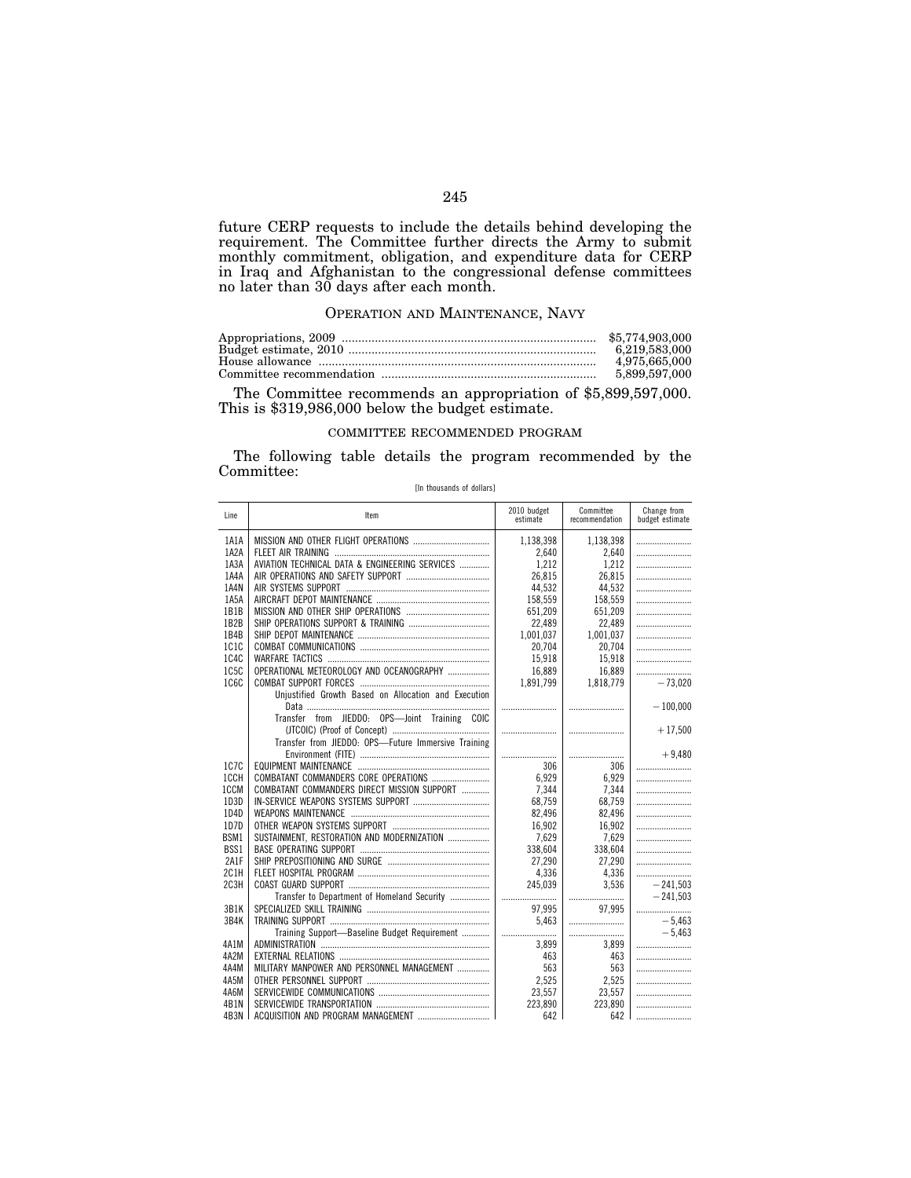future CERP requests to include the details behind developing the requirement. The Committee further directs the Army to submit monthly commitment, obligation, and expenditure data for CERP in Iraq and Afghanistan to the congressional defense committees no later than 30 days after each month.

## OPERATION AND MAINTENANCE, NAVY

| | |
|---|---|
| Appropriations, 2009 | $5,774,903,000 |
| Budget estimate, 2010 | 6,219,583,000 |
| House allowance | 4,975,665,000 |
| Committee recommendation | 5,899,597,000 |

The Committee recommends an appropriation of $5,899,597,000. This is $319,986,000 below the budget estimate.

### COMMITTEE RECOMMENDED PROGRAM

The following table details the program recommended by the Committee:

[In thousands of dollars]

| Line | Item | 2010 budget estimate | Committee recommendation | Change from budget estimate |
|---|---|---|---|---|
| 1A1A | MISSION AND OTHER FLIGHT OPERATIONS | 1,138,398 | 1,138,398 | |
| 1A2A | FLEET AIR TRAINING | 2,640 | 2,640 | |
| 1A3A | AVIATION TECHNICAL DATA & ENGINEERING SERVICES | 1,212 | 1,212 | |
| 1A4A | AIR OPERATIONS AND SAFETY SUPPORT | 26,815 | 26,815 | |
| 1A4N | AIR SYSTEMS SUPPORT | 44,532 | 44,532 | |
| 1A5A | AIRCRAFT DEPOT MAINTENANCE | 158,559 | 158,559 | |
| 1B1B | MISSION AND OTHER SHIP OPERATIONS | 651,209 | 651,209 | |
| 1B2B | SHIP OPERATIONS SUPPORT & TRAINING | 22,489 | 22,489 | |
| 1B4B | SHIP DEPOT MAINTENANCE | 1,001,037 | 1,001,037 | |
| 1C1C | COMBAT COMMUNICATIONS | 20,704 | 20,704 | |
| 1C4C | WARFARE TACTICS | 15,918 | 15,918 | |
| 1C5C | OPERATIONAL METEOROLOGY AND OCEANOGRAPHY | 16,889 | 16,889 | |
| 1C6C | COMBAT SUPPORT FORCES | 1,891,799 | 1,818,779 | −73,020 |
| | Unjustified Growth Based on Allocation and Execution Data | | | −100,000 |
| | Transfer from JIEDDO: OPS—Joint Training COIC (JTCOIC) (Proof of Concept) | | | +17,500 |
| | Transfer from JIEDDO: OPS—Future Immersive Training Environment (FITE) | | | +9,480 |
| 1C7C | EQUIPMENT MAINTENANCE | 306 | 306 | |
| 1CCH | COMBATANT COMMANDERS CORE OPERATIONS | 6,929 | 6,929 | |
| 1CCM | COMBATANT COMMANDERS DIRECT MISSION SUPPORT | 7,344 | 7,344 | |
| 1D3D | IN-SERVICE WEAPONS SYSTEMS SUPPORT | 68,759 | 68,759 | |
| 1D4D | WEAPONS MAINTENANCE | 82,496 | 82,496 | |
| 1D7D | OTHER WEAPON SYSTEMS SUPPORT | 16,902 | 16,902 | |
| BSM1 | SUSTAINMENT, RESTORATION AND MODERNIZATION | 7,629 | 7,629 | |
| BSS1 | BASE OPERATING SUPPORT | 338,604 | 338,604 | |
| 2A1F | SHIP PREPOSITIONING AND SURGE | 27,290 | 27,290 | |
| 2C1H | FLEET HOSPITAL PROGRAM | 4,336 | 4,336 | |
| 2C3H | COAST GUARD SUPPORT | 245,039 | 3,536 | −241,503 |
| | Transfer to Department of Homeland Security | | | −241,503 |
| 3B1K | SPECIALIZED SKILL TRAINING | 97,995 | 97,995 | |
| 3B4K | TRAINING SUPPORT | 5,463 | | −5,463 |
| | Training Support—Baseline Budget Requirement | | | −5,463 |
| 4A1M | ADMINISTRATION | 3,899 | 3,899 | |
| 4A2M | EXTERNAL RELATIONS | 463 | 463 | |
| 4A4M | MILITARY MANPOWER AND PERSONNEL MANAGEMENT | 563 | 563 | |
| 4A5M | OTHER PERSONNEL SUPPORT | 2,525 | 2,525 | |
| 4A6M | SERVICEWIDE COMMUNICATIONS | 23,557 | 23,557 | |
| 4B1N | SERVICEWIDE TRANSPORTATION | 223,890 | 223,890 | |
| 4B3N | ACQUISITION AND PROGRAM MANAGEMENT | 642 | 642 | |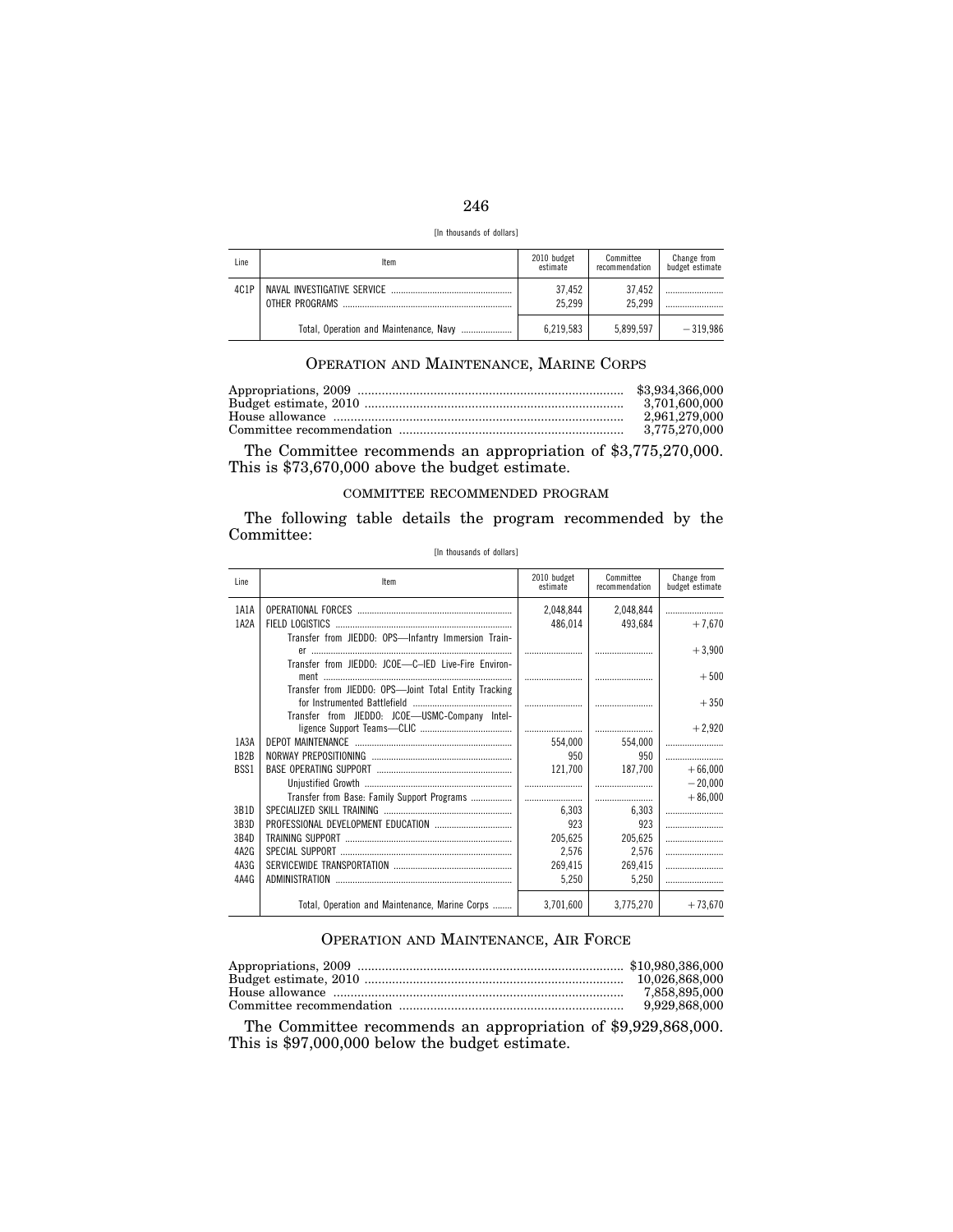[In thousands of dollars]

| Line | Item | 2010 budget estimate | Committee recommendation | Change from budget estimate |
|---|---|---|---|---|
| 4C1P | NAVAL INVESTIGATIVE SERVICE | 37,452 | 37,452 | |
| | OTHER PROGRAMS | 25,299 | 25,299 | |
| | Total, Operation and Maintenance, Navy | 6,219,583 | 5,899,597 | −319,986 |

## OPERATION AND MAINTENANCE, MARINE CORPS

| | |
|---|---|
| Appropriations, 2009 | $3,934,366,000 |
| Budget estimate, 2010 | 3,701,600,000 |
| House allowance | 2,961,279,000 |
| Committee recommendation | 3,775,270,000 |

The Committee recommends an appropriation of $3,775,270,000. This is $73,670,000 above the budget estimate.

### COMMITTEE RECOMMENDED PROGRAM

The following table details the program recommended by the Committee:

[In thousands of dollars]

| Line | Item | 2010 budget estimate | Committee recommendation | Change from budget estimate |
|---|---|---|---|---|
| 1A1A | OPERATIONAL FORCES | 2,048,844 | 2,048,844 | |
| 1A2A | FIELD LOGISTICS | 486,014 | 493,684 | +7,670 |
| | Transfer from JIEDDO: OPS—Infantry Immersion Trainer | | | +3,900 |
| | Transfer from JIEDDO: JCOE—C–IED Live-Fire Environment | | | +500 |
| | Transfer from JIEDDO: OPS—Joint Total Entity Tracking for Instrumented Battlefield | | | +350 |
| | Transfer from JIEDDO: JCOE—USMC-Company Intelligence Support Teams—CLIC | | | +2,920 |
| 1A3A | DEPOT MAINTENANCE | 554,000 | 554,000 | |
| 1B2B | NORWAY PREPOSITIONING | 950 | 950 | |
| BSS1 | BASE OPERATING SUPPORT | 121,700 | 187,700 | +66,000 |
| | Unjustified Growth | | | −20,000 |
| | Transfer from Base: Family Support Programs | | | +86,000 |
| 3B1D | SPECIALIZED SKILL TRAINING | 6,303 | 6,303 | |
| 3B3D | PROFESSIONAL DEVELOPMENT EDUCATION | 923 | 923 | |
| 3B4D | TRAINING SUPPORT | 205,625 | 205,625 | |
| 4A2G | SPECIAL SUPPORT | 2,576 | 2,576 | |
| 4A3G | SERVICEWIDE TRANSPORTATION | 269,415 | 269,415 | |
| 4A4G | ADMINISTRATION | 5,250 | 5,250 | |
| | Total, Operation and Maintenance, Marine Corps | 3,701,600 | 3,775,270 | +73,670 |

## OPERATION AND MAINTENANCE, AIR FORCE

| | |
|---|---|
| Appropriations, 2009 | $10,980,386,000 |
| Budget estimate, 2010 | 10,026,868,000 |
| House allowance | 7,858,895,000 |
| Committee recommendation | 9,929,868,000 |

The Committee recommends an appropriation of $9,929,868,000. This is $97,000,000 below the budget estimate.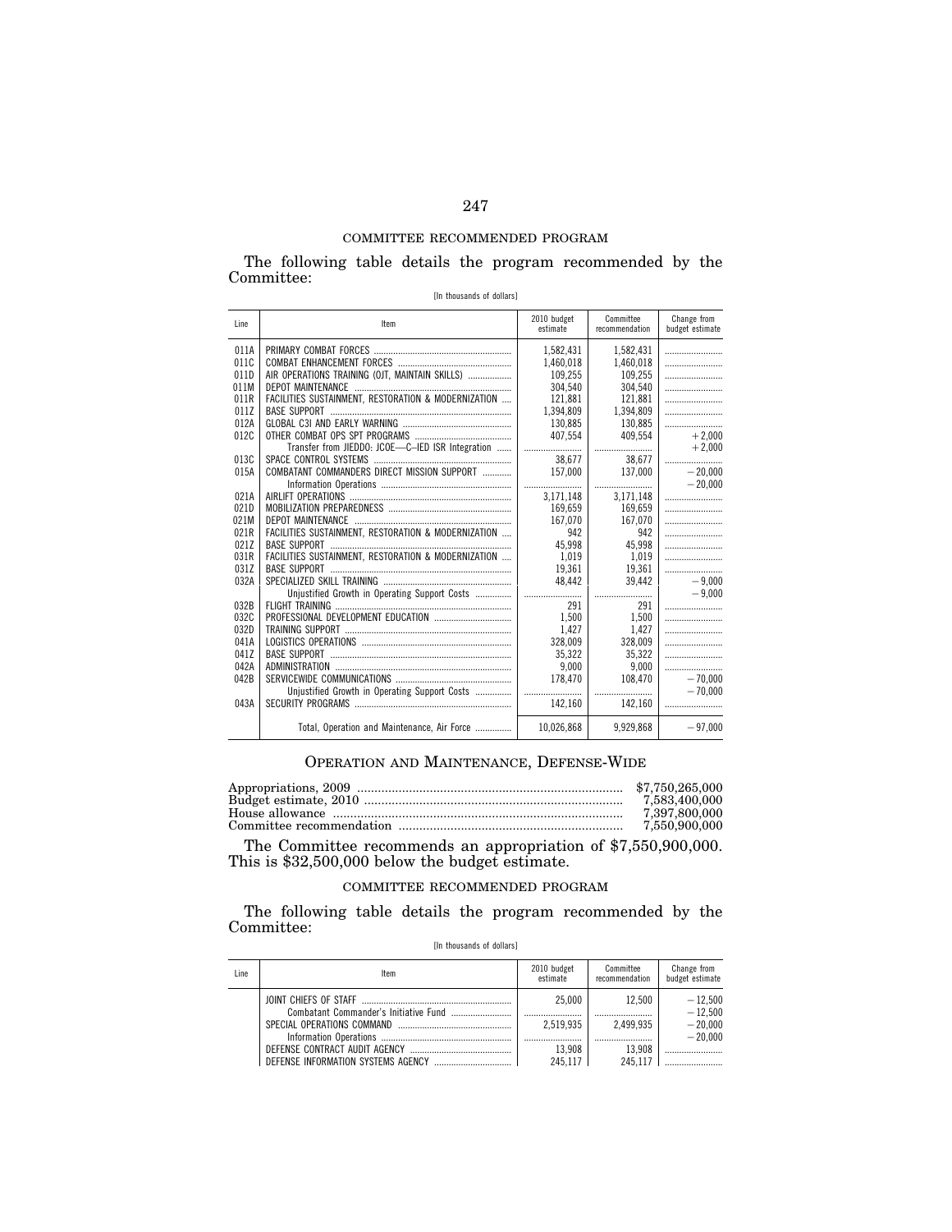COMMITTEE RECOMMENDED PROGRAM

The following table details the program recommended by the Committee:

[In thousands of dollars]

| Line | Item | 2010 budget estimate | Committee recommendation | Change from budget estimate |
|---|---|---|---|---|
| 011A | PRIMARY COMBAT FORCES | 1,582,431 | 1,582,431 | |
| 011C | COMBAT ENHANCEMENT FORCES | 1,460,018 | 1,460,018 | |
| 011D | AIR OPERATIONS TRAINING (OJT, MAINTAIN SKILLS) | 109,255 | 109,255 | |
| 011M | DEPOT MAINTENANCE | 304,540 | 304,540 | |
| 011R | FACILITIES SUSTAINMENT, RESTORATION & MODERNIZATION | 121,881 | 121,881 | |
| 011Z | BASE SUPPORT | 1,394,809 | 1,394,809 | |
| 012A | GLOBAL C3I AND EARLY WARNING | 130,885 | 130,885 | |
| 012C | OTHER COMBAT OPS SPT PROGRAMS | 407,554 | 409,554 | +2,000 |
| | Transfer from JIEDDO: JCOE—C–IED ISR Integration | | | +2,000 |
| 013C | SPACE CONTROL SYSTEMS | 38,677 | 38,677 | |
| 015A | COMBATANT COMMANDERS DIRECT MISSION SUPPORT | 157,000 | 137,000 | −20,000 |
| | Information Operations | | | −20,000 |
| 021A | AIRLIFT OPERATIONS | 3,171,148 | 3,171,148 | |
| 021D | MOBILIZATION PREPAREDNESS | 169,659 | 169,659 | |
| 021M | DEPOT MAINTENANCE | 167,070 | 167,070 | |
| 021R | FACILITIES SUSTAINMENT, RESTORATION & MODERNIZATION | 942 | 942 | |
| 021Z | BASE SUPPORT | 45,998 | 45,998 | |
| 031R | FACILITIES SUSTAINMENT, RESTORATION & MODERNIZATION | 1,019 | 1,019 | |
| 031Z | BASE SUPPORT | 19,361 | 19,361 | |
| 032A | SPECIALIZED SKILL TRAINING | 48,442 | 39,442 | −9,000 |
| | Unjustified Growth in Operating Support Costs | | | −9,000 |
| 032B | FLIGHT TRAINING | 291 | 291 | |
| 032C | PROFESSIONAL DEVELOPMENT EDUCATION | 1,500 | 1,500 | |
| 032D | TRAINING SUPPORT | 1,427 | 1,427 | |
| 041A | LOGISTICS OPERATIONS | 328,009 | 328,009 | |
| 041Z | BASE SUPPORT | 35,322 | 35,322 | |
| 042A | ADMINISTRATION | 9,000 | 9,000 | |
| 042B | SERVICEWIDE COMMUNICATIONS | 178,470 | 108,470 | −70,000 |
| | Unjustified Growth in Operating Support Costs | | | −70,000 |
| 043A | SECURITY PROGRAMS | 142,160 | 142,160 | |
| | Total, Operation and Maintenance, Air Force | 10,026,868 | 9,929,868 | −97,000 |

## OPERATION AND MAINTENANCE, DEFENSE-WIDE

| | |
|---|---|
| Appropriations, 2009 | $7,750,265,000 |
| Budget estimate, 2010 | 7,583,400,000 |
| House allowance | 7,397,800,000 |
| Committee recommendation | 7,550,900,000 |

The Committee recommends an appropriation of $7,550,900,000. This is $32,500,000 below the budget estimate.

COMMITTEE RECOMMENDED PROGRAM

The following table details the program recommended by the Committee:

[In thousands of dollars]

| Line | Item | 2010 budget estimate | Committee recommendation | Change from budget estimate |
|---|---|---|---|---|
| | JOINT CHIEFS OF STAFF | 25,000 | 12,500 | −12,500 |
| | Combatant Commander's Initiative Fund | | | −12,500 |
| | SPECIAL OPERATIONS COMMAND | 2,519,935 | 2,499,935 | −20,000 |
| | Information Operations | | | −20,000 |
| | DEFENSE CONTRACT AUDIT AGENCY | 13,908 | 13,908 | |
| | DEFENSE INFORMATION SYSTEMS AGENCY | 245,117 | 245,117 | |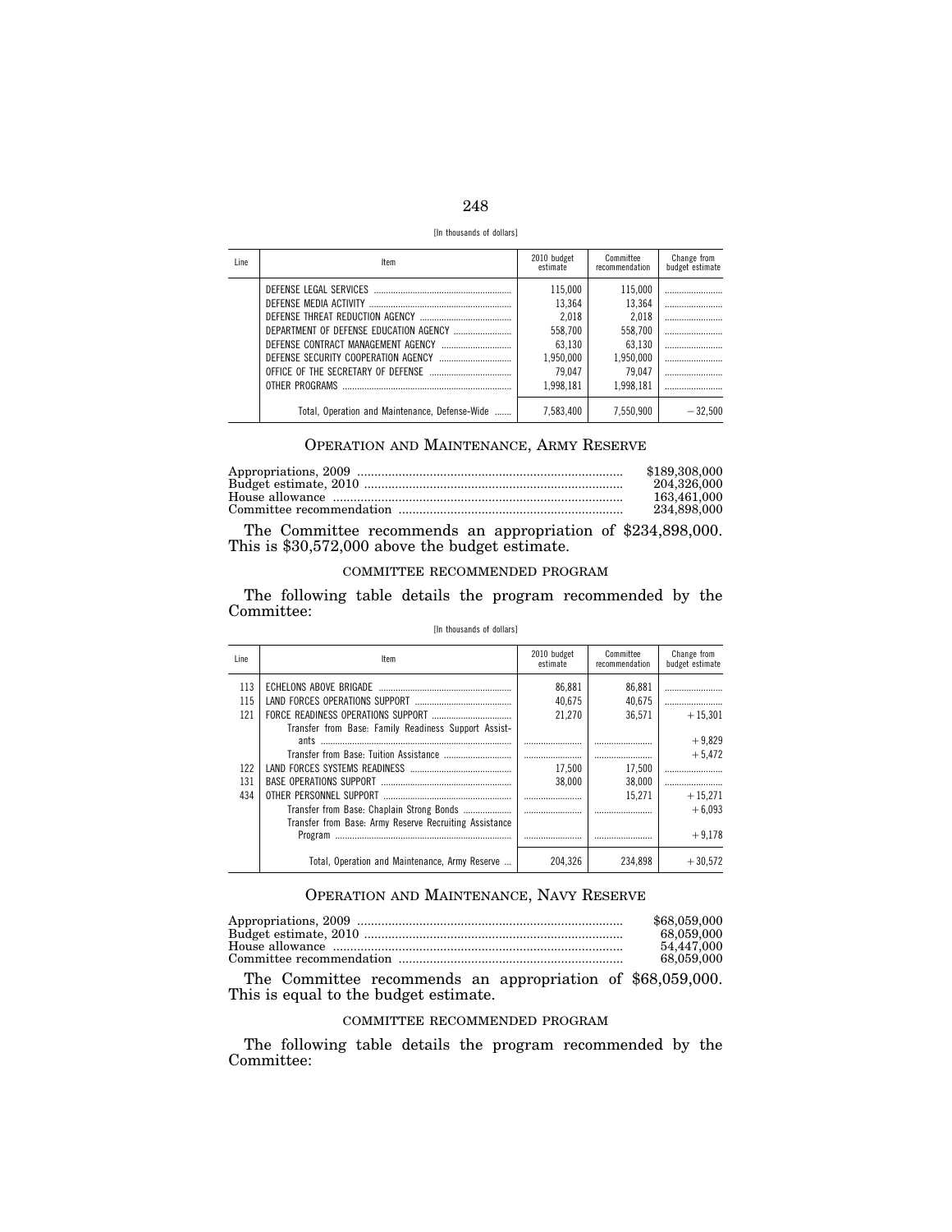[In thousands of dollars]

| Line | Item | 2010 budget estimate | Committee recommendation | Change from budget estimate |
|---|---|---|---|---|
| | DEFENSE LEGAL SERVICES | 115,000 | 115,000 | |
| | DEFENSE MEDIA ACTIVITY | 13,364 | 13,364 | |
| | DEFENSE THREAT REDUCTION AGENCY | 2,018 | 2,018 | |
| | DEPARTMENT OF DEFENSE EDUCATION AGENCY | 558,700 | 558,700 | |
| | DEFENSE CONTRACT MANAGEMENT AGENCY | 63,130 | 63,130 | |
| | DEFENSE SECURITY COOPERATION AGENCY | 1,950,000 | 1,950,000 | |
| | OFFICE OF THE SECRETARY OF DEFENSE | 79,047 | 79,047 | |
| | OTHER PROGRAMS | 1,998,181 | 1,998,181 | |
| | Total, Operation and Maintenance, Defense-Wide | 7,583,400 | 7,550,900 | −32,500 |

## OPERATION AND MAINTENANCE, ARMY RESERVE

| | |
|---|---|
| Appropriations, 2009 | $189,308,000 |
| Budget estimate, 2010 | 204,326,000 |
| House allowance | 163,461,000 |
| Committee recommendation | 234,898,000 |

The Committee recommends an appropriation of $234,898,000. This is $30,572,000 above the budget estimate.

### COMMITTEE RECOMMENDED PROGRAM

The following table details the program recommended by the Committee:

[In thousands of dollars]

| Line | Item | 2010 budget estimate | Committee recommendation | Change from budget estimate |
|---|---|---|---|---|
| 113 | ECHELONS ABOVE BRIGADE | 86,881 | 86,881 | |
| 115 | LAND FORCES OPERATIONS SUPPORT | 40,675 | 40,675 | |
| 121 | FORCE READINESS OPERATIONS SUPPORT | 21,270 | 36,571 | +15,301 |
| | Transfer from Base: Family Readiness Support Assistants | | | +9,829 |
| | Transfer from Base: Tuition Assistance | | | +5,472 |
| 122 | LAND FORCES SYSTEMS READINESS | 17,500 | 17,500 | |
| 131 | BASE OPERATIONS SUPPORT | 38,000 | 38,000 | |
| 434 | OTHER PERSONNEL SUPPORT | | 15,271 | +15,271 |
| | Transfer from Base: Chaplain Strong Bonds | | | +6,093 |
| | Transfer from Base: Army Reserve Recruiting Assistance Program | | | +9,178 |
| | Total, Operation and Maintenance, Army Reserve | 204,326 | 234,898 | +30,572 |

## OPERATION AND MAINTENANCE, NAVY RESERVE

| | |
|---|---|
| Appropriations, 2009 | $68,059,000 |
| Budget estimate, 2010 | 68,059,000 |
| House allowance | 54,447,000 |
| Committee recommendation | 68,059,000 |

The Committee recommends an appropriation of $68,059,000. This is equal to the budget estimate.

### COMMITTEE RECOMMENDED PROGRAM

The following table details the program recommended by the Committee: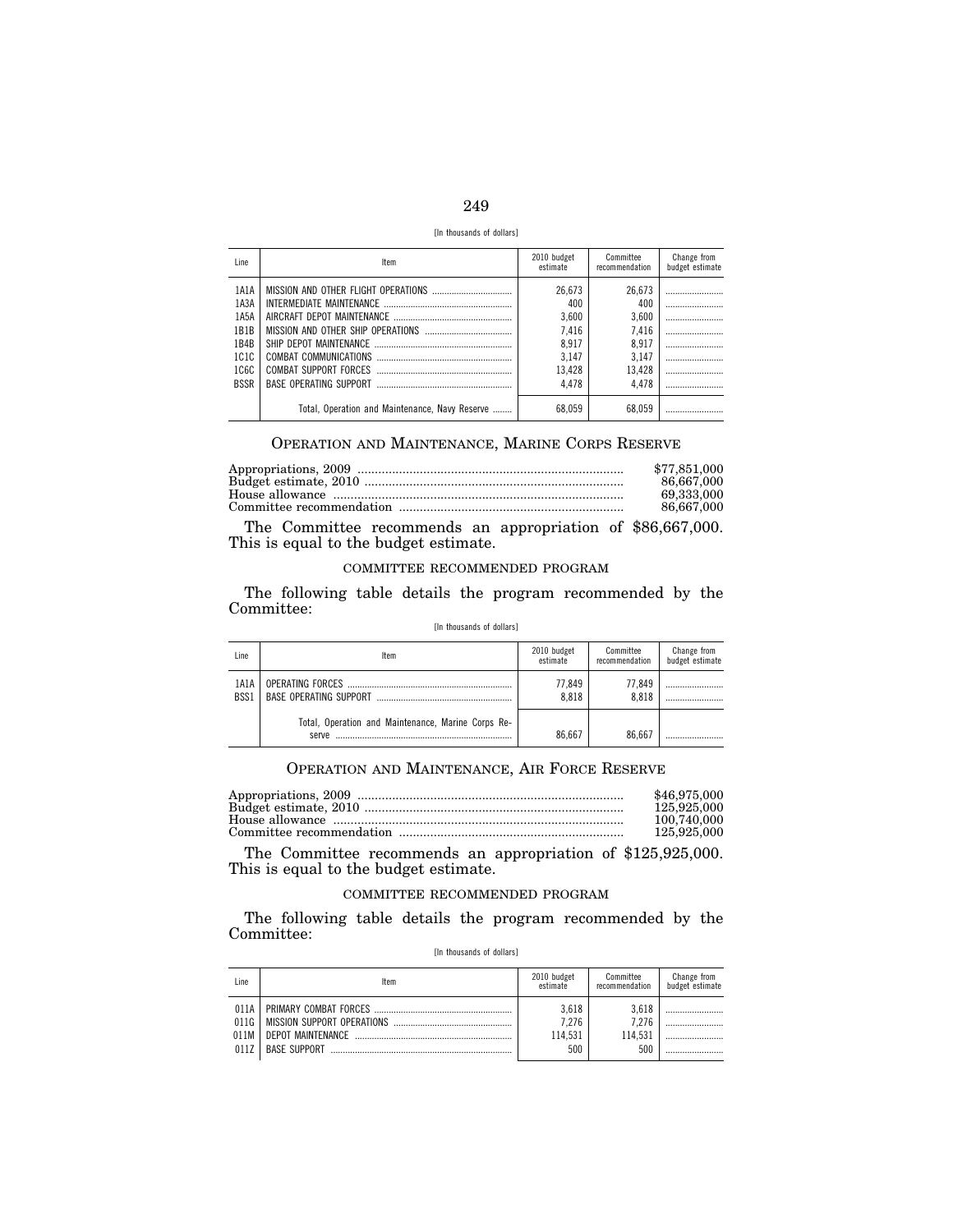[In thousands of dollars]

| Line | Item | 2010 budget estimate | Committee recommendation | Change from budget estimate |
| --- | --- | --- | --- | --- |
| 1A1A | MISSION AND OTHER FLIGHT OPERATIONS | 26,673 | 26,673 | |
| 1A3A | INTERMEDIATE MAINTENANCE | 400 | 400 | |
| 1A5A | AIRCRAFT DEPOT MAINTENANCE | 3,600 | 3,600 | |
| 1B1B | MISSION AND OTHER SHIP OPERATIONS | 7,416 | 7,416 | |
| 1B4B | SHIP DEPOT MAINTENANCE | 8,917 | 8,917 | |
| 1C1C | COMBAT COMMUNICATIONS | 3,147 | 3,147 | |
| 1C6C | COMBAT SUPPORT FORCES | 13,428 | 13,428 | |
| BSSR | BASE OPERATING SUPPORT | 4,478 | 4,478 | |
| | Total, Operation and Maintenance, Navy Reserve | 68,059 | 68,059 | |

## OPERATION AND MAINTENANCE, MARINE CORPS RESERVE

| | |
| --- | --- |
| Appropriations, 2009 | $77,851,000 |
| Budget estimate, 2010 | 86,667,000 |
| House allowance | 69,333,000 |
| Committee recommendation | 86,667,000 |

The Committee recommends an appropriation of $86,667,000. This is equal to the budget estimate.

### COMMITTEE RECOMMENDED PROGRAM

The following table details the program recommended by the Committee:

[In thousands of dollars]

| Line | Item | 2010 budget estimate | Committee recommendation | Change from budget estimate |
| --- | --- | --- | --- | --- |
| 1A1A | OPERATING FORCES | 77,849 | 77,849 | |
| BSS1 | BASE OPERATING SUPPORT | 8,818 | 8,818 | |
| | Total, Operation and Maintenance, Marine Corps Reserve | 86,667 | 86,667 | |

## OPERATION AND MAINTENANCE, AIR FORCE RESERVE

| | |
| --- | --- |
| Appropriations, 2009 | $46,975,000 |
| Budget estimate, 2010 | 125,925,000 |
| House allowance | 100,740,000 |
| Committee recommendation | 125,925,000 |

The Committee recommends an appropriation of $125,925,000. This is equal to the budget estimate.

### COMMITTEE RECOMMENDED PROGRAM

The following table details the program recommended by the Committee:

[In thousands of dollars]

| Line | Item | 2010 budget estimate | Committee recommendation | Change from budget estimate |
| --- | --- | --- | --- | --- |
| 011A | PRIMARY COMBAT FORCES | 3,618 | 3,618 | |
| 011G | MISSION SUPPORT OPERATIONS | 7,276 | 7,276 | |
| 011M | DEPOT MAINTENANCE | 114,531 | 114,531 | |
| 011Z | BASE SUPPORT | 500 | 500 | |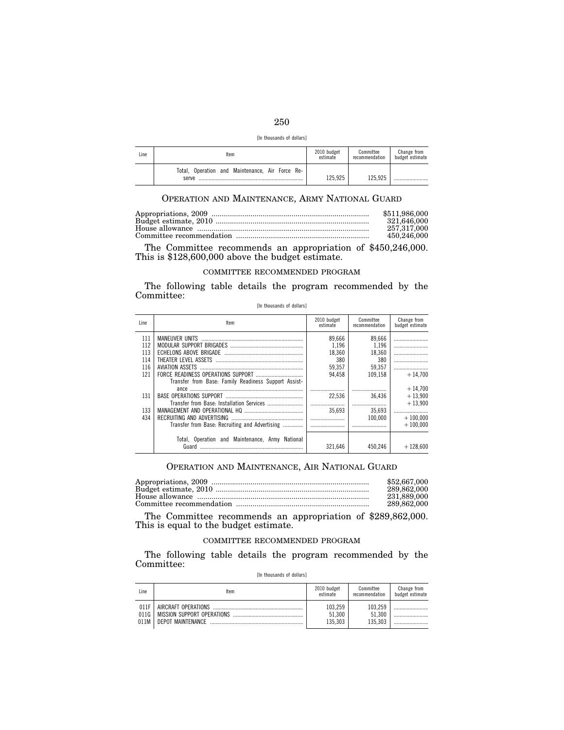[In thousands of dollars]

| Line | Item | 2010 budget estimate | Committee recommendation | Change from budget estimate |
|---|---|---|---|---|
| | Total, Operation and Maintenance, Air Force Reserve | 125,925 | 125,925 | ........................ |

## OPERATION AND MAINTENANCE, ARMY NATIONAL GUARD

| | |
|---|---|
| Appropriations, 2009 | $511,986,000 |
| Budget estimate, 2010 | 321,646,000 |
| House allowance | 257,317,000 |
| Committee recommendation | 450,246,000 |

The Committee recommends an appropriation of $450,246,000. This is $128,600,000 above the budget estimate.

### COMMITTEE RECOMMENDED PROGRAM

The following table details the program recommended by the Committee:

[In thousands of dollars]

| Line | Item | 2010 budget estimate | Committee recommendation | Change from budget estimate |
|---|---|---|---|---|
| 111 | MANEUVER UNITS | 89,666 | 89,666 | ........................ |
| 112 | MODULAR SUPPORT BRIGADES | 1,196 | 1,196 | ........................ |
| 113 | ECHELONS ABOVE BRIGADE | 18,360 | 18,360 | ........................ |
| 114 | THEATER LEVEL ASSETS | 380 | 380 | ........................ |
| 116 | AVIATION ASSETS | 59,357 | 59,357 | ........................ |
| 121 | FORCE READINESS OPERATIONS SUPPORT | 94,458 | 109,158 | +14,700 |
| | Transfer from Base: Family Readiness Support Assistance | ........................ | ........................ | +14,700 |
| 131 | BASE OPERATIONS SUPPORT | 22,536 | 36,436 | +13,900 |
| | Transfer from Base: Installation Services | ........................ | ........................ | +13,900 |
| 133 | MANAGEMENT AND OPERATIONAL HQ | 35,693 | 35,693 | ........................ |
| 434 | RECRUITING AND ADVERTISING | ........................ | 100,000 | +100,000 |
| | Transfer from Base: Recruiting and Advertising | ........................ | ........................ | +100,000 |
| | Total, Operation and Maintenance, Army National Guard | 321,646 | 450,246 | +128,600 |

## OPERATION AND MAINTENANCE, AIR NATIONAL GUARD

| | |
|---|---|
| Appropriations, 2009 | $52,667,000 |
| Budget estimate, 2010 | 289,862,000 |
| House allowance | 231,889,000 |
| Committee recommendation | 289,862,000 |

The Committee recommends an appropriation of $289,862,000. This is equal to the budget estimate.

### COMMITTEE RECOMMENDED PROGRAM

The following table details the program recommended by the Committee:

[In thousands of dollars]

| Line | Item | 2010 budget estimate | Committee recommendation | Change from budget estimate |
|---|---|---|---|---|
| 011F | AIRCRAFT OPERATIONS | 103,259 | 103,259 | ........................ |
| 011G | MISSION SUPPORT OPERATIONS | 51,300 | 51,300 | ........................ |
| 011M | DEPOT MAINTENANCE | 135,303 | 135,303 | ........................ |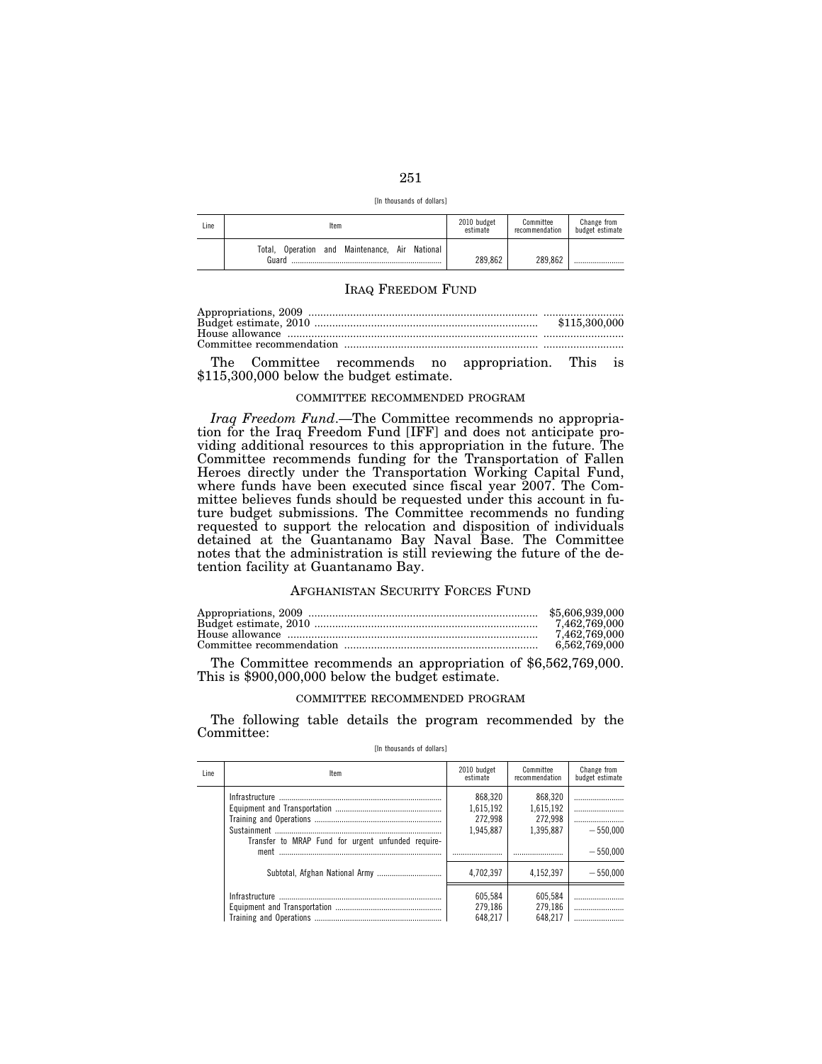[In thousands of dollars]

| Line | Item | 2010 budget estimate | Committee recommendation | Change from budget estimate |
|---|---|---|---|---|
| | Total, Operation and Maintenance, Air National Guard | 289,862 | 289,862 | ........................ |

## IRAQ FREEDOM FUND

| | |
|---|---|
| Appropriations, 2009 | ........................ |
| Budget estimate, 2010 | $115,300,000 |
| House allowance | ........................ |
| Committee recommendation | ........................ |

The Committee recommends no appropriation. This is $115,300,000 below the budget estimate.

### COMMITTEE RECOMMENDED PROGRAM

*Iraq Freedom Fund*.—The Committee recommends no appropriation for the Iraq Freedom Fund [IFF] and does not anticipate providing additional resources to this appropriation in the future. The Committee recommends funding for the Transportation of Fallen Heroes directly under the Transportation Working Capital Fund, where funds have been executed since fiscal year 2007. The Committee believes funds should be requested under this account in future budget submissions. The Committee recommends no funding requested to support the relocation and disposition of individuals detained at the Guantanamo Bay Naval Base. The Committee notes that the administration is still reviewing the future of the detention facility at Guantanamo Bay.

## AFGHANISTAN SECURITY FORCES FUND

| | |
|---|---|
| Appropriations, 2009 | $5,606,939,000 |
| Budget estimate, 2010 | 7,462,769,000 |
| House allowance | 7,462,769,000 |
| Committee recommendation | 6,562,769,000 |

The Committee recommends an appropriation of $6,562,769,000. This is $900,000,000 below the budget estimate.

### COMMITTEE RECOMMENDED PROGRAM

The following table details the program recommended by the Committee:

[In thousands of dollars]

| Line | Item | 2010 budget estimate | Committee recommendation | Change from budget estimate |
|---|---|---|---|---|
| | Infrastructure | 868,320 | 868,320 | ........................ |
| | Equipment and Transportation | 1,615,192 | 1,615,192 | ........................ |
| | Training and Operations | 272,998 | 272,998 | ........................ |
| | Sustainment | 1,945,887 | 1,395,887 | −550,000 |
| | Transfer to MRAP Fund for urgent unfunded requirement | ........................ | ........................ | −550,000 |
| | Subtotal, Afghan National Army | 4,702,397 | 4,152,397 | −550,000 |
| | Infrastructure | 605,584 | 605,584 | ........................ |
| | Equipment and Transportation | 279,186 | 279,186 | ........................ |
| | Training and Operations | 648,217 | 648,217 | ........................ |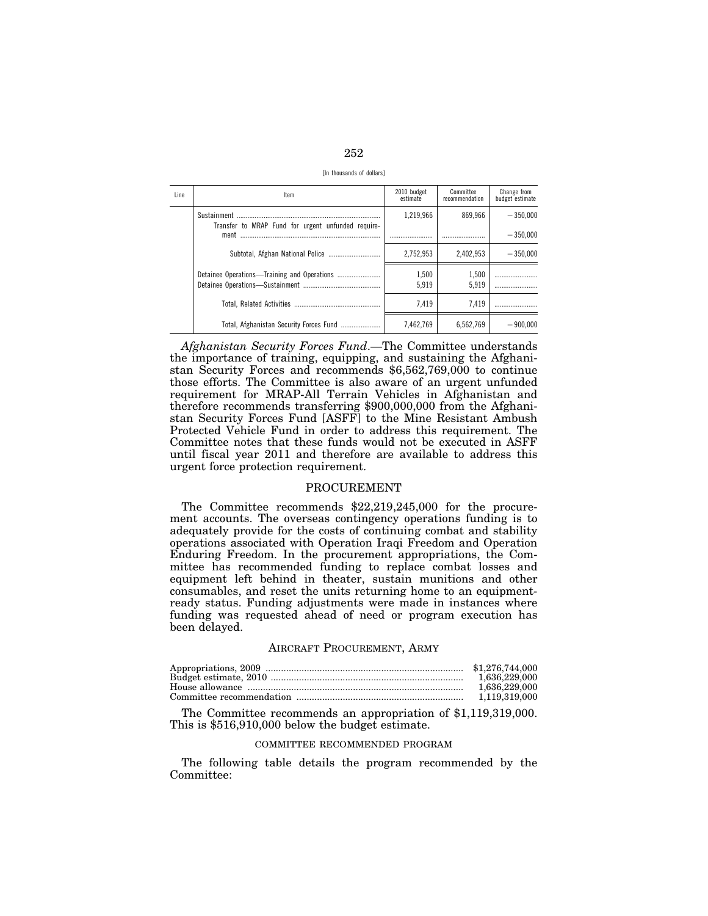[In thousands of dollars]

| Line | Item | 2010 budget estimate | Committee recommendation | Change from budget estimate |
|---|---|---|---|---|
| | Sustainment | 1,219,966 | 869,966 | −350,000 |
| | Transfer to MRAP Fund for urgent unfunded requirement | | | −350,000 |
| | Subtotal, Afghan National Police | 2,752,953 | 2,402,953 | −350,000 |
| | Detainee Operations—Training and Operations | 1,500 | 1,500 | |
| | Detainee Operations—Sustainment | 5,919 | 5,919 | |
| | Total, Related Activities | 7,419 | 7,419 | |
| | Total, Afghanistan Security Forces Fund | 7,462,769 | 6,562,769 | −900,000 |

*Afghanistan Security Forces Fund*.—The Committee understands the importance of training, equipping, and sustaining the Afghanistan Security Forces and recommends $6,562,769,000 to continue those efforts. The Committee is also aware of an urgent unfunded requirement for MRAP-All Terrain Vehicles in Afghanistan and therefore recommends transferring $900,000,000 from the Afghanistan Security Forces Fund [ASFF] to the Mine Resistant Ambush Protected Vehicle Fund in order to address this requirement. The Committee notes that these funds would not be executed in ASFF until fiscal year 2011 and therefore are available to address this urgent force protection requirement.

## PROCUREMENT

The Committee recommends $22,219,245,000 for the procurement accounts. The overseas contingency operations funding is to adequately provide for the costs of continuing combat and stability operations associated with Operation Iraqi Freedom and Operation Enduring Freedom. In the procurement appropriations, the Committee has recommended funding to replace combat losses and equipment left behind in theater, sustain munitions and other consumables, and reset the units returning home to an equipment-ready status. Funding adjustments were made in instances where funding was requested ahead of need or program execution has been delayed.

### AIRCRAFT PROCUREMENT, ARMY

| | |
|---|---|
| Appropriations, 2009 | $1,276,744,000 |
| Budget estimate, 2010 | 1,636,229,000 |
| House allowance | 1,636,229,000 |
| Committee recommendation | 1,119,319,000 |

The Committee recommends an appropriation of $1,119,319,000. This is $516,910,000 below the budget estimate.

#### COMMITTEE RECOMMENDED PROGRAM

The following table details the program recommended by the Committee: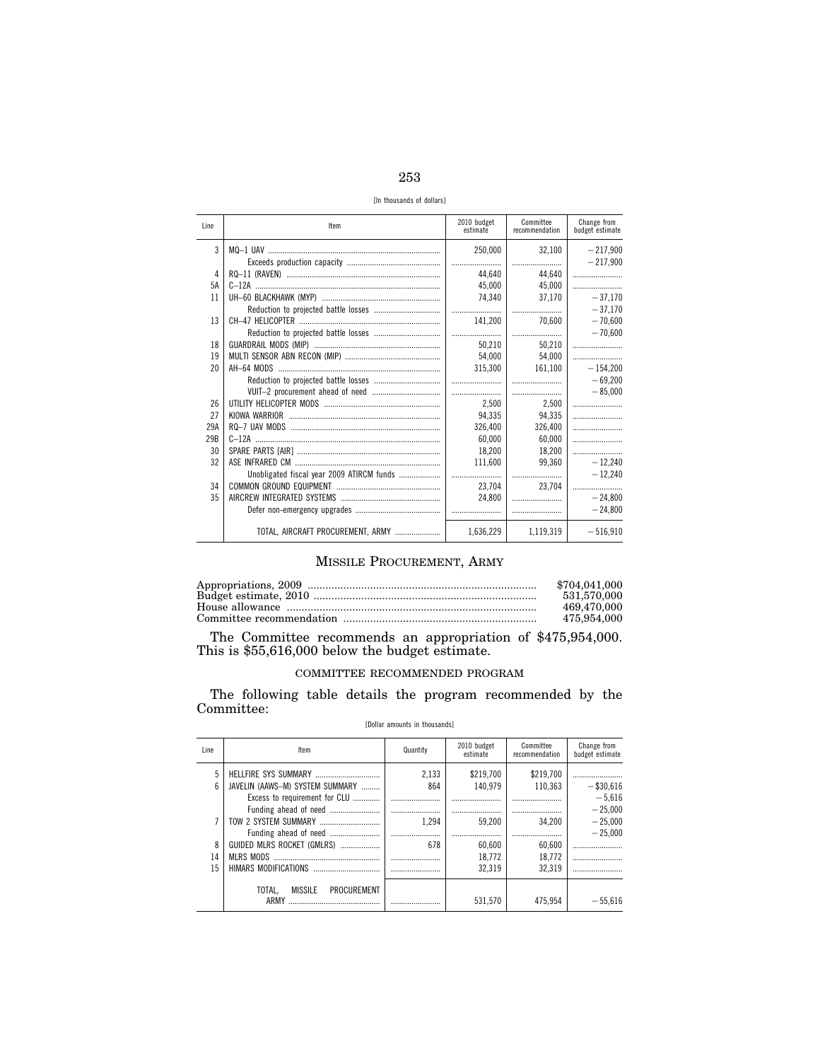[In thousands of dollars]

| Line | Item | 2010 budget estimate | Committee recommendation | Change from budget estimate |
|---|---|---|---|---|
| 3 | MQ–1 UAV | 250,000 | 32,100 | −217,900 |
| | Exceeds production capacity | | | −217,900 |
| 4 | RQ–11 (RAVEN) | 44,640 | 44,640 | |
| 5A | C–12A | 45,000 | 45,000 | |
| 11 | UH–60 BLACKHAWK (MYP) | 74,340 | 37,170 | −37,170 |
| | Reduction to projected battle losses | | | −37,170 |
| 13 | CH–47 HELICOPTER | 141,200 | 70,600 | −70,600 |
| | Reduction to projected battle losses | | | −70,600 |
| 18 | GUARDRAIL MODS (MIP) | 50,210 | 50,210 | |
| 19 | MULTI SENSOR ABN RECON (MIP) | 54,000 | 54,000 | |
| 20 | AH–64 MODS | 315,300 | 161,100 | −154,200 |
| | Reduction to projected battle losses | | | −69,200 |
| | VUIT–2 procurement ahead of need | | | −85,000 |
| 26 | UTILITY HELICOPTER MODS | 2,500 | 2,500 | |
| 27 | KIOWA WARRIOR | 94,335 | 94,335 | |
| 29A | RQ–7 UAV MODS | 326,400 | 326,400 | |
| 29B | C–12A | 60,000 | 60,000 | |
| 30 | SPARE PARTS [AIR] | 18,200 | 18,200 | |
| 32 | ASE INFRARED CM | 111,600 | 99,360 | −12,240 |
| | Unobligated fiscal year 2009 ATIRCM funds | | | −12,240 |
| 34 | COMMON GROUND EQUIPMENT | 23,704 | 23,704 | |
| 35 | AIRCREW INTEGRATED SYSTEMS | 24,800 | | −24,800 |
| | Defer non-emergency upgrades | | | −24,800 |
| | TOTAL, AIRCRAFT PROCUREMENT, ARMY | 1,636,229 | 1,119,319 | −516,910 |

## MISSILE PROCUREMENT, ARMY

| | |
|---|---|
| Appropriations, 2009 | $704,041,000 |
| Budget estimate, 2010 | 531,570,000 |
| House allowance | 469,470,000 |
| Committee recommendation | 475,954,000 |

The Committee recommends an appropriation of $475,954,000. This is $55,616,000 below the budget estimate.

### COMMITTEE RECOMMENDED PROGRAM

The following table details the program recommended by the Committee:

[Dollar amounts in thousands]

| Line | Item | Quantity | 2010 budget estimate | Committee recommendation | Change from budget estimate |
|---|---|---|---|---|---|
| 5 | HELLFIRE SYS SUMMARY | 2,133 | $219,700 | $219,700 | |
| 6 | JAVELIN (AAWS–M) SYSTEM SUMMARY | 864 | 140,979 | 110,363 | −$30,616 |
| | Excess to requirement for CLU | | | | −5,616 |
| | Funding ahead of need | | | | −25,000 |
| 7 | TOW 2 SYSTEM SUMMARY | 1,294 | 59,200 | 34,200 | −25,000 |
| | Funding ahead of need | | | | −25,000 |
| 8 | GUIDED MLRS ROCKET (GMLRS) | 678 | 60,600 | 60,600 | |
| 14 | MLRS MODS | | 18,772 | 18,772 | |
| 15 | HIMARS MODIFICATIONS | | 32,319 | 32,319 | |
| | TOTAL, MISSILE PROCUREMENT ARMY | | 531,570 | 475,954 | −55,616 |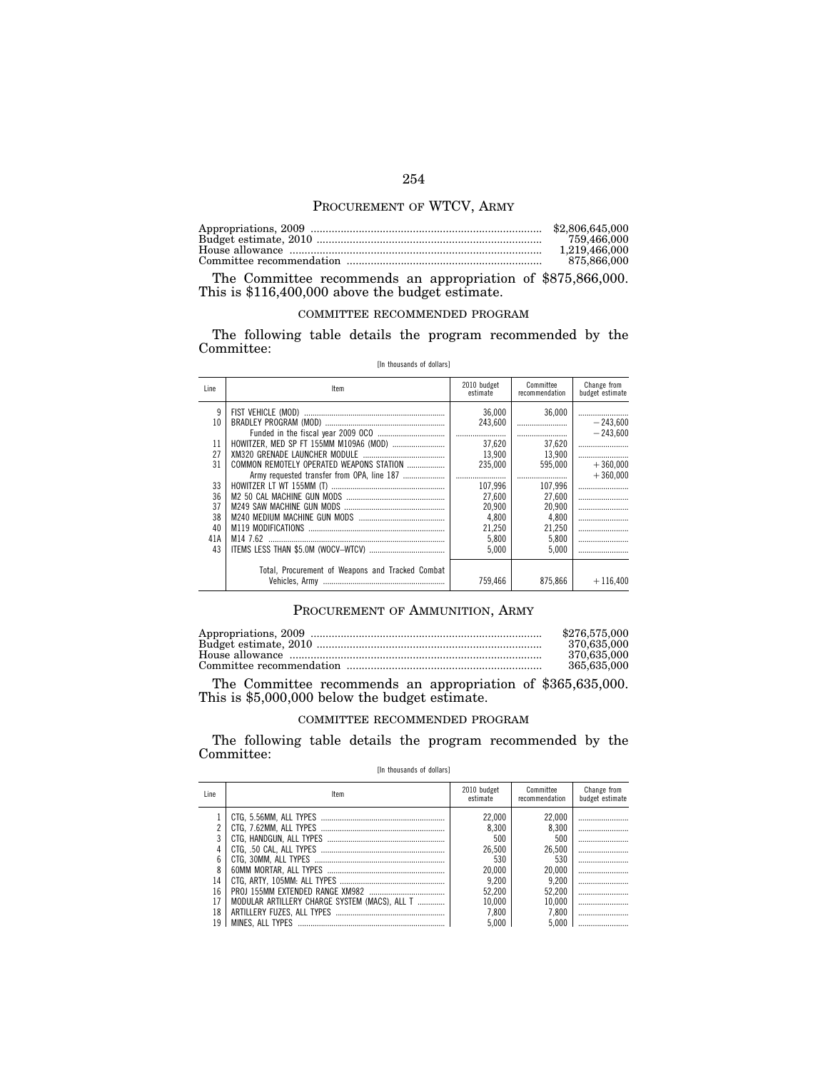## PROCUREMENT OF WTCV, ARMY

| | |
|---|---|
| Appropriations, 2009 | $2,806,645,000 |
| Budget estimate, 2010 | 759,466,000 |
| House allowance | 1,219,466,000 |
| Committee recommendation | 875,866,000 |

The Committee recommends an appropriation of $875,866,000. This is $116,400,000 above the budget estimate.

### COMMITTEE RECOMMENDED PROGRAM

The following table details the program recommended by the Committee:

[In thousands of dollars]

| Line | Item | 2010 budget estimate | Committee recommendation | Change from budget estimate |
|---|---|---|---|---|
| 9 | FIST VEHICLE (MOD) | 36,000 | 36,000 | |
| 10 | BRADLEY PROGRAM (MOD) | 243,600 | | −243,600 |
| | Funded in the fiscal year 2009 OCO | | | −243,600 |
| 11 | HOWITZER, MED SP FT 155MM M109A6 (MOD) | 37,620 | 37,620 | |
| 27 | XM320 GRENADE LAUNCHER MODULE | 13,900 | 13,900 | |
| 31 | COMMON REMOTELY OPERATED WEAPONS STATION | 235,000 | 595,000 | +360,000 |
| | Army requested transfer from OPA, line 187 | | | +360,000 |
| 33 | HOWITZER LT WT 155MM (T) | 107,996 | 107,996 | |
| 36 | M2 50 CAL MACHINE GUN MODS | 27,600 | 27,600 | |
| 37 | M249 SAW MACHINE GUN MODS | 20,900 | 20,900 | |
| 38 | M240 MEDIUM MACHINE GUN MODS | 4,800 | 4,800 | |
| 40 | M119 MODIFICATIONS | 21,250 | 21,250 | |
| 41A | M14 7.62 | 5,800 | 5,800 | |
| 43 | ITEMS LESS THAN $5.0M (WOCV–WTCV) | 5,000 | 5,000 | |
| | Total, Procurement of Weapons and Tracked Combat Vehicles, Army | 759,466 | 875,866 | +116,400 |

## PROCUREMENT OF AMMUNITION, ARMY

| | |
|---|---|
| Appropriations, 2009 | $276,575,000 |
| Budget estimate, 2010 | 370,635,000 |
| House allowance | 370,635,000 |
| Committee recommendation | 365,635,000 |

The Committee recommends an appropriation of $365,635,000. This is $5,000,000 below the budget estimate.

### COMMITTEE RECOMMENDED PROGRAM

The following table details the program recommended by the Committee:

[In thousands of dollars]

| Line | Item | 2010 budget estimate | Committee recommendation | Change from budget estimate |
|---|---|---|---|---|
| 1 | CTG, 5.56MM, ALL TYPES | 22,000 | 22,000 | |
| 2 | CTG, 7.62MM, ALL TYPES | 8,300 | 8,300 | |
| 3 | CTG, HANDGUN, ALL TYPES | 500 | 500 | |
| 4 | CTG, .50 CAL, ALL TYPES | 26,500 | 26,500 | |
| 6 | CTG, 30MM, ALL TYPES | 530 | 530 | |
| 8 | 60MM MORTAR, ALL TYPES | 20,000 | 20,000 | |
| 14 | CTG, ARTY, 105MM: ALL TYPES | 9,200 | 9,200 | |
| 16 | PROJ 155MM EXTENDED RANGE XM982 | 52,200 | 52,200 | |
| 17 | MODULAR ARTILLERY CHARGE SYSTEM (MACS), ALL T | 10,000 | 10,000 | |
| 18 | ARTILLERY FUZES, ALL TYPES | 7,800 | 7,800 | |
| 19 | MINES, ALL TYPES | 5,000 | 5,000 | |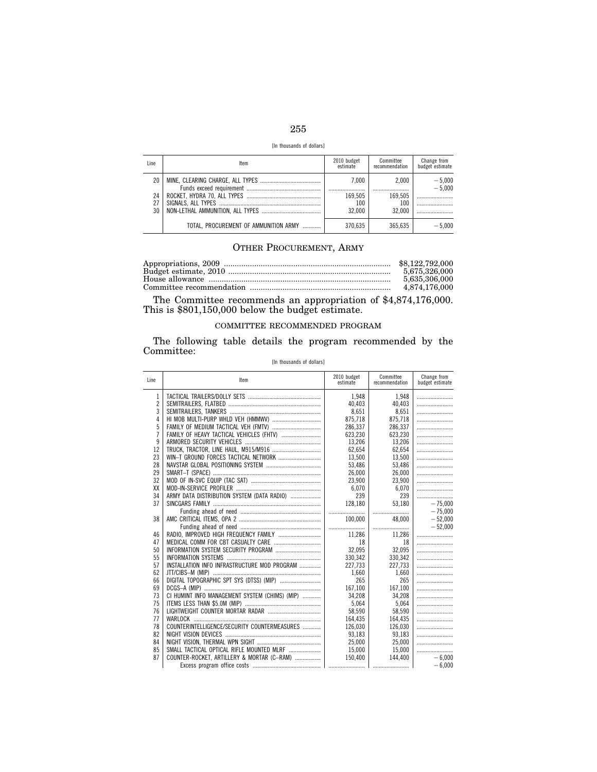[In thousands of dollars]

| Line | Item | 2010 budget estimate | Committee recommendation | Change from budget estimate |
|---|---|---|---|---|
| 20 | MINE, CLEARING CHARGE, ALL TYPES | 7,000 | 2,000 | −5,000 |
| | Funds exceed requirement | | | −5,000 |
| 24 | ROCKET, HYDRA 70, ALL TYPES | 169,505 | 169,505 | |
| 27 | SIGNALS, ALL TYPES | 100 | 100 | |
| 30 | NON-LETHAL AMMUNITION, ALL TYPES | 32,000 | 32,000 | |
| | TOTAL, PROCUREMENT OF AMMUNITION ARMY | 370,635 | 365,635 | −5,000 |

## OTHER PROCUREMENT, ARMY

| | |
|---|---|
| Appropriations, 2009 | $8,122,792,000 |
| Budget estimate, 2010 | 5,675,326,000 |
| House allowance | 5,635,306,000 |
| Committee recommendation | 4,874,176,000 |

The Committee recommends an appropriation of $4,874,176,000. This is $801,150,000 below the budget estimate.

### COMMITTEE RECOMMENDED PROGRAM

The following table details the program recommended by the Committee:

[In thousands of dollars]

| Line | Item | 2010 budget estimate | Committee recommendation | Change from budget estimate |
|---|---|---|---|---|
| 1 | TACTICAL TRAILERS/DOLLY SETS | 1,948 | 1,948 | |
| 2 | SEMITRAILERS, FLATBED | 40,403 | 40,403 | |
| 3 | SEMITRAILERS, TANKERS | 8,651 | 8,651 | |
| 4 | HI MOB MULTI-PURP WHLD VEH (HMMWV) | 875,718 | 875,718 | |
| 5 | FAMILY OF MEDIUM TACTICAL VEH (FMTV) | 286,337 | 286,337 | |
| 7 | FAMILY OF HEAVY TACTICAL VEHICLES (FHTV) | 623,230 | 623,230 | |
| 9 | ARMORED SECURITY VEHICLES | 13,206 | 13,206 | |
| 12 | TRUCK, TRACTOR, LINE HAUL, M915/M916 | 62,654 | 62,654 | |
| 23 | WIN–T GROUND FORCES TACTICAL NETWORK | 13,500 | 13,500 | |
| 28 | NAVSTAR GLOBAL POSITIONING SYSTEM | 53,486 | 53,486 | |
| 29 | SMART–T (SPACE) | 26,000 | 26,000 | |
| 32 | MOD OF IN-SVC EQUIP (TAC SAT) | 23,900 | 23,900 | |
| XX | MOD-IN-SERVICE PROFILER | 6,070 | 6,070 | |
| 34 | ARMY DATA DISTRIBUTION SYSTEM (DATA RADIO) | 239 | 239 | |
| 37 | SINCGARS FAMILY | 128,180 | 53,180 | −75,000 |
| | Funding ahead of need | | | −75,000 |
| 38 | AMC CRITICAL ITEMS, OPA 2 | 100,000 | 48,000 | −52,000 |
| | Funding ahead of need | | | −52,000 |
| 46 | RADIO, IMPROVED HIGH FREQUENCY FAMILY | 11,286 | 11,286 | |
| 47 | MEDICAL COMM FOR CBT CASUALTY CARE | 18 | 18 | |
| 50 | INFORMATION SYSTEM SECURITY PROGRAM | 32,095 | 32,095 | |
| 55 | INFORMATION SYSTEMS | 330,342 | 330,342 | |
| 57 | INSTALLATION INFO INFRASTRUCTURE MOD PROGRAM | 227,733 | 227,733 | |
| 62 | JTT/CIBS–M (MIP) | 1,660 | 1,660 | |
| 66 | DIGITAL TOPOGRAPHIC SPT SYS (DTSS) (MIP) | 265 | 265 | |
| 69 | DCGS–A (MIP) | 167,100 | 167,100 | |
| 73 | CI HUMINT INFO MANAGEMENT SYSTEM (CHIMS) (MIP) | 34,208 | 34,208 | |
| 75 | ITEMS LESS THAN $5.0M (MIP) | 5,064 | 5,064 | |
| 76 | LIGHTWEIGHT COUNTER MORTAR RADAR | 58,590 | 58,590 | |
| 77 | WARLOCK | 164,435 | 164,435 | |
| 78 | COUNTERINTELLIGENCE/SECURITY COUNTERMEASURES | 126,030 | 126,030 | |
| 82 | NIGHT VISION DEVICES | 93,183 | 93,183 | |
| 84 | NIGHT VISION, THERMAL WPN SIGHT | 25,000 | 25,000 | |
| 85 | SMALL TACTICAL OPTICAL RIFLE MOUNTED MLRF | 15,000 | 15,000 | |
| 87 | COUNTER-ROCKET, ARTILLERY & MORTAR (C–RAM) | 150,400 | 144,400 | −6,000 |
| | Excess program office costs | | | −6,000 |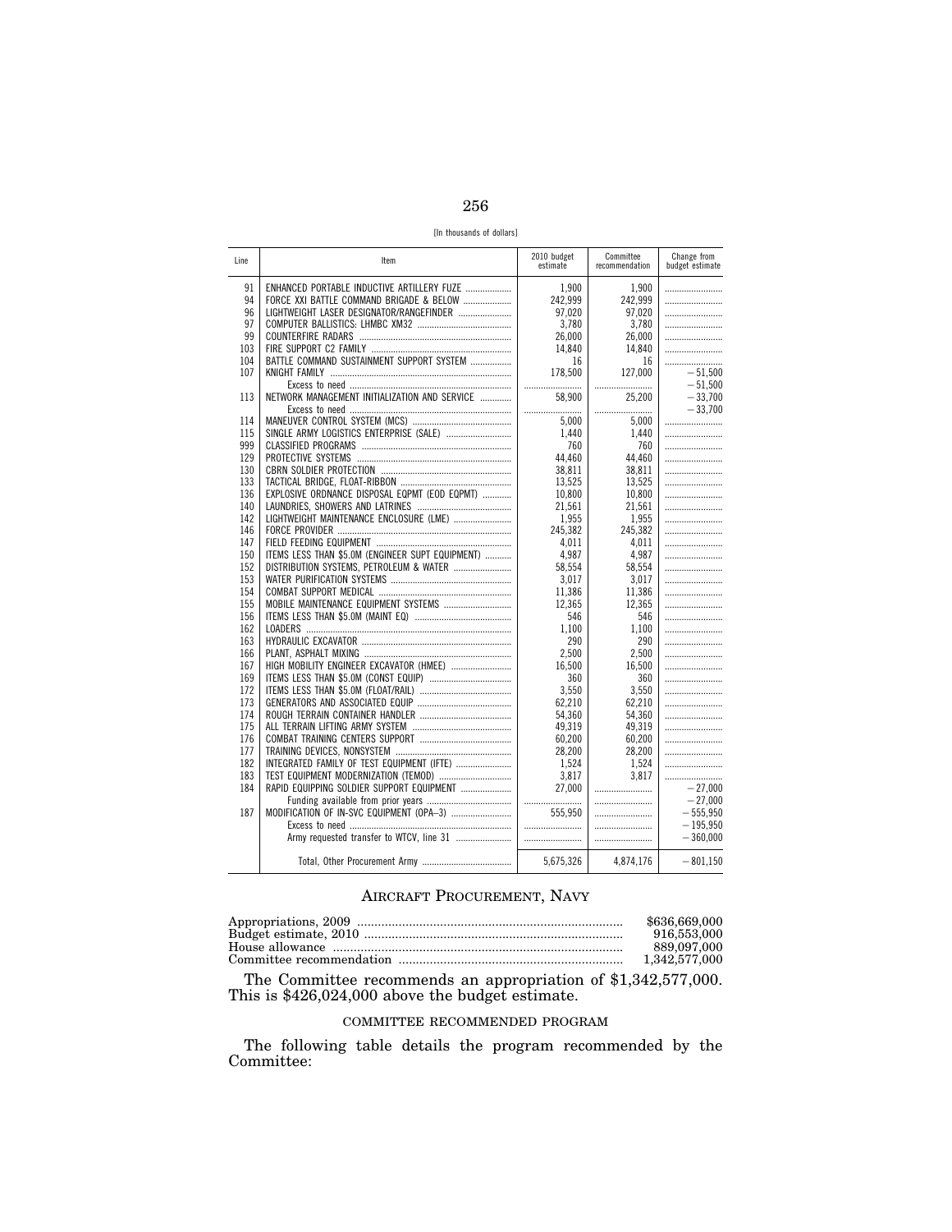[In thousands of dollars]

| Line | Item | 2010 budget estimate | Committee recommendation | Change from budget estimate |
|---|---|---|---|---|
| 91 | ENHANCED PORTABLE INDUCTIVE ARTILLERY FUZE | 1,900 | 1,900 | |
| 94 | FORCE XXI BATTLE COMMAND BRIGADE & BELOW | 242,999 | 242,999 | |
| 96 | LIGHTWEIGHT LASER DESIGNATOR/RANGEFINDER | 97,020 | 97,020 | |
| 97 | COMPUTER BALLISTICS: LHMBC XM32 | 3,780 | 3,780 | |
| 99 | COUNTERFIRE RADARS | 26,000 | 26,000 | |
| 103 | FIRE SUPPORT C2 FAMILY | 14,840 | 14,840 | |
| 104 | BATTLE COMMAND SUSTAINMENT SUPPORT SYSTEM | 16 | 16 | |
| 107 | KNIGHT FAMILY | 178,500 | 127,000 | −51,500 |
| | Excess to need | | | −51,500 |
| 113 | NETWORK MANAGEMENT INITIALIZATION AND SERVICE | 58,900 | 25,200 | −33,700 |
| | Excess to need | | | −33,700 |
| 114 | MANEUVER CONTROL SYSTEM (MCS) | 5,000 | 5,000 | |
| 115 | SINGLE ARMY LOGISTICS ENTERPRISE (SALE) | 1,440 | 1,440 | |
| 999 | CLASSIFIED PROGRAMS | 760 | 760 | |
| 129 | PROTECTIVE SYSTEMS | 44,460 | 44,460 | |
| 130 | CBRN SOLDIER PROTECTION | 38,811 | 38,811 | |
| 133 | TACTICAL BRIDGE, FLOAT-RIBBON | 13,525 | 13,525 | |
| 136 | EXPLOSIVE ORDNANCE DISPOSAL EQPMT (EOD EQPMT) | 10,800 | 10,800 | |
| 140 | LAUNDRIES, SHOWERS AND LATRINES | 21,561 | 21,561 | |
| 142 | LIGHTWEIGHT MAINTENANCE ENCLOSURE (LME) | 1,955 | 1,955 | |
| 146 | FORCE PROVIDER | 245,382 | 245,382 | |
| 147 | FIELD FEEDING EQUIPMENT | 4,011 | 4,011 | |
| 150 | ITEMS LESS THAN $5.0M (ENGINEER SUPT EQUIPMENT) | 4,987 | 4,987 | |
| 152 | DISTRIBUTION SYSTEMS, PETROLEUM & WATER | 58,554 | 58,554 | |
| 153 | WATER PURIFICATION SYSTEMS | 3,017 | 3,017 | |
| 154 | COMBAT SUPPORT MEDICAL | 11,386 | 11,386 | |
| 155 | MOBILE MAINTENANCE EQUIPMENT SYSTEMS | 12,365 | 12,365 | |
| 156 | ITEMS LESS THAN $5.0M (MAINT EQ) | 546 | 546 | |
| 162 | LOADERS | 1,100 | 1,100 | |
| 163 | HYDRAULIC EXCAVATOR | 290 | 290 | |
| 166 | PLANT, ASPHALT MIXING | 2,500 | 2,500 | |
| 167 | HIGH MOBILITY ENGINEER EXCAVATOR (HMEE) | 16,500 | 16,500 | |
| 169 | ITEMS LESS THAN $5.0M (CONST EQUIP) | 360 | 360 | |
| 172 | ITEMS LESS THAN $5.0M (FLOAT/RAIL) | 3,550 | 3,550 | |
| 173 | GENERATORS AND ASSOCIATED EQUIP | 62,210 | 62,210 | |
| 174 | ROUGH TERRAIN CONTAINER HANDLER | 54,360 | 54,360 | |
| 175 | ALL TERRAIN LIFTING ARMY SYSTEM | 49,319 | 49,319 | |
| 176 | COMBAT TRAINING CENTERS SUPPORT | 60,200 | 60,200 | |
| 177 | TRAINING DEVICES, NONSYSTEM | 28,200 | 28,200 | |
| 182 | INTEGRATED FAMILY OF TEST EQUIPMENT (IFTE) | 1,524 | 1,524 | |
| 183 | TEST EQUIPMENT MODERNIZATION (TEMOD) | 3,817 | 3,817 | |
| 184 | RAPID EQUIPPING SOLDIER SUPPORT EQUIPMENT | 27,000 | | −27,000 |
| | Funding available from prior years | | | −27,000 |
| 187 | MODIFICATION OF IN-SVC EQUIPMENT (OPA–3) | 555,950 | | −555,950 |
| | Excess to need | | | −195,950 |
| | Army requested transfer to WTCV, line 31 | | | −360,000 |
| | Total, Other Procurement Army | 5,675,326 | 4,874,176 | −801,150 |

## AIRCRAFT PROCUREMENT, NAVY

| | |
|---|---|
| Appropriations, 2009 | $636,669,000 |
| Budget estimate, 2010 | 916,553,000 |
| House allowance | 889,097,000 |
| Committee recommendation | 1,342,577,000 |

The Committee recommends an appropriation of $1,342,577,000. This is $426,024,000 above the budget estimate.

### COMMITTEE RECOMMENDED PROGRAM

The following table details the program recommended by the Committee: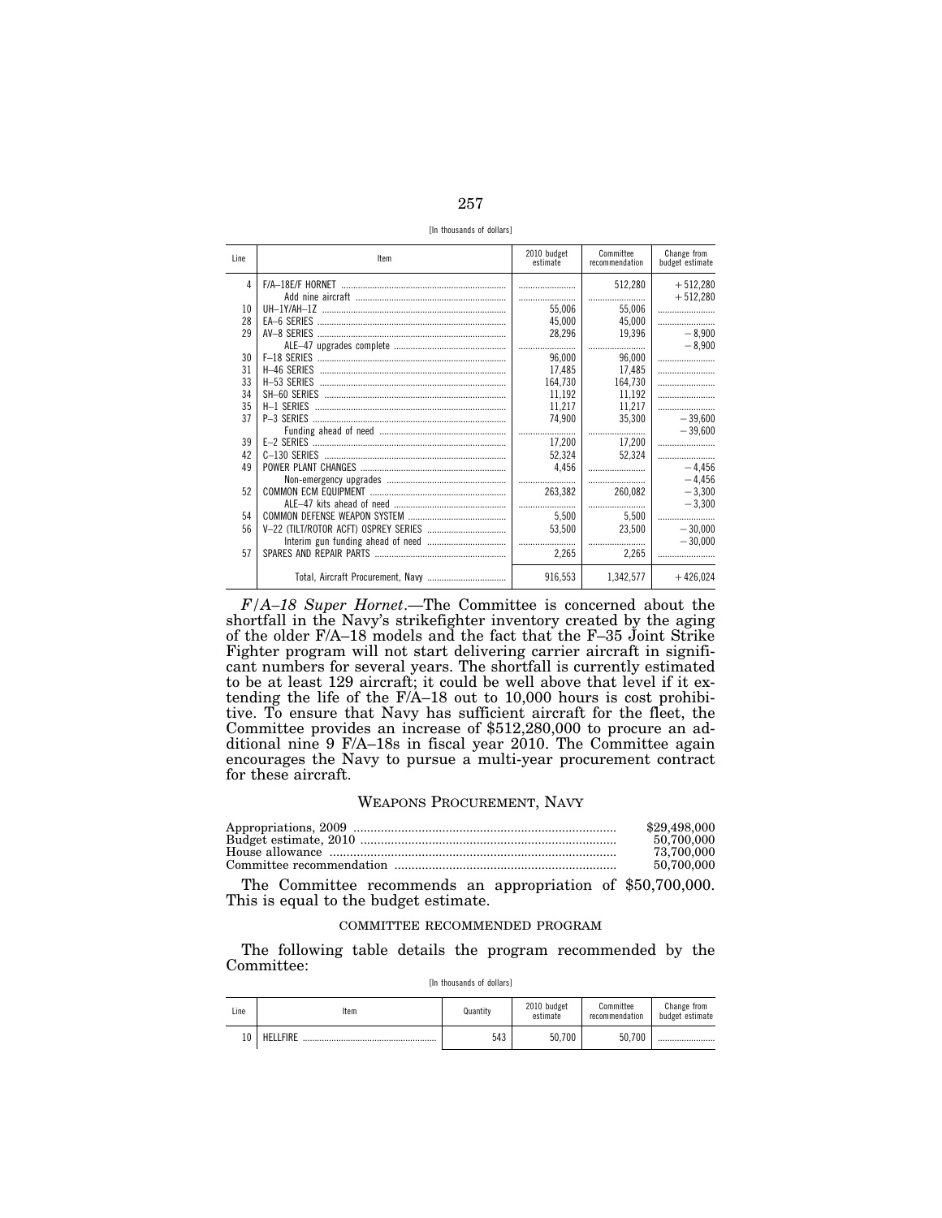[In thousands of dollars]

| Line | Item | 2010 budget estimate | Committee recommendation | Change from budget estimate |
|---|---|---|---|---|
| 4 | F/A–18E/F HORNET | | 512,280 | +512,280 |
| | Add nine aircraft | | | +512,280 |
| 10 | UH–1Y/AH–1Z | 55,006 | 55,006 | |
| 28 | EA–6 SERIES | 45,000 | 45,000 | |
| 29 | AV–8 SERIES | 28,296 | 19,396 | −8,900 |
| | ALE–47 upgrades complete | | | −8,900 |
| 30 | F–18 SERIES | 96,000 | 96,000 | |
| 31 | H–46 SERIES | 17,485 | 17,485 | |
| 33 | H–53 SERIES | 164,730 | 164,730 | |
| 34 | SH–60 SERIES | 11,192 | 11,192 | |
| 35 | H–1 SERIES | 11,217 | 11,217 | |
| 37 | P–3 SERIES | 74,900 | 35,300 | −39,600 |
| | Funding ahead of need | | | −39,600 |
| 39 | E–2 SERIES | 17,200 | 17,200 | |
| 42 | C–130 SERIES | 52,324 | 52,324 | |
| 49 | POWER PLANT CHANGES | 4,456 | | −4,456 |
| | Non-emergency upgrades | | | −4,456 |
| 52 | COMMON ECM EQUIPMENT | 263,382 | 260,082 | −3,300 |
| | ALE–47 kits ahead of need | | | −3,300 |
| 54 | COMMON DEFENSE WEAPON SYSTEM | 5,500 | 5,500 | |
| 56 | V–22 (TILT/ROTOR ACFT) OSPREY SERIES | 53,500 | 23,500 | −30,000 |
| | Interim gun funding ahead of need | | | −30,000 |
| 57 | SPARES AND REPAIR PARTS | 2,265 | 2,265 | |
| | Total, Aircraft Procurement, Navy | 916,553 | 1,342,577 | +426,024 |

*F/A–18 Super Hornet*.—The Committee is concerned about the shortfall in the Navy's strikefighter inventory created by the aging of the older F/A–18 models and the fact that the F–35 Joint Strike Fighter program will not start delivering carrier aircraft in significant numbers for several years. The shortfall is currently estimated to be at least 129 aircraft; it could be well above that level if it extending the life of the F/A–18 out to 10,000 hours is cost prohibitive. To ensure that Navy has sufficient aircraft for the fleet, the Committee provides an increase of $512,280,000 to procure an additional nine 9 F/A–18s in fiscal year 2010. The Committee again encourages the Navy to pursue a multi-year procurement contract for these aircraft.

## WEAPONS PROCUREMENT, NAVY

| | |
|---|---|
| Appropriations, 2009 | $29,498,000 |
| Budget estimate, 2010 | 50,700,000 |
| House allowance | 73,700,000 |
| Committee recommendation | 50,700,000 |

The Committee recommends an appropriation of $50,700,000. This is equal to the budget estimate.

### COMMITTEE RECOMMENDED PROGRAM

The following table details the program recommended by the Committee:

[In thousands of dollars]

| Line | Item | Quantity | 2010 budget estimate | Committee recommendation | Change from budget estimate |
|---|---|---|---|---|---|
| 10 | HELLFIRE | 543 | 50,700 | 50,700 | |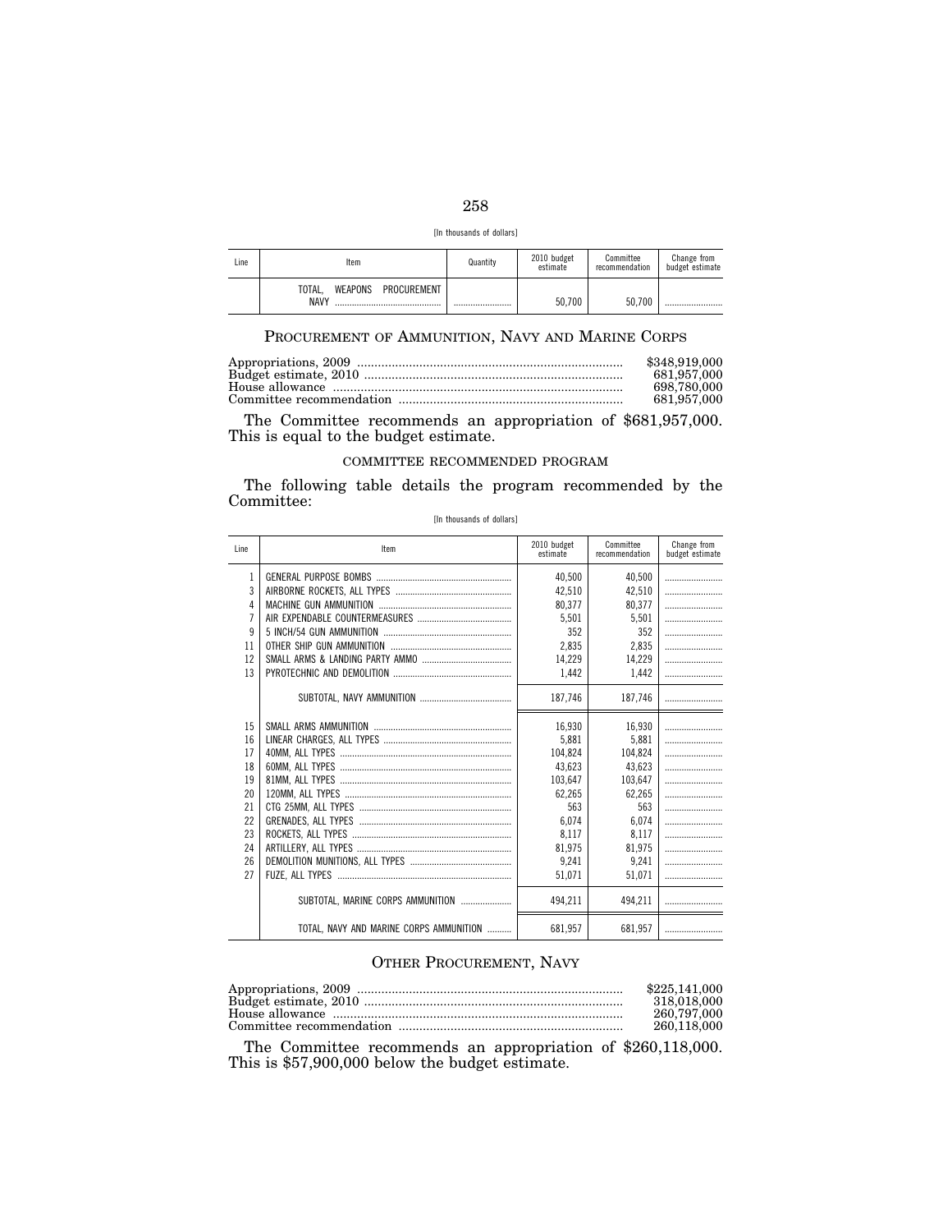[In thousands of dollars]

| Line | Item | Quantity | 2010 budget estimate | Committee recommendation | Change from budget estimate |
|---|---|---|---|---|---|
| | TOTAL, WEAPONS PROCUREMENT NAVY | | 50,700 | 50,700 | |

## PROCUREMENT OF AMMUNITION, NAVY AND MARINE CORPS

| | |
|---|---|
| Appropriations, 2009 | $348,919,000 |
| Budget estimate, 2010 | 681,957,000 |
| House allowance | 698,780,000 |
| Committee recommendation | 681,957,000 |

The Committee recommends an appropriation of $681,957,000. This is equal to the budget estimate.

### COMMITTEE RECOMMENDED PROGRAM

The following table details the program recommended by the Committee:

[In thousands of dollars]

| Line | Item | 2010 budget estimate | Committee recommendation | Change from budget estimate |
|---|---|---|---|---|
| 1 | GENERAL PURPOSE BOMBS | 40,500 | 40,500 | |
| 3 | AIRBORNE ROCKETS, ALL TYPES | 42,510 | 42,510 | |
| 4 | MACHINE GUN AMMUNITION | 80,377 | 80,377 | |
| 7 | AIR EXPENDABLE COUNTERMEASURES | 5,501 | 5,501 | |
| 9 | 5 INCH/54 GUN AMMUNITION | 352 | 352 | |
| 11 | OTHER SHIP GUN AMMUNITION | 2,835 | 2,835 | |
| 12 | SMALL ARMS & LANDING PARTY AMMO | 14,229 | 14,229 | |
| 13 | PYROTECHNIC AND DEMOLITION | 1,442 | 1,442 | |
| | SUBTOTAL, NAVY AMMUNITION | 187,746 | 187,746 | |
| 15 | SMALL ARMS AMMUNITION | 16,930 | 16,930 | |
| 16 | LINEAR CHARGES, ALL TYPES | 5,881 | 5,881 | |
| 17 | 40MM, ALL TYPES | 104,824 | 104,824 | |
| 18 | 60MM, ALL TYPES | 43,623 | 43,623 | |
| 19 | 81MM, ALL TYPES | 103,647 | 103,647 | |
| 20 | 120MM, ALL TYPES | 62,265 | 62,265 | |
| 21 | CTG 25MM, ALL TYPES | 563 | 563 | |
| 22 | GRENADES, ALL TYPES | 6,074 | 6,074 | |
| 23 | ROCKETS, ALL TYPES | 8,117 | 8,117 | |
| 24 | ARTILLERY, ALL TYPES | 81,975 | 81,975 | |
| 26 | DEMOLITION MUNITIONS, ALL TYPES | 9,241 | 9,241 | |
| 27 | FUZE, ALL TYPES | 51,071 | 51,071 | |
| | SUBTOTAL, MARINE CORPS AMMUNITION | 494,211 | 494,211 | |
| | TOTAL, NAVY AND MARINE CORPS AMMUNITION | 681,957 | 681,957 | |

## OTHER PROCUREMENT, NAVY

| | |
|---|---|
| Appropriations, 2009 | $225,141,000 |
| Budget estimate, 2010 | 318,018,000 |
| House allowance | 260,797,000 |
| Committee recommendation | 260,118,000 |

The Committee recommends an appropriation of $260,118,000. This is $57,900,000 below the budget estimate.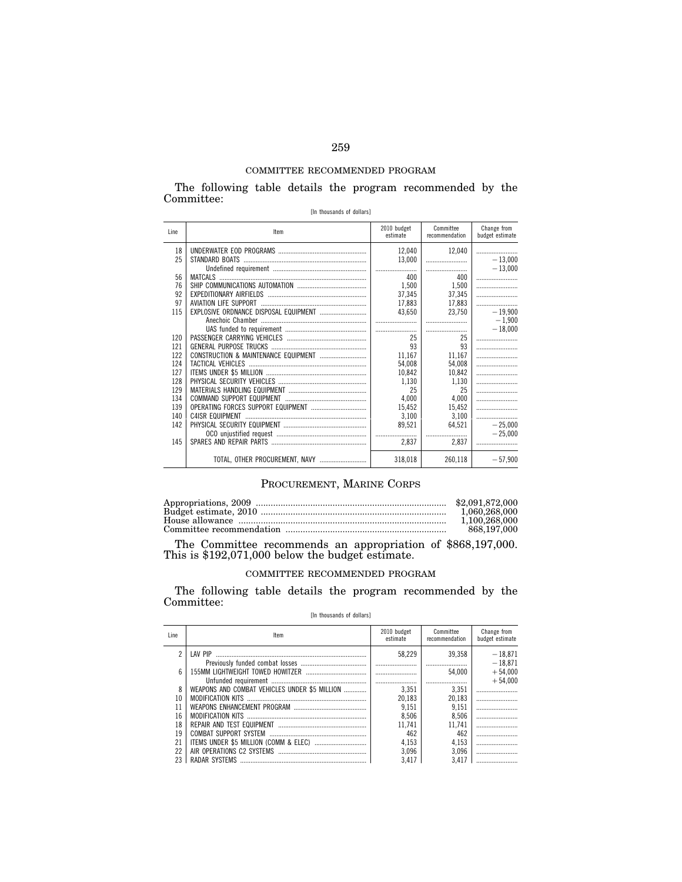COMMITTEE RECOMMENDED PROGRAM

The following table details the program recommended by the Committee:

[In thousands of dollars]

| Line | Item | 2010 budget estimate | Committee recommendation | Change from budget estimate |
|---|---|---|---|---|
| 18 | UNDERWATER EOD PROGRAMS | 12,040 | 12,040 | |
| 25 | STANDARD BOATS | 13,000 | | −13,000 |
| | Undefined requirement | | | −13,000 |
| 56 | MATCALS | 400 | 400 | |
| 76 | SHIP COMMUNICATIONS AUTOMATION | 1,500 | 1,500 | |
| 92 | EXPEDITIONARY AIRFIELDS | 37,345 | 37,345 | |
| 97 | AVIATION LIFE SUPPORT | 17,883 | 17,883 | |
| 115 | EXPLOSIVE ORDNANCE DISPOSAL EQUIPMENT | 43,650 | 23,750 | −19,900 |
| | Anechoic Chamber | | | −1,900 |
| | UAS funded to requirement | | | −18,000 |
| 120 | PASSENGER CARRYING VEHICLES | 25 | 25 | |
| 121 | GENERAL PURPOSE TRUCKS | 93 | 93 | |
| 122 | CONSTRUCTION & MAINTENANCE EQUIPMENT | 11,167 | 11,167 | |
| 124 | TACTICAL VEHICLES | 54,008 | 54,008 | |
| 127 | ITEMS UNDER $5 MILLION | 10,842 | 10,842 | |
| 128 | PHYSICAL SECURITY VEHICLES | 1,130 | 1,130 | |
| 129 | MATERIALS HANDLING EQUIPMENT | 25 | 25 | |
| 134 | COMMAND SUPPORT EQUIPMENT | 4,000 | 4,000 | |
| 139 | OPERATING FORCES SUPPORT EQUIPMENT | 15,452 | 15,452 | |
| 140 | C4ISR EQUIPMENT | 3,100 | 3,100 | |
| 142 | PHYSICAL SECURITY EQUIPMENT | 89,521 | 64,521 | −25,000 |
| | OCO unjustified request | | | −25,000 |
| 145 | SPARES AND REPAIR PARTS | 2,837 | 2,837 | |
| | TOTAL, OTHER PROCUREMENT, NAVY | 318,018 | 260,118 | −57,900 |

# PROCUREMENT, MARINE CORPS

| | |
|---|---|
| Appropriations, 2009 | $2,091,872,000 |
| Budget estimate, 2010 | 1,060,268,000 |
| House allowance | 1,100,268,000 |
| Committee recommendation | 868,197,000 |

The Committee recommends an appropriation of $868,197,000. This is $192,071,000 below the budget estimate.

COMMITTEE RECOMMENDED PROGRAM

The following table details the program recommended by the Committee:

[In thousands of dollars]

| Line | Item | 2010 budget estimate | Committee recommendation | Change from budget estimate |
|---|---|---|---|---|
| 2 | LAV PIP | 58,229 | 39,358 | −18,871 |
| | Previously funded combat losses | | | −18,871 |
| 6 | 155MM LIGHTWEIGHT TOWED HOWITZER | | 54,000 | +54,000 |
| | Unfunded requirement | | | +54,000 |
| 8 | WEAPONS AND COMBAT VEHICLES UNDER $5 MILLION | 3,351 | 3,351 | |
| 10 | MODIFICATION KITS | 20,183 | 20,183 | |
| 11 | WEAPONS ENHANCEMENT PROGRAM | 9,151 | 9,151 | |
| 16 | MODIFICATION KITS | 8,506 | 8,506 | |
| 18 | REPAIR AND TEST EQUIPMENT | 11,741 | 11,741 | |
| 19 | COMBAT SUPPORT SYSTEM | 462 | 462 | |
| 21 | ITEMS UNDER $5 MILLION (COMM & ELEC) | 4,153 | 4,153 | |
| 22 | AIR OPERATIONS C2 SYSTEMS | 3,096 | 3,096 | |
| 23 | RADAR SYSTEMS | 3,417 | 3,417 | |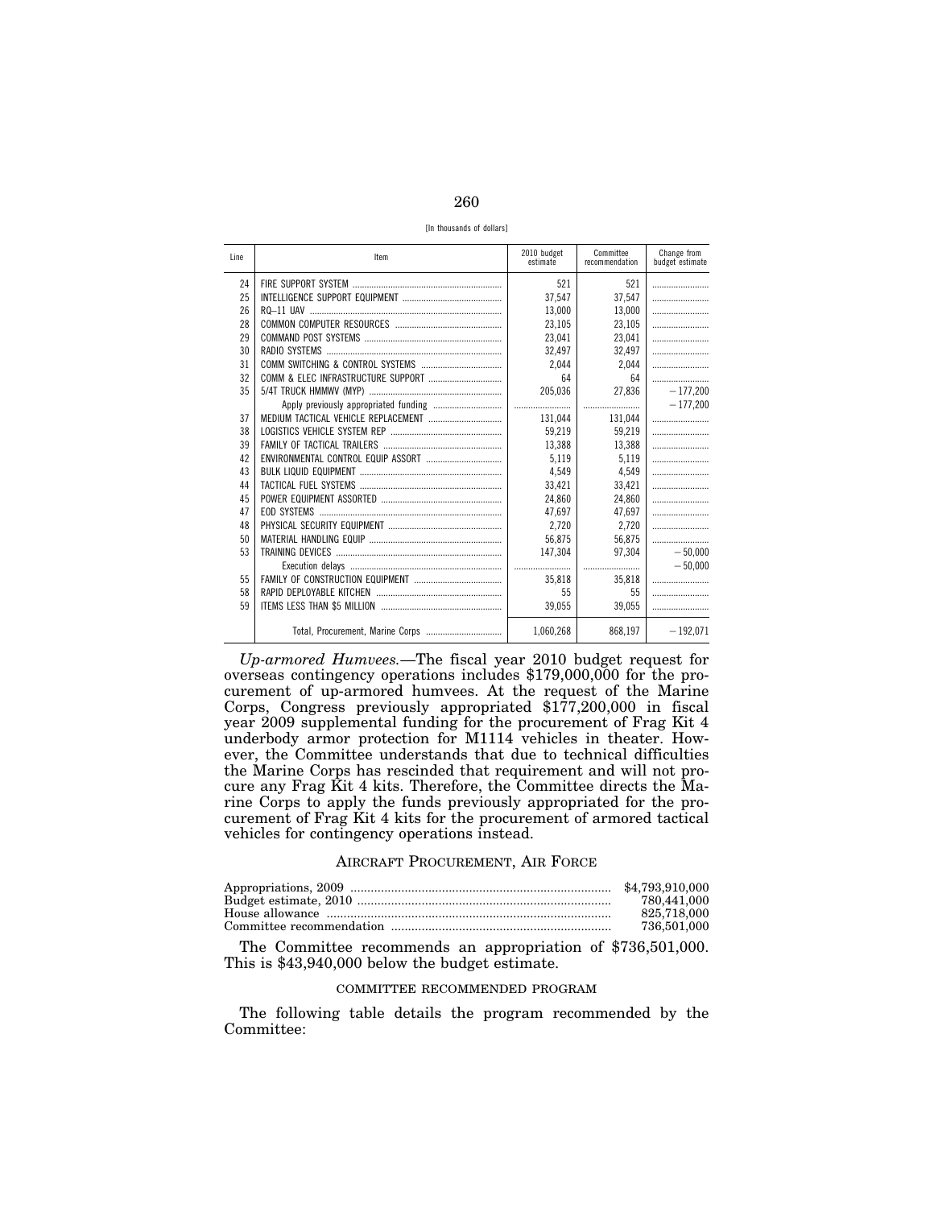[In thousands of dollars]

| Line | Item | 2010 budget estimate | Committee recommendation | Change from budget estimate |
|---|---|---|---|---|
| 24 | FIRE SUPPORT SYSTEM | 521 | 521 | |
| 25 | INTELLIGENCE SUPPORT EQUIPMENT | 37,547 | 37,547 | |
| 26 | RQ–11 UAV | 13,000 | 13,000 | |
| 28 | COMMON COMPUTER RESOURCES | 23,105 | 23,105 | |
| 29 | COMMAND POST SYSTEMS | 23,041 | 23,041 | |
| 30 | RADIO SYSTEMS | 32,497 | 32,497 | |
| 31 | COMM SWITCHING & CONTROL SYSTEMS | 2,044 | 2,044 | |
| 32 | COMM & ELEC INFRASTRUCTURE SUPPORT | 64 | 64 | |
| 35 | 5/4T TRUCK HMMWV (MYP) | 205,036 | 27,836 | −177,200 |
| | Apply previously appropriated funding | | | −177,200 |
| 37 | MEDIUM TACTICAL VEHICLE REPLACEMENT | 131,044 | 131,044 | |
| 38 | LOGISTICS VEHICLE SYSTEM REP | 59,219 | 59,219 | |
| 39 | FAMILY OF TACTICAL TRAILERS | 13,388 | 13,388 | |
| 42 | ENVIRONMENTAL CONTROL EQUIP ASSORT | 5,119 | 5,119 | |
| 43 | BULK LIQUID EQUIPMENT | 4,549 | 4,549 | |
| 44 | TACTICAL FUEL SYSTEMS | 33,421 | 33,421 | |
| 45 | POWER EQUIPMENT ASSORTED | 24,860 | 24,860 | |
| 47 | EOD SYSTEMS | 47,697 | 47,697 | |
| 48 | PHYSICAL SECURITY EQUIPMENT | 2,720 | 2,720 | |
| 50 | MATERIAL HANDLING EQUIP | 56,875 | 56,875 | |
| 53 | TRAINING DEVICES | 147,304 | 97,304 | −50,000 |
| | Execution delays | | | −50,000 |
| 55 | FAMILY OF CONSTRUCTION EQUIPMENT | 35,818 | 35,818 | |
| 58 | RAPID DEPLOYABLE KITCHEN | 55 | 55 | |
| 59 | ITEMS LESS THAN $5 MILLION | 39,055 | 39,055 | |
| | Total, Procurement, Marine Corps | 1,060,268 | 868,197 | −192,071 |

*Up-armored Humvees.*—The fiscal year 2010 budget request for overseas contingency operations includes $179,000,000 for the procurement of up-armored humvees. At the request of the Marine Corps, Congress previously appropriated $177,200,000 in fiscal year 2009 supplemental funding for the procurement of Frag Kit 4 underbody armor protection for M1114 vehicles in theater. However, the Committee understands that due to technical difficulties the Marine Corps has rescinded that requirement and will not procure any Frag Kit 4 kits. Therefore, the Committee directs the Marine Corps to apply the funds previously appropriated for the procurement of Frag Kit 4 kits for the procurement of armored tactical vehicles for contingency operations instead.

## AIRCRAFT PROCUREMENT, AIR FORCE

| | |
|---|---|
| Appropriations, 2009 | $4,793,910,000 |
| Budget estimate, 2010 | 780,441,000 |
| House allowance | 825,718,000 |
| Committee recommendation | 736,501,000 |

The Committee recommends an appropriation of $736,501,000. This is $43,940,000 below the budget estimate.

### COMMITTEE RECOMMENDED PROGRAM

The following table details the program recommended by the Committee: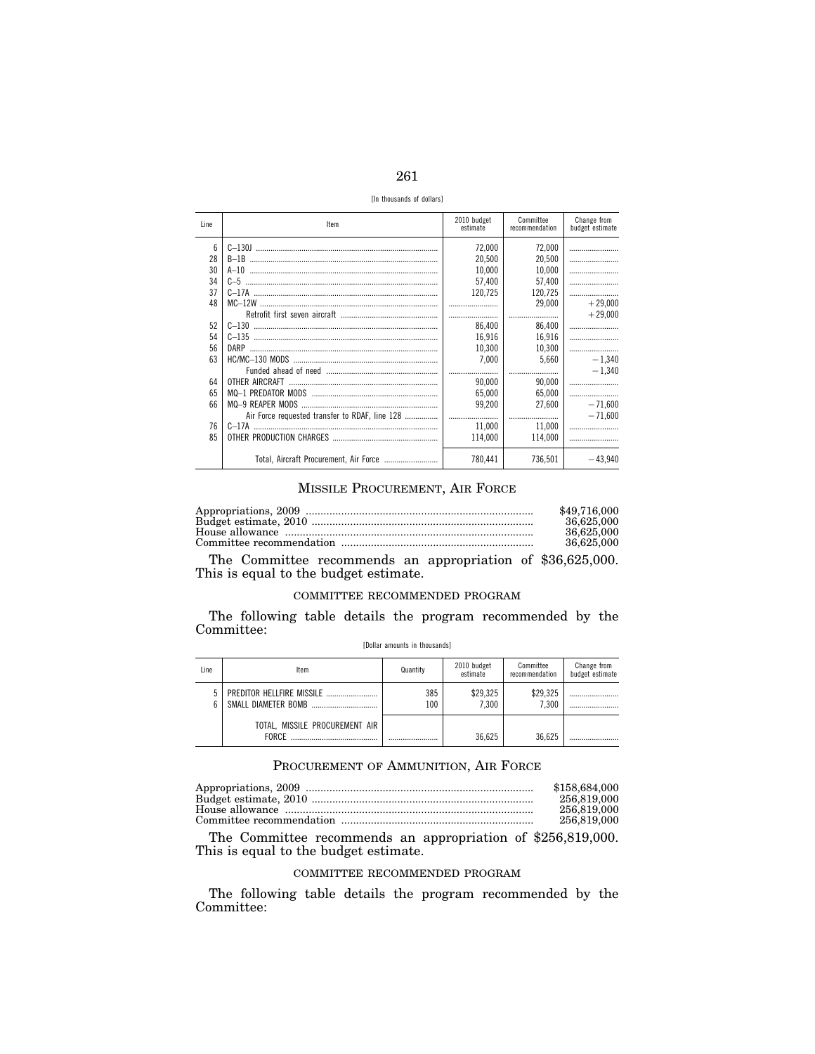[In thousands of dollars]

| Line | Item | 2010 budget estimate | Committee recommendation | Change from budget estimate |
|---|---|---|---|---|
| 6 | C–130J | 72,000 | 72,000 | |
| 28 | B–1B | 20,500 | 20,500 | |
| 30 | A–10 | 10,000 | 10,000 | |
| 34 | C–5 | 57,400 | 57,400 | |
| 37 | C–17A | 120,725 | 120,725 | |
| 48 | MC–12W | | 29,000 | +29,000 |
| | Retrofit first seven aircraft | | | +29,000 |
| 52 | C–130 | 86,400 | 86,400 | |
| 54 | C–135 | 16,916 | 16,916 | |
| 56 | DARP | 10,300 | 10,300 | |
| 63 | HC/MC–130 MODS | 7,000 | 5,660 | −1,340 |
| | Funded ahead of need | | | −1,340 |
| 64 | OTHER AIRCRAFT | 90,000 | 90,000 | |
| 65 | MQ–1 PREDATOR MODS | 65,000 | 65,000 | |
| 66 | MQ–9 REAPER MODS | 99,200 | 27,600 | −71,600 |
| | Air Force requested transfer to RDAF, line 128 | | | −71,600 |
| 76 | C–17A | 11,000 | 11,000 | |
| 85 | OTHER PRODUCTION CHARGES | 114,000 | 114,000 | |
| | Total, Aircraft Procurement, Air Force | 780,441 | 736,501 | −43,940 |

## MISSILE PROCUREMENT, AIR FORCE

| | |
|---|---|
| Appropriations, 2009 | $49,716,000 |
| Budget estimate, 2010 | 36,625,000 |
| House allowance | 36,625,000 |
| Committee recommendation | 36,625,000 |

The Committee recommends an appropriation of $36,625,000. This is equal to the budget estimate.

### COMMITTEE RECOMMENDED PROGRAM

The following table details the program recommended by the Committee:

[Dollar amounts in thousands]

| Line | Item | Quantity | 2010 budget estimate | Committee recommendation | Change from budget estimate |
|---|---|---|---|---|---|
| 5 | PREDITOR HELLFIRE MISSILE | 385 | $29,325 | $29,325 | |
| 6 | SMALL DIAMETER BOMB | 100 | 7,300 | 7,300 | |
| | TOTAL, MISSILE PROCUREMENT AIR FORCE | | 36,625 | 36,625 | |

## PROCUREMENT OF AMMUNITION, AIR FORCE

| | |
|---|---|
| Appropriations, 2009 | $158,684,000 |
| Budget estimate, 2010 | 256,819,000 |
| House allowance | 256,819,000 |
| Committee recommendation | 256,819,000 |

The Committee recommends an appropriation of $256,819,000. This is equal to the budget estimate.

### COMMITTEE RECOMMENDED PROGRAM

The following table details the program recommended by the Committee: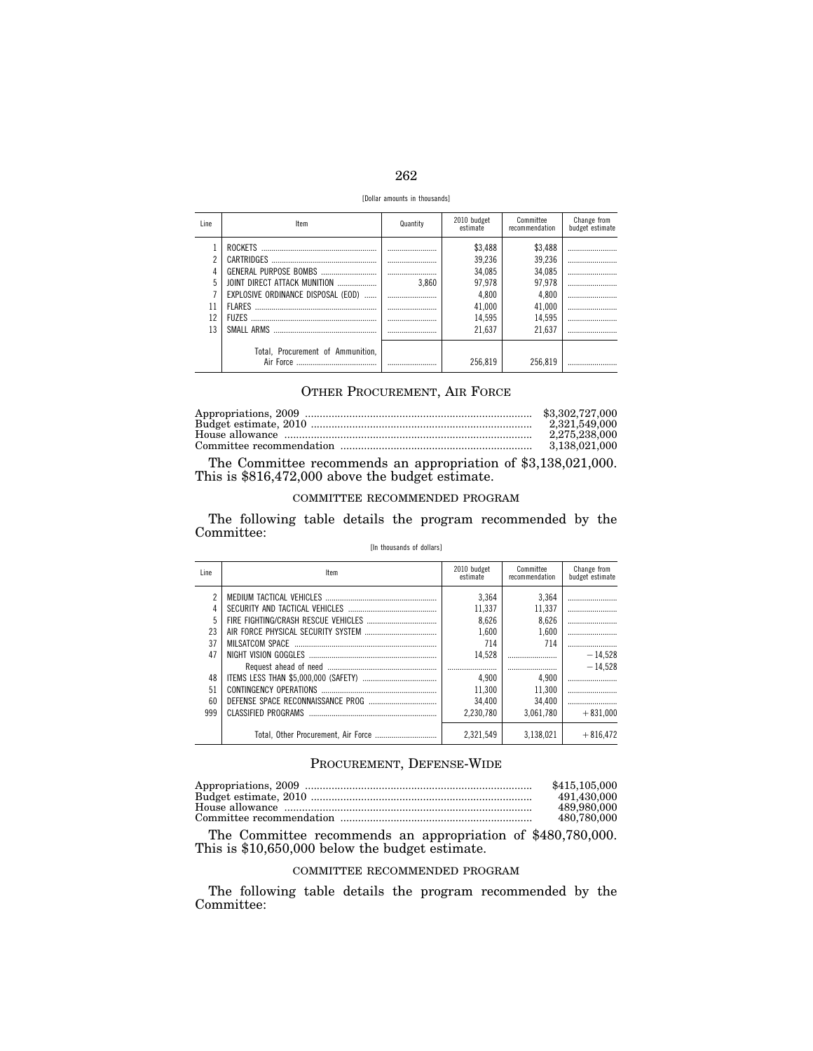[Dollar amounts in thousands]

| Line | Item | Quantity | 2010 budget estimate | Committee recommendation | Change from budget estimate |
|---|---|---|---|---|---|
| 1 | ROCKETS | | $3,488 | $3,488 | |
| 2 | CARTRIDGES | | 39,236 | 39,236 | |
| 4 | GENERAL PURPOSE BOMBS | | 34,085 | 34,085 | |
| 5 | JOINT DIRECT ATTACK MUNITION | 3,860 | 97,978 | 97,978 | |
| 7 | EXPLOSIVE ORDINANCE DISPOSAL (EOD) | | 4,800 | 4,800 | |
| 11 | FLARES | | 41,000 | 41,000 | |
| 12 | FUZES | | 14,595 | 14,595 | |
| 13 | SMALL ARMS | | 21,637 | 21,637 | |
| | Total, Procurement of Ammunition, Air Force | | 256,819 | 256,819 | |

## OTHER PROCUREMENT, AIR FORCE

| | |
|---|---|
| Appropriations, 2009 | $3,302,727,000 |
| Budget estimate, 2010 | 2,321,549,000 |
| House allowance | 2,275,238,000 |
| Committee recommendation | 3,138,021,000 |

The Committee recommends an appropriation of $3,138,021,000. This is $816,472,000 above the budget estimate.

### COMMITTEE RECOMMENDED PROGRAM

The following table details the program recommended by the Committee:

[In thousands of dollars]

| Line | Item | 2010 budget estimate | Committee recommendation | Change from budget estimate |
|---|---|---|---|---|
| 2 | MEDIUM TACTICAL VEHICLES | 3,364 | 3,364 | |
| 4 | SECURITY AND TACTICAL VEHICLES | 11,337 | 11,337 | |
| 5 | FIRE FIGHTING/CRASH RESCUE VEHICLES | 8,626 | 8,626 | |
| 23 | AIR FORCE PHYSICAL SECURITY SYSTEM | 1,600 | 1,600 | |
| 37 | MILSATCOM SPACE | 714 | 714 | |
| 47 | NIGHT VISION GOGGLES | 14,528 | | −14,528 |
| | Request ahead of need | | | −14,528 |
| 48 | ITEMS LESS THAN $5,000,000 (SAFETY) | 4,900 | 4,900 | |
| 51 | CONTINGENCY OPERATIONS | 11,300 | 11,300 | |
| 60 | DEFENSE SPACE RECONNAISSANCE PROG | 34,400 | 34,400 | |
| 999 | CLASSIFIED PROGRAMS | 2,230,780 | 3,061,780 | +831,000 |
| | Total, Other Procurement, Air Force | 2,321,549 | 3,138,021 | +816,472 |

## PROCUREMENT, DEFENSE-WIDE

| | |
|---|---|
| Appropriations, 2009 | $415,105,000 |
| Budget estimate, 2010 | 491,430,000 |
| House allowance | 489,980,000 |
| Committee recommendation | 480,780,000 |

The Committee recommends an appropriation of $480,780,000. This is $10,650,000 below the budget estimate.

### COMMITTEE RECOMMENDED PROGRAM

The following table details the program recommended by the Committee: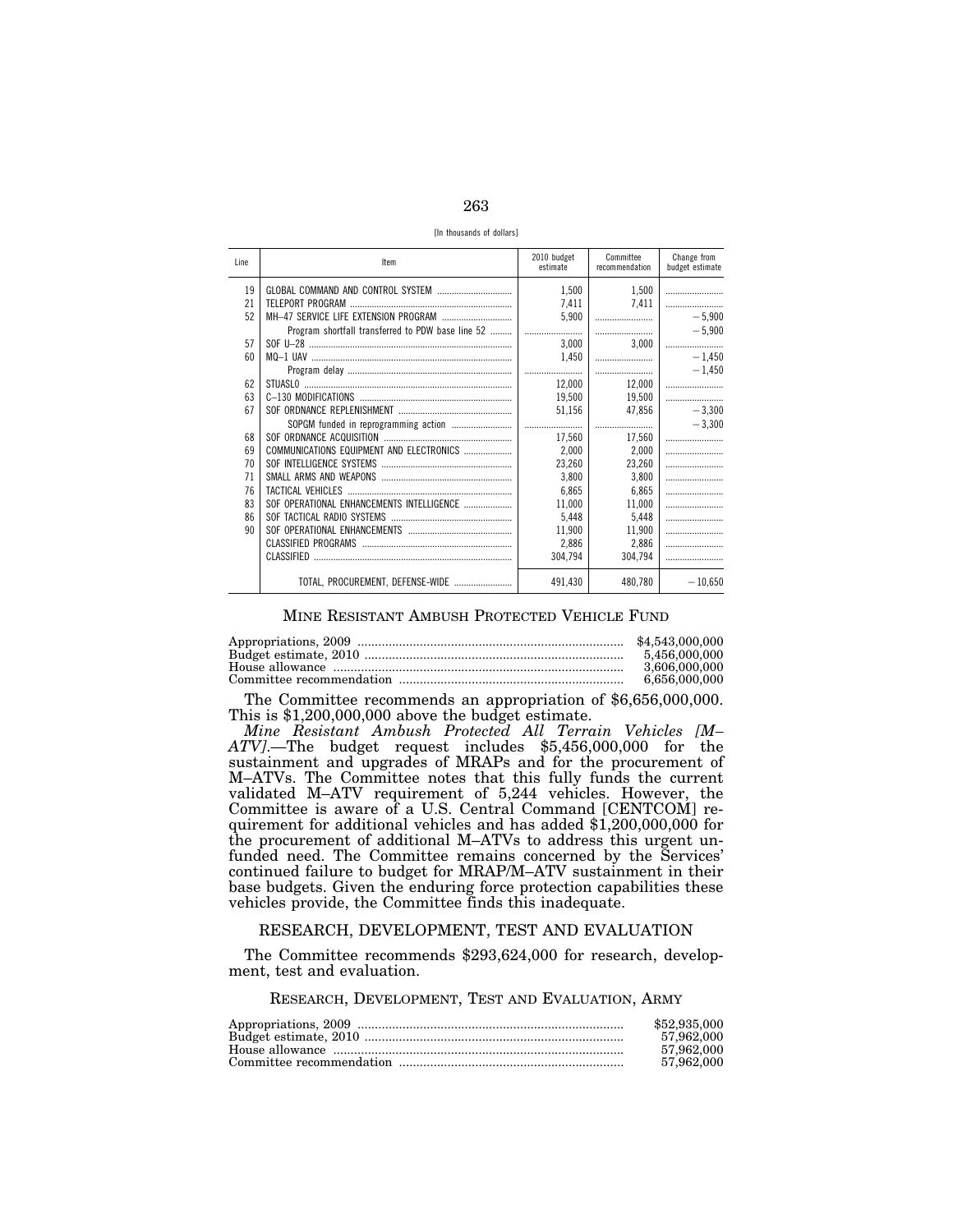[In thousands of dollars]

| Line | Item | 2010 budget estimate | Committee recommendation | Change from budget estimate |
|---|---|---|---|---|
| 19 | GLOBAL COMMAND AND CONTROL SYSTEM | 1,500 | 1,500 | |
| 21 | TELEPORT PROGRAM | 7,411 | 7,411 | |
| 52 | MH–47 SERVICE LIFE EXTENSION PROGRAM | 5,900 | | −5,900 |
| | Program shortfall transferred to PDW base line 52 | | | −5,900 |
| 57 | SOF U–28 | 3,000 | 3,000 | |
| 60 | MQ–1 UAV | 1,450 | | −1,450 |
| | Program delay | | | −1,450 |
| 62 | STUASL0 | 12,000 | 12,000 | |
| 63 | C–130 MODIFICATIONS | 19,500 | 19,500 | |
| 67 | SOF ORDNANCE REPLENISHMENT | 51,156 | 47,856 | −3,300 |
| | SOPGM funded in reprogramming action | | | −3,300 |
| 68 | SOF ORDNANCE ACQUISITION | 17,560 | 17,560 | |
| 69 | COMMUNICATIONS EQUIPMENT AND ELECTRONICS | 2,000 | 2,000 | |
| 70 | SOF INTELLIGENCE SYSTEMS | 23,260 | 23,260 | |
| 71 | SMALL ARMS AND WEAPONS | 3,800 | 3,800 | |
| 76 | TACTICAL VEHICLES | 6,865 | 6,865 | |
| 83 | SOF OPERATIONAL ENHANCEMENTS INTELLIGENCE | 11,000 | 11,000 | |
| 86 | SOF TACTICAL RADIO SYSTEMS | 5,448 | 5,448 | |
| 90 | SOF OPERATIONAL ENHANCEMENTS | 11,900 | 11,900 | |
| | CLASSIFIED PROGRAMS | 2,886 | 2,886 | |
| | CLASSIFIED | 304,794 | 304,794 | |
| | TOTAL, PROCUREMENT, DEFENSE-WIDE | 491,430 | 480,780 | −10,650 |

## MINE RESISTANT AMBUSH PROTECTED VEHICLE FUND

| | |
|---|---|
| Appropriations, 2009 | $4,543,000,000 |
| Budget estimate, 2010 | 5,456,000,000 |
| House allowance | 3,606,000,000 |
| Committee recommendation | 6,656,000,000 |

The Committee recommends an appropriation of $6,656,000,000. This is $1,200,000,000 above the budget estimate.

*Mine Resistant Ambush Protected All Terrain Vehicles [M–ATV].*—The budget request includes $5,456,000,000 for the sustainment and upgrades of MRAPs and for the procurement of M–ATVs. The Committee notes that this fully funds the current validated M–ATV requirement of 5,244 vehicles. However, the Committee is aware of a U.S. Central Command [CENTCOM] requirement for additional vehicles and has added $1,200,000,000 for the procurement of additional M–ATVs to address this urgent unfunded need. The Committee remains concerned by the Services' continued failure to budget for MRAP/M–ATV sustainment in their base budgets. Given the enduring force protection capabilities these vehicles provide, the Committee finds this inadequate.

## RESEARCH, DEVELOPMENT, TEST AND EVALUATION

The Committee recommends $293,624,000 for research, development, test and evaluation.

## RESEARCH, DEVELOPMENT, TEST AND EVALUATION, ARMY

| | |
|---|---|
| Appropriations, 2009 | $52,935,000 |
| Budget estimate, 2010 | 57,962,000 |
| House allowance | 57,962,000 |
| Committee recommendation | 57,962,000 |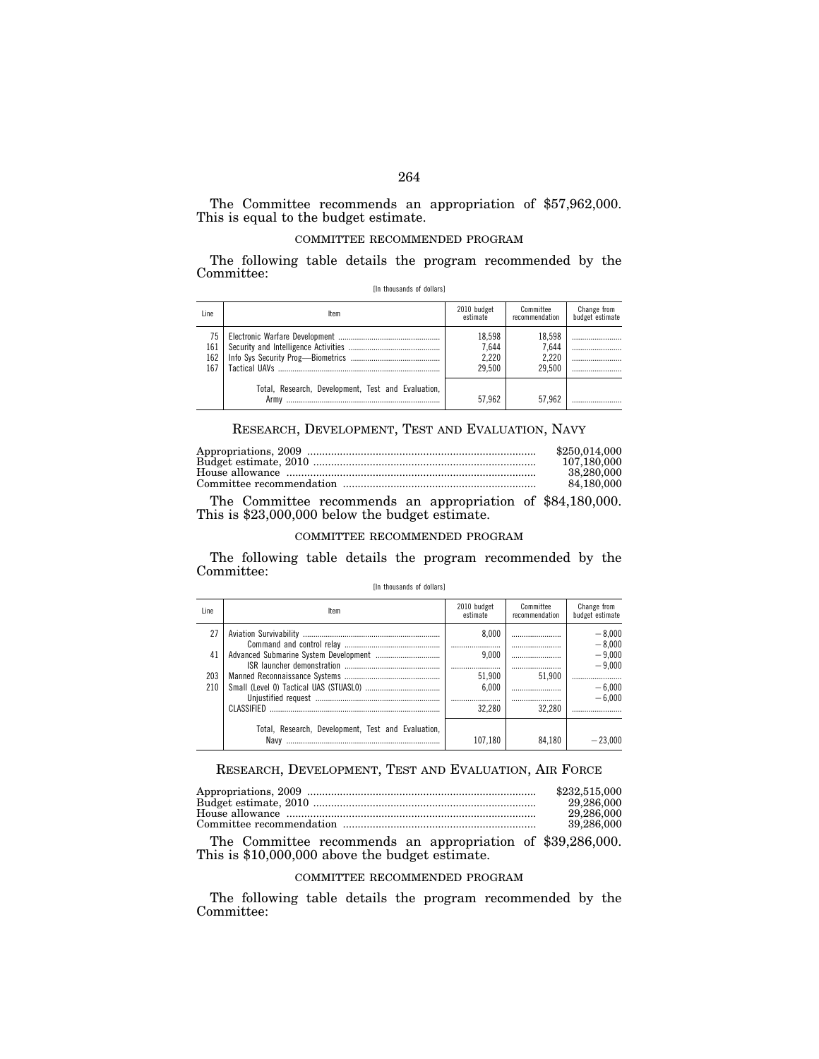The Committee recommends an appropriation of $57,962,000. This is equal to the budget estimate.

COMMITTEE RECOMMENDED PROGRAM

The following table details the program recommended by the Committee:

[In thousands of dollars]

| Line | Item | 2010 budget estimate | Committee recommendation | Change from budget estimate |
|---|---|---|---|---|
| 75 | Electronic Warfare Development | 18,598 | 18,598 | |
| 161 | Security and Intelligence Activities | 7,644 | 7,644 | |
| 162 | Info Sys Security Prog—Biometrics | 2,220 | 2,220 | |
| 167 | Tactical UAVs | 29,500 | 29,500 | |
| | Total, Research, Development, Test and Evaluation, Army | 57,962 | 57,962 | |

## RESEARCH, DEVELOPMENT, TEST AND EVALUATION, NAVY

| | |
|---|---|
| Appropriations, 2009 | $250,014,000 |
| Budget estimate, 2010 | 107,180,000 |
| House allowance | 38,280,000 |
| Committee recommendation | 84,180,000 |

The Committee recommends an appropriation of $84,180,000. This is $23,000,000 below the budget estimate.

COMMITTEE RECOMMENDED PROGRAM

The following table details the program recommended by the Committee:

[In thousands of dollars]

| Line | Item | 2010 budget estimate | Committee recommendation | Change from budget estimate |
|---|---|---|---|---|
| 27 | Aviation Survivability | 8,000 | | −8,000 |
| | Command and control relay | | | −8,000 |
| 41 | Advanced Submarine System Development | 9,000 | | −9,000 |
| | ISR launcher demonstration | | | −9,000 |
| 203 | Manned Reconnaissance Systems | 51,900 | 51,900 | |
| 210 | Small (Level 0) Tactical UAS (STUASL0) | 6,000 | | −6,000 |
| | Unjustified request | | | −6,000 |
| | CLASSIFIED | 32,280 | 32,280 | |
| | Total, Research, Development, Test and Evaluation, Navy | 107,180 | 84,180 | −23,000 |

## RESEARCH, DEVELOPMENT, TEST AND EVALUATION, AIR FORCE

| | |
|---|---|
| Appropriations, 2009 | $232,515,000 |
| Budget estimate, 2010 | 29,286,000 |
| House allowance | 29,286,000 |
| Committee recommendation | 39,286,000 |

The Committee recommends an appropriation of $39,286,000. This is $10,000,000 above the budget estimate.

COMMITTEE RECOMMENDED PROGRAM

The following table details the program recommended by the Committee: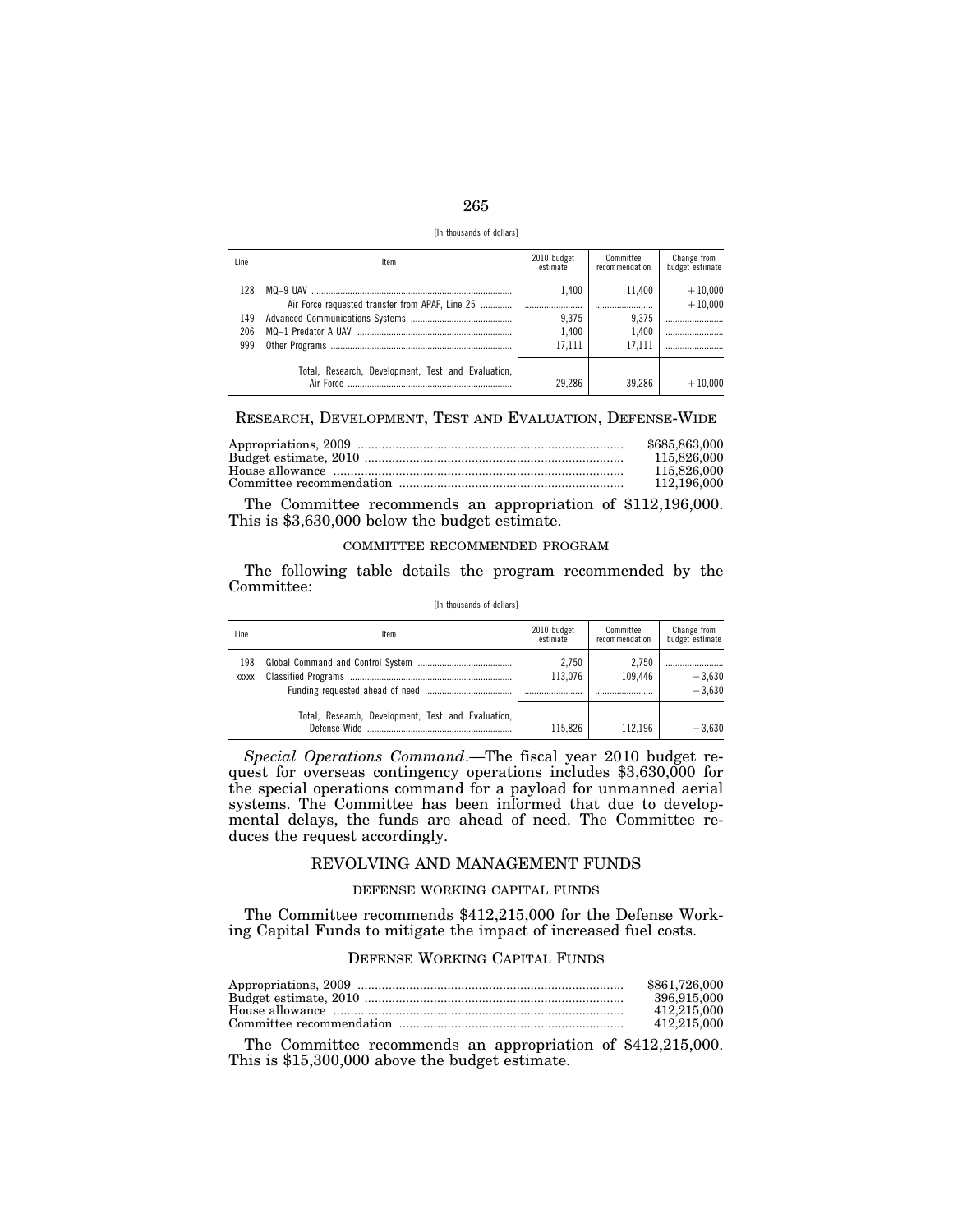[In thousands of dollars]

| Line | Item | 2010 budget estimate | Committee recommendation | Change from budget estimate |
|---|---|---|---|---|
| 128 | MQ–9 UAV | 1,400 | 11,400 | +10,000 |
| | Air Force requested transfer from APAF, Line 25 | | | +10,000 |
| 149 | Advanced Communications Systems | 9,375 | 9,375 | |
| 206 | MQ–1 Predator A UAV | 1,400 | 1,400 | |
| 999 | Other Programs | 17,111 | 17,111 | |
| | Total, Research, Development, Test and Evaluation, Air Force | 29,286 | 39,286 | +10,000 |

## RESEARCH, DEVELOPMENT, TEST AND EVALUATION, DEFENSE-WIDE

| | |
|---|---|
| Appropriations, 2009 | $685,863,000 |
| Budget estimate, 2010 | 115,826,000 |
| House allowance | 115,826,000 |
| Committee recommendation | 112,196,000 |

The Committee recommends an appropriation of $112,196,000. This is $3,630,000 below the budget estimate.

### COMMITTEE RECOMMENDED PROGRAM

The following table details the program recommended by the Committee:

[In thousands of dollars]

| Line | Item | 2010 budget estimate | Committee recommendation | Change from budget estimate |
|---|---|---|---|---|
| 198 | Global Command and Control System | 2,750 | 2,750 | |
| xxxxx | Classified Programs | 113,076 | 109,446 | −3,630 |
| | Funding requested ahead of need | | | −3,630 |
| | Total, Research, Development, Test and Evaluation, Defense-Wide | 115,826 | 112,196 | −3,630 |

*Special Operations Command*.—The fiscal year 2010 budget request for overseas contingency operations includes $3,630,000 for the special operations command for a payload for unmanned aerial systems. The Committee has been informed that due to developmental delays, the funds are ahead of need. The Committee reduces the request accordingly.

## REVOLVING AND MANAGEMENT FUNDS

### DEFENSE WORKING CAPITAL FUNDS

The Committee recommends $412,215,000 for the Defense Working Capital Funds to mitigate the impact of increased fuel costs.

## DEFENSE WORKING CAPITAL FUNDS

| | |
|---|---|
| Appropriations, 2009 | $861,726,000 |
| Budget estimate, 2010 | 396,915,000 |
| House allowance | 412,215,000 |
| Committee recommendation | 412,215,000 |

The Committee recommends an appropriation of $412,215,000. This is $15,300,000 above the budget estimate.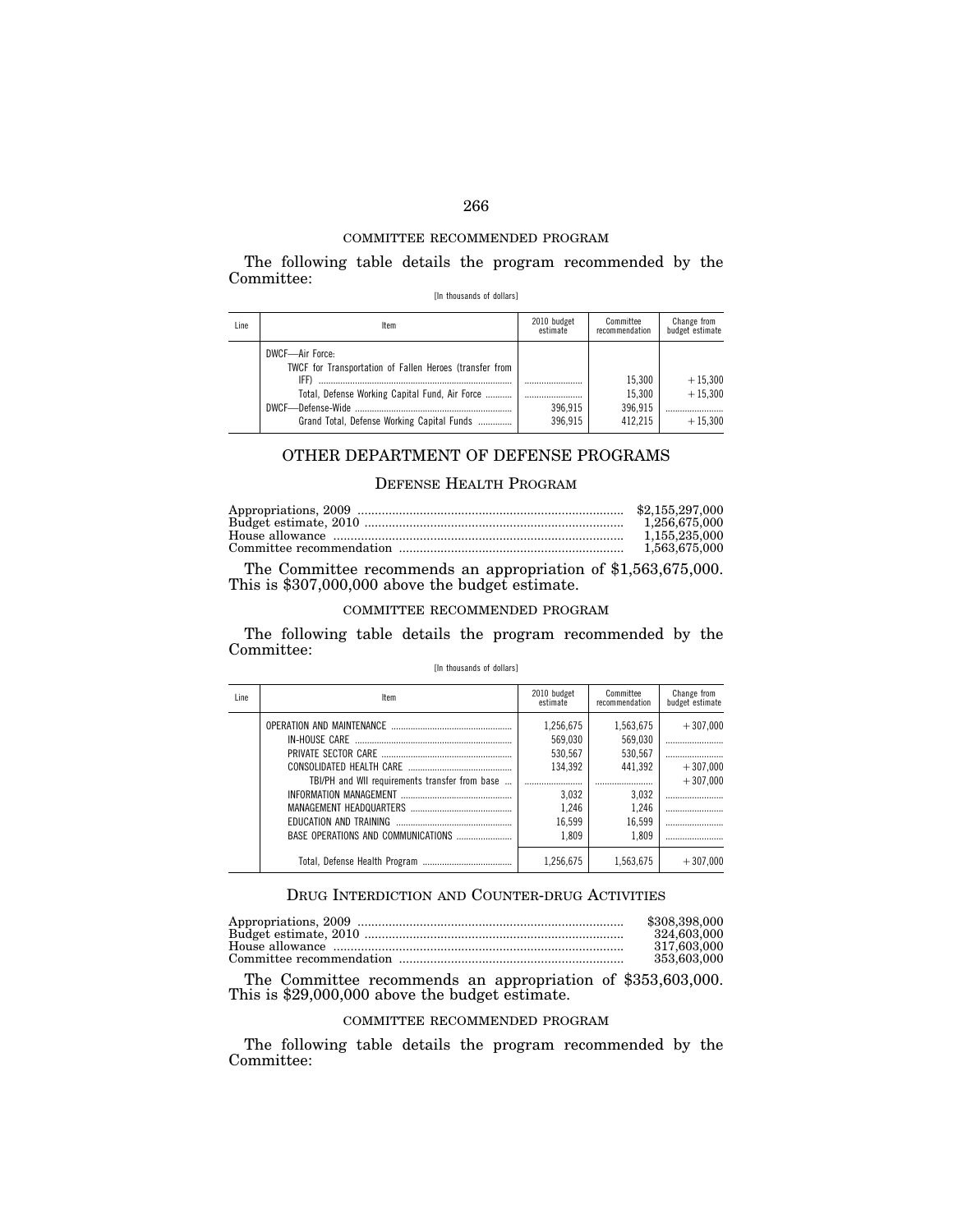COMMITTEE RECOMMENDED PROGRAM

The following table details the program recommended by the Committee:

[In thousands of dollars]

| Line | Item | 2010 budget estimate | Committee recommendation | Change from budget estimate |
|---|---|---|---|---|
| | DWCF—Air Force: | | | |
| | TWCF for Transportation of Fallen Heroes (transfer from IFF) | | 15,300 | +15,300 |
| | Total, Defense Working Capital Fund, Air Force | | 15,300 | +15,300 |
| | DWCF—Defense-Wide | 396,915 | 396,915 | |
| | Grand Total, Defense Working Capital Funds | 396,915 | 412,215 | +15,300 |

# OTHER DEPARTMENT OF DEFENSE PROGRAMS

## DEFENSE HEALTH PROGRAM

| | |
|---|---|
| Appropriations, 2009 | $2,155,297,000 |
| Budget estimate, 2010 | 1,256,675,000 |
| House allowance | 1,155,235,000 |
| Committee recommendation | 1,563,675,000 |

The Committee recommends an appropriation of $1,563,675,000. This is $307,000,000 above the budget estimate.

COMMITTEE RECOMMENDED PROGRAM

The following table details the program recommended by the Committee:

[In thousands of dollars]

| Line | Item | 2010 budget estimate | Committee recommendation | Change from budget estimate |
|---|---|---|---|---|
| | OPERATION AND MAINTENANCE | 1,256,675 | 1,563,675 | +307,000 |
| | IN-HOUSE CARE | 569,030 | 569,030 | |
| | PRIVATE SECTOR CARE | 530,567 | 530,567 | |
| | CONSOLIDATED HEALTH CARE | 134,392 | 441,392 | +307,000 |
| | TBI/PH and WII requirements transfer from base | | | +307,000 |
| | INFORMATION MANAGEMENT | 3,032 | 3,032 | |
| | MANAGEMENT HEADQUARTERS | 1,246 | 1,246 | |
| | EDUCATION AND TRAINING | 16,599 | 16,599 | |
| | BASE OPERATIONS AND COMMUNICATIONS | 1,809 | 1,809 | |
| | Total, Defense Health Program | 1,256,675 | 1,563,675 | +307,000 |

## DRUG INTERDICTION AND COUNTER-DRUG ACTIVITIES

| | |
|---|---|
| Appropriations, 2009 | $308,398,000 |
| Budget estimate, 2010 | 324,603,000 |
| House allowance | 317,603,000 |
| Committee recommendation | 353,603,000 |

The Committee recommends an appropriation of $353,603,000. This is $29,000,000 above the budget estimate.

COMMITTEE RECOMMENDED PROGRAM

The following table details the program recommended by the Committee: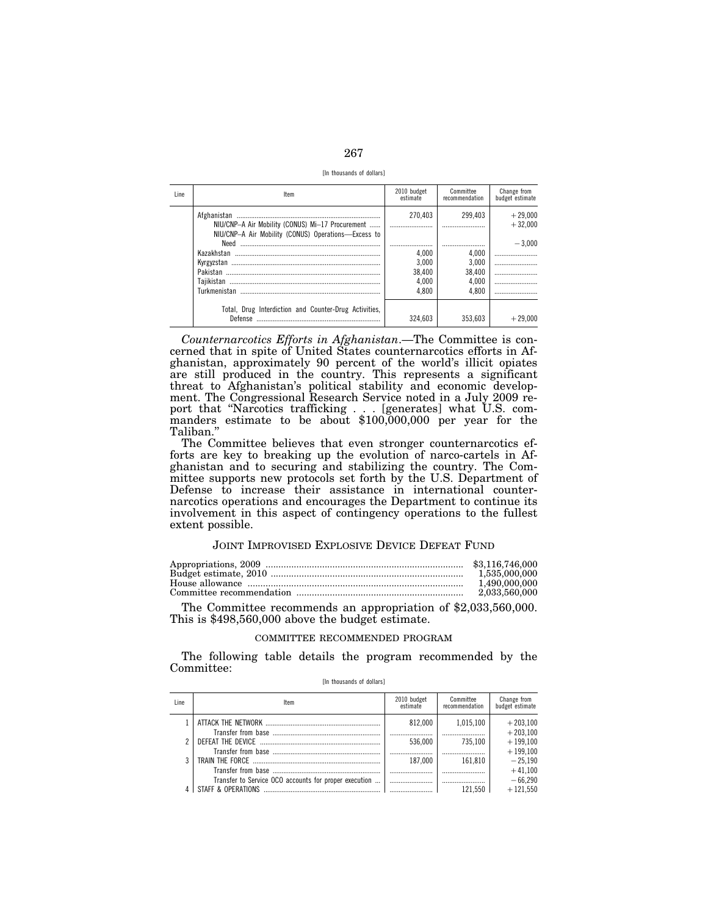[In thousands of dollars]

| Line | Item | 2010 budget estimate | Committee recommendation | Change from budget estimate |
|---|---|---|---|---|
| | Afghanistan | 270,403 | 299,403 | +29,000 |
| | NIU/CNP–A Air Mobility (CONUS) Mi–17 Procurement | | | +32,000 |
| | NIU/CNP–A Air Mobility (CONUS) Operations—Excess to Need | | | −3,000 |
| | Kazakhstan | 4,000 | 4,000 | |
| | Kyrgyzstan | 3,000 | 3,000 | |
| | Pakistan | 38,400 | 38,400 | |
| | Tajikistan | 4,000 | 4,000 | |
| | Turkmenistan | 4,800 | 4,800 | |
| | Total, Drug Interdiction and Counter-Drug Activities, Defense | 324,603 | 353,603 | +29,000 |

*Counternarcotics Efforts in Afghanistan*.—The Committee is concerned that in spite of United States counternarcotics efforts in Afghanistan, approximately 90 percent of the world's illicit opiates are still produced in the country. This represents a significant threat to Afghanistan's political stability and economic development. The Congressional Research Service noted in a July 2009 report that "Narcotics trafficking . . . [generates] what U.S. commanders estimate to be about $100,000,000 per year for the Taliban."

The Committee believes that even stronger counternarcotics efforts are key to breaking up the evolution of narco-cartels in Afghanistan and to securing and stabilizing the country. The Committee supports new protocols set forth by the U.S. Department of Defense to increase their assistance in international counternarcotics operations and encourages the Department to continue its involvement in this aspect of contingency operations to the fullest extent possible.

## JOINT IMPROVISED EXPLOSIVE DEVICE DEFEAT FUND

| | |
|---|---|
| Appropriations, 2009 | $3,116,746,000 |
| Budget estimate, 2010 | 1,535,000,000 |
| House allowance | 1,490,000,000 |
| Committee recommendation | 2,033,560,000 |

The Committee recommends an appropriation of $2,033,560,000. This is $498,560,000 above the budget estimate.

### COMMITTEE RECOMMENDED PROGRAM

The following table details the program recommended by the Committee:

[In thousands of dollars]

| Line | Item | 2010 budget estimate | Committee recommendation | Change from budget estimate |
|---|---|---|---|---|
| 1 | ATTACK THE NETWORK | 812,000 | 1,015,100 | +203,100 |
| | Transfer from base | | | +203,100 |
| 2 | DEFEAT THE DEVICE | 536,000 | 735,100 | +199,100 |
| | Transfer from base | | | +199,100 |
| 3 | TRAIN THE FORCE | 187,000 | 161,810 | −25,190 |
| | Transfer from base | | | +41,100 |
| | Transfer to Service OCO accounts for proper execution | | | −66,290 |
| 4 | STAFF & OPERATIONS | | 121,550 | +121,550 |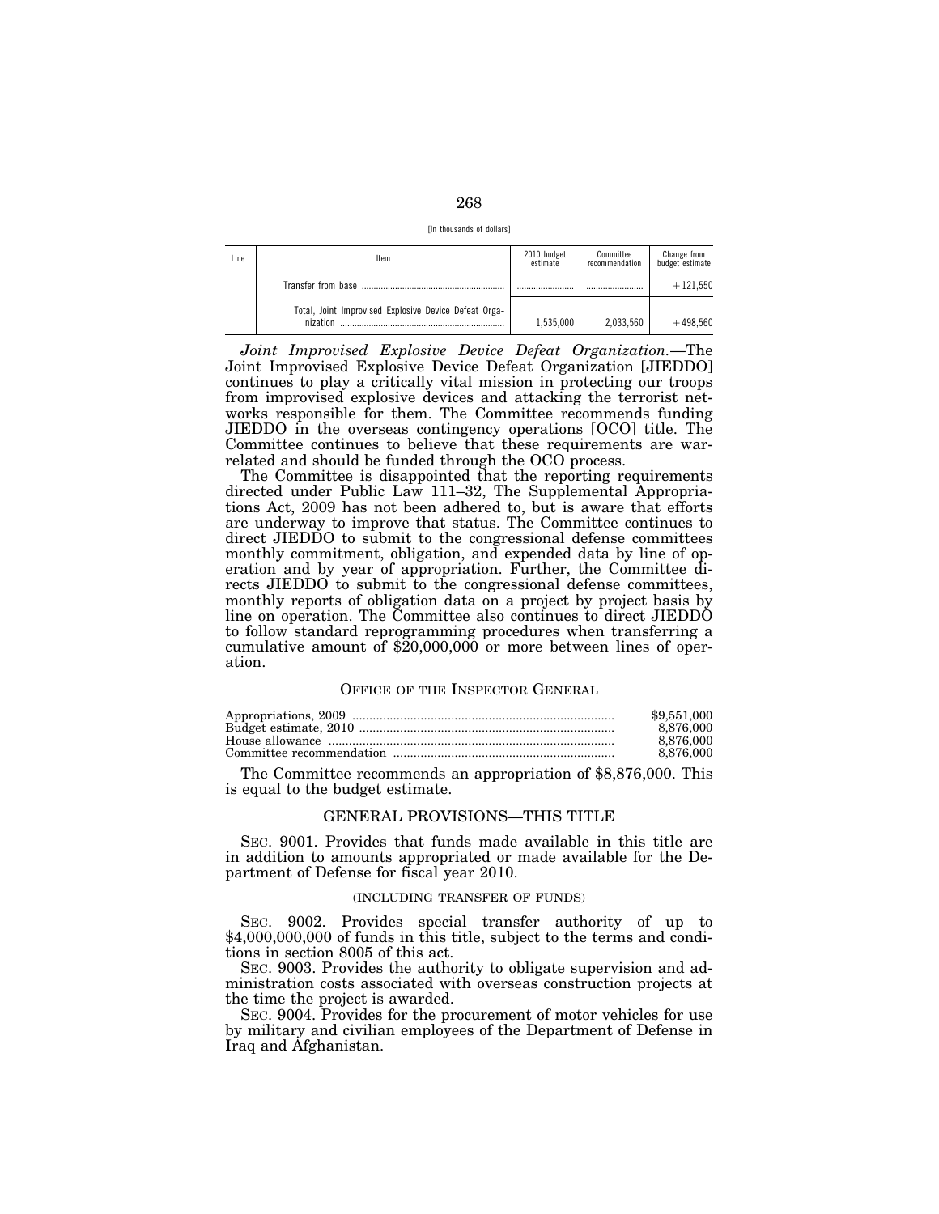[In thousands of dollars]

| Line | Item | 2010 budget estimate | Committee recommendation | Change from budget estimate |
|---|---|---|---|---|
| | Transfer from base | ........................ | ........................ | +121,550 |
| | Total, Joint Improvised Explosive Device Defeat Organization | 1,535,000 | 2,033,560 | +498,560 |

*Joint Improvised Explosive Device Defeat Organization.*—The Joint Improvised Explosive Device Defeat Organization [JIEDDO] continues to play a critically vital mission in protecting our troops from improvised explosive devices and attacking the terrorist networks responsible for them. The Committee recommends funding JIEDDO in the overseas contingency operations [OCO] title. The Committee continues to believe that these requirements are war-related and should be funded through the OCO process.

The Committee is disappointed that the reporting requirements directed under Public Law 111–32, The Supplemental Appropriations Act, 2009 has not been adhered to, but is aware that efforts are underway to improve that status. The Committee continues to direct JIEDDO to submit to the congressional defense committees monthly commitment, obligation, and expended data by line of operation and by year of appropriation. Further, the Committee directs JIEDDO to submit to the congressional defense committees, monthly reports of obligation data on a project by project basis by line on operation. The Committee also continues to direct JIEDDO to follow standard reprogramming procedures when transferring a cumulative amount of $20,000,000 or more between lines of operation.

## OFFICE OF THE INSPECTOR GENERAL

| | |
|---|---|
| Appropriations, 2009 | $9,551,000 |
| Budget estimate, 2010 | 8,876,000 |
| House allowance | 8,876,000 |
| Committee recommendation | 8,876,000 |

The Committee recommends an appropriation of $8,876,000. This is equal to the budget estimate.

## GENERAL PROVISIONS—THIS TITLE

SEC. 9001. Provides that funds made available in this title are in addition to amounts appropriated or made available for the Department of Defense for fiscal year 2010.

(INCLUDING TRANSFER OF FUNDS)

SEC. 9002. Provides special transfer authority of up to $4,000,000,000 of funds in this title, subject to the terms and conditions in section 8005 of this act.

SEC. 9003. Provides the authority to obligate supervision and administration costs associated with overseas construction projects at the time the project is awarded.

SEC. 9004. Provides for the procurement of motor vehicles for use by military and civilian employees of the Department of Defense in Iraq and Afghanistan.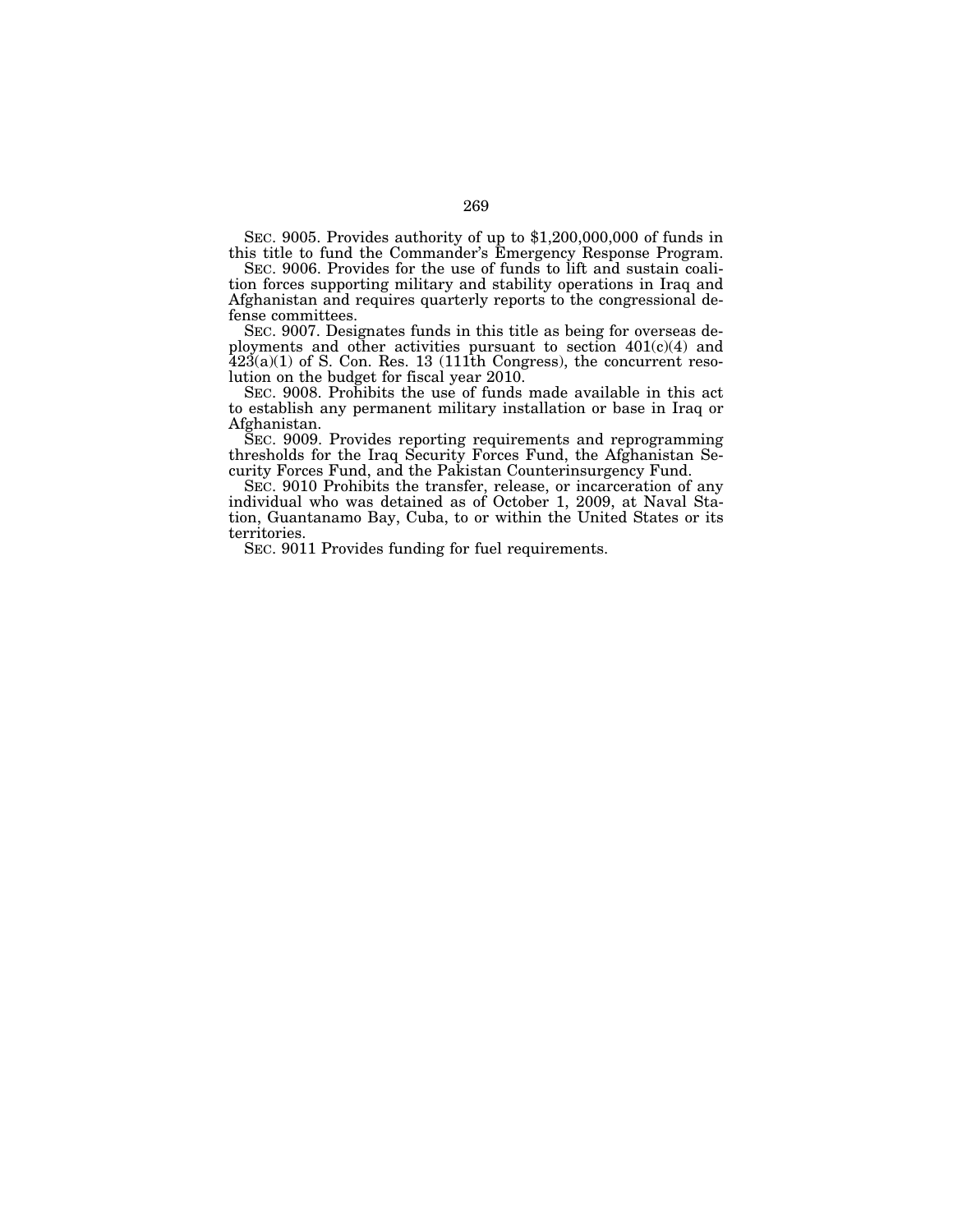SEC. 9005. Provides authority of up to $1,200,000,000 of funds in this title to fund the Commander's Emergency Response Program.

SEC. 9006. Provides for the use of funds to lift and sustain coalition forces supporting military and stability operations in Iraq and Afghanistan and requires quarterly reports to the congressional defense committees.

SEC. 9007. Designates funds in this title as being for overseas deployments and other activities pursuant to section 401(c)(4) and 423(a)(1) of S. Con. Res. 13 (111th Congress), the concurrent resolution on the budget for fiscal year 2010.

SEC. 9008. Prohibits the use of funds made available in this act to establish any permanent military installation or base in Iraq or Afghanistan.

SEC. 9009. Provides reporting requirements and reprogramming thresholds for the Iraq Security Forces Fund, the Afghanistan Security Forces Fund, and the Pakistan Counterinsurgency Fund.

SEC. 9010 Prohibits the transfer, release, or incarceration of any individual who was detained as of October 1, 2009, at Naval Station, Guantanamo Bay, Cuba, to or within the United States or its territories.

SEC. 9011 Provides funding for fuel requirements.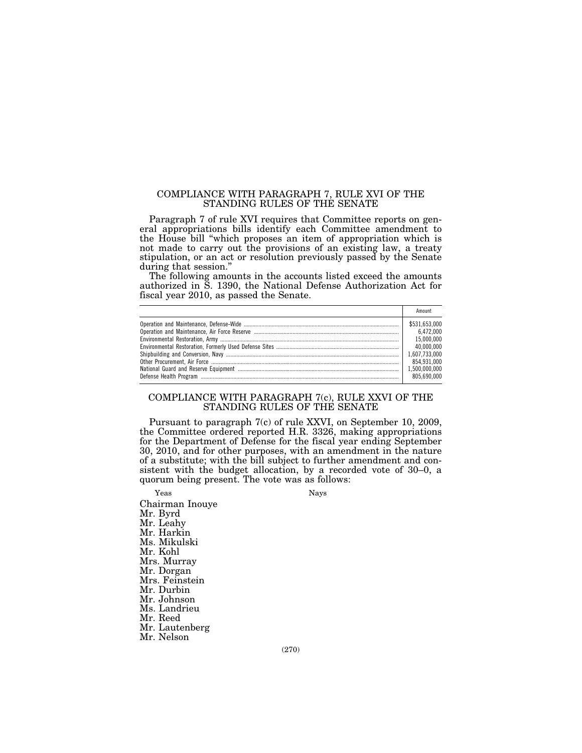## COMPLIANCE WITH PARAGRAPH 7, RULE XVI OF THE STANDING RULES OF THE SENATE

Paragraph 7 of rule XVI requires that Committee reports on general appropriations bills identify each Committee amendment to the House bill "which proposes an item of appropriation which is not made to carry out the provisions of an existing law, a treaty stipulation, or an act or resolution previously passed by the Senate during that session."

The following amounts in the accounts listed exceed the amounts authorized in S. 1390, the National Defense Authorization Act for fiscal year 2010, as passed the Senate.

| | Amount |
|---|---|
| Operation and Maintenance, Defense-Wide | $531,653,000 |
| Operation and Maintenance, Air Force Reserve | 6,472,000 |
| Environmental Restoration, Army | 15,000,000 |
| Environmental Restoration, Formerly Used Defense Sites | 40,000,000 |
| Shipbuilding and Conversion, Navy | 1,607,733,000 |
| Other Procurement, Air Force | 854,931,000 |
| National Guard and Reserve Equipment | 1,500,000,000 |
| Defense Health Program | 805,690,000 |

## COMPLIANCE WITH PARAGRAPH 7(c), RULE XXVI OF THE STANDING RULES OF THE SENATE

Pursuant to paragraph 7(c) of rule XXVI, on September 10, 2009, the Committee ordered reported H.R. 3326, making appropriations for the Department of Defense for the fiscal year ending September 30, 2010, and for other purposes, with an amendment in the nature of a substitute; with the bill subject to further amendment and consistent with the budget allocation, by a recorded vote of 30–0, a quorum being present. The vote was as follows:

| Yeas | Nays |
|---|---|
| Chairman Inouye | |
| Mr. Byrd | |
| Mr. Leahy | |
| Mr. Harkin | |
| Ms. Mikulski | |
| Mr. Kohl | |
| Mrs. Murray | |
| Mr. Dorgan | |
| Mrs. Feinstein | |
| Mr. Durbin | |
| Mr. Johnson | |
| Ms. Landrieu | |
| Mr. Reed | |
| Mr. Lautenberg | |
| Mr. Nelson | |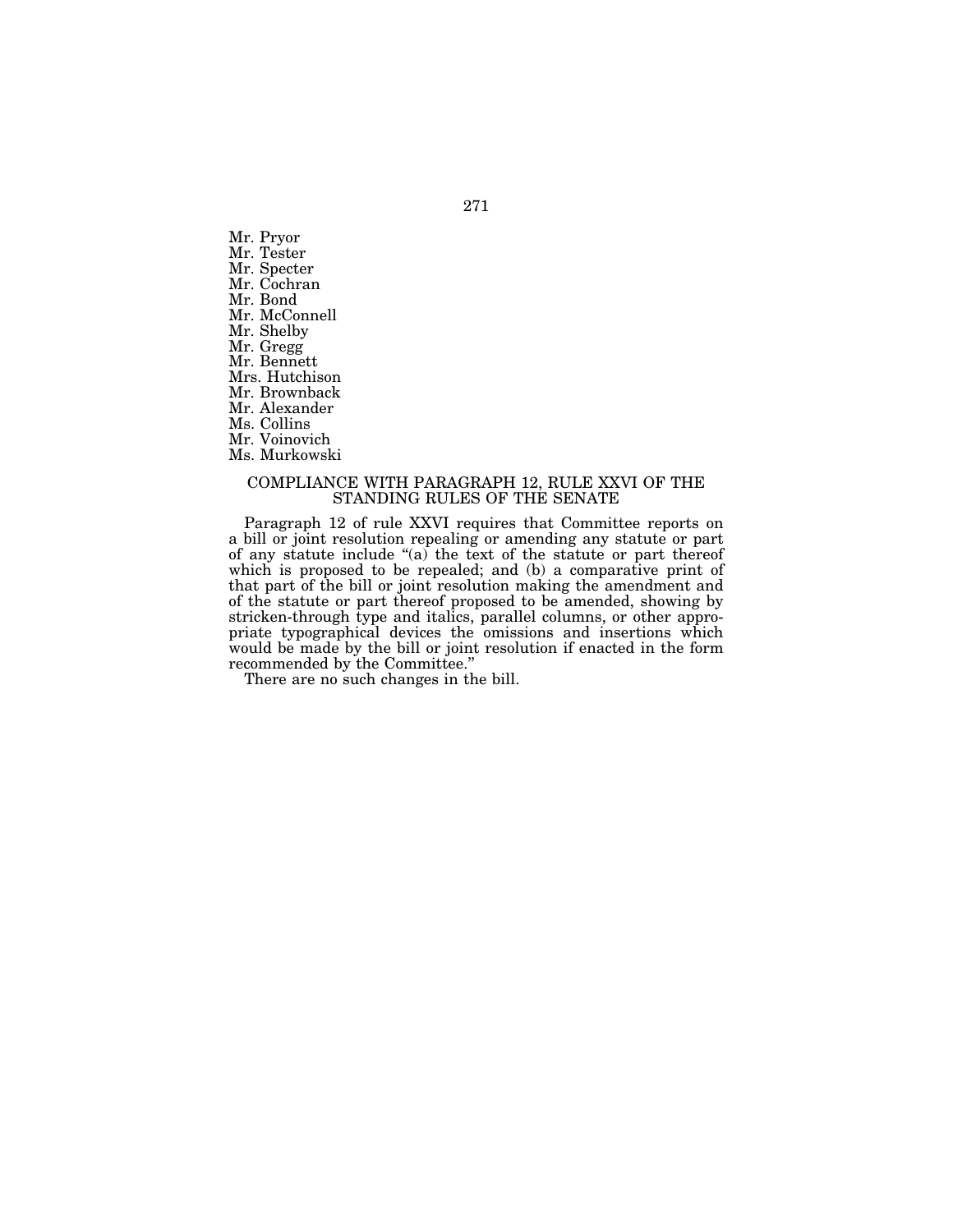Mr. Pryor
Mr. Tester
Mr. Specter
Mr. Cochran
Mr. Bond
Mr. McConnell
Mr. Shelby
Mr. Gregg
Mr. Bennett
Mrs. Hutchison
Mr. Brownback
Mr. Alexander
Ms. Collins
Mr. Voinovich
Ms. Murkowski

## COMPLIANCE WITH PARAGRAPH 12, RULE XXVI OF THE STANDING RULES OF THE SENATE

Paragraph 12 of rule XXVI requires that Committee reports on a bill or joint resolution repealing or amending any statute or part of any statute include "(a) the text of the statute or part thereof which is proposed to be repealed; and (b) a comparative print of that part of the bill or joint resolution making the amendment and of the statute or part thereof proposed to be amended, showing by stricken-through type and italics, parallel columns, or other appropriate typographical devices the omissions and insertions which would be made by the bill or joint resolution if enacted in the form recommended by the Committee."

There are no such changes in the bill.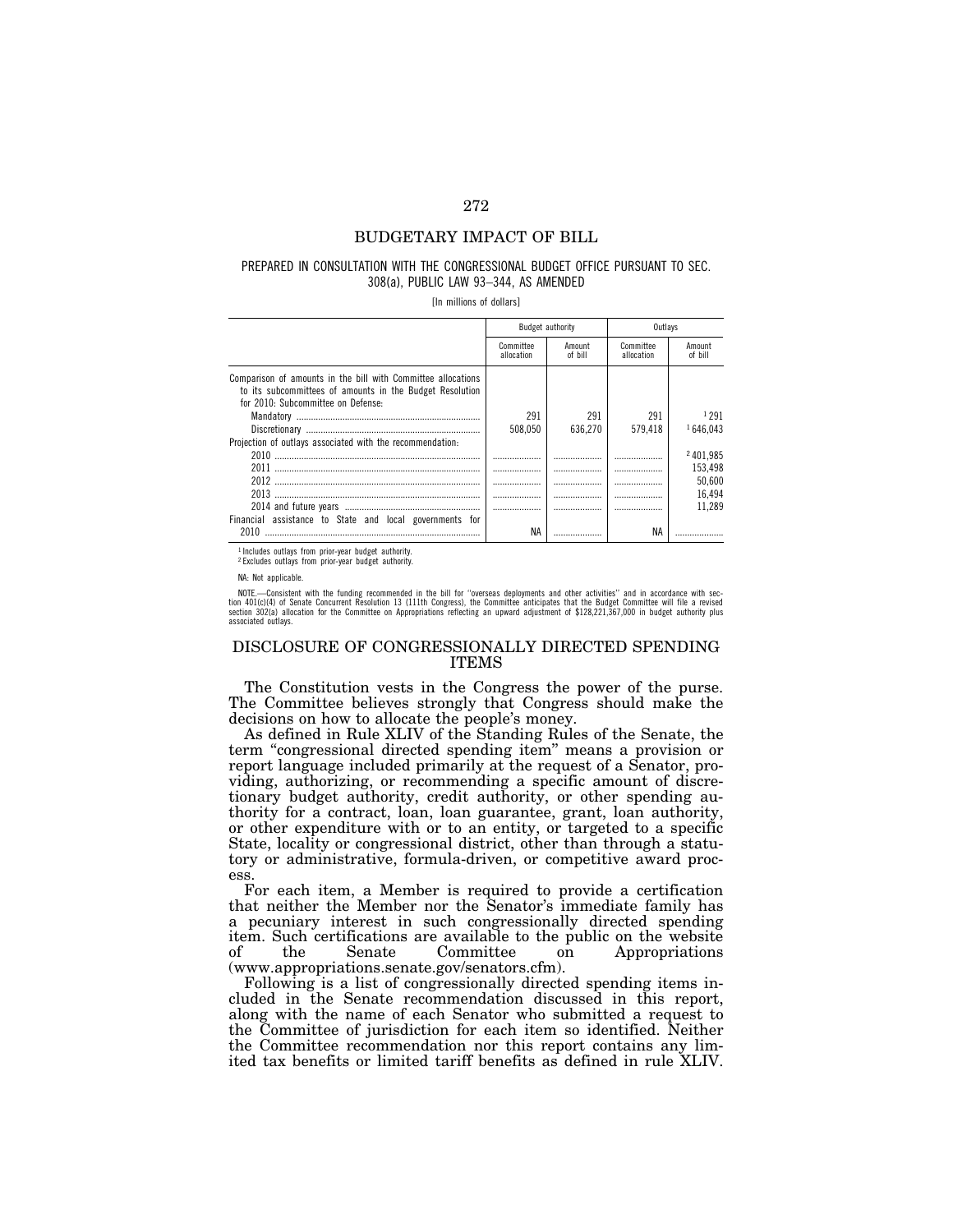## BUDGETARY IMPACT OF BILL

PREPARED IN CONSULTATION WITH THE CONGRESSIONAL BUDGET OFFICE PURSUANT TO SEC. 308(a), PUBLIC LAW 93–344, AS AMENDED

[In millions of dollars]

| | Budget authority | | Outlays | |
|---|---|---|---|---|
| | Committee allocation | Amount of bill | Committee allocation | Amount of bill |
| Comparison of amounts in the bill with Committee allocations to its subcommittees of amounts in the Budget Resolution for 2010: Subcommittee on Defense: | | | | |
| Mandatory | 291 | 291 | 291 | [1] 291 |
| Discretionary | 508,050 | 636,270 | 579,418 | [1] 646,043 |
| Projection of outlays associated with the recommendation: | | | | |
| 2010 | | | | [2] 401,985 |
| 2011 | | | | 153,498 |
| 2012 | | | | 50,600 |
| 2013 | | | | 16,494 |
| 2014 and future years | | | | 11,289 |
| Financial assistance to State and local governments for 2010 | NA | | NA | |

[1] Includes outlays from prior-year budget authority.
[2] Excludes outlays from prior-year budget authority.

NA: Not applicable.

NOTE.—Consistent with the funding recommended in the bill for "overseas deployments and other activities" and in accordance with section 401(c)(4) of Senate Concurrent Resolution 13 (111th Congress), the Committee anticipates that the Budget Committee will file a revised section 302(a) allocation for the Committee on Appropriations reflecting an upward adjustment of $128,221,367,000 in budget authority plus associated outlays.

## DISCLOSURE OF CONGRESSIONALLY DIRECTED SPENDING ITEMS

The Constitution vests in the Congress the power of the purse. The Committee believes strongly that Congress should make the decisions on how to allocate the people's money.

As defined in Rule XLIV of the Standing Rules of the Senate, the term "congressional directed spending item" means a provision or report language included primarily at the request of a Senator, providing, authorizing, or recommending a specific amount of discretionary budget authority, credit authority, or other spending authority for a contract, loan, loan guarantee, grant, loan authority, or other expenditure with or to an entity, or targeted to a specific State, locality or congressional district, other than through a statutory or administrative, formula-driven, or competitive award process.

For each item, a Member is required to provide a certification that neither the Member nor the Senator's immediate family has a pecuniary interest in such congressionally directed spending item. Such certifications are available to the public on the website of the Senate Committee on Appropriations (www.appropriations.senate.gov/senators.cfm).

Following is a list of congressionally directed spending items included in the Senate recommendation discussed in this report, along with the name of each Senator who submitted a request to the Committee of jurisdiction for each item so identified. Neither the Committee recommendation nor this report contains any limited tax benefits or limited tariff benefits as defined in rule XLIV.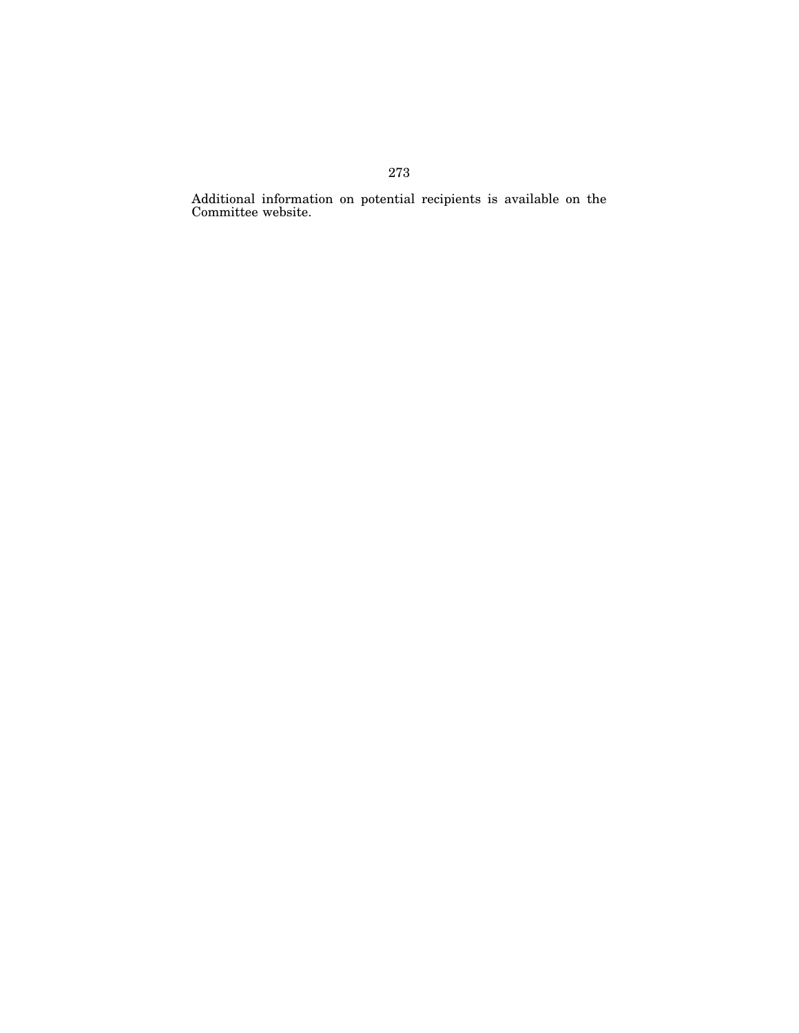Additional information on potential recipients is available on the Committee website.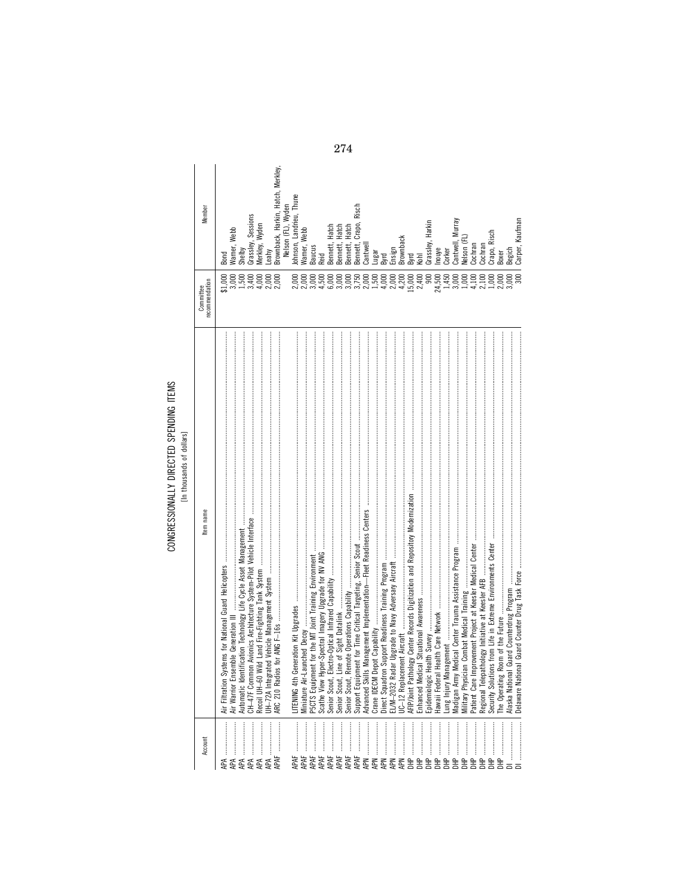# CONGRESSIONALLY DIRECTED SPENDING ITEMS

[In thousands of dollars]

| Account | Item name | Committee recommendation | Member |
|---|---|---|---|
| APA | Air Filtration Systems for National Guard Helicopters | $1,000 | Bond |
| APA | Air Warrior Ensemble Generation III | 3,000 | Warner, Webb |
| APA | Automatic Identification Technology Life Cycle Asset Management | 1,500 | Shelby |
| APA | CH–47F Common Avionics Architecture System-Pilot Vehicle Interface | 3,400 | Grassley, Sessions |
| APA | Recoil UH–60 Wild Land Fire-Fighting Tank System | 4,000 | Merkley, Wyden |
| APA | UH–72A Integrated Vehicle Management System | 2,000 | Leahy |
| APAF | ARC 210 Radios for ANG F–16s | 2,000 | Brownback, Harkin, Hatch, Merkley, Nelson (FL), Wyden |
| APAF | LITENING 4th Generation Kit Upgrades | 2,000 | Johnson, Landrieu, Thune |
| APAF | Miniature Air-Launched Decoy | 2,000 | Warner, Webb |
| APAF | P5CTS Equipment for the MT Joint Training Environment | 3,000 | Baucus |
| APAF | Scathe View Hyper-Spectral Imagery Upgrade for NV ANG | 4,500 | Reid |
| APAF | Senior Scout, Electro-Optical Infrared Capability | 6,000 | Bennett, Hatch |
| APAF | Senior Scout, Line of Sight Datalink | 3,000 | Bennett, Hatch |
| APAF | Senior Scout, Remote Operations Capability | 3,000 | Bennett, Hatch |
| APAF | Support Equipment for Time Critical Targeting, Senior Scout | 3,750 | Bennett, Crapo, Risch |
| APN | Advanced Skills Management Implementation—Fleet Readiness Centers | 2,000 | Cantwell |
| APN | Crane IDECM Depot Capability | 1,500 | Lugar |
| APN | Direct Squadron Support Readiness Training Program | 4,000 | Byrd |
| APN | EL/M–2032 Radar Upgrade to Navy Adversary Aircraft | 2,000 | Ensign |
| APN | UC–12 Replacement Aircraft | 4,200 | Brownback |
| DHP | AFIP/Joint Pathology Center Records Digitization and Repository Modernization | 15,000 | Byrd |
| DHP | Enhanced Medical Situational Awareness | 2,400 | Kohl |
| DHP | Epidemiologic Health Survey | 900 | Grassley, Harkin |
| DHP | Hawaii Federal Health Care Network | 24,500 | Inouye |
| DHP | Lung Injury Management | 1,450 | Corker |
| DHP | Madigan Army Medical Center Trauma Assistance Program | 3,000 | Cantwell, Murray |
| DHP | Military Physician Combat Medical Training | 1,000 | Nelson (FL) |
| DHP | Patient Care Improvement Project at Keesler Medical Center | 4,100 | Cochran |
| DHP | Regional Telepathology Initiative at Keesler AFB | 2,100 | Cochran |
| DHP | Security Solutions from Life in Extreme Environments Center | 1,000 | Crapo, Risch |
| DHP | The Operating Room of the Future | 2,000 | Boxer |
| DI | Alaska National Guard Counterdrug Program | 3,000 | Begich |
| DI | Delaware National Guard Counter Drug Task Force | 300 | Carper, Kaufman |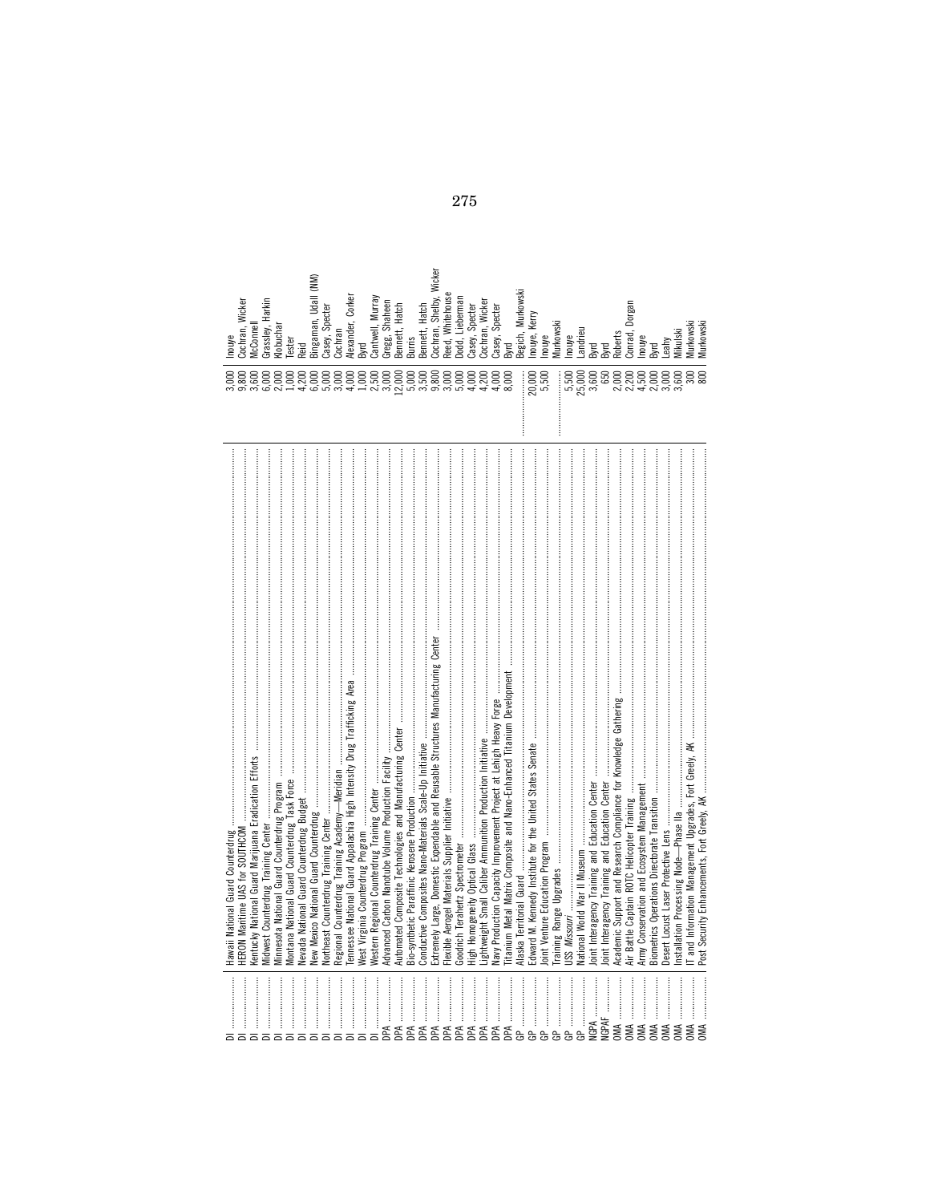| | | | |
|---|---|---|---|
| DI | Hawaii National Guard Counterdrug | 3,000 | Inouye |
| DI | HERON Maritime UAS for SOUTHCOM | 9,800 | Cochran, Wicker |
| DI | Kentucky National Guard Marijuana Eradication Efforts | 3,600 | McConnell |
| DI | Midwest Counterdrug Training Center | 6,000 | Grassley, Harkin |
| DI | Minnesota National Guard Counterdrug Program | 2,000 | Klobuchar |
| DI | Montana National Guard Counterdrug Task Force | 1,000 | Tester |
| DI | Nevada National Guard Counterdrug Budget | 4,200 | Reid |
| DI | New Mexico National Guard Counterdrug | 6,000 | Bingaman, Udall (NM) |
| DI | Northeast Counterdrug Training Center | 5,000 | Casey, Specter |
| DI | Regional Counterdrug Training Academy—Meridian | 3,000 | Cochran |
| DI | Tennessee National Guard Appalachia High Intensity Drug Trafficking Area | 4,000 | Alexander, Corker |
| DI | West Virginia Counterdrug Program | 1,000 | Byrd |
| DI | Western Regional Counterdrug Training Center | 2,500 | Cantwell, Murray |
| DPA | Advanced Carbon Nanotube Volume Production Facility | 3,000 | Gregg, Shaheen |
| DPA | Automated Composite Technologies and Manufacturing Center | 12,000 | Bennett, Hatch |
| DPA | Bio-synthetic Paraffinic Kerosene Production | 5,000 | Burris |
| DPA | Conductive Composites Nano-Materials Scale-Up Initiative | 3,500 | Bennett, Hatch |
| DPA | Extremely Large, Domestic Expendable and Reusable Structures Manufacturing Center | 9,800 | Cochran, Shelby, Wicker |
| DPA | Flexible Aerogel Materials Supplier Initiative | 3,000 | Reed, Whitehouse |
| DPA | Goodrich Terahertz Spectrometer | 5,000 | Dodd, Lieberman |
| DPA | High Homogeneity Optical Glass | 4,000 | Casey, Specter |
| DPA | Lightweight Small Caliber Ammunition Production Initiative | 4,200 | Cochran, Wicker |
| DPA | Navy Production Capacity Improvement Project at Lehigh Heavy Forge | 4,000 | Casey, Specter |
| DPA | Titanium Metal Matrix Composite and Nano-Enhanced Titanium Development | 8,000 | Byrd |
| GP | Alaska Territorial Guard | | Begich, Murkowski |
| GP | Edward M. Kennedy Institute for the United States Senate | 20,000 | Inouye, Kerry |
| GP | Joint Venture Education Program | 5,500 | Inouye |
| GP | Training Range Upgrades | | Murkowski |
| GP | USS *Missouri* | 5,500 | Inouye |
| GP | National World War II Museum | 25,000 | Landrieu |
| NGPA | Joint Interagency Training and Education Center | 3,600 | Byrd |
| NGPAF | Joint Interagency Training and Education Center | 650 | Byrd |
| OMA | Academic Support and Research Compliance for Knowledge Gathering | 2,000 | Roberts |
| OMA | Air Battle Captain ROTC Helicopter Training | 2,200 | Conrad, Dorgan |
| OMA | Army Conservation and Ecosystem Management | 4,500 | Inouye |
| OMA | Biometrics Operations Directorate Transition | 2,000 | Byrd |
| OMA | Desert Locust Laser Protective Lens | 3,000 | Leahy |
| OMA | Installation Processing Node—Phase IIa | 3,600 | Mikulski |
| OMA | IT and Information Management Upgrades, Fort Greely, AK | 300 | Murkowski |
| OMA | Post Security Enhancements, Fort Greely, AK | 800 | Murkowski |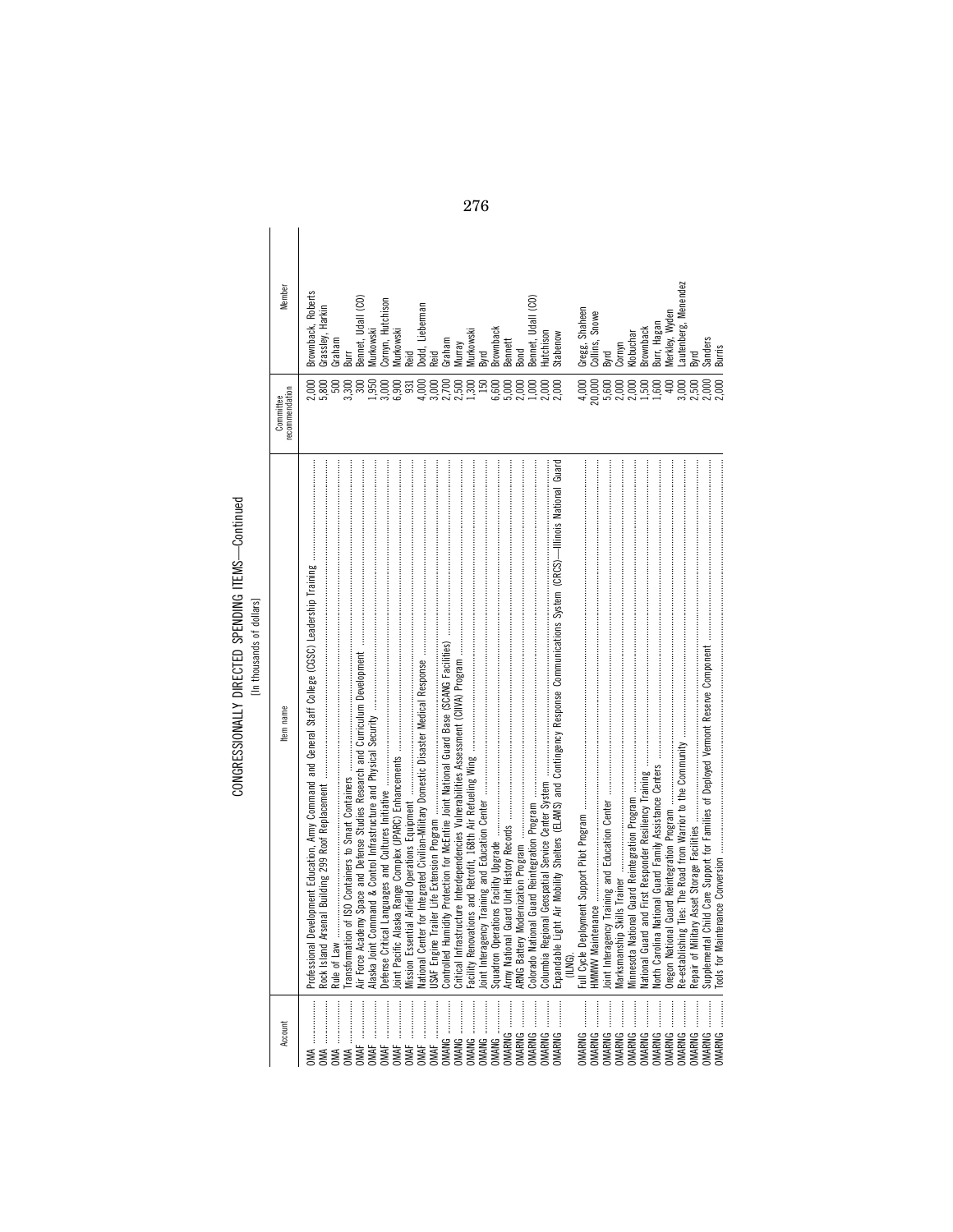# CONGRESSIONALLY DIRECTED SPENDING ITEMS—Continued

[In thousands of dollars]

| Account | Item name | Committee recommendation | Member |
|---|---|---|---|
| OMA | Professional Development Education, Army Command and General Staff College (CGSC) Leadership Training | 2,000 | Brownback, Roberts |
| OMA | Rock Island Arsenal Building 299 Roof Replacement | 5,800 | Grassley, Harkin |
| OMA | Rule of Law | 500 | Graham |
| OMA | Transformation of ISO Containers to Smart Containers | 3,300 | Burr |
| OMAF | Air Force Academy Space and Defense Studies Research and Curriculum Development | 300 | Bennet, Udall (CO) |
| OMAF | Alaska Joint Command & Control Infrastructure and Physical Security | 1,950 | Murkowski |
| OMAF | Defense Critical Languages and Cultures Initiative | 3,000 | Cornyn, Hutchison |
| OMAF | Joint Pacific Alaska Range Complex (JPARC) Enhancements | 6,900 | Murkowski |
| OMAF | Mission Essential Airfield Operations Equipment | 931 | Reid |
| OMAF | National Center for Integrated Civilian-Military Domestic Disaster Medical Response | 4,000 | Dodd, Lieberman |
| OMAF | USAF Engine Trailer Life Extension Program | 3,000 | Reid |
| OMANG | Controlled Humidity Protection for McEntire Joint National Guard Base (SCANG Facilities) | 2,700 | Graham |
| OMANG | Critical Infrastructure Interdependencies Vulnerabilities Assessment (CIIVA) Program | 2,500 | Murray |
| OMANG | Facility Renovations and Retrofit, 168th Air Refueling Wing | 1,300 | Murkowski |
| OMANG | Joint Interagency Training and Education Center | 150 | Byrd |
| OMANG | Squadron Operations Facility Upgrade | 6,600 | Brownback |
| OMARNG | Army National Guard Unit History Records | 5,000 | Bennett |
| OMARNG | ARNG Battery Modernization Program | 2,000 | Bond |
| OMARNG | Colorado National Guard Reintegration Program | 1,000 | Bennet, Udall (CO) |
| OMARNG | Columbia Regional Geospatial Service Center System | 2,000 | Hutchison |
| OMARNG | Expandable Light Air Mobility Shelters (ELAMS) and Contingency Response Communications System (CRCS)—Illinois National Guard (ILNG). | 2,000 | Stabenow |
| OMARNG | Full Cycle Deployment Support Pilot Program | 4,000 | Gregg, Shaheen |
| OMARNG | HMMWV Maintenance | 20,000 | Collins, Snowe |
| OMARNG | Joint Interagency Training and Education Center | 5,600 | Byrd |
| OMARNG | Marksmanship Skills Trainer | 2,000 | Cornyn |
| OMARNG | Minnesota National Guard Reintegration Program | 2,000 | Klobuchar |
| OMARNG | National Guard and First Responder Resiliency Training | 1,500 | Brownback |
| OMARNG | North Carolina National Guard Family Assistance Centers | 1,600 | Burr, Hagan |
| OMARNG | Oregon National Guard Reintegration Program | 400 | Merkley, Wyden |
| OMARNG | Re-establishing Ties: The Road from Warrior to the Community | 3,000 | Lautenberg, Menendez |
| OMARNG | Repair of Military Asset Storage Facilities | 2,500 | Byrd |
| OMARNG | Supplemental Child Care Support for Families of Deployed Vermont Reserve Component | 2,000 | Sanders |
| OMARNG | Tools for Maintenance Conversion | 2,000 | Burris |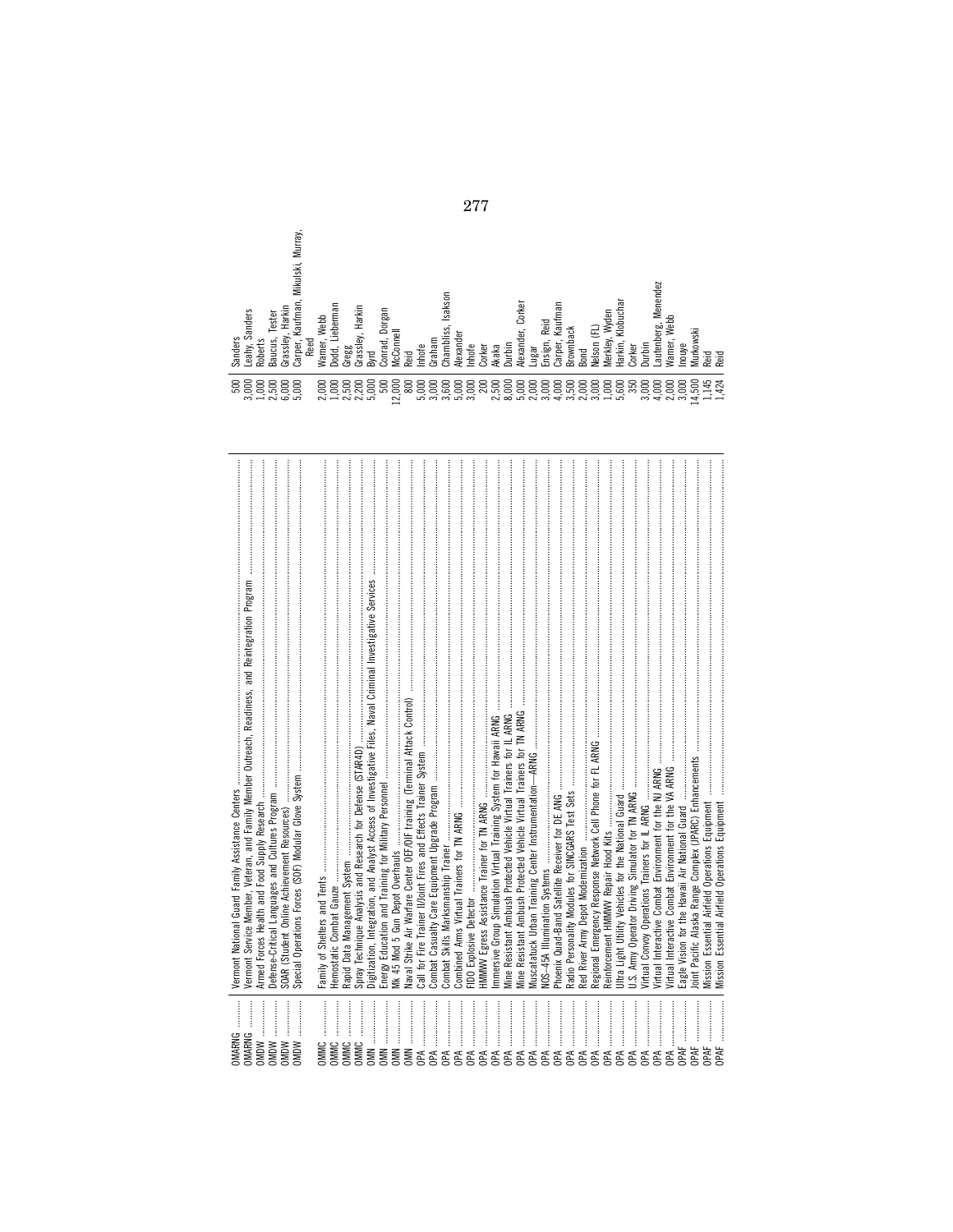| | | | |
|---|---|---|---|
| OMARNG | Vermont National Guard Family Assistance Centers | 500 | Sanders |
| OMARNG | Vermont Service Member, Veteran, and Family Member Outreach, Readiness, and Reintegration Program | 3,000 | Leahy, Sanders |
| OMDW | Armed Forces Health and Food Supply Research | 1,000 | Roberts |
| OMDW | Defense-Critical Languages and Cultures Program | 2,500 | Baucus, Tester |
| OMDW | SOAR (Student Online Achievement Resources) | 6,000 | Grassley, Harkin |
| OMDW | Special Operations Forces (SOF) Modular Glove System | 5,000 | Carper, Kaufman, Mikulski, Murray, Reed |
| OMMC | Family of Shelters and Tents | 2,000 | Warner, Webb |
| OMMC | Hemostatic Combat Gauze | 1,000 | Dodd, Lieberman |
| OMMC | Rapid Data Management System | 2,500 | Gregg |
| OMMC | Spray Technique Analysis and Research for Defense (STAR4D) | 2,200 | Grassley, Harkin |
| OMN | Digitization, Integration, and Analyst Access of Investigative Files, Naval Criminal Investigative Services | 5,000 | Byrd |
| OMN | Energy Education and Training for Military Personnel | 500 | Conrad, Dorgan |
| OMN | Mk 45 Mod 5 Gun Depot Overhauls | 12,000 | McConnell |
| OMN | Naval Strike Air Warfare Center OEF/OIF training (Terminal Attack Control) | 800 | Reid |
| OPA | Call for Fire Trainer II/Joint Fires and Effects Trainer System | 5,000 | Inhofe |
| OPA | Combat Casualty Care Equipment Upgrade Program | 3,000 | Graham |
| OPA | Combat Skills Marksmanship Trainer | 3,600 | Chambliss, Isakson |
| OPA | Combined Arms Virtual Trainers for TN ARNG | 5,000 | Alexander |
| OPA | FIDO Explosive Detector | 3,000 | Inhofe |
| OPA | HMMWV Egress Assistance Trainer for TN ARNG | 200 | Corker |
| OPA | Immersive Group Simulation Virtual Training System for Hawaii ARNG | 2,500 | Akaka |
| OPA | Mine Resistant Ambush Protected Vehicle Virtual Trainers for IL ARNG | 8,000 | Durbin |
| OPA | Mine Resistant Ambush Protected Vehicle Virtual Trainers for TN ARNG | 5,000 | Alexander, Corker |
| OPA | Muscatatuck Urban Training Center Instrumentation—ARNG | 2,000 | Lugar |
| OPA | NOS–45A Illumination Systems | 3,000 | Ensign, Reid |
| OPA | Phoenix Quad-Band Satellite Receiver for DE ANG | 4,000 | Carper, Kaufman |
| OPA | Radio Personality Modules for SINCGARS Test Sets | 3,500 | Brownback |
| OPA | Red River Army Depot Modernization | 2,000 | Bond |
| OPA | Regional Emergency Response Network Cell Phone for FL ARNG | 3,000 | Nelson (FL) |
| OPA | Reinforcement HMMWV Repair Hood Kits | 1,000 | Merkley, Wyden |
| OPA | Ultra Light Utility Vehicles for the National Guard | 5,600 | Harkin, Klobuchar |
| OPA | U.S. Army Operator Driving Simulator for TN ARNG | 350 | Corker |
| OPA | Virtual Convoy Operations Trainers for IL ARNG | 3,000 | Durbin |
| OPA | Virtual Interactive Combat Environment for the NJ ARNG | 4,000 | Lautenberg, Menendez |
| OPA | Virtual Interactive Combat Environment for the VA ARNG | 2,000 | Warner, Webb |
| OPAF | Eagle Vision for the Hawaii Air National Guard | 3,000 | Inouye |
| OPAF | Joint Pacific Alaska Range Complex (JPARC) Enhancements | 14,500 | Murkowski |
| OPAF | Mission Essential Airfield Operations Equipment | 1,145 | Reid |
| OPAF | Mission Essential Airfield Operations Equipment | 1,424 | Reid |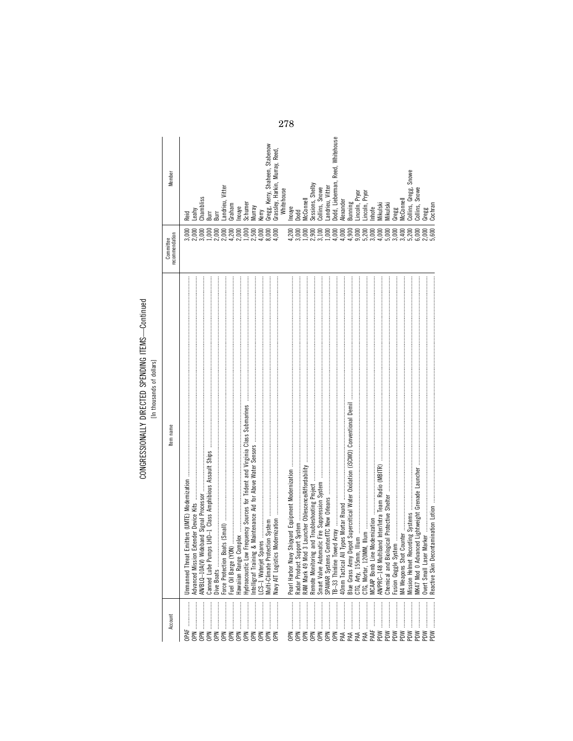CONGRESSIONALLY DIRECTED SPENDING ITEMS—Continued

[In thousands of dollars]

| Account | Item name | Committee recommendation | Member |
|---|---|---|---|
| OPAF | Unmanned Threat Emitters (UMTE) Modernization | 3,000 | Reid |
| OPN | Advanced Mission Extender Device Kits | 2,000 | Leahy |
| OPN | AN/BLQ–10A(V) Wideband Signal Processor | 3,000 | Chambliss |
| OPN | Canned Lube Pumps LHD–1 Class Amphibious Assault Ships | 1,000 | Burr |
| OPN | Dive Boats | 2,000 | Burr |
| OPN | Force Protection Boats (Small) | 2,000 | Landrieu, Vitter |
| OPN | Fuel Oil Barge (YON) | 4,200 | Graham |
| OPN | Hawaiian Range Complex | 2,000 | Inouye |
| OPN | Hydroacoustic Low Frequency Sources for Trident and Virginia Class Submarines | 1,000 | Schumer |
| OPN | Intelligraf Training & Maintenance Aid for Above Water Sensors | 2,500 | Murray |
| OPN | LCS–1 Waterjet Spares | 4,000 | Kerry |
| OPN | Multi-Climate Protection System | 8,000 | Gregg, Kerry, Shaheen, Stabenow |
| OPN | Navy AIT Logistics Modernization | 4,000 | Grassley, Harkin, Murray, Reed, Whitehouse |
| OPN | Pearl Harbor Navy Shipyard Equipment Modernization | 4,200 | Inouye |
| OPN | Radar Product Support System | 3,000 | Dodd |
| OPN | RAM Mark 49 Mod 3 Launcher Oblescence/Affordability | 1,000 | McConnell |
| OPN | Remote Monitoring and Troubleshooting Project | 2,900 | Sessions, Shelby |
| OPN | Smart Valve Automatic Fire Suppression System | 3,100 | Collins, Snowe |
| OPN | SPAWAR Systems Center/ITC New Orleans | 1,000 | Landrieu, Vitter |
| OPN | TB–33 Thinline Towed Array | 4,000 | Dodd, Lieberman, Reed, Whitehouse |
| PAA | 40mm Tactical All Types Mortar Round | 4,000 | Alexander |
| PAA | Blue Grass Army Depot Supercritical Water Oxidation (iSCWO) Conventional Demil | 4,900 | Bunning |
| PAA | CTG, Arty, 155mm, Illum | 9,000 | Lincoln, Pryor |
| PAA | CTG, Mortar, 120MM, Illum | 5,200 | Lincoln, Pryor |
| PAAF | MCAAP Bomb Line Modernization | 3,000 | Inhofe |
| PDW | AN/PRC–148 Multiband Inter/Intra Team Radio (MBITR) | 4,000 | Mikulski |
| PDW | Chemical and Biological Protective Shelter | 5,000 | Mikulski |
| PDW | Fusion Goggle System | 3,000 | Gregg |
| PDW | M4 Weapons Shot Counter | 3,400 | McConnell |
| PDW | Mission Helmet Recording Systems | 5,200 | Collins, Gregg, Snowe |
| PDW | MK47 Mod 0 Advanced Lightweight Grenade Launcher | 6,000 | Collins, Snowe |
| PDW | Overt Small Laser Marker | 2,000 | Gregg |
| PDW | Reactive Skin Decontamination Lotion | 5,600 | Cochran |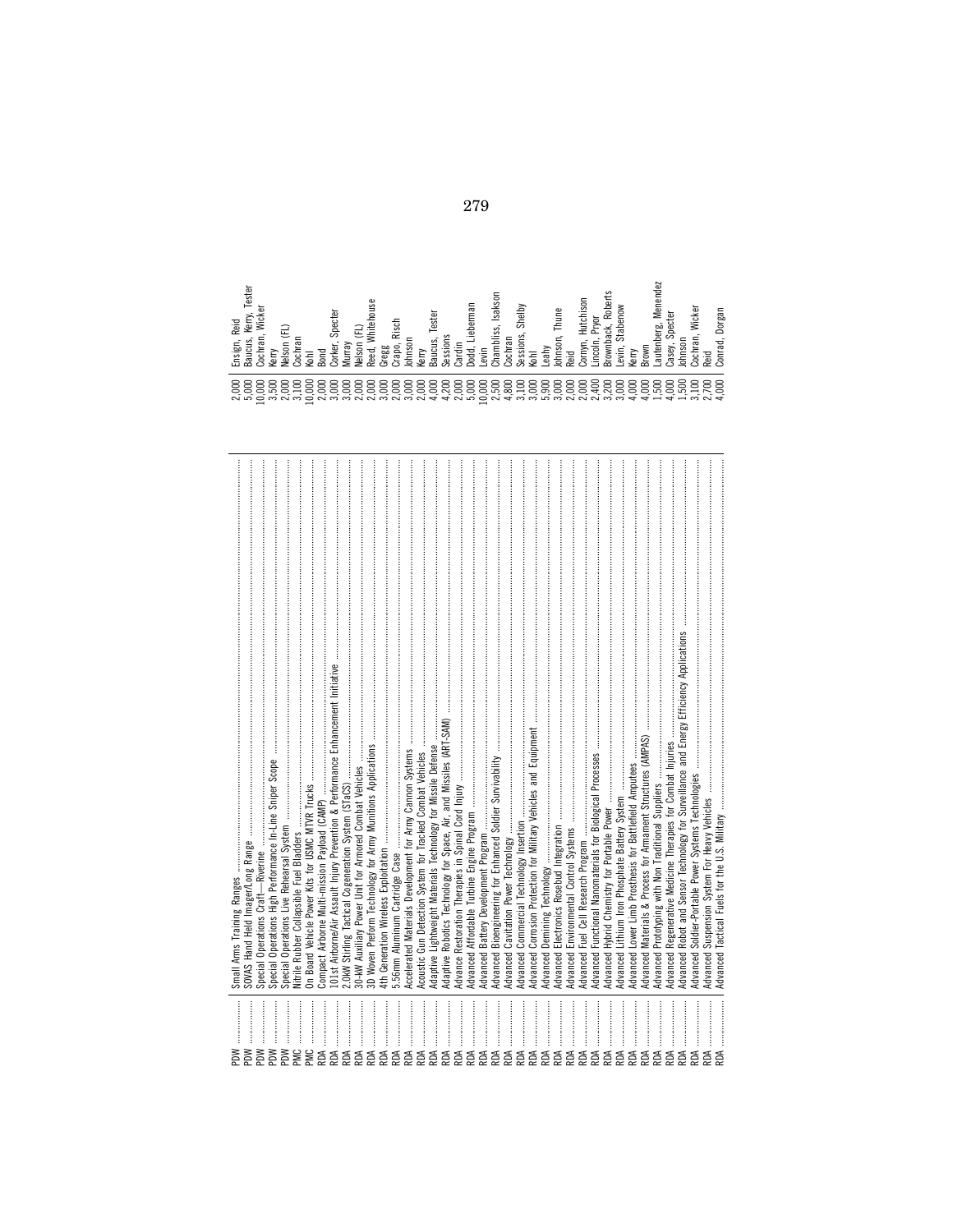| | | | |
|---|---|---|---|
| PDW | Small Arms Training Ranges | 2,000 | Ensign, Reid |
| PDW | SOVAS Hand Held Imager/Long Range | 5,000 | Baucus, Kerry, Tester |
| PDW | Special Operations Craft—Riverine | 10,000 | Cochran, Wicker |
| PDW | Special Operations High Performance In-Line Sniper Scope | 3,500 | Kerry |
| PDW | Special Operations Live Rehearsal System | 2,000 | Nelson (FL) |
| PMC | Nitrile Rubber Collapsible Fuel Bladders | 3,100 | Cochran |
| PMC | On Board Vehicle Power Kits for USMC MTVR Trucks | 10,000 | Kohl |
| RDA | Compact Airborne Multi-mission Payload (CAMP) | 2,000 | Bond |
| RDA | 101st Airborne/Air Assault Injury Prevention & Performance Enhancement Initiative | 3,000 | Corker, Specter |
| RDA | 2.0kW Stirling Tactical Cogeneration System (STaCS) | 3,000 | Murray |
| RDA | 30-kW Auxiliary Power Unit for Armored Combat Vehicles | 2,000 | Nelson (FL) |
| RDA | 3D Woven Preform Technology for Army Munitions Applications | 2,000 | Reed, Whitehouse |
| RDA | 4th Generation Wireless Exploitation | 3,000 | Gregg |
| RDA | 5.56mm Aluminum Cartridge Case | 2,000 | Crapo, Risch |
| RDA | Accelerated Materials Development for Army Cannon Systems | 3,000 | Johnson |
| RDA | Acoustic Gun Detection System for Tracked Combat Vehicles | 2,000 | Kerry |
| RDA | Adaptive Lightweight Materials Technology for Missile Defense | 4,000 | Baucus, Tester |
| RDA | Adaptive Robotics Technology for Space, Air, and Missiles (ART-SAM) | 4,200 | Sessions |
| RDA | Advance Restoration Therapies in Spinal Cord Injury | 2,000 | Cardin |
| RDA | Advanced Affordable Turbine Engine Program | 5,000 | Dodd, Lieberman |
| RDA | Advanced Battery Development Program | 10,000 | Levin |
| RDA | Advanced Bioengineering for Enhanced Soldier Survivability | 2,500 | Chambliss, Isakson |
| RDA | Advanced Cavitation Power Technology | 4,800 | Cochran |
| RDA | Advanced Commercial Technology Insertion | 3,100 | Sessions, Shelby |
| RDA | Advanced Corrosion Protection for Military Vehicles and Equipment | 3,000 | Kohl |
| RDA | Advanced Demining Technology | 5,900 | Leahy |
| RDA | Advanced Electronics Rosebud Integration | 3,000 | Johnson, Thune |
| RDA | Advanced Environmental Control Systems | 2,000 | Reid |
| RDA | Advanced Fuel Cell Research Program | 2,000 | Cornyn, Hutchison |
| RDA | Advanced Functional Nanomaterials for Biological Processes | 2,400 | Lincoln, Pryor |
| RDA | Advanced Hybrid Chemistry for Portable Power | 3,200 | Brownback, Roberts |
| RDA | Advanced Lithium Iron Phosphate Battery System | 3,000 | Levin, Stabenow |
| RDA | Advanced Lower Limb Prosthesis for Battlefield Amputees | 4,000 | Kerry |
| RDA | Advanced Materials & Process for Armament Structures (AMPAS) | 4,000 | Brown |
| RDA | Advanced Prototyping with Non Traditional Suppliers | 1,500 | Lautenberg, Menendez |
| RDA | Advanced Regenerative Medicine Therapies for Combat Injuries | 4,000 | Casey, Specter |
| RDA | Advanced Robot and Sensor Technology for Surveillance and Energy Efficiency Applications | 1,500 | Johnson |
| RDA | Advanced Soldier-Portable Power Systems Technologies | 3,100 | Cochran, Wicker |
| RDA | Advanced Suspension System For Heavy Vehicles | 2,700 | Reid |
| RDA | Advanced Tactical Fuels for the U.S. Military | 4,000 | Conrad, Dorgan |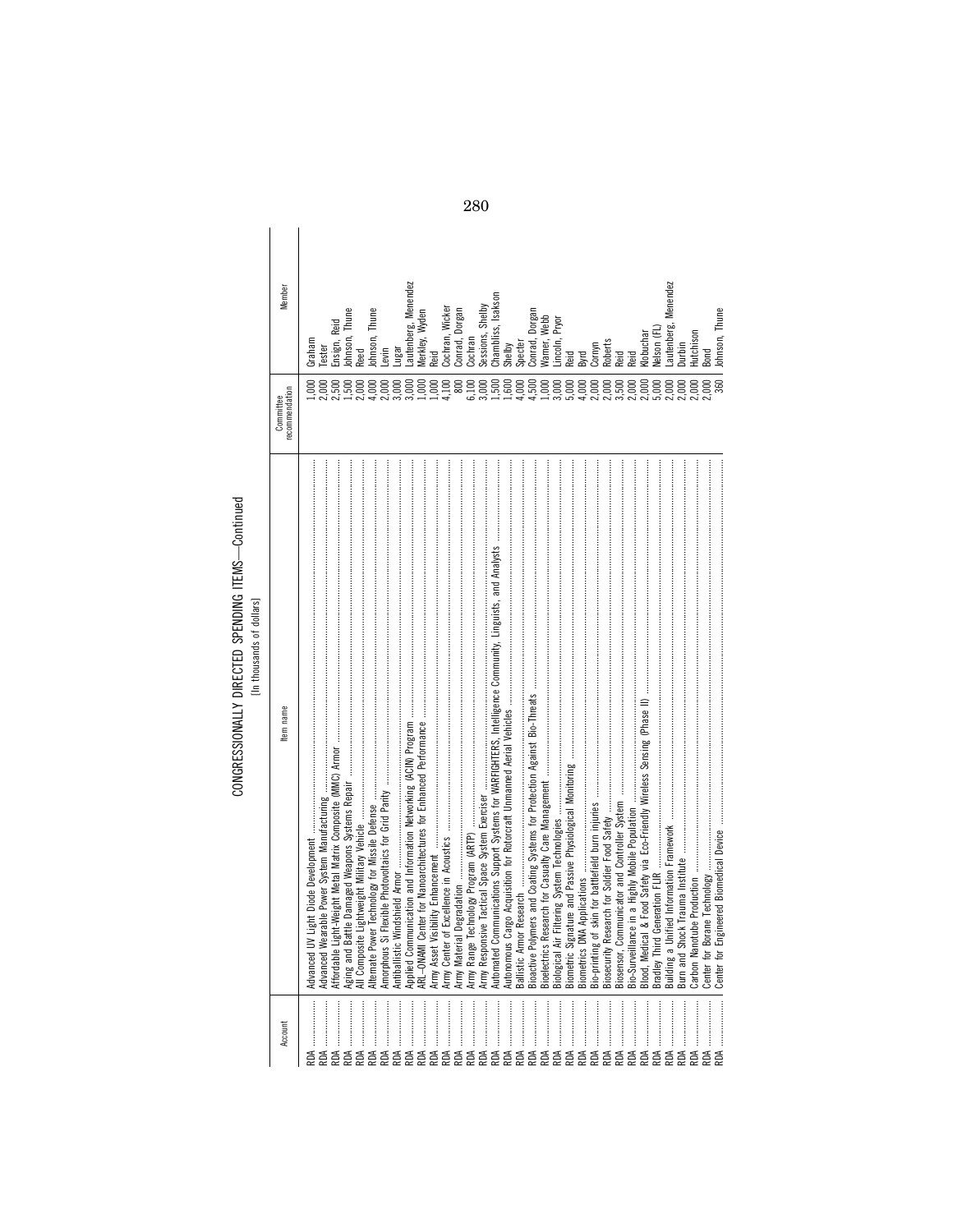CONGRESSIONALLY DIRECTED SPENDING ITEMS—Continued

[In thousands of dollars]

| Account | Item name | Committee recommendation | Member |
| --- | --- | --- | --- |
| RDA | Advanced UV Light Diode Development | 1,000 | Graham |
| RDA | Advanced Wearable Power System Manufacturing | 2,000 | Tester |
| RDA | Affordable Light-Weight Metal Matrix Composite (MMC) Armor | 2,500 | Ensign, Reid |
| RDA | Aging and Battle Damaged Weapons Systems Repair | 1,500 | Johnson, Thune |
| RDA | All Composite Lightweight Military Vehicle | 2,000 | Reed |
| RDA | Alternate Power Technology for Missile Defense | 4,000 | Johnson, Thune |
| RDA | Amorphous Si Flexible Photovoltaics for Grid Parity | 2,000 | Levin |
| RDA | Antiballistic Windshield Armor | 3,000 | Lugar |
| RDA | Applied Communication and Information Networking (ACIN) Program | 3,000 | Lautenberg, Menendez |
| RDA | ARL–ONAMI Center for Nanoarchitectures for Enhanced Performance | 1,000 | Merkley, Wyden |
| RDA | Army Asset Visibility Enhancement | 1,000 | Reid |
| RDA | Army Center of Excellence in Acoustics | 4,100 | Cochran, Wicker |
| RDA | Army Material Degradation | 800 | Conrad, Dorgan |
| RDA | Army Range Technology Program (ARTP) | 6,100 | Cochran |
| RDA | Army Responsive Tactical Space System Exerciser | 3,000 | Sessions, Shelby |
| RDA | Automated Communications Support Systems for WARFIGHTERS, Intelligence Community, Linguists, and Analysts | 1,500 | Chambliss, Isakson |
| RDA | Autonomous Cargo Acquisition for Rotorcraft Unmanned Aerial Vehicles | 1,600 | Shelby |
| RDA | Ballistic Armor Research | 4,000 | Specter |
| RDA | Bioactive Polymers and Coating Systems for Protection Against Bio-Threats | 4,500 | Conrad, Dorgan |
| RDA | Bioelectrics Research for Casualty Care Management | 1,000 | Warner, Webb |
| RDA | Biological Air Filtering System Technologies | 3,000 | Lincoln, Pryor |
| RDA | Biometric Signature and Passive Physiological Monitoring | 5,000 | Reid |
| RDA | Biometrics DNA Applications | 4,000 | Byrd |
| RDA | Bio-printing of skin for battlefield burn injuries | 2,000 | Cornyn |
| RDA | Biosecurity Research for Soldier Food Safety | 2,000 | Roberts |
| RDA | Biosensor, Communicator and Controller System | 3,500 | Reid |
| RDA | Bio-Surveillance in a Highly Mobile Population | 2,000 | Reid |
| RDA | Blood, Medical & Food Safety via Eco-Friendly Wireless Sensing (Phase II) | 2,000 | Klobuchar |
| RDA | Bradley Third Generation FLIR | 5,000 | Nelson (FL) |
| RDA | Building a Unified Information Framework | 2,000 | Lautenberg, Menendez |
| RDA | Burn and Shock Trauma Institute | 2,000 | Durbin |
| RDA | Carbon Nanotube Production | 2,000 | Hutchison |
| RDA | Center for Borane Technology | 2,000 | Bond |
| RDA | Center for Engineered Biomedical Device | 360 | Johnson, Thune |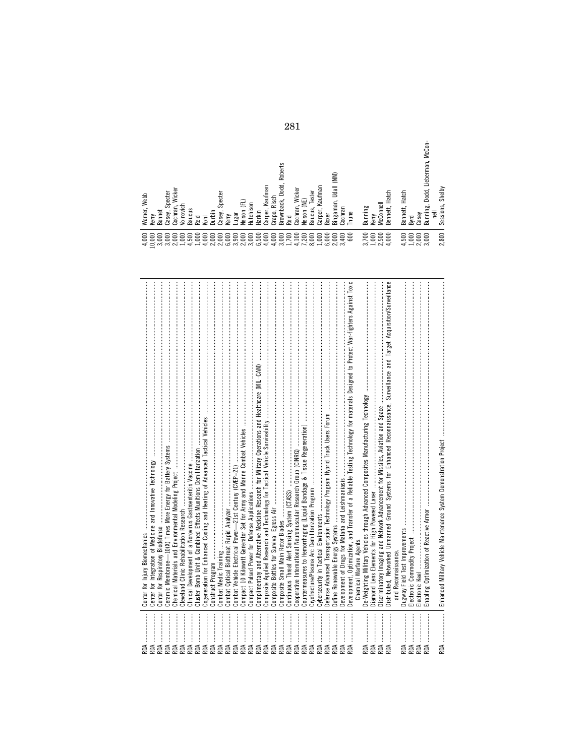| | | | |
|---|---|---|---|
| RDA | Center for Injury Biomechanics | 4,000 | Warner, Webb |
| RDA | Center for Integration of Medicine and Innovative Technology | 10,000 | Kerry |
| RDA | Center for Respiratory Biodefense | 3,000 | Bennet |
| RDA | Ceramic Membrane—10(X) Times More Energy for Battery Systems | 3,000 | Casey, Specter |
| RDA | Chemical Materials and Environmental Modeling Project | 2,000 | Cochran, Wicker |
| RDA | Cleveland Clinic Rehabilitation Research | 1,000 | Voinovich |
| RDA | Clinical Development of a Norovirus Gastroenteritis Vaccine | 4,500 | Baucus |
| RDA | Cluster Bomb Unit & Combined Effects Munitions Demilitarization | 1,000 | Reid |
| RDA | Cogeneration for Enhanced Cooling and Heating of Advanced Tactical Vehicles | 4,000 | Kohl |
| RDA | Construct Program | 2,000 | Durbin |
| RDA | Combat Medic Training | 2,000 | Casey, Specter |
| RDA | Combat Optical Biothreat Rapid Analyzer | 6,000 | Kerry |
| RDA | Combat Vehicle Electrical Power—21st Century (CVEP–21) | 3,900 | Lugar |
| RDA | Compact 10 Kilowatt Generator Set for Army and Marine Combat Vehicles | 2,000 | Nelson (FL) |
| RDA | Compact Pulsed Power for Defense Applications | 3,000 | Hutchison |
| RDA | Complimentary and Alternative Medicine Research for Military Operations and Healthcare (MIL–CAM) | 6,500 | Harkin |
| RDA | Composite Applied Research and Technology for Tactical Vehicle Survivability | 4,000 | Carper, Kaufman |
| RDA | Composite Bottles for Survival Egress Air | 4,000 | Crapo, Risch |
| RDA | Composite Small Main Rotor Blades | 3,000 | Brownback, Dodd, Roberts |
| RDA | Continuous Threat Alert Sensing System (CTASS) | 1,700 | Reid |
| RDA | Cooperative International Neuromuscular Research Group (CINRG) | 4,100 | Cochran, Wicker |
| RDA | Countermeasures to Hemorrhaging [Liquid Bandage & Tissue Regeneration] | 7,200 | Nelson (NE) |
| RDA | Cryofracture/Plasma Arc Demilitarization Program | 8,000 | Baucus, Tester |
| RDA | Cybersecurity in Tactical Environments | 1,000 | Carper, Kaufman |
| RDA | Defense Advanced Transportation Technology Program Hybrid Truck Users Forum | 6,000 | Boxer |
| RDA | Define Renewable Energy Systems | 2,000 | Bingaman, Udall (NM) |
| RDA | Development of Drugs for Malaria and Leishmaniasis | 3,400 | Cochran |
| RDA | Development, Optimization, and Transfer of a Reliable Testing Technology for materials Designed to Protect War-fighters Against Toxic Chemical Warfare Agents. | 600 | Thune |
| RDA | De-Weighting Military Vehicles through Advanced Composites Manufacturing Technology | 3,700 | Bunning |
| RDA | Diamond Lens Elements for High Powered Laser | 1,000 | Kerry |
| RDA | Discriminatory Imaging and Network Advancement for Missiles, Aviation and Space | 2,500 | McConnell |
| RDA | Distributed, Networked Unmanned Ground Systems for Enhanced Reconnaissance, Surveillance and Target Acquisition/Surveillance and Reconnaissance. | 4,000 | Bennett, Hatch |
| RDA | Dugway Field Test Improvements | 4,500 | Bennett, Hatch |
| RDA | Electronic Commodity Project | 1,000 | Byrd |
| RDA | Electronic Keel | 2,000 | Casey |
| RDA | Enabling Optimization of Reactive Armor | 3,000 | Bunning, Dodd, Lieberman, McConnell |
| RDA | Enhanced Military Vehicle Maintenance System Demonstration Project | 2,800 | Sessions, Shelby |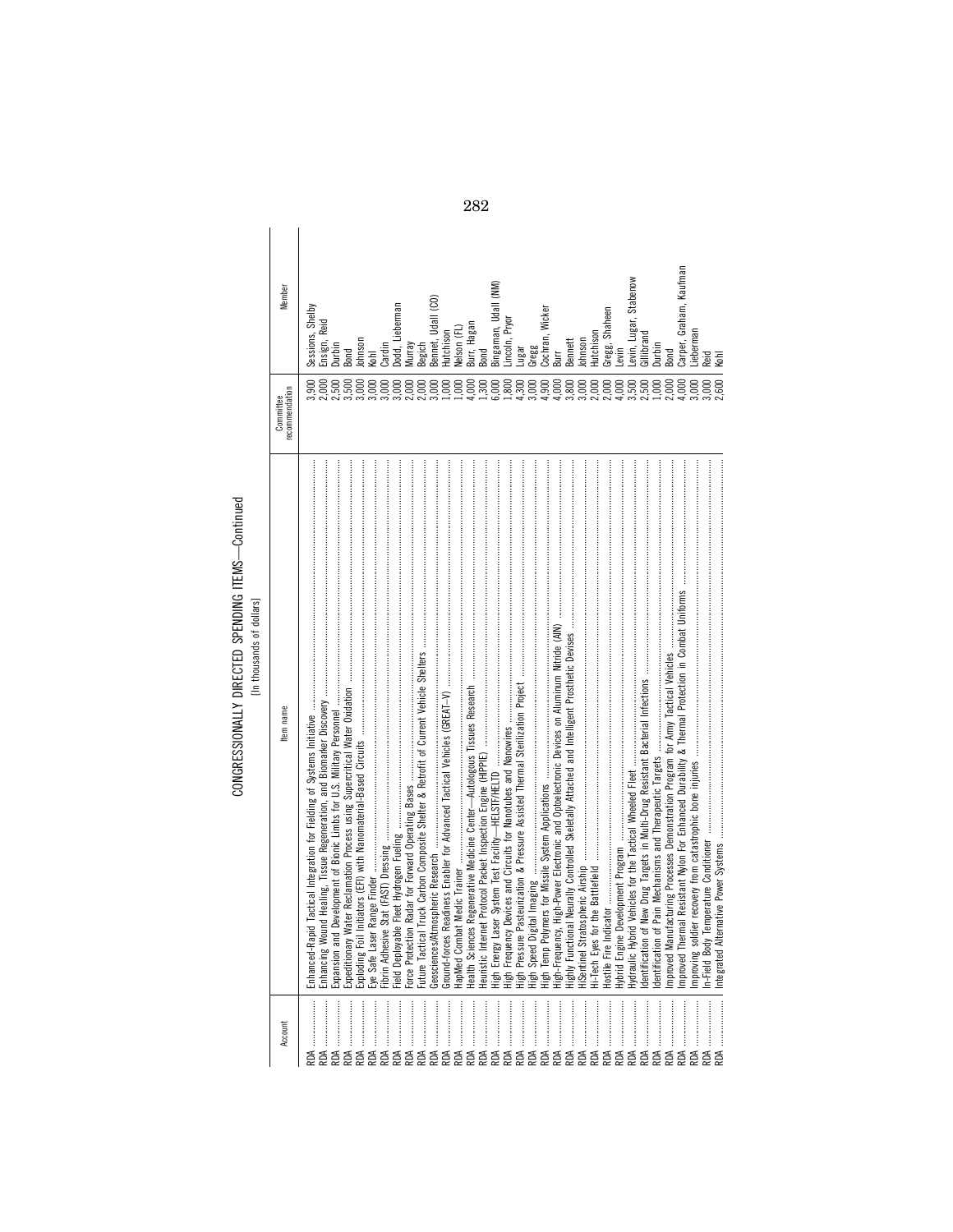CONGRESSIONALLY DIRECTED SPENDING ITEMS—Continued

[In thousands of dollars]

| Account | Item name | Committee recommendation | Member |
|---|---|---|---|
| RDA | Enhanced-Rapid Tactical Integration for Fielding of Systems Initiative | 3,900 | Sessions, Shelby |
| RDA | Enhancing Wound Healing, Tissue Regeneration, and Biomarker Discovery | 2,000 | Ensign, Reid |
| RDA | Expansion and Development of Bionic Limbs for U.S. Military Personnel | 2,500 | Durbin |
| RDA | Expeditionary Water Reclamation Process using Supercritical Water Oxidation | 3,500 | Bond |
| RDA | Exploding Foil Initiators (EFI) with Nanomaterial-Based Circuits | 3,000 | Johnson |
| RDA | Eye Safe Laser Range Finder | 3,000 | Kohl |
| RDA | Fibrin Adhesive Stat (FAST) Dressing | 3,000 | Cardin |
| RDA | Field Deployable Fleet Hydrogen Fueling | 3,000 | Dodd, Lieberman |
| RDA | Force Protection Radar for Forward Operating Bases | 2,000 | Murray |
| RDA | Future Tactical Truck Carbon Composite Shelter & Retrofit of Current Vehicle Shelters | 2,000 | Begich |
| RDA | Geosciences/Atmospheric Research | 3,000 | Bennet, Udall (CO) |
| RDA | Ground-forces Readiness Enabler for Advanced Tactical Vehicles (GREAT–V) | 1,000 | Hutchison |
| RDA | HapMed Combat Medic Trainer | 1,000 | Nelson (FL) |
| RDA | Health Sciences Regenerative Medicine Center—Autologous Tissues Research | 4,000 | Burr, Hagan |
| RDA | Heuristic Internet Protocol Packet Inspection Engine (HIPPIE) | 1,300 | Bond |
| RDA | High Energy Laser System Test Facility—HELSTF/HELTD | 6,000 | Bingaman, Udall (NM) |
| RDA | High Frequency Devices and Circuits for Nanotubes and Nanowires | 1,800 | Lincoln, Pryor |
| RDA | High Pressure Pasteurization & Pressure Assisted Thermal Sterilization Project | 4,300 | Lugar |
| RDA | High Speed Digital Imaging | 3,000 | Gregg |
| RDA | High Temp Polymers for Missile System Applications | 4,900 | Cochran, Wicker |
| RDA | High-Frequency, High-Power Electronic and Optoelectronic Devices on Aluminum Nitride (AlN) | 4,000 | Burr |
| RDA | Highly Functional Neurally Controlled Skeletally Attached and Intelligent Prosthetic Devices | 3,800 | Bennett |
| RDA | HiSentinel Stratospheric Airship | 3,000 | Johnson |
| RDA | Hi-Tech Eyes for the Battlefield | 2,000 | Hutchison |
| RDA | Hostile Fire Indicator | 2,000 | Gregg, Shaheen |
| RDA | Hybrid Engine Development Program | 4,000 | Levin |
| RDA | Hydraulic Hybrid Vehicles for the Tactical Wheeled Fleet | 3,500 | Levin, Lugar, Stabenow |
| RDA | Identification of New Drug Targets in Multi-Drug Resistant Bacterial Infections | 2,500 | Gillibrand |
| RDA | Identification of Pain Mechanisms and Therapeutic Targets | 1,000 | Durbin |
| RDA | Improved Manufacturing Processes Demonstration Program for Army Tactical Vehicles | 2,000 | Bond |
| RDA | Improved Thermal Resistant Nylon for Enhanced Durability & Thermal Protection in Combat Uniforms | 4,000 | Carper, Graham, Kaufman |
| RDA | Improving soldier recovery from catastrophic bone injuries | 3,000 | Lieberman |
| RDA | In-Field Body Temperature Conditioner | 3,000 | Reid |
| RDA | Integrated Alternative Power Systems | 2,600 | Kohl |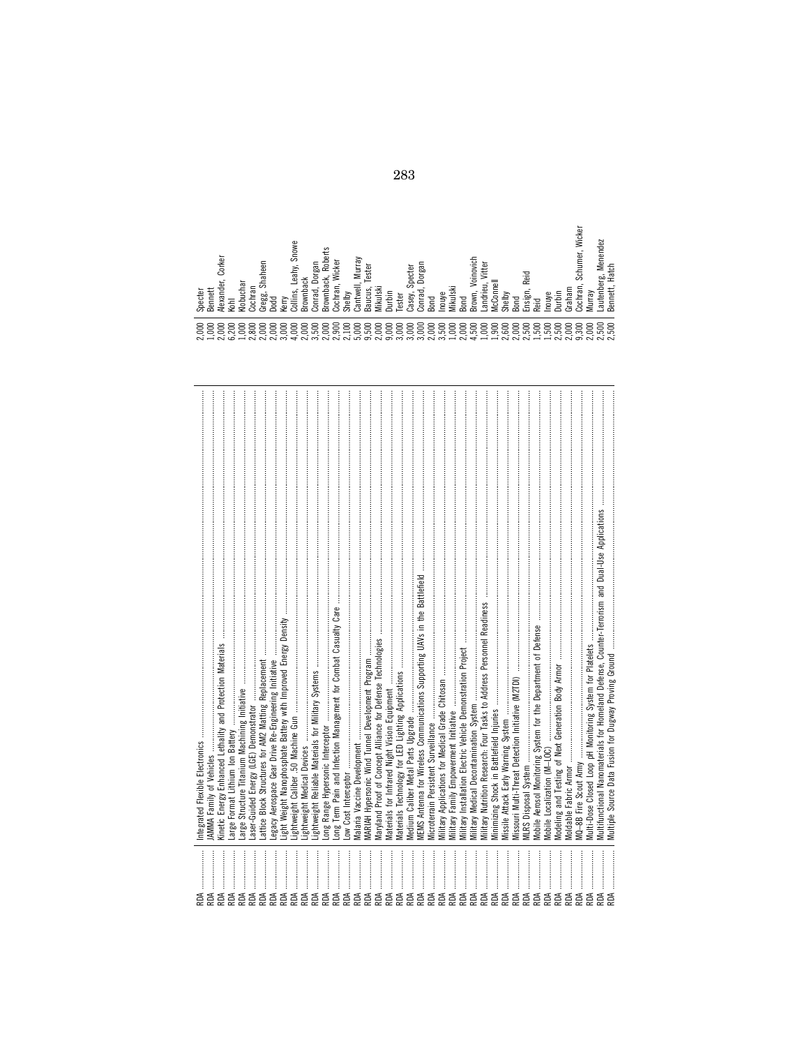| | | | |
|---|---|---|---|
| RDA | Integrated Flexible Electronics | 2,000 | Specter |
| RDA | JAMMA Family of Vehicles | 1,000 | Bennett |
| RDA | Kinetic Energy Enhanced Lethality and Protection Materials | 2,000 | Alexander, Corker |
| RDA | Large Format Lithium Ion Battery | 6,200 | Kohl |
| RDA | Large Structure Titanium Machining Initiative | 1,000 | Klobuchar |
| RDA | Laser-Guided Energy (LGE) Demonstrator | 2,800 | Cochran |
| RDA | Lattice Block Structures for AM2 Matting Replacement | 2,000 | Gregg, Shaheen |
| RDA | Legacy Aerospace Gear Drive Re-Engineering Initiative | 2,000 | Dodd |
| RDA | Light Weight Nanophosphate Battery with Improved Energy Density | 3,000 | Kerry |
| RDA | Lightweight Caliber .50 Machine Gun | 4,000 | Collins, Leahy, Snowe |
| RDA | Lightweight Medical Devices | 2,000 | Brownback |
| RDA | Lightweight Reliable Materials for Military Systems | 3,500 | Conrad, Dorgan |
| RDA | Long Range Hypersonic Interceptor | 2,000 | Brownback, Roberts |
| RDA | Long Term Pain and Infection Management for Combat Casualty Care | 2,900 | Cochran, Wicker |
| RDA | Low Cost Interceptor | 2,100 | Shelby |
| RDA | Malaria Vaccine Development | 5,000 | Cantwell, Murray |
| RDA | MARIAH Hypersonic Wind Tunnel Development Program | 9,500 | Baucus, Tester |
| RDA | Maryland Proof of Concept Alliance for Defense Technologies | 2,000 | Mikulski |
| RDA | Materials for Infrared Night Vision Equipment | 9,000 | Durbin |
| RDA | Materials Technology for LED Lighting Applications | 3,000 | Tester |
| RDA | Medium Caliber Metal Parts Upgrade | 3,000 | Casey, Specter |
| RDA | MEMS Antenna for Wireless Communications Supporting UAVs in the Battlefield | 3,000 | Conrad, Dorgan |
| RDA | Microterrain Persistent Surveillance | 2,000 | Bond |
| RDA | Military Applications for Medical Grade Chitosan | 3,500 | Inouye |
| RDA | Military Family Empowerment Initiative | 1,000 | Mikulski |
| RDA | Military Installation Electric Vehicle Demonstration Project | 2,000 | Bond |
| RDA | Military Medical Decontamination System | 4,500 | Brown, Voinovich |
| RDA | Military Nutrition Research: Four Tasks to Address Personnel Readiness | 1,000 | Landrieu, Vitter |
| RDA | Minimizing Shock in Battlefield Injuries | 1,900 | McConnell |
| RDA | Missile Attack Early Warning System | 2,600 | Shelby |
| RDA | Missouri Multi-Threat Detection Initiative (M2TDI) | 2,000 | Bond |
| RDA | MLRS Disposal System | 2,500 | Ensign, Reid |
| RDA | Mobile Aerosol Monitoring System for the Department of Defense | 1,500 | Reid |
| RDA | Mobile Localization (M–LOC) | 1,500 | Inouye |
| RDA | Modeling and Testing of Next Generation Body Armor | 2,500 | Durbin |
| RDA | Moldable Fabric Armor | 2,000 | Graham |
| RDA | MQ–8B Fire Scout Army | 9,300 | Cochran, Schumer, Wicker |
| RDA | Multi-Dose Closed Loop pH Monitoring System for Platelets | 2,000 | Murray |
| RDA | Multifunctional Nanomaterials for Homeland Defense, Counter-Terrorism and Dual-Use Applications | 2,500 | Lautenberg, Menendez |
| RDA | Multiple Source Data Fusion for Dugway Proving Ground | 2,500 | Bennett, Hatch |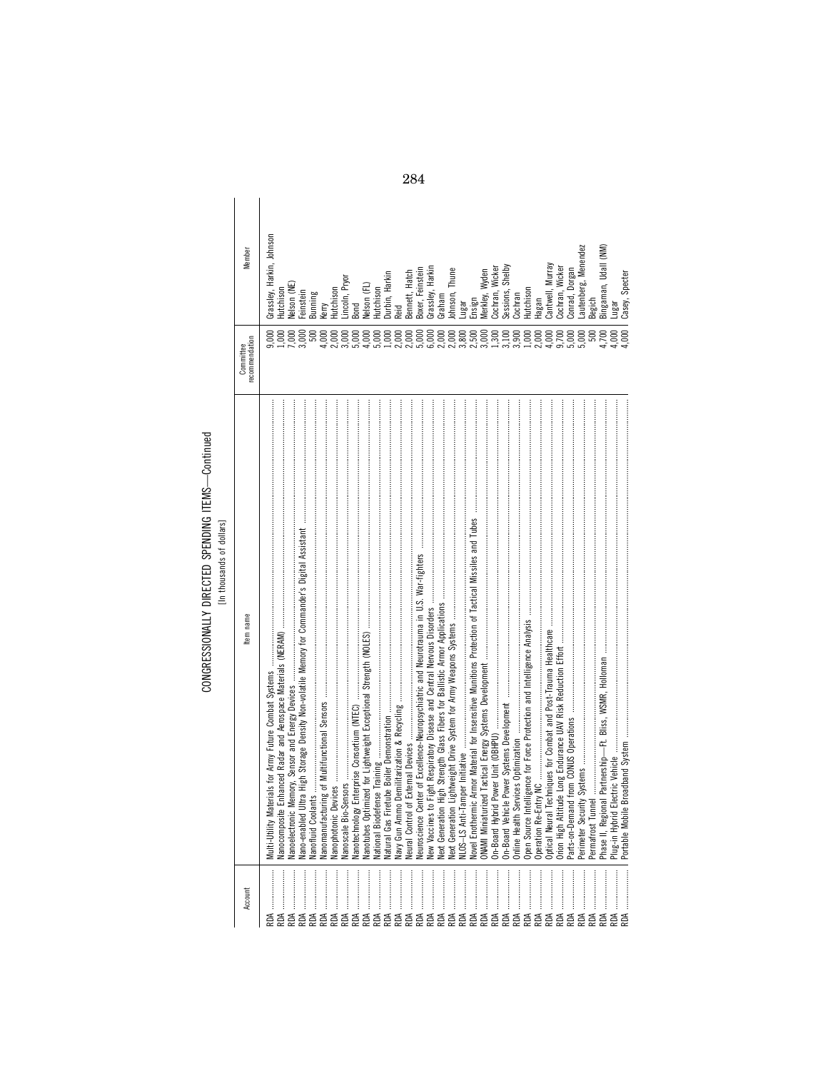CONGRESSIONALLY DIRECTED SPENDING ITEMS—Continued

[In thousands of dollars]

| Account | Item name | Committee recommendation | Member |
|---|---|---|---|
| RDA | Multi-Utility Materials for Army Future Combat Systems | 9,000 | Grassley, Harkin, Johnson |
| RDA | Nanocomposite Enhanced Radar and Aerospace Materials (NERAM) | 1,000 | Hutchison |
| RDA | Nanoelectronic Memory, Sensor and Energy Devices | 7,000 | Nelson (NE) |
| RDA | Nano-enabled Ultra High Storage Density Non-volatile Memory for Commander's Digital Assistant | 3,000 | Feinstein |
| RDA | Nanofluid Coolants | 500 | Bunning |
| RDA | Nanomanufacturing of Multifunctional Sensors | 4,000 | Kerry |
| RDA | Nanophotonic Devices | 2,000 | Hutchison |
| RDA | Nanoscale Bio-Sensors | 3,000 | Lincoln, Pryor |
| RDA | Nanotechnology Enterprise Consortium (NTEC) | 5,000 | Bond |
| RDA | Nanotubes Optimized for Lightweight Exceptional Strength (NOLES) | 4,000 | Nelson (FL) |
| RDA | National Biodefense Training | 5,000 | Hutchison |
| RDA | Natural Gas Firetube Boiler Demonstration | 1,000 | Durbin, Harkin |
| RDA | Navy Gun Ammo Demilitarization & Recycling | 2,000 | Reid |
| RDA | Neural Control of External Devices | 2,000 | Bennett, Hatch |
| RDA | Neuroscience Center of Excellence-Neuropsychiatric and Neurotrauma in U.S. War-fighters | 5,000 | Boxer, Feinstein |
| RDA | New Vaccines to Fight Respiratory Disease and Central Nervous Disorders | 6,000 | Grassley, Harkin |
| RDA | Next Generation High Strength Glass Fibers for Ballistic Armor Applications | 2,000 | Graham |
| RDA | Next Generation Lightweight Drive System for Army Weapons Systems | 2,000 | Johnson, Thune |
| RDA | NLOS–LS Anti-Tamper Initiative | 3,800 | Lugar |
| RDA | Novel Energetic Armor Material for Insensitive Munitions Protection of Tactical Missiles and Tubes | 2,500 | Ensign |
| RDA | ONAMI Miniaturized Tactical Energy Systems Development | 3,000 | Merkley, Wyden |
| RDA | On-Board Hybrid Power Unit (OBHPU) | 1,300 | Cochran, Wicker |
| RDA | On-Board Vehicle Power Systems Development | 3,100 | Sessions, Shelby |
| RDA | Online Health Services Optimization | 3,900 | Cochran |
| RDA | Open Source Intelligence for Force Protection and Intelligence Analysis | 1,000 | Hutchison |
| RDA | Operation Re-Entry NC | 2,000 | Hagan |
| RDA | Optical Neural Techniques for Combat and Post-Trauma Healthcare | 4,000 | Cantwell, Murray |
| RDA | Orion High Altitude Long Endurance UAV Risk Reduction Effort | 9,700 | Cochran, Wicker |
| RDA | Parts-on-Demand from CONUS Operations | 5,000 | Conrad, Dorgan |
| RDA | Perimeter Security Systems | 5,000 | Lautenberg, Menendez |
| RDA | Permafrost Tunnel | 500 | Begich |
| RDA | Phase II, Regional Partnership—Ft. Bliss, WSMR, Holloman | 4,700 | Bingaman, Udall (NM) |
| RDA | Plug-in Hybrid Electric Vehicle | 4,000 | Lugar |
| RDA | Portable Mobile Broadband System | 4,000 | Casey, Specter |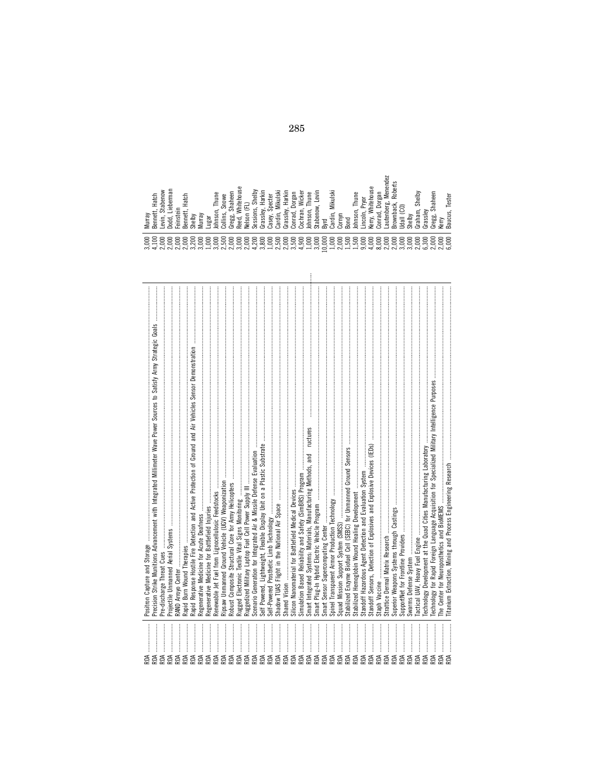| | | | |
|---|---|---|---|
| RDA | Positron Capture and Storage | 3,000 | Murray |
| RDA | Precision Strike Munitions Advancement with Integrated Millimeter Wave Power Sources to Satisfy Army Strategic Goals | 4,100 | Bennett, Hatch |
| RDA | Pre-discharge Threat Cues | 2,000 | Levin, Stabenow |
| RDA | Projectile Unmanned Aerial Systems | 2,000 | Dodd, Lieberman |
| RDA | RAND Arroyo Center | 2,000 | Feinstein |
| RDA | Rapid Burn Wound Therapies | 2,000 | Bennett, Hatch |
| RDA | Rapid Response Hostile Fire Detection and Active Protection of Ground and Air Vehicles Sensor Demonstration | 3,200 | Shelby |
| RDA | Regenerative Medicine for Acute Deafness | 3,000 | Murray |
| RDA | Regenerative Medicine for Battlefield Injuries | 1,000 | Lugar |
| RDA | Renewable Jet Fuel from Lignocellulosic Feedstocks | 3,000 | Johnson, Thune |
| RDA | Ripsaw Unmanned Ground Vehicle (UGV) Weaponization | 2,500 | Collins, Snowe |
| RDA | Robust Composite Structural Core for Army Helicopters | 2,000 | Gregg, Shaheen |
| RDA | Rugged Electronic Textile Vital Signs Monitoring | 3,000 | Reed, Whitehouse |
| RDA | Ruggedized Military Laptop Fuel Cell Power Supply III | 2,000 | Nelson (FL) |
| RDA | Scenario Generation for Integrated Air & Missile Defense Evaluation | 4,200 | Sessions, Shelby |
| RDA | Self Powered, Lightweight, Flexible Display Unit on a Plastic Substrate | 3,800 | Grassley, Harkin |
| RDA | Self-Powered Prosthetic Limb Technology | 1,000 | Casey, Specter |
| RDA | Shadow TUAS Flight in the National Air Space | 2,500 | Cardin, Mikulski |
| RDA | Shared Vision | 2,000 | Grassley, Harkin |
| RDA | Silicon Nanomaterial for Battlefield Medical Devices | 3,500 | Conrad, Dorgan |
| RDA | Simulation Based Reliability and Safety (SimBRS) Program | 4,900 | Cochran, Wicker |
| RDA | Smart Integrated Systems: Materials, Manufacturing Methods, and ructures | 1,000 | Johnson, Thune |
| RDA | Smart Plug-In Hybrid Electric Vehicle Program | 3,000 | Stabenow, Levin |
| RDA | Smart Sensor Supercomputing Center | 10,000 | Byrd |
| RDA | Spinel Transparent Armor Production Technology | 1,000 | Cardin, Mikulski |
| RDA | Squad Mission Support System (SMSS) | 2,000 | Cornyn |
| RDA | Stabilized Enzyme Biofuel Cell (SEBC) for Unmanned Ground Sensors | 1,500 | Bond |
| RDA | Stabilized Hemoglobin Wound Healing Development | 1,500 | Johnson, Thune |
| RDA | Standoff Hazardous Agent Detection and Evaluation System | 9,000 | Lincoln, Pryor |
| RDA | Standoff Sensors, Detection of Explosives and Explosive Devices (IEDs) | 4,000 | Kerry, Whitehouse |
| RDA | Staph Vaccine | 8,000 | Conrad, Dorgan |
| RDA | Strattice Dermal Matrix Research | 2,000 | Lautenberg, Menendez |
| RDA | Superior Weapons Systems through Castings | 2,000 | Brownback, Roberts |
| RDA | SupportNet for Frontline Providers | 3,000 | Udall (CO) |
| RDA | Swarms Defense System | 3,000 | Shelby |
| RDA | Tactical UAV, Heavy Fuel Engine | 2,000 | Graham, Shelby |
| RDA | Technology Development at the Quad Cities Manufacturing Laboratory | 6,300 | Grassley |
| RDA | Technology for Rapid Foreign Language Acquisition for Specialized Military Intelligence Purposes | 2,000 | Gregg, Shaheen |
| RDA | The Center for Neuroposthetics and BioMEMS | 2,000 | Kerry |
| RDA | Titanium Extraction, Mining and Process Engineering Research | 6,000 | Baucus, Tester |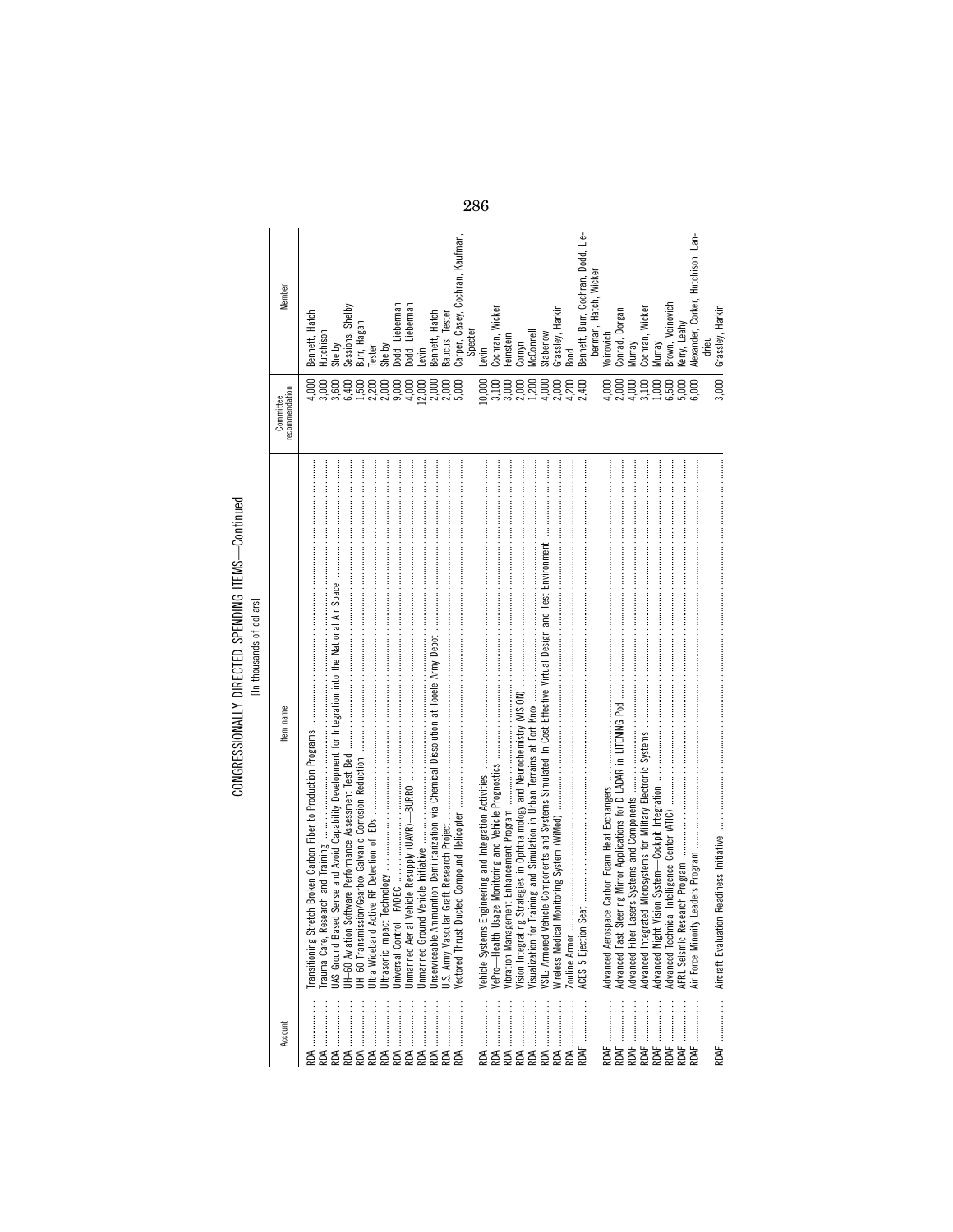# CONGRESSIONALLY DIRECTED SPENDING ITEMS—Continued

[In thousands of dollars]

| Account | Item name | Committee recommendation | Member |
|---|---|---|---|
| RDA | Transitioning Stretch Broken Carbon Fiber to Production Programs | 4,000 | Bennett, Hatch |
| RDA | Trauma Care, Research and Training | 3,000 | Hutchison |
| RDA | UAS Ground Based Sense and Avoid Capability Development for Integration into the National Air Space | 3,600 | Shelby |
| RDA | UH–60 Aviation Software Performance Assessment Test Bed | 6,400 | Sessions, Shelby |
| RDA | UH–60 Transmission/Gearbox Galvanic Corrosion Reduction | 1,500 | Burr, Hagan |
| RDA | Ultra Wideband Active RF Detection of IEDs | 2,200 | Tester |
| RDA | Ultrasonic Impact Technology | 2,000 | Shelby |
| RDA | Universal Control—FADEC | 9,000 | Dodd, Lieberman |
| RDA | Unmanned Aerial Vehicle Resupply (UAVR)—BURRO | 4,000 | Dodd, Lieberman |
| RDA | Unmanned Ground Vehicle Initiative | 12,000 | Levin |
| RDA | Unserviceable Ammunition Demilitarization via Chemical Dissolution at Tooele Army Depot | 2,000 | Bennett, Hatch |
| RDA | U.S. Army Vascular Graft Research Project | 2,000 | Baucus, Tester |
| RDA | Vectored Thrust Ducted Compound Helicopter | 5,000 | Carper, Casey, Cochran, Kaufman, Specter |
| RDA | Vehicle Systems Engineering and Integration Activities | 10,000 | Levin |
| RDA | VePro—Health Usage Monitoring and Vehicle Prognostics | 3,100 | Cochran, Wicker |
| RDA | Vibration Management Enhancement Program | 3,000 | Feinstein |
| RDA | Vision Integrating Strategies in Ophthalmology and Neurochemistry (VISION) | 2,000 | Cornyn |
| RDA | Visualization for Training and Simulation in Urban Terrains at Fort Knox | 1,200 | McConnell |
| RDA | VSIL: Armored Vehicle Components and Systems Simulated In Cost-Effective Virtual Design and Test Environment | 4,000 | Stabenow |
| RDA | Wireless Medical Monitoring System (WiMed) | 2,000 | Grassley, Harkin |
| RDA | Zouline Armor | 4,200 | Bond |
| RDAF | ACES 5 Ejection Seat | 2,400 | Bennett, Burr, Cochran, Dodd, Lieberman, Hatch, Wicker |
| RDAF | Advanced Aerospace Carbon Foam Heat Exchangers | 4,000 | Voinovich |
| RDAF | Advanced Fast Steering Mirror Applications for D LADAR in LITENING Pod | 2,000 | Conrad, Dorgan |
| RDAF | Advanced Fiber Lasers Systems and Components | 4,000 | Murray |
| RDAF | Advanced Integrated Microsystems for Military Electronic Systems | 3,100 | Cochran, Wicker |
| RDAF | Advanced Night Vision System—Cockpit Integration | 1,000 | Murray |
| RDAF | Advanced Technical Intelligence Center (ATIC) | 6,500 | Brown, Voinovich |
| RDAF | AFRL Seismic Research Program | 5,000 | Kerry, Leahy |
| RDAF | Air Force Minority Leaders Program | 6,000 | Alexander, Corker, Hutchison, Landrieu |
| RDAF | Aircraft Evaluation Readiness Initiative | 3,000 | Grassley, Harkin |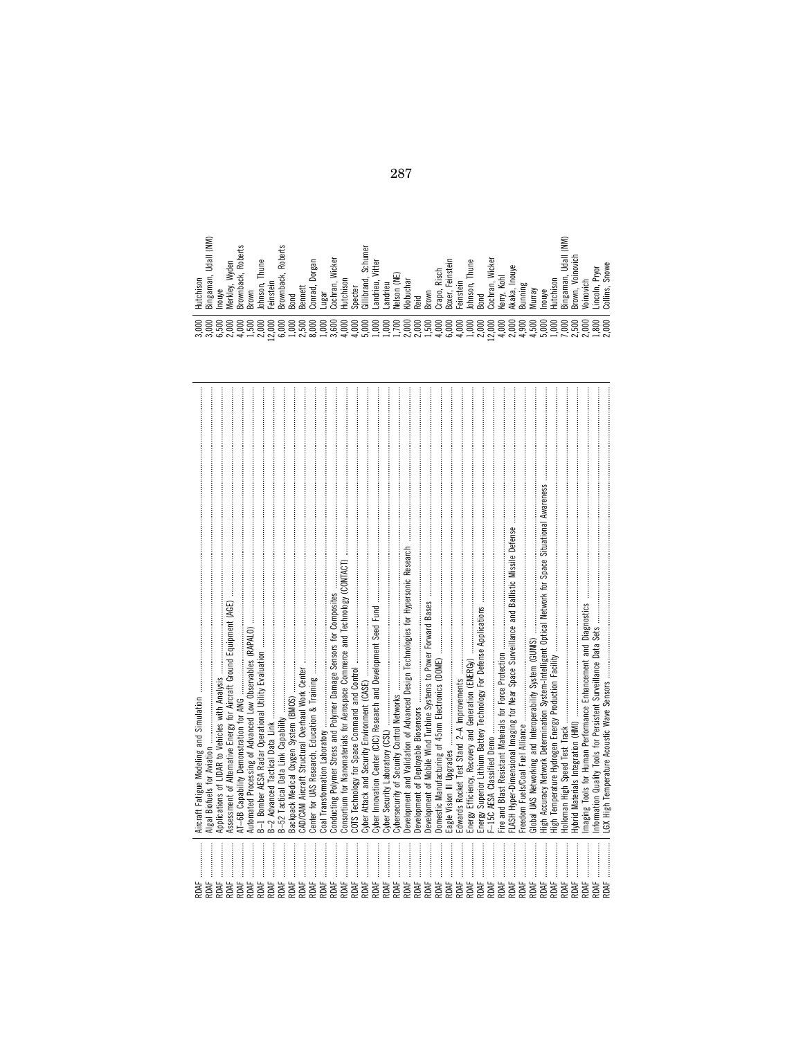| | | | |
|---|---|---|---|
| RDAF | Aircraft Fatigue Modeling and Simulation | 3,000 | Hutchison |
| RDAF | Algal Biofuels for Aviation | 3,000 | Bingaman, Udall (NM) |
| RDAF | Applications of LIDAR to Vehicles with Analysis | 6,500 | Inouye |
| RDAF | Assessment of Alternative Energy for Aircraft Ground Equipment (AGE) | 2,000 | Merkley, Wyden |
| RDAF | AT–6B Capability Demonstration for ANG | 4,000 | Brownback, Roberts |
| RDAF | Automated Processing of Advanced Low Observables (RAPALO) | 1,500 | Brown |
| RDAF | B–1 Bomber AESA Radar Operational Utility Evaluation | 2,000 | Johnson, Thune |
| RDAF | B–2 Advanced Tactical Data Link | 12,000 | Feinstein |
| RDAF | B–52 Tactical Data Link Capability | 6,000 | Brownback, Roberts |
| RDAF | Backpack Medical Oxygen System (BMOS) | 1,000 | Bond |
| RDAF | CAD/CAM Aircraft Structural Overhaul Work Center | 2,500 | Bennett |
| RDAF | Center for UAS Research, Education & Training | 8,000 | Conrad, Dorgan |
| RDAF | Coal Transformation Laboratory | 1,000 | Lugar |
| RDAF | Conducting Polymer Stress and Polymer Damage Sensors for Composites | 3,600 | Cochran, Wicker |
| RDAF | Consortium for Nanomaterials for Aerospace Commerce and Technology (CONTACT) | 4,000 | Hutchison |
| RDAF | COTS Technology for Space Command and Control | 4,000 | Specter |
| RDAF | Cyber Attack and Security Environment (CASE) | 5,000 | Gillibrand, Schumer |
| RDAF | Cyber Innovation Center (CIC) Research and Development Seed Fund | 1,000 | Landrieu, Vitter |
| RDAF | Cyber Security Laboratory (CSL) | 1,000 | Landrieu |
| RDAF | Cybersecurity of Security Control Networks | 1,700 | Nelson (NE) |
| RDAF | Development and Validation of Advanced Design Technologies for Hypersonic Research | 2,000 | Klobuchar |
| RDAF | Development of Deployable Biosensors | 2,000 | Reid |
| RDAF | Development of Mobile Wind Turbine Systems to Power Forward Bases | 1,500 | Brown |
| RDAF | Domestic Manufacturing of 45nm Electronics (DOME) | 4,000 | Crapo, Risch |
| RDAF | Eagle Vision III Upgrades | 6,000 | Boxer, Feinstein |
| RDAF | Edwards Rocket Test Stand 2–A Improvements | 4,000 | Feinstein |
| RDAF | Energy Efficiency, Recovery and Generation (ENERGy) | 1,000 | Johnson, Thune |
| RDAF | Energy Superior Lithium Battery Technology For Defense Applications | 2,000 | Bond |
| RDAF | F–15C AESA Classified Demo | 12,000 | Cochran, Wicker |
| RDAF | Fire and Blast Resistant Materials for Force Protection | 4,000 | Kerry, Kohl |
| RDAF | FLASH Hyper-Dimensional Imaging for Near Space Surveillance and Ballistic Missile Defense | 2,000 | Akaka, Inouye |
| RDAF | Freedom Fuels/Coal Fuel Alliance | 4,900 | Bunning |
| RDAF | Global UAS Networking and Interoperability System (GUNIS) | 4,500 | Murray |
| RDAF | High Accuracy Network Determination System-Intelligent Optical Network for Space Situational Awareness | 5,000 | Inouye |
| RDAF | High Temperature Hydrogen Energy Production Facility | 1,000 | Hutchison |
| RDAF | Holloman High Speed Test Track | 7,000 | Bingaman, Udall (NM) |
| RDAF | Hybrid Materials Integration (HMI) | 2,500 | Brown, Voinovich |
| RDAF | Imaging Tools for Human Performance Enhancement and Diagnostics | 2,000 | Voinovich |
| RDAF | Information Quality Tools for Persistent Surveillance Data Sets | 1,800 | Lincoln, Pryor |
| RDAF | LGX High Temperature Acoustic Wave Sensors | 2,000 | Collins, Snowe |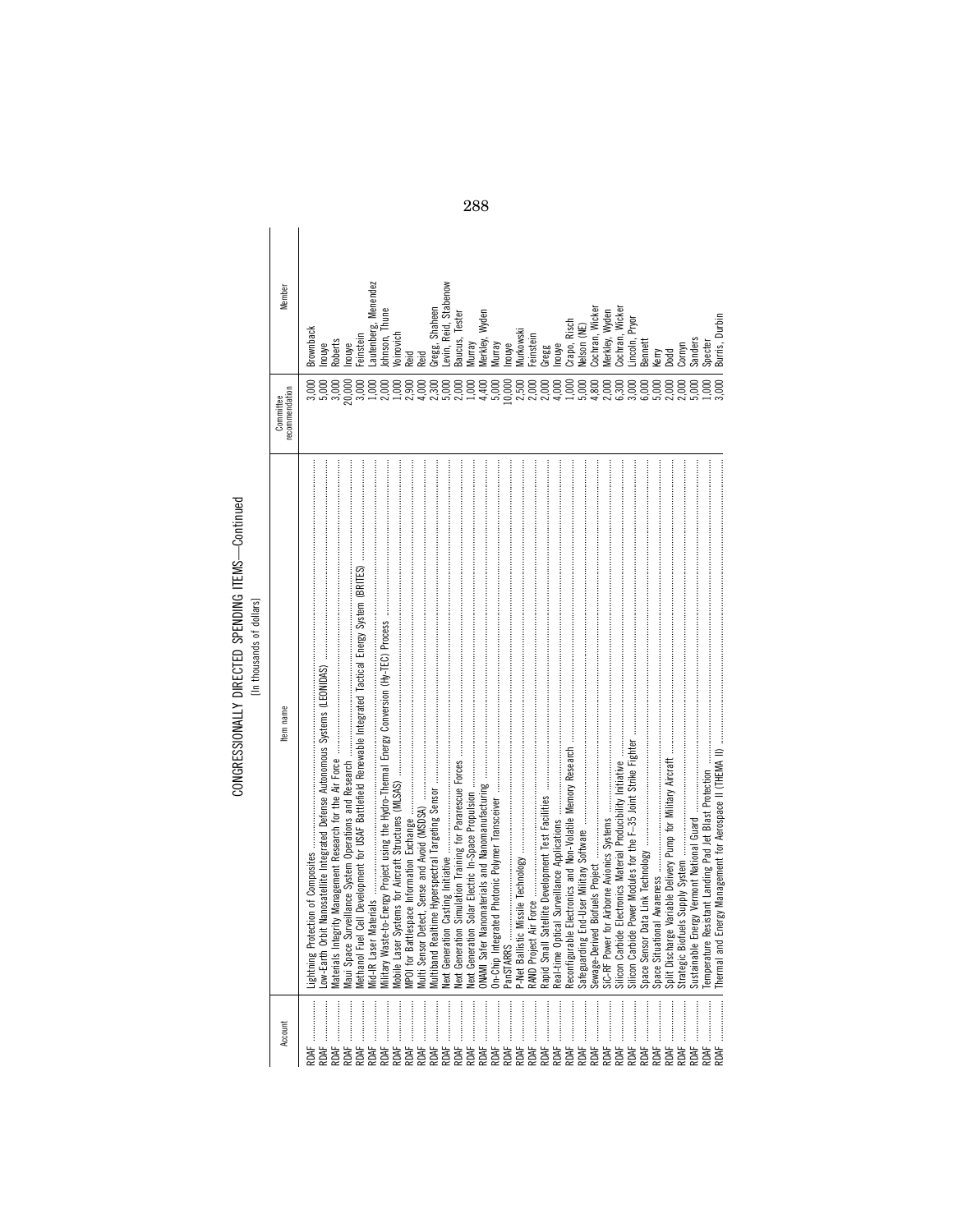CONGRESSIONALLY DIRECTED SPENDING ITEMS—Continued

[In thousands of dollars]

| Account | Item name | Committee recommendation | Member |
|---|---|---|---|
| RDAF | Lightning Protection of Composites | 3,000 | Brownback |
| RDAF | Low-Earth Orbit Nanosatellite Integrated Defense Autonomous Systems (LEONIDAS) | 5,000 | Inouye |
| RDAF | Materials Integrity Management Research for the Air Force | 3,000 | Roberts |
| RDAF | Maui Space Surveillance System Operations and Research | 20,000 | Inouye |
| RDAF | Methanol Fuel Cell Development for USAF Battlefield Renewable Integrated Tactical Energy System (BRITES) | 3,000 | Feinstein |
| RDAF | Mid-IR Laser Materials | 1,000 | Lautenberg, Menendez |
| RDAF | Military Waste-to-Energy Project using the Hydro-Thermal Energy Conversion (Hy-TEC) Process | 2,000 | Johnson, Thune |
| RDAF | Mobile Laser Systems for Aircraft Structures (MLSAS) | 1,000 | Voinovich |
| RDAF | MPOI for Battlespace Information Exchange | 2,900 | Reid |
| RDAF | Multi Sensor Detect, Sense and Avoid (MSDSA) | 4,000 | Reid |
| RDAF | Multiband Realtime Hyperspectral Targeting Sensor | 2,300 | Gregg, Shaheen |
| RDAF | Next Generation Casting Initiative | 5,000 | Levin, Reid, Stabenow |
| RDAF | Next Generation Simulation Training for Pararescue Forces | 2,000 | Baucus, Tester |
| RDAF | Next Generation Solar Electric In-Space Propulsion | 1,000 | Murray |
| RDAF | ONAMI Safer Nanomaterials and Nanomanufacturing | 4,400 | Merkley, Wyden |
| RDAF | On-Chip Integrated Photonic Polymer Transceiver | 5,000 | Murray |
| RDAF | PanSTARRS | 10,000 | Inouye |
| RDAF | P-Net Ballistic Missile Technology | 2,500 | Murkowski |
| RDAF | RAND Project Air Force | 2,000 | Feinstein |
| RDAF | Rapid Small Satellite Development Test Facilities | 2,000 | Gregg |
| RDAF | Real-time Optical Surveillance Applications | 4,000 | Inouye |
| RDAF | Reconfigurable Electronics and Non-Volatile Memory Research | 1,000 | Crapo, Risch |
| RDAF | Safeguarding End-User Military Software | 5,000 | Nelson (NE) |
| RDAF | Sewage-Derived Biofuels Project | 4,800 | Cochran, Wicker |
| RDAF | SiC-RF Power for Airborne Avionics Systems | 2,000 | Merkley, Wyden |
| RDAF | Silicon Carbide Electronics Material Producibility Initiative | 6,300 | Cochran, Wicker |
| RDAF | Silicon Carbide Power Modules for the F–35 Joint Strike Fighter | 3,000 | Lincoln, Pryor |
| RDAF | Space Sensor Data Link Technology | 6,000 | Bennett |
| RDAF | Space Situational Awareness | 5,000 | Kerry |
| RDAF | Split Discharge Variable Delivery Pump for Military Aircraft | 2,000 | Dodd |
| RDAF | Strategic Biofuels Supply System | 2,000 | Cornyn |
| RDAF | Sustainable Energy Vermont National Guard | 5,000 | Sanders |
| RDAF | Temperature Resistant Landing Pad Jet Blast Protection | 1,000 | Specter |
| RDAF | Thermal and Energy Management for Aerospace II (THEMA II) | 3,000 | Burris, Durbin |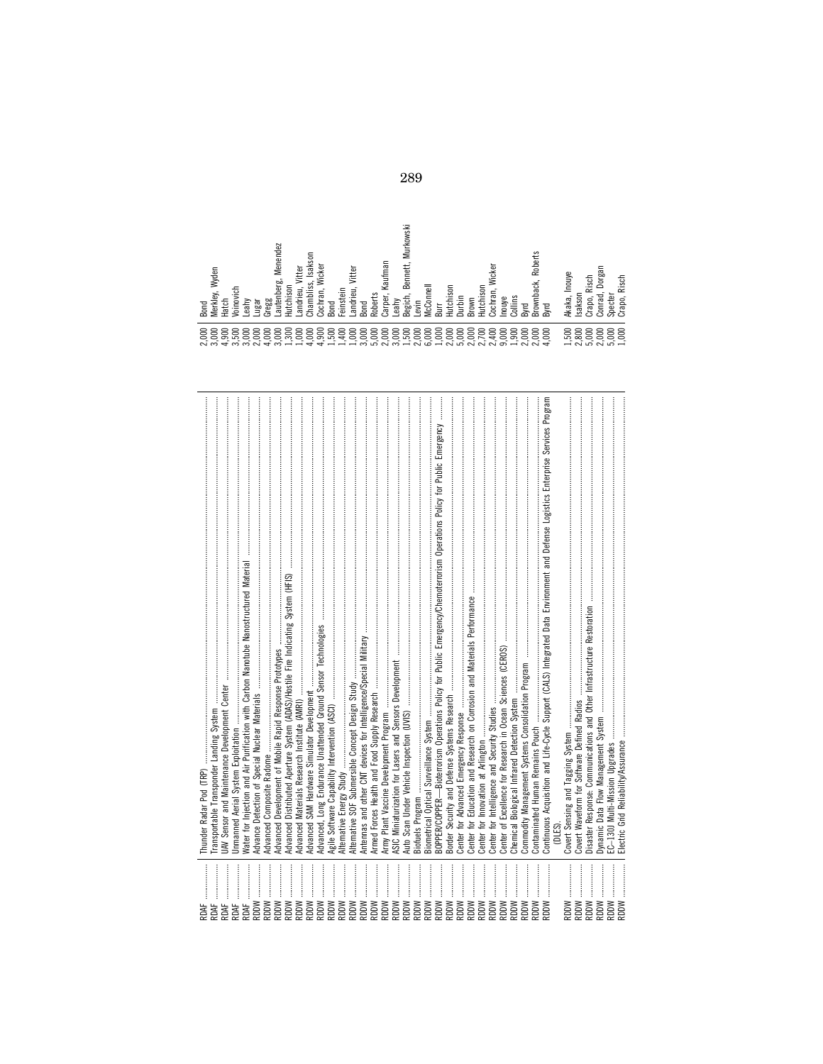| Account | Project | Amount | Requested by |
|---|---|---|---|
| RDAF | Thunder Radar Pod (TRP) | 2,000 | Bond |
| RDAF | Transportable Transponder Landing System | 3,000 | Merkley, Wyden |
| RDAF | UAV Sensor and Maintenance Development Center | 4,900 | Hatch |
| RDAF | Unmanned Aerial System Exploitation | 3,500 | Voinovich |
| RDAF | Water for Injection and Air Purification with Carbon Nanotube Nanostructured Material | 3,000 | Leahy |
| RDDW | Advance Detection of Special Nuclear Materials | 2,000 | Lugar |
| RDDW | Advanced Composite Radome | 4,000 | Gregg |
| RDDW | Advanced Development of Mobile Rapid Response Prototypes | 3,000 | Lautenberg, Menendez |
| RDDW | Advanced Distributed Aperture System (ADAS)/Hostile Fire Indicating System (HFIS) | 1,300 | Hutchison |
| RDDW | Advanced Materials Research Institute (AMRI) | 1,000 | Landrieu, Vitter |
| RDDW | Advanced SAM Hardware Simulator Development | 4,000 | Chambliss, Isakson |
| RDDW | Advanced, Long Endurance Unattended Ground Sensor Technologies | 4,900 | Cochran, Wicker |
| RDDW | Agile Software Capability Intervention (ASCI) | 1,500 | Bond |
| RDDW | Alternative Energy Study | 1,400 | Feinstein |
| RDDW | Alternative SOF Submersible Concept Design Study | 1,000 | Landrieu, Vitter |
| RDDW | Antennas and other CNT devices for Intelligence/Special Military | 3,000 | Bond |
| RDDW | Armed Forces Health and Food Supply Research | 5,000 | Roberts |
| RDDW | Army Plant Vaccine Development Program | 2,000 | Carper, Kaufman |
| RDDW | ASIC Miniaturization for Lasers and Sensors Development | 3,000 | Leahy |
| RDDW | Auto Scan Under Vehicle Inspection (UVIS) | 1,500 | Begich, Bennett, Murkowski |
| RDDW | Biofuels Program | 2,000 | Levin |
| RDDW | Biometrical Optical Surveillance System | 6,000 | McConnell |
| RDDW | BOPPER/COPPER—Bioterrorism Operations Policy for Public Emergency/Chemoterrorism Operations Policy for Public Emergency | 1,000 | Burr |
| RDDW | Border Security and Defense Systems Research | 2,000 | Hutchison |
| RDDW | Center for Advanced Emergency Response | 5,000 | Durbin |
| RDDW | Center for Education and Research on Corrosion and Materials Performance | 2,000 | Brown |
| RDDW | Center for Innovation at Arlington | 2,700 | Hutchison |
| RDDW | Center for Intelligence and Security Studies | 2,400 | Cochran, Wicker |
| RDDW | Center of Excellence for Research in Ocean Sciences (CEROS) | 9,000 | Inouye |
| RDDW | Chemical Biological Infrared Detection System | 1,900 | Collins |
| RDDW | Commodity Management Systems Consolidation Program | 2,000 | Byrd |
| RDDW | Contaminated Human Remains Pouch | 2,000 | Brownback, Roberts |
| RDDW | Continuous Acquisition and Life-Cycle Support (CALS) Integrated Data Environment and Defense Logistics Enterprise Services Program (DLES). | 4,000 | Byrd |
| RDDW | Covert Sensing and Tagging System | 1,500 | Akaka, Inouye |
| RDDW | Covert Waveform for Software Defined Radios | 2,800 | Isakson |
| RDDW | Disaster Response: Communications and Other Infrastructure Restoration | 5,000 | Crapo, Risch |
| RDDW | Dynamic Data Flow Management System | 2,000 | Conrad, Dorgan |
| RDDW | EC–130J Multi-Mission Upgrades | 5,000 | Specter |
| RDDW | Electric Grid Reliability/Assurance | 1,000 | Crapo, Risch |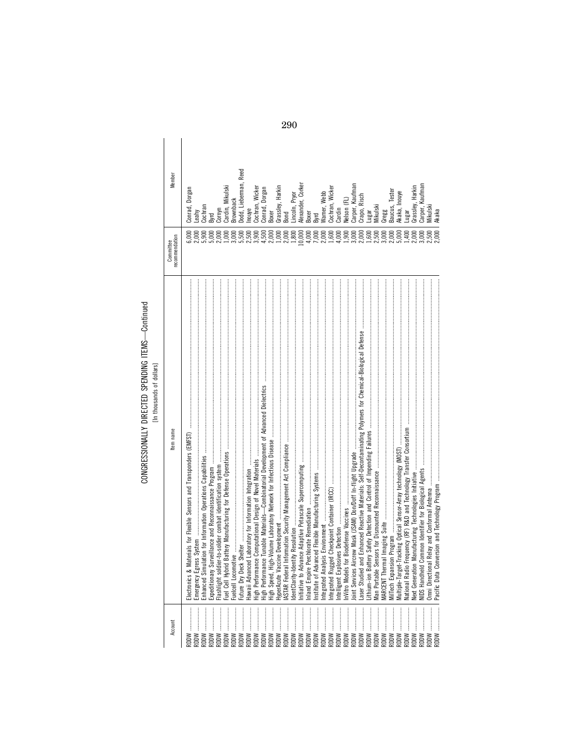CONGRESSIONALLY DIRECTED SPENDING ITEMS—Continued

[In thousands of dollars]

| Account | Item name | Committee recommendation | Member |
|---|---|---|---|
| RDDW | Electronics & Materials for Flexible Sensors and Transponders (EMFST) | 6,000 | Conrad, Dorgan |
| RDDW | Emergency Egress System | 2,000 | Leahy |
| RDDW | Enhanced Simulation for Information Operations Capabilities | 5,900 | Cochran |
| RDDW | Expeditionary Surveillance and Reconnaissance Program | 5,000 | Byrd |
| RDDW | Flashlight soldier-to-soldier combat identification system | 2,000 | Cornyn |
| RDDW | Fuel Cell Hybrid Battery Manufacturing for Defense Operations | 1,000 | Cardin, Mikulski |
| RDDW | Fuelcell Locomotive | 3,000 | Brownback |
| RDDW | Future Dry Deck Shelter | 5,500 | Dodd, Lieberman, Reed |
| RDDW | Hawaii Advanced Laboratory for Information Integration | 2,500 | Inouye |
| RDDW | High Performance Computational Design of Novel Materials | 3,900 | Cochran, Wicker |
| RDDW | High Performance Tunable Materials—Combinatorial Development of Advanced Dielectrics | 4,500 | Conrad, Dorgan |
| RDDW | High Speed, High-Volume Laboratory Network for Infectious Disease | 2,000 | Boxer |
| RDDW | HyperAcute Vaccine Development | 1,000 | Grassley, Harkin |
| RDDW | IASTAR Federal Information Security Management Act Compliance | 2,000 | Bond |
| RDDW | IdentClarity-Identity Resolution | 1,800 | Lincoln, Pryor |
| RDDW | Initiative to Advance Adaptive Petascale Supercomputing | 10,000 | Alexander, Corker |
| RDDW | Inland Empire Perchlorate Remediation | 4,000 | Boxer |
| RDDW | Institute of Advanced Flexible Manufacturing Systems | 7,000 | Byrd |
| RDDW | Integrated Analysis Environment | 2,000 | Warner, Webb |
| RDDW | Integrated Rugged Checkpoint Container (IRCC) | 1,600 | Cochran, Wicker |
| RDDW | Intelligent Explosives Detection | 4,000 | Cardin |
| RDDW | InVitro Models for Biodefense Vaccines | 1,900 | Nelson (FL) |
| RDDW | Joint Services Aircrew Mask (JSAM) Don/Doff In-flight Upgrade | 3,000 | Carper, Kaufman |
| RDDW | Laser Studied and Enhanced Reactive Materials: Self-Decontaminating Polymers for Chemical-Biological Defense | 2,000 | Crapo, Risch |
| RDDW | Lithium-Ion Battery Safety Detection and Control of Impending Failures | 1,600 | Lugar |
| RDDW | Man Portable Sensors for Dismounted Reconnaissance | 2,500 | Mikulski |
| RDDW | MARCENT Thermal Imaging Suite | 3,000 | Gregg |
| RDDW | MilTech Expansion Program | 2,000 | Baucus, Tester |
| RDDW | Multiple-Target-Tracking Optical Sensor-Array technology (MOST) | 5,000 | Akaka, Inouye |
| RDDW | National Radio Frequency (RF) R&D and Technology Transfer Consortium | 1,400 | Lugar |
| RDDW | Next Generation Manufacturing Technologies Initiative | 2,000 | Grassley, Harkin |
| RDDW | NIDS Handheld Common Identifier for Biological Agents | 3,000 | Carper, Kaufman |
| RDDW | Omni Directional Relay and Conformal Antenna | 2,500 | Mikulski |
| RDDW | Pacific Data Conversion and Technology Program | 2,000 | Akaka |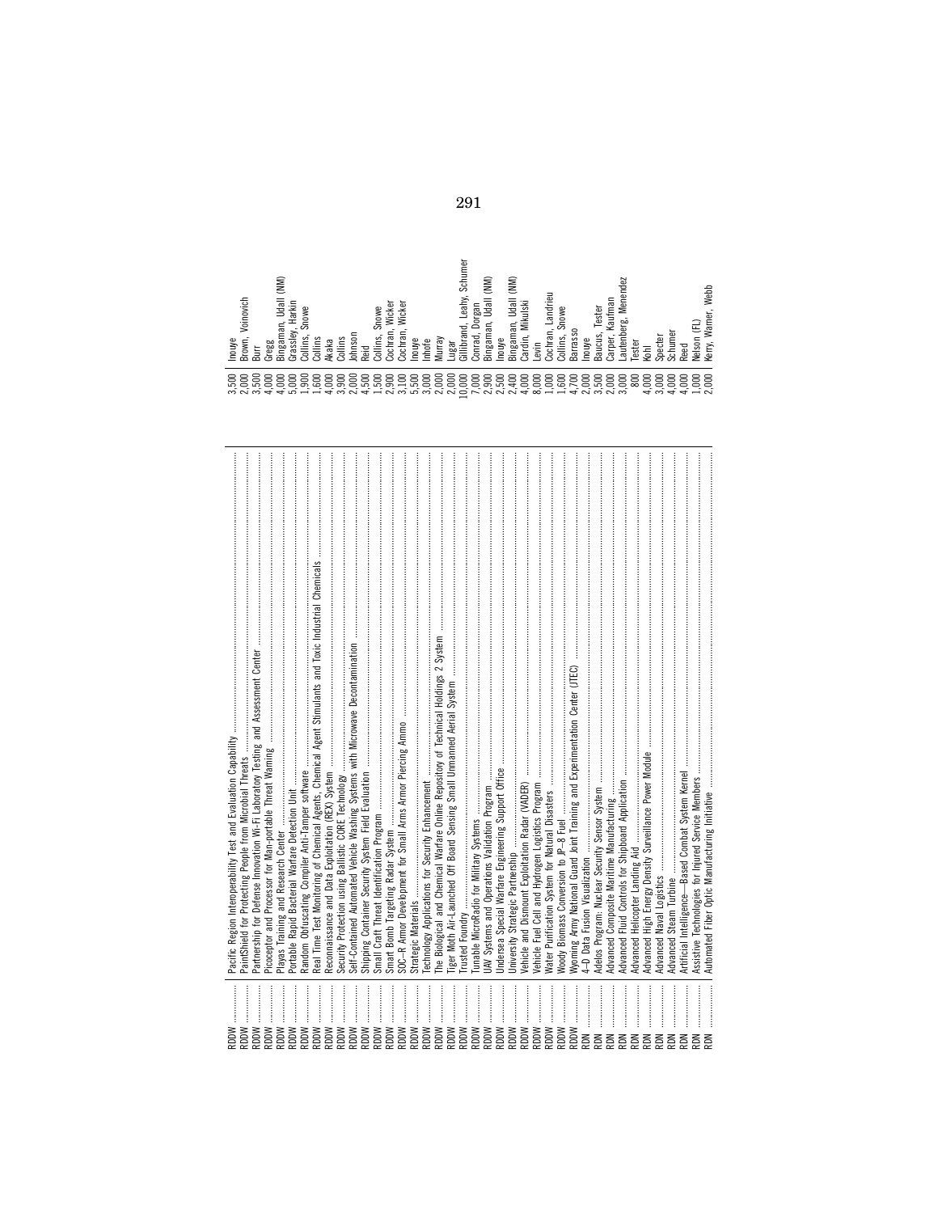| | | | |
|---|---|---|---|
| RDDW | Pacific Region Interoperability Test and Evaluation Capability | 3,500 | Inouye |
| RDDW | PaintShield for Protecting People from Microbial Threats | 2,000 | Brown, Voinovich |
| RDDW | Partnership for Defense Innovation Wi-Fi Laboratory Testing and Assessment Center | 3,500 | Burr |
| RDDW | Picoceptor and Processor for Man-portable Threat Warning | 4,000 | Gregg |
| RDDW | Playas Training and Research Center | 4,000 | Bingaman, Udall (NM) |
| RDDW | Portable Rapid Bacterial Warfare Detection Unit | 5,000 | Grassley, Harkin |
| RDDW | Random Obfuscating Compiler Anti-Tamper software | 1,900 | Collins, Snowe |
| RDDW | Real Time Test Monitoring of Chemical Agents, Chemical Agent Stimulants and Toxic Industrial Chemicals | 1,600 | Collins |
| RDDW | Reconnaissance and Data Exploitation (REX) System | 4,000 | Akaka |
| RDDW | Security Protection using Ballistic CORE Technology | 3,900 | Collins |
| RDDW | Self-Contained Automated Vehicle Washing Systems with Microwave Decontamination | 2,000 | Johnson |
| RDDW | Shipping Container Security System Field Evaluation | 4,500 | Reid |
| RDDW | Small Craft Threat Identification Program | 1,500 | Collins, Snowe |
| RDDW | Smart Bomb Targeting Radar System | 2,900 | Cochran, Wicker |
| RDDW | SOC–R Armor Development for Small Arms Armor Piercing Ammo | 3,100 | Cochran, Wicker |
| RDDW | Strategic Materials | 5,500 | Inouye |
| RDDW | Technology Applications for Security Enhancement | 3,000 | Inhofe |
| RDDW | The Biological and Chemical Warfare Online Repository of Technical Holdings 2 System | 2,000 | Murray |
| RDDW | Tiger Moth Air-Launched Off Board Sensing Small Unmanned Aerial System | 2,000 | Lugar |
| RDDW | Trusted Foundry | 10,000 | Gillibrand, Leahy, Schumer |
| RDDW | Tunable MicroRadio for Military Systems | 7,000 | Conrad, Dorgan |
| RDDW | UAV Systems and Operations Validation Program | 2,900 | Bingaman, Udall (NM) |
| RDDW | Undersea Special Warfare Engineering Support Office | 2,500 | Inouye |
| RDDW | University Strategic Partnership | 2,400 | Bingaman, Udall (NM) |
| RDDW | Vehicle and Dismount Exploitation Radar (VADER) | 4,000 | Cardin, Mikulski |
| RDDW | Vehicle Fuel Cell and Hydrogen Logistics Program | 8,000 | Levin |
| RDDW | Water Purification System for Natural Disasters | 1,000 | Cochran, Landrieu |
| RDDW | Woody Biomass Conversion to JP–8 Fuel | 1,600 | Collins, Snowe |
| RDDW | Wyoming Army National Guard Joint Training and Experimentation Center (JTEC) | 4,700 | Barrasso |
| RDN | 4–D Data Fusion Visualization | 2,000 | Inouye |
| RDN | Adelos Program: Nuclear Security Sensor System | 3,500 | Baucus, Tester |
| RDN | Advanced Composite Maritime Manufacturing | 2,000 | Carper, Kaufman |
| RDN | Advanced Fluid Controls for Shipboard Application | 3,000 | Lautenberg, Menendez |
| RDN | Advanced Helicopter Landing Aid | 800 | Tester |
| RDN | Advanced High Energy Density Surveillance Power Module | 4,000 | Kohl |
| RDN | Advanced Naval Logistics | 3,000 | Specter |
| RDN | Advanced Steam Turbine | 4,000 | Schumer |
| RDN | Artificial Intelligence—Based Combat System Kernel | 4,000 | Reed |
| RDN | Assistive Technologies for Injured Service Members | 1,000 | Nelson (FL) |
| RDN | Automated Fiber Optic Manufacturing Initiative | 2,000 | Kerry, Warner, Webb |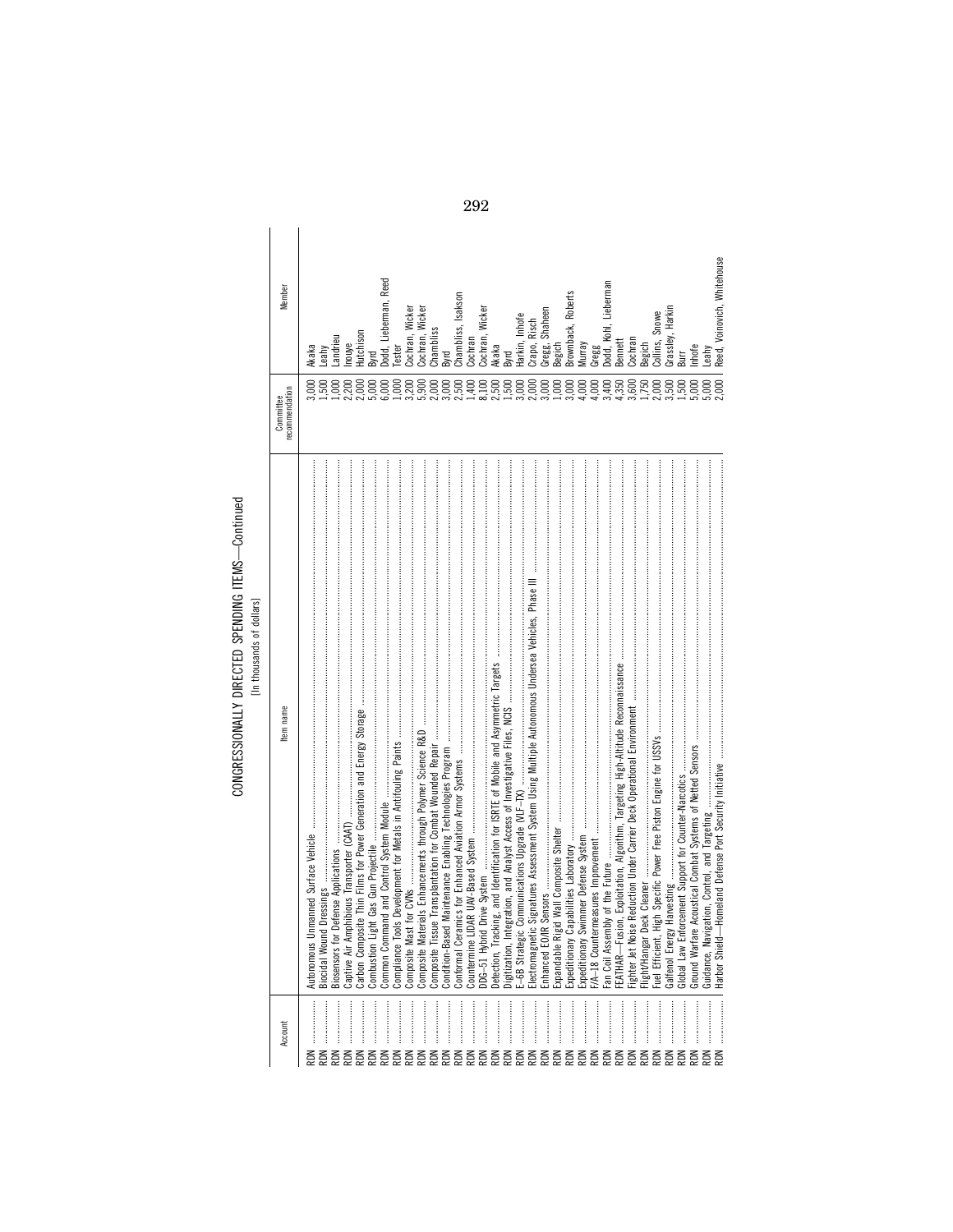CONGRESSIONALLY DIRECTED SPENDING ITEMS—Continued

[In thousands of dollars]

| Account | Item name | Committee recommendation | Member |
| --- | --- | --- | --- |
| RDN | Autonomous Unmanned Surface Vehicle | 3,000 | Akaka |
| RDN | Biocidal Wound Dressings | 1,500 | Leahy |
| RDN | Biosensors for Defense Applications | 1,000 | Landrieu |
| RDN | Captive Air Amphibious Transporter (CAAT) | 2,200 | Inouye |
| RDN | Carbon Composite Thin Films for Power Generation and Energy Storage | 2,000 | Hutchison |
| RDN | Combustion Light Gas Gun Projectile | 5,000 | Byrd |
| RDN | Common Command and Control System Module | 6,000 | Dodd, Lieberman, Reed |
| RDN | Compliance Tools Development for Metals in Antifouling Paints | 1,000 | Tester |
| RDN | Composite Mast for CVNs | 3,200 | Cochran, Wicker |
| RDN | Composite Materials Enhancements through Polymer Science R&D | 5,900 | Cochran, Wicker |
| RDN | Composite Tissue Transplantation for Combat Wounded Repair | 2,000 | Chambliss |
| RDN | Condition-Based Maintenance Enabling Technologies Program | 3,000 | Byrd |
| RDN | Conformal Ceramics for Enhanced Aviation Armor Systems | 2,500 | Chambliss, Isakson |
| RDN | Countermine LIDAR UAV-Based System | 1,400 | Cochran |
| RDN | DDG-51 Hybrid Drive System | 8,100 | Cochran, Wicker |
| RDN | Detection, Tracking, and Identification for ISRTE of Mobile and Asymmetric Targets | 2,500 | Akaka |
| RDN | Digitization, Integration, and Analyst Access of Investigative Files, NCIS | 1,500 | Byrd |
| RDN | E-6B Strategic Communications Upgrade (VLF-TX) | 3,000 | Harkin, Inhofe |
| RDN | Electromagnetic Signatures Assessment System Using Multiple Autonomous Undersea Vehicles, Phase III | 2,000 | Crapo, Risch |
| RDN | Enhanced EO/IR Sensors | 3,000 | Gregg, Shaheen |
| RDN | Expandable Rigid Wall Composite Shelter | 1,000 | Begich |
| RDN | Expeditionary Capabilities Laboratory | 3,000 | Brownback, Roberts |
| RDN | Expeditionary Swimmer Defense System | 4,000 | Murray |
| RDN | F/A-18 Countermeasures Improvement | 4,000 | Gregg |
| RDN | Fan Coil Assembly of the Future | 3,400 | Dodd, Kohl, Lieberman |
| RDN | FEATHAR—Fusion, Exploitation, Algorithm, Targeting High-Altitude Reconnaissance | 4,350 | Bennett |
| RDN | Fighter Jet Noise Reduction Under Carrier Deck Operational Environment | 3,600 | Cochran |
| RDN | Flight/Hangar Deck Cleaner | 1,750 | Begich |
| RDN | Fuel Efficient, High Specific Power Free Piston Engine for USSVs | 2,000 | Collins, Snowe |
| RDN | Galfenol Energy Harvesting | 3,500 | Grassley, Harkin |
| RDN | Global Law Enforcement Support for Counter-Narcotics | 1,500 | Burr |
| RDN | Ground Warfare Acoustical Combat Systems of Netted Sensors | 5,000 | Inhofe |
| RDN | Guidance, Navigation, Control, and Targeting | 5,000 | Leahy |
| RDN | Harbor Shield—Homeland Defense Port Security Initiative | 2,000 | Reed, Voinovich, Whitehouse |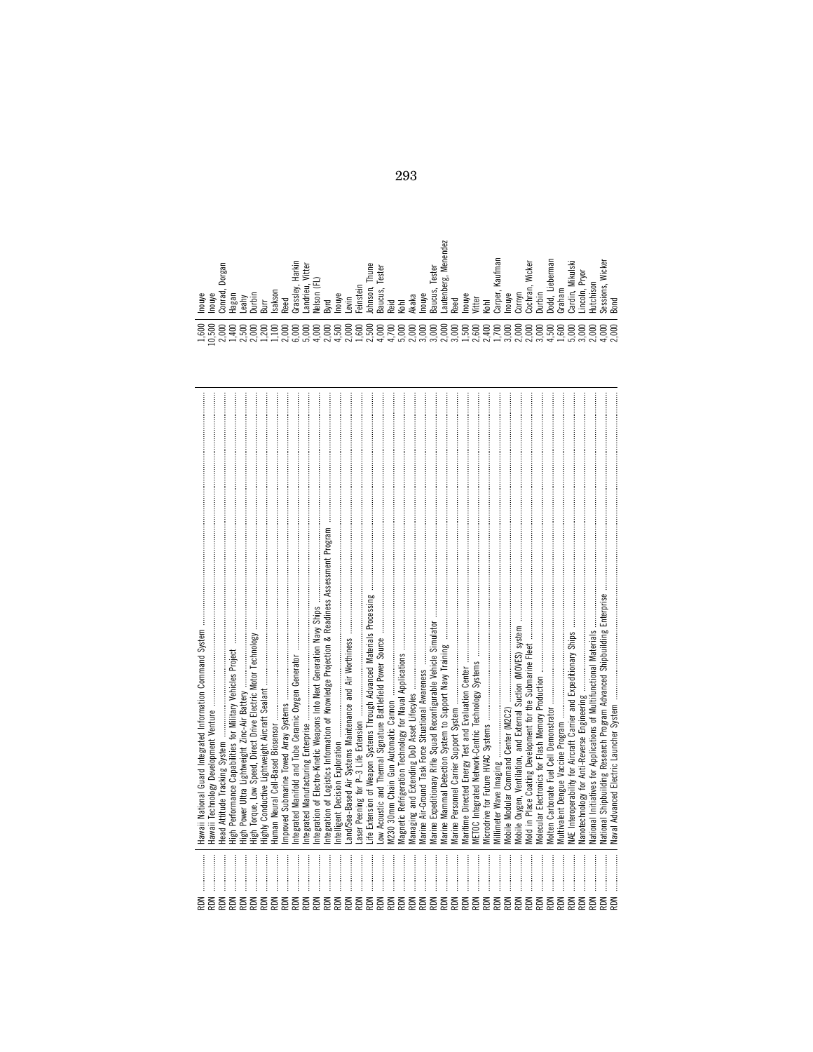| | | | |
|---|---|---|---|
| RDN | Hawaii National Guard Integrated Information Command System | 1,600 | Inouye |
| RDN | Hawaii Technology Development Venture | 10,500 | Inouye |
| RDN | Head Attitude Tracking System | 2,000 | Conrad, Dorgan |
| RDN | High Performance Capabilities for Military Vehicles Project | 1,400 | Hagan |
| RDN | High Power Ultra Lightweight Zinc-Air Battery | 2,500 | Leahy |
| RDN | High Torque, Low Speed, Direct Drive Electric Motor Technology | 2,000 | Durbin |
| RDN | Highly Conductive Lightweight Aircraft Sealant | 1,200 | Burr |
| RDN | Human Neural Cell-Based Biosensor | 1,100 | Isakson |
| RDN | Improved Submarine Towed Array Systems | 2,000 | Reed |
| RDN | Integrated Manifold and Tube Ceramic Oxygen Generator | 6,000 | Grassley, Harkin |
| RDN | Integrated Manufacturing Enterprise | 5,000 | Landrieu, Vitter |
| RDN | Integration of Electro-Kinetic Weapons Into Next Generation Navy Ships | 4,000 | Nelson (FL) |
| RDN | Integration of Logistics Information of Knowledge Projection & Readiness Assessment Program | 2,000 | Byrd |
| RDN | Intelligent Decision Exploration | 4,500 | Inouye |
| RDN | Land/Sea-Based Air Systems Maintenance and Air Worthiness | 2,000 | Levin |
| RDN | Laser Peening for P–3 Life Extension | 1,600 | Feinstein |
| RDN | Life Extension of Weapon Systems Through Advanced Materials Processing | 2,500 | Johnson, Thune |
| RDN | Low Acoustic and Thermal Signature Battlefield Power Source | 4,000 | Baucus, Tester |
| RDN | M230 30mm Chain Gun Automatic Cannon | 4,700 | Reid |
| RDN | Magnetic Refrigeration Technology for Naval Applications | 5,000 | Kohl |
| RDN | Managing and Extending DoD Asset Lifecycles | 2,000 | Akaka |
| RDN | Marine Air-Ground Task Force Situational Awareness | 3,000 | Inouye |
| RDN | Marine Expeditionary Rifle Squad Reconfigurable Vehicle Simulator | 3,000 | Baucus, Tester |
| RDN | Marine Mammal Detection System to Support Navy Training | 2,000 | Lautenberg, Menendez |
| RDN | Marine Personnel Carrier Support System | 3,000 | Reed |
| RDN | Maritime Directed Energy Test and Evaluation Center | 1,500 | Inouye |
| RDN | METOC Integrated Network-Centric Technology Systems | 2,600 | Vitter |
| RDN | Microdrive for Future HVAC Systems | 2,400 | Kohl |
| RDN | Millimeter Wave Imaging | 1,700 | Carper, Kaufman |
| RDN | Mobile Modular Command Center (M2C2) | 3,000 | Inouye |
| RDN | Mobile Oxygen, Ventilation, and External Suction (MOVES) system | 2,000 | Cornyn |
| RDN | Mold in Place Coating Development for the Submarine Fleet | 2,000 | Cochran, Wicker |
| RDN | Molecular Electronics for Flash Memory Production | 3,000 | Durbin |
| RDN | Molten Carbonate Fuel Cell Demonstrator | 4,500 | Dodd, Lieberman |
| RDN | Multivalent Dengue Vaccine Program | 1,600 | Graham |
| RDN | NAE Interoperability for Aircraft Carrier and Expeditionary Ships | 5,000 | Cardin, Mikulski |
| RDN | Nanotechnology for Anti-Reverse Engineering | 3,000 | Lincoln, Pryor |
| RDN | National Initiatives for Applications of Multifunctional Materials | 2,000 | Hutchison |
| RDN | National Shipbuilding Research Program Advanced Shipbuilding Enterprise | 4,000 | Sessions, Wicker |
| RDN | Naval Advanced Electric Launcher System | 2,000 | Bond |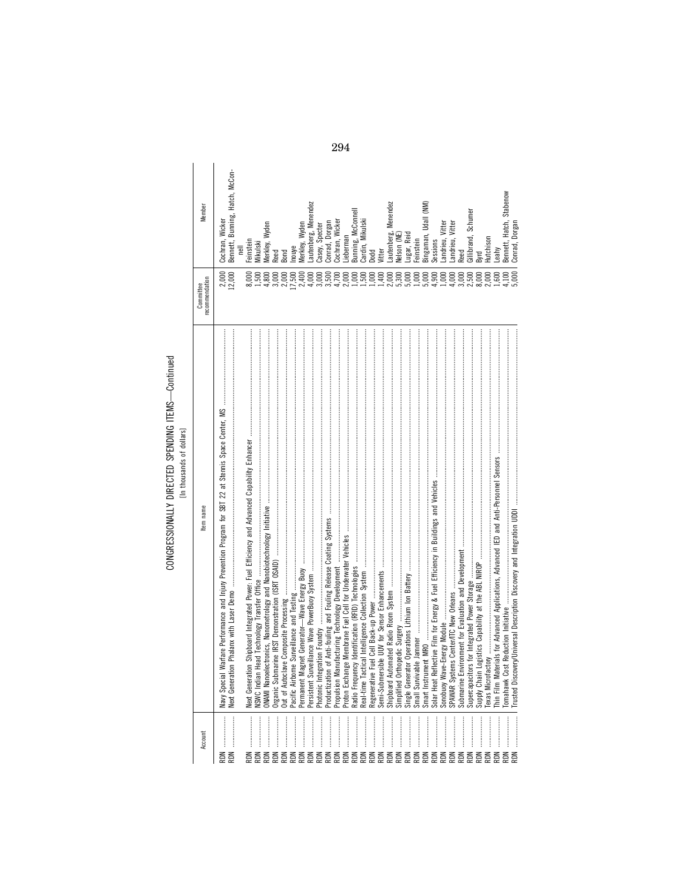CONGRESSIONALLY DIRECTED SPENDING ITEMS—Continued

[In thousands of dollars]

| Account | Item name | Committee recommendation | Member |
|---|---|---|---|
| RDN | Navy Special Warfare Performance and Injury Prevention Program for SBT 22 at Stennis Space Center, MS | 2,000 | Cochran, Wicker |
| RDN | Next Generation Phalanx with Laser Demo | 12,000 | Bennett, Bunning, Hatch, McConnell |
| RDN | Next Generation Shipboard Integrated Power: Fuel Efficiency and Advanced Capability Enhancer | 8,000 | Feinstein |
| RDN | NSWC Indian Head Technology Transfer Office | 1,500 | Mikulski |
| RDN | ONAMI Nanoelectronics, Nanometrology and Nanobiotechnology Initiative | 4,800 | Merkley, Wyden |
| RDN | Organic Submarine IRST Demonstration (ISRT OSAID) | 3,000 | Reed |
| RDN | Out of Autoclave Composite Processing | 2,000 | Bond |
| RDN | Pacific Airborne Surveillance and Testing | 17,500 | Inouye |
| RDN | Permanent Magnet Generator—Wave Energy Buoy | 2,400 | Merkley, Wyden |
| RDN | Persistent Surveillance Wave PowerBuoy System | 4,000 | Lautenberg, Menendez |
| RDN | Photonic Integration Foundry | 3,000 | Casey, Specter |
| RDN | Productization of Anti-fouling and Fouling Release Coating Systems | 3,500 | Conrad, Dorgan |
| RDN | Propulsion Manufacturing Technology Development | 4,700 | Cochran, Wicker |
| RDN | Proton Exchange Membrane Fuel Cell for Underwater Vehicles | 2,000 | Lieberman |
| RDN | Radio Frequency Identification (RFID) Technologies | 1,000 | Bunning, McConnell |
| RDN | Real-time Tactical Intelligence Collection System | 1,500 | Cardin, Mikulski |
| RDN | Regenerative Fuel Cell Back-up Power | 1,000 | Dodd |
| RDN | Semi-Submersible UUV for Sensor Enhancements | 1,400 | Vitter |
| RDN | Shipboard Automated Radio Room System | 2,000 | Lautenberg, Menendez |
| RDN | Simplified Orthopedic Surgery | 5,300 | Nelson (NE) |
| RDN | Single Generator Operations Lithium Ion Battery | 5,000 | Lugar, Reid |
| RDN | Small Survivable Jammer | 1,000 | Feinstein |
| RDN | Smart Instrument MRO | 5,000 | Bingaman, Udall (NM) |
| RDN | Solar Heat Reflective Film for Energy & Fuel Efficiency in Buildings and Vehicles | 4,900 | Sessions |
| RDN | Sonobuoy Wave-Energy Module | 1,000 | Landrieu, Vitter |
| RDN | SPAWAR Systems Center/ITC New Orleans | 4,000 | Landrieu, Vitter |
| RDN | Submarine Environment for Evaluation and Development | 3,000 | Reed |
| RDN | Supercapacitors for Integrated Power Storage | 2,500 | Gillibrand, Schumer |
| RDN | Supply Chain Logistics Capability at the ABL NIROP | 8,000 | Byrd |
| RDN | Texas Microfactory | 2,000 | Hutchison |
| RDN | Thin Film Materials for Advanced Applications, Advanced IED and Anti-Personnel Sensors | 1,600 | Leahy |
| RDN | Tomahawk Cost Reduction Initiative | 4,100 | Bennett, Hatch, Stabenow |
| RDN | Trusted Discovery/Universal Description Discovery and Integration UDDI | 5,000 | Conrad, Dorgan |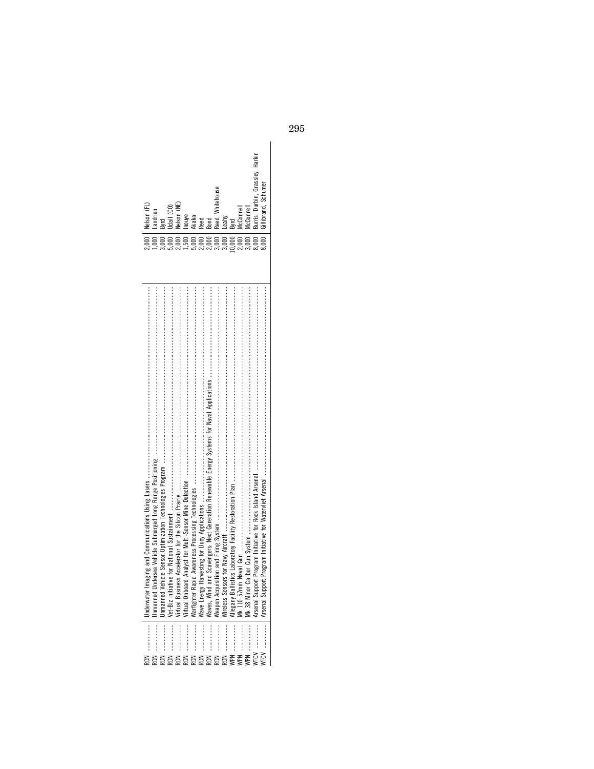| | | | |
|---|---|---|---|
| RDN | Underwater Imaging and Communications Using Lasers | 2,000 | Nelson (FL) |
| RDN | Unmanned Undersea Vehicle Submerged Long Range Positioning | 1,000 | Landrieu |
| RDN | Unmanned Vehicle Sensor Optimization Technologies Program | 3,000 | Byrd |
| RDN | Vet-Biz Initiative for National Sustainment | 5,000 | Udall (CO) |
| RDN | Virtual Business Accelerator for the Silicon Prairie | 2,000 | Nelson (NE) |
| RDN | Virtual Onboard Analyst for Multi-Sensor Mine Detection | 1,500 | Inouye |
| RDN | Warfighter Rapid Awareness Processing Technologies | 5,000 | Akaka |
| RDN | Wave Energy Harvesting for Buoy Applications | 2,000 | Reed |
| RDN | Waves, Wind and Scavengers: Next Generation Renewable Energy Systems for Naval Applications | 2,000 | Bond |
| RDN | Weapon Acquisition and Firing System | 3,000 | Reed, Whitehouse |
| RDN | Wireless Sensors for Navy Aircraft | 3,000 | Leahy |
| WPN | Allegany Ballistics Laboratory Facility Restoration Plan | 10,000 | Byrd |
| WPN | Mk 110 57mm Naval Gun | 2,000 | McConnell |
| WPN | Mk 38 Minor Caliber Gun System | 3,000 | McConnell |
| WTCV | Arsenal Support Program Initiative for Rock Island Arsenal | 8,000 | Burris, Durbin, Grassley, Harkin |
| WTCV | Arsenal Support Program Initiative for Watervliet Arsenal | 8,000 | Gillibrand, Schumer |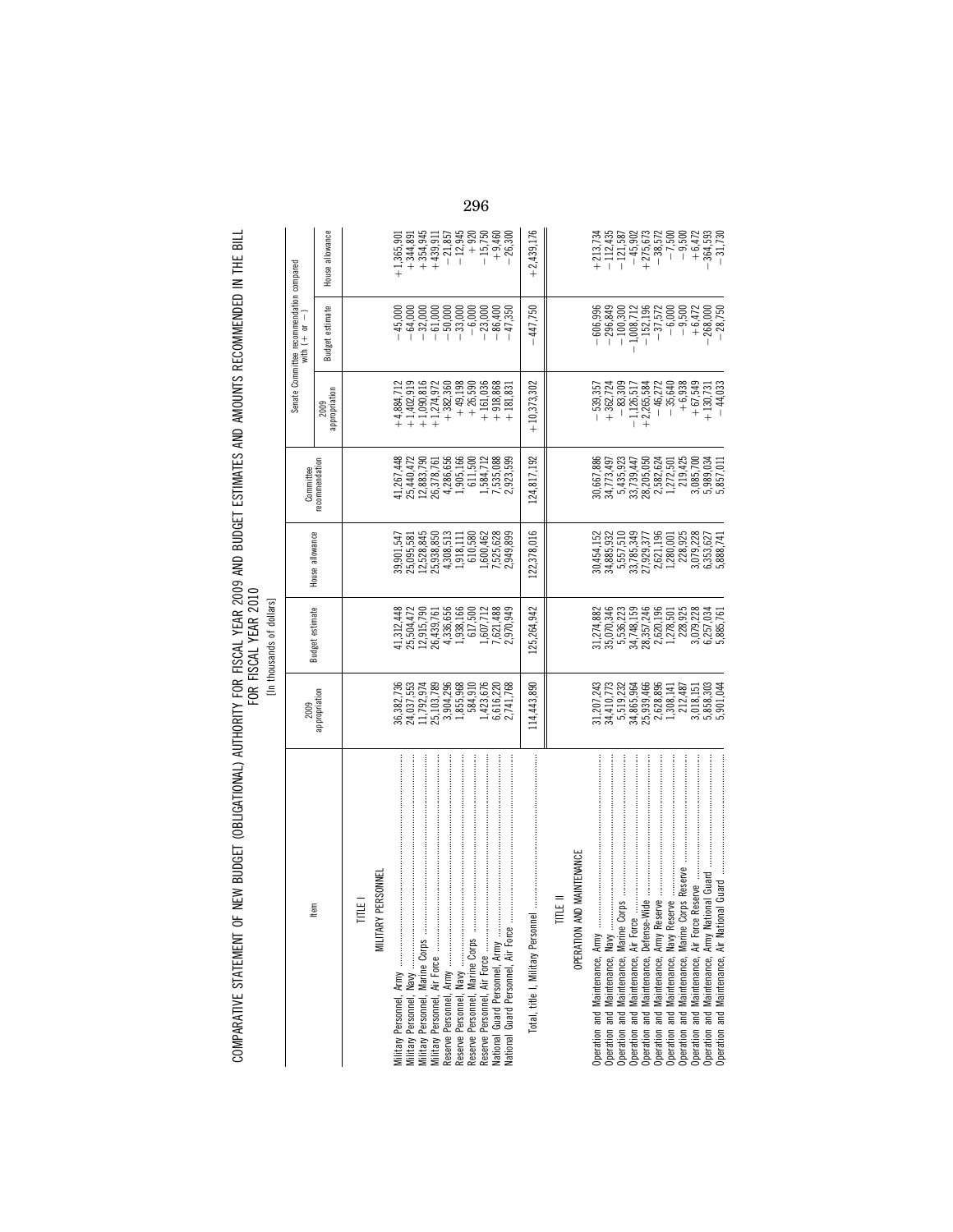COMPARATIVE STATEMENT OF NEW BUDGET (OBLIGATIONAL) AUTHORITY FOR FISCAL YEAR 2009 AND BUDGET ESTIMATES AND AMOUNTS RECOMMENDED IN THE BILL FOR FISCAL YEAR 2010

[In thousands of dollars]

| Item | 2009 appropriation | Budget estimate | House allowance | Committee recommendation | Senate Committee recommendation compared with (+ or −) | | |
|---|---|---|---|---|---|---|---|
| | | | | | 2009 appropriation | Budget estimate | House allowance |
| TITLE I | | | | | | | |
| MILITARY PERSONNEL | | | | | | | |
| Military Personnel, Army | 36,382,736 | 41,312,448 | 39,901,547 | 41,267,448 | +4,884,712 | −45,000 | +1,365,901 |
| Military Personnel, Navy | 24,037,553 | 25,504,472 | 25,095,581 | 25,440,472 | +1,402,919 | −64,000 | +344,891 |
| Military Personnel, Marine Corps | 11,792,974 | 12,915,790 | 12,528,845 | 12,883,790 | +1,090,816 | −32,000 | +354,945 |
| Military Personnel, Air Force | 25,103,789 | 26,439,761 | 25,938,850 | 26,378,761 | +1,274,972 | −61,000 | +439,911 |
| Reserve Personnel, Army | 3,904,296 | 4,336,656 | 4,308,513 | 4,286,656 | +382,360 | −50,000 | −21,857 |
| Reserve Personnel, Navy | 1,855,968 | 1,938,166 | 1,918,111 | 1,905,166 | +49,198 | −33,000 | −12,945 |
| Reserve Personnel, Marine Corps | 584,910 | 617,500 | 610,580 | 611,500 | +26,590 | −6,000 | +920 |
| Reserve Personnel, Air Force | 1,423,676 | 1,607,712 | 1,600,462 | 1,584,712 | +161,036 | −23,000 | −15,750 |
| National Guard Personnel, Army | 6,616,220 | 7,621,488 | 7,525,628 | 7,535,088 | +918,868 | −86,400 | +9,460 |
| National Guard Personnel, Air Force | 2,741,768 | 2,970,949 | 2,949,899 | 2,923,599 | +181,831 | −47,350 | −26,300 |
| Total, title I, Military Personnel | 114,443,890 | 125,264,942 | 122,378,016 | 124,817,192 | +10,373,302 | −447,750 | +2,439,176 |
| TITLE II | | | | | | | |
| OPERATION AND MAINTENANCE | | | | | | | |
| Operation and Maintenance, Army | 31,207,243 | 31,274,882 | 30,454,152 | 30,667,886 | −539,357 | −606,996 | +213,734 |
| Operation and Maintenance, Navy | 34,410,773 | 35,070,346 | 34,885,932 | 34,773,497 | +362,724 | −296,849 | −112,435 |
| Operation and Maintenance, Marine Corps | 5,519,232 | 5,536,223 | 5,557,510 | 5,435,923 | −83,309 | −100,300 | −121,587 |
| Operation and Maintenance, Air Force | 34,865,964 | 34,748,159 | 33,785,349 | 33,739,447 | −1,126,517 | −1,008,712 | −45,902 |
| Operation and Maintenance, Defense-Wide | 25,939,466 | 28,357,246 | 27,929,377 | 28,205,050 | +2,265,584 | −152,196 | +275,673 |
| Operation and Maintenance, Army Reserve | 2,628,896 | 2,620,196 | 2,621,196 | 2,582,624 | −46,272 | −37,572 | −38,572 |
| Operation and Maintenance, Navy Reserve | 1,308,141 | 1,278,501 | 1,280,001 | 1,272,501 | −35,640 | −6,000 | −7,500 |
| Operation and Maintenance, Marine Corps Reserve | 212,487 | 228,925 | 228,925 | 219,425 | +6,938 | −9,500 | −9,500 |
| Operation and Maintenance, Air Force Reserve | 3,018,151 | 3,079,228 | 3,079,228 | 3,085,700 | +67,549 | +6,472 | +6,472 |
| Operation and Maintenance, Army National Guard | 5,858,303 | 6,257,034 | 6,353,627 | 5,989,034 | +130,731 | −268,000 | −364,593 |
| Operation and Maintenance, Air National Guard | 5,901,044 | 5,885,761 | 5,888,741 | 5,857,011 | −44,033 | −28,750 | −31,730 |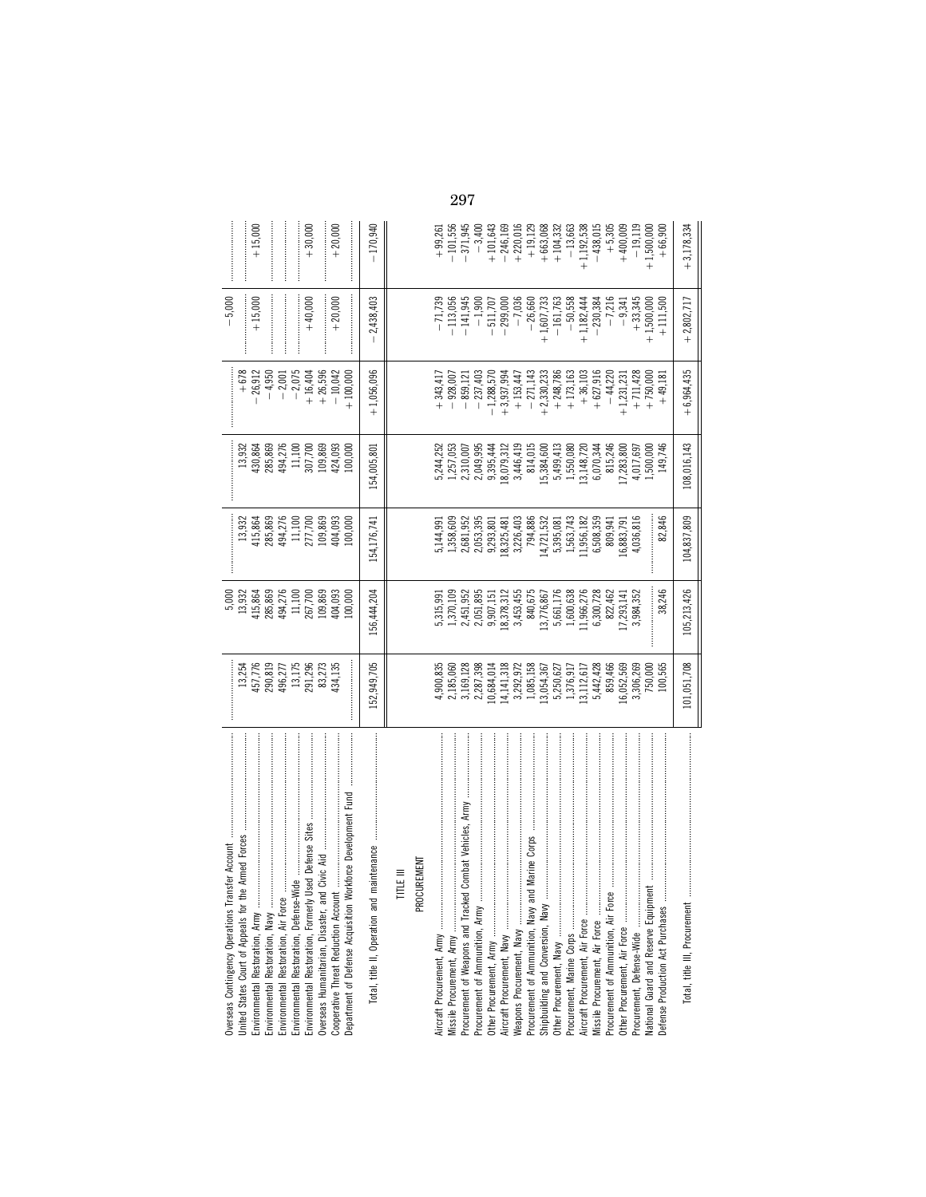| Item | | | | | | | |
|---|---|---|---|---|---|---|---|
| Overseas Contingency Operations Transfer Account | | 5,000 | | | | −5,000 | |
| United States Court of Appeals for the Armed Forces | 13,254 | 13,932 | 13,932 | 13,932 | +678 | | |
| Environmental Restoration, Army | 457,776 | 415,864 | 415,864 | 430,864 | −26,912 | +15,000 | +15,000 |
| Environmental Restoration, Navy | 290,819 | 285,869 | 285,869 | 285,869 | −4,950 | | |
| Environmental Restoration, Air Force | 496,277 | 494,276 | 494,276 | 494,276 | −2,001 | | |
| Environmental Restoration, Defense-Wide | 13,175 | 11,100 | 11,100 | 11,100 | −2,075 | | |
| Environmental Restoration, Formerly Used Defense Sites | 291,296 | 267,700 | 277,700 | 307,700 | +16,404 | +40,000 | +30,000 |
| Overseas Humanitarian, Disaster, and Civic Aid | 83,273 | 109,869 | 109,869 | 109,869 | +26,596 | | |
| Cooperative Threat Reduction Account | 434,135 | 404,093 | 404,093 | 424,093 | −10,042 | +20,000 | +20,000 |
| Department of Defense Acquisition Workforce Development Fund | | 100,000 | 100,000 | 100,000 | +100,000 | | |
| Total, title II, Operation and maintenance | 152,949,705 | 156,444,204 | 154,176,741 | 154,005,801 | +1,056,096 | −2,438,403 | −170,940 |
| **TITLE III** | | | | | | | |
| **PROCUREMENT** | | | | | | | |
| Aircraft Procurement, Army | 4,900,835 | 5,315,991 | 5,144,991 | 5,244,252 | +343,417 | −71,739 | +99,261 |
| Missile Procurement, Army | 2,185,060 | 1,370,109 | 1,358,609 | 1,257,053 | −928,007 | −113,056 | −101,556 |
| Procurement of Weapons and Tracked Combat Vehicles, Army | 3,169,128 | 2,451,952 | 2,681,952 | 2,310,007 | −859,121 | −141,945 | −371,945 |
| Procurement of Ammunition, Army | 2,287,398 | 2,051,895 | 2,053,395 | 2,049,995 | −237,403 | −1,900 | −3,400 |
| Other Procurement, Army | 10,684,014 | 9,907,151 | 9,293,801 | 9,395,444 | −1,288,570 | −511,707 | +101,643 |
| Aircraft Procurement, Navy | 14,141,318 | 18,378,312 | 18,325,481 | 18,079,312 | +3,937,994 | −299,000 | −246,169 |
| Weapons Procurement, Navy | 3,292,972 | 3,453,455 | 3,226,403 | 3,446,419 | +153,447 | −7,036 | +220,016 |
| Procurement of Ammunition, Navy and Marine Corps | 1,085,158 | 840,675 | 794,886 | 814,015 | −271,143 | −26,660 | +19,129 |
| Shipbuilding and Conversion, Navy | 13,054,367 | 13,776,867 | 14,721,532 | 15,384,600 | +2,330,233 | +1,607,733 | +663,068 |
| Other Procurement, Navy | 5,250,627 | 5,661,176 | 5,395,081 | 5,499,413 | +248,786 | −161,763 | +104,332 |
| Procurement, Marine Corps | 1,376,917 | 1,600,638 | 1,563,743 | 1,550,080 | +173,163 | −50,558 | −13,663 |
| Aircraft Procurement, Air Force | 13,112,617 | 11,966,276 | 11,956,182 | 13,148,720 | +36,103 | +1,182,444 | +1,192,538 |
| Missile Procurement, Air Force | 5,442,428 | 6,300,728 | 6,508,359 | 6,070,344 | +627,916 | −230,384 | −438,015 |
| Procurement of Ammunition, Air Force | 859,466 | 822,462 | 809,941 | 815,246 | −44,220 | −7,216 | +5,305 |
| Other Procurement, Air Force | 16,052,569 | 17,293,141 | 16,883,791 | 17,283,800 | +1,231,231 | −9,341 | +400,009 |
| Procurement, Defense-Wide | 3,306,269 | 3,984,352 | 4,036,816 | 4,017,697 | +711,428 | +33,345 | −19,119 |
| National Guard and Reserve Equipment | 750,000 | | | 1,500,000 | +750,000 | +1,500,000 | +1,500,000 |
| Defense Production Act Purchases | 100,565 | 38,246 | 82,846 | 149,746 | +49,181 | +111,500 | +66,900 |
| Total, title III, Procurement | 101,051,708 | 105,213,426 | 104,837,809 | 108,016,143 | +6,964,435 | +2,802,717 | +3,178,334 |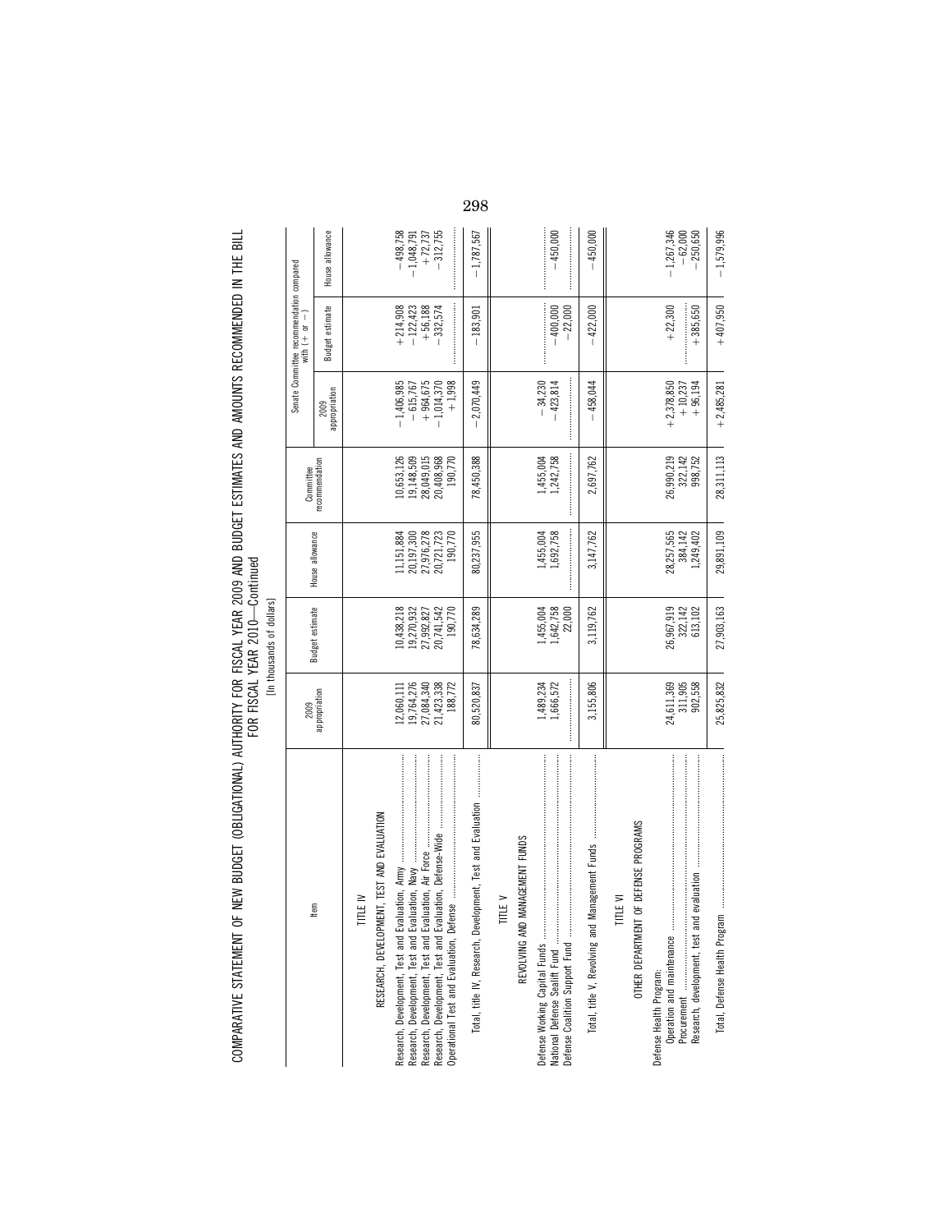COMPARATIVE STATEMENT OF NEW BUDGET (OBLIGATIONAL) AUTHORITY FOR FISCAL YEAR 2009 AND BUDGET ESTIMATES AND AMOUNTS RECOMMENDED IN THE BILL FOR FISCAL YEAR 2010—Continued

[In thousands of dollars]

| Item | 2009 appropriation | Budget estimate | House allowance | Committee recommendation | Senate Committee recommendation compared with (+ or −) | | |
|---|---|---|---|---|---|---|---|
| | | | | | 2009 appropriation | Budget estimate | House allowance |
| TITLE IV | | | | | | | |
| RESEARCH, DEVELOPMENT, TEST AND EVALUATION | | | | | | | |
| Research, Development, Test and Evaluation, Army | 12,060,111 | 10,438,218 | 11,151,884 | 10,653,126 | −1,406,985 | +214,908 | −498,758 |
| Research, Development, Test and Evaluation, Navy | 19,764,276 | 19,270,932 | 20,197,300 | 19,148,509 | −615,767 | −122,423 | −1,048,791 |
| Research, Development, Test and Evaluation, Air Force | 27,084,340 | 27,992,827 | 27,976,278 | 28,049,015 | +964,675 | +56,188 | +72,737 |
| Research, Development, Test and Evaluation, Defense-Wide | 21,423,338 | 20,741,542 | 20,721,723 | 20,408,968 | −1,014,370 | −332,574 | −312,755 |
| Operational Test and Evaluation, Defense | 188,772 | 190,770 | 190,770 | 190,770 | +1,998 | | |
| Total, title IV, Research, Development, Test and Evaluation | 80,520,837 | 78,634,289 | 80,237,955 | 78,450,388 | −2,070,449 | −183,901 | −1,787,567 |
| TITLE V | | | | | | | |
| REVOLVING AND MANAGEMENT FUNDS | | | | | | | |
| Defense Working Capital Funds | 1,489,234 | 1,455,004 | 1,455,004 | 1,455,004 | −34,230 | | |
| National Defense Sealift Fund | 1,666,572 | 1,642,758 | 1,692,758 | 1,242,758 | −423,814 | −400,000 | −450,000 |
| Defense Coalition Support Fund | | 22,000 | | | | −22,000 | |
| Total, title V, Revolving and Management Funds | 3,155,806 | 3,119,762 | 3,147,762 | 2,697,762 | −458,044 | −422,000 | −450,000 |
| TITLE VI | | | | | | | |
| OTHER DEPARTMENT OF DEFENSE PROGRAMS | | | | | | | |
| Defense Health Program: | | | | | | | |
| Operation and maintenance | 24,611,369 | 26,967,919 | 28,257,565 | 26,990,219 | +2,378,850 | +22,300 | −1,267,346 |
| Procurement | 311,905 | 322,142 | 384,142 | 322,142 | +10,237 | | −62,000 |
| Research, development, test and evaluation | 902,558 | 613,102 | 1,249,402 | 998,752 | +96,194 | +385,650 | −250,650 |
| Total, Defense Health Program | 25,825,832 | 27,903,163 | 29,891,109 | 28,311,113 | +2,485,281 | +407,950 | −1,579,996 |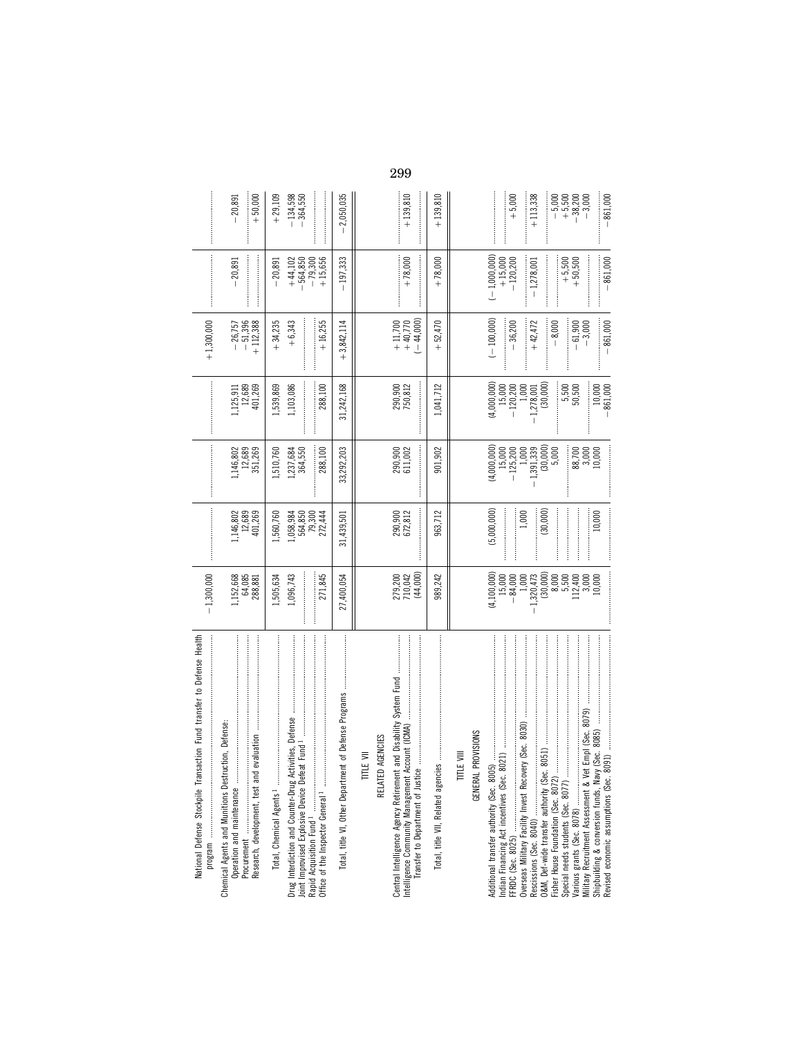| | | | | | | | |
|---|---|---|---|---|---|---|---|
| National Defense Stockpile Transaction Fund transfer to Defense Health program | −1,300,000 | | | | +1,300,000 | | |
| Chemical Agents and Munitions Destruction, Defense: | | | | | | | |
| Operation and maintenance | 1,152,668 | 1,146,802 | 1,146,802 | 1,125,911 | −26,757 | −20,891 | −20,891 |
| Procurement | 64,085 | 12,689 | 12,689 | 12,689 | −51,396 | | |
| Research, development, test and evaluation | 288,881 | 401,269 | 351,269 | 401,269 | +112,388 | | +50,000 |
| Total, Chemical Agents [1] | 1,505,634 | 1,560,760 | 1,510,760 | 1,539,869 | +34,235 | −20,891 | +29,109 |
| Drug Interdiction and Counter-Drug Activities, Defense | 1,096,743 | 1,058,984 | 1,237,684 | 1,103,086 | +6,343 | +44,102 | −134,598 |
| Joint Improvised Explosive Device Defeat Fund [1] | | 564,850 | 364,550 | | | −564,850 | −364,550 |
| Rapid Acquisition Fund [1] | | 79,300 | | | | −79,300 | |
| Office of the Inspector General [1] | 271,845 | 272,444 | 288,100 | 288,100 | +16,255 | +15,656 | |
| Total, title VI, Other Department of Defense Programs | 27,400,054 | 31,439,501 | 33,292,203 | 31,242,168 | +3,842,114 | −197,333 | −2,050,035 |
| **TITLE VII** | | | | | | | |
| **RELATED AGENCIES** | | | | | | | |
| Central Intelligence Agency Retirement and Disability System Fund | 279,200 | 290,900 | 290,900 | 290,900 | +11,700 | | |
| Intelligence Community Management Account (ICMA) | 710,042 | 672,812 | 611,002 | 750,812 | +40,770 | +78,000 | +139,810 |
| Transfer to Department of Justice | (44,000) | | | | (−44,000) | | |
| Total, title VII, Related agencies | 989,242 | 963,712 | 901,902 | 1,041,712 | +52,470 | +78,000 | +139,810 |
| **TITLE VIII** | | | | | | | |
| **GENERAL PROVISIONS** | | | | | | | |
| Additional transfer authority (Sec. 8005) | (4,100,000) | (5,000,000) | (4,000,000) | (4,000,000) | (−100,000) | (−1,000,000) | |
| Indian Financing Act incentives (Sec. 8021) | 15,000 | | 15,000 | 15,000 | | +15,000 | |
| FFRDC (Sec. 8025) | −84,000 | | −125,200 | −120,200 | −36,200 | −120,200 | +5,000 |
| Overseas Military Facility Invest Recovery (Sec. 8030) | 1,000 | 1,000 | 1,000 | 1,000 | | | |
| Rescissions (Sec. 8040) | −1,320,473 | | −1,391,339 | −1,278,001 | +42,472 | −1,278,001 | +113,338 |
| O&M, Def-wide transfer authority (Sec. 8051) | (30,000) | (30,000) | (30,000) | (30,000) | | | |
| Fisher House Foundation (Sec. 8072) | 8,000 | | 5,000 | | −8,000 | | −5,000 |
| Special needs students (Sec. 8077) | 5,500 | | | 5,500 | | +5,500 | +5,500 |
| Various grants (Sec. 8078) | 112,400 | | 88,700 | 50,500 | −61,900 | +50,500 | −38,200 |
| Military Recruitment Assessment & Vet Empl (Sec. 8079) | 3,000 | | 3,000 | | −3,000 | | −3,000 |
| Shipbuilding & conversion funds, Navy (Sec. 8085) | 10,000 | 10,000 | 10,000 | 10,000 | | | |
| Revised economic assumptions (Sec. 8091) | | | | −861,000 | −861,000 | −861,000 | −861,000 |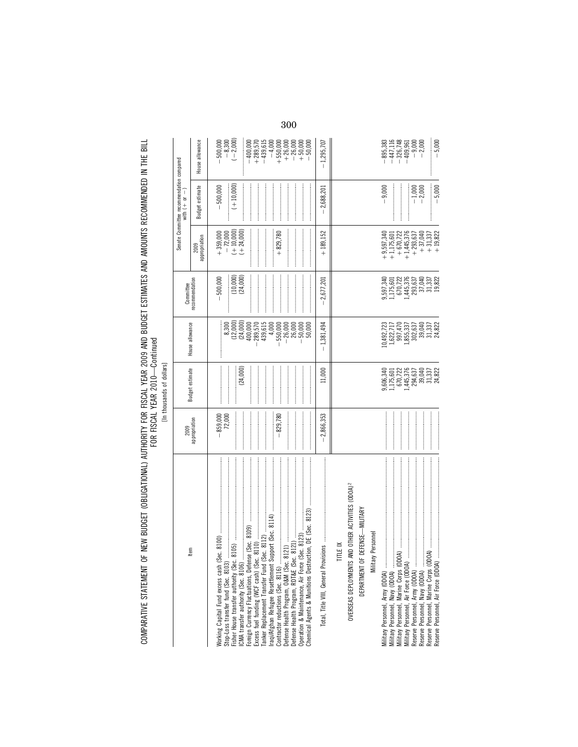COMPARATIVE STATEMENT OF NEW BUDGET (OBLIGATIONAL) AUTHORITY FOR FISCAL YEAR 2009 AND BUDGET ESTIMATES AND AMOUNTS RECOMMENDED IN THE BILL FOR FISCAL YEAR 2010—Continued

[In thousands of dollars]

| Item | 2009 appropriation | Budget estimate | House allowance | Committee recommendation | Senate Committee recommendation compared with (+ or −) | | |
|---|---|---|---|---|---|---|---|
| | | | | | 2009 appropriation | Budget estimate | House allowance |
| Working Capital Fund excess cash (Sec. 8100) | −859,000 | | | −500,000 | +359,000 | −500,000 | −500,000 |
| Stop-Loss transfer fund (Sec. 8103) | 72,000 | | 8,300 | | −72,000 | | −8,300 |
| Fisher House transfer authority (Sec. 8105) | | | (12,000) | (10,000) | (+10,000) | (+10,000) | (−2,000) |
| ICMA transfer authority (Sec. 8106) | | (24,000) | (24,000) | (24,000) | (+24,000) | | |
| Foreign Currency Fluctuations, Defense (Sec. 8109) | | | 400,000 | | | | −400,000 |
| Excess fuel funding (WCF cash) (Sec. 8110) | | | −289,570 | | | | +289,570 |
| Tanker Replacement Transfer Fund (Sec. 8112) | | | 439,615 | | | | −439,615 |
| Iraqi/Afghan Refugee Resettlement Support (Sec. 8114) | | | 4,000 | | | | −4,000 |
| Contractor reductions (Sec. 8116) | −829,780 | | −550,000 | | +829,780 | | +550,000 |
| Defense Health Program, O&M (Sec. 8121) | | | −26,000 | | | | +26,000 |
| Defense Health Program, RDT&E (Sec. 8121) | | | 26,000 | | | | −26,000 |
| Operation & Maintenance, Air Force (Sec. 8123) | | | −50,000 | | | | +50,000 |
| Chemical Agents & Munitions Destruction, DE (Sec. 8123) | | | 50,000 | | | | −50,000 |
| Total, Title VIII, General Provisions | −2,866,353 | 11,000 | −1,381,494 | −2,677,201 | +189,152 | −2,688,201 | −1,295,707 |
| TITLE IX | | | | | | | |
| OVERSEAS DEPLOYMENTS AND OTHER ACTIVITIES (ODOA)[2] | | | | | | | |
| DEPARTMENT OF DEFENSE—MILITARY | | | | | | | |
| Military Personnel | | | | | | | |
| Military Personnel, Army (ODOA) | | 9,606,340 | 10,492,723 | 9,597,340 | +9,597,340 | −9,000 | −895,383 |
| Military Personnel, Navy (ODOA) | | 1,175,601 | 1,622,717 | 1,175,601 | +1,175,601 | | −447,116 |
| Military Personnel, Marine Corps (ODOA) | | 670,722 | 997,470 | 670,722 | +670,722 | | −326,748 |
| Military Personnel, Air Force (ODOA) | | 1,445,376 | 1,855,337 | 1,445,376 | +1,445,376 | | −409,961 |
| Reserve Personnel, Army (ODOA) | | 294,637 | 302,637 | 293,637 | +293,637 | −1,000 | −9,000 |
| Reserve Personnel, Navy (ODOA) | | 39,040 | 39,040 | 37,040 | +37,040 | −2,000 | −2,000 |
| Reserve Personnel, Marine Corps (ODOA) | | 31,337 | 31,337 | 31,337 | +31,337 | | |
| Reserve Personnel, Air Force (ODOA) | | 24,822 | 24,822 | 19,822 | +19,822 | −5,000 | −5,000 |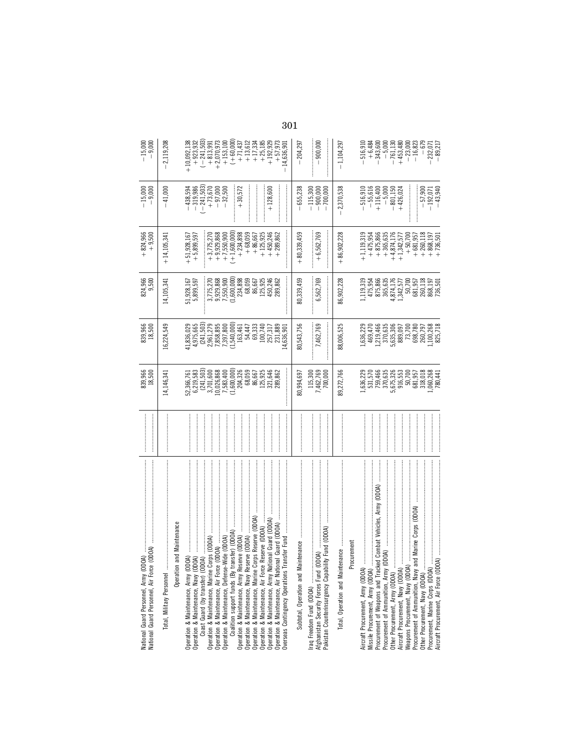| | | | | | | |
|---|---|---|---|---|---|---|
| National Guard Personnel, Army (ODOA) | 839,966 | 839,966 | 824,966 | +824,966 | −15,000 | −15,000 |
| National Guard Personnel, Air Force (ODOA) | 18,500 | 18,500 | 9,500 | +9,500 | −9,000 | −9,000 |
| Total, Military Personnel | 14,146,341 | 16,224,549 | 14,105,341 | +14,105,341 | −41,000 | −2,119,208 |
| **Operation and Maintenance** | | | | | | |
| Operation & Maintenance, Army (ODOA) | 52,366,761 | 41,836,029 | 51,928,167 | +51,928,167 | −438,594 | +10,092,138 |
| Operation & Maintenance, Navy (ODOA) | 6,219,583 | 4,975,665 | 5,899,597 | +5,899,597 | −319,986 | +923,932 |
| Coast Guard (by transfer) (ODOA) | (241,503) | (241,503) | | | (−241,503) | (−241,503) |
| Operation & Maintenance, Marine Corps (ODOA) | 3,701,600 | 2,961,279 | 3,775,270 | +3,775,270 | +73,670 | +813,991 |
| Operation & Maintenance, Air Force (ODOA) | 10,026,868 | 7,858,895 | 9,929,868 | +9,929,868 | −97,000 | +2,070,973 |
| Operation & Maintenance, Defense-Wide (ODOA) | 7,583,400 | 7,397,800 | 7,550,900 | +7,550,900 | −32,500 | +153,100 |
| Coalition support funds (By transfer) (ODOA) | (1,600,000) | (1,540,000) | (1,600,000) | (+1,600,000) | | (+60,000) |
| Operation & Maintenance, Army Reserve (ODOA) | 204,326 | 163,461 | 234,898 | +234,898 | +30,572 | +71,437 |
| Operation & Maintenance, Navy Reserve (ODOA) | 68,059 | 54,447 | 68,059 | +68,059 | | +13,612 |
| Operation & Maintenance, Marine Corps Reserve (ODOA) | 86,667 | 69,333 | 86,667 | +86,667 | | +17,334 |
| Operation & Maintenance, Air Force Reserve (ODOA) | 125,925 | 100,740 | 125,925 | +125,925 | | +25,185 |
| Operation & Maintenance, Army National Guard (ODOA) | 321,646 | 257,317 | 450,246 | +450,246 | +128,600 | +192,929 |
| Operation & Maintenance, Air National Guard (ODOA) | 289,862 | 231,889 | 289,862 | +289,862 | | +57,973 |
| Overseas Contingency Operations Transfer Fund | | 14,636,901 | | | | −14,636,901 |
| Subtotal, Operation and Maintenance | 80,994,697 | 80,543,756 | 80,339,459 | +80,339,459 | −655,238 | −204,297 |
| Iraq Freedom Fund (ODOA) | 115,300 | | | | −115,300 | |
| Afghanistan Security Forces Fund (ODOA) | 7,462,769 | 7,462,769 | 6,562,769 | +6,562,769 | −900,000 | −900,000 |
| Pakistan Counterinsurgency Capability Fund (ODOA) | 700,000 | | | | −700,000 | |
| Total, Operation and Maintenance | 89,272,766 | 88,006,525 | 86,902,228 | +86,902,228 | −2,370,538 | −1,104,297 |
| **Procurement** | | | | | | |
| Aircraft Procurement, Army (ODOA) | 1,636,229 | 1,636,229 | 1,119,319 | +1,119,319 | −516,910 | −516,910 |
| Missile Procurement, Army (ODOA) | 531,570 | 469,470 | 475,954 | +475,954 | −55,616 | +6,484 |
| Procurement of Weapons and Tracked Combat Vehicles, Army (ODOA) | 759,466 | 1,219,466 | 875,866 | +875,866 | +116,400 | −343,600 |
| Procurement of Ammunition, Army (ODOA) | 370,635 | 370,635 | 365,635 | +365,635 | −5,000 | −5,000 |
| Other Procurement, Army (ODOA) | 5,675,326 | 5,635,306 | 4,874,176 | +4,874,176 | −801,150 | −761,130 |
| Aircraft Procurement, Navy (ODOA) | 916,553 | 889,097 | 1,342,577 | +1,342,577 | +426,024 | +453,480 |
| Weapons Procurement, Navy (ODOA) | 50,700 | 73,700 | 50,700 | +50,700 | | −23,000 |
| Procurement of Ammunition, Navy and Marine Corps (ODOA) | 681,957 | 698,780 | 681,957 | +681,957 | | −16,823 |
| Other Procurement, Navy (ODOA) | 318,018 | 260,797 | 260,118 | +260,118 | −57,900 | −679 |
| Procurement, Marine Corps (ODOA) | 1,060,268 | 1,100,268 | 868,197 | +868,197 | −192,071 | −232,071 |
| Aircraft Procurement, Air Force (ODOA) | 780,441 | 825,718 | 736,501 | +736,501 | −43,940 | −89,217 |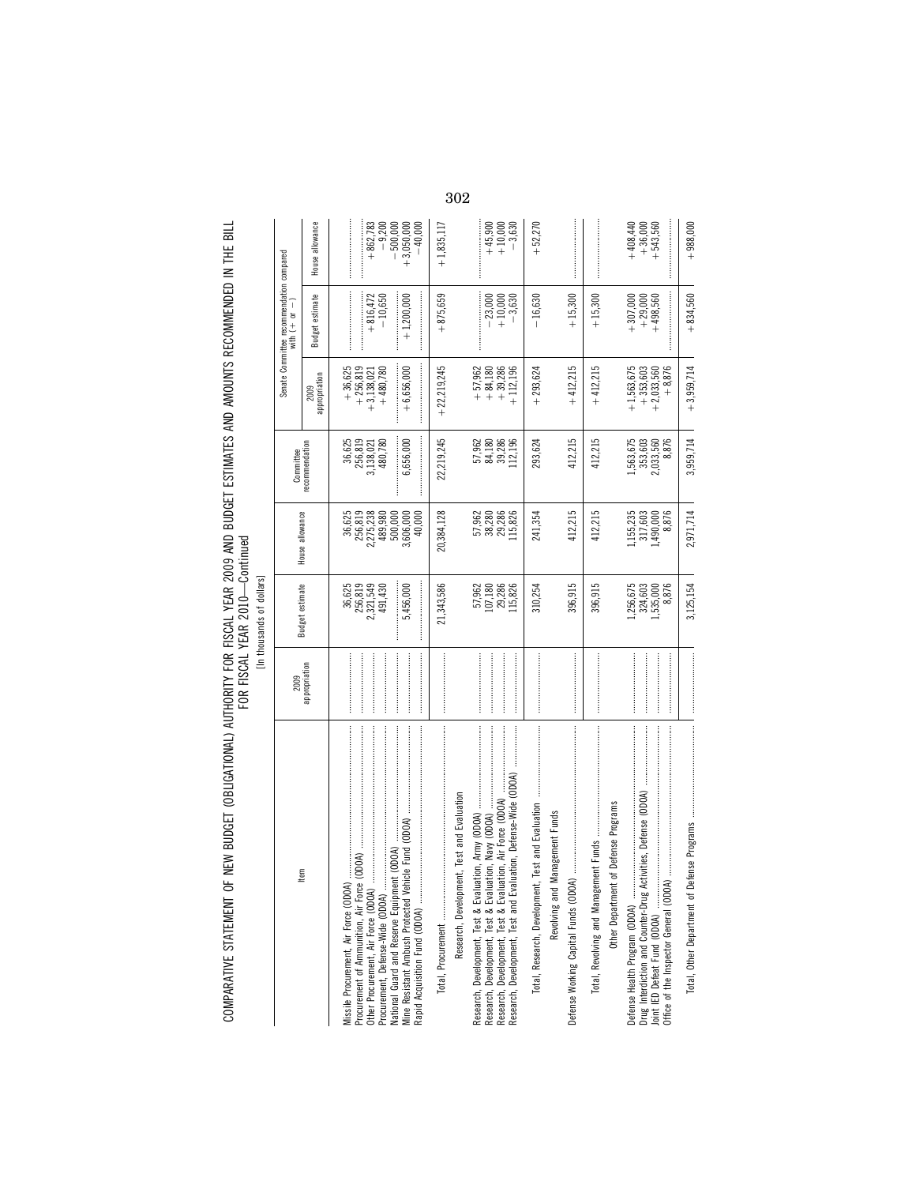COMPARATIVE STATEMENT OF NEW BUDGET (OBLIGATIONAL) AUTHORITY FOR FISCAL YEAR 2009 AND BUDGET ESTIMATES AND AMOUNTS RECOMMENDED IN THE BILL FOR FISCAL YEAR 2010—Continued

[In thousands of dollars]

| Item | 2009 appropriation | Budget estimate | House allowance | Committee recommendation | Senate Committee recommendation compared with (+ or −) | | |
|---|---|---|---|---|---|---|---|
| | | | | | 2009 appropriation | Budget estimate | House allowance |
| Missile Procurement, Air Force (ODOA) | | 36,625 | 36,625 | 36,625 | +36,625 | | |
| Procurement of Ammunition, Air Force (ODOA) | | 256,819 | 256,819 | 256,819 | +256,819 | | |
| Other Procurement, Air Force (ODOA) | | 2,321,549 | 2,275,238 | 3,138,021 | +3,138,021 | +816,472 | +862,783 |
| Procurement, Defense-Wide (ODOA) | | 491,430 | 489,980 | 480,780 | +480,780 | −10,650 | −9,200 |
| National Guard and Reserve Equipment (ODOA) | | | 500,000 | | | | −500,000 |
| Mine Resistant Ambush Protected Vehicle Fund (ODOA) | | 5,456,000 | 3,606,000 | 6,656,000 | +6,656,000 | +1,200,000 | +3,050,000 |
| Rapid Acquisition Fund (ODOA) | | | 40,000 | | | | −40,000 |
| Total, Procurement | | 21,343,586 | 20,384,128 | 22,219,245 | +22,219,245 | +875,659 | +1,835,117 |
| **Research, Development, Test and Evaluation** | | | | | | | |
| Research, Development, Test & Evaluation, Army (ODOA) | | 57,962 | 57,962 | 57,962 | +57,962 | | |
| Research, Development, Test & Evaluation, Navy (ODOA) | | 107,180 | 38,280 | 84,180 | +84,180 | −23,000 | +45,900 |
| Research, Development, Test & Evaluation, Air Force (ODOA) | | 29,286 | 29,286 | 39,286 | +39,286 | +10,000 | +10,000 |
| Research, Development, Test and Evaluation, Defense-Wide (ODOA) | | 115,826 | 115,826 | 112,196 | +112,196 | −3,630 | −3,630 |
| Total, Research, Development, Test and Evaluation | | 310,254 | 241,354 | 293,624 | +293,624 | −16,630 | +52,270 |
| **Revolving and Management Funds** | | | | | | | |
| Defense Working Capital Funds (ODOA) | | 396,915 | 412,215 | 412,215 | +412,215 | +15,300 | |
| Total, Revolving and Management Funds | | 396,915 | 412,215 | 412,215 | +412,215 | +15,300 | |
| **Other Department of Defense Programs** | | | | | | | |
| Defense Health Program (ODOA) | | 1,256,675 | 1,155,235 | 1,563,675 | +1,563,675 | +307,000 | +408,440 |
| Drug Interdiction and Counter-Drug Activities, Defense (ODOA) | | 324,603 | 317,603 | 353,603 | +353,603 | +29,000 | +36,000 |
| Joint IED Defeat Fund (ODOA) | | 1,535,000 | 1,490,000 | 2,033,560 | +2,033,560 | +498,560 | +543,560 |
| Office of the Inspector General (ODOA) | | 8,876 | 8,876 | 8,876 | +8,876 | | |
| Total, Other Department of Defense Programs | | 3,125,154 | 2,971,714 | 3,959,714 | +3,959,714 | +834,560 | +988,000 |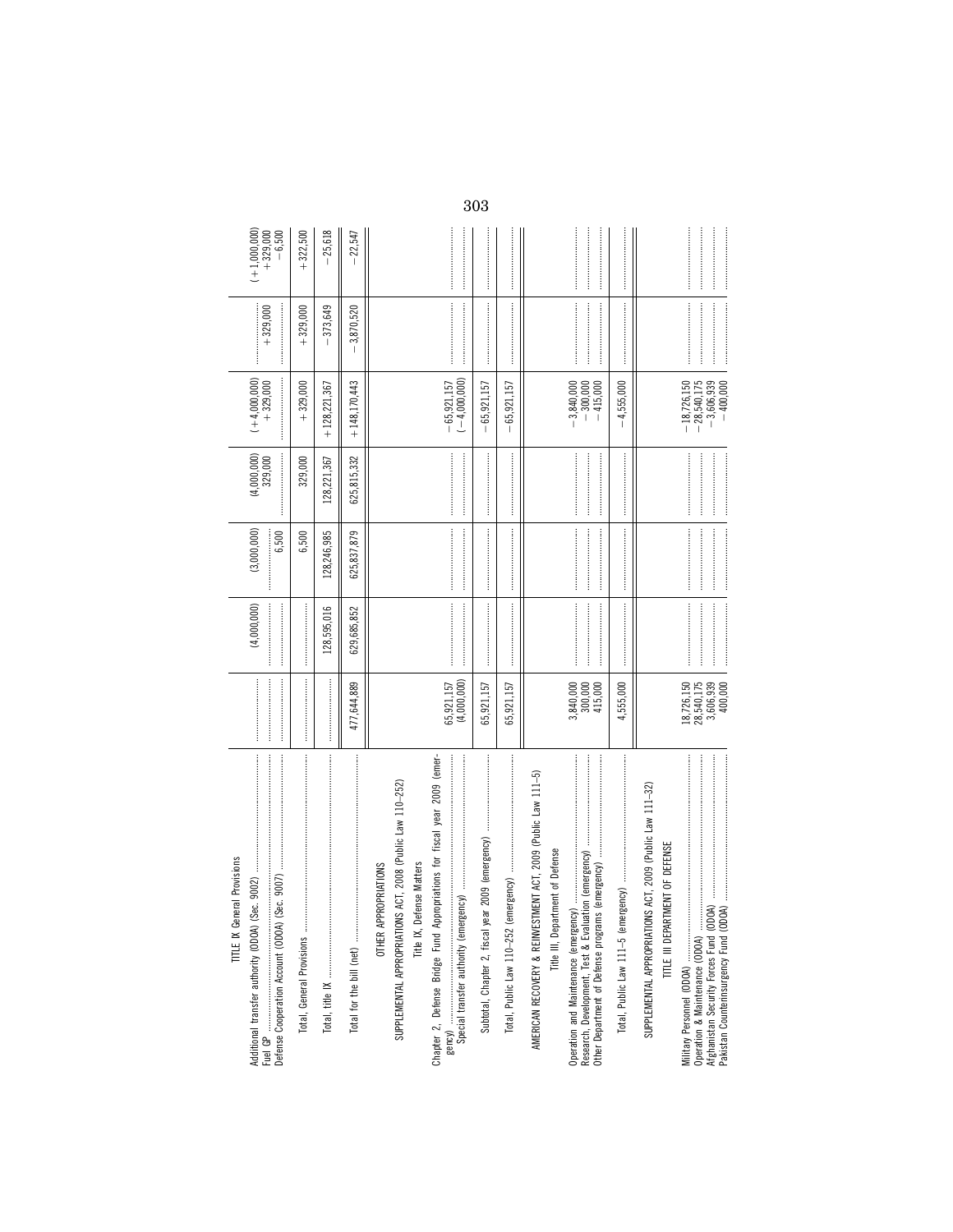| | | | | | | | |
|---|---|---|---|---|---|---|---|
| TITLE IX General Provisions | | | | | | | |
| Additional transfer authority (OOOA) (Sec. 9002) | | (4,000,000) | (3,000,000) | (4,000,000) | (+4,000,000) | | (+1,000,000) |
| Fuel GP | | | | 329,000 | +329,000 | +329,000 | +329,000 |
| Defense Cooperation Account (OOOA) (Sec. 9007) | | | 6,500 | | | | −6,500 |
| Total, General Provisions | | | 6,500 | 329,000 | +329,000 | +329,000 | +322,500 |
| Total, title IX | | 128,595,016 | 128,246,985 | 128,221,367 | +128,221,367 | −373,649 | −25,618 |
| Total for the bill (net) | 477,644,889 | 629,685,852 | 625,837,879 | 625,815,332 | +148,170,443 | −3,870,520 | −22,547 |
| OTHER APPROPRIATIONS | | | | | | | |
| SUPPLEMENTAL APPROPRIATIONS ACT, 2008 (Public Law 110–252) | | | | | | | |
| Title IX, Defense Matters | | | | | | | |
| Chapter 2, Defense Bridge Fund Appropriations for fiscal year 2009 (emergency) | 65,921,157 | | | | −65,921,157 | | |
| Special transfer authority (emergency) | (4,000,000) | | | | (−4,000,000) | | |
| Subtotal, Chapter 2, fiscal year 2009 (emergency) | 65,921,157 | | | | −65,921,157 | | |
| Total, Public Law 110–252 (emergency) | 65,921,157 | | | | −65,921,157 | | |
| AMERICAN RECOVERY & REINVESTMENT ACT, 2009 (Public Law 111–5) | | | | | | | |
| Title III, Department of Defense | | | | | | | |
| Operation and Maintenance (emergency) | 3,840,000 | | | | −3,840,000 | | |
| Research, Development, Test & Evaluation (emergency) | 300,000 | | | | −300,000 | | |
| Other Department of Defense programs (emergency) | 415,000 | | | | −415,000 | | |
| Total, Public Law 111–5 (emergency) | 4,555,000 | | | | −4,555,000 | | |
| SUPPLEMENTAL APPROPRIATIONS ACT, 2009 (Public Law 111–32) | | | | | | | |
| TITLE III DEPARTMENT OF DEFENSE | | | | | | | |
| Military Personnel (OOOA) | 18,726,150 | | | | −18,726,150 | | |
| Operation & Maintenance (OOOA) | 28,540,175 | | | | −28,540,175 | | |
| Afghanistan Security Forces Fund (OOOA) | 3,606,939 | | | | −3,606,939 | | |
| Pakistan Counterinsurgency Fund (OOOA) | 400,000 | | | | −400,000 | | |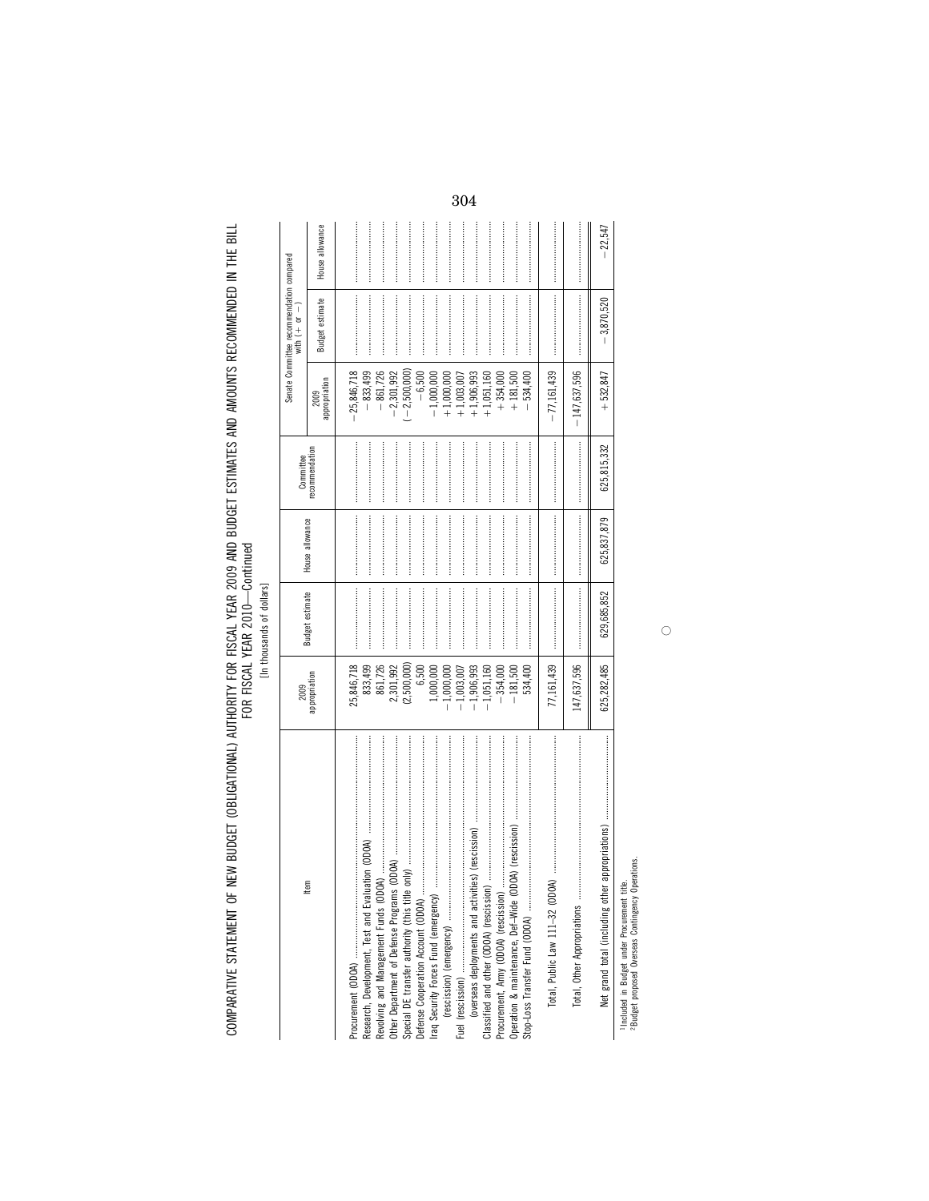COMPARATIVE STATEMENT OF NEW BUDGET (OBLIGATIONAL) AUTHORITY FOR FISCAL YEAR 2009 AND BUDGET ESTIMATES AND AMOUNTS RECOMMENDED IN THE BILL FOR FISCAL YEAR 2010—Continued

[In thousands of dollars]

| Item | 2009 appropriation | Budget estimate | House allowance | Committee recommendation | Senate Committee recommendation compared with (+ or −) | | |
|---|---|---|---|---|---|---|---|
| | | | | | 2009 appropriation | Budget estimate | House allowance |
| Procurement (ODOA) | 25,846,718 | | | | −25,846,718 | | |
| Research, Development, Test and Evaluation (ODOA) | 833,499 | | | | −833,499 | | |
| Revolving and Management Funds (ODOA) | 861,726 | | | | −861,726 | | |
| Other Department of Defense Programs (ODOA) | 2,301,992 | | | | −2,301,992 | | |
| Special DE transfer authority (this title only) | (2,500,000) | | | | (−2,500,000) | | |
| Defense Cooperation Account (ODOA) | 6,500 | | | | −6,500 | | |
| Iraq Security Forces Fund (emergency) | 1,000,000 | | | | −1,000,000 | | |
| (rescission) (emergency) | −1,000,000 | | | | +1,000,000 | | |
| Fuel (rescission) | −1,003,007 | | | | +1,003,007 | | |
| (overseas deployments and activities) (rescission) | −1,906,993 | | | | +1,906,993 | | |
| Classified and other (ODOA) (rescission) | −1,051,160 | | | | +1,051,160 | | |
| Procurement, Army (ODOA) (rescission) | −354,000 | | | | +354,000 | | |
| Operation & maintenance, Def–Wide (ODOA) (rescission) | −181,500 | | | | +181,500 | | |
| Stop-Loss Transfer Fund (ODOA) | 534,400 | | | | −534,400 | | |
| Total, Public Law 111–32 (ODOA) | 77,161,439 | | | | −77,161,439 | | |
| Total, Other Appropriations | 147,637,596 | | | | −147,637,596 | | |
| Net grand total (including other appropriations) | 625,282,485 | 629,685,852 | 625,837,879 | 625,815,332 | +532,847 | −3,870,520 | −22,547 |

[1] Included in Budget under Procurement title.
[2] Budget proposed Overseas Contingency Operations.